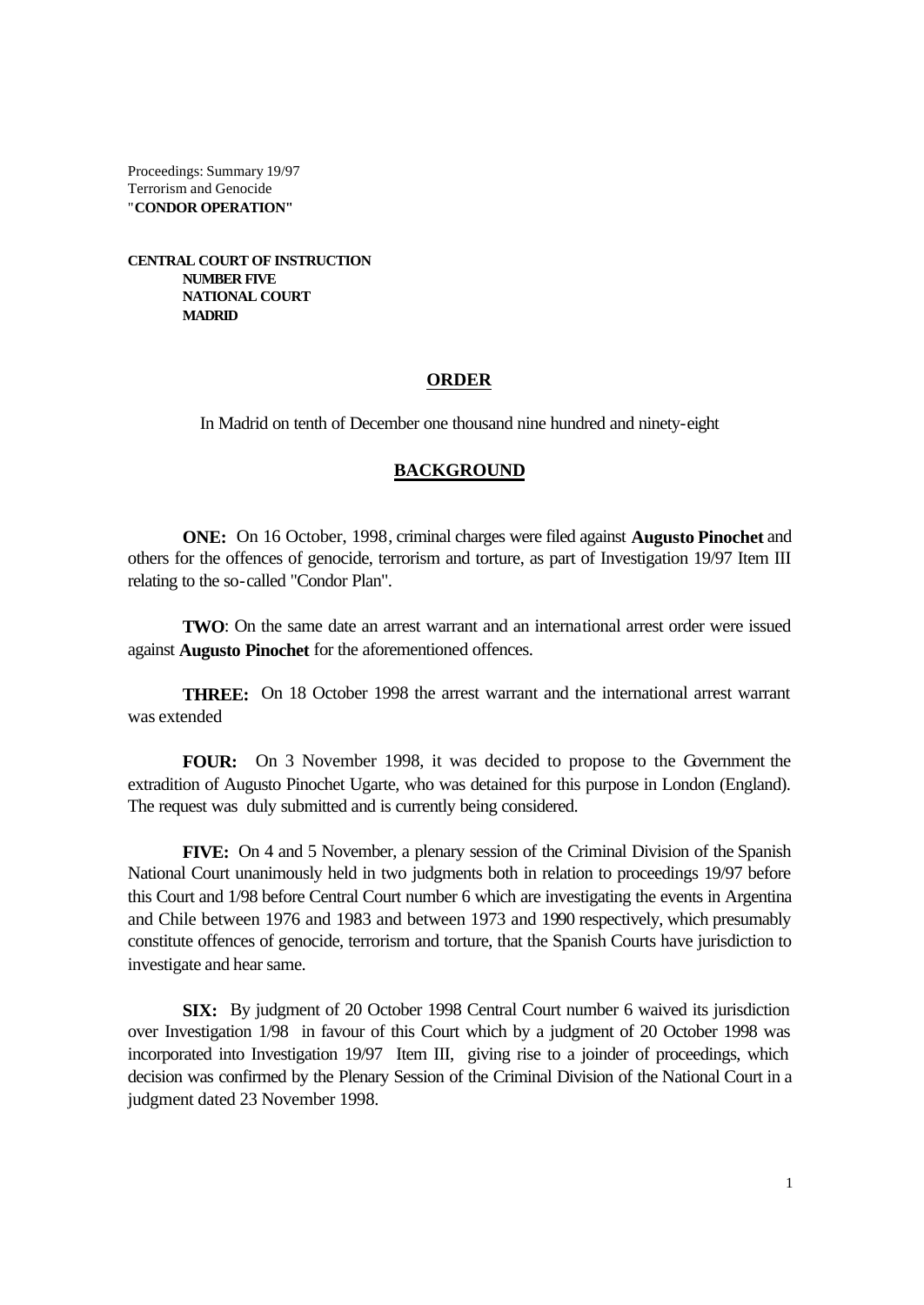Proceedings: Summary 19/97
Terrorism and Genocide
"**CONDOR OPERATION"**

**CENTRAL COURT OF INSTRUCTION**
**NUMBER FIVE**
**NATIONAL COURT**
**MADRID**

## ORDER

In Madrid on tenth of December one thousand nine hundred and ninety-eight

## BACKGROUND

**ONE:** On 16 October, 1998, criminal charges were filed against **Augusto Pinochet** and others for the offences of genocide, terrorism and torture, as part of Investigation 19/97 Item III relating to the so-called "Condor Plan".

**TWO**: On the same date an arrest warrant and an international arrest order were issued against **Augusto Pinochet** for the aforementioned offences.

**THREE:** On 18 October 1998 the arrest warrant and the international arrest warrant was extended

**FOUR:** On 3 November 1998, it was decided to propose to the Government the extradition of Augusto Pinochet Ugarte, who was detained for this purpose in London (England). The request was duly submitted and is currently being considered.

**FIVE:** On 4 and 5 November, a plenary session of the Criminal Division of the Spanish National Court unanimously held in two judgments both in relation to proceedings 19/97 before this Court and 1/98 before Central Court number 6 which are investigating the events in Argentina and Chile between 1976 and 1983 and between 1973 and 1990 respectively, which presumably constitute offences of genocide, terrorism and torture, that the Spanish Courts have jurisdiction to investigate and hear same.

**SIX:** By judgment of 20 October 1998 Central Court number 6 waived its jurisdiction over Investigation 1/98 in favour of this Court which by a judgment of 20 October 1998 was incorporated into Investigation 19/97 Item III, giving rise to a joinder of proceedings, which decision was confirmed by the Plenary Session of the Criminal Division of the National Court in a judgment dated 23 November 1998.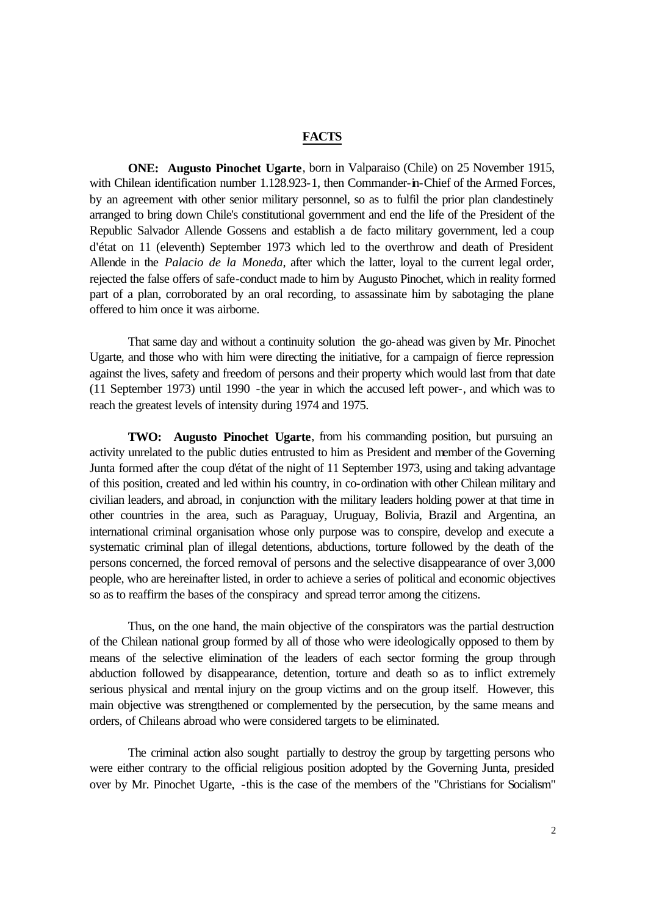## FACTS

**ONE: Augusto Pinochet Ugarte**, born in Valparaiso (Chile) on 25 November 1915, with Chilean identification number 1.128.923-1, then Commander-in-Chief of the Armed Forces, by an agreement with other senior military personnel, so as to fulfil the prior plan clandestinely arranged to bring down Chile's constitutional government and end the life of the President of the Republic Salvador Allende Gossens and establish a de facto military government, led a coup d'état on 11 (eleventh) September 1973 which led to the overthrow and death of President Allende in the *Palacio de la Moneda*, after which the latter, loyal to the current legal order, rejected the false offers of safe-conduct made to him by Augusto Pinochet, which in reality formed part of a plan, corroborated by an oral recording, to assassinate him by sabotaging the plane offered to him once it was airborne.

That same day and without a continuity solution the go-ahead was given by Mr. Pinochet Ugarte, and those who with him were directing the initiative, for a campaign of fierce repression against the lives, safety and freedom of persons and their property which would last from that date (11 September 1973) until 1990 -the year in which the accused left power-, and which was to reach the greatest levels of intensity during 1974 and 1975.

**TWO: Augusto Pinochet Ugarte**, from his commanding position, but pursuing an activity unrelated to the public duties entrusted to him as President and member of the Governing Junta formed after the coup d'état of the night of 11 September 1973, using and taking advantage of this position, created and led within his country, in co-ordination with other Chilean military and civilian leaders, and abroad, in conjunction with the military leaders holding power at that time in other countries in the area, such as Paraguay, Uruguay, Bolivia, Brazil and Argentina, an international criminal organisation whose only purpose was to conspire, develop and execute a systematic criminal plan of illegal detentions, abductions, torture followed by the death of the persons concerned, the forced removal of persons and the selective disappearance of over 3,000 people, who are hereinafter listed, in order to achieve a series of political and economic objectives so as to reaffirm the bases of the conspiracy and spread terror among the citizens.

Thus, on the one hand, the main objective of the conspirators was the partial destruction of the Chilean national group formed by all of those who were ideologically opposed to them by means of the selective elimination of the leaders of each sector forming the group through abduction followed by disappearance, detention, torture and death so as to inflict extremely serious physical and mental injury on the group victims and on the group itself. However, this main objective was strengthened or complemented by the persecution, by the same means and orders, of Chileans abroad who were considered targets to be eliminated.

The criminal action also sought partially to destroy the group by targetting persons who were either contrary to the official religious position adopted by the Governing Junta, presided over by Mr. Pinochet Ugarte, -this is the case of the members of the "Christians for Socialism"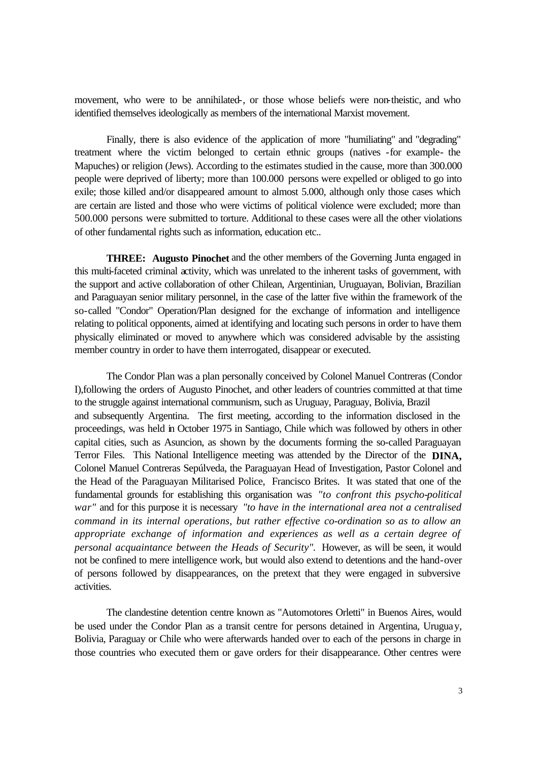movement, who were to be annihilated-, or those whose beliefs were non-theistic, and who identified themselves ideologically as members of the international Marxist movement.

Finally, there is also evidence of the application of more "humiliating" and "degrading" treatment where the victim belonged to certain ethnic groups (natives -for example- the Mapuches) or religion (Jews). According to the estimates studied in the cause, more than 300.000 people were deprived of liberty; more than 100.000 persons were expelled or obliged to go into exile; those killed and/or disappeared amount to almost 5.000, although only those cases which are certain are listed and those who were victims of political violence were excluded; more than 500.000 persons were submitted to torture. Additional to these cases were all the other violations of other fundamental rights such as information, education etc..

**THREE: Augusto Pinochet** and the other members of the Governing Junta engaged in this multi-faceted criminal activity, which was unrelated to the inherent tasks of government, with the support and active collaboration of other Chilean, Argentinian, Uruguayan, Bolivian, Brazilian and Paraguayan senior military personnel, in the case of the latter five within the framework of the so-called "Condor" Operation/Plan designed for the exchange of information and intelligence relating to political opponents, aimed at identifying and locating such persons in order to have them physically eliminated or moved to anywhere which was considered advisable by the assisting member country in order to have them interrogated, disappear or executed.

The Condor Plan was a plan personally conceived by Colonel Manuel Contreras (Condor I),following the orders of Augusto Pinochet, and other leaders of countries committed at that time to the struggle against international communism, such as Uruguay, Paraguay, Bolivia, Brazil and subsequently Argentina. The first meeting, according to the information disclosed in the proceedings, was held in October 1975 in Santiago, Chile which was followed by others in other capital cities, such as Asuncion, as shown by the documents forming the so-called Paraguayan Terror Files. This National Intelligence meeting was attended by the Director of the **DINA,** Colonel Manuel Contreras Sepúlveda, the Paraguayan Head of Investigation, Pastor Colonel and the Head of the Paraguayan Militarised Police, Francisco Brites. It was stated that one of the fundamental grounds for establishing this organisation was *"to confront this psycho-political war"* and for this purpose it is necessary *"to have in the international area not a centralised command in its internal operations, but rather effective co-ordination so as to allow an appropriate exchange of information and experiences as well as a certain degree of personal acquaintance between the Heads of Security".* However, as will be seen, it would not be confined to mere intelligence work, but would also extend to detentions and the hand-over of persons followed by disappearances, on the pretext that they were engaged in subversive activities.

The clandestine detention centre known as "Automotores Orletti" in Buenos Aires, would be used under the Condor Plan as a transit centre for persons detained in Argentina, Uruguay, Bolivia, Paraguay or Chile who were afterwards handed over to each of the persons in charge in those countries who executed them or gave orders for their disappearance. Other centres were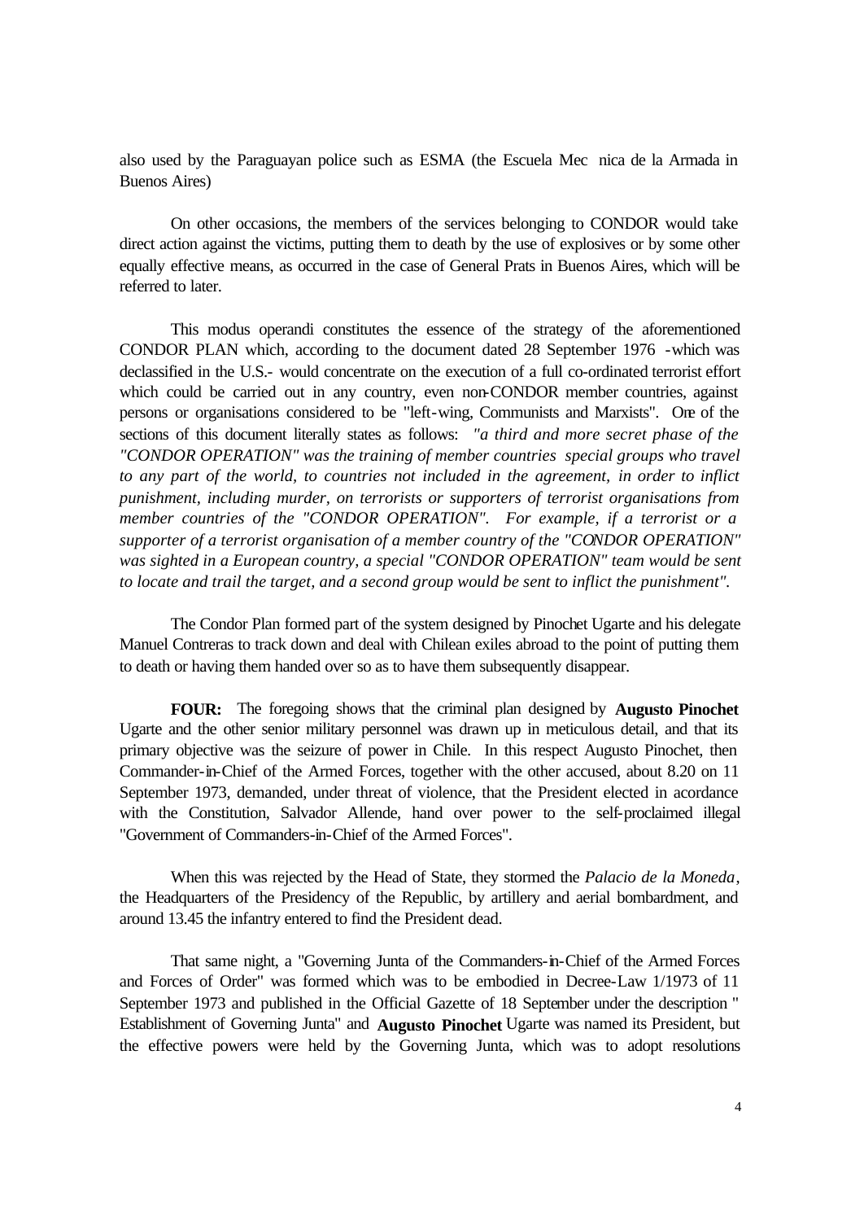also used by the Paraguayan police such as ESMA (the Escuela Mec nica de la Armada in Buenos Aires)

On other occasions, the members of the services belonging to CONDOR would take direct action against the victims, putting them to death by the use of explosives or by some other equally effective means, as occurred in the case of General Prats in Buenos Aires, which will be referred to later.

This modus operandi constitutes the essence of the strategy of the aforementioned CONDOR PLAN which, according to the document dated 28 September 1976 -which was declassified in the U.S.- would concentrate on the execution of a full co-ordinated terrorist effort which could be carried out in any country, even non-CONDOR member countries, against persons or organisations considered to be "left-wing, Communists and Marxists". One of the sections of this document literally states as follows: *"a third and more secret phase of the "CONDOR OPERATION" was the training of member countries special groups who travel to any part of the world, to countries not included in the agreement, in order to inflict punishment, including murder, on terrorists or supporters of terrorist organisations from member countries of the "CONDOR OPERATION". For example, if a terrorist or a supporter of a terrorist organisation of a member country of the "CONDOR OPERATION" was sighted in a European country, a special "CONDOR OPERATION" team would be sent to locate and trail the target, and a second group would be sent to inflict the punishment".*

The Condor Plan formed part of the system designed by Pinochet Ugarte and his delegate Manuel Contreras to track down and deal with Chilean exiles abroad to the point of putting them to death or having them handed over so as to have them subsequently disappear.

**FOUR:** The foregoing shows that the criminal plan designed by **Augusto Pinochet** Ugarte and the other senior military personnel was drawn up in meticulous detail, and that its primary objective was the seizure of power in Chile. In this respect Augusto Pinochet, then Commander-in-Chief of the Armed Forces, together with the other accused, about 8.20 on 11 September 1973, demanded, under threat of violence, that the President elected in acordance with the Constitution, Salvador Allende, hand over power to the self-proclaimed illegal "Government of Commanders-in-Chief of the Armed Forces".

When this was rejected by the Head of State, they stormed the *Palacio de la Moneda*, the Headquarters of the Presidency of the Republic, by artillery and aerial bombardment, and around 13.45 the infantry entered to find the President dead.

That same night, a "Governing Junta of the Commanders-in-Chief of the Armed Forces and Forces of Order" was formed which was to be embodied in Decree-Law 1/1973 of 11 September 1973 and published in the Official Gazette of 18 September under the description " Establishment of Governing Junta" and **Augusto Pinochet** Ugarte was named its President, but the effective powers were held by the Governing Junta, which was to adopt resolutions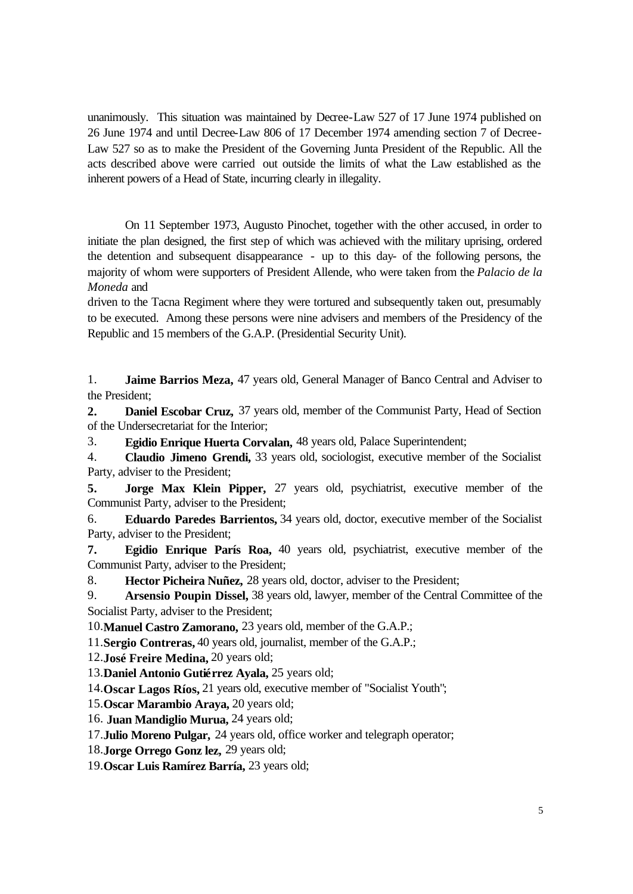unanimously. This situation was maintained by Decree-Law 527 of 17 June 1974 published on 26 June 1974 and until Decree-Law 806 of 17 December 1974 amending section 7 of Decree-Law 527 so as to make the President of the Governing Junta President of the Republic. All the acts described above were carried out outside the limits of what the Law established as the inherent powers of a Head of State, incurring clearly in illegality.

On 11 September 1973, Augusto Pinochet, together with the other accused, in order to initiate the plan designed, the first step of which was achieved with the military uprising, ordered the detention and subsequent disappearance - up to this day- of the following persons, the majority of whom were supporters of President Allende, who were taken from the *Palacio de la Moneda* and

driven to the Tacna Regiment where they were tortured and subsequently taken out, presumably to be executed. Among these persons were nine advisers and members of the Presidency of the Republic and 15 members of the G.A.P. (Presidential Security Unit).

1. **Jaime Barrios Meza,** 47 years old, General Manager of Banco Central and Adviser to the President;
2. **Daniel Escobar Cruz,** 37 years old, member of the Communist Party, Head of Section of the Undersecretariat for the Interior;
3. **Egidio Enrique Huerta Corvalan,** 48 years old, Palace Superintendent;
4. **Claudio Jimeno Grendi,** 33 years old, sociologist, executive member of the Socialist Party, adviser to the President;
5. **Jorge Max Klein Pipper,** 27 years old, psychiatrist, executive member of the Communist Party, adviser to the President;
6. **Eduardo Paredes Barrientos,** 34 years old, doctor, executive member of the Socialist Party, adviser to the President;
7. **Egidio Enrique París Roa,** 40 years old, psychiatrist, executive member of the Communist Party, adviser to the President;
8. **Hector Picheira Nuñez,** 28 years old, doctor, adviser to the President;
9. **Arsensio Poupin Dissel,** 38 years old, lawyer, member of the Central Committee of the Socialist Party, adviser to the President;
10. **Manuel Castro Zamorano,** 23 years old, member of the G.A.P.;
11. **Sergio Contreras,** 40 years old, journalist, member of the G.A.P.;
12. **José Freire Medina,** 20 years old;
13. **Daniel Antonio Gutiérrez Ayala,** 25 years old;
14. **Oscar Lagos Ríos,** 21 years old, executive member of "Socialist Youth";
15. **Oscar Marambio Araya,** 20 years old;
16. **Juan Mandiglio Murua,** 24 years old;
17. **Julio Moreno Pulgar,** 24 years old, office worker and telegraph operator;
18. **Jorge Orrego Gonz lez,** 29 years old;
19. **Oscar Luis Ramírez Barría,** 23 years old;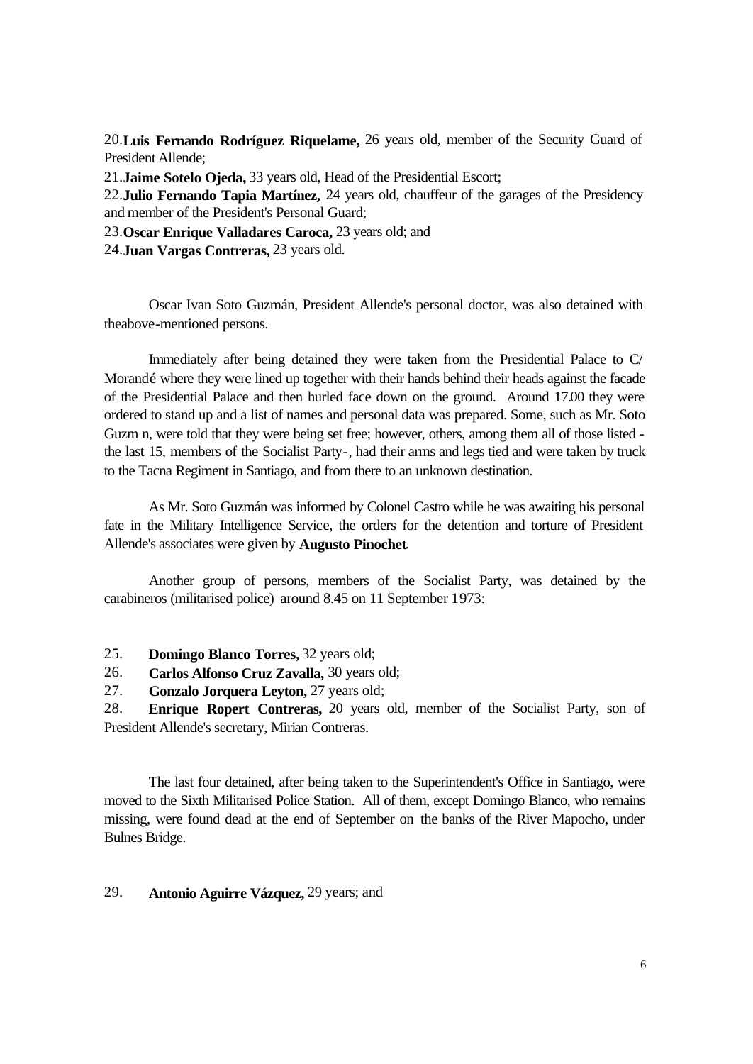20.**Luis Fernando Rodríguez Riquelame,** 26 years old, member of the Security Guard of President Allende;

21.**Jaime Sotelo Ojeda,** 33 years old, Head of the Presidential Escort;

22.**Julio Fernando Tapia Martínez,** 24 years old, chauffeur of the garages of the Presidency and member of the President's Personal Guard;

23.**Oscar Enrique Valladares Caroca,** 23 years old; and

24.**Juan Vargas Contreras,** 23 years old.

Oscar Ivan Soto Guzmán, President Allende's personal doctor, was also detained with theabove-mentioned persons.

Immediately after being detained they were taken from the Presidential Palace to C/ Morandé where they were lined up together with their hands behind their heads against the facade of the Presidential Palace and then hurled face down on the ground. Around 17.00 they were ordered to stand up and a list of names and personal data was prepared. Some, such as Mr. Soto Guzm n, were told that they were being set free; however, others, among them all of those listed - the last 15, members of the Socialist Party-, had their arms and legs tied and were taken by truck to the Tacna Regiment in Santiago, and from there to an unknown destination.

As Mr. Soto Guzmán was informed by Colonel Castro while he was awaiting his personal fate in the Military Intelligence Service, the orders for the detention and torture of President Allende's associates were given by **Augusto Pinochet**.

Another group of persons, members of the Socialist Party, was detained by the carabineros (militarised police) around 8.45 on 11 September 1973:

25. **Domingo Blanco Torres,** 32 years old;
26. **Carlos Alfonso Cruz Zavalla,** 30 years old;
27. **Gonzalo Jorquera Leyton,** 27 years old;
28. **Enrique Ropert Contreras,** 20 years old, member of the Socialist Party, son of President Allende's secretary, Mirian Contreras.

The last four detained, after being taken to the Superintendent's Office in Santiago, were moved to the Sixth Militarised Police Station. All of them, except Domingo Blanco, who remains missing, were found dead at the end of September on the banks of the River Mapocho, under Bulnes Bridge.

29. **Antonio Aguirre Vázquez,** 29 years; and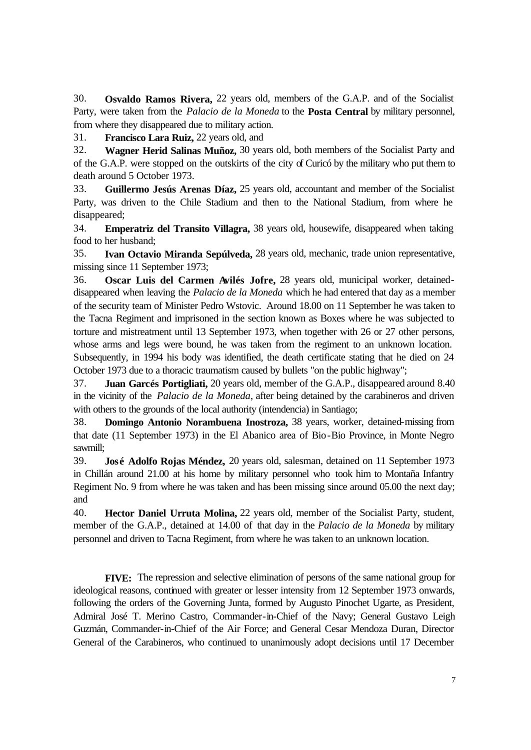30. **Osvaldo Ramos Rivera,** 22 years old, members of the G.A.P. and of the Socialist Party, were taken from the *Palacio de la Moneda* to the **Posta Central** by military personnel, from where they disappeared due to military action.

31. **Francisco Lara Ruiz,** 22 years old, and

32. **Wagner Herid Salinas Muñoz,** 30 years old, both members of the Socialist Party and of the G.A.P. were stopped on the outskirts of the city of Curicó by the military who put them to death around 5 October 1973.

33. **Guillermo Jesús Arenas Díaz,** 25 years old, accountant and member of the Socialist Party, was driven to the Chile Stadium and then to the National Stadium, from where he disappeared;

34. **Emperatriz del Transito Villagra,** 38 years old, housewife, disappeared when taking food to her husband;

35. **Ivan Octavio Miranda Sepúlveda,** 28 years old, mechanic, trade union representative, missing since 11 September 1973;

36. **Oscar Luis del Carmen Avilés Jofre,** 28 years old, municipal worker, detained-disappeared when leaving the *Palacio de la Moneda* which he had entered that day as a member of the security team of Minister Pedro Wstovic. Around 18.00 on 11 September he was taken to the Tacna Regiment and imprisoned in the section known as Boxes where he was subjected to torture and mistreatment until 13 September 1973, when together with 26 or 27 other persons, whose arms and legs were bound, he was taken from the regiment to an unknown location. Subsequently, in 1994 his body was identified, the death certificate stating that he died on 24 October 1973 due to a thoracic traumatism caused by bullets "on the public highway";

37. **Juan Garcés Portigliati,** 20 years old, member of the G.A.P., disappeared around 8.40 in the vicinity of the *Palacio de la Moneda*, after being detained by the carabineros and driven with others to the grounds of the local authority (intendencia) in Santiago;

38. **Domingo Antonio Norambuena Inostroza,** 38 years, worker, detained-missing from that date (11 September 1973) in the El Abanico area of Bio-Bio Province, in Monte Negro sawmill;

39. **José Adolfo Rojas Méndez,** 20 years old, salesman, detained on 11 September 1973 in Chillán around 21.00 at his home by military personnel who took him to Montaña Infantry Regiment No. 9 from where he was taken and has been missing since around 05.00 the next day; and

40. **Hector Daniel Urruta Molina,** 22 years old, member of the Socialist Party, student, member of the G.A.P., detained at 14.00 of that day in the *Palacio de la Moneda* by military personnel and driven to Tacna Regiment, from where he was taken to an unknown location.

**FIVE:** The repression and selective elimination of persons of the same national group for ideological reasons, continued with greater or lesser intensity from 12 September 1973 onwards, following the orders of the Governing Junta, formed by Augusto Pinochet Ugarte, as President, Admiral José T. Merino Castro, Commander-in-Chief of the Navy; General Gustavo Leigh Guzmán, Commander-in-Chief of the Air Force; and General Cesar Mendoza Duran, Director General of the Carabineros, who continued to unanimously adopt decisions until 17 December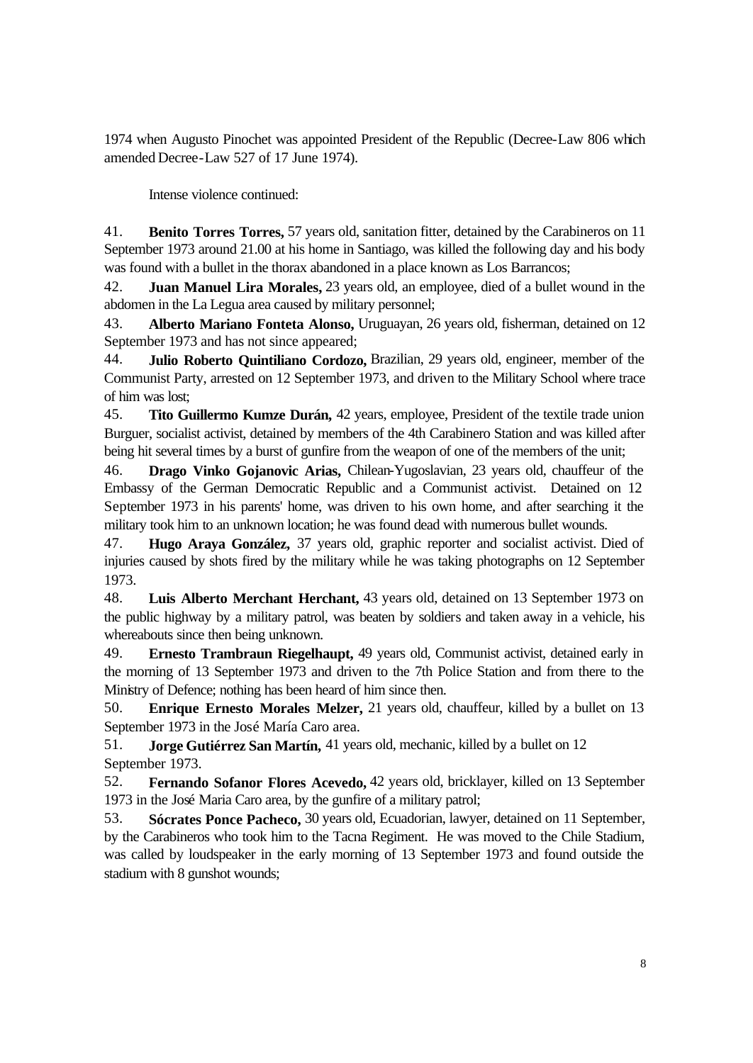1974 when Augusto Pinochet was appointed President of the Republic (Decree-Law 806 which amended Decree-Law 527 of 17 June 1974).

Intense violence continued:

41. **Benito Torres Torres,** 57 years old, sanitation fitter, detained by the Carabineros on 11 September 1973 around 21.00 at his home in Santiago, was killed the following day and his body was found with a bullet in the thorax abandoned in a place known as Los Barrancos;

42. **Juan Manuel Lira Morales,** 23 years old, an employee, died of a bullet wound in the abdomen in the La Legua area caused by military personnel;

43. **Alberto Mariano Fonteta Alonso,** Uruguayan, 26 years old, fisherman, detained on 12 September 1973 and has not since appeared;

44. **Julio Roberto Quintiliano Cordozo,** Brazilian, 29 years old, engineer, member of the Communist Party, arrested on 12 September 1973, and driven to the Military School where trace of him was lost;

45. **Tito Guillermo Kumze Durán,** 42 years, employee, President of the textile trade union Burguer, socialist activist, detained by members of the 4th Carabinero Station and was killed after being hit several times by a burst of gunfire from the weapon of one of the members of the unit;

46. **Drago Vinko Gojanovic Arias,** Chilean-Yugoslavian, 23 years old, chauffeur of the Embassy of the German Democratic Republic and a Communist activist. Detained on 12 September 1973 in his parents' home, was driven to his own home, and after searching it the military took him to an unknown location; he was found dead with numerous bullet wounds.

47. **Hugo Araya González,** 37 years old, graphic reporter and socialist activist. Died of injuries caused by shots fired by the military while he was taking photographs on 12 September 1973.

48. **Luis Alberto Merchant Herchant,** 43 years old, detained on 13 September 1973 on the public highway by a military patrol, was beaten by soldiers and taken away in a vehicle, his whereabouts since then being unknown.

49. **Ernesto Trambraun Riegelhaupt,** 49 years old, Communist activist, detained early in the morning of 13 September 1973 and driven to the 7th Police Station and from there to the Ministry of Defence; nothing has been heard of him since then.

50. **Enrique Ernesto Morales Melzer,** 21 years old, chauffeur, killed by a bullet on 13 September 1973 in the José María Caro area.

51. **Jorge Gutiérrez San Martín,** 41 years old, mechanic, killed by a bullet on 12 September 1973.

52. **Fernando Sofanor Flores Acevedo,** 42 years old, bricklayer, killed on 13 September 1973 in the José Maria Caro area, by the gunfire of a military patrol;

53. **Sócrates Ponce Pacheco,** 30 years old, Ecuadorian, lawyer, detained on 11 September, by the Carabineros who took him to the Tacna Regiment. He was moved to the Chile Stadium, was called by loudspeaker in the early morning of 13 September 1973 and found outside the stadium with 8 gunshot wounds;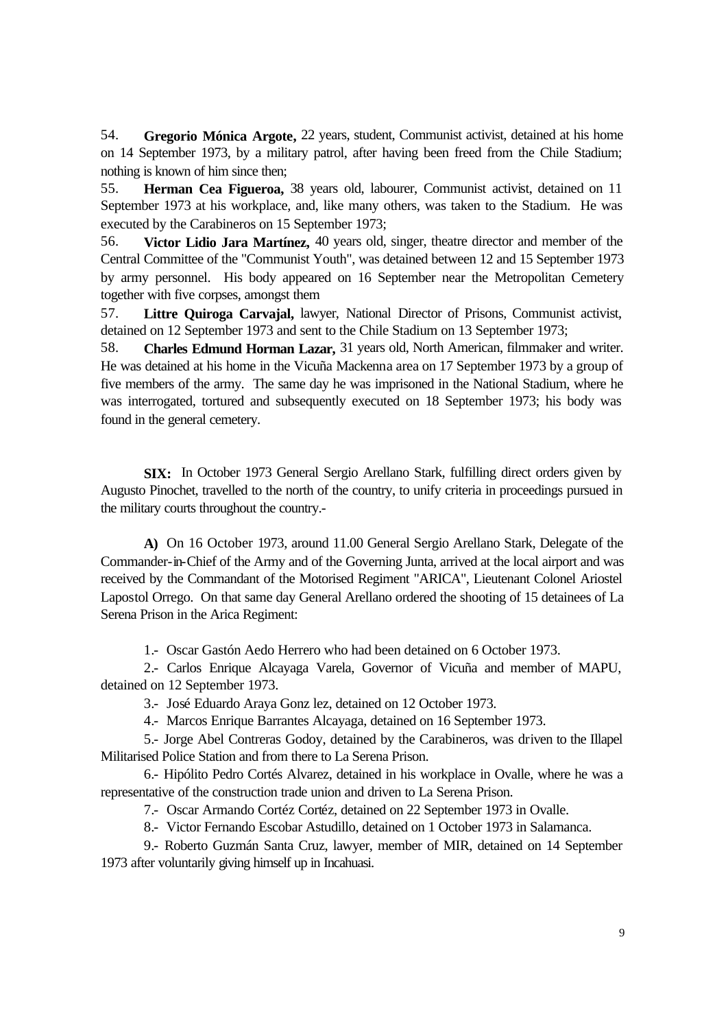54. **Gregorio Mónica Argote,** 22 years, student, Communist activist, detained at his home on 14 September 1973, by a military patrol, after having been freed from the Chile Stadium; nothing is known of him since then;

55. **Herman Cea Figueroa,** 38 years old, labourer, Communist activist, detained on 11 September 1973 at his workplace, and, like many others, was taken to the Stadium. He was executed by the Carabineros on 15 September 1973;

56. **Victor Lidio Jara Martínez,** 40 years old, singer, theatre director and member of the Central Committee of the "Communist Youth", was detained between 12 and 15 September 1973 by army personnel. His body appeared on 16 September near the Metropolitan Cemetery together with five corpses, amongst them

57. **Littre Quiroga Carvajal,** lawyer, National Director of Prisons, Communist activist, detained on 12 September 1973 and sent to the Chile Stadium on 13 September 1973;

58. **Charles Edmund Horman Lazar,** 31 years old, North American, filmmaker and writer. He was detained at his home in the Vicuña Mackenna area on 17 September 1973 by a group of five members of the army. The same day he was imprisoned in the National Stadium, where he was interrogated, tortured and subsequently executed on 18 September 1973; his body was found in the general cemetery.

**SIX:** In October 1973 General Sergio Arellano Stark, fulfilling direct orders given by Augusto Pinochet, travelled to the north of the country, to unify criteria in proceedings pursued in the military courts throughout the country.-

**A)** On 16 October 1973, around 11.00 General Sergio Arellano Stark, Delegate of the Commander-in-Chief of the Army and of the Governing Junta, arrived at the local airport and was received by the Commandant of the Motorised Regiment "ARICA", Lieutenant Colonel Ariostel Lapostol Orrego. On that same day General Arellano ordered the shooting of 15 detainees of La Serena Prison in the Arica Regiment:

1.- Oscar Gastón Aedo Herrero who had been detained on 6 October 1973.

2.- Carlos Enrique Alcayaga Varela, Governor of Vicuña and member of MAPU, detained on 12 September 1973.

3.- José Eduardo Araya Gonz lez, detained on 12 October 1973.

4.- Marcos Enrique Barrantes Alcayaga, detained on 16 September 1973.

5.- Jorge Abel Contreras Godoy, detained by the Carabineros, was driven to the Illapel Militarised Police Station and from there to La Serena Prison.

6.- Hipólito Pedro Cortés Alvarez, detained in his workplace in Ovalle, where he was a representative of the construction trade union and driven to La Serena Prison.

7.- Oscar Armando Cortéz Cortéz, detained on 22 September 1973 in Ovalle.

8.- Victor Fernando Escobar Astudillo, detained on 1 October 1973 in Salamanca.

9.- Roberto Guzmán Santa Cruz, lawyer, member of MIR, detained on 14 September 1973 after voluntarily giving himself up in Incahuasi.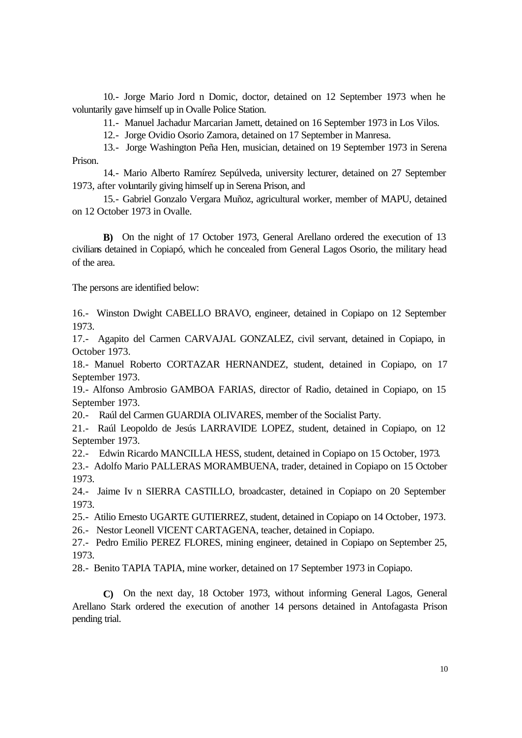10.- Jorge Mario Jord n Domic, doctor, detained on 12 September 1973 when he voluntarily gave himself up in Ovalle Police Station.

11.- Manuel Jachadur Marcarian Jamett, detained on 16 September 1973 in Los Vilos.

12.- Jorge Ovidio Osorio Zamora, detained on 17 September in Manresa.

13.- Jorge Washington Peña Hen, musician, detained on 19 September 1973 in Serena Prison.

14.- Mario Alberto Ramírez Sepúlveda, university lecturer, detained on 27 September 1973, after voluntarily giving himself up in Serena Prison, and

15.- Gabriel Gonzalo Vergara Muñoz, agricultural worker, member of MAPU, detained on 12 October 1973 in Ovalle.

**B)** On the night of 17 October 1973, General Arellano ordered the execution of 13 civilians detained in Copiapó, which he concealed from General Lagos Osorio, the military head of the area.

The persons are identified below:

16.- Winston Dwight CABELLO BRAVO, engineer, detained in Copiapo on 12 September 1973.

17.- Agapito del Carmen CARVAJAL GONZALEZ, civil servant, detained in Copiapo, in October 1973.

18.- Manuel Roberto CORTAZAR HERNANDEZ, student, detained in Copiapo, on 17 September 1973.

19.- Alfonso Ambrosio GAMBOA FARIAS, director of Radio, detained in Copiapo, on 15 September 1973.

20.- Raúl del Carmen GUARDIA OLIVARES, member of the Socialist Party.

21.- Raúl Leopoldo de Jesús LARRAVIDE LOPEZ, student, detained in Copiapo, on 12 September 1973.

22.- Edwin Ricardo MANCILLA HESS, student, detained in Copiapo on 15 October, 1973.

23.- Adolfo Mario PALLERAS MORAMBUENA, trader, detained in Copiapo on 15 October 1973.

24.- Jaime Iv n SIERRA CASTILLO, broadcaster, detained in Copiapo on 20 September 1973.

25.- Atilio Ernesto UGARTE GUTIERREZ, student, detained in Copiapo on 14 October, 1973.

26.- Nestor Leonell VICENT CARTAGENA, teacher, detained in Copiapo.

27.- Pedro Emilio PEREZ FLORES, mining engineer, detained in Copiapo on September 25, 1973.

28.- Benito TAPIA TAPIA, mine worker, detained on 17 September 1973 in Copiapo.

**C)** On the next day, 18 October 1973, without informing General Lagos, General Arellano Stark ordered the execution of another 14 persons detained in Antofagasta Prison pending trial.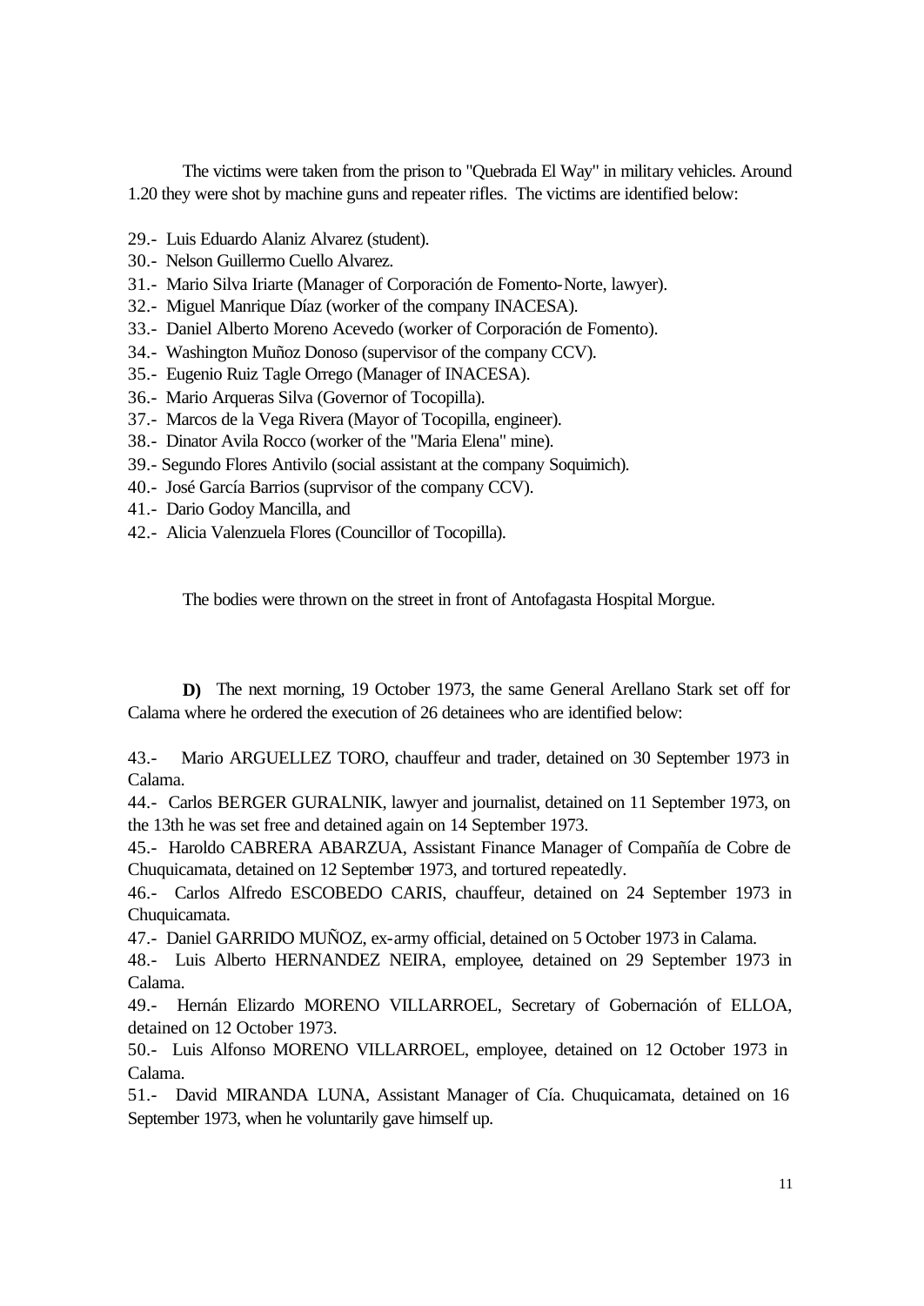The victims were taken from the prison to "Quebrada El Way" in military vehicles. Around 1.20 they were shot by machine guns and repeater rifles. The victims are identified below:

29.- Luis Eduardo Alaniz Alvarez (student).
30.- Nelson Guillermo Cuello Alvarez.
31.- Mario Silva Iriarte (Manager of Corporación de Fomento-Norte, lawyer).
32.- Miguel Manrique Díaz (worker of the company INACESA).
33.- Daniel Alberto Moreno Acevedo (worker of Corporación de Fomento).
34.- Washington Muñoz Donoso (supervisor of the company CCV).
35.- Eugenio Ruiz Tagle Orrego (Manager of INACESA).
36.- Mario Arqueras Silva (Governor of Tocopilla).
37.- Marcos de la Vega Rivera (Mayor of Tocopilla, engineer).
38.- Dinator Avila Rocco (worker of the "Maria Elena" mine).
39.- Segundo Flores Antivilo (social assistant at the company Soquimich).
40.- José García Barrios (suprvisor of the company CCV).
41.- Dario Godoy Mancilla, and
42.- Alicia Valenzuela Flores (Councillor of Tocopilla).

The bodies were thrown on the street in front of Antofagasta Hospital Morgue.

**D)** The next morning, 19 October 1973, the same General Arellano Stark set off for Calama where he ordered the execution of 26 detainees who are identified below:

43.- Mario ARGUELLEZ TORO, chauffeur and trader, detained on 30 September 1973 in Calama.
44.- Carlos BERGER GURALNIK, lawyer and journalist, detained on 11 September 1973, on the 13th he was set free and detained again on 14 September 1973.
45.- Haroldo CABRERA ABARZUA, Assistant Finance Manager of Compañía de Cobre de Chuquicamata, detained on 12 September 1973, and tortured repeatedly.
46.- Carlos Alfredo ESCOBEDO CARIS, chauffeur, detained on 24 September 1973 in Chuquicamata.
47.- Daniel GARRIDO MUÑOZ, ex-army official, detained on 5 October 1973 in Calama.
48.- Luis Alberto HERNANDEZ NEIRA, employee, detained on 29 September 1973 in Calama.
49.- Hernán Elizardo MORENO VILLARROEL, Secretary of Gobernación of ELLOA, detained on 12 October 1973.
50.- Luis Alfonso MORENO VILLARROEL, employee, detained on 12 October 1973 in Calama.
51.- David MIRANDA LUNA, Assistant Manager of Cía. Chuquicamata, detained on 16 September 1973, when he voluntarily gave himself up.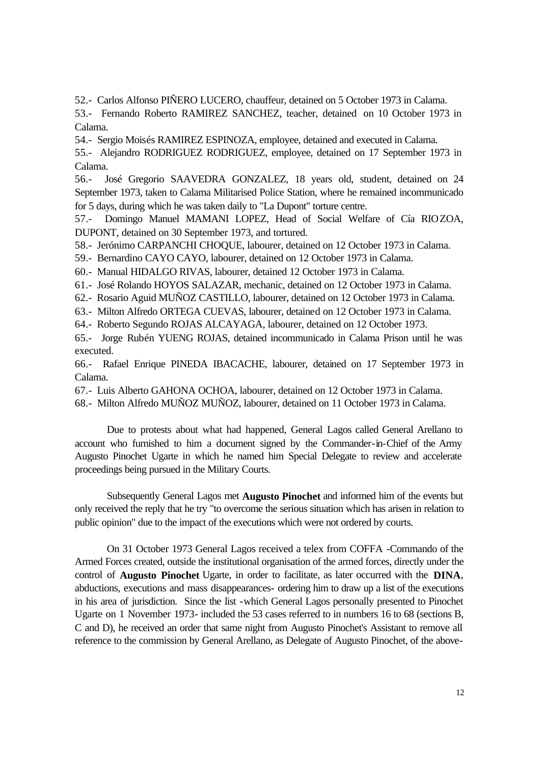52.- Carlos Alfonso PIÑERO LUCERO, chauffeur, detained on 5 October 1973 in Calama.

53.- Fernando Roberto RAMIREZ SANCHEZ, teacher, detained on 10 October 1973 in Calama.

54.- Sergio Moisés RAMIREZ ESPINOZA, employee, detained and executed in Calama.

55.- Alejandro RODRIGUEZ RODRIGUEZ, employee, detained on 17 September 1973 in Calama.

56.- José Gregorio SAAVEDRA GONZALEZ, 18 years old, student, detained on 24 September 1973, taken to Calama Militarised Police Station, where he remained incommunicado for 5 days, during which he was taken daily to "La Dupont" torture centre.

57.- Domingo Manuel MAMANI LOPEZ, Head of Social Welfare of Cía RIOZOA, DUPONT, detained on 30 September 1973, and tortured.

58.- Jerónimo CARPANCHI CHOQUE, labourer, detained on 12 October 1973 in Calama.

59.- Bernardino CAYO CAYO, labourer, detained on 12 October 1973 in Calama.

60.- Manual HIDALGO RIVAS, labourer, detained 12 October 1973 in Calama.

61.- José Rolando HOYOS SALAZAR, mechanic, detained on 12 October 1973 in Calama.

62.- Rosario Aguid MUÑOZ CASTILLO, labourer, detained on 12 October 1973 in Calama.

63.- Milton Alfredo ORTEGA CUEVAS, labourer, detained on 12 October 1973 in Calama.

64.- Roberto Segundo ROJAS ALCAYAGA, labourer, detained on 12 October 1973.

65.- Jorge Rubén YUENG ROJAS, detained incommunicado in Calama Prison until he was executed.

66.- Rafael Enrique PINEDA IBACACHE, labourer, detained on 17 September 1973 in Calama.

67.- Luis Alberto GAHONA OCHOA, labourer, detained on 12 October 1973 in Calama.

68.- Milton Alfredo MUÑOZ MUÑOZ, labourer, detained on 11 October 1973 in Calama.

Due to protests about what had happened, General Lagos called General Arellano to account who furnished to him a document signed by the Commander-in-Chief of the Army Augusto Pinochet Ugarte in which he named him Special Delegate to review and accelerate proceedings being pursued in the Military Courts.

Subsequently General Lagos met **Augusto Pinochet** and informed him of the events but only received the reply that he try "to overcome the serious situation which has arisen in relation to public opinion" due to the impact of the executions which were not ordered by courts.

On 31 October 1973 General Lagos received a telex from COFFA -Commando of the Armed Forces created, outside the institutional organisation of the armed forces, directly under the control of **Augusto Pinochet** Ugarte, in order to facilitate, as later occurred with the **DINA**, abductions, executions and mass disappearances- ordering him to draw up a list of the executions in his area of jurisdiction. Since the list -which General Lagos personally presented to Pinochet Ugarte on 1 November 1973- included the 53 cases referred to in numbers 16 to 68 (sections B, C and D), he received an order that same night from Augusto Pinochet's Assistant to remove all reference to the commission by General Arellano, as Delegate of Augusto Pinochet, of the above-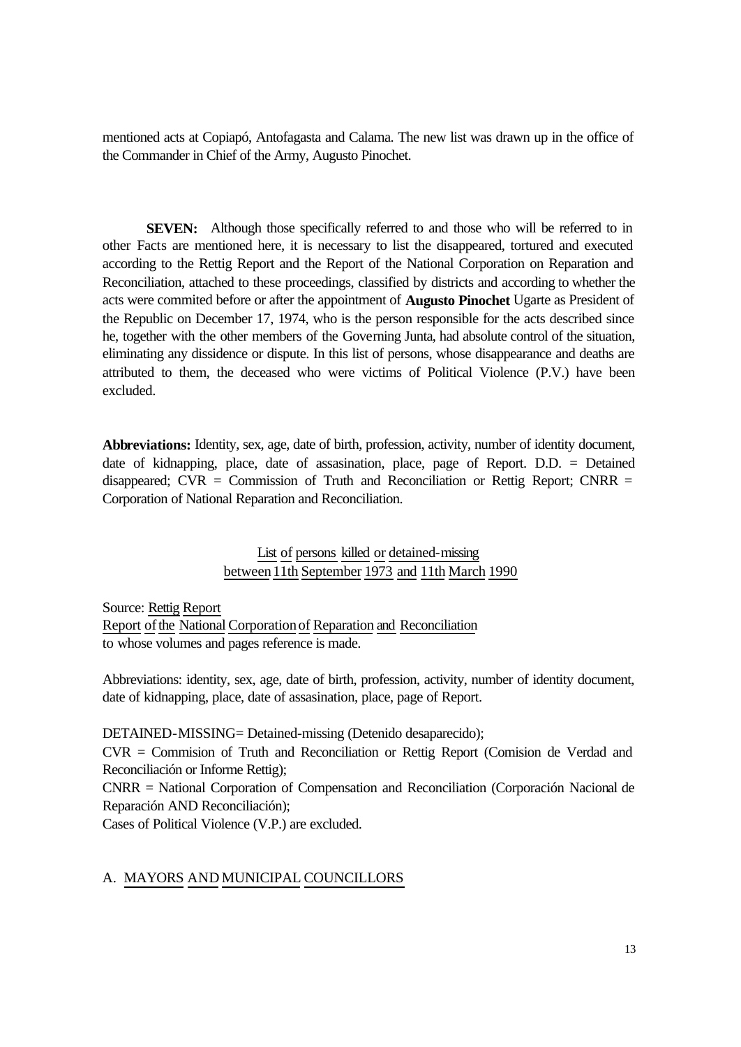mentioned acts at Copiapó, Antofagasta and Calama. The new list was drawn up in the office of the Commander in Chief of the Army, Augusto Pinochet.

**SEVEN:** Although those specifically referred to and those who will be referred to in other Facts are mentioned here, it is necessary to list the disappeared, tortured and executed according to the Rettig Report and the Report of the National Corporation on Reparation and Reconciliation, attached to these proceedings, classified by districts and according to whether the acts were commited before or after the appointment of **Augusto Pinochet** Ugarte as President of the Republic on December 17, 1974, who is the person responsible for the acts described since he, together with the other members of the Governing Junta, had absolute control of the situation, eliminating any dissidence or dispute. In this list of persons, whose disappearance and deaths are attributed to them, the deceased who were victims of Political Violence (P.V.) have been excluded.

**Abbreviations:** Identity, sex, age, date of birth, profession, activity, number of identity document, date of kidnapping, place, date of assasination, place, page of Report. D.D. = Detained disappeared; CVR = Commission of Truth and Reconciliation or Rettig Report; CNRR = Corporation of National Reparation and Reconciliation.

List of persons killed or detained-missing
between 11th September 1973 and 11th March 1990

Source: Rettig Report
Report of the National Corporation of Reparation and Reconciliation
to whose volumes and pages reference is made.

Abbreviations: identity, sex, age, date of birth, profession, activity, number of identity document, date of kidnapping, place, date of assasination, place, page of Report.

DETAINED-MISSING= Detained-missing (Detenido desaparecido);
CVR = Commision of Truth and Reconciliation or Rettig Report (Comision de Verdad and Reconciliación or Informe Rettig);
CNRR = National Corporation of Compensation and Reconciliation (Corporación Nacional de Reparación AND Reconciliación);
Cases of Political Violence (V.P.) are excluded.

A. MAYORS AND MUNICIPAL COUNCILLORS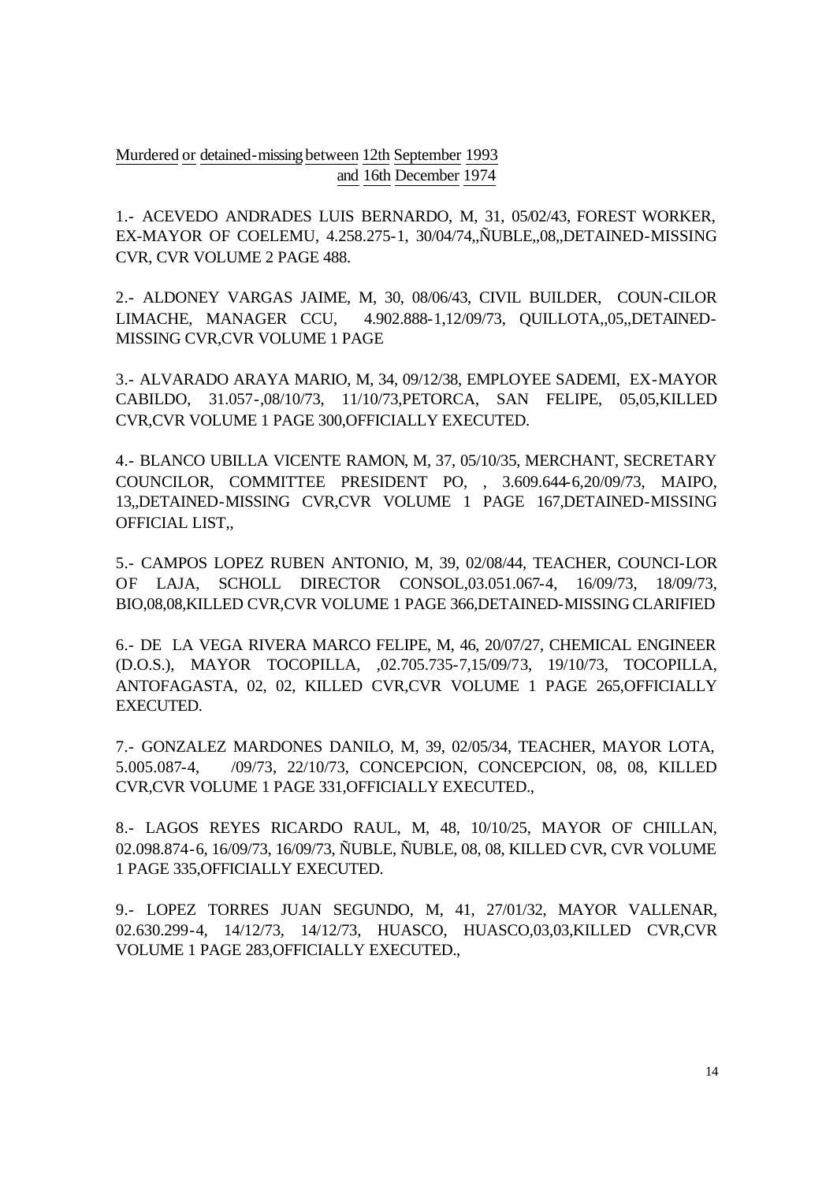Murdered or detained-missing between 12th September 1993 and 16th December 1974

1.- ACEVEDO ANDRADES LUIS BERNARDO, M, 31, 05/02/43, FOREST WORKER, EX-MAYOR OF COELEMU, 4.258.275-1, 30/04/74,,ÑUBLE,,08,,DETAINED-MISSING CVR, CVR VOLUME 2 PAGE 488.

2.- ALDONEY VARGAS JAIME, M, 30, 08/06/43, CIVIL BUILDER, COUN-CILOR LIMACHE, MANAGER CCU, 4.902.888-1,12/09/73, QUILLOTA,,05,,DETAINED-MISSING CVR,CVR VOLUME 1 PAGE

3.- ALVARADO ARAYA MARIO, M, 34, 09/12/38, EMPLOYEE SADEMI, EX-MAYOR CABILDO, 31.057-,08/10/73, 11/10/73,PETORCA, SAN FELIPE, 05,05,KILLED CVR,CVR VOLUME 1 PAGE 300,OFFICIALLY EXECUTED.

4.- BLANCO UBILLA VICENTE RAMON, M, 37, 05/10/35, MERCHANT, SECRETARY COUNCILOR, COMMITTEE PRESIDENT PO, , 3.609.644-6,20/09/73, MAIPO, 13,,DETAINED-MISSING CVR,CVR VOLUME 1 PAGE 167,DETAINED-MISSING OFFICIAL LIST,,

5.- CAMPOS LOPEZ RUBEN ANTONIO, M, 39, 02/08/44, TEACHER, COUNCI-LOR OF LAJA, SCHOLL DIRECTOR CONSOL,03.051.067-4, 16/09/73, 18/09/73, BIO,08,08,KILLED CVR,CVR VOLUME 1 PAGE 366,DETAINED-MISSING CLARIFIED

6.- DE LA VEGA RIVERA MARCO FELIPE, M, 46, 20/07/27, CHEMICAL ENGINEER (D.O.S.), MAYOR TOCOPILLA, ,02.705.735-7,15/09/73, 19/10/73, TOCOPILLA, ANTOFAGASTA, 02, 02, KILLED CVR,CVR VOLUME 1 PAGE 265,OFFICIALLY EXECUTED.

7.- GONZALEZ MARDONES DANILO, M, 39, 02/05/34, TEACHER, MAYOR LOTA, 5.005.087-4, /09/73, 22/10/73, CONCEPCION, CONCEPCION, 08, 08, KILLED CVR,CVR VOLUME 1 PAGE 331,OFFICIALLY EXECUTED.,

8.- LAGOS REYES RICARDO RAUL, M, 48, 10/10/25, MAYOR OF CHILLAN, 02.098.874-6, 16/09/73, 16/09/73, ÑUBLE, ÑUBLE, 08, 08, KILLED CVR, CVR VOLUME 1 PAGE 335,OFFICIALLY EXECUTED.

9.- LOPEZ TORRES JUAN SEGUNDO, M, 41, 27/01/32, MAYOR VALLENAR, 02.630.299-4, 14/12/73, 14/12/73, HUASCO, HUASCO,03,03,KILLED CVR,CVR VOLUME 1 PAGE 283,OFFICIALLY EXECUTED.,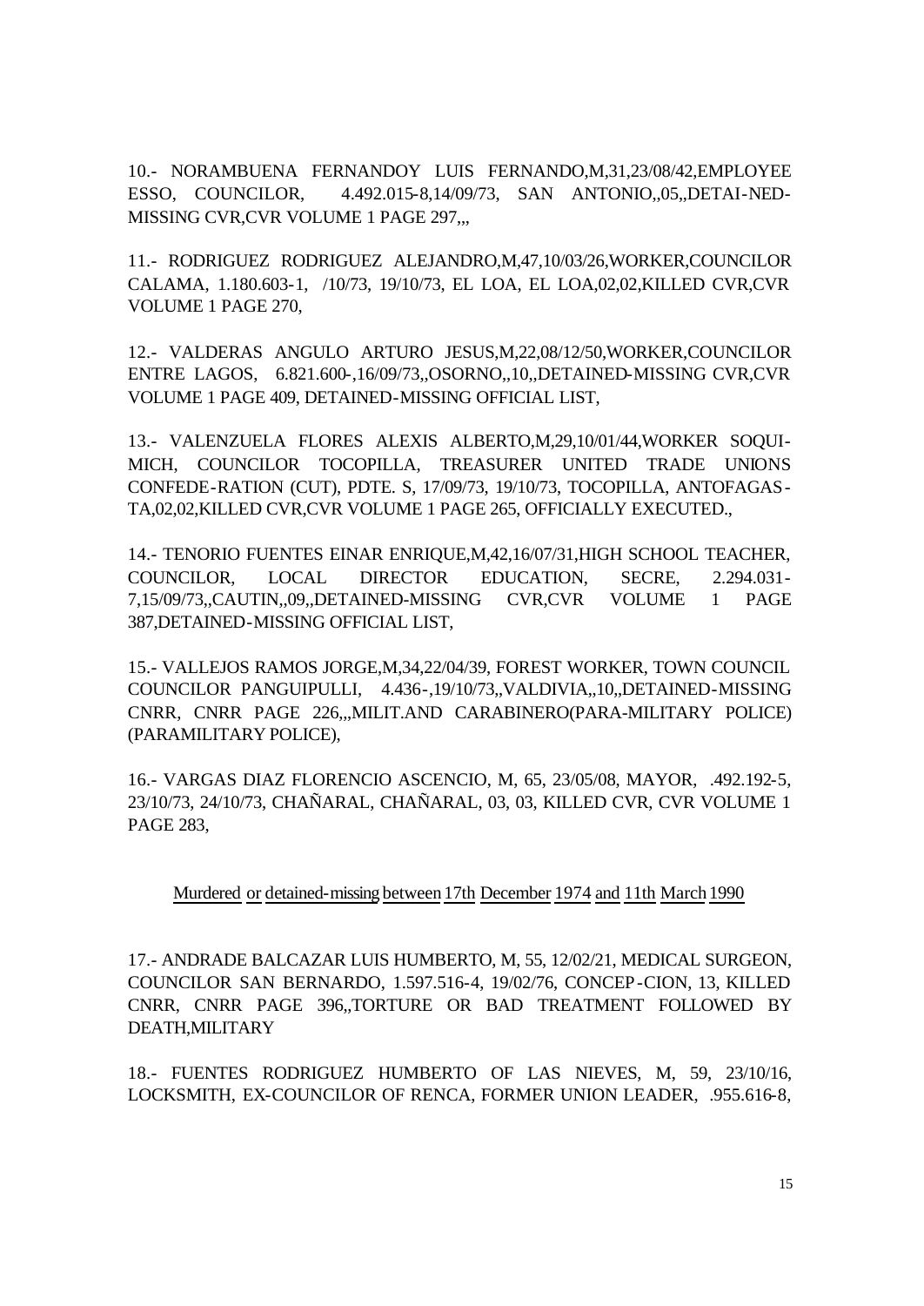10.- NORAMBUENA FERNANDOY LUIS FERNANDO,M,31,23/08/42,EMPLOYEE ESSO, COUNCILOR, 4.492.015-8,14/09/73, SAN ANTONIO,,05,,DETAI-NED-MISSING CVR,CVR VOLUME 1 PAGE 297,,,

11.- RODRIGUEZ RODRIGUEZ ALEJANDRO,M,47,10/03/26,WORKER,COUNCILOR CALAMA, 1.180.603-1, /10/73, 19/10/73, EL LOA, EL LOA,02,02,KILLED CVR,CVR VOLUME 1 PAGE 270,

12.- VALDERAS ANGULO ARTURO JESUS,M,22,08/12/50,WORKER,COUNCILOR ENTRE LAGOS, 6.821.600-,16/09/73,,OSORNO,,10,,DETAINED-MISSING CVR,CVR VOLUME 1 PAGE 409, DETAINED-MISSING OFFICIAL LIST,

13.- VALENZUELA FLORES ALEXIS ALBERTO,M,29,10/01/44,WORKER SOQUI-MICH, COUNCILOR TOCOPILLA, TREASURER UNITED TRADE UNIONS CONFEDE-RATION (CUT), PDTE. S, 17/09/73, 19/10/73, TOCOPILLA, ANTOFAGAS-TA,02,02,KILLED CVR,CVR VOLUME 1 PAGE 265, OFFICIALLY EXECUTED.,

14.- TENORIO FUENTES EINAR ENRIQUE,M,42,16/07/31,HIGH SCHOOL TEACHER, COUNCILOR, LOCAL DIRECTOR EDUCATION, SECRE, 2.294.031-7,15/09/73,,CAUTIN,,09,,DETAINED-MISSING CVR,CVR VOLUME 1 PAGE 387,DETAINED-MISSING OFFICIAL LIST,

15.- VALLEJOS RAMOS JORGE,M,34,22/04/39, FOREST WORKER, TOWN COUNCIL COUNCILOR PANGUIPULLI, 4.436-,19/10/73,,VALDIVIA,,10,,DETAINED-MISSING CNRR, CNRR PAGE 226,,,MILIT.AND CARABINERO(PARA-MILITARY POLICE) (PARAMILITARY POLICE),

16.- VARGAS DIAZ FLORENCIO ASCENCIO, M, 65, 23/05/08, MAYOR, .492.192-5, 23/10/73, 24/10/73, CHAÑARAL, CHAÑARAL, 03, 03, KILLED CVR, CVR VOLUME 1 PAGE 283,

<u>Murdered or detained-missing between 17th December 1974 and 11th March 1990</u>

17.- ANDRADE BALCAZAR LUIS HUMBERTO, M, 55, 12/02/21, MEDICAL SURGEON, COUNCILOR SAN BERNARDO, 1.597.516-4, 19/02/76, CONCEP-CION, 13, KILLED CNRR, CNRR PAGE 396,,TORTURE OR BAD TREATMENT FOLLOWED BY DEATH,MILITARY

18.- FUENTES RODRIGUEZ HUMBERTO OF LAS NIEVES, M, 59, 23/10/16, LOCKSMITH, EX-COUNCILOR OF RENCA, FORMER UNION LEADER, .955.616-8,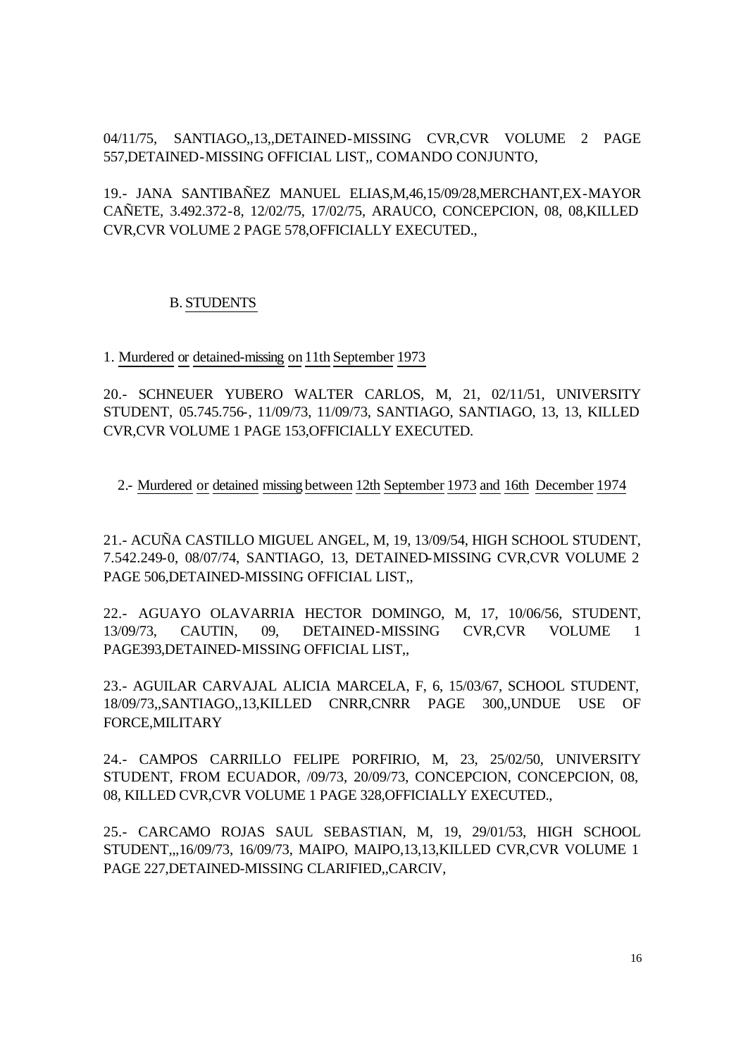04/11/75, SANTIAGO,,13,,DETAINED-MISSING CVR,CVR VOLUME 2 PAGE 557,DETAINED-MISSING OFFICIAL LIST,, COMANDO CONJUNTO,

19.- JANA SANTIBAÑEZ MANUEL ELIAS,M,46,15/09/28,MERCHANT,EX-MAYOR CAÑETE, 3.492.372-8, 12/02/75, 17/02/75, ARAUCO, CONCEPCION, 08, 08,KILLED CVR,CVR VOLUME 2 PAGE 578,OFFICIALLY EXECUTED.,

## B. STUDENTS

### 1. Murdered or detained-missing on 11th September 1973

20.- SCHNEUER YUBERO WALTER CARLOS, M, 21, 02/11/51, UNIVERSITY STUDENT, 05.745.756-, 11/09/73, 11/09/73, SANTIAGO, SANTIAGO, 13, 13, KILLED CVR,CVR VOLUME 1 PAGE 153,OFFICIALLY EXECUTED.

### 2.- Murdered or detained missing between 12th September 1973 and 16th December 1974

21.- ACUÑA CASTILLO MIGUEL ANGEL, M, 19, 13/09/54, HIGH SCHOOL STUDENT, 7.542.249-0, 08/07/74, SANTIAGO, 13, DETAINED-MISSING CVR,CVR VOLUME 2 PAGE 506,DETAINED-MISSING OFFICIAL LIST,,

22.- AGUAYO OLAVARRIA HECTOR DOMINGO, M, 17, 10/06/56, STUDENT, 13/09/73, CAUTIN, 09, DETAINED-MISSING CVR,CVR VOLUME 1 PAGE393,DETAINED-MISSING OFFICIAL LIST,,

23.- AGUILAR CARVAJAL ALICIA MARCELA, F, 6, 15/03/67, SCHOOL STUDENT, 18/09/73,,SANTIAGO,,13,KILLED CNRR,CNRR PAGE 300,,UNDUE USE OF FORCE,MILITARY

24.- CAMPOS CARRILLO FELIPE PORFIRIO, M, 23, 25/02/50, UNIVERSITY STUDENT, FROM ECUADOR, /09/73, 20/09/73, CONCEPCION, CONCEPCION, 08, 08, KILLED CVR,CVR VOLUME 1 PAGE 328,OFFICIALLY EXECUTED.,

25.- CARCAMO ROJAS SAUL SEBASTIAN, M, 19, 29/01/53, HIGH SCHOOL STUDENT,,,16/09/73, 16/09/73, MAIPO, MAIPO,13,13,KILLED CVR,CVR VOLUME 1 PAGE 227,DETAINED-MISSING CLARIFIED,,CARCIV,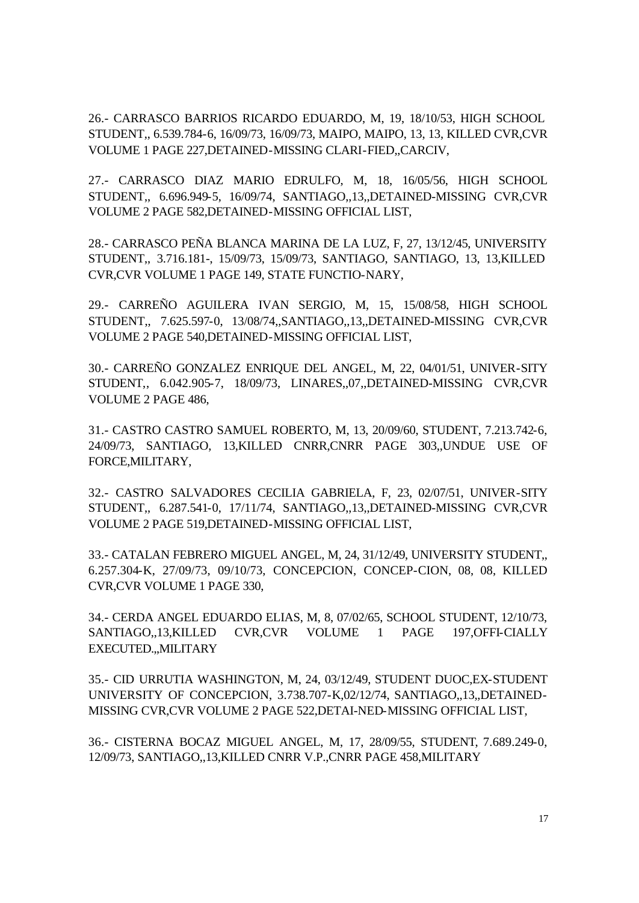26.- CARRASCO BARRIOS RICARDO EDUARDO, M, 19, 18/10/53, HIGH SCHOOL STUDENT,, 6.539.784-6, 16/09/73, 16/09/73, MAIPO, MAIPO, 13, 13, KILLED CVR,CVR VOLUME 1 PAGE 227,DETAINED-MISSING CLARI-FIED,,CARCIV,

27.- CARRASCO DIAZ MARIO EDRULFO, M, 18, 16/05/56, HIGH SCHOOL STUDENT,, 6.696.949-5, 16/09/74, SANTIAGO,,13,,DETAINED-MISSING CVR,CVR VOLUME 2 PAGE 582,DETAINED-MISSING OFFICIAL LIST,

28.- CARRASCO PEÑA BLANCA MARINA DE LA LUZ, F, 27, 13/12/45, UNIVERSITY STUDENT,, 3.716.181-, 15/09/73, 15/09/73, SANTIAGO, SANTIAGO, 13, 13,KILLED CVR,CVR VOLUME 1 PAGE 149, STATE FUNCTIO-NARY,

29.- CARREÑO AGUILERA IVAN SERGIO, M, 15, 15/08/58, HIGH SCHOOL STUDENT,, 7.625.597-0, 13/08/74,,SANTIAGO,,13,,DETAINED-MISSING CVR,CVR VOLUME 2 PAGE 540,DETAINED-MISSING OFFICIAL LIST,

30.- CARREÑO GONZALEZ ENRIQUE DEL ANGEL, M, 22, 04/01/51, UNIVER-SITY STUDENT,, 6.042.905-7, 18/09/73, LINARES,,07,,DETAINED-MISSING CVR,CVR VOLUME 2 PAGE 486,

31.- CASTRO CASTRO SAMUEL ROBERTO, M, 13, 20/09/60, STUDENT, 7.213.742-6, 24/09/73, SANTIAGO, 13,KILLED CNRR,CNRR PAGE 303,,UNDUE USE OF FORCE,MILITARY,

32.- CASTRO SALVADORES CECILIA GABRIELA, F, 23, 02/07/51, UNIVER-SITY STUDENT,, 6.287.541-0, 17/11/74, SANTIAGO,,13,,DETAINED-MISSING CVR,CVR VOLUME 2 PAGE 519,DETAINED-MISSING OFFICIAL LIST,

33.- CATALAN FEBRERO MIGUEL ANGEL, M, 24, 31/12/49, UNIVERSITY STUDENT,, 6.257.304-K, 27/09/73, 09/10/73, CONCEPCION, CONCEP-CION, 08, 08, KILLED CVR,CVR VOLUME 1 PAGE 330,

34.- CERDA ANGEL EDUARDO ELIAS, M, 8, 07/02/65, SCHOOL STUDENT, 12/10/73, SANTIAGO,,13,KILLED CVR,CVR VOLUME 1 PAGE 197,OFFI-CIALLY EXECUTED.,,MILITARY

35.- CID URRUTIA WASHINGTON, M, 24, 03/12/49, STUDENT DUOC,EX-STUDENT UNIVERSITY OF CONCEPCION, 3.738.707-K,02/12/74, SANTIAGO,,13,,DETAINED-MISSING CVR,CVR VOLUME 2 PAGE 522,DETAI-NED-MISSING OFFICIAL LIST,

36.- CISTERNA BOCAZ MIGUEL ANGEL, M, 17, 28/09/55, STUDENT, 7.689.249-0, 12/09/73, SANTIAGO,,13,KILLED CNRR V.P.,CNRR PAGE 458,MILITARY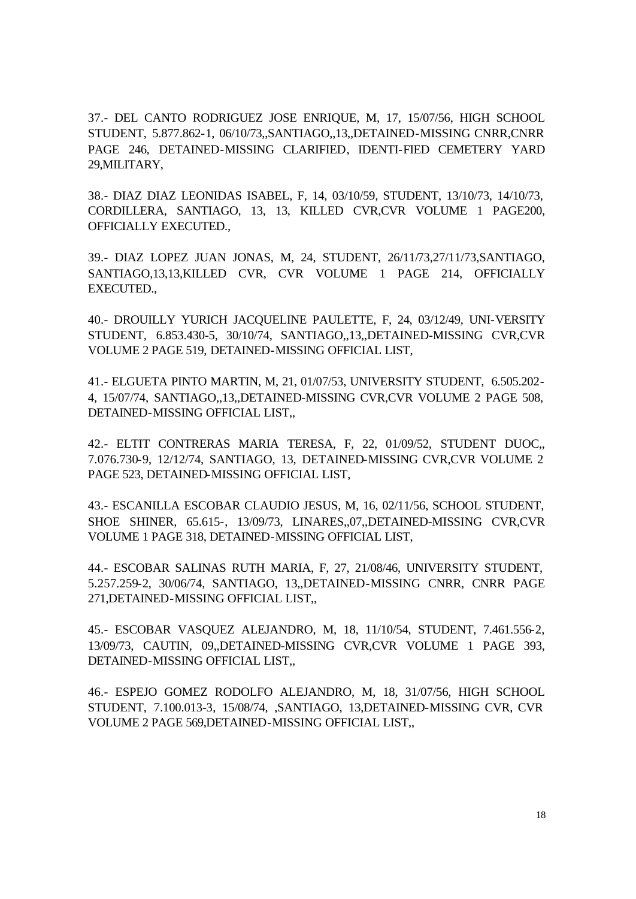37.- DEL CANTO RODRIGUEZ JOSE ENRIQUE, M, 17, 15/07/56, HIGH SCHOOL STUDENT, 5.877.862-1, 06/10/73,,SANTIAGO,,13,,DETAINED-MISSING CNRR,CNRR PAGE 246, DETAINED-MISSING CLARIFIED, IDENTI-FIED CEMETERY YARD 29,MILITARY,

38.- DIAZ DIAZ LEONIDAS ISABEL, F, 14, 03/10/59, STUDENT, 13/10/73, 14/10/73, CORDILLERA, SANTIAGO, 13, 13, KILLED CVR,CVR VOLUME 1 PAGE200, OFFICIALLY EXECUTED.,

39.- DIAZ LOPEZ JUAN JONAS, M, 24, STUDENT, 26/11/73,27/11/73,SANTIAGO, SANTIAGO,13,13,KILLED CVR, CVR VOLUME 1 PAGE 214, OFFICIALLY EXECUTED.,

40.- DROUILLY YURICH JACQUELINE PAULETTE, F, 24, 03/12/49, UNI-VERSITY STUDENT, 6.853.430-5, 30/10/74, SANTIAGO,,13,,DETAINED-MISSING CVR,CVR VOLUME 2 PAGE 519, DETAINED-MISSING OFFICIAL LIST,

41.- ELGUETA PINTO MARTIN, M, 21, 01/07/53, UNIVERSITY STUDENT, 6.505.202-4, 15/07/74, SANTIAGO,,13,,DETAINED-MISSING CVR,CVR VOLUME 2 PAGE 508, DETAINED-MISSING OFFICIAL LIST,,

42.- ELTIT CONTRERAS MARIA TERESA, F, 22, 01/09/52, STUDENT DUOC,, 7.076.730-9, 12/12/74, SANTIAGO, 13, DETAINED-MISSING CVR,CVR VOLUME 2 PAGE 523, DETAINED-MISSING OFFICIAL LIST,

43.- ESCANILLA ESCOBAR CLAUDIO JESUS, M, 16, 02/11/56, SCHOOL STUDENT, SHOE SHINER, 65.615-, 13/09/73, LINARES,,07,,DETAINED-MISSING CVR,CVR VOLUME 1 PAGE 318, DETAINED-MISSING OFFICIAL LIST,

44.- ESCOBAR SALINAS RUTH MARIA, F, 27, 21/08/46, UNIVERSITY STUDENT, 5.257.259-2, 30/06/74, SANTIAGO, 13,,DETAINED-MISSING CNRR, CNRR PAGE 271,DETAINED-MISSING OFFICIAL LIST,,

45.- ESCOBAR VASQUEZ ALEJANDRO, M, 18, 11/10/54, STUDENT, 7.461.556-2, 13/09/73, CAUTIN, 09,,DETAINED-MISSING CVR,CVR VOLUME 1 PAGE 393, DETAINED-MISSING OFFICIAL LIST,,

46.- ESPEJO GOMEZ RODOLFO ALEJANDRO, M, 18, 31/07/56, HIGH SCHOOL STUDENT, 7.100.013-3, 15/08/74, ,SANTIAGO, 13,DETAINED-MISSING CVR, CVR VOLUME 2 PAGE 569,DETAINED-MISSING OFFICIAL LIST,,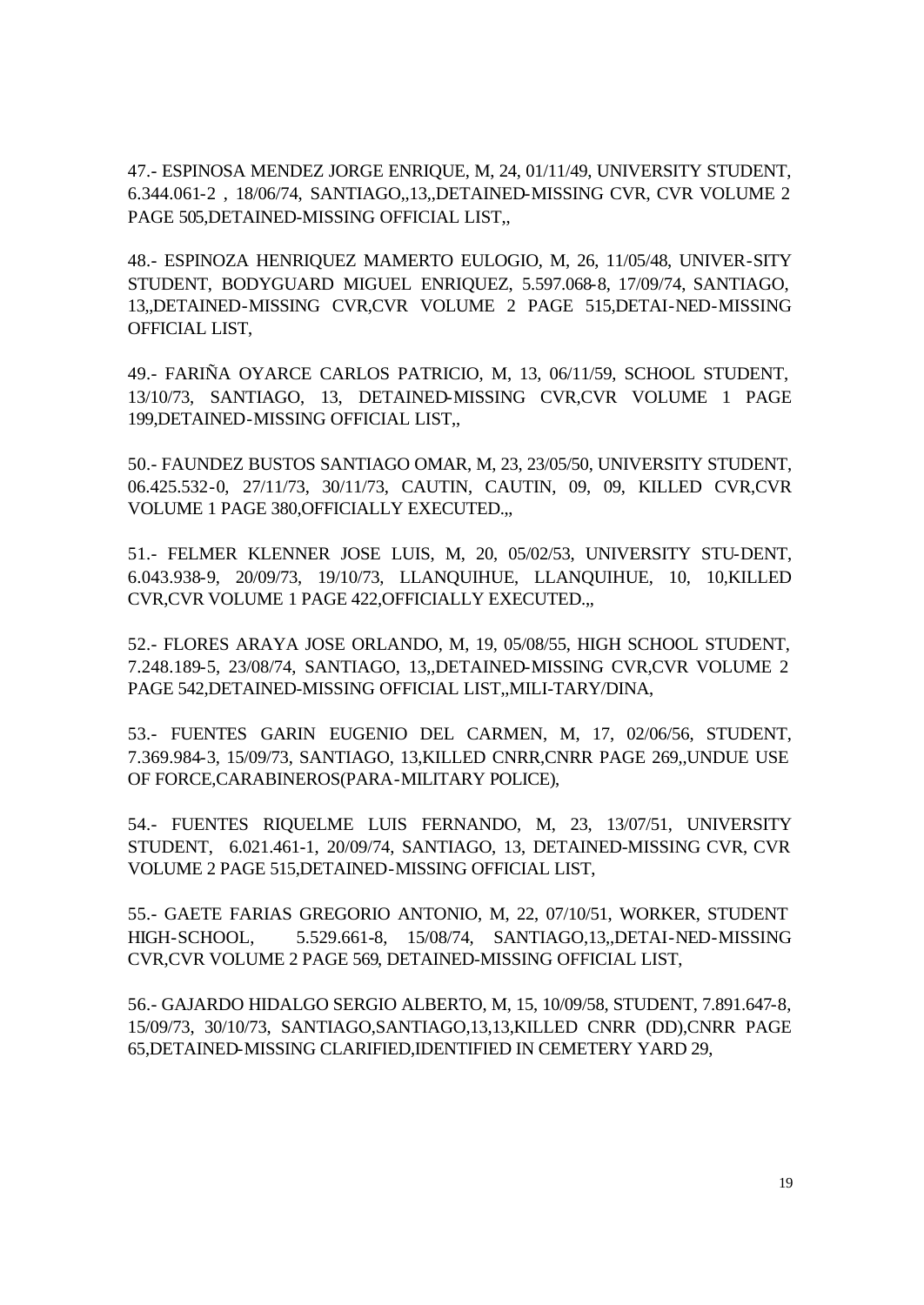47.- ESPINOSA MENDEZ JORGE ENRIQUE, M, 24, 01/11/49, UNIVERSITY STUDENT, 6.344.061-2 , 18/06/74, SANTIAGO,,13,,DETAINED-MISSING CVR, CVR VOLUME 2 PAGE 505,DETAINED-MISSING OFFICIAL LIST,,

48.- ESPINOZA HENRIQUEZ MAMERTO EULOGIO, M, 26, 11/05/48, UNIVER-SITY STUDENT, BODYGUARD MIGUEL ENRIQUEZ, 5.597.068-8, 17/09/74, SANTIAGO, 13,,DETAINED-MISSING CVR,CVR VOLUME 2 PAGE 515,DETAI-NED-MISSING OFFICIAL LIST,

49.- FARIÑA OYARCE CARLOS PATRICIO, M, 13, 06/11/59, SCHOOL STUDENT, 13/10/73, SANTIAGO, 13, DETAINED-MISSING CVR,CVR VOLUME 1 PAGE 199,DETAINED-MISSING OFFICIAL LIST,,

50.- FAUNDEZ BUSTOS SANTIAGO OMAR, M, 23, 23/05/50, UNIVERSITY STUDENT, 06.425.532-0, 27/11/73, 30/11/73, CAUTIN, CAUTIN, 09, 09, KILLED CVR,CVR VOLUME 1 PAGE 380,OFFICIALLY EXECUTED.,,

51.- FELMER KLENNER JOSE LUIS, M, 20, 05/02/53, UNIVERSITY STU-DENT, 6.043.938-9, 20/09/73, 19/10/73, LLANQUIHUE, LLANQUIHUE, 10, 10,KILLED CVR,CVR VOLUME 1 PAGE 422,OFFICIALLY EXECUTED.,,

52.- FLORES ARAYA JOSE ORLANDO, M, 19, 05/08/55, HIGH SCHOOL STUDENT, 7.248.189-5, 23/08/74, SANTIAGO, 13,,DETAINED-MISSING CVR,CVR VOLUME 2 PAGE 542,DETAINED-MISSING OFFICIAL LIST,,MILI-TARY/DINA,

53.- FUENTES GARIN EUGENIO DEL CARMEN, M, 17, 02/06/56, STUDENT, 7.369.984-3, 15/09/73, SANTIAGO, 13,KILLED CNRR,CNRR PAGE 269,,UNDUE USE OF FORCE,CARABINEROS(PARA-MILITARY POLICE),

54.- FUENTES RIQUELME LUIS FERNANDO, M, 23, 13/07/51, UNIVERSITY STUDENT, 6.021.461-1, 20/09/74, SANTIAGO, 13, DETAINED-MISSING CVR, CVR VOLUME 2 PAGE 515,DETAINED-MISSING OFFICIAL LIST,

55.- GAETE FARIAS GREGORIO ANTONIO, M, 22, 07/10/51, WORKER, STUDENT HIGH-SCHOOL, 5.529.661-8, 15/08/74, SANTIAGO,13,,DETAI-NED-MISSING CVR,CVR VOLUME 2 PAGE 569, DETAINED-MISSING OFFICIAL LIST,

56.- GAJARDO HIDALGO SERGIO ALBERTO, M, 15, 10/09/58, STUDENT, 7.891.647-8, 15/09/73, 30/10/73, SANTIAGO,SANTIAGO,13,13,KILLED CNRR (DD),CNRR PAGE 65,DETAINED-MISSING CLARIFIED,IDENTIFIED IN CEMETERY YARD 29,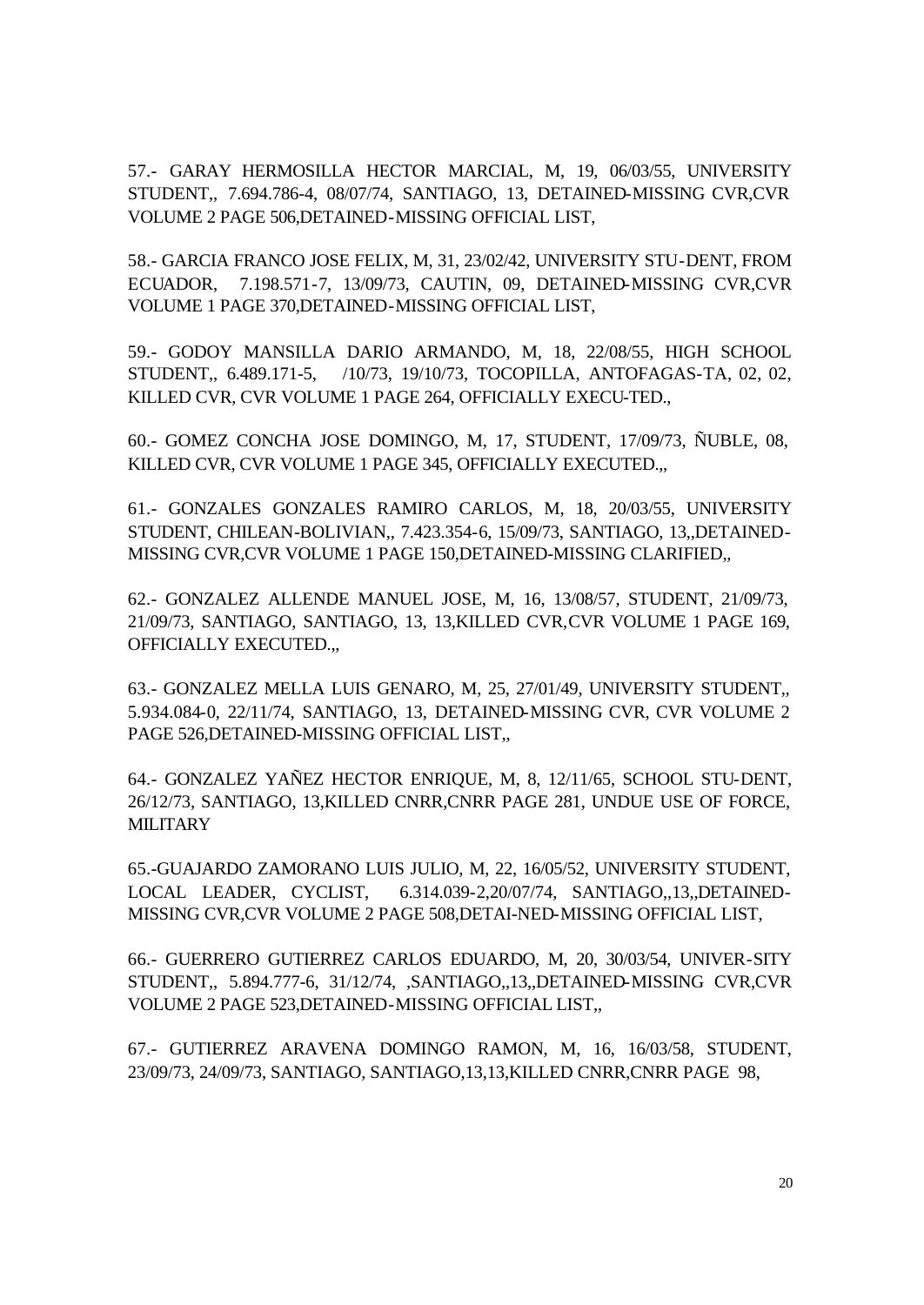57.- GARAY HERMOSILLA HECTOR MARCIAL, M, 19, 06/03/55, UNIVERSITY STUDENT,, 7.694.786-4, 08/07/74, SANTIAGO, 13, DETAINED-MISSING CVR,CVR VOLUME 2 PAGE 506,DETAINED-MISSING OFFICIAL LIST,

58.- GARCIA FRANCO JOSE FELIX, M, 31, 23/02/42, UNIVERSITY STU-DENT, FROM ECUADOR, 7.198.571-7, 13/09/73, CAUTIN, 09, DETAINED-MISSING CVR,CVR VOLUME 1 PAGE 370,DETAINED-MISSING OFFICIAL LIST,

59.- GODOY MANSILLA DARIO ARMANDO, M, 18, 22/08/55, HIGH SCHOOL STUDENT,, 6.489.171-5, /10/73, 19/10/73, TOCOPILLA, ANTOFAGAS-TA, 02, 02, KILLED CVR, CVR VOLUME 1 PAGE 264, OFFICIALLY EXECU-TED.,

60.- GOMEZ CONCHA JOSE DOMINGO, M, 17, STUDENT, 17/09/73, ÑUBLE, 08, KILLED CVR, CVR VOLUME 1 PAGE 345, OFFICIALLY EXECUTED.,,

61.- GONZALES GONZALES RAMIRO CARLOS, M, 18, 20/03/55, UNIVERSITY STUDENT, CHILEAN-BOLIVIAN,, 7.423.354-6, 15/09/73, SANTIAGO, 13,,DETAINED-MISSING CVR,CVR VOLUME 1 PAGE 150,DETAINED-MISSING CLARIFIED,,

62.- GONZALEZ ALLENDE MANUEL JOSE, M, 16, 13/08/57, STUDENT, 21/09/73, 21/09/73, SANTIAGO, SANTIAGO, 13, 13,KILLED CVR,CVR VOLUME 1 PAGE 169, OFFICIALLY EXECUTED.,,

63.- GONZALEZ MELLA LUIS GENARO, M, 25, 27/01/49, UNIVERSITY STUDENT,, 5.934.084-0, 22/11/74, SANTIAGO, 13, DETAINED-MISSING CVR, CVR VOLUME 2 PAGE 526,DETAINED-MISSING OFFICIAL LIST,,

64.- GONZALEZ YAÑEZ HECTOR ENRIQUE, M, 8, 12/11/65, SCHOOL STU-DENT, 26/12/73, SANTIAGO, 13,KILLED CNRR,CNRR PAGE 281, UNDUE USE OF FORCE, MILITARY

65.-GUAJARDO ZAMORANO LUIS JULIO, M, 22, 16/05/52, UNIVERSITY STUDENT, LOCAL LEADER, CYCLIST, 6.314.039-2,20/07/74, SANTIAGO,,13,,DETAINED-MISSING CVR,CVR VOLUME 2 PAGE 508,DETAI-NED-MISSING OFFICIAL LIST,

66.- GUERRERO GUTIERREZ CARLOS EDUARDO, M, 20, 30/03/54, UNIVER-SITY STUDENT,, 5.894.777-6, 31/12/74, ,SANTIAGO,,13,,DETAINED-MISSING CVR,CVR VOLUME 2 PAGE 523,DETAINED-MISSING OFFICIAL LIST,,

67.- GUTIERREZ ARAVENA DOMINGO RAMON, M, 16, 16/03/58, STUDENT, 23/09/73, 24/09/73, SANTIAGO, SANTIAGO,13,13,KILLED CNRR,CNRR PAGE 98,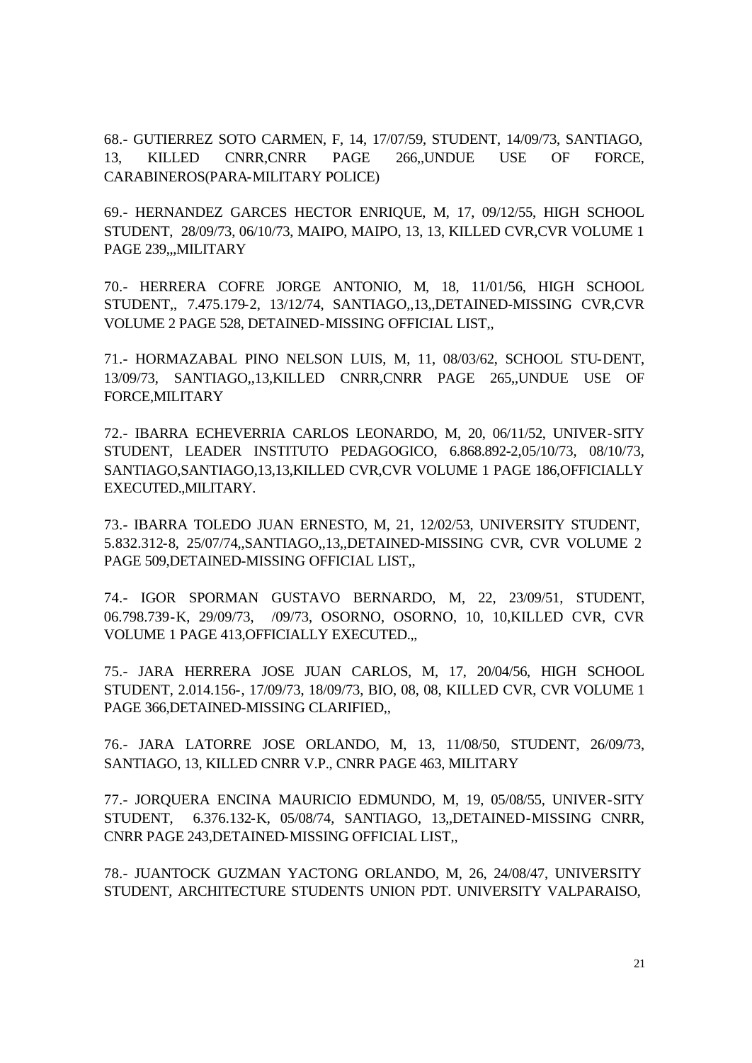68.- GUTIERREZ SOTO CARMEN, F, 14, 17/07/59, STUDENT, 14/09/73, SANTIAGO, 13, KILLED CNRR,CNRR PAGE 266,,UNDUE USE OF FORCE, CARABINEROS(PARA-MILITARY POLICE)

69.- HERNANDEZ GARCES HECTOR ENRIQUE, M, 17, 09/12/55, HIGH SCHOOL STUDENT, 28/09/73, 06/10/73, MAIPO, MAIPO, 13, 13, KILLED CVR,CVR VOLUME 1 PAGE 239,,,MILITARY

70.- HERRERA COFRE JORGE ANTONIO, M, 18, 11/01/56, HIGH SCHOOL STUDENT,, 7.475.179-2, 13/12/74, SANTIAGO,,13,,DETAINED-MISSING CVR,CVR VOLUME 2 PAGE 528, DETAINED-MISSING OFFICIAL LIST,,

71.- HORMAZABAL PINO NELSON LUIS, M, 11, 08/03/62, SCHOOL STU-DENT, 13/09/73, SANTIAGO,,13,KILLED CNRR,CNRR PAGE 265,,UNDUE USE OF FORCE,MILITARY

72.- IBARRA ECHEVERRIA CARLOS LEONARDO, M, 20, 06/11/52, UNIVER-SITY STUDENT, LEADER INSTITUTO PEDAGOGICO, 6.868.892-2,05/10/73, 08/10/73, SANTIAGO,SANTIAGO,13,13,KILLED CVR,CVR VOLUME 1 PAGE 186,OFFICIALLY EXECUTED.,MILITARY.

73.- IBARRA TOLEDO JUAN ERNESTO, M, 21, 12/02/53, UNIVERSITY STUDENT, 5.832.312-8, 25/07/74,,SANTIAGO,,13,,DETAINED-MISSING CVR, CVR VOLUME 2 PAGE 509,DETAINED-MISSING OFFICIAL LIST,,

74.- IGOR SPORMAN GUSTAVO BERNARDO, M, 22, 23/09/51, STUDENT, 06.798.739-K, 29/09/73, /09/73, OSORNO, OSORNO, 10, 10,KILLED CVR, CVR VOLUME 1 PAGE 413,OFFICIALLY EXECUTED.,,

75.- JARA HERRERA JOSE JUAN CARLOS, M, 17, 20/04/56, HIGH SCHOOL STUDENT, 2.014.156-, 17/09/73, 18/09/73, BIO, 08, 08, KILLED CVR, CVR VOLUME 1 PAGE 366,DETAINED-MISSING CLARIFIED,,

76.- JARA LATORRE JOSE ORLANDO, M, 13, 11/08/50, STUDENT, 26/09/73, SANTIAGO, 13, KILLED CNRR V.P., CNRR PAGE 463, MILITARY

77.- JORQUERA ENCINA MAURICIO EDMUNDO, M, 19, 05/08/55, UNIVER-SITY STUDENT, 6.376.132-K, 05/08/74, SANTIAGO, 13,,DETAINED-MISSING CNRR, CNRR PAGE 243,DETAINED-MISSING OFFICIAL LIST,,

78.- JUANTOCK GUZMAN YACTONG ORLANDO, M, 26, 24/08/47, UNIVERSITY STUDENT, ARCHITECTURE STUDENTS UNION PDT. UNIVERSITY VALPARAISO,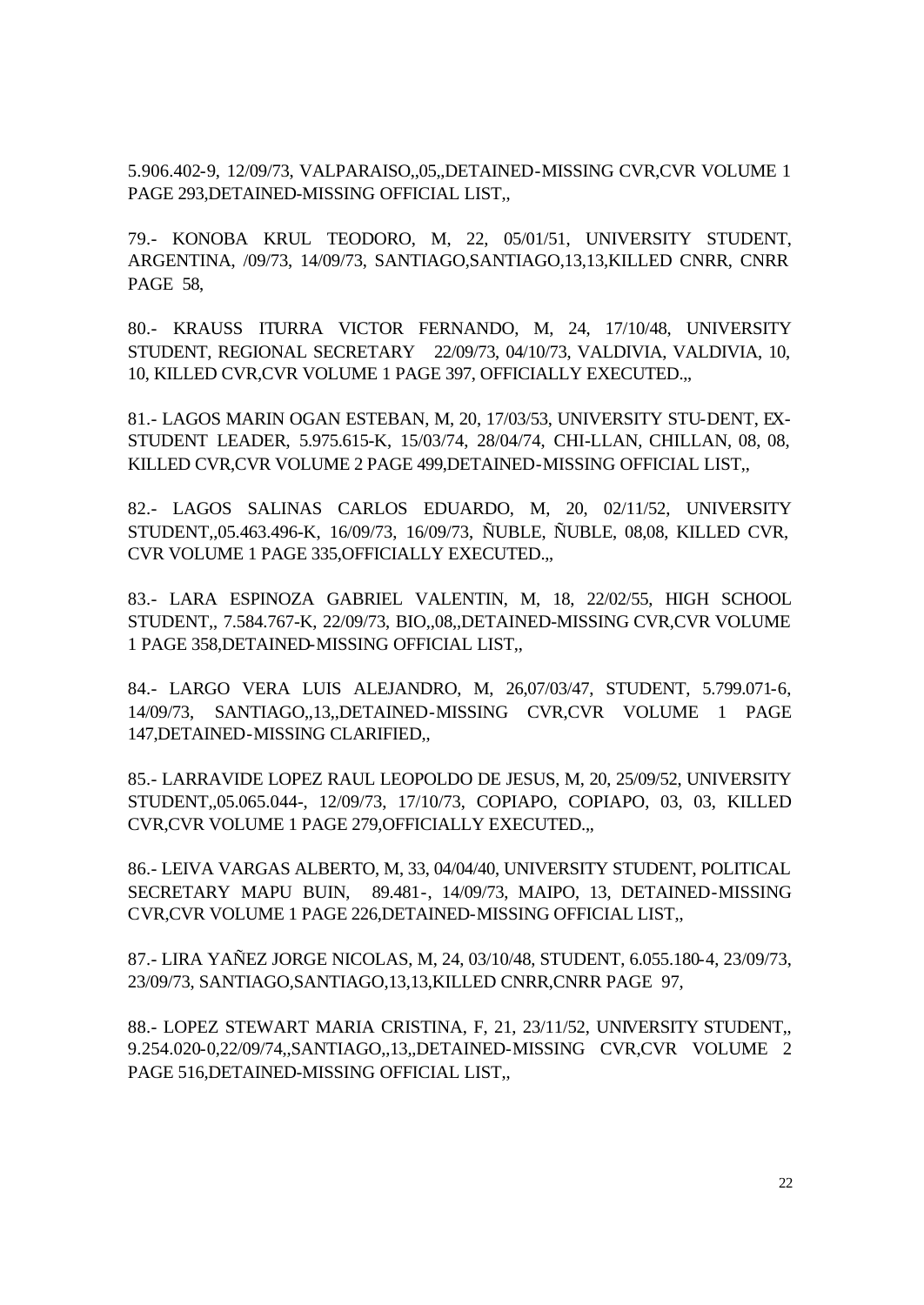5.906.402-9, 12/09/73, VALPARAISO,,05,,DETAINED-MISSING CVR,CVR VOLUME 1 PAGE 293,DETAINED-MISSING OFFICIAL LIST,,

79.- KONOBA KRUL TEODORO, M, 22, 05/01/51, UNIVERSITY STUDENT, ARGENTINA, /09/73, 14/09/73, SANTIAGO,SANTIAGO,13,13,KILLED CNRR, CNRR PAGE 58,

80.- KRAUSS ITURRA VICTOR FERNANDO, M, 24, 17/10/48, UNIVERSITY STUDENT, REGIONAL SECRETARY 22/09/73, 04/10/73, VALDIVIA, VALDIVIA, 10, 10, KILLED CVR,CVR VOLUME 1 PAGE 397, OFFICIALLY EXECUTED.,,

81.- LAGOS MARIN OGAN ESTEBAN, M, 20, 17/03/53, UNIVERSITY STU-DENT, EX-STUDENT LEADER, 5.975.615-K, 15/03/74, 28/04/74, CHI-LLAN, CHILLAN, 08, 08, KILLED CVR,CVR VOLUME 2 PAGE 499,DETAINED-MISSING OFFICIAL LIST,,

82.- LAGOS SALINAS CARLOS EDUARDO, M, 20, 02/11/52, UNIVERSITY STUDENT,,05.463.496-K, 16/09/73, 16/09/73, ÑUBLE, ÑUBLE, 08,08, KILLED CVR, CVR VOLUME 1 PAGE 335,OFFICIALLY EXECUTED.,,

83.- LARA ESPINOZA GABRIEL VALENTIN, M, 18, 22/02/55, HIGH SCHOOL STUDENT,, 7.584.767-K, 22/09/73, BIO,,08,,DETAINED-MISSING CVR,CVR VOLUME 1 PAGE 358,DETAINED-MISSING OFFICIAL LIST,,

84.- LARGO VERA LUIS ALEJANDRO, M, 26,07/03/47, STUDENT, 5.799.071-6, 14/09/73, SANTIAGO,,13,,DETAINED-MISSING CVR,CVR VOLUME 1 PAGE 147,DETAINED-MISSING CLARIFIED,,

85.- LARRAVIDE LOPEZ RAUL LEOPOLDO DE JESUS, M, 20, 25/09/52, UNIVERSITY STUDENT,,05.065.044-, 12/09/73, 17/10/73, COPIAPO, COPIAPO, 03, 03, KILLED CVR,CVR VOLUME 1 PAGE 279,OFFICIALLY EXECUTED.,,

86.- LEIVA VARGAS ALBERTO, M, 33, 04/04/40, UNIVERSITY STUDENT, POLITICAL SECRETARY MAPU BUIN, 89.481-, 14/09/73, MAIPO, 13, DETAINED-MISSING CVR,CVR VOLUME 1 PAGE 226,DETAINED-MISSING OFFICIAL LIST,,

87.- LIRA YAÑEZ JORGE NICOLAS, M, 24, 03/10/48, STUDENT, 6.055.180-4, 23/09/73, 23/09/73, SANTIAGO,SANTIAGO,13,13,KILLED CNRR,CNRR PAGE 97,

88.- LOPEZ STEWART MARIA CRISTINA, F, 21, 23/11/52, UNIVERSITY STUDENT,, 9.254.020-0,22/09/74,,SANTIAGO,,13,,DETAINED-MISSING CVR,CVR VOLUME 2 PAGE 516,DETAINED-MISSING OFFICIAL LIST,,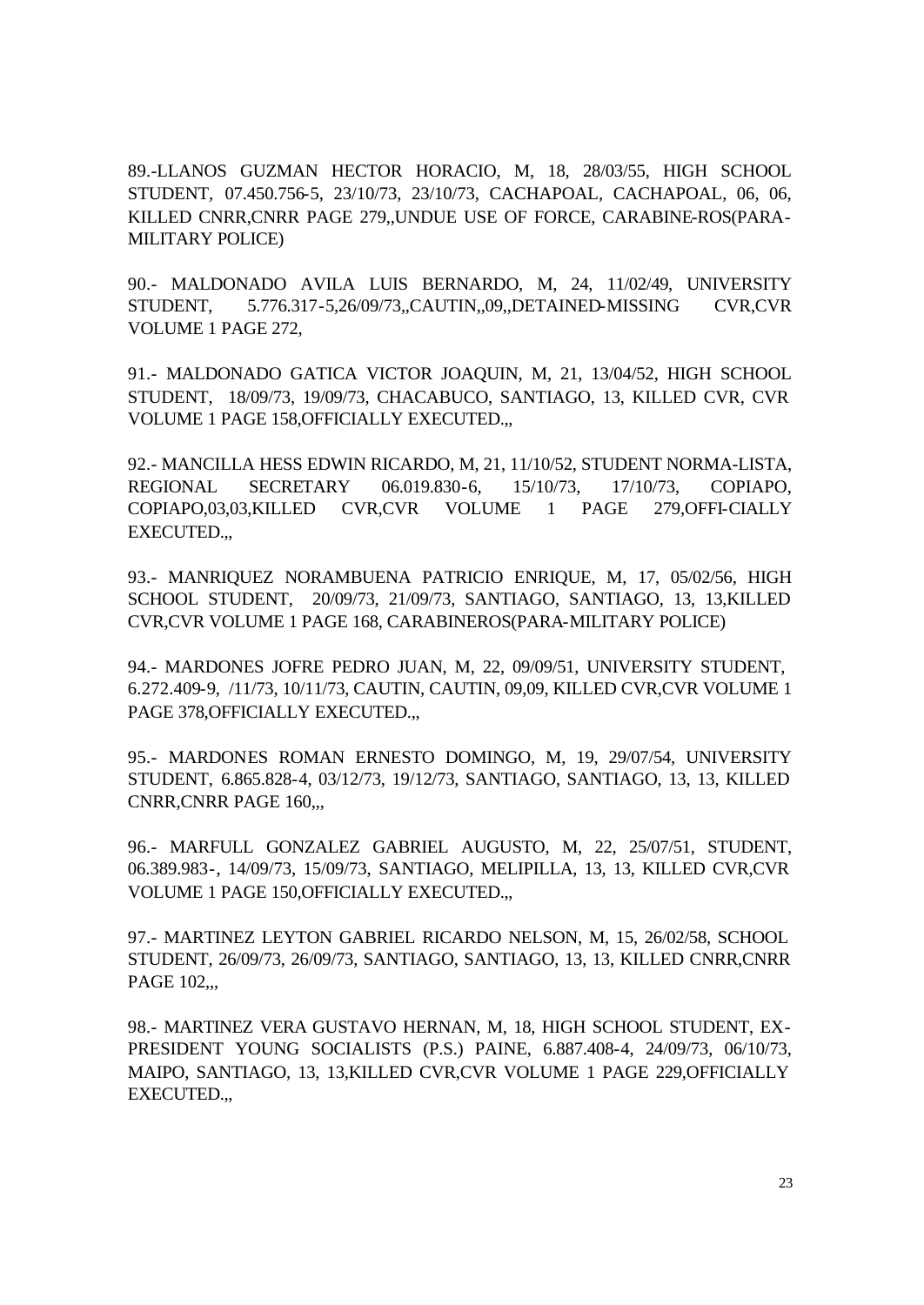89.-LLANOS GUZMAN HECTOR HORACIO, M, 18, 28/03/55, HIGH SCHOOL STUDENT, 07.450.756-5, 23/10/73, 23/10/73, CACHAPOAL, CACHAPOAL, 06, 06, KILLED CNRR,CNRR PAGE 279,,UNDUE USE OF FORCE, CARABINE-ROS(PARA-MILITARY POLICE)

90.- MALDONADO AVILA LUIS BERNARDO, M, 24, 11/02/49, UNIVERSITY STUDENT, 5.776.317-5,26/09/73,,CAUTIN,,09,,DETAINED-MISSING CVR,CVR VOLUME 1 PAGE 272,

91.- MALDONADO GATICA VICTOR JOAQUIN, M, 21, 13/04/52, HIGH SCHOOL STUDENT, 18/09/73, 19/09/73, CHACABUCO, SANTIAGO, 13, KILLED CVR, CVR VOLUME 1 PAGE 158,OFFICIALLY EXECUTED.,,

92.- MANCILLA HESS EDWIN RICARDO, M, 21, 11/10/52, STUDENT NORMA-LISTA, REGIONAL SECRETARY 06.019.830-6, 15/10/73, 17/10/73, COPIAPO, COPIAPO,03,03,KILLED CVR,CVR VOLUME 1 PAGE 279,OFFI-CIALLY EXECUTED.,,

93.- MANRIQUEZ NORAMBUENA PATRICIO ENRIQUE, M, 17, 05/02/56, HIGH SCHOOL STUDENT, 20/09/73, 21/09/73, SANTIAGO, SANTIAGO, 13, 13,KILLED CVR,CVR VOLUME 1 PAGE 168, CARABINEROS(PARA-MILITARY POLICE)

94.- MARDONES JOFRE PEDRO JUAN, M, 22, 09/09/51, UNIVERSITY STUDENT, 6.272.409-9, /11/73, 10/11/73, CAUTIN, CAUTIN, 09,09, KILLED CVR,CVR VOLUME 1 PAGE 378,OFFICIALLY EXECUTED.,,

95.- MARDONES ROMAN ERNESTO DOMINGO, M, 19, 29/07/54, UNIVERSITY STUDENT, 6.865.828-4, 03/12/73, 19/12/73, SANTIAGO, SANTIAGO, 13, 13, KILLED CNRR,CNRR PAGE 160,,,

96.- MARFULL GONZALEZ GABRIEL AUGUSTO, M, 22, 25/07/51, STUDENT, 06.389.983-, 14/09/73, 15/09/73, SANTIAGO, MELIPILLA, 13, 13, KILLED CVR,CVR VOLUME 1 PAGE 150,OFFICIALLY EXECUTED.,,

97.- MARTINEZ LEYTON GABRIEL RICARDO NELSON, M, 15, 26/02/58, SCHOOL STUDENT, 26/09/73, 26/09/73, SANTIAGO, SANTIAGO, 13, 13, KILLED CNRR,CNRR PAGE 102,,,

98.- MARTINEZ VERA GUSTAVO HERNAN, M, 18, HIGH SCHOOL STUDENT, EX-PRESIDENT YOUNG SOCIALISTS (P.S.) PAINE, 6.887.408-4, 24/09/73, 06/10/73, MAIPO, SANTIAGO, 13, 13,KILLED CVR,CVR VOLUME 1 PAGE 229,OFFICIALLY EXECUTED.,,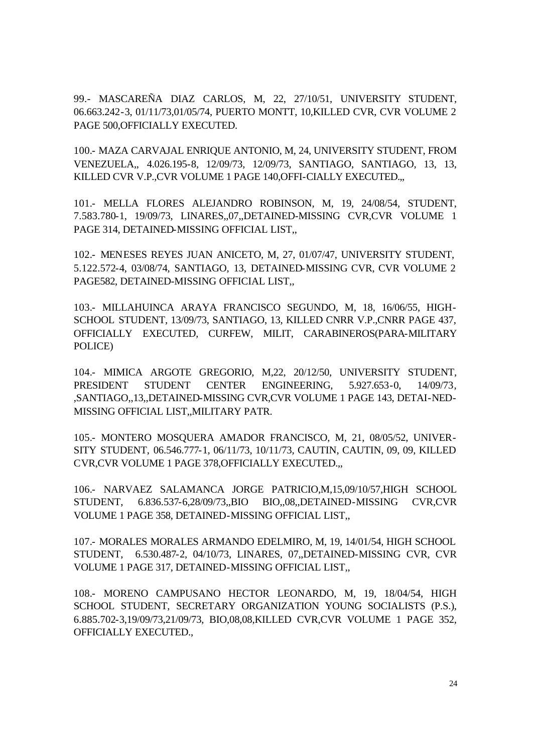99.- MASCAREÑA DIAZ CARLOS, M, 22, 27/10/51, UNIVERSITY STUDENT, 06.663.242-3, 01/11/73,01/05/74, PUERTO MONTT, 10,KILLED CVR, CVR VOLUME 2 PAGE 500,OFFICIALLY EXECUTED.

100.- MAZA CARVAJAL ENRIQUE ANTONIO, M, 24, UNIVERSITY STUDENT, FROM VENEZUELA,, 4.026.195-8, 12/09/73, 12/09/73, SANTIAGO, SANTIAGO, 13, 13, KILLED CVR V.P.,CVR VOLUME 1 PAGE 140,OFFI-CIALLY EXECUTED.,,

101.- MELLA FLORES ALEJANDRO ROBINSON, M, 19, 24/08/54, STUDENT, 7.583.780-1, 19/09/73, LINARES,,07,,DETAINED-MISSING CVR,CVR VOLUME 1 PAGE 314, DETAINED-MISSING OFFICIAL LIST,,

102.- MENESES REYES JUAN ANICETO, M, 27, 01/07/47, UNIVERSITY STUDENT, 5.122.572-4, 03/08/74, SANTIAGO, 13, DETAINED-MISSING CVR, CVR VOLUME 2 PAGE582, DETAINED-MISSING OFFICIAL LIST,,

103.- MILLAHUINCA ARAYA FRANCISCO SEGUNDO, M, 18, 16/06/55, HIGH-SCHOOL STUDENT, 13/09/73, SANTIAGO, 13, KILLED CNRR V.P.,CNRR PAGE 437, OFFICIALLY EXECUTED, CURFEW, MILIT, CARABINEROS(PARA-MILITARY POLICE)

104.- MIMICA ARGOTE GREGORIO, M,22, 20/12/50, UNIVERSITY STUDENT, PRESIDENT STUDENT CENTER ENGINEERING, 5.927.653-0, 14/09/73, ,SANTIAGO,,13,,DETAINED-MISSING CVR,CVR VOLUME 1 PAGE 143, DETAI-NED-MISSING OFFICIAL LIST,,MILITARY PATR.

105.- MONTERO MOSQUERA AMADOR FRANCISCO, M, 21, 08/05/52, UNIVER-SITY STUDENT, 06.546.777-1, 06/11/73, 10/11/73, CAUTIN, CAUTIN, 09, 09, KILLED CVR,CVR VOLUME 1 PAGE 378,OFFICIALLY EXECUTED.,,

106.- NARVAEZ SALAMANCA JORGE PATRICIO,M,15,09/10/57,HIGH SCHOOL STUDENT, 6.836.537-6,28/09/73,,BIO BIO,,08,,DETAINED-MISSING CVR,CVR VOLUME 1 PAGE 358, DETAINED-MISSING OFFICIAL LIST,,

107.- MORALES MORALES ARMANDO EDELMIRO, M, 19, 14/01/54, HIGH SCHOOL STUDENT, 6.530.487-2, 04/10/73, LINARES, 07,,DETAINED-MISSING CVR, CVR VOLUME 1 PAGE 317, DETAINED-MISSING OFFICIAL LIST,,

108.- MORENO CAMPUSANO HECTOR LEONARDO, M, 19, 18/04/54, HIGH SCHOOL STUDENT, SECRETARY ORGANIZATION YOUNG SOCIALISTS (P.S.), 6.885.702-3,19/09/73,21/09/73, BIO,08,08,KILLED CVR,CVR VOLUME 1 PAGE 352, OFFICIALLY EXECUTED.,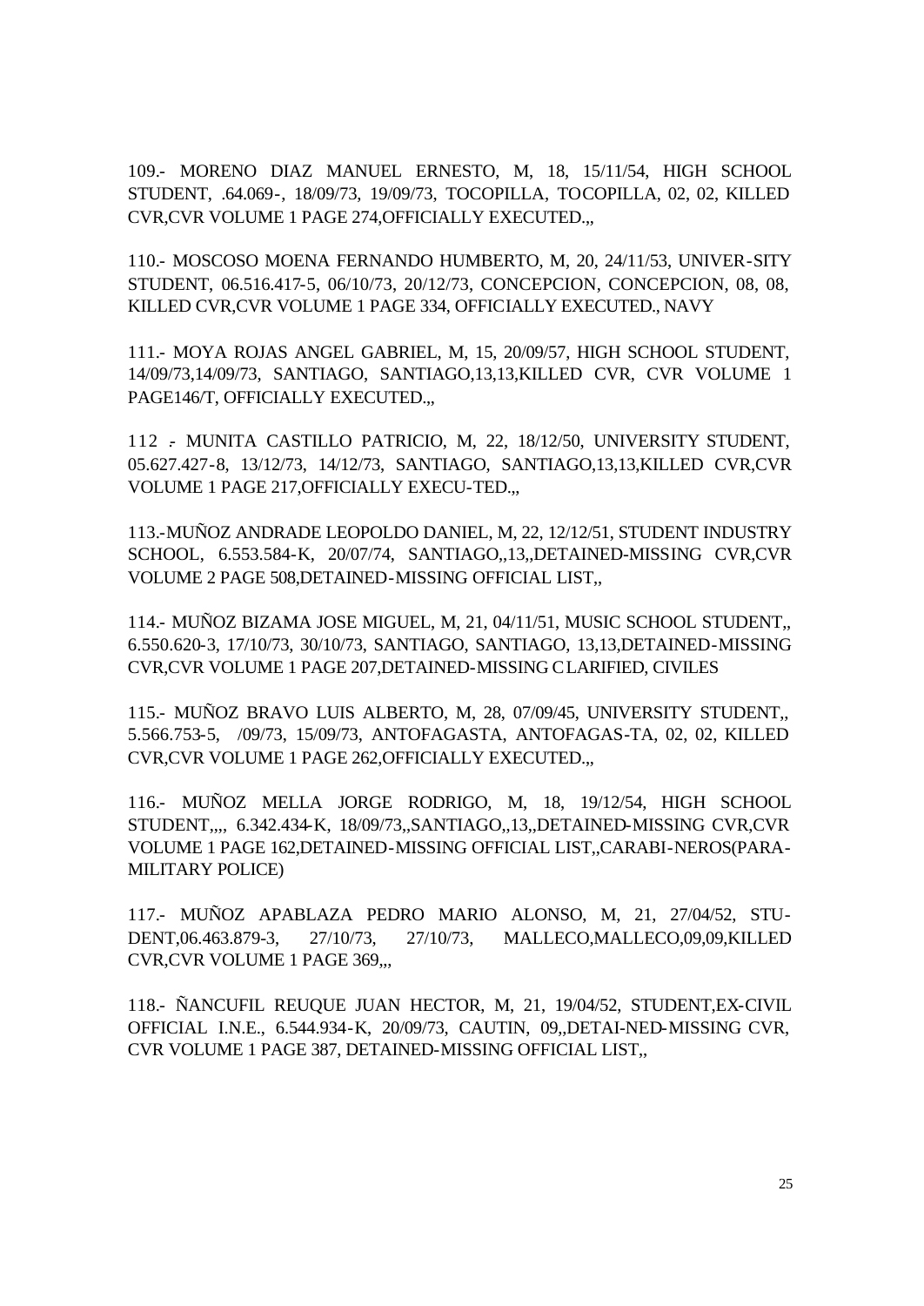109.- MORENO DIAZ MANUEL ERNESTO, M, 18, 15/11/54, HIGH SCHOOL STUDENT, .64.069-, 18/09/73, 19/09/73, TOCOPILLA, TOCOPILLA, 02, 02, KILLED CVR,CVR VOLUME 1 PAGE 274,OFFICIALLY EXECUTED.,,

110.- MOSCOSO MOENA FERNANDO HUMBERTO, M, 20, 24/11/53, UNIVER-SITY STUDENT, 06.516.417-5, 06/10/73, 20/12/73, CONCEPCION, CONCEPCION, 08, 08, KILLED CVR,CVR VOLUME 1 PAGE 334, OFFICIALLY EXECUTED., NAVY

111.- MOYA ROJAS ANGEL GABRIEL, M, 15, 20/09/57, HIGH SCHOOL STUDENT, 14/09/73,14/09/73, SANTIAGO, SANTIAGO,13,13,KILLED CVR, CVR VOLUME 1 PAGE146/T, OFFICIALLY EXECUTED.,,

112 .- MUNITA CASTILLO PATRICIO, M, 22, 18/12/50, UNIVERSITY STUDENT, 05.627.427-8, 13/12/73, 14/12/73, SANTIAGO, SANTIAGO,13,13,KILLED CVR,CVR VOLUME 1 PAGE 217,OFFICIALLY EXECU-TED.,,

113.-MUÑOZ ANDRADE LEOPOLDO DANIEL, M, 22, 12/12/51, STUDENT INDUSTRY SCHOOL, 6.553.584-K, 20/07/74, SANTIAGO,,13,,DETAINED-MISSING CVR,CVR VOLUME 2 PAGE 508,DETAINED-MISSING OFFICIAL LIST,,

114.- MUÑOZ BIZAMA JOSE MIGUEL, M, 21, 04/11/51, MUSIC SCHOOL STUDENT,, 6.550.620-3, 17/10/73, 30/10/73, SANTIAGO, SANTIAGO, 13,13,DETAINED-MISSING CVR,CVR VOLUME 1 PAGE 207,DETAINED-MISSING CLARIFIED, CIVILES

115.- MUÑOZ BRAVO LUIS ALBERTO, M, 28, 07/09/45, UNIVERSITY STUDENT,, 5.566.753-5, /09/73, 15/09/73, ANTOFAGASTA, ANTOFAGAS-TA, 02, 02, KILLED CVR,CVR VOLUME 1 PAGE 262,OFFICIALLY EXECUTED.,,

116.- MUÑOZ MELLA JORGE RODRIGO, M, 18, 19/12/54, HIGH SCHOOL STUDENT,,,, 6.342.434-K, 18/09/73,,SANTIAGO,,13,,DETAINED-MISSING CVR,CVR VOLUME 1 PAGE 162,DETAINED-MISSING OFFICIAL LIST,,CARABI-NEROS(PARA-MILITARY POLICE)

117.- MUÑOZ APABLAZA PEDRO MARIO ALONSO, M, 21, 27/04/52, STU-DENT,06.463.879-3, 27/10/73, 27/10/73, MALLECO,MALLECO,09,09,KILLED CVR,CVR VOLUME 1 PAGE 369,,,

118.- ÑANCUFIL REUQUE JUAN HECTOR, M, 21, 19/04/52, STUDENT,EX-CIVIL OFFICIAL I.N.E., 6.544.934-K, 20/09/73, CAUTIN, 09,,DETAI-NED-MISSING CVR, CVR VOLUME 1 PAGE 387, DETAINED-MISSING OFFICIAL LIST,,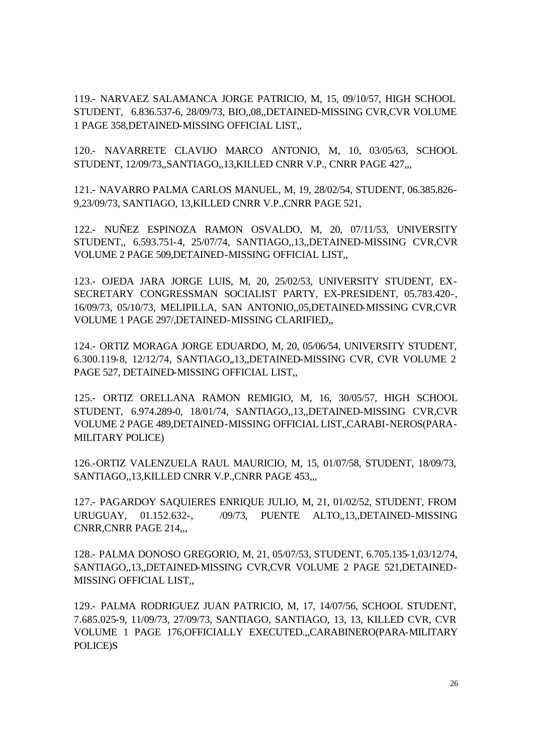119.- NARVAEZ SALAMANCA JORGE PATRICIO, M, 15, 09/10/57, HIGH SCHOOL STUDENT, 6.836.537-6, 28/09/73, BIO,,08,,DETAINED-MISSING CVR,CVR VOLUME 1 PAGE 358,DETAINED-MISSING OFFICIAL LIST,,

120.- NAVARRETE CLAVIJO MARCO ANTONIO, M, 10, 03/05/63, SCHOOL STUDENT, 12/09/73,,SANTIAGO,,13,KILLED CNRR V.P., CNRR PAGE 427,,,

121.- NAVARRO PALMA CARLOS MANUEL, M, 19, 28/02/54, STUDENT, 06.385.826-9,23/09/73, SANTIAGO, 13,KILLED CNRR V.P.,CNRR PAGE 521,

122.- NUÑEZ ESPINOZA RAMON OSVALDO, M, 20, 07/11/53, UNIVERSITY STUDENT,, 6.593.751-4, 25/07/74, SANTIAGO,,13,,DETAINED-MISSING CVR,CVR VOLUME 2 PAGE 509,DETAINED-MISSING OFFICIAL LIST,,

123.- OJEDA JARA JORGE LUIS, M, 20, 25/02/53, UNIVERSITY STUDENT, EX-SECRETARY CONGRESSMAN SOCIALIST PARTY, EX-PRESIDENT, 05.783.420-, 16/09/73, 05/10/73, MELIPILLA, SAN ANTONIO,,05,DETAINED-MISSING CVR,CVR VOLUME 1 PAGE 297/,DETAINED-MISSING CLARIFIED,,

124.- ORTIZ MORAGA JORGE EDUARDO, M, 20, 05/06/54, UNIVERSITY STUDENT, 6.300.119-8, 12/12/74, SANTIAGO,,13,,DETAINED-MISSING CVR, CVR VOLUME 2 PAGE 527, DETAINED-MISSING OFFICIAL LIST,,

125.- ORTIZ ORELLANA RAMON REMIGIO, M, 16, 30/05/57, HIGH SCHOOL STUDENT, 6.974.289-0, 18/01/74, SANTIAGO,,13,,DETAINED-MISSING CVR,CVR VOLUME 2 PAGE 489,DETAINED-MISSING OFFICIAL LIST,,CARABI-NEROS(PARA-MILITARY POLICE)

126.-ORTIZ VALENZUELA RAUL MAURICIO, M, 15, 01/07/58, STUDENT, 18/09/73, SANTIAGO,,13,KILLED CNRR V.P.,CNRR PAGE 453,,,

127.- PAGARDOY SAQUIERES ENRIQUE JULIO, M, 21, 01/02/52, STUDENT, FROM URUGUAY, 01.152.632-, /09/73, PUENTE ALTO,,13,,DETAINED-MISSING CNRR,CNRR PAGE 214,,,

128.- PALMA DONOSO GREGORIO, M, 21, 05/07/53, STUDENT, 6.705.135-1,03/12/74, SANTIAGO,,13,,DETAINED-MISSING CVR,CVR VOLUME 2 PAGE 521,DETAINED-MISSING OFFICIAL LIST,,

129.- PALMA RODRIGUEZ JUAN PATRICIO, M, 17, 14/07/56, SCHOOL STUDENT, 7.685.025-9, 11/09/73, 27/09/73, SANTIAGO, SANTIAGO, 13, 13, KILLED CVR, CVR VOLUME 1 PAGE 176,OFFICIALLY EXECUTED.,,CARABINERO(PARA-MILITARY POLICE)S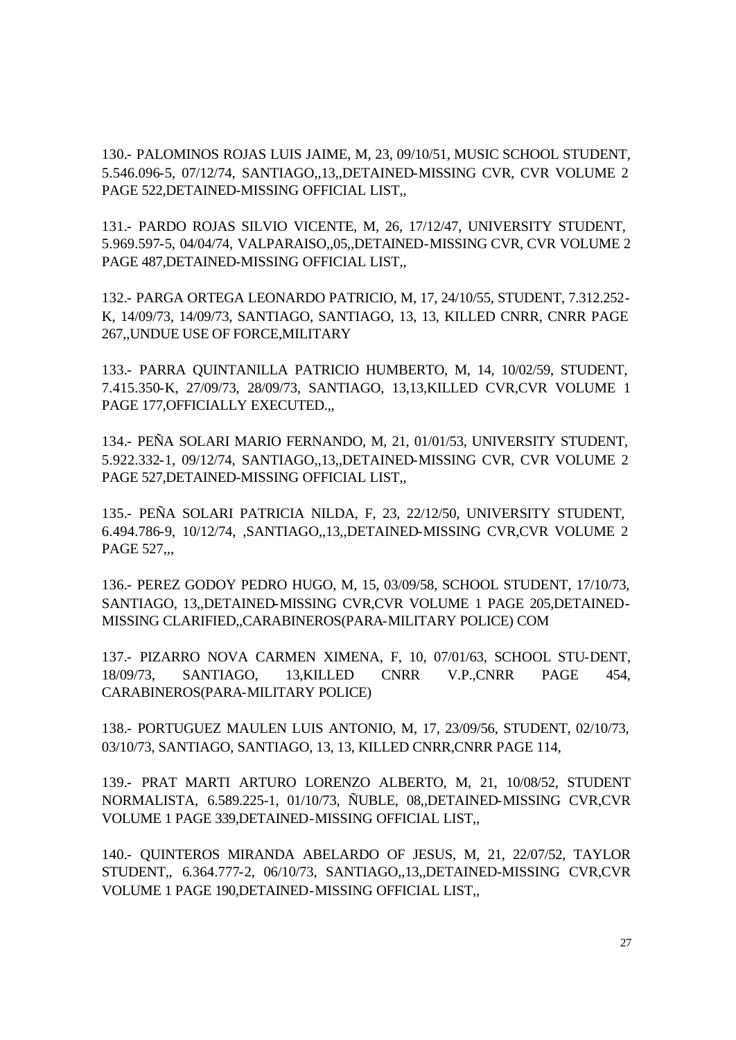130.- PALOMINOS ROJAS LUIS JAIME, M, 23, 09/10/51, MUSIC SCHOOL STUDENT, 5.546.096-5, 07/12/74, SANTIAGO,,13,,DETAINED-MISSING CVR, CVR VOLUME 2 PAGE 522,DETAINED-MISSING OFFICIAL LIST,,

131.- PARDO ROJAS SILVIO VICENTE, M, 26, 17/12/47, UNIVERSITY STUDENT, 5.969.597-5, 04/04/74, VALPARAISO,,05,,DETAINED-MISSING CVR, CVR VOLUME 2 PAGE 487,DETAINED-MISSING OFFICIAL LIST,,

132.- PARGA ORTEGA LEONARDO PATRICIO, M, 17, 24/10/55, STUDENT, 7.312.252-K, 14/09/73, 14/09/73, SANTIAGO, SANTIAGO, 13, 13, KILLED CNRR, CNRR PAGE 267,,UNDUE USE OF FORCE,MILITARY

133.- PARRA QUINTANILLA PATRICIO HUMBERTO, M, 14, 10/02/59, STUDENT, 7.415.350-K, 27/09/73, 28/09/73, SANTIAGO, 13,13,KILLED CVR,CVR VOLUME 1 PAGE 177,OFFICIALLY EXECUTED.,,

134.- PEÑA SOLARI MARIO FERNANDO, M, 21, 01/01/53, UNIVERSITY STUDENT, 5.922.332-1, 09/12/74, SANTIAGO,,13,,DETAINED-MISSING CVR, CVR VOLUME 2 PAGE 527,DETAINED-MISSING OFFICIAL LIST,,

135.- PEÑA SOLARI PATRICIA NILDA, F, 23, 22/12/50, UNIVERSITY STUDENT, 6.494.786-9, 10/12/74, ,SANTIAGO,,13,,DETAINED-MISSING CVR,CVR VOLUME 2 PAGE 527,,,

136.- PEREZ GODOY PEDRO HUGO, M, 15, 03/09/58, SCHOOL STUDENT, 17/10/73, SANTIAGO, 13,,DETAINED-MISSING CVR,CVR VOLUME 1 PAGE 205,DETAINED-MISSING CLARIFIED,,CARABINEROS(PARA-MILITARY POLICE) COM

137.- PIZARRO NOVA CARMEN XIMENA, F, 10, 07/01/63, SCHOOL STU-DENT, 18/09/73, SANTIAGO, 13,KILLED CNRR V.P.,CNRR PAGE 454, CARABINEROS(PARA-MILITARY POLICE)

138.- PORTUGUEZ MAULEN LUIS ANTONIO, M, 17, 23/09/56, STUDENT, 02/10/73, 03/10/73, SANTIAGO, SANTIAGO, 13, 13, KILLED CNRR,CNRR PAGE 114,

139.- PRAT MARTI ARTURO LORENZO ALBERTO, M, 21, 10/08/52, STUDENT NORMALISTA, 6.589.225-1, 01/10/73, ÑUBLE, 08,,DETAINED-MISSING CVR,CVR VOLUME 1 PAGE 339,DETAINED-MISSING OFFICIAL LIST,,

140.- QUINTEROS MIRANDA ABELARDO OF JESUS, M, 21, 22/07/52, TAYLOR STUDENT,, 6.364.777-2, 06/10/73, SANTIAGO,,13,,DETAINED-MISSING CVR,CVR VOLUME 1 PAGE 190,DETAINED-MISSING OFFICIAL LIST,,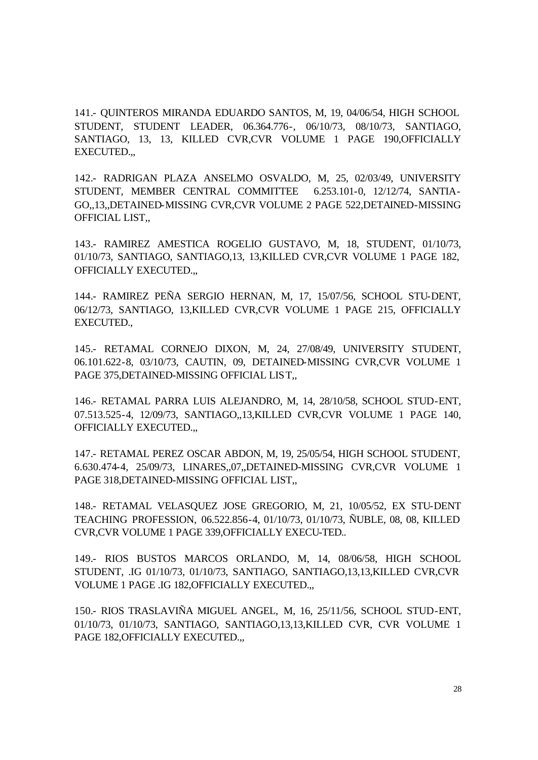141.- QUINTEROS MIRANDA EDUARDO SANTOS, M, 19, 04/06/54, HIGH SCHOOL STUDENT, STUDENT LEADER, 06.364.776-, 06/10/73, 08/10/73, SANTIAGO, SANTIAGO, 13, 13, KILLED CVR,CVR VOLUME 1 PAGE 190,OFFICIALLY EXECUTED.,,

142.- RADRIGAN PLAZA ANSELMO OSVALDO, M, 25, 02/03/49, UNIVERSITY STUDENT, MEMBER CENTRAL COMMITTEE 6.253.101-0, 12/12/74, SANTIA-GO,,13,,DETAINED-MISSING CVR,CVR VOLUME 2 PAGE 522,DETAINED-MISSING OFFICIAL LIST,,

143.- RAMIREZ AMESTICA ROGELIO GUSTAVO, M, 18, STUDENT, 01/10/73, 01/10/73, SANTIAGO, SANTIAGO,13, 13,KILLED CVR,CVR VOLUME 1 PAGE 182, OFFICIALLY EXECUTED.,,

144.- RAMIREZ PEÑA SERGIO HERNAN, M, 17, 15/07/56, SCHOOL STU-DENT, 06/12/73, SANTIAGO, 13,KILLED CVR,CVR VOLUME 1 PAGE 215, OFFICIALLY EXECUTED.,

145.- RETAMAL CORNEJO DIXON, M, 24, 27/08/49, UNIVERSITY STUDENT, 06.101.622-8, 03/10/73, CAUTIN, 09, DETAINED-MISSING CVR,CVR VOLUME 1 PAGE 375,DETAINED-MISSING OFFICIAL LIST,,

146.- RETAMAL PARRA LUIS ALEJANDRO, M, 14, 28/10/58, SCHOOL STUD-ENT, 07.513.525-4, 12/09/73, SANTIAGO,,13,KILLED CVR,CVR VOLUME 1 PAGE 140, OFFICIALLY EXECUTED.,,

147.- RETAMAL PEREZ OSCAR ABDON, M, 19, 25/05/54, HIGH SCHOOL STUDENT, 6.630.474-4, 25/09/73, LINARES,,07,,DETAINED-MISSING CVR,CVR VOLUME 1 PAGE 318,DETAINED-MISSING OFFICIAL LIST,,

148.- RETAMAL VELASQUEZ JOSE GREGORIO, M, 21, 10/05/52, EX STU-DENT TEACHING PROFESSION, 06.522.856-4, 01/10/73, 01/10/73, ÑUBLE, 08, 08, KILLED CVR,CVR VOLUME 1 PAGE 339,OFFICIALLY EXECU-TED..

149.- RIOS BUSTOS MARCOS ORLANDO, M, 14, 08/06/58, HIGH SCHOOL STUDENT, .IG 01/10/73, 01/10/73, SANTIAGO, SANTIAGO,13,13,KILLED CVR,CVR VOLUME 1 PAGE .IG 182,OFFICIALLY EXECUTED.,,

150.- RIOS TRASLAVIÑA MIGUEL ANGEL, M, 16, 25/11/56, SCHOOL STUD-ENT, 01/10/73, 01/10/73, SANTIAGO, SANTIAGO,13,13,KILLED CVR, CVR VOLUME 1 PAGE 182,OFFICIALLY EXECUTED.,,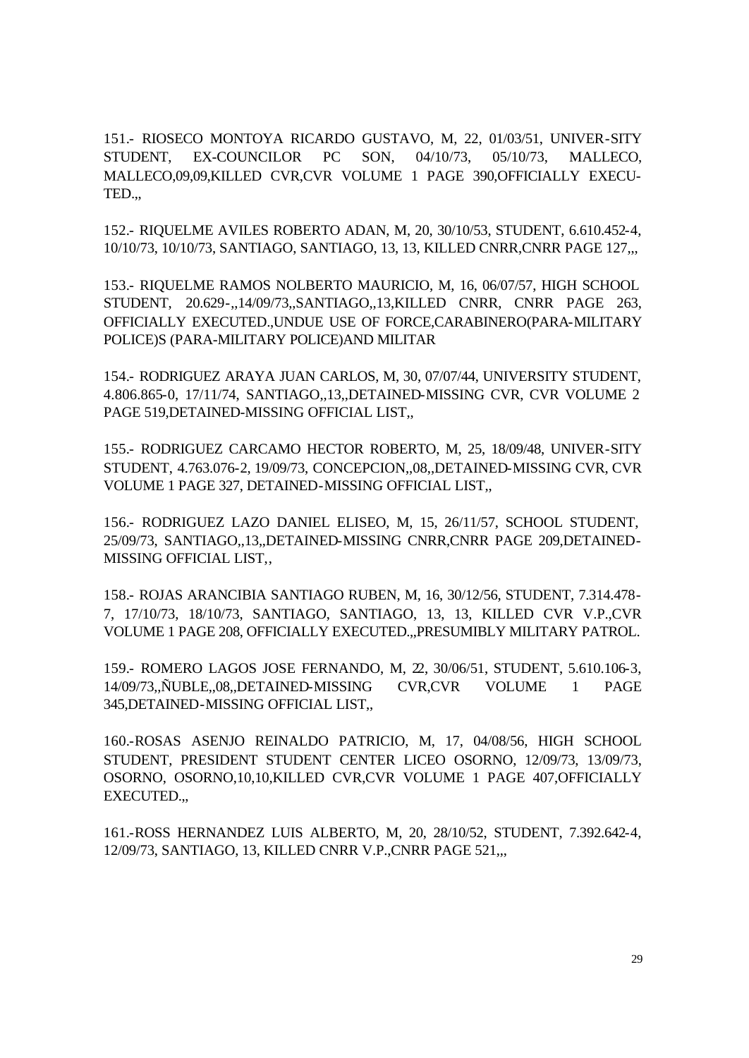151.- RIOSECO MONTOYA RICARDO GUSTAVO, M, 22, 01/03/51, UNIVER-SITY STUDENT, EX-COUNCILOR PC SON, 04/10/73, 05/10/73, MALLECO, MALLECO,09,09,KILLED CVR,CVR VOLUME 1 PAGE 390,OFFICIALLY EXECU-TED.,,

152.- RIQUELME AVILES ROBERTO ADAN, M, 20, 30/10/53, STUDENT, 6.610.452-4, 10/10/73, 10/10/73, SANTIAGO, SANTIAGO, 13, 13, KILLED CNRR,CNRR PAGE 127,,,

153.- RIQUELME RAMOS NOLBERTO MAURICIO, M, 16, 06/07/57, HIGH SCHOOL STUDENT, 20.629-,,14/09/73,,SANTIAGO,,13,KILLED CNRR, CNRR PAGE 263, OFFICIALLY EXECUTED.,UNDUE USE OF FORCE,CARABINERO(PARA-MILITARY POLICE)S (PARA-MILITARY POLICE)AND MILITAR

154.- RODRIGUEZ ARAYA JUAN CARLOS, M, 30, 07/07/44, UNIVERSITY STUDENT, 4.806.865-0, 17/11/74, SANTIAGO,,13,,DETAINED-MISSING CVR, CVR VOLUME 2 PAGE 519,DETAINED-MISSING OFFICIAL LIST,,

155.- RODRIGUEZ CARCAMO HECTOR ROBERTO, M, 25, 18/09/48, UNIVER-SITY STUDENT, 4.763.076-2, 19/09/73, CONCEPCION,,08,,DETAINED-MISSING CVR, CVR VOLUME 1 PAGE 327, DETAINED-MISSING OFFICIAL LIST,,

156.- RODRIGUEZ LAZO DANIEL ELISEO, M, 15, 26/11/57, SCHOOL STUDENT, 25/09/73, SANTIAGO,,13,,DETAINED-MISSING CNRR,CNRR PAGE 209,DETAINED-MISSING OFFICIAL LIST,,

158.- ROJAS ARANCIBIA SANTIAGO RUBEN, M, 16, 30/12/56, STUDENT, 7.314.478-7, 17/10/73, 18/10/73, SANTIAGO, SANTIAGO, 13, 13, KILLED CVR V.P.,CVR VOLUME 1 PAGE 208, OFFICIALLY EXECUTED.,,PRESUMIBLY MILITARY PATROL.

159.- ROMERO LAGOS JOSE FERNANDO, M, 22, 30/06/51, STUDENT, 5.610.106-3, 14/09/73,,ÑUBLE,,08,,DETAINED-MISSING CVR,CVR VOLUME 1 PAGE 345,DETAINED-MISSING OFFICIAL LIST,,

160.-ROSAS ASENJO REINALDO PATRICIO, M, 17, 04/08/56, HIGH SCHOOL STUDENT, PRESIDENT STUDENT CENTER LICEO OSORNO, 12/09/73, 13/09/73, OSORNO, OSORNO,10,10,KILLED CVR,CVR VOLUME 1 PAGE 407,OFFICIALLY EXECUTED.,,

161.-ROSS HERNANDEZ LUIS ALBERTO, M, 20, 28/10/52, STUDENT, 7.392.642-4, 12/09/73, SANTIAGO, 13, KILLED CNRR V.P.,CNRR PAGE 521,,,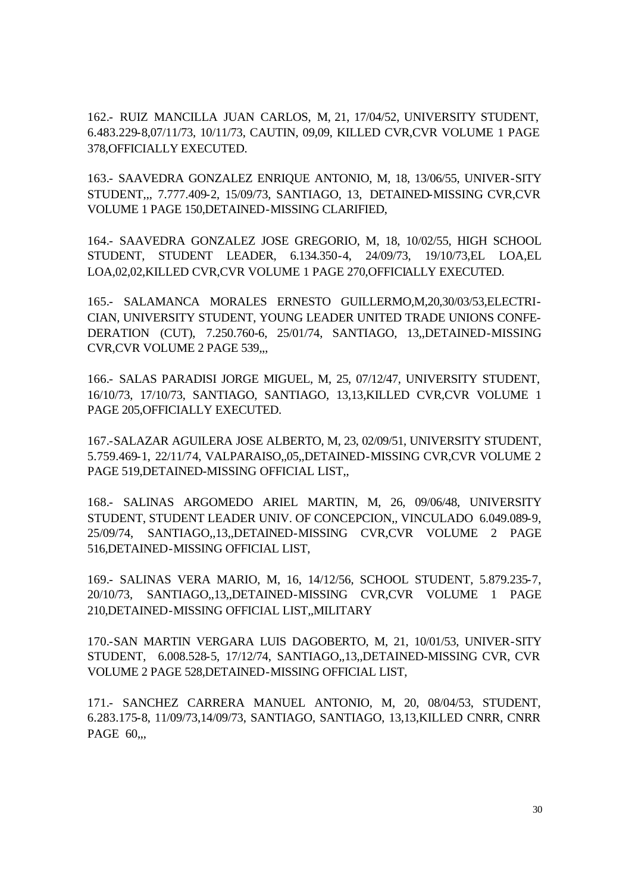162.- RUIZ MANCILLA JUAN CARLOS, M, 21, 17/04/52, UNIVERSITY STUDENT, 6.483.229-8,07/11/73, 10/11/73, CAUTIN, 09,09, KILLED CVR,CVR VOLUME 1 PAGE 378,OFFICIALLY EXECUTED.

163.- SAAVEDRA GONZALEZ ENRIQUE ANTONIO, M, 18, 13/06/55, UNIVER-SITY STUDENT,,, 7.777.409-2, 15/09/73, SANTIAGO, 13, DETAINED-MISSING CVR,CVR VOLUME 1 PAGE 150,DETAINED-MISSING CLARIFIED,

164.- SAAVEDRA GONZALEZ JOSE GREGORIO, M, 18, 10/02/55, HIGH SCHOOL STUDENT, STUDENT LEADER, 6.134.350-4, 24/09/73, 19/10/73,EL LOA,EL LOA,02,02,KILLED CVR,CVR VOLUME 1 PAGE 270,OFFICIALLY EXECUTED.

165.- SALAMANCA MORALES ERNESTO GUILLERMO,M,20,30/03/53,ELECTRI-CIAN, UNIVERSITY STUDENT, YOUNG LEADER UNITED TRADE UNIONS CONFE-DERATION (CUT), 7.250.760-6, 25/01/74, SANTIAGO, 13,,DETAINED-MISSING CVR,CVR VOLUME 2 PAGE 539,,,

166.- SALAS PARADISI JORGE MIGUEL, M, 25, 07/12/47, UNIVERSITY STUDENT, 16/10/73, 17/10/73, SANTIAGO, SANTIAGO, 13,13,KILLED CVR,CVR VOLUME 1 PAGE 205,OFFICIALLY EXECUTED.

167.-SALAZAR AGUILERA JOSE ALBERTO, M, 23, 02/09/51, UNIVERSITY STUDENT, 5.759.469-1, 22/11/74, VALPARAISO,,05,,DETAINED-MISSING CVR,CVR VOLUME 2 PAGE 519,DETAINED-MISSING OFFICIAL LIST,,

168.- SALINAS ARGOMEDO ARIEL MARTIN, M, 26, 09/06/48, UNIVERSITY STUDENT, STUDENT LEADER UNIV. OF CONCEPCION,, VINCULADO 6.049.089-9, 25/09/74, SANTIAGO,,13,,DETAINED-MISSING CVR,CVR VOLUME 2 PAGE 516,DETAINED-MISSING OFFICIAL LIST,

169.- SALINAS VERA MARIO, M, 16, 14/12/56, SCHOOL STUDENT, 5.879.235-7, 20/10/73, SANTIAGO,,13,,DETAINED-MISSING CVR,CVR VOLUME 1 PAGE 210,DETAINED-MISSING OFFICIAL LIST,,MILITARY

170.-SAN MARTIN VERGARA LUIS DAGOBERTO, M, 21, 10/01/53, UNIVER-SITY STUDENT, 6.008.528-5, 17/12/74, SANTIAGO,,13,,DETAINED-MISSING CVR, CVR VOLUME 2 PAGE 528,DETAINED-MISSING OFFICIAL LIST,

171.- SANCHEZ CARRERA MANUEL ANTONIO, M, 20, 08/04/53, STUDENT, 6.283.175-8, 11/09/73,14/09/73, SANTIAGO, SANTIAGO, 13,13,KILLED CNRR, CNRR PAGE 60,,,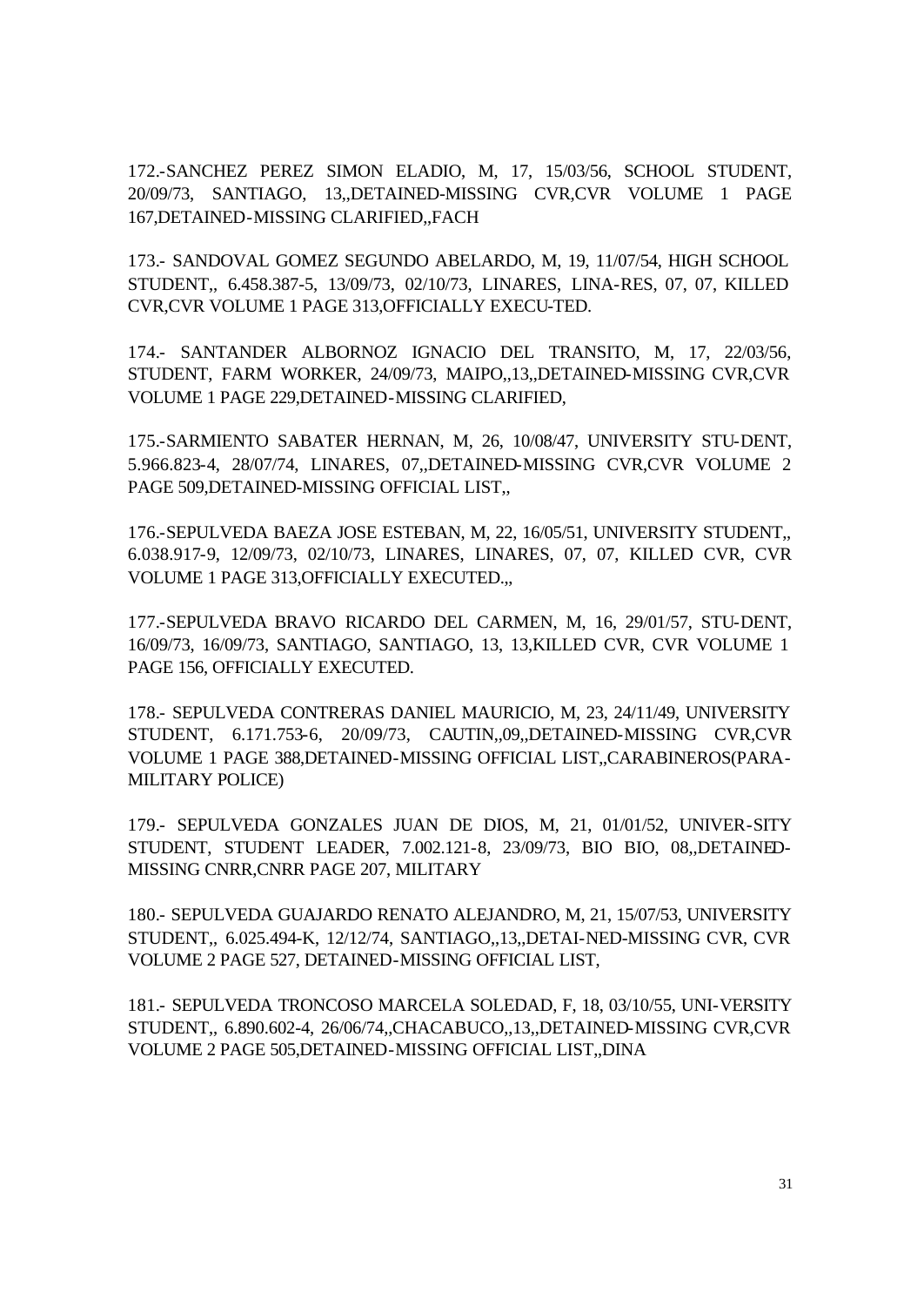172.-SANCHEZ PEREZ SIMON ELADIO, M, 17, 15/03/56, SCHOOL STUDENT, 20/09/73, SANTIAGO, 13,,DETAINED-MISSING CVR,CVR VOLUME 1 PAGE 167,DETAINED-MISSING CLARIFIED,,FACH

173.- SANDOVAL GOMEZ SEGUNDO ABELARDO, M, 19, 11/07/54, HIGH SCHOOL STUDENT,, 6.458.387-5, 13/09/73, 02/10/73, LINARES, LINA-RES, 07, 07, KILLED CVR,CVR VOLUME 1 PAGE 313,OFFICIALLY EXECU-TED.

174.- SANTANDER ALBORNOZ IGNACIO DEL TRANSITO, M, 17, 22/03/56, STUDENT, FARM WORKER, 24/09/73, MAIPO,,13,,DETAINED-MISSING CVR,CVR VOLUME 1 PAGE 229,DETAINED-MISSING CLARIFIED,

175.-SARMIENTO SABATER HERNAN, M, 26, 10/08/47, UNIVERSITY STU-DENT, 5.966.823-4, 28/07/74, LINARES, 07,,DETAINED-MISSING CVR,CVR VOLUME 2 PAGE 509,DETAINED-MISSING OFFICIAL LIST,,

176.-SEPULVEDA BAEZA JOSE ESTEBAN, M, 22, 16/05/51, UNIVERSITY STUDENT,, 6.038.917-9, 12/09/73, 02/10/73, LINARES, LINARES, 07, 07, KILLED CVR, CVR VOLUME 1 PAGE 313,OFFICIALLY EXECUTED.,,

177.-SEPULVEDA BRAVO RICARDO DEL CARMEN, M, 16, 29/01/57, STU-DENT, 16/09/73, 16/09/73, SANTIAGO, SANTIAGO, 13, 13,KILLED CVR, CVR VOLUME 1 PAGE 156, OFFICIALLY EXECUTED.

178.- SEPULVEDA CONTRERAS DANIEL MAURICIO, M, 23, 24/11/49, UNIVERSITY STUDENT, 6.171.753-6, 20/09/73, CAUTIN,,09,,DETAINED-MISSING CVR,CVR VOLUME 1 PAGE 388,DETAINED-MISSING OFFICIAL LIST,,CARABINEROS(PARA-MILITARY POLICE)

179.- SEPULVEDA GONZALES JUAN DE DIOS, M, 21, 01/01/52, UNIVER-SITY STUDENT, STUDENT LEADER, 7.002.121-8, 23/09/73, BIO BIO, 08,,DETAINED-MISSING CNRR,CNRR PAGE 207, MILITARY

180.- SEPULVEDA GUAJARDO RENATO ALEJANDRO, M, 21, 15/07/53, UNIVERSITY STUDENT,, 6.025.494-K, 12/12/74, SANTIAGO,,13,,DETAI-NED-MISSING CVR, CVR VOLUME 2 PAGE 527, DETAINED-MISSING OFFICIAL LIST,

181.- SEPULVEDA TRONCOSO MARCELA SOLEDAD, F, 18, 03/10/55, UNI-VERSITY STUDENT,, 6.890.602-4, 26/06/74,,CHACABUCO,,13,,DETAINED-MISSING CVR,CVR VOLUME 2 PAGE 505,DETAINED-MISSING OFFICIAL LIST,,DINA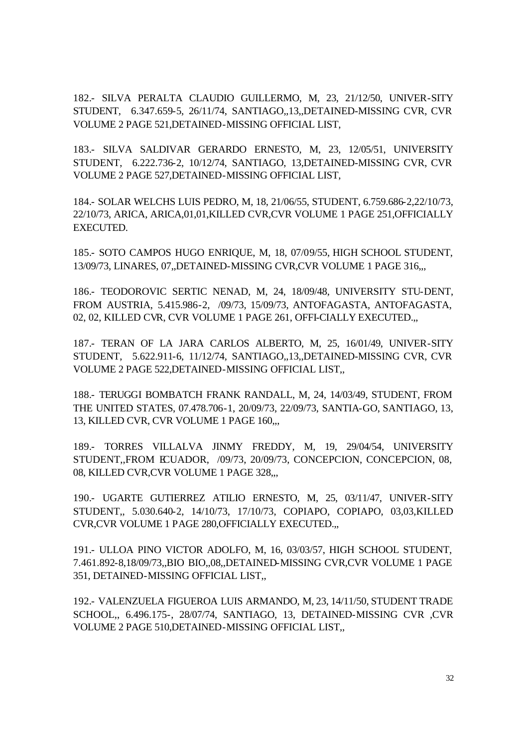182.- SILVA PERALTA CLAUDIO GUILLERMO, M, 23, 21/12/50, UNIVER-SITY STUDENT, 6.347.659-5, 26/11/74, SANTIAGO,,13,,DETAINED-MISSING CVR, CVR VOLUME 2 PAGE 521,DETAINED-MISSING OFFICIAL LIST,

183.- SILVA SALDIVAR GERARDO ERNESTO, M, 23, 12/05/51, UNIVERSITY STUDENT, 6.222.736-2, 10/12/74, SANTIAGO, 13,DETAINED-MISSING CVR, CVR VOLUME 2 PAGE 527,DETAINED-MISSING OFFICIAL LIST,

184.- SOLAR WELCHS LUIS PEDRO, M, 18, 21/06/55, STUDENT, 6.759.686-2,22/10/73, 22/10/73, ARICA, ARICA,01,01,KILLED CVR,CVR VOLUME 1 PAGE 251,OFFICIALLY EXECUTED.

185.- SOTO CAMPOS HUGO ENRIQUE, M, 18, 07/09/55, HIGH SCHOOL STUDENT, 13/09/73, LINARES, 07,,DETAINED-MISSING CVR,CVR VOLUME 1 PAGE 316,,,

186.- TEODOROVIC SERTIC NENAD, M, 24, 18/09/48, UNIVERSITY STU-DENT, FROM AUSTRIA, 5.415.986-2, /09/73, 15/09/73, ANTOFAGASTA, ANTOFAGASTA, 02, 02, KILLED CVR, CVR VOLUME 1 PAGE 261, OFFI-CIALLY EXECUTED.,,

187.- TERAN OF LA JARA CARLOS ALBERTO, M, 25, 16/01/49, UNIVER-SITY STUDENT, 5.622.911-6, 11/12/74, SANTIAGO,,13,,DETAINED-MISSING CVR, CVR VOLUME 2 PAGE 522,DETAINED-MISSING OFFICIAL LIST,,

188.- TERUGGI BOMBATCH FRANK RANDALL, M, 24, 14/03/49, STUDENT, FROM THE UNITED STATES, 07.478.706-1, 20/09/73, 22/09/73, SANTIA-GO, SANTIAGO, 13, 13, KILLED CVR, CVR VOLUME 1 PAGE 160,,,

189.- TORRES VILLALVA JINMY FREDDY, M, 19, 29/04/54, UNIVERSITY STUDENT,,FROM ECUADOR, /09/73, 20/09/73, CONCEPCION, CONCEPCION, 08, 08, KILLED CVR,CVR VOLUME 1 PAGE 328,,,

190.- UGARTE GUTIERREZ ATILIO ERNESTO, M, 25, 03/11/47, UNIVER-SITY STUDENT,, 5.030.640-2, 14/10/73, 17/10/73, COPIAPO, COPIAPO, 03,03,KILLED CVR,CVR VOLUME 1 PAGE 280,OFFICIALLY EXECUTED.,,

191.- ULLOA PINO VICTOR ADOLFO, M, 16, 03/03/57, HIGH SCHOOL STUDENT, 7.461.892-8,18/09/73,,BIO BIO,,08,,DETAINED-MISSING CVR,CVR VOLUME 1 PAGE 351, DETAINED-MISSING OFFICIAL LIST,,

192.- VALENZUELA FIGUEROA LUIS ARMANDO, M, 23, 14/11/50, STUDENT TRADE SCHOOL,, 6.496.175-, 28/07/74, SANTIAGO, 13, DETAINED-MISSING CVR ,CVR VOLUME 2 PAGE 510,DETAINED-MISSING OFFICIAL LIST,,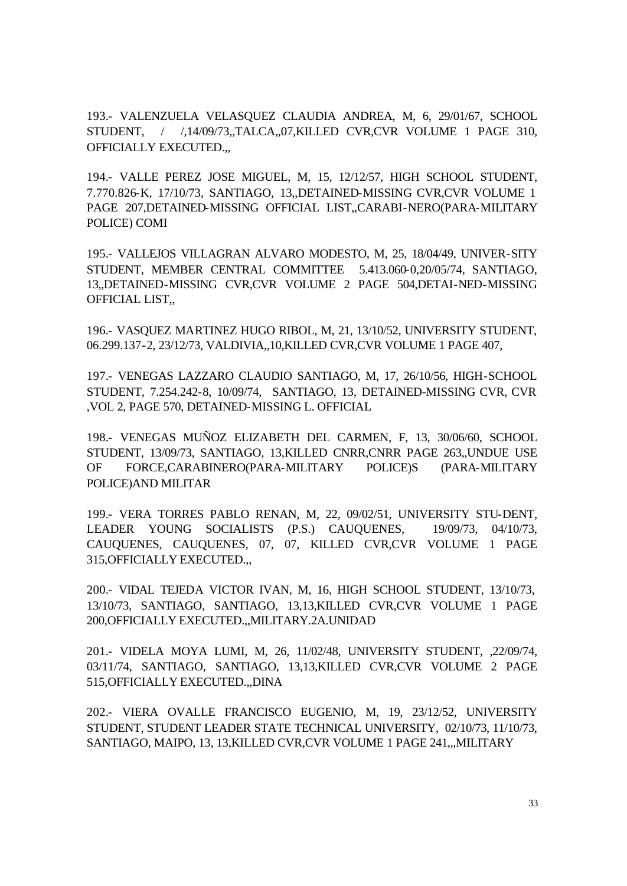193.- VALENZUELA VELASQUEZ CLAUDIA ANDREA, M, 6, 29/01/67, SCHOOL STUDENT, / /,14/09/73,,TALCA,,07,KILLED CVR,CVR VOLUME 1 PAGE 310, OFFICIALLY EXECUTED.,,

194.- VALLE PEREZ JOSE MIGUEL, M, 15, 12/12/57, HIGH SCHOOL STUDENT, 7.770.826-K, 17/10/73, SANTIAGO, 13,,DETAINED-MISSING CVR,CVR VOLUME 1 PAGE 207,DETAINED-MISSING OFFICIAL LIST,,CARABI-NERO(PARA-MILITARY POLICE) COMI

195.- VALLEJOS VILLAGRAN ALVARO MODESTO, M, 25, 18/04/49, UNIVER-SITY STUDENT, MEMBER CENTRAL COMMITTEE 5.413.060-0,20/05/74, SANTIAGO, 13,,DETAINED-MISSING CVR,CVR VOLUME 2 PAGE 504,DETAI-NED-MISSING OFFICIAL LIST,,

196.- VASQUEZ MARTINEZ HUGO RIBOL, M, 21, 13/10/52, UNIVERSITY STUDENT, 06.299.137-2, 23/12/73, VALDIVIA,,10,KILLED CVR,CVR VOLUME 1 PAGE 407,

197.- VENEGAS LAZZARO CLAUDIO SANTIAGO, M, 17, 26/10/56, HIGH-SCHOOL STUDENT, 7.254.242-8, 10/09/74, SANTIAGO, 13, DETAINED-MISSING CVR, CVR ,VOL 2, PAGE 570, DETAINED-MISSING L. OFFICIAL

198.- VENEGAS MUÑOZ ELIZABETH DEL CARMEN, F, 13, 30/06/60, SCHOOL STUDENT, 13/09/73, SANTIAGO, 13,KILLED CNRR,CNRR PAGE 263,,UNDUE USE OF FORCE,CARABINERO(PARA-MILITARY POLICE)S (PARA-MILITARY POLICE)AND MILITAR

199.- VERA TORRES PABLO RENAN, M, 22, 09/02/51, UNIVERSITY STU-DENT, LEADER YOUNG SOCIALISTS (P.S.) CAUQUENES, 19/09/73, 04/10/73, CAUQUENES, CAUQUENES, 07, 07, KILLED CVR,CVR VOLUME 1 PAGE 315,OFFICIALLY EXECUTED.,,

200.- VIDAL TEJEDA VICTOR IVAN, M, 16, HIGH SCHOOL STUDENT, 13/10/73, 13/10/73, SANTIAGO, SANTIAGO, 13,13,KILLED CVR,CVR VOLUME 1 PAGE 200,OFFICIALLY EXECUTED.,,MILITARY.2A.UNIDAD

201.- VIDELA MOYA LUMI, M, 26, 11/02/48, UNIVERSITY STUDENT, ,22/09/74, 03/11/74, SANTIAGO, SANTIAGO, 13,13,KILLED CVR,CVR VOLUME 2 PAGE 515,OFFICIALLY EXECUTED.,,DINA

202.- VIERA OVALLE FRANCISCO EUGENIO, M, 19, 23/12/52, UNIVERSITY STUDENT, STUDENT LEADER STATE TECHNICAL UNIVERSITY, 02/10/73, 11/10/73, SANTIAGO, MAIPO, 13, 13,KILLED CVR,CVR VOLUME 1 PAGE 241,,,MILITARY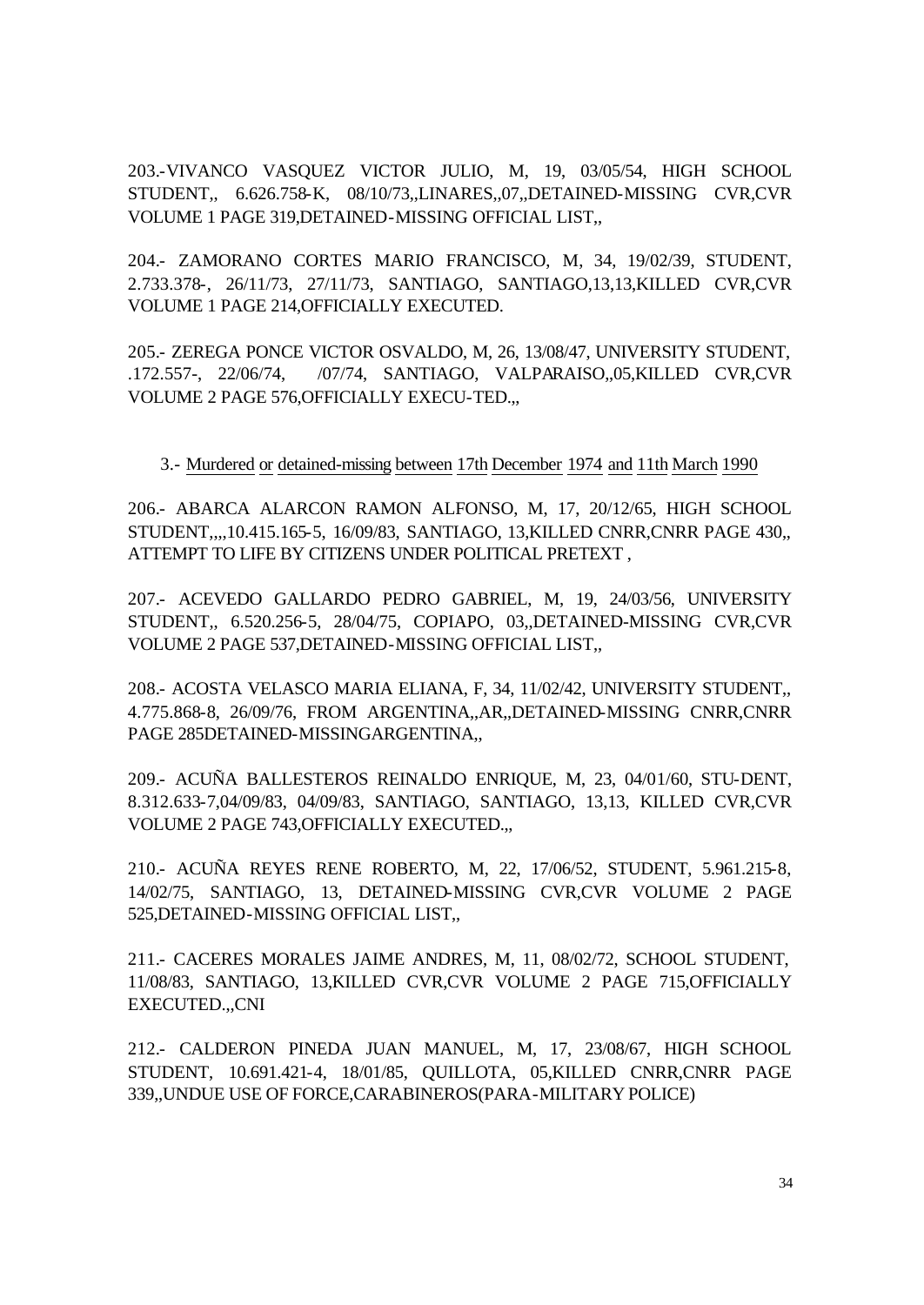203.-VIVANCO VASQUEZ VICTOR JULIO, M, 19, 03/05/54, HIGH SCHOOL STUDENT,, 6.626.758-K, 08/10/73,,LINARES,,07,,DETAINED-MISSING CVR,CVR VOLUME 1 PAGE 319,DETAINED-MISSING OFFICIAL LIST,,

204.- ZAMORANO CORTES MARIO FRANCISCO, M, 34, 19/02/39, STUDENT, 2.733.378-, 26/11/73, 27/11/73, SANTIAGO, SANTIAGO,13,13,KILLED CVR,CVR VOLUME 1 PAGE 214,OFFICIALLY EXECUTED.

205.- ZEREGA PONCE VICTOR OSVALDO, M, 26, 13/08/47, UNIVERSITY STUDENT, .172.557-, 22/06/74, /07/74, SANTIAGO, VALPARAISO,,05,KILLED CVR,CVR VOLUME 2 PAGE 576,OFFICIALLY EXECU-TED.,,

3.- Murdered or detained-missing between 17th December 1974 and 11th March 1990

206.- ABARCA ALARCON RAMON ALFONSO, M, 17, 20/12/65, HIGH SCHOOL STUDENT,,,,10.415.165-5, 16/09/83, SANTIAGO, 13,KILLED CNRR,CNRR PAGE 430,, ATTEMPT TO LIFE BY CITIZENS UNDER POLITICAL PRETEXT ,

207.- ACEVEDO GALLARDO PEDRO GABRIEL, M, 19, 24/03/56, UNIVERSITY STUDENT,, 6.520.256-5, 28/04/75, COPIAPO, 03,,DETAINED-MISSING CVR,CVR VOLUME 2 PAGE 537,DETAINED-MISSING OFFICIAL LIST,,

208.- ACOSTA VELASCO MARIA ELIANA, F, 34, 11/02/42, UNIVERSITY STUDENT,, 4.775.868-8, 26/09/76, FROM ARGENTINA,,AR,,DETAINED-MISSING CNRR,CNRR PAGE 285DETAINED-MISSINGARGENTINA,,

209.- ACUÑA BALLESTEROS REINALDO ENRIQUE, M, 23, 04/01/60, STU-DENT, 8.312.633-7,04/09/83, 04/09/83, SANTIAGO, SANTIAGO, 13,13, KILLED CVR,CVR VOLUME 2 PAGE 743,OFFICIALLY EXECUTED.,,

210.- ACUÑA REYES RENE ROBERTO, M, 22, 17/06/52, STUDENT, 5.961.215-8, 14/02/75, SANTIAGO, 13, DETAINED-MISSING CVR,CVR VOLUME 2 PAGE 525,DETAINED-MISSING OFFICIAL LIST,,

211.- CACERES MORALES JAIME ANDRES, M, 11, 08/02/72, SCHOOL STUDENT, 11/08/83, SANTIAGO, 13,KILLED CVR,CVR VOLUME 2 PAGE 715,OFFICIALLY EXECUTED.,,CNI

212.- CALDERON PINEDA JUAN MANUEL, M, 17, 23/08/67, HIGH SCHOOL STUDENT, 10.691.421-4, 18/01/85, QUILLOTA, 05,KILLED CNRR,CNRR PAGE 339,,UNDUE USE OF FORCE,CARABINEROS(PARA-MILITARY POLICE)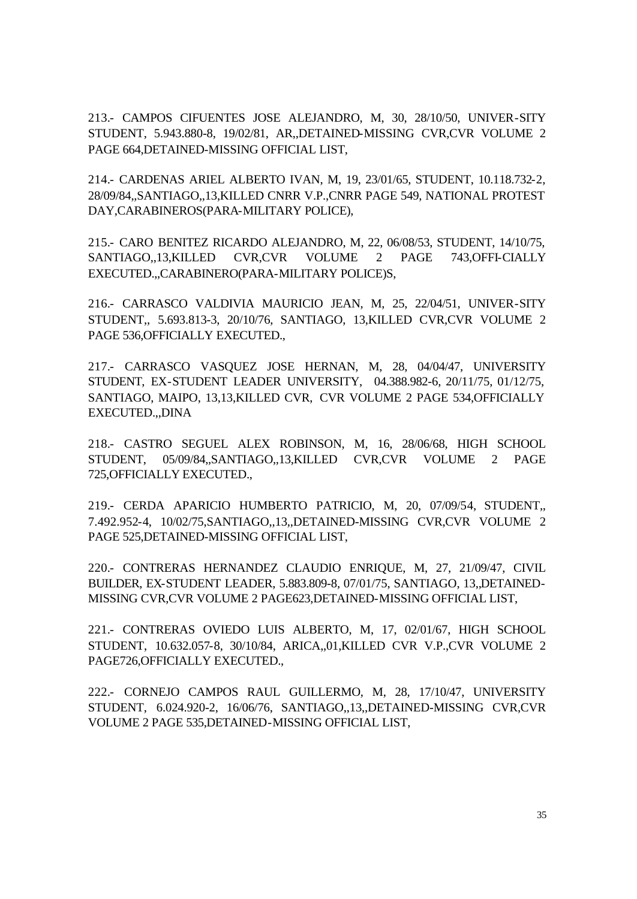213.- CAMPOS CIFUENTES JOSE ALEJANDRO, M, 30, 28/10/50, UNIVER-SITY STUDENT, 5.943.880-8, 19/02/81, AR,,DETAINED-MISSING CVR,CVR VOLUME 2 PAGE 664,DETAINED-MISSING OFFICIAL LIST,

214.- CARDENAS ARIEL ALBERTO IVAN, M, 19, 23/01/65, STUDENT, 10.118.732-2, 28/09/84,,SANTIAGO,,13,KILLED CNRR V.P.,CNRR PAGE 549, NATIONAL PROTEST DAY,CARABINEROS(PARA-MILITARY POLICE),

215.- CARO BENITEZ RICARDO ALEJANDRO, M, 22, 06/08/53, STUDENT, 14/10/75, SANTIAGO,,13,KILLED CVR,CVR VOLUME 2 PAGE 743,OFFI-CIALLY EXECUTED.,,CARABINERO(PARA-MILITARY POLICE)S,

216.- CARRASCO VALDIVIA MAURICIO JEAN, M, 25, 22/04/51, UNIVER-SITY STUDENT,, 5.693.813-3, 20/10/76, SANTIAGO, 13,KILLED CVR,CVR VOLUME 2 PAGE 536,OFFICIALLY EXECUTED.,

217.- CARRASCO VASQUEZ JOSE HERNAN, M, 28, 04/04/47, UNIVERSITY STUDENT, EX-STUDENT LEADER UNIVERSITY, 04.388.982-6, 20/11/75, 01/12/75, SANTIAGO, MAIPO, 13,13,KILLED CVR, CVR VOLUME 2 PAGE 534,OFFICIALLY EXECUTED.,,DINA

218.- CASTRO SEGUEL ALEX ROBINSON, M, 16, 28/06/68, HIGH SCHOOL STUDENT, 05/09/84,,SANTIAGO,,13,KILLED CVR,CVR VOLUME 2 PAGE 725,OFFICIALLY EXECUTED.,

219.- CERDA APARICIO HUMBERTO PATRICIO, M, 20, 07/09/54, STUDENT,, 7.492.952-4, 10/02/75,SANTIAGO,,13,,DETAINED-MISSING CVR,CVR VOLUME 2 PAGE 525,DETAINED-MISSING OFFICIAL LIST,

220.- CONTRERAS HERNANDEZ CLAUDIO ENRIQUE, M, 27, 21/09/47, CIVIL BUILDER, EX-STUDENT LEADER, 5.883.809-8, 07/01/75, SANTIAGO, 13,,DETAINED-MISSING CVR,CVR VOLUME 2 PAGE623,DETAINED-MISSING OFFICIAL LIST,

221.- CONTRERAS OVIEDO LUIS ALBERTO, M, 17, 02/01/67, HIGH SCHOOL STUDENT, 10.632.057-8, 30/10/84, ARICA,,01,KILLED CVR V.P.,CVR VOLUME 2 PAGE726,OFFICIALLY EXECUTED.,

222.- CORNEJO CAMPOS RAUL GUILLERMO, M, 28, 17/10/47, UNIVERSITY STUDENT, 6.024.920-2, 16/06/76, SANTIAGO,,13,,DETAINED-MISSING CVR,CVR VOLUME 2 PAGE 535,DETAINED-MISSING OFFICIAL LIST,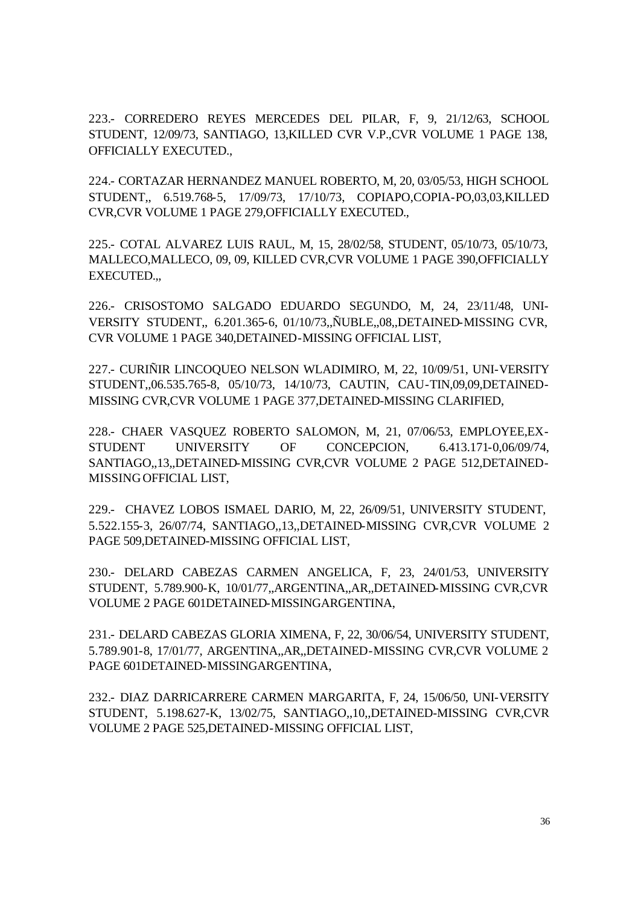223.- CORREDERO REYES MERCEDES DEL PILAR, F, 9, 21/12/63, SCHOOL STUDENT, 12/09/73, SANTIAGO, 13,KILLED CVR V.P.,CVR VOLUME 1 PAGE 138, OFFICIALLY EXECUTED.,

224.- CORTAZAR HERNANDEZ MANUEL ROBERTO, M, 20, 03/05/53, HIGH SCHOOL STUDENT,, 6.519.768-5, 17/09/73, 17/10/73, COPIAPO,COPIA-PO,03,03,KILLED CVR,CVR VOLUME 1 PAGE 279,OFFICIALLY EXECUTED.,

225.- COTAL ALVAREZ LUIS RAUL, M, 15, 28/02/58, STUDENT, 05/10/73, 05/10/73, MALLECO,MALLECO, 09, 09, KILLED CVR,CVR VOLUME 1 PAGE 390,OFFICIALLY EXECUTED.,,

226.- CRISOSTOMO SALGADO EDUARDO SEGUNDO, M, 24, 23/11/48, UNI-VERSITY STUDENT,, 6.201.365-6, 01/10/73,,ÑUBLE,,08,,DETAINED-MISSING CVR, CVR VOLUME 1 PAGE 340,DETAINED-MISSING OFFICIAL LIST,

227.- CURIÑIR LINCOQUEO NELSON WLADIMIRO, M, 22, 10/09/51, UNI-VERSITY STUDENT,,06.535.765-8, 05/10/73, 14/10/73, CAUTIN, CAU-TIN,09,09,DETAINED-MISSING CVR,CVR VOLUME 1 PAGE 377,DETAINED-MISSING CLARIFIED,

228.- CHAER VASQUEZ ROBERTO SALOMON, M, 21, 07/06/53, EMPLOYEE,EX-STUDENT UNIVERSITY OF CONCEPCION, 6.413.171-0,06/09/74, SANTIAGO,,13,,DETAINED-MISSING CVR,CVR VOLUME 2 PAGE 512,DETAINED-MISSING OFFICIAL LIST,

229.- CHAVEZ LOBOS ISMAEL DARIO, M, 22, 26/09/51, UNIVERSITY STUDENT, 5.522.155-3, 26/07/74, SANTIAGO,,13,,DETAINED-MISSING CVR,CVR VOLUME 2 PAGE 509,DETAINED-MISSING OFFICIAL LIST,

230.- DELARD CABEZAS CARMEN ANGELICA, F, 23, 24/01/53, UNIVERSITY STUDENT, 5.789.900-K, 10/01/77,,ARGENTINA,,AR,,DETAINED-MISSING CVR,CVR VOLUME 2 PAGE 601DETAINED-MISSINGARGENTINA,

231.- DELARD CABEZAS GLORIA XIMENA, F, 22, 30/06/54, UNIVERSITY STUDENT, 5.789.901-8, 17/01/77, ARGENTINA,,AR,,DETAINED-MISSING CVR,CVR VOLUME 2 PAGE 601DETAINED-MISSINGARGENTINA,

232.- DIAZ DARRICARRERE CARMEN MARGARITA, F, 24, 15/06/50, UNI-VERSITY STUDENT, 5.198.627-K, 13/02/75, SANTIAGO,,10,,DETAINED-MISSING CVR,CVR VOLUME 2 PAGE 525,DETAINED-MISSING OFFICIAL LIST,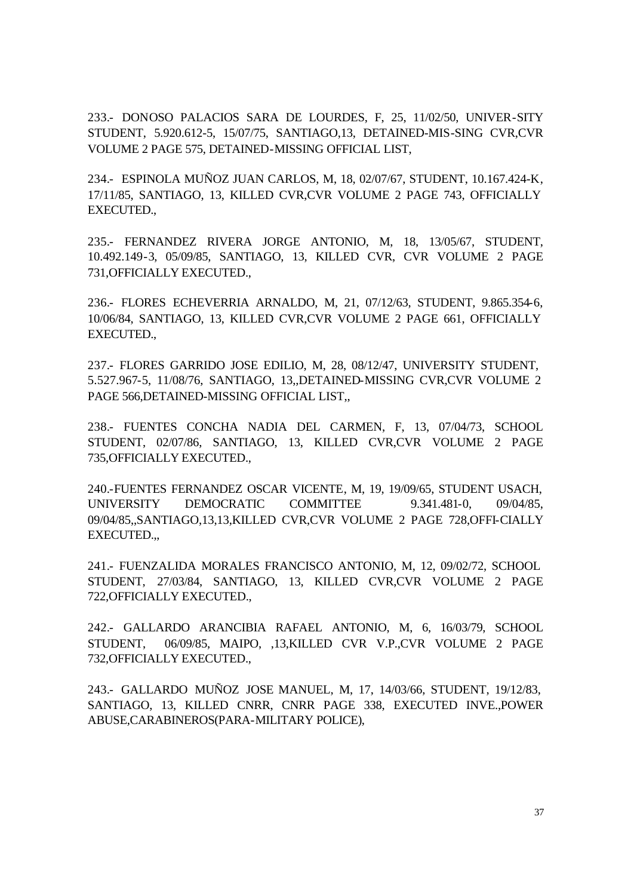233.- DONOSO PALACIOS SARA DE LOURDES, F, 25, 11/02/50, UNIVER-SITY STUDENT, 5.920.612-5, 15/07/75, SANTIAGO,13, DETAINED-MIS-SING CVR,CVR VOLUME 2 PAGE 575, DETAINED-MISSING OFFICIAL LIST,

234.- ESPINOLA MUÑOZ JUAN CARLOS, M, 18, 02/07/67, STUDENT, 10.167.424-K, 17/11/85, SANTIAGO, 13, KILLED CVR,CVR VOLUME 2 PAGE 743, OFFICIALLY EXECUTED.,

235.- FERNANDEZ RIVERA JORGE ANTONIO, M, 18, 13/05/67, STUDENT, 10.492.149-3, 05/09/85, SANTIAGO, 13, KILLED CVR, CVR VOLUME 2 PAGE 731,OFFICIALLY EXECUTED.,

236.- FLORES ECHEVERRIA ARNALDO, M, 21, 07/12/63, STUDENT, 9.865.354-6, 10/06/84, SANTIAGO, 13, KILLED CVR,CVR VOLUME 2 PAGE 661, OFFICIALLY EXECUTED.,

237.- FLORES GARRIDO JOSE EDILIO, M, 28, 08/12/47, UNIVERSITY STUDENT, 5.527.967-5, 11/08/76, SANTIAGO, 13,,DETAINED-MISSING CVR,CVR VOLUME 2 PAGE 566,DETAINED-MISSING OFFICIAL LIST,,

238.- FUENTES CONCHA NADIA DEL CARMEN, F, 13, 07/04/73, SCHOOL STUDENT, 02/07/86, SANTIAGO, 13, KILLED CVR,CVR VOLUME 2 PAGE 735,OFFICIALLY EXECUTED.,

240.-FUENTES FERNANDEZ OSCAR VICENTE, M, 19, 19/09/65, STUDENT USACH, UNIVERSITY DEMOCRATIC COMMITTEE 9.341.481-0, 09/04/85, 09/04/85,,SANTIAGO,13,13,KILLED CVR,CVR VOLUME 2 PAGE 728,OFFI-CIALLY EXECUTED.,,

241.- FUENZALIDA MORALES FRANCISCO ANTONIO, M, 12, 09/02/72, SCHOOL STUDENT, 27/03/84, SANTIAGO, 13, KILLED CVR,CVR VOLUME 2 PAGE 722,OFFICIALLY EXECUTED.,

242.- GALLARDO ARANCIBIA RAFAEL ANTONIO, M, 6, 16/03/79, SCHOOL STUDENT, 06/09/85, MAIPO, ,13,KILLED CVR V.P.,CVR VOLUME 2 PAGE 732,OFFICIALLY EXECUTED.,

243.- GALLARDO MUÑOZ JOSE MANUEL, M, 17, 14/03/66, STUDENT, 19/12/83, SANTIAGO, 13, KILLED CNRR, CNRR PAGE 338, EXECUTED INVE.,POWER ABUSE,CARABINEROS(PARA-MILITARY POLICE),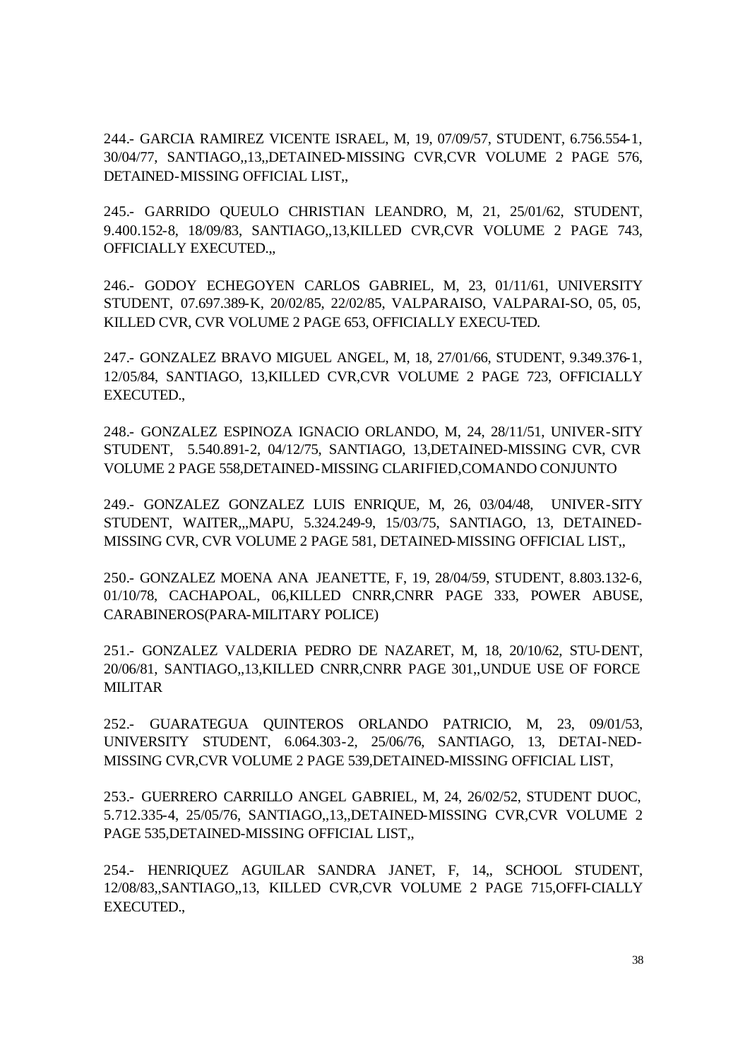244.- GARCIA RAMIREZ VICENTE ISRAEL, M, 19, 07/09/57, STUDENT, 6.756.554-1, 30/04/77, SANTIAGO,,13,,DETAINED-MISSING CVR,CVR VOLUME 2 PAGE 576, DETAINED-MISSING OFFICIAL LIST,,

245.- GARRIDO QUEULO CHRISTIAN LEANDRO, M, 21, 25/01/62, STUDENT, 9.400.152-8, 18/09/83, SANTIAGO,,13,KILLED CVR,CVR VOLUME 2 PAGE 743, OFFICIALLY EXECUTED.,,

246.- GODOY ECHEGOYEN CARLOS GABRIEL, M, 23, 01/11/61, UNIVERSITY STUDENT, 07.697.389-K, 20/02/85, 22/02/85, VALPARAISO, VALPARAI-SO, 05, 05, KILLED CVR, CVR VOLUME 2 PAGE 653, OFFICIALLY EXECU-TED.

247.- GONZALEZ BRAVO MIGUEL ANGEL, M, 18, 27/01/66, STUDENT, 9.349.376-1, 12/05/84, SANTIAGO, 13,KILLED CVR,CVR VOLUME 2 PAGE 723, OFFICIALLY EXECUTED.,

248.- GONZALEZ ESPINOZA IGNACIO ORLANDO, M, 24, 28/11/51, UNIVER-SITY STUDENT, 5.540.891-2, 04/12/75, SANTIAGO, 13,DETAINED-MISSING CVR, CVR VOLUME 2 PAGE 558,DETAINED-MISSING CLARIFIED,COMANDO CONJUNTO

249.- GONZALEZ GONZALEZ LUIS ENRIQUE, M, 26, 03/04/48, UNIVER-SITY STUDENT, WAITER,,,MAPU, 5.324.249-9, 15/03/75, SANTIAGO, 13, DETAINED-MISSING CVR, CVR VOLUME 2 PAGE 581, DETAINED-MISSING OFFICIAL LIST,,

250.- GONZALEZ MOENA ANA JEANETTE, F, 19, 28/04/59, STUDENT, 8.803.132-6, 01/10/78, CACHAPOAL, 06,KILLED CNRR,CNRR PAGE 333, POWER ABUSE, CARABINEROS(PARA-MILITARY POLICE)

251.- GONZALEZ VALDERIA PEDRO DE NAZARET, M, 18, 20/10/62, STU-DENT, 20/06/81, SANTIAGO,,13,KILLED CNRR,CNRR PAGE 301,,UNDUE USE OF FORCE MILITAR

252.- GUARATEGUA QUINTEROS ORLANDO PATRICIO, M, 23, 09/01/53, UNIVERSITY STUDENT, 6.064.303-2, 25/06/76, SANTIAGO, 13, DETAI-NED-MISSING CVR,CVR VOLUME 2 PAGE 539,DETAINED-MISSING OFFICIAL LIST,

253.- GUERRERO CARRILLO ANGEL GABRIEL, M, 24, 26/02/52, STUDENT DUOC, 5.712.335-4, 25/05/76, SANTIAGO,,13,,DETAINED-MISSING CVR,CVR VOLUME 2 PAGE 535,DETAINED-MISSING OFFICIAL LIST,,

254.- HENRIQUEZ AGUILAR SANDRA JANET, F, 14,, SCHOOL STUDENT, 12/08/83,,SANTIAGO,,13, KILLED CVR,CVR VOLUME 2 PAGE 715,OFFI-CIALLY EXECUTED.,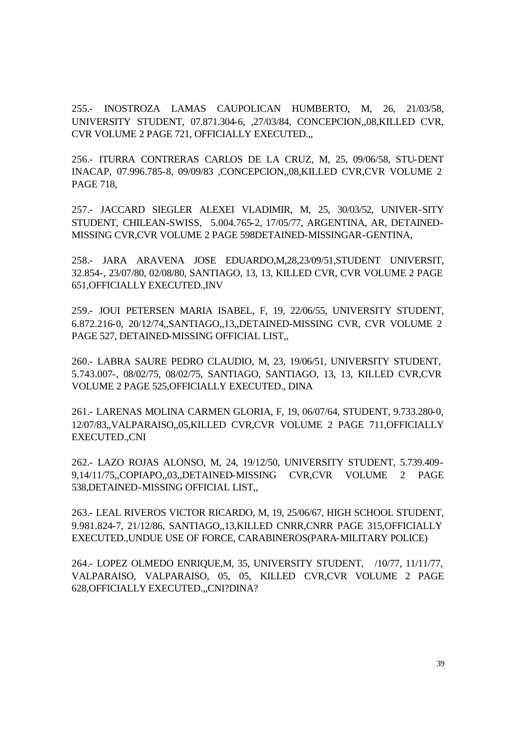255.- INOSTROZA LAMAS CAUPOLICAN HUMBERTO, M, 26, 21/03/58, UNIVERSITY STUDENT, 07.871.304-6, ,27/03/84, CONCEPCION,,08,KILLED CVR, CVR VOLUME 2 PAGE 721, OFFICIALLY EXECUTED.,,

256.- ITURRA CONTRERAS CARLOS DE LA CRUZ, M, 25, 09/06/58, STU-DENT INACAP, 07.996.785-8, 09/09/83 ,CONCEPCION,,08,KILLED CVR,CVR VOLUME 2 PAGE 718,

257.- JACCARD SIEGLER ALEXEI VLADIMIR, M, 25, 30/03/52, UNIVER-SITY STUDENT, CHILEAN-SWISS, 5.004.765-2, 17/05/77, ARGENTINA, AR, DETAINED-MISSING CVR,CVR VOLUME 2 PAGE 598DETAINED-MISSINGAR-GENTINA,

258.- JARA ARAVENA JOSE EDUARDO,M,28,23/09/51,STUDENT UNIVERSIT, 32.854-, 23/07/80, 02/08/80, SANTIAGO, 13, 13, KILLED CVR, CVR VOLUME 2 PAGE 651,OFFICIALLY EXECUTED.,INV

259.- JOUI PETERSEN MARIA ISABEL, F, 19, 22/06/55, UNIVERSITY STUDENT, 6.872.216-0, 20/12/74,,SANTIAGO,,13,,DETAINED-MISSING CVR, CVR VOLUME 2 PAGE 527, DETAINED-MISSING OFFICIAL LIST,,

260.- LABRA SAURE PEDRO CLAUDIO, M, 23, 19/06/51, UNIVERSITY STUDENT, 5.743.007-, 08/02/75, 08/02/75, SANTIAGO, SANTIAGO, 13, 13, KILLED CVR,CVR VOLUME 2 PAGE 525,OFFICIALLY EXECUTED., DINA

261.- LARENAS MOLINA CARMEN GLORIA, F, 19, 06/07/64, STUDENT, 9.733.280-0, 12/07/83,,VALPARAISO,,05,KILLED CVR,CVR VOLUME 2 PAGE 711,OFFICIALLY EXECUTED.,CNI

262.- LAZO ROJAS ALONSO, M, 24, 19/12/50, UNIVERSITY STUDENT, 5.739.409-9,14/11/75,,COPIAPO,,03,,DETAINED-MISSING CVR,CVR VOLUME 2 PAGE 538,DETAINED-MISSING OFFICIAL LIST,,

263.- LEAL RIVEROS VICTOR RICARDO, M, 19, 25/06/67, HIGH SCHOOL STUDENT, 9.981.824-7, 21/12/86, SANTIAGO,,13,KILLED CNRR,CNRR PAGE 315,OFFICIALLY EXECUTED.,UNDUE USE OF FORCE, CARABINEROS(PARA-MILITARY POLICE)

264.- LOPEZ OLMEDO ENRIQUE,M, 35, UNIVERSITY STUDENT, /10/77, 11/11/77, VALPARAISO, VALPARAISO, 05, 05, KILLED CVR,CVR VOLUME 2 PAGE 628,OFFICIALLY EXECUTED.,,CNI?DINA?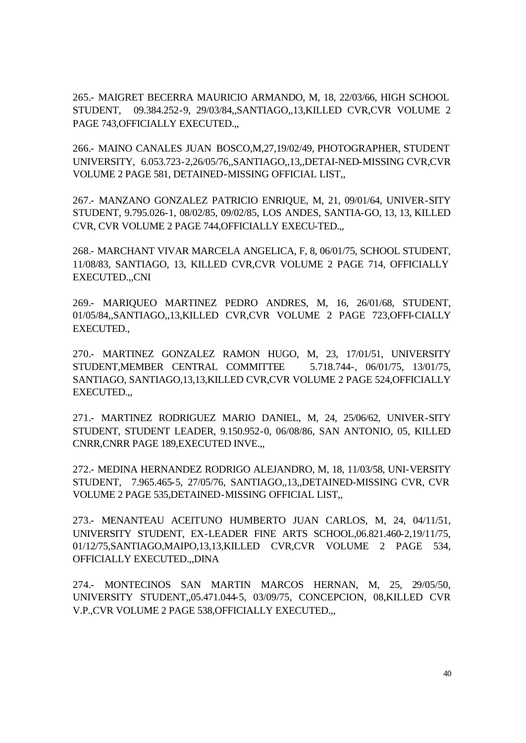265.- MAIGRET BECERRA MAURICIO ARMANDO, M, 18, 22/03/66, HIGH SCHOOL STUDENT, 09.384.252-9, 29/03/84,,SANTIAGO,,13,KILLED CVR,CVR VOLUME 2 PAGE 743,OFFICIALLY EXECUTED.,,

266.- MAINO CANALES JUAN BOSCO,M,27,19/02/49, PHOTOGRAPHER, STUDENT UNIVERSITY, 6.053.723-2,26/05/76,,SANTIAGO,,13,,DETAI-NED-MISSING CVR,CVR VOLUME 2 PAGE 581, DETAINED-MISSING OFFICIAL LIST,,

267.- MANZANO GONZALEZ PATRICIO ENRIQUE, M, 21, 09/01/64, UNIVER-SITY STUDENT, 9.795.026-1, 08/02/85, 09/02/85, LOS ANDES, SANTIA-GO, 13, 13, KILLED CVR, CVR VOLUME 2 PAGE 744,OFFICIALLY EXECU-TED.,,

268.- MARCHANT VIVAR MARCELA ANGELICA, F, 8, 06/01/75, SCHOOL STUDENT, 11/08/83, SANTIAGO, 13, KILLED CVR,CVR VOLUME 2 PAGE 714, OFFICIALLY EXECUTED.,,CNI

269.- MARIQUEO MARTINEZ PEDRO ANDRES, M, 16, 26/01/68, STUDENT, 01/05/84,,SANTIAGO,,13,KILLED CVR,CVR VOLUME 2 PAGE 723,OFFI-CIALLY EXECUTED.,

270.- MARTINEZ GONZALEZ RAMON HUGO, M, 23, 17/01/51, UNIVERSITY STUDENT,MEMBER CENTRAL COMMITTEE 5.718.744-, 06/01/75, 13/01/75, SANTIAGO, SANTIAGO,13,13,KILLED CVR,CVR VOLUME 2 PAGE 524,OFFICIALLY EXECUTED.,,

271.- MARTINEZ RODRIGUEZ MARIO DANIEL, M, 24, 25/06/62, UNIVER-SITY STUDENT, STUDENT LEADER, 9.150.952-0, 06/08/86, SAN ANTONIO, 05, KILLED CNRR,CNRR PAGE 189,EXECUTED INVE.,,

272.- MEDINA HERNANDEZ RODRIGO ALEJANDRO, M, 18, 11/03/58, UNI-VERSITY STUDENT, 7.965.465-5, 27/05/76, SANTIAGO,,13,,DETAINED-MISSING CVR, CVR VOLUME 2 PAGE 535,DETAINED-MISSING OFFICIAL LIST,,

273.- MENANTEAU ACEITUNO HUMBERTO JUAN CARLOS, M, 24, 04/11/51, UNIVERSITY STUDENT, EX-LEADER FINE ARTS SCHOOL,06.821.460-2,19/11/75, 01/12/75,SANTIAGO,MAIPO,13,13,KILLED CVR,CVR VOLUME 2 PAGE 534, OFFICIALLY EXECUTED.,,DINA

274.- MONTECINOS SAN MARTIN MARCOS HERNAN, M, 25, 29/05/50, UNIVERSITY STUDENT,,05.471.044-5, 03/09/75, CONCEPCION, 08,KILLED CVR V.P.,CVR VOLUME 2 PAGE 538,OFFICIALLY EXECUTED.,,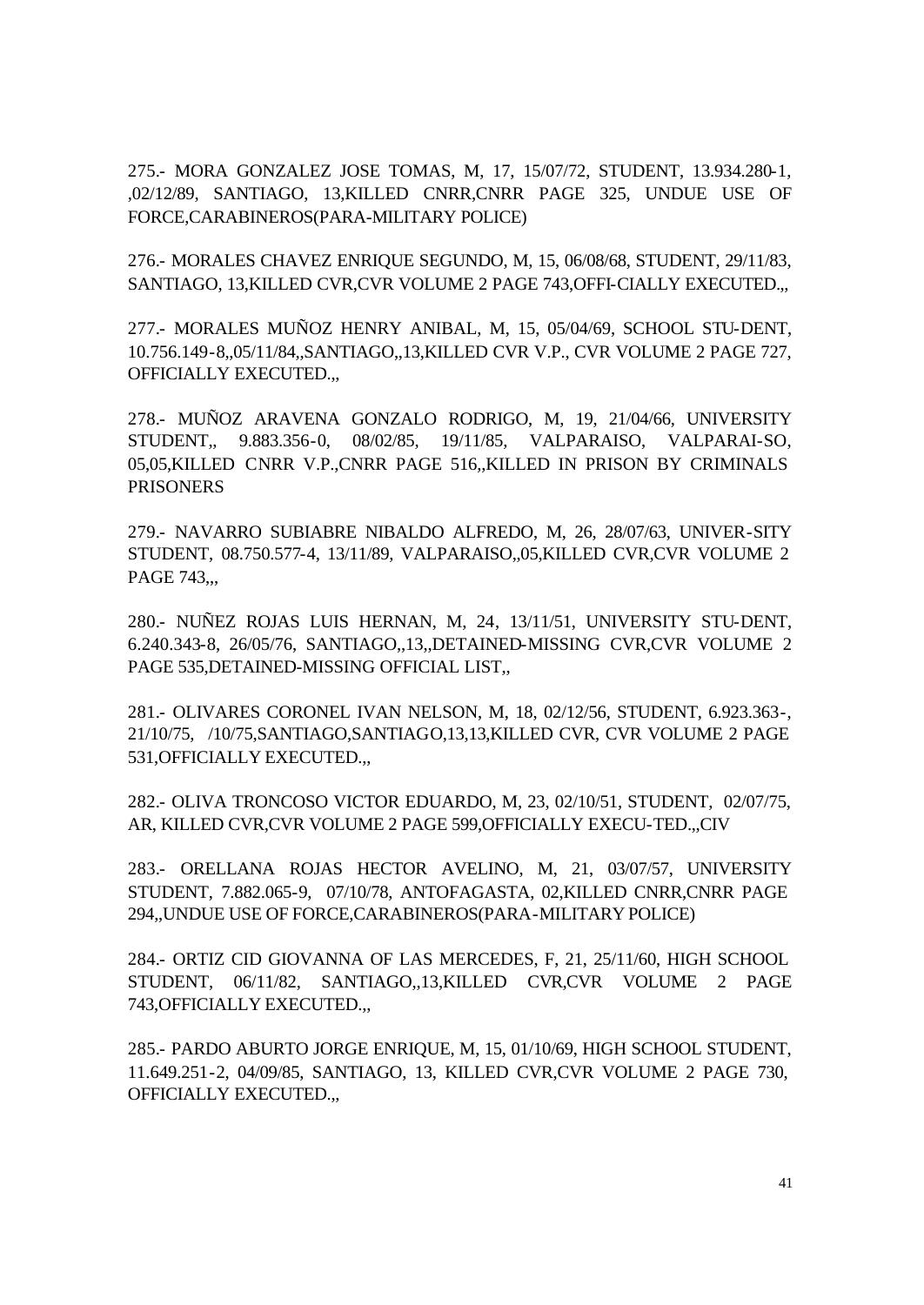275.- MORA GONZALEZ JOSE TOMAS, M, 17, 15/07/72, STUDENT, 13.934.280-1, ,02/12/89, SANTIAGO, 13,KILLED CNRR,CNRR PAGE 325, UNDUE USE OF FORCE,CARABINEROS(PARA-MILITARY POLICE)

276.- MORALES CHAVEZ ENRIQUE SEGUNDO, M, 15, 06/08/68, STUDENT, 29/11/83, SANTIAGO, 13,KILLED CVR,CVR VOLUME 2 PAGE 743,OFFI-CIALLY EXECUTED.,,

277.- MORALES MUÑOZ HENRY ANIBAL, M, 15, 05/04/69, SCHOOL STU-DENT, 10.756.149-8,,05/11/84,,SANTIAGO,,13,KILLED CVR V.P., CVR VOLUME 2 PAGE 727, OFFICIALLY EXECUTED.,,

278.- MUÑOZ ARAVENA GONZALO RODRIGO, M, 19, 21/04/66, UNIVERSITY STUDENT,, 9.883.356-0, 08/02/85, 19/11/85, VALPARAISO, VALPARAI-SO, 05,05,KILLED CNRR V.P.,CNRR PAGE 516,,KILLED IN PRISON BY CRIMINALS PRISONERS

279.- NAVARRO SUBIABRE NIBALDO ALFREDO, M, 26, 28/07/63, UNIVER-SITY STUDENT, 08.750.577-4, 13/11/89, VALPARAISO,,05,KILLED CVR,CVR VOLUME 2 PAGE 743,,,

280.- NUÑEZ ROJAS LUIS HERNAN, M, 24, 13/11/51, UNIVERSITY STU-DENT, 6.240.343-8, 26/05/76, SANTIAGO,,13,,DETAINED-MISSING CVR,CVR VOLUME 2 PAGE 535,DETAINED-MISSING OFFICIAL LIST,,

281.- OLIVARES CORONEL IVAN NELSON, M, 18, 02/12/56, STUDENT, 6.923.363-, 21/10/75, /10/75,SANTIAGO,SANTIAGO,13,13,KILLED CVR, CVR VOLUME 2 PAGE 531,OFFICIALLY EXECUTED.,,

282.- OLIVA TRONCOSO VICTOR EDUARDO, M, 23, 02/10/51, STUDENT, 02/07/75, AR, KILLED CVR,CVR VOLUME 2 PAGE 599,OFFICIALLY EXECU-TED.,,CIV

283.- ORELLANA ROJAS HECTOR AVELINO, M, 21, 03/07/57, UNIVERSITY STUDENT, 7.882.065-9, 07/10/78, ANTOFAGASTA, 02,KILLED CNRR,CNRR PAGE 294,,UNDUE USE OF FORCE,CARABINEROS(PARA-MILITARY POLICE)

284.- ORTIZ CID GIOVANNA OF LAS MERCEDES, F, 21, 25/11/60, HIGH SCHOOL STUDENT, 06/11/82, SANTIAGO,,13,KILLED CVR,CVR VOLUME 2 PAGE 743,OFFICIALLY EXECUTED.,,

285.- PARDO ABURTO JORGE ENRIQUE, M, 15, 01/10/69, HIGH SCHOOL STUDENT, 11.649.251-2, 04/09/85, SANTIAGO, 13, KILLED CVR,CVR VOLUME 2 PAGE 730, OFFICIALLY EXECUTED.,,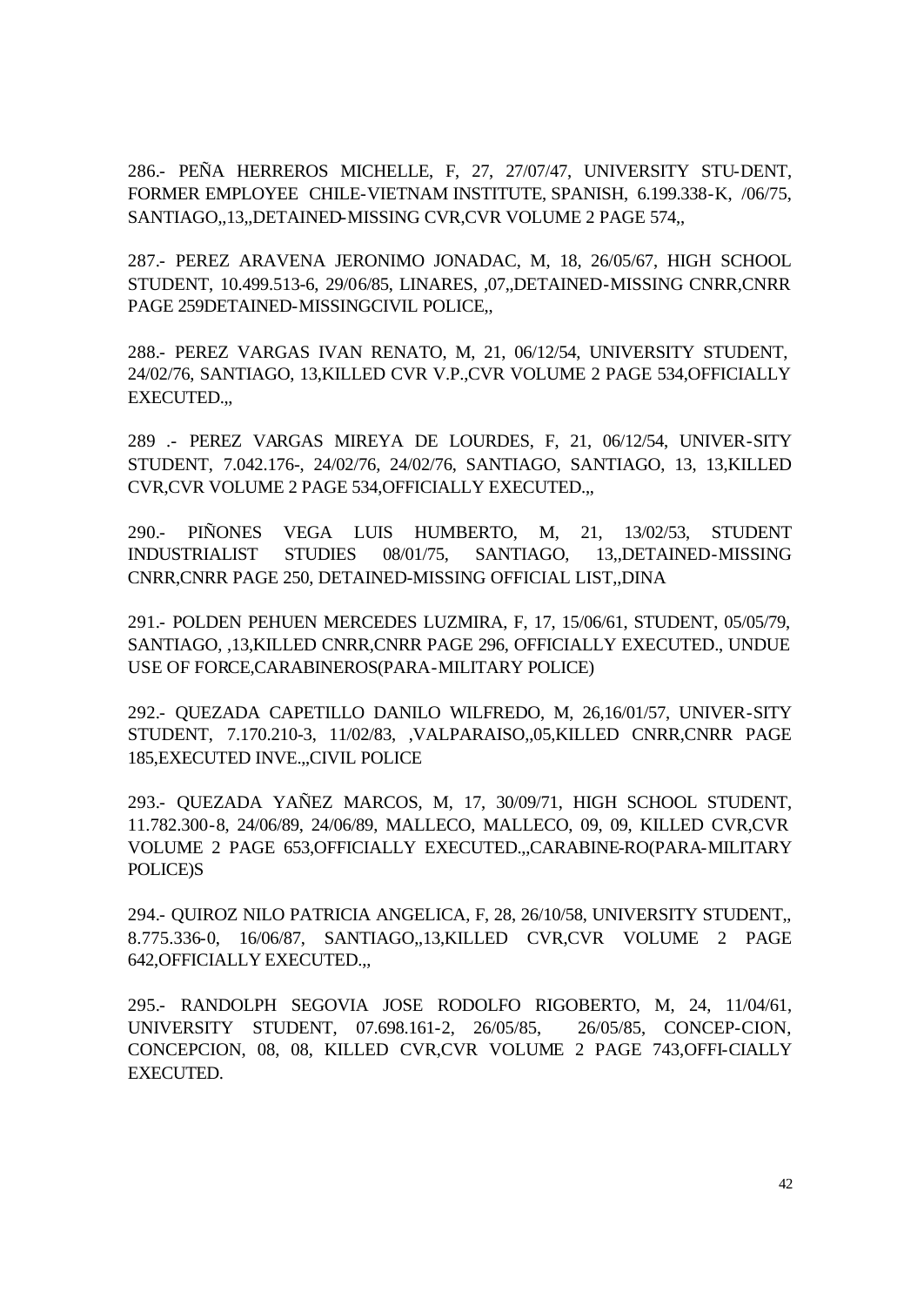286.- PEÑA HERREROS MICHELLE, F, 27, 27/07/47, UNIVERSITY STU-DENT, FORMER EMPLOYEE CHILE-VIETNAM INSTITUTE, SPANISH, 6.199.338-K, /06/75, SANTIAGO,,13,,DETAINED-MISSING CVR,CVR VOLUME 2 PAGE 574,,

287.- PEREZ ARAVENA JERONIMO JONADAC, M, 18, 26/05/67, HIGH SCHOOL STUDENT, 10.499.513-6, 29/06/85, LINARES, ,07,,DETAINED-MISSING CNRR,CNRR PAGE 259DETAINED-MISSINGCIVIL POLICE,,

288.- PEREZ VARGAS IVAN RENATO, M, 21, 06/12/54, UNIVERSITY STUDENT, 24/02/76, SANTIAGO, 13,KILLED CVR V.P.,CVR VOLUME 2 PAGE 534,OFFICIALLY EXECUTED.,,

289 .- PEREZ VARGAS MIREYA DE LOURDES, F, 21, 06/12/54, UNIVER-SITY STUDENT, 7.042.176-, 24/02/76, 24/02/76, SANTIAGO, SANTIAGO, 13, 13,KILLED CVR,CVR VOLUME 2 PAGE 534,OFFICIALLY EXECUTED.,,

290.- PIÑONES VEGA LUIS HUMBERTO, M, 21, 13/02/53, STUDENT INDUSTRIALIST STUDIES 08/01/75, SANTIAGO, 13,,DETAINED-MISSING CNRR,CNRR PAGE 250, DETAINED-MISSING OFFICIAL LIST,,DINA

291.- POLDEN PEHUEN MERCEDES LUZMIRA, F, 17, 15/06/61, STUDENT, 05/05/79, SANTIAGO, ,13,KILLED CNRR,CNRR PAGE 296, OFFICIALLY EXECUTED., UNDUE USE OF FORCE,CARABINEROS(PARA-MILITARY POLICE)

292.- QUEZADA CAPETILLO DANILO WILFREDO, M, 26,16/01/57, UNIVER-SITY STUDENT, 7.170.210-3, 11/02/83, ,VALPARAISO,,05,KILLED CNRR,CNRR PAGE 185,EXECUTED INVE.,,CIVIL POLICE

293.- QUEZADA YAÑEZ MARCOS, M, 17, 30/09/71, HIGH SCHOOL STUDENT, 11.782.300-8, 24/06/89, 24/06/89, MALLECO, MALLECO, 09, 09, KILLED CVR,CVR VOLUME 2 PAGE 653,OFFICIALLY EXECUTED.,,CARABINE-RO(PARA-MILITARY POLICE)S

294.- QUIROZ NILO PATRICIA ANGELICA, F, 28, 26/10/58, UNIVERSITY STUDENT,, 8.775.336-0, 16/06/87, SANTIAGO,,13,KILLED CVR,CVR VOLUME 2 PAGE 642,OFFICIALLY EXECUTED.,,

295.- RANDOLPH SEGOVIA JOSE RODOLFO RIGOBERTO, M, 24, 11/04/61, UNIVERSITY STUDENT, 07.698.161-2, 26/05/85, 26/05/85, CONCEP-CION, CONCEPCION, 08, 08, KILLED CVR,CVR VOLUME 2 PAGE 743,OFFI-CIALLY EXECUTED.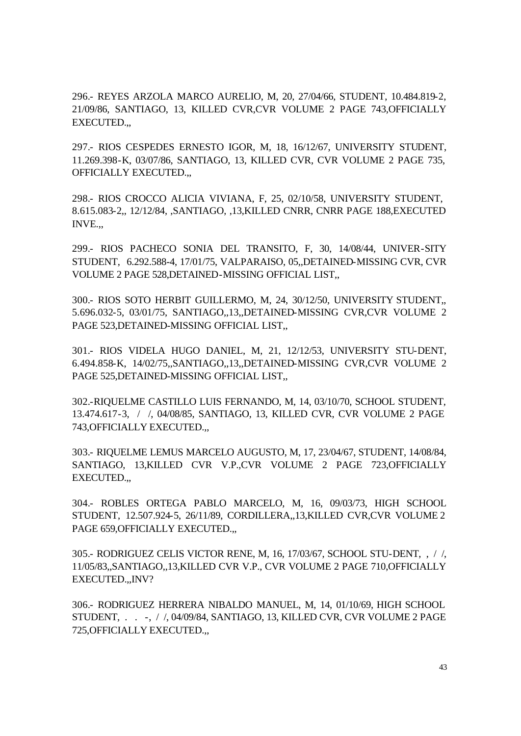296.- REYES ARZOLA MARCO AURELIO, M, 20, 27/04/66, STUDENT, 10.484.819-2, 21/09/86, SANTIAGO, 13, KILLED CVR,CVR VOLUME 2 PAGE 743,OFFICIALLY EXECUTED.,,

297.- RIOS CESPEDES ERNESTO IGOR, M, 18, 16/12/67, UNIVERSITY STUDENT, 11.269.398-K, 03/07/86, SANTIAGO, 13, KILLED CVR, CVR VOLUME 2 PAGE 735, OFFICIALLY EXECUTED.,,

298.- RIOS CROCCO ALICIA VIVIANA, F, 25, 02/10/58, UNIVERSITY STUDENT, 8.615.083-2,, 12/12/84, ,SANTIAGO, ,13,KILLED CNRR, CNRR PAGE 188,EXECUTED INVE.,,

299.- RIOS PACHECO SONIA DEL TRANSITO, F, 30, 14/08/44, UNIVER-SITY STUDENT, 6.292.588-4, 17/01/75, VALPARAISO, 05,,DETAINED-MISSING CVR, CVR VOLUME 2 PAGE 528,DETAINED-MISSING OFFICIAL LIST,,

300.- RIOS SOTO HERBIT GUILLERMO, M, 24, 30/12/50, UNIVERSITY STUDENT,, 5.696.032-5, 03/01/75, SANTIAGO,,13,,DETAINED-MISSING CVR,CVR VOLUME 2 PAGE 523,DETAINED-MISSING OFFICIAL LIST,,

301.- RIOS VIDELA HUGO DANIEL, M, 21, 12/12/53, UNIVERSITY STU-DENT, 6.494.858-K, 14/02/75,,SANTIAGO,,13,,DETAINED-MISSING CVR,CVR VOLUME 2 PAGE 525,DETAINED-MISSING OFFICIAL LIST,,

302.-RIQUELME CASTILLO LUIS FERNANDO, M, 14, 03/10/70, SCHOOL STUDENT, 13.474.617-3, / /, 04/08/85, SANTIAGO, 13, KILLED CVR, CVR VOLUME 2 PAGE 743,OFFICIALLY EXECUTED.,,

303.- RIQUELME LEMUS MARCELO AUGUSTO, M, 17, 23/04/67, STUDENT, 14/08/84, SANTIAGO, 13,KILLED CVR V.P.,CVR VOLUME 2 PAGE 723,OFFICIALLY EXECUTED.,,

304.- ROBLES ORTEGA PABLO MARCELO, M, 16, 09/03/73, HIGH SCHOOL STUDENT, 12.507.924-5, 26/11/89, CORDILLERA,,13,KILLED CVR,CVR VOLUME 2 PAGE 659,OFFICIALLY EXECUTED.,,

305.- RODRIGUEZ CELIS VICTOR RENE, M, 16, 17/03/67, SCHOOL STU-DENT, , / /, 11/05/83,,SANTIAGO,,13,KILLED CVR V.P., CVR VOLUME 2 PAGE 710,OFFICIALLY EXECUTED.,,INV?

306.- RODRIGUEZ HERRERA NIBALDO MANUEL, M, 14, 01/10/69, HIGH SCHOOL STUDENT, . . -, / /, 04/09/84, SANTIAGO, 13, KILLED CVR, CVR VOLUME 2 PAGE 725,OFFICIALLY EXECUTED.,,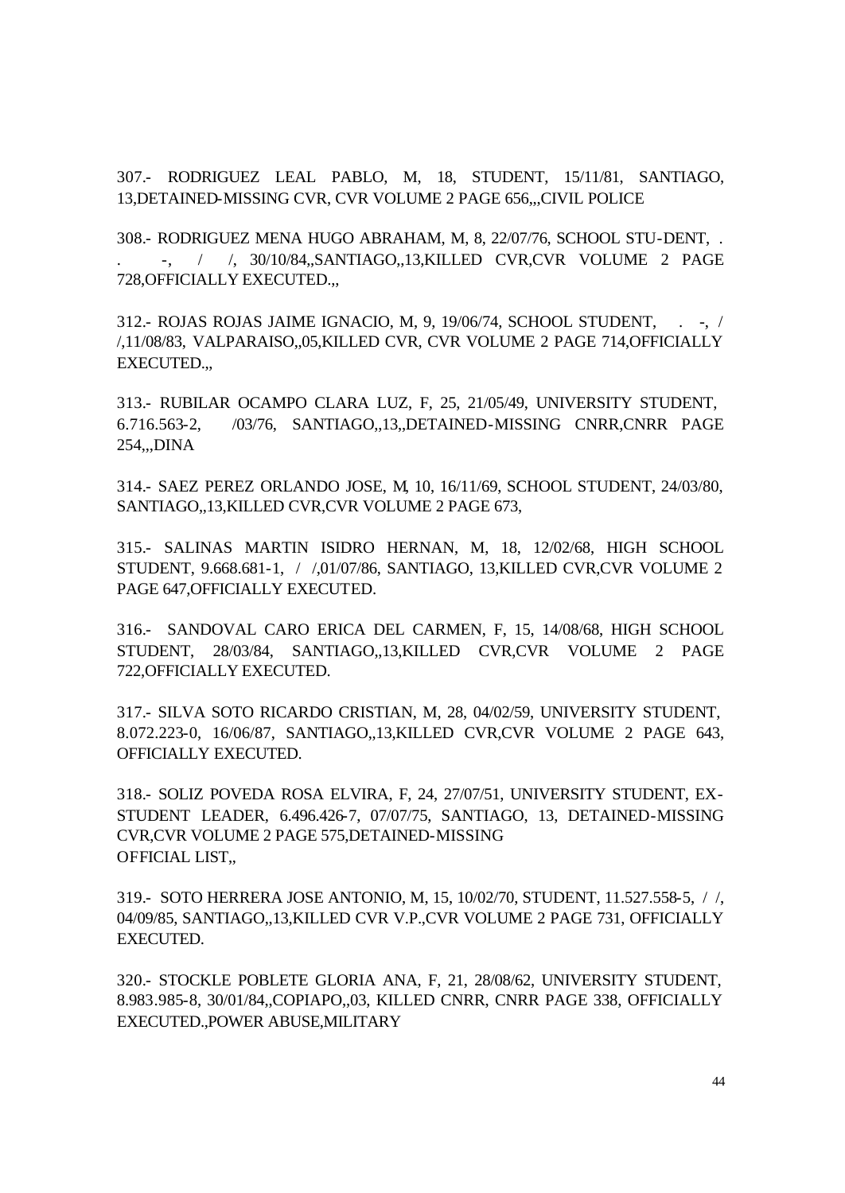307.- RODRIGUEZ LEAL PABLO, M, 18, STUDENT, 15/11/81, SANTIAGO, 13,DETAINED-MISSING CVR, CVR VOLUME 2 PAGE 656,,,CIVIL POLICE

308.- RODRIGUEZ MENA HUGO ABRAHAM, M, 8, 22/07/76, SCHOOL STU-DENT, . . -, / /, 30/10/84,,SANTIAGO,,13,KILLED CVR,CVR VOLUME 2 PAGE 728,OFFICIALLY EXECUTED.,,

312.- ROJAS ROJAS JAIME IGNACIO, M, 9, 19/06/74, SCHOOL STUDENT, . -, / /,11/08/83, VALPARAISO,,05,KILLED CVR, CVR VOLUME 2 PAGE 714,OFFICIALLY EXECUTED.,,

313.- RUBILAR OCAMPO CLARA LUZ, F, 25, 21/05/49, UNIVERSITY STUDENT, 6.716.563-2, /03/76, SANTIAGO,,13,,DETAINED-MISSING CNRR,CNRR PAGE 254,,,DINA

314.- SAEZ PEREZ ORLANDO JOSE, M, 10, 16/11/69, SCHOOL STUDENT, 24/03/80, SANTIAGO,,13,KILLED CVR,CVR VOLUME 2 PAGE 673,

315.- SALINAS MARTIN ISIDRO HERNAN, M, 18, 12/02/68, HIGH SCHOOL STUDENT, 9.668.681-1, / /,01/07/86, SANTIAGO, 13,KILLED CVR,CVR VOLUME 2 PAGE 647,OFFICIALLY EXECUTED.

316.- SANDOVAL CARO ERICA DEL CARMEN, F, 15, 14/08/68, HIGH SCHOOL STUDENT, 28/03/84, SANTIAGO,,13,KILLED CVR,CVR VOLUME 2 PAGE 722,OFFICIALLY EXECUTED.

317.- SILVA SOTO RICARDO CRISTIAN, M, 28, 04/02/59, UNIVERSITY STUDENT, 8.072.223-0, 16/06/87, SANTIAGO,,13,KILLED CVR,CVR VOLUME 2 PAGE 643, OFFICIALLY EXECUTED.

318.- SOLIZ POVEDA ROSA ELVIRA, F, 24, 27/07/51, UNIVERSITY STUDENT, EX-STUDENT LEADER, 6.496.426-7, 07/07/75, SANTIAGO, 13, DETAINED-MISSING CVR,CVR VOLUME 2 PAGE 575,DETAINED-MISSING OFFICIAL LIST,,

319.- SOTO HERRERA JOSE ANTONIO, M, 15, 10/02/70, STUDENT, 11.527.558-5, / /, 04/09/85, SANTIAGO,,13,KILLED CVR V.P.,CVR VOLUME 2 PAGE 731, OFFICIALLY EXECUTED.

320.- STOCKLE POBLETE GLORIA ANA, F, 21, 28/08/62, UNIVERSITY STUDENT, 8.983.985-8, 30/01/84,,COPIAPO,,03, KILLED CNRR, CNRR PAGE 338, OFFICIALLY EXECUTED.,POWER ABUSE,MILITARY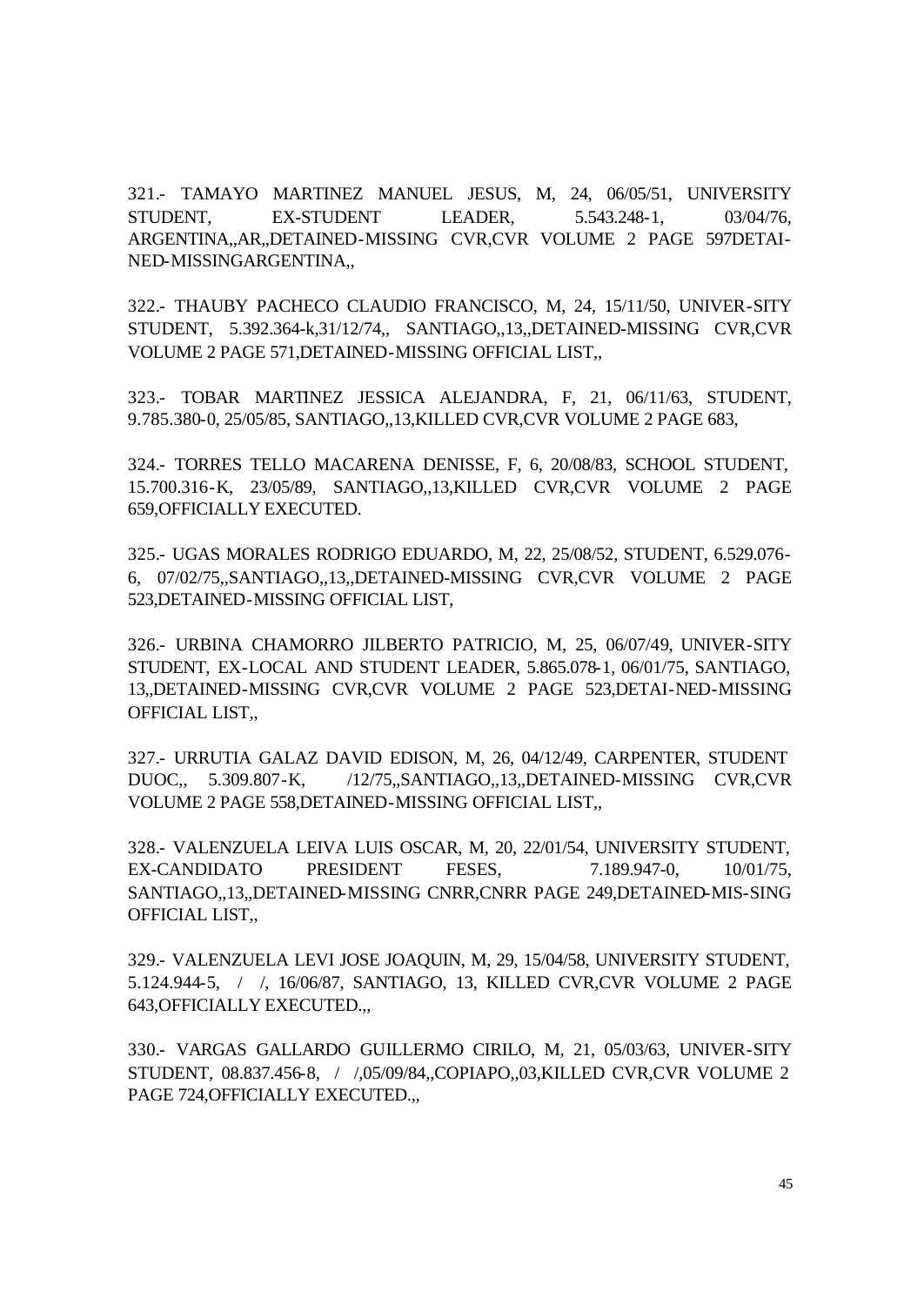321.- TAMAYO MARTINEZ MANUEL JESUS, M, 24, 06/05/51, UNIVERSITY STUDENT, EX-STUDENT LEADER, 5.543.248-1, 03/04/76, ARGENTINA,,AR,,DETAINED-MISSING CVR,CVR VOLUME 2 PAGE 597DETAI-NED-MISSINGARGENTINA,,

322.- THAUBY PACHECO CLAUDIO FRANCISCO, M, 24, 15/11/50, UNIVER-SITY STUDENT, 5.392.364-k,31/12/74,, SANTIAGO,,13,,DETAINED-MISSING CVR,CVR VOLUME 2 PAGE 571,DETAINED-MISSING OFFICIAL LIST,,

323.- TOBAR MARTINEZ JESSICA ALEJANDRA, F, 21, 06/11/63, STUDENT, 9.785.380-0, 25/05/85, SANTIAGO,,13,KILLED CVR,CVR VOLUME 2 PAGE 683,

324.- TORRES TELLO MACARENA DENISSE, F, 6, 20/08/83, SCHOOL STUDENT, 15.700.316-K, 23/05/89, SANTIAGO,,13,KILLED CVR,CVR VOLUME 2 PAGE 659,OFFICIALLY EXECUTED.

325.- UGAS MORALES RODRIGO EDUARDO, M, 22, 25/08/52, STUDENT, 6.529.076-6, 07/02/75,,SANTIAGO,,13,,DETAINED-MISSING CVR,CVR VOLUME 2 PAGE 523,DETAINED-MISSING OFFICIAL LIST,

326.- URBINA CHAMORRO JILBERTO PATRICIO, M, 25, 06/07/49, UNIVER-SITY STUDENT, EX-LOCAL AND STUDENT LEADER, 5.865.078-1, 06/01/75, SANTIAGO, 13,,DETAINED-MISSING CVR,CVR VOLUME 2 PAGE 523,DETAI-NED-MISSING OFFICIAL LIST,,

327.- URRUTIA GALAZ DAVID EDISON, M, 26, 04/12/49, CARPENTER, STUDENT DUOC,, 5.309.807-K, /12/75,,SANTIAGO,,13,,DETAINED-MISSING CVR,CVR VOLUME 2 PAGE 558,DETAINED-MISSING OFFICIAL LIST,,

328.- VALENZUELA LEIVA LUIS OSCAR, M, 20, 22/01/54, UNIVERSITY STUDENT, EX-CANDIDATO PRESIDENT FESES, 7.189.947-0, 10/01/75, SANTIAGO,,13,,DETAINED-MISSING CNRR,CNRR PAGE 249,DETAINED-MIS-SING OFFICIAL LIST,,

329.- VALENZUELA LEVI JOSE JOAQUIN, M, 29, 15/04/58, UNIVERSITY STUDENT, 5.124.944-5, / /, 16/06/87, SANTIAGO, 13, KILLED CVR,CVR VOLUME 2 PAGE 643,OFFICIALLY EXECUTED.,,

330.- VARGAS GALLARDO GUILLERMO CIRILO, M, 21, 05/03/63, UNIVER-SITY STUDENT, 08.837.456-8, / /,05/09/84,,COPIAPO,,03,KILLED CVR,CVR VOLUME 2 PAGE 724,OFFICIALLY EXECUTED.,,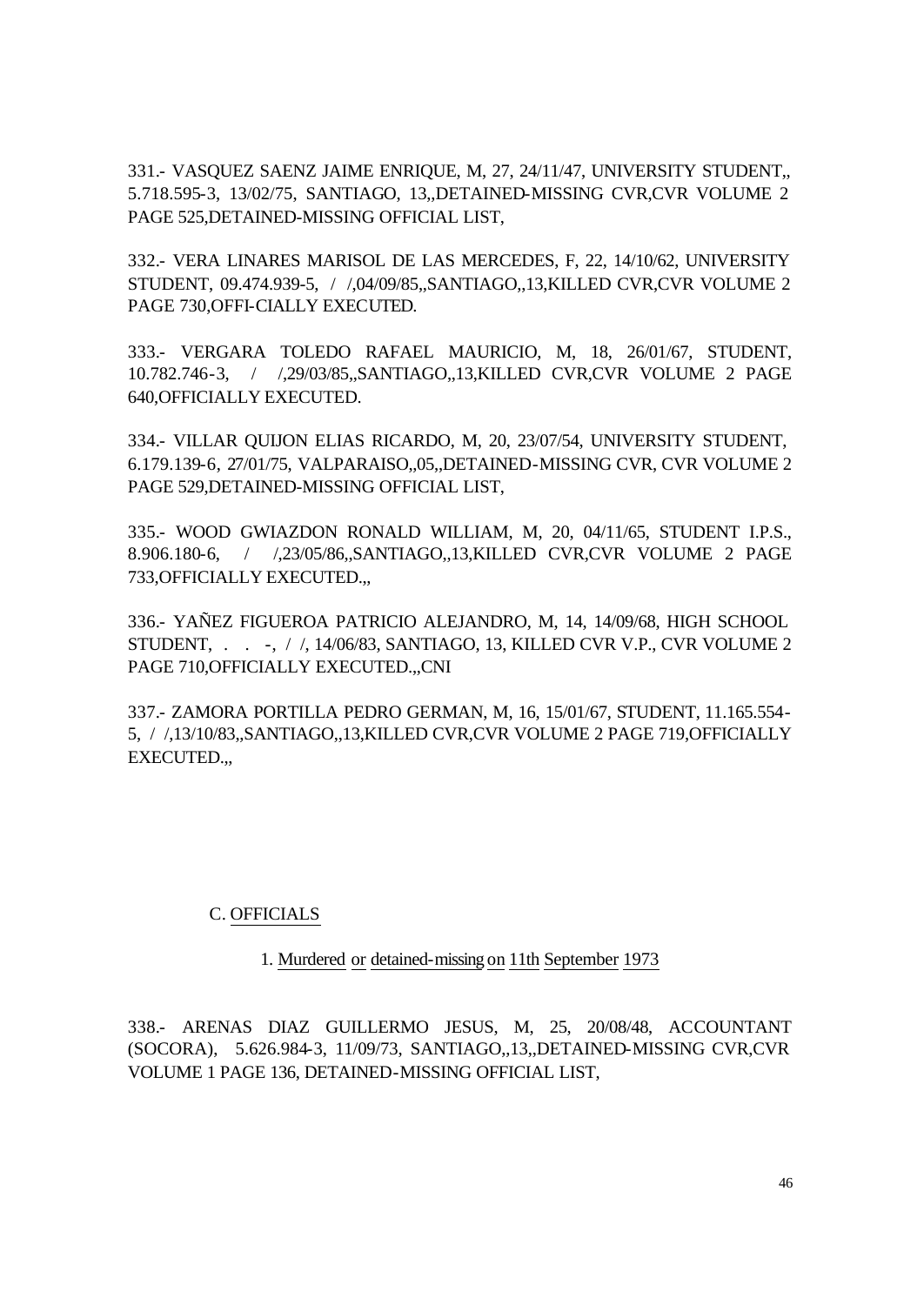331.- VASQUEZ SAENZ JAIME ENRIQUE, M, 27, 24/11/47, UNIVERSITY STUDENT,, 5.718.595-3, 13/02/75, SANTIAGO, 13,,DETAINED-MISSING CVR,CVR VOLUME 2 PAGE 525,DETAINED-MISSING OFFICIAL LIST,

332.- VERA LINARES MARISOL DE LAS MERCEDES, F, 22, 14/10/62, UNIVERSITY STUDENT, 09.474.939-5, / /,04/09/85,,SANTIAGO,,13,KILLED CVR,CVR VOLUME 2 PAGE 730,OFFI-CIALLY EXECUTED.

333.- VERGARA TOLEDO RAFAEL MAURICIO, M, 18, 26/01/67, STUDENT, 10.782.746-3, / /,29/03/85,,SANTIAGO,,13,KILLED CVR,CVR VOLUME 2 PAGE 640,OFFICIALLY EXECUTED.

334.- VILLAR QUIJON ELIAS RICARDO, M, 20, 23/07/54, UNIVERSITY STUDENT, 6.179.139-6, 27/01/75, VALPARAISO,,05,,DETAINED-MISSING CVR, CVR VOLUME 2 PAGE 529,DETAINED-MISSING OFFICIAL LIST,

335.- WOOD GWIAZDON RONALD WILLIAM, M, 20, 04/11/65, STUDENT I.P.S., 8.906.180-6, / /,23/05/86,,SANTIAGO,,13,KILLED CVR,CVR VOLUME 2 PAGE 733,OFFICIALLY EXECUTED.,,

336.- YAÑEZ FIGUEROA PATRICIO ALEJANDRO, M, 14, 14/09/68, HIGH SCHOOL STUDENT, . . -, / /, 14/06/83, SANTIAGO, 13, KILLED CVR V.P., CVR VOLUME 2 PAGE 710,OFFICIALLY EXECUTED.,,CNI

337.- ZAMORA PORTILLA PEDRO GERMAN, M, 16, 15/01/67, STUDENT, 11.165.554-5, / /,13/10/83,,SANTIAGO,,13,KILLED CVR,CVR VOLUME 2 PAGE 719,OFFICIALLY EXECUTED.,,

## C. OFFICIALS

### 1. Murdered or detained-missing on 11th September 1973

338.- ARENAS DIAZ GUILLERMO JESUS, M, 25, 20/08/48, ACCOUNTANT (SOCORA), 5.626.984-3, 11/09/73, SANTIAGO,,13,,DETAINED-MISSING CVR,CVR VOLUME 1 PAGE 136, DETAINED-MISSING OFFICIAL LIST,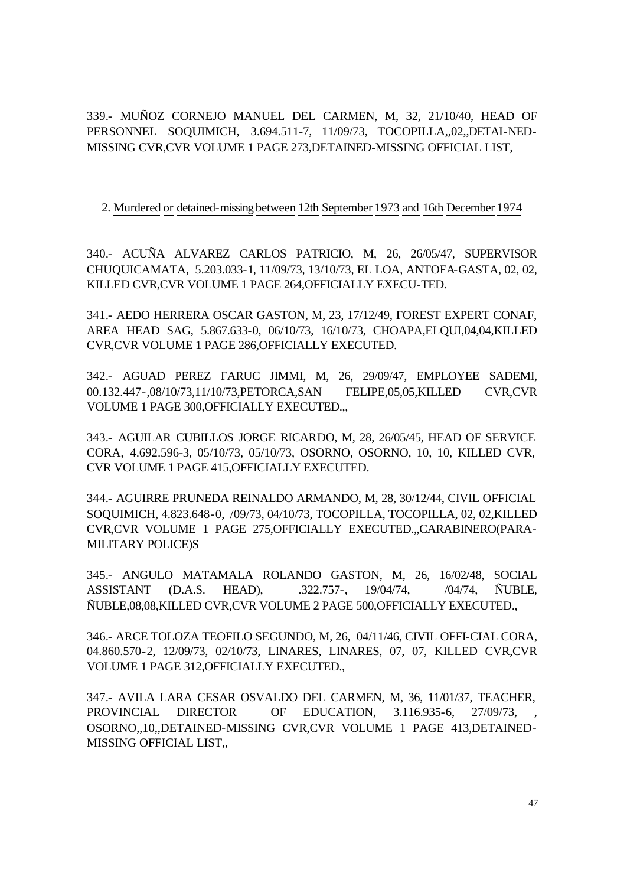339.- MUÑOZ CORNEJO MANUEL DEL CARMEN, M, 32, 21/10/40, HEAD OF PERSONNEL SOQUIMICH, 3.694.511-7, 11/09/73, TOCOPILLA,,02,,DETAI-NED-MISSING CVR,CVR VOLUME 1 PAGE 273,DETAINED-MISSING OFFICIAL LIST,

2. Murdered or detained-missing between 12th September 1973 and 16th December 1974

340.- ACUÑA ALVAREZ CARLOS PATRICIO, M, 26, 26/05/47, SUPERVISOR CHUQUICAMATA, 5.203.033-1, 11/09/73, 13/10/73, EL LOA, ANTOFA-GASTA, 02, 02, KILLED CVR,CVR VOLUME 1 PAGE 264,OFFICIALLY EXECU-TED.

341.- AEDO HERRERA OSCAR GASTON, M, 23, 17/12/49, FOREST EXPERT CONAF, AREA HEAD SAG, 5.867.633-0, 06/10/73, 16/10/73, CHOAPA,ELQUI,04,04,KILLED CVR,CVR VOLUME 1 PAGE 286,OFFICIALLY EXECUTED.

342.- AGUAD PEREZ FARUC JIMMI, M, 26, 29/09/47, EMPLOYEE SADEMI, 00.132.447-,08/10/73,11/10/73,PETORCA,SAN FELIPE,05,05,KILLED CVR,CVR VOLUME 1 PAGE 300,OFFICIALLY EXECUTED.,,

343.- AGUILAR CUBILLOS JORGE RICARDO, M, 28, 26/05/45, HEAD OF SERVICE CORA, 4.692.596-3, 05/10/73, 05/10/73, OSORNO, OSORNO, 10, 10, KILLED CVR, CVR VOLUME 1 PAGE 415,OFFICIALLY EXECUTED.

344.- AGUIRRE PRUNEDA REINALDO ARMANDO, M, 28, 30/12/44, CIVIL OFFICIAL SOQUIMICH, 4.823.648-0, /09/73, 04/10/73, TOCOPILLA, TOCOPILLA, 02, 02,KILLED CVR,CVR VOLUME 1 PAGE 275,OFFICIALLY EXECUTED.,,CARABINERO(PARA-MILITARY POLICE)S

345.- ANGULO MATAMALA ROLANDO GASTON, M, 26, 16/02/48, SOCIAL ASSISTANT (D.A.S. HEAD), .322.757-, 19/04/74, /04/74, ÑUBLE, ÑUBLE,08,08,KILLED CVR,CVR VOLUME 2 PAGE 500,OFFICIALLY EXECUTED.,

346.- ARCE TOLOZA TEOFILO SEGUNDO, M, 26, 04/11/46, CIVIL OFFI-CIAL CORA, 04.860.570-2, 12/09/73, 02/10/73, LINARES, LINARES, 07, 07, KILLED CVR,CVR VOLUME 1 PAGE 312,OFFICIALLY EXECUTED.,

347.- AVILA LARA CESAR OSVALDO DEL CARMEN, M, 36, 11/01/37, TEACHER, PROVINCIAL DIRECTOR OF EDUCATION, 3.116.935-6, 27/09/73, , OSORNO,,10,,DETAINED-MISSING CVR,CVR VOLUME 1 PAGE 413,DETAINED-MISSING OFFICIAL LIST,,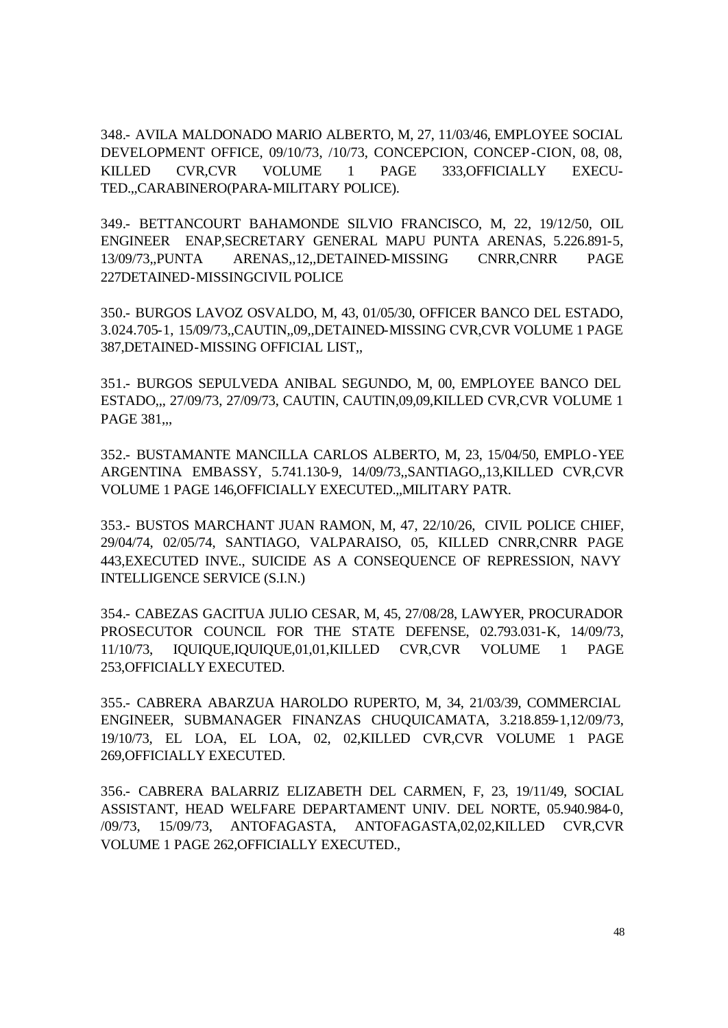348.- AVILA MALDONADO MARIO ALBERTO, M, 27, 11/03/46, EMPLOYEE SOCIAL DEVELOPMENT OFFICE, 09/10/73, /10/73, CONCEPCION, CONCEP-CION, 08, 08, KILLED CVR,CVR VOLUME 1 PAGE 333,OFFICIALLY EXECU-TED.,,CARABINERO(PARA-MILITARY POLICE).

349.- BETTANCOURT BAHAMONDE SILVIO FRANCISCO, M, 22, 19/12/50, OIL ENGINEER ENAP,SECRETARY GENERAL MAPU PUNTA ARENAS, 5.226.891-5, 13/09/73,,PUNTA ARENAS,,12,,DETAINED-MISSING CNRR,CNRR PAGE 227DETAINED-MISSINGCIVIL POLICE

350.- BURGOS LAVOZ OSVALDO, M, 43, 01/05/30, OFFICER BANCO DEL ESTADO, 3.024.705-1, 15/09/73,,CAUTIN,,09,,DETAINED-MISSING CVR,CVR VOLUME 1 PAGE 387,DETAINED-MISSING OFFICIAL LIST,,

351.- BURGOS SEPULVEDA ANIBAL SEGUNDO, M, 00, EMPLOYEE BANCO DEL ESTADO,,, 27/09/73, 27/09/73, CAUTIN, CAUTIN,09,09,KILLED CVR,CVR VOLUME 1 PAGE 381,,,

352.- BUSTAMANTE MANCILLA CARLOS ALBERTO, M, 23, 15/04/50, EMPLO-YEE ARGENTINA EMBASSY, 5.741.130-9, 14/09/73,,SANTIAGO,,13,KILLED CVR,CVR VOLUME 1 PAGE 146,OFFICIALLY EXECUTED.,,MILITARY PATR.

353.- BUSTOS MARCHANT JUAN RAMON, M, 47, 22/10/26, CIVIL POLICE CHIEF, 29/04/74, 02/05/74, SANTIAGO, VALPARAISO, 05, KILLED CNRR,CNRR PAGE 443,EXECUTED INVE., SUICIDE AS A CONSEQUENCE OF REPRESSION, NAVY INTELLIGENCE SERVICE (S.I.N.)

354.- CABEZAS GACITUA JULIO CESAR, M, 45, 27/08/28, LAWYER, PROCURADOR PROSECUTOR COUNCIL FOR THE STATE DEFENSE, 02.793.031-K, 14/09/73, 11/10/73, IQUIQUE,IQUIQUE,01,01,KILLED CVR,CVR VOLUME 1 PAGE 253,OFFICIALLY EXECUTED.

355.- CABRERA ABARZUA HAROLDO RUPERTO, M, 34, 21/03/39, COMMERCIAL ENGINEER, SUBMANAGER FINANZAS CHUQUICAMATA, 3.218.859-1,12/09/73, 19/10/73, EL LOA, EL LOA, 02, 02,KILLED CVR,CVR VOLUME 1 PAGE 269,OFFICIALLY EXECUTED.

356.- CABRERA BALARRIZ ELIZABETH DEL CARMEN, F, 23, 19/11/49, SOCIAL ASSISTANT, HEAD WELFARE DEPARTAMENT UNIV. DEL NORTE, 05.940.984-0, /09/73, 15/09/73, ANTOFAGASTA, ANTOFAGASTA,02,02,KILLED CVR,CVR VOLUME 1 PAGE 262,OFFICIALLY EXECUTED.,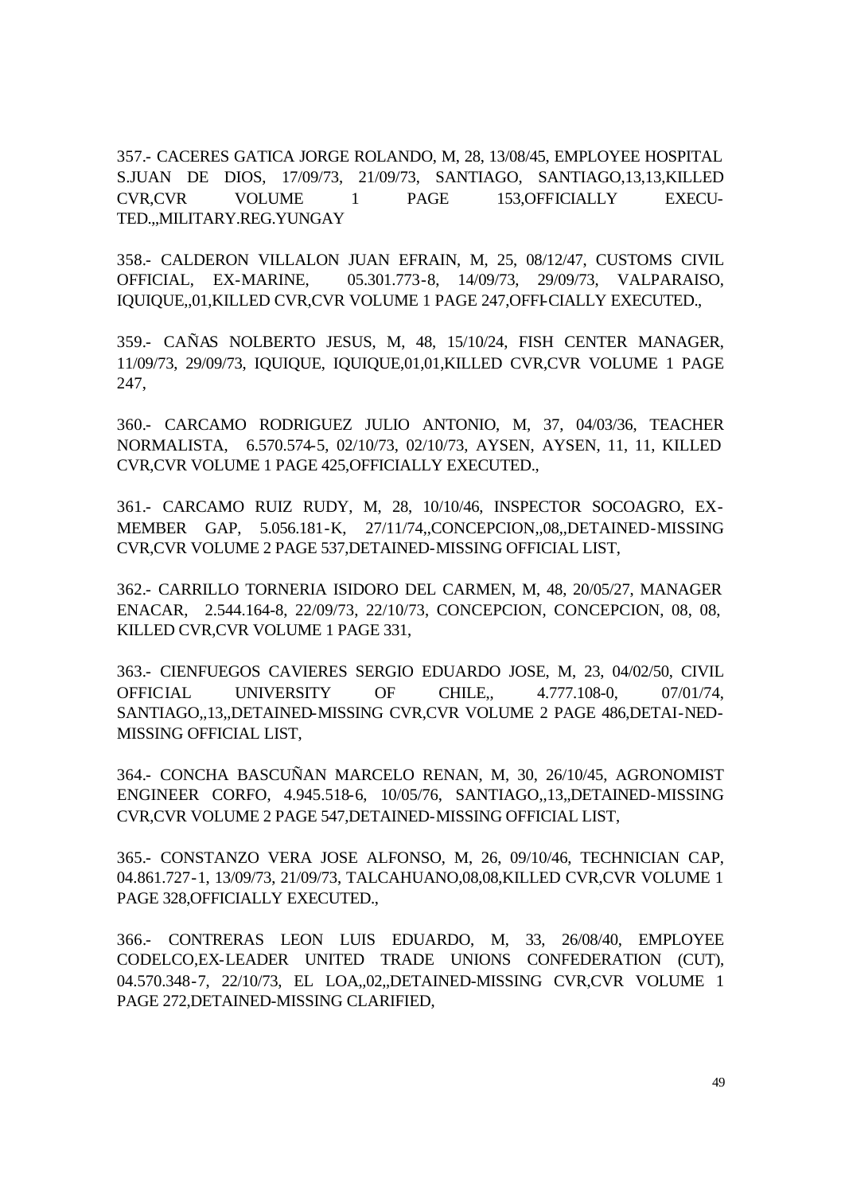357.- CACERES GATICA JORGE ROLANDO, M, 28, 13/08/45, EMPLOYEE HOSPITAL S.JUAN DE DIOS, 17/09/73, 21/09/73, SANTIAGO, SANTIAGO,13,13,KILLED CVR,CVR VOLUME 1 PAGE 153,OFFICIALLY EXECU-TED.,,MILITARY.REG.YUNGAY

358.- CALDERON VILLALON JUAN EFRAIN, M, 25, 08/12/47, CUSTOMS CIVIL OFFICIAL, EX-MARINE, 05.301.773-8, 14/09/73, 29/09/73, VALPARAISO, IQUIQUE,,01,KILLED CVR,CVR VOLUME 1 PAGE 247,OFFI-CIALLY EXECUTED.,

359.- CAÑAS NOLBERTO JESUS, M, 48, 15/10/24, FISH CENTER MANAGER, 11/09/73, 29/09/73, IQUIQUE, IQUIQUE,01,01,KILLED CVR,CVR VOLUME 1 PAGE 247,

360.- CARCAMO RODRIGUEZ JULIO ANTONIO, M, 37, 04/03/36, TEACHER NORMALISTA, 6.570.574-5, 02/10/73, 02/10/73, AYSEN, AYSEN, 11, 11, KILLED CVR,CVR VOLUME 1 PAGE 425,OFFICIALLY EXECUTED.,

361.- CARCAMO RUIZ RUDY, M, 28, 10/10/46, INSPECTOR SOCOAGRO, EX-MEMBER GAP, 5.056.181-K, 27/11/74,,CONCEPCION,,08,,DETAINED-MISSING CVR,CVR VOLUME 2 PAGE 537,DETAINED-MISSING OFFICIAL LIST,

362.- CARRILLO TORNERIA ISIDORO DEL CARMEN, M, 48, 20/05/27, MANAGER ENACAR, 2.544.164-8, 22/09/73, 22/10/73, CONCEPCION, CONCEPCION, 08, 08, KILLED CVR,CVR VOLUME 1 PAGE 331,

363.- CIENFUEGOS CAVIERES SERGIO EDUARDO JOSE, M, 23, 04/02/50, CIVIL OFFICIAL UNIVERSITY OF CHILE,, 4.777.108-0, 07/01/74, SANTIAGO,,13,,DETAINED-MISSING CVR,CVR VOLUME 2 PAGE 486,DETAI-NED-MISSING OFFICIAL LIST,

364.- CONCHA BASCUÑAN MARCELO RENAN, M, 30, 26/10/45, AGRONOMIST ENGINEER CORFO, 4.945.518-6, 10/05/76, SANTIAGO,,13,,DETAINED-MISSING CVR,CVR VOLUME 2 PAGE 547,DETAINED-MISSING OFFICIAL LIST,

365.- CONSTANZO VERA JOSE ALFONSO, M, 26, 09/10/46, TECHNICIAN CAP, 04.861.727-1, 13/09/73, 21/09/73, TALCAHUANO,08,08,KILLED CVR,CVR VOLUME 1 PAGE 328,OFFICIALLY EXECUTED.,

366.- CONTRERAS LEON LUIS EDUARDO, M, 33, 26/08/40, EMPLOYEE CODELCO,EX-LEADER UNITED TRADE UNIONS CONFEDERATION (CUT), 04.570.348-7, 22/10/73, EL LOA,,02,,DETAINED-MISSING CVR,CVR VOLUME 1 PAGE 272,DETAINED-MISSING CLARIFIED,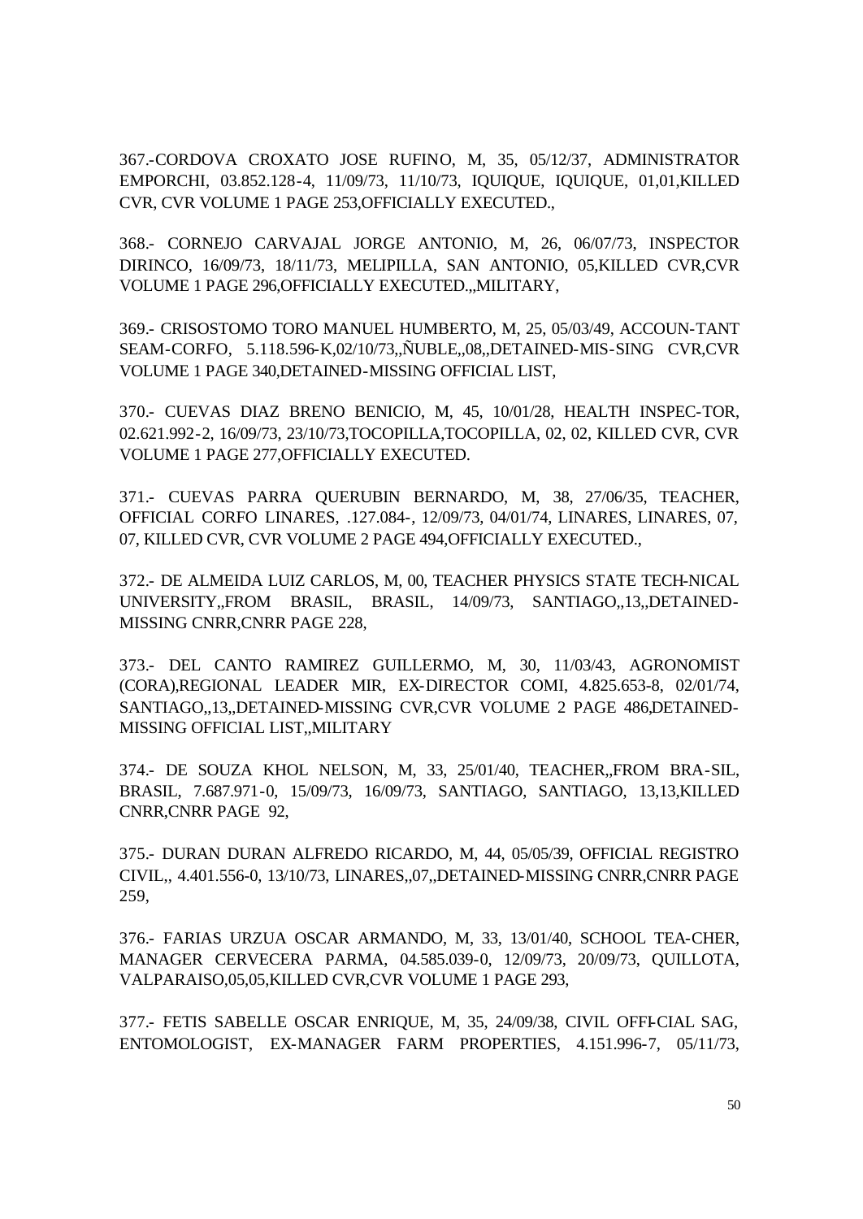367.-CORDOVA CROXATO JOSE RUFINO, M, 35, 05/12/37, ADMINISTRATOR EMPORCHI, 03.852.128-4, 11/09/73, 11/10/73, IQUIQUE, IQUIQUE, 01,01,KILLED CVR, CVR VOLUME 1 PAGE 253,OFFICIALLY EXECUTED.,

368.- CORNEJO CARVAJAL JORGE ANTONIO, M, 26, 06/07/73, INSPECTOR DIRINCO, 16/09/73, 18/11/73, MELIPILLA, SAN ANTONIO, 05,KILLED CVR,CVR VOLUME 1 PAGE 296,OFFICIALLY EXECUTED.,,MILITARY,

369.- CRISOSTOMO TORO MANUEL HUMBERTO, M, 25, 05/03/49, ACCOUN-TANT SEAM-CORFO, 5.118.596-K,02/10/73,,ÑUBLE,,08,,DETAINED-MIS-SING CVR,CVR VOLUME 1 PAGE 340,DETAINED-MISSING OFFICIAL LIST,

370.- CUEVAS DIAZ BRENO BENICIO, M, 45, 10/01/28, HEALTH INSPEC-TOR, 02.621.992-2, 16/09/73, 23/10/73,TOCOPILLA,TOCOPILLA, 02, 02, KILLED CVR, CVR VOLUME 1 PAGE 277,OFFICIALLY EXECUTED.

371.- CUEVAS PARRA QUERUBIN BERNARDO, M, 38, 27/06/35, TEACHER, OFFICIAL CORFO LINARES, .127.084-, 12/09/73, 04/01/74, LINARES, LINARES, 07, 07, KILLED CVR, CVR VOLUME 2 PAGE 494,OFFICIALLY EXECUTED.,

372.- DE ALMEIDA LUIZ CARLOS, M, 00, TEACHER PHYSICS STATE TECH-NICAL UNIVERSITY,,FROM BRASIL, BRASIL, 14/09/73, SANTIAGO,,13,,DETAINED-MISSING CNRR,CNRR PAGE 228,

373.- DEL CANTO RAMIREZ GUILLERMO, M, 30, 11/03/43, AGRONOMIST (CORA),REGIONAL LEADER MIR, EX-DIRECTOR COMI, 4.825.653-8, 02/01/74, SANTIAGO,,13,,DETAINED-MISSING CVR,CVR VOLUME 2 PAGE 486,DETAINED-MISSING OFFICIAL LIST,,MILITARY

374.- DE SOUZA KHOL NELSON, M, 33, 25/01/40, TEACHER,,FROM BRA-SIL, BRASIL, 7.687.971-0, 15/09/73, 16/09/73, SANTIAGO, SANTIAGO, 13,13,KILLED CNRR,CNRR PAGE 92,

375.- DURAN DURAN ALFREDO RICARDO, M, 44, 05/05/39, OFFICIAL REGISTRO CIVIL,, 4.401.556-0, 13/10/73, LINARES,,07,,DETAINED-MISSING CNRR,CNRR PAGE 259,

376.- FARIAS URZUA OSCAR ARMANDO, M, 33, 13/01/40, SCHOOL TEA-CHER, MANAGER CERVECERA PARMA, 04.585.039-0, 12/09/73, 20/09/73, QUILLOTA, VALPARAISO,05,05,KILLED CVR,CVR VOLUME 1 PAGE 293,

377.- FETIS SABELLE OSCAR ENRIQUE, M, 35, 24/09/38, CIVIL OFFI-CIAL SAG, ENTOMOLOGIST, EX-MANAGER FARM PROPERTIES, 4.151.996-7, 05/11/73,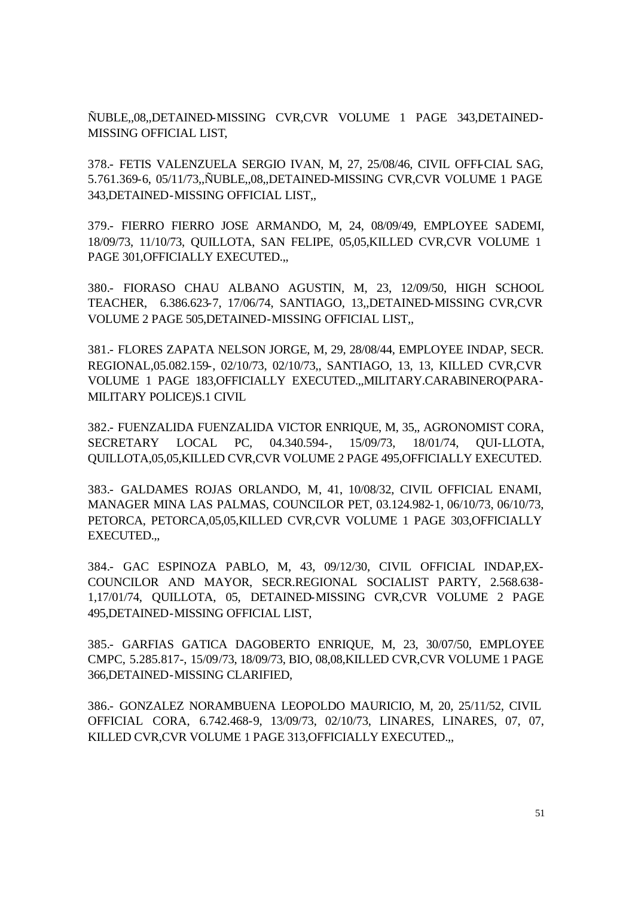ÑUBLE,,08,,DETAINED-MISSING CVR,CVR VOLUME 1 PAGE 343,DETAINED-MISSING OFFICIAL LIST,

378.- FETIS VALENZUELA SERGIO IVAN, M, 27, 25/08/46, CIVIL OFFI-CIAL SAG, 5.761.369-6, 05/11/73,,ÑUBLE,,08,,DETAINED-MISSING CVR,CVR VOLUME 1 PAGE 343,DETAINED-MISSING OFFICIAL LIST,,

379.- FIERRO FIERRO JOSE ARMANDO, M, 24, 08/09/49, EMPLOYEE SADEMI, 18/09/73, 11/10/73, QUILLOTA, SAN FELIPE, 05,05,KILLED CVR,CVR VOLUME 1 PAGE 301,OFFICIALLY EXECUTED.,,

380.- FIORASO CHAU ALBANO AGUSTIN, M, 23, 12/09/50, HIGH SCHOOL TEACHER, 6.386.623-7, 17/06/74, SANTIAGO, 13,,DETAINED-MISSING CVR,CVR VOLUME 2 PAGE 505,DETAINED-MISSING OFFICIAL LIST,,

381.- FLORES ZAPATA NELSON JORGE, M, 29, 28/08/44, EMPLOYEE INDAP, SECR. REGIONAL,05.082.159-, 02/10/73, 02/10/73,, SANTIAGO, 13, 13, KILLED CVR,CVR VOLUME 1 PAGE 183,OFFICIALLY EXECUTED.,,MILITARY.CARABINERO(PARA-MILITARY POLICE)S.1 CIVIL

382.- FUENZALIDA FUENZALIDA VICTOR ENRIQUE, M, 35,, AGRONOMIST CORA, SECRETARY LOCAL PC, 04.340.594-, 15/09/73, 18/01/74, QUI-LLOTA, QUILLOTA,05,05,KILLED CVR,CVR VOLUME 2 PAGE 495,OFFICIALLY EXECUTED.

383.- GALDAMES ROJAS ORLANDO, M, 41, 10/08/32, CIVIL OFFICIAL ENAMI, MANAGER MINA LAS PALMAS, COUNCILOR PET, 03.124.982-1, 06/10/73, 06/10/73, PETORCA, PETORCA,05,05,KILLED CVR,CVR VOLUME 1 PAGE 303,OFFICIALLY EXECUTED.,,

384.- GAC ESPINOZA PABLO, M, 43, 09/12/30, CIVIL OFFICIAL INDAP,EX-COUNCILOR AND MAYOR, SECR.REGIONAL SOCIALIST PARTY, 2.568.638-1,17/01/74, QUILLOTA, 05, DETAINED-MISSING CVR,CVR VOLUME 2 PAGE 495,DETAINED-MISSING OFFICIAL LIST,

385.- GARFIAS GATICA DAGOBERTO ENRIQUE, M, 23, 30/07/50, EMPLOYEE CMPC, 5.285.817-, 15/09/73, 18/09/73, BIO, 08,08,KILLED CVR,CVR VOLUME 1 PAGE 366,DETAINED-MISSING CLARIFIED,

386.- GONZALEZ NORAMBUENA LEOPOLDO MAURICIO, M, 20, 25/11/52, CIVIL OFFICIAL CORA, 6.742.468-9, 13/09/73, 02/10/73, LINARES, LINARES, 07, 07, KILLED CVR,CVR VOLUME 1 PAGE 313,OFFICIALLY EXECUTED.,,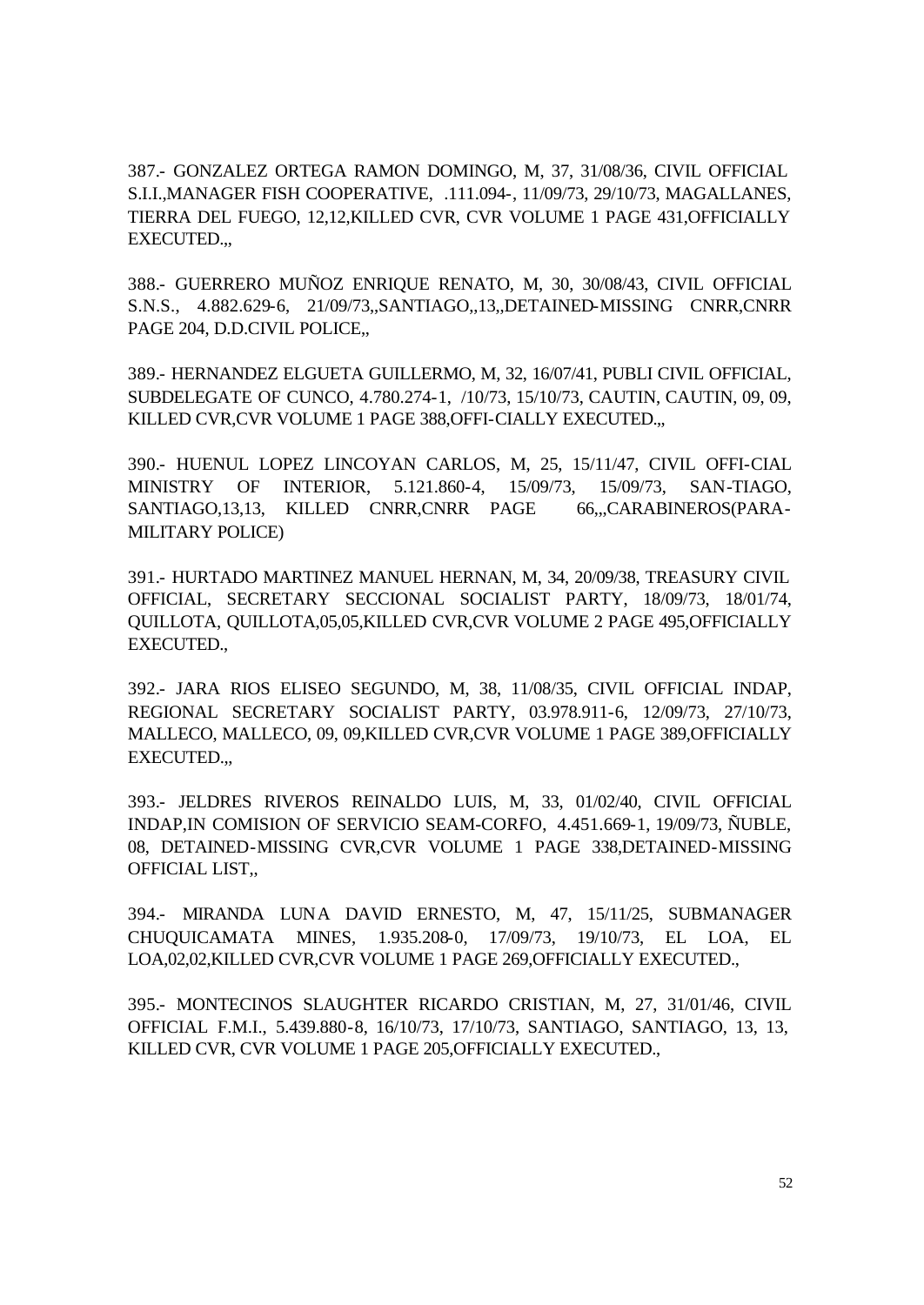387.- GONZALEZ ORTEGA RAMON DOMINGO, M, 37, 31/08/36, CIVIL OFFICIAL S.I.I.,MANAGER FISH COOPERATIVE, .111.094-, 11/09/73, 29/10/73, MAGALLANES, TIERRA DEL FUEGO, 12,12,KILLED CVR, CVR VOLUME 1 PAGE 431,OFFICIALLY EXECUTED.,,

388.- GUERRERO MUÑOZ ENRIQUE RENATO, M, 30, 30/08/43, CIVIL OFFICIAL S.N.S., 4.882.629-6, 21/09/73,,SANTIAGO,,13,,DETAINED-MISSING CNRR,CNRR PAGE 204, D.D.CIVIL POLICE,,

389.- HERNANDEZ ELGUETA GUILLERMO, M, 32, 16/07/41, PUBLI CIVIL OFFICIAL, SUBDELEGATE OF CUNCO, 4.780.274-1, /10/73, 15/10/73, CAUTIN, CAUTIN, 09, 09, KILLED CVR,CVR VOLUME 1 PAGE 388,OFFI-CIALLY EXECUTED.,,

390.- HUENUL LOPEZ LINCOYAN CARLOS, M, 25, 15/11/47, CIVIL OFFI-CIAL MINISTRY OF INTERIOR, 5.121.860-4, 15/09/73, 15/09/73, SAN-TIAGO, SANTIAGO,13,13, KILLED CNRR,CNRR PAGE 66,,,CARABINEROS(PARA-MILITARY POLICE)

391.- HURTADO MARTINEZ MANUEL HERNAN, M, 34, 20/09/38, TREASURY CIVIL OFFICIAL, SECRETARY SECCIONAL SOCIALIST PARTY, 18/09/73, 18/01/74, QUILLOTA, QUILLOTA,05,05,KILLED CVR,CVR VOLUME 2 PAGE 495,OFFICIALLY EXECUTED.,

392.- JARA RIOS ELISEO SEGUNDO, M, 38, 11/08/35, CIVIL OFFICIAL INDAP, REGIONAL SECRETARY SOCIALIST PARTY, 03.978.911-6, 12/09/73, 27/10/73, MALLECO, MALLECO, 09, 09,KILLED CVR,CVR VOLUME 1 PAGE 389,OFFICIALLY EXECUTED.,,

393.- JELDRES RIVEROS REINALDO LUIS, M, 33, 01/02/40, CIVIL OFFICIAL INDAP,IN COMISION OF SERVICIO SEAM-CORFO, 4.451.669-1, 19/09/73, ÑUBLE, 08, DETAINED-MISSING CVR,CVR VOLUME 1 PAGE 338,DETAINED-MISSING OFFICIAL LIST,,

394.- MIRANDA LUNA DAVID ERNESTO, M, 47, 15/11/25, SUBMANAGER CHUQUICAMATA MINES, 1.935.208-0, 17/09/73, 19/10/73, EL LOA, EL LOA,02,02,KILLED CVR,CVR VOLUME 1 PAGE 269,OFFICIALLY EXECUTED.,

395.- MONTECINOS SLAUGHTER RICARDO CRISTIAN, M, 27, 31/01/46, CIVIL OFFICIAL F.M.I., 5.439.880-8, 16/10/73, 17/10/73, SANTIAGO, SANTIAGO, 13, 13, KILLED CVR, CVR VOLUME 1 PAGE 205,OFFICIALLY EXECUTED.,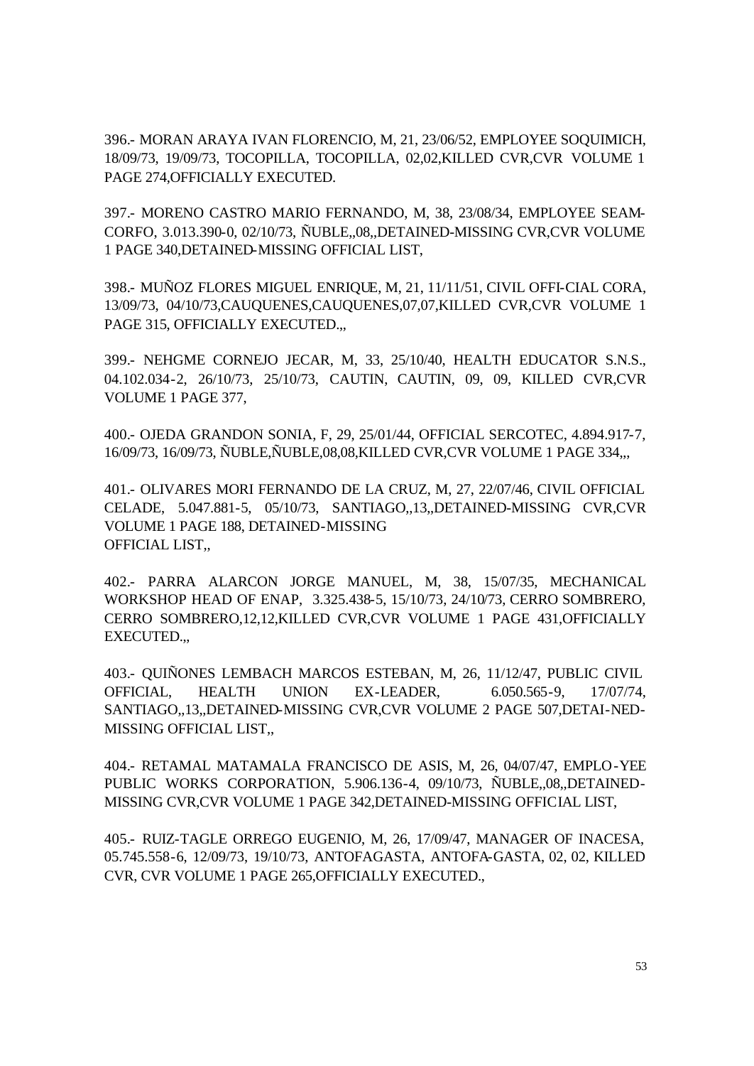396.- MORAN ARAYA IVAN FLORENCIO, M, 21, 23/06/52, EMPLOYEE SOQUIMICH, 18/09/73, 19/09/73, TOCOPILLA, TOCOPILLA, 02,02,KILLED CVR,CVR VOLUME 1 PAGE 274,OFFICIALLY EXECUTED.

397.- MORENO CASTRO MARIO FERNANDO, M, 38, 23/08/34, EMPLOYEE SEAM-CORFO, 3.013.390-0, 02/10/73, ÑUBLE,,08,,DETAINED-MISSING CVR,CVR VOLUME 1 PAGE 340,DETAINED-MISSING OFFICIAL LIST,

398.- MUÑOZ FLORES MIGUEL ENRIQUE, M, 21, 11/11/51, CIVIL OFFI-CIAL CORA, 13/09/73, 04/10/73,CAUQUENES,CAUQUENES,07,07,KILLED CVR,CVR VOLUME 1 PAGE 315, OFFICIALLY EXECUTED.,,

399.- NEHGME CORNEJO JECAR, M, 33, 25/10/40, HEALTH EDUCATOR S.N.S., 04.102.034-2, 26/10/73, 25/10/73, CAUTIN, CAUTIN, 09, 09, KILLED CVR,CVR VOLUME 1 PAGE 377,

400.- OJEDA GRANDON SONIA, F, 29, 25/01/44, OFFICIAL SERCOTEC, 4.894.917-7, 16/09/73, 16/09/73, ÑUBLE,ÑUBLE,08,08,KILLED CVR,CVR VOLUME 1 PAGE 334,,,

401.- OLIVARES MORI FERNANDO DE LA CRUZ, M, 27, 22/07/46, CIVIL OFFICIAL CELADE, 5.047.881-5, 05/10/73, SANTIAGO,,13,,DETAINED-MISSING CVR,CVR VOLUME 1 PAGE 188, DETAINED-MISSING OFFICIAL LIST,,

402.- PARRA ALARCON JORGE MANUEL, M, 38, 15/07/35, MECHANICAL WORKSHOP HEAD OF ENAP, 3.325.438-5, 15/10/73, 24/10/73, CERRO SOMBRERO, CERRO SOMBRERO,12,12,KILLED CVR,CVR VOLUME 1 PAGE 431,OFFICIALLY EXECUTED.,,

403.- QUIÑONES LEMBACH MARCOS ESTEBAN, M, 26, 11/12/47, PUBLIC CIVIL OFFICIAL, HEALTH UNION EX-LEADER, 6.050.565-9, 17/07/74, SANTIAGO,,13,,DETAINED-MISSING CVR,CVR VOLUME 2 PAGE 507,DETAI-NED-MISSING OFFICIAL LIST,,

404.- RETAMAL MATAMALA FRANCISCO DE ASIS, M, 26, 04/07/47, EMPLO-YEE PUBLIC WORKS CORPORATION, 5.906.136-4, 09/10/73, ÑUBLE,,08,,DETAINED-MISSING CVR,CVR VOLUME 1 PAGE 342,DETAINED-MISSING OFFICIAL LIST,

405.- RUIZ-TAGLE ORREGO EUGENIO, M, 26, 17/09/47, MANAGER OF INACESA, 05.745.558-6, 12/09/73, 19/10/73, ANTOFAGASTA, ANTOFA-GASTA, 02, 02, KILLED CVR, CVR VOLUME 1 PAGE 265,OFFICIALLY EXECUTED.,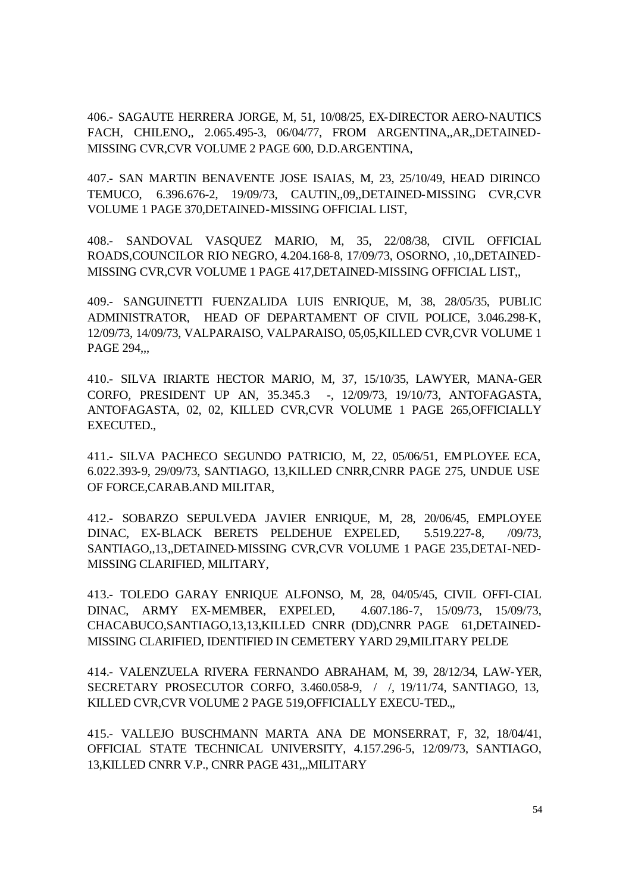406.- SAGAUTE HERRERA JORGE, M, 51, 10/08/25, EX-DIRECTOR AERO-NAUTICS FACH, CHILENO,, 2.065.495-3, 06/04/77, FROM ARGENTINA,,AR,,DETAINED-MISSING CVR,CVR VOLUME 2 PAGE 600, D.D.ARGENTINA,

407.- SAN MARTIN BENAVENTE JOSE ISAIAS, M, 23, 25/10/49, HEAD DIRINCO TEMUCO, 6.396.676-2, 19/09/73, CAUTIN,,09,,DETAINED-MISSING CVR,CVR VOLUME 1 PAGE 370,DETAINED-MISSING OFFICIAL LIST,

408.- SANDOVAL VASQUEZ MARIO, M, 35, 22/08/38, CIVIL OFFICIAL ROADS,COUNCILOR RIO NEGRO, 4.204.168-8, 17/09/73, OSORNO, ,10,,DETAINED-MISSING CVR,CVR VOLUME 1 PAGE 417,DETAINED-MISSING OFFICIAL LIST,,

409.- SANGUINETTI FUENZALIDA LUIS ENRIQUE, M, 38, 28/05/35, PUBLIC ADMINISTRATOR, HEAD OF DEPARTAMENT OF CIVIL POLICE, 3.046.298-K, 12/09/73, 14/09/73, VALPARAISO, VALPARAISO, 05,05,KILLED CVR,CVR VOLUME 1 PAGE 294,,,

410.- SILVA IRIARTE HECTOR MARIO, M, 37, 15/10/35, LAWYER, MANA-GER CORFO, PRESIDENT UP AN, 35.345.3 -, 12/09/73, 19/10/73, ANTOFAGASTA, ANTOFAGASTA, 02, 02, KILLED CVR,CVR VOLUME 1 PAGE 265,OFFICIALLY EXECUTED.,

411.- SILVA PACHECO SEGUNDO PATRICIO, M, 22, 05/06/51, EMPLOYEE ECA, 6.022.393-9, 29/09/73, SANTIAGO, 13,KILLED CNRR,CNRR PAGE 275, UNDUE USE OF FORCE,CARAB.AND MILITAR,

412.- SOBARZO SEPULVEDA JAVIER ENRIQUE, M, 28, 20/06/45, EMPLOYEE DINAC, EX-BLACK BERETS PELDEHUE EXPELED, 5.519.227-8, /09/73, SANTIAGO,,13,,DETAINED-MISSING CVR,CVR VOLUME 1 PAGE 235,DETAI-NED-MISSING CLARIFIED, MILITARY,

413.- TOLEDO GARAY ENRIQUE ALFONSO, M, 28, 04/05/45, CIVIL OFFI-CIAL DINAC, ARMY EX-MEMBER, EXPELED, 4.607.186-7, 15/09/73, 15/09/73, CHACABUCO,SANTIAGO,13,13,KILLED CNRR (DD),CNRR PAGE 61,DETAINED-MISSING CLARIFIED, IDENTIFIED IN CEMETERY YARD 29,MILITARY PELDE

414.- VALENZUELA RIVERA FERNANDO ABRAHAM, M, 39, 28/12/34, LAW-YER, SECRETARY PROSECUTOR CORFO, 3.460.058-9, / /, 19/11/74, SANTIAGO, 13, KILLED CVR,CVR VOLUME 2 PAGE 519,OFFICIALLY EXECU-TED.,,

415.- VALLEJO BUSCHMANN MARTA ANA DE MONSERRAT, F, 32, 18/04/41, OFFICIAL STATE TECHNICAL UNIVERSITY, 4.157.296-5, 12/09/73, SANTIAGO, 13,KILLED CNRR V.P., CNRR PAGE 431,,,MILITARY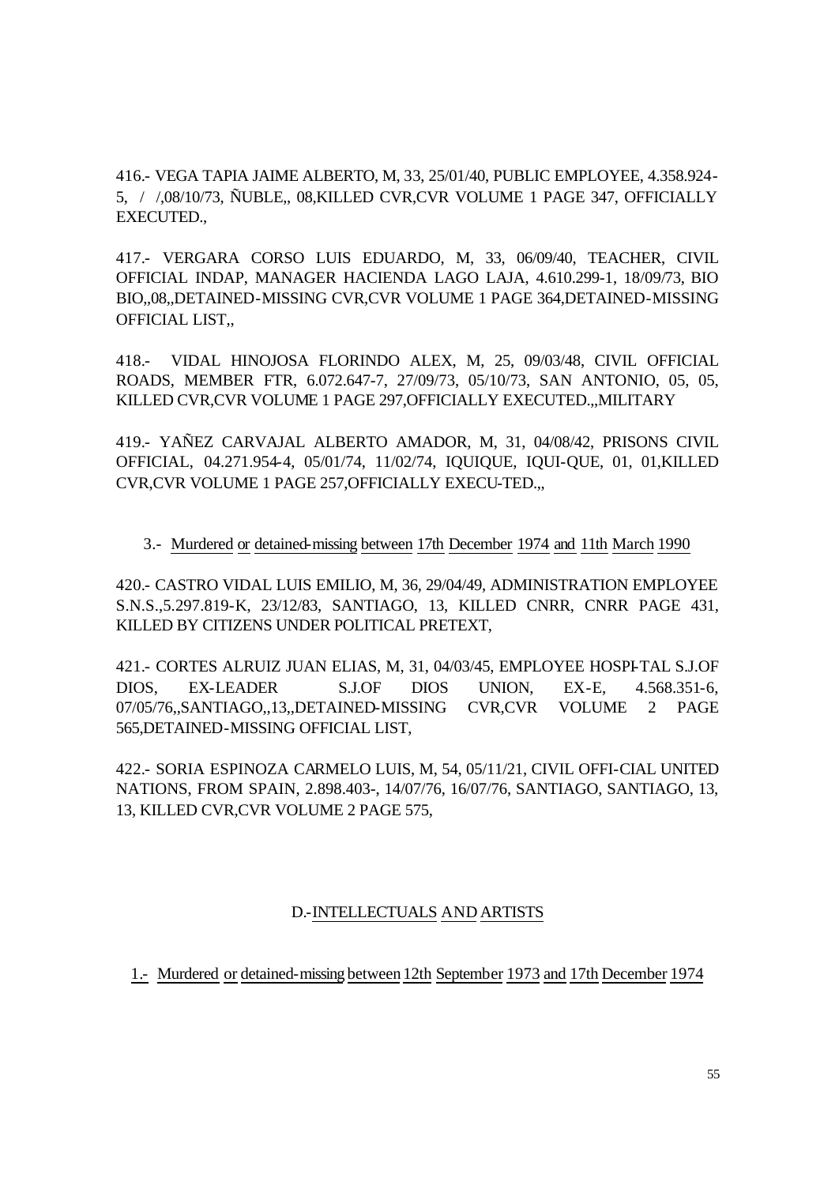416.- VEGA TAPIA JAIME ALBERTO, M, 33, 25/01/40, PUBLIC EMPLOYEE, 4.358.924-5, / /,08/10/73, ÑUBLE,, 08,KILLED CVR,CVR VOLUME 1 PAGE 347, OFFICIALLY EXECUTED.,

417.- VERGARA CORSO LUIS EDUARDO, M, 33, 06/09/40, TEACHER, CIVIL OFFICIAL INDAP, MANAGER HACIENDA LAGO LAJA, 4.610.299-1, 18/09/73, BIO BIO,,08,,DETAINED-MISSING CVR,CVR VOLUME 1 PAGE 364,DETAINED-MISSING OFFICIAL LIST,,

418.- VIDAL HINOJOSA FLORINDO ALEX, M, 25, 09/03/48, CIVIL OFFICIAL ROADS, MEMBER FTR, 6.072.647-7, 27/09/73, 05/10/73, SAN ANTONIO, 05, 05, KILLED CVR,CVR VOLUME 1 PAGE 297,OFFICIALLY EXECUTED.,,MILITARY

419.- YAÑEZ CARVAJAL ALBERTO AMADOR, M, 31, 04/08/42, PRISONS CIVIL OFFICIAL, 04.271.954-4, 05/01/74, 11/02/74, IQUIQUE, IQUI-QUE, 01, 01,KILLED CVR,CVR VOLUME 1 PAGE 257,OFFICIALLY EXECU-TED.,,

3.- Murdered or detained-missing between 17th December 1974 and 11th March 1990

420.- CASTRO VIDAL LUIS EMILIO, M, 36, 29/04/49, ADMINISTRATION EMPLOYEE S.N.S.,5.297.819-K, 23/12/83, SANTIAGO, 13, KILLED CNRR, CNRR PAGE 431, KILLED BY CITIZENS UNDER POLITICAL PRETEXT,

421.- CORTES ALRUIZ JUAN ELIAS, M, 31, 04/03/45, EMPLOYEE HOSPI-TAL S.J.OF DIOS, EX-LEADER S.J.OF DIOS UNION, EX-E, 4.568.351-6, 07/05/76,,SANTIAGO,,13,,DETAINED-MISSING CVR,CVR VOLUME 2 PAGE 565,DETAINED-MISSING OFFICIAL LIST,

422.- SORIA ESPINOZA CARMELO LUIS, M, 54, 05/11/21, CIVIL OFFI-CIAL UNITED NATIONS, FROM SPAIN, 2.898.403-, 14/07/76, 16/07/76, SANTIAGO, SANTIAGO, 13, 13, KILLED CVR,CVR VOLUME 2 PAGE 575,

## D.-INTELLECTUALS AND ARTISTS

1.- Murdered or detained-missing between 12th September 1973 and 17th December 1974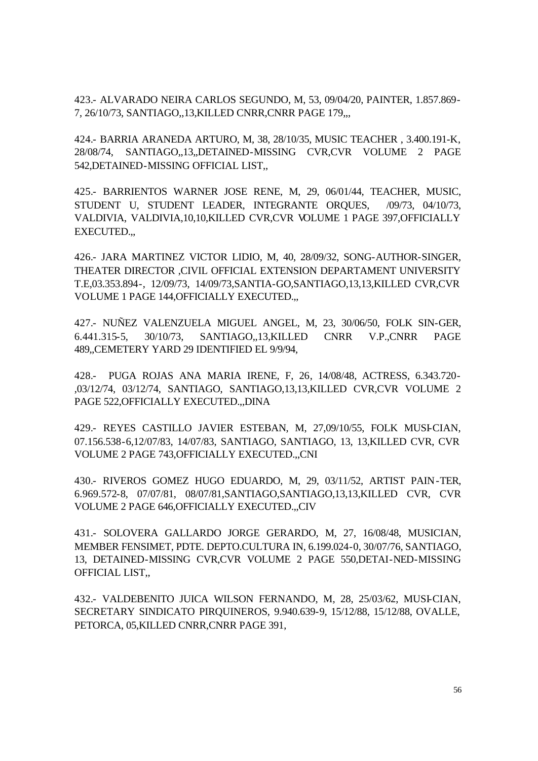423.- ALVARADO NEIRA CARLOS SEGUNDO, M, 53, 09/04/20, PAINTER, 1.857.869-7, 26/10/73, SANTIAGO,,13,KILLED CNRR,CNRR PAGE 179,,,

424.- BARRIA ARANEDA ARTURO, M, 38, 28/10/35, MUSIC TEACHER , 3.400.191-K, 28/08/74, SANTIAGO,,13,,DETAINED-MISSING CVR,CVR VOLUME 2 PAGE 542,DETAINED-MISSING OFFICIAL LIST,,

425.- BARRIENTOS WARNER JOSE RENE, M, 29, 06/01/44, TEACHER, MUSIC, STUDENT U, STUDENT LEADER, INTEGRANTE ORQUES, /09/73, 04/10/73, VALDIVIA, VALDIVIA,10,10,KILLED CVR,CVR VOLUME 1 PAGE 397,OFFICIALLY EXECUTED.,,

426.- JARA MARTINEZ VICTOR LIDIO, M, 40, 28/09/32, SONG-AUTHOR-SINGER, THEATER DIRECTOR ,CIVIL OFFICIAL EXTENSION DEPARTAMENT UNIVERSITY T.E,03.353.894-, 12/09/73, 14/09/73,SANTIA-GO,SANTIAGO,13,13,KILLED CVR,CVR VOLUME 1 PAGE 144,OFFICIALLY EXECUTED.,,

427.- NUÑEZ VALENZUELA MIGUEL ANGEL, M, 23, 30/06/50, FOLK SIN-GER, 6.441.315-5, 30/10/73, SANTIAGO,,13,KILLED CNRR V.P.,CNRR PAGE 489,,CEMETERY YARD 29 IDENTIFIED EL 9/9/94,

428.- PUGA ROJAS ANA MARIA IRENE, F, 26, 14/08/48, ACTRESS, 6.343.720-,03/12/74, 03/12/74, SANTIAGO, SANTIAGO,13,13,KILLED CVR,CVR VOLUME 2 PAGE 522,OFFICIALLY EXECUTED.,,DINA

429.- REYES CASTILLO JAVIER ESTEBAN, M, 27,09/10/55, FOLK MUSI-CIAN, 07.156.538-6,12/07/83, 14/07/83, SANTIAGO, SANTIAGO, 13, 13,KILLED CVR, CVR VOLUME 2 PAGE 743,OFFICIALLY EXECUTED.,,CNI

430.- RIVEROS GOMEZ HUGO EDUARDO, M, 29, 03/11/52, ARTIST PAIN-TER, 6.969.572-8, 07/07/81, 08/07/81,SANTIAGO,SANTIAGO,13,13,KILLED CVR, CVR VOLUME 2 PAGE 646,OFFICIALLY EXECUTED.,,CIV

431.- SOLOVERA GALLARDO JORGE GERARDO, M, 27, 16/08/48, MUSICIAN, MEMBER FENSIMET, PDTE. DEPTO.CULTURA IN, 6.199.024-0, 30/07/76, SANTIAGO, 13, DETAINED-MISSING CVR,CVR VOLUME 2 PAGE 550,DETAI-NED-MISSING OFFICIAL LIST,,

432.- VALDEBENITO JUICA WILSON FERNANDO, M, 28, 25/03/62, MUSI-CIAN, SECRETARY SINDICATO PIRQUINEROS, 9.940.639-9, 15/12/88, 15/12/88, OVALLE, PETORCA, 05,KILLED CNRR,CNRR PAGE 391,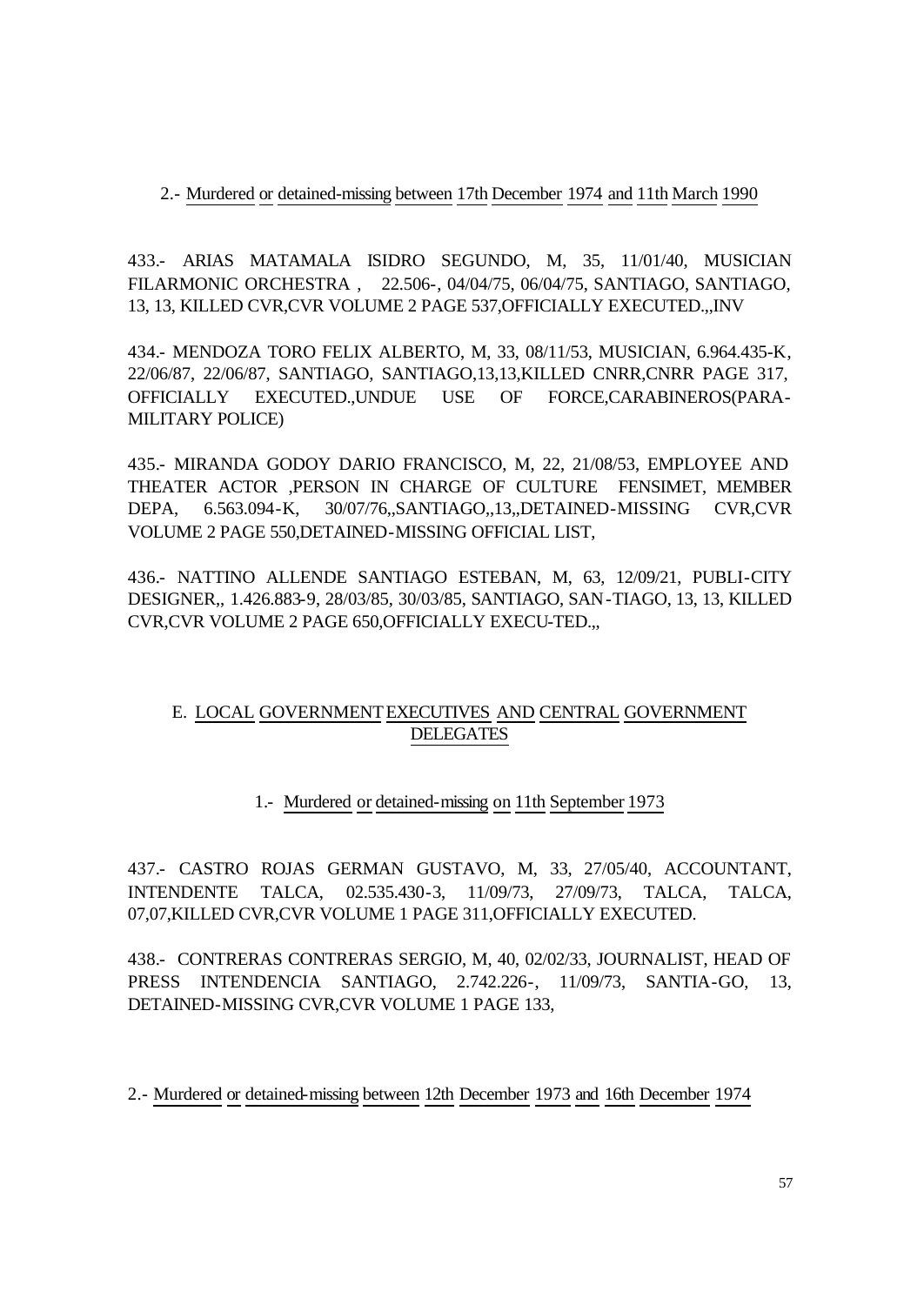2.- Murdered or detained-missing between 17th December 1974 and 11th March 1990

433.- ARIAS MATAMALA ISIDRO SEGUNDO, M, 35, 11/01/40, MUSICIAN FILARMONIC ORCHESTRA , 22.506-, 04/04/75, 06/04/75, SANTIAGO, SANTIAGO, 13, 13, KILLED CVR,CVR VOLUME 2 PAGE 537,OFFICIALLY EXECUTED.,,INV

434.- MENDOZA TORO FELIX ALBERTO, M, 33, 08/11/53, MUSICIAN, 6.964.435-K, 22/06/87, 22/06/87, SANTIAGO, SANTIAGO,13,13,KILLED CNRR,CNRR PAGE 317, OFFICIALLY EXECUTED.,UNDUE USE OF FORCE,CARABINEROS(PARA-MILITARY POLICE)

435.- MIRANDA GODOY DARIO FRANCISCO, M, 22, 21/08/53, EMPLOYEE AND THEATER ACTOR ,PERSON IN CHARGE OF CULTURE FENSIMET, MEMBER DEPA, 6.563.094-K, 30/07/76,,SANTIAGO,,13,,DETAINED-MISSING CVR,CVR VOLUME 2 PAGE 550,DETAINED-MISSING OFFICIAL LIST,

436.- NATTINO ALLENDE SANTIAGO ESTEBAN, M, 63, 12/09/21, PUBLI-CITY DESIGNER,, 1.426.883-9, 28/03/85, 30/03/85, SANTIAGO, SAN-TIAGO, 13, 13, KILLED CVR,CVR VOLUME 2 PAGE 650,OFFICIALLY EXECU-TED.,,

## E. LOCAL GOVERNMENT EXECUTIVES AND CENTRAL GOVERNMENT DELEGATES

1.- Murdered or detained-missing on 11th September 1973

437.- CASTRO ROJAS GERMAN GUSTAVO, M, 33, 27/05/40, ACCOUNTANT, INTENDENTE TALCA, 02.535.430-3, 11/09/73, 27/09/73, TALCA, TALCA, 07,07,KILLED CVR,CVR VOLUME 1 PAGE 311,OFFICIALLY EXECUTED.

438.- CONTRERAS CONTRERAS SERGIO, M, 40, 02/02/33, JOURNALIST, HEAD OF PRESS INTENDENCIA SANTIAGO, 2.742.226-, 11/09/73, SANTIA-GO, 13, DETAINED-MISSING CVR,CVR VOLUME 1 PAGE 133,

2.- Murdered or detained-missing between 12th December 1973 and 16th December 1974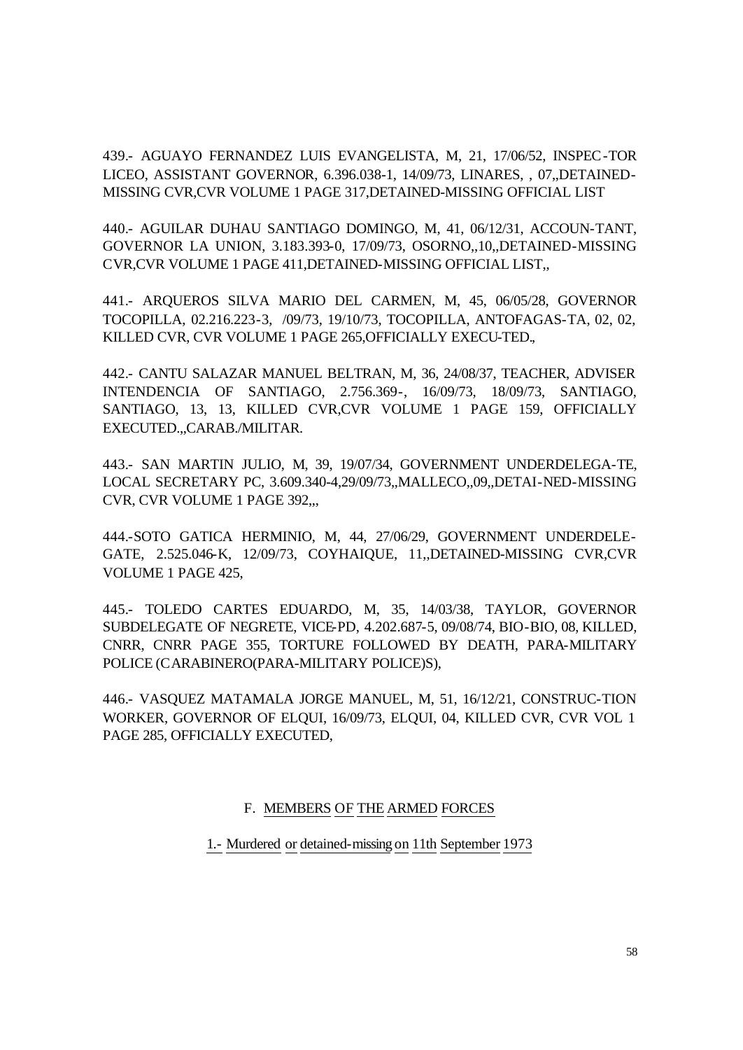439.- AGUAYO FERNANDEZ LUIS EVANGELISTA, M, 21, 17/06/52, INSPEC-TOR LICEO, ASSISTANT GOVERNOR, 6.396.038-1, 14/09/73, LINARES, , 07,,DETAINED-MISSING CVR,CVR VOLUME 1 PAGE 317,DETAINED-MISSING OFFICIAL LIST

440.- AGUILAR DUHAU SANTIAGO DOMINGO, M, 41, 06/12/31, ACCOUN-TANT, GOVERNOR LA UNION, 3.183.393-0, 17/09/73, OSORNO,,10,,DETAINED-MISSING CVR,CVR VOLUME 1 PAGE 411,DETAINED-MISSING OFFICIAL LIST,,

441.- ARQUEROS SILVA MARIO DEL CARMEN, M, 45, 06/05/28, GOVERNOR TOCOPILLA, 02.216.223-3, /09/73, 19/10/73, TOCOPILLA, ANTOFAGAS-TA, 02, 02, KILLED CVR, CVR VOLUME 1 PAGE 265,OFFICIALLY EXECU-TED,,

442.- CANTU SALAZAR MANUEL BELTRAN, M, 36, 24/08/37, TEACHER, ADVISER INTENDENCIA OF SANTIAGO, 2.756.369-, 16/09/73, 18/09/73, SANTIAGO, SANTIAGO, 13, 13, KILLED CVR,CVR VOLUME 1 PAGE 159, OFFICIALLY EXECUTED,,,CARAB./MILITAR.

443.- SAN MARTIN JULIO, M, 39, 19/07/34, GOVERNMENT UNDERDELEGA-TE, LOCAL SECRETARY PC, 3.609.340-4,29/09/73,,MALLECO,,09,,DETAI-NED-MISSING CVR, CVR VOLUME 1 PAGE 392,,,

444.-SOTO GATICA HERMINIO, M, 44, 27/06/29, GOVERNMENT UNDERDELE-GATE, 2.525.046-K, 12/09/73, COYHAIQUE, 11,,DETAINED-MISSING CVR,CVR VOLUME 1 PAGE 425,

445.- TOLEDO CARTES EDUARDO, M, 35, 14/03/38, TAYLOR, GOVERNOR SUBDELEGATE OF NEGRETE, VICE-PD, 4.202.687-5, 09/08/74, BIO-BIO, 08, KILLED, CNRR, CNRR PAGE 355, TORTURE FOLLOWED BY DEATH, PARA-MILITARY POLICE (CARABINERO(PARA-MILITARY POLICE)S),

446.- VASQUEZ MATAMALA JORGE MANUEL, M, 51, 16/12/21, CONSTRUC-TION WORKER, GOVERNOR OF ELQUI, 16/09/73, ELQUI, 04, KILLED CVR, CVR VOL 1 PAGE 285, OFFICIALLY EXECUTED,

## F. MEMBERS OF THE ARMED FORCES

### 1.- Murdered or detained-missing on 11th September 1973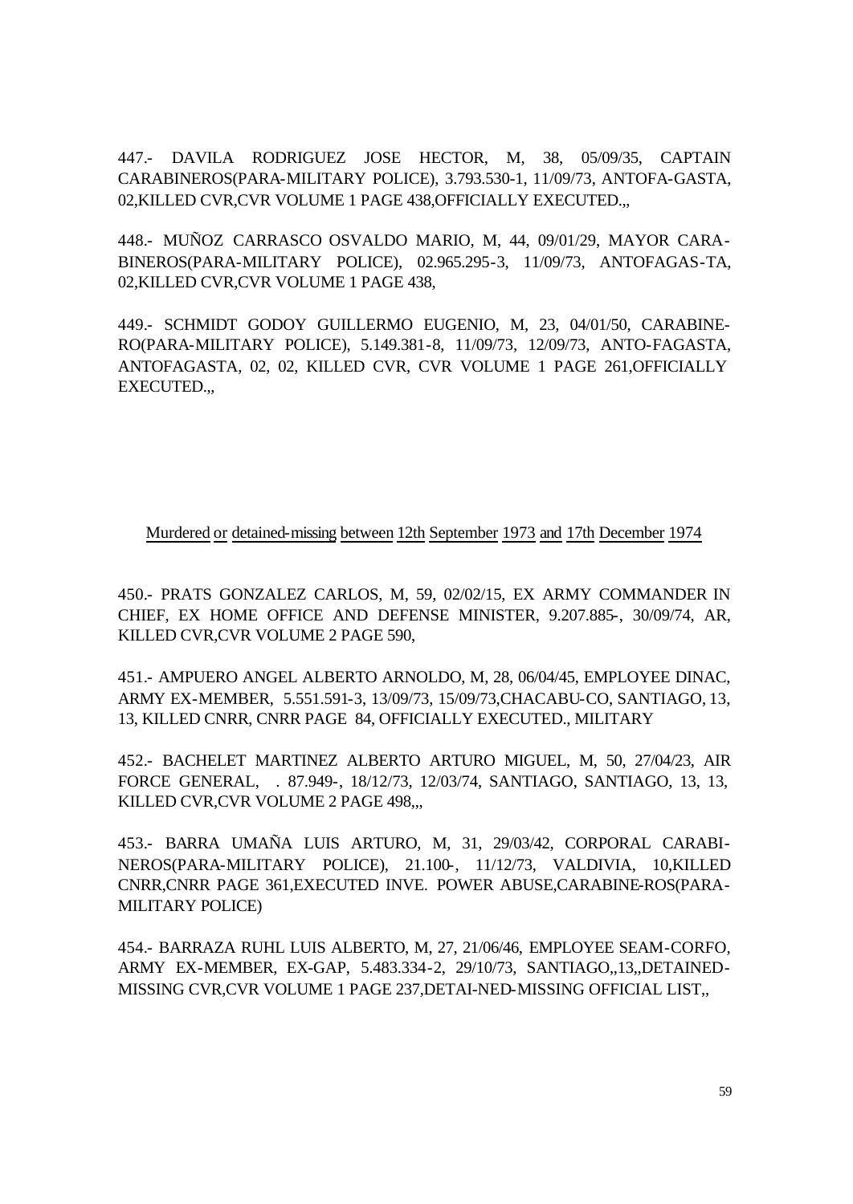447.- DAVILA RODRIGUEZ JOSE HECTOR, M, 38, 05/09/35, CAPTAIN CARABINEROS(PARA-MILITARY POLICE), 3.793.530-1, 11/09/73, ANTOFA-GASTA, 02,KILLED CVR,CVR VOLUME 1 PAGE 438,OFFICIALLY EXECUTED.,,

448.- MUÑOZ CARRASCO OSVALDO MARIO, M, 44, 09/01/29, MAYOR CARA-BINEROS(PARA-MILITARY POLICE), 02.965.295-3, 11/09/73, ANTOFAGAS-TA, 02,KILLED CVR,CVR VOLUME 1 PAGE 438,

449.- SCHMIDT GODOY GUILLERMO EUGENIO, M, 23, 04/01/50, CARABINE-RO(PARA-MILITARY POLICE), 5.149.381-8, 11/09/73, 12/09/73, ANTO-FAGASTA, ANTOFAGASTA, 02, 02, KILLED CVR, CVR VOLUME 1 PAGE 261,OFFICIALLY EXECUTED.,,

Murdered or detained-missing between 12th September 1973 and 17th December 1974

450.- PRATS GONZALEZ CARLOS, M, 59, 02/02/15, EX ARMY COMMANDER IN CHIEF, EX HOME OFFICE AND DEFENSE MINISTER, 9.207.885-, 30/09/74, AR, KILLED CVR,CVR VOLUME 2 PAGE 590,

451.- AMPUERO ANGEL ALBERTO ARNOLDO, M, 28, 06/04/45, EMPLOYEE DINAC, ARMY EX-MEMBER, 5.551.591-3, 13/09/73, 15/09/73,CHACABU-CO, SANTIAGO, 13, 13, KILLED CNRR, CNRR PAGE 84, OFFICIALLY EXECUTED., MILITARY

452.- BACHELET MARTINEZ ALBERTO ARTURO MIGUEL, M, 50, 27/04/23, AIR FORCE GENERAL, . 87.949-, 18/12/73, 12/03/74, SANTIAGO, SANTIAGO, 13, 13, KILLED CVR,CVR VOLUME 2 PAGE 498,,,

453.- BARRA UMAÑA LUIS ARTURO, M, 31, 29/03/42, CORPORAL CARABI-NEROS(PARA-MILITARY POLICE), 21.100-, 11/12/73, VALDIVIA, 10,KILLED CNRR,CNRR PAGE 361,EXECUTED INVE. POWER ABUSE,CARABINE-ROS(PARA-MILITARY POLICE)

454.- BARRAZA RUHL LUIS ALBERTO, M, 27, 21/06/46, EMPLOYEE SEAM-CORFO, ARMY EX-MEMBER, EX-GAP, 5.483.334-2, 29/10/73, SANTIAGO,,13,,DETAINED-MISSING CVR,CVR VOLUME 1 PAGE 237,DETAI-NED-MISSING OFFICIAL LIST,,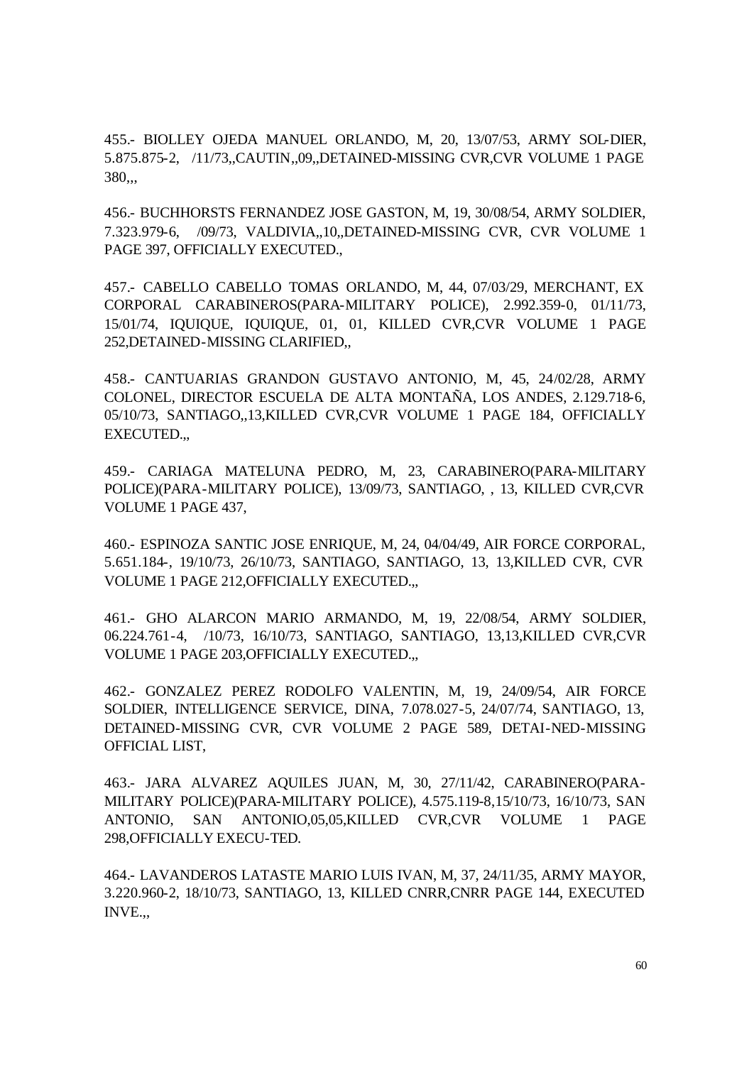455.- BIOLLEY OJEDA MANUEL ORLANDO, M, 20, 13/07/53, ARMY SOL-DIER, 5.875.875-2, /11/73,,CAUTIN,,09,,DETAINED-MISSING CVR,CVR VOLUME 1 PAGE 380,,,

456.- BUCHHORSTS FERNANDEZ JOSE GASTON, M, 19, 30/08/54, ARMY SOLDIER, 7.323.979-6, /09/73, VALDIVIA,,10,,DETAINED-MISSING CVR, CVR VOLUME 1 PAGE 397, OFFICIALLY EXECUTED.,

457.- CABELLO CABELLO TOMAS ORLANDO, M, 44, 07/03/29, MERCHANT, EX CORPORAL CARABINEROS(PARA-MILITARY POLICE), 2.992.359-0, 01/11/73, 15/01/74, IQUIQUE, IQUIQUE, 01, 01, KILLED CVR,CVR VOLUME 1 PAGE 252,DETAINED-MISSING CLARIFIED,,

458.- CANTUARIAS GRANDON GUSTAVO ANTONIO, M, 45, 24/02/28, ARMY COLONEL, DIRECTOR ESCUELA DE ALTA MONTAÑA, LOS ANDES, 2.129.718-6, 05/10/73, SANTIAGO,,13,KILLED CVR,CVR VOLUME 1 PAGE 184, OFFICIALLY EXECUTED.,,

459.- CARIAGA MATELUNA PEDRO, M, 23, CARABINERO(PARA-MILITARY POLICE)(PARA-MILITARY POLICE), 13/09/73, SANTIAGO, , 13, KILLED CVR,CVR VOLUME 1 PAGE 437,

460.- ESPINOZA SANTIC JOSE ENRIQUE, M, 24, 04/04/49, AIR FORCE CORPORAL, 5.651.184-, 19/10/73, 26/10/73, SANTIAGO, SANTIAGO, 13, 13,KILLED CVR, CVR VOLUME 1 PAGE 212,OFFICIALLY EXECUTED.,,

461.- GHO ALARCON MARIO ARMANDO, M, 19, 22/08/54, ARMY SOLDIER, 06.224.761-4, /10/73, 16/10/73, SANTIAGO, SANTIAGO, 13,13,KILLED CVR,CVR VOLUME 1 PAGE 203,OFFICIALLY EXECUTED.,,

462.- GONZALEZ PEREZ RODOLFO VALENTIN, M, 19, 24/09/54, AIR FORCE SOLDIER, INTELLIGENCE SERVICE, DINA, 7.078.027-5, 24/07/74, SANTIAGO, 13, DETAINED-MISSING CVR, CVR VOLUME 2 PAGE 589, DETAI-NED-MISSING OFFICIAL LIST,

463.- JARA ALVAREZ AQUILES JUAN, M, 30, 27/11/42, CARABINERO(PARA-MILITARY POLICE)(PARA-MILITARY POLICE), 4.575.119-8,15/10/73, 16/10/73, SAN ANTONIO, SAN ANTONIO,05,05,KILLED CVR,CVR VOLUME 1 PAGE 298,OFFICIALLY EXECU-TED.

464.- LAVANDEROS LATASTE MARIO LUIS IVAN, M, 37, 24/11/35, ARMY MAYOR, 3.220.960-2, 18/10/73, SANTIAGO, 13, KILLED CNRR,CNRR PAGE 144, EXECUTED INVE.,,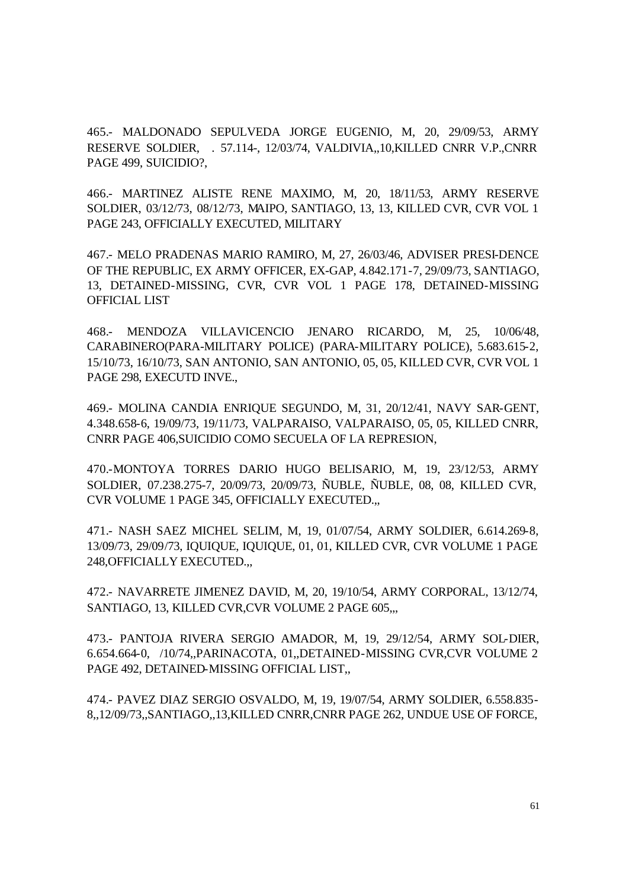465.- MALDONADO SEPULVEDA JORGE EUGENIO, M, 20, 29/09/53, ARMY RESERVE SOLDIER, . 57.114-, 12/03/74, VALDIVIA,,10,KILLED CNRR V.P.,CNRR PAGE 499, SUICIDIO?,

466.- MARTINEZ ALISTE RENE MAXIMO, M, 20, 18/11/53, ARMY RESERVE SOLDIER, 03/12/73, 08/12/73, MAIPO, SANTIAGO, 13, 13, KILLED CVR, CVR VOL 1 PAGE 243, OFFICIALLY EXECUTED, MILITARY

467.- MELO PRADENAS MARIO RAMIRO, M, 27, 26/03/46, ADVISER PRESI-DENCE OF THE REPUBLIC, EX ARMY OFFICER, EX-GAP, 4.842.171-7, 29/09/73, SANTIAGO, 13, DETAINED-MISSING, CVR, CVR VOL 1 PAGE 178, DETAINED-MISSING OFFICIAL LIST

468.- MENDOZA VILLAVICENCIO JENARO RICARDO, M, 25, 10/06/48, CARABINERO(PARA-MILITARY POLICE) (PARA-MILITARY POLICE), 5.683.615-2, 15/10/73, 16/10/73, SAN ANTONIO, SAN ANTONIO, 05, 05, KILLED CVR, CVR VOL 1 PAGE 298, EXECUTD INVE.,

469.- MOLINA CANDIA ENRIQUE SEGUNDO, M, 31, 20/12/41, NAVY SAR-GENT, 4.348.658-6, 19/09/73, 19/11/73, VALPARAISO, VALPARAISO, 05, 05, KILLED CNRR, CNRR PAGE 406,SUICIDIO COMO SECUELA OF LA REPRESION,

470.-MONTOYA TORRES DARIO HUGO BELISARIO, M, 19, 23/12/53, ARMY SOLDIER, 07.238.275-7, 20/09/73, 20/09/73, ÑUBLE, ÑUBLE, 08, 08, KILLED CVR, CVR VOLUME 1 PAGE 345, OFFICIALLY EXECUTED.,,

471.- NASH SAEZ MICHEL SELIM, M, 19, 01/07/54, ARMY SOLDIER, 6.614.269-8, 13/09/73, 29/09/73, IQUIQUE, IQUIQUE, 01, 01, KILLED CVR, CVR VOLUME 1 PAGE 248,OFFICIALLY EXECUTED.,,

472.- NAVARRETE JIMENEZ DAVID, M, 20, 19/10/54, ARMY CORPORAL, 13/12/74, SANTIAGO, 13, KILLED CVR,CVR VOLUME 2 PAGE 605,,,

473.- PANTOJA RIVERA SERGIO AMADOR, M, 19, 29/12/54, ARMY SOL-DIER, 6.654.664-0, /10/74,,PARINACOTA, 01,,DETAINED-MISSING CVR,CVR VOLUME 2 PAGE 492, DETAINED-MISSING OFFICIAL LIST,,

474.- PAVEZ DIAZ SERGIO OSVALDO, M, 19, 19/07/54, ARMY SOLDIER, 6.558.835-8,,12/09/73,,SANTIAGO,,13,KILLED CNRR,CNRR PAGE 262, UNDUE USE OF FORCE,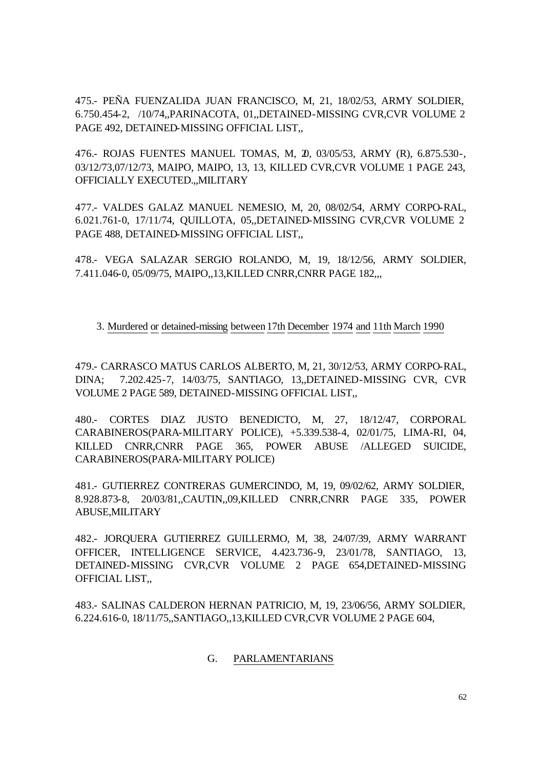475.- PEÑA FUENZALIDA JUAN FRANCISCO, M, 21, 18/02/53, ARMY SOLDIER, 6.750.454-2, /10/74,,PARINACOTA, 01,,DETAINED-MISSING CVR,CVR VOLUME 2 PAGE 492, DETAINED-MISSING OFFICIAL LIST,,

476.- ROJAS FUENTES MANUEL TOMAS, M, 20, 03/05/53, ARMY (R), 6.875.530-, 03/12/73,07/12/73, MAIPO, MAIPO, 13, 13, KILLED CVR,CVR VOLUME 1 PAGE 243, OFFICIALLY EXECUTED.,,MILITARY

477.- VALDES GALAZ MANUEL NEMESIO, M, 20, 08/02/54, ARMY CORPO-RAL, 6.021.761-0, 17/11/74, QUILLOTA, 05,,DETAINED-MISSING CVR,CVR VOLUME 2 PAGE 488, DETAINED-MISSING OFFICIAL LIST,,

478.- VEGA SALAZAR SERGIO ROLANDO, M, 19, 18/12/56, ARMY SOLDIER, 7.411.046-0, 05/09/75, MAIPO,,13,KILLED CNRR,CNRR PAGE 182,,,

3. Murdered or detained-missing between 17th December 1974 and 11th March 1990

479.- CARRASCO MATUS CARLOS ALBERTO, M, 21, 30/12/53, ARMY CORPO-RAL, DINA; 7.202.425-7, 14/03/75, SANTIAGO, 13,,DETAINED-MISSING CVR, CVR VOLUME 2 PAGE 589, DETAINED-MISSING OFFICIAL LIST,,

480.- CORTES DIAZ JUSTO BENEDICTO, M, 27, 18/12/47, CORPORAL CARABINEROS(PARA-MILITARY POLICE), +5.339.538-4, 02/01/75, LIMA-RI, 04, KILLED CNRR,CNRR PAGE 365, POWER ABUSE /ALLEGED SUICIDE, CARABINEROS(PARA-MILITARY POLICE)

481.- GUTIERREZ CONTRERAS GUMERCINDO, M, 19, 09/02/62, ARMY SOLDIER, 8.928.873-8, 20/03/81,,CAUTIN,,09,KILLED CNRR,CNRR PAGE 335, POWER ABUSE,MILITARY

482.- JORQUERA GUTIERREZ GUILLERMO, M, 38, 24/07/39, ARMY WARRANT OFFICER, INTELLIGENCE SERVICE, 4.423.736-9, 23/01/78, SANTIAGO, 13, DETAINED-MISSING CVR,CVR VOLUME 2 PAGE 654,DETAINED-MISSING OFFICIAL LIST,,

483.- SALINAS CALDERON HERNAN PATRICIO, M, 19, 23/06/56, ARMY SOLDIER, 6.224.616-0, 18/11/75,,SANTIAGO,,13,KILLED CVR,CVR VOLUME 2 PAGE 604,

## G. PARLAMENTARIANS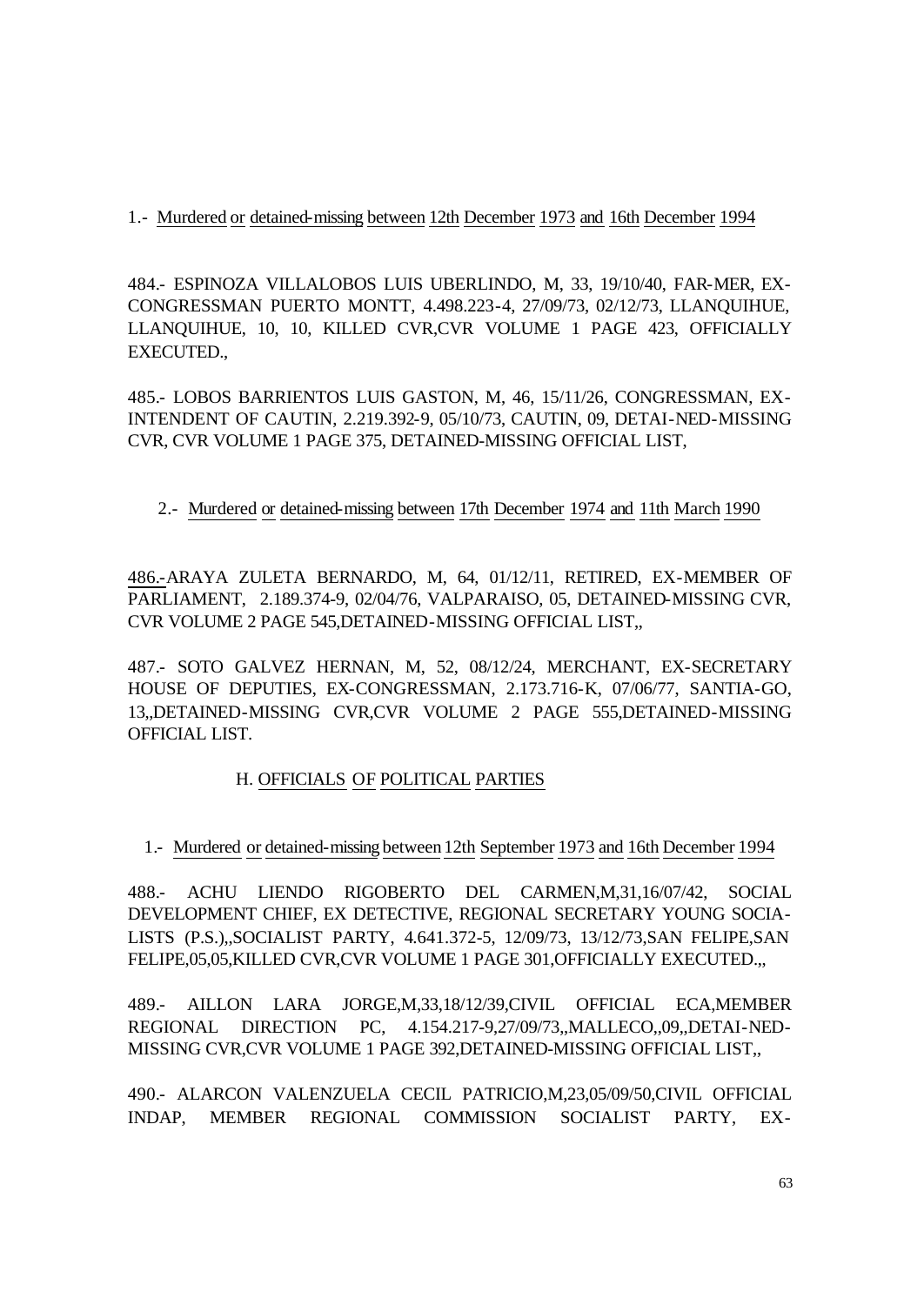1.- Murdered or detained-missing between 12th December 1973 and 16th December 1994

484.- ESPINOZA VILLALOBOS LUIS UBERLINDO, M, 33, 19/10/40, FAR-MER, EX-CONGRESSMAN PUERTO MONTT, 4.498.223-4, 27/09/73, 02/12/73, LLANQUIHUE, LLANQUIHUE, 10, 10, KILLED CVR,CVR VOLUME 1 PAGE 423, OFFICIALLY EXECUTED.,

485.- LOBOS BARRIENTOS LUIS GASTON, M, 46, 15/11/26, CONGRESSMAN, EX-INTENDENT OF CAUTIN, 2.219.392-9, 05/10/73, CAUTIN, 09, DETAI-NED-MISSING CVR, CVR VOLUME 1 PAGE 375, DETAINED-MISSING OFFICIAL LIST,

2.- Murdered or detained-missing between 17th December 1974 and 11th March 1990

486.-ARAYA ZULETA BERNARDO, M, 64, 01/12/11, RETIRED, EX-MEMBER OF PARLIAMENT, 2.189.374-9, 02/04/76, VALPARAISO, 05, DETAINED-MISSING CVR, CVR VOLUME 2 PAGE 545,DETAINED-MISSING OFFICIAL LIST,,

487.- SOTO GALVEZ HERNAN, M, 52, 08/12/24, MERCHANT, EX-SECRETARY HOUSE OF DEPUTIES, EX-CONGRESSMAN, 2.173.716-K, 07/06/77, SANTIA-GO, 13,,DETAINED-MISSING CVR,CVR VOLUME 2 PAGE 555,DETAINED-MISSING OFFICIAL LIST.

## H. OFFICIALS OF POLITICAL PARTIES

1.- Murdered or detained-missing between 12th September 1973 and 16th December 1994

488.- ACHU LIENDO RIGOBERTO DEL CARMEN,M,31,16/07/42, SOCIAL DEVELOPMENT CHIEF, EX DETECTIVE, REGIONAL SECRETARY YOUNG SOCIA-LISTS (P.S.),,SOCIALIST PARTY, 4.641.372-5, 12/09/73, 13/12/73,SAN FELIPE,SAN FELIPE,05,05,KILLED CVR,CVR VOLUME 1 PAGE 301,OFFICIALLY EXECUTED.,,

489.- AILLON LARA JORGE,M,33,18/12/39,CIVIL OFFICIAL ECA,MEMBER REGIONAL DIRECTION PC, 4.154.217-9,27/09/73,,MALLECO,,09,,DETAI-NED-MISSING CVR,CVR VOLUME 1 PAGE 392,DETAINED-MISSING OFFICIAL LIST,,

490.- ALARCON VALENZUELA CECIL PATRICIO,M,23,05/09/50,CIVIL OFFICIAL INDAP, MEMBER REGIONAL COMMISSION SOCIALIST PARTY, EX-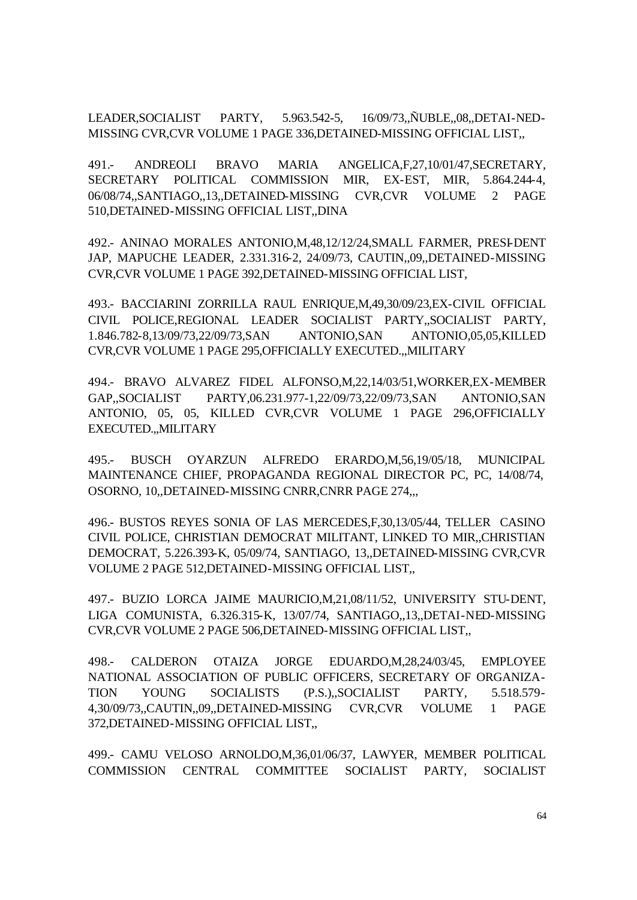LEADER,SOCIALIST PARTY, 5.963.542-5, 16/09/73,,ÑUBLE,,08,,DETAI-NED-MISSING CVR,CVR VOLUME 1 PAGE 336,DETAINED-MISSING OFFICIAL LIST,,

491.- ANDREOLI BRAVO MARIA ANGELICA,F,27,10/01/47,SECRETARY, SECRETARY POLITICAL COMMISSION MIR, EX-EST, MIR, 5.864.244-4, 06/08/74,,SANTIAGO,,13,,DETAINED-MISSING CVR,CVR VOLUME 2 PAGE 510,DETAINED-MISSING OFFICIAL LIST,,DINA

492.- ANINAO MORALES ANTONIO,M,48,12/12/24,SMALL FARMER, PRESI-DENT JAP, MAPUCHE LEADER, 2.331.316-2, 24/09/73, CAUTIN,,09,,DETAINED-MISSING CVR,CVR VOLUME 1 PAGE 392,DETAINED-MISSING OFFICIAL LIST,

493.- BACCIARINI ZORRILLA RAUL ENRIQUE,M,49,30/09/23,EX-CIVIL OFFICIAL CIVIL POLICE,REGIONAL LEADER SOCIALIST PARTY,,SOCIALIST PARTY, 1.846.782-8,13/09/73,22/09/73,SAN ANTONIO,SAN ANTONIO,05,05,KILLED CVR,CVR VOLUME 1 PAGE 295,OFFICIALLY EXECUTED.,,MILITARY

494.- BRAVO ALVAREZ FIDEL ALFONSO,M,22,14/03/51,WORKER,EX-MEMBER GAP,,SOCIALIST PARTY,06.231.977-1,22/09/73,22/09/73,SAN ANTONIO,SAN ANTONIO, 05, 05, KILLED CVR,CVR VOLUME 1 PAGE 296,OFFICIALLY EXECUTED.,,MILITARY

495.- BUSCH OYARZUN ALFREDO ERARDO,M,56,19/05/18, MUNICIPAL MAINTENANCE CHIEF, PROPAGANDA REGIONAL DIRECTOR PC, PC, 14/08/74, OSORNO, 10,,DETAINED-MISSING CNRR,CNRR PAGE 274,,,

496.- BUSTOS REYES SONIA OF LAS MERCEDES,F,30,13/05/44, TELLER CASINO CIVIL POLICE, CHRISTIAN DEMOCRAT MILITANT, LINKED TO MIR,,CHRISTIAN DEMOCRAT, 5.226.393-K, 05/09/74, SANTIAGO, 13,,DETAINED-MISSING CVR,CVR VOLUME 2 PAGE 512,DETAINED-MISSING OFFICIAL LIST,,

497.- BUZIO LORCA JAIME MAURICIO,M,21,08/11/52, UNIVERSITY STU-DENT, LIGA COMUNISTA, 6.326.315-K, 13/07/74, SANTIAGO,,13,,DETAI-NED-MISSING CVR,CVR VOLUME 2 PAGE 506,DETAINED-MISSING OFFICIAL LIST,,

498.- CALDERON OTAIZA JORGE EDUARDO,M,28,24/03/45, EMPLOYEE NATIONAL ASSOCIATION OF PUBLIC OFFICERS, SECRETARY OF ORGANIZA-TION YOUNG SOCIALISTS (P.S.),,SOCIALIST PARTY, 5.518.579-4,30/09/73,,CAUTIN,,09,,DETAINED-MISSING CVR,CVR VOLUME 1 PAGE 372,DETAINED-MISSING OFFICIAL LIST,,

499.- CAMU VELOSO ARNOLDO,M,36,01/06/37, LAWYER, MEMBER POLITICAL COMMISSION CENTRAL COMMITTEE SOCIALIST PARTY, SOCIALIST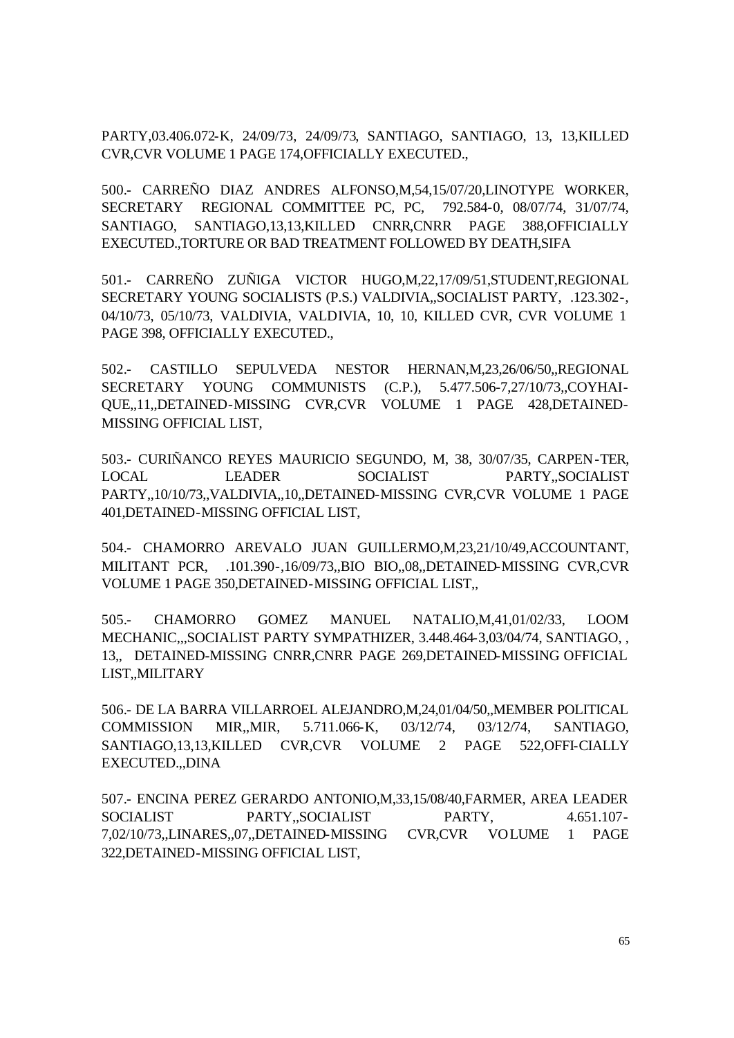PARTY,03.406.072-K, 24/09/73, 24/09/73, SANTIAGO, SANTIAGO, 13, 13,KILLED CVR,CVR VOLUME 1 PAGE 174,OFFICIALLY EXECUTED.,

500.- CARREÑO DIAZ ANDRES ALFONSO,M,54,15/07/20,LINOTYPE WORKER, SECRETARY REGIONAL COMMITTEE PC, PC, 792.584-0, 08/07/74, 31/07/74, SANTIAGO, SANTIAGO,13,13,KILLED CNRR,CNRR PAGE 388,OFFICIALLY EXECUTED.,TORTURE OR BAD TREATMENT FOLLOWED BY DEATH,SIFA

501.- CARREÑO ZUÑIGA VICTOR HUGO,M,22,17/09/51,STUDENT,REGIONAL SECRETARY YOUNG SOCIALISTS (P.S.) VALDIVIA,,SOCIALIST PARTY, .123.302-, 04/10/73, 05/10/73, VALDIVIA, VALDIVIA, 10, 10, KILLED CVR, CVR VOLUME 1 PAGE 398, OFFICIALLY EXECUTED.,

502.- CASTILLO SEPULVEDA NESTOR HERNAN,M,23,26/06/50,,REGIONAL SECRETARY YOUNG COMMUNISTS (C.P.), 5.477.506-7,27/10/73,,COYHAI-QUE,,11,,DETAINED-MISSING CVR,CVR VOLUME 1 PAGE 428,DETAINED-MISSING OFFICIAL LIST,

503.- CURIÑANCO REYES MAURICIO SEGUNDO, M, 38, 30/07/35, CARPEN-TER, LOCAL LEADER SOCIALIST PARTY,,SOCIALIST PARTY,,10/10/73,,VALDIVIA,,10,,DETAINED-MISSING CVR,CVR VOLUME 1 PAGE 401,DETAINED-MISSING OFFICIAL LIST,

504.- CHAMORRO AREVALO JUAN GUILLERMO,M,23,21/10/49,ACCOUNTANT, MILITANT PCR, .101.390-,16/09/73,,BIO BIO,,08,,DETAINED-MISSING CVR,CVR VOLUME 1 PAGE 350,DETAINED-MISSING OFFICIAL LIST,,

505.- CHAMORRO GOMEZ MANUEL NATALIO,M,41,01/02/33, LOOM MECHANIC,,,SOCIALIST PARTY SYMPATHIZER, 3.448.464-3,03/04/74, SANTIAGO, , 13,, DETAINED-MISSING CNRR,CNRR PAGE 269,DETAINED-MISSING OFFICIAL LIST,,MILITARY

506.- DE LA BARRA VILLARROEL ALEJANDRO,M,24,01/04/50,,MEMBER POLITICAL COMMISSION MIR,,MIR, 5.711.066-K, 03/12/74, 03/12/74, SANTIAGO, SANTIAGO,13,13,KILLED CVR,CVR VOLUME 2 PAGE 522,OFFI-CIALLY EXECUTED.,,DINA

507.- ENCINA PEREZ GERARDO ANTONIO,M,33,15/08/40,FARMER, AREA LEADER SOCIALIST PARTY,,SOCIALIST PARTY, 4.651.107-7,02/10/73,,LINARES,,07,,DETAINED-MISSING CVR,CVR VOLUME 1 PAGE 322,DETAINED-MISSING OFFICIAL LIST,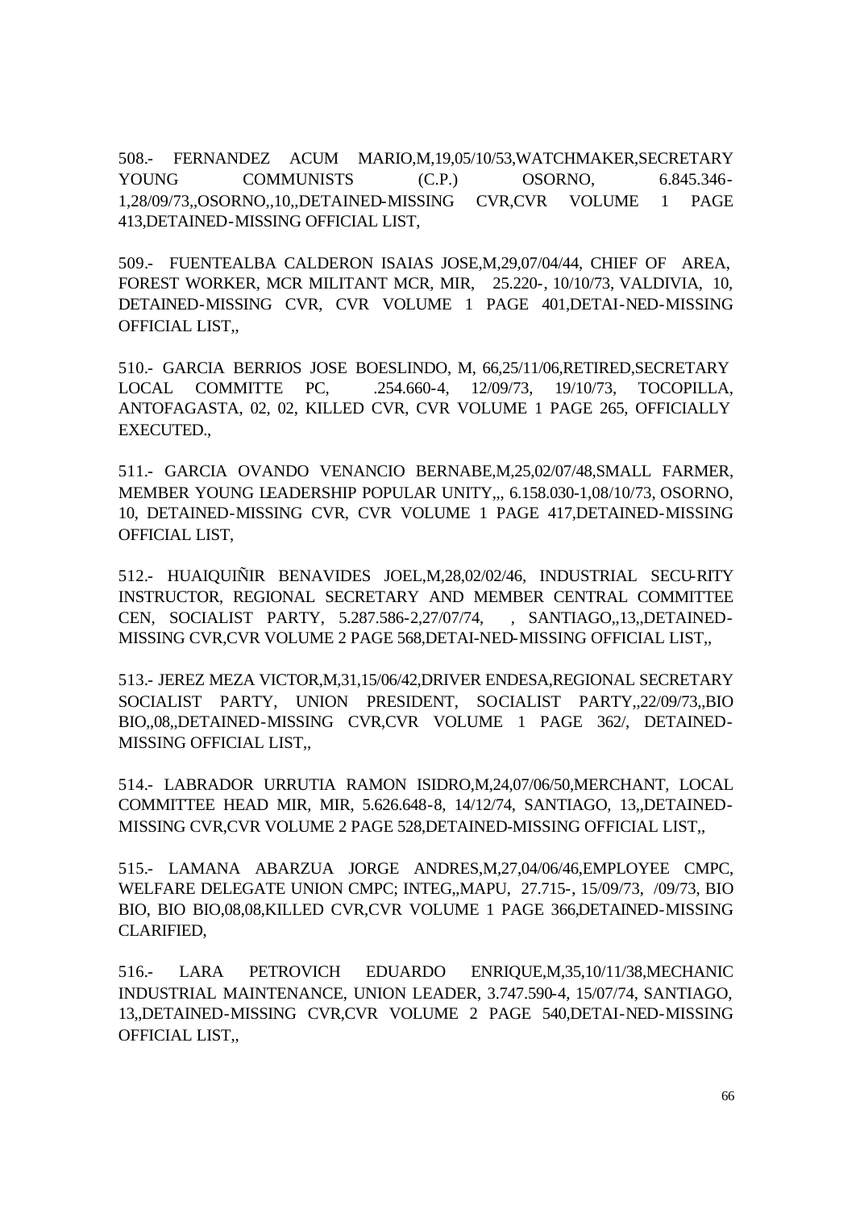508.- FERNANDEZ ACUM MARIO,M,19,05/10/53,WATCHMAKER,SECRETARY YOUNG COMMUNISTS (C.P.) OSORNO, 6.845.346-1,28/09/73,,OSORNO,,10,,DETAINED-MISSING CVR,CVR VOLUME 1 PAGE 413,DETAINED-MISSING OFFICIAL LIST,

509.- FUENTEALBA CALDERON ISAIAS JOSE,M,29,07/04/44, CHIEF OF AREA, FOREST WORKER, MCR MILITANT MCR, MIR, 25.220-, 10/10/73, VALDIVIA, 10, DETAINED-MISSING CVR, CVR VOLUME 1 PAGE 401,DETAI-NED-MISSING OFFICIAL LIST,,

510.- GARCIA BERRIOS JOSE BOESLINDO, M, 66,25/11/06,RETIRED,SECRETARY LOCAL COMMITTE PC, .254.660-4, 12/09/73, 19/10/73, TOCOPILLA, ANTOFAGASTA, 02, 02, KILLED CVR, CVR VOLUME 1 PAGE 265, OFFICIALLY EXECUTED.,

511.- GARCIA OVANDO VENANCIO BERNABE,M,25,02/07/48,SMALL FARMER, MEMBER YOUNG LEADERSHIP POPULAR UNITY,,, 6.158.030-1,08/10/73, OSORNO, 10, DETAINED-MISSING CVR, CVR VOLUME 1 PAGE 417,DETAINED-MISSING OFFICIAL LIST,

512.- HUAIQUIÑIR BENAVIDES JOEL,M,28,02/02/46, INDUSTRIAL SECU-RITY INSTRUCTOR, REGIONAL SECRETARY AND MEMBER CENTRAL COMMITTEE CEN, SOCIALIST PARTY, 5.287.586-2,27/07/74, , SANTIAGO,,13,,DETAINED-MISSING CVR,CVR VOLUME 2 PAGE 568,DETAI-NED-MISSING OFFICIAL LIST,,

513.- JEREZ MEZA VICTOR,M,31,15/06/42,DRIVER ENDESA,REGIONAL SECRETARY SOCIALIST PARTY, UNION PRESIDENT, SOCIALIST PARTY,,22/09/73,,BIO BIO,,08,,DETAINED-MISSING CVR,CVR VOLUME 1 PAGE 362/, DETAINED-MISSING OFFICIAL LIST,,

514.- LABRADOR URRUTIA RAMON ISIDRO,M,24,07/06/50,MERCHANT, LOCAL COMMITTEE HEAD MIR, MIR, 5.626.648-8, 14/12/74, SANTIAGO, 13,,DETAINED-MISSING CVR,CVR VOLUME 2 PAGE 528,DETAINED-MISSING OFFICIAL LIST,,

515.- LAMANA ABARZUA JORGE ANDRES,M,27,04/06/46,EMPLOYEE CMPC, WELFARE DELEGATE UNION CMPC; INTEG,,MAPU, 27.715-, 15/09/73, /09/73, BIO BIO, BIO BIO,08,08,KILLED CVR,CVR VOLUME 1 PAGE 366,DETAINED-MISSING CLARIFIED,

516.- LARA PETROVICH EDUARDO ENRIQUE,M,35,10/11/38,MECHANIC INDUSTRIAL MAINTENANCE, UNION LEADER, 3.747.590-4, 15/07/74, SANTIAGO, 13,,DETAINED-MISSING CVR,CVR VOLUME 2 PAGE 540,DETAI-NED-MISSING OFFICIAL LIST,,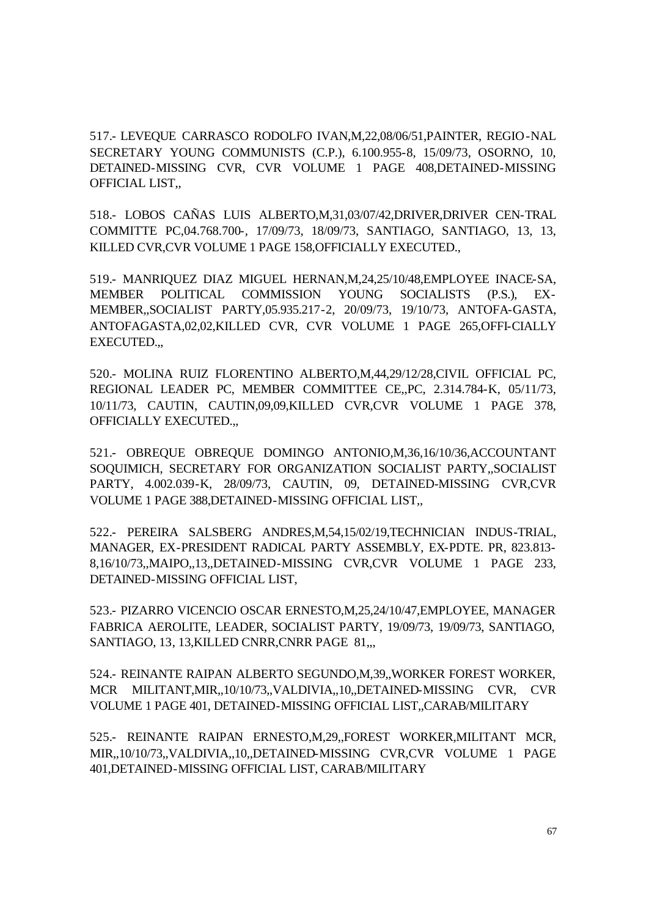517.- LEVEQUE CARRASCO RODOLFO IVAN,M,22,08/06/51,PAINTER, REGIO-NAL SECRETARY YOUNG COMMUNISTS (C.P.), 6.100.955-8, 15/09/73, OSORNO, 10, DETAINED-MISSING CVR, CVR VOLUME 1 PAGE 408,DETAINED-MISSING OFFICIAL LIST,,

518.- LOBOS CAÑAS LUIS ALBERTO,M,31,03/07/42,DRIVER,DRIVER CEN-TRAL COMMITTE PC,04.768.700-, 17/09/73, 18/09/73, SANTIAGO, SANTIAGO, 13, 13, KILLED CVR,CVR VOLUME 1 PAGE 158,OFFICIALLY EXECUTED.,

519.- MANRIQUEZ DIAZ MIGUEL HERNAN,M,24,25/10/48,EMPLOYEE INACE-SA, MEMBER POLITICAL COMMISSION YOUNG SOCIALISTS (P.S.), EX-MEMBER,,SOCIALIST PARTY,05.935.217-2, 20/09/73, 19/10/73, ANTOFA-GASTA, ANTOFAGASTA,02,02,KILLED CVR, CVR VOLUME 1 PAGE 265,OFFI-CIALLY EXECUTED.,,

520.- MOLINA RUIZ FLORENTINO ALBERTO,M,44,29/12/28,CIVIL OFFICIAL PC, REGIONAL LEADER PC, MEMBER COMMITTEE CE,,PC, 2.314.784-K, 05/11/73, 10/11/73, CAUTIN, CAUTIN,09,09,KILLED CVR,CVR VOLUME 1 PAGE 378, OFFICIALLY EXECUTED.,,

521.- OBREQUE OBREQUE DOMINGO ANTONIO,M,36,16/10/36,ACCOUNTANT SOQUIMICH, SECRETARY FOR ORGANIZATION SOCIALIST PARTY,,SOCIALIST PARTY, 4.002.039-K, 28/09/73, CAUTIN, 09, DETAINED-MISSING CVR,CVR VOLUME 1 PAGE 388,DETAINED-MISSING OFFICIAL LIST,,

522.- PEREIRA SALSBERG ANDRES,M,54,15/02/19,TECHNICIAN INDUS-TRIAL, MANAGER, EX-PRESIDENT RADICAL PARTY ASSEMBLY, EX-PDTE. PR, 823.813-8,16/10/73,,MAIPO,,13,,DETAINED-MISSING CVR,CVR VOLUME 1 PAGE 233, DETAINED-MISSING OFFICIAL LIST,

523.- PIZARRO VICENCIO OSCAR ERNESTO,M,25,24/10/47,EMPLOYEE, MANAGER FABRICA AEROLITE, LEADER, SOCIALIST PARTY, 19/09/73, 19/09/73, SANTIAGO, SANTIAGO, 13, 13,KILLED CNRR,CNRR PAGE 81,,,

524.- REINANTE RAIPAN ALBERTO SEGUNDO,M,39,,WORKER FOREST WORKER, MCR MILITANT,MIR,,10/10/73,,VALDIVIA,,10,,DETAINED-MISSING CVR, CVR VOLUME 1 PAGE 401, DETAINED-MISSING OFFICIAL LIST,,CARAB/MILITARY

525.- REINANTE RAIPAN ERNESTO,M,29,,FOREST WORKER,MILITANT MCR, MIR,,10/10/73,,VALDIVIA,,10,,DETAINED-MISSING CVR,CVR VOLUME 1 PAGE 401,DETAINED-MISSING OFFICIAL LIST, CARAB/MILITARY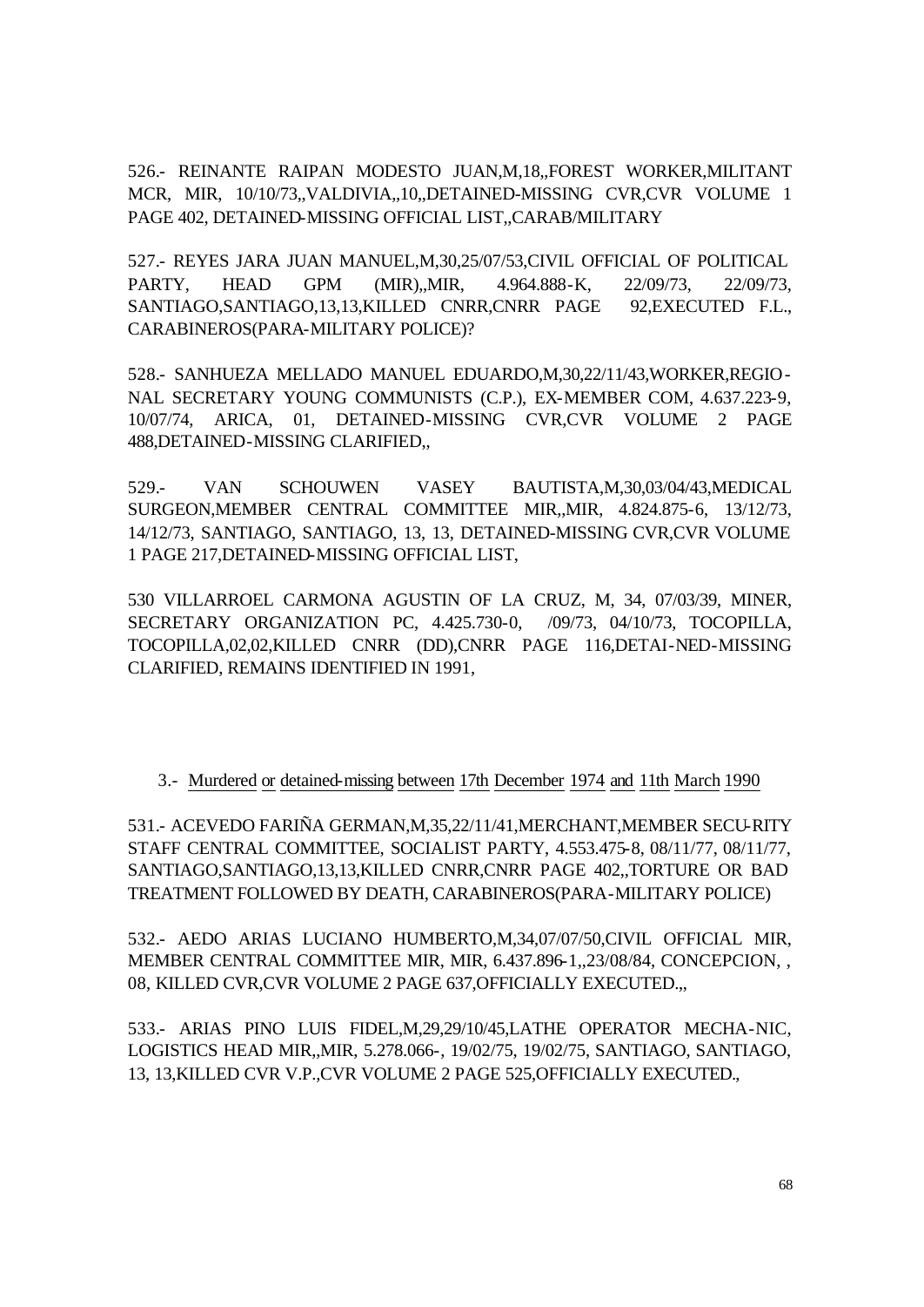526.- REINANTE RAIPAN MODESTO JUAN,M,18,,FOREST WORKER,MILITANT MCR, MIR, 10/10/73,,VALDIVIA,,10,,DETAINED-MISSING CVR,CVR VOLUME 1 PAGE 402, DETAINED-MISSING OFFICIAL LIST,,CARAB/MILITARY

527.- REYES JARA JUAN MANUEL,M,30,25/07/53,CIVIL OFFICIAL OF POLITICAL PARTY, HEAD GPM (MIR),,MIR, 4.964.888-K, 22/09/73, 22/09/73, SANTIAGO,SANTIAGO,13,13,KILLED CNRR,CNRR PAGE 92,EXECUTED F.L., CARABINEROS(PARA-MILITARY POLICE)?

528.- SANHUEZA MELLADO MANUEL EDUARDO,M,30,22/11/43,WORKER,REGIO-NAL SECRETARY YOUNG COMMUNISTS (C.P.), EX-MEMBER COM, 4.637.223-9, 10/07/74, ARICA, 01, DETAINED-MISSING CVR,CVR VOLUME 2 PAGE 488,DETAINED-MISSING CLARIFIED,,

529.- VAN SCHOUWEN VASEY BAUTISTA,M,30,03/04/43,MEDICAL SURGEON,MEMBER CENTRAL COMMITTEE MIR,,MIR, 4.824.875-6, 13/12/73, 14/12/73, SANTIAGO, SANTIAGO, 13, 13, DETAINED-MISSING CVR,CVR VOLUME 1 PAGE 217,DETAINED-MISSING OFFICIAL LIST,

530 VILLARROEL CARMONA AGUSTIN OF LA CRUZ, M, 34, 07/03/39, MINER, SECRETARY ORGANIZATION PC, 4.425.730-0, /09/73, 04/10/73, TOCOPILLA, TOCOPILLA,02,02,KILLED CNRR (DD),CNRR PAGE 116,DETAI-NED-MISSING CLARIFIED, REMAINS IDENTIFIED IN 1991,

3.- Murdered or detained-missing between 17th December 1974 and 11th March 1990

531.- ACEVEDO FARIÑA GERMAN,M,35,22/11/41,MERCHANT,MEMBER SECU-RITY STAFF CENTRAL COMMITTEE, SOCIALIST PARTY, 4.553.475-8, 08/11/77, 08/11/77, SANTIAGO,SANTIAGO,13,13,KILLED CNRR,CNRR PAGE 402,,TORTURE OR BAD TREATMENT FOLLOWED BY DEATH, CARABINEROS(PARA-MILITARY POLICE)

532.- AEDO ARIAS LUCIANO HUMBERTO,M,34,07/07/50,CIVIL OFFICIAL MIR, MEMBER CENTRAL COMMITTEE MIR, MIR, 6.437.896-1,,23/08/84, CONCEPCION, , 08, KILLED CVR,CVR VOLUME 2 PAGE 637,OFFICIALLY EXECUTED.,,

533.- ARIAS PINO LUIS FIDEL,M,29,29/10/45,LATHE OPERATOR MECHA-NIC, LOGISTICS HEAD MIR,,MIR, 5.278.066-, 19/02/75, 19/02/75, SANTIAGO, SANTIAGO, 13, 13,KILLED CVR V.P.,CVR VOLUME 2 PAGE 525,OFFICIALLY EXECUTED.,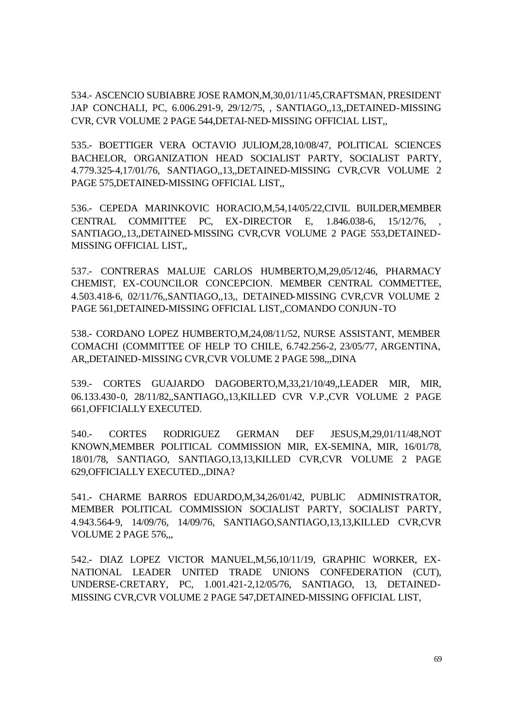534.- ASCENCIO SUBIABRE JOSE RAMON,M,30,01/11/45,CRAFTSMAN, PRESIDENT JAP CONCHALI, PC, 6.006.291-9, 29/12/75, , SANTIAGO,,13,,DETAINED-MISSING CVR, CVR VOLUME 2 PAGE 544,DETAI-NED-MISSING OFFICIAL LIST,,

535.- BOETTIGER VERA OCTAVIO JULIO,M,28,10/08/47, POLITICAL SCIENCES BACHELOR, ORGANIZATION HEAD SOCIALIST PARTY, SOCIALIST PARTY, 4.779.325-4,17/01/76, SANTIAGO,,13,,DETAINED-MISSING CVR,CVR VOLUME 2 PAGE 575,DETAINED-MISSING OFFICIAL LIST,,

536.- CEPEDA MARINKOVIC HORACIO,M,54,14/05/22,CIVIL BUILDER,MEMBER CENTRAL COMMITTEE PC, EX-DIRECTOR E, 1.846.038-6, 15/12/76, , SANTIAGO,,13,,DETAINED-MISSING CVR,CVR VOLUME 2 PAGE 553,DETAINED-MISSING OFFICIAL LIST,,

537.- CONTRERAS MALUJE CARLOS HUMBERTO,M,29,05/12/46, PHARMACY CHEMIST, EX-COUNCILOR CONCEPCION. MEMBER CENTRAL COMMETTEE, 4.503.418-6, 02/11/76,,SANTIAGO,,13,, DETAINED-MISSING CVR,CVR VOLUME 2 PAGE 561,DETAINED-MISSING OFFICIAL LIST,,COMANDO CONJUN-TO

538.- CORDANO LOPEZ HUMBERTO,M,24,08/11/52, NURSE ASSISTANT, MEMBER COMACHI (COMMITTEE OF HELP TO CHILE, 6.742.256-2, 23/05/77, ARGENTINA, AR,,DETAINED-MISSING CVR,CVR VOLUME 2 PAGE 598,,,DINA

539.- CORTES GUAJARDO DAGOBERTO,M,33,21/10/49,,LEADER MIR, MIR, 06.133.430-0, 28/11/82,,SANTIAGO,,13,KILLED CVR V.P.,CVR VOLUME 2 PAGE 661,OFFICIALLY EXECUTED.

540.- CORTES RODRIGUEZ GERMAN DEF JESUS,M,29,01/11/48,NOT KNOWN,MEMBER POLITICAL COMMISSION MIR, EX-SEMINA, MIR, 16/01/78, 18/01/78, SANTIAGO, SANTIAGO,13,13,KILLED CVR,CVR VOLUME 2 PAGE 629,OFFICIALLY EXECUTED.,,DINA?

541.- CHARME BARROS EDUARDO,M,34,26/01/42, PUBLIC ADMINISTRATOR, MEMBER POLITICAL COMMISSION SOCIALIST PARTY, SOCIALIST PARTY, 4.943.564-9, 14/09/76, 14/09/76, SANTIAGO,SANTIAGO,13,13,KILLED CVR,CVR VOLUME 2 PAGE 576,,,

542.- DIAZ LOPEZ VICTOR MANUEL,M,56,10/11/19, GRAPHIC WORKER, EX-NATIONAL LEADER UNITED TRADE UNIONS CONFEDERATION (CUT), UNDERSE-CRETARY, PC, 1.001.421-2,12/05/76, SANTIAGO, 13, DETAINED-MISSING CVR,CVR VOLUME 2 PAGE 547,DETAINED-MISSING OFFICIAL LIST,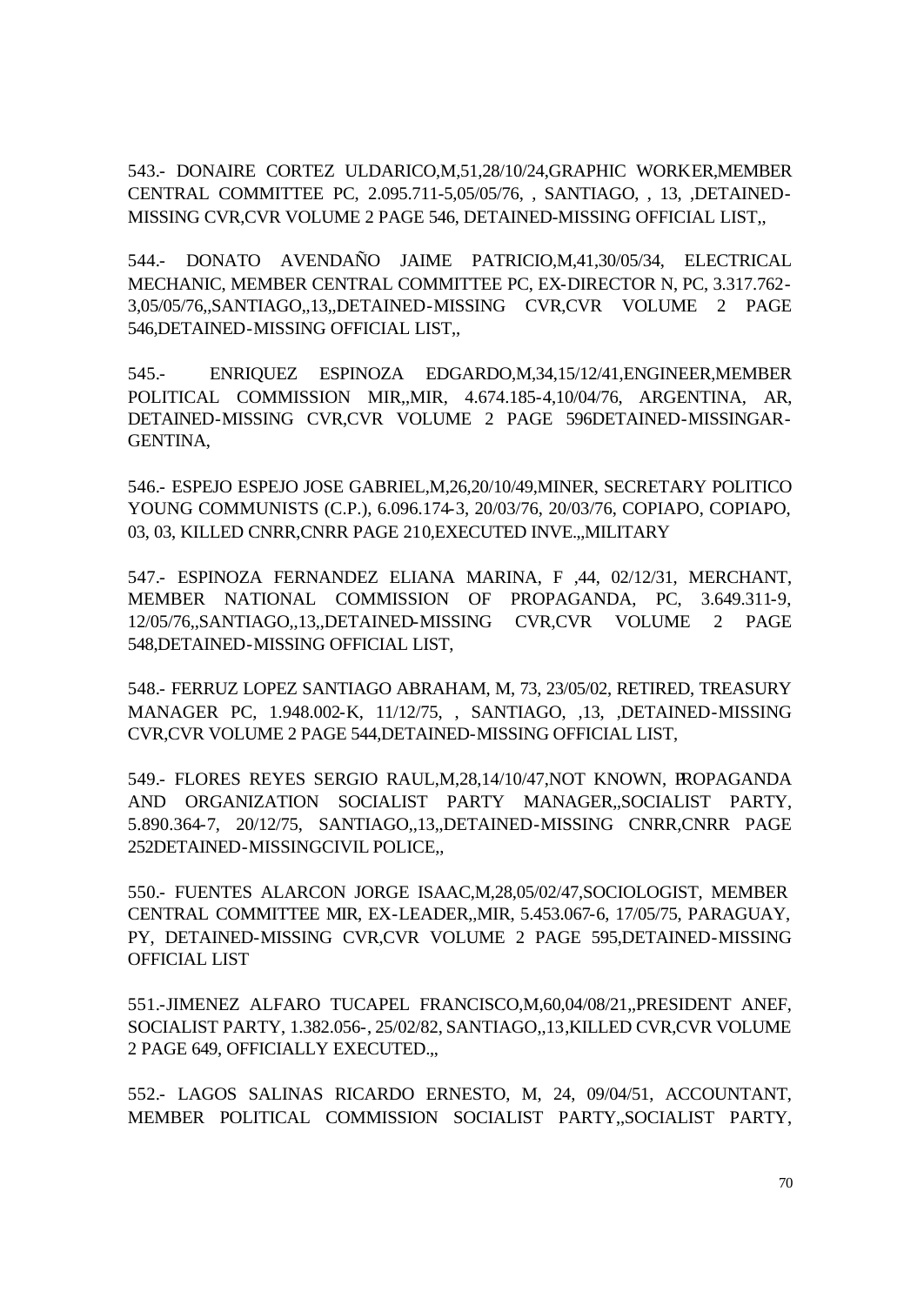543.- DONAIRE CORTEZ ULDARICO,M,51,28/10/24,GRAPHIC WORKER,MEMBER CENTRAL COMMITTEE PC, 2.095.711-5,05/05/76, , SANTIAGO, , 13, ,DETAINED-MISSING CVR,CVR VOLUME 2 PAGE 546, DETAINED-MISSING OFFICIAL LIST,,

544.- DONATO AVENDAÑO JAIME PATRICIO,M,41,30/05/34, ELECTRICAL MECHANIC, MEMBER CENTRAL COMMITTEE PC, EX-DIRECTOR N, PC, 3.317.762-3,05/05/76,,SANTIAGO,,13,,DETAINED-MISSING CVR,CVR VOLUME 2 PAGE 546,DETAINED-MISSING OFFICIAL LIST,,

545.- ENRIQUEZ ESPINOZA EDGARDO,M,34,15/12/41,ENGINEER,MEMBER POLITICAL COMMISSION MIR,,MIR, 4.674.185-4,10/04/76, ARGENTINA, AR, DETAINED-MISSING CVR,CVR VOLUME 2 PAGE 596DETAINED-MISSINGAR-GENTINA,

546.- ESPEJO ESPEJO JOSE GABRIEL,M,26,20/10/49,MINER, SECRETARY POLITICO YOUNG COMMUNISTS (C.P.), 6.096.174-3, 20/03/76, 20/03/76, COPIAPO, COPIAPO, 03, 03, KILLED CNRR,CNRR PAGE 210,EXECUTED INVE.,,MILITARY

547.- ESPINOZA FERNANDEZ ELIANA MARINA, F ,44, 02/12/31, MERCHANT, MEMBER NATIONAL COMMISSION OF PROPAGANDA, PC, 3.649.311-9, 12/05/76,,SANTIAGO,,13,,DETAINED-MISSING CVR,CVR VOLUME 2 PAGE 548,DETAINED-MISSING OFFICIAL LIST,

548.- FERRUZ LOPEZ SANTIAGO ABRAHAM, M, 73, 23/05/02, RETIRED, TREASURY MANAGER PC, 1.948.002-K, 11/12/75, , SANTIAGO, ,13, ,DETAINED-MISSING CVR,CVR VOLUME 2 PAGE 544,DETAINED-MISSING OFFICIAL LIST,

549.- FLORES REYES SERGIO RAUL,M,28,14/10/47,NOT KNOWN, PROPAGANDA AND ORGANIZATION SOCIALIST PARTY MANAGER,,SOCIALIST PARTY, 5.890.364-7, 20/12/75, SANTIAGO,,13,,DETAINED-MISSING CNRR,CNRR PAGE 252DETAINED-MISSINGCIVIL POLICE,,

550.- FUENTES ALARCON JORGE ISAAC,M,28,05/02/47,SOCIOLOGIST, MEMBER CENTRAL COMMITTEE MIR, EX-LEADER,,MIR, 5.453.067-6, 17/05/75, PARAGUAY, PY, DETAINED-MISSING CVR,CVR VOLUME 2 PAGE 595,DETAINED-MISSING OFFICIAL LIST

551.-JIMENEZ ALFARO TUCAPEL FRANCISCO,M,60,04/08/21,,PRESIDENT ANEF, SOCIALIST PARTY, 1.382.056-, 25/02/82, SANTIAGO,,13,KILLED CVR,CVR VOLUME 2 PAGE 649, OFFICIALLY EXECUTED.,,

552.- LAGOS SALINAS RICARDO ERNESTO, M, 24, 09/04/51, ACCOUNTANT, MEMBER POLITICAL COMMISSION SOCIALIST PARTY,,SOCIALIST PARTY,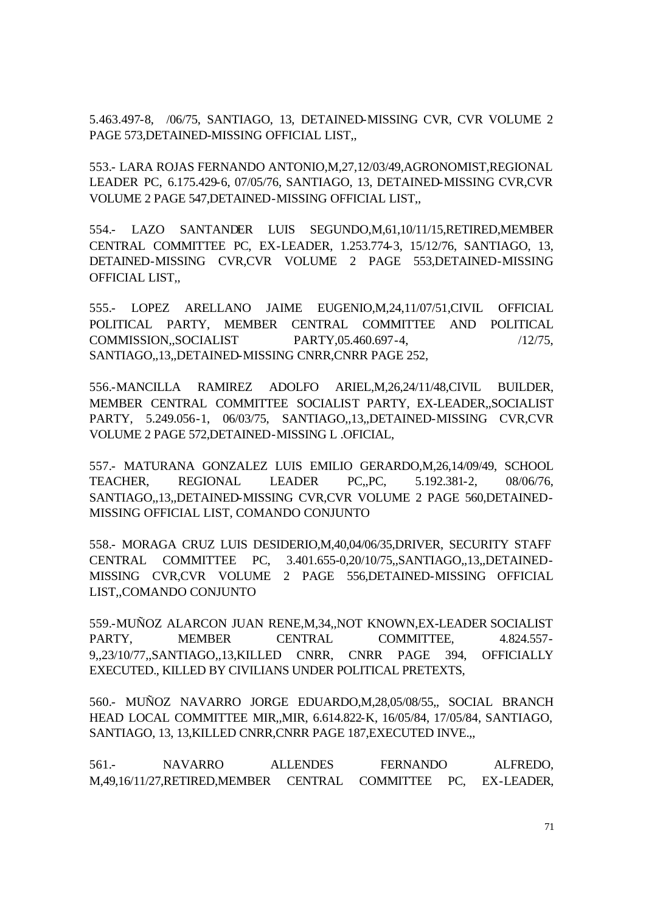5.463.497-8, /06/75, SANTIAGO, 13, DETAINED-MISSING CVR, CVR VOLUME 2 PAGE 573,DETAINED-MISSING OFFICIAL LIST,,

553.- LARA ROJAS FERNANDO ANTONIO,M,27,12/03/49,AGRONOMIST,REGIONAL LEADER PC, 6.175.429-6, 07/05/76, SANTIAGO, 13, DETAINED-MISSING CVR,CVR VOLUME 2 PAGE 547,DETAINED-MISSING OFFICIAL LIST,,

554.- LAZO SANTANDER LUIS SEGUNDO,M,61,10/11/15,RETIRED,MEMBER CENTRAL COMMITTEE PC, EX-LEADER, 1.253.774-3, 15/12/76, SANTIAGO, 13, DETAINED-MISSING CVR,CVR VOLUME 2 PAGE 553,DETAINED-MISSING OFFICIAL LIST,,

555.- LOPEZ ARELLANO JAIME EUGENIO,M,24,11/07/51,CIVIL OFFICIAL POLITICAL PARTY, MEMBER CENTRAL COMMITTEE AND POLITICAL COMMISSION,,SOCIALIST PARTY,05.460.697-4, /12/75, SANTIAGO,,13,,DETAINED-MISSING CNRR,CNRR PAGE 252,

556.-MANCILLA RAMIREZ ADOLFO ARIEL,M,26,24/11/48,CIVIL BUILDER, MEMBER CENTRAL COMMITTEE SOCIALIST PARTY, EX-LEADER,,SOCIALIST PARTY, 5.249.056-1, 06/03/75, SANTIAGO,,13,,DETAINED-MISSING CVR,CVR VOLUME 2 PAGE 572,DETAINED-MISSING L .OFICIAL,

557.- MATURANA GONZALEZ LUIS EMILIO GERARDO,M,26,14/09/49, SCHOOL TEACHER, REGIONAL LEADER PC,,PC, 5.192.381-2, 08/06/76, SANTIAGO,,13,,DETAINED-MISSING CVR,CVR VOLUME 2 PAGE 560,DETAINED-MISSING OFFICIAL LIST, COMANDO CONJUNTO

558.- MORAGA CRUZ LUIS DESIDERIO,M,40,04/06/35,DRIVER, SECURITY STAFF CENTRAL COMMITTEE PC, 3.401.655-0,20/10/75,,SANTIAGO,,13,,DETAINED-MISSING CVR,CVR VOLUME 2 PAGE 556,DETAINED-MISSING OFFICIAL LIST,,COMANDO CONJUNTO

559.-MUÑOZ ALARCON JUAN RENE,M,34,,NOT KNOWN,EX-LEADER SOCIALIST PARTY, MEMBER CENTRAL COMMITTEE, 4.824.557-9,,23/10/77,,SANTIAGO,,13,KILLED CNRR, CNRR PAGE 394, OFFICIALLY EXECUTED., KILLED BY CIVILIANS UNDER POLITICAL PRETEXTS,

560.- MUÑOZ NAVARRO JORGE EDUARDO,M,28,05/08/55,, SOCIAL BRANCH HEAD LOCAL COMMITTEE MIR,,MIR, 6.614.822-K, 16/05/84, 17/05/84, SANTIAGO, SANTIAGO, 13, 13,KILLED CNRR,CNRR PAGE 187,EXECUTED INVE.,,

561.- NAVARRO ALLENDES FERNANDO ALFREDO, M,49,16/11/27,RETIRED,MEMBER CENTRAL COMMITTEE PC, EX-LEADER,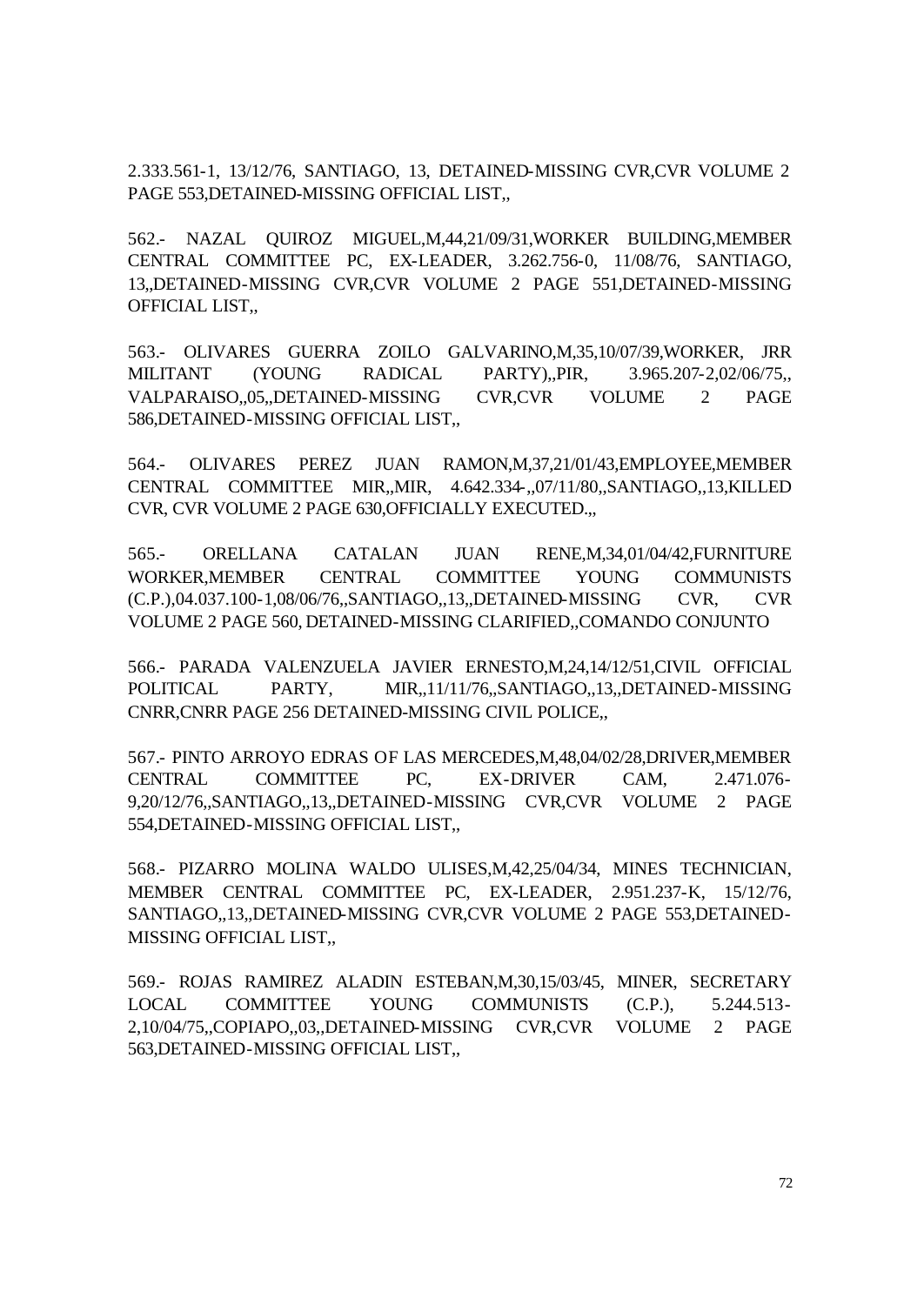2.333.561-1, 13/12/76, SANTIAGO, 13, DETAINED-MISSING CVR,CVR VOLUME 2 PAGE 553,DETAINED-MISSING OFFICIAL LIST,,

562.- NAZAL QUIROZ MIGUEL,M,44,21/09/31,WORKER BUILDING,MEMBER CENTRAL COMMITTEE PC, EX-LEADER, 3.262.756-0, 11/08/76, SANTIAGO, 13,,DETAINED-MISSING CVR,CVR VOLUME 2 PAGE 551,DETAINED-MISSING OFFICIAL LIST,,

563.- OLIVARES GUERRA ZOILO GALVARINO,M,35,10/07/39,WORKER, JRR MILITANT (YOUNG RADICAL PARTY),,PIR, 3.965.207-2,02/06/75,, VALPARAISO,,05,,DETAINED-MISSING CVR,CVR VOLUME 2 PAGE 586,DETAINED-MISSING OFFICIAL LIST,,

564.- OLIVARES PEREZ JUAN RAMON,M,37,21/01/43,EMPLOYEE,MEMBER CENTRAL COMMITTEE MIR,,MIR, 4.642.334-,,07/11/80,,SANTIAGO,,13,KILLED CVR, CVR VOLUME 2 PAGE 630,OFFICIALLY EXECUTED.,,

565.- ORELLANA CATALAN JUAN RENE,M,34,01/04/42,FURNITURE WORKER,MEMBER CENTRAL COMMITTEE YOUNG COMMUNISTS (C.P.),04.037.100-1,08/06/76,,SANTIAGO,,13,,DETAINED-MISSING CVR, CVR VOLUME 2 PAGE 560, DETAINED-MISSING CLARIFIED,,COMANDO CONJUNTO

566.- PARADA VALENZUELA JAVIER ERNESTO,M,24,14/12/51,CIVIL OFFICIAL POLITICAL PARTY, MIR,,11/11/76,,SANTIAGO,,13,,DETAINED-MISSING CNRR,CNRR PAGE 256 DETAINED-MISSING CIVIL POLICE,,

567.- PINTO ARROYO EDRAS OF LAS MERCEDES,M,48,04/02/28,DRIVER,MEMBER CENTRAL COMMITTEE PC, EX-DRIVER CAM, 2.471.076-9,20/12/76,,SANTIAGO,,13,,DETAINED-MISSING CVR,CVR VOLUME 2 PAGE 554,DETAINED-MISSING OFFICIAL LIST,,

568.- PIZARRO MOLINA WALDO ULISES,M,42,25/04/34, MINES TECHNICIAN, MEMBER CENTRAL COMMITTEE PC, EX-LEADER, 2.951.237-K, 15/12/76, SANTIAGO,,13,,DETAINED-MISSING CVR,CVR VOLUME 2 PAGE 553,DETAINED-MISSING OFFICIAL LIST,,

569.- ROJAS RAMIREZ ALADIN ESTEBAN,M,30,15/03/45, MINER, SECRETARY LOCAL COMMITTEE YOUNG COMMUNISTS (C.P.), 5.244.513-2,10/04/75,,COPIAPO,,03,,DETAINED-MISSING CVR,CVR VOLUME 2 PAGE 563,DETAINED-MISSING OFFICIAL LIST,,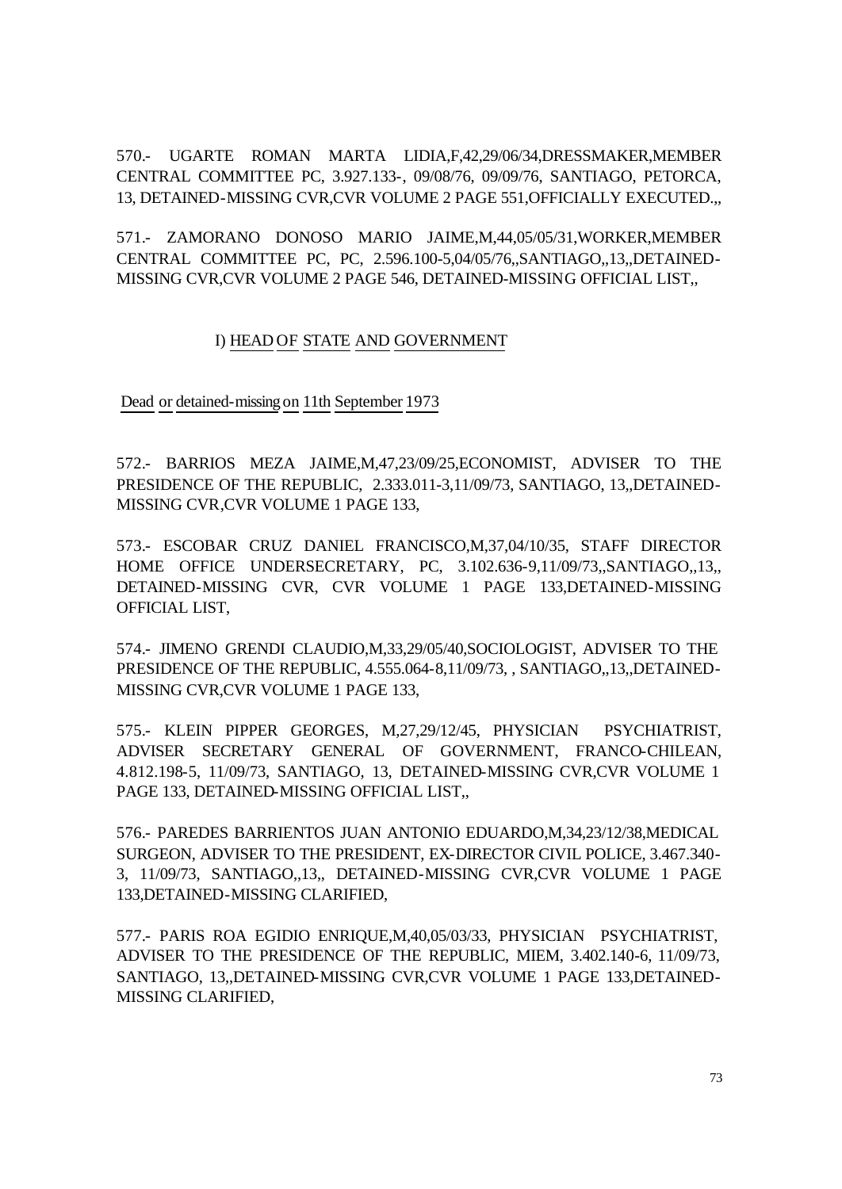570.- UGARTE ROMAN MARTA LIDIA,F,42,29/06/34,DRESSMAKER,MEMBER CENTRAL COMMITTEE PC, 3.927.133-, 09/08/76, 09/09/76, SANTIAGO, PETORCA, 13, DETAINED-MISSING CVR,CVR VOLUME 2 PAGE 551,OFFICIALLY EXECUTED.,,

571.- ZAMORANO DONOSO MARIO JAIME,M,44,05/05/31,WORKER,MEMBER CENTRAL COMMITTEE PC, PC, 2.596.100-5,04/05/76,,SANTIAGO,,13,,DETAINED-MISSING CVR,CVR VOLUME 2 PAGE 546, DETAINED-MISSING OFFICIAL LIST,,

## I) HEAD OF STATE AND GOVERNMENT

Dead or detained-missing on 11th September 1973

572.- BARRIOS MEZA JAIME,M,47,23/09/25,ECONOMIST, ADVISER TO THE PRESIDENCE OF THE REPUBLIC, 2.333.011-3,11/09/73, SANTIAGO, 13,,DETAINED-MISSING CVR,CVR VOLUME 1 PAGE 133,

573.- ESCOBAR CRUZ DANIEL FRANCISCO,M,37,04/10/35, STAFF DIRECTOR HOME OFFICE UNDERSECRETARY, PC, 3.102.636-9,11/09/73,,SANTIAGO,,13,, DETAINED-MISSING CVR, CVR VOLUME 1 PAGE 133,DETAINED-MISSING OFFICIAL LIST,

574.- JIMENO GRENDI CLAUDIO,M,33,29/05/40,SOCIOLOGIST, ADVISER TO THE PRESIDENCE OF THE REPUBLIC, 4.555.064-8,11/09/73, , SANTIAGO,,13,,DETAINED-MISSING CVR,CVR VOLUME 1 PAGE 133,

575.- KLEIN PIPPER GEORGES, M,27,29/12/45, PHYSICIAN PSYCHIATRIST, ADVISER SECRETARY GENERAL OF GOVERNMENT, FRANCO-CHILEAN, 4.812.198-5, 11/09/73, SANTIAGO, 13, DETAINED-MISSING CVR,CVR VOLUME 1 PAGE 133, DETAINED-MISSING OFFICIAL LIST,,

576.- PAREDES BARRIENTOS JUAN ANTONIO EDUARDO,M,34,23/12/38,MEDICAL SURGEON, ADVISER TO THE PRESIDENT, EX-DIRECTOR CIVIL POLICE, 3.467.340-3, 11/09/73, SANTIAGO,,13,, DETAINED-MISSING CVR,CVR VOLUME 1 PAGE 133,DETAINED-MISSING CLARIFIED,

577.- PARIS ROA EGIDIO ENRIQUE,M,40,05/03/33, PHYSICIAN PSYCHIATRIST, ADVISER TO THE PRESIDENCE OF THE REPUBLIC, MIEM, 3.402.140-6, 11/09/73, SANTIAGO, 13,,DETAINED-MISSING CVR,CVR VOLUME 1 PAGE 133,DETAINED-MISSING CLARIFIED,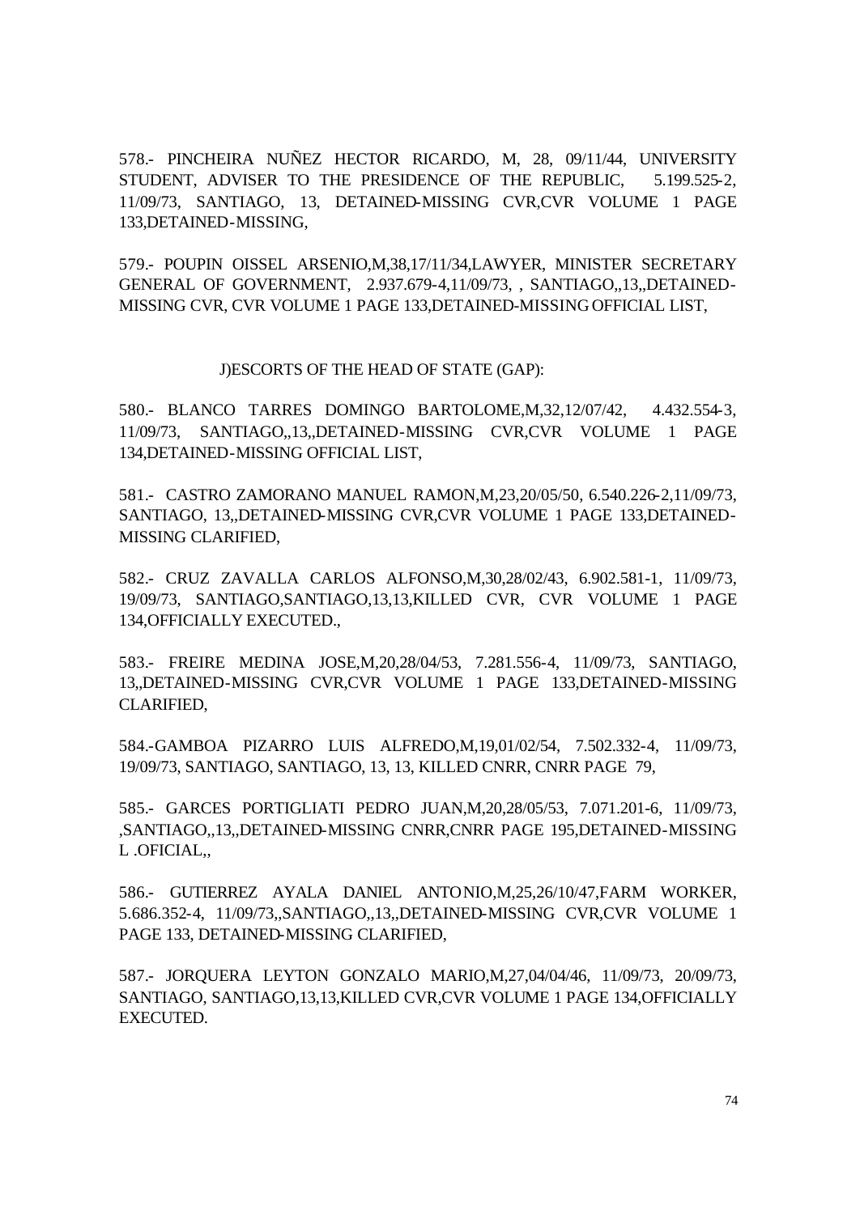578.- PINCHEIRA NUÑEZ HECTOR RICARDO, M, 28, 09/11/44, UNIVERSITY STUDENT, ADVISER TO THE PRESIDENCE OF THE REPUBLIC, 5.199.525-2, 11/09/73, SANTIAGO, 13, DETAINED-MISSING CVR,CVR VOLUME 1 PAGE 133,DETAINED-MISSING,

579.- POUPIN OISSEL ARSENIO,M,38,17/11/34,LAWYER, MINISTER SECRETARY GENERAL OF GOVERNMENT, 2.937.679-4,11/09/73, , SANTIAGO,,13,,DETAINED-MISSING CVR, CVR VOLUME 1 PAGE 133,DETAINED-MISSING OFFICIAL LIST,

J)ESCORTS OF THE HEAD OF STATE (GAP):

580.- BLANCO TARRES DOMINGO BARTOLOME,M,32,12/07/42, 4.432.554-3, 11/09/73, SANTIAGO,,13,,DETAINED-MISSING CVR,CVR VOLUME 1 PAGE 134,DETAINED-MISSING OFFICIAL LIST,

581.- CASTRO ZAMORANO MANUEL RAMON,M,23,20/05/50, 6.540.226-2,11/09/73, SANTIAGO, 13,,DETAINED-MISSING CVR,CVR VOLUME 1 PAGE 133,DETAINED-MISSING CLARIFIED,

582.- CRUZ ZAVALLA CARLOS ALFONSO,M,30,28/02/43, 6.902.581-1, 11/09/73, 19/09/73, SANTIAGO,SANTIAGO,13,13,KILLED CVR, CVR VOLUME 1 PAGE 134,OFFICIALLY EXECUTED.,

583.- FREIRE MEDINA JOSE,M,20,28/04/53, 7.281.556-4, 11/09/73, SANTIAGO, 13,,DETAINED-MISSING CVR,CVR VOLUME 1 PAGE 133,DETAINED-MISSING CLARIFIED,

584.-GAMBOA PIZARRO LUIS ALFREDO,M,19,01/02/54, 7.502.332-4, 11/09/73, 19/09/73, SANTIAGO, SANTIAGO, 13, 13, KILLED CNRR, CNRR PAGE 79,

585.- GARCES PORTIGLIATI PEDRO JUAN,M,20,28/05/53, 7.071.201-6, 11/09/73, ,SANTIAGO,,13,,DETAINED-MISSING CNRR,CNRR PAGE 195,DETAINED-MISSING L .OFICIAL,,

586.- GUTIERREZ AYALA DANIEL ANTONIO,M,25,26/10/47,FARM WORKER, 5.686.352-4, 11/09/73,,SANTIAGO,,13,,DETAINED-MISSING CVR,CVR VOLUME 1 PAGE 133, DETAINED-MISSING CLARIFIED,

587.- JORQUERA LEYTON GONZALO MARIO,M,27,04/04/46, 11/09/73, 20/09/73, SANTIAGO, SANTIAGO,13,13,KILLED CVR,CVR VOLUME 1 PAGE 134,OFFICIALLY EXECUTED.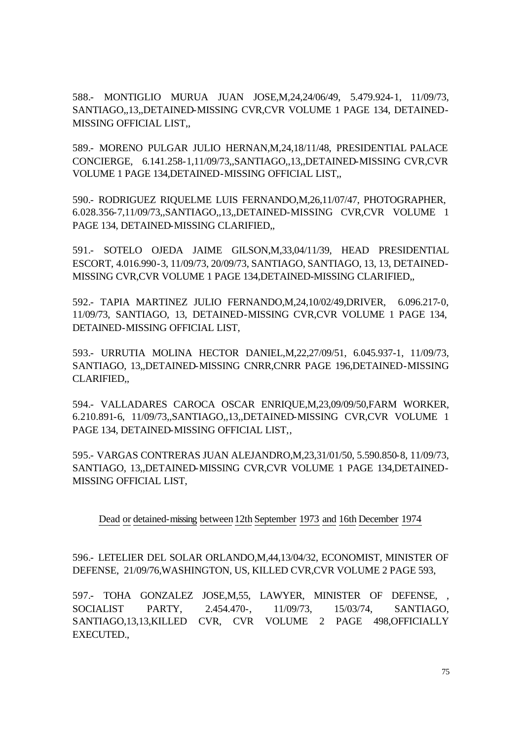588.- MONTIGLIO MURUA JUAN JOSE,M,24,24/06/49, 5.479.924-1, 11/09/73, SANTIAGO,,13,,DETAINED-MISSING CVR,CVR VOLUME 1 PAGE 134, DETAINED-MISSING OFFICIAL LIST,,

589.- MORENO PULGAR JULIO HERNAN,M,24,18/11/48, PRESIDENTIAL PALACE CONCIERGE, 6.141.258-1,11/09/73,,SANTIAGO,,13,,DETAINED-MISSING CVR,CVR VOLUME 1 PAGE 134,DETAINED-MISSING OFFICIAL LIST,,

590.- RODRIGUEZ RIQUELME LUIS FERNANDO,M,26,11/07/47, PHOTOGRAPHER, 6.028.356-7,11/09/73,,SANTIAGO,,13,,DETAINED-MISSING CVR,CVR VOLUME 1 PAGE 134, DETAINED-MISSING CLARIFIED,,

591.- SOTELO OJEDA JAIME GILSON,M,33,04/11/39, HEAD PRESIDENTIAL ESCORT, 4.016.990-3, 11/09/73, 20/09/73, SANTIAGO, SANTIAGO, 13, 13, DETAINED-MISSING CVR,CVR VOLUME 1 PAGE 134,DETAINED-MISSING CLARIFIED,,

592.- TAPIA MARTINEZ JULIO FERNANDO,M,24,10/02/49,DRIVER, 6.096.217-0, 11/09/73, SANTIAGO, 13, DETAINED-MISSING CVR,CVR VOLUME 1 PAGE 134, DETAINED-MISSING OFFICIAL LIST,

593.- URRUTIA MOLINA HECTOR DANIEL,M,22,27/09/51, 6.045.937-1, 11/09/73, SANTIAGO, 13,,DETAINED-MISSING CNRR,CNRR PAGE 196,DETAINED-MISSING CLARIFIED,,

594.- VALLADARES CAROCA OSCAR ENRIQUE,M,23,09/09/50,FARM WORKER, 6.210.891-6, 11/09/73,,SANTIAGO,,13,,DETAINED-MISSING CVR,CVR VOLUME 1 PAGE 134, DETAINED-MISSING OFFICIAL LIST,,

595.- VARGAS CONTRERAS JUAN ALEJANDRO,M,23,31/01/50, 5.590.850-8, 11/09/73, SANTIAGO, 13,,DETAINED-MISSING CVR,CVR VOLUME 1 PAGE 134,DETAINED-MISSING OFFICIAL LIST,

<u>Dead or detained-missing between 12th September 1973 and 16th December 1974</u>

596.- LETELIER DEL SOLAR ORLANDO,M,44,13/04/32, ECONOMIST, MINISTER OF DEFENSE, 21/09/76,WASHINGTON, US, KILLED CVR,CVR VOLUME 2 PAGE 593,

597.- TOHA GONZALEZ JOSE,M,55, LAWYER, MINISTER OF DEFENSE, , SOCIALIST PARTY, 2.454.470-, 11/09/73, 15/03/74, SANTIAGO, SANTIAGO,13,13,KILLED CVR, CVR VOLUME 2 PAGE 498,OFFICIALLY EXECUTED.,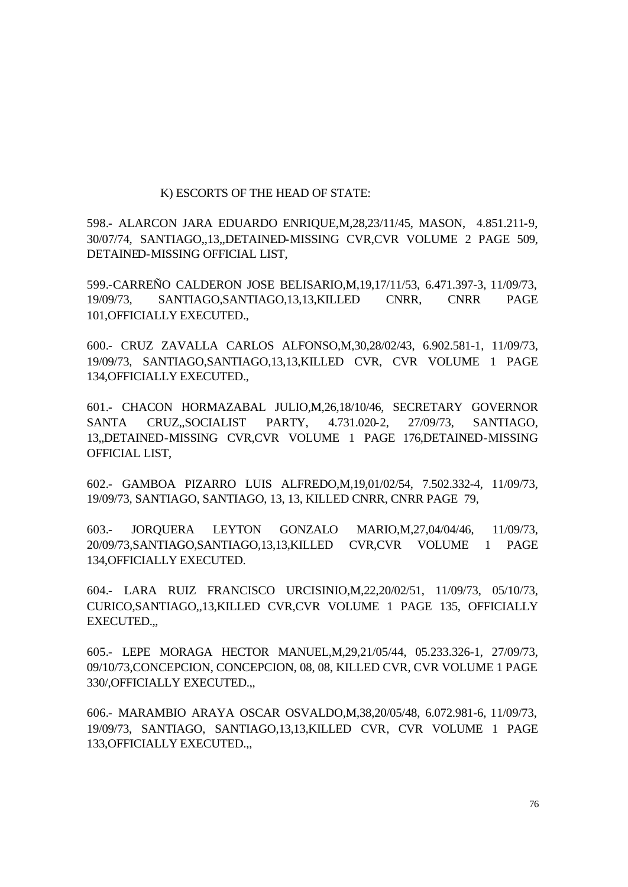K) ESCORTS OF THE HEAD OF STATE:

598.- ALARCON JARA EDUARDO ENRIQUE,M,28,23/11/45, MASON, 4.851.211-9, 30/07/74, SANTIAGO,,13,,DETAINED-MISSING CVR,CVR VOLUME 2 PAGE 509, DETAINED-MISSING OFFICIAL LIST,

599.-CARREÑO CALDERON JOSE BELISARIO,M,19,17/11/53, 6.471.397-3, 11/09/73, 19/09/73, SANTIAGO,SANTIAGO,13,13,KILLED CNRR, CNRR PAGE 101,OFFICIALLY EXECUTED.,

600.- CRUZ ZAVALLA CARLOS ALFONSO,M,30,28/02/43, 6.902.581-1, 11/09/73, 19/09/73, SANTIAGO,SANTIAGO,13,13,KILLED CVR, CVR VOLUME 1 PAGE 134,OFFICIALLY EXECUTED.,

601.- CHACON HORMAZABAL JULIO,M,26,18/10/46, SECRETARY GOVERNOR SANTA CRUZ,,SOCIALIST PARTY, 4.731.020-2, 27/09/73, SANTIAGO, 13,,DETAINED-MISSING CVR,CVR VOLUME 1 PAGE 176,DETAINED-MISSING OFFICIAL LIST,

602.- GAMBOA PIZARRO LUIS ALFREDO,M,19,01/02/54, 7.502.332-4, 11/09/73, 19/09/73, SANTIAGO, SANTIAGO, 13, 13, KILLED CNRR, CNRR PAGE 79,

603.- JORQUERA LEYTON GONZALO MARIO,M,27,04/04/46, 11/09/73, 20/09/73,SANTIAGO,SANTIAGO,13,13,KILLED CVR,CVR VOLUME 1 PAGE 134,OFFICIALLY EXECUTED.

604.- LARA RUIZ FRANCISCO URCISINIO,M,22,20/02/51, 11/09/73, 05/10/73, CURICO,SANTIAGO,,13,KILLED CVR,CVR VOLUME 1 PAGE 135, OFFICIALLY EXECUTED.,,

605.- LEPE MORAGA HECTOR MANUEL,M,29,21/05/44, 05.233.326-1, 27/09/73, 09/10/73,CONCEPCION, CONCEPCION, 08, 08, KILLED CVR, CVR VOLUME 1 PAGE 330/,OFFICIALLY EXECUTED.,,

606.- MARAMBIO ARAYA OSCAR OSVALDO,M,38,20/05/48, 6.072.981-6, 11/09/73, 19/09/73, SANTIAGO, SANTIAGO,13,13,KILLED CVR, CVR VOLUME 1 PAGE 133,OFFICIALLY EXECUTED.,,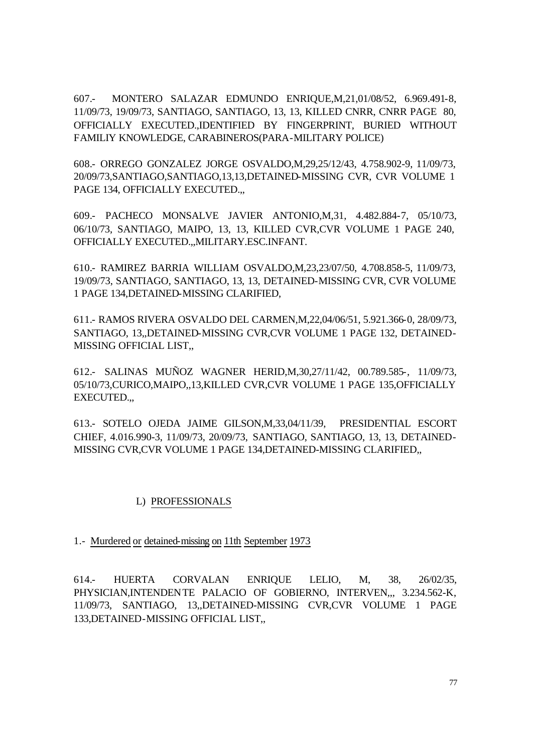607.- MONTERO SALAZAR EDMUNDO ENRIQUE,M,21,01/08/52, 6.969.491-8, 11/09/73, 19/09/73, SANTIAGO, SANTIAGO, 13, 13, KILLED CNRR, CNRR PAGE 80, OFFICIALLY EXECUTED.,IDENTIFIED BY FINGERPRINT, BURIED WITHOUT FAMILIY KNOWLEDGE, CARABINEROS(PARA-MILITARY POLICE)

608.- ORREGO GONZALEZ JORGE OSVALDO,M,29,25/12/43, 4.758.902-9, 11/09/73, 20/09/73,SANTIAGO,SANTIAGO,13,13,DETAINED-MISSING CVR, CVR VOLUME 1 PAGE 134, OFFICIALLY EXECUTED.,,

609.- PACHECO MONSALVE JAVIER ANTONIO,M,31, 4.482.884-7, 05/10/73, 06/10/73, SANTIAGO, MAIPO, 13, 13, KILLED CVR,CVR VOLUME 1 PAGE 240, OFFICIALLY EXECUTED.,,MILITARY.ESC.INFANT.

610.- RAMIREZ BARRIA WILLIAM OSVALDO,M,23,23/07/50, 4.708.858-5, 11/09/73, 19/09/73, SANTIAGO, SANTIAGO, 13, 13, DETAINED-MISSING CVR, CVR VOLUME 1 PAGE 134,DETAINED-MISSING CLARIFIED,

611.- RAMOS RIVERA OSVALDO DEL CARMEN,M,22,04/06/51, 5.921.366-0, 28/09/73, SANTIAGO, 13,,DETAINED-MISSING CVR,CVR VOLUME 1 PAGE 132, DETAINED-MISSING OFFICIAL LIST,,

612.- SALINAS MUÑOZ WAGNER HERID,M,30,27/11/42, 00.789.585-, 11/09/73, 05/10/73,CURICO,MAIPO,,13,KILLED CVR,CVR VOLUME 1 PAGE 135,OFFICIALLY EXECUTED.,,

613.- SOTELO OJEDA JAIME GILSON,M,33,04/11/39, PRESIDENTIAL ESCORT CHIEF, 4.016.990-3, 11/09/73, 20/09/73, SANTIAGO, SANTIAGO, 13, 13, DETAINED-MISSING CVR,CVR VOLUME 1 PAGE 134,DETAINED-MISSING CLARIFIED,,

## L) PROFESSIONALS

### 1.- Murdered or detained-missing on 11th September 1973

614.- HUERTA CORVALAN ENRIQUE LELIO, M, 38, 26/02/35, PHYSICIAN,INTENDENTE PALACIO OF GOBIERNO, INTERVEN,,, 3.234.562-K, 11/09/73, SANTIAGO, 13,,DETAINED-MISSING CVR,CVR VOLUME 1 PAGE 133,DETAINED-MISSING OFFICIAL LIST,,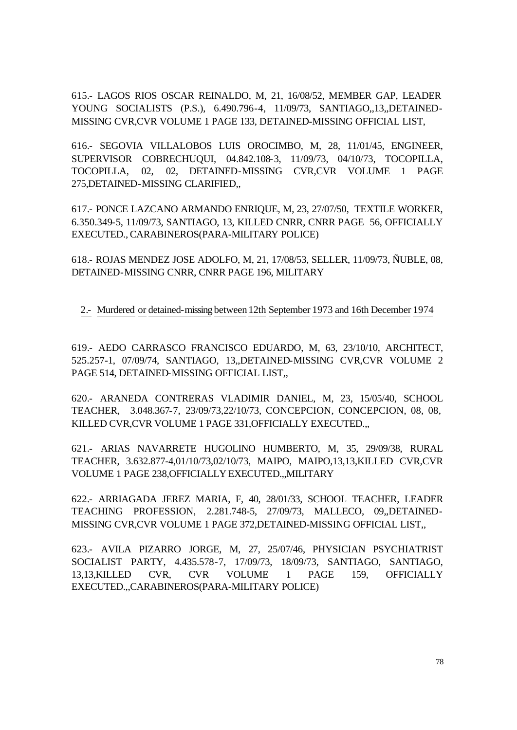615.- LAGOS RIOS OSCAR REINALDO, M, 21, 16/08/52, MEMBER GAP, LEADER YOUNG SOCIALISTS (P.S.), 6.490.796-4, 11/09/73, SANTIAGO,,13,,DETAINED-MISSING CVR,CVR VOLUME 1 PAGE 133, DETAINED-MISSING OFFICIAL LIST,

616.- SEGOVIA VILLALOBOS LUIS OROCIMBO, M, 28, 11/01/45, ENGINEER, SUPERVISOR COBRECHUQUI, 04.842.108-3, 11/09/73, 04/10/73, TOCOPILLA, TOCOPILLA, 02, 02, DETAINED-MISSING CVR,CVR VOLUME 1 PAGE 275,DETAINED-MISSING CLARIFIED,,

617.- PONCE LAZCANO ARMANDO ENRIQUE, M, 23, 27/07/50, TEXTILE WORKER, 6.350.349-5, 11/09/73, SANTIAGO, 13, KILLED CNRR, CNRR PAGE 56, OFFICIALLY EXECUTED., CARABINEROS(PARA-MILITARY POLICE)

618.- ROJAS MENDEZ JOSE ADOLFO, M, 21, 17/08/53, SELLER, 11/09/73, ÑUBLE, 08, DETAINED-MISSING CNRR, CNRR PAGE 196, MILITARY

## 2.- Murdered or detained-missing between 12th September 1973 and 16th December 1974

619.- AEDO CARRASCO FRANCISCO EDUARDO, M, 63, 23/10/10, ARCHITECT, 525.257-1, 07/09/74, SANTIAGO, 13,,DETAINED-MISSING CVR,CVR VOLUME 2 PAGE 514, DETAINED-MISSING OFFICIAL LIST,,

620.- ARANEDA CONTRERAS VLADIMIR DANIEL, M, 23, 15/05/40, SCHOOL TEACHER, 3.048.367-7, 23/09/73,22/10/73, CONCEPCION, CONCEPCION, 08, 08, KILLED CVR,CVR VOLUME 1 PAGE 331,OFFICIALLY EXECUTED.,,

621.- ARIAS NAVARRETE HUGOLINO HUMBERTO, M, 35, 29/09/38, RURAL TEACHER, 3.632.877-4,01/10/73,02/10/73, MAIPO, MAIPO,13,13,KILLED CVR,CVR VOLUME 1 PAGE 238,OFFICIALLY EXECUTED.,,MILITARY

622.- ARRIAGADA JEREZ MARIA, F, 40, 28/01/33, SCHOOL TEACHER, LEADER TEACHING PROFESSION, 2.281.748-5, 27/09/73, MALLECO, 09,,DETAINED-MISSING CVR,CVR VOLUME 1 PAGE 372,DETAINED-MISSING OFFICIAL LIST,,

623.- AVILA PIZARRO JORGE, M, 27, 25/07/46, PHYSICIAN PSYCHIATRIST SOCIALIST PARTY, 4.435.578-7, 17/09/73, 18/09/73, SANTIAGO, SANTIAGO, 13,13,KILLED CVR, CVR VOLUME 1 PAGE 159, OFFICIALLY EXECUTED.,,CARABINEROS(PARA-MILITARY POLICE)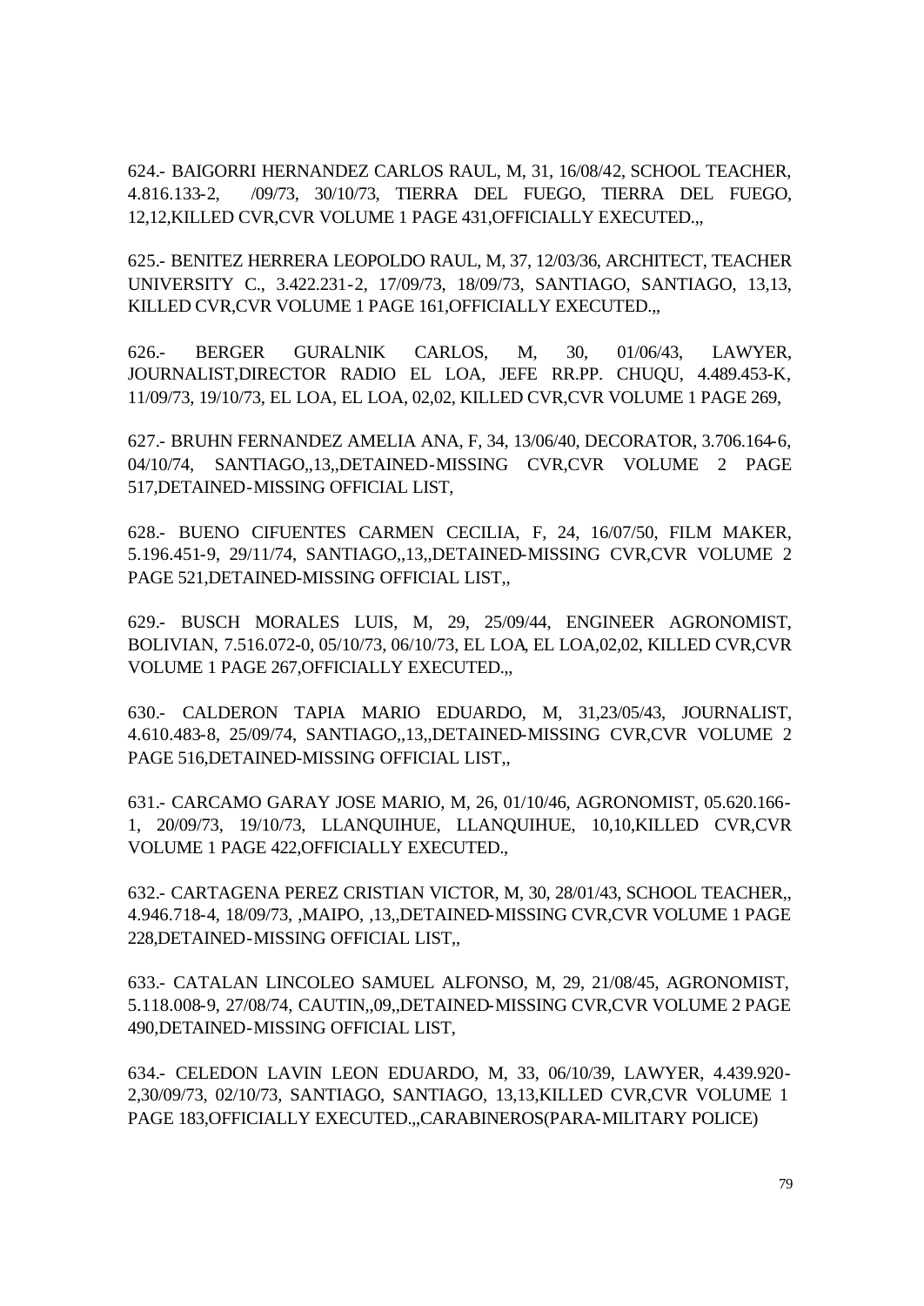624.- BAIGORRI HERNANDEZ CARLOS RAUL, M, 31, 16/08/42, SCHOOL TEACHER, 4.816.133-2, /09/73, 30/10/73, TIERRA DEL FUEGO, TIERRA DEL FUEGO, 12,12,KILLED CVR,CVR VOLUME 1 PAGE 431,OFFICIALLY EXECUTED.,,

625.- BENITEZ HERRERA LEOPOLDO RAUL, M, 37, 12/03/36, ARCHITECT, TEACHER UNIVERSITY C., 3.422.231-2, 17/09/73, 18/09/73, SANTIAGO, SANTIAGO, 13,13, KILLED CVR,CVR VOLUME 1 PAGE 161,OFFICIALLY EXECUTED.,,

626.- BERGER GURALNIK CARLOS, M, 30, 01/06/43, LAWYER, JOURNALIST,DIRECTOR RADIO EL LOA, JEFE RR.PP. CHUQU, 4.489.453-K, 11/09/73, 19/10/73, EL LOA, EL LOA, 02,02, KILLED CVR,CVR VOLUME 1 PAGE 269,

627.- BRUHN FERNANDEZ AMELIA ANA, F, 34, 13/06/40, DECORATOR, 3.706.164-6, 04/10/74, SANTIAGO,,13,,DETAINED-MISSING CVR,CVR VOLUME 2 PAGE 517,DETAINED-MISSING OFFICIAL LIST,

628.- BUENO CIFUENTES CARMEN CECILIA, F, 24, 16/07/50, FILM MAKER, 5.196.451-9, 29/11/74, SANTIAGO,,13,,DETAINED-MISSING CVR,CVR VOLUME 2 PAGE 521,DETAINED-MISSING OFFICIAL LIST,,

629.- BUSCH MORALES LUIS, M, 29, 25/09/44, ENGINEER AGRONOMIST, BOLIVIAN, 7.516.072-0, 05/10/73, 06/10/73, EL LOA, EL LOA,02,02, KILLED CVR,CVR VOLUME 1 PAGE 267,OFFICIALLY EXECUTED.,,

630.- CALDERON TAPIA MARIO EDUARDO, M, 31,23/05/43, JOURNALIST, 4.610.483-8, 25/09/74, SANTIAGO,,13,,DETAINED-MISSING CVR,CVR VOLUME 2 PAGE 516,DETAINED-MISSING OFFICIAL LIST,,

631.- CARCAMO GARAY JOSE MARIO, M, 26, 01/10/46, AGRONOMIST, 05.620.166-1, 20/09/73, 19/10/73, LLANQUIHUE, LLANQUIHUE, 10,10,KILLED CVR,CVR VOLUME 1 PAGE 422,OFFICIALLY EXECUTED.,

632.- CARTAGENA PEREZ CRISTIAN VICTOR, M, 30, 28/01/43, SCHOOL TEACHER,, 4.946.718-4, 18/09/73, ,MAIPO, ,13,,DETAINED-MISSING CVR,CVR VOLUME 1 PAGE 228,DETAINED-MISSING OFFICIAL LIST,,

633.- CATALAN LINCOLEO SAMUEL ALFONSO, M, 29, 21/08/45, AGRONOMIST, 5.118.008-9, 27/08/74, CAUTIN,,09,,DETAINED-MISSING CVR,CVR VOLUME 2 PAGE 490,DETAINED-MISSING OFFICIAL LIST,

634.- CELEDON LAVIN LEON EDUARDO, M, 33, 06/10/39, LAWYER, 4.439.920-2,30/09/73, 02/10/73, SANTIAGO, SANTIAGO, 13,13,KILLED CVR,CVR VOLUME 1 PAGE 183,OFFICIALLY EXECUTED.,,CARABINEROS(PARA-MILITARY POLICE)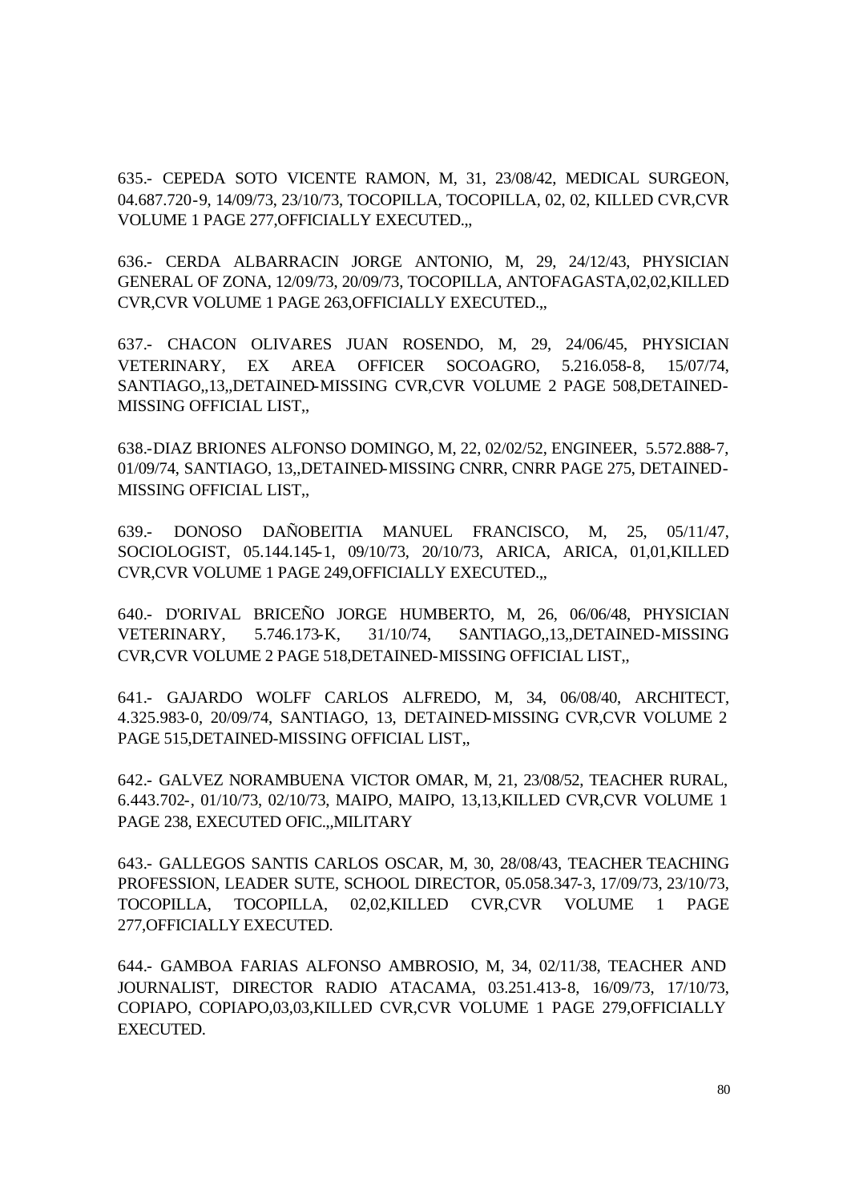635.- CEPEDA SOTO VICENTE RAMON, M, 31, 23/08/42, MEDICAL SURGEON, 04.687.720-9, 14/09/73, 23/10/73, TOCOPILLA, TOCOPILLA, 02, 02, KILLED CVR,CVR VOLUME 1 PAGE 277,OFFICIALLY EXECUTED.,,

636.- CERDA ALBARRACIN JORGE ANTONIO, M, 29, 24/12/43, PHYSICIAN GENERAL OF ZONA, 12/09/73, 20/09/73, TOCOPILLA, ANTOFAGASTA,02,02,KILLED CVR,CVR VOLUME 1 PAGE 263,OFFICIALLY EXECUTED.,,

637.- CHACON OLIVARES JUAN ROSENDO, M, 29, 24/06/45, PHYSICIAN VETERINARY, EX AREA OFFICER SOCOAGRO, 5.216.058-8, 15/07/74, SANTIAGO,,13,,DETAINED-MISSING CVR,CVR VOLUME 2 PAGE 508,DETAINED-MISSING OFFICIAL LIST,,

638.-DIAZ BRIONES ALFONSO DOMINGO, M, 22, 02/02/52, ENGINEER, 5.572.888-7, 01/09/74, SANTIAGO, 13,,DETAINED-MISSING CNRR, CNRR PAGE 275, DETAINED-MISSING OFFICIAL LIST,,

639.- DONOSO DAÑOBEITIA MANUEL FRANCISCO, M, 25, 05/11/47, SOCIOLOGIST, 05.144.145-1, 09/10/73, 20/10/73, ARICA, ARICA, 01,01,KILLED CVR,CVR VOLUME 1 PAGE 249,OFFICIALLY EXECUTED.,,

640.- D'ORIVAL BRICEÑO JORGE HUMBERTO, M, 26, 06/06/48, PHYSICIAN VETERINARY, 5.746.173-K, 31/10/74, SANTIAGO,,13,,DETAINED-MISSING CVR,CVR VOLUME 2 PAGE 518,DETAINED-MISSING OFFICIAL LIST,,

641.- GAJARDO WOLFF CARLOS ALFREDO, M, 34, 06/08/40, ARCHITECT, 4.325.983-0, 20/09/74, SANTIAGO, 13, DETAINED-MISSING CVR,CVR VOLUME 2 PAGE 515,DETAINED-MISSING OFFICIAL LIST,,

642.- GALVEZ NORAMBUENA VICTOR OMAR, M, 21, 23/08/52, TEACHER RURAL, 6.443.702-, 01/10/73, 02/10/73, MAIPO, MAIPO, 13,13,KILLED CVR,CVR VOLUME 1 PAGE 238, EXECUTED OFIC.,,MILITARY

643.- GALLEGOS SANTIS CARLOS OSCAR, M, 30, 28/08/43, TEACHER TEACHING PROFESSION, LEADER SUTE, SCHOOL DIRECTOR, 05.058.347-3, 17/09/73, 23/10/73, TOCOPILLA, TOCOPILLA, 02,02,KILLED CVR,CVR VOLUME 1 PAGE 277,OFFICIALLY EXECUTED.

644.- GAMBOA FARIAS ALFONSO AMBROSIO, M, 34, 02/11/38, TEACHER AND JOURNALIST, DIRECTOR RADIO ATACAMA, 03.251.413-8, 16/09/73, 17/10/73, COPIAPO, COPIAPO,03,03,KILLED CVR,CVR VOLUME 1 PAGE 279,OFFICIALLY EXECUTED.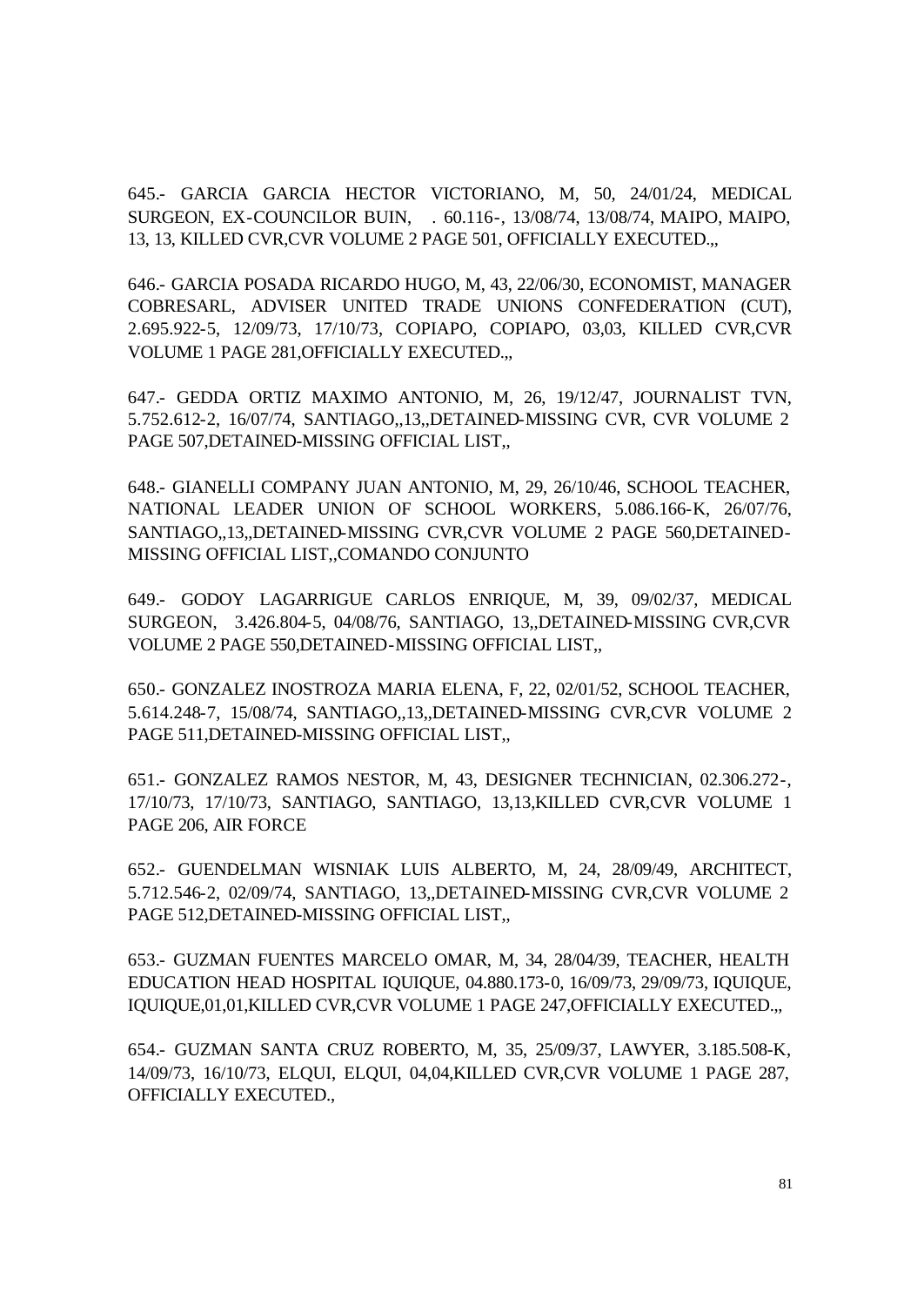645.- GARCIA GARCIA HECTOR VICTORIANO, M, 50, 24/01/24, MEDICAL SURGEON, EX-COUNCILOR BUIN, . 60.116-, 13/08/74, 13/08/74, MAIPO, MAIPO, 13, 13, KILLED CVR,CVR VOLUME 2 PAGE 501, OFFICIALLY EXECUTED.,,

646.- GARCIA POSADA RICARDO HUGO, M, 43, 22/06/30, ECONOMIST, MANAGER COBRESARL, ADVISER UNITED TRADE UNIONS CONFEDERATION (CUT), 2.695.922-5, 12/09/73, 17/10/73, COPIAPO, COPIAPO, 03,03, KILLED CVR,CVR VOLUME 1 PAGE 281,OFFICIALLY EXECUTED.,,

647.- GEDDA ORTIZ MAXIMO ANTONIO, M, 26, 19/12/47, JOURNALIST TVN, 5.752.612-2, 16/07/74, SANTIAGO,,13,,DETAINED-MISSING CVR, CVR VOLUME 2 PAGE 507,DETAINED-MISSING OFFICIAL LIST,,

648.- GIANELLI COMPANY JUAN ANTONIO, M, 29, 26/10/46, SCHOOL TEACHER, NATIONAL LEADER UNION OF SCHOOL WORKERS, 5.086.166-K, 26/07/76, SANTIAGO,,13,,DETAINED-MISSING CVR,CVR VOLUME 2 PAGE 560,DETAINED-MISSING OFFICIAL LIST,,COMANDO CONJUNTO

649.- GODOY LAGARRIGUE CARLOS ENRIQUE, M, 39, 09/02/37, MEDICAL SURGEON, 3.426.804-5, 04/08/76, SANTIAGO, 13,,DETAINED-MISSING CVR,CVR VOLUME 2 PAGE 550,DETAINED-MISSING OFFICIAL LIST,,

650.- GONZALEZ INOSTROZA MARIA ELENA, F, 22, 02/01/52, SCHOOL TEACHER, 5.614.248-7, 15/08/74, SANTIAGO,,13,,DETAINED-MISSING CVR,CVR VOLUME 2 PAGE 511,DETAINED-MISSING OFFICIAL LIST,,

651.- GONZALEZ RAMOS NESTOR, M, 43, DESIGNER TECHNICIAN, 02.306.272-, 17/10/73, 17/10/73, SANTIAGO, SANTIAGO, 13,13,KILLED CVR,CVR VOLUME 1 PAGE 206, AIR FORCE

652.- GUENDELMAN WISNIAK LUIS ALBERTO, M, 24, 28/09/49, ARCHITECT, 5.712.546-2, 02/09/74, SANTIAGO, 13,,DETAINED-MISSING CVR,CVR VOLUME 2 PAGE 512,DETAINED-MISSING OFFICIAL LIST,,

653.- GUZMAN FUENTES MARCELO OMAR, M, 34, 28/04/39, TEACHER, HEALTH EDUCATION HEAD HOSPITAL IQUIQUE, 04.880.173-0, 16/09/73, 29/09/73, IQUIQUE, IQUIQUE,01,01,KILLED CVR,CVR VOLUME 1 PAGE 247,OFFICIALLY EXECUTED.,,

654.- GUZMAN SANTA CRUZ ROBERTO, M, 35, 25/09/37, LAWYER, 3.185.508-K, 14/09/73, 16/10/73, ELQUI, ELQUI, 04,04,KILLED CVR,CVR VOLUME 1 PAGE 287, OFFICIALLY EXECUTED.,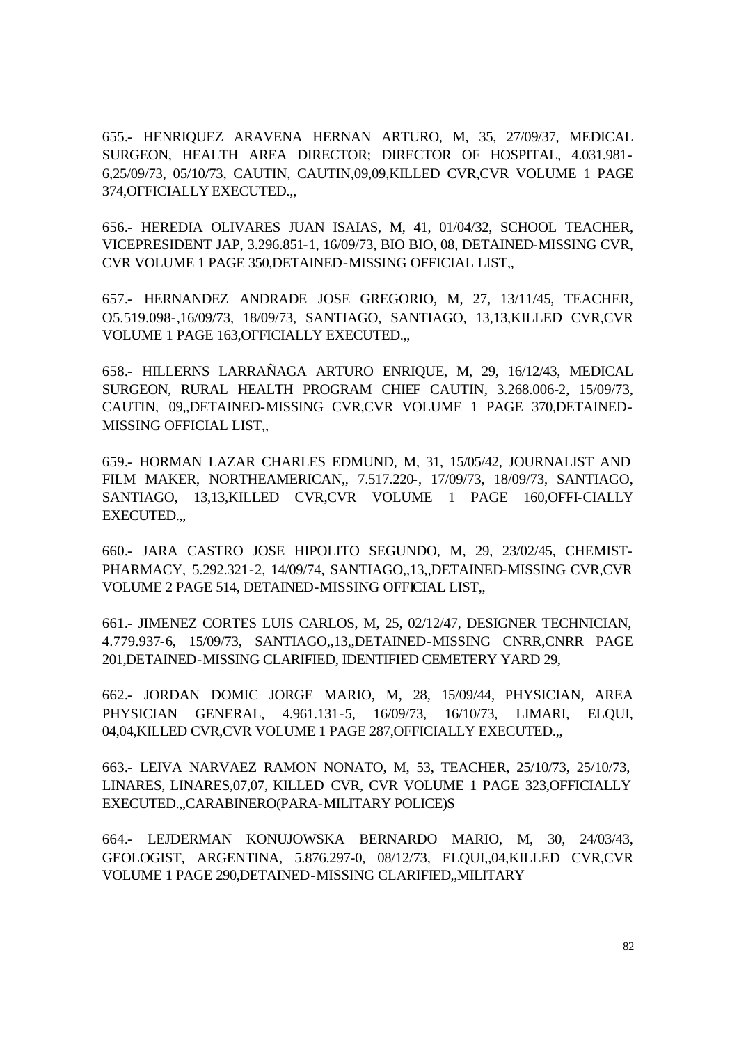655.- HENRIQUEZ ARAVENA HERNAN ARTURO, M, 35, 27/09/37, MEDICAL SURGEON, HEALTH AREA DIRECTOR; DIRECTOR OF HOSPITAL, 4.031.981-6,25/09/73, 05/10/73, CAUTIN, CAUTIN,09,09,KILLED CVR,CVR VOLUME 1 PAGE 374,OFFICIALLY EXECUTED.,,

656.- HEREDIA OLIVARES JUAN ISAIAS, M, 41, 01/04/32, SCHOOL TEACHER, VICEPRESIDENT JAP, 3.296.851-1, 16/09/73, BIO BIO, 08, DETAINED-MISSING CVR, CVR VOLUME 1 PAGE 350,DETAINED-MISSING OFFICIAL LIST,,

657.- HERNANDEZ ANDRADE JOSE GREGORIO, M, 27, 13/11/45, TEACHER, O5.519.098-,16/09/73, 18/09/73, SANTIAGO, SANTIAGO, 13,13,KILLED CVR,CVR VOLUME 1 PAGE 163,OFFICIALLY EXECUTED.,,

658.- HILLERNS LARRAÑAGA ARTURO ENRIQUE, M, 29, 16/12/43, MEDICAL SURGEON, RURAL HEALTH PROGRAM CHIEF CAUTIN, 3.268.006-2, 15/09/73, CAUTIN, 09,,DETAINED-MISSING CVR,CVR VOLUME 1 PAGE 370,DETAINED-MISSING OFFICIAL LIST,,

659.- HORMAN LAZAR CHARLES EDMUND, M, 31, 15/05/42, JOURNALIST AND FILM MAKER, NORTHEAMERICAN,, 7.517.220-, 17/09/73, 18/09/73, SANTIAGO, SANTIAGO, 13,13,KILLED CVR,CVR VOLUME 1 PAGE 160,OFFI-CIALLY EXECUTED.,,

660.- JARA CASTRO JOSE HIPOLITO SEGUNDO, M, 29, 23/02/45, CHEMIST-PHARMACY, 5.292.321-2, 14/09/74, SANTIAGO,,13,,DETAINED-MISSING CVR,CVR VOLUME 2 PAGE 514, DETAINED-MISSING OFFICIAL LIST,,

661.- JIMENEZ CORTES LUIS CARLOS, M, 25, 02/12/47, DESIGNER TECHNICIAN, 4.779.937-6, 15/09/73, SANTIAGO,,13,,DETAINED-MISSING CNRR,CNRR PAGE 201,DETAINED-MISSING CLARIFIED, IDENTIFIED CEMETERY YARD 29,

662.- JORDAN DOMIC JORGE MARIO, M, 28, 15/09/44, PHYSICIAN, AREA PHYSICIAN GENERAL, 4.961.131-5, 16/09/73, 16/10/73, LIMARI, ELQUI, 04,04,KILLED CVR,CVR VOLUME 1 PAGE 287,OFFICIALLY EXECUTED.,,

663.- LEIVA NARVAEZ RAMON NONATO, M, 53, TEACHER, 25/10/73, 25/10/73, LINARES, LINARES,07,07, KILLED CVR, CVR VOLUME 1 PAGE 323,OFFICIALLY EXECUTED.,,CARABINERO(PARA-MILITARY POLICE)S

664.- LEJDERMAN KONUJOWSKA BERNARDO MARIO, M, 30, 24/03/43, GEOLOGIST, ARGENTINA, 5.876.297-0, 08/12/73, ELQUI,,04,KILLED CVR,CVR VOLUME 1 PAGE 290,DETAINED-MISSING CLARIFIED,,MILITARY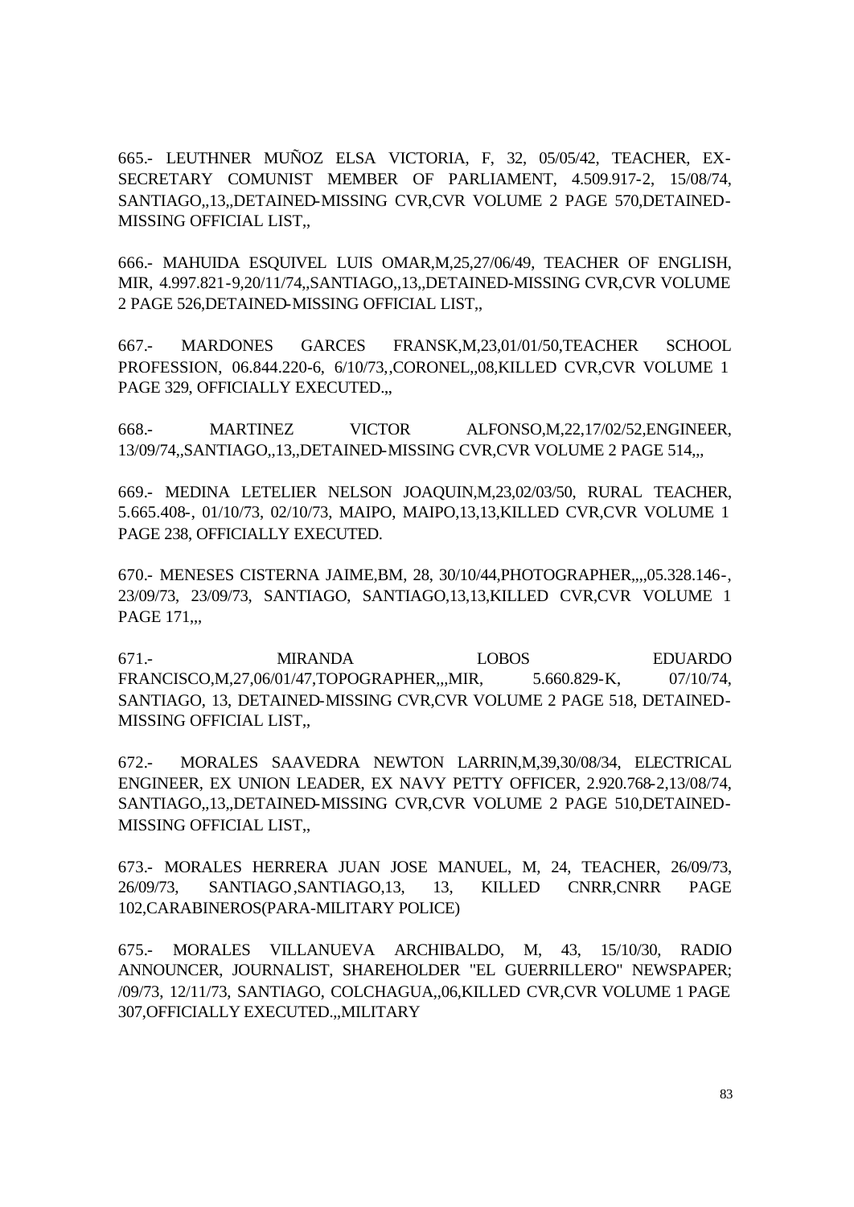665.- LEUTHNER MUÑOZ ELSA VICTORIA, F, 32, 05/05/42, TEACHER, EX-SECRETARY COMUNIST MEMBER OF PARLIAMENT, 4.509.917-2, 15/08/74, SANTIAGO,,13,,DETAINED-MISSING CVR,CVR VOLUME 2 PAGE 570,DETAINED-MISSING OFFICIAL LIST,,

666.- MAHUIDA ESQUIVEL LUIS OMAR,M,25,27/06/49, TEACHER OF ENGLISH, MIR, 4.997.821-9,20/11/74,,SANTIAGO,,13,,DETAINED-MISSING CVR,CVR VOLUME 2 PAGE 526,DETAINED-MISSING OFFICIAL LIST,,

667.- MARDONES GARCES FRANSK,M,23,01/01/50,TEACHER SCHOOL PROFESSION, 06.844.220-6, 6/10/73,,CORONEL,,08,KILLED CVR,CVR VOLUME 1 PAGE 329, OFFICIALLY EXECUTED.,,

668.- MARTINEZ VICTOR ALFONSO,M,22,17/02/52,ENGINEER, 13/09/74,,SANTIAGO,,13,,DETAINED-MISSING CVR,CVR VOLUME 2 PAGE 514,,,

669.- MEDINA LETELIER NELSON JOAQUIN,M,23,02/03/50, RURAL TEACHER, 5.665.408-, 01/10/73, 02/10/73, MAIPO, MAIPO,13,13,KILLED CVR,CVR VOLUME 1 PAGE 238, OFFICIALLY EXECUTED.

670.- MENESES CISTERNA JAIME,BM, 28, 30/10/44,PHOTOGRAPHER,,,,05.328.146-, 23/09/73, 23/09/73, SANTIAGO, SANTIAGO,13,13,KILLED CVR,CVR VOLUME 1 PAGE 171,,,

671.- MIRANDA LOBOS EDUARDO FRANCISCO,M,27,06/01/47,TOPOGRAPHER,,,MIR, 5.660.829-K, 07/10/74, SANTIAGO, 13, DETAINED-MISSING CVR,CVR VOLUME 2 PAGE 518, DETAINED-MISSING OFFICIAL LIST,,

672.- MORALES SAAVEDRA NEWTON LARRIN,M,39,30/08/34, ELECTRICAL ENGINEER, EX UNION LEADER, EX NAVY PETTY OFFICER, 2.920.768-2,13/08/74, SANTIAGO,,13,,DETAINED-MISSING CVR,CVR VOLUME 2 PAGE 510,DETAINED-MISSING OFFICIAL LIST,,

673.- MORALES HERRERA JUAN JOSE MANUEL, M, 24, TEACHER, 26/09/73, 26/09/73, SANTIAGO,SANTIAGO,13, 13, KILLED CNRR,CNRR PAGE 102,CARABINEROS(PARA-MILITARY POLICE)

675.- MORALES VILLANUEVA ARCHIBALDO, M, 43, 15/10/30, RADIO ANNOUNCER, JOURNALIST, SHAREHOLDER "EL GUERRILLERO" NEWSPAPER; /09/73, 12/11/73, SANTIAGO, COLCHAGUA,,06,KILLED CVR,CVR VOLUME 1 PAGE 307,OFFICIALLY EXECUTED.,,MILITARY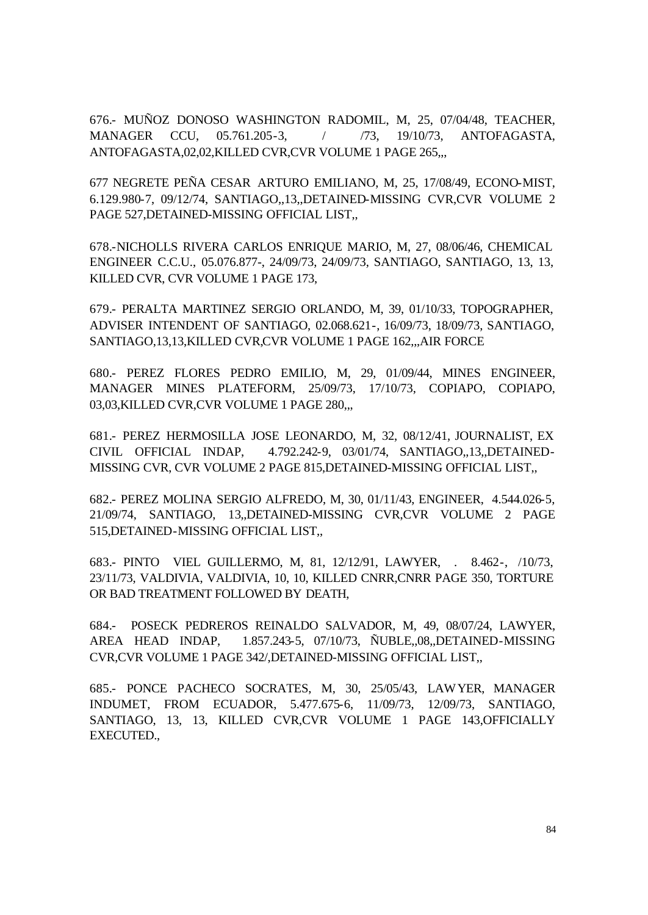676.- MUÑOZ DONOSO WASHINGTON RADOMIL, M, 25, 07/04/48, TEACHER, MANAGER CCU, 05.761.205-3, / /73, 19/10/73, ANTOFAGASTA, ANTOFAGASTA,02,02,KILLED CVR,CVR VOLUME 1 PAGE 265,,,

677 NEGRETE PEÑA CESAR ARTURO EMILIANO, M, 25, 17/08/49, ECONO-MIST, 6.129.980-7, 09/12/74, SANTIAGO,,13,,DETAINED-MISSING CVR,CVR VOLUME 2 PAGE 527,DETAINED-MISSING OFFICIAL LIST,,

678.-NICHOLLS RIVERA CARLOS ENRIQUE MARIO, M, 27, 08/06/46, CHEMICAL ENGINEER C.C.U., 05.076.877-, 24/09/73, 24/09/73, SANTIAGO, SANTIAGO, 13, 13, KILLED CVR, CVR VOLUME 1 PAGE 173,

679.- PERALTA MARTINEZ SERGIO ORLANDO, M, 39, 01/10/33, TOPOGRAPHER, ADVISER INTENDENT OF SANTIAGO, 02.068.621-, 16/09/73, 18/09/73, SANTIAGO, SANTIAGO,13,13,KILLED CVR,CVR VOLUME 1 PAGE 162,,,AIR FORCE

680.- PEREZ FLORES PEDRO EMILIO, M, 29, 01/09/44, MINES ENGINEER, MANAGER MINES PLATEFORM, 25/09/73, 17/10/73, COPIAPO, COPIAPO, 03,03,KILLED CVR,CVR VOLUME 1 PAGE 280,,,

681.- PEREZ HERMOSILLA JOSE LEONARDO, M, 32, 08/12/41, JOURNALIST, EX CIVIL OFFICIAL INDAP, 4.792.242-9, 03/01/74, SANTIAGO,,13,,DETAINED-MISSING CVR, CVR VOLUME 2 PAGE 815,DETAINED-MISSING OFFICIAL LIST,,

682.- PEREZ MOLINA SERGIO ALFREDO, M, 30, 01/11/43, ENGINEER, 4.544.026-5, 21/09/74, SANTIAGO, 13,,DETAINED-MISSING CVR,CVR VOLUME 2 PAGE 515,DETAINED-MISSING OFFICIAL LIST,,

683.- PINTO VIEL GUILLERMO, M, 81, 12/12/91, LAWYER, . 8.462-, /10/73, 23/11/73, VALDIVIA, VALDIVIA, 10, 10, KILLED CNRR,CNRR PAGE 350, TORTURE OR BAD TREATMENT FOLLOWED BY DEATH,

684.- POSECK PEDREROS REINALDO SALVADOR, M, 49, 08/07/24, LAWYER, AREA HEAD INDAP, 1.857.243-5, 07/10/73, ÑUBLE,,08,,DETAINED-MISSING CVR,CVR VOLUME 1 PAGE 342/,DETAINED-MISSING OFFICIAL LIST,,

685.- PONCE PACHECO SOCRATES, M, 30, 25/05/43, LAWYER, MANAGER INDUMET, FROM ECUADOR, 5.477.675-6, 11/09/73, 12/09/73, SANTIAGO, SANTIAGO, 13, 13, KILLED CVR,CVR VOLUME 1 PAGE 143,OFFICIALLY EXECUTED.,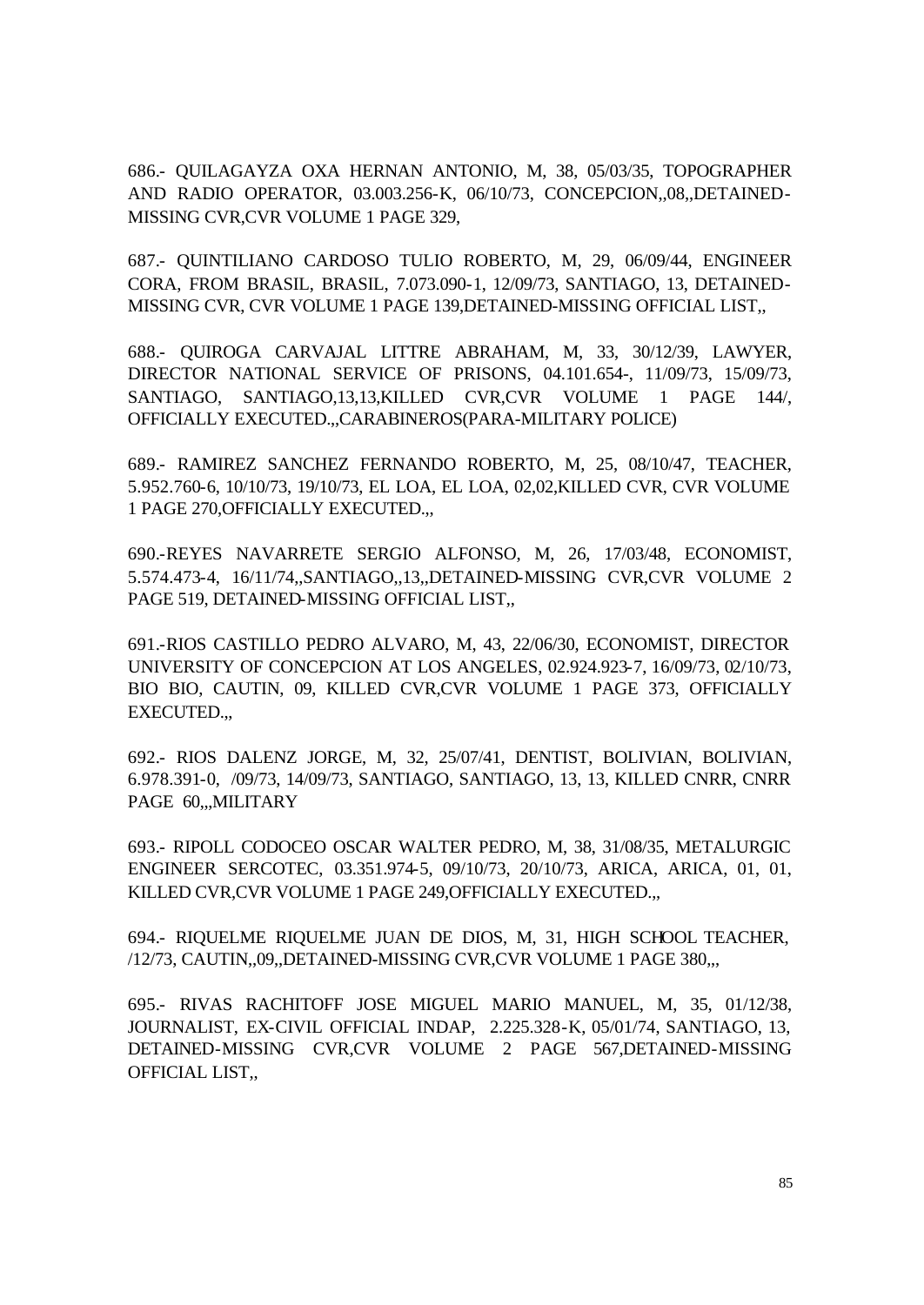686.- QUILAGAYZA OXA HERNAN ANTONIO, M, 38, 05/03/35, TOPOGRAPHER AND RADIO OPERATOR, 03.003.256-K, 06/10/73, CONCEPCION,,08,,DETAINED-MISSING CVR,CVR VOLUME 1 PAGE 329,

687.- QUINTILIANO CARDOSO TULIO ROBERTO, M, 29, 06/09/44, ENGINEER CORA, FROM BRASIL, BRASIL, 7.073.090-1, 12/09/73, SANTIAGO, 13, DETAINED-MISSING CVR, CVR VOLUME 1 PAGE 139,DETAINED-MISSING OFFICIAL LIST,,

688.- QUIROGA CARVAJAL LITTRE ABRAHAM, M, 33, 30/12/39, LAWYER, DIRECTOR NATIONAL SERVICE OF PRISONS, 04.101.654-, 11/09/73, 15/09/73, SANTIAGO, SANTIAGO,13,13,KILLED CVR,CVR VOLUME 1 PAGE 144/, OFFICIALLY EXECUTED.,,CARABINEROS(PARA-MILITARY POLICE)

689.- RAMIREZ SANCHEZ FERNANDO ROBERTO, M, 25, 08/10/47, TEACHER, 5.952.760-6, 10/10/73, 19/10/73, EL LOA, EL LOA, 02,02,KILLED CVR, CVR VOLUME 1 PAGE 270,OFFICIALLY EXECUTED.,,

690.-REYES NAVARRETE SERGIO ALFONSO, M, 26, 17/03/48, ECONOMIST, 5.574.473-4, 16/11/74,,SANTIAGO,,13,,DETAINED-MISSING CVR,CVR VOLUME 2 PAGE 519, DETAINED-MISSING OFFICIAL LIST,,

691.-RIOS CASTILLO PEDRO ALVARO, M, 43, 22/06/30, ECONOMIST, DIRECTOR UNIVERSITY OF CONCEPCION AT LOS ANGELES, 02.924.923-7, 16/09/73, 02/10/73, BIO BIO, CAUTIN, 09, KILLED CVR,CVR VOLUME 1 PAGE 373, OFFICIALLY EXECUTED.,,

692.- RIOS DALENZ JORGE, M, 32, 25/07/41, DENTIST, BOLIVIAN, BOLIVIAN, 6.978.391-0, /09/73, 14/09/73, SANTIAGO, SANTIAGO, 13, 13, KILLED CNRR, CNRR PAGE 60,,,MILITARY

693.- RIPOLL CODOCEO OSCAR WALTER PEDRO, M, 38, 31/08/35, METALURGIC ENGINEER SERCOTEC, 03.351.974-5, 09/10/73, 20/10/73, ARICA, ARICA, 01, 01, KILLED CVR,CVR VOLUME 1 PAGE 249,OFFICIALLY EXECUTED.,,

694.- RIQUELME RIQUELME JUAN DE DIOS, M, 31, HIGH SCHOOL TEACHER, /12/73, CAUTIN,,09,,DETAINED-MISSING CVR,CVR VOLUME 1 PAGE 380,,,

695.- RIVAS RACHITOFF JOSE MIGUEL MARIO MANUEL, M, 35, 01/12/38, JOURNALIST, EX-CIVIL OFFICIAL INDAP, 2.225.328-K, 05/01/74, SANTIAGO, 13, DETAINED-MISSING CVR,CVR VOLUME 2 PAGE 567,DETAINED-MISSING OFFICIAL LIST,,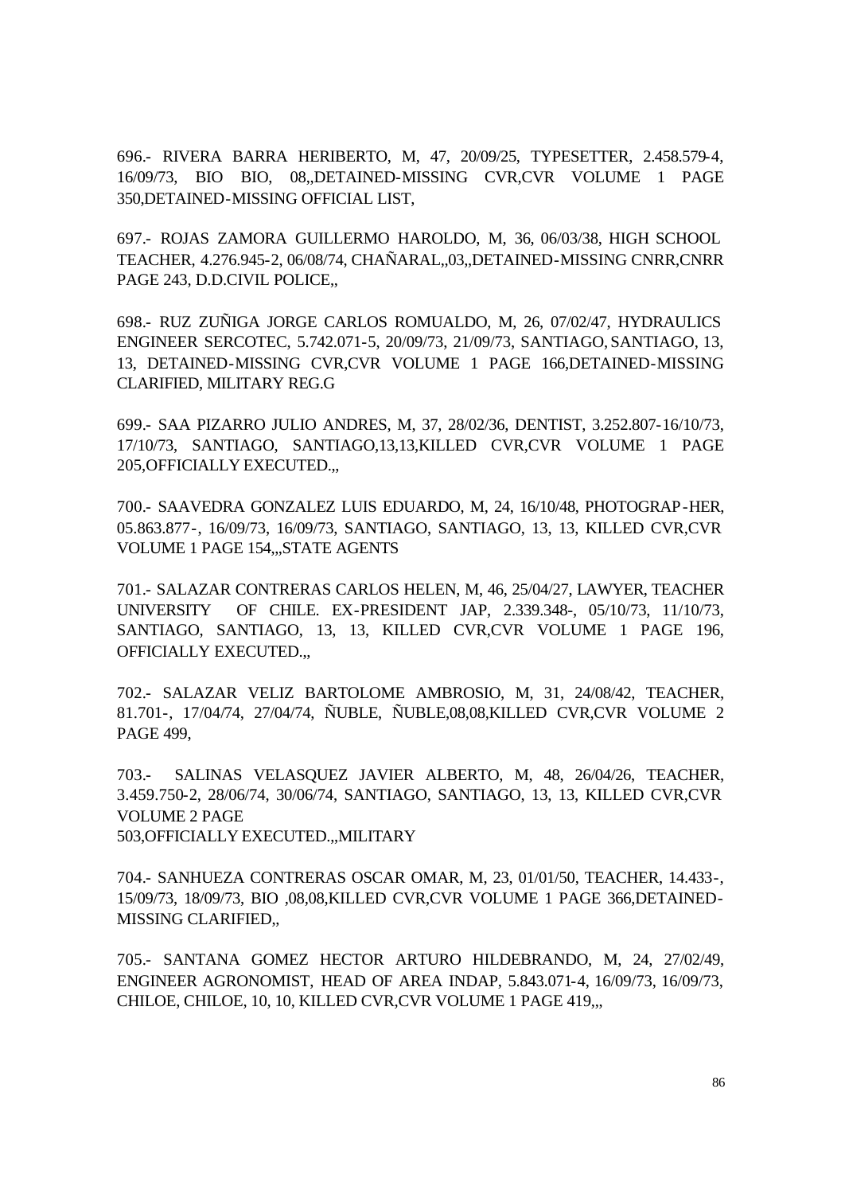696.- RIVERA BARRA HERIBERTO, M, 47, 20/09/25, TYPESETTER, 2.458.579-4, 16/09/73, BIO BIO, 08,,DETAINED-MISSING CVR,CVR VOLUME 1 PAGE 350,DETAINED-MISSING OFFICIAL LIST,

697.- ROJAS ZAMORA GUILLERMO HAROLDO, M, 36, 06/03/38, HIGH SCHOOL TEACHER, 4.276.945-2, 06/08/74, CHAÑARAL,,03,,DETAINED-MISSING CNRR,CNRR PAGE 243, D.D.CIVIL POLICE,,

698.- RUZ ZUÑIGA JORGE CARLOS ROMUALDO, M, 26, 07/02/47, HYDRAULICS ENGINEER SERCOTEC, 5.742.071-5, 20/09/73, 21/09/73, SANTIAGO, SANTIAGO, 13, 13, DETAINED-MISSING CVR,CVR VOLUME 1 PAGE 166,DETAINED-MISSING CLARIFIED, MILITARY REG.G

699.- SAA PIZARRO JULIO ANDRES, M, 37, 28/02/36, DENTIST, 3.252.807-16/10/73, 17/10/73, SANTIAGO, SANTIAGO,13,13,KILLED CVR,CVR VOLUME 1 PAGE 205,OFFICIALLY EXECUTED.,,

700.- SAAVEDRA GONZALEZ LUIS EDUARDO, M, 24, 16/10/48, PHOTOGRAP-HER, 05.863.877-, 16/09/73, 16/09/73, SANTIAGO, SANTIAGO, 13, 13, KILLED CVR,CVR VOLUME 1 PAGE 154,,,STATE AGENTS

701.- SALAZAR CONTRERAS CARLOS HELEN, M, 46, 25/04/27, LAWYER, TEACHER UNIVERSITY OF CHILE. EX-PRESIDENT JAP, 2.339.348-, 05/10/73, 11/10/73, SANTIAGO, SANTIAGO, 13, 13, KILLED CVR,CVR VOLUME 1 PAGE 196, OFFICIALLY EXECUTED.,,

702.- SALAZAR VELIZ BARTOLOME AMBROSIO, M, 31, 24/08/42, TEACHER, 81.701-, 17/04/74, 27/04/74, ÑUBLE, ÑUBLE,08,08,KILLED CVR,CVR VOLUME 2 PAGE 499,

703.- SALINAS VELASQUEZ JAVIER ALBERTO, M, 48, 26/04/26, TEACHER, 3.459.750-2, 28/06/74, 30/06/74, SANTIAGO, SANTIAGO, 13, 13, KILLED CVR,CVR VOLUME 2 PAGE
503,OFFICIALLY EXECUTED.,,MILITARY

704.- SANHUEZA CONTRERAS OSCAR OMAR, M, 23, 01/01/50, TEACHER, 14.433-, 15/09/73, 18/09/73, BIO ,08,08,KILLED CVR,CVR VOLUME 1 PAGE 366,DETAINED-MISSING CLARIFIED,,

705.- SANTANA GOMEZ HECTOR ARTURO HILDEBRANDO, M, 24, 27/02/49, ENGINEER AGRONOMIST, HEAD OF AREA INDAP, 5.843.071-4, 16/09/73, 16/09/73, CHILOE, CHILOE, 10, 10, KILLED CVR,CVR VOLUME 1 PAGE 419,,,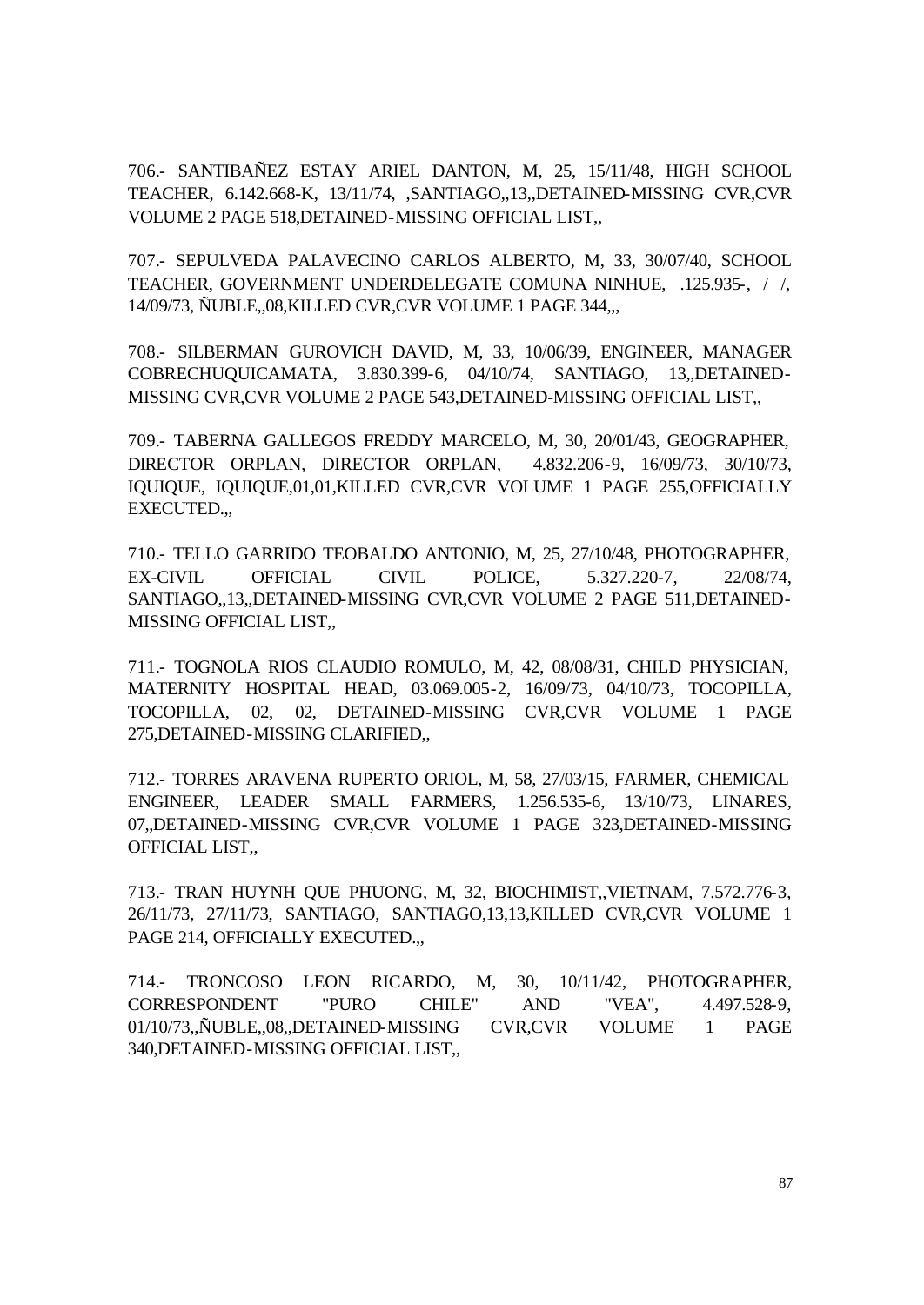706.- SANTIBAÑEZ ESTAY ARIEL DANTON, M, 25, 15/11/48, HIGH SCHOOL TEACHER, 6.142.668-K, 13/11/74, ,SANTIAGO,,13,,DETAINED-MISSING CVR,CVR VOLUME 2 PAGE 518,DETAINED-MISSING OFFICIAL LIST,,

707.- SEPULVEDA PALAVECINO CARLOS ALBERTO, M, 33, 30/07/40, SCHOOL TEACHER, GOVERNMENT UNDERDELEGATE COMUNA NINHUE, .125.935-, / /, 14/09/73, ÑUBLE,,08,KILLED CVR,CVR VOLUME 1 PAGE 344,,,

708.- SILBERMAN GUROVICH DAVID, M, 33, 10/06/39, ENGINEER, MANAGER COBRECHUQUICAMATA, 3.830.399-6, 04/10/74, SANTIAGO, 13,,DETAINED-MISSING CVR,CVR VOLUME 2 PAGE 543,DETAINED-MISSING OFFICIAL LIST,,

709.- TABERNA GALLEGOS FREDDY MARCELO, M, 30, 20/01/43, GEOGRAPHER, DIRECTOR ORPLAN, DIRECTOR ORPLAN, 4.832.206-9, 16/09/73, 30/10/73, IQUIQUE, IQUIQUE,01,01,KILLED CVR,CVR VOLUME 1 PAGE 255,OFFICIALLY EXECUTED.,,

710.- TELLO GARRIDO TEOBALDO ANTONIO, M, 25, 27/10/48, PHOTOGRAPHER, EX-CIVIL OFFICIAL CIVIL POLICE, 5.327.220-7, 22/08/74, SANTIAGO,,13,,DETAINED-MISSING CVR,CVR VOLUME 2 PAGE 511,DETAINED-MISSING OFFICIAL LIST,,

711.- TOGNOLA RIOS CLAUDIO ROMULO, M, 42, 08/08/31, CHILD PHYSICIAN, MATERNITY HOSPITAL HEAD, 03.069.005-2, 16/09/73, 04/10/73, TOCOPILLA, TOCOPILLA, 02, 02, DETAINED-MISSING CVR,CVR VOLUME 1 PAGE 275,DETAINED-MISSING CLARIFIED,,

712.- TORRES ARAVENA RUPERTO ORIOL, M, 58, 27/03/15, FARMER, CHEMICAL ENGINEER, LEADER SMALL FARMERS, 1.256.535-6, 13/10/73, LINARES, 07,,DETAINED-MISSING CVR,CVR VOLUME 1 PAGE 323,DETAINED-MISSING OFFICIAL LIST,,

713.- TRAN HUYNH QUE PHUONG, M, 32, BIOCHIMIST,,VIETNAM, 7.572.776-3, 26/11/73, 27/11/73, SANTIAGO, SANTIAGO,13,13,KILLED CVR,CVR VOLUME 1 PAGE 214, OFFICIALLY EXECUTED.,,

714.- TRONCOSO LEON RICARDO, M, 30, 10/11/42, PHOTOGRAPHER, CORRESPONDENT "PURO CHILE" AND "VEA", 4.497.528-9, 01/10/73,,ÑUBLE,,08,,DETAINED-MISSING CVR,CVR VOLUME 1 PAGE 340,DETAINED-MISSING OFFICIAL LIST,,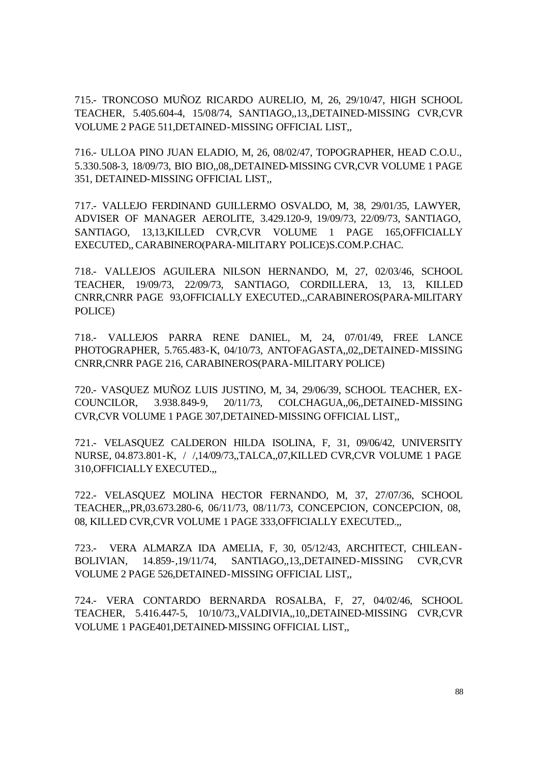715.- TRONCOSO MUÑOZ RICARDO AURELIO, M, 26, 29/10/47, HIGH SCHOOL TEACHER, 5.405.604-4, 15/08/74, SANTIAGO,,13,,DETAINED-MISSING CVR,CVR VOLUME 2 PAGE 511,DETAINED-MISSING OFFICIAL LIST,,

716.- ULLOA PINO JUAN ELADIO, M, 26, 08/02/47, TOPOGRAPHER, HEAD C.O.U., 5.330.508-3, 18/09/73, BIO BIO,,08,,DETAINED-MISSING CVR,CVR VOLUME 1 PAGE 351, DETAINED-MISSING OFFICIAL LIST,,

717.- VALLEJO FERDINAND GUILLERMO OSVALDO, M, 38, 29/01/35, LAWYER, ADVISER OF MANAGER AEROLITE, 3.429.120-9, 19/09/73, 22/09/73, SANTIAGO, SANTIAGO, 13,13,KILLED CVR,CVR VOLUME 1 PAGE 165,OFFICIALLY EXECUTED,, CARABINERO(PARA-MILITARY POLICE)S.COM.P.CHAC.

718.- VALLEJOS AGUILERA NILSON HERNANDO, M, 27, 02/03/46, SCHOOL TEACHER, 19/09/73, 22/09/73, SANTIAGO, CORDILLERA, 13, 13, KILLED CNRR,CNRR PAGE 93,OFFICIALLY EXECUTED.,,CARABINEROS(PARA-MILITARY POLICE)

718.- VALLEJOS PARRA RENE DANIEL, M, 24, 07/01/49, FREE LANCE PHOTOGRAPHER, 5.765.483-K, 04/10/73, ANTOFAGASTA,,02,,DETAINED-MISSING CNRR,CNRR PAGE 216, CARABINEROS(PARA-MILITARY POLICE)

720.- VASQUEZ MUÑOZ LUIS JUSTINO, M, 34, 29/06/39, SCHOOL TEACHER, EX-COUNCILOR, 3.938.849-9, 20/11/73, COLCHAGUA,,06,,DETAINED-MISSING CVR,CVR VOLUME 1 PAGE 307,DETAINED-MISSING OFFICIAL LIST,,

721.- VELASQUEZ CALDERON HILDA ISOLINA, F, 31, 09/06/42, UNIVERSITY NURSE, 04.873.801-K, / /,14/09/73,,TALCA,,07,KILLED CVR,CVR VOLUME 1 PAGE 310,OFFICIALLY EXECUTED.,,

722.- VELASQUEZ MOLINA HECTOR FERNANDO, M, 37, 27/07/36, SCHOOL TEACHER,,,PR,03.673.280-6, 06/11/73, 08/11/73, CONCEPCION, CONCEPCION, 08, 08, KILLED CVR,CVR VOLUME 1 PAGE 333,OFFICIALLY EXECUTED.,,

723.- VERA ALMARZA IDA AMELIA, F, 30, 05/12/43, ARCHITECT, CHILEAN-BOLIVIAN, 14.859-,19/11/74, SANTIAGO,,13,,DETAINED-MISSING CVR,CVR VOLUME 2 PAGE 526,DETAINED-MISSING OFFICIAL LIST,,

724.- VERA CONTARDO BERNARDA ROSALBA, F, 27, 04/02/46, SCHOOL TEACHER, 5.416.447-5, 10/10/73,,VALDIVIA,,10,,DETAINED-MISSING CVR,CVR VOLUME 1 PAGE401,DETAINED-MISSING OFFICIAL LIST,,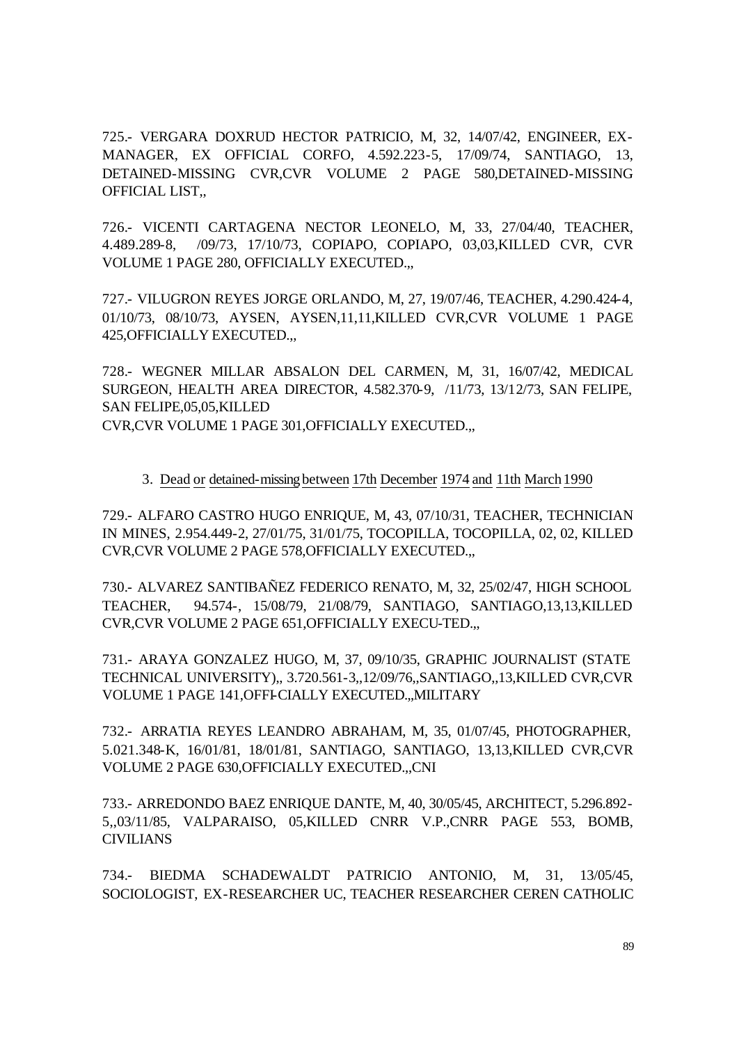725.- VERGARA DOXRUD HECTOR PATRICIO, M, 32, 14/07/42, ENGINEER, EX-MANAGER, EX OFFICIAL CORFO, 4.592.223-5, 17/09/74, SANTIAGO, 13, DETAINED-MISSING CVR,CVR VOLUME 2 PAGE 580,DETAINED-MISSING OFFICIAL LIST,,

726.- VICENTI CARTAGENA NECTOR LEONELO, M, 33, 27/04/40, TEACHER, 4.489.289-8, /09/73, 17/10/73, COPIAPO, COPIAPO, 03,03,KILLED CVR, CVR VOLUME 1 PAGE 280, OFFICIALLY EXECUTED.,,

727.- VILUGRON REYES JORGE ORLANDO, M, 27, 19/07/46, TEACHER, 4.290.424-4, 01/10/73, 08/10/73, AYSEN, AYSEN,11,11,KILLED CVR,CVR VOLUME 1 PAGE 425,OFFICIALLY EXECUTED.,,

728.- WEGNER MILLAR ABSALON DEL CARMEN, M, 31, 16/07/42, MEDICAL SURGEON, HEALTH AREA DIRECTOR, 4.582.370-9, /11/73, 13/12/73, SAN FELIPE, SAN FELIPE,05,05,KILLED
CVR,CVR VOLUME 1 PAGE 301,OFFICIALLY EXECUTED.,,

3. Dead or detained-missing between 17th December 1974 and 11th March 1990

729.- ALFARO CASTRO HUGO ENRIQUE, M, 43, 07/10/31, TEACHER, TECHNICIAN IN MINES, 2.954.449-2, 27/01/75, 31/01/75, TOCOPILLA, TOCOPILLA, 02, 02, KILLED CVR,CVR VOLUME 2 PAGE 578,OFFICIALLY EXECUTED.,,

730.- ALVAREZ SANTIBAÑEZ FEDERICO RENATO, M, 32, 25/02/47, HIGH SCHOOL TEACHER, 94.574-, 15/08/79, 21/08/79, SANTIAGO, SANTIAGO,13,13,KILLED CVR,CVR VOLUME 2 PAGE 651,OFFICIALLY EXECU-TED.,,

731.- ARAYA GONZALEZ HUGO, M, 37, 09/10/35, GRAPHIC JOURNALIST (STATE TECHNICAL UNIVERSITY),, 3.720.561-3,,12/09/76,,SANTIAGO,,13,KILLED CVR,CVR VOLUME 1 PAGE 141,OFFI-CIALLY EXECUTED.,,MILITARY

732.- ARRATIA REYES LEANDRO ABRAHAM, M, 35, 01/07/45, PHOTOGRAPHER, 5.021.348-K, 16/01/81, 18/01/81, SANTIAGO, SANTIAGO, 13,13,KILLED CVR,CVR VOLUME 2 PAGE 630,OFFICIALLY EXECUTED.,,CNI

733.- ARREDONDO BAEZ ENRIQUE DANTE, M, 40, 30/05/45, ARCHITECT, 5.296.892-5,,03/11/85, VALPARAISO, 05,KILLED CNRR V.P.,CNRR PAGE 553, BOMB, CIVILIANS

734.- BIEDMA SCHADEWALDT PATRICIO ANTONIO, M, 31, 13/05/45, SOCIOLOGIST, EX-RESEARCHER UC, TEACHER RESEARCHER CEREN CATHOLIC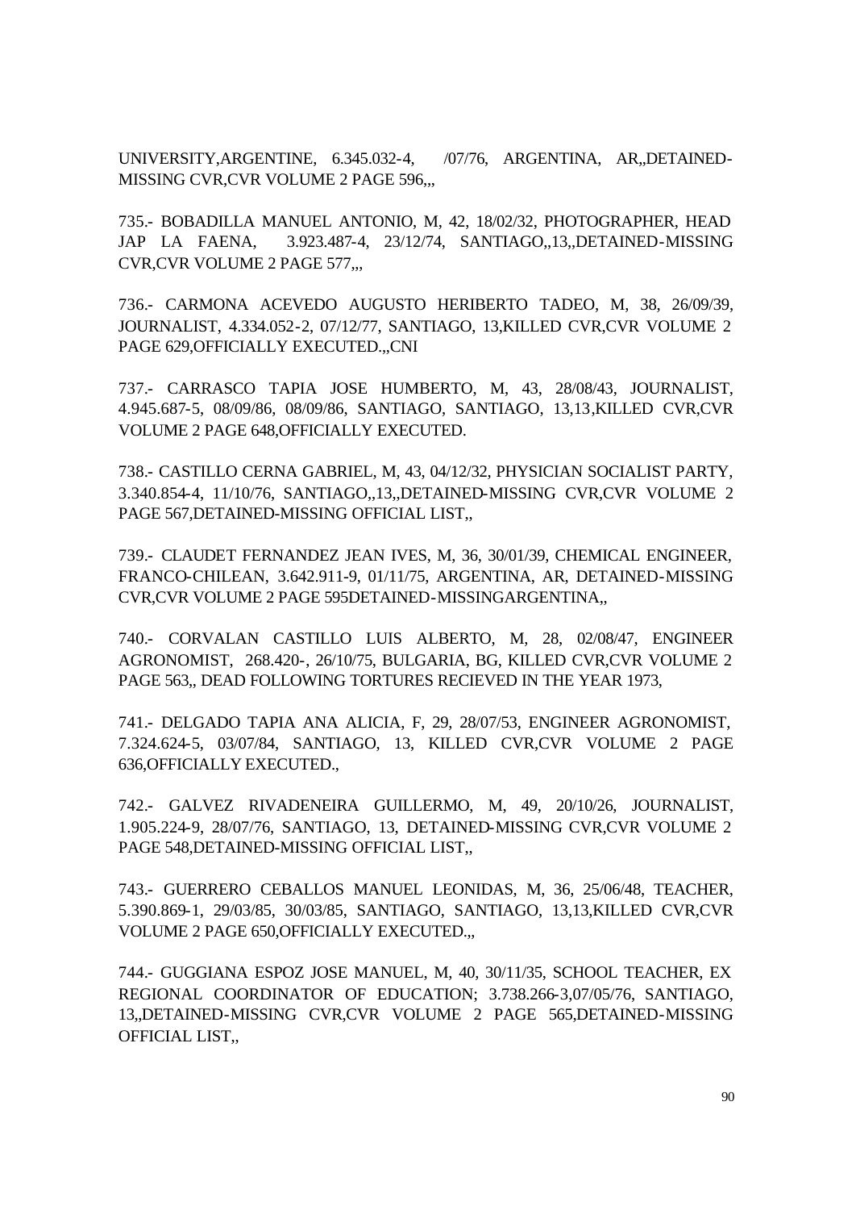UNIVERSITY,ARGENTINE, 6.345.032-4, /07/76, ARGENTINA, AR,,DETAINED-MISSING CVR,CVR VOLUME 2 PAGE 596,,,

735.- BOBADILLA MANUEL ANTONIO, M, 42, 18/02/32, PHOTOGRAPHER, HEAD JAP LA FAENA, 3.923.487-4, 23/12/74, SANTIAGO,,13,,DETAINED-MISSING CVR,CVR VOLUME 2 PAGE 577,,,

736.- CARMONA ACEVEDO AUGUSTO HERIBERTO TADEO, M, 38, 26/09/39, JOURNALIST, 4.334.052-2, 07/12/77, SANTIAGO, 13,KILLED CVR,CVR VOLUME 2 PAGE 629,OFFICIALLY EXECUTED.,,CNI

737.- CARRASCO TAPIA JOSE HUMBERTO, M, 43, 28/08/43, JOURNALIST, 4.945.687-5, 08/09/86, 08/09/86, SANTIAGO, SANTIAGO, 13,13,KILLED CVR,CVR VOLUME 2 PAGE 648,OFFICIALLY EXECUTED.

738.- CASTILLO CERNA GABRIEL, M, 43, 04/12/32, PHYSICIAN SOCIALIST PARTY, 3.340.854-4, 11/10/76, SANTIAGO,,13,,DETAINED-MISSING CVR,CVR VOLUME 2 PAGE 567,DETAINED-MISSING OFFICIAL LIST,,

739.- CLAUDET FERNANDEZ JEAN IVES, M, 36, 30/01/39, CHEMICAL ENGINEER, FRANCO-CHILEAN, 3.642.911-9, 01/11/75, ARGENTINA, AR, DETAINED-MISSING CVR,CVR VOLUME 2 PAGE 595DETAINED-MISSINGARGENTINA,,

740.- CORVALAN CASTILLO LUIS ALBERTO, M, 28, 02/08/47, ENGINEER AGRONOMIST, 268.420-, 26/10/75, BULGARIA, BG, KILLED CVR,CVR VOLUME 2 PAGE 563,, DEAD FOLLOWING TORTURES RECIEVED IN THE YEAR 1973,

741.- DELGADO TAPIA ANA ALICIA, F, 29, 28/07/53, ENGINEER AGRONOMIST, 7.324.624-5, 03/07/84, SANTIAGO, 13, KILLED CVR,CVR VOLUME 2 PAGE 636,OFFICIALLY EXECUTED.,

742.- GALVEZ RIVADENEIRA GUILLERMO, M, 49, 20/10/26, JOURNALIST, 1.905.224-9, 28/07/76, SANTIAGO, 13, DETAINED-MISSING CVR,CVR VOLUME 2 PAGE 548,DETAINED-MISSING OFFICIAL LIST,,

743.- GUERRERO CEBALLOS MANUEL LEONIDAS, M, 36, 25/06/48, TEACHER, 5.390.869-1, 29/03/85, 30/03/85, SANTIAGO, SANTIAGO, 13,13,KILLED CVR,CVR VOLUME 2 PAGE 650,OFFICIALLY EXECUTED.,,

744.- GUGGIANA ESPOZ JOSE MANUEL, M, 40, 30/11/35, SCHOOL TEACHER, EX REGIONAL COORDINATOR OF EDUCATION; 3.738.266-3,07/05/76, SANTIAGO, 13,,DETAINED-MISSING CVR,CVR VOLUME 2 PAGE 565,DETAINED-MISSING OFFICIAL LIST,,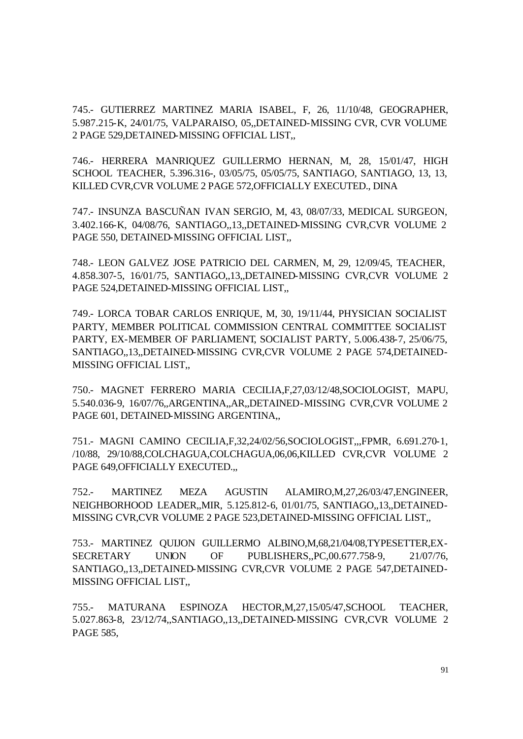745.- GUTIERREZ MARTINEZ MARIA ISABEL, F, 26, 11/10/48, GEOGRAPHER, 5.987.215-K, 24/01/75, VALPARAISO, 05,,DETAINED-MISSING CVR, CVR VOLUME 2 PAGE 529,DETAINED-MISSING OFFICIAL LIST,,

746.- HERRERA MANRIQUEZ GUILLERMO HERNAN, M, 28, 15/01/47, HIGH SCHOOL TEACHER, 5.396.316-, 03/05/75, 05/05/75, SANTIAGO, SANTIAGO, 13, 13, KILLED CVR,CVR VOLUME 2 PAGE 572,OFFICIALLY EXECUTED., DINA

747.- INSUNZA BASCUÑAN IVAN SERGIO, M, 43, 08/07/33, MEDICAL SURGEON, 3.402.166-K, 04/08/76, SANTIAGO,,13,,DETAINED-MISSING CVR,CVR VOLUME 2 PAGE 550, DETAINED-MISSING OFFICIAL LIST,,

748.- LEON GALVEZ JOSE PATRICIO DEL CARMEN, M, 29, 12/09/45, TEACHER, 4.858.307-5, 16/01/75, SANTIAGO,,13,,DETAINED-MISSING CVR,CVR VOLUME 2 PAGE 524,DETAINED-MISSING OFFICIAL LIST,,

749.- LORCA TOBAR CARLOS ENRIQUE, M, 30, 19/11/44, PHYSICIAN SOCIALIST PARTY, MEMBER POLITICAL COMMISSION CENTRAL COMMITTEE SOCIALIST PARTY, EX-MEMBER OF PARLIAMENT, SOCIALIST PARTY, 5.006.438-7, 25/06/75, SANTIAGO,,13,,DETAINED-MISSING CVR,CVR VOLUME 2 PAGE 574,DETAINED-MISSING OFFICIAL LIST,,

750.- MAGNET FERRERO MARIA CECILIA,F,27,03/12/48,SOCIOLOGIST, MAPU, 5.540.036-9, 16/07/76,,ARGENTINA,,AR,,DETAINED-MISSING CVR,CVR VOLUME 2 PAGE 601, DETAINED-MISSING ARGENTINA,,

751.- MAGNI CAMINO CECILIA,F,32,24/02/56,SOCIOLOGIST,,,FPMR, 6.691.270-1, /10/88, 29/10/88,COLCHAGUA,COLCHAGUA,06,06,KILLED CVR,CVR VOLUME 2 PAGE 649,OFFICIALLY EXECUTED.,,

752.- MARTINEZ MEZA AGUSTIN ALAMIRO,M,27,26/03/47,ENGINEER, NEIGHBORHOOD LEADER,,MIR, 5.125.812-6, 01/01/75, SANTIAGO,,13,,DETAINED-MISSING CVR,CVR VOLUME 2 PAGE 523,DETAINED-MISSING OFFICIAL LIST,,

753.- MARTINEZ QUIJON GUILLERMO ALBINO,M,68,21/04/08,TYPESETTER,EX-SECRETARY UNION OF PUBLISHERS,,PC,00.677.758-9, 21/07/76, SANTIAGO,,13,,DETAINED-MISSING CVR,CVR VOLUME 2 PAGE 547,DETAINED-MISSING OFFICIAL LIST,,

755.- MATURANA ESPINOZA HECTOR,M,27,15/05/47,SCHOOL TEACHER, 5.027.863-8, 23/12/74,,SANTIAGO,,13,,DETAINED-MISSING CVR,CVR VOLUME 2 PAGE 585,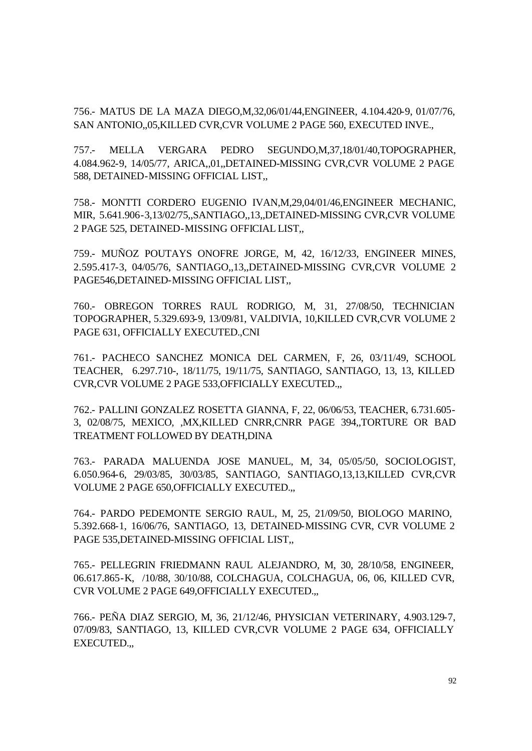756.- MATUS DE LA MAZA DIEGO,M,32,06/01/44,ENGINEER, 4.104.420-9, 01/07/76, SAN ANTONIO,,05,KILLED CVR,CVR VOLUME 2 PAGE 560, EXECUTED INVE.,

757.- MELLA VERGARA PEDRO SEGUNDO,M,37,18/01/40,TOPOGRAPHER, 4.084.962-9, 14/05/77, ARICA,,01,,DETAINED-MISSING CVR,CVR VOLUME 2 PAGE 588, DETAINED-MISSING OFFICIAL LIST,,

758.- MONTTI CORDERO EUGENIO IVAN,M,29,04/01/46,ENGINEER MECHANIC, MIR, 5.641.906-3,13/02/75,,SANTIAGO,,13,,DETAINED-MISSING CVR,CVR VOLUME 2 PAGE 525, DETAINED-MISSING OFFICIAL LIST,,

759.- MUÑOZ POUTAYS ONOFRE JORGE, M, 42, 16/12/33, ENGINEER MINES, 2.595.417-3, 04/05/76, SANTIAGO,,13,,DETAINED-MISSING CVR,CVR VOLUME 2 PAGE546,DETAINED-MISSING OFFICIAL LIST,,

760.- OBREGON TORRES RAUL RODRIGO, M, 31, 27/08/50, TECHNICIAN TOPOGRAPHER, 5.329.693-9, 13/09/81, VALDIVIA, 10,KILLED CVR,CVR VOLUME 2 PAGE 631, OFFICIALLY EXECUTED.,CNI

761.- PACHECO SANCHEZ MONICA DEL CARMEN, F, 26, 03/11/49, SCHOOL TEACHER, 6.297.710-, 18/11/75, 19/11/75, SANTIAGO, SANTIAGO, 13, 13, KILLED CVR,CVR VOLUME 2 PAGE 533,OFFICIALLY EXECUTED.,,

762.- PALLINI GONZALEZ ROSETTA GIANNA, F, 22, 06/06/53, TEACHER, 6.731.605-3, 02/08/75, MEXICO, ,MX,KILLED CNRR,CNRR PAGE 394,,TORTURE OR BAD TREATMENT FOLLOWED BY DEATH,DINA

763.- PARADA MALUENDA JOSE MANUEL, M, 34, 05/05/50, SOCIOLOGIST, 6.050.964-6, 29/03/85, 30/03/85, SANTIAGO, SANTIAGO,13,13,KILLED CVR,CVR VOLUME 2 PAGE 650,OFFICIALLY EXECUTED.,,

764.- PARDO PEDEMONTE SERGIO RAUL, M, 25, 21/09/50, BIOLOGO MARINO, 5.392.668-1, 16/06/76, SANTIAGO, 13, DETAINED-MISSING CVR, CVR VOLUME 2 PAGE 535,DETAINED-MISSING OFFICIAL LIST,,

765.- PELLEGRIN FRIEDMANN RAUL ALEJANDRO, M, 30, 28/10/58, ENGINEER, 06.617.865-K, /10/88, 30/10/88, COLCHAGUA, COLCHAGUA, 06, 06, KILLED CVR, CVR VOLUME 2 PAGE 649,OFFICIALLY EXECUTED.,,

766.- PEÑA DIAZ SERGIO, M, 36, 21/12/46, PHYSICIAN VETERINARY, 4.903.129-7, 07/09/83, SANTIAGO, 13, KILLED CVR,CVR VOLUME 2 PAGE 634, OFFICIALLY EXECUTED.,,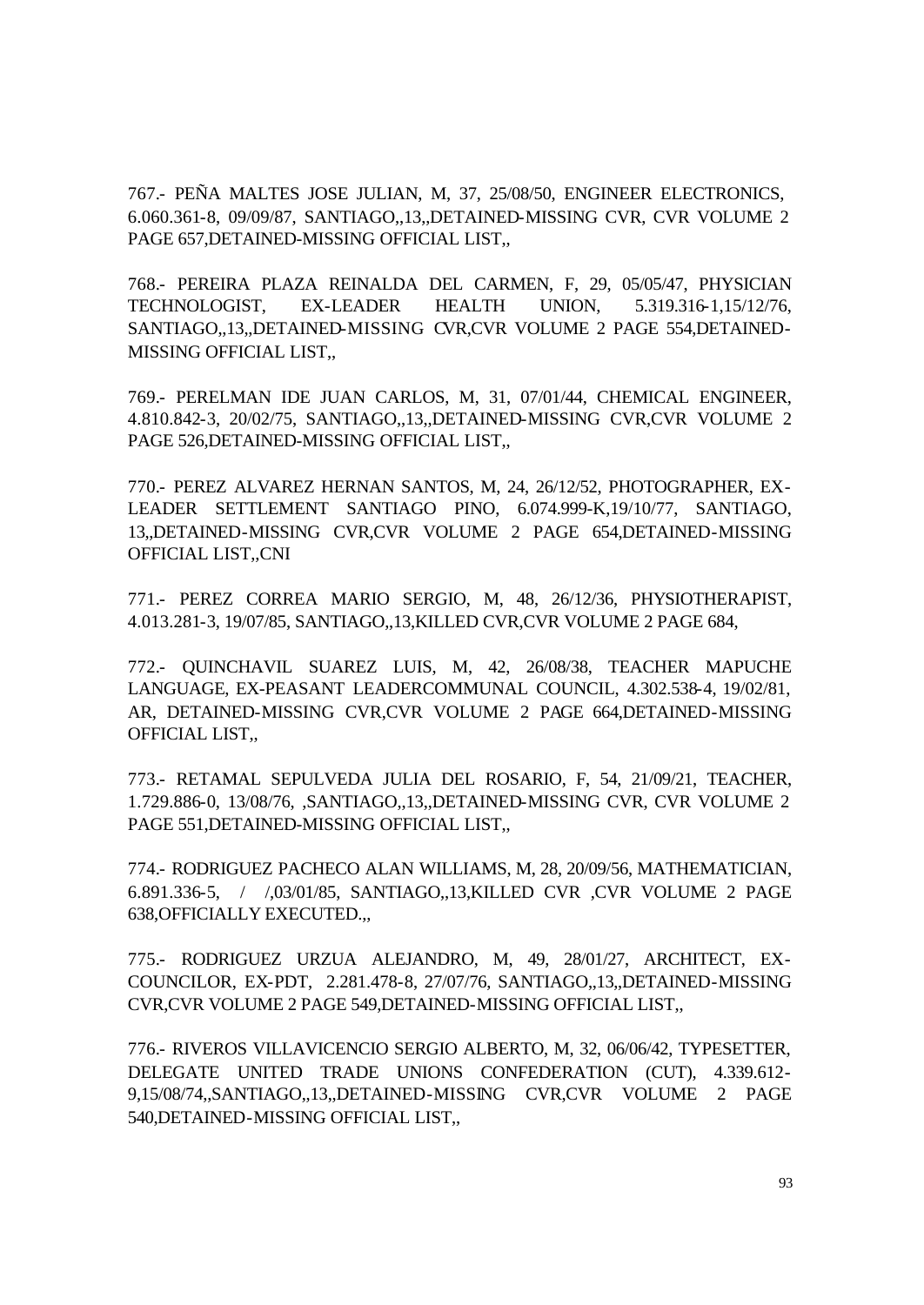767.- PEÑA MALTES JOSE JULIAN, M, 37, 25/08/50, ENGINEER ELECTRONICS, 6.060.361-8, 09/09/87, SANTIAGO,,13,,DETAINED-MISSING CVR, CVR VOLUME 2 PAGE 657,DETAINED-MISSING OFFICIAL LIST,,

768.- PEREIRA PLAZA REINALDA DEL CARMEN, F, 29, 05/05/47, PHYSICIAN TECHNOLOGIST, EX-LEADER HEALTH UNION, 5.319.316-1,15/12/76, SANTIAGO,,13,,DETAINED-MISSING CVR,CVR VOLUME 2 PAGE 554,DETAINED-MISSING OFFICIAL LIST,,

769.- PERELMAN IDE JUAN CARLOS, M, 31, 07/01/44, CHEMICAL ENGINEER, 4.810.842-3, 20/02/75, SANTIAGO,,13,,DETAINED-MISSING CVR,CVR VOLUME 2 PAGE 526,DETAINED-MISSING OFFICIAL LIST,,

770.- PEREZ ALVAREZ HERNAN SANTOS, M, 24, 26/12/52, PHOTOGRAPHER, EX-LEADER SETTLEMENT SANTIAGO PINO, 6.074.999-K,19/10/77, SANTIAGO, 13,,DETAINED-MISSING CVR,CVR VOLUME 2 PAGE 654,DETAINED-MISSING OFFICIAL LIST,,CNI

771.- PEREZ CORREA MARIO SERGIO, M, 48, 26/12/36, PHYSIOTHERAPIST, 4.013.281-3, 19/07/85, SANTIAGO,,13,KILLED CVR,CVR VOLUME 2 PAGE 684,

772.- QUINCHAVIL SUAREZ LUIS, M, 42, 26/08/38, TEACHER MAPUCHE LANGUAGE, EX-PEASANT LEADERCOMMUNAL COUNCIL, 4.302.538-4, 19/02/81, AR, DETAINED-MISSING CVR,CVR VOLUME 2 PAGE 664,DETAINED-MISSING OFFICIAL LIST,,

773.- RETAMAL SEPULVEDA JULIA DEL ROSARIO, F, 54, 21/09/21, TEACHER, 1.729.886-0, 13/08/76, ,SANTIAGO,,13,,DETAINED-MISSING CVR, CVR VOLUME 2 PAGE 551,DETAINED-MISSING OFFICIAL LIST,,

774.- RODRIGUEZ PACHECO ALAN WILLIAMS, M, 28, 20/09/56, MATHEMATICIAN, 6.891.336-5, / /,03/01/85, SANTIAGO,,13,KILLED CVR ,CVR VOLUME 2 PAGE 638,OFFICIALLY EXECUTED.,,

775.- RODRIGUEZ URZUA ALEJANDRO, M, 49, 28/01/27, ARCHITECT, EX-COUNCILOR, EX-PDT, 2.281.478-8, 27/07/76, SANTIAGO,,13,,DETAINED-MISSING CVR,CVR VOLUME 2 PAGE 549,DETAINED-MISSING OFFICIAL LIST,,

776.- RIVEROS VILLAVICENCIO SERGIO ALBERTO, M, 32, 06/06/42, TYPESETTER, DELEGATE UNITED TRADE UNIONS CONFEDERATION (CUT), 4.339.612-9,15/08/74,,SANTIAGO,,13,,DETAINED-MISSING CVR,CVR VOLUME 2 PAGE 540,DETAINED-MISSING OFFICIAL LIST,,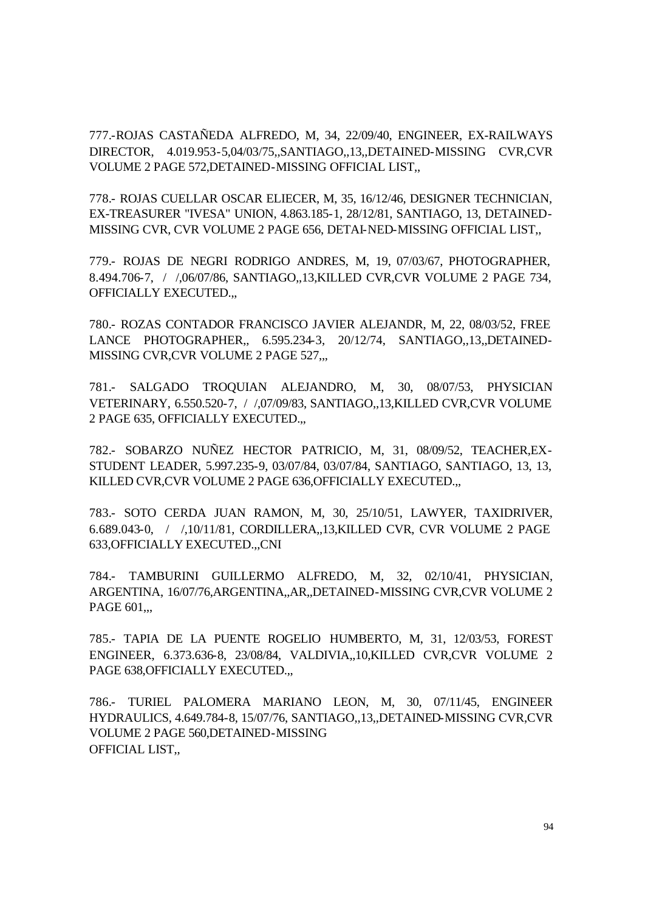777.-ROJAS CASTAÑEDA ALFREDO, M, 34, 22/09/40, ENGINEER, EX-RAILWAYS DIRECTOR, 4.019.953-5,04/03/75,,SANTIAGO,,13,,DETAINED-MISSING CVR,CVR VOLUME 2 PAGE 572,DETAINED-MISSING OFFICIAL LIST,,

778.- ROJAS CUELLAR OSCAR ELIECER, M, 35, 16/12/46, DESIGNER TECHNICIAN, EX-TREASURER "IVESA" UNION, 4.863.185-1, 28/12/81, SANTIAGO, 13, DETAINED-MISSING CVR, CVR VOLUME 2 PAGE 656, DETAI-NED-MISSING OFFICIAL LIST,,

779.- ROJAS DE NEGRI RODRIGO ANDRES, M, 19, 07/03/67, PHOTOGRAPHER, 8.494.706-7, / /,06/07/86, SANTIAGO,,13,KILLED CVR,CVR VOLUME 2 PAGE 734, OFFICIALLY EXECUTED.,,

780.- ROZAS CONTADOR FRANCISCO JAVIER ALEJANDR, M, 22, 08/03/52, FREE LANCE PHOTOGRAPHER,, 6.595.234-3, 20/12/74, SANTIAGO,,13,,DETAINED-MISSING CVR,CVR VOLUME 2 PAGE 527,,,

781.- SALGADO TROQUIAN ALEJANDRO, M, 30, 08/07/53, PHYSICIAN VETERINARY, 6.550.520-7, / /,07/09/83, SANTIAGO,,13,KILLED CVR,CVR VOLUME 2 PAGE 635, OFFICIALLY EXECUTED.,,

782.- SOBARZO NUÑEZ HECTOR PATRICIO, M, 31, 08/09/52, TEACHER,EX-STUDENT LEADER, 5.997.235-9, 03/07/84, 03/07/84, SANTIAGO, SANTIAGO, 13, 13, KILLED CVR,CVR VOLUME 2 PAGE 636,OFFICIALLY EXECUTED.,,

783.- SOTO CERDA JUAN RAMON, M, 30, 25/10/51, LAWYER, TAXIDRIVER, 6.689.043-0, / /,10/11/81, CORDILLERA,,13,KILLED CVR, CVR VOLUME 2 PAGE 633,OFFICIALLY EXECUTED.,,CNI

784.- TAMBURINI GUILLERMO ALFREDO, M, 32, 02/10/41, PHYSICIAN, ARGENTINA, 16/07/76,ARGENTINA,,AR,,DETAINED-MISSING CVR,CVR VOLUME 2 PAGE 601,,,

785.- TAPIA DE LA PUENTE ROGELIO HUMBERTO, M, 31, 12/03/53, FOREST ENGINEER, 6.373.636-8, 23/08/84, VALDIVIA,,10,KILLED CVR,CVR VOLUME 2 PAGE 638,OFFICIALLY EXECUTED.,,

786.- TURIEL PALOMERA MARIANO LEON, M, 30, 07/11/45, ENGINEER HYDRAULICS, 4.649.784-8, 15/07/76, SANTIAGO,,13,,DETAINED-MISSING CVR,CVR VOLUME 2 PAGE 560,DETAINED-MISSING OFFICIAL LIST,,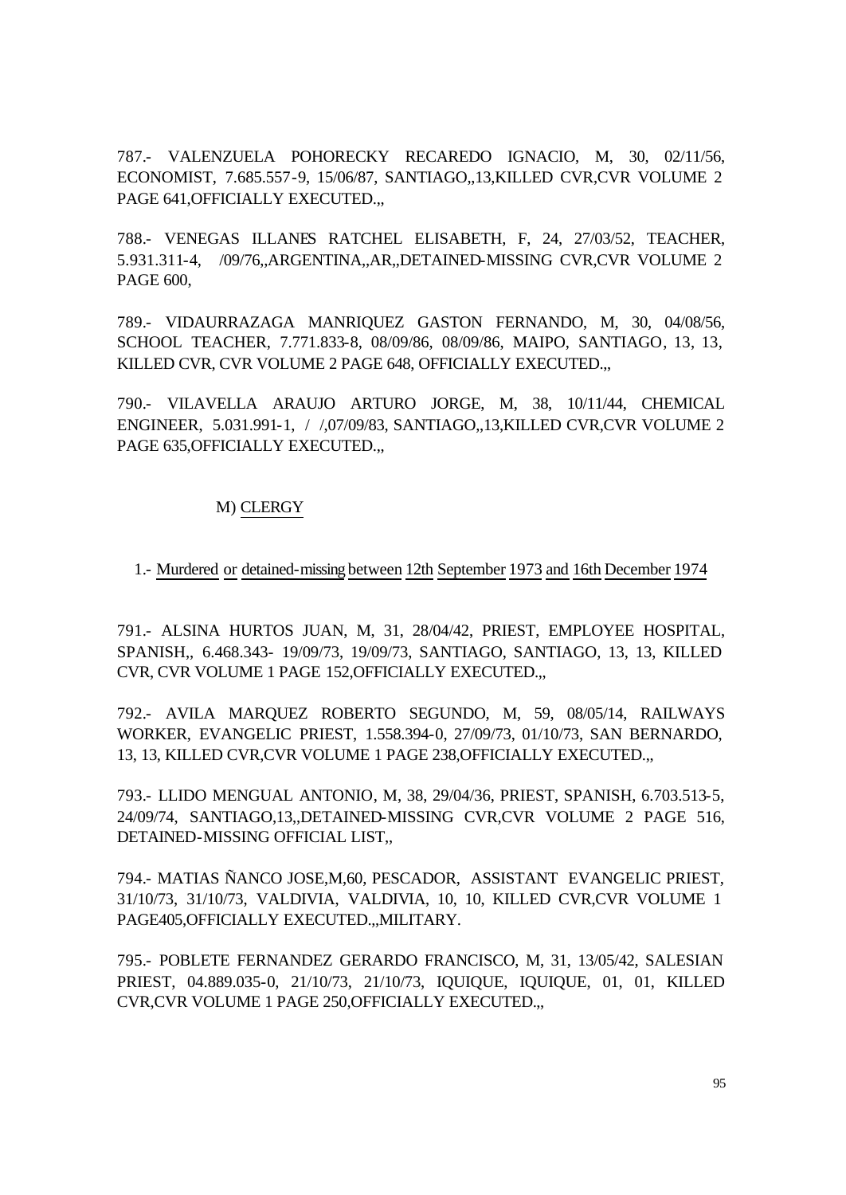787.- VALENZUELA POHORECKY RECAREDO IGNACIO, M, 30, 02/11/56, ECONOMIST, 7.685.557-9, 15/06/87, SANTIAGO,,13,KILLED CVR,CVR VOLUME 2 PAGE 641,OFFICIALLY EXECUTED.,,

788.- VENEGAS ILLANES RATCHEL ELISABETH, F, 24, 27/03/52, TEACHER, 5.931.311-4, /09/76,,ARGENTINA,,AR,,DETAINED-MISSING CVR,CVR VOLUME 2 PAGE 600,

789.- VIDAURRAZAGA MANRIQUEZ GASTON FERNANDO, M, 30, 04/08/56, SCHOOL TEACHER, 7.771.833-8, 08/09/86, 08/09/86, MAIPO, SANTIAGO, 13, 13, KILLED CVR, CVR VOLUME 2 PAGE 648, OFFICIALLY EXECUTED.,,

790.- VILAVELLA ARAUJO ARTURO JORGE, M, 38, 10/11/44, CHEMICAL ENGINEER, 5.031.991-1, / /,07/09/83, SANTIAGO,,13,KILLED CVR,CVR VOLUME 2 PAGE 635,OFFICIALLY EXECUTED.,,

## M) CLERGY

### 1.- Murdered or detained-missing between 12th September 1973 and 16th December 1974

791.- ALSINA HURTOS JUAN, M, 31, 28/04/42, PRIEST, EMPLOYEE HOSPITAL, SPANISH,, 6.468.343- 19/09/73, 19/09/73, SANTIAGO, SANTIAGO, 13, 13, KILLED CVR, CVR VOLUME 1 PAGE 152,OFFICIALLY EXECUTED.,,

792.- AVILA MARQUEZ ROBERTO SEGUNDO, M, 59, 08/05/14, RAILWAYS WORKER, EVANGELIC PRIEST, 1.558.394-0, 27/09/73, 01/10/73, SAN BERNARDO, 13, 13, KILLED CVR,CVR VOLUME 1 PAGE 238,OFFICIALLY EXECUTED.,,

793.- LLIDO MENGUAL ANTONIO, M, 38, 29/04/36, PRIEST, SPANISH, 6.703.513-5, 24/09/74, SANTIAGO,13,,DETAINED-MISSING CVR,CVR VOLUME 2 PAGE 516, DETAINED-MISSING OFFICIAL LIST,,

794.- MATIAS ÑANCO JOSE,M,60, PESCADOR, ASSISTANT EVANGELIC PRIEST, 31/10/73, 31/10/73, VALDIVIA, VALDIVIA, 10, 10, KILLED CVR,CVR VOLUME 1 PAGE405,OFFICIALLY EXECUTED.,,MILITARY.

795.- POBLETE FERNANDEZ GERARDO FRANCISCO, M, 31, 13/05/42, SALESIAN PRIEST, 04.889.035-0, 21/10/73, 21/10/73, IQUIQUE, IQUIQUE, 01, 01, KILLED CVR,CVR VOLUME 1 PAGE 250,OFFICIALLY EXECUTED.,,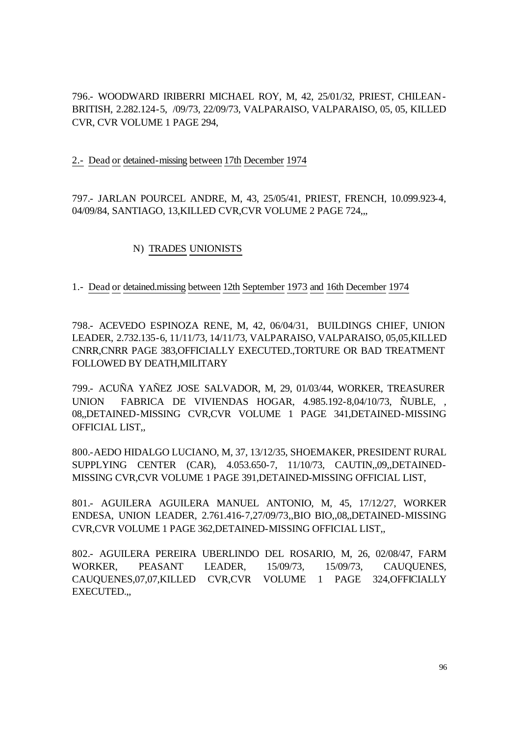796.- WOODWARD IRIBERRI MICHAEL ROY, M, 42, 25/01/32, PRIEST, CHILEAN-BRITISH, 2.282.124-5, /09/73, 22/09/73, VALPARAISO, VALPARAISO, 05, 05, KILLED CVR, CVR VOLUME 1 PAGE 294,

2.- Dead or detained-missing between 17th December 1974

797.- JARLAN POURCEL ANDRE, M, 43, 25/05/41, PRIEST, FRENCH, 10.099.923-4, 04/09/84, SANTIAGO, 13,KILLED CVR,CVR VOLUME 2 PAGE 724,,,

### N) TRADES UNIONISTS

1.- Dead or detained.missing between 12th September 1973 and 16th December 1974

798.- ACEVEDO ESPINOZA RENE, M, 42, 06/04/31, BUILDINGS CHIEF, UNION LEADER, 2.732.135-6, 11/11/73, 14/11/73, VALPARAISO, VALPARAISO, 05,05,KILLED CNRR,CNRR PAGE 383,OFFICIALLY EXECUTED.,TORTURE OR BAD TREATMENT FOLLOWED BY DEATH,MILITARY

799.- ACUÑA YAÑEZ JOSE SALVADOR, M, 29, 01/03/44, WORKER, TREASURER UNION FABRICA DE VIVIENDAS HOGAR, 4.985.192-8,04/10/73, ÑUBLE, , 08,,DETAINED-MISSING CVR,CVR VOLUME 1 PAGE 341,DETAINED-MISSING OFFICIAL LIST,,

800.-AEDO HIDALGO LUCIANO, M, 37, 13/12/35, SHOEMAKER, PRESIDENT RURAL SUPPLYING CENTER (CAR), 4.053.650-7, 11/10/73, CAUTIN,,09,,DETAINED-MISSING CVR,CVR VOLUME 1 PAGE 391,DETAINED-MISSING OFFICIAL LIST,

801.- AGUILERA AGUILERA MANUEL ANTONIO, M, 45, 17/12/27, WORKER ENDESA, UNION LEADER, 2.761.416-7,27/09/73,,BIO BIO,,08,,DETAINED-MISSING CVR,CVR VOLUME 1 PAGE 362,DETAINED-MISSING OFFICIAL LIST,,

802.- AGUILERA PEREIRA UBERLINDO DEL ROSARIO, M, 26, 02/08/47, FARM WORKER, PEASANT LEADER, 15/09/73, 15/09/73, CAUQUENES, CAUQUENES,07,07,KILLED CVR,CVR VOLUME 1 PAGE 324,OFFICIALLY EXECUTED.,,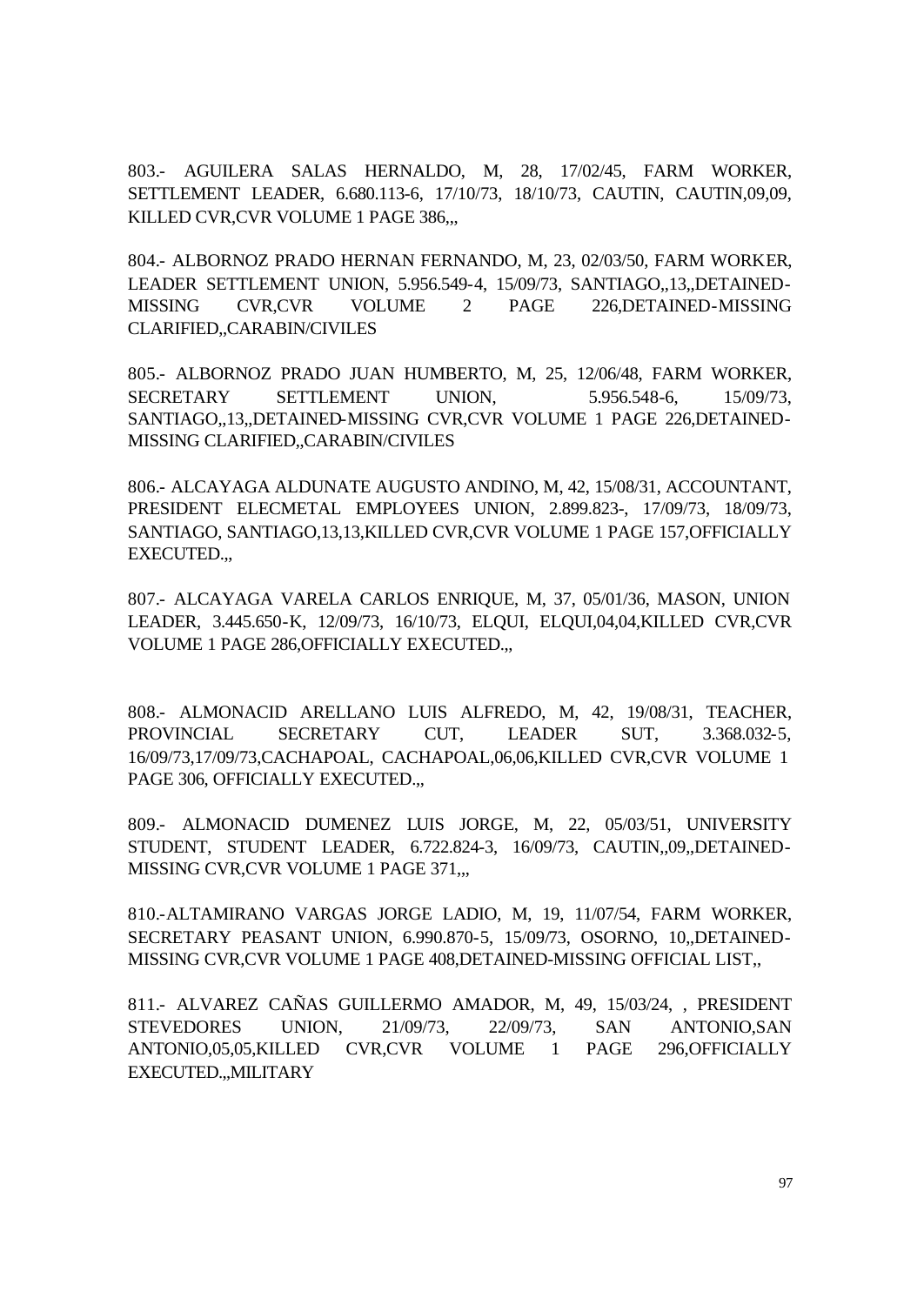803.- AGUILERA SALAS HERNALDO, M, 28, 17/02/45, FARM WORKER, SETTLEMENT LEADER, 6.680.113-6, 17/10/73, 18/10/73, CAUTIN, CAUTIN,09,09, KILLED CVR,CVR VOLUME 1 PAGE 386,,,

804.- ALBORNOZ PRADO HERNAN FERNANDO, M, 23, 02/03/50, FARM WORKER, LEADER SETTLEMENT UNION, 5.956.549-4, 15/09/73, SANTIAGO,,13,,DETAINED-MISSING CVR,CVR VOLUME 2 PAGE 226,DETAINED-MISSING CLARIFIED,,CARABIN/CIVILES

805.- ALBORNOZ PRADO JUAN HUMBERTO, M, 25, 12/06/48, FARM WORKER, SECRETARY SETTLEMENT UNION, 5.956.548-6, 15/09/73, SANTIAGO,,13,,DETAINED-MISSING CVR,CVR VOLUME 1 PAGE 226,DETAINED-MISSING CLARIFIED,,CARABIN/CIVILES

806.- ALCAYAGA ALDUNATE AUGUSTO ANDINO, M, 42, 15/08/31, ACCOUNTANT, PRESIDENT ELECMETAL EMPLOYEES UNION, 2.899.823-, 17/09/73, 18/09/73, SANTIAGO, SANTIAGO,13,13,KILLED CVR,CVR VOLUME 1 PAGE 157,OFFICIALLY EXECUTED.,,

807.- ALCAYAGA VARELA CARLOS ENRIQUE, M, 37, 05/01/36, MASON, UNION LEADER, 3.445.650-K, 12/09/73, 16/10/73, ELQUI, ELQUI,04,04,KILLED CVR,CVR VOLUME 1 PAGE 286,OFFICIALLY EXECUTED.,,

808.- ALMONACID ARELLANO LUIS ALFREDO, M, 42, 19/08/31, TEACHER, PROVINCIAL SECRETARY CUT, LEADER SUT, 3.368.032-5, 16/09/73,17/09/73,CACHAPOAL, CACHAPOAL,06,06,KILLED CVR,CVR VOLUME 1 PAGE 306, OFFICIALLY EXECUTED.,,

809.- ALMONACID DUMENEZ LUIS JORGE, M, 22, 05/03/51, UNIVERSITY STUDENT, STUDENT LEADER, 6.722.824-3, 16/09/73, CAUTIN,,09,,DETAINED-MISSING CVR,CVR VOLUME 1 PAGE 371,,,

810.-ALTAMIRANO VARGAS JORGE LADIO, M, 19, 11/07/54, FARM WORKER, SECRETARY PEASANT UNION, 6.990.870-5, 15/09/73, OSORNO, 10,,DETAINED-MISSING CVR,CVR VOLUME 1 PAGE 408,DETAINED-MISSING OFFICIAL LIST,,

811.- ALVAREZ CAÑAS GUILLERMO AMADOR, M, 49, 15/03/24, , PRESIDENT STEVEDORES UNION, 21/09/73, 22/09/73, SAN ANTONIO,SAN ANTONIO,05,05,KILLED CVR,CVR VOLUME 1 PAGE 296,OFFICIALLY EXECUTED.,,MILITARY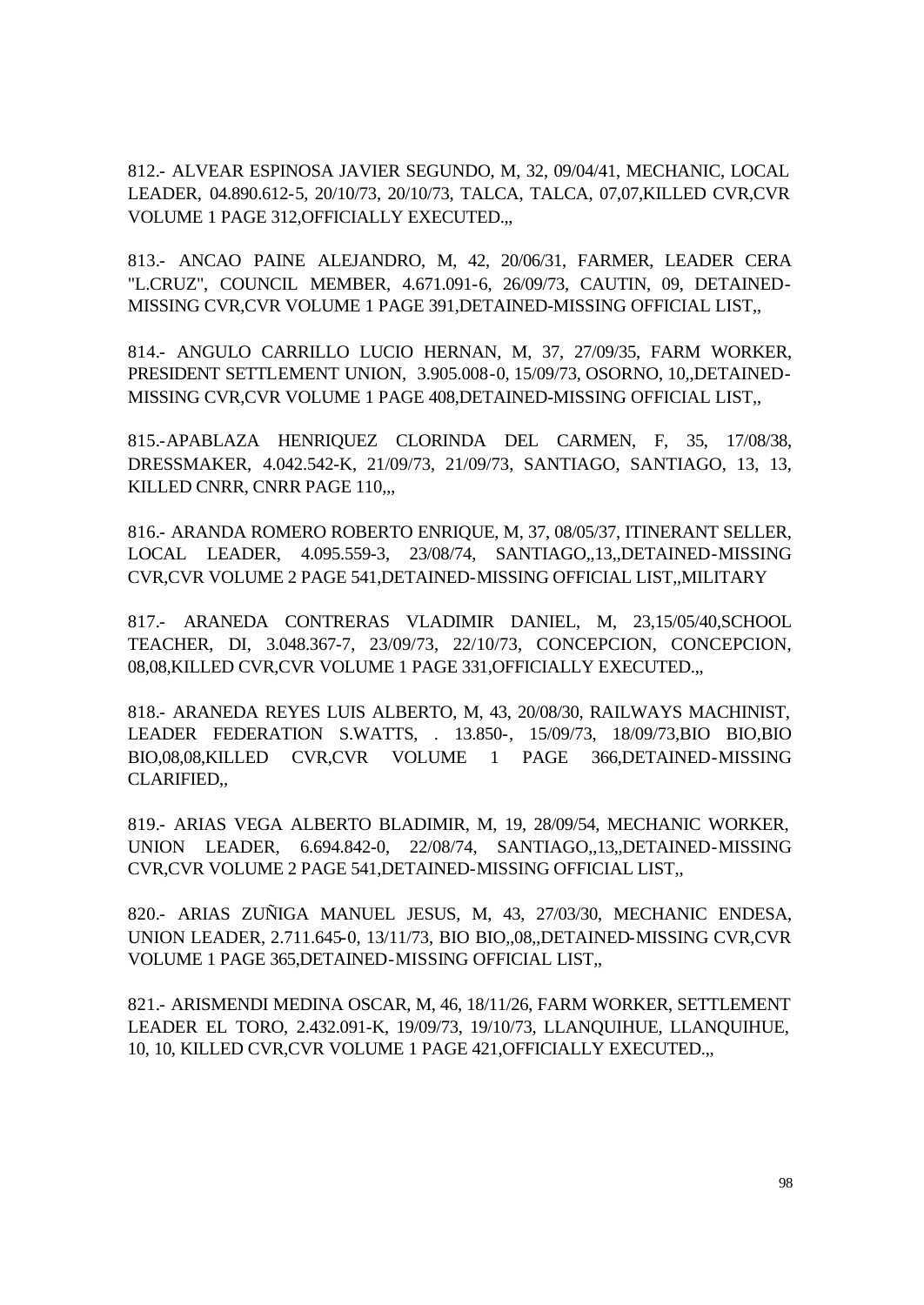812.- ALVEAR ESPINOSA JAVIER SEGUNDO, M, 32, 09/04/41, MECHANIC, LOCAL LEADER, 04.890.612-5, 20/10/73, 20/10/73, TALCA, TALCA, 07,07,KILLED CVR,CVR VOLUME 1 PAGE 312,OFFICIALLY EXECUTED.,,

813.- ANCAO PAINE ALEJANDRO, M, 42, 20/06/31, FARMER, LEADER CERA "L.CRUZ", COUNCIL MEMBER, 4.671.091-6, 26/09/73, CAUTIN, 09, DETAINED-MISSING CVR,CVR VOLUME 1 PAGE 391,DETAINED-MISSING OFFICIAL LIST,,

814.- ANGULO CARRILLO LUCIO HERNAN, M, 37, 27/09/35, FARM WORKER, PRESIDENT SETTLEMENT UNION, 3.905.008-0, 15/09/73, OSORNO, 10,,DETAINED-MISSING CVR,CVR VOLUME 1 PAGE 408,DETAINED-MISSING OFFICIAL LIST,,

815.-APABLAZA HENRIQUEZ CLORINDA DEL CARMEN, F, 35, 17/08/38, DRESSMAKER, 4.042.542-K, 21/09/73, 21/09/73, SANTIAGO, SANTIAGO, 13, 13, KILLED CNRR, CNRR PAGE 110,,,

816.- ARANDA ROMERO ROBERTO ENRIQUE, M, 37, 08/05/37, ITINERANT SELLER, LOCAL LEADER, 4.095.559-3, 23/08/74, SANTIAGO,,13,,DETAINED-MISSING CVR,CVR VOLUME 2 PAGE 541,DETAINED-MISSING OFFICIAL LIST,,MILITARY

817.- ARANEDA CONTRERAS VLADIMIR DANIEL, M, 23,15/05/40,SCHOOL TEACHER, DI, 3.048.367-7, 23/09/73, 22/10/73, CONCEPCION, CONCEPCION, 08,08,KILLED CVR,CVR VOLUME 1 PAGE 331,OFFICIALLY EXECUTED.,,

818.- ARANEDA REYES LUIS ALBERTO, M, 43, 20/08/30, RAILWAYS MACHINIST, LEADER FEDERATION S.WATTS, . 13.850-, 15/09/73, 18/09/73,BIO BIO,BIO BIO,08,08,KILLED CVR,CVR VOLUME 1 PAGE 366,DETAINED-MISSING CLARIFIED,,

819.- ARIAS VEGA ALBERTO BLADIMIR, M, 19, 28/09/54, MECHANIC WORKER, UNION LEADER, 6.694.842-0, 22/08/74, SANTIAGO,,13,,DETAINED-MISSING CVR,CVR VOLUME 2 PAGE 541,DETAINED-MISSING OFFICIAL LIST,,

820.- ARIAS ZUÑIGA MANUEL JESUS, M, 43, 27/03/30, MECHANIC ENDESA, UNION LEADER, 2.711.645-0, 13/11/73, BIO BIO,,08,,DETAINED-MISSING CVR,CVR VOLUME 1 PAGE 365,DETAINED-MISSING OFFICIAL LIST,,

821.- ARISMENDI MEDINA OSCAR, M, 46, 18/11/26, FARM WORKER, SETTLEMENT LEADER EL TORO, 2.432.091-K, 19/09/73, 19/10/73, LLANQUIHUE, LLANQUIHUE, 10, 10, KILLED CVR,CVR VOLUME 1 PAGE 421,OFFICIALLY EXECUTED.,,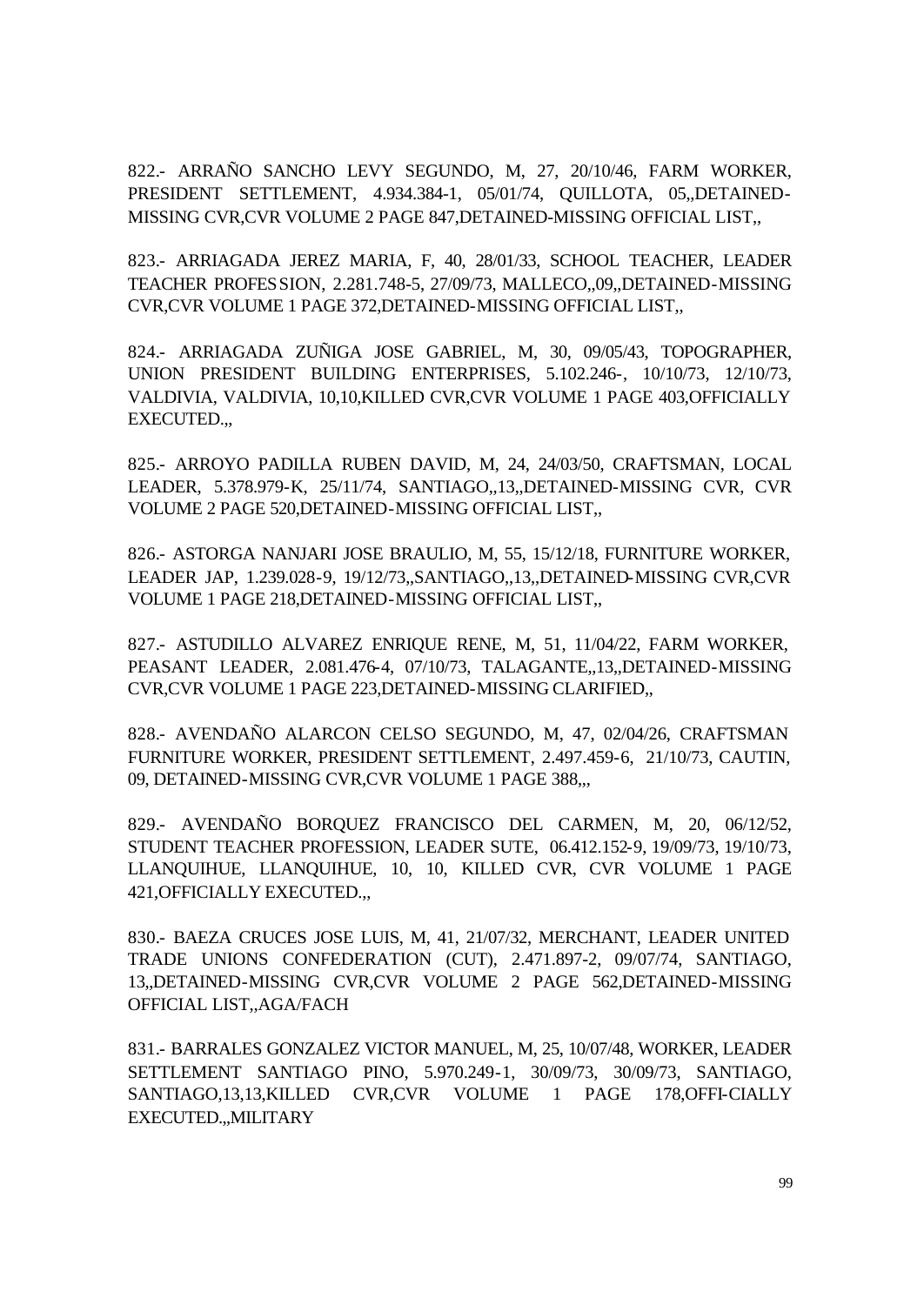822.- ARRAÑO SANCHO LEVY SEGUNDO, M, 27, 20/10/46, FARM WORKER, PRESIDENT SETTLEMENT, 4.934.384-1, 05/01/74, QUILLOTA, 05,,DETAINED-MISSING CVR,CVR VOLUME 2 PAGE 847,DETAINED-MISSING OFFICIAL LIST,,

823.- ARRIAGADA JEREZ MARIA, F, 40, 28/01/33, SCHOOL TEACHER, LEADER TEACHER PROFESSION, 2.281.748-5, 27/09/73, MALLECO,,09,,DETAINED-MISSING CVR,CVR VOLUME 1 PAGE 372,DETAINED-MISSING OFFICIAL LIST,,

824.- ARRIAGADA ZUÑIGA JOSE GABRIEL, M, 30, 09/05/43, TOPOGRAPHER, UNION PRESIDENT BUILDING ENTERPRISES, 5.102.246-, 10/10/73, 12/10/73, VALDIVIA, VALDIVIA, 10,10,KILLED CVR,CVR VOLUME 1 PAGE 403,OFFICIALLY EXECUTED.,,

825.- ARROYO PADILLA RUBEN DAVID, M, 24, 24/03/50, CRAFTSMAN, LOCAL LEADER, 5.378.979-K, 25/11/74, SANTIAGO,,13,,DETAINED-MISSING CVR, CVR VOLUME 2 PAGE 520,DETAINED-MISSING OFFICIAL LIST,,

826.- ASTORGA NANJARI JOSE BRAULIO, M, 55, 15/12/18, FURNITURE WORKER, LEADER JAP, 1.239.028-9, 19/12/73,,SANTIAGO,,13,,DETAINED-MISSING CVR,CVR VOLUME 1 PAGE 218,DETAINED-MISSING OFFICIAL LIST,,

827.- ASTUDILLO ALVAREZ ENRIQUE RENE, M, 51, 11/04/22, FARM WORKER, PEASANT LEADER, 2.081.476-4, 07/10/73, TALAGANTE,,13,,DETAINED-MISSING CVR,CVR VOLUME 1 PAGE 223,DETAINED-MISSING CLARIFIED,,

828.- AVENDAÑO ALARCON CELSO SEGUNDO, M, 47, 02/04/26, CRAFTSMAN FURNITURE WORKER, PRESIDENT SETTLEMENT, 2.497.459-6, 21/10/73, CAUTIN, 09, DETAINED-MISSING CVR,CVR VOLUME 1 PAGE 388,,,

829.- AVENDAÑO BORQUEZ FRANCISCO DEL CARMEN, M, 20, 06/12/52, STUDENT TEACHER PROFESSION, LEADER SUTE, 06.412.152-9, 19/09/73, 19/10/73, LLANQUIHUE, LLANQUIHUE, 10, 10, KILLED CVR, CVR VOLUME 1 PAGE 421,OFFICIALLY EXECUTED.,,

830.- BAEZA CRUCES JOSE LUIS, M, 41, 21/07/32, MERCHANT, LEADER UNITED TRADE UNIONS CONFEDERATION (CUT), 2.471.897-2, 09/07/74, SANTIAGO, 13,,DETAINED-MISSING CVR,CVR VOLUME 2 PAGE 562,DETAINED-MISSING OFFICIAL LIST,,AGA/FACH

831.- BARRALES GONZALEZ VICTOR MANUEL, M, 25, 10/07/48, WORKER, LEADER SETTLEMENT SANTIAGO PINO, 5.970.249-1, 30/09/73, 30/09/73, SANTIAGO, SANTIAGO,13,13,KILLED CVR,CVR VOLUME 1 PAGE 178,OFFI-CIALLY EXECUTED.,,MILITARY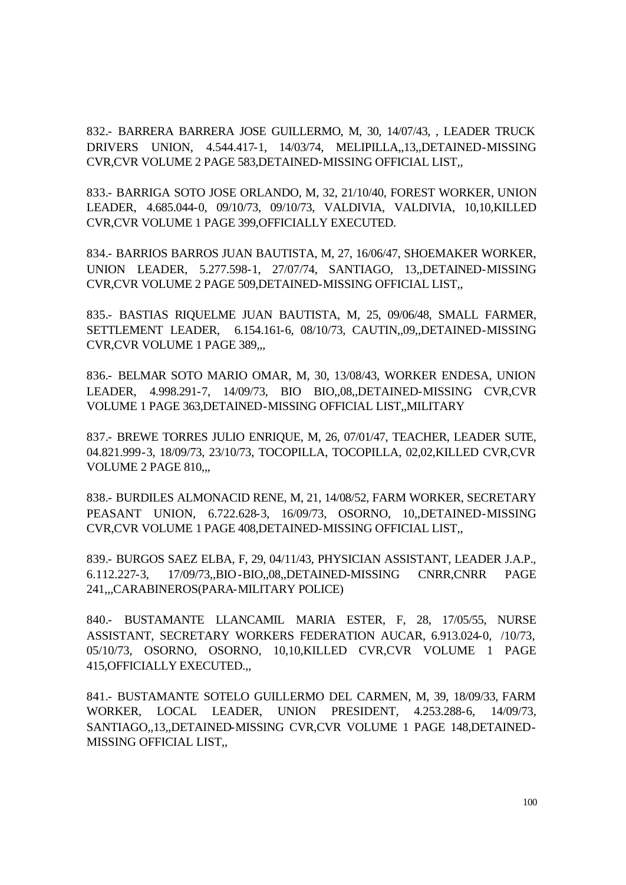832.- BARRERA BARRERA JOSE GUILLERMO, M, 30, 14/07/43, , LEADER TRUCK DRIVERS UNION, 4.544.417-1, 14/03/74, MELIPILLA,,13,,DETAINED-MISSING CVR,CVR VOLUME 2 PAGE 583,DETAINED-MISSING OFFICIAL LIST,,

833.- BARRIGA SOTO JOSE ORLANDO, M, 32, 21/10/40, FOREST WORKER, UNION LEADER, 4.685.044-0, 09/10/73, 09/10/73, VALDIVIA, VALDIVIA, 10,10,KILLED CVR,CVR VOLUME 1 PAGE 399,OFFICIALLY EXECUTED.

834.- BARRIOS BARROS JUAN BAUTISTA, M, 27, 16/06/47, SHOEMAKER WORKER, UNION LEADER, 5.277.598-1, 27/07/74, SANTIAGO, 13,,DETAINED-MISSING CVR,CVR VOLUME 2 PAGE 509,DETAINED-MISSING OFFICIAL LIST,,

835.- BASTIAS RIQUELME JUAN BAUTISTA, M, 25, 09/06/48, SMALL FARMER, SETTLEMENT LEADER, 6.154.161-6, 08/10/73, CAUTIN,,09,,DETAINED-MISSING CVR,CVR VOLUME 1 PAGE 389,,,

836.- BELMAR SOTO MARIO OMAR, M, 30, 13/08/43, WORKER ENDESA, UNION LEADER, 4.998.291-7, 14/09/73, BIO BIO,,08,,DETAINED-MISSING CVR,CVR VOLUME 1 PAGE 363,DETAINED-MISSING OFFICIAL LIST,,MILITARY

837.- BREWE TORRES JULIO ENRIQUE, M, 26, 07/01/47, TEACHER, LEADER SUTE, 04.821.999-3, 18/09/73, 23/10/73, TOCOPILLA, TOCOPILLA, 02,02,KILLED CVR,CVR VOLUME 2 PAGE 810,,,

838.- BURDILES ALMONACID RENE, M, 21, 14/08/52, FARM WORKER, SECRETARY PEASANT UNION, 6.722.628-3, 16/09/73, OSORNO, 10,,DETAINED-MISSING CVR,CVR VOLUME 1 PAGE 408,DETAINED-MISSING OFFICIAL LIST,,

839.- BURGOS SAEZ ELBA, F, 29, 04/11/43, PHYSICIAN ASSISTANT, LEADER J.A.P., 6.112.227-3, 17/09/73,,BIO-BIO,,08,,DETAINED-MISSING CNRR,CNRR PAGE 241,,,CARABINEROS(PARA-MILITARY POLICE)

840.- BUSTAMANTE LLANCAMIL MARIA ESTER, F, 28, 17/05/55, NURSE ASSISTANT, SECRETARY WORKERS FEDERATION AUCAR, 6.913.024-0, /10/73, 05/10/73, OSORNO, OSORNO, 10,10,KILLED CVR,CVR VOLUME 1 PAGE 415,OFFICIALLY EXECUTED.,,

841.- BUSTAMANTE SOTELO GUILLERMO DEL CARMEN, M, 39, 18/09/33, FARM WORKER, LOCAL LEADER, UNION PRESIDENT, 4.253.288-6, 14/09/73, SANTIAGO,,13,,DETAINED-MISSING CVR,CVR VOLUME 1 PAGE 148,DETAINED-MISSING OFFICIAL LIST,,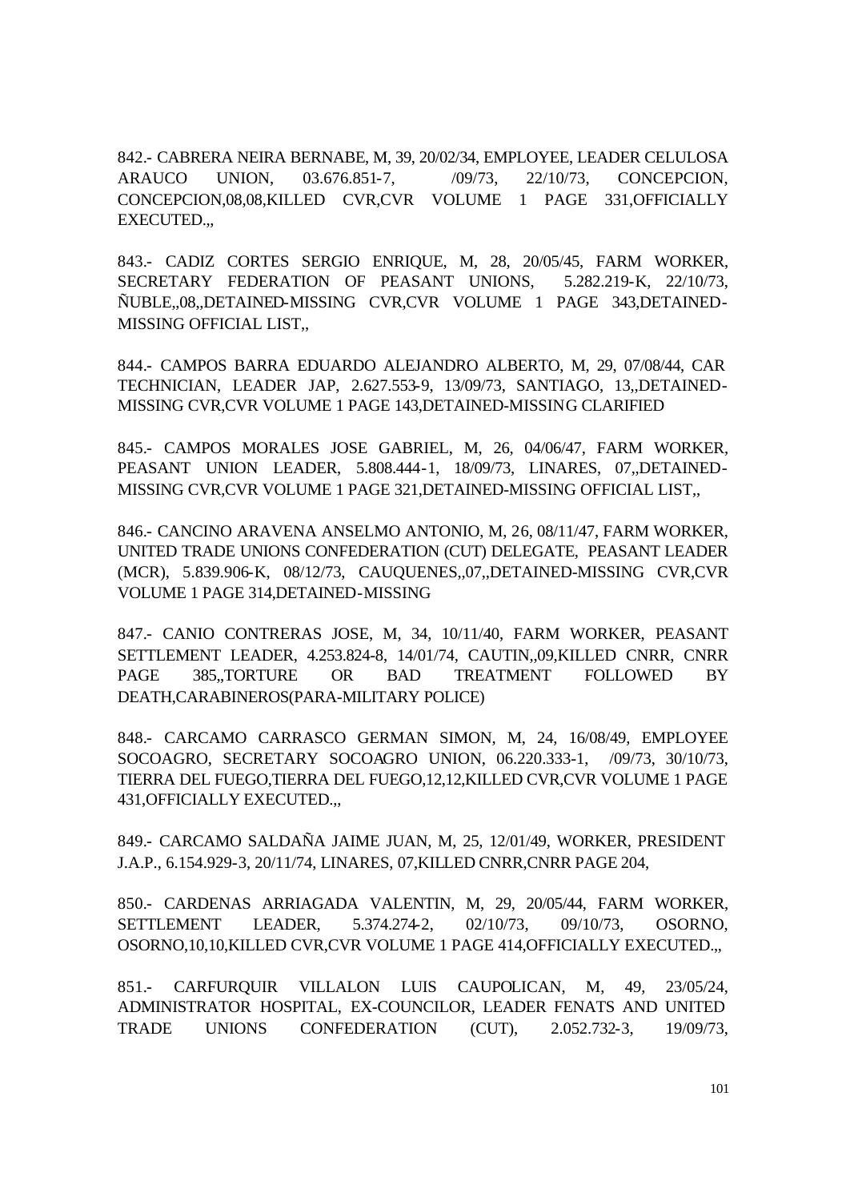842.- CABRERA NEIRA BERNABE, M, 39, 20/02/34, EMPLOYEE, LEADER CELULOSA ARAUCO UNION, 03.676.851-7, /09/73, 22/10/73, CONCEPCION, CONCEPCION,08,08,KILLED CVR,CVR VOLUME 1 PAGE 331,OFFICIALLY EXECUTED.,,

843.- CADIZ CORTES SERGIO ENRIQUE, M, 28, 20/05/45, FARM WORKER, SECRETARY FEDERATION OF PEASANT UNIONS, 5.282.219-K, 22/10/73, ÑUBLE,,08,,DETAINED-MISSING CVR,CVR VOLUME 1 PAGE 343,DETAINED-MISSING OFFICIAL LIST,,

844.- CAMPOS BARRA EDUARDO ALEJANDRO ALBERTO, M, 29, 07/08/44, CAR TECHNICIAN, LEADER JAP, 2.627.553-9, 13/09/73, SANTIAGO, 13,,DETAINED-MISSING CVR,CVR VOLUME 1 PAGE 143,DETAINED-MISSING CLARIFIED

845.- CAMPOS MORALES JOSE GABRIEL, M, 26, 04/06/47, FARM WORKER, PEASANT UNION LEADER, 5.808.444-1, 18/09/73, LINARES, 07,,DETAINED-MISSING CVR,CVR VOLUME 1 PAGE 321,DETAINED-MISSING OFFICIAL LIST,,

846.- CANCINO ARAVENA ANSELMO ANTONIO, M, 26, 08/11/47, FARM WORKER, UNITED TRADE UNIONS CONFEDERATION (CUT) DELEGATE, PEASANT LEADER (MCR), 5.839.906-K, 08/12/73, CAUQUENES,,07,,DETAINED-MISSING CVR,CVR VOLUME 1 PAGE 314,DETAINED-MISSING

847.- CANIO CONTRERAS JOSE, M, 34, 10/11/40, FARM WORKER, PEASANT SETTLEMENT LEADER, 4.253.824-8, 14/01/74, CAUTIN,,09,KILLED CNRR, CNRR PAGE 385,,TORTURE OR BAD TREATMENT FOLLOWED BY DEATH,CARABINEROS(PARA-MILITARY POLICE)

848.- CARCAMO CARRASCO GERMAN SIMON, M, 24, 16/08/49, EMPLOYEE SOCOAGRO, SECRETARY SOCOAGRO UNION, 06.220.333-1, /09/73, 30/10/73, TIERRA DEL FUEGO,TIERRA DEL FUEGO,12,12,KILLED CVR,CVR VOLUME 1 PAGE 431,OFFICIALLY EXECUTED.,,

849.- CARCAMO SALDAÑA JAIME JUAN, M, 25, 12/01/49, WORKER, PRESIDENT J.A.P., 6.154.929-3, 20/11/74, LINARES, 07,KILLED CNRR,CNRR PAGE 204,

850.- CARDENAS ARRIAGADA VALENTIN, M, 29, 20/05/44, FARM WORKER, SETTLEMENT LEADER, 5.374.274-2, 02/10/73, 09/10/73, OSORNO, OSORNO,10,10,KILLED CVR,CVR VOLUME 1 PAGE 414,OFFICIALLY EXECUTED.,,

851.- CARFURQUIR VILLALON LUIS CAUPOLICAN, M, 49, 23/05/24, ADMINISTRATOR HOSPITAL, EX-COUNCILOR, LEADER FENATS AND UNITED TRADE UNIONS CONFEDERATION (CUT), 2.052.732-3, 19/09/73,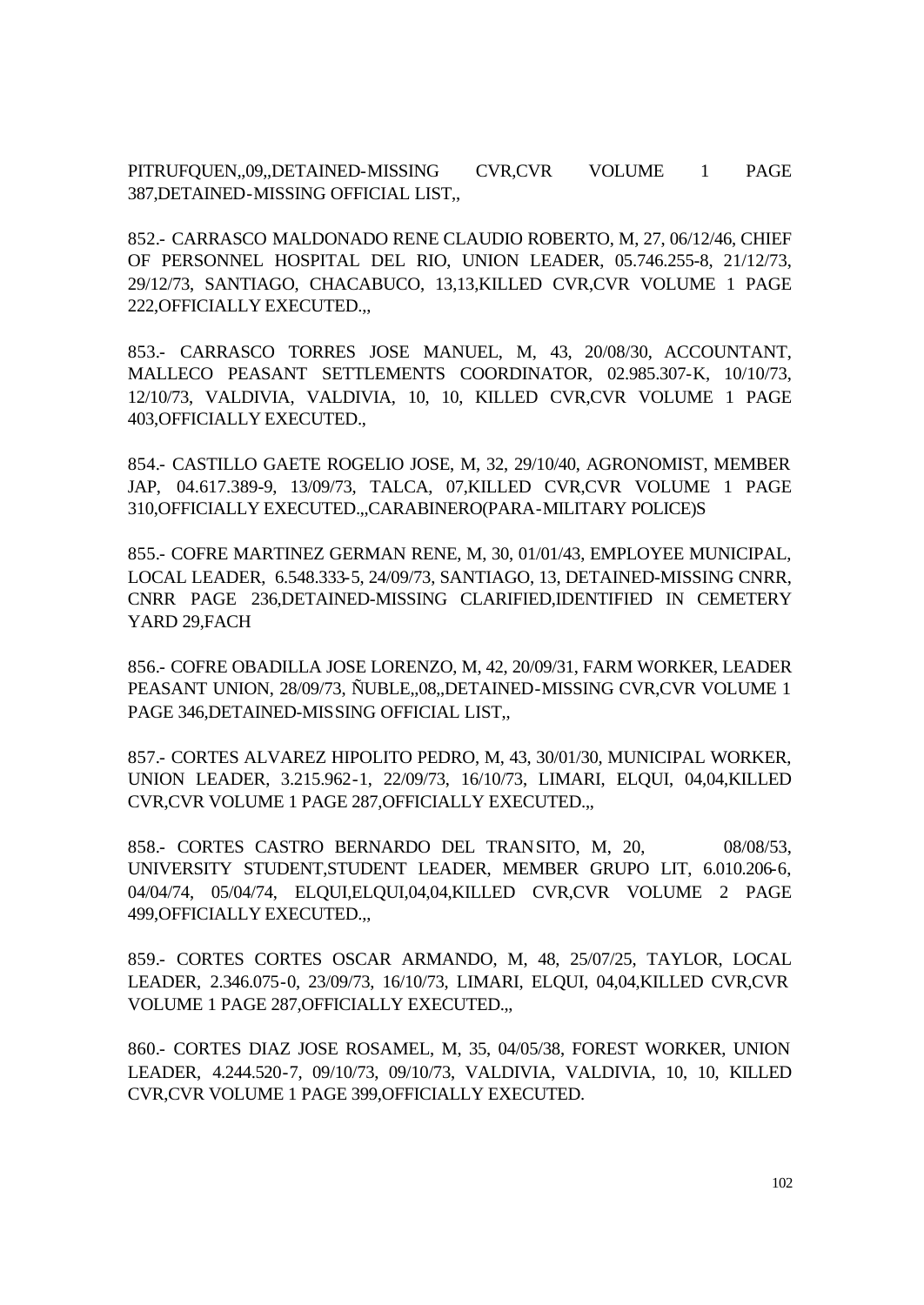PITRUFQUEN,,09,,DETAINED-MISSING CVR,CVR VOLUME 1 PAGE 387,DETAINED-MISSING OFFICIAL LIST,,

852.- CARRASCO MALDONADO RENE CLAUDIO ROBERTO, M, 27, 06/12/46, CHIEF OF PERSONNEL HOSPITAL DEL RIO, UNION LEADER, 05.746.255-8, 21/12/73, 29/12/73, SANTIAGO, CHACABUCO, 13,13,KILLED CVR,CVR VOLUME 1 PAGE 222,OFFICIALLY EXECUTED.,,

853.- CARRASCO TORRES JOSE MANUEL, M, 43, 20/08/30, ACCOUNTANT, MALLECO PEASANT SETTLEMENTS COORDINATOR, 02.985.307-K, 10/10/73, 12/10/73, VALDIVIA, VALDIVIA, 10, 10, KILLED CVR,CVR VOLUME 1 PAGE 403,OFFICIALLY EXECUTED.,

854.- CASTILLO GAETE ROGELIO JOSE, M, 32, 29/10/40, AGRONOMIST, MEMBER JAP, 04.617.389-9, 13/09/73, TALCA, 07,KILLED CVR,CVR VOLUME 1 PAGE 310,OFFICIALLY EXECUTED.,,CARABINERO(PARA-MILITARY POLICE)S

855.- COFRE MARTINEZ GERMAN RENE, M, 30, 01/01/43, EMPLOYEE MUNICIPAL, LOCAL LEADER, 6.548.333-5, 24/09/73, SANTIAGO, 13, DETAINED-MISSING CNRR, CNRR PAGE 236,DETAINED-MISSING CLARIFIED,IDENTIFIED IN CEMETERY YARD 29,FACH

856.- COFRE OBADILLA JOSE LORENZO, M, 42, 20/09/31, FARM WORKER, LEADER PEASANT UNION, 28/09/73, ÑUBLE,,08,,DETAINED-MISSING CVR,CVR VOLUME 1 PAGE 346,DETAINED-MISSING OFFICIAL LIST,,

857.- CORTES ALVAREZ HIPOLITO PEDRO, M, 43, 30/01/30, MUNICIPAL WORKER, UNION LEADER, 3.215.962-1, 22/09/73, 16/10/73, LIMARI, ELQUI, 04,04,KILLED CVR,CVR VOLUME 1 PAGE 287,OFFICIALLY EXECUTED.,,

858.- CORTES CASTRO BERNARDO DEL TRANSITO, M, 20, 08/08/53, UNIVERSITY STUDENT,STUDENT LEADER, MEMBER GRUPO LIT, 6.010.206-6, 04/04/74, 05/04/74, ELQUI,ELQUI,04,04,KILLED CVR,CVR VOLUME 2 PAGE 499,OFFICIALLY EXECUTED.,,

859.- CORTES CORTES OSCAR ARMANDO, M, 48, 25/07/25, TAYLOR, LOCAL LEADER, 2.346.075-0, 23/09/73, 16/10/73, LIMARI, ELQUI, 04,04,KILLED CVR,CVR VOLUME 1 PAGE 287,OFFICIALLY EXECUTED.,,

860.- CORTES DIAZ JOSE ROSAMEL, M, 35, 04/05/38, FOREST WORKER, UNION LEADER, 4.244.520-7, 09/10/73, 09/10/73, VALDIVIA, VALDIVIA, 10, 10, KILLED CVR,CVR VOLUME 1 PAGE 399,OFFICIALLY EXECUTED.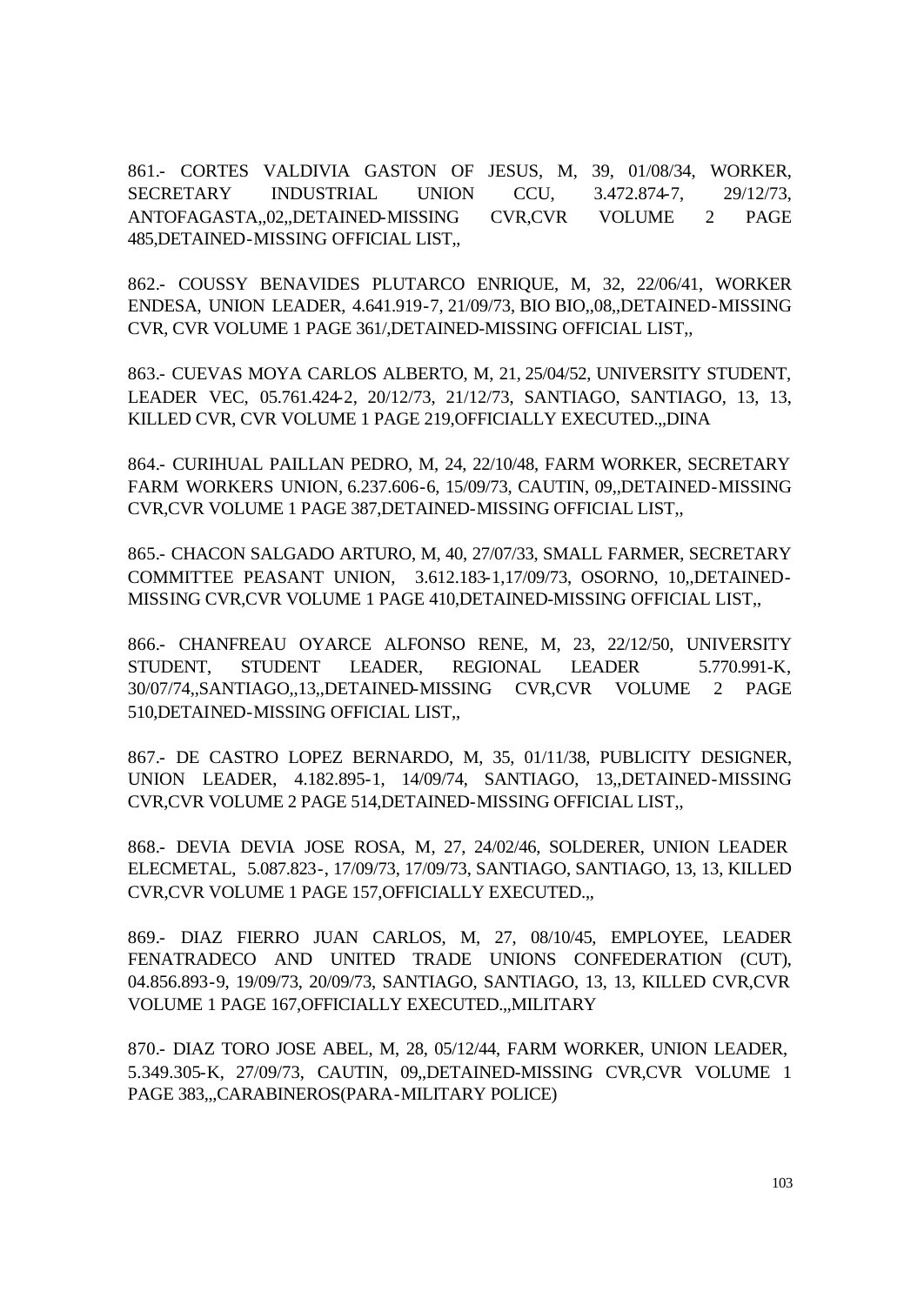861.- CORTES VALDIVIA GASTON OF JESUS, M, 39, 01/08/34, WORKER, SECRETARY INDUSTRIAL UNION CCU, 3.472.874-7, 29/12/73, ANTOFAGASTA,,02,,DETAINED-MISSING CVR,CVR VOLUME 2 PAGE 485,DETAINED-MISSING OFFICIAL LIST,,

862.- COUSSY BENAVIDES PLUTARCO ENRIQUE, M, 32, 22/06/41, WORKER ENDESA, UNION LEADER, 4.641.919-7, 21/09/73, BIO BIO,,08,,DETAINED-MISSING CVR, CVR VOLUME 1 PAGE 361/,DETAINED-MISSING OFFICIAL LIST,,

863.- CUEVAS MOYA CARLOS ALBERTO, M, 21, 25/04/52, UNIVERSITY STUDENT, LEADER VEC, 05.761.424-2, 20/12/73, 21/12/73, SANTIAGO, SANTIAGO, 13, 13, KILLED CVR, CVR VOLUME 1 PAGE 219,OFFICIALLY EXECUTED.,,DINA

864.- CURIHUAL PAILLAN PEDRO, M, 24, 22/10/48, FARM WORKER, SECRETARY FARM WORKERS UNION, 6.237.606-6, 15/09/73, CAUTIN, 09,,DETAINED-MISSING CVR,CVR VOLUME 1 PAGE 387,DETAINED-MISSING OFFICIAL LIST,,

865.- CHACON SALGADO ARTURO, M, 40, 27/07/33, SMALL FARMER, SECRETARY COMMITTEE PEASANT UNION, 3.612.183-1,17/09/73, OSORNO, 10,,DETAINED-MISSING CVR,CVR VOLUME 1 PAGE 410,DETAINED-MISSING OFFICIAL LIST,,

866.- CHANFREAU OYARCE ALFONSO RENE, M, 23, 22/12/50, UNIVERSITY STUDENT, STUDENT LEADER, REGIONAL LEADER 5.770.991-K, 30/07/74,,SANTIAGO,,13,,DETAINED-MISSING CVR,CVR VOLUME 2 PAGE 510,DETAINED-MISSING OFFICIAL LIST,,

867.- DE CASTRO LOPEZ BERNARDO, M, 35, 01/11/38, PUBLICITY DESIGNER, UNION LEADER, 4.182.895-1, 14/09/74, SANTIAGO, 13,,DETAINED-MISSING CVR,CVR VOLUME 2 PAGE 514,DETAINED-MISSING OFFICIAL LIST,,

868.- DEVIA DEVIA JOSE ROSA, M, 27, 24/02/46, SOLDERER, UNION LEADER ELECMETAL, 5.087.823-, 17/09/73, 17/09/73, SANTIAGO, SANTIAGO, 13, 13, KILLED CVR,CVR VOLUME 1 PAGE 157,OFFICIALLY EXECUTED.,,

869.- DIAZ FIERRO JUAN CARLOS, M, 27, 08/10/45, EMPLOYEE, LEADER FENATRADECO AND UNITED TRADE UNIONS CONFEDERATION (CUT), 04.856.893-9, 19/09/73, 20/09/73, SANTIAGO, SANTIAGO, 13, 13, KILLED CVR,CVR VOLUME 1 PAGE 167,OFFICIALLY EXECUTED.,,MILITARY

870.- DIAZ TORO JOSE ABEL, M, 28, 05/12/44, FARM WORKER, UNION LEADER, 5.349.305-K, 27/09/73, CAUTIN, 09,,DETAINED-MISSING CVR,CVR VOLUME 1 PAGE 383,,,CARABINEROS(PARA-MILITARY POLICE)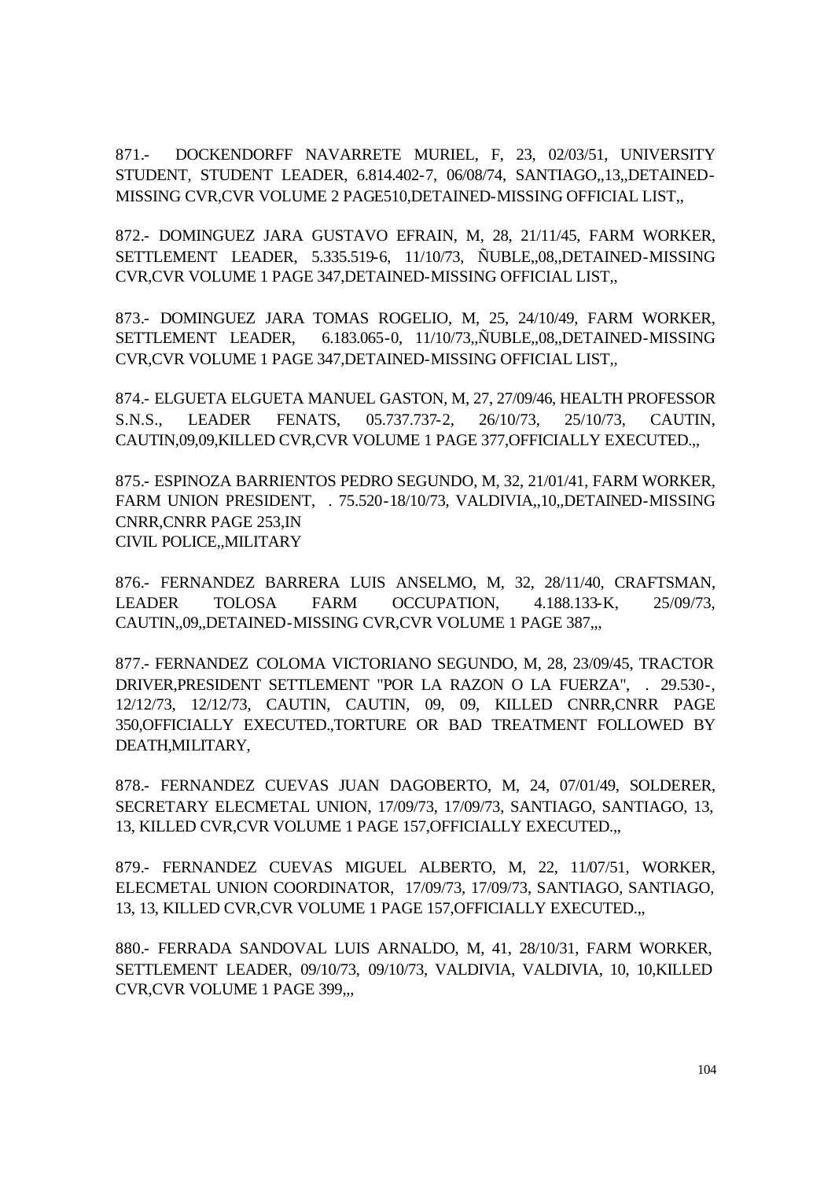871.- DOCKENDORFF NAVARRETE MURIEL, F, 23, 02/03/51, UNIVERSITY STUDENT, STUDENT LEADER, 6.814.402-7, 06/08/74, SANTIAGO,,13,,DETAINED-MISSING CVR,CVR VOLUME 2 PAGE510,DETAINED-MISSING OFFICIAL LIST,,

872.- DOMINGUEZ JARA GUSTAVO EFRAIN, M, 28, 21/11/45, FARM WORKER, SETTLEMENT LEADER, 5.335.519-6, 11/10/73, ÑUBLE,,08,,DETAINED-MISSING CVR,CVR VOLUME 1 PAGE 347,DETAINED-MISSING OFFICIAL LIST,,

873.- DOMINGUEZ JARA TOMAS ROGELIO, M, 25, 24/10/49, FARM WORKER, SETTLEMENT LEADER, 6.183.065-0, 11/10/73,,ÑUBLE,,08,,DETAINED-MISSING CVR,CVR VOLUME 1 PAGE 347,DETAINED-MISSING OFFICIAL LIST,,

874.- ELGUETA ELGUETA MANUEL GASTON, M, 27, 27/09/46, HEALTH PROFESSOR S.N.S., LEADER FENATS, 05.737.737-2, 26/10/73, 25/10/73, CAUTIN, CAUTIN,09,09,KILLED CVR,CVR VOLUME 1 PAGE 377,OFFICIALLY EXECUTED.,,

875.- ESPINOZA BARRIENTOS PEDRO SEGUNDO, M, 32, 21/01/41, FARM WORKER, FARM UNION PRESIDENT, . 75.520-18/10/73, VALDIVIA,,10,,DETAINED-MISSING CNRR,CNRR PAGE 253,IN
CIVIL POLICE,,MILITARY

876.- FERNANDEZ BARRERA LUIS ANSELMO, M, 32, 28/11/40, CRAFTSMAN, LEADER TOLOSA FARM OCCUPATION, 4.188.133-K, 25/09/73, CAUTIN,,09,,DETAINED-MISSING CVR,CVR VOLUME 1 PAGE 387,,,

877.- FERNANDEZ COLOMA VICTORIANO SEGUNDO, M, 28, 23/09/45, TRACTOR DRIVER,PRESIDENT SETTLEMENT "POR LA RAZON O LA FUERZA", . 29.530-, 12/12/73, 12/12/73, CAUTIN, CAUTIN, 09, 09, KILLED CNRR,CNRR PAGE 350,OFFICIALLY EXECUTED.,TORTURE OR BAD TREATMENT FOLLOWED BY DEATH,MILITARY,

878.- FERNANDEZ CUEVAS JUAN DAGOBERTO, M, 24, 07/01/49, SOLDERER, SECRETARY ELECMETAL UNION, 17/09/73, 17/09/73, SANTIAGO, SANTIAGO, 13, 13, KILLED CVR,CVR VOLUME 1 PAGE 157,OFFICIALLY EXECUTED.,,

879.- FERNANDEZ CUEVAS MIGUEL ALBERTO, M, 22, 11/07/51, WORKER, ELECMETAL UNION COORDINATOR, 17/09/73, 17/09/73, SANTIAGO, SANTIAGO, 13, 13, KILLED CVR,CVR VOLUME 1 PAGE 157,OFFICIALLY EXECUTED.,,

880.- FERRADA SANDOVAL LUIS ARNALDO, M, 41, 28/10/31, FARM WORKER, SETTLEMENT LEADER, 09/10/73, 09/10/73, VALDIVIA, VALDIVIA, 10, 10,KILLED CVR,CVR VOLUME 1 PAGE 399,,,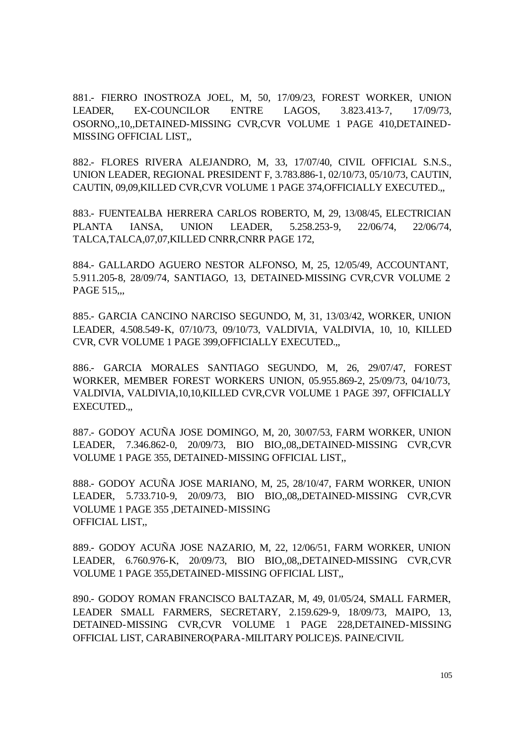881.- FIERRO INOSTROZA JOEL, M, 50, 17/09/23, FOREST WORKER, UNION LEADER, EX-COUNCILOR ENTRE LAGOS, 3.823.413-7, 17/09/73, OSORNO,,10,,DETAINED-MISSING CVR,CVR VOLUME 1 PAGE 410,DETAINED-MISSING OFFICIAL LIST,,

882.- FLORES RIVERA ALEJANDRO, M, 33, 17/07/40, CIVIL OFFICIAL S.N.S., UNION LEADER, REGIONAL PRESIDENT F, 3.783.886-1, 02/10/73, 05/10/73, CAUTIN, CAUTIN, 09,09,KILLED CVR,CVR VOLUME 1 PAGE 374,OFFICIALLY EXECUTED.,,

883.- FUENTEALBA HERRERA CARLOS ROBERTO, M, 29, 13/08/45, ELECTRICIAN PLANTA IANSA, UNION LEADER, 5.258.253-9, 22/06/74, 22/06/74, TALCA,TALCA,07,07,KILLED CNRR,CNRR PAGE 172,

884.- GALLARDO AGUERO NESTOR ALFONSO, M, 25, 12/05/49, ACCOUNTANT, 5.911.205-8, 28/09/74, SANTIAGO, 13, DETAINED-MISSING CVR,CVR VOLUME 2 PAGE 515,,,

885.- GARCIA CANCINO NARCISO SEGUNDO, M, 31, 13/03/42, WORKER, UNION LEADER, 4.508.549-K, 07/10/73, 09/10/73, VALDIVIA, VALDIVIA, 10, 10, KILLED CVR, CVR VOLUME 1 PAGE 399,OFFICIALLY EXECUTED.,,

886.- GARCIA MORALES SANTIAGO SEGUNDO, M, 26, 29/07/47, FOREST WORKER, MEMBER FOREST WORKERS UNION, 05.955.869-2, 25/09/73, 04/10/73, VALDIVIA, VALDIVIA,10,10,KILLED CVR,CVR VOLUME 1 PAGE 397, OFFICIALLY EXECUTED.,,

887.- GODOY ACUÑA JOSE DOMINGO, M, 20, 30/07/53, FARM WORKER, UNION LEADER, 7.346.862-0, 20/09/73, BIO BIO,,08,,DETAINED-MISSING CVR,CVR VOLUME 1 PAGE 355, DETAINED-MISSING OFFICIAL LIST,,

888.- GODOY ACUÑA JOSE MARIANO, M, 25, 28/10/47, FARM WORKER, UNION LEADER, 5.733.710-9, 20/09/73, BIO BIO,,08,,DETAINED-MISSING CVR,CVR VOLUME 1 PAGE 355 ,DETAINED-MISSING OFFICIAL LIST,,

889.- GODOY ACUÑA JOSE NAZARIO, M, 22, 12/06/51, FARM WORKER, UNION LEADER, 6.760.976-K, 20/09/73, BIO BIO,,08,,DETAINED-MISSING CVR,CVR VOLUME 1 PAGE 355,DETAINED-MISSING OFFICIAL LIST,,

890.- GODOY ROMAN FRANCISCO BALTAZAR, M, 49, 01/05/24, SMALL FARMER, LEADER SMALL FARMERS, SECRETARY, 2.159.629-9, 18/09/73, MAIPO, 13, DETAINED-MISSING CVR,CVR VOLUME 1 PAGE 228,DETAINED-MISSING OFFICIAL LIST, CARABINERO(PARA-MILITARY POLICE)S. PAINE/CIVIL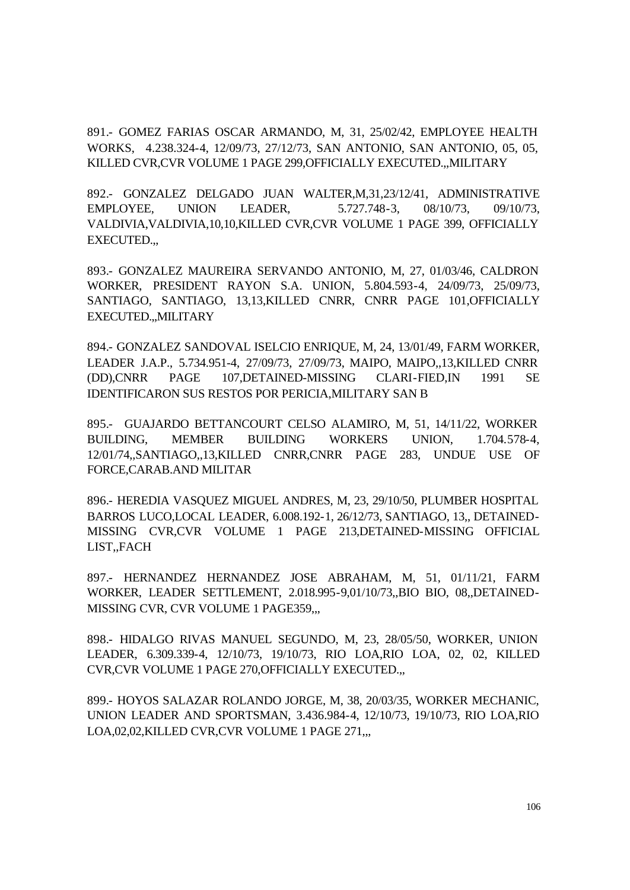891.- GOMEZ FARIAS OSCAR ARMANDO, M, 31, 25/02/42, EMPLOYEE HEALTH WORKS, 4.238.324-4, 12/09/73, 27/12/73, SAN ANTONIO, SAN ANTONIO, 05, 05, KILLED CVR,CVR VOLUME 1 PAGE 299,OFFICIALLY EXECUTED.,,MILITARY

892.- GONZALEZ DELGADO JUAN WALTER,M,31,23/12/41, ADMINISTRATIVE EMPLOYEE, UNION LEADER, 5.727.748-3, 08/10/73, 09/10/73, VALDIVIA,VALDIVIA,10,10,KILLED CVR,CVR VOLUME 1 PAGE 399, OFFICIALLY EXECUTED.,,

893.- GONZALEZ MAUREIRA SERVANDO ANTONIO, M, 27, 01/03/46, CALDRON WORKER, PRESIDENT RAYON S.A. UNION, 5.804.593-4, 24/09/73, 25/09/73, SANTIAGO, SANTIAGO, 13,13,KILLED CNRR, CNRR PAGE 101,OFFICIALLY EXECUTED.,,MILITARY

894.- GONZALEZ SANDOVAL ISELCIO ENRIQUE, M, 24, 13/01/49, FARM WORKER, LEADER J.A.P., 5.734.951-4, 27/09/73, 27/09/73, MAIPO, MAIPO,,13,KILLED CNRR (DD),CNRR PAGE 107,DETAINED-MISSING CLARI-FIED,IN 1991 SE IDENTIFICARON SUS RESTOS POR PERICIA,MILITARY SAN B

895.- GUAJARDO BETTANCOURT CELSO ALAMIRO, M, 51, 14/11/22, WORKER BUILDING, MEMBER BUILDING WORKERS UNION, 1.704.578-4, 12/01/74,,SANTIAGO,,13,KILLED CNRR,CNRR PAGE 283, UNDUE USE OF FORCE,CARAB.AND MILITAR

896.- HEREDIA VASQUEZ MIGUEL ANDRES, M, 23, 29/10/50, PLUMBER HOSPITAL BARROS LUCO,LOCAL LEADER, 6.008.192-1, 26/12/73, SANTIAGO, 13,, DETAINED-MISSING CVR,CVR VOLUME 1 PAGE 213,DETAINED-MISSING OFFICIAL LIST,,FACH

897.- HERNANDEZ HERNANDEZ JOSE ABRAHAM, M, 51, 01/11/21, FARM WORKER, LEADER SETTLEMENT, 2.018.995-9,01/10/73,,BIO BIO, 08,,DETAINED-MISSING CVR, CVR VOLUME 1 PAGE359,,,

898.- HIDALGO RIVAS MANUEL SEGUNDO, M, 23, 28/05/50, WORKER, UNION LEADER, 6.309.339-4, 12/10/73, 19/10/73, RIO LOA,RIO LOA, 02, 02, KILLED CVR,CVR VOLUME 1 PAGE 270,OFFICIALLY EXECUTED.,,

899.- HOYOS SALAZAR ROLANDO JORGE, M, 38, 20/03/35, WORKER MECHANIC, UNION LEADER AND SPORTSMAN, 3.436.984-4, 12/10/73, 19/10/73, RIO LOA,RIO LOA,02,02,KILLED CVR,CVR VOLUME 1 PAGE 271,,,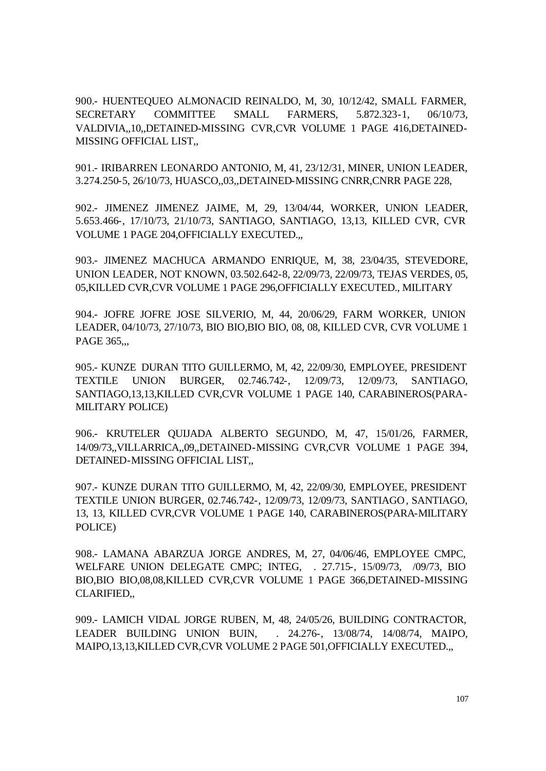900.- HUENTEQUEO ALMONACID REINALDO, M, 30, 10/12/42, SMALL FARMER, SECRETARY COMMITTEE SMALL FARMERS, 5.872.323-1, 06/10/73, VALDIVIA,,10,,DETAINED-MISSING CVR,CVR VOLUME 1 PAGE 416,DETAINED-MISSING OFFICIAL LIST,,

901.- IRIBARREN LEONARDO ANTONIO, M, 41, 23/12/31, MINER, UNION LEADER, 3.274.250-5, 26/10/73, HUASCO,,03,,DETAINED-MISSING CNRR,CNRR PAGE 228,

902.- JIMENEZ JIMENEZ JAIME, M, 29, 13/04/44, WORKER, UNION LEADER, 5.653.466-, 17/10/73, 21/10/73, SANTIAGO, SANTIAGO, 13,13, KILLED CVR, CVR VOLUME 1 PAGE 204,OFFICIALLY EXECUTED.,,

903.- JIMENEZ MACHUCA ARMANDO ENRIQUE, M, 38, 23/04/35, STEVEDORE, UNION LEADER, NOT KNOWN, 03.502.642-8, 22/09/73, 22/09/73, TEJAS VERDES, 05, 05,KILLED CVR,CVR VOLUME 1 PAGE 296,OFFICIALLY EXECUTED., MILITARY

904.- JOFRE JOFRE JOSE SILVERIO, M, 44, 20/06/29, FARM WORKER, UNION LEADER, 04/10/73, 27/10/73, BIO BIO,BIO BIO, 08, 08, KILLED CVR, CVR VOLUME 1 PAGE 365,,,

905.- KUNZE DURAN TITO GUILLERMO, M, 42, 22/09/30, EMPLOYEE, PRESIDENT TEXTILE UNION BURGER, 02.746.742-, 12/09/73, 12/09/73, SANTIAGO, SANTIAGO,13,13,KILLED CVR,CVR VOLUME 1 PAGE 140, CARABINEROS(PARA-MILITARY POLICE)

906.- KRUTELER QUIJADA ALBERTO SEGUNDO, M, 47, 15/01/26, FARMER, 14/09/73,,VILLARRICA,,09,,DETAINED-MISSING CVR,CVR VOLUME 1 PAGE 394, DETAINED-MISSING OFFICIAL LIST,,

907.- KUNZE DURAN TITO GUILLERMO, M, 42, 22/09/30, EMPLOYEE, PRESIDENT TEXTILE UNION BURGER, 02.746.742-, 12/09/73, 12/09/73, SANTIAGO, SANTIAGO, 13, 13, KILLED CVR,CVR VOLUME 1 PAGE 140, CARABINEROS(PARA-MILITARY POLICE)

908.- LAMANA ABARZUA JORGE ANDRES, M, 27, 04/06/46, EMPLOYEE CMPC, WELFARE UNION DELEGATE CMPC; INTEG, . 27.715-, 15/09/73, /09/73, BIO BIO,BIO BIO,08,08,KILLED CVR,CVR VOLUME 1 PAGE 366,DETAINED-MISSING CLARIFIED,,

909.- LAMICH VIDAL JORGE RUBEN, M, 48, 24/05/26, BUILDING CONTRACTOR, LEADER BUILDING UNION BUIN, . 24.276-, 13/08/74, 14/08/74, MAIPO, MAIPO,13,13,KILLED CVR,CVR VOLUME 2 PAGE 501,OFFICIALLY EXECUTED.,,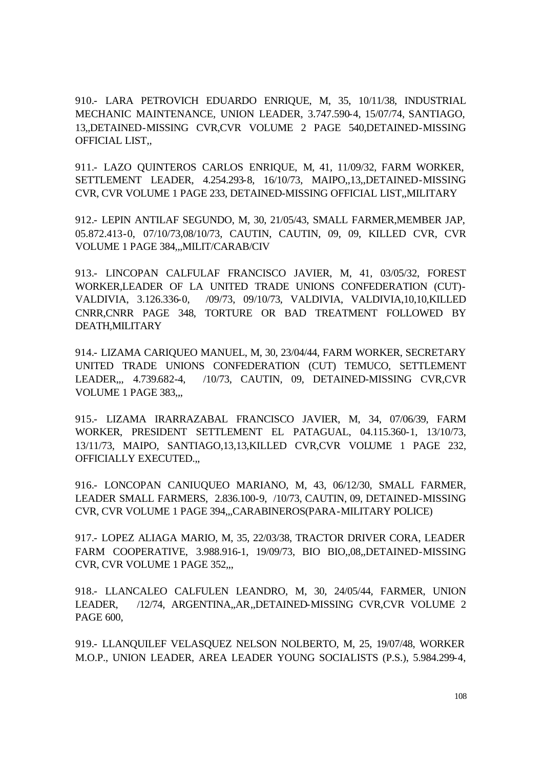910.- LARA PETROVICH EDUARDO ENRIQUE, M, 35, 10/11/38, INDUSTRIAL MECHANIC MAINTENANCE, UNION LEADER, 3.747.590-4, 15/07/74, SANTIAGO, 13,,DETAINED-MISSING CVR,CVR VOLUME 2 PAGE 540,DETAINED-MISSING OFFICIAL LIST,,

911.- LAZO QUINTEROS CARLOS ENRIQUE, M, 41, 11/09/32, FARM WORKER, SETTLEMENT LEADER, 4.254.293-8, 16/10/73, MAIPO,,13,,DETAINED-MISSING CVR, CVR VOLUME 1 PAGE 233, DETAINED-MISSING OFFICIAL LIST,,MILITARY

912.- LEPIN ANTILAF SEGUNDO, M, 30, 21/05/43, SMALL FARMER,MEMBER JAP, 05.872.413-0, 07/10/73,08/10/73, CAUTIN, CAUTIN, 09, 09, KILLED CVR, CVR VOLUME 1 PAGE 384,,,MILIT/CARAB/CIV

913.- LINCOPAN CALFULAF FRANCISCO JAVIER, M, 41, 03/05/32, FOREST WORKER,LEADER OF LA UNITED TRADE UNIONS CONFEDERATION (CUT)-VALDIVIA, 3.126.336-0, /09/73, 09/10/73, VALDIVIA, VALDIVIA,10,10,KILLED CNRR,CNRR PAGE 348, TORTURE OR BAD TREATMENT FOLLOWED BY DEATH,MILITARY

914.- LIZAMA CARIQUEO MANUEL, M, 30, 23/04/44, FARM WORKER, SECRETARY UNITED TRADE UNIONS CONFEDERATION (CUT) TEMUCO, SETTLEMENT LEADER,,, 4.739.682-4, /10/73, CAUTIN, 09, DETAINED-MISSING CVR,CVR VOLUME 1 PAGE 383,,,

915.- LIZAMA IRARRAZABAL FRANCISCO JAVIER, M, 34, 07/06/39, FARM WORKER, PRESIDENT SETTLEMENT EL PATAGUAL, 04.115.360-1, 13/10/73, 13/11/73, MAIPO, SANTIAGO,13,13,KILLED CVR,CVR VOLUME 1 PAGE 232, OFFICIALLY EXECUTED.,,

916.- LONCOPAN CANIUQUEO MARIANO, M, 43, 06/12/30, SMALL FARMER, LEADER SMALL FARMERS, 2.836.100-9, /10/73, CAUTIN, 09, DETAINED-MISSING CVR, CVR VOLUME 1 PAGE 394,,,CARABINEROS(PARA-MILITARY POLICE)

917.- LOPEZ ALIAGA MARIO, M, 35, 22/03/38, TRACTOR DRIVER CORA, LEADER FARM COOPERATIVE, 3.988.916-1, 19/09/73, BIO BIO,,08,,DETAINED-MISSING CVR, CVR VOLUME 1 PAGE 352,,,

918.- LLANCALEO CALFULEN LEANDRO, M, 30, 24/05/44, FARMER, UNION LEADER, /12/74, ARGENTINA,,AR,,DETAINED-MISSING CVR,CVR VOLUME 2 PAGE 600,

919.- LLANQUILEF VELASQUEZ NELSON NOLBERTO, M, 25, 19/07/48, WORKER M.O.P., UNION LEADER, AREA LEADER YOUNG SOCIALISTS (P.S.), 5.984.299-4,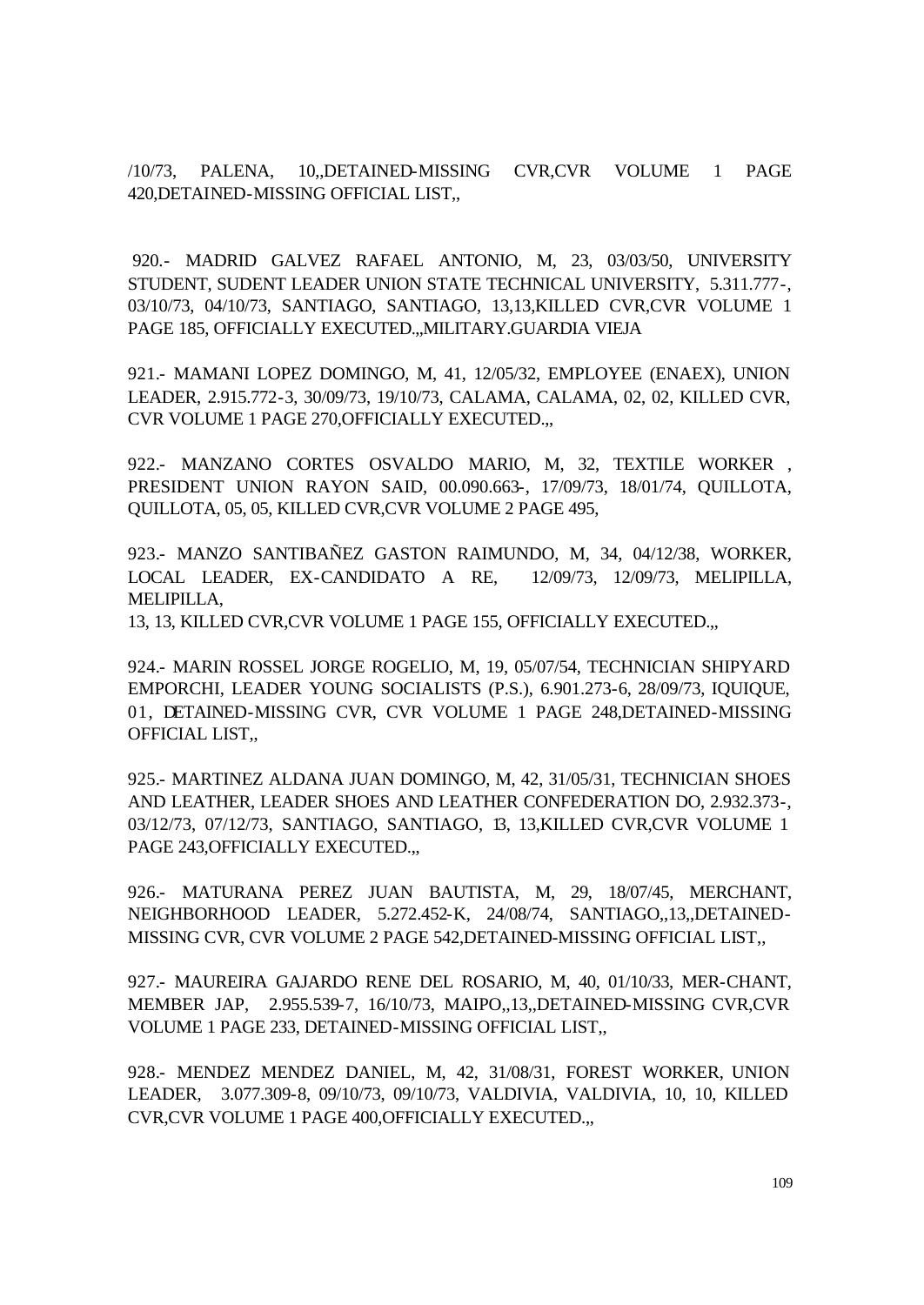/10/73, PALENA, 10,,DETAINED-MISSING CVR,CVR VOLUME 1 PAGE 420,DETAINED-MISSING OFFICIAL LIST,,

920.- MADRID GALVEZ RAFAEL ANTONIO, M, 23, 03/03/50, UNIVERSITY STUDENT, SUDENT LEADER UNION STATE TECHNICAL UNIVERSITY, 5.311.777-, 03/10/73, 04/10/73, SANTIAGO, SANTIAGO, 13,13,KILLED CVR,CVR VOLUME 1 PAGE 185, OFFICIALLY EXECUTED.,,MILITARY.GUARDIA VIEJA

921.- MAMANI LOPEZ DOMINGO, M, 41, 12/05/32, EMPLOYEE (ENAEX), UNION LEADER, 2.915.772-3, 30/09/73, 19/10/73, CALAMA, CALAMA, 02, 02, KILLED CVR, CVR VOLUME 1 PAGE 270,OFFICIALLY EXECUTED.,,

922.- MANZANO CORTES OSVALDO MARIO, M, 32, TEXTILE WORKER , PRESIDENT UNION RAYON SAID, 00.090.663-, 17/09/73, 18/01/74, QUILLOTA, QUILLOTA, 05, 05, KILLED CVR,CVR VOLUME 2 PAGE 495,

923.- MANZO SANTIBAÑEZ GASTON RAIMUNDO, M, 34, 04/12/38, WORKER, LOCAL LEADER, EX-CANDIDATO A RE, 12/09/73, 12/09/73, MELIPILLA, MELIPILLA,
13, 13, KILLED CVR,CVR VOLUME 1 PAGE 155, OFFICIALLY EXECUTED.,,

924.- MARIN ROSSEL JORGE ROGELIO, M, 19, 05/07/54, TECHNICIAN SHIPYARD EMPORCHI, LEADER YOUNG SOCIALISTS (P.S.), 6.901.273-6, 28/09/73, IQUIQUE, 01, DETAINED-MISSING CVR, CVR VOLUME 1 PAGE 248,DETAINED-MISSING OFFICIAL LIST,,

925.- MARTINEZ ALDANA JUAN DOMINGO, M, 42, 31/05/31, TECHNICIAN SHOES AND LEATHER, LEADER SHOES AND LEATHER CONFEDERATION DO, 2.932.373-, 03/12/73, 07/12/73, SANTIAGO, SANTIAGO, 13, 13,KILLED CVR,CVR VOLUME 1 PAGE 243,OFFICIALLY EXECUTED.,,

926.- MATURANA PEREZ JUAN BAUTISTA, M, 29, 18/07/45, MERCHANT, NEIGHBORHOOD LEADER, 5.272.452-K, 24/08/74, SANTIAGO,,13,,DETAINED-MISSING CVR, CVR VOLUME 2 PAGE 542,DETAINED-MISSING OFFICIAL LIST,,

927.- MAUREIRA GAJARDO RENE DEL ROSARIO, M, 40, 01/10/33, MER-CHANT, MEMBER JAP, 2.955.539-7, 16/10/73, MAIPO,,13,,DETAINED-MISSING CVR,CVR VOLUME 1 PAGE 233, DETAINED-MISSING OFFICIAL LIST,,

928.- MENDEZ MENDEZ DANIEL, M, 42, 31/08/31, FOREST WORKER, UNION LEADER, 3.077.309-8, 09/10/73, 09/10/73, VALDIVIA, VALDIVIA, 10, 10, KILLED CVR,CVR VOLUME 1 PAGE 400,OFFICIALLY EXECUTED.,,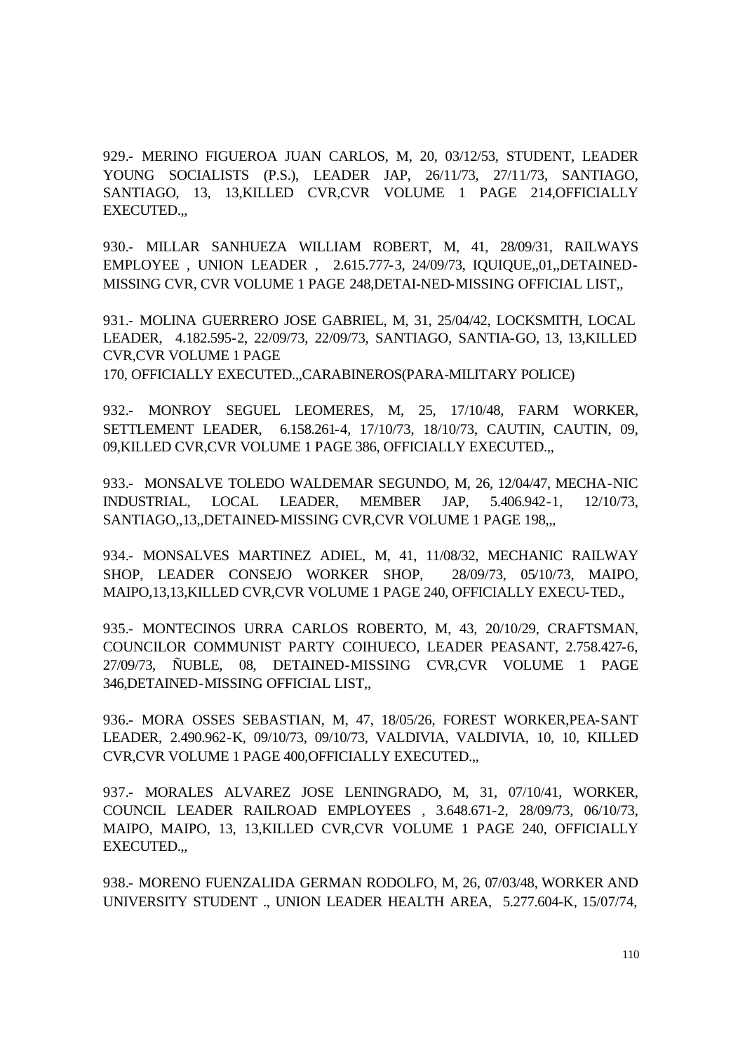929.- MERINO FIGUEROA JUAN CARLOS, M, 20, 03/12/53, STUDENT, LEADER YOUNG SOCIALISTS (P.S.), LEADER JAP, 26/11/73, 27/11/73, SANTIAGO, SANTIAGO, 13, 13,KILLED CVR,CVR VOLUME 1 PAGE 214,OFFICIALLY EXECUTED.,,

930.- MILLAR SANHUEZA WILLIAM ROBERT, M, 41, 28/09/31, RAILWAYS EMPLOYEE , UNION LEADER , 2.615.777-3, 24/09/73, IQUIQUE,,01,,DETAINED-MISSING CVR, CVR VOLUME 1 PAGE 248,DETAI-NED-MISSING OFFICIAL LIST,,

931.- MOLINA GUERRERO JOSE GABRIEL, M, 31, 25/04/42, LOCKSMITH, LOCAL LEADER, 4.182.595-2, 22/09/73, 22/09/73, SANTIAGO, SANTIA-GO, 13, 13,KILLED CVR,CVR VOLUME 1 PAGE
170, OFFICIALLY EXECUTED.,,CARABINEROS(PARA-MILITARY POLICE)

932.- MONROY SEGUEL LEOMERES, M, 25, 17/10/48, FARM WORKER, SETTLEMENT LEADER, 6.158.261-4, 17/10/73, 18/10/73, CAUTIN, CAUTIN, 09, 09,KILLED CVR,CVR VOLUME 1 PAGE 386, OFFICIALLY EXECUTED.,,

933.- MONSALVE TOLEDO WALDEMAR SEGUNDO, M, 26, 12/04/47, MECHA-NIC INDUSTRIAL, LOCAL LEADER, MEMBER JAP, 5.406.942-1, 12/10/73, SANTIAGO,,13,,DETAINED-MISSING CVR,CVR VOLUME 1 PAGE 198,,,

934.- MONSALVES MARTINEZ ADIEL, M, 41, 11/08/32, MECHANIC RAILWAY SHOP, LEADER CONSEJO WORKER SHOP, 28/09/73, 05/10/73, MAIPO, MAIPO,13,13,KILLED CVR,CVR VOLUME 1 PAGE 240, OFFICIALLY EXECU-TED.,

935.- MONTECINOS URRA CARLOS ROBERTO, M, 43, 20/10/29, CRAFTSMAN, COUNCILOR COMMUNIST PARTY COIHUECO, LEADER PEASANT, 2.758.427-6, 27/09/73, ÑUBLE, 08, DETAINED-MISSING CVR,CVR VOLUME 1 PAGE 346,DETAINED-MISSING OFFICIAL LIST,,

936.- MORA OSSES SEBASTIAN, M, 47, 18/05/26, FOREST WORKER,PEA-SANT LEADER, 2.490.962-K, 09/10/73, 09/10/73, VALDIVIA, VALDIVIA, 10, 10, KILLED CVR,CVR VOLUME 1 PAGE 400,OFFICIALLY EXECUTED.,,

937.- MORALES ALVAREZ JOSE LENINGRADO, M, 31, 07/10/41, WORKER, COUNCIL LEADER RAILROAD EMPLOYEES , 3.648.671-2, 28/09/73, 06/10/73, MAIPO, MAIPO, 13, 13,KILLED CVR,CVR VOLUME 1 PAGE 240, OFFICIALLY EXECUTED.,,

938.- MORENO FUENZALIDA GERMAN RODOLFO, M, 26, 07/03/48, WORKER AND UNIVERSITY STUDENT ., UNION LEADER HEALTH AREA, 5.277.604-K, 15/07/74,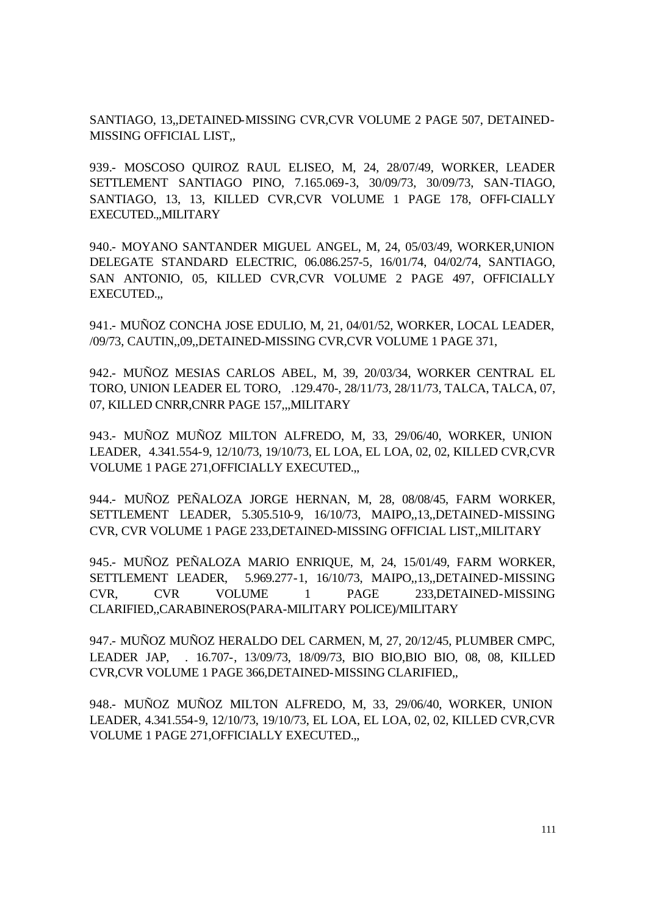SANTIAGO, 13,,DETAINED-MISSING CVR,CVR VOLUME 2 PAGE 507, DETAINED-MISSING OFFICIAL LIST,,

939.- MOSCOSO QUIROZ RAUL ELISEO, M, 24, 28/07/49, WORKER, LEADER SETTLEMENT SANTIAGO PINO, 7.165.069-3, 30/09/73, 30/09/73, SAN-TIAGO, SANTIAGO, 13, 13, KILLED CVR,CVR VOLUME 1 PAGE 178, OFFI-CIALLY EXECUTED.,,MILITARY

940.- MOYANO SANTANDER MIGUEL ANGEL, M, 24, 05/03/49, WORKER,UNION DELEGATE STANDARD ELECTRIC, 06.086.257-5, 16/01/74, 04/02/74, SANTIAGO, SAN ANTONIO, 05, KILLED CVR,CVR VOLUME 2 PAGE 497, OFFICIALLY EXECUTED.,,

941.- MUÑOZ CONCHA JOSE EDULIO, M, 21, 04/01/52, WORKER, LOCAL LEADER, /09/73, CAUTIN,,09,,DETAINED-MISSING CVR,CVR VOLUME 1 PAGE 371,

942.- MUÑOZ MESIAS CARLOS ABEL, M, 39, 20/03/34, WORKER CENTRAL EL TORO, UNION LEADER EL TORO, .129.470-, 28/11/73, 28/11/73, TALCA, TALCA, 07, 07, KILLED CNRR,CNRR PAGE 157,,,MILITARY

943.- MUÑOZ MUÑOZ MILTON ALFREDO, M, 33, 29/06/40, WORKER, UNION LEADER, 4.341.554-9, 12/10/73, 19/10/73, EL LOA, EL LOA, 02, 02, KILLED CVR,CVR VOLUME 1 PAGE 271,OFFICIALLY EXECUTED.,,

944.- MUÑOZ PEÑALOZA JORGE HERNAN, M, 28, 08/08/45, FARM WORKER, SETTLEMENT LEADER, 5.305.510-9, 16/10/73, MAIPO,,13,,DETAINED-MISSING CVR, CVR VOLUME 1 PAGE 233,DETAINED-MISSING OFFICIAL LIST,,MILITARY

945.- MUÑOZ PEÑALOZA MARIO ENRIQUE, M, 24, 15/01/49, FARM WORKER, SETTLEMENT LEADER, 5.969.277-1, 16/10/73, MAIPO,,13,,DETAINED-MISSING CVR, CVR VOLUME 1 PAGE 233,DETAINED-MISSING CLARIFIED,,CARABINEROS(PARA-MILITARY POLICE)/MILITARY

947.- MUÑOZ MUÑOZ HERALDO DEL CARMEN, M, 27, 20/12/45, PLUMBER CMPC, LEADER JAP, . 16.707-, 13/09/73, 18/09/73, BIO BIO,BIO BIO, 08, 08, KILLED CVR,CVR VOLUME 1 PAGE 366,DETAINED-MISSING CLARIFIED,,

948.- MUÑOZ MUÑOZ MILTON ALFREDO, M, 33, 29/06/40, WORKER, UNION LEADER, 4.341.554-9, 12/10/73, 19/10/73, EL LOA, EL LOA, 02, 02, KILLED CVR,CVR VOLUME 1 PAGE 271,OFFICIALLY EXECUTED.,,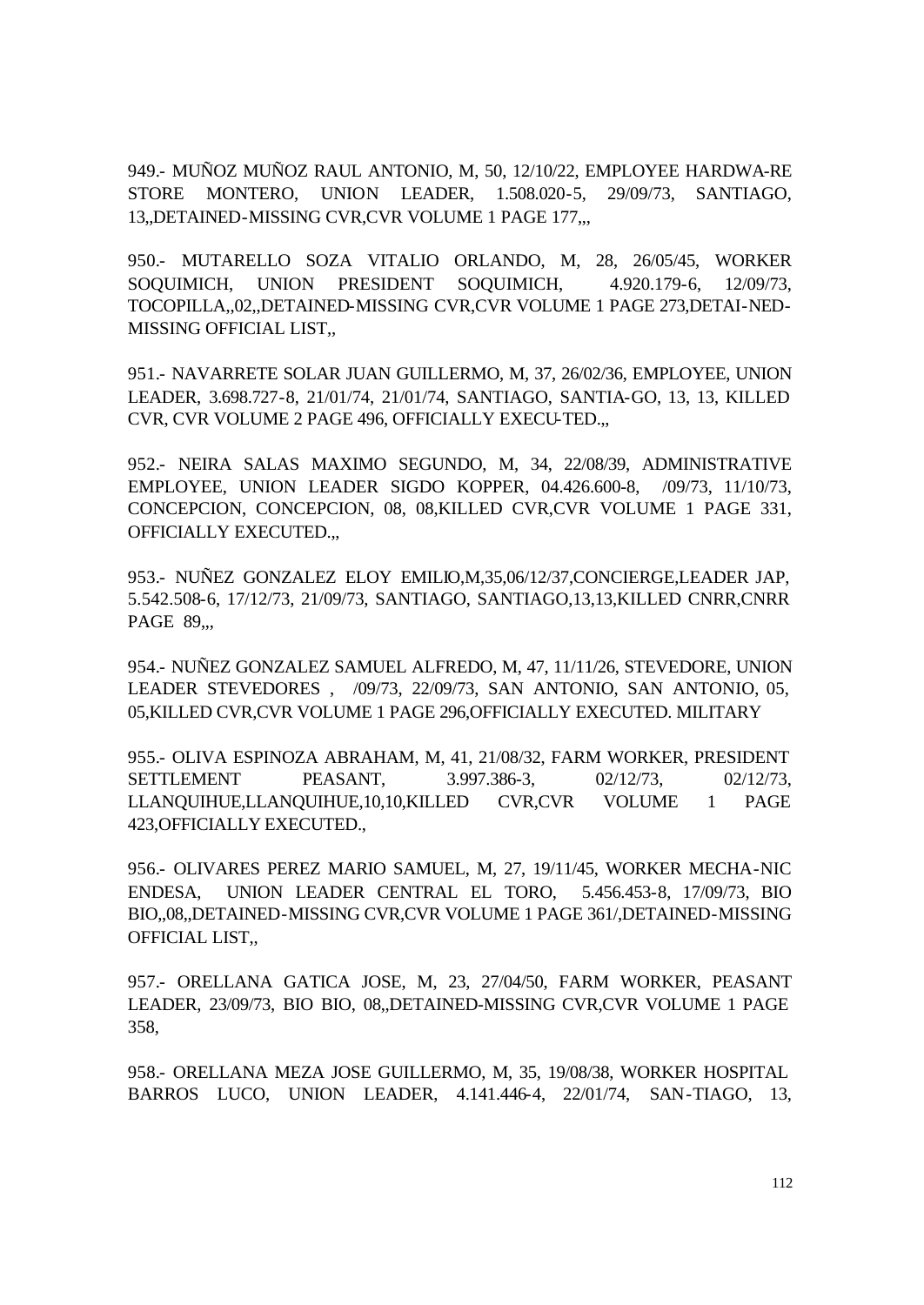949.- MUÑOZ MUÑOZ RAUL ANTONIO, M, 50, 12/10/22, EMPLOYEE HARDWA-RE STORE MONTERO, UNION LEADER, 1.508.020-5, 29/09/73, SANTIAGO, 13,,DETAINED-MISSING CVR,CVR VOLUME 1 PAGE 177,,,

950.- MUTARELLO SOZA VITALIO ORLANDO, M, 28, 26/05/45, WORKER SOQUIMICH, UNION PRESIDENT SOQUIMICH, 4.920.179-6, 12/09/73, TOCOPILLA,,02,,DETAINED-MISSING CVR,CVR VOLUME 1 PAGE 273,DETAI-NED-MISSING OFFICIAL LIST,,

951.- NAVARRETE SOLAR JUAN GUILLERMO, M, 37, 26/02/36, EMPLOYEE, UNION LEADER, 3.698.727-8, 21/01/74, 21/01/74, SANTIAGO, SANTIA-GO, 13, 13, KILLED CVR, CVR VOLUME 2 PAGE 496, OFFICIALLY EXECU-TED.,,

952.- NEIRA SALAS MAXIMO SEGUNDO, M, 34, 22/08/39, ADMINISTRATIVE EMPLOYEE, UNION LEADER SIGDO KOPPER, 04.426.600-8, /09/73, 11/10/73, CONCEPCION, CONCEPCION, 08, 08,KILLED CVR,CVR VOLUME 1 PAGE 331, OFFICIALLY EXECUTED.,,

953.- NUÑEZ GONZALEZ ELOY EMILIO,M,35,06/12/37,CONCIERGE,LEADER JAP, 5.542.508-6, 17/12/73, 21/09/73, SANTIAGO, SANTIAGO,13,13,KILLED CNRR,CNRR PAGE 89,,,

954.- NUÑEZ GONZALEZ SAMUEL ALFREDO, M, 47, 11/11/26, STEVEDORE, UNION LEADER STEVEDORES , /09/73, 22/09/73, SAN ANTONIO, SAN ANTONIO, 05, 05,KILLED CVR,CVR VOLUME 1 PAGE 296,OFFICIALLY EXECUTED. MILITARY

955.- OLIVA ESPINOZA ABRAHAM, M, 41, 21/08/32, FARM WORKER, PRESIDENT SETTLEMENT PEASANT, 3.997.386-3, 02/12/73, 02/12/73, LLANQUIHUE,LLANQUIHUE,10,10,KILLED CVR,CVR VOLUME 1 PAGE 423,OFFICIALLY EXECUTED.,

956.- OLIVARES PEREZ MARIO SAMUEL, M, 27, 19/11/45, WORKER MECHA-NIC ENDESA, UNION LEADER CENTRAL EL TORO, 5.456.453-8, 17/09/73, BIO BIO,,08,,DETAINED-MISSING CVR,CVR VOLUME 1 PAGE 361/,DETAINED-MISSING OFFICIAL LIST,,

957.- ORELLANA GATICA JOSE, M, 23, 27/04/50, FARM WORKER, PEASANT LEADER, 23/09/73, BIO BIO, 08,,DETAINED-MISSING CVR,CVR VOLUME 1 PAGE 358,

958.- ORELLANA MEZA JOSE GUILLERMO, M, 35, 19/08/38, WORKER HOSPITAL BARROS LUCO, UNION LEADER, 4.141.446-4, 22/01/74, SAN-TIAGO, 13,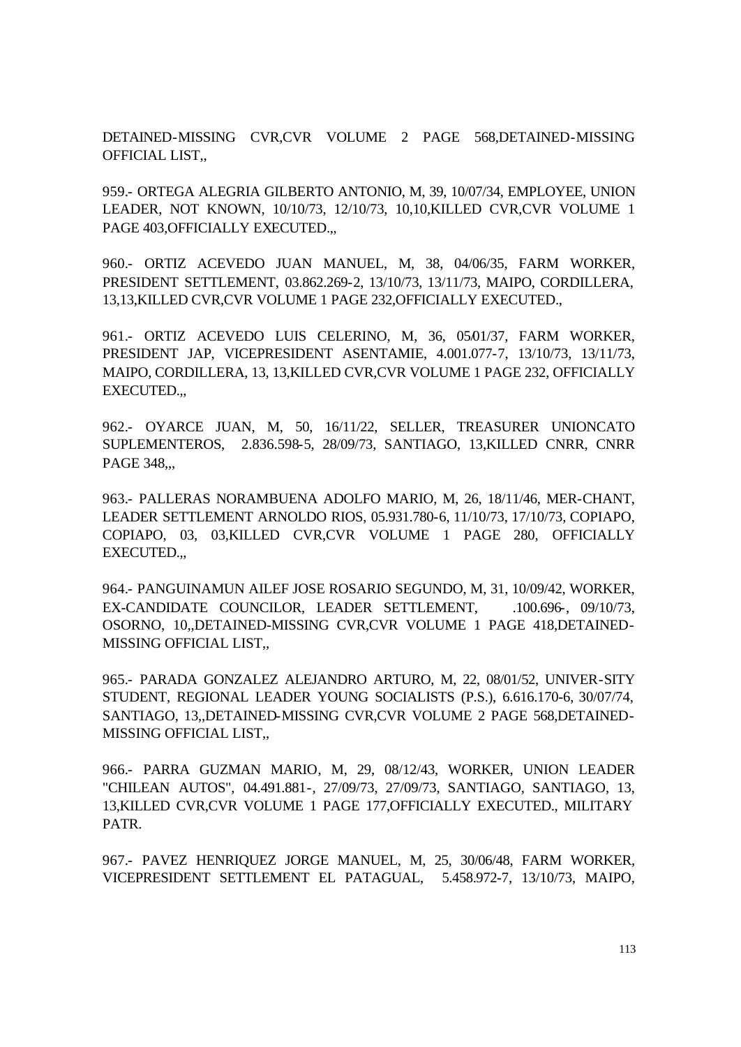DETAINED-MISSING CVR,CVR VOLUME 2 PAGE 568,DETAINED-MISSING OFFICIAL LIST,,

959.- ORTEGA ALEGRIA GILBERTO ANTONIO, M, 39, 10/07/34, EMPLOYEE, UNION LEADER, NOT KNOWN, 10/10/73, 12/10/73, 10,10,KILLED CVR,CVR VOLUME 1 PAGE 403,OFFICIALLY EXECUTED.,,

960.- ORTIZ ACEVEDO JUAN MANUEL, M, 38, 04/06/35, FARM WORKER, PRESIDENT SETTLEMENT, 03.862.269-2, 13/10/73, 13/11/73, MAIPO, CORDILLERA, 13,13,KILLED CVR,CVR VOLUME 1 PAGE 232,OFFICIALLY EXECUTED.,

961.- ORTIZ ACEVEDO LUIS CELERINO, M, 36, 05/01/37, FARM WORKER, PRESIDENT JAP, VICEPRESIDENT ASENTAMIE, 4.001.077-7, 13/10/73, 13/11/73, MAIPO, CORDILLERA, 13, 13,KILLED CVR,CVR VOLUME 1 PAGE 232, OFFICIALLY EXECUTED.,,

962.- OYARCE JUAN, M, 50, 16/11/22, SELLER, TREASURER UNIONCATO SUPLEMENTEROS, 2.836.598-5, 28/09/73, SANTIAGO, 13,KILLED CNRR, CNRR PAGE 348,,,

963.- PALLERAS NORAMBUENA ADOLFO MARIO, M, 26, 18/11/46, MER-CHANT, LEADER SETTLEMENT ARNOLDO RIOS, 05.931.780-6, 11/10/73, 17/10/73, COPIAPO, COPIAPO, 03, 03,KILLED CVR,CVR VOLUME 1 PAGE 280, OFFICIALLY EXECUTED.,,

964.- PANGUINAMUN AILEF JOSE ROSARIO SEGUNDO, M, 31, 10/09/42, WORKER, EX-CANDIDATE COUNCILOR, LEADER SETTLEMENT, .100.696-, 09/10/73, OSORNO, 10,,DETAINED-MISSING CVR,CVR VOLUME 1 PAGE 418,DETAINED-MISSING OFFICIAL LIST,,

965.- PARADA GONZALEZ ALEJANDRO ARTURO, M, 22, 08/01/52, UNIVER-SITY STUDENT, REGIONAL LEADER YOUNG SOCIALISTS (P.S.), 6.616.170-6, 30/07/74, SANTIAGO, 13,,DETAINED-MISSING CVR,CVR VOLUME 2 PAGE 568,DETAINED-MISSING OFFICIAL LIST,,

966.- PARRA GUZMAN MARIO, M, 29, 08/12/43, WORKER, UNION LEADER "CHILEAN AUTOS", 04.491.881-, 27/09/73, 27/09/73, SANTIAGO, SANTIAGO, 13, 13,KILLED CVR,CVR VOLUME 1 PAGE 177,OFFICIALLY EXECUTED., MILITARY PATR.

967.- PAVEZ HENRIQUEZ JORGE MANUEL, M, 25, 30/06/48, FARM WORKER, VICEPRESIDENT SETTLEMENT EL PATAGUAL, 5.458.972-7, 13/10/73, MAIPO,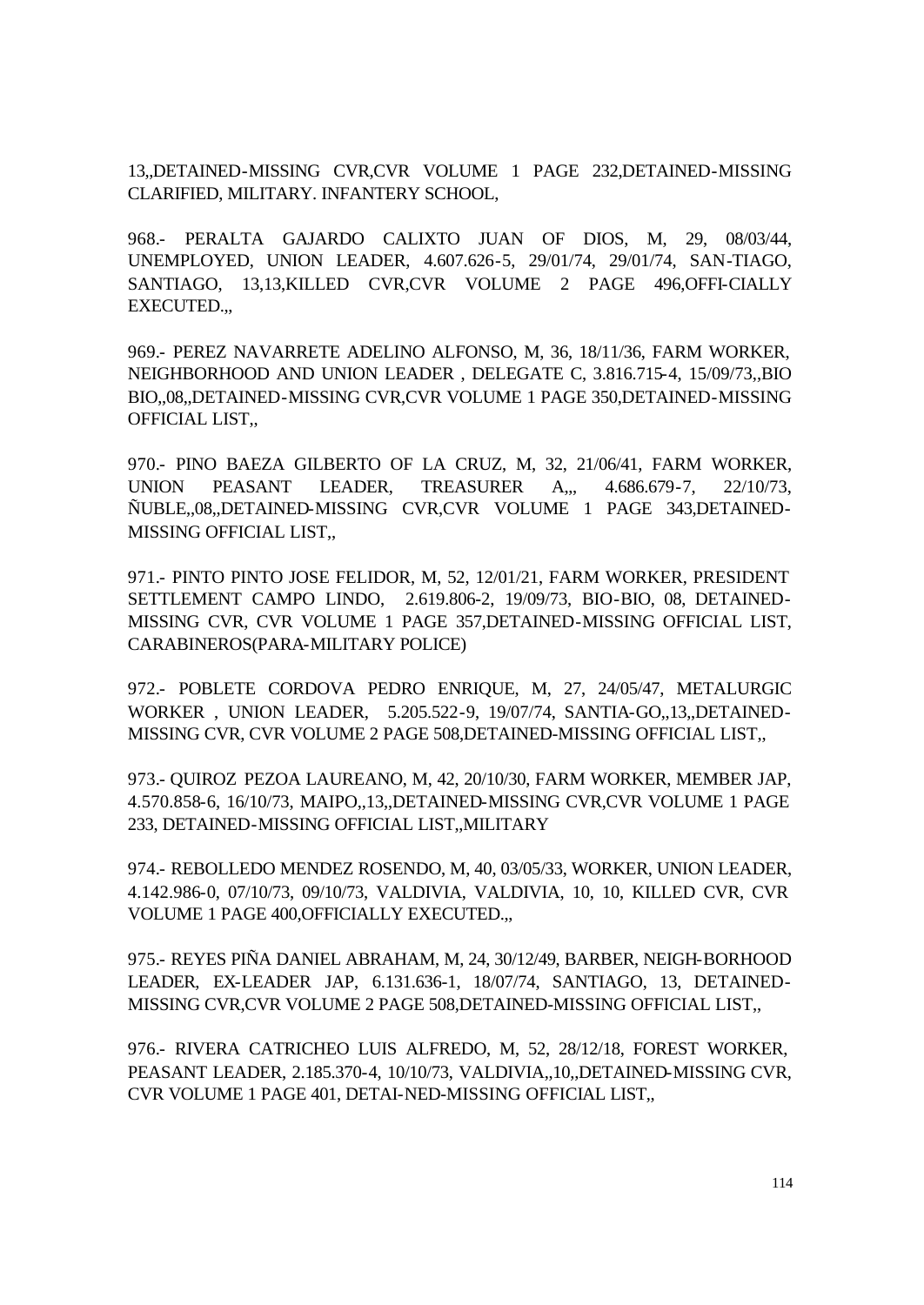13,,DETAINED-MISSING CVR,CVR VOLUME 1 PAGE 232,DETAINED-MISSING CLARIFIED, MILITARY. INFANTERY SCHOOL,

968.- PERALTA GAJARDO CALIXTO JUAN OF DIOS, M, 29, 08/03/44, UNEMPLOYED, UNION LEADER, 4.607.626-5, 29/01/74, 29/01/74, SAN-TIAGO, SANTIAGO, 13,13,KILLED CVR,CVR VOLUME 2 PAGE 496,OFFI-CIALLY EXECUTED.,,

969.- PEREZ NAVARRETE ADELINO ALFONSO, M, 36, 18/11/36, FARM WORKER, NEIGHBORHOOD AND UNION LEADER , DELEGATE C, 3.816.715-4, 15/09/73,,BIO BIO,,08,,DETAINED-MISSING CVR,CVR VOLUME 1 PAGE 350,DETAINED-MISSING OFFICIAL LIST,,

970.- PINO BAEZA GILBERTO OF LA CRUZ, M, 32, 21/06/41, FARM WORKER, UNION PEASANT LEADER, TREASURER A,,, 4.686.679-7, 22/10/73, ÑUBLE,,08,,DETAINED-MISSING CVR,CVR VOLUME 1 PAGE 343,DETAINED-MISSING OFFICIAL LIST,,

971.- PINTO PINTO JOSE FELIDOR, M, 52, 12/01/21, FARM WORKER, PRESIDENT SETTLEMENT CAMPO LINDO, 2.619.806-2, 19/09/73, BIO-BIO, 08, DETAINED-MISSING CVR, CVR VOLUME 1 PAGE 357,DETAINED-MISSING OFFICIAL LIST, CARABINEROS(PARA-MILITARY POLICE)

972.- POBLETE CORDOVA PEDRO ENRIQUE, M, 27, 24/05/47, METALURGIC WORKER , UNION LEADER, 5.205.522-9, 19/07/74, SANTIA-GO,,13,,DETAINED-MISSING CVR, CVR VOLUME 2 PAGE 508,DETAINED-MISSING OFFICIAL LIST,,

973.- QUIROZ PEZOA LAUREANO, M, 42, 20/10/30, FARM WORKER, MEMBER JAP, 4.570.858-6, 16/10/73, MAIPO,,13,,DETAINED-MISSING CVR,CVR VOLUME 1 PAGE 233, DETAINED-MISSING OFFICIAL LIST,,MILITARY

974.- REBOLLEDO MENDEZ ROSENDO, M, 40, 03/05/33, WORKER, UNION LEADER, 4.142.986-0, 07/10/73, 09/10/73, VALDIVIA, VALDIVIA, 10, 10, KILLED CVR, CVR VOLUME 1 PAGE 400,OFFICIALLY EXECUTED.,,

975.- REYES PIÑA DANIEL ABRAHAM, M, 24, 30/12/49, BARBER, NEIGH-BORHOOD LEADER, EX-LEADER JAP, 6.131.636-1, 18/07/74, SANTIAGO, 13, DETAINED-MISSING CVR,CVR VOLUME 2 PAGE 508,DETAINED-MISSING OFFICIAL LIST,,

976.- RIVERA CATRICHEO LUIS ALFREDO, M, 52, 28/12/18, FOREST WORKER, PEASANT LEADER, 2.185.370-4, 10/10/73, VALDIVIA,,10,,DETAINED-MISSING CVR, CVR VOLUME 1 PAGE 401, DETAI-NED-MISSING OFFICIAL LIST,,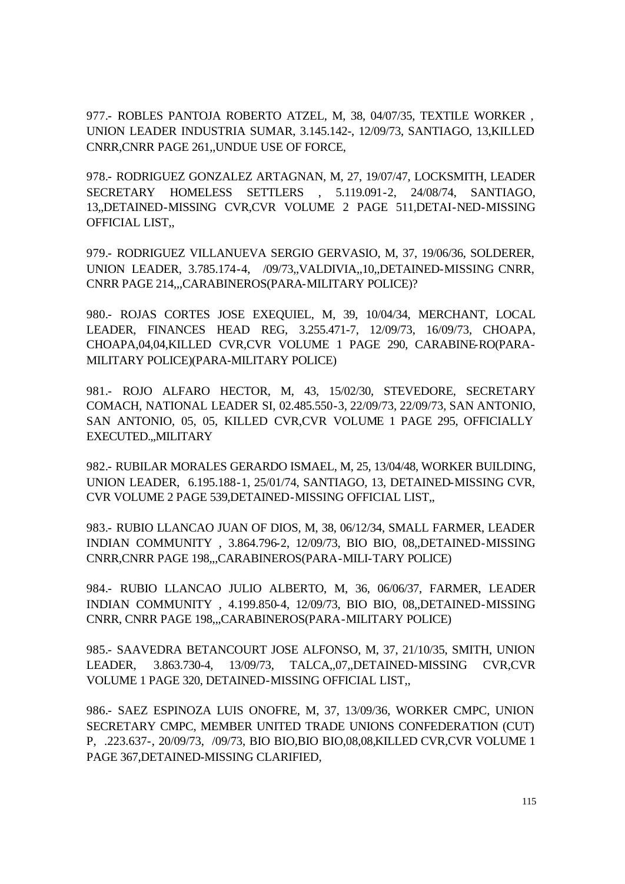977.- ROBLES PANTOJA ROBERTO ATZEL, M, 38, 04/07/35, TEXTILE WORKER , UNION LEADER INDUSTRIA SUMAR, 3.145.142-, 12/09/73, SANTIAGO, 13,KILLED CNRR,CNRR PAGE 261,,UNDUE USE OF FORCE,

978.- RODRIGUEZ GONZALEZ ARTAGNAN, M, 27, 19/07/47, LOCKSMITH, LEADER SECRETARY HOMELESS SETTLERS , 5.119.091-2, 24/08/74, SANTIAGO, 13,,DETAINED-MISSING CVR,CVR VOLUME 2 PAGE 511,DETAI-NED-MISSING OFFICIAL LIST,,

979.- RODRIGUEZ VILLANUEVA SERGIO GERVASIO, M, 37, 19/06/36, SOLDERER, UNION LEADER, 3.785.174-4, /09/73,,VALDIVIA,,10,,DETAINED-MISSING CNRR, CNRR PAGE 214,,,CARABINEROS(PARA-MILITARY POLICE)?

980.- ROJAS CORTES JOSE EXEQUIEL, M, 39, 10/04/34, MERCHANT, LOCAL LEADER, FINANCES HEAD REG, 3.255.471-7, 12/09/73, 16/09/73, CHOAPA, CHOAPA,04,04,KILLED CVR,CVR VOLUME 1 PAGE 290, CARABINE-RO(PARA-MILITARY POLICE)(PARA-MILITARY POLICE)

981.- ROJO ALFARO HECTOR, M, 43, 15/02/30, STEVEDORE, SECRETARY COMACH, NATIONAL LEADER SI, 02.485.550-3, 22/09/73, 22/09/73, SAN ANTONIO, SAN ANTONIO, 05, 05, KILLED CVR,CVR VOLUME 1 PAGE 295, OFFICIALLY EXECUTED.,,MILITARY

982.- RUBILAR MORALES GERARDO ISMAEL, M, 25, 13/04/48, WORKER BUILDING, UNION LEADER, 6.195.188-1, 25/01/74, SANTIAGO, 13, DETAINED-MISSING CVR, CVR VOLUME 2 PAGE 539,DETAINED-MISSING OFFICIAL LIST,,

983.- RUBIO LLANCAO JUAN OF DIOS, M, 38, 06/12/34, SMALL FARMER, LEADER INDIAN COMMUNITY , 3.864.796-2, 12/09/73, BIO BIO, 08,,DETAINED-MISSING CNRR,CNRR PAGE 198,,,CARABINEROS(PARA-MILI-TARY POLICE)

984.- RUBIO LLANCAO JULIO ALBERTO, M, 36, 06/06/37, FARMER, LEADER INDIAN COMMUNITY , 4.199.850-4, 12/09/73, BIO BIO, 08,,DETAINED-MISSING CNRR, CNRR PAGE 198,,,CARABINEROS(PARA-MILITARY POLICE)

985.- SAAVEDRA BETANCOURT JOSE ALFONSO, M, 37, 21/10/35, SMITH, UNION LEADER, 3.863.730-4, 13/09/73, TALCA,,07,,DETAINED-MISSING CVR,CVR VOLUME 1 PAGE 320, DETAINED-MISSING OFFICIAL LIST,,

986.- SAEZ ESPINOZA LUIS ONOFRE, M, 37, 13/09/36, WORKER CMPC, UNION SECRETARY CMPC, MEMBER UNITED TRADE UNIONS CONFEDERATION (CUT) P, .223.637-, 20/09/73, /09/73, BIO BIO,BIO BIO,08,08,KILLED CVR,CVR VOLUME 1 PAGE 367,DETAINED-MISSING CLARIFIED,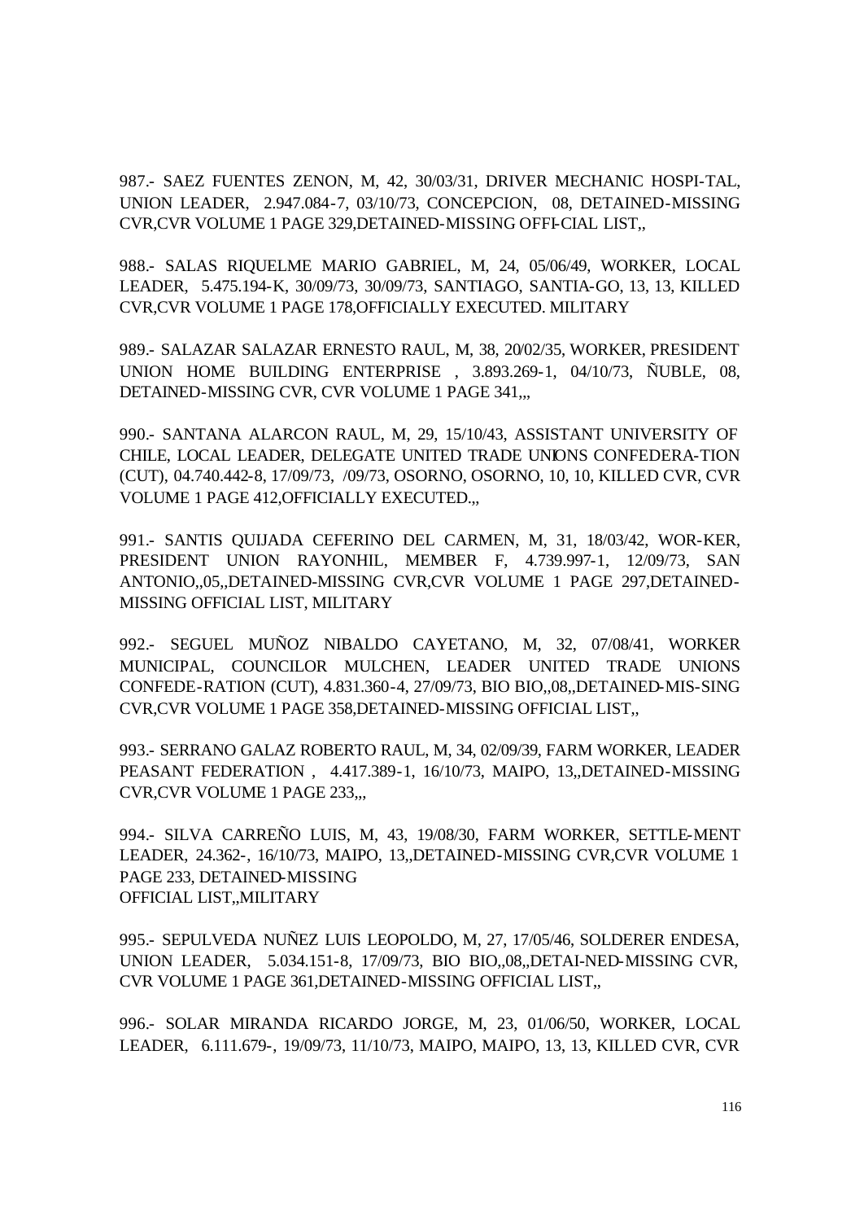987.- SAEZ FUENTES ZENON, M, 42, 30/03/31, DRIVER MECHANIC HOSPI-TAL, UNION LEADER, 2.947.084-7, 03/10/73, CONCEPCION, 08, DETAINED-MISSING CVR,CVR VOLUME 1 PAGE 329,DETAINED-MISSING OFFI-CIAL LIST,,

988.- SALAS RIQUELME MARIO GABRIEL, M, 24, 05/06/49, WORKER, LOCAL LEADER, 5.475.194-K, 30/09/73, 30/09/73, SANTIAGO, SANTIA-GO, 13, 13, KILLED CVR,CVR VOLUME 1 PAGE 178,OFFICIALLY EXECUTED. MILITARY

989.- SALAZAR SALAZAR ERNESTO RAUL, M, 38, 20/02/35, WORKER, PRESIDENT UNION HOME BUILDING ENTERPRISE , 3.893.269-1, 04/10/73, ÑUBLE, 08, DETAINED-MISSING CVR, CVR VOLUME 1 PAGE 341,,,

990.- SANTANA ALARCON RAUL, M, 29, 15/10/43, ASSISTANT UNIVERSITY OF CHILE, LOCAL LEADER, DELEGATE UNITED TRADE UNIONS CONFEDERA-TION (CUT), 04.740.442-8, 17/09/73, /09/73, OSORNO, OSORNO, 10, 10, KILLED CVR, CVR VOLUME 1 PAGE 412,OFFICIALLY EXECUTED.,,

991.- SANTIS QUIJADA CEFERINO DEL CARMEN, M, 31, 18/03/42, WOR-KER, PRESIDENT UNION RAYONHIL, MEMBER F, 4.739.997-1, 12/09/73, SAN ANTONIO,,05,,DETAINED-MISSING CVR,CVR VOLUME 1 PAGE 297,DETAINED-MISSING OFFICIAL LIST, MILITARY

992.- SEGUEL MUÑOZ NIBALDO CAYETANO, M, 32, 07/08/41, WORKER MUNICIPAL, COUNCILOR MULCHEN, LEADER UNITED TRADE UNIONS CONFEDE-RATION (CUT), 4.831.360-4, 27/09/73, BIO BIO,,08,,DETAINED-MIS-SING CVR,CVR VOLUME 1 PAGE 358,DETAINED-MISSING OFFICIAL LIST,,

993.- SERRANO GALAZ ROBERTO RAUL, M, 34, 02/09/39, FARM WORKER, LEADER PEASANT FEDERATION , 4.417.389-1, 16/10/73, MAIPO, 13,,DETAINED-MISSING CVR,CVR VOLUME 1 PAGE 233,,,

994.- SILVA CARREÑO LUIS, M, 43, 19/08/30, FARM WORKER, SETTLE-MENT LEADER, 24.362-, 16/10/73, MAIPO, 13,,DETAINED-MISSING CVR,CVR VOLUME 1 PAGE 233, DETAINED-MISSING OFFICIAL LIST,,MILITARY

995.- SEPULVEDA NUÑEZ LUIS LEOPOLDO, M, 27, 17/05/46, SOLDERER ENDESA, UNION LEADER, 5.034.151-8, 17/09/73, BIO BIO,,08,,DETAI-NED-MISSING CVR, CVR VOLUME 1 PAGE 361,DETAINED-MISSING OFFICIAL LIST,,

996.- SOLAR MIRANDA RICARDO JORGE, M, 23, 01/06/50, WORKER, LOCAL LEADER, 6.111.679-, 19/09/73, 11/10/73, MAIPO, MAIPO, 13, 13, KILLED CVR, CVR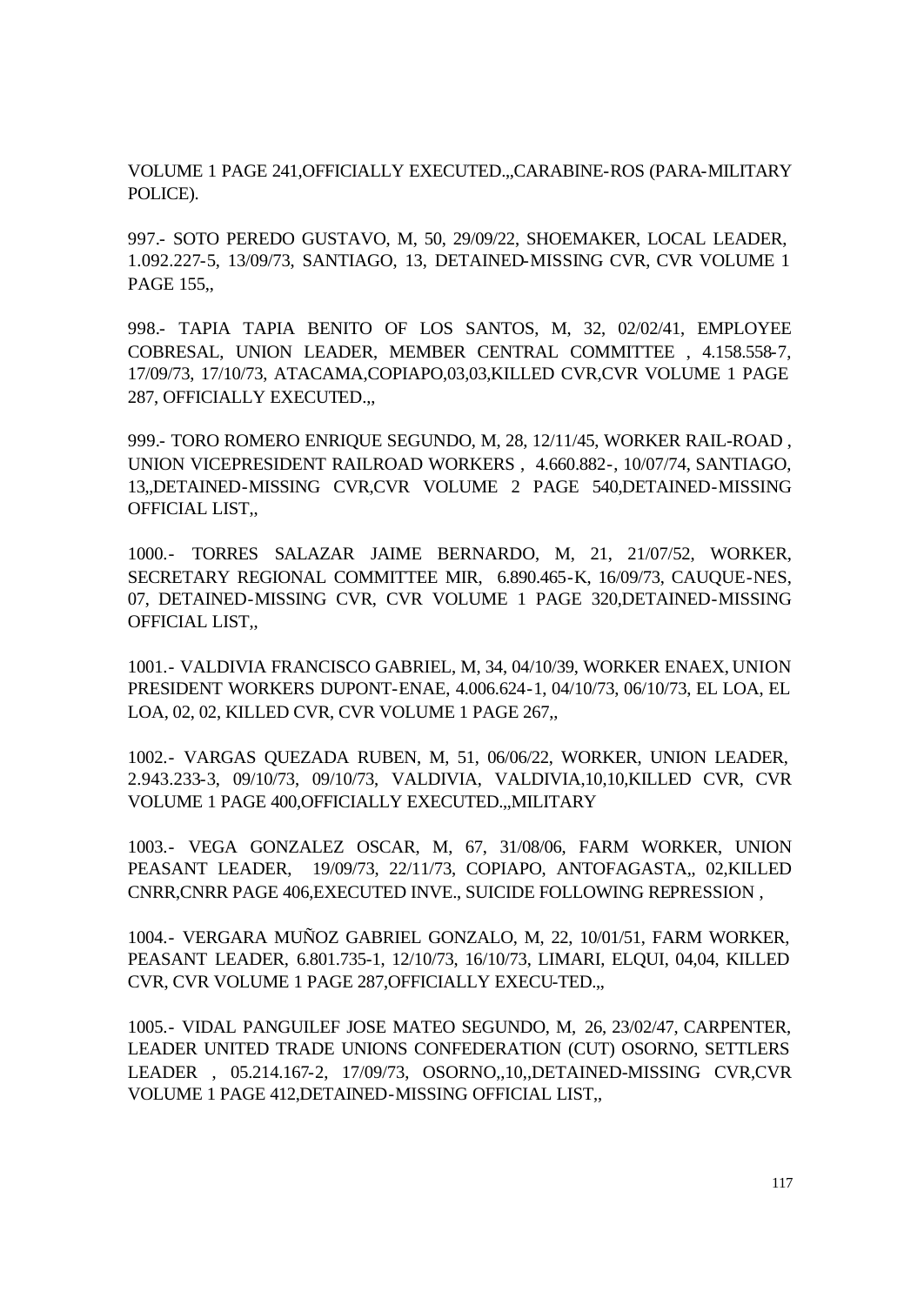VOLUME 1 PAGE 241,OFFICIALLY EXECUTED.,,CARABINE-ROS (PARA-MILITARY POLICE).

997.- SOTO PEREDO GUSTAVO, M, 50, 29/09/22, SHOEMAKER, LOCAL LEADER, 1.092.227-5, 13/09/73, SANTIAGO, 13, DETAINED-MISSING CVR, CVR VOLUME 1 PAGE 155,,

998.- TAPIA TAPIA BENITO OF LOS SANTOS, M, 32, 02/02/41, EMPLOYEE COBRESAL, UNION LEADER, MEMBER CENTRAL COMMITTEE , 4.158.558-7, 17/09/73, 17/10/73, ATACAMA,COPIAPO,03,03,KILLED CVR,CVR VOLUME 1 PAGE 287, OFFICIALLY EXECUTED.,,

999.- TORO ROMERO ENRIQUE SEGUNDO, M, 28, 12/11/45, WORKER RAIL-ROAD , UNION VICEPRESIDENT RAILROAD WORKERS , 4.660.882-, 10/07/74, SANTIAGO, 13,,DETAINED-MISSING CVR,CVR VOLUME 2 PAGE 540,DETAINED-MISSING OFFICIAL LIST,,

1000.- TORRES SALAZAR JAIME BERNARDO, M, 21, 21/07/52, WORKER, SECRETARY REGIONAL COMMITTEE MIR, 6.890.465-K, 16/09/73, CAUQUE-NES, 07, DETAINED-MISSING CVR, CVR VOLUME 1 PAGE 320,DETAINED-MISSING OFFICIAL LIST,,

1001.- VALDIVIA FRANCISCO GABRIEL, M, 34, 04/10/39, WORKER ENAEX, UNION PRESIDENT WORKERS DUPONT-ENAE, 4.006.624-1, 04/10/73, 06/10/73, EL LOA, EL LOA, 02, 02, KILLED CVR, CVR VOLUME 1 PAGE 267,,

1002.- VARGAS QUEZADA RUBEN, M, 51, 06/06/22, WORKER, UNION LEADER, 2.943.233-3, 09/10/73, 09/10/73, VALDIVIA, VALDIVIA,10,10,KILLED CVR, CVR VOLUME 1 PAGE 400,OFFICIALLY EXECUTED.,,MILITARY

1003.- VEGA GONZALEZ OSCAR, M, 67, 31/08/06, FARM WORKER, UNION PEASANT LEADER, 19/09/73, 22/11/73, COPIAPO, ANTOFAGASTA,, 02,KILLED CNRR,CNRR PAGE 406,EXECUTED INVE., SUICIDE FOLLOWING REPRESSION ,

1004.- VERGARA MUÑOZ GABRIEL GONZALO, M, 22, 10/01/51, FARM WORKER, PEASANT LEADER, 6.801.735-1, 12/10/73, 16/10/73, LIMARI, ELQUI, 04,04, KILLED CVR, CVR VOLUME 1 PAGE 287,OFFICIALLY EXECU-TED.,,

1005.- VIDAL PANGUILEF JOSE MATEO SEGUNDO, M, 26, 23/02/47, CARPENTER, LEADER UNITED TRADE UNIONS CONFEDERATION (CUT) OSORNO, SETTLERS LEADER , 05.214.167-2, 17/09/73, OSORNO,,10,,DETAINED-MISSING CVR,CVR VOLUME 1 PAGE 412,DETAINED-MISSING OFFICIAL LIST,,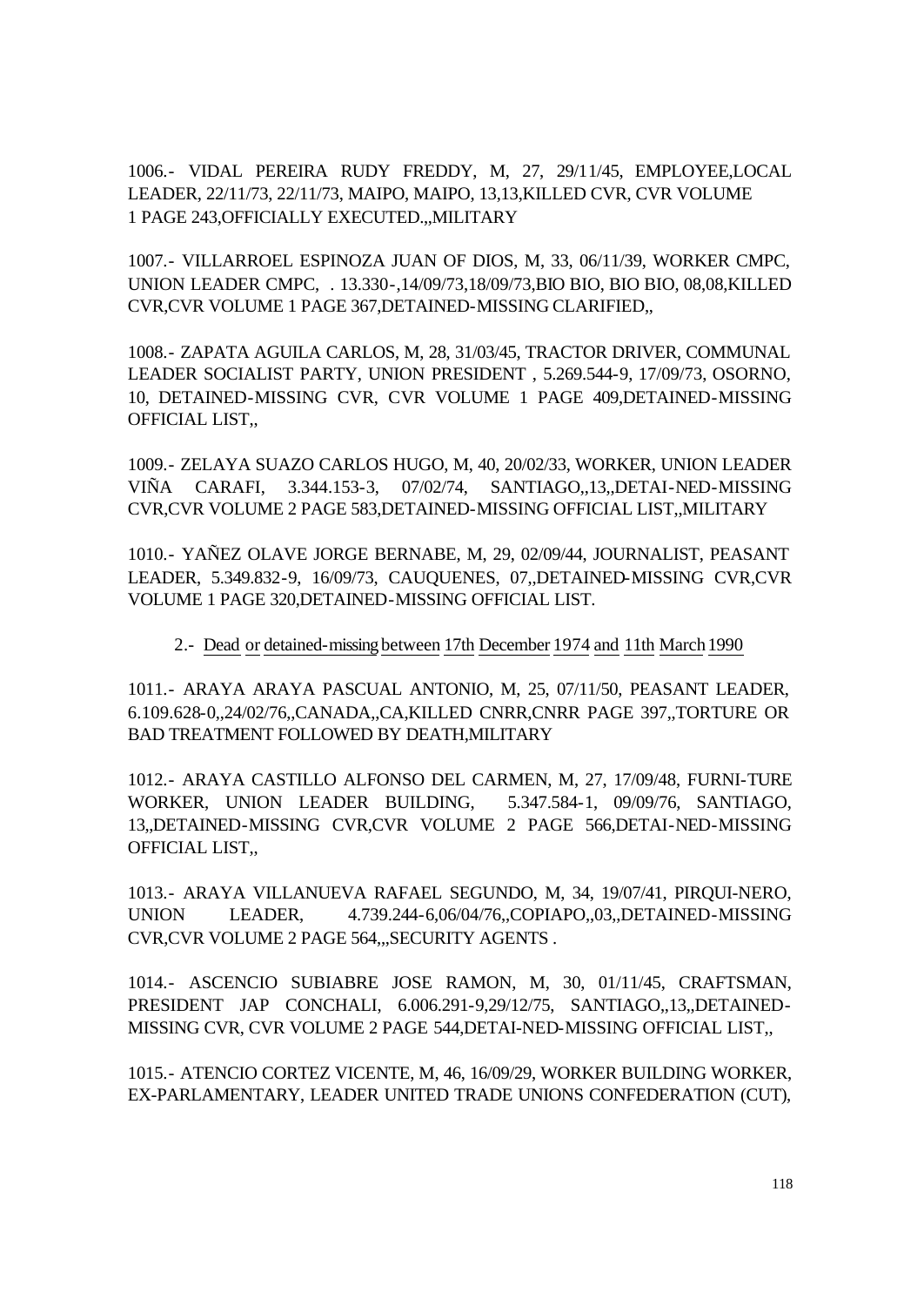1006.- VIDAL PEREIRA RUDY FREDDY, M, 27, 29/11/45, EMPLOYEE,LOCAL LEADER, 22/11/73, 22/11/73, MAIPO, MAIPO, 13,13,KILLED CVR, CVR VOLUME 1 PAGE 243,OFFICIALLY EXECUTED.,,MILITARY

1007.- VILLARROEL ESPINOZA JUAN OF DIOS, M, 33, 06/11/39, WORKER CMPC, UNION LEADER CMPC, . 13.330-,14/09/73,18/09/73,BIO BIO, BIO BIO, 08,08,KILLED CVR,CVR VOLUME 1 PAGE 367,DETAINED-MISSING CLARIFIED,,

1008.- ZAPATA AGUILA CARLOS, M, 28, 31/03/45, TRACTOR DRIVER, COMMUNAL LEADER SOCIALIST PARTY, UNION PRESIDENT , 5.269.544-9, 17/09/73, OSORNO, 10, DETAINED-MISSING CVR, CVR VOLUME 1 PAGE 409,DETAINED-MISSING OFFICIAL LIST,,

1009.- ZELAYA SUAZO CARLOS HUGO, M, 40, 20/02/33, WORKER, UNION LEADER VIÑA CARAFI, 3.344.153-3, 07/02/74, SANTIAGO,,13,,DETAI-NED-MISSING CVR,CVR VOLUME 2 PAGE 583,DETAINED-MISSING OFFICIAL LIST,,MILITARY

1010.- YAÑEZ OLAVE JORGE BERNABE, M, 29, 02/09/44, JOURNALIST, PEASANT LEADER, 5.349.832-9, 16/09/73, CAUQUENES, 07,,DETAINED-MISSING CVR,CVR VOLUME 1 PAGE 320,DETAINED-MISSING OFFICIAL LIST.

2.- Dead or detained-missing between 17th December 1974 and 11th March 1990

1011.- ARAYA ARAYA PASCUAL ANTONIO, M, 25, 07/11/50, PEASANT LEADER, 6.109.628-0,,24/02/76,,CANADA,,CA,KILLED CNRR,CNRR PAGE 397,,TORTURE OR BAD TREATMENT FOLLOWED BY DEATH,MILITARY

1012.- ARAYA CASTILLO ALFONSO DEL CARMEN, M, 27, 17/09/48, FURNI-TURE WORKER, UNION LEADER BUILDING, 5.347.584-1, 09/09/76, SANTIAGO, 13,,DETAINED-MISSING CVR,CVR VOLUME 2 PAGE 566,DETAI-NED-MISSING OFFICIAL LIST,,

1013.- ARAYA VILLANUEVA RAFAEL SEGUNDO, M, 34, 19/07/41, PIRQUI-NERO, UNION LEADER, 4.739.244-6,06/04/76,,COPIAPO,,03,,DETAINED-MISSING CVR,CVR VOLUME 2 PAGE 564,,,SECURITY AGENTS .

1014.- ASCENCIO SUBIABRE JOSE RAMON, M, 30, 01/11/45, CRAFTSMAN, PRESIDENT JAP CONCHALI, 6.006.291-9,29/12/75, SANTIAGO,,13,,DETAINED-MISSING CVR, CVR VOLUME 2 PAGE 544,DETAI-NED-MISSING OFFICIAL LIST,,

1015.- ATENCIO CORTEZ VICENTE, M, 46, 16/09/29, WORKER BUILDING WORKER, EX-PARLAMENTARY, LEADER UNITED TRADE UNIONS CONFEDERATION (CUT),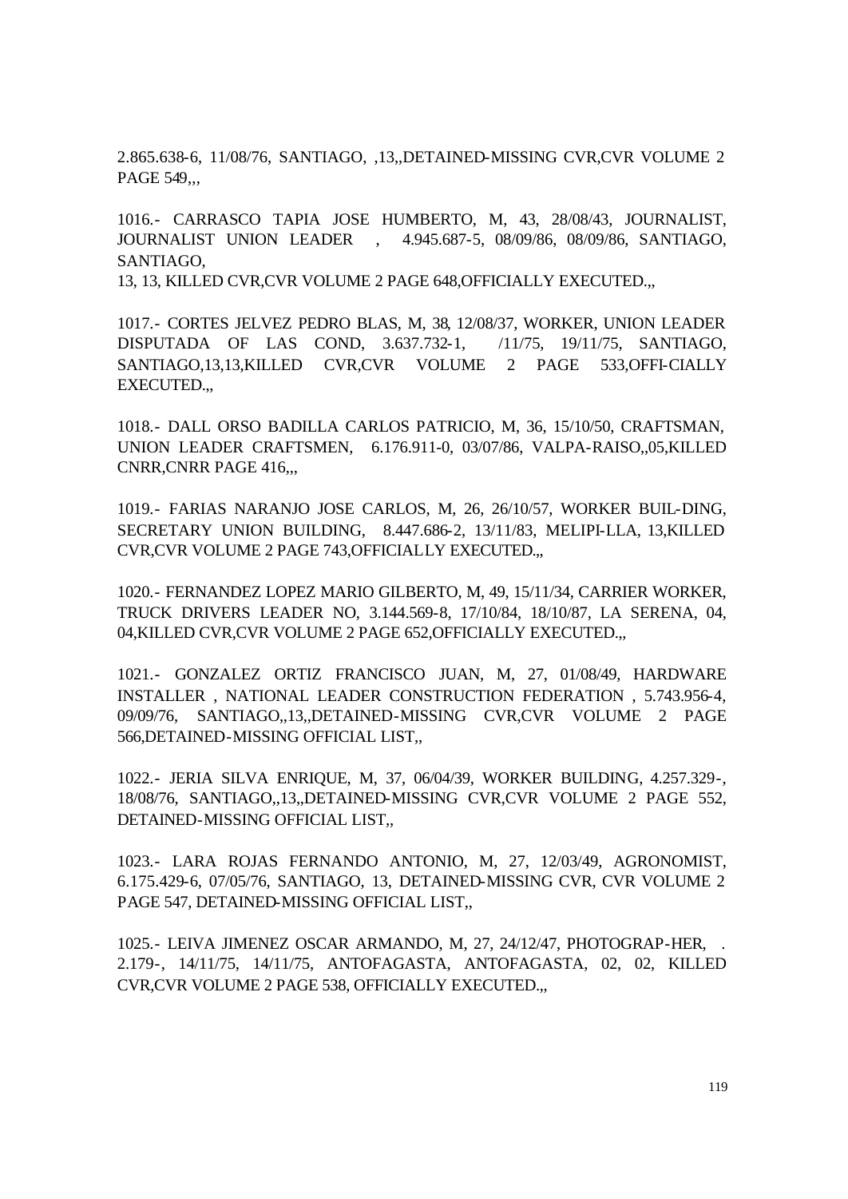2.865.638-6, 11/08/76, SANTIAGO, ,13,,DETAINED-MISSING CVR,CVR VOLUME 2 PAGE 549,,,

1016.- CARRASCO TAPIA JOSE HUMBERTO, M, 43, 28/08/43, JOURNALIST, JOURNALIST UNION LEADER , 4.945.687-5, 08/09/86, 08/09/86, SANTIAGO, SANTIAGO,
13, 13, KILLED CVR,CVR VOLUME 2 PAGE 648,OFFICIALLY EXECUTED.,,

1017.- CORTES JELVEZ PEDRO BLAS, M, 38, 12/08/37, WORKER, UNION LEADER DISPUTADA OF LAS COND, 3.637.732-1, /11/75, 19/11/75, SANTIAGO, SANTIAGO,13,13,KILLED CVR,CVR VOLUME 2 PAGE 533,OFFI-CIALLY EXECUTED.,,

1018.- DALL ORSO BADILLA CARLOS PATRICIO, M, 36, 15/10/50, CRAFTSMAN, UNION LEADER CRAFTSMEN, 6.176.911-0, 03/07/86, VALPA-RAISO,,05,KILLED CNRR,CNRR PAGE 416,,,

1019.- FARIAS NARANJO JOSE CARLOS, M, 26, 26/10/57, WORKER BUIL-DING, SECRETARY UNION BUILDING, 8.447.686-2, 13/11/83, MELIPI-LLA, 13,KILLED CVR,CVR VOLUME 2 PAGE 743,OFFICIALLY EXECUTED.,,

1020.- FERNANDEZ LOPEZ MARIO GILBERTO, M, 49, 15/11/34, CARRIER WORKER, TRUCK DRIVERS LEADER NO, 3.144.569-8, 17/10/84, 18/10/87, LA SERENA, 04, 04,KILLED CVR,CVR VOLUME 2 PAGE 652,OFFICIALLY EXECUTED.,,

1021.- GONZALEZ ORTIZ FRANCISCO JUAN, M, 27, 01/08/49, HARDWARE INSTALLER , NATIONAL LEADER CONSTRUCTION FEDERATION , 5.743.956-4, 09/09/76, SANTIAGO,,13,,DETAINED-MISSING CVR,CVR VOLUME 2 PAGE 566,DETAINED-MISSING OFFICIAL LIST,,

1022.- JERIA SILVA ENRIQUE, M, 37, 06/04/39, WORKER BUILDING, 4.257.329-, 18/08/76, SANTIAGO,,13,,DETAINED-MISSING CVR,CVR VOLUME 2 PAGE 552, DETAINED-MISSING OFFICIAL LIST,,

1023.- LARA ROJAS FERNANDO ANTONIO, M, 27, 12/03/49, AGRONOMIST, 6.175.429-6, 07/05/76, SANTIAGO, 13, DETAINED-MISSING CVR, CVR VOLUME 2 PAGE 547, DETAINED-MISSING OFFICIAL LIST,,

1025.- LEIVA JIMENEZ OSCAR ARMANDO, M, 27, 24/12/47, PHOTOGRAP-HER, . 2.179-, 14/11/75, 14/11/75, ANTOFAGASTA, ANTOFAGASTA, 02, 02, KILLED CVR,CVR VOLUME 2 PAGE 538, OFFICIALLY EXECUTED.,,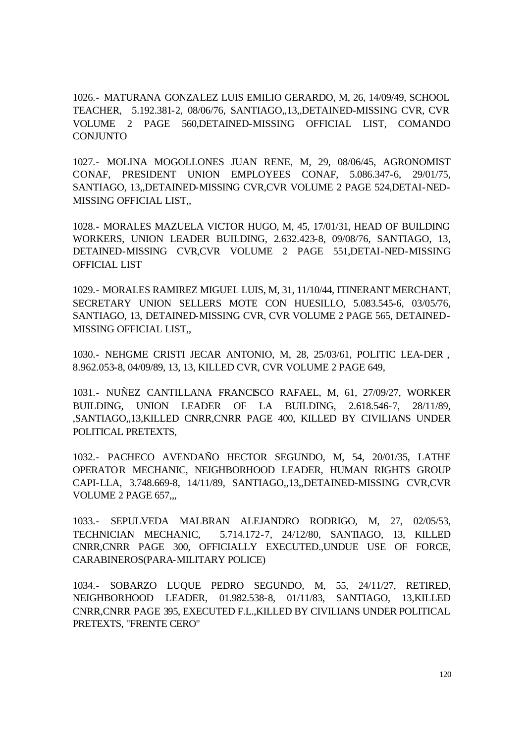1026.- MATURANA GONZALEZ LUIS EMILIO GERARDO, M, 26, 14/09/49, SCHOOL TEACHER, 5.192.381-2, 08/06/76, SANTIAGO,,13,,DETAINED-MISSING CVR, CVR VOLUME 2 PAGE 560,DETAINED-MISSING OFFICIAL LIST, COMANDO CONJUNTO

1027.- MOLINA MOGOLLONES JUAN RENE, M, 29, 08/06/45, AGRONOMIST CONAF, PRESIDENT UNION EMPLOYEES CONAF, 5.086.347-6, 29/01/75, SANTIAGO, 13,,DETAINED-MISSING CVR,CVR VOLUME 2 PAGE 524,DETAI-NED-MISSING OFFICIAL LIST,,

1028.- MORALES MAZUELA VICTOR HUGO, M, 45, 17/01/31, HEAD OF BUILDING WORKERS, UNION LEADER BUILDING, 2.632.423-8, 09/08/76, SANTIAGO, 13, DETAINED-MISSING CVR,CVR VOLUME 2 PAGE 551,DETAI-NED-MISSING OFFICIAL LIST

1029.- MORALES RAMIREZ MIGUEL LUIS, M, 31, 11/10/44, ITINERANT MERCHANT, SECRETARY UNION SELLERS MOTE CON HUESILLO, 5.083.545-6, 03/05/76, SANTIAGO, 13, DETAINED-MISSING CVR, CVR VOLUME 2 PAGE 565, DETAINED-MISSING OFFICIAL LIST,,

1030.- NEHGME CRISTI JECAR ANTONIO, M, 28, 25/03/61, POLITIC LEA-DER , 8.962.053-8, 04/09/89, 13, 13, KILLED CVR, CVR VOLUME 2 PAGE 649,

1031.- NUÑEZ CANTILLANA FRANCISCO RAFAEL, M, 61, 27/09/27, WORKER BUILDING, UNION LEADER OF LA BUILDING, 2.618.546-7, 28/11/89, ,SANTIAGO,,13,KILLED CNRR,CNRR PAGE 400, KILLED BY CIVILIANS UNDER POLITICAL PRETEXTS,

1032.- PACHECO AVENDAÑO HECTOR SEGUNDO, M, 54, 20/01/35, LATHE OPERATOR MECHANIC, NEIGHBORHOOD LEADER, HUMAN RIGHTS GROUP CAPI-LLA, 3.748.669-8, 14/11/89, SANTIAGO,,13,,DETAINED-MISSING CVR,CVR VOLUME 2 PAGE 657,,,

1033.- SEPULVEDA MALBRAN ALEJANDRO RODRIGO, M, 27, 02/05/53, TECHNICIAN MECHANIC, 5.714.172-7, 24/12/80, SANTIAGO, 13, KILLED CNRR,CNRR PAGE 300, OFFICIALLY EXECUTED.,UNDUE USE OF FORCE, CARABINEROS(PARA-MILITARY POLICE)

1034.- SOBARZO LUQUE PEDRO SEGUNDO, M, 55, 24/11/27, RETIRED, NEIGHBORHOOD LEADER, 01.982.538-8, 01/11/83, SANTIAGO, 13,KILLED CNRR,CNRR PAGE 395, EXECUTED F.L.,KILLED BY CIVILIANS UNDER POLITICAL PRETEXTS, "FRENTE CERO"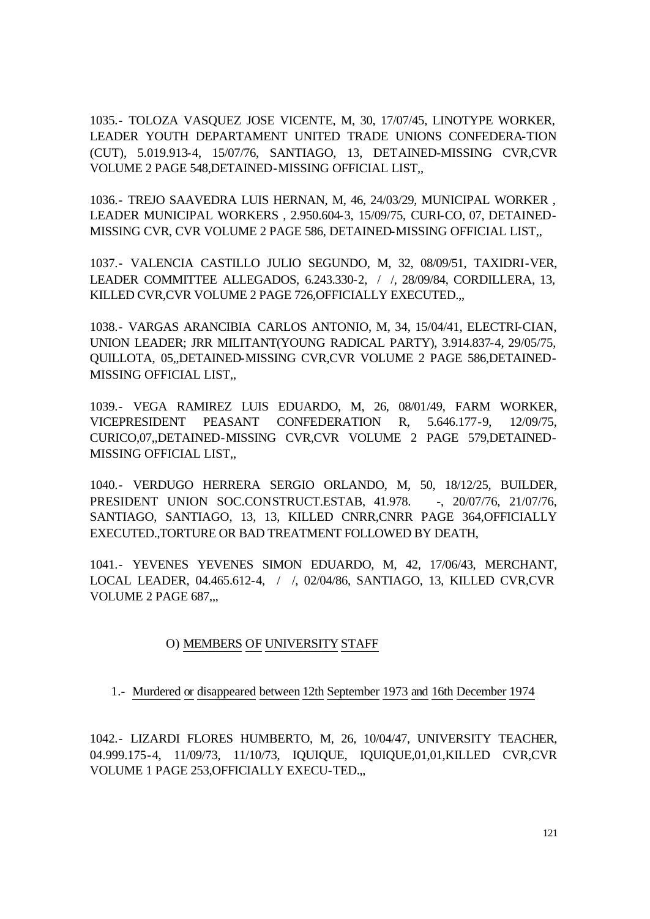1035.- TOLOZA VASQUEZ JOSE VICENTE, M, 30, 17/07/45, LINOTYPE WORKER, LEADER YOUTH DEPARTAMENT UNITED TRADE UNIONS CONFEDERA-TION (CUT), 5.019.913-4, 15/07/76, SANTIAGO, 13, DETAINED-MISSING CVR,CVR VOLUME 2 PAGE 548,DETAINED-MISSING OFFICIAL LIST,,

1036.- TREJO SAAVEDRA LUIS HERNAN, M, 46, 24/03/29, MUNICIPAL WORKER , LEADER MUNICIPAL WORKERS , 2.950.604-3, 15/09/75, CURI-CO, 07, DETAINED-MISSING CVR, CVR VOLUME 2 PAGE 586, DETAINED-MISSING OFFICIAL LIST,,

1037.- VALENCIA CASTILLO JULIO SEGUNDO, M, 32, 08/09/51, TAXIDRI-VER, LEADER COMMITTEE ALLEGADOS, 6.243.330-2, / /, 28/09/84, CORDILLERA, 13, KILLED CVR,CVR VOLUME 2 PAGE 726,OFFICIALLY EXECUTED.,,

1038.- VARGAS ARANCIBIA CARLOS ANTONIO, M, 34, 15/04/41, ELECTRI-CIAN, UNION LEADER; JRR MILITANT(YOUNG RADICAL PARTY), 3.914.837-4, 29/05/75, QUILLOTA, 05,,DETAINED-MISSING CVR,CVR VOLUME 2 PAGE 586,DETAINED-MISSING OFFICIAL LIST,,

1039.- VEGA RAMIREZ LUIS EDUARDO, M, 26, 08/01/49, FARM WORKER, VICEPRESIDENT PEASANT CONFEDERATION R, 5.646.177-9, 12/09/75, CURICO,07,,DETAINED-MISSING CVR,CVR VOLUME 2 PAGE 579,DETAINED-MISSING OFFICIAL LIST,,

1040.- VERDUGO HERRERA SERGIO ORLANDO, M, 50, 18/12/25, BUILDER, PRESIDENT UNION SOC.CONSTRUCT.ESTAB, 41.978. -, 20/07/76, 21/07/76, SANTIAGO, SANTIAGO, 13, 13, KILLED CNRR,CNRR PAGE 364,OFFICIALLY EXECUTED.,TORTURE OR BAD TREATMENT FOLLOWED BY DEATH,

1041.- YEVENES YEVENES SIMON EDUARDO, M, 42, 17/06/43, MERCHANT, LOCAL LEADER, 04.465.612-4, / /, 02/04/86, SANTIAGO, 13, KILLED CVR,CVR VOLUME 2 PAGE 687,,,

## O) MEMBERS OF UNIVERSITY STAFF

### 1.- Murdered or disappeared between 12th September 1973 and 16th December 1974

1042.- LIZARDI FLORES HUMBERTO, M, 26, 10/04/47, UNIVERSITY TEACHER, 04.999.175-4, 11/09/73, 11/10/73, IQUIQUE, IQUIQUE,01,01,KILLED CVR,CVR VOLUME 1 PAGE 253,OFFICIALLY EXECU-TED.,,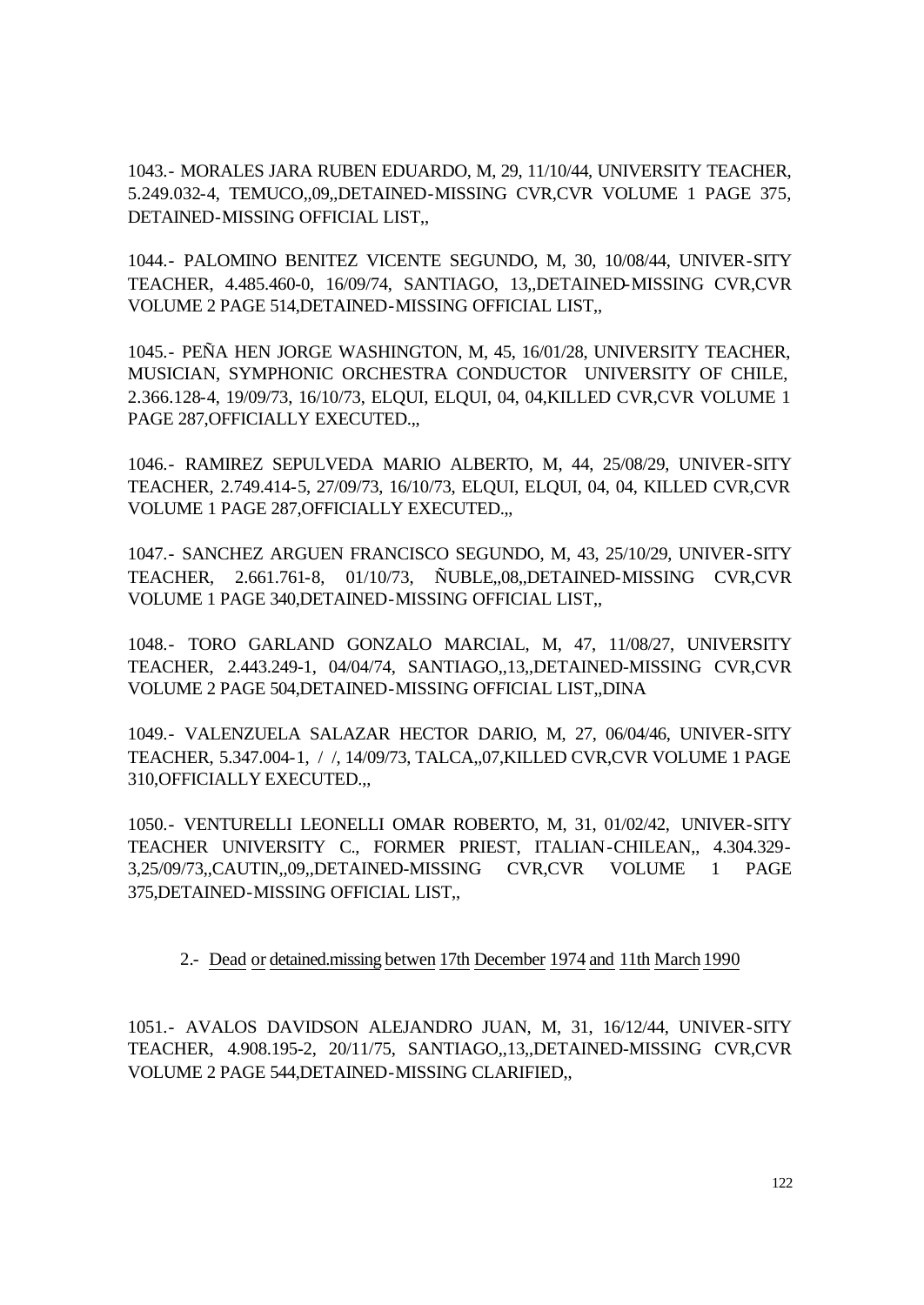1043.- MORALES JARA RUBEN EDUARDO, M, 29, 11/10/44, UNIVERSITY TEACHER, 5.249.032-4, TEMUCO,,09,,DETAINED-MISSING CVR,CVR VOLUME 1 PAGE 375, DETAINED-MISSING OFFICIAL LIST,,

1044.- PALOMINO BENITEZ VICENTE SEGUNDO, M, 30, 10/08/44, UNIVER-SITY TEACHER, 4.485.460-0, 16/09/74, SANTIAGO, 13,,DETAINED-MISSING CVR,CVR VOLUME 2 PAGE 514,DETAINED-MISSING OFFICIAL LIST,,

1045.- PEÑA HEN JORGE WASHINGTON, M, 45, 16/01/28, UNIVERSITY TEACHER, MUSICIAN, SYMPHONIC ORCHESTRA CONDUCTOR UNIVERSITY OF CHILE, 2.366.128-4, 19/09/73, 16/10/73, ELQUI, ELQUI, 04, 04,KILLED CVR,CVR VOLUME 1 PAGE 287,OFFICIALLY EXECUTED.,,

1046.- RAMIREZ SEPULVEDA MARIO ALBERTO, M, 44, 25/08/29, UNIVER-SITY TEACHER, 2.749.414-5, 27/09/73, 16/10/73, ELQUI, ELQUI, 04, 04, KILLED CVR,CVR VOLUME 1 PAGE 287,OFFICIALLY EXECUTED.,,

1047.- SANCHEZ ARGUEN FRANCISCO SEGUNDO, M, 43, 25/10/29, UNIVER-SITY TEACHER, 2.661.761-8, 01/10/73, ÑUBLE,,08,,DETAINED-MISSING CVR,CVR VOLUME 1 PAGE 340,DETAINED-MISSING OFFICIAL LIST,,

1048.- TORO GARLAND GONZALO MARCIAL, M, 47, 11/08/27, UNIVERSITY TEACHER, 2.443.249-1, 04/04/74, SANTIAGO,,13,,DETAINED-MISSING CVR,CVR VOLUME 2 PAGE 504,DETAINED-MISSING OFFICIAL LIST,,DINA

1049.- VALENZUELA SALAZAR HECTOR DARIO, M, 27, 06/04/46, UNIVER-SITY TEACHER, 5.347.004-1, / /, 14/09/73, TALCA,,07,KILLED CVR,CVR VOLUME 1 PAGE 310,OFFICIALLY EXECUTED.,,

1050.- VENTURELLI LEONELLI OMAR ROBERTO, M, 31, 01/02/42, UNIVER-SITY TEACHER UNIVERSITY C., FORMER PRIEST, ITALIAN-CHILEAN,, 4.304.329-3,25/09/73,,CAUTIN,,09,,DETAINED-MISSING CVR,CVR VOLUME 1 PAGE 375,DETAINED-MISSING OFFICIAL LIST,,

2.- Dead or detained.missing betwen 17th December 1974 and 11th March 1990

1051.- AVALOS DAVIDSON ALEJANDRO JUAN, M, 31, 16/12/44, UNIVER-SITY TEACHER, 4.908.195-2, 20/11/75, SANTIAGO,,13,,DETAINED-MISSING CVR,CVR VOLUME 2 PAGE 544,DETAINED-MISSING CLARIFIED,,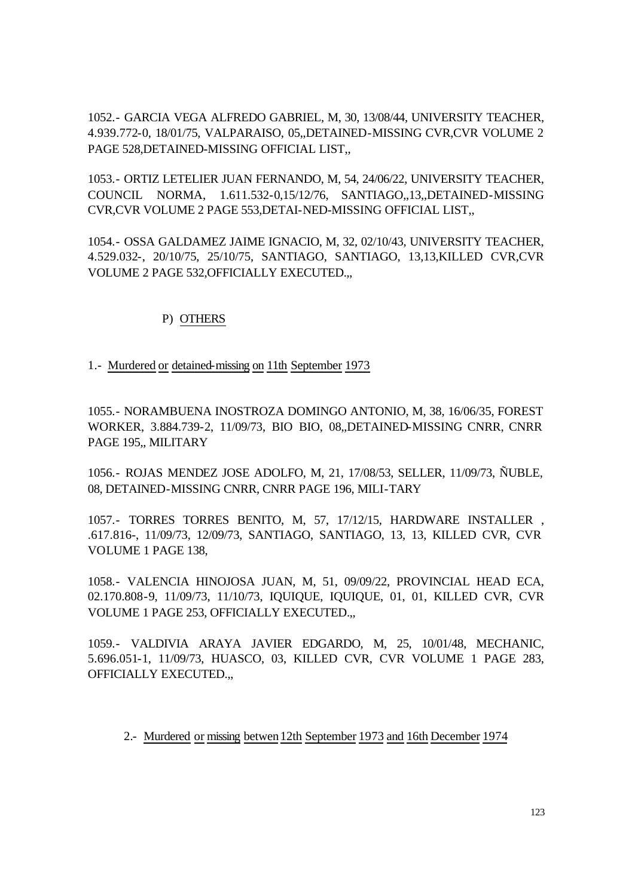1052.- GARCIA VEGA ALFREDO GABRIEL, M, 30, 13/08/44, UNIVERSITY TEACHER, 4.939.772-0, 18/01/75, VALPARAISO, 05,,DETAINED-MISSING CVR,CVR VOLUME 2 PAGE 528,DETAINED-MISSING OFFICIAL LIST,,

1053.- ORTIZ LETELIER JUAN FERNANDO, M, 54, 24/06/22, UNIVERSITY TEACHER, COUNCIL NORMA, 1.611.532-0,15/12/76, SANTIAGO,,13,,DETAINED-MISSING CVR,CVR VOLUME 2 PAGE 553,DETAI-NED-MISSING OFFICIAL LIST,,

1054.- OSSA GALDAMEZ JAIME IGNACIO, M, 32, 02/10/43, UNIVERSITY TEACHER, 4.529.032-, 20/10/75, 25/10/75, SANTIAGO, SANTIAGO, 13,13,KILLED CVR,CVR VOLUME 2 PAGE 532,OFFICIALLY EXECUTED.,,

## P) OTHERS

### 1.- Murdered or detained-missing on 11th September 1973

1055.- NORAMBUENA INOSTROZA DOMINGO ANTONIO, M, 38, 16/06/35, FOREST WORKER, 3.884.739-2, 11/09/73, BIO BIO, 08,,DETAINED-MISSING CNRR, CNRR PAGE 195,, MILITARY

1056.- ROJAS MENDEZ JOSE ADOLFO, M, 21, 17/08/53, SELLER, 11/09/73, ÑUBLE, 08, DETAINED-MISSING CNRR, CNRR PAGE 196, MILI-TARY

1057.- TORRES TORRES BENITO, M, 57, 17/12/15, HARDWARE INSTALLER , .617.816-, 11/09/73, 12/09/73, SANTIAGO, SANTIAGO, 13, 13, KILLED CVR, CVR VOLUME 1 PAGE 138,

1058.- VALENCIA HINOJOSA JUAN, M, 51, 09/09/22, PROVINCIAL HEAD ECA, 02.170.808-9, 11/09/73, 11/10/73, IQUIQUE, IQUIQUE, 01, 01, KILLED CVR, CVR VOLUME 1 PAGE 253, OFFICIALLY EXECUTED.,,

1059.- VALDIVIA ARAYA JAVIER EDGARDO, M, 25, 10/01/48, MECHANIC, 5.696.051-1, 11/09/73, HUASCO, 03, KILLED CVR, CVR VOLUME 1 PAGE 283, OFFICIALLY EXECUTED.,,

### 2.- Murdered or missing betwen 12th September 1973 and 16th December 1974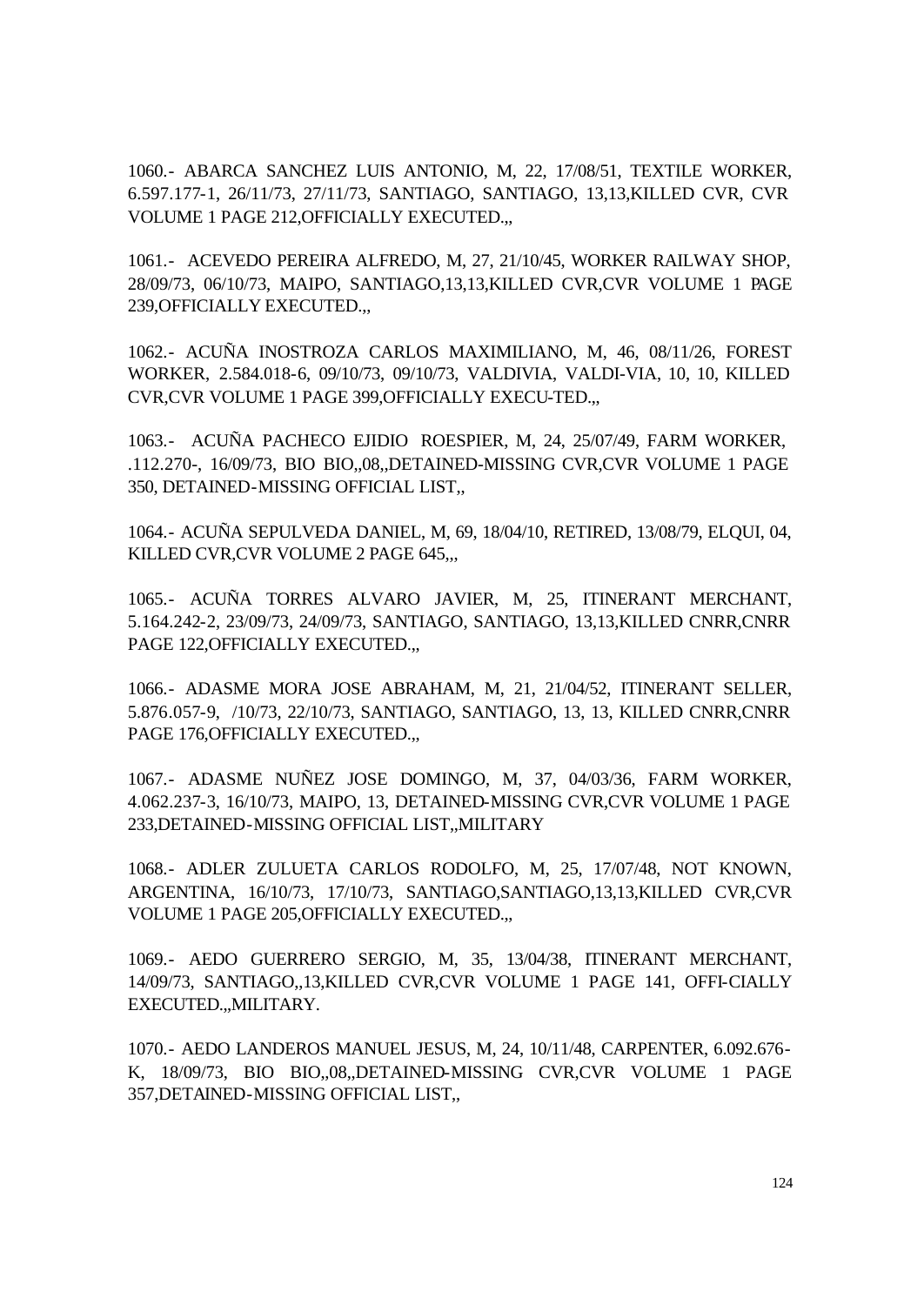1060.- ABARCA SANCHEZ LUIS ANTONIO, M, 22, 17/08/51, TEXTILE WORKER, 6.597.177-1, 26/11/73, 27/11/73, SANTIAGO, SANTIAGO, 13,13,KILLED CVR, CVR VOLUME 1 PAGE 212,OFFICIALLY EXECUTED.,,

1061.- ACEVEDO PEREIRA ALFREDO, M, 27, 21/10/45, WORKER RAILWAY SHOP, 28/09/73, 06/10/73, MAIPO, SANTIAGO,13,13,KILLED CVR,CVR VOLUME 1 PAGE 239,OFFICIALLY EXECUTED.,,

1062.- ACUÑA INOSTROZA CARLOS MAXIMILIANO, M, 46, 08/11/26, FOREST WORKER, 2.584.018-6, 09/10/73, 09/10/73, VALDIVIA, VALDI-VIA, 10, 10, KILLED CVR,CVR VOLUME 1 PAGE 399,OFFICIALLY EXECU-TED.,,

1063.- ACUÑA PACHECO EJIDIO ROESPIER, M, 24, 25/07/49, FARM WORKER, .112.270-, 16/09/73, BIO BIO,,08,,DETAINED-MISSING CVR,CVR VOLUME 1 PAGE 350, DETAINED-MISSING OFFICIAL LIST,,

1064.- ACUÑA SEPULVEDA DANIEL, M, 69, 18/04/10, RETIRED, 13/08/79, ELQUI, 04, KILLED CVR,CVR VOLUME 2 PAGE 645,,,

1065.- ACUÑA TORRES ALVARO JAVIER, M, 25, ITINERANT MERCHANT, 5.164.242-2, 23/09/73, 24/09/73, SANTIAGO, SANTIAGO, 13,13,KILLED CNRR,CNRR PAGE 122,OFFICIALLY EXECUTED.,,

1066.- ADASME MORA JOSE ABRAHAM, M, 21, 21/04/52, ITINERANT SELLER, 5.876.057-9, /10/73, 22/10/73, SANTIAGO, SANTIAGO, 13, 13, KILLED CNRR,CNRR PAGE 176,OFFICIALLY EXECUTED.,,

1067.- ADASME NUÑEZ JOSE DOMINGO, M, 37, 04/03/36, FARM WORKER, 4.062.237-3, 16/10/73, MAIPO, 13, DETAINED-MISSING CVR,CVR VOLUME 1 PAGE 233,DETAINED-MISSING OFFICIAL LIST,,MILITARY

1068.- ADLER ZULUETA CARLOS RODOLFO, M, 25, 17/07/48, NOT KNOWN, ARGENTINA, 16/10/73, 17/10/73, SANTIAGO,SANTIAGO,13,13,KILLED CVR,CVR VOLUME 1 PAGE 205,OFFICIALLY EXECUTED.,,

1069.- AEDO GUERRERO SERGIO, M, 35, 13/04/38, ITINERANT MERCHANT, 14/09/73, SANTIAGO,,13,KILLED CVR,CVR VOLUME 1 PAGE 141, OFFI-CIALLY EXECUTED.,,MILITARY.

1070.- AEDO LANDEROS MANUEL JESUS, M, 24, 10/11/48, CARPENTER, 6.092.676-K, 18/09/73, BIO BIO,,08,,DETAINED-MISSING CVR,CVR VOLUME 1 PAGE 357,DETAINED-MISSING OFFICIAL LIST,,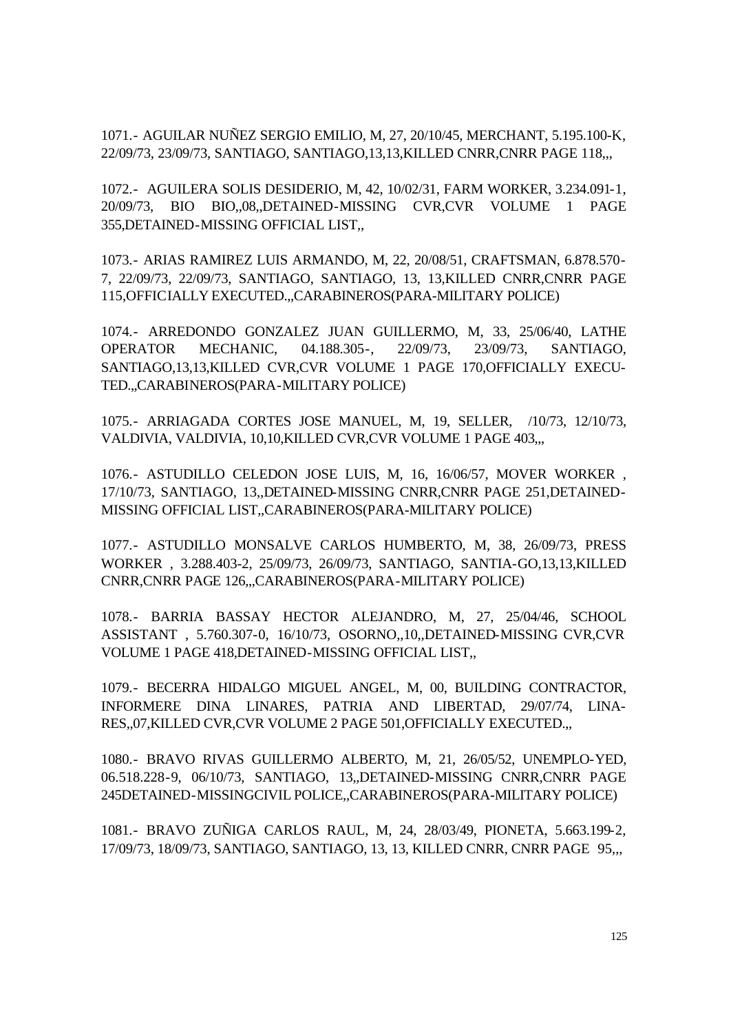1071.- AGUILAR NUÑEZ SERGIO EMILIO, M, 27, 20/10/45, MERCHANT, 5.195.100-K, 22/09/73, 23/09/73, SANTIAGO, SANTIAGO,13,13,KILLED CNRR,CNRR PAGE 118,,,

1072.- AGUILERA SOLIS DESIDERIO, M, 42, 10/02/31, FARM WORKER, 3.234.091-1, 20/09/73, BIO BIO,,08,,DETAINED-MISSING CVR,CVR VOLUME 1 PAGE 355,DETAINED-MISSING OFFICIAL LIST,,

1073.- ARIAS RAMIREZ LUIS ARMANDO, M, 22, 20/08/51, CRAFTSMAN, 6.878.570-7, 22/09/73, 22/09/73, SANTIAGO, SANTIAGO, 13, 13,KILLED CNRR,CNRR PAGE 115,OFFICIALLY EXECUTED.,,CARABINEROS(PARA-MILITARY POLICE)

1074.- ARREDONDO GONZALEZ JUAN GUILLERMO, M, 33, 25/06/40, LATHE OPERATOR MECHANIC, 04.188.305-, 22/09/73, 23/09/73, SANTIAGO, SANTIAGO,13,13,KILLED CVR,CVR VOLUME 1 PAGE 170,OFFICIALLY EXECU-TED.,,CARABINEROS(PARA-MILITARY POLICE)

1075.- ARRIAGADA CORTES JOSE MANUEL, M, 19, SELLER, /10/73, 12/10/73, VALDIVIA, VALDIVIA, 10,10,KILLED CVR,CVR VOLUME 1 PAGE 403,,,

1076.- ASTUDILLO CELEDON JOSE LUIS, M, 16, 16/06/57, MOVER WORKER , 17/10/73, SANTIAGO, 13,,DETAINED-MISSING CNRR,CNRR PAGE 251,DETAINED-MISSING OFFICIAL LIST,,CARABINEROS(PARA-MILITARY POLICE)

1077.- ASTUDILLO MONSALVE CARLOS HUMBERTO, M, 38, 26/09/73, PRESS WORKER , 3.288.403-2, 25/09/73, 26/09/73, SANTIAGO, SANTIA-GO,13,13,KILLED CNRR,CNRR PAGE 126,,,CARABINEROS(PARA-MILITARY POLICE)

1078.- BARRIA BASSAY HECTOR ALEJANDRO, M, 27, 25/04/46, SCHOOL ASSISTANT , 5.760.307-0, 16/10/73, OSORNO,,10,,DETAINED-MISSING CVR,CVR VOLUME 1 PAGE 418,DETAINED-MISSING OFFICIAL LIST,,

1079.- BECERRA HIDALGO MIGUEL ANGEL, M, 00, BUILDING CONTRACTOR, INFORMERE DINA LINARES, PATRIA AND LIBERTAD, 29/07/74, LINA-RES,,07,KILLED CVR,CVR VOLUME 2 PAGE 501,OFFICIALLY EXECUTED.,,

1080.- BRAVO RIVAS GUILLERMO ALBERTO, M, 21, 26/05/52, UNEMPLO-YED, 06.518.228-9, 06/10/73, SANTIAGO, 13,,DETAINED-MISSING CNRR,CNRR PAGE 245DETAINED-MISSINGCIVIL POLICE,,CARABINEROS(PARA-MILITARY POLICE)

1081.- BRAVO ZUÑIGA CARLOS RAUL, M, 24, 28/03/49, PIONETA, 5.663.199-2, 17/09/73, 18/09/73, SANTIAGO, SANTIAGO, 13, 13, KILLED CNRR, CNRR PAGE 95,,,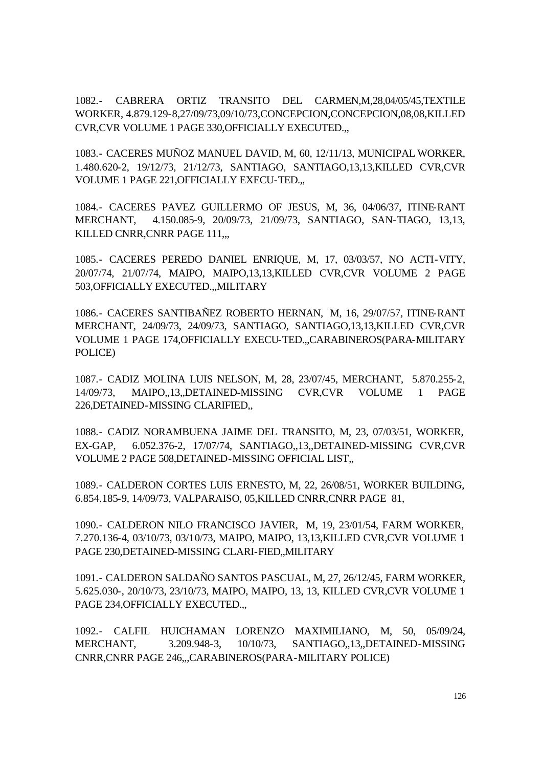1082.- CABRERA ORTIZ TRANSITO DEL CARMEN,M,28,04/05/45,TEXTILE WORKER, 4.879.129-8,27/09/73,09/10/73,CONCEPCION,CONCEPCION,08,08,KILLED CVR,CVR VOLUME 1 PAGE 330,OFFICIALLY EXECUTED.,,

1083.- CACERES MUÑOZ MANUEL DAVID, M, 60, 12/11/13, MUNICIPAL WORKER, 1.480.620-2, 19/12/73, 21/12/73, SANTIAGO, SANTIAGO,13,13,KILLED CVR,CVR VOLUME 1 PAGE 221,OFFICIALLY EXECU-TED.,,

1084.- CACERES PAVEZ GUILLERMO OF JESUS, M, 36, 04/06/37, ITINE-RANT MERCHANT, 4.150.085-9, 20/09/73, 21/09/73, SANTIAGO, SAN-TIAGO, 13,13, KILLED CNRR,CNRR PAGE 111,,,

1085.- CACERES PEREDO DANIEL ENRIQUE, M, 17, 03/03/57, NO ACTI-VITY, 20/07/74, 21/07/74, MAIPO, MAIPO,13,13,KILLED CVR,CVR VOLUME 2 PAGE 503,OFFICIALLY EXECUTED.,,MILITARY

1086.- CACERES SANTIBAÑEZ ROBERTO HERNAN, M, 16, 29/07/57, ITINE-RANT MERCHANT, 24/09/73, 24/09/73, SANTIAGO, SANTIAGO,13,13,KILLED CVR,CVR VOLUME 1 PAGE 174,OFFICIALLY EXECU-TED.,,CARABINEROS(PARA-MILITARY POLICE)

1087.- CADIZ MOLINA LUIS NELSON, M, 28, 23/07/45, MERCHANT, 5.870.255-2, 14/09/73, MAIPO,,13,,DETAINED-MISSING CVR,CVR VOLUME 1 PAGE 226,DETAINED-MISSING CLARIFIED,,

1088.- CADIZ NORAMBUENA JAIME DEL TRANSITO, M, 23, 07/03/51, WORKER, EX-GAP, 6.052.376-2, 17/07/74, SANTIAGO,,13,,DETAINED-MISSING CVR,CVR VOLUME 2 PAGE 508,DETAINED-MISSING OFFICIAL LIST,,

1089.- CALDERON CORTES LUIS ERNESTO, M, 22, 26/08/51, WORKER BUILDING, 6.854.185-9, 14/09/73, VALPARAISO, 05,KILLED CNRR,CNRR PAGE 81,

1090.- CALDERON NILO FRANCISCO JAVIER, M, 19, 23/01/54, FARM WORKER, 7.270.136-4, 03/10/73, 03/10/73, MAIPO, MAIPO, 13,13,KILLED CVR,CVR VOLUME 1 PAGE 230,DETAINED-MISSING CLARI-FIED,,MILITARY

1091.- CALDERON SALDAÑO SANTOS PASCUAL, M, 27, 26/12/45, FARM WORKER, 5.625.030-, 20/10/73, 23/10/73, MAIPO, MAIPO, 13, 13, KILLED CVR,CVR VOLUME 1 PAGE 234,OFFICIALLY EXECUTED.,,

1092.- CALFIL HUICHAMAN LORENZO MAXIMILIANO, M, 50, 05/09/24, MERCHANT, 3.209.948-3, 10/10/73, SANTIAGO,,13,,DETAINED-MISSING CNRR,CNRR PAGE 246,,,CARABINEROS(PARA-MILITARY POLICE)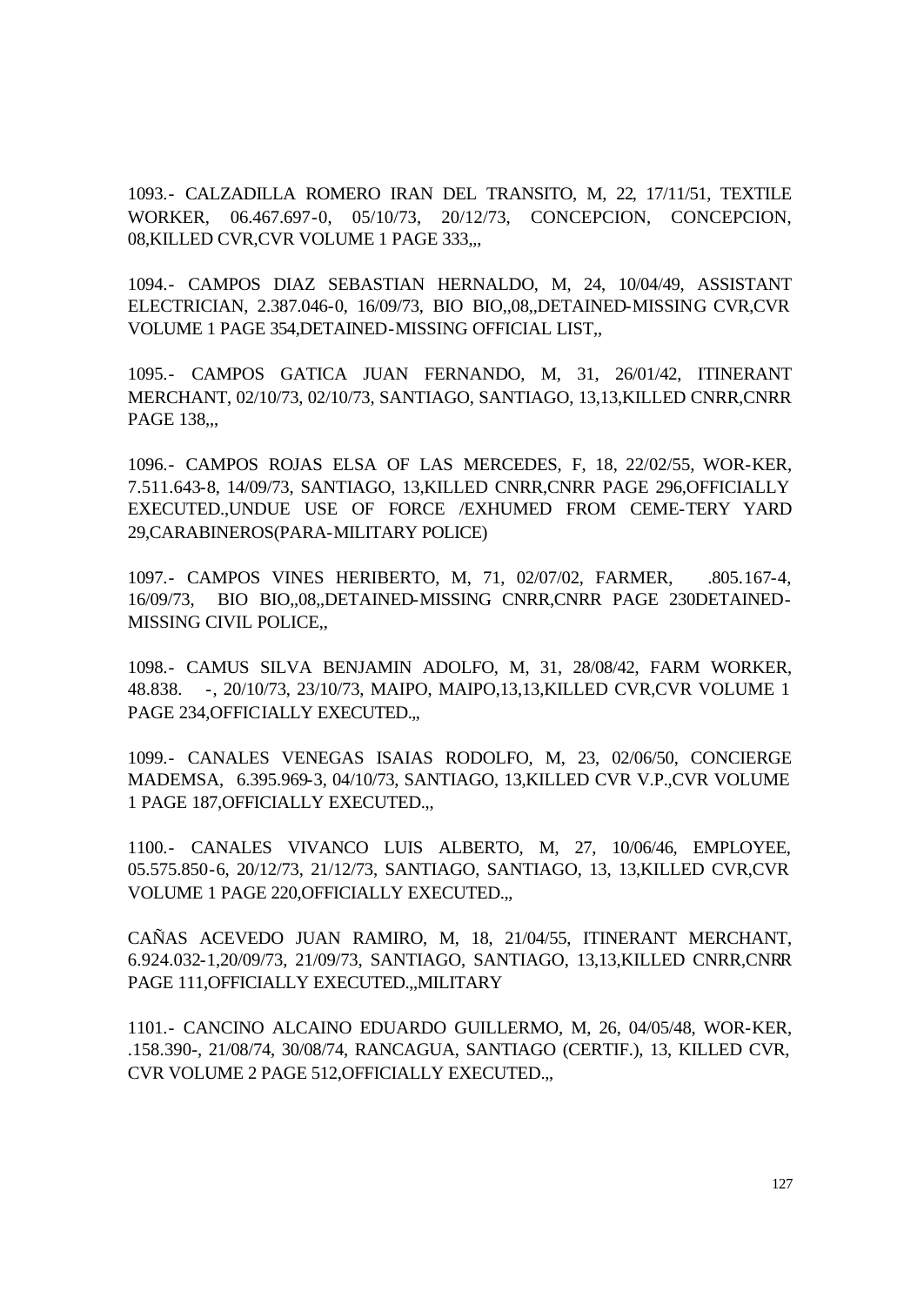1093.- CALZADILLA ROMERO IRAN DEL TRANSITO, M, 22, 17/11/51, TEXTILE WORKER, 06.467.697-0, 05/10/73, 20/12/73, CONCEPCION, CONCEPCION, 08,KILLED CVR,CVR VOLUME 1 PAGE 333,,,

1094.- CAMPOS DIAZ SEBASTIAN HERNALDO, M, 24, 10/04/49, ASSISTANT ELECTRICIAN, 2.387.046-0, 16/09/73, BIO BIO,,08,,DETAINED-MISSING CVR,CVR VOLUME 1 PAGE 354,DETAINED-MISSING OFFICIAL LIST,,

1095.- CAMPOS GATICA JUAN FERNANDO, M, 31, 26/01/42, ITINERANT MERCHANT, 02/10/73, 02/10/73, SANTIAGO, SANTIAGO, 13,13,KILLED CNRR,CNRR PAGE 138,,,

1096.- CAMPOS ROJAS ELSA OF LAS MERCEDES, F, 18, 22/02/55, WOR-KER, 7.511.643-8, 14/09/73, SANTIAGO, 13,KILLED CNRR,CNRR PAGE 296,OFFICIALLY EXECUTED.,UNDUE USE OF FORCE /EXHUMED FROM CEME-TERY YARD 29,CARABINEROS(PARA-MILITARY POLICE)

1097.- CAMPOS VINES HERIBERTO, M, 71, 02/07/02, FARMER, .805.167-4, 16/09/73, BIO BIO,,08,,DETAINED-MISSING CNRR,CNRR PAGE 230DETAINED-MISSING CIVIL POLICE,,

1098.- CAMUS SILVA BENJAMIN ADOLFO, M, 31, 28/08/42, FARM WORKER, 48.838. -, 20/10/73, 23/10/73, MAIPO, MAIPO,13,13,KILLED CVR,CVR VOLUME 1 PAGE 234,OFFICIALLY EXECUTED.,,

1099.- CANALES VENEGAS ISAIAS RODOLFO, M, 23, 02/06/50, CONCIERGE MADEMSA, 6.395.969-3, 04/10/73, SANTIAGO, 13,KILLED CVR V.P.,CVR VOLUME 1 PAGE 187,OFFICIALLY EXECUTED.,,

1100.- CANALES VIVANCO LUIS ALBERTO, M, 27, 10/06/46, EMPLOYEE, 05.575.850-6, 20/12/73, 21/12/73, SANTIAGO, SANTIAGO, 13, 13,KILLED CVR,CVR VOLUME 1 PAGE 220,OFFICIALLY EXECUTED.,,

CAÑAS ACEVEDO JUAN RAMIRO, M, 18, 21/04/55, ITINERANT MERCHANT, 6.924.032-1,20/09/73, 21/09/73, SANTIAGO, SANTIAGO, 13,13,KILLED CNRR,CNRR PAGE 111,OFFICIALLY EXECUTED.,,MILITARY

1101.- CANCINO ALCAINO EDUARDO GUILLERMO, M, 26, 04/05/48, WOR-KER, .158.390-, 21/08/74, 30/08/74, RANCAGUA, SANTIAGO (CERTIF.), 13, KILLED CVR, CVR VOLUME 2 PAGE 512,OFFICIALLY EXECUTED.,,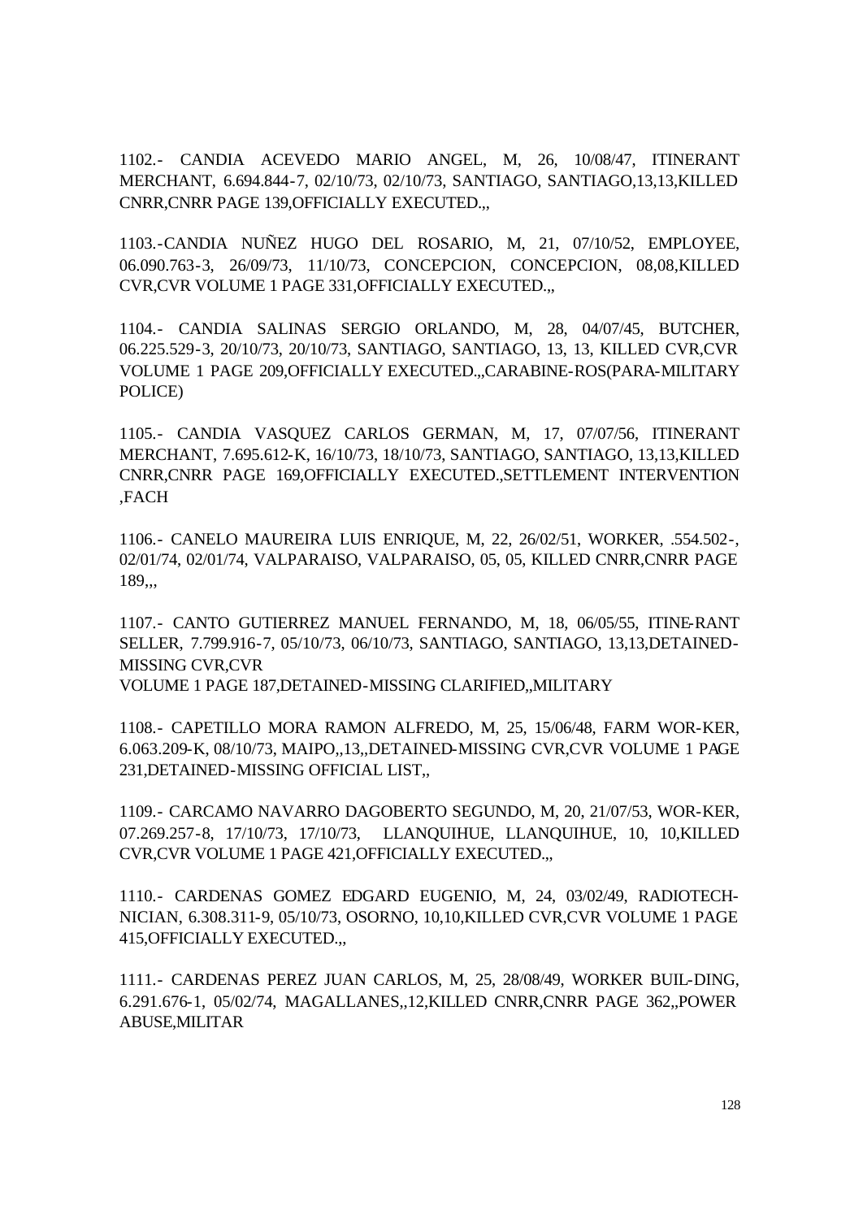1102.- CANDIA ACEVEDO MARIO ANGEL, M, 26, 10/08/47, ITINERANT MERCHANT, 6.694.844-7, 02/10/73, 02/10/73, SANTIAGO, SANTIAGO,13,13,KILLED CNRR,CNRR PAGE 139,OFFICIALLY EXECUTED.,,

1103.-CANDIA NUÑEZ HUGO DEL ROSARIO, M, 21, 07/10/52, EMPLOYEE, 06.090.763-3, 26/09/73, 11/10/73, CONCEPCION, CONCEPCION, 08,08,KILLED CVR,CVR VOLUME 1 PAGE 331,OFFICIALLY EXECUTED.,,

1104.- CANDIA SALINAS SERGIO ORLANDO, M, 28, 04/07/45, BUTCHER, 06.225.529-3, 20/10/73, 20/10/73, SANTIAGO, SANTIAGO, 13, 13, KILLED CVR,CVR VOLUME 1 PAGE 209,OFFICIALLY EXECUTED.,,CARABINE-ROS(PARA-MILITARY POLICE)

1105.- CANDIA VASQUEZ CARLOS GERMAN, M, 17, 07/07/56, ITINERANT MERCHANT, 7.695.612-K, 16/10/73, 18/10/73, SANTIAGO, SANTIAGO, 13,13,KILLED CNRR,CNRR PAGE 169,OFFICIALLY EXECUTED.,SETTLEMENT INTERVENTION ,FACH

1106.- CANELO MAUREIRA LUIS ENRIQUE, M, 22, 26/02/51, WORKER, .554.502-, 02/01/74, 02/01/74, VALPARAISO, VALPARAISO, 05, 05, KILLED CNRR,CNRR PAGE 189,,,

1107.- CANTO GUTIERREZ MANUEL FERNANDO, M, 18, 06/05/55, ITINE-RANT SELLER, 7.799.916-7, 05/10/73, 06/10/73, SANTIAGO, SANTIAGO, 13,13,DETAINED-MISSING CVR,CVR
VOLUME 1 PAGE 187,DETAINED-MISSING CLARIFIED,,MILITARY

1108.- CAPETILLO MORA RAMON ALFREDO, M, 25, 15/06/48, FARM WOR-KER, 6.063.209-K, 08/10/73, MAIPO,,13,,DETAINED-MISSING CVR,CVR VOLUME 1 PAGE 231,DETAINED-MISSING OFFICIAL LIST,,

1109.- CARCAMO NAVARRO DAGOBERTO SEGUNDO, M, 20, 21/07/53, WOR-KER, 07.269.257-8, 17/10/73, 17/10/73, LLANQUIHUE, LLANQUIHUE, 10, 10,KILLED CVR,CVR VOLUME 1 PAGE 421,OFFICIALLY EXECUTED.,,

1110.- CARDENAS GOMEZ EDGARD EUGENIO, M, 24, 03/02/49, RADIOTECH-NICIAN, 6.308.311-9, 05/10/73, OSORNO, 10,10,KILLED CVR,CVR VOLUME 1 PAGE 415,OFFICIALLY EXECUTED.,,

1111.- CARDENAS PEREZ JUAN CARLOS, M, 25, 28/08/49, WORKER BUIL-DING, 6.291.676-1, 05/02/74, MAGALLANES,,12,KILLED CNRR,CNRR PAGE 362,,POWER ABUSE,MILITAR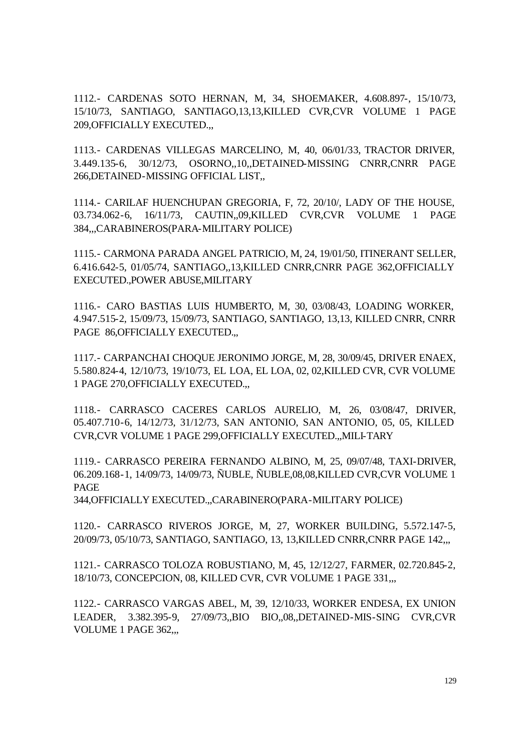1112.- CARDENAS SOTO HERNAN, M, 34, SHOEMAKER, 4.608.897-, 15/10/73, 15/10/73, SANTIAGO, SANTIAGO,13,13,KILLED CVR,CVR VOLUME 1 PAGE 209,OFFICIALLY EXECUTED.,,

1113.- CARDENAS VILLEGAS MARCELINO, M, 40, 06/01/33, TRACTOR DRIVER, 3.449.135-6, 30/12/73, OSORNO,,10,,DETAINED-MISSING CNRR,CNRR PAGE 266,DETAINED-MISSING OFFICIAL LIST,,

1114.- CARILAF HUENCHUPAN GREGORIA, F, 72, 20/10/, LADY OF THE HOUSE, 03.734.062-6, 16/11/73, CAUTIN,,09,KILLED CVR,CVR VOLUME 1 PAGE 384,,,CARABINEROS(PARA-MILITARY POLICE)

1115.- CARMONA PARADA ANGEL PATRICIO, M, 24, 19/01/50, ITINERANT SELLER, 6.416.642-5, 01/05/74, SANTIAGO,,13,KILLED CNRR,CNRR PAGE 362,OFFICIALLY EXECUTED.,POWER ABUSE,MILITARY

1116.- CARO BASTIAS LUIS HUMBERTO, M, 30, 03/08/43, LOADING WORKER, 4.947.515-2, 15/09/73, 15/09/73, SANTIAGO, SANTIAGO, 13,13, KILLED CNRR, CNRR PAGE 86,OFFICIALLY EXECUTED.,,

1117.- CARPANCHAI CHOQUE JERONIMO JORGE, M, 28, 30/09/45, DRIVER ENAEX, 5.580.824-4, 12/10/73, 19/10/73, EL LOA, EL LOA, 02, 02,KILLED CVR, CVR VOLUME 1 PAGE 270,OFFICIALLY EXECUTED.,,

1118.- CARRASCO CACERES CARLOS AURELIO, M, 26, 03/08/47, DRIVER, 05.407.710-6, 14/12/73, 31/12/73, SAN ANTONIO, SAN ANTONIO, 05, 05, KILLED CVR,CVR VOLUME 1 PAGE 299,OFFICIALLY EXECUTED.,,MILI-TARY

1119.- CARRASCO PEREIRA FERNANDO ALBINO, M, 25, 09/07/48, TAXI-DRIVER, 06.209.168-1, 14/09/73, 14/09/73, ÑUBLE, ÑUBLE,08,08,KILLED CVR,CVR VOLUME 1 PAGE
344,OFFICIALLY EXECUTED.,,CARABINERO(PARA-MILITARY POLICE)

1120.- CARRASCO RIVEROS JORGE, M, 27, WORKER BUILDING, 5.572.147-5, 20/09/73, 05/10/73, SANTIAGO, SANTIAGO, 13, 13,KILLED CNRR,CNRR PAGE 142,,,

1121.- CARRASCO TOLOZA ROBUSTIANO, M, 45, 12/12/27, FARMER, 02.720.845-2, 18/10/73, CONCEPCION, 08, KILLED CVR, CVR VOLUME 1 PAGE 331,,,

1122.- CARRASCO VARGAS ABEL, M, 39, 12/10/33, WORKER ENDESA, EX UNION LEADER, 3.382.395-9, 27/09/73,,BIO BIO,,08,,DETAINED-MIS-SING CVR,CVR VOLUME 1 PAGE 362,,,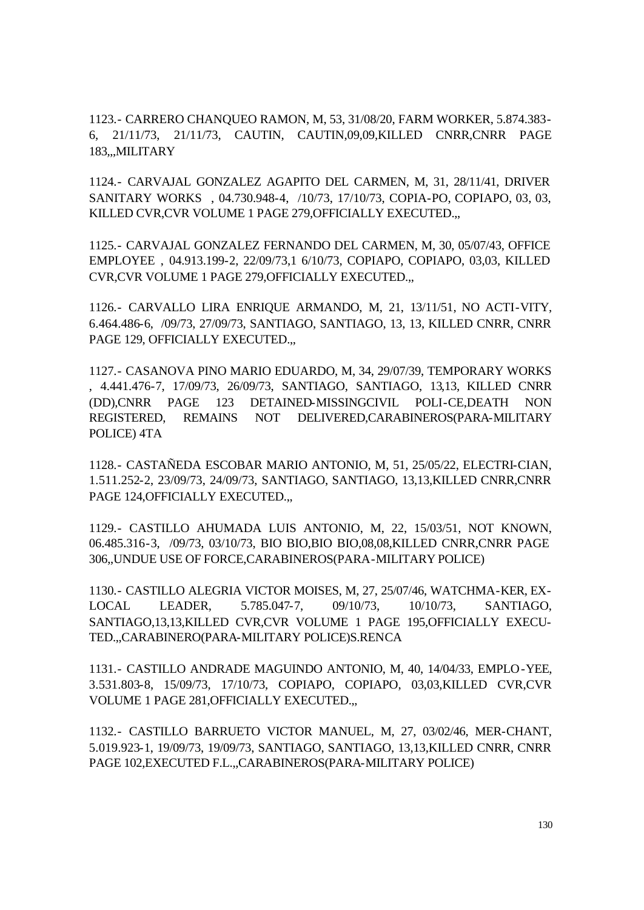1123.- CARRERO CHANQUEO RAMON, M, 53, 31/08/20, FARM WORKER, 5.874.383-6, 21/11/73, 21/11/73, CAUTIN, CAUTIN,09,09,KILLED CNRR,CNRR PAGE 183,,,MILITARY

1124.- CARVAJAL GONZALEZ AGAPITO DEL CARMEN, M, 31, 28/11/41, DRIVER SANITARY WORKS , 04.730.948-4, /10/73, 17/10/73, COPIA-PO, COPIAPO, 03, 03, KILLED CVR,CVR VOLUME 1 PAGE 279,OFFICIALLY EXECUTED.,,

1125.- CARVAJAL GONZALEZ FERNANDO DEL CARMEN, M, 30, 05/07/43, OFFICE EMPLOYEE , 04.913.199-2, 22/09/73,1 6/10/73, COPIAPO, COPIAPO, 03,03, KILLED CVR,CVR VOLUME 1 PAGE 279,OFFICIALLY EXECUTED.,,

1126.- CARVALLO LIRA ENRIQUE ARMANDO, M, 21, 13/11/51, NO ACTI-VITY, 6.464.486-6, /09/73, 27/09/73, SANTIAGO, SANTIAGO, 13, 13, KILLED CNRR, CNRR PAGE 129, OFFICIALLY EXECUTED.,,

1127.- CASANOVA PINO MARIO EDUARDO, M, 34, 29/07/39, TEMPORARY WORKS , 4.441.476-7, 17/09/73, 26/09/73, SANTIAGO, SANTIAGO, 13,13, KILLED CNRR (DD),CNRR PAGE 123 DETAINED-MISSINGCIVIL POLI-CE,DEATH NON REGISTERED, REMAINS NOT DELIVERED,CARABINEROS(PARA-MILITARY POLICE) 4TA

1128.- CASTAÑEDA ESCOBAR MARIO ANTONIO, M, 51, 25/05/22, ELECTRI-CIAN, 1.511.252-2, 23/09/73, 24/09/73, SANTIAGO, SANTIAGO, 13,13,KILLED CNRR,CNRR PAGE 124,OFFICIALLY EXECUTED.,,

1129.- CASTILLO AHUMADA LUIS ANTONIO, M, 22, 15/03/51, NOT KNOWN, 06.485.316-3, /09/73, 03/10/73, BIO BIO,BIO BIO,08,08,KILLED CNRR,CNRR PAGE 306,,UNDUE USE OF FORCE,CARABINEROS(PARA-MILITARY POLICE)

1130.- CASTILLO ALEGRIA VICTOR MOISES, M, 27, 25/07/46, WATCHMA-KER, EX-LOCAL LEADER, 5.785.047-7, 09/10/73, 10/10/73, SANTIAGO, SANTIAGO,13,13,KILLED CVR,CVR VOLUME 1 PAGE 195,OFFICIALLY EXECU-TED.,,CARABINERO(PARA-MILITARY POLICE)S.RENCA

1131.- CASTILLO ANDRADE MAGUINDO ANTONIO, M, 40, 14/04/33, EMPLO-YEE, 3.531.803-8, 15/09/73, 17/10/73, COPIAPO, COPIAPO, 03,03,KILLED CVR,CVR VOLUME 1 PAGE 281,OFFICIALLY EXECUTED.,,

1132.- CASTILLO BARRUETO VICTOR MANUEL, M, 27, 03/02/46, MER-CHANT, 5.019.923-1, 19/09/73, 19/09/73, SANTIAGO, SANTIAGO, 13,13,KILLED CNRR, CNRR PAGE 102,EXECUTED F.L.,,CARABINEROS(PARA-MILITARY POLICE)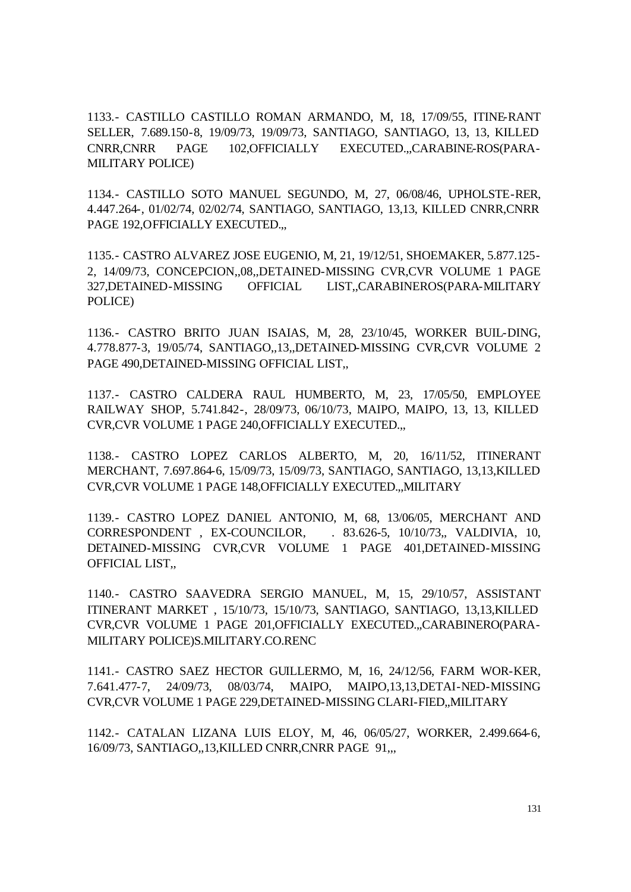1133.- CASTILLO CASTILLO ROMAN ARMANDO, M, 18, 17/09/55, ITINE-RANT SELLER, 7.689.150-8, 19/09/73, 19/09/73, SANTIAGO, SANTIAGO, 13, 13, KILLED CNRR,CNRR PAGE 102,OFFICIALLY EXECUTED.,,CARABINE-ROS(PARA-MILITARY POLICE)

1134.- CASTILLO SOTO MANUEL SEGUNDO, M, 27, 06/08/46, UPHOLSTE-RER, 4.447.264-, 01/02/74, 02/02/74, SANTIAGO, SANTIAGO, 13,13, KILLED CNRR,CNRR PAGE 192,OFFICIALLY EXECUTED.,,

1135.- CASTRO ALVAREZ JOSE EUGENIO, M, 21, 19/12/51, SHOEMAKER, 5.877.125-2, 14/09/73, CONCEPCION,,08,,DETAINED-MISSING CVR,CVR VOLUME 1 PAGE 327,DETAINED-MISSING OFFICIAL LIST,,CARABINEROS(PARA-MILITARY POLICE)

1136.- CASTRO BRITO JUAN ISAIAS, M, 28, 23/10/45, WORKER BUIL-DING, 4.778.877-3, 19/05/74, SANTIAGO,,13,,DETAINED-MISSING CVR,CVR VOLUME 2 PAGE 490,DETAINED-MISSING OFFICIAL LIST,,

1137.- CASTRO CALDERA RAUL HUMBERTO, M, 23, 17/05/50, EMPLOYEE RAILWAY SHOP, 5.741.842-, 28/09/73, 06/10/73, MAIPO, MAIPO, 13, 13, KILLED CVR,CVR VOLUME 1 PAGE 240,OFFICIALLY EXECUTED.,,

1138.- CASTRO LOPEZ CARLOS ALBERTO, M, 20, 16/11/52, ITINERANT MERCHANT, 7.697.864-6, 15/09/73, 15/09/73, SANTIAGO, SANTIAGO, 13,13,KILLED CVR,CVR VOLUME 1 PAGE 148,OFFICIALLY EXECUTED.,,MILITARY

1139.- CASTRO LOPEZ DANIEL ANTONIO, M, 68, 13/06/05, MERCHANT AND CORRESPONDENT , EX-COUNCILOR, . 83.626-5, 10/10/73,, VALDIVIA, 10, DETAINED-MISSING CVR,CVR VOLUME 1 PAGE 401,DETAINED-MISSING OFFICIAL LIST,,

1140.- CASTRO SAAVEDRA SERGIO MANUEL, M, 15, 29/10/57, ASSISTANT ITINERANT MARKET , 15/10/73, 15/10/73, SANTIAGO, SANTIAGO, 13,13,KILLED CVR,CVR VOLUME 1 PAGE 201,OFFICIALLY EXECUTED.,,CARABINERO(PARA-MILITARY POLICE)S.MILITARY.CO.RENC

1141.- CASTRO SAEZ HECTOR GUILLERMO, M, 16, 24/12/56, FARM WOR-KER, 7.641.477-7, 24/09/73, 08/03/74, MAIPO, MAIPO,13,13,DETAI-NED-MISSING CVR,CVR VOLUME 1 PAGE 229,DETAINED-MISSING CLARI-FIED,,MILITARY

1142.- CATALAN LIZANA LUIS ELOY, M, 46, 06/05/27, WORKER, 2.499.664-6, 16/09/73, SANTIAGO,,13,KILLED CNRR,CNRR PAGE 91,,,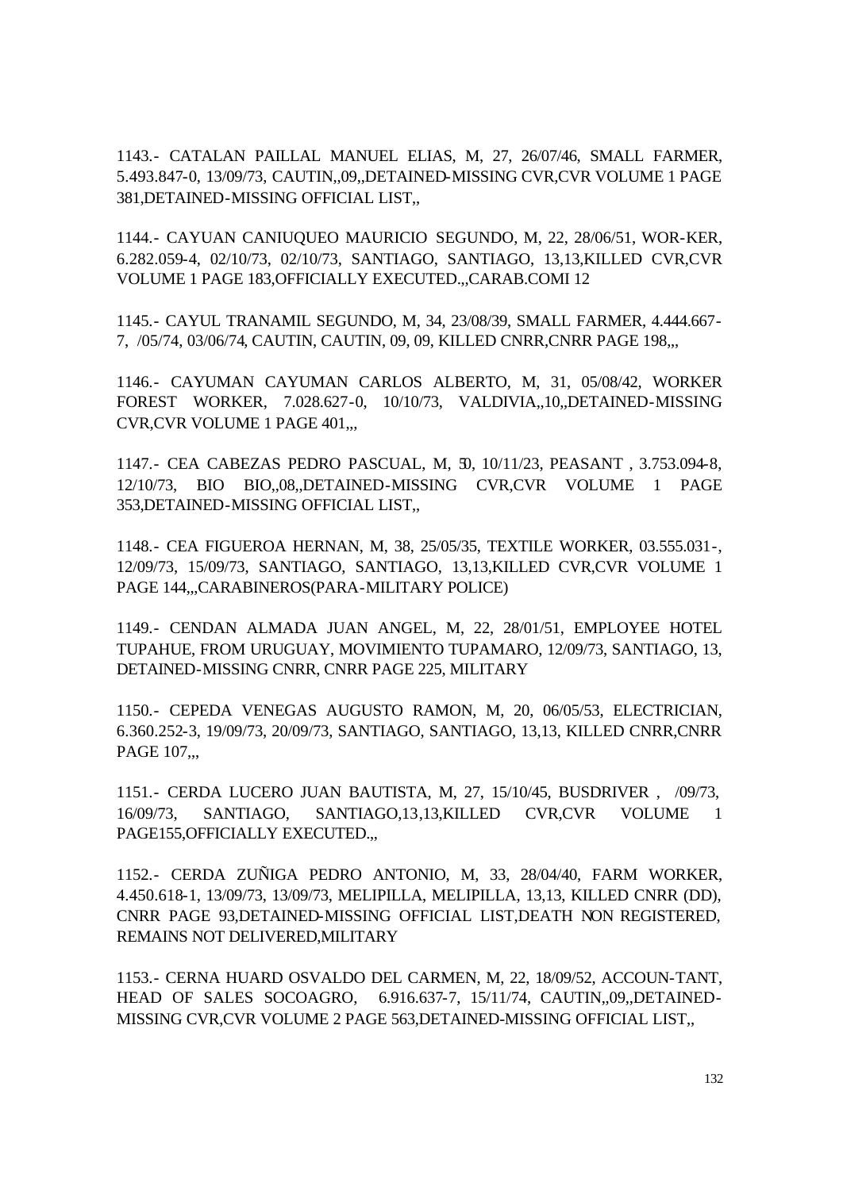1143.- CATALAN PAILLAL MANUEL ELIAS, M, 27, 26/07/46, SMALL FARMER, 5.493.847-0, 13/09/73, CAUTIN,,09,,DETAINED-MISSING CVR,CVR VOLUME 1 PAGE 381,DETAINED-MISSING OFFICIAL LIST,,

1144.- CAYUAN CANIUQUEO MAURICIO SEGUNDO, M, 22, 28/06/51, WOR-KER, 6.282.059-4, 02/10/73, 02/10/73, SANTIAGO, SANTIAGO, 13,13,KILLED CVR,CVR VOLUME 1 PAGE 183,OFFICIALLY EXECUTED.,,CARAB.COMI 12

1145.- CAYUL TRANAMIL SEGUNDO, M, 34, 23/08/39, SMALL FARMER, 4.444.667-7, /05/74, 03/06/74, CAUTIN, CAUTIN, 09, 09, KILLED CNRR,CNRR PAGE 198,,,

1146.- CAYUMAN CAYUMAN CARLOS ALBERTO, M, 31, 05/08/42, WORKER FOREST WORKER, 7.028.627-0, 10/10/73, VALDIVIA,,10,,DETAINED-MISSING CVR,CVR VOLUME 1 PAGE 401,,,

1147.- CEA CABEZAS PEDRO PASCUAL, M, 50, 10/11/23, PEASANT , 3.753.094-8, 12/10/73, BIO BIO,,08,,DETAINED-MISSING CVR,CVR VOLUME 1 PAGE 353,DETAINED-MISSING OFFICIAL LIST,,

1148.- CEA FIGUEROA HERNAN, M, 38, 25/05/35, TEXTILE WORKER, 03.555.031-, 12/09/73, 15/09/73, SANTIAGO, SANTIAGO, 13,13,KILLED CVR,CVR VOLUME 1 PAGE 144,,,CARABINEROS(PARA-MILITARY POLICE)

1149.- CENDAN ALMADA JUAN ANGEL, M, 22, 28/01/51, EMPLOYEE HOTEL TUPAHUE, FROM URUGUAY, MOVIMIENTO TUPAMARO, 12/09/73, SANTIAGO, 13, DETAINED-MISSING CNRR, CNRR PAGE 225, MILITARY

1150.- CEPEDA VENEGAS AUGUSTO RAMON, M, 20, 06/05/53, ELECTRICIAN, 6.360.252-3, 19/09/73, 20/09/73, SANTIAGO, SANTIAGO, 13,13, KILLED CNRR,CNRR PAGE 107,,,

1151.- CERDA LUCERO JUAN BAUTISTA, M, 27, 15/10/45, BUSDRIVER , /09/73, 16/09/73, SANTIAGO, SANTIAGO,13,13,KILLED CVR,CVR VOLUME 1 PAGE155,OFFICIALLY EXECUTED.,,

1152.- CERDA ZUÑIGA PEDRO ANTONIO, M, 33, 28/04/40, FARM WORKER, 4.450.618-1, 13/09/73, 13/09/73, MELIPILLA, MELIPILLA, 13,13, KILLED CNRR (DD), CNRR PAGE 93,DETAINED-MISSING OFFICIAL LIST,DEATH NON REGISTERED, REMAINS NOT DELIVERED,MILITARY

1153.- CERNA HUARD OSVALDO DEL CARMEN, M, 22, 18/09/52, ACCOUN-TANT, HEAD OF SALES SOCOAGRO, 6.916.637-7, 15/11/74, CAUTIN,,09,,DETAINED-MISSING CVR,CVR VOLUME 2 PAGE 563,DETAINED-MISSING OFFICIAL LIST,,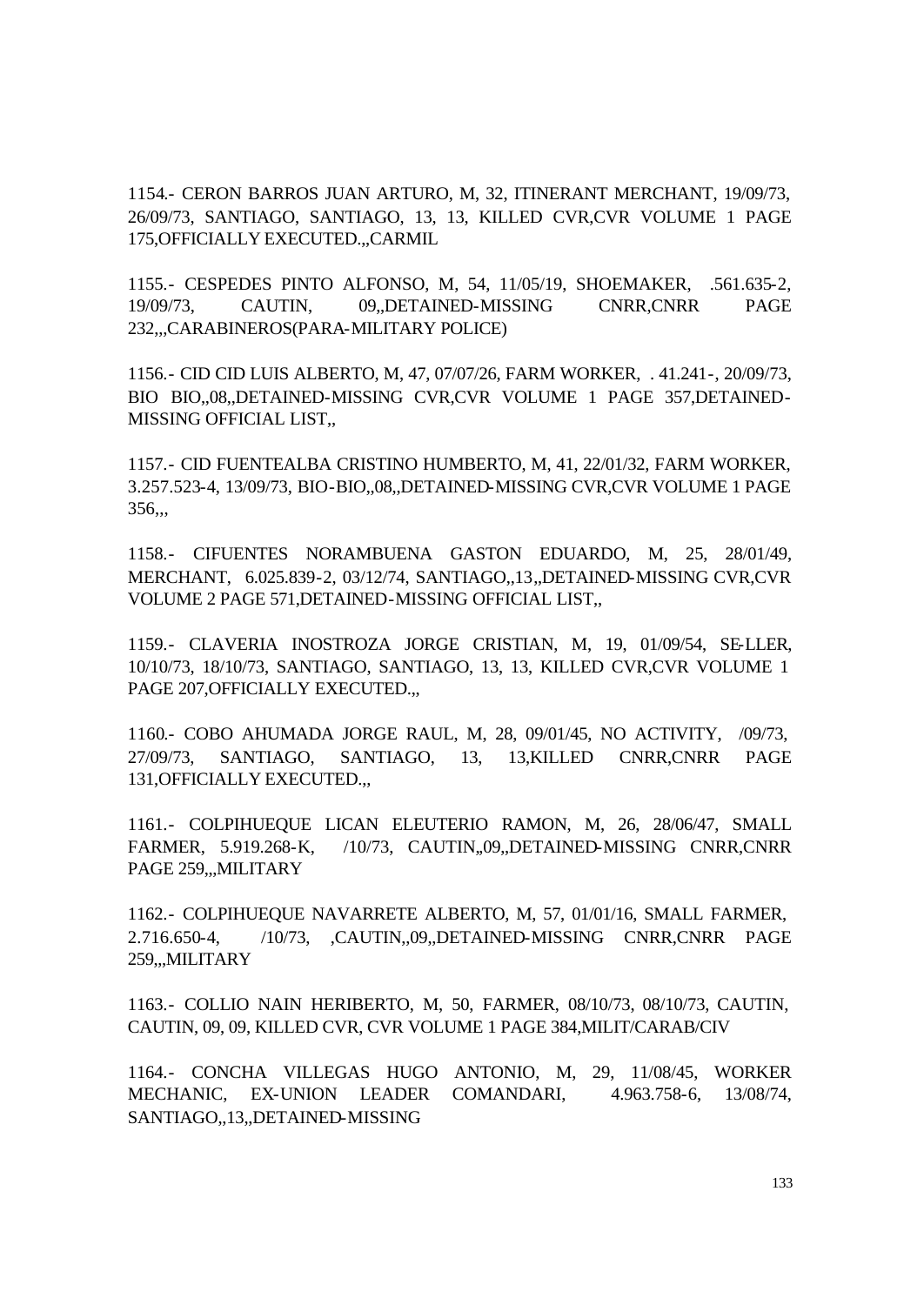1154.- CERON BARROS JUAN ARTURO, M, 32, ITINERANT MERCHANT, 19/09/73, 26/09/73, SANTIAGO, SANTIAGO, 13, 13, KILLED CVR,CVR VOLUME 1 PAGE 175,OFFICIALLY EXECUTED.,,CARMIL

1155.- CESPEDES PINTO ALFONSO, M, 54, 11/05/19, SHOEMAKER, .561.635-2, 19/09/73, CAUTIN, 09,,DETAINED-MISSING CNRR,CNRR PAGE 232,,,CARABINEROS(PARA-MILITARY POLICE)

1156.- CID CID LUIS ALBERTO, M, 47, 07/07/26, FARM WORKER, . 41.241-, 20/09/73, BIO BIO,,08,,DETAINED-MISSING CVR,CVR VOLUME 1 PAGE 357,DETAINED-MISSING OFFICIAL LIST,,

1157.- CID FUENTEALBA CRISTINO HUMBERTO, M, 41, 22/01/32, FARM WORKER, 3.257.523-4, 13/09/73, BIO-BIO,,08,,DETAINED-MISSING CVR,CVR VOLUME 1 PAGE 356,,,

1158.- CIFUENTES NORAMBUENA GASTON EDUARDO, M, 25, 28/01/49, MERCHANT, 6.025.839-2, 03/12/74, SANTIAGO,,13,,DETAINED-MISSING CVR,CVR VOLUME 2 PAGE 571,DETAINED-MISSING OFFICIAL LIST,,

1159.- CLAVERIA INOSTROZA JORGE CRISTIAN, M, 19, 01/09/54, SE-LLER, 10/10/73, 18/10/73, SANTIAGO, SANTIAGO, 13, 13, KILLED CVR,CVR VOLUME 1 PAGE 207,OFFICIALLY EXECUTED.,,

1160.- COBO AHUMADA JORGE RAUL, M, 28, 09/01/45, NO ACTIVITY, /09/73, 27/09/73, SANTIAGO, SANTIAGO, 13, 13,KILLED CNRR,CNRR PAGE 131,OFFICIALLY EXECUTED.,,

1161.- COLPIHUEQUE LICAN ELEUTERIO RAMON, M, 26, 28/06/47, SMALL FARMER, 5.919.268-K, /10/73, CAUTIN,,09,,DETAINED-MISSING CNRR,CNRR PAGE 259,,,MILITARY

1162.- COLPIHUEQUE NAVARRETE ALBERTO, M, 57, 01/01/16, SMALL FARMER, 2.716.650-4, /10/73, ,CAUTIN,,09,,DETAINED-MISSING CNRR,CNRR PAGE 259,,,MILITARY

1163.- COLLIO NAIN HERIBERTO, M, 50, FARMER, 08/10/73, 08/10/73, CAUTIN, CAUTIN, 09, 09, KILLED CVR, CVR VOLUME 1 PAGE 384,MILIT/CARAB/CIV

1164.- CONCHA VILLEGAS HUGO ANTONIO, M, 29, 11/08/45, WORKER MECHANIC, EX-UNION LEADER COMANDARI, 4.963.758-6, 13/08/74, SANTIAGO,,13,,DETAINED-MISSING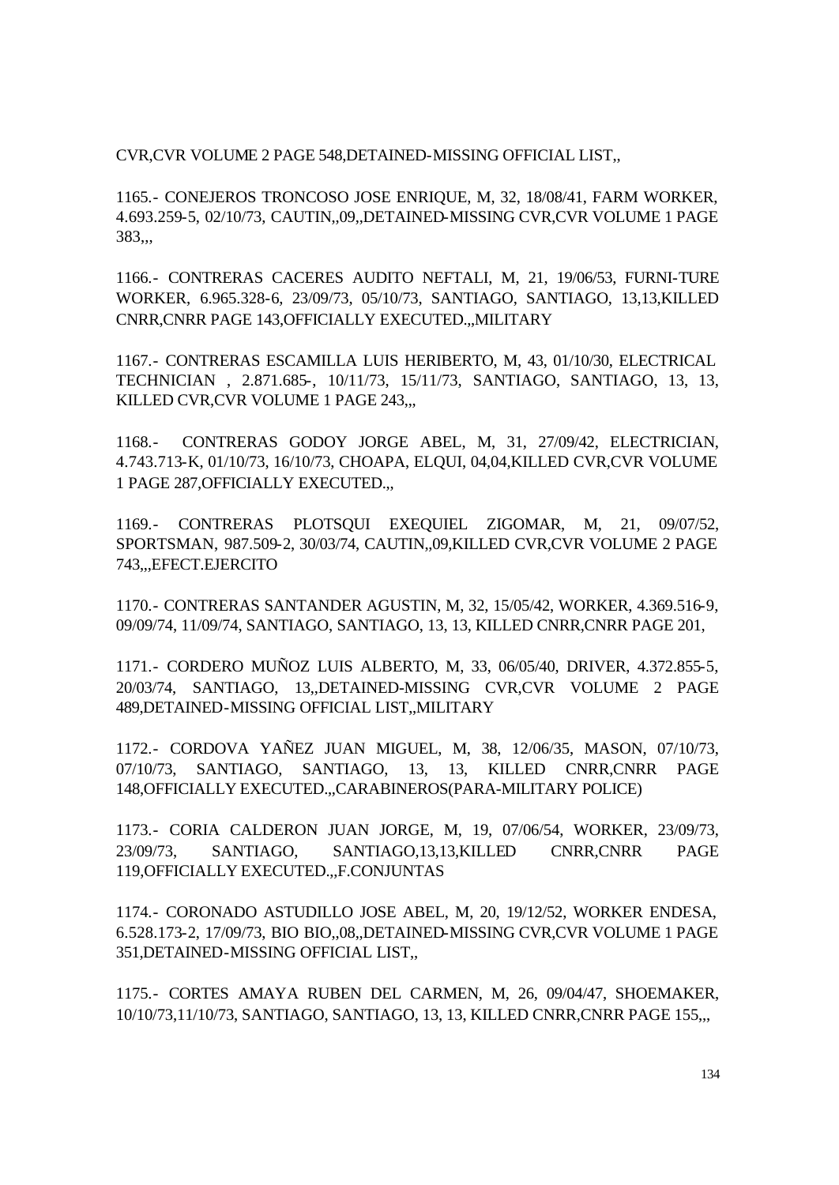CVR,CVR VOLUME 2 PAGE 548,DETAINED-MISSING OFFICIAL LIST,,

1165.- CONEJEROS TRONCOSO JOSE ENRIQUE, M, 32, 18/08/41, FARM WORKER, 4.693.259-5, 02/10/73, CAUTIN,,09,,DETAINED-MISSING CVR,CVR VOLUME 1 PAGE 383,,,

1166.- CONTRERAS CACERES AUDITO NEFTALI, M, 21, 19/06/53, FURNI-TURE WORKER, 6.965.328-6, 23/09/73, 05/10/73, SANTIAGO, SANTIAGO, 13,13,KILLED CNRR,CNRR PAGE 143,OFFICIALLY EXECUTED.,,MILITARY

1167.- CONTRERAS ESCAMILLA LUIS HERIBERTO, M, 43, 01/10/30, ELECTRICAL TECHNICIAN , 2.871.685-, 10/11/73, 15/11/73, SANTIAGO, SANTIAGO, 13, 13, KILLED CVR,CVR VOLUME 1 PAGE 243,,,

1168.- CONTRERAS GODOY JORGE ABEL, M, 31, 27/09/42, ELECTRICIAN, 4.743.713-K, 01/10/73, 16/10/73, CHOAPA, ELQUI, 04,04,KILLED CVR,CVR VOLUME 1 PAGE 287,OFFICIALLY EXECUTED.,,

1169.- CONTRERAS PLOTSQUI EXEQUIEL ZIGOMAR, M, 21, 09/07/52, SPORTSMAN, 987.509-2, 30/03/74, CAUTIN,,09,KILLED CVR,CVR VOLUME 2 PAGE 743,,,EFECT.EJERCITO

1170.- CONTRERAS SANTANDER AGUSTIN, M, 32, 15/05/42, WORKER, 4.369.516-9, 09/09/74, 11/09/74, SANTIAGO, SANTIAGO, 13, 13, KILLED CNRR,CNRR PAGE 201,

1171.- CORDERO MUÑOZ LUIS ALBERTO, M, 33, 06/05/40, DRIVER, 4.372.855-5, 20/03/74, SANTIAGO, 13,,DETAINED-MISSING CVR,CVR VOLUME 2 PAGE 489,DETAINED-MISSING OFFICIAL LIST,,MILITARY

1172.- CORDOVA YAÑEZ JUAN MIGUEL, M, 38, 12/06/35, MASON, 07/10/73, 07/10/73, SANTIAGO, SANTIAGO, 13, 13, KILLED CNRR,CNRR PAGE 148,OFFICIALLY EXECUTED.,,CARABINEROS(PARA-MILITARY POLICE)

1173.- CORIA CALDERON JUAN JORGE, M, 19, 07/06/54, WORKER, 23/09/73, 23/09/73, SANTIAGO, SANTIAGO,13,13,KILLED CNRR,CNRR PAGE 119,OFFICIALLY EXECUTED.,,F.CONJUNTAS

1174.- CORONADO ASTUDILLO JOSE ABEL, M, 20, 19/12/52, WORKER ENDESA, 6.528.173-2, 17/09/73, BIO BIO,,08,,DETAINED-MISSING CVR,CVR VOLUME 1 PAGE 351,DETAINED-MISSING OFFICIAL LIST,,

1175.- CORTES AMAYA RUBEN DEL CARMEN, M, 26, 09/04/47, SHOEMAKER, 10/10/73,11/10/73, SANTIAGO, SANTIAGO, 13, 13, KILLED CNRR,CNRR PAGE 155,,,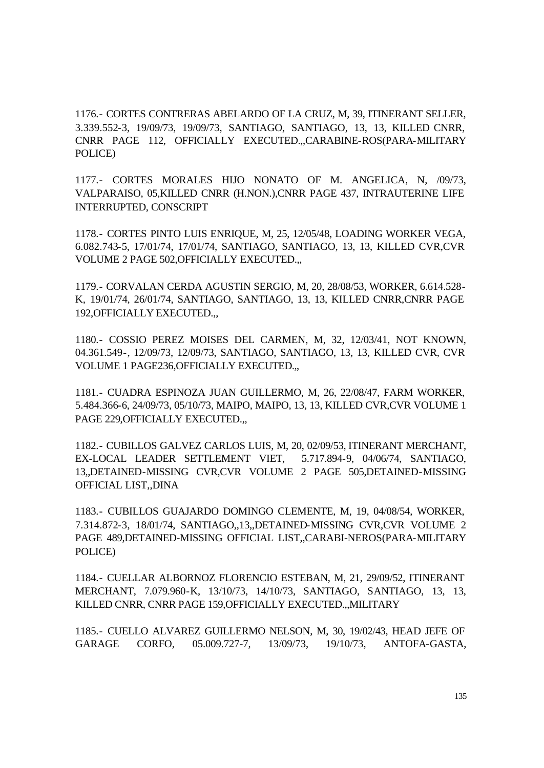1176.- CORTES CONTRERAS ABELARDO OF LA CRUZ, M, 39, ITINERANT SELLER, 3.339.552-3, 19/09/73, 19/09/73, SANTIAGO, SANTIAGO, 13, 13, KILLED CNRR, CNRR PAGE 112, OFFICIALLY EXECUTED.,,CARABINE-ROS(PARA-MILITARY POLICE)

1177.- CORTES MORALES HIJO NONATO OF M. ANGELICA, N, /09/73, VALPARAISO, 05,KILLED CNRR (H.NON.),CNRR PAGE 437, INTRAUTERINE LIFE INTERRUPTED, CONSCRIPT

1178.- CORTES PINTO LUIS ENRIQUE, M, 25, 12/05/48, LOADING WORKER VEGA, 6.082.743-5, 17/01/74, 17/01/74, SANTIAGO, SANTIAGO, 13, 13, KILLED CVR,CVR VOLUME 2 PAGE 502,OFFICIALLY EXECUTED.,,

1179.- CORVALAN CERDA AGUSTIN SERGIO, M, 20, 28/08/53, WORKER, 6.614.528-K, 19/01/74, 26/01/74, SANTIAGO, SANTIAGO, 13, 13, KILLED CNRR,CNRR PAGE 192,OFFICIALLY EXECUTED.,,

1180.- COSSIO PEREZ MOISES DEL CARMEN, M, 32, 12/03/41, NOT KNOWN, 04.361.549-, 12/09/73, 12/09/73, SANTIAGO, SANTIAGO, 13, 13, KILLED CVR, CVR VOLUME 1 PAGE236,OFFICIALLY EXECUTED.,,

1181.- CUADRA ESPINOZA JUAN GUILLERMO, M, 26, 22/08/47, FARM WORKER, 5.484.366-6, 24/09/73, 05/10/73, MAIPO, MAIPO, 13, 13, KILLED CVR,CVR VOLUME 1 PAGE 229,OFFICIALLY EXECUTED.,,

1182.- CUBILLOS GALVEZ CARLOS LUIS, M, 20, 02/09/53, ITINERANT MERCHANT, EX-LOCAL LEADER SETTLEMENT VIET, 5.717.894-9, 04/06/74, SANTIAGO, 13,,DETAINED-MISSING CVR,CVR VOLUME 2 PAGE 505,DETAINED-MISSING OFFICIAL LIST,,DINA

1183.- CUBILLOS GUAJARDO DOMINGO CLEMENTE, M, 19, 04/08/54, WORKER, 7.314.872-3, 18/01/74, SANTIAGO,,13,,DETAINED-MISSING CVR,CVR VOLUME 2 PAGE 489,DETAINED-MISSING OFFICIAL LIST,,CARABI-NEROS(PARA-MILITARY POLICE)

1184.- CUELLAR ALBORNOZ FLORENCIO ESTEBAN, M, 21, 29/09/52, ITINERANT MERCHANT, 7.079.960-K, 13/10/73, 14/10/73, SANTIAGO, SANTIAGO, 13, 13, KILLED CNRR, CNRR PAGE 159,OFFICIALLY EXECUTED.,,MILITARY

1185.- CUELLO ALVAREZ GUILLERMO NELSON, M, 30, 19/02/43, HEAD JEFE OF GARAGE CORFO, 05.009.727-7, 13/09/73, 19/10/73, ANTOFA-GASTA,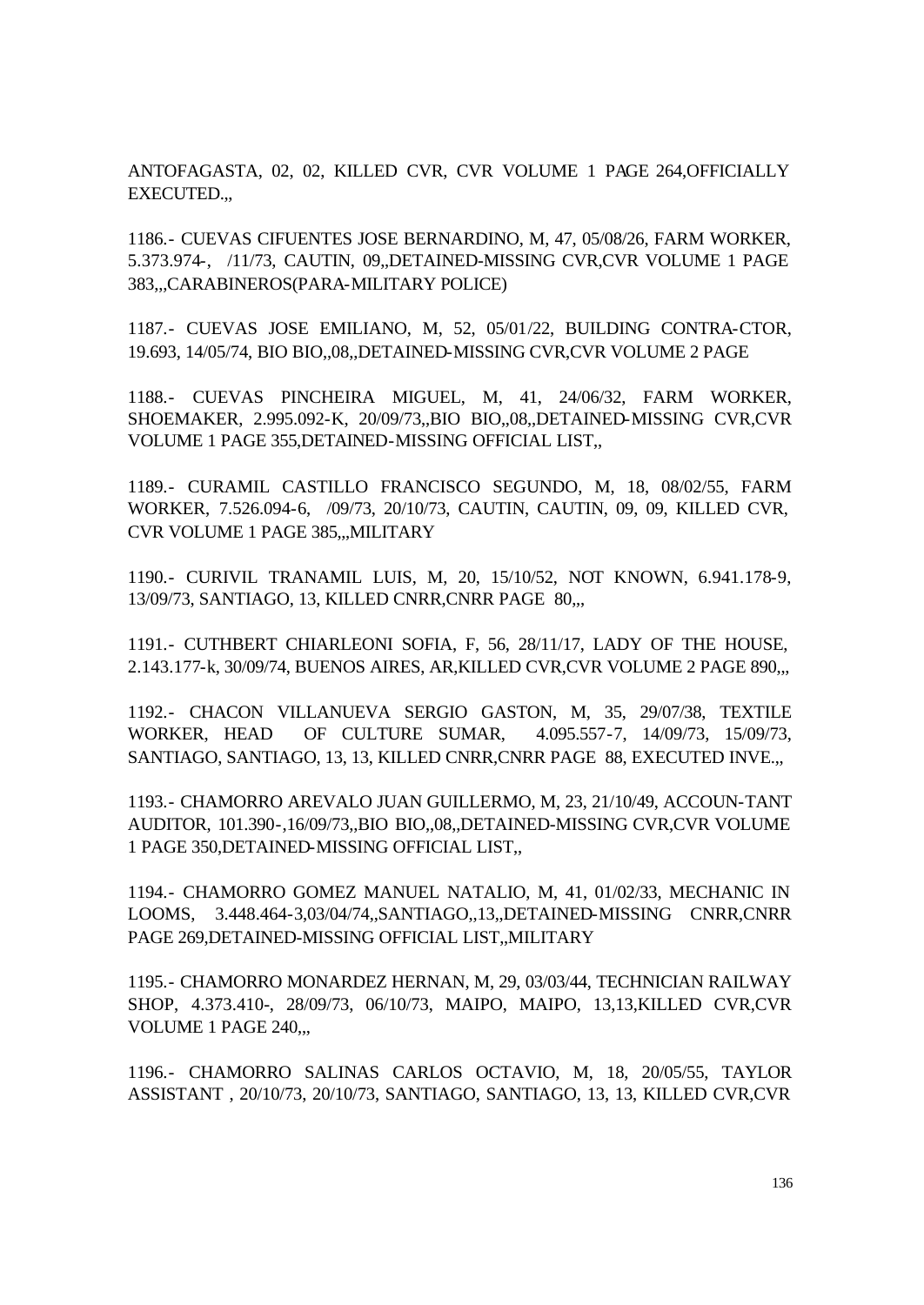ANTOFAGASTA, 02, 02, KILLED CVR, CVR VOLUME 1 PAGE 264,OFFICIALLY EXECUTED.,,

1186.- CUEVAS CIFUENTES JOSE BERNARDINO, M, 47, 05/08/26, FARM WORKER, 5.373.974-, /11/73, CAUTIN, 09,,DETAINED-MISSING CVR,CVR VOLUME 1 PAGE 383,,,CARABINEROS(PARA-MILITARY POLICE)

1187.- CUEVAS JOSE EMILIANO, M, 52, 05/01/22, BUILDING CONTRA-CTOR, 19.693, 14/05/74, BIO BIO,,08,,DETAINED-MISSING CVR,CVR VOLUME 2 PAGE

1188.- CUEVAS PINCHEIRA MIGUEL, M, 41, 24/06/32, FARM WORKER, SHOEMAKER, 2.995.092-K, 20/09/73,,BIO BIO,,08,,DETAINED-MISSING CVR,CVR VOLUME 1 PAGE 355,DETAINED-MISSING OFFICIAL LIST,,

1189.- CURAMIL CASTILLO FRANCISCO SEGUNDO, M, 18, 08/02/55, FARM WORKER, 7.526.094-6, /09/73, 20/10/73, CAUTIN, CAUTIN, 09, 09, KILLED CVR, CVR VOLUME 1 PAGE 385,,,MILITARY

1190.- CURIVIL TRANAMIL LUIS, M, 20, 15/10/52, NOT KNOWN, 6.941.178-9, 13/09/73, SANTIAGO, 13, KILLED CNRR,CNRR PAGE 80,,,

1191.- CUTHBERT CHIARLEONI SOFIA, F, 56, 28/11/17, LADY OF THE HOUSE, 2.143.177-k, 30/09/74, BUENOS AIRES, AR,KILLED CVR,CVR VOLUME 2 PAGE 890,,,

1192.- CHACON VILLANUEVA SERGIO GASTON, M, 35, 29/07/38, TEXTILE WORKER, HEAD OF CULTURE SUMAR, 4.095.557-7, 14/09/73, 15/09/73, SANTIAGO, SANTIAGO, 13, 13, KILLED CNRR,CNRR PAGE 88, EXECUTED INVE.,,

1193.- CHAMORRO AREVALO JUAN GUILLERMO, M, 23, 21/10/49, ACCOUN-TANT AUDITOR, 101.390-,16/09/73,,BIO BIO,,08,,DETAINED-MISSING CVR,CVR VOLUME 1 PAGE 350,DETAINED-MISSING OFFICIAL LIST,,

1194.- CHAMORRO GOMEZ MANUEL NATALIO, M, 41, 01/02/33, MECHANIC IN LOOMS, 3.448.464-3,03/04/74,,SANTIAGO,,13,,DETAINED-MISSING CNRR,CNRR PAGE 269,DETAINED-MISSING OFFICIAL LIST,,MILITARY

1195.- CHAMORRO MONARDEZ HERNAN, M, 29, 03/03/44, TECHNICIAN RAILWAY SHOP, 4.373.410-, 28/09/73, 06/10/73, MAIPO, MAIPO, 13,13,KILLED CVR,CVR VOLUME 1 PAGE 240,,,

1196.- CHAMORRO SALINAS CARLOS OCTAVIO, M, 18, 20/05/55, TAYLOR ASSISTANT , 20/10/73, 20/10/73, SANTIAGO, SANTIAGO, 13, 13, KILLED CVR,CVR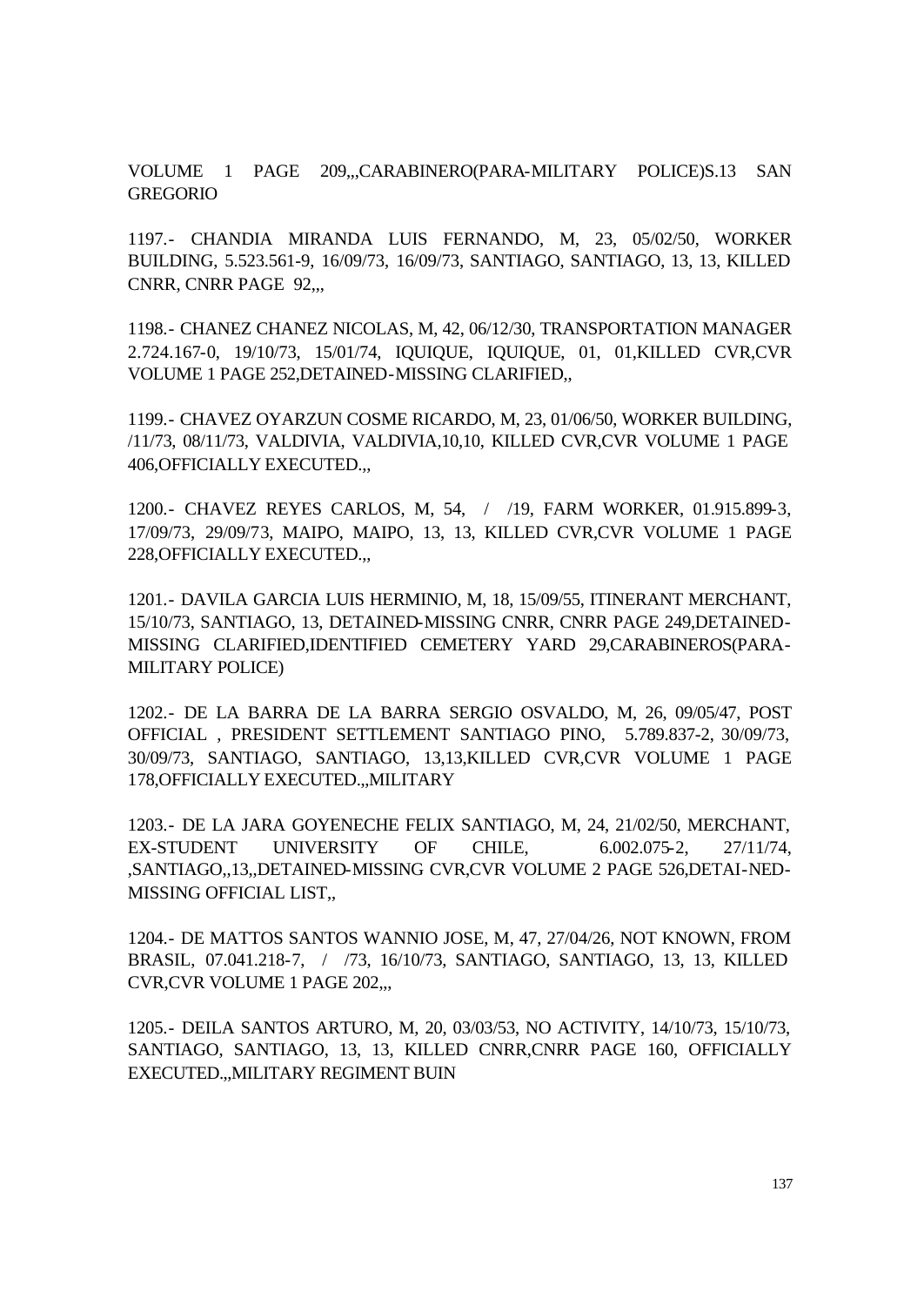VOLUME 1 PAGE 209,,,CARABINERO(PARA-MILITARY POLICE)S.13 SAN GREGORIO

1197.- CHANDIA MIRANDA LUIS FERNANDO, M, 23, 05/02/50, WORKER BUILDING, 5.523.561-9, 16/09/73, 16/09/73, SANTIAGO, SANTIAGO, 13, 13, KILLED CNRR, CNRR PAGE 92,,,

1198.- CHANEZ CHANEZ NICOLAS, M, 42, 06/12/30, TRANSPORTATION MANAGER 2.724.167-0, 19/10/73, 15/01/74, IQUIQUE, IQUIQUE, 01, 01,KILLED CVR,CVR VOLUME 1 PAGE 252,DETAINED-MISSING CLARIFIED,,

1199.- CHAVEZ OYARZUN COSME RICARDO, M, 23, 01/06/50, WORKER BUILDING, /11/73, 08/11/73, VALDIVIA, VALDIVIA,10,10, KILLED CVR,CVR VOLUME 1 PAGE 406,OFFICIALLY EXECUTED.,,

1200.- CHAVEZ REYES CARLOS, M, 54, / /19, FARM WORKER, 01.915.899-3, 17/09/73, 29/09/73, MAIPO, MAIPO, 13, 13, KILLED CVR,CVR VOLUME 1 PAGE 228,OFFICIALLY EXECUTED.,,

1201.- DAVILA GARCIA LUIS HERMINIO, M, 18, 15/09/55, ITINERANT MERCHANT, 15/10/73, SANTIAGO, 13, DETAINED-MISSING CNRR, CNRR PAGE 249,DETAINED-MISSING CLARIFIED,IDENTIFIED CEMETERY YARD 29,CARABINEROS(PARA-MILITARY POLICE)

1202.- DE LA BARRA DE LA BARRA SERGIO OSVALDO, M, 26, 09/05/47, POST OFFICIAL , PRESIDENT SETTLEMENT SANTIAGO PINO, 5.789.837-2, 30/09/73, 30/09/73, SANTIAGO, SANTIAGO, 13,13,KILLED CVR,CVR VOLUME 1 PAGE 178,OFFICIALLY EXECUTED.,,MILITARY

1203.- DE LA JARA GOYENECHE FELIX SANTIAGO, M, 24, 21/02/50, MERCHANT, EX-STUDENT UNIVERSITY OF CHILE, 6.002.075-2, 27/11/74, ,SANTIAGO,,13,,DETAINED-MISSING CVR,CVR VOLUME 2 PAGE 526,DETAI-NED-MISSING OFFICIAL LIST,,

1204.- DE MATTOS SANTOS WANNIO JOSE, M, 47, 27/04/26, NOT KNOWN, FROM BRASIL, 07.041.218-7, / /73, 16/10/73, SANTIAGO, SANTIAGO, 13, 13, KILLED CVR,CVR VOLUME 1 PAGE 202,,,

1205.- DEILA SANTOS ARTURO, M, 20, 03/03/53, NO ACTIVITY, 14/10/73, 15/10/73, SANTIAGO, SANTIAGO, 13, 13, KILLED CNRR,CNRR PAGE 160, OFFICIALLY EXECUTED.,,MILITARY REGIMENT BUIN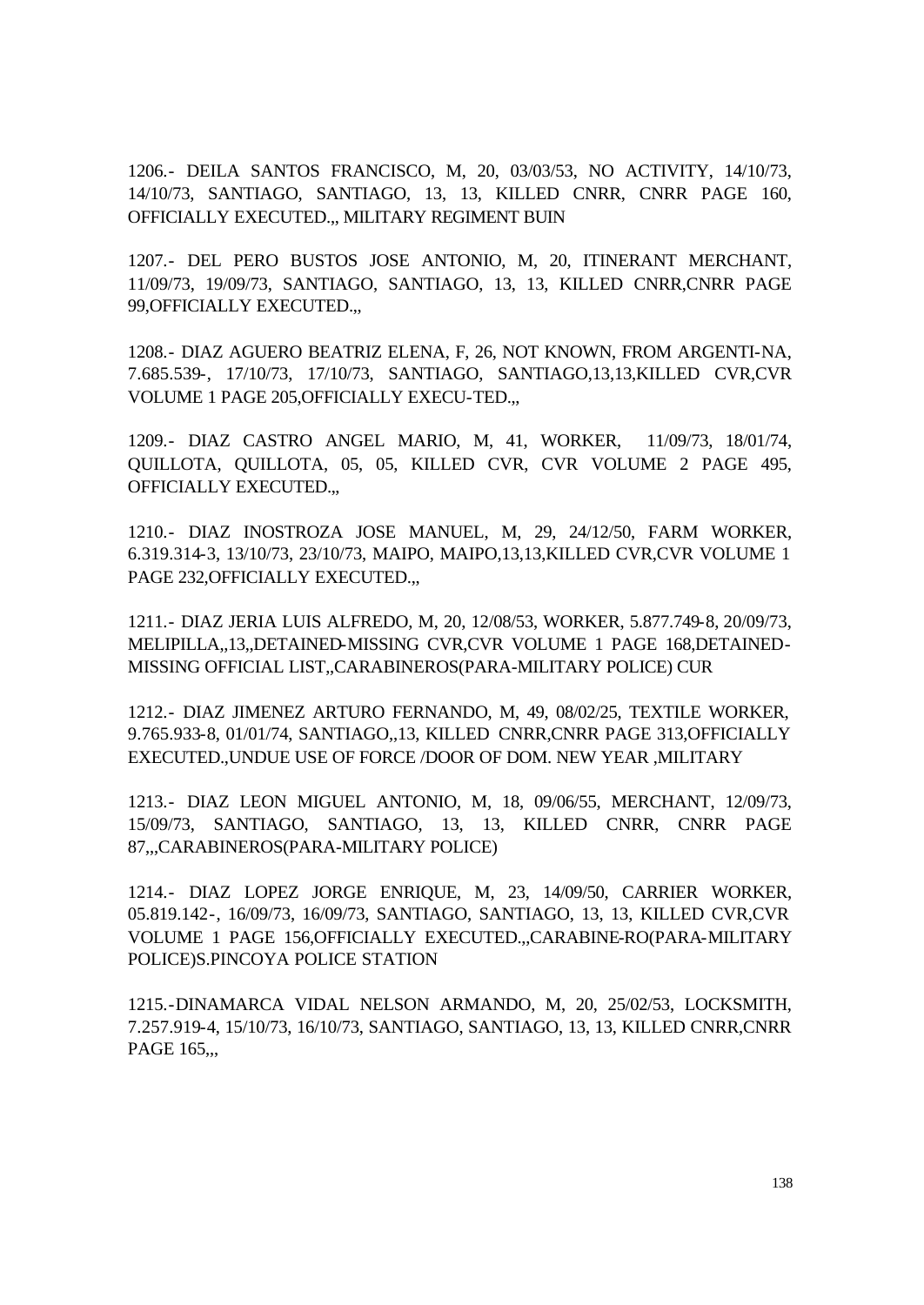1206.- DEILA SANTOS FRANCISCO, M, 20, 03/03/53, NO ACTIVITY, 14/10/73, 14/10/73, SANTIAGO, SANTIAGO, 13, 13, KILLED CNRR, CNRR PAGE 160, OFFICIALLY EXECUTED.,, MILITARY REGIMENT BUIN

1207.- DEL PERO BUSTOS JOSE ANTONIO, M, 20, ITINERANT MERCHANT, 11/09/73, 19/09/73, SANTIAGO, SANTIAGO, 13, 13, KILLED CNRR,CNRR PAGE 99,OFFICIALLY EXECUTED.,,

1208.- DIAZ AGUERO BEATRIZ ELENA, F, 26, NOT KNOWN, FROM ARGENTI-NA, 7.685.539-, 17/10/73, 17/10/73, SANTIAGO, SANTIAGO,13,13,KILLED CVR,CVR VOLUME 1 PAGE 205,OFFICIALLY EXECU-TED.,,

1209.- DIAZ CASTRO ANGEL MARIO, M, 41, WORKER, 11/09/73, 18/01/74, QUILLOTA, QUILLOTA, 05, 05, KILLED CVR, CVR VOLUME 2 PAGE 495, OFFICIALLY EXECUTED.,,

1210.- DIAZ INOSTROZA JOSE MANUEL, M, 29, 24/12/50, FARM WORKER, 6.319.314-3, 13/10/73, 23/10/73, MAIPO, MAIPO,13,13,KILLED CVR,CVR VOLUME 1 PAGE 232,OFFICIALLY EXECUTED.,,

1211.- DIAZ JERIA LUIS ALFREDO, M, 20, 12/08/53, WORKER, 5.877.749-8, 20/09/73, MELIPILLA,,13,,DETAINED-MISSING CVR,CVR VOLUME 1 PAGE 168,DETAINED-MISSING OFFICIAL LIST,,CARABINEROS(PARA-MILITARY POLICE) CUR

1212.- DIAZ JIMENEZ ARTURO FERNANDO, M, 49, 08/02/25, TEXTILE WORKER, 9.765.933-8, 01/01/74, SANTIAGO,,13, KILLED CNRR,CNRR PAGE 313,OFFICIALLY EXECUTED.,UNDUE USE OF FORCE /DOOR OF DOM. NEW YEAR ,MILITARY

1213.- DIAZ LEON MIGUEL ANTONIO, M, 18, 09/06/55, MERCHANT, 12/09/73, 15/09/73, SANTIAGO, SANTIAGO, 13, 13, KILLED CNRR, CNRR PAGE 87,,,CARABINEROS(PARA-MILITARY POLICE)

1214.- DIAZ LOPEZ JORGE ENRIQUE, M, 23, 14/09/50, CARRIER WORKER, 05.819.142-, 16/09/73, 16/09/73, SANTIAGO, SANTIAGO, 13, 13, KILLED CVR,CVR VOLUME 1 PAGE 156,OFFICIALLY EXECUTED.,,CARABINE-RO(PARA-MILITARY POLICE)S.PINCOYA POLICE STATION

1215.-DINAMARCA VIDAL NELSON ARMANDO, M, 20, 25/02/53, LOCKSMITH, 7.257.919-4, 15/10/73, 16/10/73, SANTIAGO, SANTIAGO, 13, 13, KILLED CNRR,CNRR PAGE 165,,,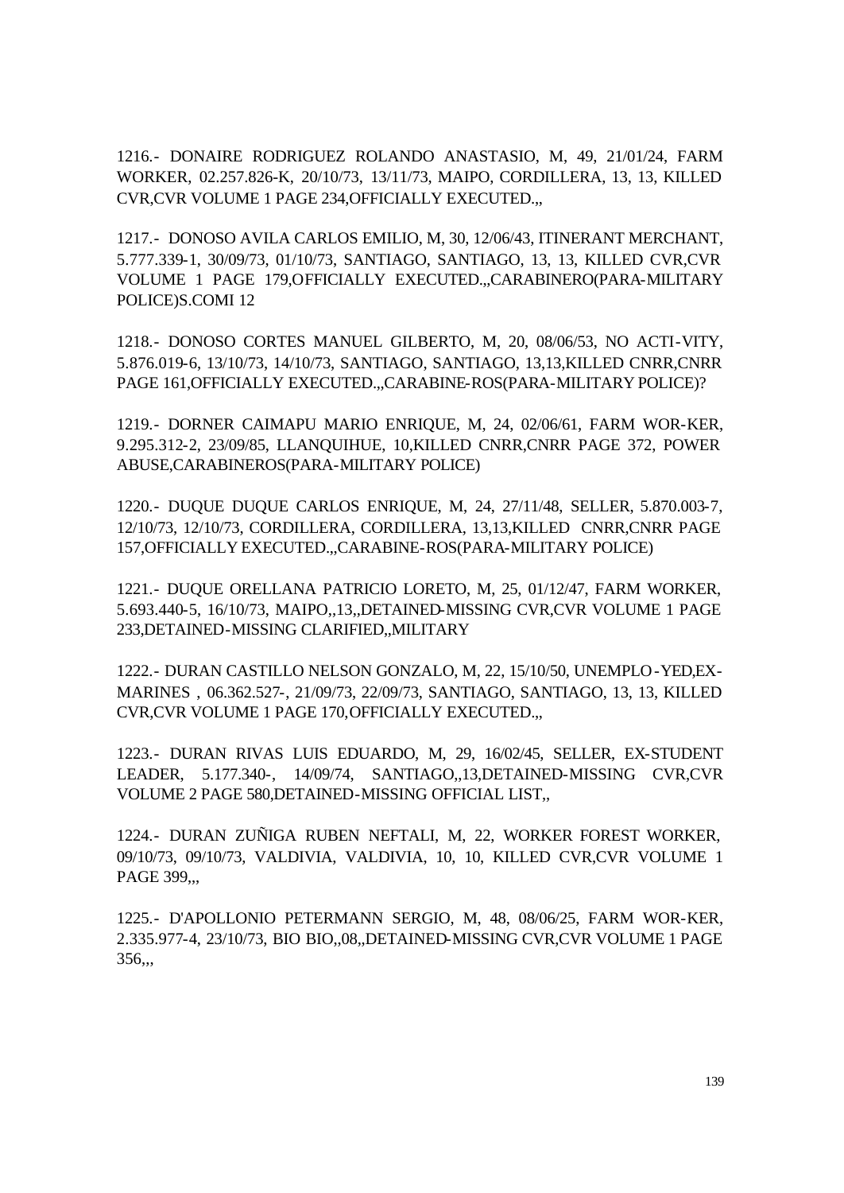1216.- DONAIRE RODRIGUEZ ROLANDO ANASTASIO, M, 49, 21/01/24, FARM WORKER, 02.257.826-K, 20/10/73, 13/11/73, MAIPO, CORDILLERA, 13, 13, KILLED CVR,CVR VOLUME 1 PAGE 234,OFFICIALLY EXECUTED.,,

1217.- DONOSO AVILA CARLOS EMILIO, M, 30, 12/06/43, ITINERANT MERCHANT, 5.777.339-1, 30/09/73, 01/10/73, SANTIAGO, SANTIAGO, 13, 13, KILLED CVR,CVR VOLUME 1 PAGE 179,OFFICIALLY EXECUTED.,,CARABINERO(PARA-MILITARY POLICE)S.COMI 12

1218.- DONOSO CORTES MANUEL GILBERTO, M, 20, 08/06/53, NO ACTI-VITY, 5.876.019-6, 13/10/73, 14/10/73, SANTIAGO, SANTIAGO, 13,13,KILLED CNRR,CNRR PAGE 161,OFFICIALLY EXECUTED.,,CARABINE-ROS(PARA-MILITARY POLICE)?

1219.- DORNER CAIMAPU MARIO ENRIQUE, M, 24, 02/06/61, FARM WOR-KER, 9.295.312-2, 23/09/85, LLANQUIHUE, 10,KILLED CNRR,CNRR PAGE 372, POWER ABUSE,CARABINEROS(PARA-MILITARY POLICE)

1220.- DUQUE DUQUE CARLOS ENRIQUE, M, 24, 27/11/48, SELLER, 5.870.003-7, 12/10/73, 12/10/73, CORDILLERA, CORDILLERA, 13,13,KILLED CNRR,CNRR PAGE 157,OFFICIALLY EXECUTED.,,CARABINE-ROS(PARA-MILITARY POLICE)

1221.- DUQUE ORELLANA PATRICIO LORETO, M, 25, 01/12/47, FARM WORKER, 5.693.440-5, 16/10/73, MAIPO,,13,,DETAINED-MISSING CVR,CVR VOLUME 1 PAGE 233,DETAINED-MISSING CLARIFIED,,MILITARY

1222.- DURAN CASTILLO NELSON GONZALO, M, 22, 15/10/50, UNEMPLO-YED,EX-MARINES , 06.362.527-, 21/09/73, 22/09/73, SANTIAGO, SANTIAGO, 13, 13, KILLED CVR,CVR VOLUME 1 PAGE 170,OFFICIALLY EXECUTED.,,

1223.- DURAN RIVAS LUIS EDUARDO, M, 29, 16/02/45, SELLER, EX-STUDENT LEADER, 5.177.340-, 14/09/74, SANTIAGO,,13,DETAINED-MISSING CVR,CVR VOLUME 2 PAGE 580,DETAINED-MISSING OFFICIAL LIST,,

1224.- DURAN ZUÑIGA RUBEN NEFTALI, M, 22, WORKER FOREST WORKER, 09/10/73, 09/10/73, VALDIVIA, VALDIVIA, 10, 10, KILLED CVR,CVR VOLUME 1 PAGE 399,,,

1225.- D'APOLLONIO PETERMANN SERGIO, M, 48, 08/06/25, FARM WOR-KER, 2.335.977-4, 23/10/73, BIO BIO,,08,,DETAINED-MISSING CVR,CVR VOLUME 1 PAGE 356,,,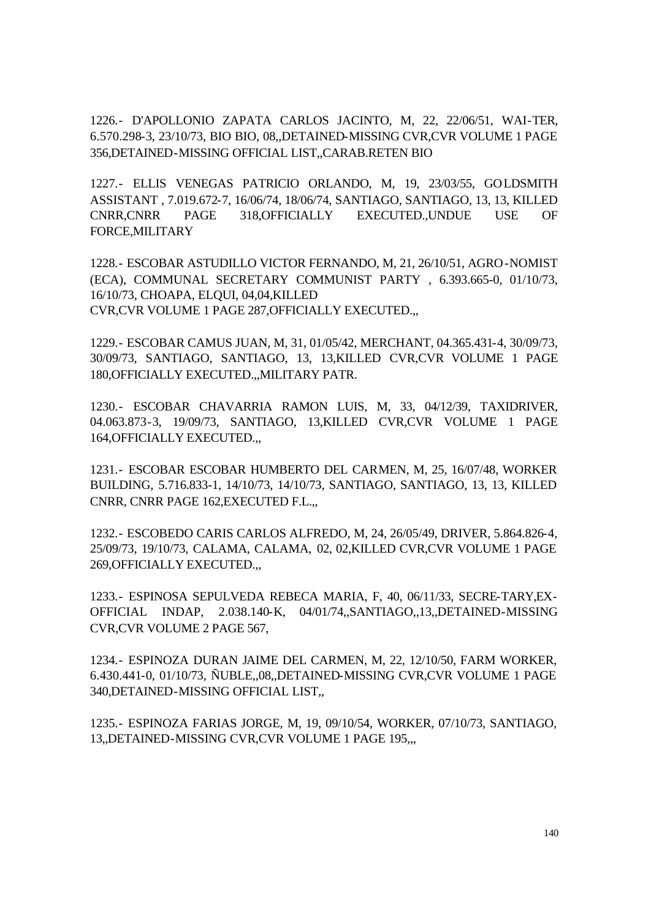1226.- D'APOLLONIO ZAPATA CARLOS JACINTO, M, 22, 22/06/51, WAI-TER, 6.570.298-3, 23/10/73, BIO BIO, 08,,DETAINED-MISSING CVR,CVR VOLUME 1 PAGE 356,DETAINED-MISSING OFFICIAL LIST,,CARAB.RETEN BIO

1227.- ELLIS VENEGAS PATRICIO ORLANDO, M, 19, 23/03/55, GOLDSMITH ASSISTANT , 7.019.672-7, 16/06/74, 18/06/74, SANTIAGO, SANTIAGO, 13, 13, KILLED CNRR,CNRR PAGE 318,OFFICIALLY EXECUTED.,UNDUE USE OF FORCE,MILITARY

1228.- ESCOBAR ASTUDILLO VICTOR FERNANDO, M, 21, 26/10/51, AGRO-NOMIST (ECA), COMMUNAL SECRETARY COMMUNIST PARTY , 6.393.665-0, 01/10/73, 16/10/73, CHOAPA, ELQUI, 04,04,KILLED CVR,CVR VOLUME 1 PAGE 287,OFFICIALLY EXECUTED.,,

1229.- ESCOBAR CAMUS JUAN, M, 31, 01/05/42, MERCHANT, 04.365.431-4, 30/09/73, 30/09/73, SANTIAGO, SANTIAGO, 13, 13,KILLED CVR,CVR VOLUME 1 PAGE 180,OFFICIALLY EXECUTED.,,MILITARY PATR.

1230.- ESCOBAR CHAVARRIA RAMON LUIS, M, 33, 04/12/39, TAXIDRIVER, 04.063.873-3, 19/09/73, SANTIAGO, 13,KILLED CVR,CVR VOLUME 1 PAGE 164,OFFICIALLY EXECUTED.,,

1231.- ESCOBAR ESCOBAR HUMBERTO DEL CARMEN, M, 25, 16/07/48, WORKER BUILDING, 5.716.833-1, 14/10/73, 14/10/73, SANTIAGO, SANTIAGO, 13, 13, KILLED CNRR, CNRR PAGE 162,EXECUTED F.L.,,

1232.- ESCOBEDO CARIS CARLOS ALFREDO, M, 24, 26/05/49, DRIVER, 5.864.826-4, 25/09/73, 19/10/73, CALAMA, CALAMA, 02, 02,KILLED CVR,CVR VOLUME 1 PAGE 269,OFFICIALLY EXECUTED.,,

1233.- ESPINOSA SEPULVEDA REBECA MARIA, F, 40, 06/11/33, SECRE-TARY,EX-OFFICIAL INDAP, 2.038.140-K, 04/01/74,,SANTIAGO,,13,,DETAINED-MISSING CVR,CVR VOLUME 2 PAGE 567,

1234.- ESPINOZA DURAN JAIME DEL CARMEN, M, 22, 12/10/50, FARM WORKER, 6.430.441-0, 01/10/73, ÑUBLE,,08,,DETAINED-MISSING CVR,CVR VOLUME 1 PAGE 340,DETAINED-MISSING OFFICIAL LIST,,

1235.- ESPINOZA FARIAS JORGE, M, 19, 09/10/54, WORKER, 07/10/73, SANTIAGO, 13,,DETAINED-MISSING CVR,CVR VOLUME 1 PAGE 195,,,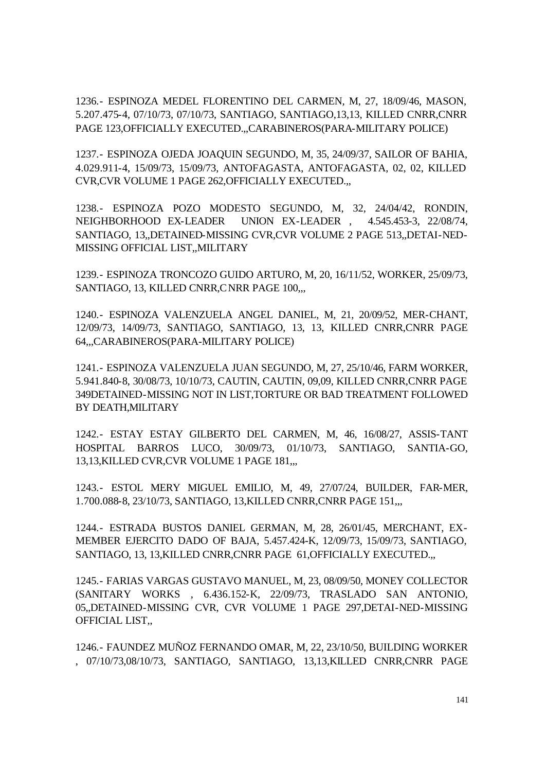1236.- ESPINOZA MEDEL FLORENTINO DEL CARMEN, M, 27, 18/09/46, MASON, 5.207.475-4, 07/10/73, 07/10/73, SANTIAGO, SANTIAGO,13,13, KILLED CNRR,CNRR PAGE 123,OFFICIALLY EXECUTED.,,CARABINEROS(PARA-MILITARY POLICE)

1237.- ESPINOZA OJEDA JOAQUIN SEGUNDO, M, 35, 24/09/37, SAILOR OF BAHIA, 4.029.911-4, 15/09/73, 15/09/73, ANTOFAGASTA, ANTOFAGASTA, 02, 02, KILLED CVR,CVR VOLUME 1 PAGE 262,OFFICIALLY EXECUTED.,,

1238.- ESPINOZA POZO MODESTO SEGUNDO, M, 32, 24/04/42, RONDIN, NEIGHBORHOOD EX-LEADER UNION EX-LEADER , 4.545.453-3, 22/08/74, SANTIAGO, 13,,DETAINED-MISSING CVR,CVR VOLUME 2 PAGE 513,,DETAI-NED-MISSING OFFICIAL LIST,,MILITARY

1239.- ESPINOZA TRONCOZO GUIDO ARTURO, M, 20, 16/11/52, WORKER, 25/09/73, SANTIAGO, 13, KILLED CNRR,C NRR PAGE 100,,,

1240.- ESPINOZA VALENZUELA ANGEL DANIEL, M, 21, 20/09/52, MER-CHANT, 12/09/73, 14/09/73, SANTIAGO, SANTIAGO, 13, 13, KILLED CNRR,CNRR PAGE 64,,,CARABINEROS(PARA-MILITARY POLICE)

1241.- ESPINOZA VALENZUELA JUAN SEGUNDO, M, 27, 25/10/46, FARM WORKER, 5.941.840-8, 30/08/73, 10/10/73, CAUTIN, CAUTIN, 09,09, KILLED CNRR,CNRR PAGE 349DETAINED-MISSING NOT IN LIST,TORTURE OR BAD TREATMENT FOLLOWED BY DEATH,MILITARY

1242.- ESTAY ESTAY GILBERTO DEL CARMEN, M, 46, 16/08/27, ASSIS-TANT HOSPITAL BARROS LUCO, 30/09/73, 01/10/73, SANTIAGO, SANTIA-GO, 13,13,KILLED CVR,CVR VOLUME 1 PAGE 181,,,

1243.- ESTOL MERY MIGUEL EMILIO, M, 49, 27/07/24, BUILDER, FAR-MER, 1.700.088-8, 23/10/73, SANTIAGO, 13,KILLED CNRR,CNRR PAGE 151,,,

1244.- ESTRADA BUSTOS DANIEL GERMAN, M, 28, 26/01/45, MERCHANT, EX-MEMBER EJERCITO DADO OF BAJA, 5.457.424-K, 12/09/73, 15/09/73, SANTIAGO, SANTIAGO, 13, 13,KILLED CNRR,CNRR PAGE 61,OFFICIALLY EXECUTED.,,

1245.- FARIAS VARGAS GUSTAVO MANUEL, M, 23, 08/09/50, MONEY COLLECTOR (SANITARY WORKS , 6.436.152-K, 22/09/73, TRASLADO SAN ANTONIO, 05,,DETAINED-MISSING CVR, CVR VOLUME 1 PAGE 297,DETAI-NED-MISSING OFFICIAL LIST,,

1246.- FAUNDEZ MUÑOZ FERNANDO OMAR, M, 22, 23/10/50, BUILDING WORKER , 07/10/73,08/10/73, SANTIAGO, SANTIAGO, 13,13,KILLED CNRR,CNRR PAGE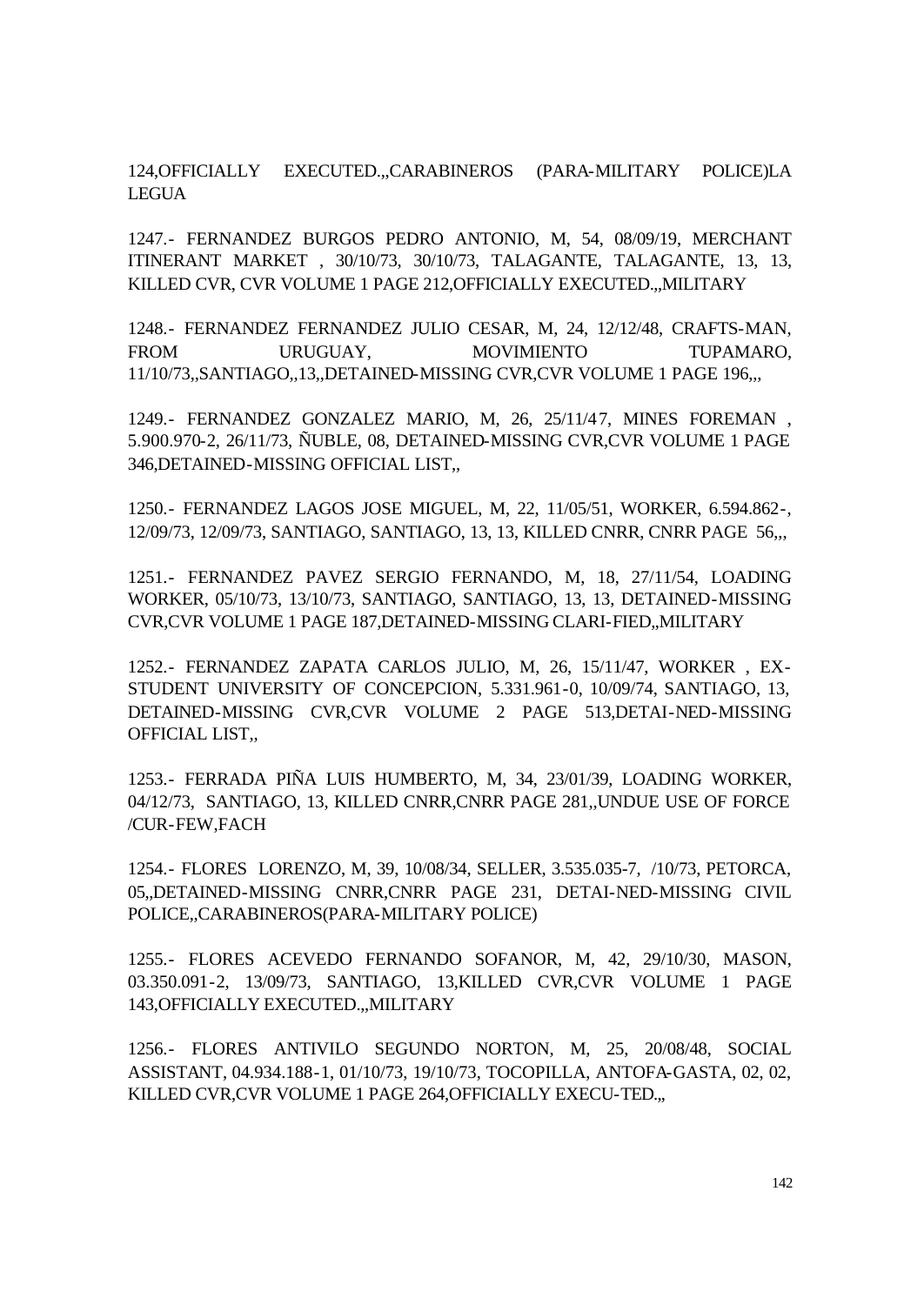124,OFFICIALLY EXECUTED.,,CARABINEROS (PARA-MILITARY POLICE)LA LEGUA

1247.- FERNANDEZ BURGOS PEDRO ANTONIO, M, 54, 08/09/19, MERCHANT ITINERANT MARKET , 30/10/73, 30/10/73, TALAGANTE, TALAGANTE, 13, 13, KILLED CVR, CVR VOLUME 1 PAGE 212,OFFICIALLY EXECUTED.,,MILITARY

1248.- FERNANDEZ FERNANDEZ JULIO CESAR, M, 24, 12/12/48, CRAFTS-MAN, FROM URUGUAY, MOVIMIENTO TUPAMARO, 11/10/73,,SANTIAGO,,13,,DETAINED-MISSING CVR,CVR VOLUME 1 PAGE 196,,,

1249.- FERNANDEZ GONZALEZ MARIO, M, 26, 25/11/47, MINES FOREMAN , 5.900.970-2, 26/11/73, ÑUBLE, 08, DETAINED-MISSING CVR,CVR VOLUME 1 PAGE 346,DETAINED-MISSING OFFICIAL LIST,,

1250.- FERNANDEZ LAGOS JOSE MIGUEL, M, 22, 11/05/51, WORKER, 6.594.862-, 12/09/73, 12/09/73, SANTIAGO, SANTIAGO, 13, 13, KILLED CNRR, CNRR PAGE 56,,,

1251.- FERNANDEZ PAVEZ SERGIO FERNANDO, M, 18, 27/11/54, LOADING WORKER, 05/10/73, 13/10/73, SANTIAGO, SANTIAGO, 13, 13, DETAINED-MISSING CVR,CVR VOLUME 1 PAGE 187,DETAINED-MISSING CLARI-FIED,,MILITARY

1252.- FERNANDEZ ZAPATA CARLOS JULIO, M, 26, 15/11/47, WORKER , EX-STUDENT UNIVERSITY OF CONCEPCION, 5.331.961-0, 10/09/74, SANTIAGO, 13, DETAINED-MISSING CVR,CVR VOLUME 2 PAGE 513,DETAI-NED-MISSING OFFICIAL LIST,,

1253.- FERRADA PIÑA LUIS HUMBERTO, M, 34, 23/01/39, LOADING WORKER, 04/12/73, SANTIAGO, 13, KILLED CNRR,CNRR PAGE 281,,UNDUE USE OF FORCE /CUR-FEW,FACH

1254.- FLORES LORENZO, M, 39, 10/08/34, SELLER, 3.535.035-7, /10/73, PETORCA, 05,,DETAINED-MISSING CNRR,CNRR PAGE 231, DETAI-NED-MISSING CIVIL POLICE,,CARABINEROS(PARA-MILITARY POLICE)

1255.- FLORES ACEVEDO FERNANDO SOFANOR, M, 42, 29/10/30, MASON, 03.350.091-2, 13/09/73, SANTIAGO, 13,KILLED CVR,CVR VOLUME 1 PAGE 143,OFFICIALLY EXECUTED.,,MILITARY

1256.- FLORES ANTIVILO SEGUNDO NORTON, M, 25, 20/08/48, SOCIAL ASSISTANT, 04.934.188-1, 01/10/73, 19/10/73, TOCOPILLA, ANTOFA-GASTA, 02, 02, KILLED CVR,CVR VOLUME 1 PAGE 264,OFFICIALLY EXECU-TED.,,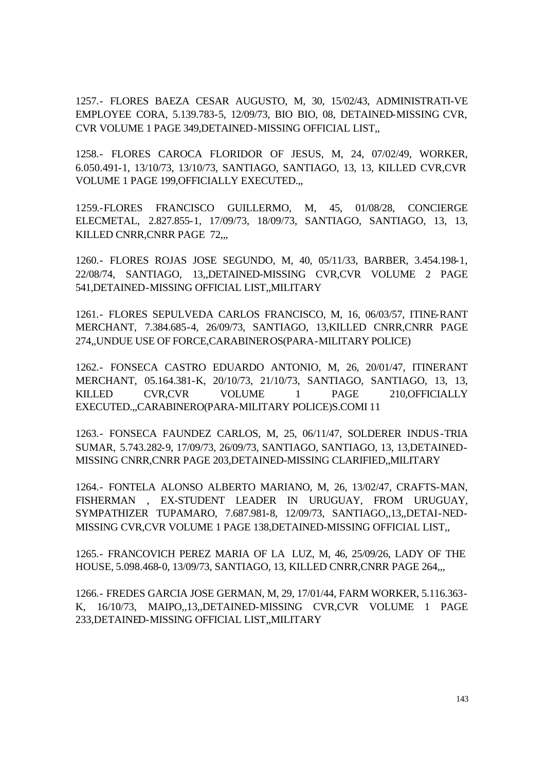1257.- FLORES BAEZA CESAR AUGUSTO, M, 30, 15/02/43, ADMINISTRATI-VE EMPLOYEE CORA, 5.139.783-5, 12/09/73, BIO BIO, 08, DETAINED-MISSING CVR, CVR VOLUME 1 PAGE 349,DETAINED-MISSING OFFICIAL LIST,,

1258.- FLORES CAROCA FLORIDOR OF JESUS, M, 24, 07/02/49, WORKER, 6.050.491-1, 13/10/73, 13/10/73, SANTIAGO, SANTIAGO, 13, 13, KILLED CVR,CVR VOLUME 1 PAGE 199,OFFICIALLY EXECUTED.,,

1259.-FLORES FRANCISCO GUILLERMO, M, 45, 01/08/28, CONCIERGE ELECMETAL, 2.827.855-1, 17/09/73, 18/09/73, SANTIAGO, SANTIAGO, 13, 13, KILLED CNRR,CNRR PAGE 72,,,

1260.- FLORES ROJAS JOSE SEGUNDO, M, 40, 05/11/33, BARBER, 3.454.198-1, 22/08/74, SANTIAGO, 13,,DETAINED-MISSING CVR,CVR VOLUME 2 PAGE 541,DETAINED-MISSING OFFICIAL LIST,,MILITARY

1261.- FLORES SEPULVEDA CARLOS FRANCISCO, M, 16, 06/03/57, ITINE-RANT MERCHANT, 7.384.685-4, 26/09/73, SANTIAGO, 13,KILLED CNRR,CNRR PAGE 274,,UNDUE USE OF FORCE,CARABINEROS(PARA-MILITARY POLICE)

1262.- FONSECA CASTRO EDUARDO ANTONIO, M, 26, 20/01/47, ITINERANT MERCHANT, 05.164.381-K, 20/10/73, 21/10/73, SANTIAGO, SANTIAGO, 13, 13, KILLED CVR,CVR VOLUME 1 PAGE 210,OFFICIALLY EXECUTED.,,CARABINERO(PARA-MILITARY POLICE)S.COMI 11

1263.- FONSECA FAUNDEZ CARLOS, M, 25, 06/11/47, SOLDERER INDUS-TRIA SUMAR, 5.743.282-9, 17/09/73, 26/09/73, SANTIAGO, SANTIAGO, 13, 13,DETAINED-MISSING CNRR,CNRR PAGE 203,DETAINED-MISSING CLARIFIED,,MILITARY

1264.- FONTELA ALONSO ALBERTO MARIANO, M, 26, 13/02/47, CRAFTS-MAN, FISHERMAN , EX-STUDENT LEADER IN URUGUAY, FROM URUGUAY, SYMPATHIZER TUPAMARO, 7.687.981-8, 12/09/73, SANTIAGO,,13,,DETAI-NED-MISSING CVR,CVR VOLUME 1 PAGE 138,DETAINED-MISSING OFFICIAL LIST,,

1265.- FRANCOVICH PEREZ MARIA OF LA LUZ, M, 46, 25/09/26, LADY OF THE HOUSE, 5.098.468-0, 13/09/73, SANTIAGO, 13, KILLED CNRR,CNRR PAGE 264,,,

1266.- FREDES GARCIA JOSE GERMAN, M, 29, 17/01/44, FARM WORKER, 5.116.363-K, 16/10/73, MAIPO,,13,,DETAINED-MISSING CVR,CVR VOLUME 1 PAGE 233,DETAINED-MISSING OFFICIAL LIST,,MILITARY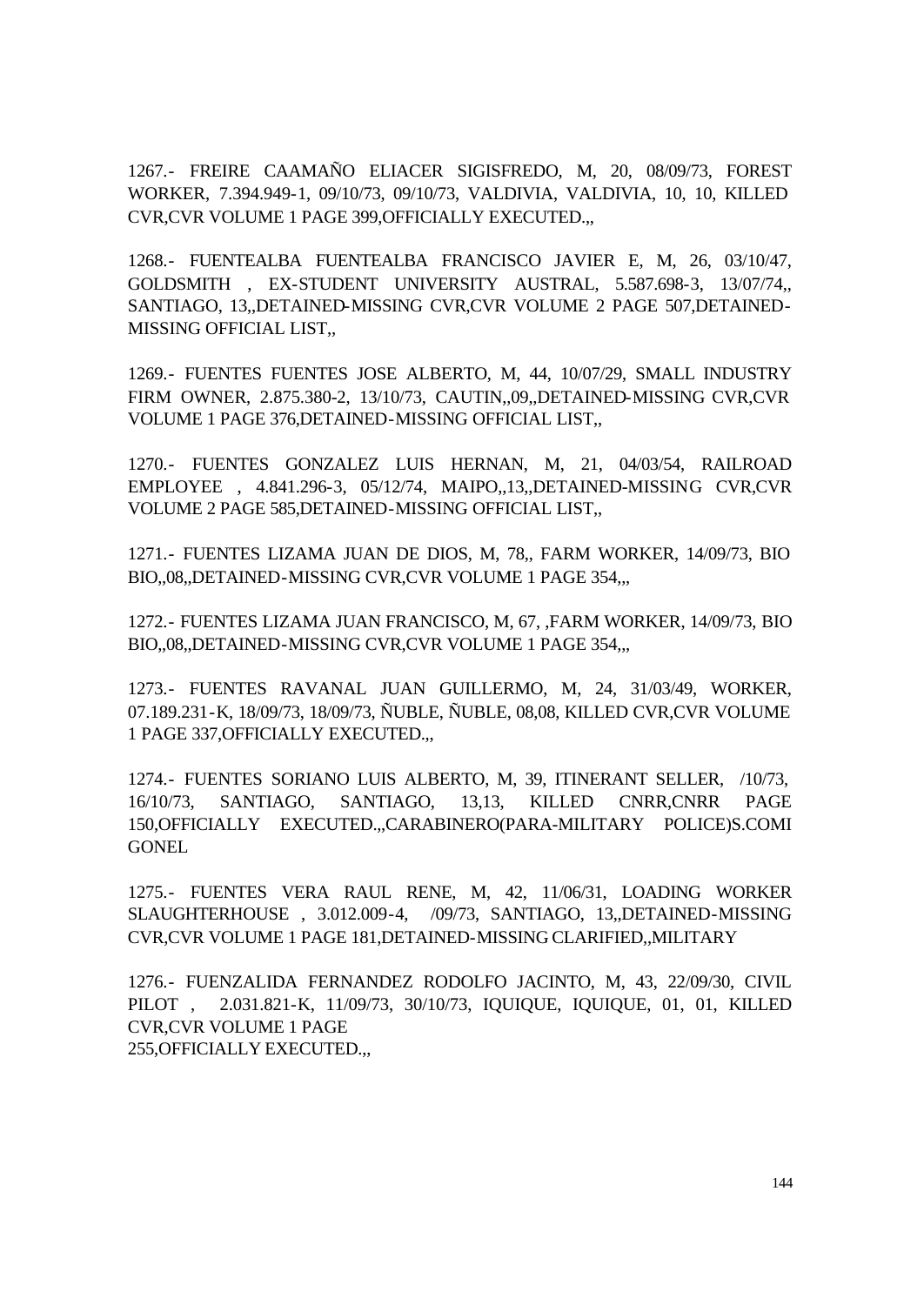1267.- FREIRE CAAMAÑO ELIACER SIGISFREDO, M, 20, 08/09/73, FOREST WORKER, 7.394.949-1, 09/10/73, 09/10/73, VALDIVIA, VALDIVIA, 10, 10, KILLED CVR,CVR VOLUME 1 PAGE 399,OFFICIALLY EXECUTED.,,

1268.- FUENTEALBA FUENTEALBA FRANCISCO JAVIER E, M, 26, 03/10/47, GOLDSMITH , EX-STUDENT UNIVERSITY AUSTRAL, 5.587.698-3, 13/07/74,, SANTIAGO, 13,,DETAINED-MISSING CVR,CVR VOLUME 2 PAGE 507,DETAINED-MISSING OFFICIAL LIST,,

1269.- FUENTES FUENTES JOSE ALBERTO, M, 44, 10/07/29, SMALL INDUSTRY FIRM OWNER, 2.875.380-2, 13/10/73, CAUTIN,,09,,DETAINED-MISSING CVR,CVR VOLUME 1 PAGE 376,DETAINED-MISSING OFFICIAL LIST,,

1270.- FUENTES GONZALEZ LUIS HERNAN, M, 21, 04/03/54, RAILROAD EMPLOYEE , 4.841.296-3, 05/12/74, MAIPO,,13,,DETAINED-MISSING CVR,CVR VOLUME 2 PAGE 585,DETAINED-MISSING OFFICIAL LIST,,

1271.- FUENTES LIZAMA JUAN DE DIOS, M, 78,, FARM WORKER, 14/09/73, BIO BIO,,08,,DETAINED-MISSING CVR,CVR VOLUME 1 PAGE 354,,,

1272.- FUENTES LIZAMA JUAN FRANCISCO, M, 67, ,FARM WORKER, 14/09/73, BIO BIO,,08,,DETAINED-MISSING CVR,CVR VOLUME 1 PAGE 354,,,

1273.- FUENTES RAVANAL JUAN GUILLERMO, M, 24, 31/03/49, WORKER, 07.189.231-K, 18/09/73, 18/09/73, ÑUBLE, ÑUBLE, 08,08, KILLED CVR,CVR VOLUME 1 PAGE 337,OFFICIALLY EXECUTED.,,

1274.- FUENTES SORIANO LUIS ALBERTO, M, 39, ITINERANT SELLER, /10/73, 16/10/73, SANTIAGO, SANTIAGO, 13,13, KILLED CNRR,CNRR PAGE 150,OFFICIALLY EXECUTED.,,CARABINERO(PARA-MILITARY POLICE)S.COMI GONEL

1275.- FUENTES VERA RAUL RENE, M, 42, 11/06/31, LOADING WORKER SLAUGHTERHOUSE , 3.012.009-4, /09/73, SANTIAGO, 13,,DETAINED-MISSING CVR,CVR VOLUME 1 PAGE 181,DETAINED-MISSING CLARIFIED,,MILITARY

1276.- FUENZALIDA FERNANDEZ RODOLFO JACINTO, M, 43, 22/09/30, CIVIL PILOT , 2.031.821-K, 11/09/73, 30/10/73, IQUIQUE, IQUIQUE, 01, 01, KILLED CVR,CVR VOLUME 1 PAGE 255,OFFICIALLY EXECUTED.,,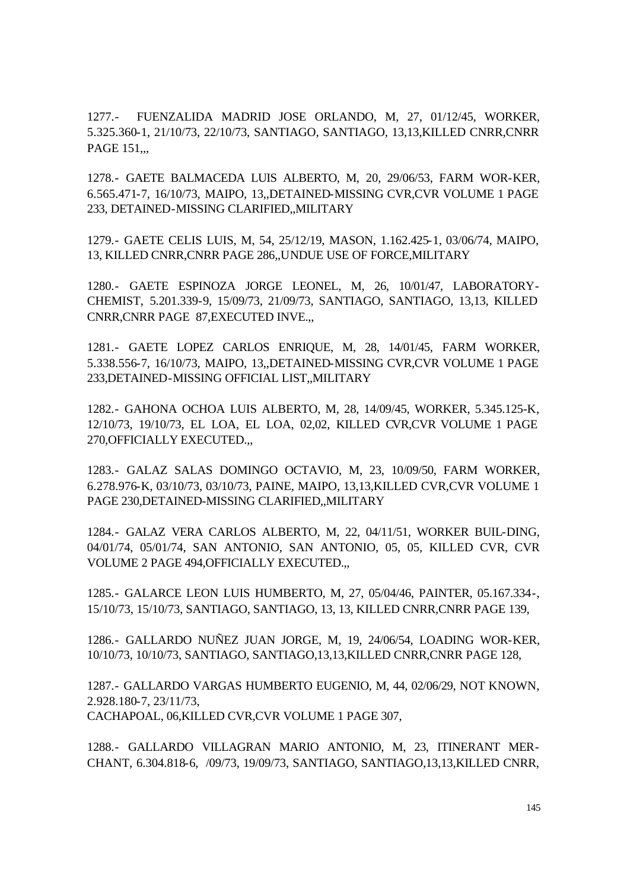1277.- FUENZALIDA MADRID JOSE ORLANDO, M, 27, 01/12/45, WORKER, 5.325.360-1, 21/10/73, 22/10/73, SANTIAGO, SANTIAGO, 13,13,KILLED CNRR,CNRR PAGE 151,,,

1278.- GAETE BALMACEDA LUIS ALBERTO, M, 20, 29/06/53, FARM WOR-KER, 6.565.471-7, 16/10/73, MAIPO, 13,,DETAINED-MISSING CVR,CVR VOLUME 1 PAGE 233, DETAINED-MISSING CLARIFIED,,MILITARY

1279.- GAETE CELIS LUIS, M, 54, 25/12/19, MASON, 1.162.425-1, 03/06/74, MAIPO, 13, KILLED CNRR,CNRR PAGE 286,,UNDUE USE OF FORCE,MILITARY

1280.- GAETE ESPINOZA JORGE LEONEL, M, 26, 10/01/47, LABORATORY-CHEMIST, 5.201.339-9, 15/09/73, 21/09/73, SANTIAGO, SANTIAGO, 13,13, KILLED CNRR,CNRR PAGE 87,EXECUTED INVE.,,

1281.- GAETE LOPEZ CARLOS ENRIQUE, M, 28, 14/01/45, FARM WORKER, 5.338.556-7, 16/10/73, MAIPO, 13,,DETAINED-MISSING CVR,CVR VOLUME 1 PAGE 233,DETAINED-MISSING OFFICIAL LIST,,MILITARY

1282.- GAHONA OCHOA LUIS ALBERTO, M, 28, 14/09/45, WORKER, 5.345.125-K, 12/10/73, 19/10/73, EL LOA, EL LOA, 02,02, KILLED CVR,CVR VOLUME 1 PAGE 270,OFFICIALLY EXECUTED.,,

1283.- GALAZ SALAS DOMINGO OCTAVIO, M, 23, 10/09/50, FARM WORKER, 6.278.976-K, 03/10/73, 03/10/73, PAINE, MAIPO, 13,13,KILLED CVR,CVR VOLUME 1 PAGE 230,DETAINED-MISSING CLARIFIED,,MILITARY

1284.- GALAZ VERA CARLOS ALBERTO, M, 22, 04/11/51, WORKER BUIL-DING, 04/01/74, 05/01/74, SAN ANTONIO, SAN ANTONIO, 05, 05, KILLED CVR, CVR VOLUME 2 PAGE 494,OFFICIALLY EXECUTED.,,

1285.- GALARCE LEON LUIS HUMBERTO, M, 27, 05/04/46, PAINTER, 05.167.334-, 15/10/73, 15/10/73, SANTIAGO, SANTIAGO, 13, 13, KILLED CNRR,CNRR PAGE 139,

1286.- GALLARDO NUÑEZ JUAN JORGE, M, 19, 24/06/54, LOADING WOR-KER, 10/10/73, 10/10/73, SANTIAGO, SANTIAGO,13,13,KILLED CNRR,CNRR PAGE 128,

1287.- GALLARDO VARGAS HUMBERTO EUGENIO, M, 44, 02/06/29, NOT KNOWN, 2.928.180-7, 23/11/73,
CACHAPOAL, 06,KILLED CVR,CVR VOLUME 1 PAGE 307,

1288.- GALLARDO VILLAGRAN MARIO ANTONIO, M, 23, ITINERANT MER-CHANT, 6.304.818-6, /09/73, 19/09/73, SANTIAGO, SANTIAGO,13,13,KILLED CNRR,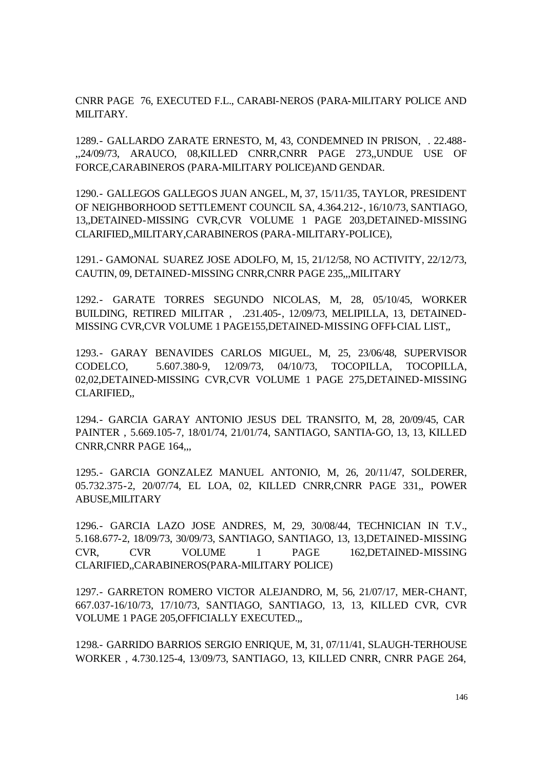CNRR PAGE 76, EXECUTED F.L., CARABI-NEROS (PARA-MILITARY POLICE AND MILITARY.

1289.- GALLARDO ZARATE ERNESTO, M, 43, CONDEMNED IN PRISON, . 22.488- ,,24/09/73, ARAUCO, 08,KILLED CNRR,CNRR PAGE 273,,UNDUE USE OF FORCE,CARABINEROS (PARA-MILITARY POLICE)AND GENDAR.

1290.- GALLEGOS GALLEGOS JUAN ANGEL, M, 37, 15/11/35, TAYLOR, PRESIDENT OF NEIGHBORHOOD SETTLEMENT COUNCIL SA, 4.364.212-, 16/10/73, SANTIAGO, 13,,DETAINED-MISSING CVR,CVR VOLUME 1 PAGE 203,DETAINED-MISSING CLARIFIED,,MILITARY,CARABINEROS (PARA-MILITARY-POLICE),

1291.- GAMONAL SUAREZ JOSE ADOLFO, M, 15, 21/12/58, NO ACTIVITY, 22/12/73, CAUTIN, 09, DETAINED-MISSING CNRR,CNRR PAGE 235,,,MILITARY

1292.- GARATE TORRES SEGUNDO NICOLAS, M, 28, 05/10/45, WORKER BUILDING, RETIRED MILITAR , .231.405-, 12/09/73, MELIPILLA, 13, DETAINED-MISSING CVR,CVR VOLUME 1 PAGE155,DETAINED-MISSING OFFI-CIAL LIST,,

1293.- GARAY BENAVIDES CARLOS MIGUEL, M, 25, 23/06/48, SUPERVISOR CODELCO, 5.607.380-9, 12/09/73, 04/10/73, TOCOPILLA, TOCOPILLA, 02,02,DETAINED-MISSING CVR,CVR VOLUME 1 PAGE 275,DETAINED-MISSING CLARIFIED,,

1294.- GARCIA GARAY ANTONIO JESUS DEL TRANSITO, M, 28, 20/09/45, CAR PAINTER , 5.669.105-7, 18/01/74, 21/01/74, SANTIAGO, SANTIA-GO, 13, 13, KILLED CNRR,CNRR PAGE 164,,,

1295.- GARCIA GONZALEZ MANUEL ANTONIO, M, 26, 20/11/47, SOLDERER, 05.732.375-2, 20/07/74, EL LOA, 02, KILLED CNRR,CNRR PAGE 331,, POWER ABUSE,MILITARY

1296.- GARCIA LAZO JOSE ANDRES, M, 29, 30/08/44, TECHNICIAN IN T.V., 5.168.677-2, 18/09/73, 30/09/73, SANTIAGO, SANTIAGO, 13, 13,DETAINED-MISSING CVR, CVR VOLUME 1 PAGE 162,DETAINED-MISSING CLARIFIED,,CARABINEROS(PARA-MILITARY POLICE)

1297.- GARRETON ROMERO VICTOR ALEJANDRO, M, 56, 21/07/17, MER-CHANT, 667.037-16/10/73, 17/10/73, SANTIAGO, SANTIAGO, 13, 13, KILLED CVR, CVR VOLUME 1 PAGE 205,OFFICIALLY EXECUTED.,,

1298.- GARRIDO BARRIOS SERGIO ENRIQUE, M, 31, 07/11/41, SLAUGH-TERHOUSE WORKER , 4.730.125-4, 13/09/73, SANTIAGO, 13, KILLED CNRR, CNRR PAGE 264,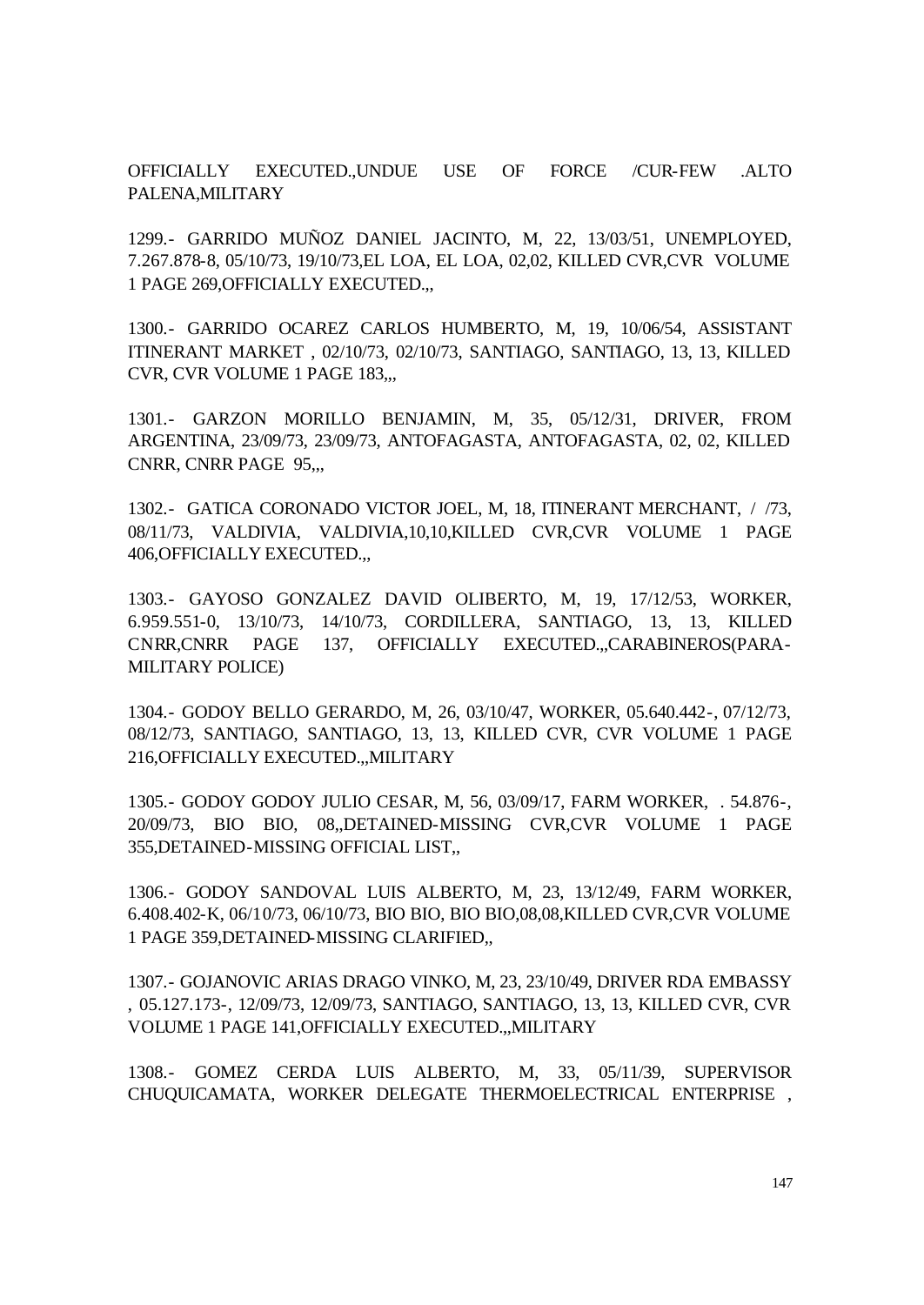OFFICIALLY EXECUTED.,UNDUE USE OF FORCE /CUR-FEW .ALTO PALENA,MILITARY

1299.- GARRIDO MUÑOZ DANIEL JACINTO, M, 22, 13/03/51, UNEMPLOYED, 7.267.878-8, 05/10/73, 19/10/73,EL LOA, EL LOA, 02,02, KILLED CVR,CVR VOLUME 1 PAGE 269,OFFICIALLY EXECUTED.,,

1300.- GARRIDO OCAREZ CARLOS HUMBERTO, M, 19, 10/06/54, ASSISTANT ITINERANT MARKET , 02/10/73, 02/10/73, SANTIAGO, SANTIAGO, 13, 13, KILLED CVR, CVR VOLUME 1 PAGE 183,,,

1301.- GARZON MORILLO BENJAMIN, M, 35, 05/12/31, DRIVER, FROM ARGENTINA, 23/09/73, 23/09/73, ANTOFAGASTA, ANTOFAGASTA, 02, 02, KILLED CNRR, CNRR PAGE 95,,,

1302.- GATICA CORONADO VICTOR JOEL, M, 18, ITINERANT MERCHANT, / /73, 08/11/73, VALDIVIA, VALDIVIA,10,10,KILLED CVR,CVR VOLUME 1 PAGE 406,OFFICIALLY EXECUTED.,,

1303.- GAYOSO GONZALEZ DAVID OLIBERTO, M, 19, 17/12/53, WORKER, 6.959.551-0, 13/10/73, 14/10/73, CORDILLERA, SANTIAGO, 13, 13, KILLED CNRR,CNRR PAGE 137, OFFICIALLY EXECUTED.,,CARABINEROS(PARA-MILITARY POLICE)

1304.- GODOY BELLO GERARDO, M, 26, 03/10/47, WORKER, 05.640.442-, 07/12/73, 08/12/73, SANTIAGO, SANTIAGO, 13, 13, KILLED CVR, CVR VOLUME 1 PAGE 216,OFFICIALLY EXECUTED.,,MILITARY

1305.- GODOY GODOY JULIO CESAR, M, 56, 03/09/17, FARM WORKER, . 54.876-, 20/09/73, BIO BIO, 08,,DETAINED-MISSING CVR,CVR VOLUME 1 PAGE 355,DETAINED-MISSING OFFICIAL LIST,,

1306.- GODOY SANDOVAL LUIS ALBERTO, M, 23, 13/12/49, FARM WORKER, 6.408.402-K, 06/10/73, 06/10/73, BIO BIO, BIO BIO,08,08,KILLED CVR,CVR VOLUME 1 PAGE 359,DETAINED-MISSING CLARIFIED,,

1307.- GOJANOVIC ARIAS DRAGO VINKO, M, 23, 23/10/49, DRIVER RDA EMBASSY , 05.127.173-, 12/09/73, 12/09/73, SANTIAGO, SANTIAGO, 13, 13, KILLED CVR, CVR VOLUME 1 PAGE 141,OFFICIALLY EXECUTED.,,MILITARY

1308.- GOMEZ CERDA LUIS ALBERTO, M, 33, 05/11/39, SUPERVISOR CHUQUICAMATA, WORKER DELEGATE THERMOELECTRICAL ENTERPRISE ,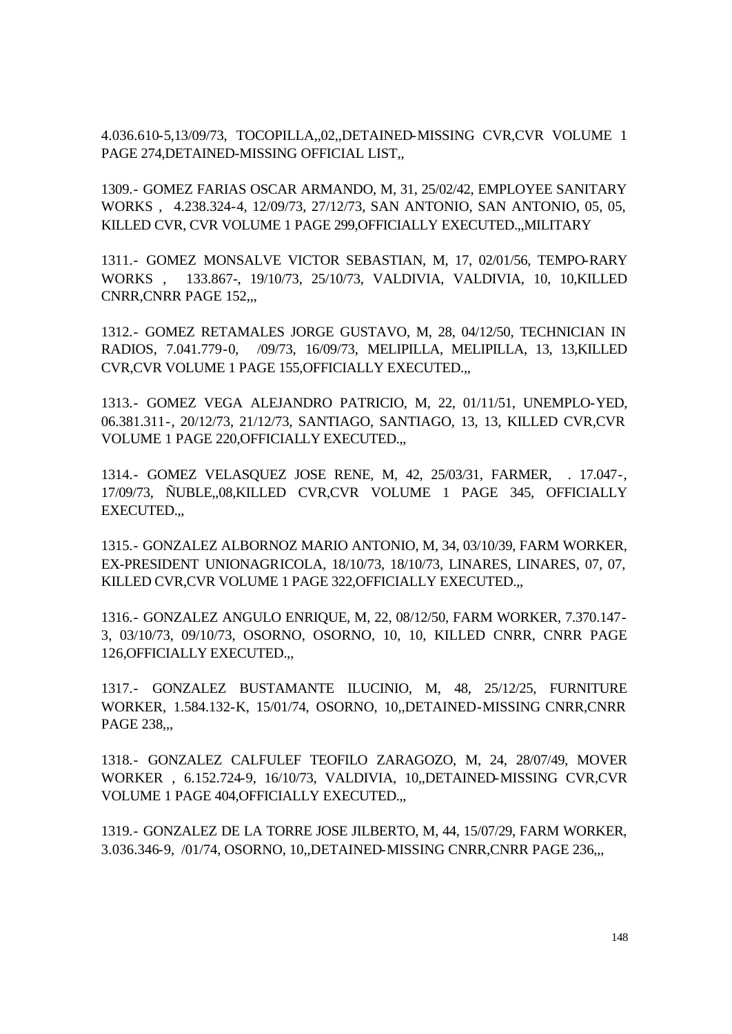4.036.610-5,13/09/73, TOCOPILLA,,02,,DETAINED-MISSING CVR,CVR VOLUME 1 PAGE 274,DETAINED-MISSING OFFICIAL LIST,,

1309.- GOMEZ FARIAS OSCAR ARMANDO, M, 31, 25/02/42, EMPLOYEE SANITARY WORKS , 4.238.324-4, 12/09/73, 27/12/73, SAN ANTONIO, SAN ANTONIO, 05, 05, KILLED CVR, CVR VOLUME 1 PAGE 299,OFFICIALLY EXECUTED.,,MILITARY

1311.- GOMEZ MONSALVE VICTOR SEBASTIAN, M, 17, 02/01/56, TEMPO-RARY WORKS , 133.867-, 19/10/73, 25/10/73, VALDIVIA, VALDIVIA, 10, 10,KILLED CNRR,CNRR PAGE 152,,,

1312.- GOMEZ RETAMALES JORGE GUSTAVO, M, 28, 04/12/50, TECHNICIAN IN RADIOS, 7.041.779-0, /09/73, 16/09/73, MELIPILLA, MELIPILLA, 13, 13,KILLED CVR,CVR VOLUME 1 PAGE 155,OFFICIALLY EXECUTED.,,

1313.- GOMEZ VEGA ALEJANDRO PATRICIO, M, 22, 01/11/51, UNEMPLO-YED, 06.381.311-, 20/12/73, 21/12/73, SANTIAGO, SANTIAGO, 13, 13, KILLED CVR,CVR VOLUME 1 PAGE 220,OFFICIALLY EXECUTED.,,

1314.- GOMEZ VELASQUEZ JOSE RENE, M, 42, 25/03/31, FARMER, . 17.047-, 17/09/73, ÑUBLE,,08,KILLED CVR,CVR VOLUME 1 PAGE 345, OFFICIALLY EXECUTED.,,

1315.- GONZALEZ ALBORNOZ MARIO ANTONIO, M, 34, 03/10/39, FARM WORKER, EX-PRESIDENT UNIONAGRICOLA, 18/10/73, 18/10/73, LINARES, LINARES, 07, 07, KILLED CVR,CVR VOLUME 1 PAGE 322,OFFICIALLY EXECUTED.,,

1316.- GONZALEZ ANGULO ENRIQUE, M, 22, 08/12/50, FARM WORKER, 7.370.147-3, 03/10/73, 09/10/73, OSORNO, OSORNO, 10, 10, KILLED CNRR, CNRR PAGE 126,OFFICIALLY EXECUTED.,,

1317.- GONZALEZ BUSTAMANTE ILUCINIO, M, 48, 25/12/25, FURNITURE WORKER, 1.584.132-K, 15/01/74, OSORNO, 10,,DETAINED-MISSING CNRR,CNRR PAGE 238,,,

1318.- GONZALEZ CALFULEF TEOFILO ZARAGOZO, M, 24, 28/07/49, MOVER WORKER , 6.152.724-9, 16/10/73, VALDIVIA, 10,,DETAINED-MISSING CVR,CVR VOLUME 1 PAGE 404,OFFICIALLY EXECUTED.,,

1319.- GONZALEZ DE LA TORRE JOSE JILBERTO, M, 44, 15/07/29, FARM WORKER, 3.036.346-9, /01/74, OSORNO, 10,,DETAINED-MISSING CNRR,CNRR PAGE 236,,,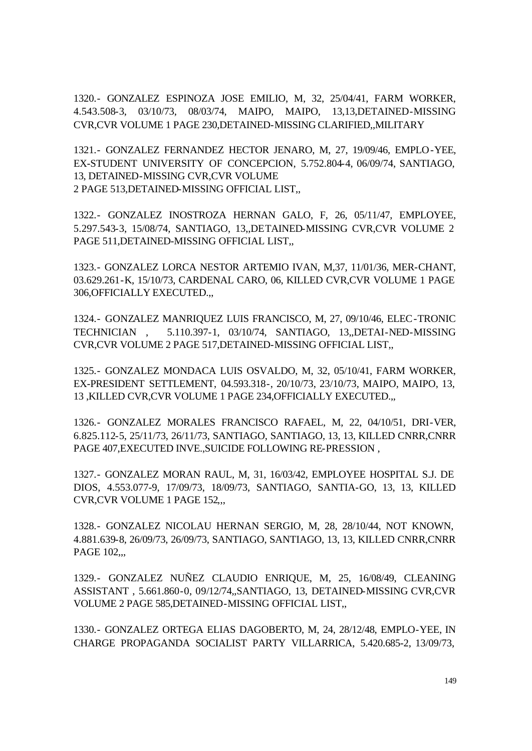1320.- GONZALEZ ESPINOZA JOSE EMILIO, M, 32, 25/04/41, FARM WORKER, 4.543.508-3, 03/10/73, 08/03/74, MAIPO, MAIPO, 13,13,DETAINED-MISSING CVR,CVR VOLUME 1 PAGE 230,DETAINED-MISSING CLARIFIED,,MILITARY

1321.- GONZALEZ FERNANDEZ HECTOR JENARO, M, 27, 19/09/46, EMPLO-YEE, EX-STUDENT UNIVERSITY OF CONCEPCION, 5.752.804-4, 06/09/74, SANTIAGO, 13, DETAINED-MISSING CVR,CVR VOLUME 2 PAGE 513,DETAINED-MISSING OFFICIAL LIST,,

1322.- GONZALEZ INOSTROZA HERNAN GALO, F, 26, 05/11/47, EMPLOYEE, 5.297.543-3, 15/08/74, SANTIAGO, 13,,DETAINED-MISSING CVR,CVR VOLUME 2 PAGE 511,DETAINED-MISSING OFFICIAL LIST,,

1323.- GONZALEZ LORCA NESTOR ARTEMIO IVAN, M,37, 11/01/36, MER-CHANT, 03.629.261-K, 15/10/73, CARDENAL CARO, 06, KILLED CVR,CVR VOLUME 1 PAGE 306,OFFICIALLY EXECUTED.,,

1324.- GONZALEZ MANRIQUEZ LUIS FRANCISCO, M, 27, 09/10/46, ELEC-TRONIC TECHNICIAN , 5.110.397-1, 03/10/74, SANTIAGO, 13,,DETAI-NED-MISSING CVR,CVR VOLUME 2 PAGE 517,DETAINED-MISSING OFFICIAL LIST,,

1325.- GONZALEZ MONDACA LUIS OSVALDO, M, 32, 05/10/41, FARM WORKER, EX-PRESIDENT SETTLEMENT, 04.593.318-, 20/10/73, 23/10/73, MAIPO, MAIPO, 13, 13 ,KILLED CVR,CVR VOLUME 1 PAGE 234,OFFICIALLY EXECUTED.,,

1326.- GONZALEZ MORALES FRANCISCO RAFAEL, M, 22, 04/10/51, DRI-VER, 6.825.112-5, 25/11/73, 26/11/73, SANTIAGO, SANTIAGO, 13, 13, KILLED CNRR,CNRR PAGE 407,EXECUTED INVE.,SUICIDE FOLLOWING RE-PRESSION ,

1327.- GONZALEZ MORAN RAUL, M, 31, 16/03/42, EMPLOYEE HOSPITAL S.J. DE DIOS, 4.553.077-9, 17/09/73, 18/09/73, SANTIAGO, SANTIA-GO, 13, 13, KILLED CVR,CVR VOLUME 1 PAGE 152,,,

1328.- GONZALEZ NICOLAU HERNAN SERGIO, M, 28, 28/10/44, NOT KNOWN, 4.881.639-8, 26/09/73, 26/09/73, SANTIAGO, SANTIAGO, 13, 13, KILLED CNRR,CNRR PAGE 102,,,

1329.- GONZALEZ NUÑEZ CLAUDIO ENRIQUE, M, 25, 16/08/49, CLEANING ASSISTANT , 5.661.860-0, 09/12/74,,SANTIAGO, 13, DETAINED-MISSING CVR,CVR VOLUME 2 PAGE 585,DETAINED-MISSING OFFICIAL LIST,,

1330.- GONZALEZ ORTEGA ELIAS DAGOBERTO, M, 24, 28/12/48, EMPLO-YEE, IN CHARGE PROPAGANDA SOCIALIST PARTY VILLARRICA, 5.420.685-2, 13/09/73,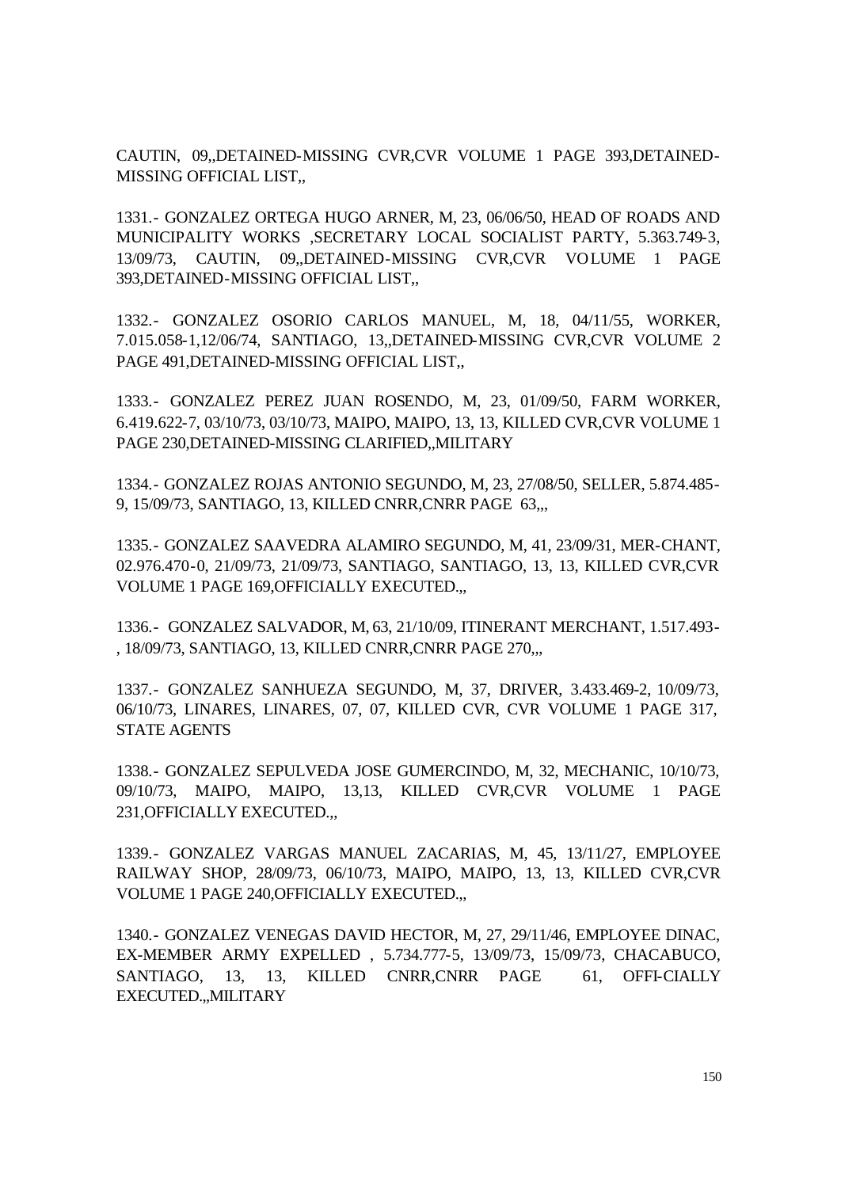CAUTIN, 09,,DETAINED-MISSING CVR,CVR VOLUME 1 PAGE 393,DETAINED-MISSING OFFICIAL LIST,,

1331.- GONZALEZ ORTEGA HUGO ARNER, M, 23, 06/06/50, HEAD OF ROADS AND MUNICIPALITY WORKS ,SECRETARY LOCAL SOCIALIST PARTY, 5.363.749-3, 13/09/73, CAUTIN, 09,,DETAINED-MISSING CVR,CVR VOLUME 1 PAGE 393,DETAINED-MISSING OFFICIAL LIST,,

1332.- GONZALEZ OSORIO CARLOS MANUEL, M, 18, 04/11/55, WORKER, 7.015.058-1,12/06/74, SANTIAGO, 13,,DETAINED-MISSING CVR,CVR VOLUME 2 PAGE 491,DETAINED-MISSING OFFICIAL LIST,,

1333.- GONZALEZ PEREZ JUAN ROSENDO, M, 23, 01/09/50, FARM WORKER, 6.419.622-7, 03/10/73, 03/10/73, MAIPO, MAIPO, 13, 13, KILLED CVR,CVR VOLUME 1 PAGE 230,DETAINED-MISSING CLARIFIED,,MILITARY

1334.- GONZALEZ ROJAS ANTONIO SEGUNDO, M, 23, 27/08/50, SELLER, 5.874.485-9, 15/09/73, SANTIAGO, 13, KILLED CNRR,CNRR PAGE 63,,,

1335.- GONZALEZ SAAVEDRA ALAMIRO SEGUNDO, M, 41, 23/09/31, MER-CHANT, 02.976.470-0, 21/09/73, 21/09/73, SANTIAGO, SANTIAGO, 13, 13, KILLED CVR,CVR VOLUME 1 PAGE 169,OFFICIALLY EXECUTED.,,

1336.- GONZALEZ SALVADOR, M, 63, 21/10/09, ITINERANT MERCHANT, 1.517.493-, 18/09/73, SANTIAGO, 13, KILLED CNRR,CNRR PAGE 270,,,

1337.- GONZALEZ SANHUEZA SEGUNDO, M, 37, DRIVER, 3.433.469-2, 10/09/73, 06/10/73, LINARES, LINARES, 07, 07, KILLED CVR, CVR VOLUME 1 PAGE 317, STATE AGENTS

1338.- GONZALEZ SEPULVEDA JOSE GUMERCINDO, M, 32, MECHANIC, 10/10/73, 09/10/73, MAIPO, MAIPO, 13,13, KILLED CVR,CVR VOLUME 1 PAGE 231,OFFICIALLY EXECUTED.,,

1339.- GONZALEZ VARGAS MANUEL ZACARIAS, M, 45, 13/11/27, EMPLOYEE RAILWAY SHOP, 28/09/73, 06/10/73, MAIPO, MAIPO, 13, 13, KILLED CVR,CVR VOLUME 1 PAGE 240,OFFICIALLY EXECUTED.,,

1340.- GONZALEZ VENEGAS DAVID HECTOR, M, 27, 29/11/46, EMPLOYEE DINAC, EX-MEMBER ARMY EXPELLED , 5.734.777-5, 13/09/73, 15/09/73, CHACABUCO, SANTIAGO, 13, 13, KILLED CNRR,CNRR PAGE 61, OFFI-CIALLY EXECUTED.,,MILITARY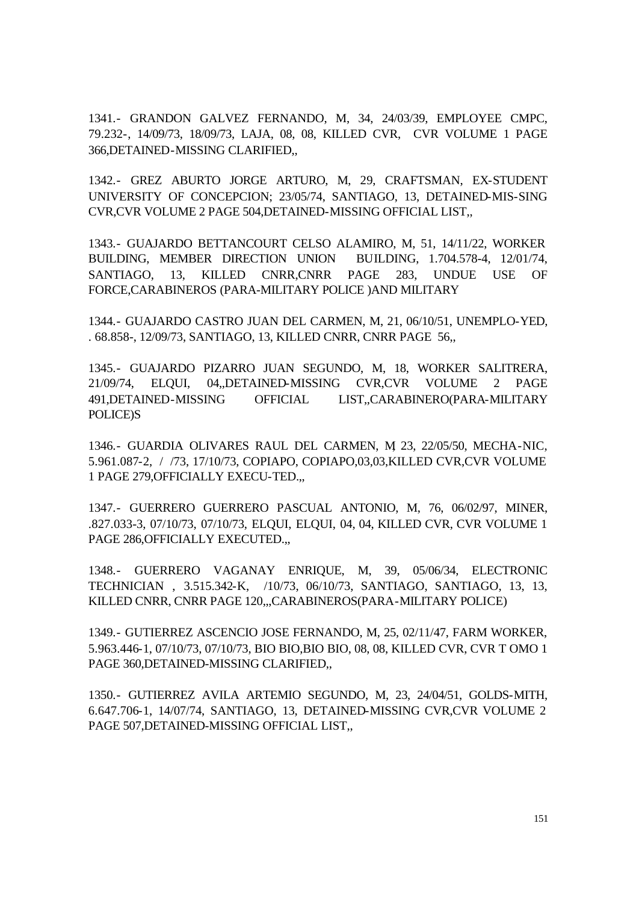1341.- GRANDON GALVEZ FERNANDO, M, 34, 24/03/39, EMPLOYEE CMPC, 79.232-, 14/09/73, 18/09/73, LAJA, 08, 08, KILLED CVR, CVR VOLUME 1 PAGE 366,DETAINED-MISSING CLARIFIED,,

1342.- GREZ ABURTO JORGE ARTURO, M, 29, CRAFTSMAN, EX-STUDENT UNIVERSITY OF CONCEPCION; 23/05/74, SANTIAGO, 13, DETAINED-MIS-SING CVR,CVR VOLUME 2 PAGE 504,DETAINED-MISSING OFFICIAL LIST,,

1343.- GUAJARDO BETTANCOURT CELSO ALAMIRO, M, 51, 14/11/22, WORKER BUILDING, MEMBER DIRECTION UNION BUILDING, 1.704.578-4, 12/01/74, SANTIAGO, 13, KILLED CNRR,CNRR PAGE 283, UNDUE USE OF FORCE,CARABINEROS (PARA-MILITARY POLICE )AND MILITARY

1344.- GUAJARDO CASTRO JUAN DEL CARMEN, M, 21, 06/10/51, UNEMPLO-YED, . 68.858-, 12/09/73, SANTIAGO, 13, KILLED CNRR, CNRR PAGE 56,,

1345.- GUAJARDO PIZARRO JUAN SEGUNDO, M, 18, WORKER SALITRERA, 21/09/74, ELQUI, 04,,DETAINED-MISSING CVR,CVR VOLUME 2 PAGE 491,DETAINED-MISSING OFFICIAL LIST,,CARABINERO(PARA-MILITARY POLICE)S

1346.- GUARDIA OLIVARES RAUL DEL CARMEN, M, 23, 22/05/50, MECHA-NIC, 5.961.087-2, / /73, 17/10/73, COPIAPO, COPIAPO,03,03,KILLED CVR,CVR VOLUME 1 PAGE 279,OFFICIALLY EXECU-TED.,,

1347.- GUERRERO GUERRERO PASCUAL ANTONIO, M, 76, 06/02/97, MINER, .827.033-3, 07/10/73, 07/10/73, ELQUI, ELQUI, 04, 04, KILLED CVR, CVR VOLUME 1 PAGE 286,OFFICIALLY EXECUTED.,,

1348.- GUERRERO VAGANAY ENRIQUE, M, 39, 05/06/34, ELECTRONIC TECHNICIAN , 3.515.342-K, /10/73, 06/10/73, SANTIAGO, SANTIAGO, 13, 13, KILLED CNRR, CNRR PAGE 120,,,CARABINEROS(PARA-MILITARY POLICE)

1349.- GUTIERREZ ASCENCIO JOSE FERNANDO, M, 25, 02/11/47, FARM WORKER, 5.963.446-1, 07/10/73, 07/10/73, BIO BIO,BIO BIO, 08, 08, KILLED CVR, CVR T OMO 1 PAGE 360,DETAINED-MISSING CLARIFIED,,

1350.- GUTIERREZ AVILA ARTEMIO SEGUNDO, M, 23, 24/04/51, GOLDS-MITH, 6.647.706-1, 14/07/74, SANTIAGO, 13, DETAINED-MISSING CVR,CVR VOLUME 2 PAGE 507,DETAINED-MISSING OFFICIAL LIST,,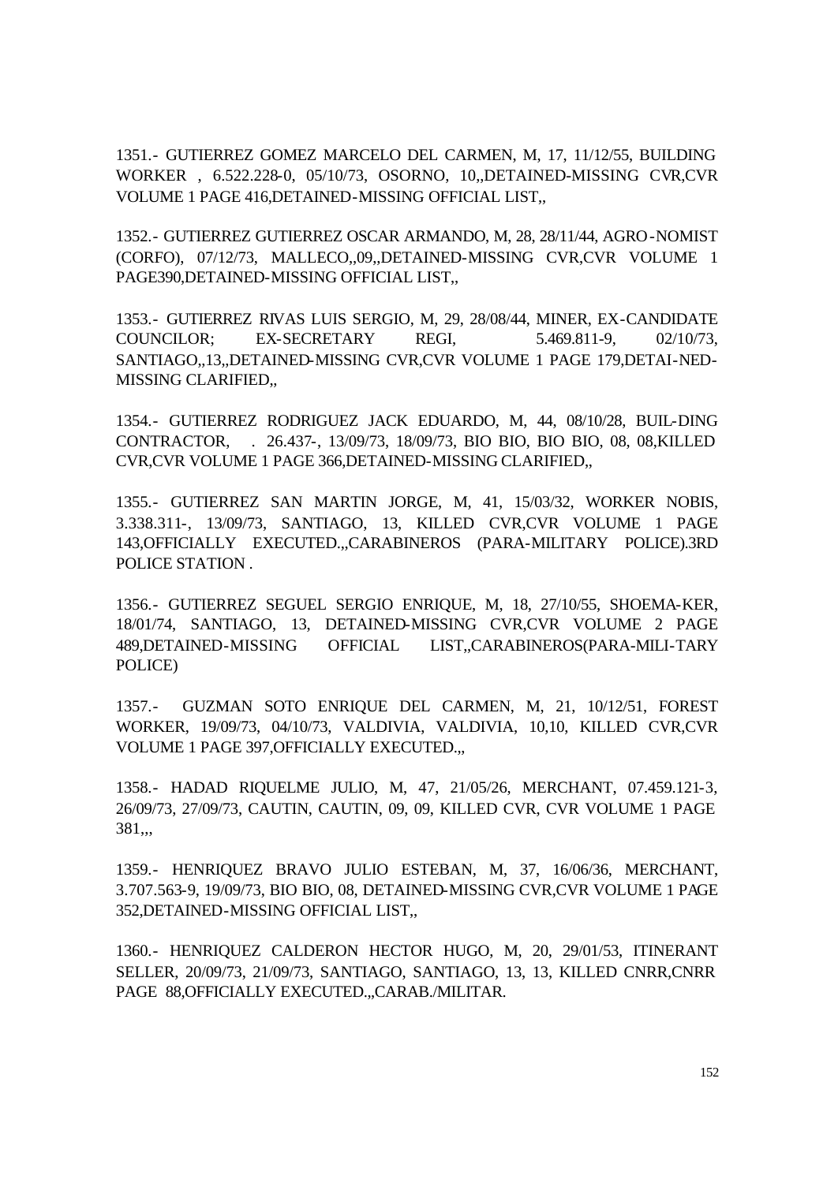1351.- GUTIERREZ GOMEZ MARCELO DEL CARMEN, M, 17, 11/12/55, BUILDING WORKER , 6.522.228-0, 05/10/73, OSORNO, 10,,DETAINED-MISSING CVR,CVR VOLUME 1 PAGE 416,DETAINED-MISSING OFFICIAL LIST,,

1352.- GUTIERREZ GUTIERREZ OSCAR ARMANDO, M, 28, 28/11/44, AGRO-NOMIST (CORFO), 07/12/73, MALLECO,,09,,DETAINED-MISSING CVR,CVR VOLUME 1 PAGE390,DETAINED-MISSING OFFICIAL LIST,,

1353.- GUTIERREZ RIVAS LUIS SERGIO, M, 29, 28/08/44, MINER, EX-CANDIDATE COUNCILOR; EX-SECRETARY REGI, 5.469.811-9, 02/10/73, SANTIAGO,,13,,DETAINED-MISSING CVR,CVR VOLUME 1 PAGE 179,DETAI-NED-MISSING CLARIFIED,,

1354.- GUTIERREZ RODRIGUEZ JACK EDUARDO, M, 44, 08/10/28, BUIL-DING CONTRACTOR, . 26.437-, 13/09/73, 18/09/73, BIO BIO, BIO BIO, 08, 08,KILLED CVR,CVR VOLUME 1 PAGE 366,DETAINED-MISSING CLARIFIED,,

1355.- GUTIERREZ SAN MARTIN JORGE, M, 41, 15/03/32, WORKER NOBIS, 3.338.311-, 13/09/73, SANTIAGO, 13, KILLED CVR,CVR VOLUME 1 PAGE 143,OFFICIALLY EXECUTED.,,CARABINEROS (PARA-MILITARY POLICE).3RD POLICE STATION .

1356.- GUTIERREZ SEGUEL SERGIO ENRIQUE, M, 18, 27/10/55, SHOEMA-KER, 18/01/74, SANTIAGO, 13, DETAINED-MISSING CVR,CVR VOLUME 2 PAGE 489,DETAINED-MISSING OFFICIAL LIST,,CARABINEROS(PARA-MILI-TARY POLICE)

1357.- GUZMAN SOTO ENRIQUE DEL CARMEN, M, 21, 10/12/51, FOREST WORKER, 19/09/73, 04/10/73, VALDIVIA, VALDIVIA, 10,10, KILLED CVR,CVR VOLUME 1 PAGE 397,OFFICIALLY EXECUTED.,,

1358.- HADAD RIQUELME JULIO, M, 47, 21/05/26, MERCHANT, 07.459.121-3, 26/09/73, 27/09/73, CAUTIN, CAUTIN, 09, 09, KILLED CVR, CVR VOLUME 1 PAGE 381,,,

1359.- HENRIQUEZ BRAVO JULIO ESTEBAN, M, 37, 16/06/36, MERCHANT, 3.707.563-9, 19/09/73, BIO BIO, 08, DETAINED-MISSING CVR,CVR VOLUME 1 PAGE 352,DETAINED-MISSING OFFICIAL LIST,,

1360.- HENRIQUEZ CALDERON HECTOR HUGO, M, 20, 29/01/53, ITINERANT SELLER, 20/09/73, 21/09/73, SANTIAGO, SANTIAGO, 13, 13, KILLED CNRR,CNRR PAGE 88,OFFICIALLY EXECUTED.,,CARAB./MILITAR.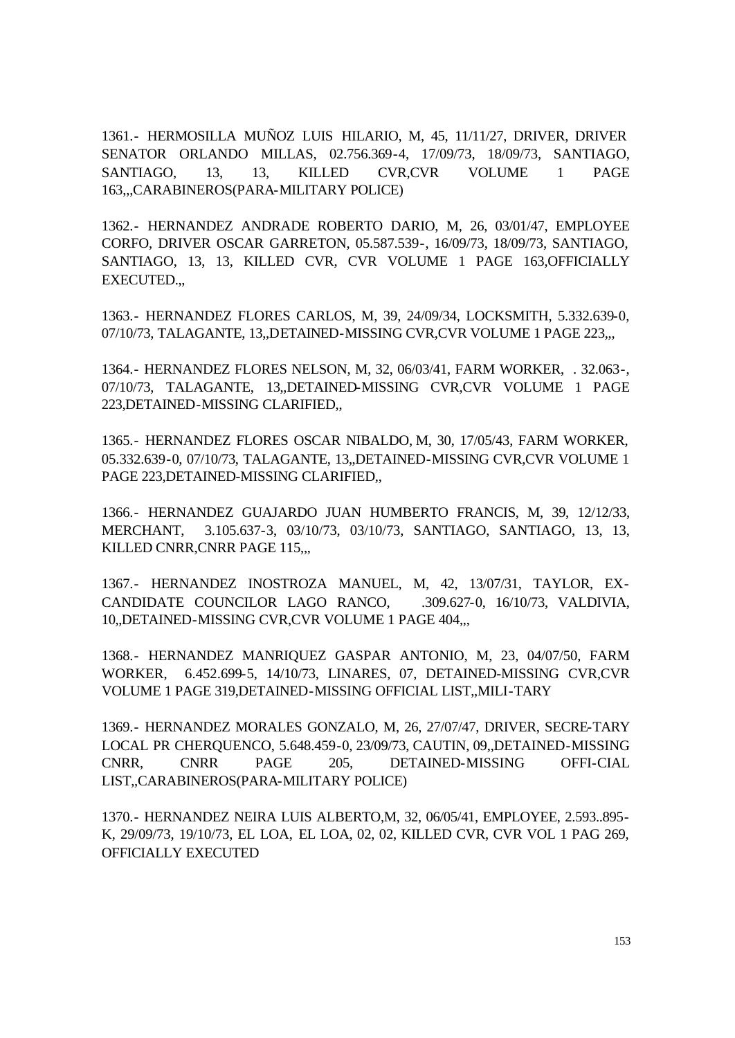1361.- HERMOSILLA MUÑOZ LUIS HILARIO, M, 45, 11/11/27, DRIVER, DRIVER SENATOR ORLANDO MILLAS, 02.756.369-4, 17/09/73, 18/09/73, SANTIAGO, SANTIAGO, 13, 13, KILLED CVR,CVR VOLUME 1 PAGE 163,,,CARABINEROS(PARA-MILITARY POLICE)

1362.- HERNANDEZ ANDRADE ROBERTO DARIO, M, 26, 03/01/47, EMPLOYEE CORFO, DRIVER OSCAR GARRETON, 05.587.539-, 16/09/73, 18/09/73, SANTIAGO, SANTIAGO, 13, 13, KILLED CVR, CVR VOLUME 1 PAGE 163,OFFICIALLY EXECUTED.,,

1363.- HERNANDEZ FLORES CARLOS, M, 39, 24/09/34, LOCKSMITH, 5.332.639-0, 07/10/73, TALAGANTE, 13,,DETAINED-MISSING CVR,CVR VOLUME 1 PAGE 223,,,

1364.- HERNANDEZ FLORES NELSON, M, 32, 06/03/41, FARM WORKER, . 32.063-, 07/10/73, TALAGANTE, 13,,DETAINED-MISSING CVR,CVR VOLUME 1 PAGE 223,DETAINED-MISSING CLARIFIED,,

1365.- HERNANDEZ FLORES OSCAR NIBALDO, M, 30, 17/05/43, FARM WORKER, 05.332.639-0, 07/10/73, TALAGANTE, 13,,DETAINED-MISSING CVR,CVR VOLUME 1 PAGE 223,DETAINED-MISSING CLARIFIED,,

1366.- HERNANDEZ GUAJARDO JUAN HUMBERTO FRANCIS, M, 39, 12/12/33, MERCHANT, 3.105.637-3, 03/10/73, 03/10/73, SANTIAGO, SANTIAGO, 13, 13, KILLED CNRR,CNRR PAGE 115,,,

1367.- HERNANDEZ INOSTROZA MANUEL, M, 42, 13/07/31, TAYLOR, EX-CANDIDATE COUNCILOR LAGO RANCO, .309.627-0, 16/10/73, VALDIVIA, 10,,DETAINED-MISSING CVR,CVR VOLUME 1 PAGE 404,,,

1368.- HERNANDEZ MANRIQUEZ GASPAR ANTONIO, M, 23, 04/07/50, FARM WORKER, 6.452.699-5, 14/10/73, LINARES, 07, DETAINED-MISSING CVR,CVR VOLUME 1 PAGE 319,DETAINED-MISSING OFFICIAL LIST,,MILI-TARY

1369.- HERNANDEZ MORALES GONZALO, M, 26, 27/07/47, DRIVER, SECRE-TARY LOCAL PR CHERQUENCO, 5.648.459-0, 23/09/73, CAUTIN, 09,,DETAINED-MISSING CNRR, CNRR PAGE 205, DETAINED-MISSING OFFI-CIAL LIST,,CARABINEROS(PARA-MILITARY POLICE)

1370.- HERNANDEZ NEIRA LUIS ALBERTO,M, 32, 06/05/41, EMPLOYEE, 2.593..895-K, 29/09/73, 19/10/73, EL LOA, EL LOA, 02, 02, KILLED CVR, CVR VOL 1 PAG 269, OFFICIALLY EXECUTED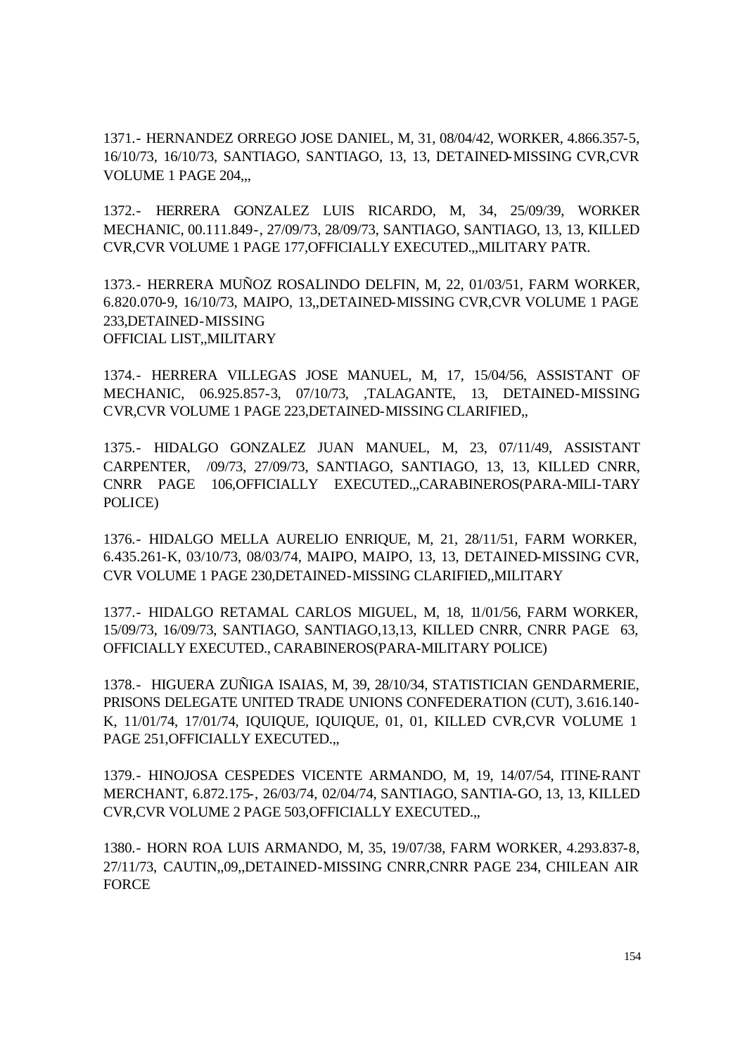1371.- HERNANDEZ ORREGO JOSE DANIEL, M, 31, 08/04/42, WORKER, 4.866.357-5, 16/10/73, 16/10/73, SANTIAGO, SANTIAGO, 13, 13, DETAINED-MISSING CVR,CVR VOLUME 1 PAGE 204,,,

1372.- HERRERA GONZALEZ LUIS RICARDO, M, 34, 25/09/39, WORKER MECHANIC, 00.111.849-, 27/09/73, 28/09/73, SANTIAGO, SANTIAGO, 13, 13, KILLED CVR,CVR VOLUME 1 PAGE 177,OFFICIALLY EXECUTED.,,MILITARY PATR.

1373.- HERRERA MUÑOZ ROSALINDO DELFIN, M, 22, 01/03/51, FARM WORKER, 6.820.070-9, 16/10/73, MAIPO, 13,,DETAINED-MISSING CVR,CVR VOLUME 1 PAGE 233,DETAINED-MISSING OFFICIAL LIST,,MILITARY

1374.- HERRERA VILLEGAS JOSE MANUEL, M, 17, 15/04/56, ASSISTANT OF MECHANIC, 06.925.857-3, 07/10/73, ,TALAGANTE, 13, DETAINED-MISSING CVR,CVR VOLUME 1 PAGE 223,DETAINED-MISSING CLARIFIED,,

1375.- HIDALGO GONZALEZ JUAN MANUEL, M, 23, 07/11/49, ASSISTANT CARPENTER, /09/73, 27/09/73, SANTIAGO, SANTIAGO, 13, 13, KILLED CNRR, CNRR PAGE 106,OFFICIALLY EXECUTED.,,CARABINEROS(PARA-MILI-TARY POLICE)

1376.- HIDALGO MELLA AURELIO ENRIQUE, M, 21, 28/11/51, FARM WORKER, 6.435.261-K, 03/10/73, 08/03/74, MAIPO, MAIPO, 13, 13, DETAINED-MISSING CVR, CVR VOLUME 1 PAGE 230,DETAINED-MISSING CLARIFIED,,MILITARY

1377.- HIDALGO RETAMAL CARLOS MIGUEL, M, 18, 11/01/56, FARM WORKER, 15/09/73, 16/09/73, SANTIAGO, SANTIAGO,13,13, KILLED CNRR, CNRR PAGE 63, OFFICIALLY EXECUTED., CARABINEROS(PARA-MILITARY POLICE)

1378.- HIGUERA ZUÑIGA ISAIAS, M, 39, 28/10/34, STATISTICIAN GENDARMERIE, PRISONS DELEGATE UNITED TRADE UNIONS CONFEDERATION (CUT), 3.616.140-K, 11/01/74, 17/01/74, IQUIQUE, IQUIQUE, 01, 01, KILLED CVR,CVR VOLUME 1 PAGE 251,OFFICIALLY EXECUTED.,,

1379.- HINOJOSA CESPEDES VICENTE ARMANDO, M, 19, 14/07/54, ITINE-RANT MERCHANT, 6.872.175-, 26/03/74, 02/04/74, SANTIAGO, SANTIA-GO, 13, 13, KILLED CVR,CVR VOLUME 2 PAGE 503,OFFICIALLY EXECUTED.,,

1380.- HORN ROA LUIS ARMANDO, M, 35, 19/07/38, FARM WORKER, 4.293.837-8, 27/11/73, CAUTIN,,09,,DETAINED-MISSING CNRR,CNRR PAGE 234, CHILEAN AIR FORCE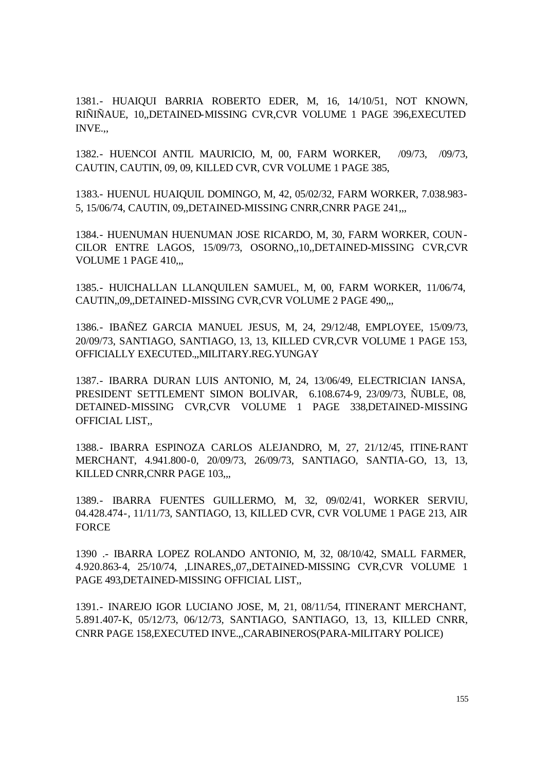1381.- HUAIQUI BARRIA ROBERTO EDER, M, 16, 14/10/51, NOT KNOWN, RIÑIÑAUE, 10,,DETAINED-MISSING CVR,CVR VOLUME 1 PAGE 396,EXECUTED INVE.,,

1382.- HUENCOI ANTIL MAURICIO, M, 00, FARM WORKER, /09/73, /09/73, CAUTIN, CAUTIN, 09, 09, KILLED CVR, CVR VOLUME 1 PAGE 385,

1383.- HUENUL HUAIQUIL DOMINGO, M, 42, 05/02/32, FARM WORKER, 7.038.983-5, 15/06/74, CAUTIN, 09,,DETAINED-MISSING CNRR,CNRR PAGE 241,,,

1384.- HUENUMAN HUENUMAN JOSE RICARDO, M, 30, FARM WORKER, COUNCILOR ENTRE LAGOS, 15/09/73, OSORNO,,10,,DETAINED-MISSING CVR,CVR VOLUME 1 PAGE 410,,,

1385.- HUICHALLAN LLANQUILEN SAMUEL, M, 00, FARM WORKER, 11/06/74, CAUTIN,,09,,DETAINED-MISSING CVR,CVR VOLUME 2 PAGE 490,,,

1386.- IBAÑEZ GARCIA MANUEL JESUS, M, 24, 29/12/48, EMPLOYEE, 15/09/73, 20/09/73, SANTIAGO, SANTIAGO, 13, 13, KILLED CVR,CVR VOLUME 1 PAGE 153, OFFICIALLY EXECUTED.,,MILITARY.REG.YUNGAY

1387.- IBARRA DURAN LUIS ANTONIO, M, 24, 13/06/49, ELECTRICIAN IANSA, PRESIDENT SETTLEMENT SIMON BOLIVAR, 6.108.674-9, 23/09/73, ÑUBLE, 08, DETAINED-MISSING CVR,CVR VOLUME 1 PAGE 338,DETAINED-MISSING OFFICIAL LIST,,

1388.- IBARRA ESPINOZA CARLOS ALEJANDRO, M, 27, 21/12/45, ITINE-RANT MERCHANT, 4.941.800-0, 20/09/73, 26/09/73, SANTIAGO, SANTIA-GO, 13, 13, KILLED CNRR,CNRR PAGE 103,,,

1389.- IBARRA FUENTES GUILLERMO, M, 32, 09/02/41, WORKER SERVIU, 04.428.474-, 11/11/73, SANTIAGO, 13, KILLED CVR, CVR VOLUME 1 PAGE 213, AIR FORCE

1390 .- IBARRA LOPEZ ROLANDO ANTONIO, M, 32, 08/10/42, SMALL FARMER, 4.920.863-4, 25/10/74, ,LINARES,,07,,DETAINED-MISSING CVR,CVR VOLUME 1 PAGE 493,DETAINED-MISSING OFFICIAL LIST,,

1391.- INAREJO IGOR LUCIANO JOSE, M, 21, 08/11/54, ITINERANT MERCHANT, 5.891.407-K, 05/12/73, 06/12/73, SANTIAGO, SANTIAGO, 13, 13, KILLED CNRR, CNRR PAGE 158,EXECUTED INVE.,,CARABINEROS(PARA-MILITARY POLICE)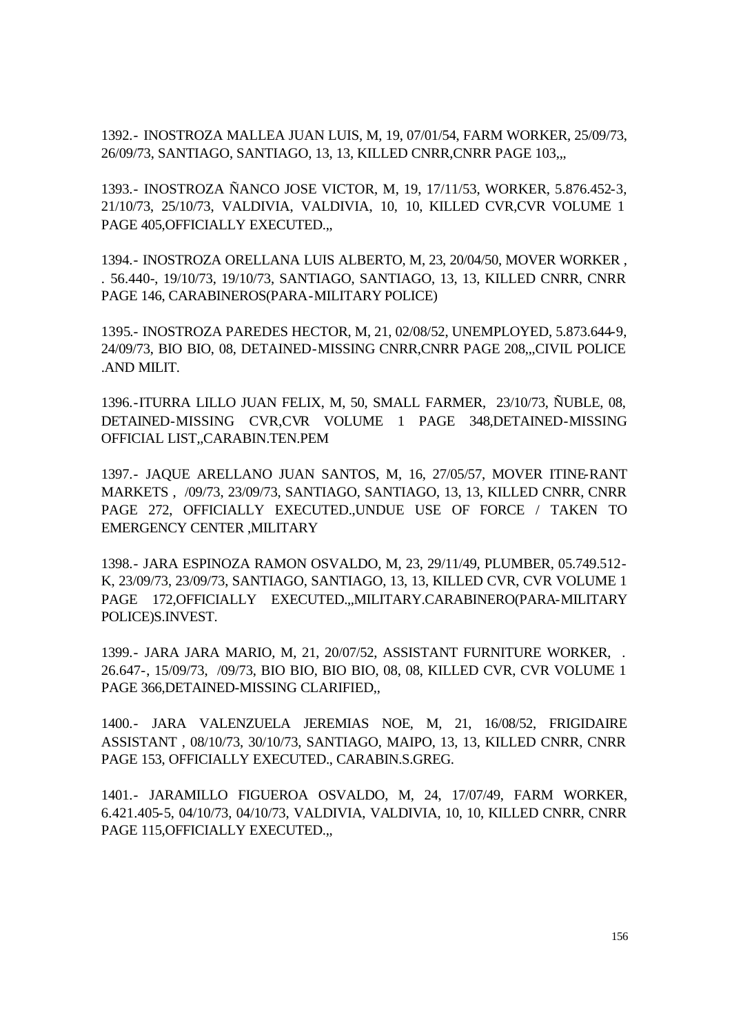1392.- INOSTROZA MALLEA JUAN LUIS, M, 19, 07/01/54, FARM WORKER, 25/09/73, 26/09/73, SANTIAGO, SANTIAGO, 13, 13, KILLED CNRR,CNRR PAGE 103,,,

1393.- INOSTROZA ÑANCO JOSE VICTOR, M, 19, 17/11/53, WORKER, 5.876.452-3, 21/10/73, 25/10/73, VALDIVIA, VALDIVIA, 10, 10, KILLED CVR,CVR VOLUME 1 PAGE 405,OFFICIALLY EXECUTED.,,

1394.- INOSTROZA ORELLANA LUIS ALBERTO, M, 23, 20/04/50, MOVER WORKER , . 56.440-, 19/10/73, 19/10/73, SANTIAGO, SANTIAGO, 13, 13, KILLED CNRR, CNRR PAGE 146, CARABINEROS(PARA-MILITARY POLICE)

1395.- INOSTROZA PAREDES HECTOR, M, 21, 02/08/52, UNEMPLOYED, 5.873.644-9, 24/09/73, BIO BIO, 08, DETAINED-MISSING CNRR,CNRR PAGE 208,,,CIVIL POLICE .AND MILIT.

1396.-ITURRA LILLO JUAN FELIX, M, 50, SMALL FARMER, 23/10/73, ÑUBLE, 08, DETAINED-MISSING CVR,CVR VOLUME 1 PAGE 348,DETAINED-MISSING OFFICIAL LIST,,CARABIN.TEN.PEM

1397.- JAQUE ARELLANO JUAN SANTOS, M, 16, 27/05/57, MOVER ITINE-RANT MARKETS , /09/73, 23/09/73, SANTIAGO, SANTIAGO, 13, 13, KILLED CNRR, CNRR PAGE 272, OFFICIALLY EXECUTED.,UNDUE USE OF FORCE / TAKEN TO EMERGENCY CENTER ,MILITARY

1398.- JARA ESPINOZA RAMON OSVALDO, M, 23, 29/11/49, PLUMBER, 05.749.512-K, 23/09/73, 23/09/73, SANTIAGO, SANTIAGO, 13, 13, KILLED CVR, CVR VOLUME 1 PAGE 172,OFFICIALLY EXECUTED.,,MILITARY.CARABINERO(PARA-MILITARY POLICE)S.INVEST.

1399.- JARA JARA MARIO, M, 21, 20/07/52, ASSISTANT FURNITURE WORKER, . 26.647-, 15/09/73, /09/73, BIO BIO, BIO BIO, 08, 08, KILLED CVR, CVR VOLUME 1 PAGE 366,DETAINED-MISSING CLARIFIED,,

1400.- JARA VALENZUELA JEREMIAS NOE, M, 21, 16/08/52, FRIGIDAIRE ASSISTANT , 08/10/73, 30/10/73, SANTIAGO, MAIPO, 13, 13, KILLED CNRR, CNRR PAGE 153, OFFICIALLY EXECUTED., CARABIN.S.GREG.

1401.- JARAMILLO FIGUEROA OSVALDO, M, 24, 17/07/49, FARM WORKER, 6.421.405-5, 04/10/73, 04/10/73, VALDIVIA, VALDIVIA, 10, 10, KILLED CNRR, CNRR PAGE 115,OFFICIALLY EXECUTED.,,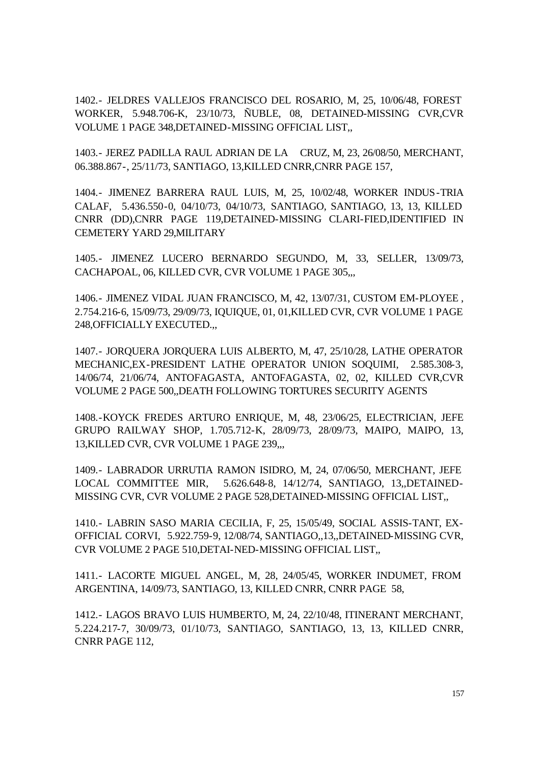1402.- JELDRES VALLEJOS FRANCISCO DEL ROSARIO, M, 25, 10/06/48, FOREST WORKER, 5.948.706-K, 23/10/73, ÑUBLE, 08, DETAINED-MISSING CVR,CVR VOLUME 1 PAGE 348,DETAINED-MISSING OFFICIAL LIST,,

1403.- JEREZ PADILLA RAUL ADRIAN DE LA CRUZ, M, 23, 26/08/50, MERCHANT, 06.388.867-, 25/11/73, SANTIAGO, 13,KILLED CNRR,CNRR PAGE 157,

1404.- JIMENEZ BARRERA RAUL LUIS, M, 25, 10/02/48, WORKER INDUS-TRIA CALAF, 5.436.550-0, 04/10/73, 04/10/73, SANTIAGO, SANTIAGO, 13, 13, KILLED CNRR (DD),CNRR PAGE 119,DETAINED-MISSING CLARI-FIED,IDENTIFIED IN CEMETERY YARD 29,MILITARY

1405.- JIMENEZ LUCERO BERNARDO SEGUNDO, M, 33, SELLER, 13/09/73, CACHAPOAL, 06, KILLED CVR, CVR VOLUME 1 PAGE 305,,,

1406.- JIMENEZ VIDAL JUAN FRANCISCO, M, 42, 13/07/31, CUSTOM EM-PLOYEE , 2.754.216-6, 15/09/73, 29/09/73, IQUIQUE, 01, 01,KILLED CVR, CVR VOLUME 1 PAGE 248,OFFICIALLY EXECUTED.,,

1407.- JORQUERA JORQUERA LUIS ALBERTO, M, 47, 25/10/28, LATHE OPERATOR MECHANIC,EX-PRESIDENT LATHE OPERATOR UNION SOQUIMI, 2.585.308-3, 14/06/74, 21/06/74, ANTOFAGASTA, ANTOFAGASTA, 02, 02, KILLED CVR,CVR VOLUME 2 PAGE 500,,DEATH FOLLOWING TORTURES SECURITY AGENTS

1408.-KOYCK FREDES ARTURO ENRIQUE, M, 48, 23/06/25, ELECTRICIAN, JEFE GRUPO RAILWAY SHOP, 1.705.712-K, 28/09/73, 28/09/73, MAIPO, MAIPO, 13, 13,KILLED CVR, CVR VOLUME 1 PAGE 239,,,

1409.- LABRADOR URRUTIA RAMON ISIDRO, M, 24, 07/06/50, MERCHANT, JEFE LOCAL COMMITTEE MIR, 5.626.648-8, 14/12/74, SANTIAGO, 13,,DETAINED-MISSING CVR, CVR VOLUME 2 PAGE 528,DETAINED-MISSING OFFICIAL LIST,,

1410.- LABRIN SASO MARIA CECILIA, F, 25, 15/05/49, SOCIAL ASSIS-TANT, EX-OFFICIAL CORVI, 5.922.759-9, 12/08/74, SANTIAGO,,13,,DETAINED-MISSING CVR, CVR VOLUME 2 PAGE 510,DETAI-NED-MISSING OFFICIAL LIST,,

1411.- LACORTE MIGUEL ANGEL, M, 28, 24/05/45, WORKER INDUMET, FROM ARGENTINA, 14/09/73, SANTIAGO, 13, KILLED CNRR, CNRR PAGE 58,

1412.- LAGOS BRAVO LUIS HUMBERTO, M, 24, 22/10/48, ITINERANT MERCHANT, 5.224.217-7, 30/09/73, 01/10/73, SANTIAGO, SANTIAGO, 13, 13, KILLED CNRR, CNRR PAGE 112,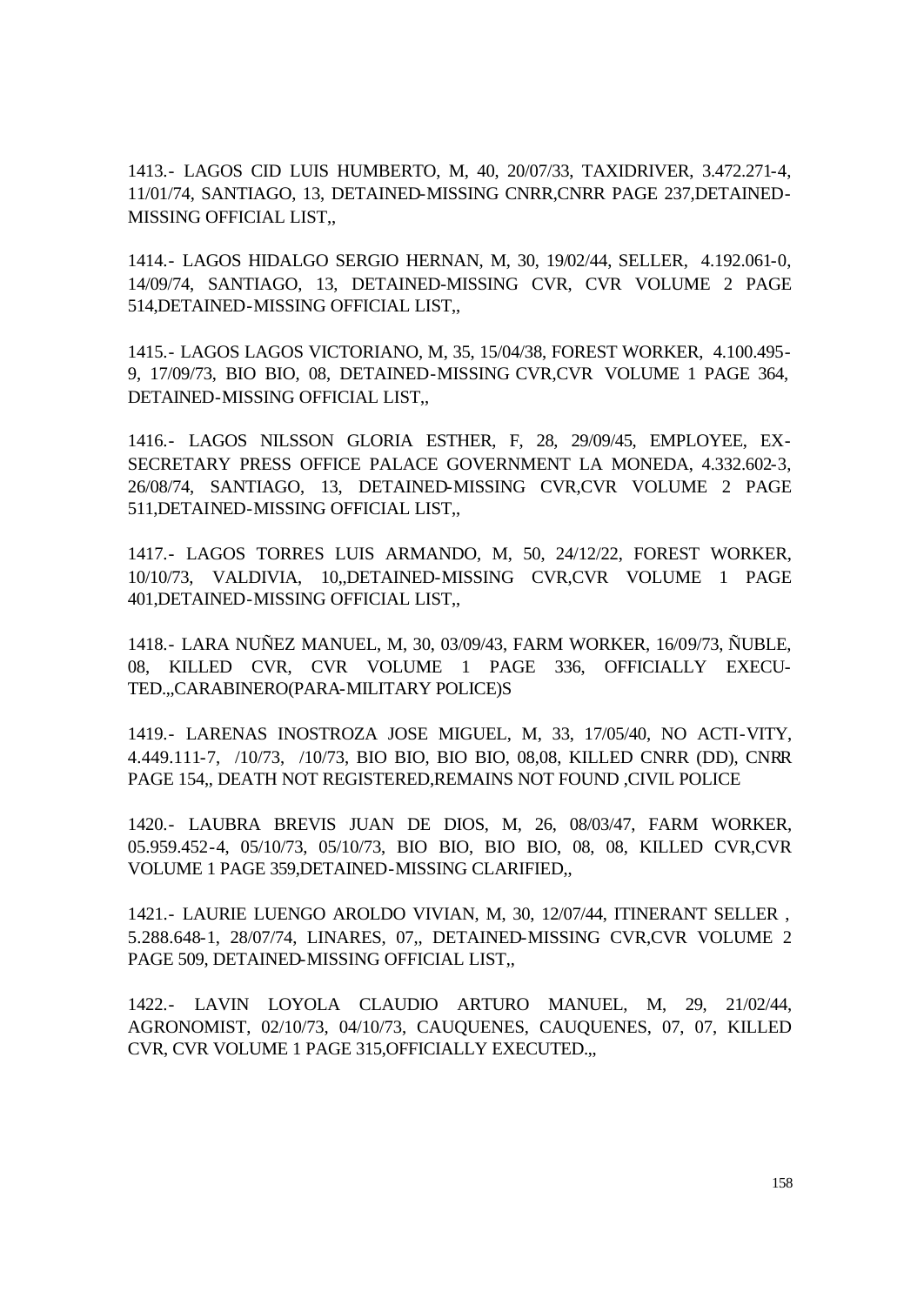1413.- LAGOS CID LUIS HUMBERTO, M, 40, 20/07/33, TAXIDRIVER, 3.472.271-4, 11/01/74, SANTIAGO, 13, DETAINED-MISSING CNRR,CNRR PAGE 237,DETAINED-MISSING OFFICIAL LIST,,

1414.- LAGOS HIDALGO SERGIO HERNAN, M, 30, 19/02/44, SELLER, 4.192.061-0, 14/09/74, SANTIAGO, 13, DETAINED-MISSING CVR, CVR VOLUME 2 PAGE 514,DETAINED-MISSING OFFICIAL LIST,,

1415.- LAGOS LAGOS VICTORIANO, M, 35, 15/04/38, FOREST WORKER, 4.100.495-9, 17/09/73, BIO BIO, 08, DETAINED-MISSING CVR,CVR VOLUME 1 PAGE 364, DETAINED-MISSING OFFICIAL LIST,,

1416.- LAGOS NILSSON GLORIA ESTHER, F, 28, 29/09/45, EMPLOYEE, EX-SECRETARY PRESS OFFICE PALACE GOVERNMENT LA MONEDA, 4.332.602-3, 26/08/74, SANTIAGO, 13, DETAINED-MISSING CVR,CVR VOLUME 2 PAGE 511,DETAINED-MISSING OFFICIAL LIST,,

1417.- LAGOS TORRES LUIS ARMANDO, M, 50, 24/12/22, FOREST WORKER, 10/10/73, VALDIVIA, 10,,DETAINED-MISSING CVR,CVR VOLUME 1 PAGE 401,DETAINED-MISSING OFFICIAL LIST,,

1418.- LARA NUÑEZ MANUEL, M, 30, 03/09/43, FARM WORKER, 16/09/73, ÑUBLE, 08, KILLED CVR, CVR VOLUME 1 PAGE 336, OFFICIALLY EXECU-TED.,,CARABINERO(PARA-MILITARY POLICE)S

1419.- LARENAS INOSTROZA JOSE MIGUEL, M, 33, 17/05/40, NO ACTI-VITY, 4.449.111-7, /10/73, /10/73, BIO BIO, BIO BIO, 08,08, KILLED CNRR (DD), CNRR PAGE 154,, DEATH NOT REGISTERED,REMAINS NOT FOUND ,CIVIL POLICE

1420.- LAUBRA BREVIS JUAN DE DIOS, M, 26, 08/03/47, FARM WORKER, 05.959.452-4, 05/10/73, 05/10/73, BIO BIO, BIO BIO, 08, 08, KILLED CVR,CVR VOLUME 1 PAGE 359,DETAINED-MISSING CLARIFIED,,

1421.- LAURIE LUENGO AROLDO VIVIAN, M, 30, 12/07/44, ITINERANT SELLER , 5.288.648-1, 28/07/74, LINARES, 07,, DETAINED-MISSING CVR,CVR VOLUME 2 PAGE 509, DETAINED-MISSING OFFICIAL LIST,,

1422.- LAVIN LOYOLA CLAUDIO ARTURO MANUEL, M, 29, 21/02/44, AGRONOMIST, 02/10/73, 04/10/73, CAUQUENES, CAUQUENES, 07, 07, KILLED CVR, CVR VOLUME 1 PAGE 315,OFFICIALLY EXECUTED.,,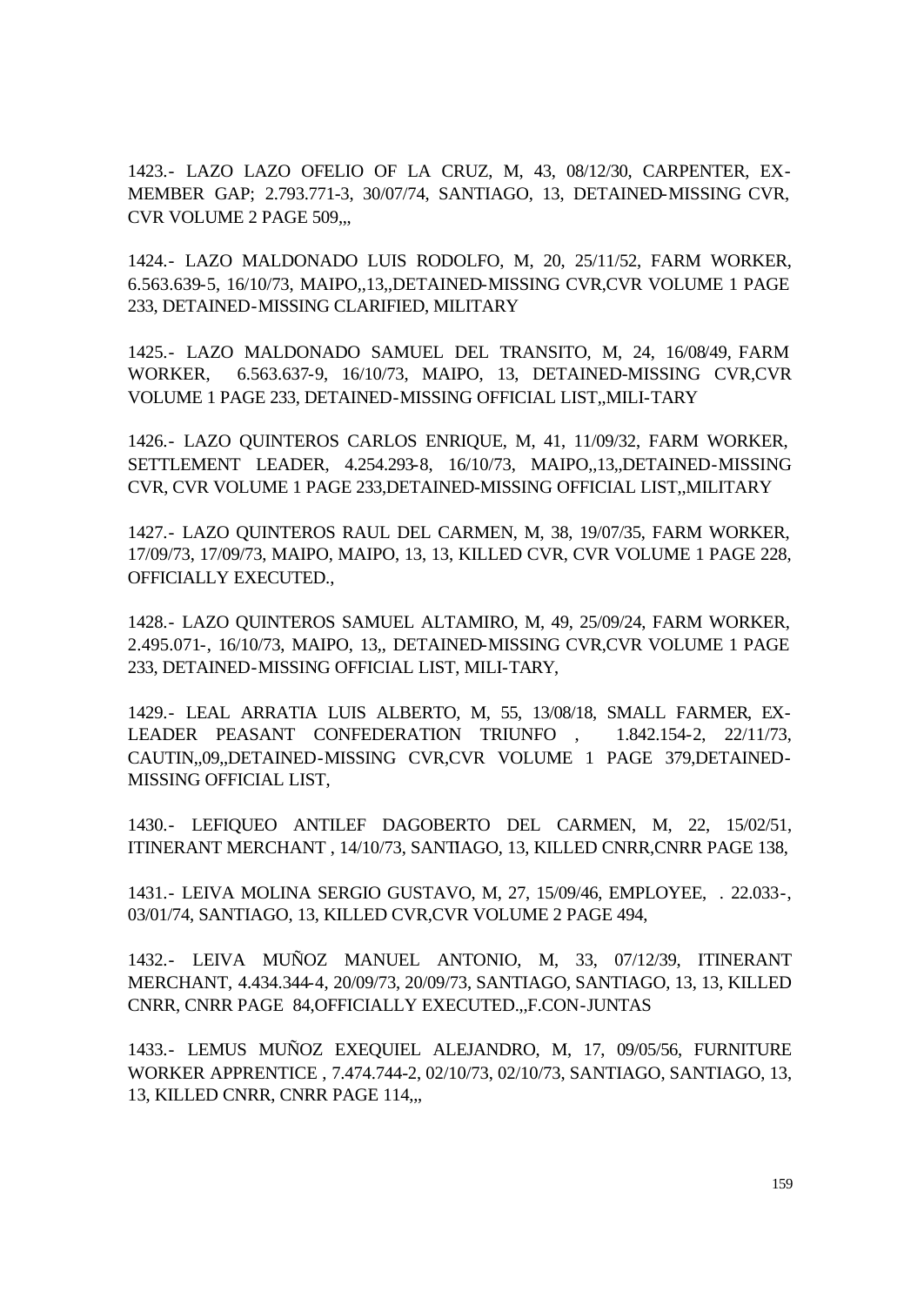1423.- LAZO LAZO OFELIO OF LA CRUZ, M, 43, 08/12/30, CARPENTER, EX-MEMBER GAP; 2.793.771-3, 30/07/74, SANTIAGO, 13, DETAINED-MISSING CVR, CVR VOLUME 2 PAGE 509,,,

1424.- LAZO MALDONADO LUIS RODOLFO, M, 20, 25/11/52, FARM WORKER, 6.563.639-5, 16/10/73, MAIPO,,13,,DETAINED-MISSING CVR,CVR VOLUME 1 PAGE 233, DETAINED-MISSING CLARIFIED, MILITARY

1425.- LAZO MALDONADO SAMUEL DEL TRANSITO, M, 24, 16/08/49, FARM WORKER, 6.563.637-9, 16/10/73, MAIPO, 13, DETAINED-MISSING CVR,CVR VOLUME 1 PAGE 233, DETAINED-MISSING OFFICIAL LIST,,MILI-TARY

1426.- LAZO QUINTEROS CARLOS ENRIQUE, M, 41, 11/09/32, FARM WORKER, SETTLEMENT LEADER, 4.254.293-8, 16/10/73, MAIPO,,13,,DETAINED-MISSING CVR, CVR VOLUME 1 PAGE 233,DETAINED-MISSING OFFICIAL LIST,,MILITARY

1427.- LAZO QUINTEROS RAUL DEL CARMEN, M, 38, 19/07/35, FARM WORKER, 17/09/73, 17/09/73, MAIPO, MAIPO, 13, 13, KILLED CVR, CVR VOLUME 1 PAGE 228, OFFICIALLY EXECUTED.,

1428.- LAZO QUINTEROS SAMUEL ALTAMIRO, M, 49, 25/09/24, FARM WORKER, 2.495.071-, 16/10/73, MAIPO, 13,, DETAINED-MISSING CVR,CVR VOLUME 1 PAGE 233, DETAINED-MISSING OFFICIAL LIST, MILI-TARY,

1429.- LEAL ARRATIA LUIS ALBERTO, M, 55, 13/08/18, SMALL FARMER, EX-LEADER PEASANT CONFEDERATION TRIUNFO , 1.842.154-2, 22/11/73, CAUTIN,,09,,DETAINED-MISSING CVR,CVR VOLUME 1 PAGE 379,DETAINED-MISSING OFFICIAL LIST,

1430.- LEFIQUEO ANTILEF DAGOBERTO DEL CARMEN, M, 22, 15/02/51, ITINERANT MERCHANT , 14/10/73, SANTIAGO, 13, KILLED CNRR,CNRR PAGE 138,

1431.- LEIVA MOLINA SERGIO GUSTAVO, M, 27, 15/09/46, EMPLOYEE, . 22.033-, 03/01/74, SANTIAGO, 13, KILLED CVR,CVR VOLUME 2 PAGE 494,

1432.- LEIVA MUÑOZ MANUEL ANTONIO, M, 33, 07/12/39, ITINERANT MERCHANT, 4.434.344-4, 20/09/73, 20/09/73, SANTIAGO, SANTIAGO, 13, 13, KILLED CNRR, CNRR PAGE 84,OFFICIALLY EXECUTED.,,F.CON-JUNTAS

1433.- LEMUS MUÑOZ EXEQUIEL ALEJANDRO, M, 17, 09/05/56, FURNITURE WORKER APPRENTICE , 7.474.744-2, 02/10/73, 02/10/73, SANTIAGO, SANTIAGO, 13, 13, KILLED CNRR, CNRR PAGE 114,,,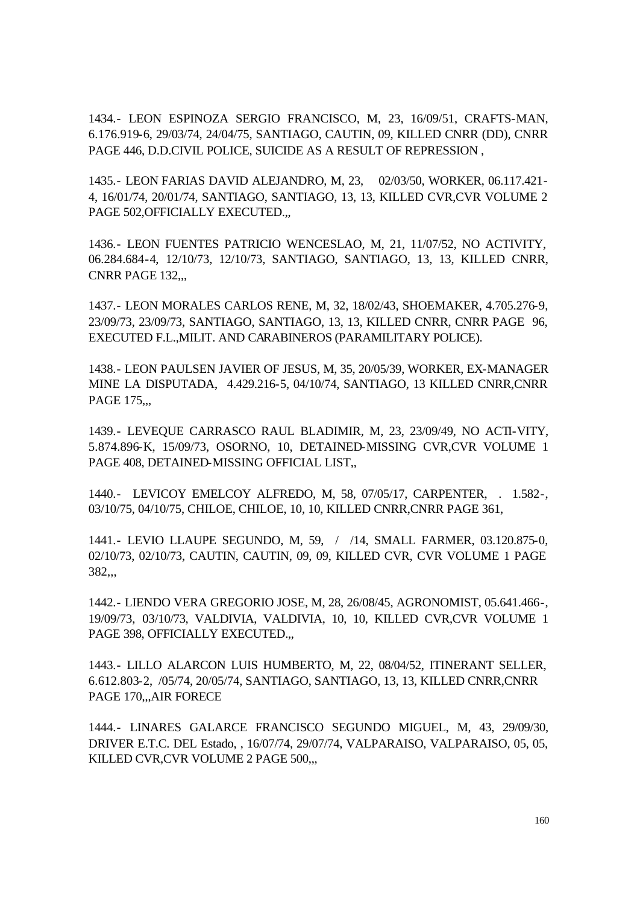1434.- LEON ESPINOZA SERGIO FRANCISCO, M, 23, 16/09/51, CRAFTS-MAN, 6.176.919-6, 29/03/74, 24/04/75, SANTIAGO, CAUTIN, 09, KILLED CNRR (DD), CNRR PAGE 446, D.D.CIVIL POLICE, SUICIDE AS A RESULT OF REPRESSION ,

1435.- LEON FARIAS DAVID ALEJANDRO, M, 23, 02/03/50, WORKER, 06.117.421-4, 16/01/74, 20/01/74, SANTIAGO, SANTIAGO, 13, 13, KILLED CVR,CVR VOLUME 2 PAGE 502,OFFICIALLY EXECUTED.,,

1436.- LEON FUENTES PATRICIO WENCESLAO, M, 21, 11/07/52, NO ACTIVITY, 06.284.684-4, 12/10/73, 12/10/73, SANTIAGO, SANTIAGO, 13, 13, KILLED CNRR, CNRR PAGE 132,,,

1437.- LEON MORALES CARLOS RENE, M, 32, 18/02/43, SHOEMAKER, 4.705.276-9, 23/09/73, 23/09/73, SANTIAGO, SANTIAGO, 13, 13, KILLED CNRR, CNRR PAGE 96, EXECUTED F.L.,MILIT. AND CARABINEROS (PARAMILITARY POLICE).

1438.- LEON PAULSEN JAVIER OF JESUS, M, 35, 20/05/39, WORKER, EX-MANAGER MINE LA DISPUTADA, 4.429.216-5, 04/10/74, SANTIAGO, 13 KILLED CNRR,CNRR PAGE 175,,,

1439.- LEVEQUE CARRASCO RAUL BLADIMIR, M, 23, 23/09/49, NO ACTI-VITY, 5.874.896-K, 15/09/73, OSORNO, 10, DETAINED-MISSING CVR,CVR VOLUME 1 PAGE 408, DETAINED-MISSING OFFICIAL LIST,,

1440.- LEVICOY EMELCOY ALFREDO, M, 58, 07/05/17, CARPENTER, . 1.582-, 03/10/75, 04/10/75, CHILOE, CHILOE, 10, 10, KILLED CNRR,CNRR PAGE 361,

1441.- LEVIO LLAUPE SEGUNDO, M, 59, / /14, SMALL FARMER, 03.120.875-0, 02/10/73, 02/10/73, CAUTIN, CAUTIN, 09, 09, KILLED CVR, CVR VOLUME 1 PAGE 382,,,

1442.- LIENDO VERA GREGORIO JOSE, M, 28, 26/08/45, AGRONOMIST, 05.641.466-, 19/09/73, 03/10/73, VALDIVIA, VALDIVIA, 10, 10, KILLED CVR,CVR VOLUME 1 PAGE 398, OFFICIALLY EXECUTED.,,

1443.- LILLO ALARCON LUIS HUMBERTO, M, 22, 08/04/52, ITINERANT SELLER, 6.612.803-2, /05/74, 20/05/74, SANTIAGO, SANTIAGO, 13, 13, KILLED CNRR,CNRR PAGE 170,,,AIR FORECE

1444.- LINARES GALARCE FRANCISCO SEGUNDO MIGUEL, M, 43, 29/09/30, DRIVER E.T.C. DEL Estado, , 16/07/74, 29/07/74, VALPARAISO, VALPARAISO, 05, 05, KILLED CVR,CVR VOLUME 2 PAGE 500,,,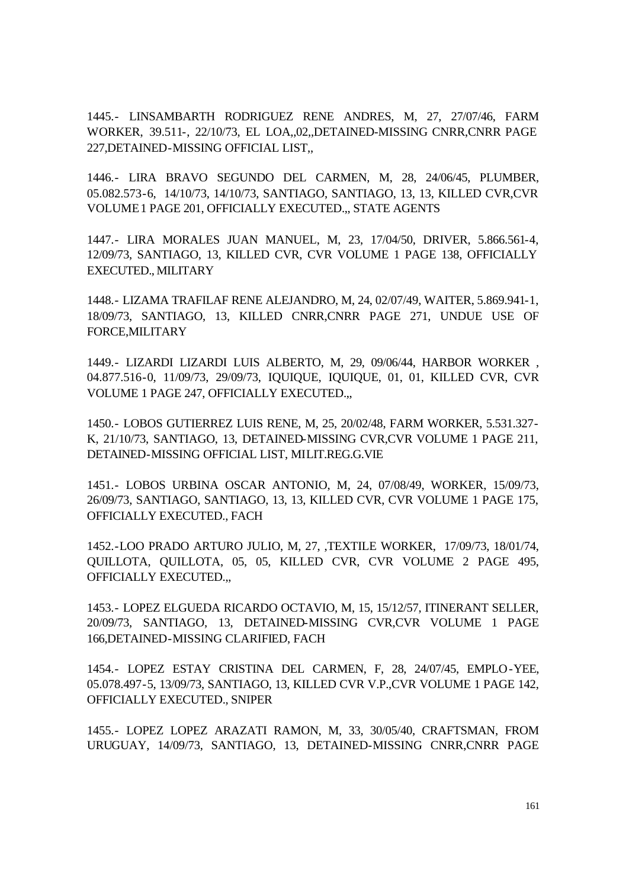1445.- LINSAMBARTH RODRIGUEZ RENE ANDRES, M, 27, 27/07/46, FARM WORKER, 39.511-, 22/10/73, EL LOA,,02,,DETAINED-MISSING CNRR,CNRR PAGE 227,DETAINED-MISSING OFFICIAL LIST,,

1446.- LIRA BRAVO SEGUNDO DEL CARMEN, M, 28, 24/06/45, PLUMBER, 05.082.573-6, 14/10/73, 14/10/73, SANTIAGO, SANTIAGO, 13, 13, KILLED CVR,CVR VOLUME 1 PAGE 201, OFFICIALLY EXECUTED.,, STATE AGENTS

1447.- LIRA MORALES JUAN MANUEL, M, 23, 17/04/50, DRIVER, 5.866.561-4, 12/09/73, SANTIAGO, 13, KILLED CVR, CVR VOLUME 1 PAGE 138, OFFICIALLY EXECUTED., MILITARY

1448.- LIZAMA TRAFILAF RENE ALEJANDRO, M, 24, 02/07/49, WAITER, 5.869.941-1, 18/09/73, SANTIAGO, 13, KILLED CNRR,CNRR PAGE 271, UNDUE USE OF FORCE,MILITARY

1449.- LIZARDI LIZARDI LUIS ALBERTO, M, 29, 09/06/44, HARBOR WORKER , 04.877.516-0, 11/09/73, 29/09/73, IQUIQUE, IQUIQUE, 01, 01, KILLED CVR, CVR VOLUME 1 PAGE 247, OFFICIALLY EXECUTED.,,

1450.- LOBOS GUTIERREZ LUIS RENE, M, 25, 20/02/48, FARM WORKER, 5.531.327-K, 21/10/73, SANTIAGO, 13, DETAINED-MISSING CVR,CVR VOLUME 1 PAGE 211, DETAINED-MISSING OFFICIAL LIST, MILIT.REG.G.VIE

1451.- LOBOS URBINA OSCAR ANTONIO, M, 24, 07/08/49, WORKER, 15/09/73, 26/09/73, SANTIAGO, SANTIAGO, 13, 13, KILLED CVR, CVR VOLUME 1 PAGE 175, OFFICIALLY EXECUTED., FACH

1452.-LOO PRADO ARTURO JULIO, M, 27, ,TEXTILE WORKER, 17/09/73, 18/01/74, QUILLOTA, QUILLOTA, 05, 05, KILLED CVR, CVR VOLUME 2 PAGE 495, OFFICIALLY EXECUTED.,,

1453.- LOPEZ ELGUEDA RICARDO OCTAVIO, M, 15, 15/12/57, ITINERANT SELLER, 20/09/73, SANTIAGO, 13, DETAINED-MISSING CVR,CVR VOLUME 1 PAGE 166,DETAINED-MISSING CLARIFIED, FACH

1454.- LOPEZ ESTAY CRISTINA DEL CARMEN, F, 28, 24/07/45, EMPLO-YEE, 05.078.497-5, 13/09/73, SANTIAGO, 13, KILLED CVR V.P.,CVR VOLUME 1 PAGE 142, OFFICIALLY EXECUTED., SNIPER

1455.- LOPEZ LOPEZ ARAZATI RAMON, M, 33, 30/05/40, CRAFTSMAN, FROM URUGUAY, 14/09/73, SANTIAGO, 13, DETAINED-MISSING CNRR,CNRR PAGE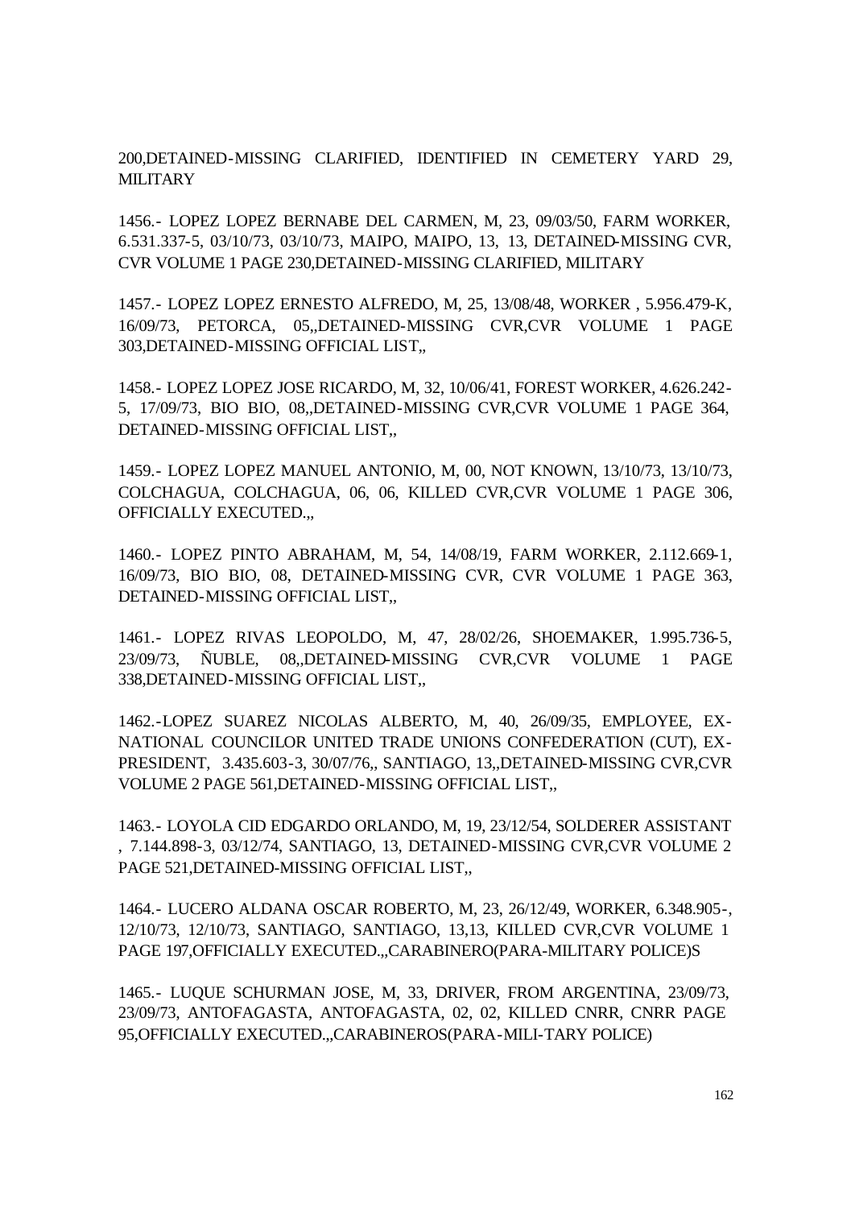200,DETAINED-MISSING CLARIFIED, IDENTIFIED IN CEMETERY YARD 29, MILITARY

1456.- LOPEZ LOPEZ BERNABE DEL CARMEN, M, 23, 09/03/50, FARM WORKER, 6.531.337-5, 03/10/73, 03/10/73, MAIPO, MAIPO, 13, 13, DETAINED-MISSING CVR, CVR VOLUME 1 PAGE 230,DETAINED-MISSING CLARIFIED, MILITARY

1457.- LOPEZ LOPEZ ERNESTO ALFREDO, M, 25, 13/08/48, WORKER , 5.956.479-K, 16/09/73, PETORCA, 05,,DETAINED-MISSING CVR,CVR VOLUME 1 PAGE 303,DETAINED-MISSING OFFICIAL LIST,,

1458.- LOPEZ LOPEZ JOSE RICARDO, M, 32, 10/06/41, FOREST WORKER, 4.626.242-5, 17/09/73, BIO BIO, 08,,DETAINED-MISSING CVR,CVR VOLUME 1 PAGE 364, DETAINED-MISSING OFFICIAL LIST,,

1459.- LOPEZ LOPEZ MANUEL ANTONIO, M, 00, NOT KNOWN, 13/10/73, 13/10/73, COLCHAGUA, COLCHAGUA, 06, 06, KILLED CVR,CVR VOLUME 1 PAGE 306, OFFICIALLY EXECUTED.,,

1460.- LOPEZ PINTO ABRAHAM, M, 54, 14/08/19, FARM WORKER, 2.112.669-1, 16/09/73, BIO BIO, 08, DETAINED-MISSING CVR, CVR VOLUME 1 PAGE 363, DETAINED-MISSING OFFICIAL LIST,,

1461.- LOPEZ RIVAS LEOPOLDO, M, 47, 28/02/26, SHOEMAKER, 1.995.736-5, 23/09/73, ÑUBLE, 08,,DETAINED-MISSING CVR,CVR VOLUME 1 PAGE 338,DETAINED-MISSING OFFICIAL LIST,,

1462.-LOPEZ SUAREZ NICOLAS ALBERTO, M, 40, 26/09/35, EMPLOYEE, EX-NATIONAL COUNCILOR UNITED TRADE UNIONS CONFEDERATION (CUT), EX-PRESIDENT, 3.435.603-3, 30/07/76,, SANTIAGO, 13,,DETAINED-MISSING CVR,CVR VOLUME 2 PAGE 561,DETAINED-MISSING OFFICIAL LIST,,

1463.- LOYOLA CID EDGARDO ORLANDO, M, 19, 23/12/54, SOLDERER ASSISTANT , 7.144.898-3, 03/12/74, SANTIAGO, 13, DETAINED-MISSING CVR,CVR VOLUME 2 PAGE 521,DETAINED-MISSING OFFICIAL LIST,,

1464.- LUCERO ALDANA OSCAR ROBERTO, M, 23, 26/12/49, WORKER, 6.348.905-, 12/10/73, 12/10/73, SANTIAGO, SANTIAGO, 13,13, KILLED CVR,CVR VOLUME 1 PAGE 197,OFFICIALLY EXECUTED.,,CARABINERO(PARA-MILITARY POLICE)S

1465.- LUQUE SCHURMAN JOSE, M, 33, DRIVER, FROM ARGENTINA, 23/09/73, 23/09/73, ANTOFAGASTA, ANTOFAGASTA, 02, 02, KILLED CNRR, CNRR PAGE 95,OFFICIALLY EXECUTED.,,CARABINEROS(PARA-MILI-TARY POLICE)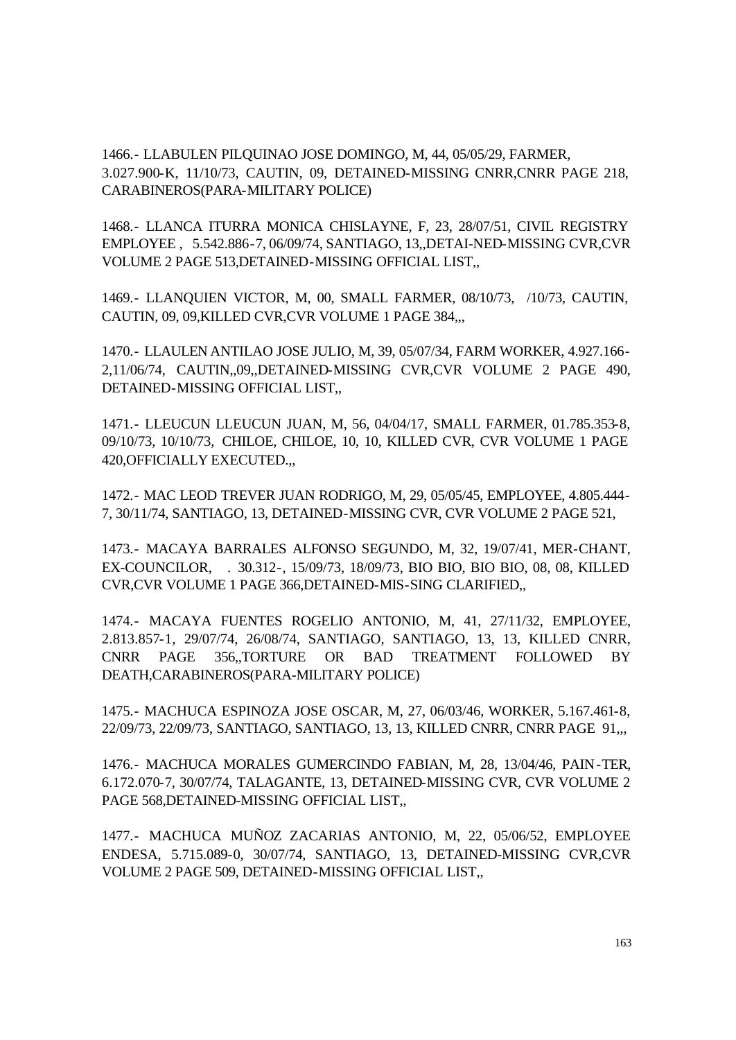1466.- LLABULEN PILQUINAO JOSE DOMINGO, M, 44, 05/05/29, FARMER, 3.027.900-K, 11/10/73, CAUTIN, 09, DETAINED-MISSING CNRR,CNRR PAGE 218, CARABINEROS(PARA-MILITARY POLICE)

1468.- LLANCA ITURRA MONICA CHISLAYNE, F, 23, 28/07/51, CIVIL REGISTRY EMPLOYEE , 5.542.886-7, 06/09/74, SANTIAGO, 13,,DETAI-NED-MISSING CVR,CVR VOLUME 2 PAGE 513,DETAINED-MISSING OFFICIAL LIST,,

1469.- LLANQUIEN VICTOR, M, 00, SMALL FARMER, 08/10/73, /10/73, CAUTIN, CAUTIN, 09, 09,KILLED CVR,CVR VOLUME 1 PAGE 384,,,

1470.- LLAULEN ANTILAO JOSE JULIO, M, 39, 05/07/34, FARM WORKER, 4.927.166-2,11/06/74, CAUTIN,,09,,DETAINED-MISSING CVR,CVR VOLUME 2 PAGE 490, DETAINED-MISSING OFFICIAL LIST,,

1471.- LLEUCUN LLEUCUN JUAN, M, 56, 04/04/17, SMALL FARMER, 01.785.353-8, 09/10/73, 10/10/73, CHILOE, CHILOE, 10, 10, KILLED CVR, CVR VOLUME 1 PAGE 420,OFFICIALLY EXECUTED.,,

1472.- MAC LEOD TREVER JUAN RODRIGO, M, 29, 05/05/45, EMPLOYEE, 4.805.444-7, 30/11/74, SANTIAGO, 13, DETAINED-MISSING CVR, CVR VOLUME 2 PAGE 521,

1473.- MACAYA BARRALES ALFONSO SEGUNDO, M, 32, 19/07/41, MER-CHANT, EX-COUNCILOR, . 30.312-, 15/09/73, 18/09/73, BIO BIO, BIO BIO, 08, 08, KILLED CVR,CVR VOLUME 1 PAGE 366,DETAINED-MIS-SING CLARIFIED,,

1474.- MACAYA FUENTES ROGELIO ANTONIO, M, 41, 27/11/32, EMPLOYEE, 2.813.857-1, 29/07/74, 26/08/74, SANTIAGO, SANTIAGO, 13, 13, KILLED CNRR, CNRR PAGE 356,,TORTURE OR BAD TREATMENT FOLLOWED BY DEATH,CARABINEROS(PARA-MILITARY POLICE)

1475.- MACHUCA ESPINOZA JOSE OSCAR, M, 27, 06/03/46, WORKER, 5.167.461-8, 22/09/73, 22/09/73, SANTIAGO, SANTIAGO, 13, 13, KILLED CNRR, CNRR PAGE 91,,,

1476.- MACHUCA MORALES GUMERCINDO FABIAN, M, 28, 13/04/46, PAIN-TER, 6.172.070-7, 30/07/74, TALAGANTE, 13, DETAINED-MISSING CVR, CVR VOLUME 2 PAGE 568,DETAINED-MISSING OFFICIAL LIST,,

1477.- MACHUCA MUÑOZ ZACARIAS ANTONIO, M, 22, 05/06/52, EMPLOYEE ENDESA, 5.715.089-0, 30/07/74, SANTIAGO, 13, DETAINED-MISSING CVR,CVR VOLUME 2 PAGE 509, DETAINED-MISSING OFFICIAL LIST,,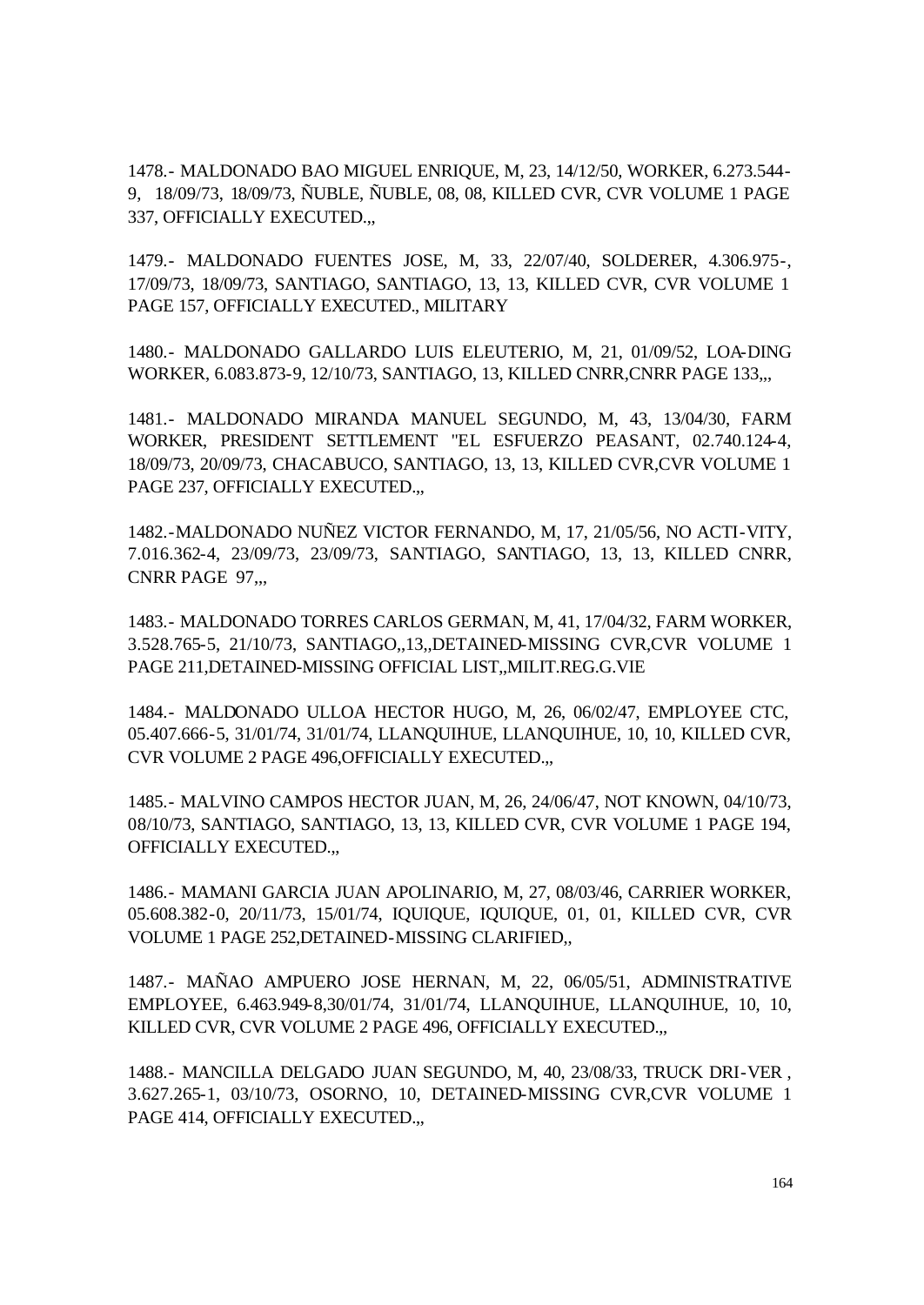1478.- MALDONADO BAO MIGUEL ENRIQUE, M, 23, 14/12/50, WORKER, 6.273.544-9, 18/09/73, 18/09/73, ÑUBLE, ÑUBLE, 08, 08, KILLED CVR, CVR VOLUME 1 PAGE 337, OFFICIALLY EXECUTED.,,

1479.- MALDONADO FUENTES JOSE, M, 33, 22/07/40, SOLDERER, 4.306.975-, 17/09/73, 18/09/73, SANTIAGO, SANTIAGO, 13, 13, KILLED CVR, CVR VOLUME 1 PAGE 157, OFFICIALLY EXECUTED., MILITARY

1480.- MALDONADO GALLARDO LUIS ELEUTERIO, M, 21, 01/09/52, LOA-DING WORKER, 6.083.873-9, 12/10/73, SANTIAGO, 13, KILLED CNRR,CNRR PAGE 133,,,

1481.- MALDONADO MIRANDA MANUEL SEGUNDO, M, 43, 13/04/30, FARM WORKER, PRESIDENT SETTLEMENT "EL ESFUERZO PEASANT, 02.740.124-4, 18/09/73, 20/09/73, CHACABUCO, SANTIAGO, 13, 13, KILLED CVR,CVR VOLUME 1 PAGE 237, OFFICIALLY EXECUTED.,,

1482.-MALDONADO NUÑEZ VICTOR FERNANDO, M, 17, 21/05/56, NO ACTI-VITY, 7.016.362-4, 23/09/73, 23/09/73, SANTIAGO, SANTIAGO, 13, 13, KILLED CNRR, CNRR PAGE 97,,,

1483.- MALDONADO TORRES CARLOS GERMAN, M, 41, 17/04/32, FARM WORKER, 3.528.765-5, 21/10/73, SANTIAGO,,13,,DETAINED-MISSING CVR,CVR VOLUME 1 PAGE 211,DETAINED-MISSING OFFICIAL LIST,,MILIT.REG.G.VIE

1484.- MALDONADO ULLOA HECTOR HUGO, M, 26, 06/02/47, EMPLOYEE CTC, 05.407.666-5, 31/01/74, 31/01/74, LLANQUIHUE, LLANQUIHUE, 10, 10, KILLED CVR, CVR VOLUME 2 PAGE 496,OFFICIALLY EXECUTED.,,

1485.- MALVINO CAMPOS HECTOR JUAN, M, 26, 24/06/47, NOT KNOWN, 04/10/73, 08/10/73, SANTIAGO, SANTIAGO, 13, 13, KILLED CVR, CVR VOLUME 1 PAGE 194, OFFICIALLY EXECUTED.,,

1486.- MAMANI GARCIA JUAN APOLINARIO, M, 27, 08/03/46, CARRIER WORKER, 05.608.382-0, 20/11/73, 15/01/74, IQUIQUE, IQUIQUE, 01, 01, KILLED CVR, CVR VOLUME 1 PAGE 252,DETAINED-MISSING CLARIFIED,,

1487.- MAÑAO AMPUERO JOSE HERNAN, M, 22, 06/05/51, ADMINISTRATIVE EMPLOYEE, 6.463.949-8,30/01/74, 31/01/74, LLANQUIHUE, LLANQUIHUE, 10, 10, KILLED CVR, CVR VOLUME 2 PAGE 496, OFFICIALLY EXECUTED.,,

1488.- MANCILLA DELGADO JUAN SEGUNDO, M, 40, 23/08/33, TRUCK DRI-VER , 3.627.265-1, 03/10/73, OSORNO, 10, DETAINED-MISSING CVR,CVR VOLUME 1 PAGE 414, OFFICIALLY EXECUTED.,,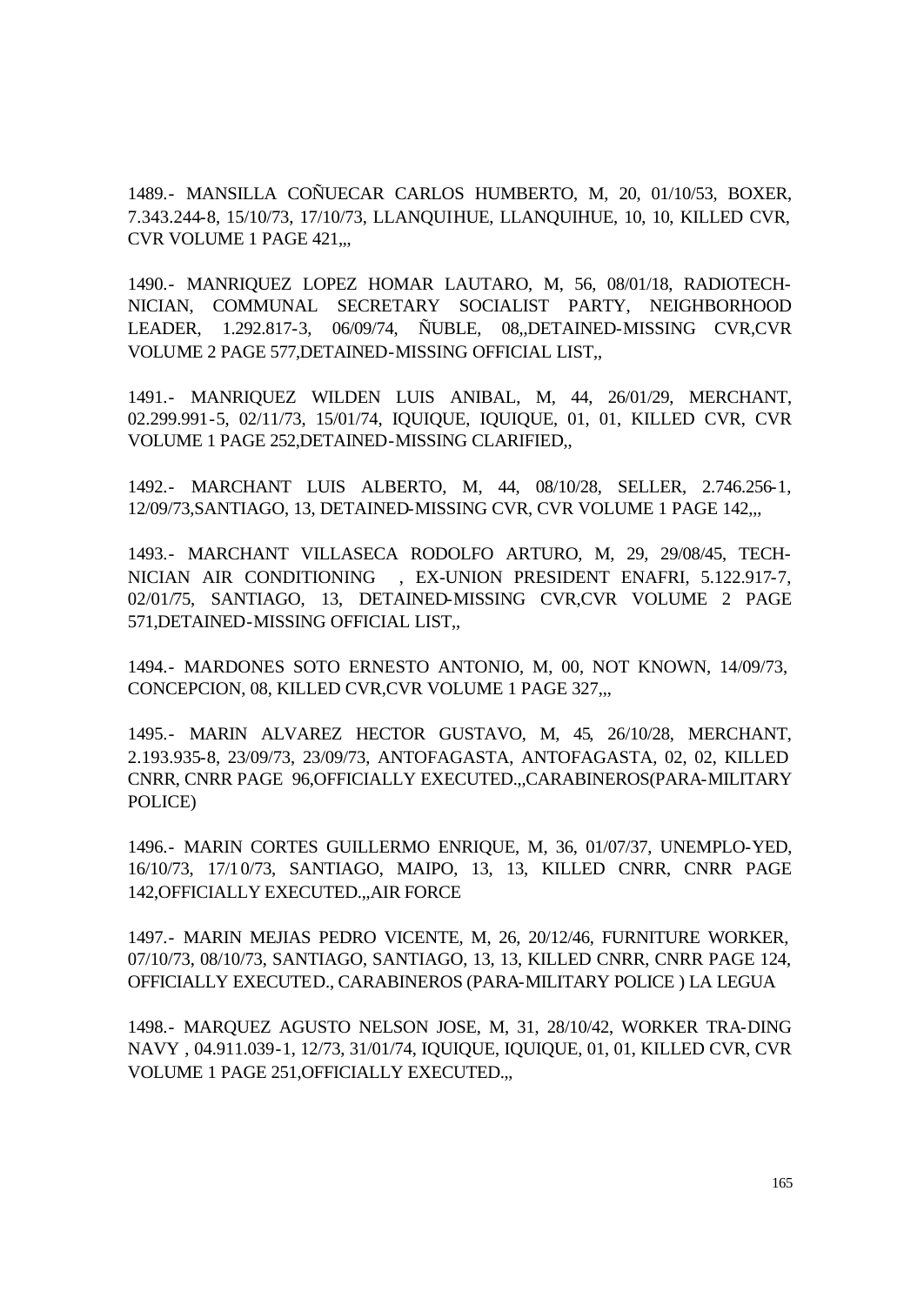1489.- MANSILLA COÑUECAR CARLOS HUMBERTO, M, 20, 01/10/53, BOXER, 7.343.244-8, 15/10/73, 17/10/73, LLANQUIHUE, LLANQUIHUE, 10, 10, KILLED CVR, CVR VOLUME 1 PAGE 421,,,

1490.- MANRIQUEZ LOPEZ HOMAR LAUTARO, M, 56, 08/01/18, RADIOTECH-NICIAN, COMMUNAL SECRETARY SOCIALIST PARTY, NEIGHBORHOOD LEADER, 1.292.817-3, 06/09/74, ÑUBLE, 08,,DETAINED-MISSING CVR,CVR VOLUME 2 PAGE 577,DETAINED-MISSING OFFICIAL LIST,,

1491.- MANRIQUEZ WILDEN LUIS ANIBAL, M, 44, 26/01/29, MERCHANT, 02.299.991-5, 02/11/73, 15/01/74, IQUIQUE, IQUIQUE, 01, 01, KILLED CVR, CVR VOLUME 1 PAGE 252,DETAINED-MISSING CLARIFIED,,

1492.- MARCHANT LUIS ALBERTO, M, 44, 08/10/28, SELLER, 2.746.256-1, 12/09/73,SANTIAGO, 13, DETAINED-MISSING CVR, CVR VOLUME 1 PAGE 142,,,

1493.- MARCHANT VILLASECA RODOLFO ARTURO, M, 29, 29/08/45, TECH-NICIAN AIR CONDITIONING , EX-UNION PRESIDENT ENAFRI, 5.122.917-7, 02/01/75, SANTIAGO, 13, DETAINED-MISSING CVR,CVR VOLUME 2 PAGE 571,DETAINED-MISSING OFFICIAL LIST,,

1494.- MARDONES SOTO ERNESTO ANTONIO, M, 00, NOT KNOWN, 14/09/73, CONCEPCION, 08, KILLED CVR,CVR VOLUME 1 PAGE 327,,,

1495.- MARIN ALVAREZ HECTOR GUSTAVO, M, 45, 26/10/28, MERCHANT, 2.193.935-8, 23/09/73, 23/09/73, ANTOFAGASTA, ANTOFAGASTA, 02, 02, KILLED CNRR, CNRR PAGE 96,OFFICIALLY EXECUTED.,,CARABINEROS(PARA-MILITARY POLICE)

1496.- MARIN CORTES GUILLERMO ENRIQUE, M, 36, 01/07/37, UNEMPLO-YED, 16/10/73, 17/10/73, SANTIAGO, MAIPO, 13, 13, KILLED CNRR, CNRR PAGE 142,OFFICIALLY EXECUTED.,,AIR FORCE

1497.- MARIN MEJIAS PEDRO VICENTE, M, 26, 20/12/46, FURNITURE WORKER, 07/10/73, 08/10/73, SANTIAGO, SANTIAGO, 13, 13, KILLED CNRR, CNRR PAGE 124, OFFICIALLY EXECUTED., CARABINEROS (PARA-MILITARY POLICE ) LA LEGUA

1498.- MARQUEZ AGUSTO NELSON JOSE, M, 31, 28/10/42, WORKER TRA-DING NAVY , 04.911.039-1, 12/73, 31/01/74, IQUIQUE, IQUIQUE, 01, 01, KILLED CVR, CVR VOLUME 1 PAGE 251,OFFICIALLY EXECUTED.,,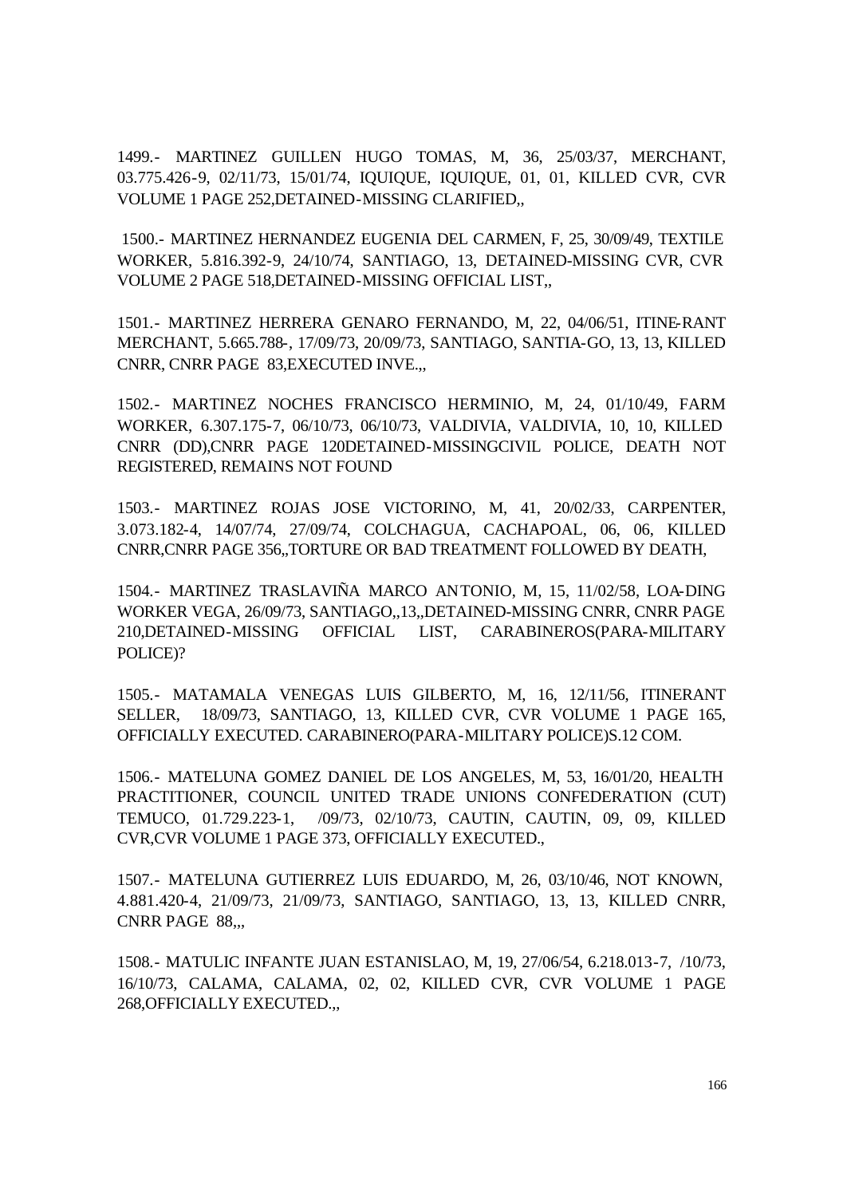1499.- MARTINEZ GUILLEN HUGO TOMAS, M, 36, 25/03/37, MERCHANT, 03.775.426-9, 02/11/73, 15/01/74, IQUIQUE, IQUIQUE, 01, 01, KILLED CVR, CVR VOLUME 1 PAGE 252,DETAINED-MISSING CLARIFIED,,

1500.- MARTINEZ HERNANDEZ EUGENIA DEL CARMEN, F, 25, 30/09/49, TEXTILE WORKER, 5.816.392-9, 24/10/74, SANTIAGO, 13, DETAINED-MISSING CVR, CVR VOLUME 2 PAGE 518,DETAINED-MISSING OFFICIAL LIST,,

1501.- MARTINEZ HERRERA GENARO FERNANDO, M, 22, 04/06/51, ITINE-RANT MERCHANT, 5.665.788-, 17/09/73, 20/09/73, SANTIAGO, SANTIA-GO, 13, 13, KILLED CNRR, CNRR PAGE 83,EXECUTED INVE.,,

1502.- MARTINEZ NOCHES FRANCISCO HERMINIO, M, 24, 01/10/49, FARM WORKER, 6.307.175-7, 06/10/73, 06/10/73, VALDIVIA, VALDIVIA, 10, 10, KILLED CNRR (DD),CNRR PAGE 120DETAINED-MISSINGCIVIL POLICE, DEATH NOT REGISTERED, REMAINS NOT FOUND

1503.- MARTINEZ ROJAS JOSE VICTORINO, M, 41, 20/02/33, CARPENTER, 3.073.182-4, 14/07/74, 27/09/74, COLCHAGUA, CACHAPOAL, 06, 06, KILLED CNRR,CNRR PAGE 356,,TORTURE OR BAD TREATMENT FOLLOWED BY DEATH,

1504.- MARTINEZ TRASLAVIÑA MARCO ANTONIO, M, 15, 11/02/58, LOA-DING WORKER VEGA, 26/09/73, SANTIAGO,,13,,DETAINED-MISSING CNRR, CNRR PAGE 210,DETAINED-MISSING OFFICIAL LIST, CARABINEROS(PARA-MILITARY POLICE)?

1505.- MATAMALA VENEGAS LUIS GILBERTO, M, 16, 12/11/56, ITINERANT SELLER, 18/09/73, SANTIAGO, 13, KILLED CVR, CVR VOLUME 1 PAGE 165, OFFICIALLY EXECUTED. CARABINERO(PARA-MILITARY POLICE)S.12 COM.

1506.- MATELUNA GOMEZ DANIEL DE LOS ANGELES, M, 53, 16/01/20, HEALTH PRACTITIONER, COUNCIL UNITED TRADE UNIONS CONFEDERATION (CUT) TEMUCO, 01.729.223-1, /09/73, 02/10/73, CAUTIN, CAUTIN, 09, 09, KILLED CVR,CVR VOLUME 1 PAGE 373, OFFICIALLY EXECUTED.,

1507.- MATELUNA GUTIERREZ LUIS EDUARDO, M, 26, 03/10/46, NOT KNOWN, 4.881.420-4, 21/09/73, 21/09/73, SANTIAGO, SANTIAGO, 13, 13, KILLED CNRR, CNRR PAGE 88,,,

1508.- MATULIC INFANTE JUAN ESTANISLAO, M, 19, 27/06/54, 6.218.013-7, /10/73, 16/10/73, CALAMA, CALAMA, 02, 02, KILLED CVR, CVR VOLUME 1 PAGE 268,OFFICIALLY EXECUTED.,,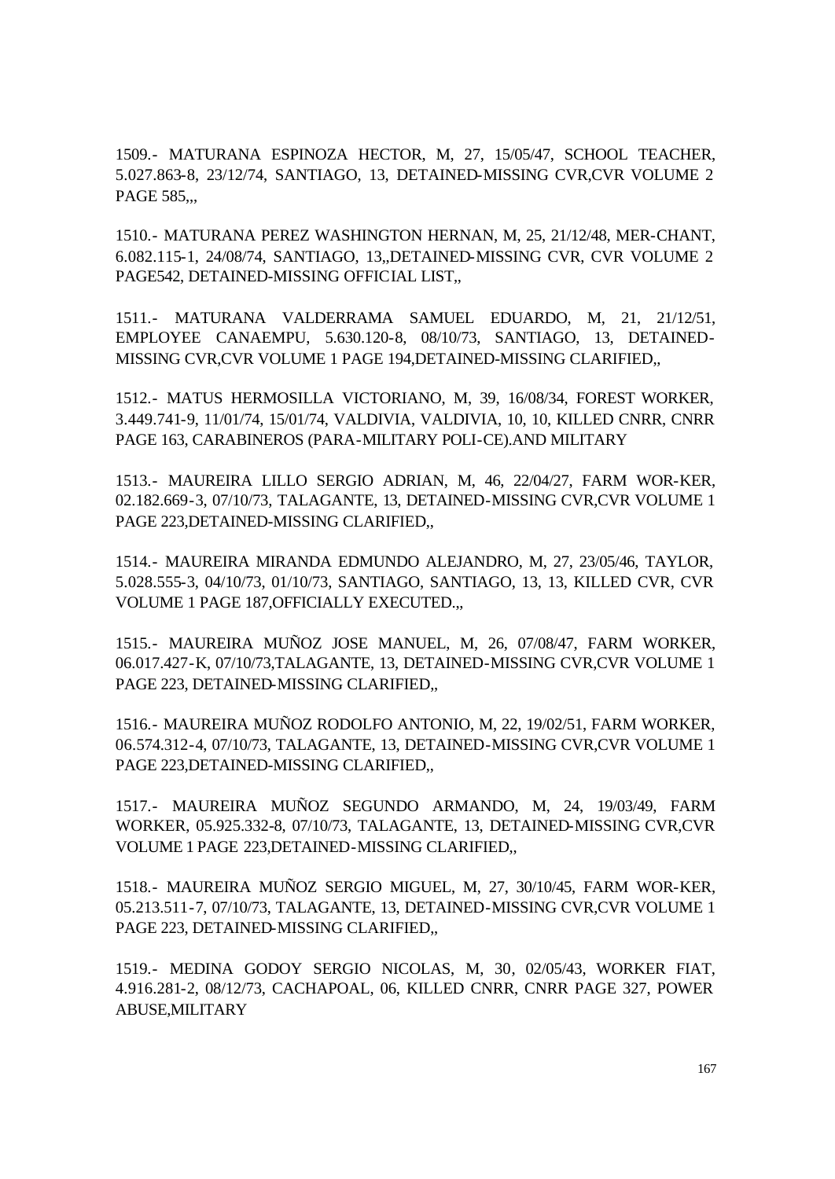1509.- MATURANA ESPINOZA HECTOR, M, 27, 15/05/47, SCHOOL TEACHER, 5.027.863-8, 23/12/74, SANTIAGO, 13, DETAINED-MISSING CVR,CVR VOLUME 2 PAGE 585,,,

1510.- MATURANA PEREZ WASHINGTON HERNAN, M, 25, 21/12/48, MER-CHANT, 6.082.115-1, 24/08/74, SANTIAGO, 13,,DETAINED-MISSING CVR, CVR VOLUME 2 PAGE542, DETAINED-MISSING OFFICIAL LIST,,

1511.- MATURANA VALDERRAMA SAMUEL EDUARDO, M, 21, 21/12/51, EMPLOYEE CANAEMPU, 5.630.120-8, 08/10/73, SANTIAGO, 13, DETAINED-MISSING CVR,CVR VOLUME 1 PAGE 194,DETAINED-MISSING CLARIFIED,,

1512.- MATUS HERMOSILLA VICTORIANO, M, 39, 16/08/34, FOREST WORKER, 3.449.741-9, 11/01/74, 15/01/74, VALDIVIA, VALDIVIA, 10, 10, KILLED CNRR, CNRR PAGE 163, CARABINEROS (PARA-MILITARY POLI-CE).AND MILITARY

1513.- MAUREIRA LILLO SERGIO ADRIAN, M, 46, 22/04/27, FARM WOR-KER, 02.182.669-3, 07/10/73, TALAGANTE, 13, DETAINED-MISSING CVR,CVR VOLUME 1 PAGE 223,DETAINED-MISSING CLARIFIED,,

1514.- MAUREIRA MIRANDA EDMUNDO ALEJANDRO, M, 27, 23/05/46, TAYLOR, 5.028.555-3, 04/10/73, 01/10/73, SANTIAGO, SANTIAGO, 13, 13, KILLED CVR, CVR VOLUME 1 PAGE 187,OFFICIALLY EXECUTED.,,

1515.- MAUREIRA MUÑOZ JOSE MANUEL, M, 26, 07/08/47, FARM WORKER, 06.017.427-K, 07/10/73,TALAGANTE, 13, DETAINED-MISSING CVR,CVR VOLUME 1 PAGE 223, DETAINED-MISSING CLARIFIED,,

1516.- MAUREIRA MUÑOZ RODOLFO ANTONIO, M, 22, 19/02/51, FARM WORKER, 06.574.312-4, 07/10/73, TALAGANTE, 13, DETAINED-MISSING CVR,CVR VOLUME 1 PAGE 223,DETAINED-MISSING CLARIFIED,,

1517.- MAUREIRA MUÑOZ SEGUNDO ARMANDO, M, 24, 19/03/49, FARM WORKER, 05.925.332-8, 07/10/73, TALAGANTE, 13, DETAINED-MISSING CVR,CVR VOLUME 1 PAGE 223,DETAINED-MISSING CLARIFIED,,

1518.- MAUREIRA MUÑOZ SERGIO MIGUEL, M, 27, 30/10/45, FARM WOR-KER, 05.213.511-7, 07/10/73, TALAGANTE, 13, DETAINED-MISSING CVR,CVR VOLUME 1 PAGE 223, DETAINED-MISSING CLARIFIED,,

1519.- MEDINA GODOY SERGIO NICOLAS, M, 30, 02/05/43, WORKER FIAT, 4.916.281-2, 08/12/73, CACHAPOAL, 06, KILLED CNRR, CNRR PAGE 327, POWER ABUSE,MILITARY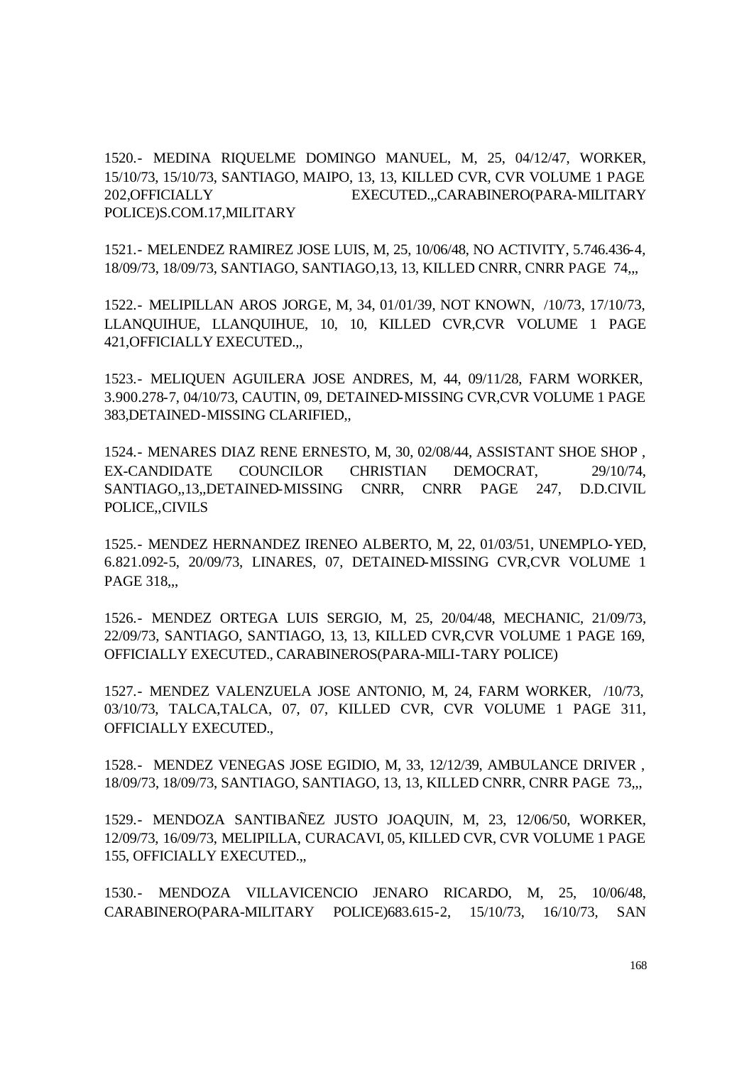1520.- MEDINA RIQUELME DOMINGO MANUEL, M, 25, 04/12/47, WORKER, 15/10/73, 15/10/73, SANTIAGO, MAIPO, 13, 13, KILLED CVR, CVR VOLUME 1 PAGE 202,OFFICIALLY EXECUTED.,,CARABINERO(PARA-MILITARY POLICE)S.COM.17,MILITARY

1521.- MELENDEZ RAMIREZ JOSE LUIS, M, 25, 10/06/48, NO ACTIVITY, 5.746.436-4, 18/09/73, 18/09/73, SANTIAGO, SANTIAGO,13, 13, KILLED CNRR, CNRR PAGE 74,,,

1522.- MELIPILLAN AROS JORGE, M, 34, 01/01/39, NOT KNOWN, /10/73, 17/10/73, LLANQUIHUE, LLANQUIHUE, 10, 10, KILLED CVR,CVR VOLUME 1 PAGE 421,OFFICIALLY EXECUTED.,,

1523.- MELIQUEN AGUILERA JOSE ANDRES, M, 44, 09/11/28, FARM WORKER, 3.900.278-7, 04/10/73, CAUTIN, 09, DETAINED-MISSING CVR,CVR VOLUME 1 PAGE 383,DETAINED-MISSING CLARIFIED,,

1524.- MENARES DIAZ RENE ERNESTO, M, 30, 02/08/44, ASSISTANT SHOE SHOP , EX-CANDIDATE COUNCILOR CHRISTIAN DEMOCRAT, 29/10/74, SANTIAGO,,13,,DETAINED-MISSING CNRR, CNRR PAGE 247, D.D.CIVIL POLICE,,CIVILS

1525.- MENDEZ HERNANDEZ IRENEO ALBERTO, M, 22, 01/03/51, UNEMPLO-YED, 6.821.092-5, 20/09/73, LINARES, 07, DETAINED-MISSING CVR,CVR VOLUME 1 PAGE 318,,,

1526.- MENDEZ ORTEGA LUIS SERGIO, M, 25, 20/04/48, MECHANIC, 21/09/73, 22/09/73, SANTIAGO, SANTIAGO, 13, 13, KILLED CVR,CVR VOLUME 1 PAGE 169, OFFICIALLY EXECUTED., CARABINEROS(PARA-MILI-TARY POLICE)

1527.- MENDEZ VALENZUELA JOSE ANTONIO, M, 24, FARM WORKER, /10/73, 03/10/73, TALCA,TALCA, 07, 07, KILLED CVR, CVR VOLUME 1 PAGE 311, OFFICIALLY EXECUTED.,

1528.- MENDEZ VENEGAS JOSE EGIDIO, M, 33, 12/12/39, AMBULANCE DRIVER , 18/09/73, 18/09/73, SANTIAGO, SANTIAGO, 13, 13, KILLED CNRR, CNRR PAGE 73,,,

1529.- MENDOZA SANTIBAÑEZ JUSTO JOAQUIN, M, 23, 12/06/50, WORKER, 12/09/73, 16/09/73, MELIPILLA, CURACAVI, 05, KILLED CVR, CVR VOLUME 1 PAGE 155, OFFICIALLY EXECUTED.,,

1530.- MENDOZA VILLAVICENCIO JENARO RICARDO, M, 25, 10/06/48, CARABINERO(PARA-MILITARY POLICE)683.615-2, 15/10/73, 16/10/73, SAN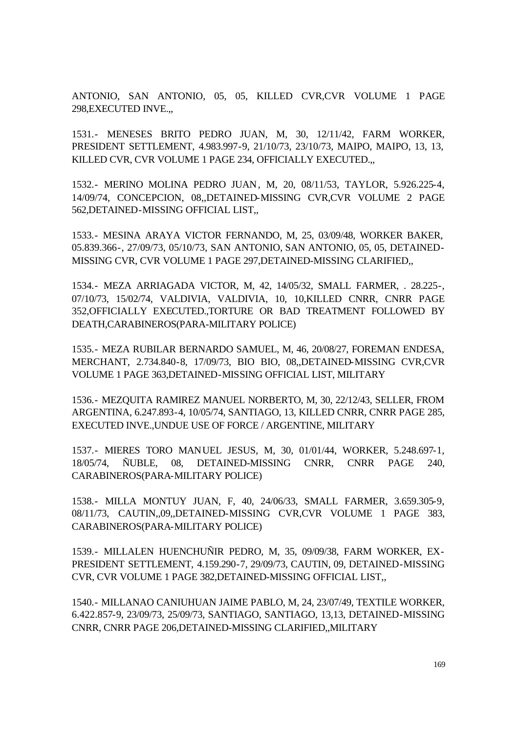ANTONIO, SAN ANTONIO, 05, 05, KILLED CVR,CVR VOLUME 1 PAGE 298,EXECUTED INVE.,,

1531.- MENESES BRITO PEDRO JUAN, M, 30, 12/11/42, FARM WORKER, PRESIDENT SETTLEMENT, 4.983.997-9, 21/10/73, 23/10/73, MAIPO, MAIPO, 13, 13, KILLED CVR, CVR VOLUME 1 PAGE 234, OFFICIALLY EXECUTED.,,

1532.- MERINO MOLINA PEDRO JUAN, M, 20, 08/11/53, TAYLOR, 5.926.225-4, 14/09/74, CONCEPCION, 08,,DETAINED-MISSING CVR,CVR VOLUME 2 PAGE 562,DETAINED-MISSING OFFICIAL LIST,,

1533.- MESINA ARAYA VICTOR FERNANDO, M, 25, 03/09/48, WORKER BAKER, 05.839.366-, 27/09/73, 05/10/73, SAN ANTONIO, SAN ANTONIO, 05, 05, DETAINED-MISSING CVR, CVR VOLUME 1 PAGE 297,DETAINED-MISSING CLARIFIED,,

1534.- MEZA ARRIAGADA VICTOR, M, 42, 14/05/32, SMALL FARMER, . 28.225-, 07/10/73, 15/02/74, VALDIVIA, VALDIVIA, 10, 10,KILLED CNRR, CNRR PAGE 352,OFFICIALLY EXECUTED.,TORTURE OR BAD TREATMENT FOLLOWED BY DEATH,CARABINEROS(PARA-MILITARY POLICE)

1535.- MEZA RUBILAR BERNARDO SAMUEL, M, 46, 20/08/27, FOREMAN ENDESA, MERCHANT, 2.734.840-8, 17/09/73, BIO BIO, 08,,DETAINED-MISSING CVR,CVR VOLUME 1 PAGE 363,DETAINED-MISSING OFFICIAL LIST, MILITARY

1536.- MEZQUITA RAMIREZ MANUEL NORBERTO, M, 30, 22/12/43, SELLER, FROM ARGENTINA, 6.247.893-4, 10/05/74, SANTIAGO, 13, KILLED CNRR, CNRR PAGE 285, EXECUTED INVE.,UNDUE USE OF FORCE / ARGENTINE, MILITARY

1537.- MIERES TORO MANUEL JESUS, M, 30, 01/01/44, WORKER, 5.248.697-1, 18/05/74, ÑUBLE, 08, DETAINED-MISSING CNRR, CNRR PAGE 240, CARABINEROS(PARA-MILITARY POLICE)

1538.- MILLA MONTUY JUAN, F, 40, 24/06/33, SMALL FARMER, 3.659.305-9, 08/11/73, CAUTIN,,09,,DETAINED-MISSING CVR,CVR VOLUME 1 PAGE 383, CARABINEROS(PARA-MILITARY POLICE)

1539.- MILLALEN HUENCHUÑIR PEDRO, M, 35, 09/09/38, FARM WORKER, EX-PRESIDENT SETTLEMENT, 4.159.290-7, 29/09/73, CAUTIN, 09, DETAINED-MISSING CVR, CVR VOLUME 1 PAGE 382,DETAINED-MISSING OFFICIAL LIST,,

1540.- MILLANAO CANIUHUAN JAIME PABLO, M, 24, 23/07/49, TEXTILE WORKER, 6.422.857-9, 23/09/73, 25/09/73, SANTIAGO, SANTIAGO, 13,13, DETAINED-MISSING CNRR, CNRR PAGE 206,DETAINED-MISSING CLARIFIED,,MILITARY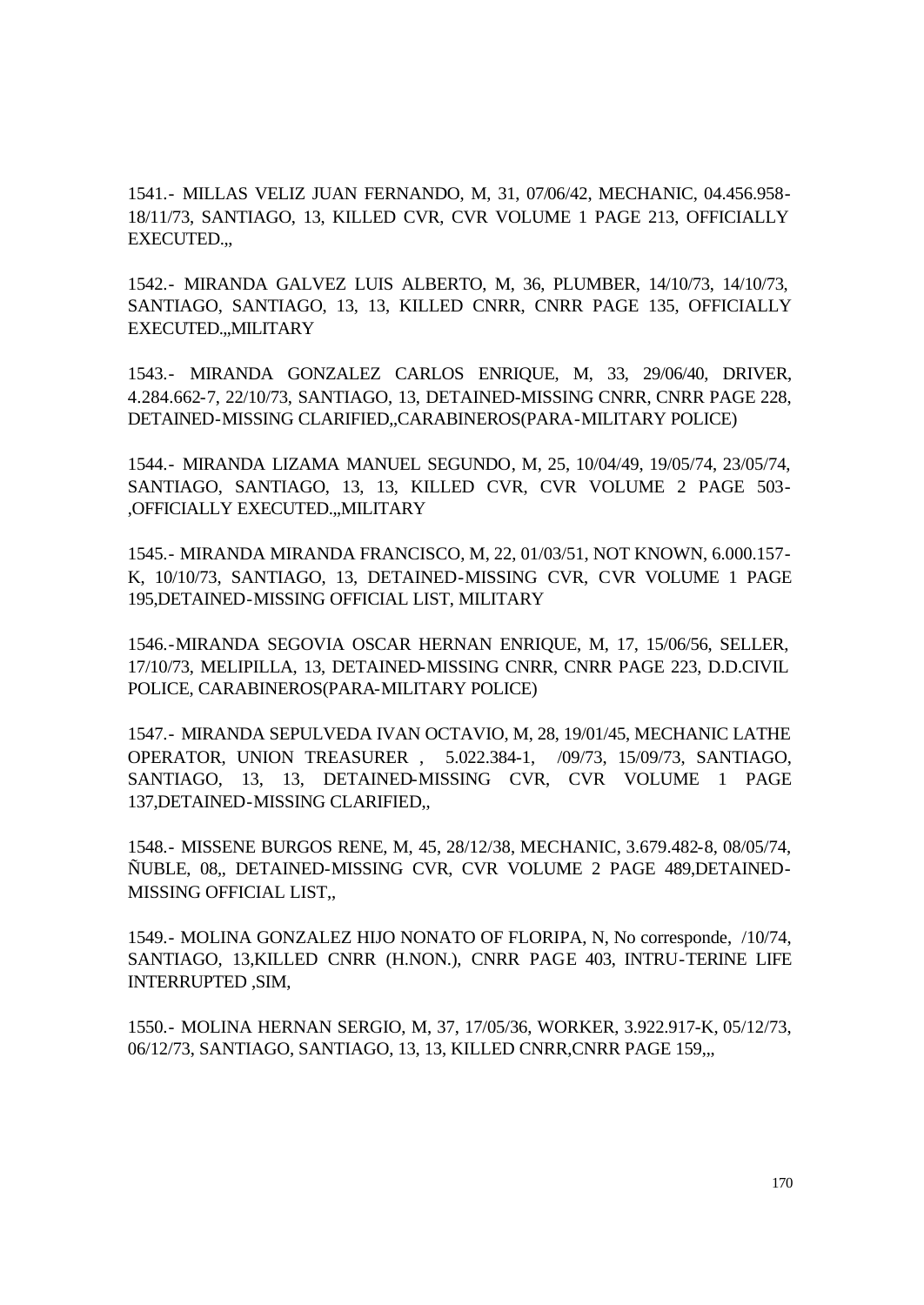1541.- MILLAS VELIZ JUAN FERNANDO, M, 31, 07/06/42, MECHANIC, 04.456.958-18/11/73, SANTIAGO, 13, KILLED CVR, CVR VOLUME 1 PAGE 213, OFFICIALLY EXECUTED.,,

1542.- MIRANDA GALVEZ LUIS ALBERTO, M, 36, PLUMBER, 14/10/73, 14/10/73, SANTIAGO, SANTIAGO, 13, 13, KILLED CNRR, CNRR PAGE 135, OFFICIALLY EXECUTED.,,MILITARY

1543.- MIRANDA GONZALEZ CARLOS ENRIQUE, M, 33, 29/06/40, DRIVER, 4.284.662-7, 22/10/73, SANTIAGO, 13, DETAINED-MISSING CNRR, CNRR PAGE 228, DETAINED-MISSING CLARIFIED,,CARABINEROS(PARA-MILITARY POLICE)

1544.- MIRANDA LIZAMA MANUEL SEGUNDO, M, 25, 10/04/49, 19/05/74, 23/05/74, SANTIAGO, SANTIAGO, 13, 13, KILLED CVR, CVR VOLUME 2 PAGE 503-,OFFICIALLY EXECUTED.,,MILITARY

1545.- MIRANDA MIRANDA FRANCISCO, M, 22, 01/03/51, NOT KNOWN, 6.000.157-K, 10/10/73, SANTIAGO, 13, DETAINED-MISSING CVR, CVR VOLUME 1 PAGE 195,DETAINED-MISSING OFFICIAL LIST, MILITARY

1546.-MIRANDA SEGOVIA OSCAR HERNAN ENRIQUE, M, 17, 15/06/56, SELLER, 17/10/73, MELIPILLA, 13, DETAINED-MISSING CNRR, CNRR PAGE 223, D.D.CIVIL POLICE, CARABINEROS(PARA-MILITARY POLICE)

1547.- MIRANDA SEPULVEDA IVAN OCTAVIO, M, 28, 19/01/45, MECHANIC LATHE OPERATOR, UNION TREASURER , 5.022.384-1, /09/73, 15/09/73, SANTIAGO, SANTIAGO, 13, 13, DETAINED-MISSING CVR, CVR VOLUME 1 PAGE 137,DETAINED-MISSING CLARIFIED,,

1548.- MISSENE BURGOS RENE, M, 45, 28/12/38, MECHANIC, 3.679.482-8, 08/05/74, ÑUBLE, 08,, DETAINED-MISSING CVR, CVR VOLUME 2 PAGE 489,DETAINED-MISSING OFFICIAL LIST,,

1549.- MOLINA GONZALEZ HIJO NONATO OF FLORIPA, N, No corresponde, /10/74, SANTIAGO, 13,KILLED CNRR (H.NON.), CNRR PAGE 403, INTRU-TERINE LIFE INTERRUPTED ,SIM,

1550.- MOLINA HERNAN SERGIO, M, 37, 17/05/36, WORKER, 3.922.917-K, 05/12/73, 06/12/73, SANTIAGO, SANTIAGO, 13, 13, KILLED CNRR,CNRR PAGE 159,,,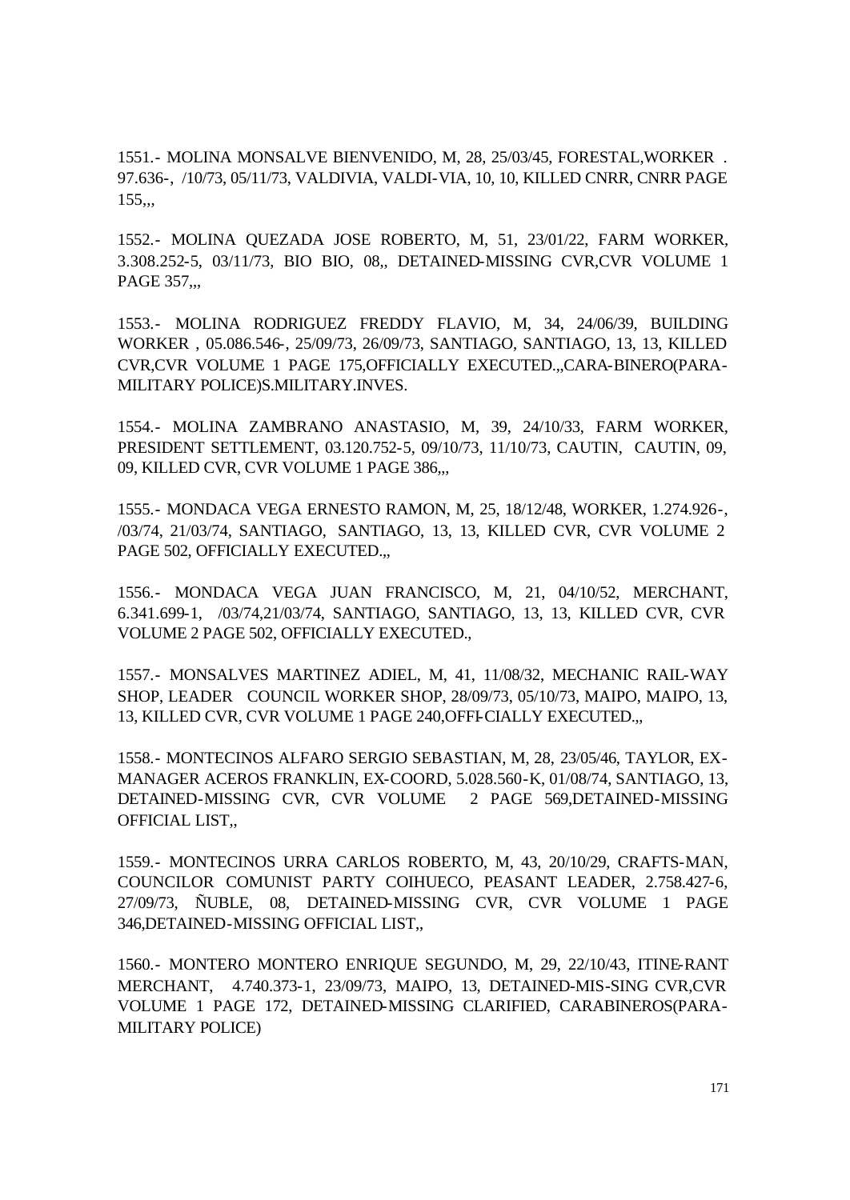1551.- MOLINA MONSALVE BIENVENIDO, M, 28, 25/03/45, FORESTAL,WORKER . 97.636-, /10/73, 05/11/73, VALDIVIA, VALDI-VIA, 10, 10, KILLED CNRR, CNRR PAGE 155,,,

1552.- MOLINA QUEZADA JOSE ROBERTO, M, 51, 23/01/22, FARM WORKER, 3.308.252-5, 03/11/73, BIO BIO, 08,, DETAINED-MISSING CVR,CVR VOLUME 1 PAGE 357,,,

1553.- MOLINA RODRIGUEZ FREDDY FLAVIO, M, 34, 24/06/39, BUILDING WORKER , 05.086.546-, 25/09/73, 26/09/73, SANTIAGO, SANTIAGO, 13, 13, KILLED CVR,CVR VOLUME 1 PAGE 175,OFFICIALLY EXECUTED.,,CARA-BINERO(PARA-MILITARY POLICE)S.MILITARY.INVES.

1554.- MOLINA ZAMBRANO ANASTASIO, M, 39, 24/10/33, FARM WORKER, PRESIDENT SETTLEMENT, 03.120.752-5, 09/10/73, 11/10/73, CAUTIN, CAUTIN, 09, 09, KILLED CVR, CVR VOLUME 1 PAGE 386,,,

1555.- MONDACA VEGA ERNESTO RAMON, M, 25, 18/12/48, WORKER, 1.274.926-, /03/74, 21/03/74, SANTIAGO, SANTIAGO, 13, 13, KILLED CVR, CVR VOLUME 2 PAGE 502, OFFICIALLY EXECUTED.,,

1556.- MONDACA VEGA JUAN FRANCISCO, M, 21, 04/10/52, MERCHANT, 6.341.699-1, /03/74,21/03/74, SANTIAGO, SANTIAGO, 13, 13, KILLED CVR, CVR VOLUME 2 PAGE 502, OFFICIALLY EXECUTED.,

1557.- MONSALVES MARTINEZ ADIEL, M, 41, 11/08/32, MECHANIC RAIL-WAY SHOP, LEADER COUNCIL WORKER SHOP, 28/09/73, 05/10/73, MAIPO, MAIPO, 13, 13, KILLED CVR, CVR VOLUME 1 PAGE 240,OFFI-CIALLY EXECUTED.,,

1558.- MONTECINOS ALFARO SERGIO SEBASTIAN, M, 28, 23/05/46, TAYLOR, EX-MANAGER ACEROS FRANKLIN, EX-COORD, 5.028.560-K, 01/08/74, SANTIAGO, 13, DETAINED-MISSING CVR, CVR VOLUME 2 PAGE 569,DETAINED-MISSING OFFICIAL LIST,,

1559.- MONTECINOS URRA CARLOS ROBERTO, M, 43, 20/10/29, CRAFTS-MAN, COUNCILOR COMUNIST PARTY COIHUECO, PEASANT LEADER, 2.758.427-6, 27/09/73, ÑUBLE, 08, DETAINED-MISSING CVR, CVR VOLUME 1 PAGE 346,DETAINED-MISSING OFFICIAL LIST,,

1560.- MONTERO MONTERO ENRIQUE SEGUNDO, M, 29, 22/10/43, ITINE-RANT MERCHANT, 4.740.373-1, 23/09/73, MAIPO, 13, DETAINED-MIS-SING CVR,CVR VOLUME 1 PAGE 172, DETAINED-MISSING CLARIFIED, CARABINEROS(PARA-MILITARY POLICE)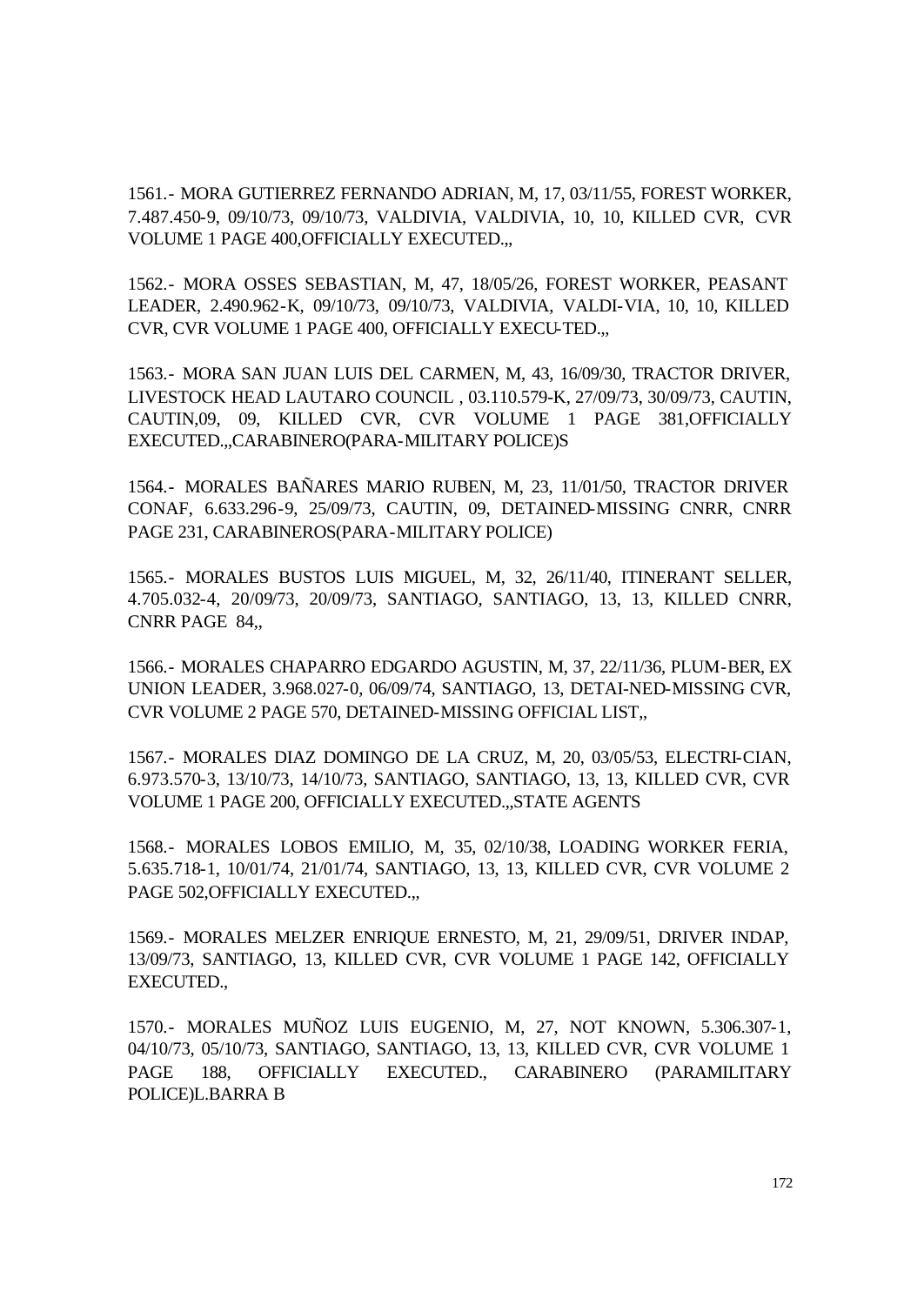1561.- MORA GUTIERREZ FERNANDO ADRIAN, M, 17, 03/11/55, FOREST WORKER, 7.487.450-9, 09/10/73, 09/10/73, VALDIVIA, VALDIVIA, 10, 10, KILLED CVR, CVR VOLUME 1 PAGE 400,OFFICIALLY EXECUTED.,,

1562.- MORA OSSES SEBASTIAN, M, 47, 18/05/26, FOREST WORKER, PEASANT LEADER, 2.490.962-K, 09/10/73, 09/10/73, VALDIVIA, VALDI-VIA, 10, 10, KILLED CVR, CVR VOLUME 1 PAGE 400, OFFICIALLY EXECU-TED.,,

1563.- MORA SAN JUAN LUIS DEL CARMEN, M, 43, 16/09/30, TRACTOR DRIVER, LIVESTOCK HEAD LAUTARO COUNCIL , 03.110.579-K, 27/09/73, 30/09/73, CAUTIN, CAUTIN,09, 09, KILLED CVR, CVR VOLUME 1 PAGE 381,OFFICIALLY EXECUTED.,,CARABINERO(PARA-MILITARY POLICE)S

1564.- MORALES BAÑARES MARIO RUBEN, M, 23, 11/01/50, TRACTOR DRIVER CONAF, 6.633.296-9, 25/09/73, CAUTIN, 09, DETAINED-MISSING CNRR, CNRR PAGE 231, CARABINEROS(PARA-MILITARY POLICE)

1565.- MORALES BUSTOS LUIS MIGUEL, M, 32, 26/11/40, ITINERANT SELLER, 4.705.032-4, 20/09/73, 20/09/73, SANTIAGO, SANTIAGO, 13, 13, KILLED CNRR, CNRR PAGE 84,,

1566.- MORALES CHAPARRO EDGARDO AGUSTIN, M, 37, 22/11/36, PLUM-BER, EX UNION LEADER, 3.968.027-0, 06/09/74, SANTIAGO, 13, DETAI-NED-MISSING CVR, CVR VOLUME 2 PAGE 570, DETAINED-MISSING OFFICIAL LIST,,

1567.- MORALES DIAZ DOMINGO DE LA CRUZ, M, 20, 03/05/53, ELECTRI-CIAN, 6.973.570-3, 13/10/73, 14/10/73, SANTIAGO, SANTIAGO, 13, 13, KILLED CVR, CVR VOLUME 1 PAGE 200, OFFICIALLY EXECUTED.,,STATE AGENTS

1568.- MORALES LOBOS EMILIO, M, 35, 02/10/38, LOADING WORKER FERIA, 5.635.718-1, 10/01/74, 21/01/74, SANTIAGO, 13, 13, KILLED CVR, CVR VOLUME 2 PAGE 502,OFFICIALLY EXECUTED.,,

1569.- MORALES MELZER ENRIQUE ERNESTO, M, 21, 29/09/51, DRIVER INDAP, 13/09/73, SANTIAGO, 13, KILLED CVR, CVR VOLUME 1 PAGE 142, OFFICIALLY EXECUTED.,

1570.- MORALES MUÑOZ LUIS EUGENIO, M, 27, NOT KNOWN, 5.306.307-1, 04/10/73, 05/10/73, SANTIAGO, SANTIAGO, 13, 13, KILLED CVR, CVR VOLUME 1 PAGE 188, OFFICIALLY EXECUTED., CARABINERO (PARAMILITARY POLICE)L.BARRA B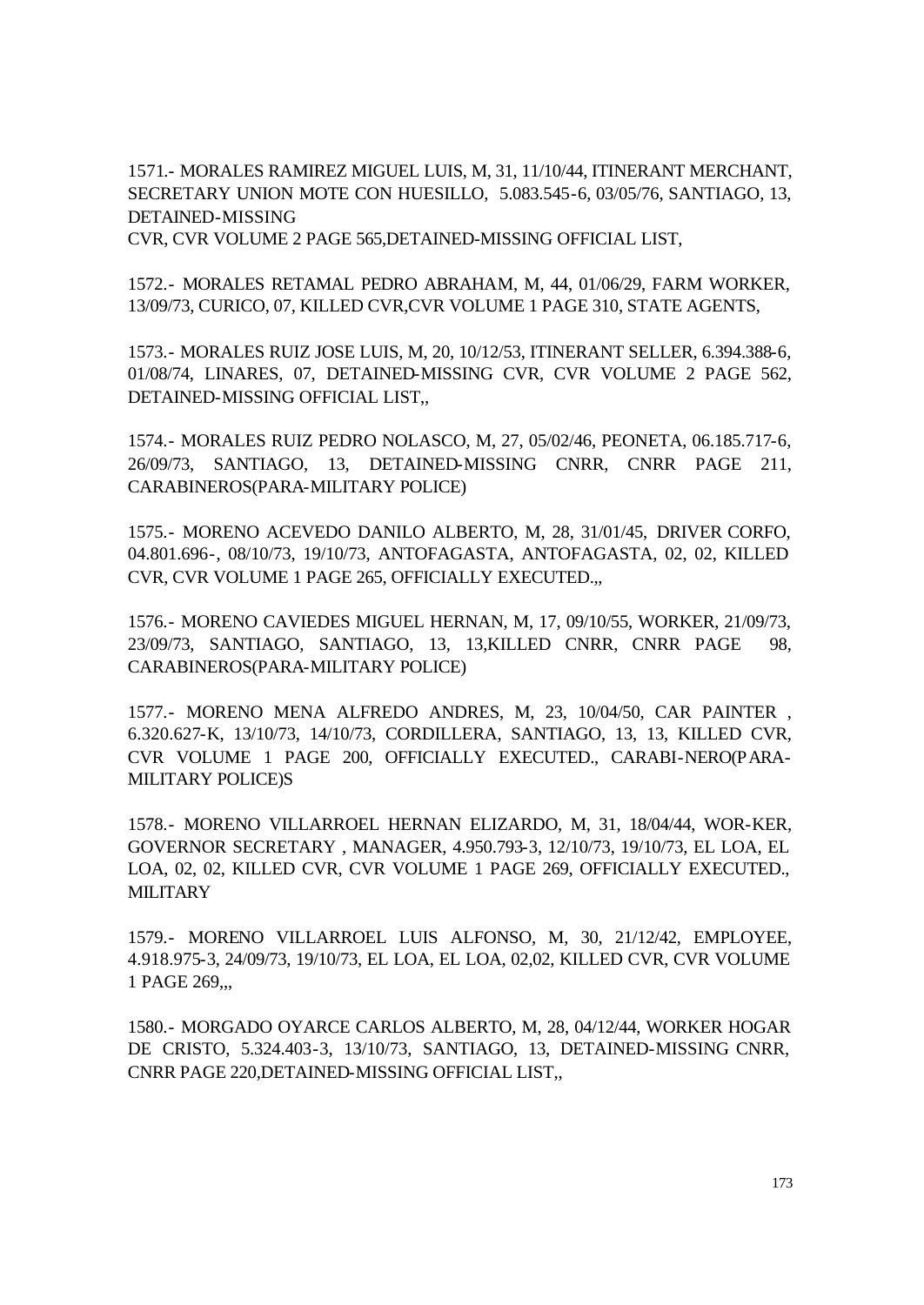1571.- MORALES RAMIREZ MIGUEL LUIS, M, 31, 11/10/44, ITINERANT MERCHANT, SECRETARY UNION MOTE CON HUESILLO, 5.083.545-6, 03/05/76, SANTIAGO, 13, DETAINED-MISSING
CVR, CVR VOLUME 2 PAGE 565,DETAINED-MISSING OFFICIAL LIST,

1572.- MORALES RETAMAL PEDRO ABRAHAM, M, 44, 01/06/29, FARM WORKER, 13/09/73, CURICO, 07, KILLED CVR,CVR VOLUME 1 PAGE 310, STATE AGENTS,

1573.- MORALES RUIZ JOSE LUIS, M, 20, 10/12/53, ITINERANT SELLER, 6.394.388-6, 01/08/74, LINARES, 07, DETAINED-MISSING CVR, CVR VOLUME 2 PAGE 562, DETAINED-MISSING OFFICIAL LIST,,

1574.- MORALES RUIZ PEDRO NOLASCO, M, 27, 05/02/46, PEONETA, 06.185.717-6, 26/09/73, SANTIAGO, 13, DETAINED-MISSING CNRR, CNRR PAGE 211, CARABINEROS(PARA-MILITARY POLICE)

1575.- MORENO ACEVEDO DANILO ALBERTO, M, 28, 31/01/45, DRIVER CORFO, 04.801.696-, 08/10/73, 19/10/73, ANTOFAGASTA, ANTOFAGASTA, 02, 02, KILLED CVR, CVR VOLUME 1 PAGE 265, OFFICIALLY EXECUTED.,,

1576.- MORENO CAVIEDES MIGUEL HERNAN, M, 17, 09/10/55, WORKER, 21/09/73, 23/09/73, SANTIAGO, SANTIAGO, 13, 13,KILLED CNRR, CNRR PAGE 98, CARABINEROS(PARA-MILITARY POLICE)

1577.- MORENO MENA ALFREDO ANDRES, M, 23, 10/04/50, CAR PAINTER , 6.320.627-K, 13/10/73, 14/10/73, CORDILLERA, SANTIAGO, 13, 13, KILLED CVR, CVR VOLUME 1 PAGE 200, OFFICIALLY EXECUTED., CARABI-NERO(PARA-MILITARY POLICE)S

1578.- MORENO VILLARROEL HERNAN ELIZARDO, M, 31, 18/04/44, WOR-KER, GOVERNOR SECRETARY , MANAGER, 4.950.793-3, 12/10/73, 19/10/73, EL LOA, EL LOA, 02, 02, KILLED CVR, CVR VOLUME 1 PAGE 269, OFFICIALLY EXECUTED., MILITARY

1579.- MORENO VILLARROEL LUIS ALFONSO, M, 30, 21/12/42, EMPLOYEE, 4.918.975-3, 24/09/73, 19/10/73, EL LOA, EL LOA, 02,02, KILLED CVR, CVR VOLUME 1 PAGE 269,,,

1580.- MORGADO OYARCE CARLOS ALBERTO, M, 28, 04/12/44, WORKER HOGAR DE CRISTO, 5.324.403-3, 13/10/73, SANTIAGO, 13, DETAINED-MISSING CNRR, CNRR PAGE 220,DETAINED-MISSING OFFICIAL LIST,,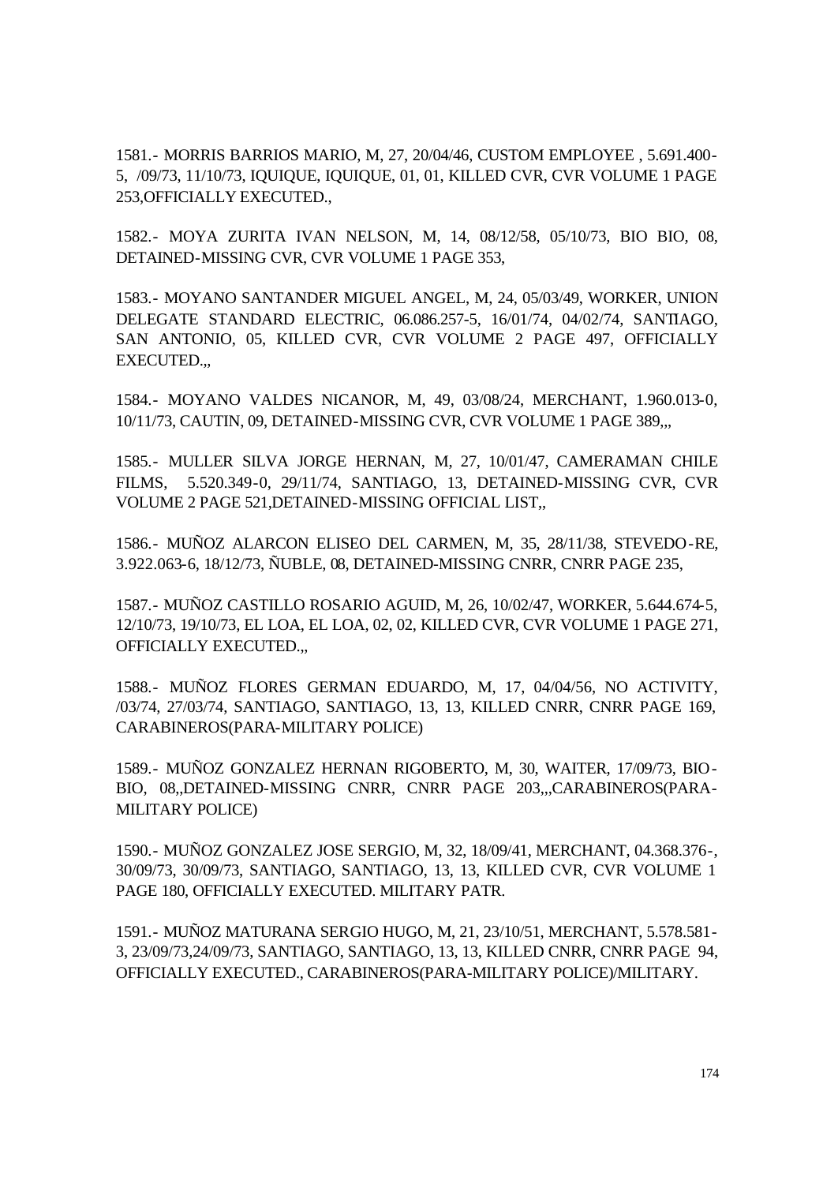1581.- MORRIS BARRIOS MARIO, M, 27, 20/04/46, CUSTOM EMPLOYEE , 5.691.400-5, /09/73, 11/10/73, IQUIQUE, IQUIQUE, 01, 01, KILLED CVR, CVR VOLUME 1 PAGE 253,OFFICIALLY EXECUTED.,

1582.- MOYA ZURITA IVAN NELSON, M, 14, 08/12/58, 05/10/73, BIO BIO, 08, DETAINED-MISSING CVR, CVR VOLUME 1 PAGE 353,

1583.- MOYANO SANTANDER MIGUEL ANGEL, M, 24, 05/03/49, WORKER, UNION DELEGATE STANDARD ELECTRIC, 06.086.257-5, 16/01/74, 04/02/74, SANTIAGO, SAN ANTONIO, 05, KILLED CVR, CVR VOLUME 2 PAGE 497, OFFICIALLY EXECUTED.,,

1584.- MOYANO VALDES NICANOR, M, 49, 03/08/24, MERCHANT, 1.960.013-0, 10/11/73, CAUTIN, 09, DETAINED-MISSING CVR, CVR VOLUME 1 PAGE 389,,,

1585.- MULLER SILVA JORGE HERNAN, M, 27, 10/01/47, CAMERAMAN CHILE FILMS, 5.520.349-0, 29/11/74, SANTIAGO, 13, DETAINED-MISSING CVR, CVR VOLUME 2 PAGE 521,DETAINED-MISSING OFFICIAL LIST,,

1586.- MUÑOZ ALARCON ELISEO DEL CARMEN, M, 35, 28/11/38, STEVEDO-RE, 3.922.063-6, 18/12/73, ÑUBLE, 08, DETAINED-MISSING CNRR, CNRR PAGE 235,

1587.- MUÑOZ CASTILLO ROSARIO AGUID, M, 26, 10/02/47, WORKER, 5.644.674-5, 12/10/73, 19/10/73, EL LOA, EL LOA, 02, 02, KILLED CVR, CVR VOLUME 1 PAGE 271, OFFICIALLY EXECUTED.,,

1588.- MUÑOZ FLORES GERMAN EDUARDO, M, 17, 04/04/56, NO ACTIVITY, /03/74, 27/03/74, SANTIAGO, SANTIAGO, 13, 13, KILLED CNRR, CNRR PAGE 169, CARABINEROS(PARA-MILITARY POLICE)

1589.- MUÑOZ GONZALEZ HERNAN RIGOBERTO, M, 30, WAITER, 17/09/73, BIO-BIO, 08,,DETAINED-MISSING CNRR, CNRR PAGE 203,,,CARABINEROS(PARA-MILITARY POLICE)

1590.- MUÑOZ GONZALEZ JOSE SERGIO, M, 32, 18/09/41, MERCHANT, 04.368.376-, 30/09/73, 30/09/73, SANTIAGO, SANTIAGO, 13, 13, KILLED CVR, CVR VOLUME 1 PAGE 180, OFFICIALLY EXECUTED. MILITARY PATR.

1591.- MUÑOZ MATURANA SERGIO HUGO, M, 21, 23/10/51, MERCHANT, 5.578.581-3, 23/09/73,24/09/73, SANTIAGO, SANTIAGO, 13, 13, KILLED CNRR, CNRR PAGE 94, OFFICIALLY EXECUTED., CARABINEROS(PARA-MILITARY POLICE)/MILITARY.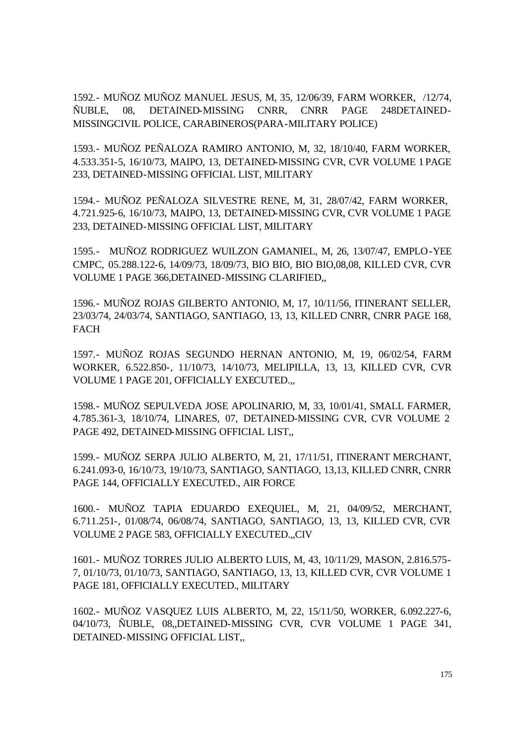1592.- MUÑOZ MUÑOZ MANUEL JESUS, M, 35, 12/06/39, FARM WORKER, /12/74, ÑUBLE, 08, DETAINED-MISSING CNRR, CNRR PAGE 248DETAINED-MISSINGCIVIL POLICE, CARABINEROS(PARA-MILITARY POLICE)

1593.- MUÑOZ PEÑALOZA RAMIRO ANTONIO, M, 32, 18/10/40, FARM WORKER, 4.533.351-5, 16/10/73, MAIPO, 13, DETAINED-MISSING CVR, CVR VOLUME 1 PAGE 233, DETAINED-MISSING OFFICIAL LIST, MILITARY

1594.- MUÑOZ PEÑALOZA SILVESTRE RENE, M, 31, 28/07/42, FARM WORKER, 4.721.925-6, 16/10/73, MAIPO, 13, DETAINED-MISSING CVR, CVR VOLUME 1 PAGE 233, DETAINED-MISSING OFFICIAL LIST, MILITARY

1595.- MUÑOZ RODRIGUEZ WUILZON GAMANIEL, M, 26, 13/07/47, EMPLO-YEE CMPC, 05.288.122-6, 14/09/73, 18/09/73, BIO BIO, BIO BIO,08,08, KILLED CVR, CVR VOLUME 1 PAGE 366,DETAINED-MISSING CLARIFIED,,

1596.- MUÑOZ ROJAS GILBERTO ANTONIO, M, 17, 10/11/56, ITINERANT SELLER, 23/03/74, 24/03/74, SANTIAGO, SANTIAGO, 13, 13, KILLED CNRR, CNRR PAGE 168, FACH

1597.- MUÑOZ ROJAS SEGUNDO HERNAN ANTONIO, M, 19, 06/02/54, FARM WORKER, 6.522.850-, 11/10/73, 14/10/73, MELIPILLA, 13, 13, KILLED CVR, CVR VOLUME 1 PAGE 201, OFFICIALLY EXECUTED.,,

1598.- MUÑOZ SEPULVEDA JOSE APOLINARIO, M, 33, 10/01/41, SMALL FARMER, 4.785.361-3, 18/10/74, LINARES, 07, DETAINED-MISSING CVR, CVR VOLUME 2 PAGE 492, DETAINED-MISSING OFFICIAL LIST,,

1599.- MUÑOZ SERPA JULIO ALBERTO, M, 21, 17/11/51, ITINERANT MERCHANT, 6.241.093-0, 16/10/73, 19/10/73, SANTIAGO, SANTIAGO, 13,13, KILLED CNRR, CNRR PAGE 144, OFFICIALLY EXECUTED., AIR FORCE

1600.- MUÑOZ TAPIA EDUARDO EXEQUIEL, M, 21, 04/09/52, MERCHANT, 6.711.251-, 01/08/74, 06/08/74, SANTIAGO, SANTIAGO, 13, 13, KILLED CVR, CVR VOLUME 2 PAGE 583, OFFICIALLY EXECUTED.,,CIV

1601.- MUÑOZ TORRES JULIO ALBERTO LUIS, M, 43, 10/11/29, MASON, 2.816.575-7, 01/10/73, 01/10/73, SANTIAGO, SANTIAGO, 13, 13, KILLED CVR, CVR VOLUME 1 PAGE 181, OFFICIALLY EXECUTED., MILITARY

1602.- MUÑOZ VASQUEZ LUIS ALBERTO, M, 22, 15/11/50, WORKER, 6.092.227-6, 04/10/73, ÑUBLE, 08,,DETAINED-MISSING CVR, CVR VOLUME 1 PAGE 341, DETAINED-MISSING OFFICIAL LIST,,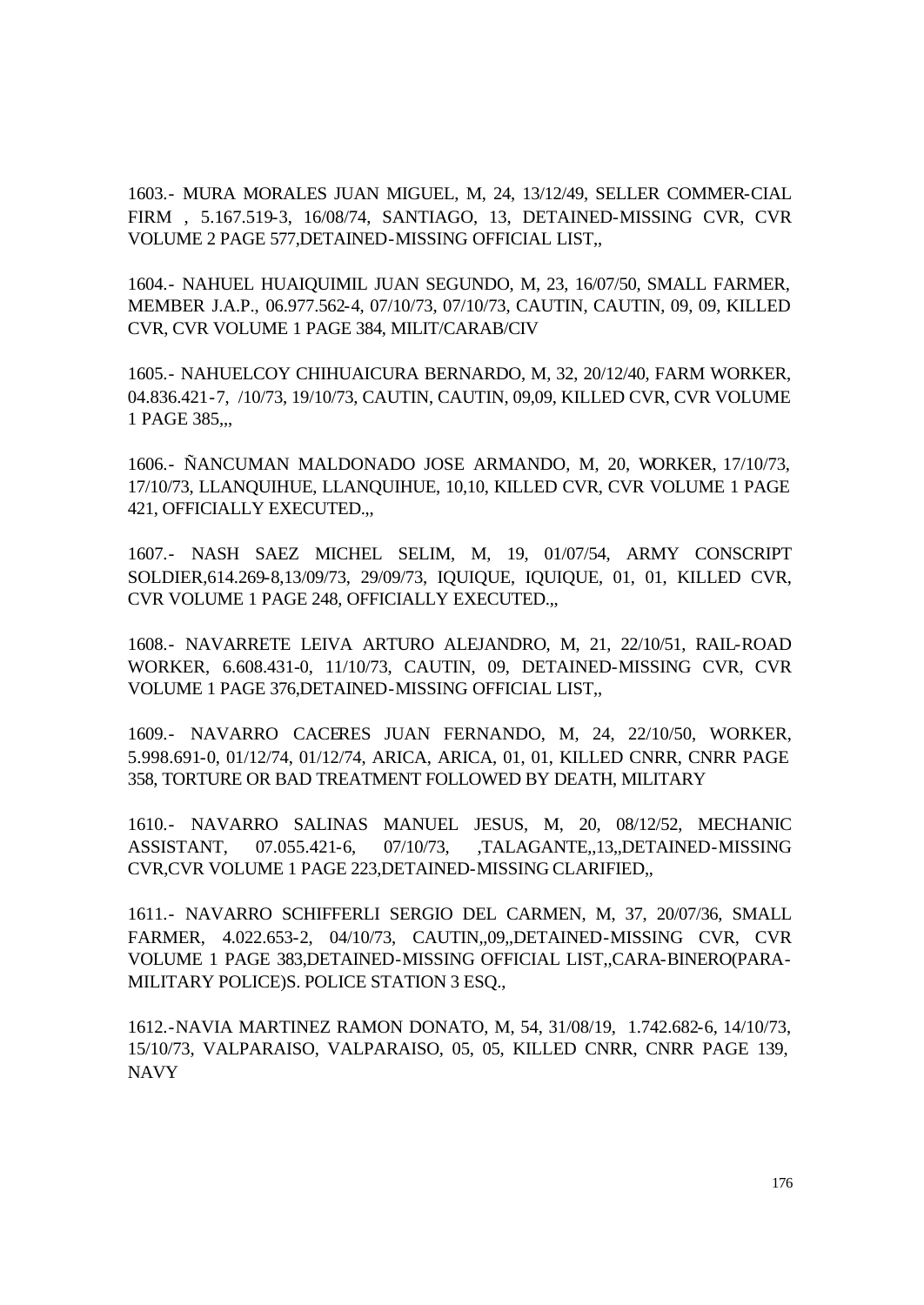1603.- MURA MORALES JUAN MIGUEL, M, 24, 13/12/49, SELLER COMMER-CIAL FIRM , 5.167.519-3, 16/08/74, SANTIAGO, 13, DETAINED-MISSING CVR, CVR VOLUME 2 PAGE 577,DETAINED-MISSING OFFICIAL LIST,,

1604.- NAHUEL HUAIQUIMIL JUAN SEGUNDO, M, 23, 16/07/50, SMALL FARMER, MEMBER J.A.P., 06.977.562-4, 07/10/73, 07/10/73, CAUTIN, CAUTIN, 09, 09, KILLED CVR, CVR VOLUME 1 PAGE 384, MILIT/CARAB/CIV

1605.- NAHUELCOY CHIHUAICURA BERNARDO, M, 32, 20/12/40, FARM WORKER, 04.836.421-7, /10/73, 19/10/73, CAUTIN, CAUTIN, 09,09, KILLED CVR, CVR VOLUME 1 PAGE 385,,,

1606.- ÑANCUMAN MALDONADO JOSE ARMANDO, M, 20, WORKER, 17/10/73, 17/10/73, LLANQUIHUE, LLANQUIHUE, 10,10, KILLED CVR, CVR VOLUME 1 PAGE 421, OFFICIALLY EXECUTED.,,

1607.- NASH SAEZ MICHEL SELIM, M, 19, 01/07/54, ARMY CONSCRIPT SOLDIER,614.269-8,13/09/73, 29/09/73, IQUIQUE, IQUIQUE, 01, 01, KILLED CVR, CVR VOLUME 1 PAGE 248, OFFICIALLY EXECUTED.,,

1608.- NAVARRETE LEIVA ARTURO ALEJANDRO, M, 21, 22/10/51, RAIL-ROAD WORKER, 6.608.431-0, 11/10/73, CAUTIN, 09, DETAINED-MISSING CVR, CVR VOLUME 1 PAGE 376,DETAINED-MISSING OFFICIAL LIST,,

1609.- NAVARRO CACERES JUAN FERNANDO, M, 24, 22/10/50, WORKER, 5.998.691-0, 01/12/74, 01/12/74, ARICA, ARICA, 01, 01, KILLED CNRR, CNRR PAGE 358, TORTURE OR BAD TREATMENT FOLLOWED BY DEATH, MILITARY

1610.- NAVARRO SALINAS MANUEL JESUS, M, 20, 08/12/52, MECHANIC ASSISTANT, 07.055.421-6, 07/10/73, ,TALAGANTE,,13,,DETAINED-MISSING CVR,CVR VOLUME 1 PAGE 223,DETAINED-MISSING CLARIFIED,,

1611.- NAVARRO SCHIFFERLI SERGIO DEL CARMEN, M, 37, 20/07/36, SMALL FARMER, 4.022.653-2, 04/10/73, CAUTIN,,09,,DETAINED-MISSING CVR, CVR VOLUME 1 PAGE 383,DETAINED-MISSING OFFICIAL LIST,,CARA-BINERO(PARA-MILITARY POLICE)S. POLICE STATION 3 ESQ.,

1612.-NAVIA MARTINEZ RAMON DONATO, M, 54, 31/08/19, 1.742.682-6, 14/10/73, 15/10/73, VALPARAISO, VALPARAISO, 05, 05, KILLED CNRR, CNRR PAGE 139, NAVY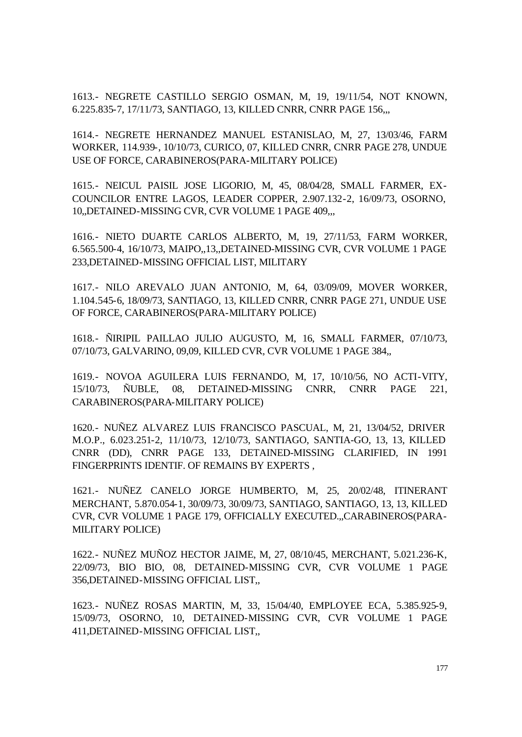1613.- NEGRETE CASTILLO SERGIO OSMAN, M, 19, 19/11/54, NOT KNOWN, 6.225.835-7, 17/11/73, SANTIAGO, 13, KILLED CNRR, CNRR PAGE 156,,,

1614.- NEGRETE HERNANDEZ MANUEL ESTANISLAO, M, 27, 13/03/46, FARM WORKER, 114.939-, 10/10/73, CURICO, 07, KILLED CNRR, CNRR PAGE 278, UNDUE USE OF FORCE, CARABINEROS(PARA-MILITARY POLICE)

1615.- NEICUL PAISIL JOSE LIGORIO, M, 45, 08/04/28, SMALL FARMER, EX-COUNCILOR ENTRE LAGOS, LEADER COPPER, 2.907.132-2, 16/09/73, OSORNO, 10,,DETAINED-MISSING CVR, CVR VOLUME 1 PAGE 409,,,

1616.- NIETO DUARTE CARLOS ALBERTO, M, 19, 27/11/53, FARM WORKER, 6.565.500-4, 16/10/73, MAIPO,,13,,DETAINED-MISSING CVR, CVR VOLUME 1 PAGE 233,DETAINED-MISSING OFFICIAL LIST, MILITARY

1617.- NILO AREVALO JUAN ANTONIO, M, 64, 03/09/09, MOVER WORKER, 1.104.545-6, 18/09/73, SANTIAGO, 13, KILLED CNRR, CNRR PAGE 271, UNDUE USE OF FORCE, CARABINEROS(PARA-MILITARY POLICE)

1618.- ÑIRIPIL PAILLAO JULIO AUGUSTO, M, 16, SMALL FARMER, 07/10/73, 07/10/73, GALVARINO, 09,09, KILLED CVR, CVR VOLUME 1 PAGE 384,,

1619.- NOVOA AGUILERA LUIS FERNANDO, M, 17, 10/10/56, NO ACTI-VITY, 15/10/73, ÑUBLE, 08, DETAINED-MISSING CNRR, CNRR PAGE 221, CARABINEROS(PARA-MILITARY POLICE)

1620.- NUÑEZ ALVAREZ LUIS FRANCISCO PASCUAL, M, 21, 13/04/52, DRIVER M.O.P., 6.023.251-2, 11/10/73, 12/10/73, SANTIAGO, SANTIA-GO, 13, 13, KILLED CNRR (DD), CNRR PAGE 133, DETAINED-MISSING CLARIFIED, IN 1991 FINGERPRINTS IDENTIF. OF REMAINS BY EXPERTS ,

1621.- NUÑEZ CANELO JORGE HUMBERTO, M, 25, 20/02/48, ITINERANT MERCHANT, 5.870.054-1, 30/09/73, 30/09/73, SANTIAGO, SANTIAGO, 13, 13, KILLED CVR, CVR VOLUME 1 PAGE 179, OFFICIALLY EXECUTED.,,CARABINEROS(PARA-MILITARY POLICE)

1622.- NUÑEZ MUÑOZ HECTOR JAIME, M, 27, 08/10/45, MERCHANT, 5.021.236-K, 22/09/73, BIO BIO, 08, DETAINED-MISSING CVR, CVR VOLUME 1 PAGE 356,DETAINED-MISSING OFFICIAL LIST,,

1623.- NUÑEZ ROSAS MARTIN, M, 33, 15/04/40, EMPLOYEE ECA, 5.385.925-9, 15/09/73, OSORNO, 10, DETAINED-MISSING CVR, CVR VOLUME 1 PAGE 411,DETAINED-MISSING OFFICIAL LIST,,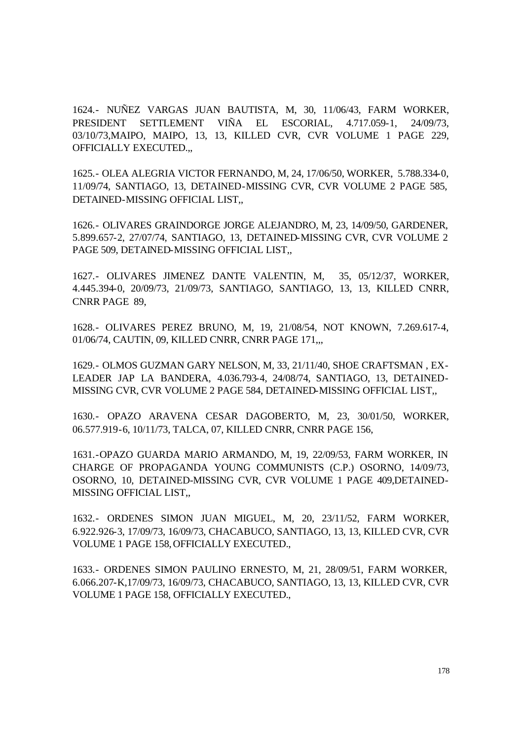1624.- NUÑEZ VARGAS JUAN BAUTISTA, M, 30, 11/06/43, FARM WORKER, PRESIDENT SETTLEMENT VIÑA EL ESCORIAL, 4.717.059-1, 24/09/73, 03/10/73,MAIPO, MAIPO, 13, 13, KILLED CVR, CVR VOLUME 1 PAGE 229, OFFICIALLY EXECUTED.,,

1625.- OLEA ALEGRIA VICTOR FERNANDO, M, 24, 17/06/50, WORKER, 5.788.334-0, 11/09/74, SANTIAGO, 13, DETAINED-MISSING CVR, CVR VOLUME 2 PAGE 585, DETAINED-MISSING OFFICIAL LIST,,

1626.- OLIVARES GRAINDORGE JORGE ALEJANDRO, M, 23, 14/09/50, GARDENER, 5.899.657-2, 27/07/74, SANTIAGO, 13, DETAINED-MISSING CVR, CVR VOLUME 2 PAGE 509, DETAINED-MISSING OFFICIAL LIST,,

1627.- OLIVARES JIMENEZ DANTE VALENTIN, M, 35, 05/12/37, WORKER, 4.445.394-0, 20/09/73, 21/09/73, SANTIAGO, SANTIAGO, 13, 13, KILLED CNRR, CNRR PAGE 89,

1628.- OLIVARES PEREZ BRUNO, M, 19, 21/08/54, NOT KNOWN, 7.269.617-4, 01/06/74, CAUTIN, 09, KILLED CNRR, CNRR PAGE 171,,,

1629.- OLMOS GUZMAN GARY NELSON, M, 33, 21/11/40, SHOE CRAFTSMAN , EX-LEADER JAP LA BANDERA, 4.036.793-4, 24/08/74, SANTIAGO, 13, DETAINED-MISSING CVR, CVR VOLUME 2 PAGE 584, DETAINED-MISSING OFFICIAL LIST,,

1630.- OPAZO ARAVENA CESAR DAGOBERTO, M, 23, 30/01/50, WORKER, 06.577.919-6, 10/11/73, TALCA, 07, KILLED CNRR, CNRR PAGE 156,

1631.-OPAZO GUARDA MARIO ARMANDO, M, 19, 22/09/53, FARM WORKER, IN CHARGE OF PROPAGANDA YOUNG COMMUNISTS (C.P.) OSORNO, 14/09/73, OSORNO, 10, DETAINED-MISSING CVR, CVR VOLUME 1 PAGE 409,DETAINED-MISSING OFFICIAL LIST,,

1632.- ORDENES SIMON JUAN MIGUEL, M, 20, 23/11/52, FARM WORKER, 6.922.926-3, 17/09/73, 16/09/73, CHACABUCO, SANTIAGO, 13, 13, KILLED CVR, CVR VOLUME 1 PAGE 158, OFFICIALLY EXECUTED.,

1633.- ORDENES SIMON PAULINO ERNESTO, M, 21, 28/09/51, FARM WORKER, 6.066.207-K,17/09/73, 16/09/73, CHACABUCO, SANTIAGO, 13, 13, KILLED CVR, CVR VOLUME 1 PAGE 158, OFFICIALLY EXECUTED.,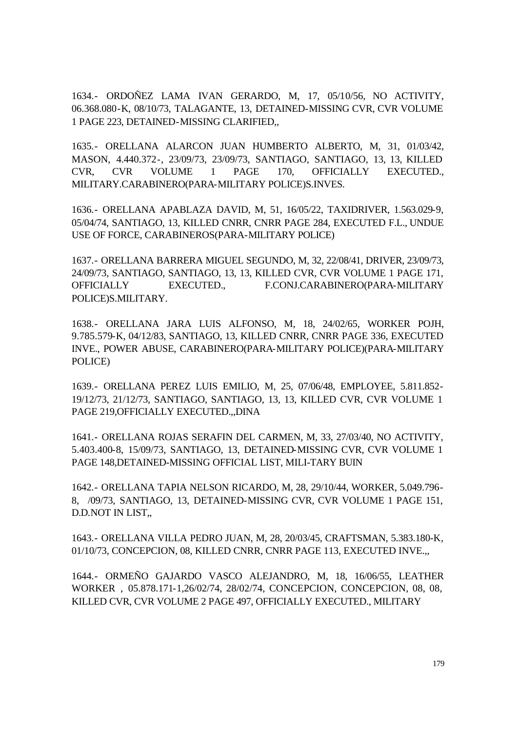1634.- ORDOÑEZ LAMA IVAN GERARDO, M, 17, 05/10/56, NO ACTIVITY, 06.368.080-K, 08/10/73, TALAGANTE, 13, DETAINED-MISSING CVR, CVR VOLUME 1 PAGE 223, DETAINED-MISSING CLARIFIED,,

1635.- ORELLANA ALARCON JUAN HUMBERTO ALBERTO, M, 31, 01/03/42, MASON, 4.440.372-, 23/09/73, 23/09/73, SANTIAGO, SANTIAGO, 13, 13, KILLED CVR, CVR VOLUME 1 PAGE 170, OFFICIALLY EXECUTED., MILITARY.CARABINERO(PARA-MILITARY POLICE)S.INVES.

1636.- ORELLANA APABLAZA DAVID, M, 51, 16/05/22, TAXIDRIVER, 1.563.029-9, 05/04/74, SANTIAGO, 13, KILLED CNRR, CNRR PAGE 284, EXECUTED F.L., UNDUE USE OF FORCE, CARABINEROS(PARA-MILITARY POLICE)

1637.- ORELLANA BARRERA MIGUEL SEGUNDO, M, 32, 22/08/41, DRIVER, 23/09/73, 24/09/73, SANTIAGO, SANTIAGO, 13, 13, KILLED CVR, CVR VOLUME 1 PAGE 171, OFFICIALLY EXECUTED., F.CONJ.CARABINERO(PARA-MILITARY POLICE)S.MILITARY.

1638.- ORELLANA JARA LUIS ALFONSO, M, 18, 24/02/65, WORKER POJH, 9.785.579-K, 04/12/83, SANTIAGO, 13, KILLED CNRR, CNRR PAGE 336, EXECUTED INVE., POWER ABUSE, CARABINERO(PARA-MILITARY POLICE)(PARA-MILITARY POLICE)

1639.- ORELLANA PEREZ LUIS EMILIO, M, 25, 07/06/48, EMPLOYEE, 5.811.852-19/12/73, 21/12/73, SANTIAGO, SANTIAGO, 13, 13, KILLED CVR, CVR VOLUME 1 PAGE 219,OFFICIALLY EXECUTED.,,DINA

1641.- ORELLANA ROJAS SERAFIN DEL CARMEN, M, 33, 27/03/40, NO ACTIVITY, 5.403.400-8, 15/09/73, SANTIAGO, 13, DETAINED-MISSING CVR, CVR VOLUME 1 PAGE 148,DETAINED-MISSING OFFICIAL LIST, MILI-TARY BUIN

1642.- ORELLANA TAPIA NELSON RICARDO, M, 28, 29/10/44, WORKER, 5.049.796-8, /09/73, SANTIAGO, 13, DETAINED-MISSING CVR, CVR VOLUME 1 PAGE 151, D.D.NOT IN LIST,,

1643.- ORELLANA VILLA PEDRO JUAN, M, 28, 20/03/45, CRAFTSMAN, 5.383.180-K, 01/10/73, CONCEPCION, 08, KILLED CNRR, CNRR PAGE 113, EXECUTED INVE.,,

1644.- ORMEÑO GAJARDO VASCO ALEJANDRO, M, 18, 16/06/55, LEATHER WORKER , 05.878.171-1,26/02/74, 28/02/74, CONCEPCION, CONCEPCION, 08, 08, KILLED CVR, CVR VOLUME 2 PAGE 497, OFFICIALLY EXECUTED., MILITARY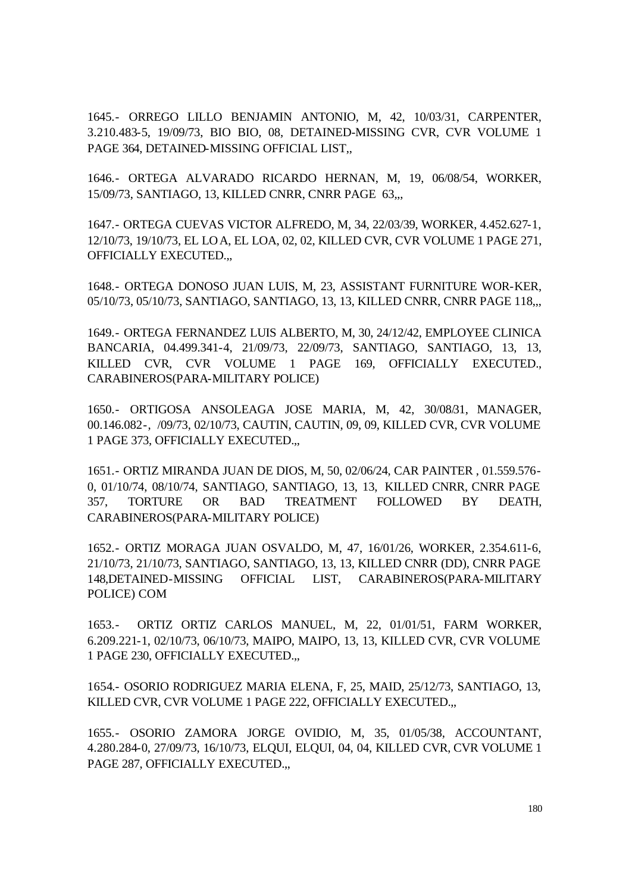1645.- ORREGO LILLO BENJAMIN ANTONIO, M, 42, 10/03/31, CARPENTER, 3.210.483-5, 19/09/73, BIO BIO, 08, DETAINED-MISSING CVR, CVR VOLUME 1 PAGE 364, DETAINED-MISSING OFFICIAL LIST,,

1646.- ORTEGA ALVARADO RICARDO HERNAN, M, 19, 06/08/54, WORKER, 15/09/73, SANTIAGO, 13, KILLED CNRR, CNRR PAGE 63,,,

1647.- ORTEGA CUEVAS VICTOR ALFREDO, M, 34, 22/03/39, WORKER, 4.452.627-1, 12/10/73, 19/10/73, EL LOA, EL LOA, 02, 02, KILLED CVR, CVR VOLUME 1 PAGE 271, OFFICIALLY EXECUTED.,,

1648.- ORTEGA DONOSO JUAN LUIS, M, 23, ASSISTANT FURNITURE WOR-KER, 05/10/73, 05/10/73, SANTIAGO, SANTIAGO, 13, 13, KILLED CNRR, CNRR PAGE 118,,,

1649.- ORTEGA FERNANDEZ LUIS ALBERTO, M, 30, 24/12/42, EMPLOYEE CLINICA BANCARIA, 04.499.341-4, 21/09/73, 22/09/73, SANTIAGO, SANTIAGO, 13, 13, KILLED CVR, CVR VOLUME 1 PAGE 169, OFFICIALLY EXECUTED., CARABINEROS(PARA-MILITARY POLICE)

1650.- ORTIGOSA ANSOLEAGA JOSE MARIA, M, 42, 30/08/31, MANAGER, 00.146.082-, /09/73, 02/10/73, CAUTIN, CAUTIN, 09, 09, KILLED CVR, CVR VOLUME 1 PAGE 373, OFFICIALLY EXECUTED.,,

1651.- ORTIZ MIRANDA JUAN DE DIOS, M, 50, 02/06/24, CAR PAINTER , 01.559.576-0, 01/10/74, 08/10/74, SANTIAGO, SANTIAGO, 13, 13, KILLED CNRR, CNRR PAGE 357, TORTURE OR BAD TREATMENT FOLLOWED BY DEATH, CARABINEROS(PARA-MILITARY POLICE)

1652.- ORTIZ MORAGA JUAN OSVALDO, M, 47, 16/01/26, WORKER, 2.354.611-6, 21/10/73, 21/10/73, SANTIAGO, SANTIAGO, 13, 13, KILLED CNRR (DD), CNRR PAGE 148,DETAINED-MISSING OFFICIAL LIST, CARABINEROS(PARA-MILITARY POLICE) COM

1653.- ORTIZ ORTIZ CARLOS MANUEL, M, 22, 01/01/51, FARM WORKER, 6.209.221-1, 02/10/73, 06/10/73, MAIPO, MAIPO, 13, 13, KILLED CVR, CVR VOLUME 1 PAGE 230, OFFICIALLY EXECUTED.,,

1654.- OSORIO RODRIGUEZ MARIA ELENA, F, 25, MAID, 25/12/73, SANTIAGO, 13, KILLED CVR, CVR VOLUME 1 PAGE 222, OFFICIALLY EXECUTED.,,

1655.- OSORIO ZAMORA JORGE OVIDIO, M, 35, 01/05/38, ACCOUNTANT, 4.280.284-0, 27/09/73, 16/10/73, ELQUI, ELQUI, 04, 04, KILLED CVR, CVR VOLUME 1 PAGE 287, OFFICIALLY EXECUTED.,,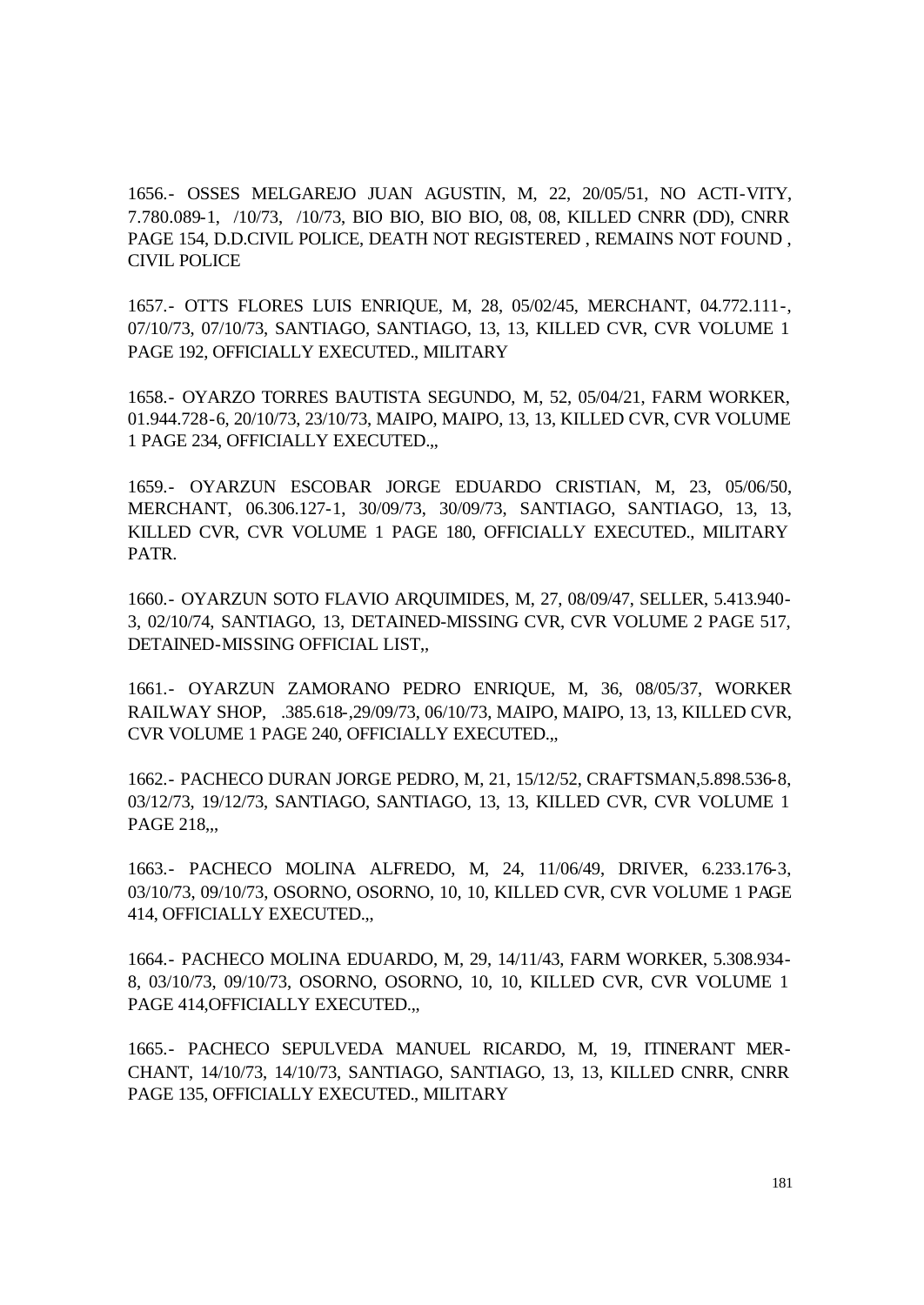1656.- OSSES MELGAREJO JUAN AGUSTIN, M, 22, 20/05/51, NO ACTI-VITY, 7.780.089-1, /10/73, /10/73, BIO BIO, BIO BIO, 08, 08, KILLED CNRR (DD), CNRR PAGE 154, D.D.CIVIL POLICE, DEATH NOT REGISTERED , REMAINS NOT FOUND , CIVIL POLICE

1657.- OTTS FLORES LUIS ENRIQUE, M, 28, 05/02/45, MERCHANT, 04.772.111-, 07/10/73, 07/10/73, SANTIAGO, SANTIAGO, 13, 13, KILLED CVR, CVR VOLUME 1 PAGE 192, OFFICIALLY EXECUTED., MILITARY

1658.- OYARZO TORRES BAUTISTA SEGUNDO, M, 52, 05/04/21, FARM WORKER, 01.944.728-6, 20/10/73, 23/10/73, MAIPO, MAIPO, 13, 13, KILLED CVR, CVR VOLUME 1 PAGE 234, OFFICIALLY EXECUTED.,,

1659.- OYARZUN ESCOBAR JORGE EDUARDO CRISTIAN, M, 23, 05/06/50, MERCHANT, 06.306.127-1, 30/09/73, 30/09/73, SANTIAGO, SANTIAGO, 13, 13, KILLED CVR, CVR VOLUME 1 PAGE 180, OFFICIALLY EXECUTED., MILITARY PATR.

1660.- OYARZUN SOTO FLAVIO ARQUIMIDES, M, 27, 08/09/47, SELLER, 5.413.940-3, 02/10/74, SANTIAGO, 13, DETAINED-MISSING CVR, CVR VOLUME 2 PAGE 517, DETAINED-MISSING OFFICIAL LIST,,

1661.- OYARZUN ZAMORANO PEDRO ENRIQUE, M, 36, 08/05/37, WORKER RAILWAY SHOP, .385.618-,29/09/73, 06/10/73, MAIPO, MAIPO, 13, 13, KILLED CVR, CVR VOLUME 1 PAGE 240, OFFICIALLY EXECUTED.,,

1662.- PACHECO DURAN JORGE PEDRO, M, 21, 15/12/52, CRAFTSMAN,5.898.536-8, 03/12/73, 19/12/73, SANTIAGO, SANTIAGO, 13, 13, KILLED CVR, CVR VOLUME 1 PAGE 218,,,

1663.- PACHECO MOLINA ALFREDO, M, 24, 11/06/49, DRIVER, 6.233.176-3, 03/10/73, 09/10/73, OSORNO, OSORNO, 10, 10, KILLED CVR, CVR VOLUME 1 PAGE 414, OFFICIALLY EXECUTED.,,

1664.- PACHECO MOLINA EDUARDO, M, 29, 14/11/43, FARM WORKER, 5.308.934-8, 03/10/73, 09/10/73, OSORNO, OSORNO, 10, 10, KILLED CVR, CVR VOLUME 1 PAGE 414,OFFICIALLY EXECUTED.,,

1665.- PACHECO SEPULVEDA MANUEL RICARDO, M, 19, ITINERANT MER-CHANT, 14/10/73, 14/10/73, SANTIAGO, SANTIAGO, 13, 13, KILLED CNRR, CNRR PAGE 135, OFFICIALLY EXECUTED., MILITARY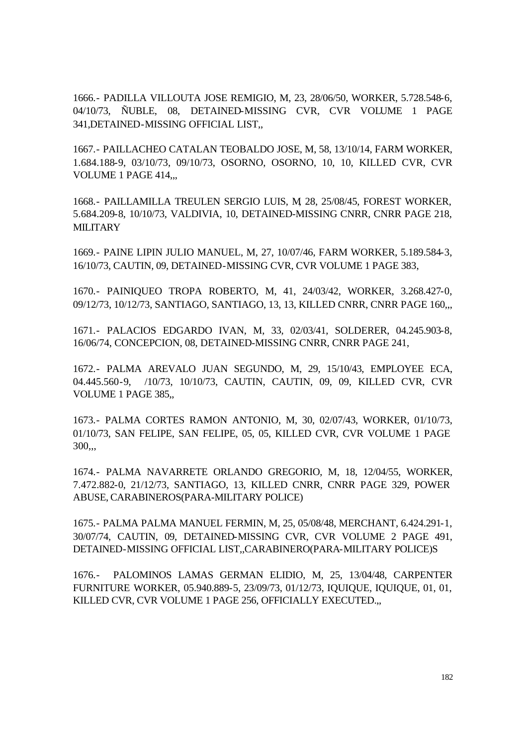1666.- PADILLA VILLOUTA JOSE REMIGIO, M, 23, 28/06/50, WORKER, 5.728.548-6, 04/10/73, ÑUBLE, 08, DETAINED-MISSING CVR, CVR VOLUME 1 PAGE 341,DETAINED-MISSING OFFICIAL LIST,,

1667.- PAILLACHEO CATALAN TEOBALDO JOSE, M, 58, 13/10/14, FARM WORKER, 1.684.188-9, 03/10/73, 09/10/73, OSORNO, OSORNO, 10, 10, KILLED CVR, CVR VOLUME 1 PAGE 414,,,

1668.- PAILLAMILLA TREULEN SERGIO LUIS, M, 28, 25/08/45, FOREST WORKER, 5.684.209-8, 10/10/73, VALDIVIA, 10, DETAINED-MISSING CNRR, CNRR PAGE 218, MILITARY

1669.- PAINE LIPIN JULIO MANUEL, M, 27, 10/07/46, FARM WORKER, 5.189.584-3, 16/10/73, CAUTIN, 09, DETAINED-MISSING CVR, CVR VOLUME 1 PAGE 383,

1670.- PAINIQUEO TROPA ROBERTO, M, 41, 24/03/42, WORKER, 3.268.427-0, 09/12/73, 10/12/73, SANTIAGO, SANTIAGO, 13, 13, KILLED CNRR, CNRR PAGE 160,,,

1671.- PALACIOS EDGARDO IVAN, M, 33, 02/03/41, SOLDERER, 04.245.903-8, 16/06/74, CONCEPCION, 08, DETAINED-MISSING CNRR, CNRR PAGE 241,

1672.- PALMA AREVALO JUAN SEGUNDO, M, 29, 15/10/43, EMPLOYEE ECA, 04.445.560-9, /10/73, 10/10/73, CAUTIN, CAUTIN, 09, 09, KILLED CVR, CVR VOLUME 1 PAGE 385,,

1673.- PALMA CORTES RAMON ANTONIO, M, 30, 02/07/43, WORKER, 01/10/73, 01/10/73, SAN FELIPE, SAN FELIPE, 05, 05, KILLED CVR, CVR VOLUME 1 PAGE 300,,,

1674.- PALMA NAVARRETE ORLANDO GREGORIO, M, 18, 12/04/55, WORKER, 7.472.882-0, 21/12/73, SANTIAGO, 13, KILLED CNRR, CNRR PAGE 329, POWER ABUSE, CARABINEROS(PARA-MILITARY POLICE)

1675.- PALMA PALMA MANUEL FERMIN, M, 25, 05/08/48, MERCHANT, 6.424.291-1, 30/07/74, CAUTIN, 09, DETAINED-MISSING CVR, CVR VOLUME 2 PAGE 491, DETAINED-MISSING OFFICIAL LIST,,CARABINERO(PARA-MILITARY POLICE)S

1676.- PALOMINOS LAMAS GERMAN ELIDIO, M, 25, 13/04/48, CARPENTER FURNITURE WORKER, 05.940.889-5, 23/09/73, 01/12/73, IQUIQUE, IQUIQUE, 01, 01, KILLED CVR, CVR VOLUME 1 PAGE 256, OFFICIALLY EXECUTED.,,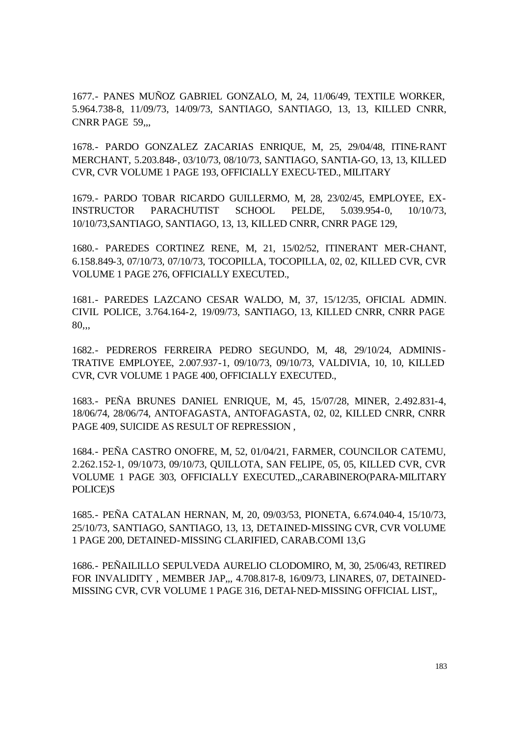1677.- PANES MUÑOZ GABRIEL GONZALO, M, 24, 11/06/49, TEXTILE WORKER, 5.964.738-8, 11/09/73, 14/09/73, SANTIAGO, SANTIAGO, 13, 13, KILLED CNRR, CNRR PAGE 59,,,

1678.- PARDO GONZALEZ ZACARIAS ENRIQUE, M, 25, 29/04/48, ITINE-RANT MERCHANT, 5.203.848-, 03/10/73, 08/10/73, SANTIAGO, SANTIA-GO, 13, 13, KILLED CVR, CVR VOLUME 1 PAGE 193, OFFICIALLY EXECU-TED., MILITARY

1679.- PARDO TOBAR RICARDO GUILLERMO, M, 28, 23/02/45, EMPLOYEE, EX-INSTRUCTOR PARACHUTIST SCHOOL PELDE, 5.039.954-0, 10/10/73, 10/10/73,SANTIAGO, SANTIAGO, 13, 13, KILLED CNRR, CNRR PAGE 129,

1680.- PAREDES CORTINEZ RENE, M, 21, 15/02/52, ITINERANT MER-CHANT, 6.158.849-3, 07/10/73, 07/10/73, TOCOPILLA, TOCOPILLA, 02, 02, KILLED CVR, CVR VOLUME 1 PAGE 276, OFFICIALLY EXECUTED.,

1681.- PAREDES LAZCANO CESAR WALDO, M, 37, 15/12/35, OFICIAL ADMIN. CIVIL POLICE, 3.764.164-2, 19/09/73, SANTIAGO, 13, KILLED CNRR, CNRR PAGE 80,,,

1682.- PEDREROS FERREIRA PEDRO SEGUNDO, M, 48, 29/10/24, ADMINIS-TRATIVE EMPLOYEE, 2.007.937-1, 09/10/73, 09/10/73, VALDIVIA, 10, 10, KILLED CVR, CVR VOLUME 1 PAGE 400, OFFICIALLY EXECUTED.,

1683.- PEÑA BRUNES DANIEL ENRIQUE, M, 45, 15/07/28, MINER, 2.492.831-4, 18/06/74, 28/06/74, ANTOFAGASTA, ANTOFAGASTA, 02, 02, KILLED CNRR, CNRR PAGE 409, SUICIDE AS RESULT OF REPRESSION ,

1684.- PEÑA CASTRO ONOFRE, M, 52, 01/04/21, FARMER, COUNCILOR CATEMU, 2.262.152-1, 09/10/73, 09/10/73, QUILLOTA, SAN FELIPE, 05, 05, KILLED CVR, CVR VOLUME 1 PAGE 303, OFFICIALLY EXECUTED.,,CARABINERO(PARA-MILITARY POLICE)S

1685.- PEÑA CATALAN HERNAN, M, 20, 09/03/53, PIONETA, 6.674.040-4, 15/10/73, 25/10/73, SANTIAGO, SANTIAGO, 13, 13, DETAINED-MISSING CVR, CVR VOLUME 1 PAGE 200, DETAINED-MISSING CLARIFIED, CARAB.COMI 13,G

1686.- PEÑAILILLO SEPULVEDA AURELIO CLODOMIRO, M, 30, 25/06/43, RETIRED FOR INVALIDITY , MEMBER JAP,,, 4.708.817-8, 16/09/73, LINARES, 07, DETAINED-MISSING CVR, CVR VOLUME 1 PAGE 316, DETAI-NED-MISSING OFFICIAL LIST,,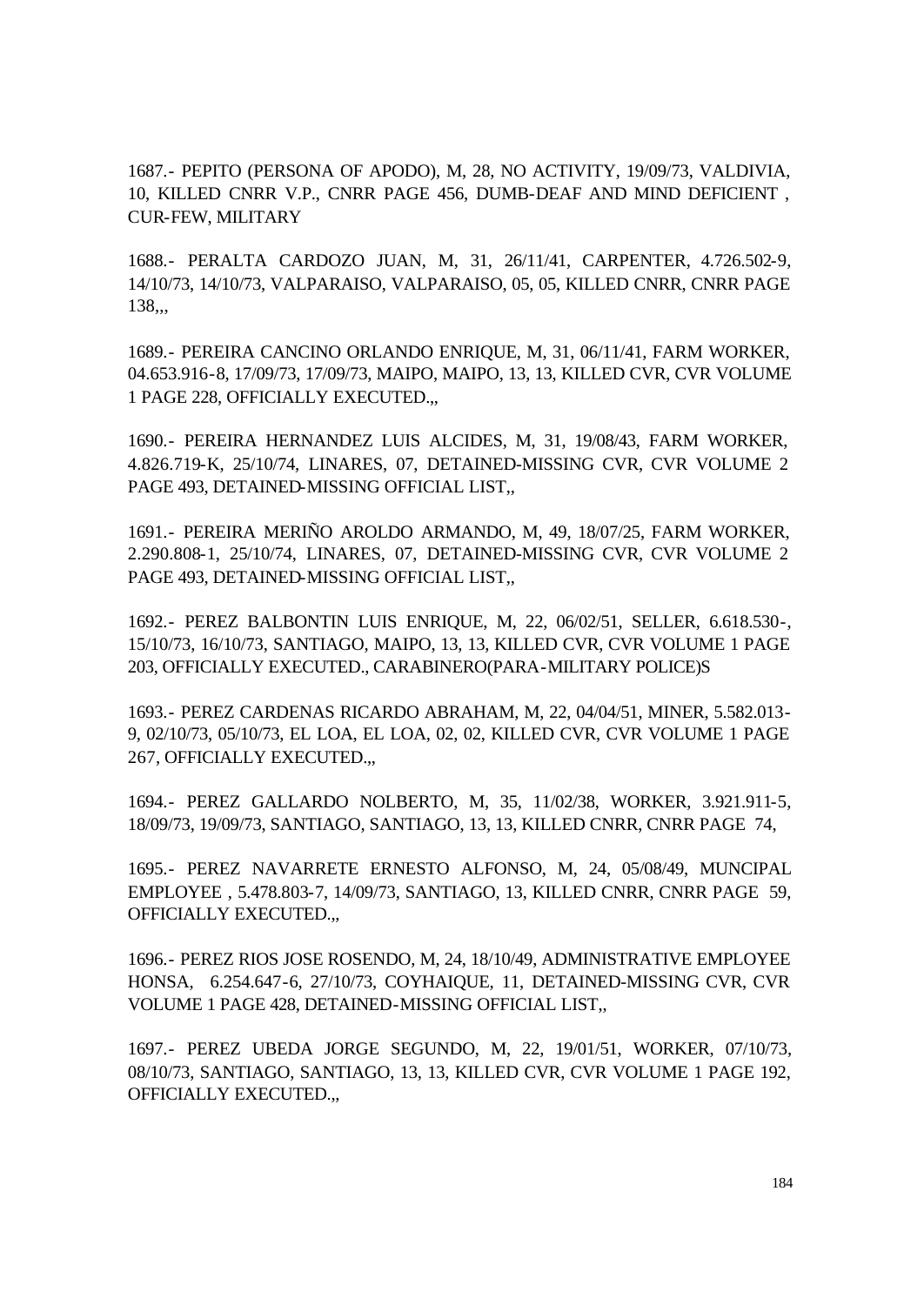1687.- PEPITO (PERSONA OF APODO), M, 28, NO ACTIVITY, 19/09/73, VALDIVIA, 10, KILLED CNRR V.P., CNRR PAGE 456, DUMB-DEAF AND MIND DEFICIENT , CUR-FEW, MILITARY

1688.- PERALTA CARDOZO JUAN, M, 31, 26/11/41, CARPENTER, 4.726.502-9, 14/10/73, 14/10/73, VALPARAISO, VALPARAISO, 05, 05, KILLED CNRR, CNRR PAGE 138,,,

1689.- PEREIRA CANCINO ORLANDO ENRIQUE, M, 31, 06/11/41, FARM WORKER, 04.653.916-8, 17/09/73, 17/09/73, MAIPO, MAIPO, 13, 13, KILLED CVR, CVR VOLUME 1 PAGE 228, OFFICIALLY EXECUTED.,,

1690.- PEREIRA HERNANDEZ LUIS ALCIDES, M, 31, 19/08/43, FARM WORKER, 4.826.719-K, 25/10/74, LINARES, 07, DETAINED-MISSING CVR, CVR VOLUME 2 PAGE 493, DETAINED-MISSING OFFICIAL LIST,,

1691.- PEREIRA MERIÑO AROLDO ARMANDO, M, 49, 18/07/25, FARM WORKER, 2.290.808-1, 25/10/74, LINARES, 07, DETAINED-MISSING CVR, CVR VOLUME 2 PAGE 493, DETAINED-MISSING OFFICIAL LIST,,

1692.- PEREZ BALBONTIN LUIS ENRIQUE, M, 22, 06/02/51, SELLER, 6.618.530-, 15/10/73, 16/10/73, SANTIAGO, MAIPO, 13, 13, KILLED CVR, CVR VOLUME 1 PAGE 203, OFFICIALLY EXECUTED., CARABINERO(PARA-MILITARY POLICE)S

1693.- PEREZ CARDENAS RICARDO ABRAHAM, M, 22, 04/04/51, MINER, 5.582.013-9, 02/10/73, 05/10/73, EL LOA, EL LOA, 02, 02, KILLED CVR, CVR VOLUME 1 PAGE 267, OFFICIALLY EXECUTED.,,

1694.- PEREZ GALLARDO NOLBERTO, M, 35, 11/02/38, WORKER, 3.921.911-5, 18/09/73, 19/09/73, SANTIAGO, SANTIAGO, 13, 13, KILLED CNRR, CNRR PAGE 74,

1695.- PEREZ NAVARRETE ERNESTO ALFONSO, M, 24, 05/08/49, MUNCIPAL EMPLOYEE , 5.478.803-7, 14/09/73, SANTIAGO, 13, KILLED CNRR, CNRR PAGE 59, OFFICIALLY EXECUTED.,,

1696.- PEREZ RIOS JOSE ROSENDO, M, 24, 18/10/49, ADMINISTRATIVE EMPLOYEE HONSA, 6.254.647-6, 27/10/73, COYHAIQUE, 11, DETAINED-MISSING CVR, CVR VOLUME 1 PAGE 428, DETAINED-MISSING OFFICIAL LIST,,

1697.- PEREZ UBEDA JORGE SEGUNDO, M, 22, 19/01/51, WORKER, 07/10/73, 08/10/73, SANTIAGO, SANTIAGO, 13, 13, KILLED CVR, CVR VOLUME 1 PAGE 192, OFFICIALLY EXECUTED.,,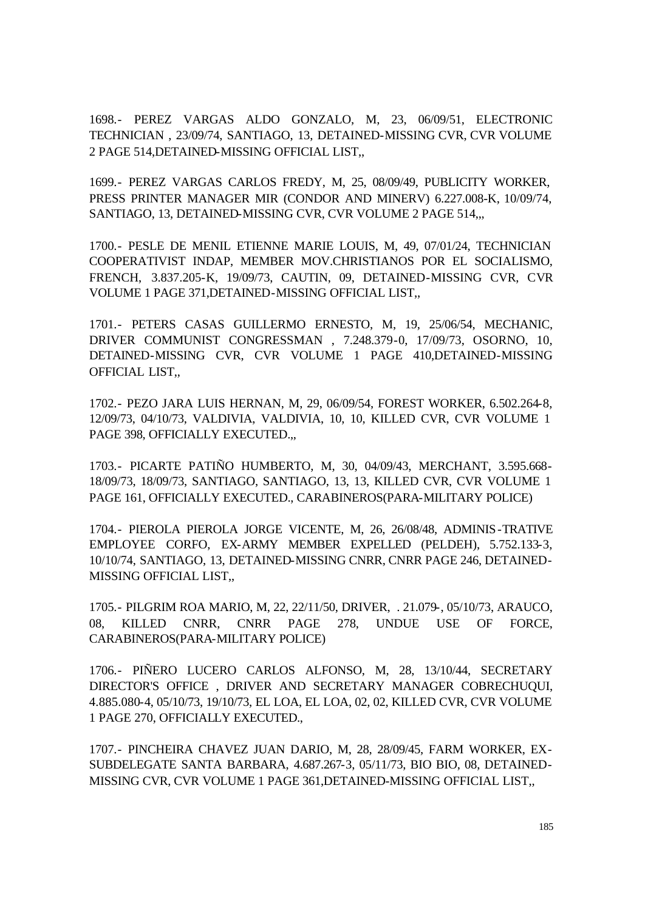1698.- PEREZ VARGAS ALDO GONZALO, M, 23, 06/09/51, ELECTRONIC TECHNICIAN , 23/09/74, SANTIAGO, 13, DETAINED-MISSING CVR, CVR VOLUME 2 PAGE 514,DETAINED-MISSING OFFICIAL LIST,,

1699.- PEREZ VARGAS CARLOS FREDY, M, 25, 08/09/49, PUBLICITY WORKER, PRESS PRINTER MANAGER MIR (CONDOR AND MINERV) 6.227.008-K, 10/09/74, SANTIAGO, 13, DETAINED-MISSING CVR, CVR VOLUME 2 PAGE 514,,,

1700.- PESLE DE MENIL ETIENNE MARIE LOUIS, M, 49, 07/01/24, TECHNICIAN COOPERATIVIST INDAP, MEMBER MOV.CHRISTIANOS POR EL SOCIALISMO, FRENCH, 3.837.205-K, 19/09/73, CAUTIN, 09, DETAINED-MISSING CVR, CVR VOLUME 1 PAGE 371,DETAINED-MISSING OFFICIAL LIST,,

1701.- PETERS CASAS GUILLERMO ERNESTO, M, 19, 25/06/54, MECHANIC, DRIVER COMMUNIST CONGRESSMAN , 7.248.379-0, 17/09/73, OSORNO, 10, DETAINED-MISSING CVR, CVR VOLUME 1 PAGE 410,DETAINED-MISSING OFFICIAL LIST,,

1702.- PEZO JARA LUIS HERNAN, M, 29, 06/09/54, FOREST WORKER, 6.502.264-8, 12/09/73, 04/10/73, VALDIVIA, VALDIVIA, 10, 10, KILLED CVR, CVR VOLUME 1 PAGE 398, OFFICIALLY EXECUTED.,,

1703.- PICARTE PATIÑO HUMBERTO, M, 30, 04/09/43, MERCHANT, 3.595.668-18/09/73, 18/09/73, SANTIAGO, SANTIAGO, 13, 13, KILLED CVR, CVR VOLUME 1 PAGE 161, OFFICIALLY EXECUTED., CARABINEROS(PARA-MILITARY POLICE)

1704.- PIEROLA PIEROLA JORGE VICENTE, M, 26, 26/08/48, ADMINIS-TRATIVE EMPLOYEE CORFO, EX-ARMY MEMBER EXPELLED (PELDEH), 5.752.133-3, 10/10/74, SANTIAGO, 13, DETAINED-MISSING CNRR, CNRR PAGE 246, DETAINED-MISSING OFFICIAL LIST,,

1705.- PILGRIM ROA MARIO, M, 22, 22/11/50, DRIVER, . 21.079-, 05/10/73, ARAUCO, 08, KILLED CNRR, CNRR PAGE 278, UNDUE USE OF FORCE, CARABINEROS(PARA-MILITARY POLICE)

1706.- PIÑERO LUCERO CARLOS ALFONSO, M, 28, 13/10/44, SECRETARY DIRECTOR'S OFFICE , DRIVER AND SECRETARY MANAGER COBRECHUQUI, 4.885.080-4, 05/10/73, 19/10/73, EL LOA, EL LOA, 02, 02, KILLED CVR, CVR VOLUME 1 PAGE 270, OFFICIALLY EXECUTED.,

1707.- PINCHEIRA CHAVEZ JUAN DARIO, M, 28, 28/09/45, FARM WORKER, EX-SUBDELEGATE SANTA BARBARA, 4.687.267-3, 05/11/73, BIO BIO, 08, DETAINED-MISSING CVR, CVR VOLUME 1 PAGE 361,DETAINED-MISSING OFFICIAL LIST,,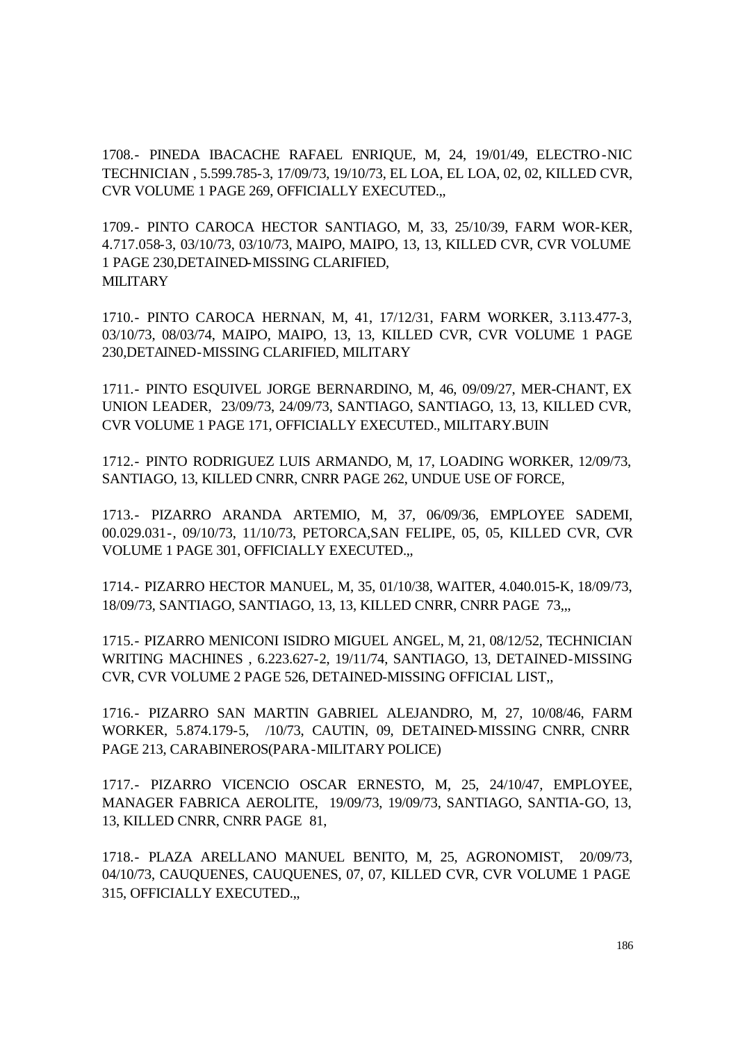1708.- PINEDA IBACACHE RAFAEL ENRIQUE, M, 24, 19/01/49, ELECTRO-NIC TECHNICIAN , 5.599.785-3, 17/09/73, 19/10/73, EL LOA, EL LOA, 02, 02, KILLED CVR, CVR VOLUME 1 PAGE 269, OFFICIALLY EXECUTED.,,

1709.- PINTO CAROCA HECTOR SANTIAGO, M, 33, 25/10/39, FARM WOR-KER, 4.717.058-3, 03/10/73, 03/10/73, MAIPO, MAIPO, 13, 13, KILLED CVR, CVR VOLUME 1 PAGE 230,DETAINED-MISSING CLARIFIED, MILITARY

1710.- PINTO CAROCA HERNAN, M, 41, 17/12/31, FARM WORKER, 3.113.477-3, 03/10/73, 08/03/74, MAIPO, MAIPO, 13, 13, KILLED CVR, CVR VOLUME 1 PAGE 230,DETAINED-MISSING CLARIFIED, MILITARY

1711.- PINTO ESQUIVEL JORGE BERNARDINO, M, 46, 09/09/27, MER-CHANT, EX UNION LEADER, 23/09/73, 24/09/73, SANTIAGO, SANTIAGO, 13, 13, KILLED CVR, CVR VOLUME 1 PAGE 171, OFFICIALLY EXECUTED., MILITARY.BUIN

1712.- PINTO RODRIGUEZ LUIS ARMANDO, M, 17, LOADING WORKER, 12/09/73, SANTIAGO, 13, KILLED CNRR, CNRR PAGE 262, UNDUE USE OF FORCE,

1713.- PIZARRO ARANDA ARTEMIO, M, 37, 06/09/36, EMPLOYEE SADEMI, 00.029.031-, 09/10/73, 11/10/73, PETORCA,SAN FELIPE, 05, 05, KILLED CVR, CVR VOLUME 1 PAGE 301, OFFICIALLY EXECUTED.,,

1714.- PIZARRO HECTOR MANUEL, M, 35, 01/10/38, WAITER, 4.040.015-K, 18/09/73, 18/09/73, SANTIAGO, SANTIAGO, 13, 13, KILLED CNRR, CNRR PAGE 73,,,

1715.- PIZARRO MENICONI ISIDRO MIGUEL ANGEL, M, 21, 08/12/52, TECHNICIAN WRITING MACHINES , 6.223.627-2, 19/11/74, SANTIAGO, 13, DETAINED-MISSING CVR, CVR VOLUME 2 PAGE 526, DETAINED-MISSING OFFICIAL LIST,,

1716.- PIZARRO SAN MARTIN GABRIEL ALEJANDRO, M, 27, 10/08/46, FARM WORKER, 5.874.179-5, /10/73, CAUTIN, 09, DETAINED-MISSING CNRR, CNRR PAGE 213, CARABINEROS(PARA-MILITARY POLICE)

1717.- PIZARRO VICENCIO OSCAR ERNESTO, M, 25, 24/10/47, EMPLOYEE, MANAGER FABRICA AEROLITE, 19/09/73, 19/09/73, SANTIAGO, SANTIA-GO, 13, 13, KILLED CNRR, CNRR PAGE 81,

1718.- PLAZA ARELLANO MANUEL BENITO, M, 25, AGRONOMIST, 20/09/73, 04/10/73, CAUQUENES, CAUQUENES, 07, 07, KILLED CVR, CVR VOLUME 1 PAGE 315, OFFICIALLY EXECUTED.,,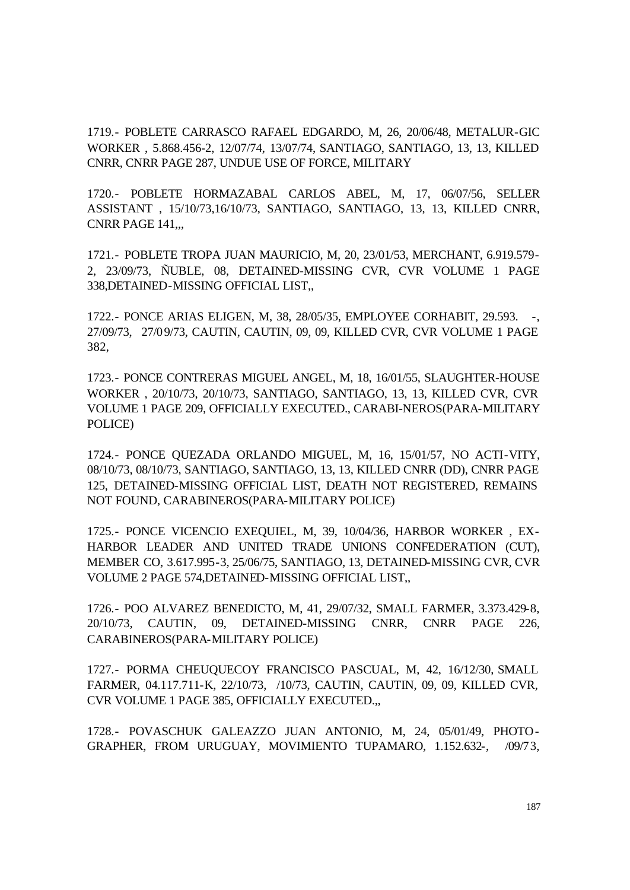1719.- POBLETE CARRASCO RAFAEL EDGARDO, M, 26, 20/06/48, METALUR-GIC WORKER , 5.868.456-2, 12/07/74, 13/07/74, SANTIAGO, SANTIAGO, 13, 13, KILLED CNRR, CNRR PAGE 287, UNDUE USE OF FORCE, MILITARY

1720.- POBLETE HORMAZABAL CARLOS ABEL, M, 17, 06/07/56, SELLER ASSISTANT , 15/10/73,16/10/73, SANTIAGO, SANTIAGO, 13, 13, KILLED CNRR, CNRR PAGE 141,,,

1721.- POBLETE TROPA JUAN MAURICIO, M, 20, 23/01/53, MERCHANT, 6.919.579-2, 23/09/73, ÑUBLE, 08, DETAINED-MISSING CVR, CVR VOLUME 1 PAGE 338,DETAINED-MISSING OFFICIAL LIST,,

1722.- PONCE ARIAS ELIGEN, M, 38, 28/05/35, EMPLOYEE CORHABIT, 29.593. -, 27/09/73, 27/09/73, CAUTIN, CAUTIN, 09, 09, KILLED CVR, CVR VOLUME 1 PAGE 382,

1723.- PONCE CONTRERAS MIGUEL ANGEL, M, 18, 16/01/55, SLAUGHTER-HOUSE WORKER , 20/10/73, 20/10/73, SANTIAGO, SANTIAGO, 13, 13, KILLED CVR, CVR VOLUME 1 PAGE 209, OFFICIALLY EXECUTED., CARABI-NEROS(PARA-MILITARY POLICE)

1724.- PONCE QUEZADA ORLANDO MIGUEL, M, 16, 15/01/57, NO ACTI-VITY, 08/10/73, 08/10/73, SANTIAGO, SANTIAGO, 13, 13, KILLED CNRR (DD), CNRR PAGE 125, DETAINED-MISSING OFFICIAL LIST, DEATH NOT REGISTERED, REMAINS NOT FOUND, CARABINEROS(PARA-MILITARY POLICE)

1725.- PONCE VICENCIO EXEQUIEL, M, 39, 10/04/36, HARBOR WORKER , EX-HARBOR LEADER AND UNITED TRADE UNIONS CONFEDERATION (CUT), MEMBER CO, 3.617.995-3, 25/06/75, SANTIAGO, 13, DETAINED-MISSING CVR, CVR VOLUME 2 PAGE 574,DETAINED-MISSING OFFICIAL LIST,,

1726.- POO ALVAREZ BENEDICTO, M, 41, 29/07/32, SMALL FARMER, 3.373.429-8, 20/10/73, CAUTIN, 09, DETAINED-MISSING CNRR, CNRR PAGE 226, CARABINEROS(PARA-MILITARY POLICE)

1727.- PORMA CHEUQUECOY FRANCISCO PASCUAL, M, 42, 16/12/30, SMALL FARMER, 04.117.711-K, 22/10/73, /10/73, CAUTIN, CAUTIN, 09, 09, KILLED CVR, CVR VOLUME 1 PAGE 385, OFFICIALLY EXECUTED.,,

1728.- POVASCHUK GALEAZZO JUAN ANTONIO, M, 24, 05/01/49, PHOTO-GRAPHER, FROM URUGUAY, MOVIMIENTO TUPAMARO, 1.152.632-, /09/73,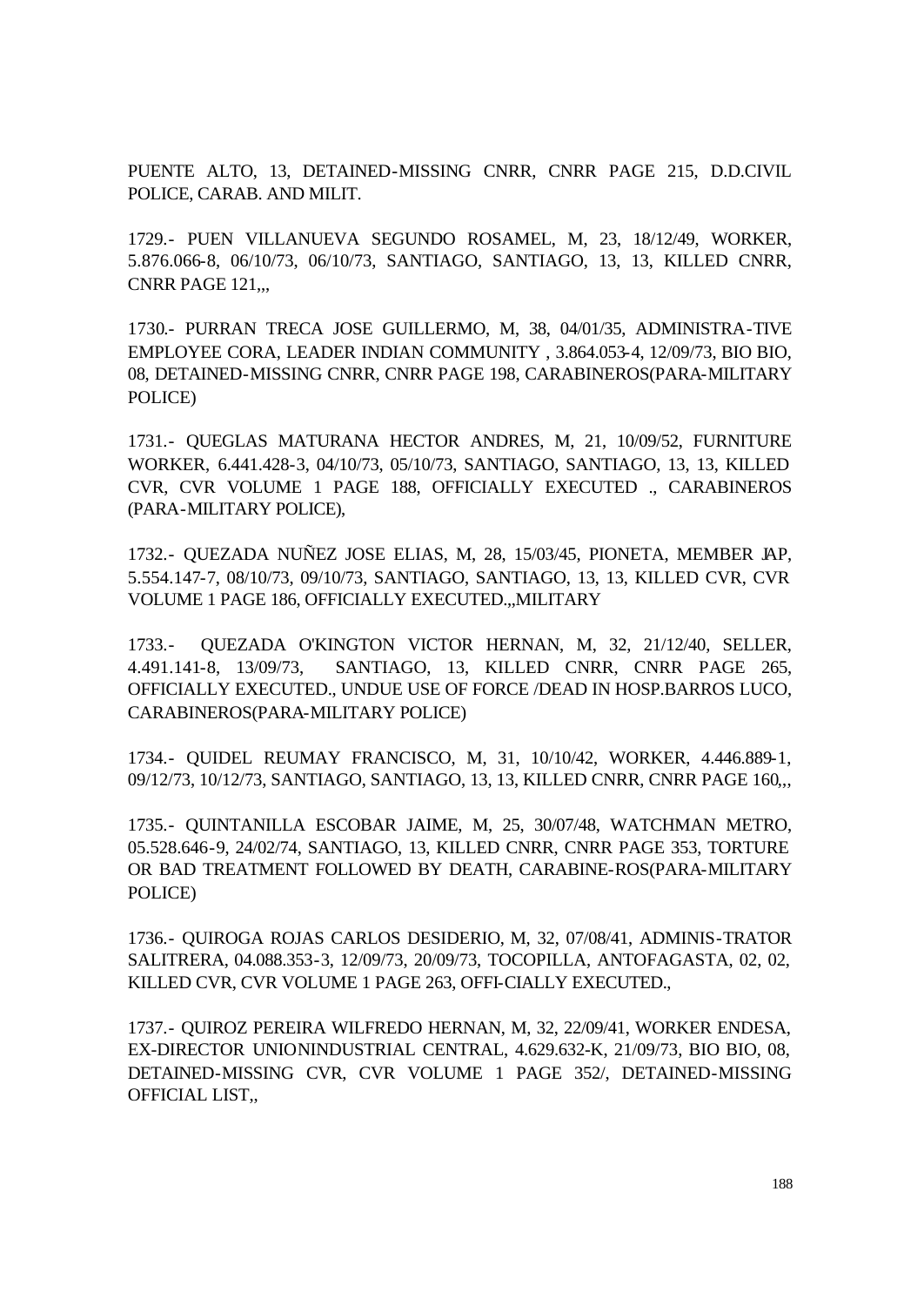PUENTE ALTO, 13, DETAINED-MISSING CNRR, CNRR PAGE 215, D.D.CIVIL POLICE, CARAB. AND MILIT.

1729.- PUEN VILLANUEVA SEGUNDO ROSAMEL, M, 23, 18/12/49, WORKER, 5.876.066-8, 06/10/73, 06/10/73, SANTIAGO, SANTIAGO, 13, 13, KILLED CNRR, CNRR PAGE 121,,,

1730.- PURRAN TRECA JOSE GUILLERMO, M, 38, 04/01/35, ADMINISTRA-TIVE EMPLOYEE CORA, LEADER INDIAN COMMUNITY , 3.864.053-4, 12/09/73, BIO BIO, 08, DETAINED-MISSING CNRR, CNRR PAGE 198, CARABINEROS(PARA-MILITARY POLICE)

1731.- QUEGLAS MATURANA HECTOR ANDRES, M, 21, 10/09/52, FURNITURE WORKER, 6.441.428-3, 04/10/73, 05/10/73, SANTIAGO, SANTIAGO, 13, 13, KILLED CVR, CVR VOLUME 1 PAGE 188, OFFICIALLY EXECUTED ., CARABINEROS (PARA-MILITARY POLICE),

1732.- QUEZADA NUÑEZ JOSE ELIAS, M, 28, 15/03/45, PIONETA, MEMBER JAP, 5.554.147-7, 08/10/73, 09/10/73, SANTIAGO, SANTIAGO, 13, 13, KILLED CVR, CVR VOLUME 1 PAGE 186, OFFICIALLY EXECUTED.,,MILITARY

1733.- QUEZADA O'KINGTON VICTOR HERNAN, M, 32, 21/12/40, SELLER, 4.491.141-8, 13/09/73, SANTIAGO, 13, KILLED CNRR, CNRR PAGE 265, OFFICIALLY EXECUTED., UNDUE USE OF FORCE /DEAD IN HOSP.BARROS LUCO, CARABINEROS(PARA-MILITARY POLICE)

1734.- QUIDEL REUMAY FRANCISCO, M, 31, 10/10/42, WORKER, 4.446.889-1, 09/12/73, 10/12/73, SANTIAGO, SANTIAGO, 13, 13, KILLED CNRR, CNRR PAGE 160,,,

1735.- QUINTANILLA ESCOBAR JAIME, M, 25, 30/07/48, WATCHMAN METRO, 05.528.646-9, 24/02/74, SANTIAGO, 13, KILLED CNRR, CNRR PAGE 353, TORTURE OR BAD TREATMENT FOLLOWED BY DEATH, CARABINE-ROS(PARA-MILITARY POLICE)

1736.- QUIROGA ROJAS CARLOS DESIDERIO, M, 32, 07/08/41, ADMINIS-TRATOR SALITRERA, 04.088.353-3, 12/09/73, 20/09/73, TOCOPILLA, ANTOFAGASTA, 02, 02, KILLED CVR, CVR VOLUME 1 PAGE 263, OFFI-CIALLY EXECUTED.,

1737.- QUIROZ PEREIRA WILFREDO HERNAN, M, 32, 22/09/41, WORKER ENDESA, EX-DIRECTOR UNIONINDUSTRIAL CENTRAL, 4.629.632-K, 21/09/73, BIO BIO, 08, DETAINED-MISSING CVR, CVR VOLUME 1 PAGE 352/, DETAINED-MISSING OFFICIAL LIST,,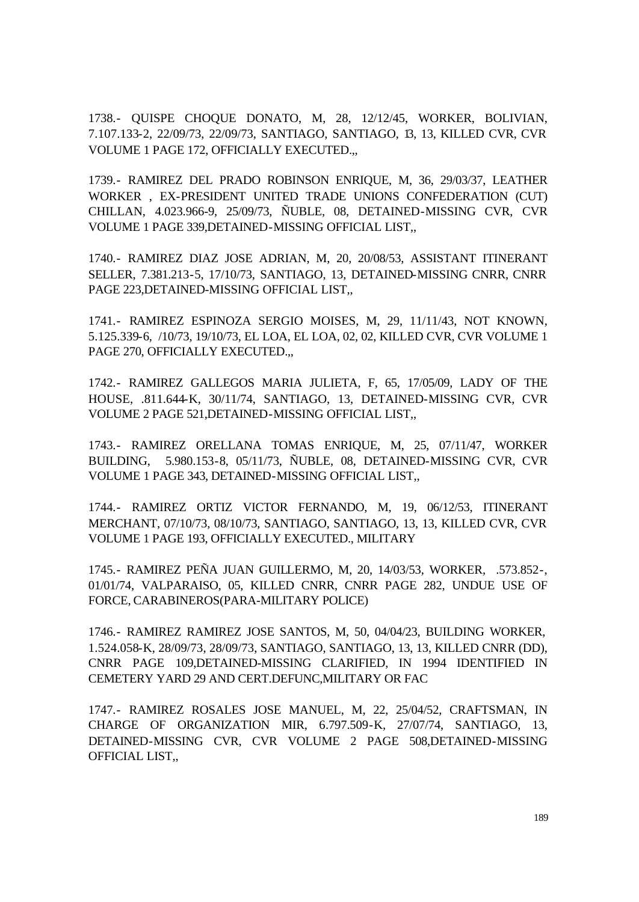1738.- QUISPE CHOQUE DONATO, M, 28, 12/12/45, WORKER, BOLIVIAN, 7.107.133-2, 22/09/73, 22/09/73, SANTIAGO, SANTIAGO, 13, 13, KILLED CVR, CVR VOLUME 1 PAGE 172, OFFICIALLY EXECUTED.,,

1739.- RAMIREZ DEL PRADO ROBINSON ENRIQUE, M, 36, 29/03/37, LEATHER WORKER , EX-PRESIDENT UNITED TRADE UNIONS CONFEDERATION (CUT) CHILLAN, 4.023.966-9, 25/09/73, ÑUBLE, 08, DETAINED-MISSING CVR, CVR VOLUME 1 PAGE 339,DETAINED-MISSING OFFICIAL LIST,,

1740.- RAMIREZ DIAZ JOSE ADRIAN, M, 20, 20/08/53, ASSISTANT ITINERANT SELLER, 7.381.213-5, 17/10/73, SANTIAGO, 13, DETAINED-MISSING CNRR, CNRR PAGE 223,DETAINED-MISSING OFFICIAL LIST,,

1741.- RAMIREZ ESPINOZA SERGIO MOISES, M, 29, 11/11/43, NOT KNOWN, 5.125.339-6, /10/73, 19/10/73, EL LOA, EL LOA, 02, 02, KILLED CVR, CVR VOLUME 1 PAGE 270, OFFICIALLY EXECUTED.,,

1742.- RAMIREZ GALLEGOS MARIA JULIETA, F, 65, 17/05/09, LADY OF THE HOUSE, .811.644-K, 30/11/74, SANTIAGO, 13, DETAINED-MISSING CVR, CVR VOLUME 2 PAGE 521,DETAINED-MISSING OFFICIAL LIST,,

1743.- RAMIREZ ORELLANA TOMAS ENRIQUE, M, 25, 07/11/47, WORKER BUILDING, 5.980.153-8, 05/11/73, ÑUBLE, 08, DETAINED-MISSING CVR, CVR VOLUME 1 PAGE 343, DETAINED-MISSING OFFICIAL LIST,,

1744.- RAMIREZ ORTIZ VICTOR FERNANDO, M, 19, 06/12/53, ITINERANT MERCHANT, 07/10/73, 08/10/73, SANTIAGO, SANTIAGO, 13, 13, KILLED CVR, CVR VOLUME 1 PAGE 193, OFFICIALLY EXECUTED., MILITARY

1745.- RAMIREZ PEÑA JUAN GUILLERMO, M, 20, 14/03/53, WORKER, .573.852-, 01/01/74, VALPARAISO, 05, KILLED CNRR, CNRR PAGE 282, UNDUE USE OF FORCE, CARABINEROS(PARA-MILITARY POLICE)

1746.- RAMIREZ RAMIREZ JOSE SANTOS, M, 50, 04/04/23, BUILDING WORKER, 1.524.058-K, 28/09/73, 28/09/73, SANTIAGO, SANTIAGO, 13, 13, KILLED CNRR (DD), CNRR PAGE 109,DETAINED-MISSING CLARIFIED, IN 1994 IDENTIFIED IN CEMETERY YARD 29 AND CERT.DEFUNC,MILITARY OR FAC

1747.- RAMIREZ ROSALES JOSE MANUEL, M, 22, 25/04/52, CRAFTSMAN, IN CHARGE OF ORGANIZATION MIR, 6.797.509-K, 27/07/74, SANTIAGO, 13, DETAINED-MISSING CVR, CVR VOLUME 2 PAGE 508,DETAINED-MISSING OFFICIAL LIST,,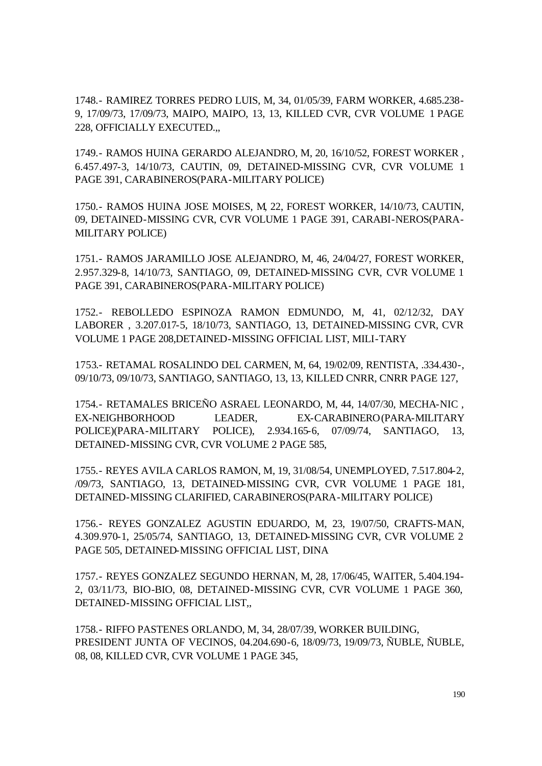1748.- RAMIREZ TORRES PEDRO LUIS, M, 34, 01/05/39, FARM WORKER, 4.685.238-9, 17/09/73, 17/09/73, MAIPO, MAIPO, 13, 13, KILLED CVR, CVR VOLUME 1 PAGE 228, OFFICIALLY EXECUTED.,,

1749.- RAMOS HUINA GERARDO ALEJANDRO, M, 20, 16/10/52, FOREST WORKER , 6.457.497-3, 14/10/73, CAUTIN, 09, DETAINED-MISSING CVR, CVR VOLUME 1 PAGE 391, CARABINEROS(PARA-MILITARY POLICE)

1750.- RAMOS HUINA JOSE MOISES, M, 22, FOREST WORKER, 14/10/73, CAUTIN, 09, DETAINED-MISSING CVR, CVR VOLUME 1 PAGE 391, CARABI-NEROS(PARA-MILITARY POLICE)

1751.- RAMOS JARAMILLO JOSE ALEJANDRO, M, 46, 24/04/27, FOREST WORKER, 2.957.329-8, 14/10/73, SANTIAGO, 09, DETAINED-MISSING CVR, CVR VOLUME 1 PAGE 391, CARABINEROS(PARA-MILITARY POLICE)

1752.- REBOLLEDO ESPINOZA RAMON EDMUNDO, M, 41, 02/12/32, DAY LABORER , 3.207.017-5, 18/10/73, SANTIAGO, 13, DETAINED-MISSING CVR, CVR VOLUME 1 PAGE 208,DETAINED-MISSING OFFICIAL LIST, MILI-TARY

1753.- RETAMAL ROSALINDO DEL CARMEN, M, 64, 19/02/09, RENTISTA, .334.430-, 09/10/73, 09/10/73, SANTIAGO, SANTIAGO, 13, 13, KILLED CNRR, CNRR PAGE 127,

1754.- RETAMALES BRICEÑO ASRAEL LEONARDO, M, 44, 14/07/30, MECHA-NIC , EX-NEIGHBORHOOD LEADER, EX-CARABINERO(PARA-MILITARY POLICE)(PARA-MILITARY POLICE), 2.934.165-6, 07/09/74, SANTIAGO, 13, DETAINED-MISSING CVR, CVR VOLUME 2 PAGE 585,

1755.- REYES AVILA CARLOS RAMON, M, 19, 31/08/54, UNEMPLOYED, 7.517.804-2, /09/73, SANTIAGO, 13, DETAINED-MISSING CVR, CVR VOLUME 1 PAGE 181, DETAINED-MISSING CLARIFIED, CARABINEROS(PARA-MILITARY POLICE)

1756.- REYES GONZALEZ AGUSTIN EDUARDO, M, 23, 19/07/50, CRAFTS-MAN, 4.309.970-1, 25/05/74, SANTIAGO, 13, DETAINED-MISSING CVR, CVR VOLUME 2 PAGE 505, DETAINED-MISSING OFFICIAL LIST, DINA

1757.- REYES GONZALEZ SEGUNDO HERNAN, M, 28, 17/06/45, WAITER, 5.404.194-2, 03/11/73, BIO-BIO, 08, DETAINED-MISSING CVR, CVR VOLUME 1 PAGE 360, DETAINED-MISSING OFFICIAL LIST,,

1758.- RIFFO PASTENES ORLANDO, M, 34, 28/07/39, WORKER BUILDING, PRESIDENT JUNTA OF VECINOS, 04.204.690-6, 18/09/73, 19/09/73, ÑUBLE, ÑUBLE, 08, 08, KILLED CVR, CVR VOLUME 1 PAGE 345,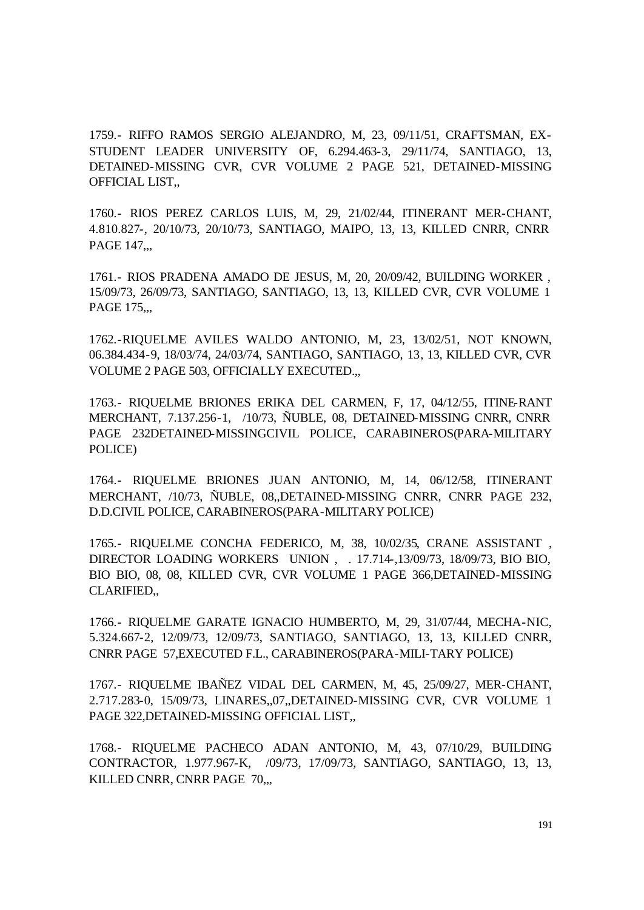1759.- RIFFO RAMOS SERGIO ALEJANDRO, M, 23, 09/11/51, CRAFTSMAN, EX-STUDENT LEADER UNIVERSITY OF, 6.294.463-3, 29/11/74, SANTIAGO, 13, DETAINED-MISSING CVR, CVR VOLUME 2 PAGE 521, DETAINED-MISSING OFFICIAL LIST,,

1760.- RIOS PEREZ CARLOS LUIS, M, 29, 21/02/44, ITINERANT MER-CHANT, 4.810.827-, 20/10/73, 20/10/73, SANTIAGO, MAIPO, 13, 13, KILLED CNRR, CNRR PAGE 147,,,

1761.- RIOS PRADENA AMADO DE JESUS, M, 20, 20/09/42, BUILDING WORKER , 15/09/73, 26/09/73, SANTIAGO, SANTIAGO, 13, 13, KILLED CVR, CVR VOLUME 1 PAGE 175,,,

1762.-RIQUELME AVILES WALDO ANTONIO, M, 23, 13/02/51, NOT KNOWN, 06.384.434-9, 18/03/74, 24/03/74, SANTIAGO, SANTIAGO, 13, 13, KILLED CVR, CVR VOLUME 2 PAGE 503, OFFICIALLY EXECUTED.,,

1763.- RIQUELME BRIONES ERIKA DEL CARMEN, F, 17, 04/12/55, ITINE-RANT MERCHANT, 7.137.256-1, /10/73, ÑUBLE, 08, DETAINED-MISSING CNRR, CNRR PAGE 232DETAINED-MISSINGCIVIL POLICE, CARABINEROS(PARA-MILITARY POLICE)

1764.- RIQUELME BRIONES JUAN ANTONIO, M, 14, 06/12/58, ITINERANT MERCHANT, /10/73, ÑUBLE, 08,,DETAINED-MISSING CNRR, CNRR PAGE 232, D.D.CIVIL POLICE, CARABINEROS(PARA-MILITARY POLICE)

1765.- RIQUELME CONCHA FEDERICO, M, 38, 10/02/35, CRANE ASSISTANT , DIRECTOR LOADING WORKERS UNION , . 17.714-,13/09/73, 18/09/73, BIO BIO, BIO BIO, 08, 08, KILLED CVR, CVR VOLUME 1 PAGE 366,DETAINED-MISSING CLARIFIED,,

1766.- RIQUELME GARATE IGNACIO HUMBERTO, M, 29, 31/07/44, MECHA-NIC, 5.324.667-2, 12/09/73, 12/09/73, SANTIAGO, SANTIAGO, 13, 13, KILLED CNRR, CNRR PAGE 57,EXECUTED F.L., CARABINEROS(PARA-MILI-TARY POLICE)

1767.- RIQUELME IBAÑEZ VIDAL DEL CARMEN, M, 45, 25/09/27, MER-CHANT, 2.717.283-0, 15/09/73, LINARES,,07,,DETAINED-MISSING CVR, CVR VOLUME 1 PAGE 322,DETAINED-MISSING OFFICIAL LIST,,

1768.- RIQUELME PACHECO ADAN ANTONIO, M, 43, 07/10/29, BUILDING CONTRACTOR, 1.977.967-K, /09/73, 17/09/73, SANTIAGO, SANTIAGO, 13, 13, KILLED CNRR, CNRR PAGE 70,,,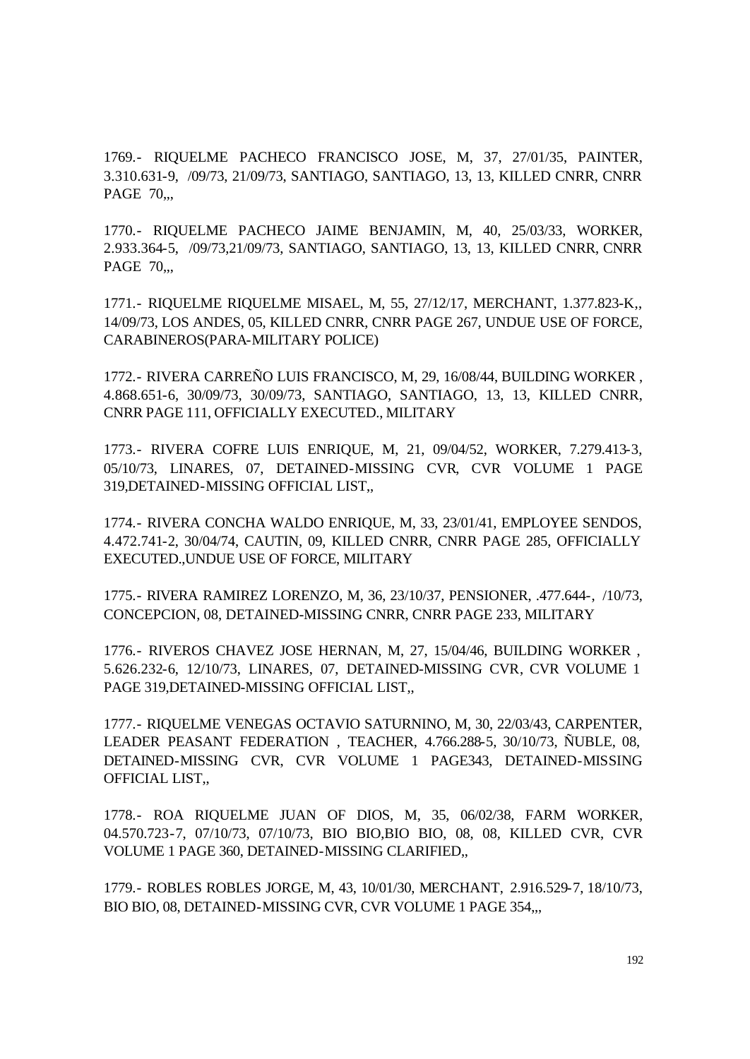1769.- RIQUELME PACHECO FRANCISCO JOSE, M, 37, 27/01/35, PAINTER, 3.310.631-9, /09/73, 21/09/73, SANTIAGO, SANTIAGO, 13, 13, KILLED CNRR, CNRR PAGE 70,,,

1770.- RIQUELME PACHECO JAIME BENJAMIN, M, 40, 25/03/33, WORKER, 2.933.364-5, /09/73,21/09/73, SANTIAGO, SANTIAGO, 13, 13, KILLED CNRR, CNRR PAGE 70,,,

1771.- RIQUELME RIQUELME MISAEL, M, 55, 27/12/17, MERCHANT, 1.377.823-K,, 14/09/73, LOS ANDES, 05, KILLED CNRR, CNRR PAGE 267, UNDUE USE OF FORCE, CARABINEROS(PARA-MILITARY POLICE)

1772.- RIVERA CARREÑO LUIS FRANCISCO, M, 29, 16/08/44, BUILDING WORKER , 4.868.651-6, 30/09/73, 30/09/73, SANTIAGO, SANTIAGO, 13, 13, KILLED CNRR, CNRR PAGE 111, OFFICIALLY EXECUTED., MILITARY

1773.- RIVERA COFRE LUIS ENRIQUE, M, 21, 09/04/52, WORKER, 7.279.413-3, 05/10/73, LINARES, 07, DETAINED-MISSING CVR, CVR VOLUME 1 PAGE 319,DETAINED-MISSING OFFICIAL LIST,,

1774.- RIVERA CONCHA WALDO ENRIQUE, M, 33, 23/01/41, EMPLOYEE SENDOS, 4.472.741-2, 30/04/74, CAUTIN, 09, KILLED CNRR, CNRR PAGE 285, OFFICIALLY EXECUTED.,UNDUE USE OF FORCE, MILITARY

1775.- RIVERA RAMIREZ LORENZO, M, 36, 23/10/37, PENSIONER, .477.644-, /10/73, CONCEPCION, 08, DETAINED-MISSING CNRR, CNRR PAGE 233, MILITARY

1776.- RIVEROS CHAVEZ JOSE HERNAN, M, 27, 15/04/46, BUILDING WORKER , 5.626.232-6, 12/10/73, LINARES, 07, DETAINED-MISSING CVR, CVR VOLUME 1 PAGE 319,DETAINED-MISSING OFFICIAL LIST,,

1777.- RIQUELME VENEGAS OCTAVIO SATURNINO, M, 30, 22/03/43, CARPENTER, LEADER PEASANT FEDERATION , TEACHER, 4.766.288-5, 30/10/73, ÑUBLE, 08, DETAINED-MISSING CVR, CVR VOLUME 1 PAGE343, DETAINED-MISSING OFFICIAL LIST,,

1778.- ROA RIQUELME JUAN OF DIOS, M, 35, 06/02/38, FARM WORKER, 04.570.723-7, 07/10/73, 07/10/73, BIO BIO,BIO BIO, 08, 08, KILLED CVR, CVR VOLUME 1 PAGE 360, DETAINED-MISSING CLARIFIED,,

1779.- ROBLES ROBLES JORGE, M, 43, 10/01/30, MERCHANT, 2.916.529-7, 18/10/73, BIO BIO, 08, DETAINED-MISSING CVR, CVR VOLUME 1 PAGE 354,,,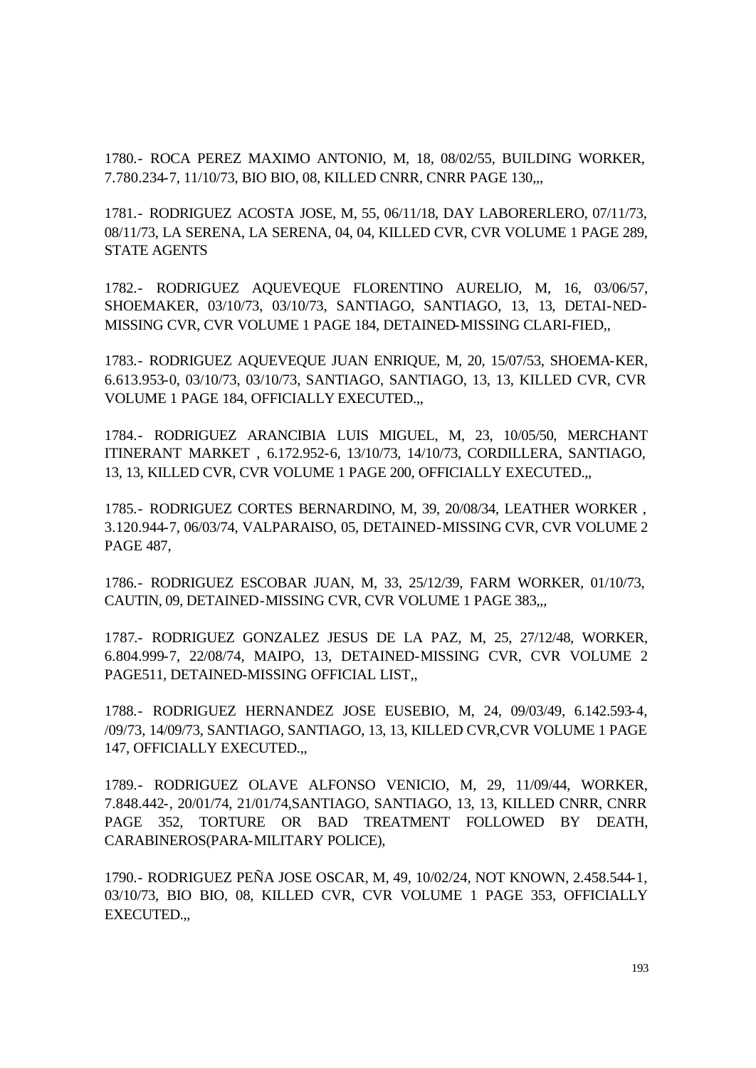1780.- ROCA PEREZ MAXIMO ANTONIO, M, 18, 08/02/55, BUILDING WORKER, 7.780.234-7, 11/10/73, BIO BIO, 08, KILLED CNRR, CNRR PAGE 130,,,

1781.- RODRIGUEZ ACOSTA JOSE, M, 55, 06/11/18, DAY LABORERLERO, 07/11/73, 08/11/73, LA SERENA, LA SERENA, 04, 04, KILLED CVR, CVR VOLUME 1 PAGE 289, STATE AGENTS

1782.- RODRIGUEZ AQUEVEQUE FLORENTINO AURELIO, M, 16, 03/06/57, SHOEMAKER, 03/10/73, 03/10/73, SANTIAGO, SANTIAGO, 13, 13, DETAI-NED-MISSING CVR, CVR VOLUME 1 PAGE 184, DETAINED-MISSING CLARI-FIED,,

1783.- RODRIGUEZ AQUEVEQUE JUAN ENRIQUE, M, 20, 15/07/53, SHOEMA-KER, 6.613.953-0, 03/10/73, 03/10/73, SANTIAGO, SANTIAGO, 13, 13, KILLED CVR, CVR VOLUME 1 PAGE 184, OFFICIALLY EXECUTED.,,

1784.- RODRIGUEZ ARANCIBIA LUIS MIGUEL, M, 23, 10/05/50, MERCHANT ITINERANT MARKET , 6.172.952-6, 13/10/73, 14/10/73, CORDILLERA, SANTIAGO, 13, 13, KILLED CVR, CVR VOLUME 1 PAGE 200, OFFICIALLY EXECUTED.,,

1785.- RODRIGUEZ CORTES BERNARDINO, M, 39, 20/08/34, LEATHER WORKER , 3.120.944-7, 06/03/74, VALPARAISO, 05, DETAINED-MISSING CVR, CVR VOLUME 2 PAGE 487,

1786.- RODRIGUEZ ESCOBAR JUAN, M, 33, 25/12/39, FARM WORKER, 01/10/73, CAUTIN, 09, DETAINED-MISSING CVR, CVR VOLUME 1 PAGE 383,,,

1787.- RODRIGUEZ GONZALEZ JESUS DE LA PAZ, M, 25, 27/12/48, WORKER, 6.804.999-7, 22/08/74, MAIPO, 13, DETAINED-MISSING CVR, CVR VOLUME 2 PAGE511, DETAINED-MISSING OFFICIAL LIST,,

1788.- RODRIGUEZ HERNANDEZ JOSE EUSEBIO, M, 24, 09/03/49, 6.142.593-4, /09/73, 14/09/73, SANTIAGO, SANTIAGO, 13, 13, KILLED CVR,CVR VOLUME 1 PAGE 147, OFFICIALLY EXECUTED.,,

1789.- RODRIGUEZ OLAVE ALFONSO VENICIO, M, 29, 11/09/44, WORKER, 7.848.442-, 20/01/74, 21/01/74,SANTIAGO, SANTIAGO, 13, 13, KILLED CNRR, CNRR PAGE 352, TORTURE OR BAD TREATMENT FOLLOWED BY DEATH, CARABINEROS(PARA-MILITARY POLICE),

1790.- RODRIGUEZ PEÑA JOSE OSCAR, M, 49, 10/02/24, NOT KNOWN, 2.458.544-1, 03/10/73, BIO BIO, 08, KILLED CVR, CVR VOLUME 1 PAGE 353, OFFICIALLY EXECUTED.,,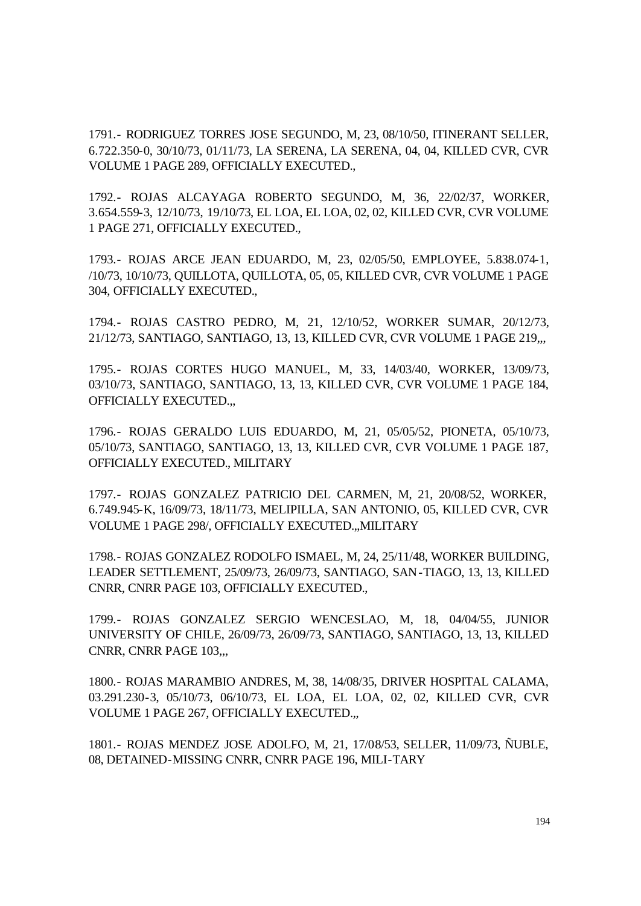1791.- RODRIGUEZ TORRES JOSE SEGUNDO, M, 23, 08/10/50, ITINERANT SELLER, 6.722.350-0, 30/10/73, 01/11/73, LA SERENA, LA SERENA, 04, 04, KILLED CVR, CVR VOLUME 1 PAGE 289, OFFICIALLY EXECUTED.,

1792.- ROJAS ALCAYAGA ROBERTO SEGUNDO, M, 36, 22/02/37, WORKER, 3.654.559-3, 12/10/73, 19/10/73, EL LOA, EL LOA, 02, 02, KILLED CVR, CVR VOLUME 1 PAGE 271, OFFICIALLY EXECUTED.,

1793.- ROJAS ARCE JEAN EDUARDO, M, 23, 02/05/50, EMPLOYEE, 5.838.074-1, /10/73, 10/10/73, QUILLOTA, QUILLOTA, 05, 05, KILLED CVR, CVR VOLUME 1 PAGE 304, OFFICIALLY EXECUTED.,

1794.- ROJAS CASTRO PEDRO, M, 21, 12/10/52, WORKER SUMAR, 20/12/73, 21/12/73, SANTIAGO, SANTIAGO, 13, 13, KILLED CVR, CVR VOLUME 1 PAGE 219,,,

1795.- ROJAS CORTES HUGO MANUEL, M, 33, 14/03/40, WORKER, 13/09/73, 03/10/73, SANTIAGO, SANTIAGO, 13, 13, KILLED CVR, CVR VOLUME 1 PAGE 184, OFFICIALLY EXECUTED.,,

1796.- ROJAS GERALDO LUIS EDUARDO, M, 21, 05/05/52, PIONETA, 05/10/73, 05/10/73, SANTIAGO, SANTIAGO, 13, 13, KILLED CVR, CVR VOLUME 1 PAGE 187, OFFICIALLY EXECUTED., MILITARY

1797.- ROJAS GONZALEZ PATRICIO DEL CARMEN, M, 21, 20/08/52, WORKER, 6.749.945-K, 16/09/73, 18/11/73, MELIPILLA, SAN ANTONIO, 05, KILLED CVR, CVR VOLUME 1 PAGE 298/, OFFICIALLY EXECUTED.,,MILITARY

1798.- ROJAS GONZALEZ RODOLFO ISMAEL, M, 24, 25/11/48, WORKER BUILDING, LEADER SETTLEMENT, 25/09/73, 26/09/73, SANTIAGO, SAN-TIAGO, 13, 13, KILLED CNRR, CNRR PAGE 103, OFFICIALLY EXECUTED.,

1799.- ROJAS GONZALEZ SERGIO WENCESLAO, M, 18, 04/04/55, JUNIOR UNIVERSITY OF CHILE, 26/09/73, 26/09/73, SANTIAGO, SANTIAGO, 13, 13, KILLED CNRR, CNRR PAGE 103,,,

1800.- ROJAS MARAMBIO ANDRES, M, 38, 14/08/35, DRIVER HOSPITAL CALAMA, 03.291.230-3, 05/10/73, 06/10/73, EL LOA, EL LOA, 02, 02, KILLED CVR, CVR VOLUME 1 PAGE 267, OFFICIALLY EXECUTED.,,

1801.- ROJAS MENDEZ JOSE ADOLFO, M, 21, 17/08/53, SELLER, 11/09/73, ÑUBLE, 08, DETAINED-MISSING CNRR, CNRR PAGE 196, MILI-TARY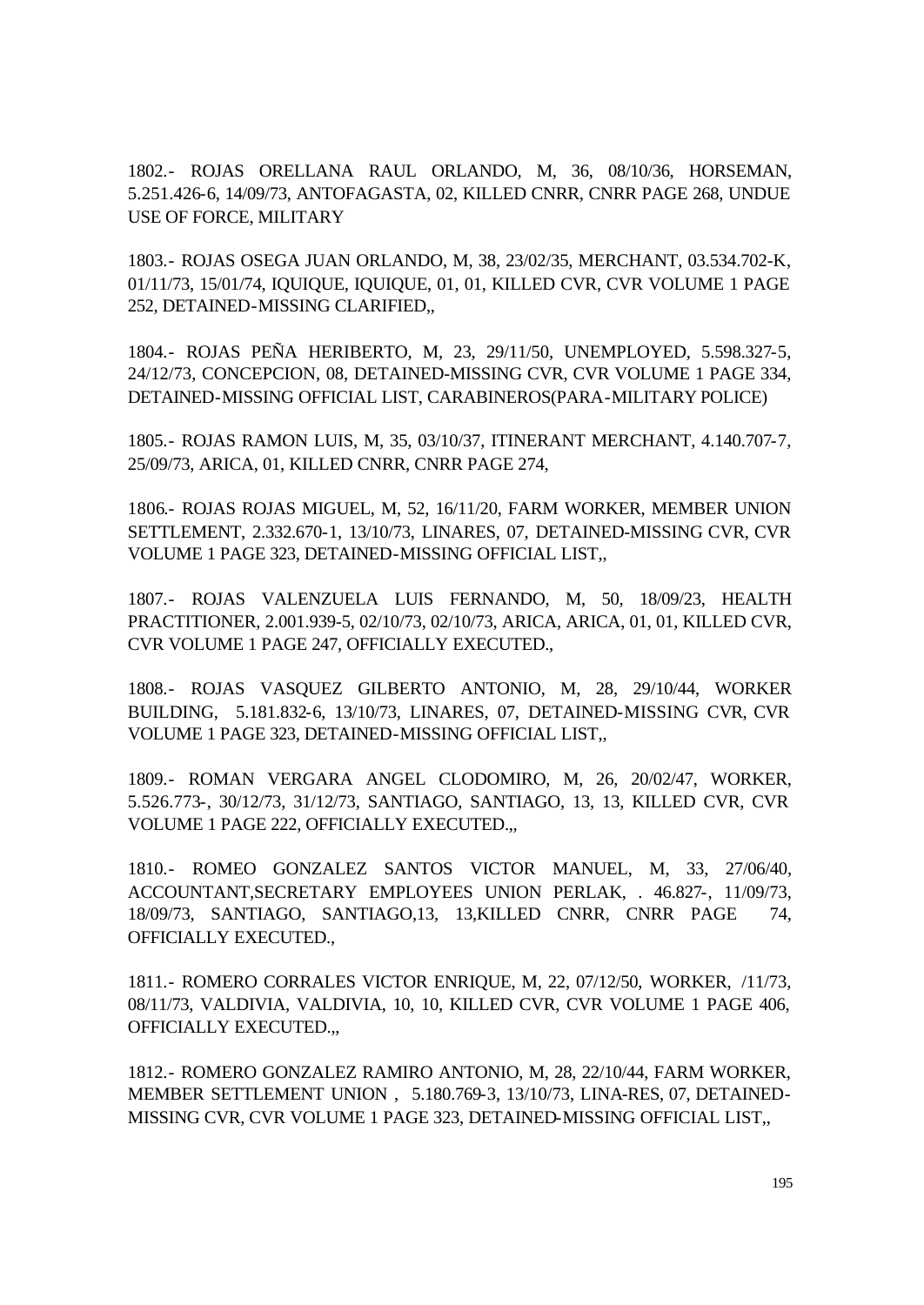1802.- ROJAS ORELLANA RAUL ORLANDO, M, 36, 08/10/36, HORSEMAN, 5.251.426-6, 14/09/73, ANTOFAGASTA, 02, KILLED CNRR, CNRR PAGE 268, UNDUE USE OF FORCE, MILITARY

1803.- ROJAS OSEGA JUAN ORLANDO, M, 38, 23/02/35, MERCHANT, 03.534.702-K, 01/11/73, 15/01/74, IQUIQUE, IQUIQUE, 01, 01, KILLED CVR, CVR VOLUME 1 PAGE 252, DETAINED-MISSING CLARIFIED,,

1804.- ROJAS PEÑA HERIBERTO, M, 23, 29/11/50, UNEMPLOYED, 5.598.327-5, 24/12/73, CONCEPCION, 08, DETAINED-MISSING CVR, CVR VOLUME 1 PAGE 334, DETAINED-MISSING OFFICIAL LIST, CARABINEROS(PARA-MILITARY POLICE)

1805.- ROJAS RAMON LUIS, M, 35, 03/10/37, ITINERANT MERCHANT, 4.140.707-7, 25/09/73, ARICA, 01, KILLED CNRR, CNRR PAGE 274,

1806.- ROJAS ROJAS MIGUEL, M, 52, 16/11/20, FARM WORKER, MEMBER UNION SETTLEMENT, 2.332.670-1, 13/10/73, LINARES, 07, DETAINED-MISSING CVR, CVR VOLUME 1 PAGE 323, DETAINED-MISSING OFFICIAL LIST,,

1807.- ROJAS VALENZUELA LUIS FERNANDO, M, 50, 18/09/23, HEALTH PRACTITIONER, 2.001.939-5, 02/10/73, 02/10/73, ARICA, ARICA, 01, 01, KILLED CVR, CVR VOLUME 1 PAGE 247, OFFICIALLY EXECUTED.,

1808.- ROJAS VASQUEZ GILBERTO ANTONIO, M, 28, 29/10/44, WORKER BUILDING, 5.181.832-6, 13/10/73, LINARES, 07, DETAINED-MISSING CVR, CVR VOLUME 1 PAGE 323, DETAINED-MISSING OFFICIAL LIST,,

1809.- ROMAN VERGARA ANGEL CLODOMIRO, M, 26, 20/02/47, WORKER, 5.526.773-, 30/12/73, 31/12/73, SANTIAGO, SANTIAGO, 13, 13, KILLED CVR, CVR VOLUME 1 PAGE 222, OFFICIALLY EXECUTED.,,

1810.- ROMEO GONZALEZ SANTOS VICTOR MANUEL, M, 33, 27/06/40, ACCOUNTANT,SECRETARY EMPLOYEES UNION PERLAK, . 46.827-, 11/09/73, 18/09/73, SANTIAGO, SANTIAGO,13, 13,KILLED CNRR, CNRR PAGE 74, OFFICIALLY EXECUTED.,

1811.- ROMERO CORRALES VICTOR ENRIQUE, M, 22, 07/12/50, WORKER, /11/73, 08/11/73, VALDIVIA, VALDIVIA, 10, 10, KILLED CVR, CVR VOLUME 1 PAGE 406, OFFICIALLY EXECUTED.,,

1812.- ROMERO GONZALEZ RAMIRO ANTONIO, M, 28, 22/10/44, FARM WORKER, MEMBER SETTLEMENT UNION , 5.180.769-3, 13/10/73, LINA-RES, 07, DETAINED-MISSING CVR, CVR VOLUME 1 PAGE 323, DETAINED-MISSING OFFICIAL LIST,,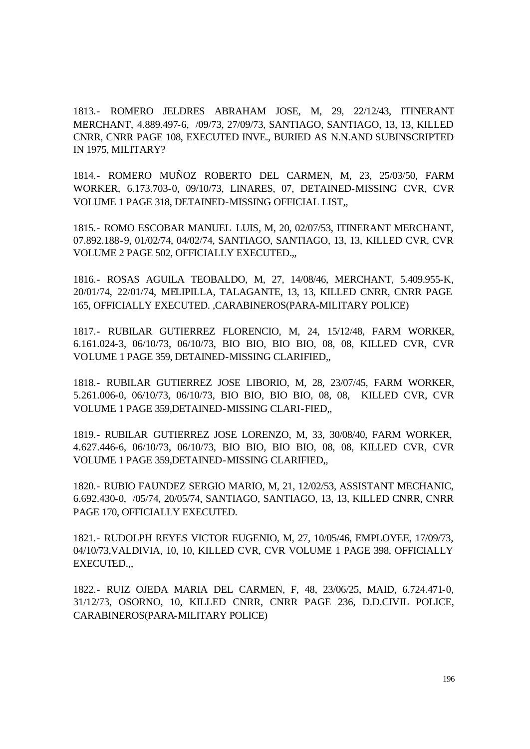1813.- ROMERO JELDRES ABRAHAM JOSE, M, 29, 22/12/43, ITINERANT MERCHANT, 4.889.497-6, /09/73, 27/09/73, SANTIAGO, SANTIAGO, 13, 13, KILLED CNRR, CNRR PAGE 108, EXECUTED INVE., BURIED AS N.N.AND SUBINSCRIPTED IN 1975, MILITARY?

1814.- ROMERO MUÑOZ ROBERTO DEL CARMEN, M, 23, 25/03/50, FARM WORKER, 6.173.703-0, 09/10/73, LINARES, 07, DETAINED-MISSING CVR, CVR VOLUME 1 PAGE 318, DETAINED-MISSING OFFICIAL LIST,,

1815.- ROMO ESCOBAR MANUEL LUIS, M, 20, 02/07/53, ITINERANT MERCHANT, 07.892.188-9, 01/02/74, 04/02/74, SANTIAGO, SANTIAGO, 13, 13, KILLED CVR, CVR VOLUME 2 PAGE 502, OFFICIALLY EXECUTED.,,

1816.- ROSAS AGUILA TEOBALDO, M, 27, 14/08/46, MERCHANT, 5.409.955-K, 20/01/74, 22/01/74, MELIPILLA, TALAGANTE, 13, 13, KILLED CNRR, CNRR PAGE 165, OFFICIALLY EXECUTED. ,CARABINEROS(PARA-MILITARY POLICE)

1817.- RUBILAR GUTIERREZ FLORENCIO, M, 24, 15/12/48, FARM WORKER, 6.161.024-3, 06/10/73, 06/10/73, BIO BIO, BIO BIO, 08, 08, KILLED CVR, CVR VOLUME 1 PAGE 359, DETAINED-MISSING CLARIFIED,,

1818.- RUBILAR GUTIERREZ JOSE LIBORIO, M, 28, 23/07/45, FARM WORKER, 5.261.006-0, 06/10/73, 06/10/73, BIO BIO, BIO BIO, 08, 08, KILLED CVR, CVR VOLUME 1 PAGE 359,DETAINED-MISSING CLARI-FIED,,

1819.- RUBILAR GUTIERREZ JOSE LORENZO, M, 33, 30/08/40, FARM WORKER, 4.627.446-6, 06/10/73, 06/10/73, BIO BIO, BIO BIO, 08, 08, KILLED CVR, CVR VOLUME 1 PAGE 359,DETAINED-MISSING CLARIFIED,,

1820.- RUBIO FAUNDEZ SERGIO MARIO, M, 21, 12/02/53, ASSISTANT MECHANIC, 6.692.430-0, /05/74, 20/05/74, SANTIAGO, SANTIAGO, 13, 13, KILLED CNRR, CNRR PAGE 170, OFFICIALLY EXECUTED.

1821.- RUDOLPH REYES VICTOR EUGENIO, M, 27, 10/05/46, EMPLOYEE, 17/09/73, 04/10/73,VALDIVIA, 10, 10, KILLED CVR, CVR VOLUME 1 PAGE 398, OFFICIALLY EXECUTED.,,

1822.- RUIZ OJEDA MARIA DEL CARMEN, F, 48, 23/06/25, MAID, 6.724.471-0, 31/12/73, OSORNO, 10, KILLED CNRR, CNRR PAGE 236, D.D.CIVIL POLICE, CARABINEROS(PARA-MILITARY POLICE)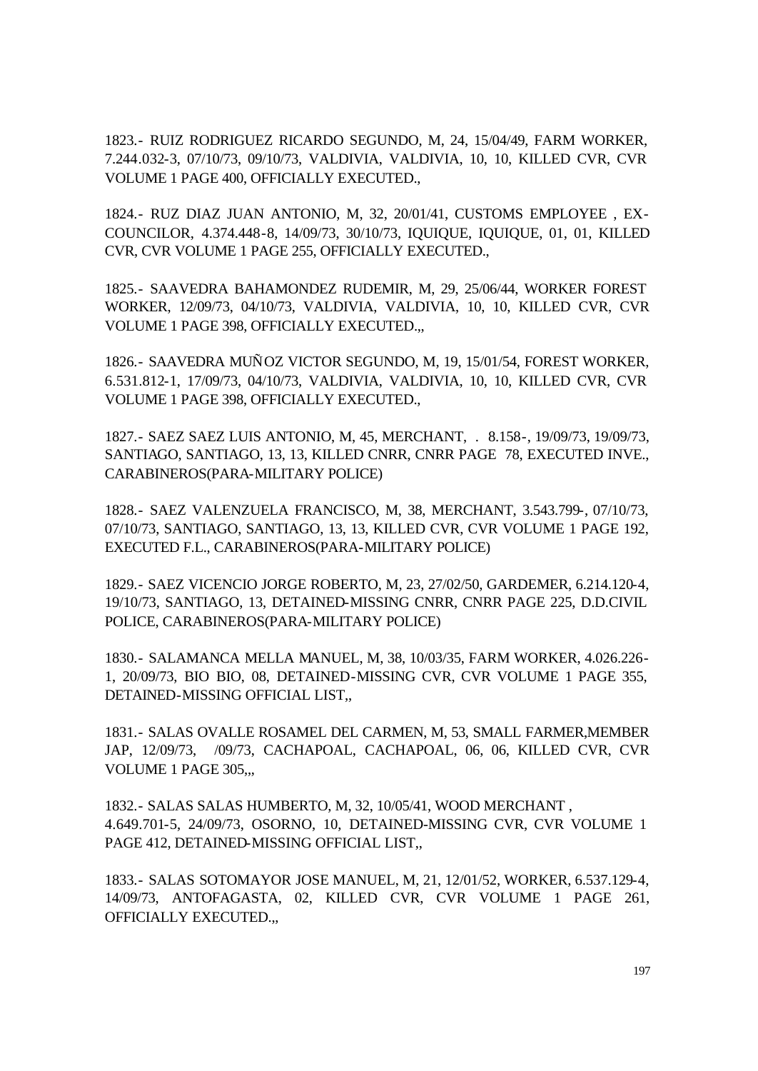1823.- RUIZ RODRIGUEZ RICARDO SEGUNDO, M, 24, 15/04/49, FARM WORKER, 7.244.032-3, 07/10/73, 09/10/73, VALDIVIA, VALDIVIA, 10, 10, KILLED CVR, CVR VOLUME 1 PAGE 400, OFFICIALLY EXECUTED.,

1824.- RUZ DIAZ JUAN ANTONIO, M, 32, 20/01/41, CUSTOMS EMPLOYEE , EX-COUNCILOR, 4.374.448-8, 14/09/73, 30/10/73, IQUIQUE, IQUIQUE, 01, 01, KILLED CVR, CVR VOLUME 1 PAGE 255, OFFICIALLY EXECUTED.,

1825.- SAAVEDRA BAHAMONDEZ RUDEMIR, M, 29, 25/06/44, WORKER FOREST WORKER, 12/09/73, 04/10/73, VALDIVIA, VALDIVIA, 10, 10, KILLED CVR, CVR VOLUME 1 PAGE 398, OFFICIALLY EXECUTED.,,

1826.- SAAVEDRA MUÑOZ VICTOR SEGUNDO, M, 19, 15/01/54, FOREST WORKER, 6.531.812-1, 17/09/73, 04/10/73, VALDIVIA, VALDIVIA, 10, 10, KILLED CVR, CVR VOLUME 1 PAGE 398, OFFICIALLY EXECUTED.,

1827.- SAEZ SAEZ LUIS ANTONIO, M, 45, MERCHANT, . 8.158-, 19/09/73, 19/09/73, SANTIAGO, SANTIAGO, 13, 13, KILLED CNRR, CNRR PAGE 78, EXECUTED INVE., CARABINEROS(PARA-MILITARY POLICE)

1828.- SAEZ VALENZUELA FRANCISCO, M, 38, MERCHANT, 3.543.799-, 07/10/73, 07/10/73, SANTIAGO, SANTIAGO, 13, 13, KILLED CVR, CVR VOLUME 1 PAGE 192, EXECUTED F.L., CARABINEROS(PARA-MILITARY POLICE)

1829.- SAEZ VICENCIO JORGE ROBERTO, M, 23, 27/02/50, GARDEMER, 6.214.120-4, 19/10/73, SANTIAGO, 13, DETAINED-MISSING CNRR, CNRR PAGE 225, D.D.CIVIL POLICE, CARABINEROS(PARA-MILITARY POLICE)

1830.- SALAMANCA MELLA MANUEL, M, 38, 10/03/35, FARM WORKER, 4.026.226-1, 20/09/73, BIO BIO, 08, DETAINED-MISSING CVR, CVR VOLUME 1 PAGE 355, DETAINED-MISSING OFFICIAL LIST,,

1831.- SALAS OVALLE ROSAMEL DEL CARMEN, M, 53, SMALL FARMER,MEMBER JAP, 12/09/73, /09/73, CACHAPOAL, CACHAPOAL, 06, 06, KILLED CVR, CVR VOLUME 1 PAGE 305,,,

1832.- SALAS SALAS HUMBERTO, M, 32, 10/05/41, WOOD MERCHANT , 4.649.701-5, 24/09/73, OSORNO, 10, DETAINED-MISSING CVR, CVR VOLUME 1 PAGE 412, DETAINED-MISSING OFFICIAL LIST,,

1833.- SALAS SOTOMAYOR JOSE MANUEL, M, 21, 12/01/52, WORKER, 6.537.129-4, 14/09/73, ANTOFAGASTA, 02, KILLED CVR, CVR VOLUME 1 PAGE 261, OFFICIALLY EXECUTED.,,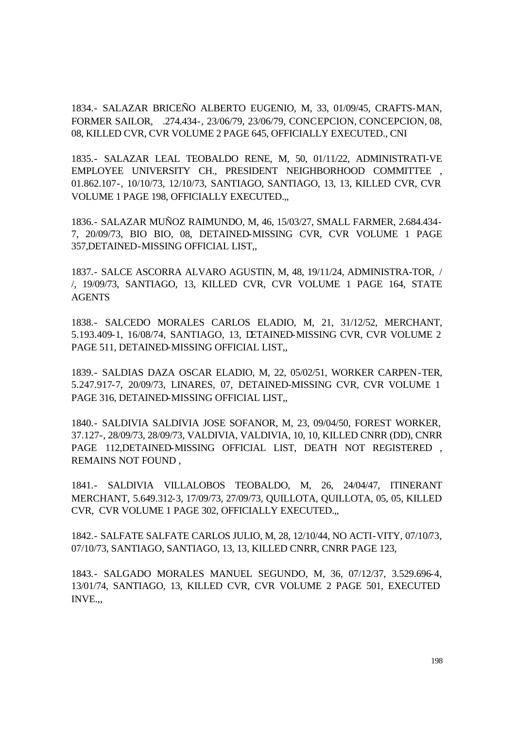1834.- SALAZAR BRICEÑO ALBERTO EUGENIO, M, 33, 01/09/45, CRAFTS-MAN, FORMER SAILOR, .274.434-, 23/06/79, 23/06/79, CONCEPCION, CONCEPCION, 08, 08, KILLED CVR, CVR VOLUME 2 PAGE 645, OFFICIALLY EXECUTED., CNI

1835.- SALAZAR LEAL TEOBALDO RENE, M, 50, 01/11/22, ADMINISTRATI-VE EMPLOYEE UNIVERSITY CH., PRESIDENT NEIGHBORHOOD COMMITTEE , 01.862.107-, 10/10/73, 12/10/73, SANTIAGO, SANTIAGO, 13, 13, KILLED CVR, CVR VOLUME 1 PAGE 198, OFFICIALLY EXECUTED.,,

1836.- SALAZAR MUÑOZ RAIMUNDO, M, 46, 15/03/27, SMALL FARMER, 2.684.434-7, 20/09/73, BIO BIO, 08, DETAINED-MISSING CVR, CVR VOLUME 1 PAGE 357,DETAINED-MISSING OFFICIAL LIST,,

1837.- SALCE ASCORRA ALVARO AGUSTIN, M, 48, 19/11/24, ADMINISTRA-TOR, / /, 19/09/73, SANTIAGO, 13, KILLED CVR, CVR VOLUME 1 PAGE 164, STATE AGENTS

1838.- SALCEDO MORALES CARLOS ELADIO, M, 21, 31/12/52, MERCHANT, 5.193.409-1, 16/08/74, SANTIAGO, 13, DETAINED-MISSING CVR, CVR VOLUME 2 PAGE 511, DETAINED-MISSING OFFICIAL LIST,,

1839.- SALDIAS DAZA OSCAR ELADIO, M, 22, 05/02/51, WORKER CARPEN-TER, 5.247.917-7, 20/09/73, LINARES, 07, DETAINED-MISSING CVR, CVR VOLUME 1 PAGE 316, DETAINED-MISSING OFFICIAL LIST,,

1840.- SALDIVIA SALDIVIA JOSE SOFANOR, M, 23, 09/04/50, FOREST WORKER, 37.127-, 28/09/73, 28/09/73, VALDIVIA, VALDIVIA, 10, 10, KILLED CNRR (DD), CNRR PAGE 112,DETAINED-MISSING OFFICIAL LIST, DEATH NOT REGISTERED , REMAINS NOT FOUND ,

1841.- SALDIVIA VILLALOBOS TEOBALDO, M, 26, 24/04/47, ITINERANT MERCHANT, 5.649.312-3, 17/09/73, 27/09/73, QUILLOTA, QUILLOTA, 05, 05, KILLED CVR, CVR VOLUME 1 PAGE 302, OFFICIALLY EXECUTED.,,

1842.- SALFATE SALFATE CARLOS JULIO, M, 28, 12/10/44, NO ACTI-VITY, 07/10/73, 07/10/73, SANTIAGO, SANTIAGO, 13, 13, KILLED CNRR, CNRR PAGE 123,

1843.- SALGADO MORALES MANUEL SEGUNDO, M, 36, 07/12/37, 3.529.696-4, 13/01/74, SANTIAGO, 13, KILLED CVR, CVR VOLUME 2 PAGE 501, EXECUTED INVE.,,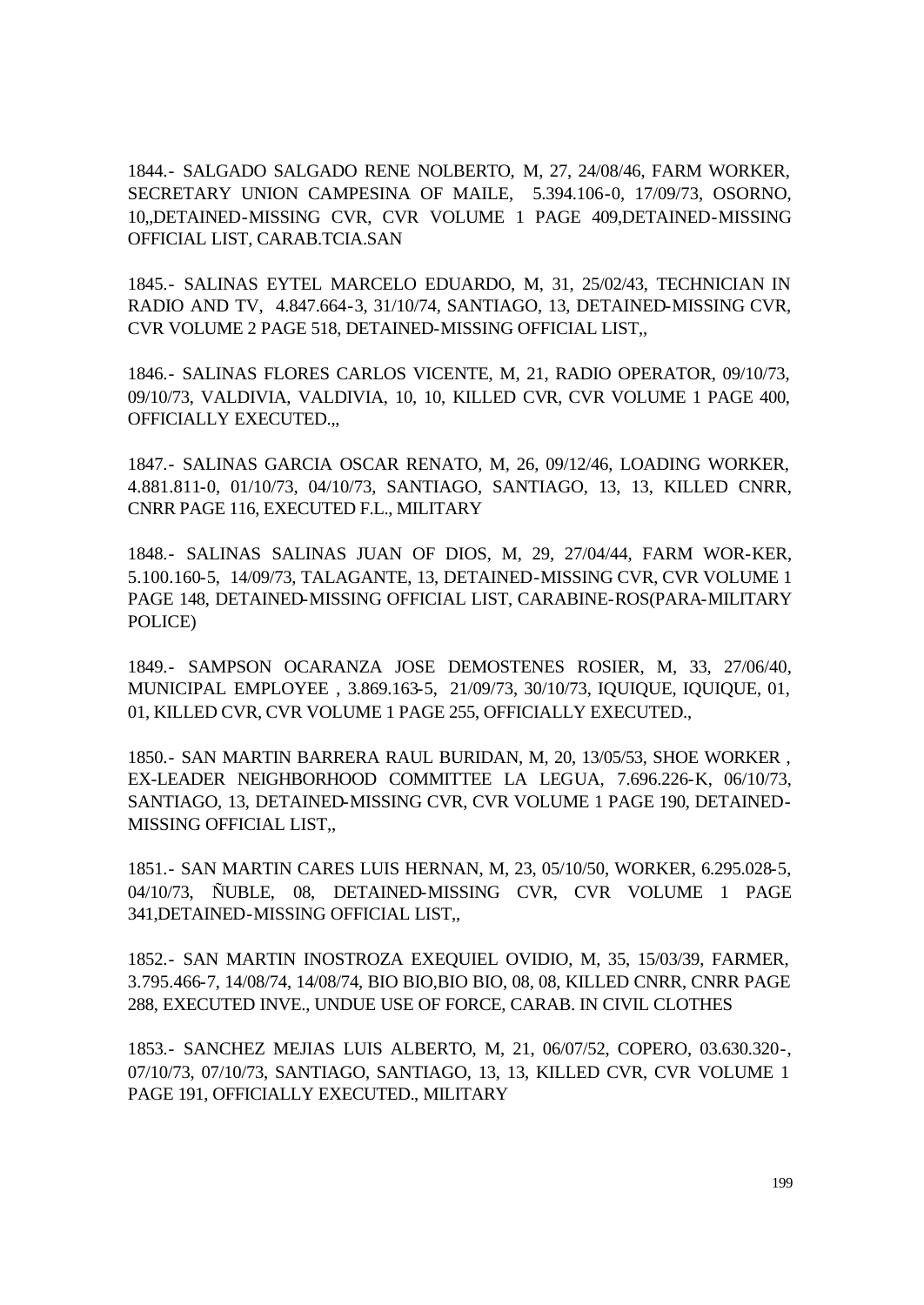1844.- SALGADO SALGADO RENE NOLBERTO, M, 27, 24/08/46, FARM WORKER, SECRETARY UNION CAMPESINA OF MAILE, 5.394.106-0, 17/09/73, OSORNO, 10,,DETAINED-MISSING CVR, CVR VOLUME 1 PAGE 409,DETAINED-MISSING OFFICIAL LIST, CARAB.TCIA.SAN

1845.- SALINAS EYTEL MARCELO EDUARDO, M, 31, 25/02/43, TECHNICIAN IN RADIO AND TV, 4.847.664-3, 31/10/74, SANTIAGO, 13, DETAINED-MISSING CVR, CVR VOLUME 2 PAGE 518, DETAINED-MISSING OFFICIAL LIST,,

1846.- SALINAS FLORES CARLOS VICENTE, M, 21, RADIO OPERATOR, 09/10/73, 09/10/73, VALDIVIA, VALDIVIA, 10, 10, KILLED CVR, CVR VOLUME 1 PAGE 400, OFFICIALLY EXECUTED.,,

1847.- SALINAS GARCIA OSCAR RENATO, M, 26, 09/12/46, LOADING WORKER, 4.881.811-0, 01/10/73, 04/10/73, SANTIAGO, SANTIAGO, 13, 13, KILLED CNRR, CNRR PAGE 116, EXECUTED F.L., MILITARY

1848.- SALINAS SALINAS JUAN OF DIOS, M, 29, 27/04/44, FARM WOR-KER, 5.100.160-5, 14/09/73, TALAGANTE, 13, DETAINED-MISSING CVR, CVR VOLUME 1 PAGE 148, DETAINED-MISSING OFFICIAL LIST, CARABINE-ROS(PARA-MILITARY POLICE)

1849.- SAMPSON OCARANZA JOSE DEMOSTENES ROSIER, M, 33, 27/06/40, MUNICIPAL EMPLOYEE , 3.869.163-5, 21/09/73, 30/10/73, IQUIQUE, IQUIQUE, 01, 01, KILLED CVR, CVR VOLUME 1 PAGE 255, OFFICIALLY EXECUTED.,

1850.- SAN MARTIN BARRERA RAUL BURIDAN, M, 20, 13/05/53, SHOE WORKER , EX-LEADER NEIGHBORHOOD COMMITTEE LA LEGUA, 7.696.226-K, 06/10/73, SANTIAGO, 13, DETAINED-MISSING CVR, CVR VOLUME 1 PAGE 190, DETAINED-MISSING OFFICIAL LIST,,

1851.- SAN MARTIN CARES LUIS HERNAN, M, 23, 05/10/50, WORKER, 6.295.028-5, 04/10/73, ÑUBLE, 08, DETAINED-MISSING CVR, CVR VOLUME 1 PAGE 341,DETAINED-MISSING OFFICIAL LIST,,

1852.- SAN MARTIN INOSTROZA EXEQUIEL OVIDIO, M, 35, 15/03/39, FARMER, 3.795.466-7, 14/08/74, 14/08/74, BIO BIO,BIO BIO, 08, 08, KILLED CNRR, CNRR PAGE 288, EXECUTED INVE., UNDUE USE OF FORCE, CARAB. IN CIVIL CLOTHES

1853.- SANCHEZ MEJIAS LUIS ALBERTO, M, 21, 06/07/52, COPERO, 03.630.320-, 07/10/73, 07/10/73, SANTIAGO, SANTIAGO, 13, 13, KILLED CVR, CVR VOLUME 1 PAGE 191, OFFICIALLY EXECUTED., MILITARY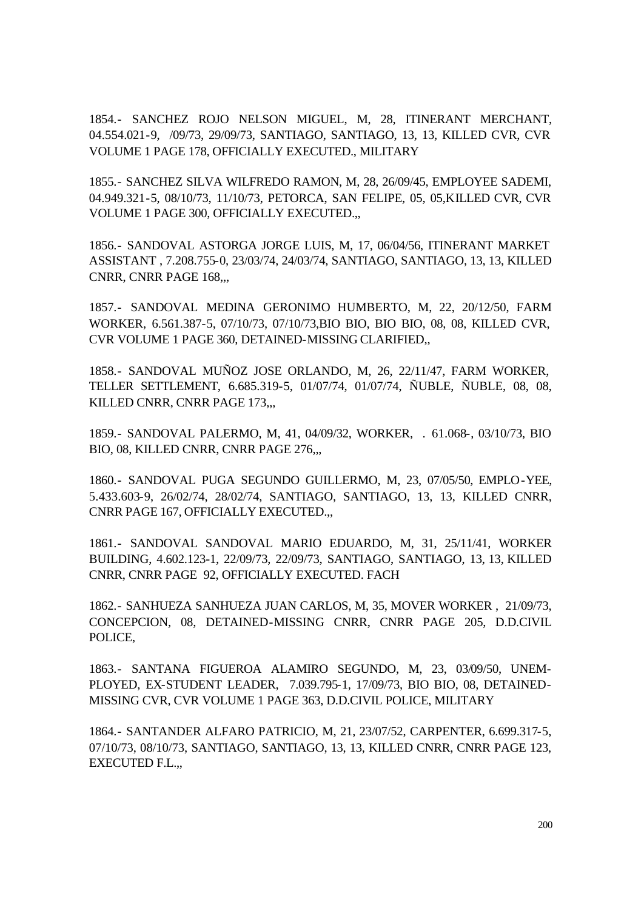1854.- SANCHEZ ROJO NELSON MIGUEL, M, 28, ITINERANT MERCHANT, 04.554.021-9, /09/73, 29/09/73, SANTIAGO, SANTIAGO, 13, 13, KILLED CVR, CVR VOLUME 1 PAGE 178, OFFICIALLY EXECUTED., MILITARY

1855.- SANCHEZ SILVA WILFREDO RAMON, M, 28, 26/09/45, EMPLOYEE SADEMI, 04.949.321-5, 08/10/73, 11/10/73, PETORCA, SAN FELIPE, 05, 05,KILLED CVR, CVR VOLUME 1 PAGE 300, OFFICIALLY EXECUTED.,,

1856.- SANDOVAL ASTORGA JORGE LUIS, M, 17, 06/04/56, ITINERANT MARKET ASSISTANT , 7.208.755-0, 23/03/74, 24/03/74, SANTIAGO, SANTIAGO, 13, 13, KILLED CNRR, CNRR PAGE 168,,,

1857.- SANDOVAL MEDINA GERONIMO HUMBERTO, M, 22, 20/12/50, FARM WORKER, 6.561.387-5, 07/10/73, 07/10/73,BIO BIO, BIO BIO, 08, 08, KILLED CVR, CVR VOLUME 1 PAGE 360, DETAINED-MISSING CLARIFIED,,

1858.- SANDOVAL MUÑOZ JOSE ORLANDO, M, 26, 22/11/47, FARM WORKER, TELLER SETTLEMENT, 6.685.319-5, 01/07/74, 01/07/74, ÑUBLE, ÑUBLE, 08, 08, KILLED CNRR, CNRR PAGE 173,,,

1859.- SANDOVAL PALERMO, M, 41, 04/09/32, WORKER, . 61.068-, 03/10/73, BIO BIO, 08, KILLED CNRR, CNRR PAGE 276,,,

1860.- SANDOVAL PUGA SEGUNDO GUILLERMO, M, 23, 07/05/50, EMPLO-YEE, 5.433.603-9, 26/02/74, 28/02/74, SANTIAGO, SANTIAGO, 13, 13, KILLED CNRR, CNRR PAGE 167, OFFICIALLY EXECUTED.,,

1861.- SANDOVAL SANDOVAL MARIO EDUARDO, M, 31, 25/11/41, WORKER BUILDING, 4.602.123-1, 22/09/73, 22/09/73, SANTIAGO, SANTIAGO, 13, 13, KILLED CNRR, CNRR PAGE 92, OFFICIALLY EXECUTED. FACH

1862.- SANHUEZA SANHUEZA JUAN CARLOS, M, 35, MOVER WORKER , 21/09/73, CONCEPCION, 08, DETAINED-MISSING CNRR, CNRR PAGE 205, D.D.CIVIL POLICE,

1863.- SANTANA FIGUEROA ALAMIRO SEGUNDO, M, 23, 03/09/50, UNEM-PLOYED, EX-STUDENT LEADER, 7.039.795-1, 17/09/73, BIO BIO, 08, DETAINED-MISSING CVR, CVR VOLUME 1 PAGE 363, D.D.CIVIL POLICE, MILITARY

1864.- SANTANDER ALFARO PATRICIO, M, 21, 23/07/52, CARPENTER, 6.699.317-5, 07/10/73, 08/10/73, SANTIAGO, SANTIAGO, 13, 13, KILLED CNRR, CNRR PAGE 123, EXECUTED F.L.,,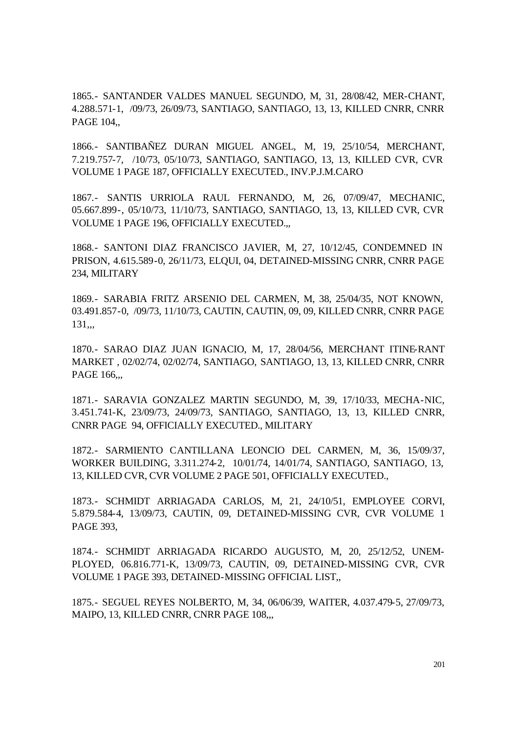1865.- SANTANDER VALDES MANUEL SEGUNDO, M, 31, 28/08/42, MER-CHANT, 4.288.571-1, /09/73, 26/09/73, SANTIAGO, SANTIAGO, 13, 13, KILLED CNRR, CNRR PAGE 104,,

1866.- SANTIBAÑEZ DURAN MIGUEL ANGEL, M, 19, 25/10/54, MERCHANT, 7.219.757-7, /10/73, 05/10/73, SANTIAGO, SANTIAGO, 13, 13, KILLED CVR, CVR VOLUME 1 PAGE 187, OFFICIALLY EXECUTED., INV.P.J.M.CARO

1867.- SANTIS URRIOLA RAUL FERNANDO, M, 26, 07/09/47, MECHANIC, 05.667.899-, 05/10/73, 11/10/73, SANTIAGO, SANTIAGO, 13, 13, KILLED CVR, CVR VOLUME 1 PAGE 196, OFFICIALLY EXECUTED.,,

1868.- SANTONI DIAZ FRANCISCO JAVIER, M, 27, 10/12/45, CONDEMNED IN PRISON, 4.615.589-0, 26/11/73, ELQUI, 04, DETAINED-MISSING CNRR, CNRR PAGE 234, MILITARY

1869.- SARABIA FRITZ ARSENIO DEL CARMEN, M, 38, 25/04/35, NOT KNOWN, 03.491.857-0, /09/73, 11/10/73, CAUTIN, CAUTIN, 09, 09, KILLED CNRR, CNRR PAGE 131,,,

1870.- SARAO DIAZ JUAN IGNACIO, M, 17, 28/04/56, MERCHANT ITINE-RANT MARKET , 02/02/74, 02/02/74, SANTIAGO, SANTIAGO, 13, 13, KILLED CNRR, CNRR PAGE 166,,,

1871.- SARAVIA GONZALEZ MARTIN SEGUNDO, M, 39, 17/10/33, MECHA-NIC, 3.451.741-K, 23/09/73, 24/09/73, SANTIAGO, SANTIAGO, 13, 13, KILLED CNRR, CNRR PAGE 94, OFFICIALLY EXECUTED., MILITARY

1872.- SARMIENTO CANTILLANA LEONCIO DEL CARMEN, M, 36, 15/09/37, WORKER BUILDING, 3.311.274-2, 10/01/74, 14/01/74, SANTIAGO, SANTIAGO, 13, 13, KILLED CVR, CVR VOLUME 2 PAGE 501, OFFICIALLY EXECUTED.,

1873.- SCHMIDT ARRIAGADA CARLOS, M, 21, 24/10/51, EMPLOYEE CORVI, 5.879.584-4, 13/09/73, CAUTIN, 09, DETAINED-MISSING CVR, CVR VOLUME 1 PAGE 393,

1874.- SCHMIDT ARRIAGADA RICARDO AUGUSTO, M, 20, 25/12/52, UNEM-PLOYED, 06.816.771-K, 13/09/73, CAUTIN, 09, DETAINED-MISSING CVR, CVR VOLUME 1 PAGE 393, DETAINED-MISSING OFFICIAL LIST,,

1875.- SEGUEL REYES NOLBERTO, M, 34, 06/06/39, WAITER, 4.037.479-5, 27/09/73, MAIPO, 13, KILLED CNRR, CNRR PAGE 108,,,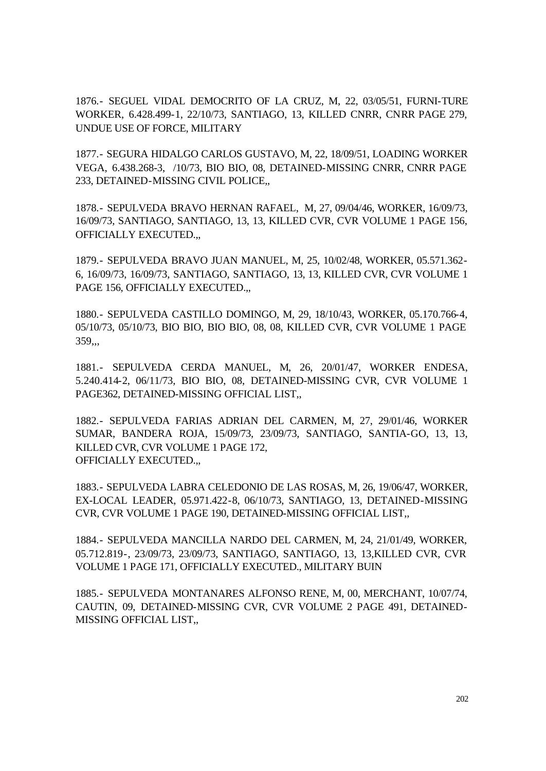1876.- SEGUEL VIDAL DEMOCRITO OF LA CRUZ, M, 22, 03/05/51, FURNI-TURE WORKER, 6.428.499-1, 22/10/73, SANTIAGO, 13, KILLED CNRR, CNRR PAGE 279, UNDUE USE OF FORCE, MILITARY

1877.- SEGURA HIDALGO CARLOS GUSTAVO, M, 22, 18/09/51, LOADING WORKER VEGA, 6.438.268-3, /10/73, BIO BIO, 08, DETAINED-MISSING CNRR, CNRR PAGE 233, DETAINED-MISSING CIVIL POLICE,,

1878.- SEPULVEDA BRAVO HERNAN RAFAEL, M, 27, 09/04/46, WORKER, 16/09/73, 16/09/73, SANTIAGO, SANTIAGO, 13, 13, KILLED CVR, CVR VOLUME 1 PAGE 156, OFFICIALLY EXECUTED.,,

1879.- SEPULVEDA BRAVO JUAN MANUEL, M, 25, 10/02/48, WORKER, 05.571.362-6, 16/09/73, 16/09/73, SANTIAGO, SANTIAGO, 13, 13, KILLED CVR, CVR VOLUME 1 PAGE 156, OFFICIALLY EXECUTED.,,

1880.- SEPULVEDA CASTILLO DOMINGO, M, 29, 18/10/43, WORKER, 05.170.766-4, 05/10/73, 05/10/73, BIO BIO, BIO BIO, 08, 08, KILLED CVR, CVR VOLUME 1 PAGE 359,,,

1881.- SEPULVEDA CERDA MANUEL, M, 26, 20/01/47, WORKER ENDESA, 5.240.414-2, 06/11/73, BIO BIO, 08, DETAINED-MISSING CVR, CVR VOLUME 1 PAGE362, DETAINED-MISSING OFFICIAL LIST,,

1882.- SEPULVEDA FARIAS ADRIAN DEL CARMEN, M, 27, 29/01/46, WORKER SUMAR, BANDERA ROJA, 15/09/73, 23/09/73, SANTIAGO, SANTIA-GO, 13, 13, KILLED CVR, CVR VOLUME 1 PAGE 172, OFFICIALLY EXECUTED.,,

1883.- SEPULVEDA LABRA CELEDONIO DE LAS ROSAS, M, 26, 19/06/47, WORKER, EX-LOCAL LEADER, 05.971.422-8, 06/10/73, SANTIAGO, 13, DETAINED-MISSING CVR, CVR VOLUME 1 PAGE 190, DETAINED-MISSING OFFICIAL LIST,,

1884.- SEPULVEDA MANCILLA NARDO DEL CARMEN, M, 24, 21/01/49, WORKER, 05.712.819-, 23/09/73, 23/09/73, SANTIAGO, SANTIAGO, 13, 13,KILLED CVR, CVR VOLUME 1 PAGE 171, OFFICIALLY EXECUTED., MILITARY BUIN

1885.- SEPULVEDA MONTANARES ALFONSO RENE, M, 00, MERCHANT, 10/07/74, CAUTIN, 09, DETAINED-MISSING CVR, CVR VOLUME 2 PAGE 491, DETAINED-MISSING OFFICIAL LIST,,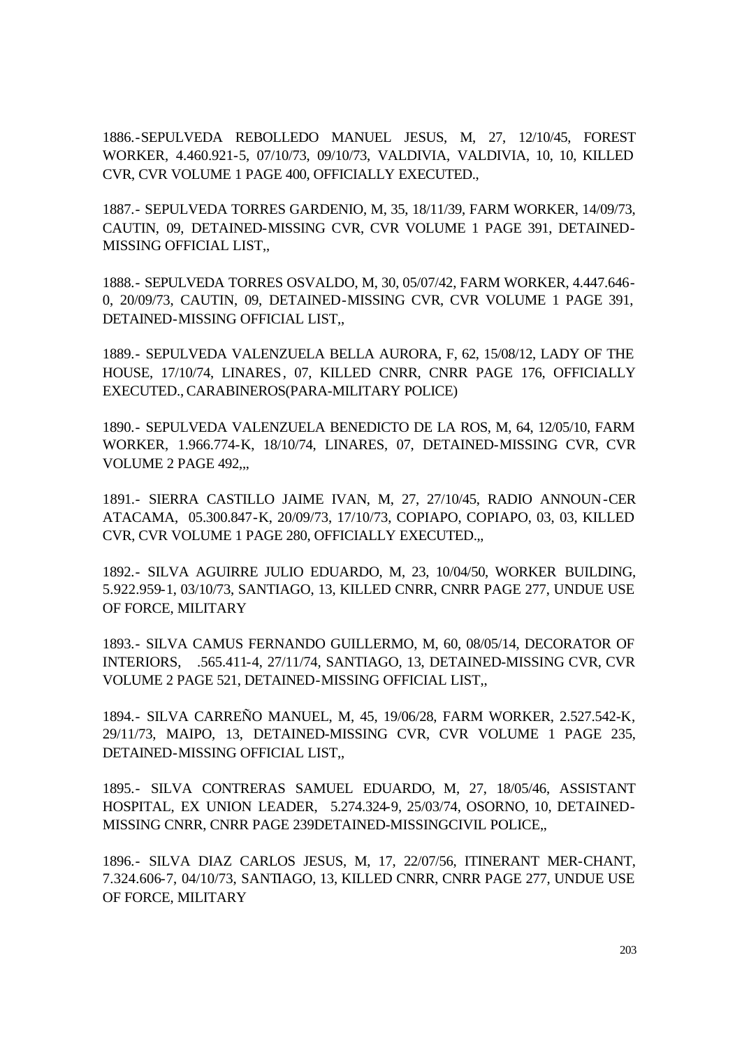1886.-SEPULVEDA REBOLLEDO MANUEL JESUS, M, 27, 12/10/45, FOREST WORKER, 4.460.921-5, 07/10/73, 09/10/73, VALDIVIA, VALDIVIA, 10, 10, KILLED CVR, CVR VOLUME 1 PAGE 400, OFFICIALLY EXECUTED.,

1887.- SEPULVEDA TORRES GARDENIO, M, 35, 18/11/39, FARM WORKER, 14/09/73, CAUTIN, 09, DETAINED-MISSING CVR, CVR VOLUME 1 PAGE 391, DETAINED-MISSING OFFICIAL LIST,,

1888.- SEPULVEDA TORRES OSVALDO, M, 30, 05/07/42, FARM WORKER, 4.447.646-0, 20/09/73, CAUTIN, 09, DETAINED-MISSING CVR, CVR VOLUME 1 PAGE 391, DETAINED-MISSING OFFICIAL LIST,,

1889.- SEPULVEDA VALENZUELA BELLA AURORA, F, 62, 15/08/12, LADY OF THE HOUSE, 17/10/74, LINARES, 07, KILLED CNRR, CNRR PAGE 176, OFFICIALLY EXECUTED., CARABINEROS(PARA-MILITARY POLICE)

1890.- SEPULVEDA VALENZUELA BENEDICTO DE LA ROS, M, 64, 12/05/10, FARM WORKER, 1.966.774-K, 18/10/74, LINARES, 07, DETAINED-MISSING CVR, CVR VOLUME 2 PAGE 492,,,

1891.- SIERRA CASTILLO JAIME IVAN, M, 27, 27/10/45, RADIO ANNOUN-CER ATACAMA, 05.300.847-K, 20/09/73, 17/10/73, COPIAPO, COPIAPO, 03, 03, KILLED CVR, CVR VOLUME 1 PAGE 280, OFFICIALLY EXECUTED.,,

1892.- SILVA AGUIRRE JULIO EDUARDO, M, 23, 10/04/50, WORKER BUILDING, 5.922.959-1, 03/10/73, SANTIAGO, 13, KILLED CNRR, CNRR PAGE 277, UNDUE USE OF FORCE, MILITARY

1893.- SILVA CAMUS FERNANDO GUILLERMO, M, 60, 08/05/14, DECORATOR OF INTERIORS, .565.411-4, 27/11/74, SANTIAGO, 13, DETAINED-MISSING CVR, CVR VOLUME 2 PAGE 521, DETAINED-MISSING OFFICIAL LIST,,

1894.- SILVA CARREÑO MANUEL, M, 45, 19/06/28, FARM WORKER, 2.527.542-K, 29/11/73, MAIPO, 13, DETAINED-MISSING CVR, CVR VOLUME 1 PAGE 235, DETAINED-MISSING OFFICIAL LIST,,

1895.- SILVA CONTRERAS SAMUEL EDUARDO, M, 27, 18/05/46, ASSISTANT HOSPITAL, EX UNION LEADER, 5.274.324-9, 25/03/74, OSORNO, 10, DETAINED-MISSING CNRR, CNRR PAGE 239DETAINED-MISSINGCIVIL POLICE,,

1896.- SILVA DIAZ CARLOS JESUS, M, 17, 22/07/56, ITINERANT MER-CHANT, 7.324.606-7, 04/10/73, SANTIAGO, 13, KILLED CNRR, CNRR PAGE 277, UNDUE USE OF FORCE, MILITARY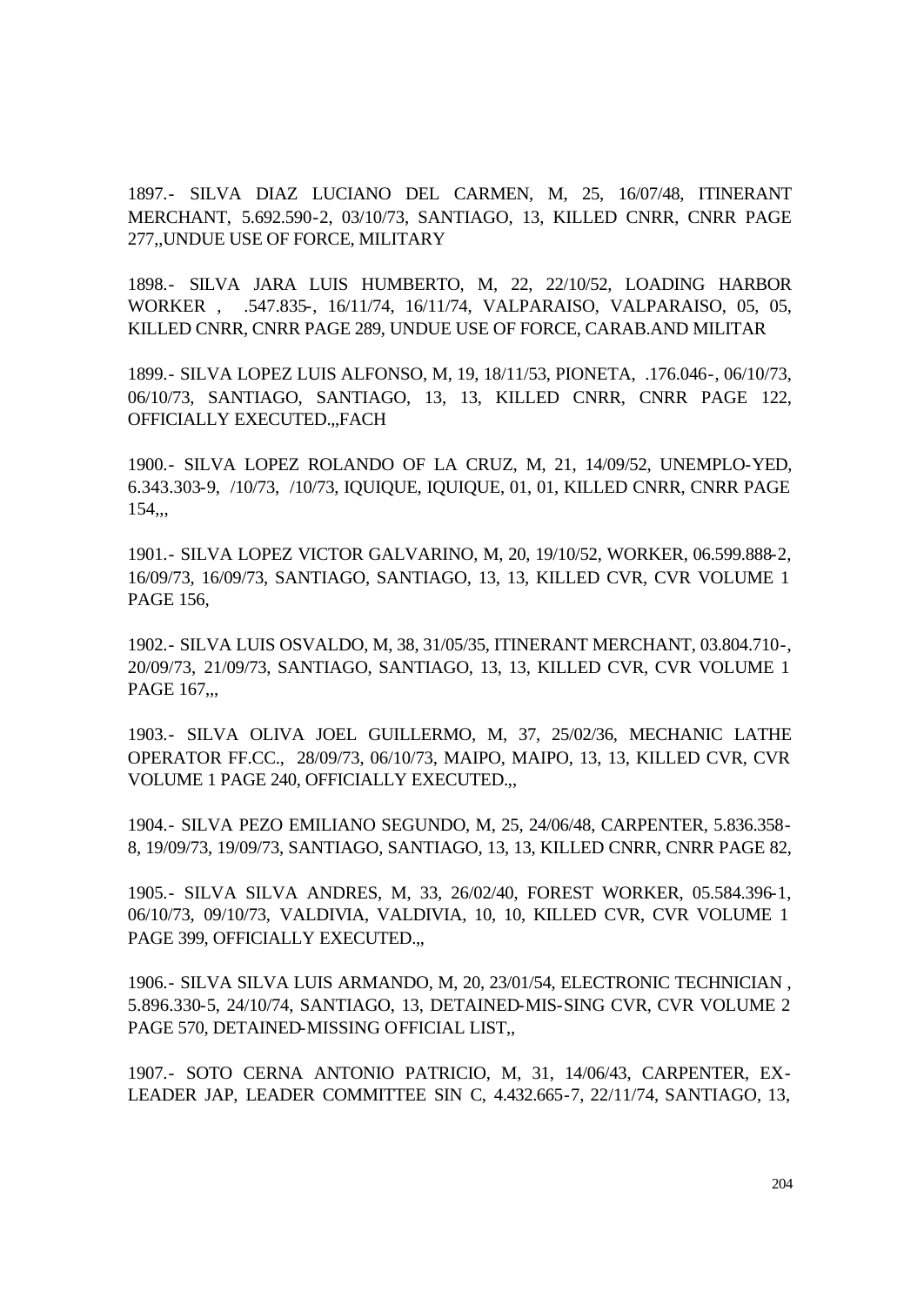1897.- SILVA DIAZ LUCIANO DEL CARMEN, M, 25, 16/07/48, ITINERANT MERCHANT, 5.692.590-2, 03/10/73, SANTIAGO, 13, KILLED CNRR, CNRR PAGE 277,,UNDUE USE OF FORCE, MILITARY

1898.- SILVA JARA LUIS HUMBERTO, M, 22, 22/10/52, LOADING HARBOR WORKER , .547.835-, 16/11/74, 16/11/74, VALPARAISO, VALPARAISO, 05, 05, KILLED CNRR, CNRR PAGE 289, UNDUE USE OF FORCE, CARAB.AND MILITAR

1899.- SILVA LOPEZ LUIS ALFONSO, M, 19, 18/11/53, PIONETA, .176.046-, 06/10/73, 06/10/73, SANTIAGO, SANTIAGO, 13, 13, KILLED CNRR, CNRR PAGE 122, OFFICIALLY EXECUTED.,,FACH

1900.- SILVA LOPEZ ROLANDO OF LA CRUZ, M, 21, 14/09/52, UNEMPLO-YED, 6.343.303-9, /10/73, /10/73, IQUIQUE, IQUIQUE, 01, 01, KILLED CNRR, CNRR PAGE 154,,,

1901.- SILVA LOPEZ VICTOR GALVARINO, M, 20, 19/10/52, WORKER, 06.599.888-2, 16/09/73, 16/09/73, SANTIAGO, SANTIAGO, 13, 13, KILLED CVR, CVR VOLUME 1 PAGE 156,

1902.- SILVA LUIS OSVALDO, M, 38, 31/05/35, ITINERANT MERCHANT, 03.804.710-, 20/09/73, 21/09/73, SANTIAGO, SANTIAGO, 13, 13, KILLED CVR, CVR VOLUME 1 PAGE 167,,,

1903.- SILVA OLIVA JOEL GUILLERMO, M, 37, 25/02/36, MECHANIC LATHE OPERATOR FF.CC., 28/09/73, 06/10/73, MAIPO, MAIPO, 13, 13, KILLED CVR, CVR VOLUME 1 PAGE 240, OFFICIALLY EXECUTED.,,

1904.- SILVA PEZO EMILIANO SEGUNDO, M, 25, 24/06/48, CARPENTER, 5.836.358-8, 19/09/73, 19/09/73, SANTIAGO, SANTIAGO, 13, 13, KILLED CNRR, CNRR PAGE 82,

1905.- SILVA SILVA ANDRES, M, 33, 26/02/40, FOREST WORKER, 05.584.396-1, 06/10/73, 09/10/73, VALDIVIA, VALDIVIA, 10, 10, KILLED CVR, CVR VOLUME 1 PAGE 399, OFFICIALLY EXECUTED.,,

1906.- SILVA SILVA LUIS ARMANDO, M, 20, 23/01/54, ELECTRONIC TECHNICIAN , 5.896.330-5, 24/10/74, SANTIAGO, 13, DETAINED-MIS-SING CVR, CVR VOLUME 2 PAGE 570, DETAINED-MISSING OFFICIAL LIST,,

1907.- SOTO CERNA ANTONIO PATRICIO, M, 31, 14/06/43, CARPENTER, EX-LEADER JAP, LEADER COMMITTEE SIN C, 4.432.665-7, 22/11/74, SANTIAGO, 13,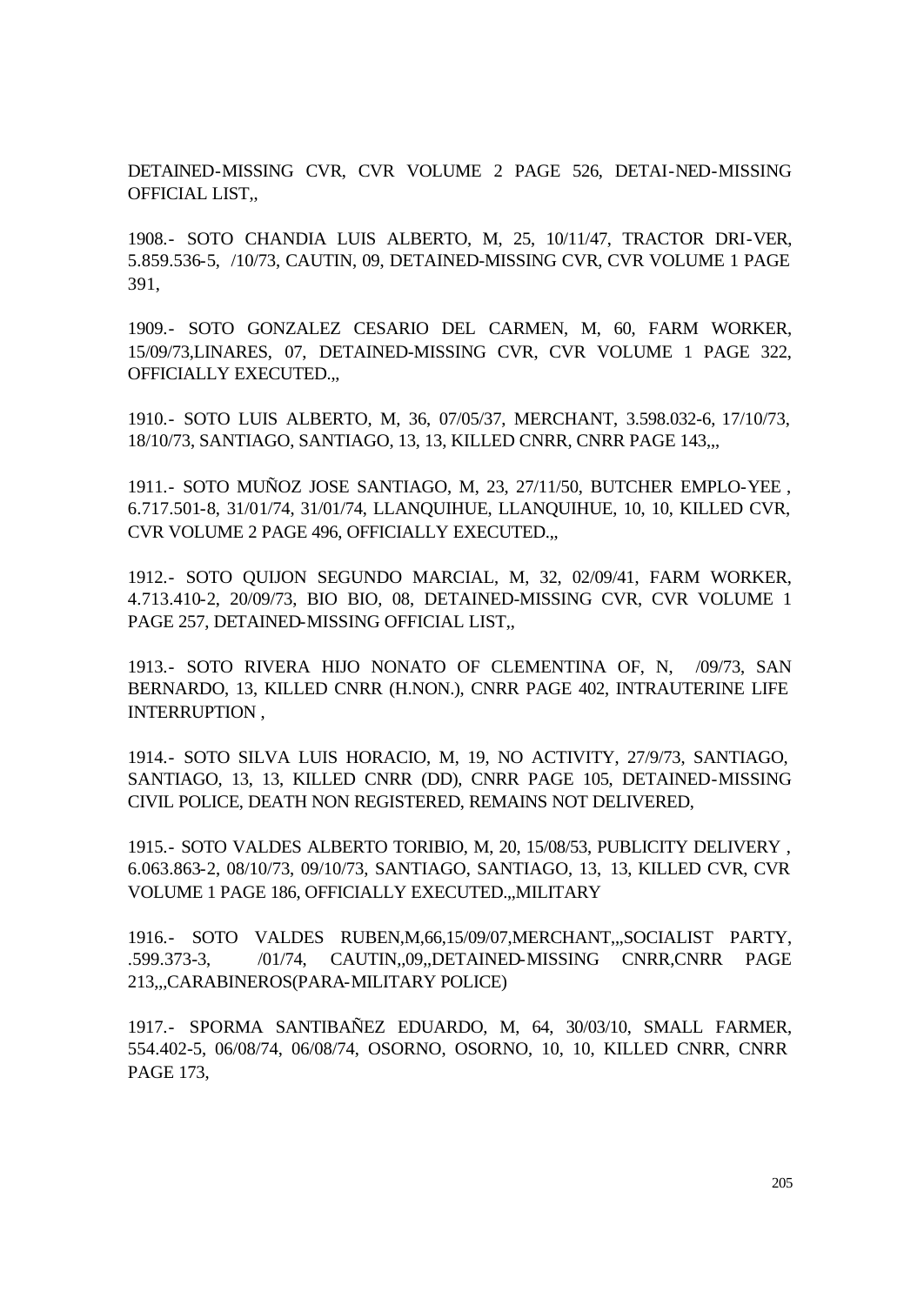DETAINED-MISSING CVR, CVR VOLUME 2 PAGE 526, DETAI-NED-MISSING OFFICIAL LIST,,

1908.- SOTO CHANDIA LUIS ALBERTO, M, 25, 10/11/47, TRACTOR DRI-VER, 5.859.536-5, /10/73, CAUTIN, 09, DETAINED-MISSING CVR, CVR VOLUME 1 PAGE 391,

1909.- SOTO GONZALEZ CESARIO DEL CARMEN, M, 60, FARM WORKER, 15/09/73,LINARES, 07, DETAINED-MISSING CVR, CVR VOLUME 1 PAGE 322, OFFICIALLY EXECUTED.,,

1910.- SOTO LUIS ALBERTO, M, 36, 07/05/37, MERCHANT, 3.598.032-6, 17/10/73, 18/10/73, SANTIAGO, SANTIAGO, 13, 13, KILLED CNRR, CNRR PAGE 143,,,

1911.- SOTO MUÑOZ JOSE SANTIAGO, M, 23, 27/11/50, BUTCHER EMPLO-YEE , 6.717.501-8, 31/01/74, 31/01/74, LLANQUIHUE, LLANQUIHUE, 10, 10, KILLED CVR, CVR VOLUME 2 PAGE 496, OFFICIALLY EXECUTED.,,

1912.- SOTO QUIJON SEGUNDO MARCIAL, M, 32, 02/09/41, FARM WORKER, 4.713.410-2, 20/09/73, BIO BIO, 08, DETAINED-MISSING CVR, CVR VOLUME 1 PAGE 257, DETAINED-MISSING OFFICIAL LIST,,

1913.- SOTO RIVERA HIJO NONATO OF CLEMENTINA OF, N, /09/73, SAN BERNARDO, 13, KILLED CNRR (H.NON.), CNRR PAGE 402, INTRAUTERINE LIFE INTERRUPTION ,

1914.- SOTO SILVA LUIS HORACIO, M, 19, NO ACTIVITY, 27/9/73, SANTIAGO, SANTIAGO, 13, 13, KILLED CNRR (DD), CNRR PAGE 105, DETAINED-MISSING CIVIL POLICE, DEATH NON REGISTERED, REMAINS NOT DELIVERED,

1915.- SOTO VALDES ALBERTO TORIBIO, M, 20, 15/08/53, PUBLICITY DELIVERY , 6.063.863-2, 08/10/73, 09/10/73, SANTIAGO, SANTIAGO, 13, 13, KILLED CVR, CVR VOLUME 1 PAGE 186, OFFICIALLY EXECUTED.,,MILITARY

1916.- SOTO VALDES RUBEN,M,66,15/09/07,MERCHANT,,,SOCIALIST PARTY, .599.373-3, /01/74, CAUTIN,,09,,DETAINED-MISSING CNRR,CNRR PAGE 213,,,CARABINEROS(PARA-MILITARY POLICE)

1917.- SPORMA SANTIBAÑEZ EDUARDO, M, 64, 30/03/10, SMALL FARMER, 554.402-5, 06/08/74, 06/08/74, OSORNO, OSORNO, 10, 10, KILLED CNRR, CNRR PAGE 173,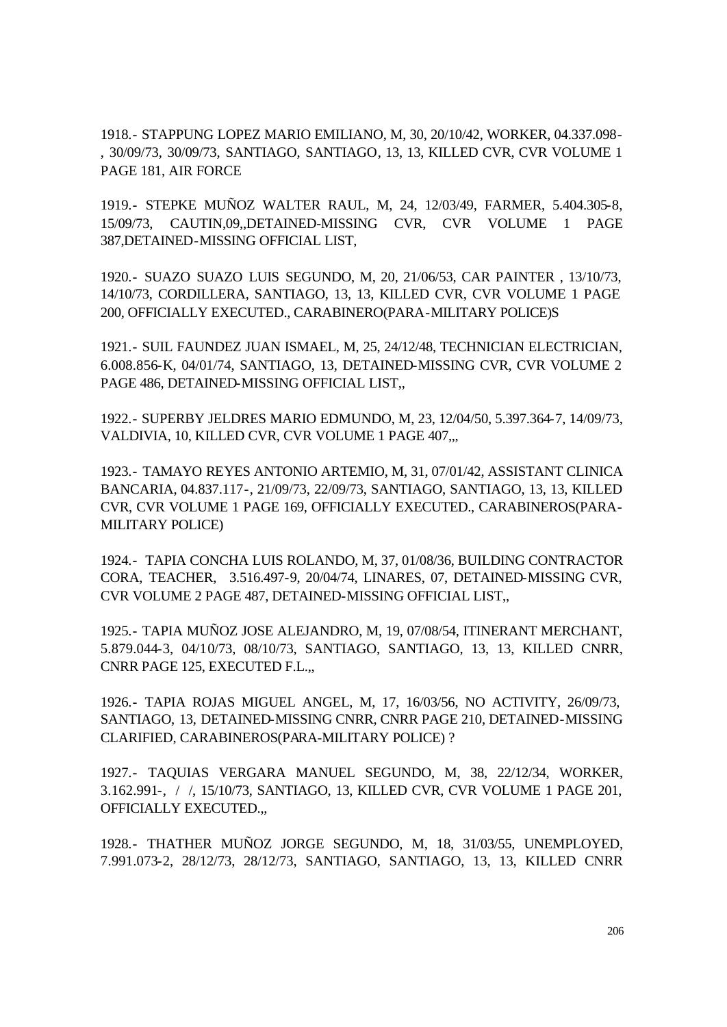1918.- STAPPUNG LOPEZ MARIO EMILIANO, M, 30, 20/10/42, WORKER, 04.337.098-, 30/09/73, 30/09/73, SANTIAGO, SANTIAGO, 13, 13, KILLED CVR, CVR VOLUME 1 PAGE 181, AIR FORCE

1919.- STEPKE MUÑOZ WALTER RAUL, M, 24, 12/03/49, FARMER, 5.404.305-8, 15/09/73, CAUTIN,09,,DETAINED-MISSING CVR, CVR VOLUME 1 PAGE 387,DETAINED-MISSING OFFICIAL LIST,

1920.- SUAZO SUAZO LUIS SEGUNDO, M, 20, 21/06/53, CAR PAINTER , 13/10/73, 14/10/73, CORDILLERA, SANTIAGO, 13, 13, KILLED CVR, CVR VOLUME 1 PAGE 200, OFFICIALLY EXECUTED., CARABINERO(PARA-MILITARY POLICE)S

1921.- SUIL FAUNDEZ JUAN ISMAEL, M, 25, 24/12/48, TECHNICIAN ELECTRICIAN, 6.008.856-K, 04/01/74, SANTIAGO, 13, DETAINED-MISSING CVR, CVR VOLUME 2 PAGE 486, DETAINED-MISSING OFFICIAL LIST,,

1922.- SUPERBY JELDRES MARIO EDMUNDO, M, 23, 12/04/50, 5.397.364-7, 14/09/73, VALDIVIA, 10, KILLED CVR, CVR VOLUME 1 PAGE 407,,,

1923.- TAMAYO REYES ANTONIO ARTEMIO, M, 31, 07/01/42, ASSISTANT CLINICA BANCARIA, 04.837.117-, 21/09/73, 22/09/73, SANTIAGO, SANTIAGO, 13, 13, KILLED CVR, CVR VOLUME 1 PAGE 169, OFFICIALLY EXECUTED., CARABINEROS(PARA-MILITARY POLICE)

1924.- TAPIA CONCHA LUIS ROLANDO, M, 37, 01/08/36, BUILDING CONTRACTOR CORA, TEACHER, 3.516.497-9, 20/04/74, LINARES, 07, DETAINED-MISSING CVR, CVR VOLUME 2 PAGE 487, DETAINED-MISSING OFFICIAL LIST,,

1925.- TAPIA MUÑOZ JOSE ALEJANDRO, M, 19, 07/08/54, ITINERANT MERCHANT, 5.879.044-3, 04/10/73, 08/10/73, SANTIAGO, SANTIAGO, 13, 13, KILLED CNRR, CNRR PAGE 125, EXECUTED F.L.,,

1926.- TAPIA ROJAS MIGUEL ANGEL, M, 17, 16/03/56, NO ACTIVITY, 26/09/73, SANTIAGO, 13, DETAINED-MISSING CNRR, CNRR PAGE 210, DETAINED-MISSING CLARIFIED, CARABINEROS(PARA-MILITARY POLICE) ?

1927.- TAQUIAS VERGARA MANUEL SEGUNDO, M, 38, 22/12/34, WORKER, 3.162.991-, / /, 15/10/73, SANTIAGO, 13, KILLED CVR, CVR VOLUME 1 PAGE 201, OFFICIALLY EXECUTED.,,

1928.- THATHER MUÑOZ JORGE SEGUNDO, M, 18, 31/03/55, UNEMPLOYED, 7.991.073-2, 28/12/73, 28/12/73, SANTIAGO, SANTIAGO, 13, 13, KILLED CNRR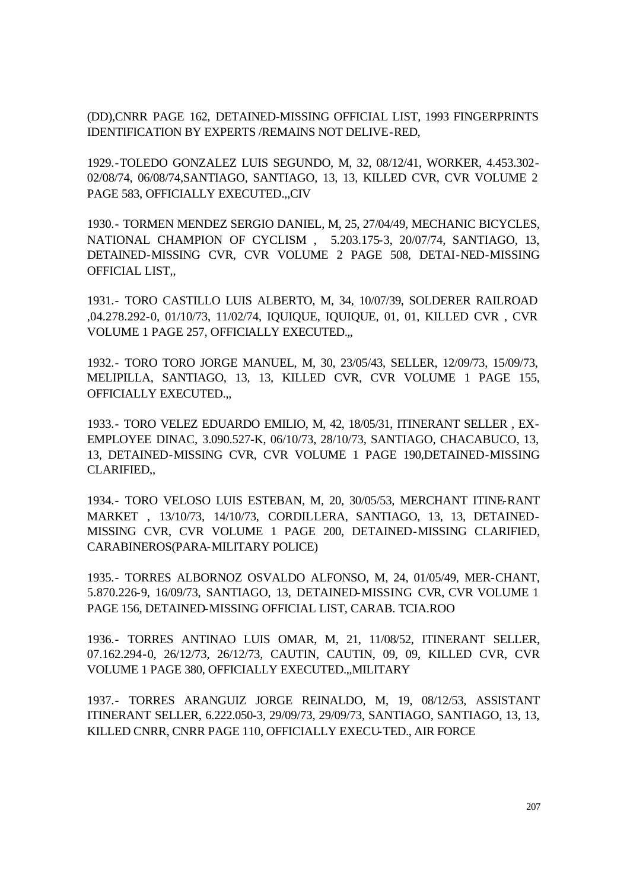(DD),CNRR PAGE 162, DETAINED-MISSING OFFICIAL LIST, 1993 FINGERPRINTS IDENTIFICATION BY EXPERTS /REMAINS NOT DELIVE-RED,

1929.-TOLEDO GONZALEZ LUIS SEGUNDO, M, 32, 08/12/41, WORKER, 4.453.302-02/08/74, 06/08/74,SANTIAGO, SANTIAGO, 13, 13, KILLED CVR, CVR VOLUME 2 PAGE 583, OFFICIALLY EXECUTED.,,CIV

1930.- TORMEN MENDEZ SERGIO DANIEL, M, 25, 27/04/49, MECHANIC BICYCLES, NATIONAL CHAMPION OF CYCLISM , 5.203.175-3, 20/07/74, SANTIAGO, 13, DETAINED-MISSING CVR, CVR VOLUME 2 PAGE 508, DETAI-NED-MISSING OFFICIAL LIST,,

1931.- TORO CASTILLO LUIS ALBERTO, M, 34, 10/07/39, SOLDERER RAILROAD ,04.278.292-0, 01/10/73, 11/02/74, IQUIQUE, IQUIQUE, 01, 01, KILLED CVR , CVR VOLUME 1 PAGE 257, OFFICIALLY EXECUTED.,,

1932.- TORO TORO JORGE MANUEL, M, 30, 23/05/43, SELLER, 12/09/73, 15/09/73, MELIPILLA, SANTIAGO, 13, 13, KILLED CVR, CVR VOLUME 1 PAGE 155, OFFICIALLY EXECUTED.,,

1933.- TORO VELEZ EDUARDO EMILIO, M, 42, 18/05/31, ITINERANT SELLER , EX-EMPLOYEE DINAC, 3.090.527-K, 06/10/73, 28/10/73, SANTIAGO, CHACABUCO, 13, 13, DETAINED-MISSING CVR, CVR VOLUME 1 PAGE 190,DETAINED-MISSING CLARIFIED,,

1934.- TORO VELOSO LUIS ESTEBAN, M, 20, 30/05/53, MERCHANT ITINE-RANT MARKET , 13/10/73, 14/10/73, CORDILLERA, SANTIAGO, 13, 13, DETAINED-MISSING CVR, CVR VOLUME 1 PAGE 200, DETAINED-MISSING CLARIFIED, CARABINEROS(PARA-MILITARY POLICE)

1935.- TORRES ALBORNOZ OSVALDO ALFONSO, M, 24, 01/05/49, MER-CHANT, 5.870.226-9, 16/09/73, SANTIAGO, 13, DETAINED-MISSING CVR, CVR VOLUME 1 PAGE 156, DETAINED-MISSING OFFICIAL LIST, CARAB. TCIA.ROO

1936.- TORRES ANTINAO LUIS OMAR, M, 21, 11/08/52, ITINERANT SELLER, 07.162.294-0, 26/12/73, 26/12/73, CAUTIN, CAUTIN, 09, 09, KILLED CVR, CVR VOLUME 1 PAGE 380, OFFICIALLY EXECUTED.,,MILITARY

1937.- TORRES ARANGUIZ JORGE REINALDO, M, 19, 08/12/53, ASSISTANT ITINERANT SELLER, 6.222.050-3, 29/09/73, 29/09/73, SANTIAGO, SANTIAGO, 13, 13, KILLED CNRR, CNRR PAGE 110, OFFICIALLY EXECU-TED., AIR FORCE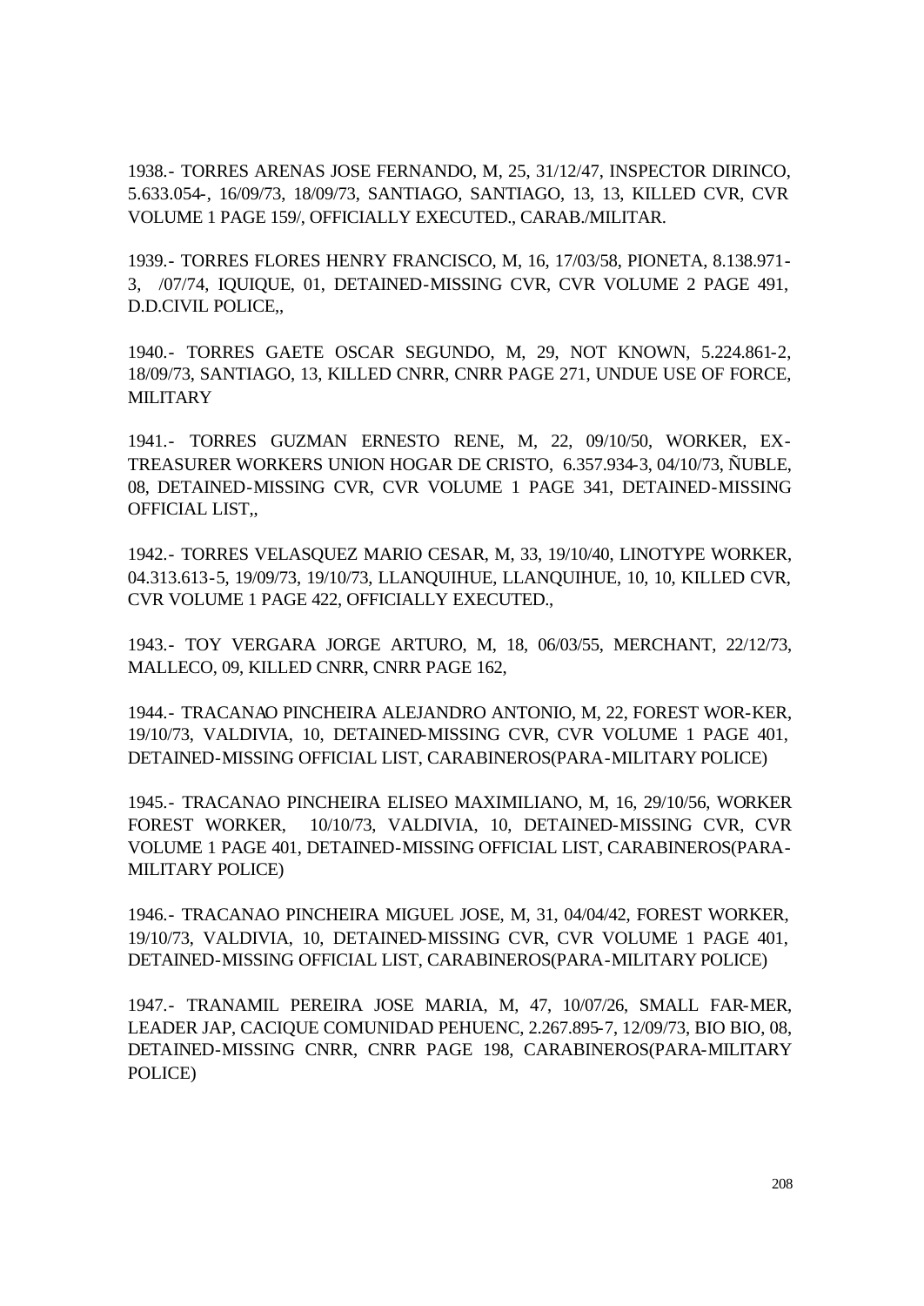1938.- TORRES ARENAS JOSE FERNANDO, M, 25, 31/12/47, INSPECTOR DIRINCO, 5.633.054-, 16/09/73, 18/09/73, SANTIAGO, SANTIAGO, 13, 13, KILLED CVR, CVR VOLUME 1 PAGE 159/, OFFICIALLY EXECUTED., CARAB./MILITAR.

1939.- TORRES FLORES HENRY FRANCISCO, M, 16, 17/03/58, PIONETA, 8.138.971-3, /07/74, IQUIQUE, 01, DETAINED-MISSING CVR, CVR VOLUME 2 PAGE 491, D.D.CIVIL POLICE,,

1940.- TORRES GAETE OSCAR SEGUNDO, M, 29, NOT KNOWN, 5.224.861-2, 18/09/73, SANTIAGO, 13, KILLED CNRR, CNRR PAGE 271, UNDUE USE OF FORCE, MILITARY

1941.- TORRES GUZMAN ERNESTO RENE, M, 22, 09/10/50, WORKER, EX-TREASURER WORKERS UNION HOGAR DE CRISTO, 6.357.934-3, 04/10/73, ÑUBLE, 08, DETAINED-MISSING CVR, CVR VOLUME 1 PAGE 341, DETAINED-MISSING OFFICIAL LIST,,

1942.- TORRES VELASQUEZ MARIO CESAR, M, 33, 19/10/40, LINOTYPE WORKER, 04.313.613-5, 19/09/73, 19/10/73, LLANQUIHUE, LLANQUIHUE, 10, 10, KILLED CVR, CVR VOLUME 1 PAGE 422, OFFICIALLY EXECUTED.,

1943.- TOY VERGARA JORGE ARTURO, M, 18, 06/03/55, MERCHANT, 22/12/73, MALLECO, 09, KILLED CNRR, CNRR PAGE 162,

1944.- TRACANAO PINCHEIRA ALEJANDRO ANTONIO, M, 22, FOREST WOR-KER, 19/10/73, VALDIVIA, 10, DETAINED-MISSING CVR, CVR VOLUME 1 PAGE 401, DETAINED-MISSING OFFICIAL LIST, CARABINEROS(PARA-MILITARY POLICE)

1945.- TRACANAO PINCHEIRA ELISEO MAXIMILIANO, M, 16, 29/10/56, WORKER FOREST WORKER, 10/10/73, VALDIVIA, 10, DETAINED-MISSING CVR, CVR VOLUME 1 PAGE 401, DETAINED-MISSING OFFICIAL LIST, CARABINEROS(PARA-MILITARY POLICE)

1946.- TRACANAO PINCHEIRA MIGUEL JOSE, M, 31, 04/04/42, FOREST WORKER, 19/10/73, VALDIVIA, 10, DETAINED-MISSING CVR, CVR VOLUME 1 PAGE 401, DETAINED-MISSING OFFICIAL LIST, CARABINEROS(PARA-MILITARY POLICE)

1947.- TRANAMIL PEREIRA JOSE MARIA, M, 47, 10/07/26, SMALL FAR-MER, LEADER JAP, CACIQUE COMUNIDAD PEHUENC, 2.267.895-7, 12/09/73, BIO BIO, 08, DETAINED-MISSING CNRR, CNRR PAGE 198, CARABINEROS(PARA-MILITARY POLICE)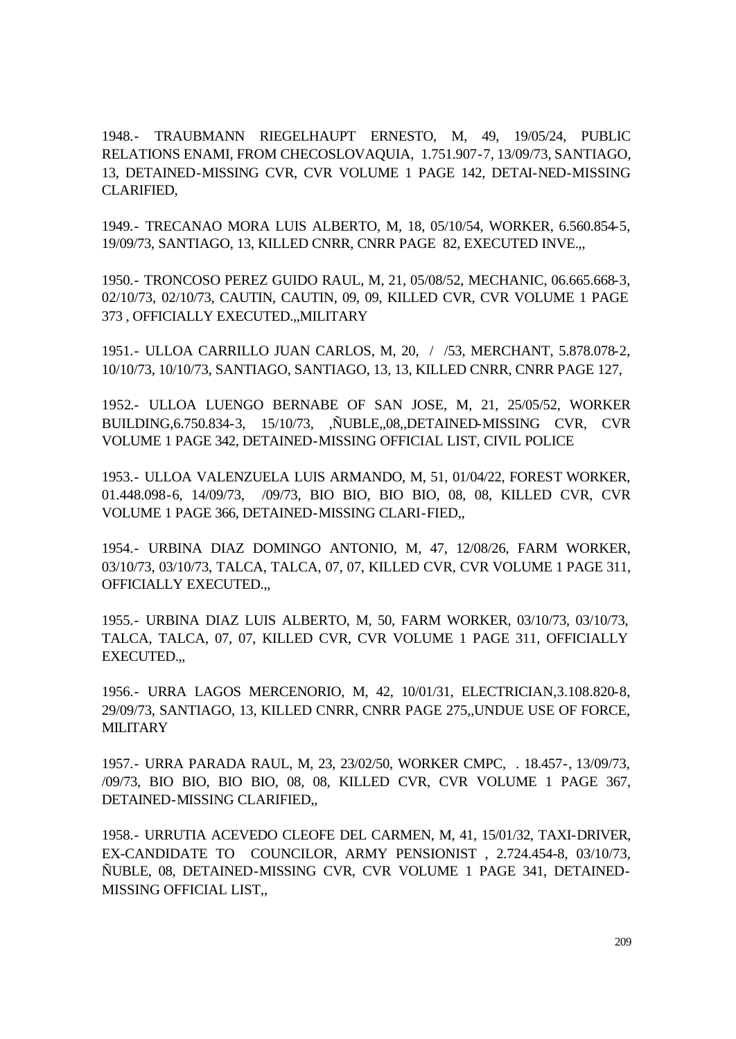1948.- TRAUBMANN RIEGELHAUPT ERNESTO, M, 49, 19/05/24, PUBLIC RELATIONS ENAMI, FROM CHECOSLOVAQUIA, 1.751.907-7, 13/09/73, SANTIAGO, 13, DETAINED-MISSING CVR, CVR VOLUME 1 PAGE 142, DETAI-NED-MISSING CLARIFIED,

1949.- TRECANAO MORA LUIS ALBERTO, M, 18, 05/10/54, WORKER, 6.560.854-5, 19/09/73, SANTIAGO, 13, KILLED CNRR, CNRR PAGE 82, EXECUTED INVE.,,

1950.- TRONCOSO PEREZ GUIDO RAUL, M, 21, 05/08/52, MECHANIC, 06.665.668-3, 02/10/73, 02/10/73, CAUTIN, CAUTIN, 09, 09, KILLED CVR, CVR VOLUME 1 PAGE 373 , OFFICIALLY EXECUTED.,,MILITARY

1951.- ULLOA CARRILLO JUAN CARLOS, M, 20, / /53, MERCHANT, 5.878.078-2, 10/10/73, 10/10/73, SANTIAGO, SANTIAGO, 13, 13, KILLED CNRR, CNRR PAGE 127,

1952.- ULLOA LUENGO BERNABE OF SAN JOSE, M, 21, 25/05/52, WORKER BUILDING,6.750.834-3, 15/10/73, ,ÑUBLE,,08,,DETAINED-MISSING CVR, CVR VOLUME 1 PAGE 342, DETAINED-MISSING OFFICIAL LIST, CIVIL POLICE

1953.- ULLOA VALENZUELA LUIS ARMANDO, M, 51, 01/04/22, FOREST WORKER, 01.448.098-6, 14/09/73, /09/73, BIO BIO, BIO BIO, 08, 08, KILLED CVR, CVR VOLUME 1 PAGE 366, DETAINED-MISSING CLARI-FIED,,

1954.- URBINA DIAZ DOMINGO ANTONIO, M, 47, 12/08/26, FARM WORKER, 03/10/73, 03/10/73, TALCA, TALCA, 07, 07, KILLED CVR, CVR VOLUME 1 PAGE 311, OFFICIALLY EXECUTED.,,

1955.- URBINA DIAZ LUIS ALBERTO, M, 50, FARM WORKER, 03/10/73, 03/10/73, TALCA, TALCA, 07, 07, KILLED CVR, CVR VOLUME 1 PAGE 311, OFFICIALLY EXECUTED.,,

1956.- URRA LAGOS MERCENORIO, M, 42, 10/01/31, ELECTRICIAN,3.108.820-8, 29/09/73, SANTIAGO, 13, KILLED CNRR, CNRR PAGE 275,,UNDUE USE OF FORCE, MILITARY

1957.- URRA PARADA RAUL, M, 23, 23/02/50, WORKER CMPC, . 18.457-, 13/09/73, /09/73, BIO BIO, BIO BIO, 08, 08, KILLED CVR, CVR VOLUME 1 PAGE 367, DETAINED-MISSING CLARIFIED,,

1958.- URRUTIA ACEVEDO CLEOFE DEL CARMEN, M, 41, 15/01/32, TAXI-DRIVER, EX-CANDIDATE TO COUNCILOR, ARMY PENSIONIST , 2.724.454-8, 03/10/73, ÑUBLE, 08, DETAINED-MISSING CVR, CVR VOLUME 1 PAGE 341, DETAINED-MISSING OFFICIAL LIST,,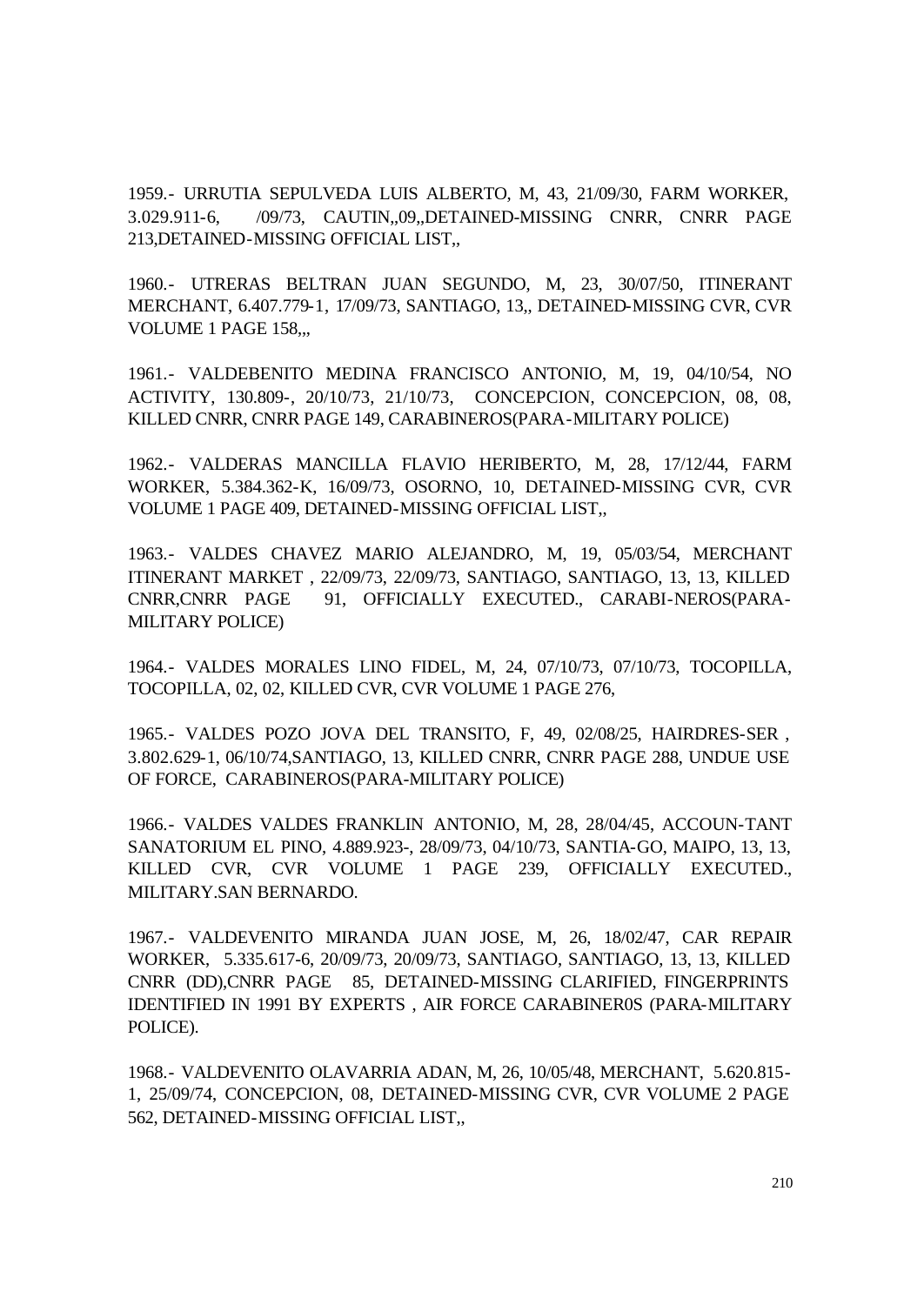1959.- URRUTIA SEPULVEDA LUIS ALBERTO, M, 43, 21/09/30, FARM WORKER, 3.029.911-6, /09/73, CAUTIN,,09,,DETAINED-MISSING CNRR, CNRR PAGE 213,DETAINED-MISSING OFFICIAL LIST,,

1960.- UTRERAS BELTRAN JUAN SEGUNDO, M, 23, 30/07/50, ITINERANT MERCHANT, 6.407.779-1, 17/09/73, SANTIAGO, 13,, DETAINED-MISSING CVR, CVR VOLUME 1 PAGE 158,,,

1961.- VALDEBENITO MEDINA FRANCISCO ANTONIO, M, 19, 04/10/54, NO ACTIVITY, 130.809-, 20/10/73, 21/10/73, CONCEPCION, CONCEPCION, 08, 08, KILLED CNRR, CNRR PAGE 149, CARABINEROS(PARA-MILITARY POLICE)

1962.- VALDERAS MANCILLA FLAVIO HERIBERTO, M, 28, 17/12/44, FARM WORKER, 5.384.362-K, 16/09/73, OSORNO, 10, DETAINED-MISSING CVR, CVR VOLUME 1 PAGE 409, DETAINED-MISSING OFFICIAL LIST,,

1963.- VALDES CHAVEZ MARIO ALEJANDRO, M, 19, 05/03/54, MERCHANT ITINERANT MARKET , 22/09/73, 22/09/73, SANTIAGO, SANTIAGO, 13, 13, KILLED CNRR,CNRR PAGE 91, OFFICIALLY EXECUTED., CARABI-NEROS(PARA-MILITARY POLICE)

1964.- VALDES MORALES LINO FIDEL, M, 24, 07/10/73, 07/10/73, TOCOPILLA, TOCOPILLA, 02, 02, KILLED CVR, CVR VOLUME 1 PAGE 276,

1965.- VALDES POZO JOVA DEL TRANSITO, F, 49, 02/08/25, HAIRDRES-SER , 3.802.629-1, 06/10/74,SANTIAGO, 13, KILLED CNRR, CNRR PAGE 288, UNDUE USE OF FORCE, CARABINEROS(PARA-MILITARY POLICE)

1966.- VALDES VALDES FRANKLIN ANTONIO, M, 28, 28/04/45, ACCOUN-TANT SANATORIUM EL PINO, 4.889.923-, 28/09/73, 04/10/73, SANTIA-GO, MAIPO, 13, 13, KILLED CVR, CVR VOLUME 1 PAGE 239, OFFICIALLY EXECUTED., MILITARY.SAN BERNARDO.

1967.- VALDEVENITO MIRANDA JUAN JOSE, M, 26, 18/02/47, CAR REPAIR WORKER, 5.335.617-6, 20/09/73, 20/09/73, SANTIAGO, SANTIAGO, 13, 13, KILLED CNRR (DD),CNRR PAGE 85, DETAINED-MISSING CLARIFIED, FINGERPRINTS IDENTIFIED IN 1991 BY EXPERTS , AIR FORCE CARABINER0S (PARA-MILITARY POLICE).

1968.- VALDEVENITO OLAVARRIA ADAN, M, 26, 10/05/48, MERCHANT, 5.620.815-1, 25/09/74, CONCEPCION, 08, DETAINED-MISSING CVR, CVR VOLUME 2 PAGE 562, DETAINED-MISSING OFFICIAL LIST,,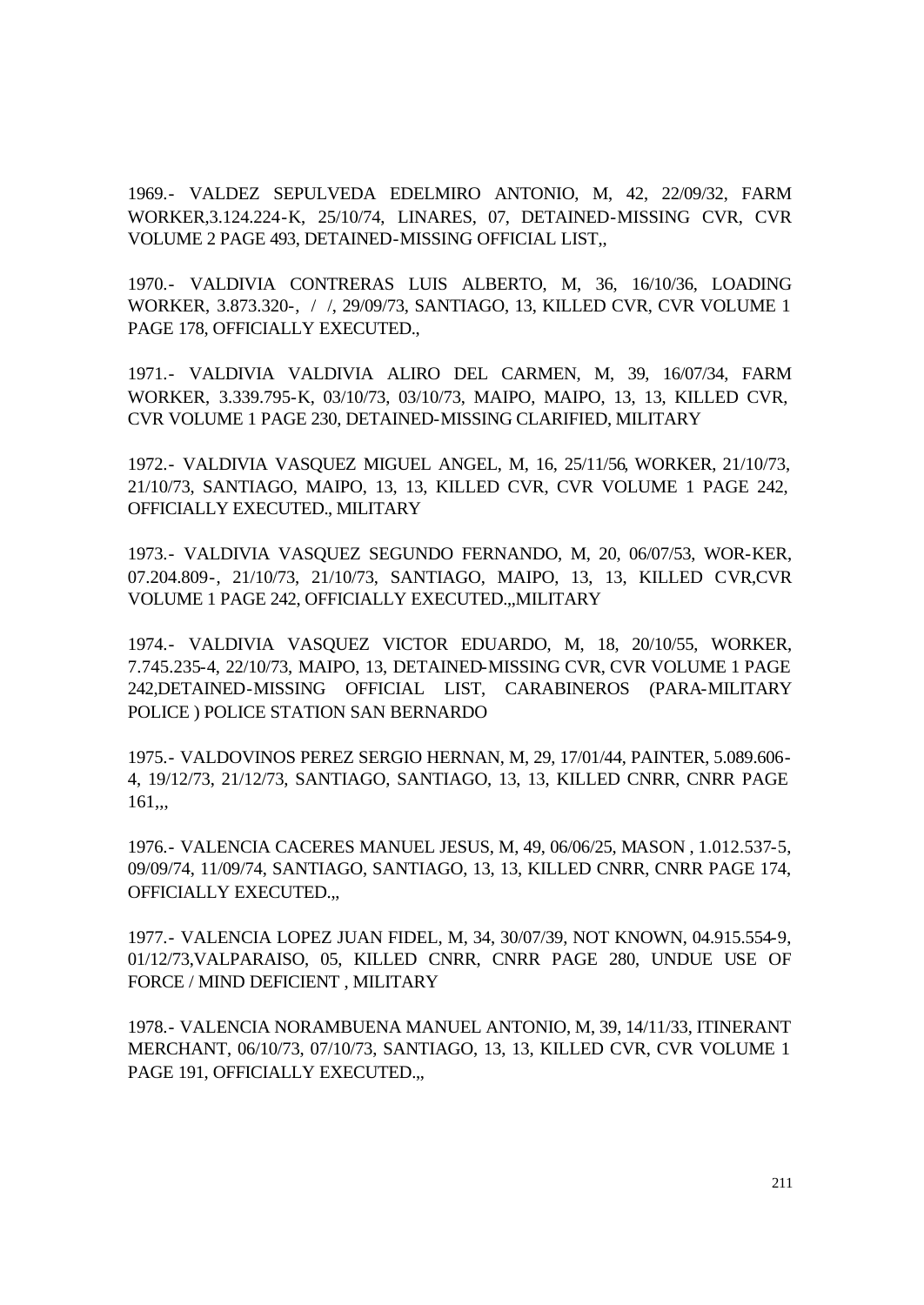1969.- VALDEZ SEPULVEDA EDELMIRO ANTONIO, M, 42, 22/09/32, FARM WORKER,3.124.224-K, 25/10/74, LINARES, 07, DETAINED-MISSING CVR, CVR VOLUME 2 PAGE 493, DETAINED-MISSING OFFICIAL LIST,,

1970.- VALDIVIA CONTRERAS LUIS ALBERTO, M, 36, 16/10/36, LOADING WORKER, 3.873.320-, / /, 29/09/73, SANTIAGO, 13, KILLED CVR, CVR VOLUME 1 PAGE 178, OFFICIALLY EXECUTED.,

1971.- VALDIVIA VALDIVIA ALIRO DEL CARMEN, M, 39, 16/07/34, FARM WORKER, 3.339.795-K, 03/10/73, 03/10/73, MAIPO, MAIPO, 13, 13, KILLED CVR, CVR VOLUME 1 PAGE 230, DETAINED-MISSING CLARIFIED, MILITARY

1972.- VALDIVIA VASQUEZ MIGUEL ANGEL, M, 16, 25/11/56, WORKER, 21/10/73, 21/10/73, SANTIAGO, MAIPO, 13, 13, KILLED CVR, CVR VOLUME 1 PAGE 242, OFFICIALLY EXECUTED., MILITARY

1973.- VALDIVIA VASQUEZ SEGUNDO FERNANDO, M, 20, 06/07/53, WOR-KER, 07.204.809-, 21/10/73, 21/10/73, SANTIAGO, MAIPO, 13, 13, KILLED CVR,CVR VOLUME 1 PAGE 242, OFFICIALLY EXECUTED.,,MILITARY

1974.- VALDIVIA VASQUEZ VICTOR EDUARDO, M, 18, 20/10/55, WORKER, 7.745.235-4, 22/10/73, MAIPO, 13, DETAINED-MISSING CVR, CVR VOLUME 1 PAGE 242,DETAINED-MISSING OFFICIAL LIST, CARABINEROS (PARA-MILITARY POLICE ) POLICE STATION SAN BERNARDO

1975.- VALDOVINOS PEREZ SERGIO HERNAN, M, 29, 17/01/44, PAINTER, 5.089.606-4, 19/12/73, 21/12/73, SANTIAGO, SANTIAGO, 13, 13, KILLED CNRR, CNRR PAGE 161,,,

1976.- VALENCIA CACERES MANUEL JESUS, M, 49, 06/06/25, MASON , 1.012.537-5, 09/09/74, 11/09/74, SANTIAGO, SANTIAGO, 13, 13, KILLED CNRR, CNRR PAGE 174, OFFICIALLY EXECUTED.,,

1977.- VALENCIA LOPEZ JUAN FIDEL, M, 34, 30/07/39, NOT KNOWN, 04.915.554-9, 01/12/73,VALPARAISO, 05, KILLED CNRR, CNRR PAGE 280, UNDUE USE OF FORCE / MIND DEFICIENT , MILITARY

1978.- VALENCIA NORAMBUENA MANUEL ANTONIO, M, 39, 14/11/33, ITINERANT MERCHANT, 06/10/73, 07/10/73, SANTIAGO, 13, 13, KILLED CVR, CVR VOLUME 1 PAGE 191, OFFICIALLY EXECUTED.,,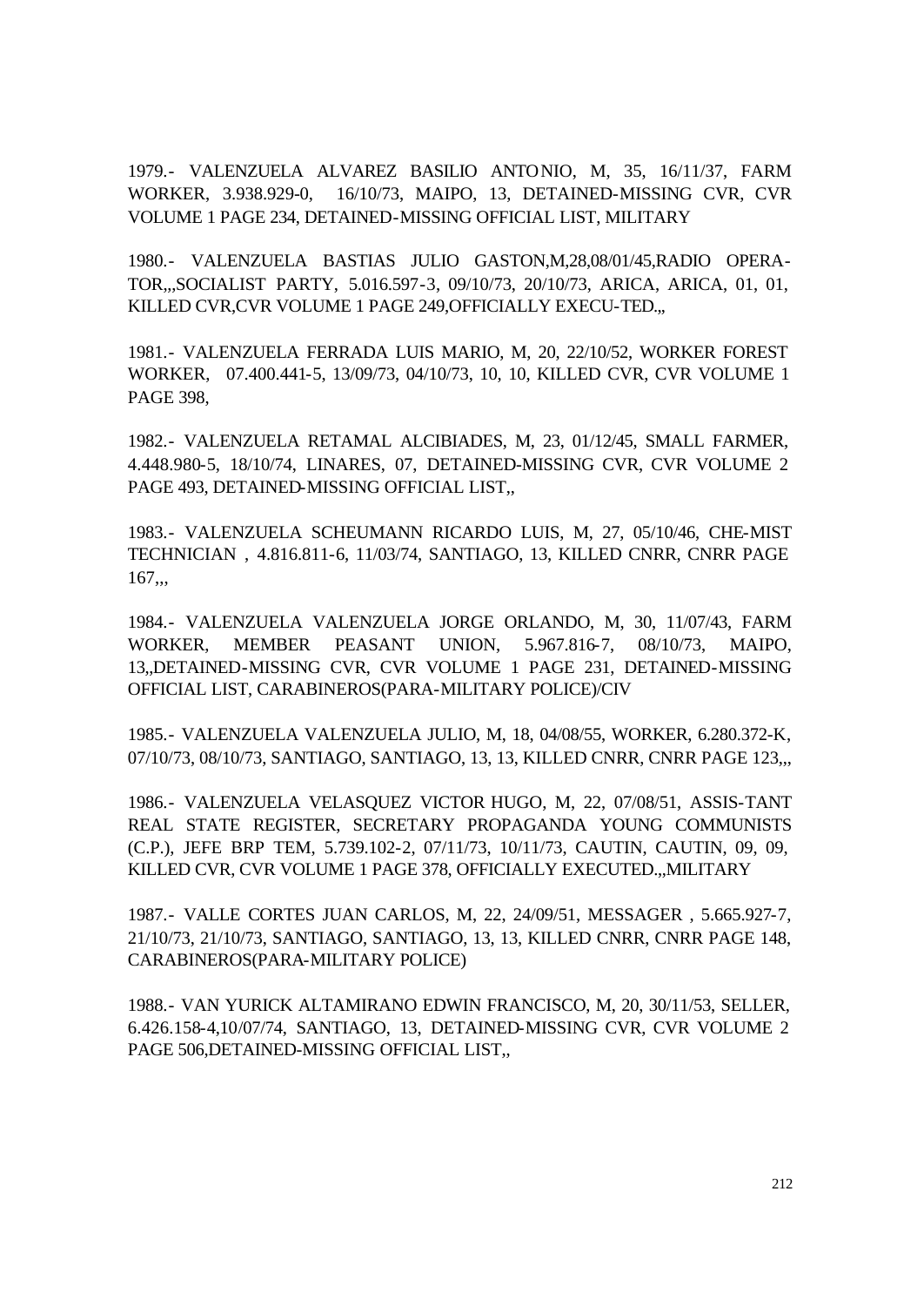1979.- VALENZUELA ALVAREZ BASILIO ANTONIO, M, 35, 16/11/37, FARM WORKER, 3.938.929-0, 16/10/73, MAIPO, 13, DETAINED-MISSING CVR, CVR VOLUME 1 PAGE 234, DETAINED-MISSING OFFICIAL LIST, MILITARY

1980.- VALENZUELA BASTIAS JULIO GASTON,M,28,08/01/45,RADIO OPERA-TOR,,,SOCIALIST PARTY, 5.016.597-3, 09/10/73, 20/10/73, ARICA, ARICA, 01, 01, KILLED CVR,CVR VOLUME 1 PAGE 249,OFFICIALLY EXECU-TED.,,

1981.- VALENZUELA FERRADA LUIS MARIO, M, 20, 22/10/52, WORKER FOREST WORKER, 07.400.441-5, 13/09/73, 04/10/73, 10, 10, KILLED CVR, CVR VOLUME 1 PAGE 398,

1982.- VALENZUELA RETAMAL ALCIBIADES, M, 23, 01/12/45, SMALL FARMER, 4.448.980-5, 18/10/74, LINARES, 07, DETAINED-MISSING CVR, CVR VOLUME 2 PAGE 493, DETAINED-MISSING OFFICIAL LIST,,

1983.- VALENZUELA SCHEUMANN RICARDO LUIS, M, 27, 05/10/46, CHE-MIST TECHNICIAN , 4.816.811-6, 11/03/74, SANTIAGO, 13, KILLED CNRR, CNRR PAGE 167,,,

1984.- VALENZUELA VALENZUELA JORGE ORLANDO, M, 30, 11/07/43, FARM WORKER, MEMBER PEASANT UNION, 5.967.816-7, 08/10/73, MAIPO, 13,,DETAINED-MISSING CVR, CVR VOLUME 1 PAGE 231, DETAINED-MISSING OFFICIAL LIST, CARABINEROS(PARA-MILITARY POLICE)/CIV

1985.- VALENZUELA VALENZUELA JULIO, M, 18, 04/08/55, WORKER, 6.280.372-K, 07/10/73, 08/10/73, SANTIAGO, SANTIAGO, 13, 13, KILLED CNRR, CNRR PAGE 123,,,

1986.- VALENZUELA VELASQUEZ VICTOR HUGO, M, 22, 07/08/51, ASSIS-TANT REAL STATE REGISTER, SECRETARY PROPAGANDA YOUNG COMMUNISTS (C.P.), JEFE BRP TEM, 5.739.102-2, 07/11/73, 10/11/73, CAUTIN, CAUTIN, 09, 09, KILLED CVR, CVR VOLUME 1 PAGE 378, OFFICIALLY EXECUTED.,,MILITARY

1987.- VALLE CORTES JUAN CARLOS, M, 22, 24/09/51, MESSAGER , 5.665.927-7, 21/10/73, 21/10/73, SANTIAGO, SANTIAGO, 13, 13, KILLED CNRR, CNRR PAGE 148, CARABINEROS(PARA-MILITARY POLICE)

1988.- VAN YURICK ALTAMIRANO EDWIN FRANCISCO, M, 20, 30/11/53, SELLER, 6.426.158-4,10/07/74, SANTIAGO, 13, DETAINED-MISSING CVR, CVR VOLUME 2 PAGE 506,DETAINED-MISSING OFFICIAL LIST,,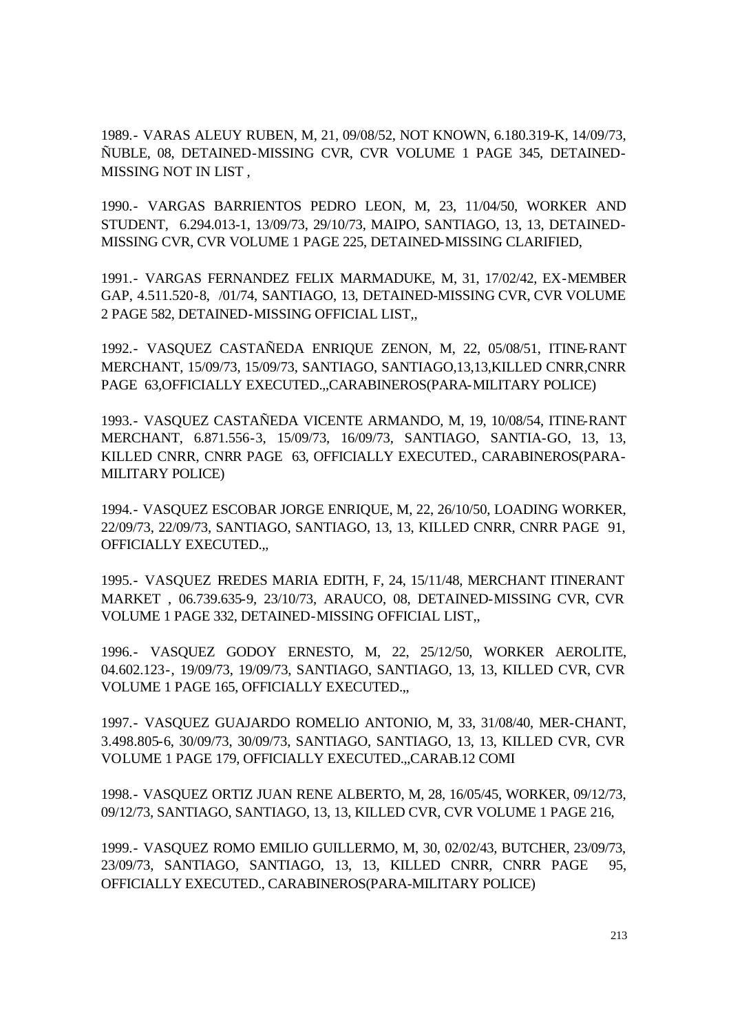1989.- VARAS ALEUY RUBEN, M, 21, 09/08/52, NOT KNOWN, 6.180.319-K, 14/09/73, ÑUBLE, 08, DETAINED-MISSING CVR, CVR VOLUME 1 PAGE 345, DETAINED-MISSING NOT IN LIST ,

1990.- VARGAS BARRIENTOS PEDRO LEON, M, 23, 11/04/50, WORKER AND STUDENT, 6.294.013-1, 13/09/73, 29/10/73, MAIPO, SANTIAGO, 13, 13, DETAINED-MISSING CVR, CVR VOLUME 1 PAGE 225, DETAINED-MISSING CLARIFIED,

1991.- VARGAS FERNANDEZ FELIX MARMADUKE, M, 31, 17/02/42, EX-MEMBER GAP, 4.511.520-8, /01/74, SANTIAGO, 13, DETAINED-MISSING CVR, CVR VOLUME 2 PAGE 582, DETAINED-MISSING OFFICIAL LIST,,

1992.- VASQUEZ CASTAÑEDA ENRIQUE ZENON, M, 22, 05/08/51, ITINE-RANT MERCHANT, 15/09/73, 15/09/73, SANTIAGO, SANTIAGO,13,13,KILLED CNRR,CNRR PAGE 63,OFFICIALLY EXECUTED.,,CARABINEROS(PARA-MILITARY POLICE)

1993.- VASQUEZ CASTAÑEDA VICENTE ARMANDO, M, 19, 10/08/54, ITINE-RANT MERCHANT, 6.871.556-3, 15/09/73, 16/09/73, SANTIAGO, SANTIA-GO, 13, 13, KILLED CNRR, CNRR PAGE 63, OFFICIALLY EXECUTED., CARABINEROS(PARA-MILITARY POLICE)

1994.- VASQUEZ ESCOBAR JORGE ENRIQUE, M, 22, 26/10/50, LOADING WORKER, 22/09/73, 22/09/73, SANTIAGO, SANTIAGO, 13, 13, KILLED CNRR, CNRR PAGE 91, OFFICIALLY EXECUTED.,,

1995.- VASQUEZ FREDES MARIA EDITH, F, 24, 15/11/48, MERCHANT ITINERANT MARKET , 06.739.635-9, 23/10/73, ARAUCO, 08, DETAINED-MISSING CVR, CVR VOLUME 1 PAGE 332, DETAINED-MISSING OFFICIAL LIST,,

1996.- VASQUEZ GODOY ERNESTO, M, 22, 25/12/50, WORKER AEROLITE, 04.602.123-, 19/09/73, 19/09/73, SANTIAGO, SANTIAGO, 13, 13, KILLED CVR, CVR VOLUME 1 PAGE 165, OFFICIALLY EXECUTED.,,

1997.- VASQUEZ GUAJARDO ROMELIO ANTONIO, M, 33, 31/08/40, MER-CHANT, 3.498.805-6, 30/09/73, 30/09/73, SANTIAGO, SANTIAGO, 13, 13, KILLED CVR, CVR VOLUME 1 PAGE 179, OFFICIALLY EXECUTED.,,CARAB.12 COMI

1998.- VASQUEZ ORTIZ JUAN RENE ALBERTO, M, 28, 16/05/45, WORKER, 09/12/73, 09/12/73, SANTIAGO, SANTIAGO, 13, 13, KILLED CVR, CVR VOLUME 1 PAGE 216,

1999.- VASQUEZ ROMO EMILIO GUILLERMO, M, 30, 02/02/43, BUTCHER, 23/09/73, 23/09/73, SANTIAGO, SANTIAGO, 13, 13, KILLED CNRR, CNRR PAGE 95, OFFICIALLY EXECUTED., CARABINEROS(PARA-MILITARY POLICE)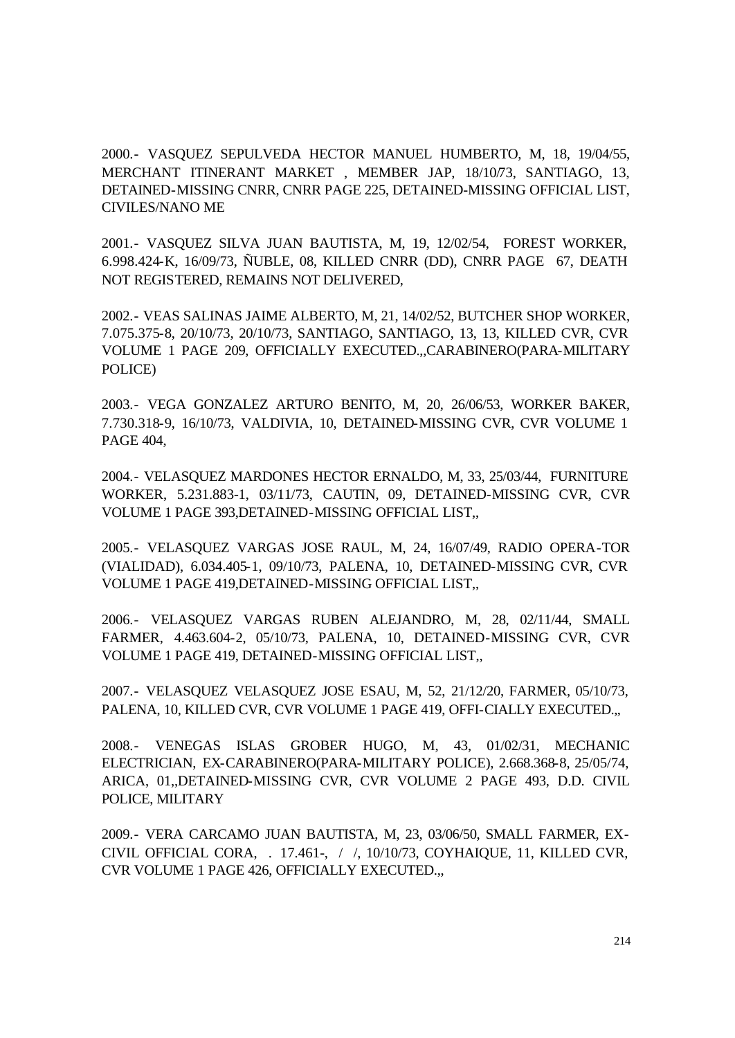2000.- VASQUEZ SEPULVEDA HECTOR MANUEL HUMBERTO, M, 18, 19/04/55, MERCHANT ITINERANT MARKET , MEMBER JAP, 18/10/73, SANTIAGO, 13, DETAINED-MISSING CNRR, CNRR PAGE 225, DETAINED-MISSING OFFICIAL LIST, CIVILES/NANO ME

2001.- VASQUEZ SILVA JUAN BAUTISTA, M, 19, 12/02/54, FOREST WORKER, 6.998.424-K, 16/09/73, ÑUBLE, 08, KILLED CNRR (DD), CNRR PAGE 67, DEATH NOT REGISTERED, REMAINS NOT DELIVERED,

2002.- VEAS SALINAS JAIME ALBERTO, M, 21, 14/02/52, BUTCHER SHOP WORKER, 7.075.375-8, 20/10/73, 20/10/73, SANTIAGO, SANTIAGO, 13, 13, KILLED CVR, CVR VOLUME 1 PAGE 209, OFFICIALLY EXECUTED.,,CARABINERO(PARA-MILITARY POLICE)

2003.- VEGA GONZALEZ ARTURO BENITO, M, 20, 26/06/53, WORKER BAKER, 7.730.318-9, 16/10/73, VALDIVIA, 10, DETAINED-MISSING CVR, CVR VOLUME 1 PAGE 404,

2004.- VELASQUEZ MARDONES HECTOR ERNALDO, M, 33, 25/03/44, FURNITURE WORKER, 5.231.883-1, 03/11/73, CAUTIN, 09, DETAINED-MISSING CVR, CVR VOLUME 1 PAGE 393,DETAINED-MISSING OFFICIAL LIST,,

2005.- VELASQUEZ VARGAS JOSE RAUL, M, 24, 16/07/49, RADIO OPERA-TOR (VIALIDAD), 6.034.405-1, 09/10/73, PALENA, 10, DETAINED-MISSING CVR, CVR VOLUME 1 PAGE 419,DETAINED-MISSING OFFICIAL LIST,,

2006.- VELASQUEZ VARGAS RUBEN ALEJANDRO, M, 28, 02/11/44, SMALL FARMER, 4.463.604-2, 05/10/73, PALENA, 10, DETAINED-MISSING CVR, CVR VOLUME 1 PAGE 419, DETAINED-MISSING OFFICIAL LIST,,

2007.- VELASQUEZ VELASQUEZ JOSE ESAU, M, 52, 21/12/20, FARMER, 05/10/73, PALENA, 10, KILLED CVR, CVR VOLUME 1 PAGE 419, OFFI-CIALLY EXECUTED.,,

2008.- VENEGAS ISLAS GROBER HUGO, M, 43, 01/02/31, MECHANIC ELECTRICIAN, EX-CARABINERO(PARA-MILITARY POLICE), 2.668.368-8, 25/05/74, ARICA, 01,,DETAINED-MISSING CVR, CVR VOLUME 2 PAGE 493, D.D. CIVIL POLICE, MILITARY

2009.- VERA CARCAMO JUAN BAUTISTA, M, 23, 03/06/50, SMALL FARMER, EX-CIVIL OFFICIAL CORA, . 17.461-, / /, 10/10/73, COYHAIQUE, 11, KILLED CVR, CVR VOLUME 1 PAGE 426, OFFICIALLY EXECUTED.,,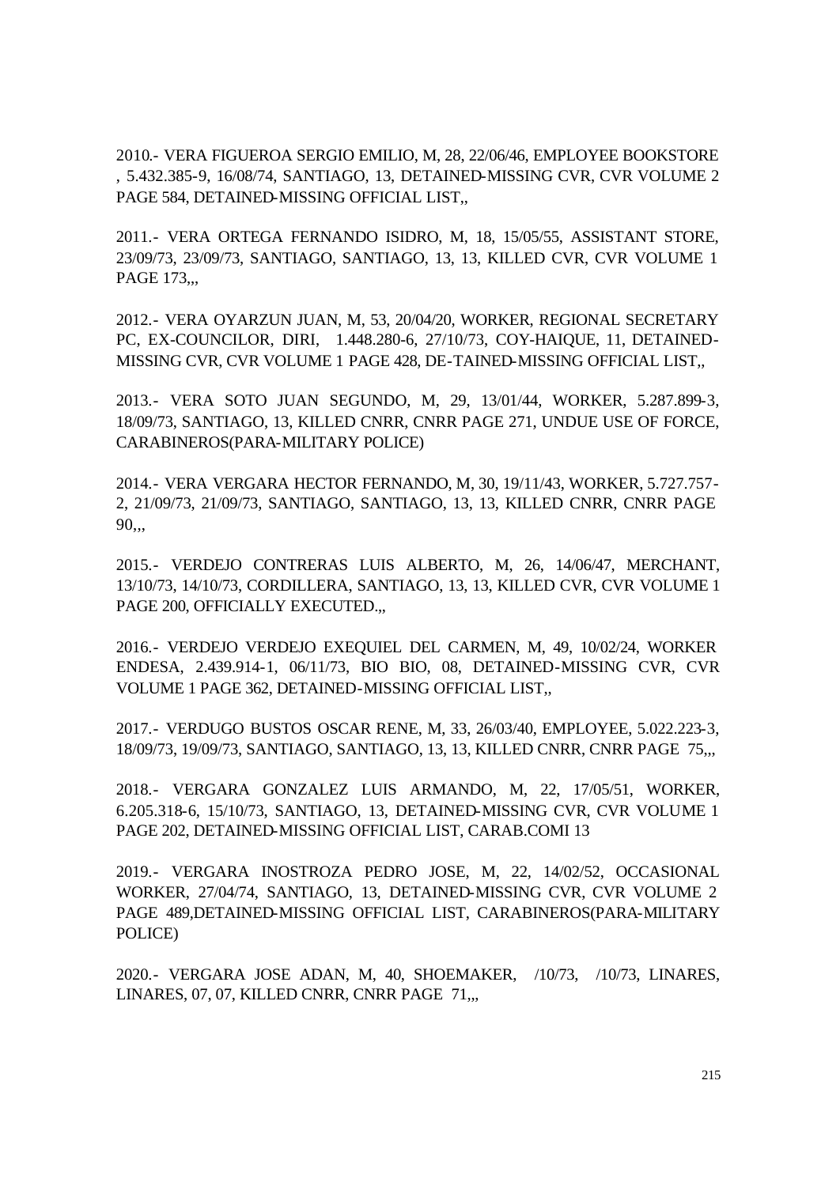2010.- VERA FIGUEROA SERGIO EMILIO, M, 28, 22/06/46, EMPLOYEE BOOKSTORE , 5.432.385-9, 16/08/74, SANTIAGO, 13, DETAINED-MISSING CVR, CVR VOLUME 2 PAGE 584, DETAINED-MISSING OFFICIAL LIST,,

2011.- VERA ORTEGA FERNANDO ISIDRO, M, 18, 15/05/55, ASSISTANT STORE, 23/09/73, 23/09/73, SANTIAGO, SANTIAGO, 13, 13, KILLED CVR, CVR VOLUME 1 PAGE 173,,,

2012.- VERA OYARZUN JUAN, M, 53, 20/04/20, WORKER, REGIONAL SECRETARY PC, EX-COUNCILOR, DIRI, 1.448.280-6, 27/10/73, COY-HAIQUE, 11, DETAINED-MISSING CVR, CVR VOLUME 1 PAGE 428, DE-TAINED-MISSING OFFICIAL LIST,,

2013.- VERA SOTO JUAN SEGUNDO, M, 29, 13/01/44, WORKER, 5.287.899-3, 18/09/73, SANTIAGO, 13, KILLED CNRR, CNRR PAGE 271, UNDUE USE OF FORCE, CARABINEROS(PARA-MILITARY POLICE)

2014.- VERA VERGARA HECTOR FERNANDO, M, 30, 19/11/43, WORKER, 5.727.757-2, 21/09/73, 21/09/73, SANTIAGO, SANTIAGO, 13, 13, KILLED CNRR, CNRR PAGE 90,,,

2015.- VERDEJO CONTRERAS LUIS ALBERTO, M, 26, 14/06/47, MERCHANT, 13/10/73, 14/10/73, CORDILLERA, SANTIAGO, 13, 13, KILLED CVR, CVR VOLUME 1 PAGE 200, OFFICIALLY EXECUTED.,,

2016.- VERDEJO VERDEJO EXEQUIEL DEL CARMEN, M, 49, 10/02/24, WORKER ENDESA, 2.439.914-1, 06/11/73, BIO BIO, 08, DETAINED-MISSING CVR, CVR VOLUME 1 PAGE 362, DETAINED-MISSING OFFICIAL LIST,,

2017.- VERDUGO BUSTOS OSCAR RENE, M, 33, 26/03/40, EMPLOYEE, 5.022.223-3, 18/09/73, 19/09/73, SANTIAGO, SANTIAGO, 13, 13, KILLED CNRR, CNRR PAGE 75,,,

2018.- VERGARA GONZALEZ LUIS ARMANDO, M, 22, 17/05/51, WORKER, 6.205.318-6, 15/10/73, SANTIAGO, 13, DETAINED-MISSING CVR, CVR VOLUME 1 PAGE 202, DETAINED-MISSING OFFICIAL LIST, CARAB.COMI 13

2019.- VERGARA INOSTROZA PEDRO JOSE, M, 22, 14/02/52, OCCASIONAL WORKER, 27/04/74, SANTIAGO, 13, DETAINED-MISSING CVR, CVR VOLUME 2 PAGE 489,DETAINED-MISSING OFFICIAL LIST, CARABINEROS(PARA-MILITARY POLICE)

2020.- VERGARA JOSE ADAN, M, 40, SHOEMAKER, /10/73, /10/73, LINARES, LINARES, 07, 07, KILLED CNRR, CNRR PAGE 71,,,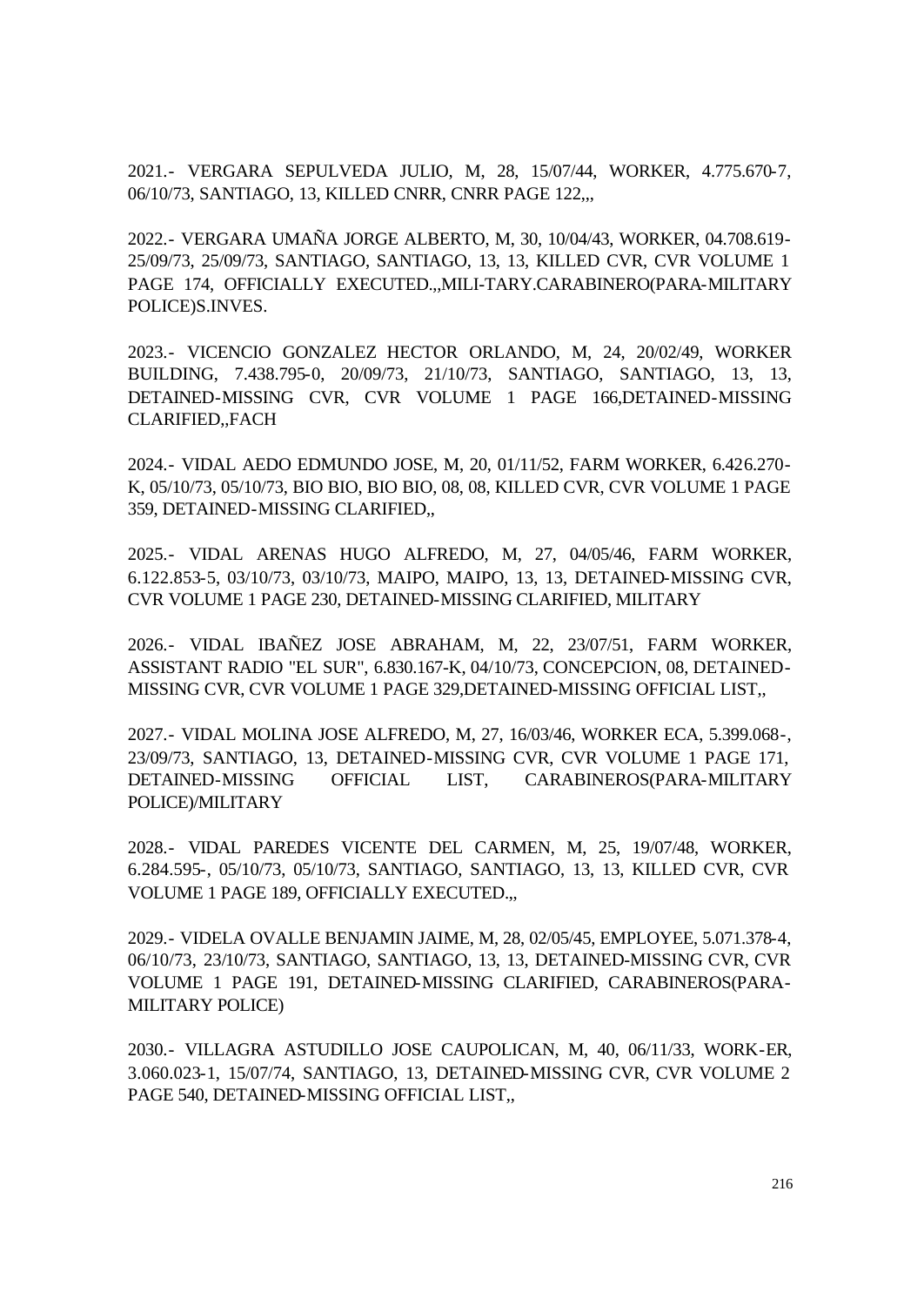2021.- VERGARA SEPULVEDA JULIO, M, 28, 15/07/44, WORKER, 4.775.670-7, 06/10/73, SANTIAGO, 13, KILLED CNRR, CNRR PAGE 122,,,

2022.- VERGARA UMAÑA JORGE ALBERTO, M, 30, 10/04/43, WORKER, 04.708.619-25/09/73, 25/09/73, SANTIAGO, SANTIAGO, 13, 13, KILLED CVR, CVR VOLUME 1 PAGE 174, OFFICIALLY EXECUTED.,,MILI-TARY.CARABINERO(PARA-MILITARY POLICE)S.INVES.

2023.- VICENCIO GONZALEZ HECTOR ORLANDO, M, 24, 20/02/49, WORKER BUILDING, 7.438.795-0, 20/09/73, 21/10/73, SANTIAGO, SANTIAGO, 13, 13, DETAINED-MISSING CVR, CVR VOLUME 1 PAGE 166,DETAINED-MISSING CLARIFIED,,FACH

2024.- VIDAL AEDO EDMUNDO JOSE, M, 20, 01/11/52, FARM WORKER, 6.426.270-K, 05/10/73, 05/10/73, BIO BIO, BIO BIO, 08, 08, KILLED CVR, CVR VOLUME 1 PAGE 359, DETAINED-MISSING CLARIFIED,,

2025.- VIDAL ARENAS HUGO ALFREDO, M, 27, 04/05/46, FARM WORKER, 6.122.853-5, 03/10/73, 03/10/73, MAIPO, MAIPO, 13, 13, DETAINED-MISSING CVR, CVR VOLUME 1 PAGE 230, DETAINED-MISSING CLARIFIED, MILITARY

2026.- VIDAL IBAÑEZ JOSE ABRAHAM, M, 22, 23/07/51, FARM WORKER, ASSISTANT RADIO "EL SUR", 6.830.167-K, 04/10/73, CONCEPCION, 08, DETAINED-MISSING CVR, CVR VOLUME 1 PAGE 329,DETAINED-MISSING OFFICIAL LIST,,

2027.- VIDAL MOLINA JOSE ALFREDO, M, 27, 16/03/46, WORKER ECA, 5.399.068-, 23/09/73, SANTIAGO, 13, DETAINED-MISSING CVR, CVR VOLUME 1 PAGE 171, DETAINED-MISSING OFFICIAL LIST, CARABINEROS(PARA-MILITARY POLICE)/MILITARY

2028.- VIDAL PAREDES VICENTE DEL CARMEN, M, 25, 19/07/48, WORKER, 6.284.595-, 05/10/73, 05/10/73, SANTIAGO, SANTIAGO, 13, 13, KILLED CVR, CVR VOLUME 1 PAGE 189, OFFICIALLY EXECUTED.,,

2029.- VIDELA OVALLE BENJAMIN JAIME, M, 28, 02/05/45, EMPLOYEE, 5.071.378-4, 06/10/73, 23/10/73, SANTIAGO, SANTIAGO, 13, 13, DETAINED-MISSING CVR, CVR VOLUME 1 PAGE 191, DETAINED-MISSING CLARIFIED, CARABINEROS(PARA-MILITARY POLICE)

2030.- VILLAGRA ASTUDILLO JOSE CAUPOLICAN, M, 40, 06/11/33, WORK-ER, 3.060.023-1, 15/07/74, SANTIAGO, 13, DETAINED-MISSING CVR, CVR VOLUME 2 PAGE 540, DETAINED-MISSING OFFICIAL LIST,,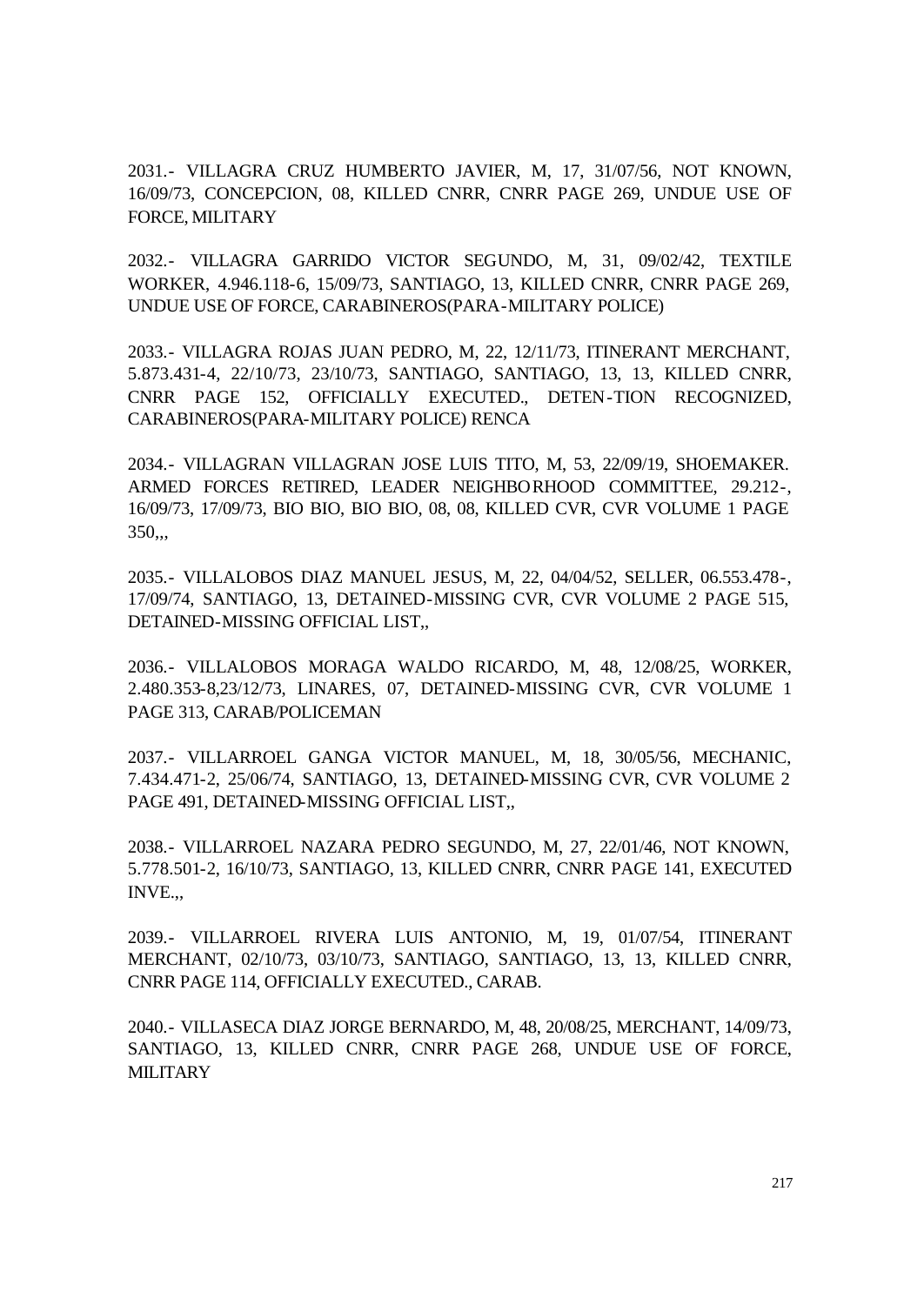2031.- VILLAGRA CRUZ HUMBERTO JAVIER, M, 17, 31/07/56, NOT KNOWN, 16/09/73, CONCEPCION, 08, KILLED CNRR, CNRR PAGE 269, UNDUE USE OF FORCE, MILITARY

2032.- VILLAGRA GARRIDO VICTOR SEGUNDO, M, 31, 09/02/42, TEXTILE WORKER, 4.946.118-6, 15/09/73, SANTIAGO, 13, KILLED CNRR, CNRR PAGE 269, UNDUE USE OF FORCE, CARABINEROS(PARA-MILITARY POLICE)

2033.- VILLAGRA ROJAS JUAN PEDRO, M, 22, 12/11/73, ITINERANT MERCHANT, 5.873.431-4, 22/10/73, 23/10/73, SANTIAGO, SANTIAGO, 13, 13, KILLED CNRR, CNRR PAGE 152, OFFICIALLY EXECUTED., DETEN-TION RECOGNIZED, CARABINEROS(PARA-MILITARY POLICE) RENCA

2034.- VILLAGRAN VILLAGRAN JOSE LUIS TITO, M, 53, 22/09/19, SHOEMAKER. ARMED FORCES RETIRED, LEADER NEIGHBORHOOD COMMITTEE, 29.212-, 16/09/73, 17/09/73, BIO BIO, BIO BIO, 08, 08, KILLED CVR, CVR VOLUME 1 PAGE 350,,,

2035.- VILLALOBOS DIAZ MANUEL JESUS, M, 22, 04/04/52, SELLER, 06.553.478-, 17/09/74, SANTIAGO, 13, DETAINED-MISSING CVR, CVR VOLUME 2 PAGE 515, DETAINED-MISSING OFFICIAL LIST,,

2036.- VILLALOBOS MORAGA WALDO RICARDO, M, 48, 12/08/25, WORKER, 2.480.353-8,23/12/73, LINARES, 07, DETAINED-MISSING CVR, CVR VOLUME 1 PAGE 313, CARAB/POLICEMAN

2037.- VILLARROEL GANGA VICTOR MANUEL, M, 18, 30/05/56, MECHANIC, 7.434.471-2, 25/06/74, SANTIAGO, 13, DETAINED-MISSING CVR, CVR VOLUME 2 PAGE 491, DETAINED-MISSING OFFICIAL LIST,,

2038.- VILLARROEL NAZARA PEDRO SEGUNDO, M, 27, 22/01/46, NOT KNOWN, 5.778.501-2, 16/10/73, SANTIAGO, 13, KILLED CNRR, CNRR PAGE 141, EXECUTED INVE.,,

2039.- VILLARROEL RIVERA LUIS ANTONIO, M, 19, 01/07/54, ITINERANT MERCHANT, 02/10/73, 03/10/73, SANTIAGO, SANTIAGO, 13, 13, KILLED CNRR, CNRR PAGE 114, OFFICIALLY EXECUTED., CARAB.

2040.- VILLASECA DIAZ JORGE BERNARDO, M, 48, 20/08/25, MERCHANT, 14/09/73, SANTIAGO, 13, KILLED CNRR, CNRR PAGE 268, UNDUE USE OF FORCE, MILITARY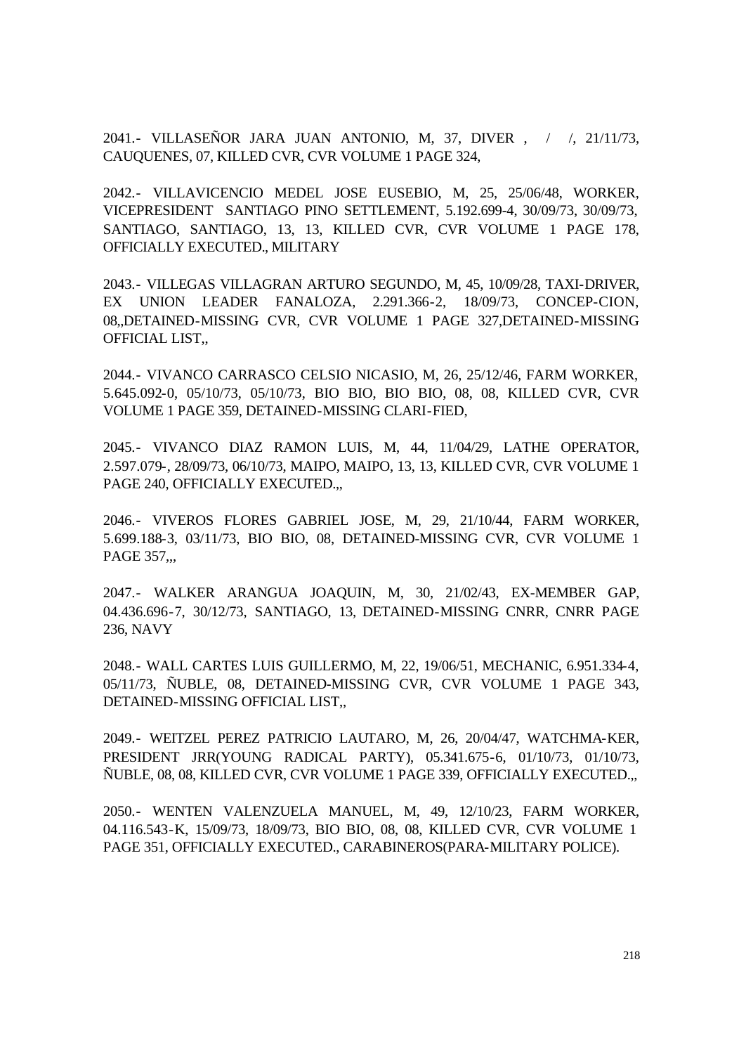2041.- VILLASEÑOR JARA JUAN ANTONIO, M, 37, DIVER , / /, 21/11/73, CAUQUENES, 07, KILLED CVR, CVR VOLUME 1 PAGE 324,

2042.- VILLAVICENCIO MEDEL JOSE EUSEBIO, M, 25, 25/06/48, WORKER, VICEPRESIDENT SANTIAGO PINO SETTLEMENT, 5.192.699-4, 30/09/73, 30/09/73, SANTIAGO, SANTIAGO, 13, 13, KILLED CVR, CVR VOLUME 1 PAGE 178, OFFICIALLY EXECUTED., MILITARY

2043.- VILLEGAS VILLAGRAN ARTURO SEGUNDO, M, 45, 10/09/28, TAXI-DRIVER, EX UNION LEADER FANALOZA, 2.291.366-2, 18/09/73, CONCEP-CION, 08,,DETAINED-MISSING CVR, CVR VOLUME 1 PAGE 327,DETAINED-MISSING OFFICIAL LIST,,

2044.- VIVANCO CARRASCO CELSIO NICASIO, M, 26, 25/12/46, FARM WORKER, 5.645.092-0, 05/10/73, 05/10/73, BIO BIO, BIO BIO, 08, 08, KILLED CVR, CVR VOLUME 1 PAGE 359, DETAINED-MISSING CLARI-FIED,

2045.- VIVANCO DIAZ RAMON LUIS, M, 44, 11/04/29, LATHE OPERATOR, 2.597.079-, 28/09/73, 06/10/73, MAIPO, MAIPO, 13, 13, KILLED CVR, CVR VOLUME 1 PAGE 240, OFFICIALLY EXECUTED.,,

2046.- VIVEROS FLORES GABRIEL JOSE, M, 29, 21/10/44, FARM WORKER, 5.699.188-3, 03/11/73, BIO BIO, 08, DETAINED-MISSING CVR, CVR VOLUME 1 PAGE 357,,,

2047.- WALKER ARANGUA JOAQUIN, M, 30, 21/02/43, EX-MEMBER GAP, 04.436.696-7, 30/12/73, SANTIAGO, 13, DETAINED-MISSING CNRR, CNRR PAGE 236, NAVY

2048.- WALL CARTES LUIS GUILLERMO, M, 22, 19/06/51, MECHANIC, 6.951.334-4, 05/11/73, ÑUBLE, 08, DETAINED-MISSING CVR, CVR VOLUME 1 PAGE 343, DETAINED-MISSING OFFICIAL LIST,,

2049.- WEITZEL PEREZ PATRICIO LAUTARO, M, 26, 20/04/47, WATCHMA-KER, PRESIDENT JRR(YOUNG RADICAL PARTY), 05.341.675-6, 01/10/73, 01/10/73, ÑUBLE, 08, 08, KILLED CVR, CVR VOLUME 1 PAGE 339, OFFICIALLY EXECUTED.,,

2050.- WENTEN VALENZUELA MANUEL, M, 49, 12/10/23, FARM WORKER, 04.116.543-K, 15/09/73, 18/09/73, BIO BIO, 08, 08, KILLED CVR, CVR VOLUME 1 PAGE 351, OFFICIALLY EXECUTED., CARABINEROS(PARA-MILITARY POLICE).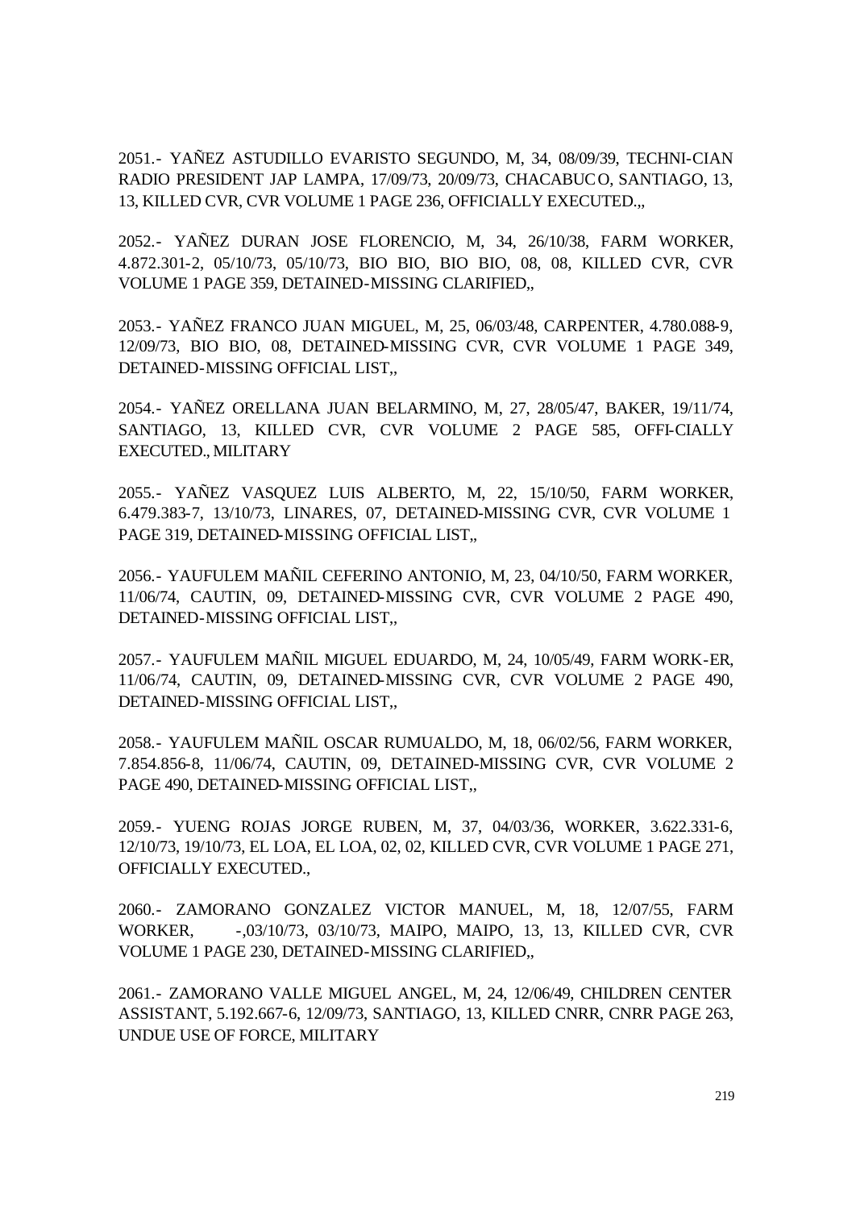2051.- YAÑEZ ASTUDILLO EVARISTO SEGUNDO, M, 34, 08/09/39, TECHNI-CIAN RADIO PRESIDENT JAP LAMPA, 17/09/73, 20/09/73, CHACABUCO, SANTIAGO, 13, 13, KILLED CVR, CVR VOLUME 1 PAGE 236, OFFICIALLY EXECUTED.,,

2052.- YAÑEZ DURAN JOSE FLORENCIO, M, 34, 26/10/38, FARM WORKER, 4.872.301-2, 05/10/73, 05/10/73, BIO BIO, BIO BIO, 08, 08, KILLED CVR, CVR VOLUME 1 PAGE 359, DETAINED-MISSING CLARIFIED,,

2053.- YAÑEZ FRANCO JUAN MIGUEL, M, 25, 06/03/48, CARPENTER, 4.780.088-9, 12/09/73, BIO BIO, 08, DETAINED-MISSING CVR, CVR VOLUME 1 PAGE 349, DETAINED-MISSING OFFICIAL LIST,,

2054.- YAÑEZ ORELLANA JUAN BELARMINO, M, 27, 28/05/47, BAKER, 19/11/74, SANTIAGO, 13, KILLED CVR, CVR VOLUME 2 PAGE 585, OFFI-CIALLY EXECUTED., MILITARY

2055.- YAÑEZ VASQUEZ LUIS ALBERTO, M, 22, 15/10/50, FARM WORKER, 6.479.383-7, 13/10/73, LINARES, 07, DETAINED-MISSING CVR, CVR VOLUME 1 PAGE 319, DETAINED-MISSING OFFICIAL LIST,,

2056.- YAUFULEM MAÑIL CEFERINO ANTONIO, M, 23, 04/10/50, FARM WORKER, 11/06/74, CAUTIN, 09, DETAINED-MISSING CVR, CVR VOLUME 2 PAGE 490, DETAINED-MISSING OFFICIAL LIST,,

2057.- YAUFULEM MAÑIL MIGUEL EDUARDO, M, 24, 10/05/49, FARM WORK-ER, 11/06/74, CAUTIN, 09, DETAINED-MISSING CVR, CVR VOLUME 2 PAGE 490, DETAINED-MISSING OFFICIAL LIST,,

2058.- YAUFULEM MAÑIL OSCAR RUMUALDO, M, 18, 06/02/56, FARM WORKER, 7.854.856-8, 11/06/74, CAUTIN, 09, DETAINED-MISSING CVR, CVR VOLUME 2 PAGE 490, DETAINED-MISSING OFFICIAL LIST,,

2059.- YUENG ROJAS JORGE RUBEN, M, 37, 04/03/36, WORKER, 3.622.331-6, 12/10/73, 19/10/73, EL LOA, EL LOA, 02, 02, KILLED CVR, CVR VOLUME 1 PAGE 271, OFFICIALLY EXECUTED.,

2060.- ZAMORANO GONZALEZ VICTOR MANUEL, M, 18, 12/07/55, FARM WORKER, -,03/10/73, 03/10/73, MAIPO, MAIPO, 13, 13, KILLED CVR, CVR VOLUME 1 PAGE 230, DETAINED-MISSING CLARIFIED,,

2061.- ZAMORANO VALLE MIGUEL ANGEL, M, 24, 12/06/49, CHILDREN CENTER ASSISTANT, 5.192.667-6, 12/09/73, SANTIAGO, 13, KILLED CNRR, CNRR PAGE 263, UNDUE USE OF FORCE, MILITARY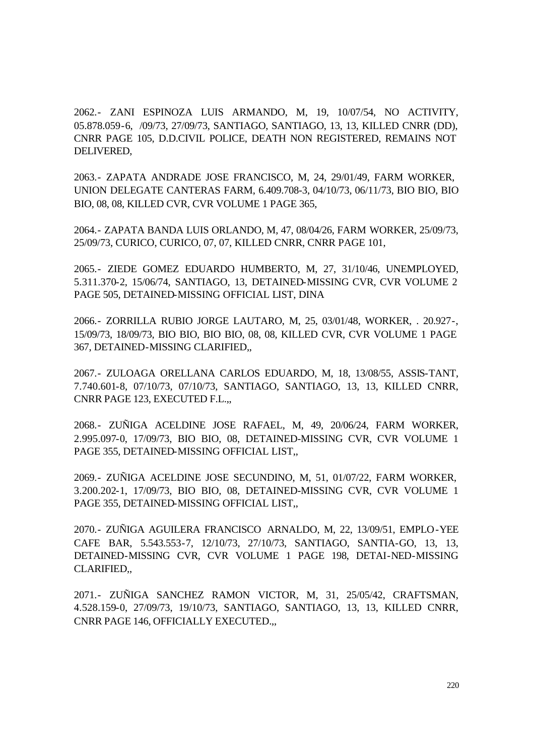2062.- ZANI ESPINOZA LUIS ARMANDO, M, 19, 10/07/54, NO ACTIVITY, 05.878.059-6, /09/73, 27/09/73, SANTIAGO, SANTIAGO, 13, 13, KILLED CNRR (DD), CNRR PAGE 105, D.D.CIVIL POLICE, DEATH NON REGISTERED, REMAINS NOT DELIVERED,

2063.- ZAPATA ANDRADE JOSE FRANCISCO, M, 24, 29/01/49, FARM WORKER, UNION DELEGATE CANTERAS FARM, 6.409.708-3, 04/10/73, 06/11/73, BIO BIO, BIO BIO, 08, 08, KILLED CVR, CVR VOLUME 1 PAGE 365,

2064.- ZAPATA BANDA LUIS ORLANDO, M, 47, 08/04/26, FARM WORKER, 25/09/73, 25/09/73, CURICO, CURICO, 07, 07, KILLED CNRR, CNRR PAGE 101,

2065.- ZIEDE GOMEZ EDUARDO HUMBERTO, M, 27, 31/10/46, UNEMPLOYED, 5.311.370-2, 15/06/74, SANTIAGO, 13, DETAINED-MISSING CVR, CVR VOLUME 2 PAGE 505, DETAINED-MISSING OFFICIAL LIST, DINA

2066.- ZORRILLA RUBIO JORGE LAUTARO, M, 25, 03/01/48, WORKER, . 20.927-, 15/09/73, 18/09/73, BIO BIO, BIO BIO, 08, 08, KILLED CVR, CVR VOLUME 1 PAGE 367, DETAINED-MISSING CLARIFIED,,

2067.- ZULOAGA ORELLANA CARLOS EDUARDO, M, 18, 13/08/55, ASSIS-TANT, 7.740.601-8, 07/10/73, 07/10/73, SANTIAGO, SANTIAGO, 13, 13, KILLED CNRR, CNRR PAGE 123, EXECUTED F.L.,,

2068.- ZUÑIGA ACELDINE JOSE RAFAEL, M, 49, 20/06/24, FARM WORKER, 2.995.097-0, 17/09/73, BIO BIO, 08, DETAINED-MISSING CVR, CVR VOLUME 1 PAGE 355, DETAINED-MISSING OFFICIAL LIST,,

2069.- ZUÑIGA ACELDINE JOSE SECUNDINO, M, 51, 01/07/22, FARM WORKER, 3.200.202-1, 17/09/73, BIO BIO, 08, DETAINED-MISSING CVR, CVR VOLUME 1 PAGE 355, DETAINED-MISSING OFFICIAL LIST,,

2070.- ZUÑIGA AGUILERA FRANCISCO ARNALDO, M, 22, 13/09/51, EMPLO-YEE CAFE BAR, 5.543.553-7, 12/10/73, 27/10/73, SANTIAGO, SANTIA-GO, 13, 13, DETAINED-MISSING CVR, CVR VOLUME 1 PAGE 198, DETAI-NED-MISSING CLARIFIED,,

2071.- ZUÑIGA SANCHEZ RAMON VICTOR, M, 31, 25/05/42, CRAFTSMAN, 4.528.159-0, 27/09/73, 19/10/73, SANTIAGO, SANTIAGO, 13, 13, KILLED CNRR, CNRR PAGE 146, OFFICIALLY EXECUTED.,,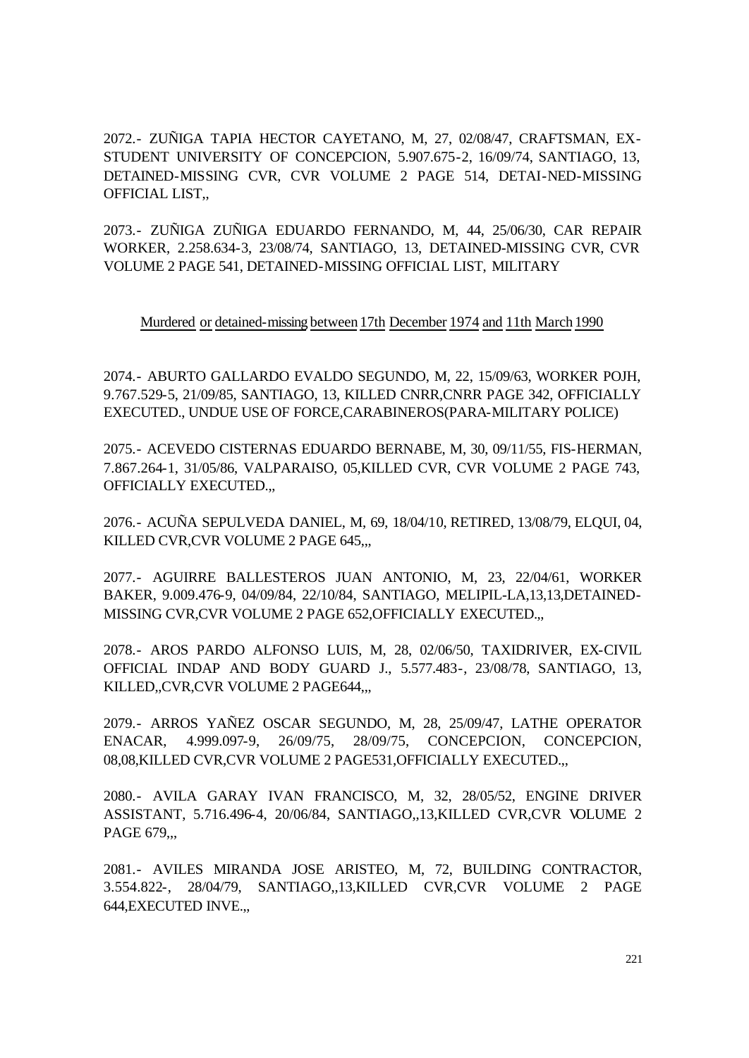2072.- ZUÑIGA TAPIA HECTOR CAYETANO, M, 27, 02/08/47, CRAFTSMAN, EX-STUDENT UNIVERSITY OF CONCEPCION, 5.907.675-2, 16/09/74, SANTIAGO, 13, DETAINED-MISSING CVR, CVR VOLUME 2 PAGE 514, DETAI-NED-MISSING OFFICIAL LIST,,

2073.- ZUÑIGA ZUÑIGA EDUARDO FERNANDO, M, 44, 25/06/30, CAR REPAIR WORKER, 2.258.634-3, 23/08/74, SANTIAGO, 13, DETAINED-MISSING CVR, CVR VOLUME 2 PAGE 541, DETAINED-MISSING OFFICIAL LIST, MILITARY

Murdered or detained-missing between 17th December 1974 and 11th March 1990

2074.- ABURTO GALLARDO EVALDO SEGUNDO, M, 22, 15/09/63, WORKER POJH, 9.767.529-5, 21/09/85, SANTIAGO, 13, KILLED CNRR,CNRR PAGE 342, OFFICIALLY EXECUTED., UNDUE USE OF FORCE,CARABINEROS(PARA-MILITARY POLICE)

2075.- ACEVEDO CISTERNAS EDUARDO BERNABE, M, 30, 09/11/55, FIS-HERMAN, 7.867.264-1, 31/05/86, VALPARAISO, 05,KILLED CVR, CVR VOLUME 2 PAGE 743, OFFICIALLY EXECUTED.,,

2076.- ACUÑA SEPULVEDA DANIEL, M, 69, 18/04/10, RETIRED, 13/08/79, ELQUI, 04, KILLED CVR,CVR VOLUME 2 PAGE 645,,,

2077.- AGUIRRE BALLESTEROS JUAN ANTONIO, M, 23, 22/04/61, WORKER BAKER, 9.009.476-9, 04/09/84, 22/10/84, SANTIAGO, MELIPIL-LA,13,13,DETAINED-MISSING CVR,CVR VOLUME 2 PAGE 652,OFFICIALLY EXECUTED.,,

2078.- AROS PARDO ALFONSO LUIS, M, 28, 02/06/50, TAXIDRIVER, EX-CIVIL OFFICIAL INDAP AND BODY GUARD J., 5.577.483-, 23/08/78, SANTIAGO, 13, KILLED,,CVR,CVR VOLUME 2 PAGE644,,,

2079.- ARROS YAÑEZ OSCAR SEGUNDO, M, 28, 25/09/47, LATHE OPERATOR ENACAR, 4.999.097-9, 26/09/75, 28/09/75, CONCEPCION, CONCEPCION, 08,08,KILLED CVR,CVR VOLUME 2 PAGE531,OFFICIALLY EXECUTED.,,

2080.- AVILA GARAY IVAN FRANCISCO, M, 32, 28/05/52, ENGINE DRIVER ASSISTANT, 5.716.496-4, 20/06/84, SANTIAGO,,13,KILLED CVR,CVR VOLUME 2 PAGE 679,,,

2081.- AVILES MIRANDA JOSE ARISTEO, M, 72, BUILDING CONTRACTOR, 3.554.822-, 28/04/79, SANTIAGO,,13,KILLED CVR,CVR VOLUME 2 PAGE 644,EXECUTED INVE.,,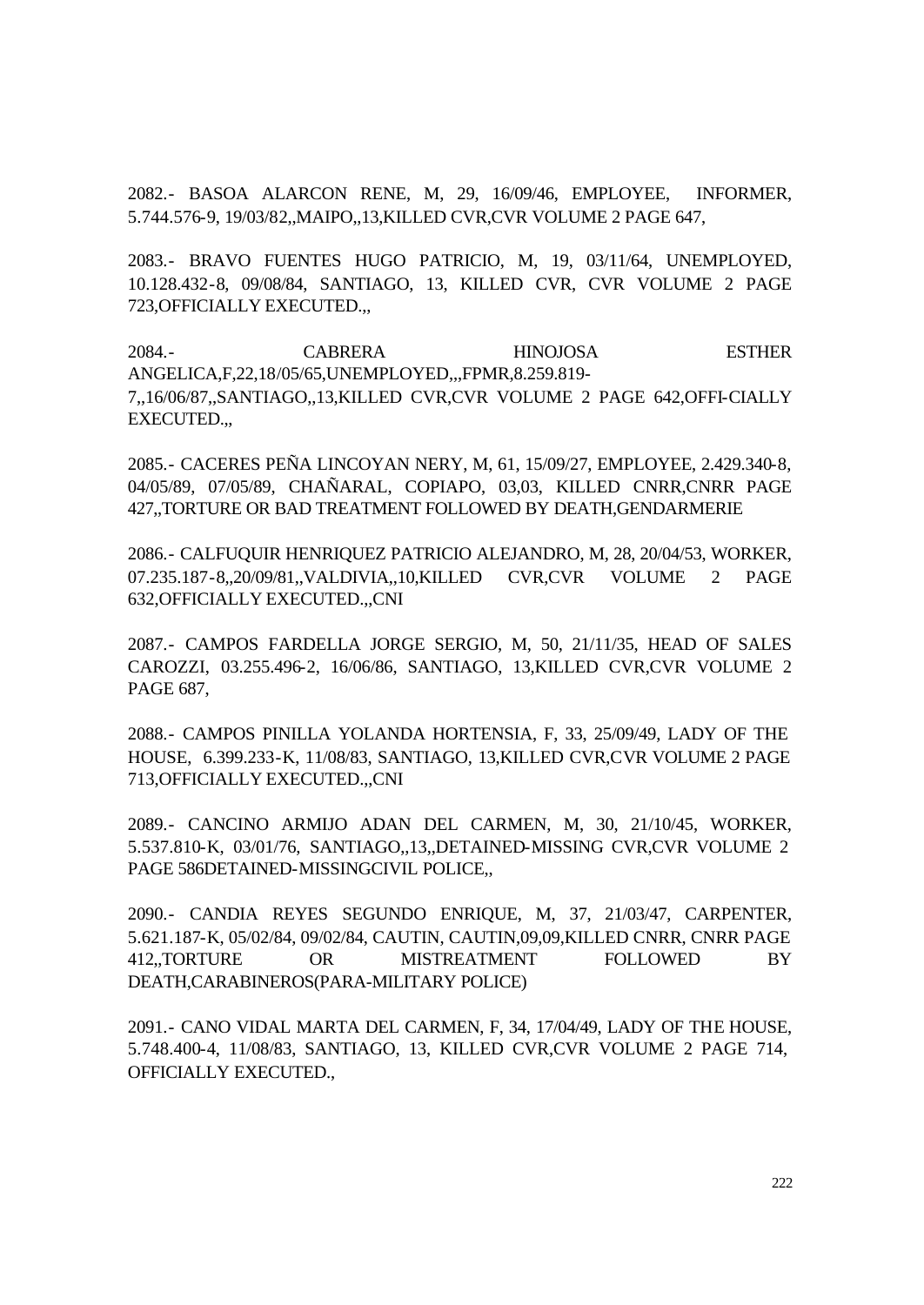2082.- BASOA ALARCON RENE, M, 29, 16/09/46, EMPLOYEE, INFORMER, 5.744.576-9, 19/03/82,,MAIPO,,13,KILLED CVR,CVR VOLUME 2 PAGE 647,

2083.- BRAVO FUENTES HUGO PATRICIO, M, 19, 03/11/64, UNEMPLOYED, 10.128.432-8, 09/08/84, SANTIAGO, 13, KILLED CVR, CVR VOLUME 2 PAGE 723,OFFICIALLY EXECUTED.,,

2084.- CABRERA HINOJOSA ESTHER ANGELICA,F,22,18/05/65,UNEMPLOYED,,,FPMR,8.259.819-7,,16/06/87,,SANTIAGO,,13,KILLED CVR,CVR VOLUME 2 PAGE 642,OFFI-CIALLY EXECUTED.,,

2085.- CACERES PEÑA LINCOYAN NERY, M, 61, 15/09/27, EMPLOYEE, 2.429.340-8, 04/05/89, 07/05/89, CHAÑARAL, COPIAPO, 03,03, KILLED CNRR,CNRR PAGE 427,,TORTURE OR BAD TREATMENT FOLLOWED BY DEATH,GENDARMERIE

2086.- CALFUQUIR HENRIQUEZ PATRICIO ALEJANDRO, M, 28, 20/04/53, WORKER, 07.235.187-8,,20/09/81,,VALDIVIA,,10,KILLED CVR,CVR VOLUME 2 PAGE 632,OFFICIALLY EXECUTED.,,CNI

2087.- CAMPOS FARDELLA JORGE SERGIO, M, 50, 21/11/35, HEAD OF SALES CAROZZI, 03.255.496-2, 16/06/86, SANTIAGO, 13,KILLED CVR,CVR VOLUME 2 PAGE 687,

2088.- CAMPOS PINILLA YOLANDA HORTENSIA, F, 33, 25/09/49, LADY OF THE HOUSE, 6.399.233-K, 11/08/83, SANTIAGO, 13,KILLED CVR,CVR VOLUME 2 PAGE 713,OFFICIALLY EXECUTED.,,CNI

2089.- CANCINO ARMIJO ADAN DEL CARMEN, M, 30, 21/10/45, WORKER, 5.537.810-K, 03/01/76, SANTIAGO,,13,,DETAINED-MISSING CVR,CVR VOLUME 2 PAGE 586DETAINED-MISSINGCIVIL POLICE,,

2090.- CANDIA REYES SEGUNDO ENRIQUE, M, 37, 21/03/47, CARPENTER, 5.621.187-K, 05/02/84, 09/02/84, CAUTIN, CAUTIN,09,09,KILLED CNRR, CNRR PAGE 412,,TORTURE OR MISTREATMENT FOLLOWED BY DEATH,CARABINEROS(PARA-MILITARY POLICE)

2091.- CANO VIDAL MARTA DEL CARMEN, F, 34, 17/04/49, LADY OF THE HOUSE, 5.748.400-4, 11/08/83, SANTIAGO, 13, KILLED CVR,CVR VOLUME 2 PAGE 714, OFFICIALLY EXECUTED.,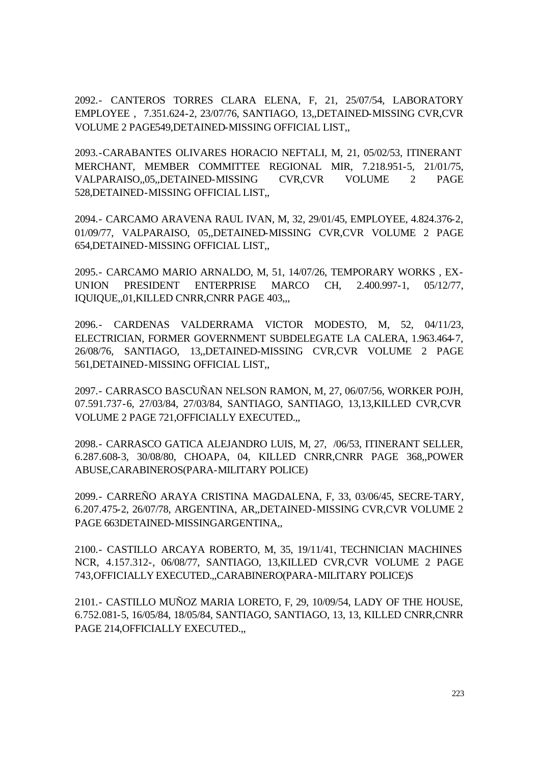2092.- CANTEROS TORRES CLARA ELENA, F, 21, 25/07/54, LABORATORY EMPLOYEE , 7.351.624-2, 23/07/76, SANTIAGO, 13,,DETAINED-MISSING CVR,CVR VOLUME 2 PAGE549,DETAINED-MISSING OFFICIAL LIST,,

2093.-CARABANTES OLIVARES HORACIO NEFTALI, M, 21, 05/02/53, ITINERANT MERCHANT, MEMBER COMMITTEE REGIONAL MIR, 7.218.951-5, 21/01/75, VALPARAISO,,05,,DETAINED-MISSING CVR,CVR VOLUME 2 PAGE 528,DETAINED-MISSING OFFICIAL LIST,,

2094.- CARCAMO ARAVENA RAUL IVAN, M, 32, 29/01/45, EMPLOYEE, 4.824.376-2, 01/09/77, VALPARAISO, 05,,DETAINED-MISSING CVR,CVR VOLUME 2 PAGE 654,DETAINED-MISSING OFFICIAL LIST,,

2095.- CARCAMO MARIO ARNALDO, M, 51, 14/07/26, TEMPORARY WORKS , EX-UNION PRESIDENT ENTERPRISE MARCO CH, 2.400.997-1, 05/12/77, IQUIQUE,,01,KILLED CNRR,CNRR PAGE 403,,,

2096.- CARDENAS VALDERRAMA VICTOR MODESTO, M, 52, 04/11/23, ELECTRICIAN, FORMER GOVERNMENT SUBDELEGATE LA CALERA, 1.963.464-7, 26/08/76, SANTIAGO, 13,,DETAINED-MISSING CVR,CVR VOLUME 2 PAGE 561,DETAINED-MISSING OFFICIAL LIST,,

2097.- CARRASCO BASCUÑAN NELSON RAMON, M, 27, 06/07/56, WORKER POJH, 07.591.737-6, 27/03/84, 27/03/84, SANTIAGO, SANTIAGO, 13,13,KILLED CVR,CVR VOLUME 2 PAGE 721,OFFICIALLY EXECUTED.,,

2098.- CARRASCO GATICA ALEJANDRO LUIS, M, 27, /06/53, ITINERANT SELLER, 6.287.608-3, 30/08/80, CHOAPA, 04, KILLED CNRR,CNRR PAGE 368,,POWER ABUSE,CARABINEROS(PARA-MILITARY POLICE)

2099.- CARREÑO ARAYA CRISTINA MAGDALENA, F, 33, 03/06/45, SECRE-TARY, 6.207.475-2, 26/07/78, ARGENTINA, AR,,DETAINED-MISSING CVR,CVR VOLUME 2 PAGE 663DETAINED-MISSINGARGENTINA,,

2100.- CASTILLO ARCAYA ROBERTO, M, 35, 19/11/41, TECHNICIAN MACHINES NCR, 4.157.312-, 06/08/77, SANTIAGO, 13,KILLED CVR,CVR VOLUME 2 PAGE 743,OFFICIALLY EXECUTED.,,CARABINERO(PARA-MILITARY POLICE)S

2101.- CASTILLO MUÑOZ MARIA LORETO, F, 29, 10/09/54, LADY OF THE HOUSE, 6.752.081-5, 16/05/84, 18/05/84, SANTIAGO, SANTIAGO, 13, 13, KILLED CNRR,CNRR PAGE 214,OFFICIALLY EXECUTED.,,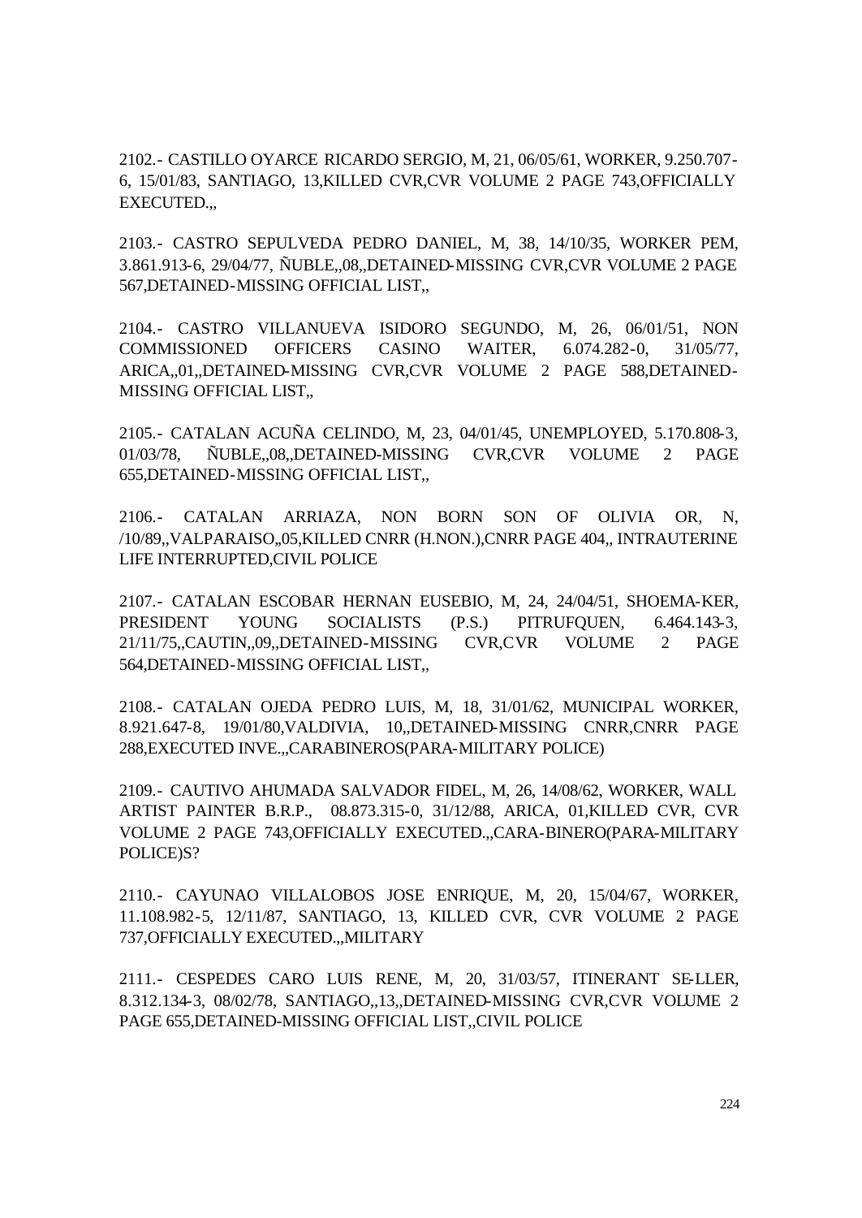2102.- CASTILLO OYARCE RICARDO SERGIO, M, 21, 06/05/61, WORKER, 9.250.707-6, 15/01/83, SANTIAGO, 13,KILLED CVR,CVR VOLUME 2 PAGE 743,OFFICIALLY EXECUTED.,,

2103.- CASTRO SEPULVEDA PEDRO DANIEL, M, 38, 14/10/35, WORKER PEM, 3.861.913-6, 29/04/77, ÑUBLE,,08,,DETAINED-MISSING CVR,CVR VOLUME 2 PAGE 567,DETAINED-MISSING OFFICIAL LIST,,

2104.- CASTRO VILLANUEVA ISIDORO SEGUNDO, M, 26, 06/01/51, NON COMMISSIONED OFFICERS CASINO WAITER, 6.074.282-0, 31/05/77, ARICA,,01,,DETAINED-MISSING CVR,CVR VOLUME 2 PAGE 588,DETAINED-MISSING OFFICIAL LIST,,

2105.- CATALAN ACUÑA CELINDO, M, 23, 04/01/45, UNEMPLOYED, 5.170.808-3, 01/03/78, ÑUBLE,,08,,DETAINED-MISSING CVR,CVR VOLUME 2 PAGE 655,DETAINED-MISSING OFFICIAL LIST,,

2106.- CATALAN ARRIAZA, NON BORN SON OF OLIVIA OR, N, /10/89,,VALPARAISO,,05,KILLED CNRR (H.NON.),CNRR PAGE 404,, INTRAUTERINE LIFE INTERRUPTED,CIVIL POLICE

2107.- CATALAN ESCOBAR HERNAN EUSEBIO, M, 24, 24/04/51, SHOEMA-KER, PRESIDENT YOUNG SOCIALISTS (P.S.) PITRUFQUEN, 6.464.143-3, 21/11/75,,CAUTIN,,09,,DETAINED-MISSING CVR,CVR VOLUME 2 PAGE 564,DETAINED-MISSING OFFICIAL LIST,,

2108.- CATALAN OJEDA PEDRO LUIS, M, 18, 31/01/62, MUNICIPAL WORKER, 8.921.647-8, 19/01/80,VALDIVIA, 10,,DETAINED-MISSING CNRR,CNRR PAGE 288,EXECUTED INVE.,,CARABINEROS(PARA-MILITARY POLICE)

2109.- CAUTIVO AHUMADA SALVADOR FIDEL, M, 26, 14/08/62, WORKER, WALL ARTIST PAINTER B.R.P., 08.873.315-0, 31/12/88, ARICA, 01,KILLED CVR, CVR VOLUME 2 PAGE 743,OFFICIALLY EXECUTED.,,CARA-BINERO(PARA-MILITARY POLICE)S?

2110.- CAYUNAO VILLALOBOS JOSE ENRIQUE, M, 20, 15/04/67, WORKER, 11.108.982-5, 12/11/87, SANTIAGO, 13, KILLED CVR, CVR VOLUME 2 PAGE 737,OFFICIALLY EXECUTED.,,MILITARY

2111.- CESPEDES CARO LUIS RENE, M, 20, 31/03/57, ITINERANT SE-LLER, 8.312.134-3, 08/02/78, SANTIAGO,,13,,DETAINED-MISSING CVR,CVR VOLUME 2 PAGE 655,DETAINED-MISSING OFFICIAL LIST,,CIVIL POLICE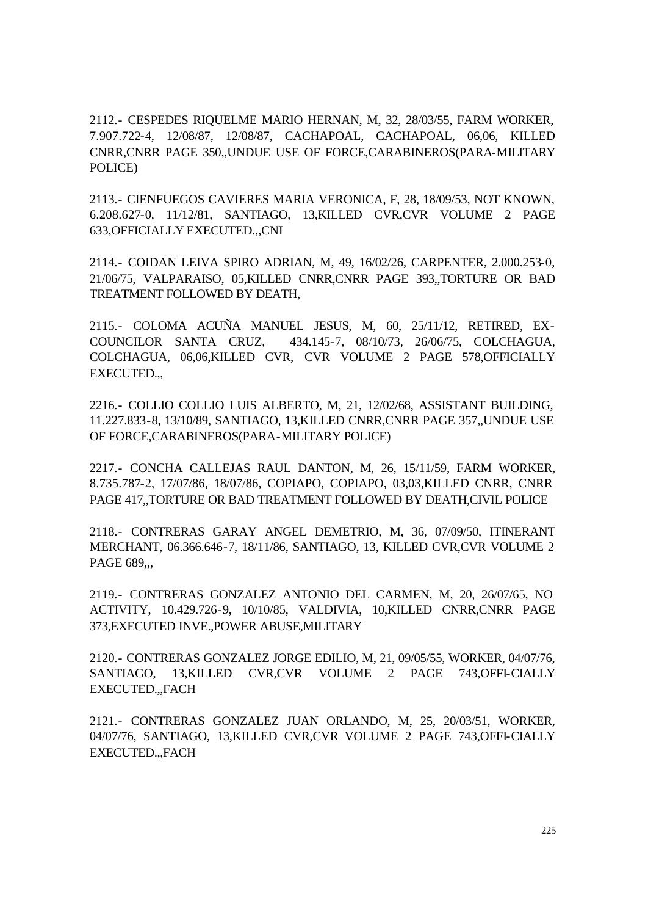2112.- CESPEDES RIQUELME MARIO HERNAN, M, 32, 28/03/55, FARM WORKER, 7.907.722-4, 12/08/87, 12/08/87, CACHAPOAL, CACHAPOAL, 06,06, KILLED CNRR,CNRR PAGE 350,,UNDUE USE OF FORCE,CARABINEROS(PARA-MILITARY POLICE)

2113.- CIENFUEGOS CAVIERES MARIA VERONICA, F, 28, 18/09/53, NOT KNOWN, 6.208.627-0, 11/12/81, SANTIAGO, 13,KILLED CVR,CVR VOLUME 2 PAGE 633,OFFICIALLY EXECUTED.,,CNI

2114.- COIDAN LEIVA SPIRO ADRIAN, M, 49, 16/02/26, CARPENTER, 2.000.253-0, 21/06/75, VALPARAISO, 05,KILLED CNRR,CNRR PAGE 393,,TORTURE OR BAD TREATMENT FOLLOWED BY DEATH,

2115.- COLOMA ACUÑA MANUEL JESUS, M, 60, 25/11/12, RETIRED, EX-COUNCILOR SANTA CRUZ, 434.145-7, 08/10/73, 26/06/75, COLCHAGUA, COLCHAGUA, 06,06,KILLED CVR, CVR VOLUME 2 PAGE 578,OFFICIALLY EXECUTED.,,

2216.- COLLIO COLLIO LUIS ALBERTO, M, 21, 12/02/68, ASSISTANT BUILDING, 11.227.833-8, 13/10/89, SANTIAGO, 13,KILLED CNRR,CNRR PAGE 357,,UNDUE USE OF FORCE,CARABINEROS(PARA-MILITARY POLICE)

2217.- CONCHA CALLEJAS RAUL DANTON, M, 26, 15/11/59, FARM WORKER, 8.735.787-2, 17/07/86, 18/07/86, COPIAPO, COPIAPO, 03,03,KILLED CNRR, CNRR PAGE 417,,TORTURE OR BAD TREATMENT FOLLOWED BY DEATH,CIVIL POLICE

2118.- CONTRERAS GARAY ANGEL DEMETRIO, M, 36, 07/09/50, ITINERANT MERCHANT, 06.366.646-7, 18/11/86, SANTIAGO, 13, KILLED CVR,CVR VOLUME 2 PAGE 689,,,

2119.- CONTRERAS GONZALEZ ANTONIO DEL CARMEN, M, 20, 26/07/65, NO ACTIVITY, 10.429.726-9, 10/10/85, VALDIVIA, 10,KILLED CNRR,CNRR PAGE 373,EXECUTED INVE.,POWER ABUSE,MILITARY

2120.- CONTRERAS GONZALEZ JORGE EDILIO, M, 21, 09/05/55, WORKER, 04/07/76, SANTIAGO, 13,KILLED CVR,CVR VOLUME 2 PAGE 743,OFFI-CIALLY EXECUTED.,,FACH

2121.- CONTRERAS GONZALEZ JUAN ORLANDO, M, 25, 20/03/51, WORKER, 04/07/76, SANTIAGO, 13,KILLED CVR,CVR VOLUME 2 PAGE 743,OFFI-CIALLY EXECUTED.,,FACH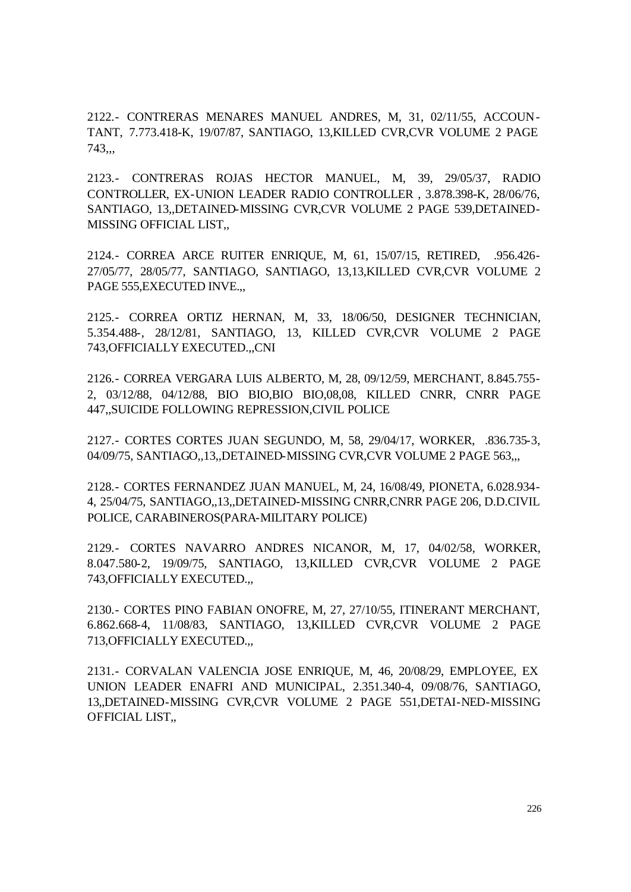2122.- CONTRERAS MENARES MANUEL ANDRES, M, 31, 02/11/55, ACCOUNTANT, 7.773.418-K, 19/07/87, SANTIAGO, 13,KILLED CVR,CVR VOLUME 2 PAGE 743,,,

2123.- CONTRERAS ROJAS HECTOR MANUEL, M, 39, 29/05/37, RADIO CONTROLLER, EX-UNION LEADER RADIO CONTROLLER , 3.878.398-K, 28/06/76, SANTIAGO, 13,,DETAINED-MISSING CVR,CVR VOLUME 2 PAGE 539,DETAINED-MISSING OFFICIAL LIST,,

2124.- CORREA ARCE RUITER ENRIQUE, M, 61, 15/07/15, RETIRED, .956.426-27/05/77, 28/05/77, SANTIAGO, SANTIAGO, 13,13,KILLED CVR,CVR VOLUME 2 PAGE 555,EXECUTED INVE.,,

2125.- CORREA ORTIZ HERNAN, M, 33, 18/06/50, DESIGNER TECHNICIAN, 5.354.488-, 28/12/81, SANTIAGO, 13, KILLED CVR,CVR VOLUME 2 PAGE 743,OFFICIALLY EXECUTED.,,CNI

2126.- CORREA VERGARA LUIS ALBERTO, M, 28, 09/12/59, MERCHANT, 8.845.755-2, 03/12/88, 04/12/88, BIO BIO,BIO BIO,08,08, KILLED CNRR, CNRR PAGE 447,,SUICIDE FOLLOWING REPRESSION,CIVIL POLICE

2127.- CORTES CORTES JUAN SEGUNDO, M, 58, 29/04/17, WORKER, .836.735-3, 04/09/75, SANTIAGO,,13,,DETAINED-MISSING CVR,CVR VOLUME 2 PAGE 563,,,

2128.- CORTES FERNANDEZ JUAN MANUEL, M, 24, 16/08/49, PIONETA, 6.028.934-4, 25/04/75, SANTIAGO,,13,,DETAINED-MISSING CNRR,CNRR PAGE 206, D.D.CIVIL POLICE, CARABINEROS(PARA-MILITARY POLICE)

2129.- CORTES NAVARRO ANDRES NICANOR, M, 17, 04/02/58, WORKER, 8.047.580-2, 19/09/75, SANTIAGO, 13,KILLED CVR,CVR VOLUME 2 PAGE 743,OFFICIALLY EXECUTED.,,

2130.- CORTES PINO FABIAN ONOFRE, M, 27, 27/10/55, ITINERANT MERCHANT, 6.862.668-4, 11/08/83, SANTIAGO, 13,KILLED CVR,CVR VOLUME 2 PAGE 713,OFFICIALLY EXECUTED.,,

2131.- CORVALAN VALENCIA JOSE ENRIQUE, M, 46, 20/08/29, EMPLOYEE, EX UNION LEADER ENAFRI AND MUNICIPAL, 2.351.340-4, 09/08/76, SANTIAGO, 13,,DETAINED-MISSING CVR,CVR VOLUME 2 PAGE 551,DETAI-NED-MISSING OFFICIAL LIST,,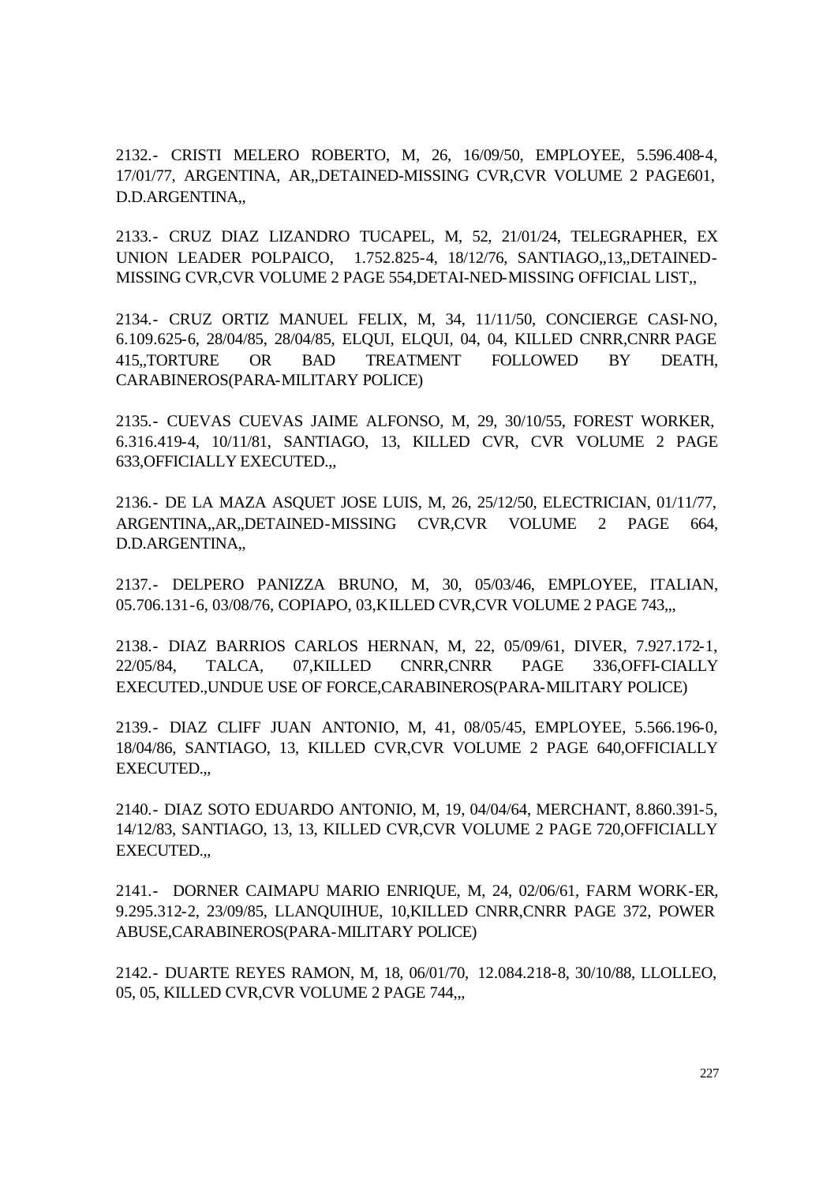2132.- CRISTI MELERO ROBERTO, M, 26, 16/09/50, EMPLOYEE, 5.596.408-4, 17/01/77, ARGENTINA, AR,,DETAINED-MISSING CVR,CVR VOLUME 2 PAGE601, D.D.ARGENTINA,,

2133.- CRUZ DIAZ LIZANDRO TUCAPEL, M, 52, 21/01/24, TELEGRAPHER, EX UNION LEADER POLPAICO, 1.752.825-4, 18/12/76, SANTIAGO,,13,,DETAINED-MISSING CVR,CVR VOLUME 2 PAGE 554,DETAI-NED-MISSING OFFICIAL LIST,,

2134.- CRUZ ORTIZ MANUEL FELIX, M, 34, 11/11/50, CONCIERGE CASI-NO, 6.109.625-6, 28/04/85, 28/04/85, ELQUI, ELQUI, 04, 04, KILLED CNRR,CNRR PAGE 415,,TORTURE OR BAD TREATMENT FOLLOWED BY DEATH, CARABINEROS(PARA-MILITARY POLICE)

2135.- CUEVAS CUEVAS JAIME ALFONSO, M, 29, 30/10/55, FOREST WORKER, 6.316.419-4, 10/11/81, SANTIAGO, 13, KILLED CVR, CVR VOLUME 2 PAGE 633,OFFICIALLY EXECUTED.,,

2136.- DE LA MAZA ASQUET JOSE LUIS, M, 26, 25/12/50, ELECTRICIAN, 01/11/77, ARGENTINA,,AR,,DETAINED-MISSING CVR,CVR VOLUME 2 PAGE 664, D.D.ARGENTINA,,

2137.- DELPERO PANIZZA BRUNO, M, 30, 05/03/46, EMPLOYEE, ITALIAN, 05.706.131-6, 03/08/76, COPIAPO, 03,KILLED CVR,CVR VOLUME 2 PAGE 743,,,

2138.- DIAZ BARRIOS CARLOS HERNAN, M, 22, 05/09/61, DIVER, 7.927.172-1, 22/05/84, TALCA, 07,KILLED CNRR,CNRR PAGE 336,OFFI-CIALLY EXECUTED.,UNDUE USE OF FORCE,CARABINEROS(PARA-MILITARY POLICE)

2139.- DIAZ CLIFF JUAN ANTONIO, M, 41, 08/05/45, EMPLOYEE, 5.566.196-0, 18/04/86, SANTIAGO, 13, KILLED CVR,CVR VOLUME 2 PAGE 640,OFFICIALLY EXECUTED.,,

2140.- DIAZ SOTO EDUARDO ANTONIO, M, 19, 04/04/64, MERCHANT, 8.860.391-5, 14/12/83, SANTIAGO, 13, 13, KILLED CVR,CVR VOLUME 2 PAGE 720,OFFICIALLY EXECUTED.,,

2141.- DORNER CAIMAPU MARIO ENRIQUE, M, 24, 02/06/61, FARM WORK-ER, 9.295.312-2, 23/09/85, LLANQUIHUE, 10,KILLED CNRR,CNRR PAGE 372, POWER ABUSE,CARABINEROS(PARA-MILITARY POLICE)

2142.- DUARTE REYES RAMON, M, 18, 06/01/70, 12.084.218-8, 30/10/88, LLOLLEO, 05, 05, KILLED CVR,CVR VOLUME 2 PAGE 744,,,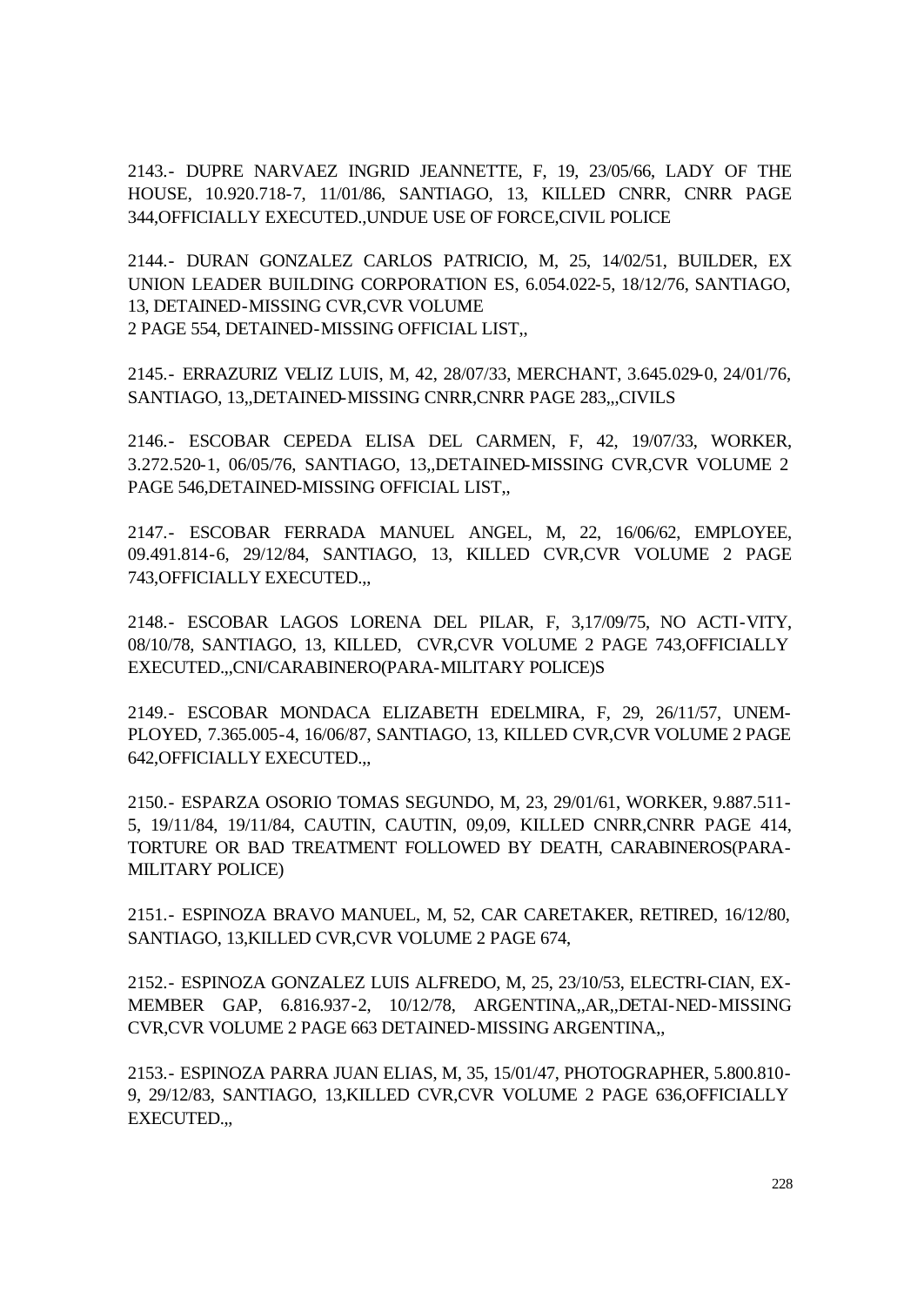2143.- DUPRE NARVAEZ INGRID JEANNETTE, F, 19, 23/05/66, LADY OF THE HOUSE, 10.920.718-7, 11/01/86, SANTIAGO, 13, KILLED CNRR, CNRR PAGE 344,OFFICIALLY EXECUTED.,UNDUE USE OF FORCE,CIVIL POLICE

2144.- DURAN GONZALEZ CARLOS PATRICIO, M, 25, 14/02/51, BUILDER, EX UNION LEADER BUILDING CORPORATION ES, 6.054.022-5, 18/12/76, SANTIAGO, 13, DETAINED-MISSING CVR,CVR VOLUME 2 PAGE 554, DETAINED-MISSING OFFICIAL LIST,,

2145.- ERRAZURIZ VELIZ LUIS, M, 42, 28/07/33, MERCHANT, 3.645.029-0, 24/01/76, SANTIAGO, 13,,DETAINED-MISSING CNRR,CNRR PAGE 283,,,CIVILS

2146.- ESCOBAR CEPEDA ELISA DEL CARMEN, F, 42, 19/07/33, WORKER, 3.272.520-1, 06/05/76, SANTIAGO, 13,,DETAINED-MISSING CVR,CVR VOLUME 2 PAGE 546,DETAINED-MISSING OFFICIAL LIST,,

2147.- ESCOBAR FERRADA MANUEL ANGEL, M, 22, 16/06/62, EMPLOYEE, 09.491.814-6, 29/12/84, SANTIAGO, 13, KILLED CVR,CVR VOLUME 2 PAGE 743,OFFICIALLY EXECUTED.,,

2148.- ESCOBAR LAGOS LORENA DEL PILAR, F, 3,17/09/75, NO ACTI-VITY, 08/10/78, SANTIAGO, 13, KILLED, CVR,CVR VOLUME 2 PAGE 743,OFFICIALLY EXECUTED.,,CNI/CARABINERO(PARA-MILITARY POLICE)S

2149.- ESCOBAR MONDACA ELIZABETH EDELMIRA, F, 29, 26/11/57, UNEM-PLOYED, 7.365.005-4, 16/06/87, SANTIAGO, 13, KILLED CVR,CVR VOLUME 2 PAGE 642,OFFICIALLY EXECUTED.,,

2150.- ESPARZA OSORIO TOMAS SEGUNDO, M, 23, 29/01/61, WORKER, 9.887.511-5, 19/11/84, 19/11/84, CAUTIN, CAUTIN, 09,09, KILLED CNRR,CNRR PAGE 414, TORTURE OR BAD TREATMENT FOLLOWED BY DEATH, CARABINEROS(PARA-MILITARY POLICE)

2151.- ESPINOZA BRAVO MANUEL, M, 52, CAR CARETAKER, RETIRED, 16/12/80, SANTIAGO, 13,KILLED CVR,CVR VOLUME 2 PAGE 674,

2152.- ESPINOZA GONZALEZ LUIS ALFREDO, M, 25, 23/10/53, ELECTRI-CIAN, EX-MEMBER GAP, 6.816.937-2, 10/12/78, ARGENTINA,,AR,,DETAI-NED-MISSING CVR,CVR VOLUME 2 PAGE 663 DETAINED-MISSING ARGENTINA,,

2153.- ESPINOZA PARRA JUAN ELIAS, M, 35, 15/01/47, PHOTOGRAPHER, 5.800.810-9, 29/12/83, SANTIAGO, 13,KILLED CVR,CVR VOLUME 2 PAGE 636,OFFICIALLY EXECUTED.,,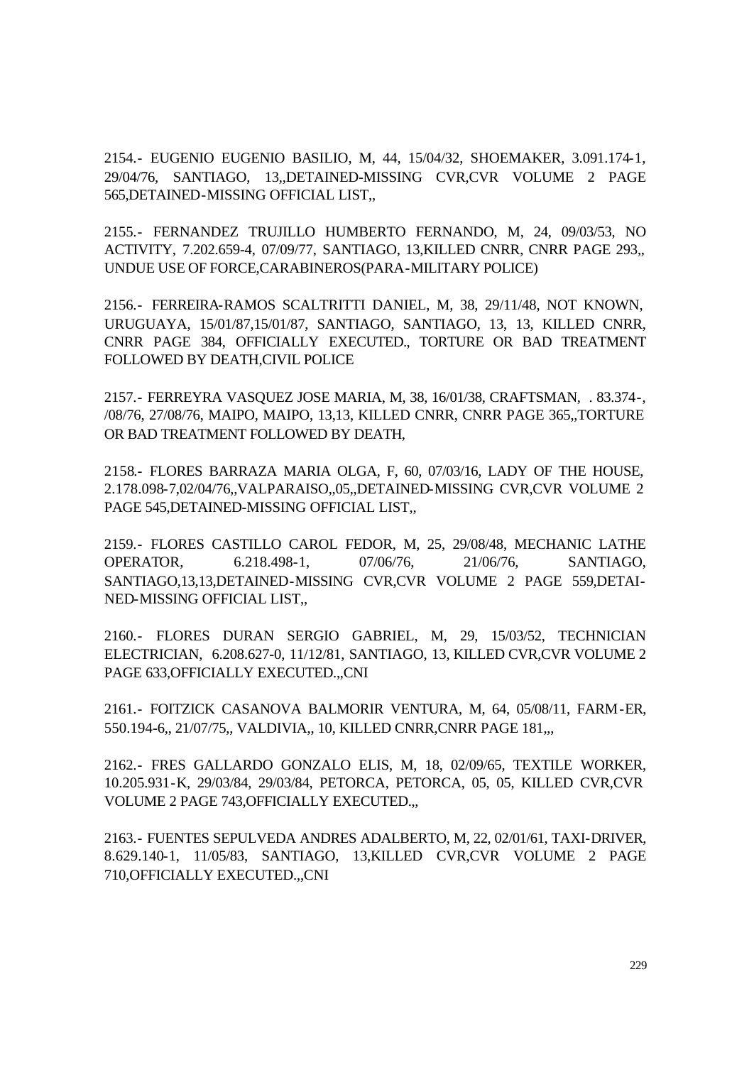2154.- EUGENIO EUGENIO BASILIO, M, 44, 15/04/32, SHOEMAKER, 3.091.174-1, 29/04/76, SANTIAGO, 13,,DETAINED-MISSING CVR,CVR VOLUME 2 PAGE 565,DETAINED-MISSING OFFICIAL LIST,,

2155.- FERNANDEZ TRUJILLO HUMBERTO FERNANDO, M, 24, 09/03/53, NO ACTIVITY, 7.202.659-4, 07/09/77, SANTIAGO, 13,KILLED CNRR, CNRR PAGE 293,, UNDUE USE OF FORCE,CARABINEROS(PARA-MILITARY POLICE)

2156.- FERREIRA-RAMOS SCALTRITTI DANIEL, M, 38, 29/11/48, NOT KNOWN, URUGUAYA, 15/01/87,15/01/87, SANTIAGO, SANTIAGO, 13, 13, KILLED CNRR, CNRR PAGE 384, OFFICIALLY EXECUTED., TORTURE OR BAD TREATMENT FOLLOWED BY DEATH,CIVIL POLICE

2157.- FERREYRA VASQUEZ JOSE MARIA, M, 38, 16/01/38, CRAFTSMAN, . 83.374-, /08/76, 27/08/76, MAIPO, MAIPO, 13,13, KILLED CNRR, CNRR PAGE 365,,TORTURE OR BAD TREATMENT FOLLOWED BY DEATH,

2158.- FLORES BARRAZA MARIA OLGA, F, 60, 07/03/16, LADY OF THE HOUSE, 2.178.098-7,02/04/76,,VALPARAISO,,05,,DETAINED-MISSING CVR,CVR VOLUME 2 PAGE 545,DETAINED-MISSING OFFICIAL LIST,,

2159.- FLORES CASTILLO CAROL FEDOR, M, 25, 29/08/48, MECHANIC LATHE OPERATOR, 6.218.498-1, 07/06/76, 21/06/76, SANTIAGO, SANTIAGO,13,13,DETAINED-MISSING CVR,CVR VOLUME 2 PAGE 559,DETAI-NED-MISSING OFFICIAL LIST,,

2160.- FLORES DURAN SERGIO GABRIEL, M, 29, 15/03/52, TECHNICIAN ELECTRICIAN, 6.208.627-0, 11/12/81, SANTIAGO, 13, KILLED CVR,CVR VOLUME 2 PAGE 633,OFFICIALLY EXECUTED.,,CNI

2161.- FOITZICK CASANOVA BALMORIR VENTURA, M, 64, 05/08/11, FARM-ER, 550.194-6,, 21/07/75,, VALDIVIA,, 10, KILLED CNRR,CNRR PAGE 181,,,

2162.- FRES GALLARDO GONZALO ELIS, M, 18, 02/09/65, TEXTILE WORKER, 10.205.931-K, 29/03/84, 29/03/84, PETORCA, PETORCA, 05, 05, KILLED CVR,CVR VOLUME 2 PAGE 743,OFFICIALLY EXECUTED.,,

2163.- FUENTES SEPULVEDA ANDRES ADALBERTO, M, 22, 02/01/61, TAXI-DRIVER, 8.629.140-1, 11/05/83, SANTIAGO, 13,KILLED CVR,CVR VOLUME 2 PAGE 710,OFFICIALLY EXECUTED.,,CNI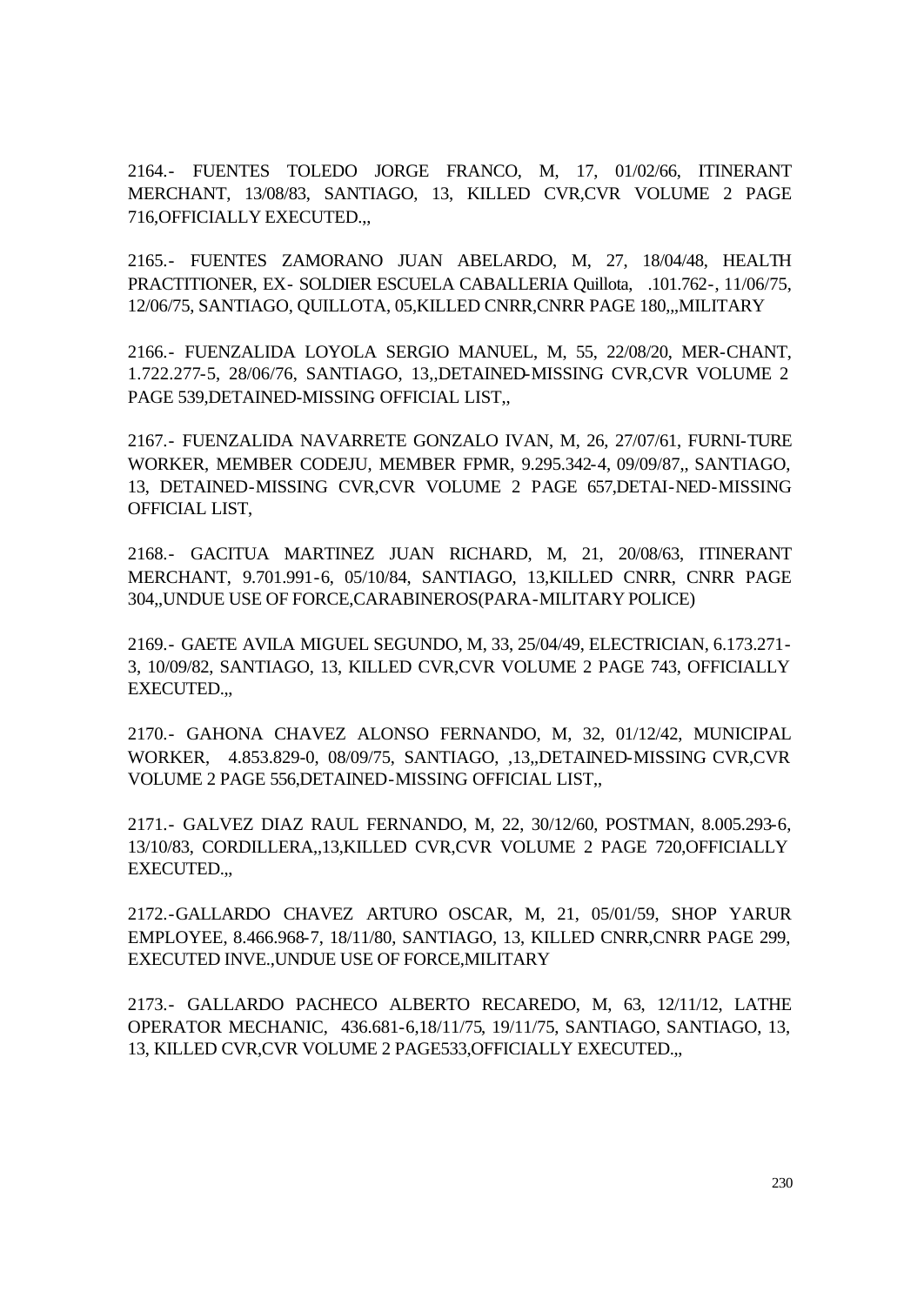2164.- FUENTES TOLEDO JORGE FRANCO, M, 17, 01/02/66, ITINERANT MERCHANT, 13/08/83, SANTIAGO, 13, KILLED CVR,CVR VOLUME 2 PAGE 716,OFFICIALLY EXECUTED.,,

2165.- FUENTES ZAMORANO JUAN ABELARDO, M, 27, 18/04/48, HEALTH PRACTITIONER, EX- SOLDIER ESCUELA CABALLERIA Quillota, .101.762-, 11/06/75, 12/06/75, SANTIAGO, QUILLOTA, 05,KILLED CNRR,CNRR PAGE 180,,,MILITARY

2166.- FUENZALIDA LOYOLA SERGIO MANUEL, M, 55, 22/08/20, MER-CHANT, 1.722.277-5, 28/06/76, SANTIAGO, 13,,DETAINED-MISSING CVR,CVR VOLUME 2 PAGE 539,DETAINED-MISSING OFFICIAL LIST,,

2167.- FUENZALIDA NAVARRETE GONZALO IVAN, M, 26, 27/07/61, FURNI-TURE WORKER, MEMBER CODEJU, MEMBER FPMR, 9.295.342-4, 09/09/87,, SANTIAGO, 13, DETAINED-MISSING CVR,CVR VOLUME 2 PAGE 657,DETAI-NED-MISSING OFFICIAL LIST,

2168.- GACITUA MARTINEZ JUAN RICHARD, M, 21, 20/08/63, ITINERANT MERCHANT, 9.701.991-6, 05/10/84, SANTIAGO, 13,KILLED CNRR, CNRR PAGE 304,,UNDUE USE OF FORCE,CARABINEROS(PARA-MILITARY POLICE)

2169.- GAETE AVILA MIGUEL SEGUNDO, M, 33, 25/04/49, ELECTRICIAN, 6.173.271-3, 10/09/82, SANTIAGO, 13, KILLED CVR,CVR VOLUME 2 PAGE 743, OFFICIALLY EXECUTED.,,

2170.- GAHONA CHAVEZ ALONSO FERNANDO, M, 32, 01/12/42, MUNICIPAL WORKER, 4.853.829-0, 08/09/75, SANTIAGO, ,13,,DETAINED-MISSING CVR,CVR VOLUME 2 PAGE 556,DETAINED-MISSING OFFICIAL LIST,,

2171.- GALVEZ DIAZ RAUL FERNANDO, M, 22, 30/12/60, POSTMAN, 8.005.293-6, 13/10/83, CORDILLERA,,13,KILLED CVR,CVR VOLUME 2 PAGE 720,OFFICIALLY EXECUTED.,,

2172.-GALLARDO CHAVEZ ARTURO OSCAR, M, 21, 05/01/59, SHOP YARUR EMPLOYEE, 8.466.968-7, 18/11/80, SANTIAGO, 13, KILLED CNRR,CNRR PAGE 299, EXECUTED INVE.,UNDUE USE OF FORCE,MILITARY

2173.- GALLARDO PACHECO ALBERTO RECAREDO, M, 63, 12/11/12, LATHE OPERATOR MECHANIC, 436.681-6,18/11/75, 19/11/75, SANTIAGO, SANTIAGO, 13, 13, KILLED CVR,CVR VOLUME 2 PAGE533,OFFICIALLY EXECUTED.,,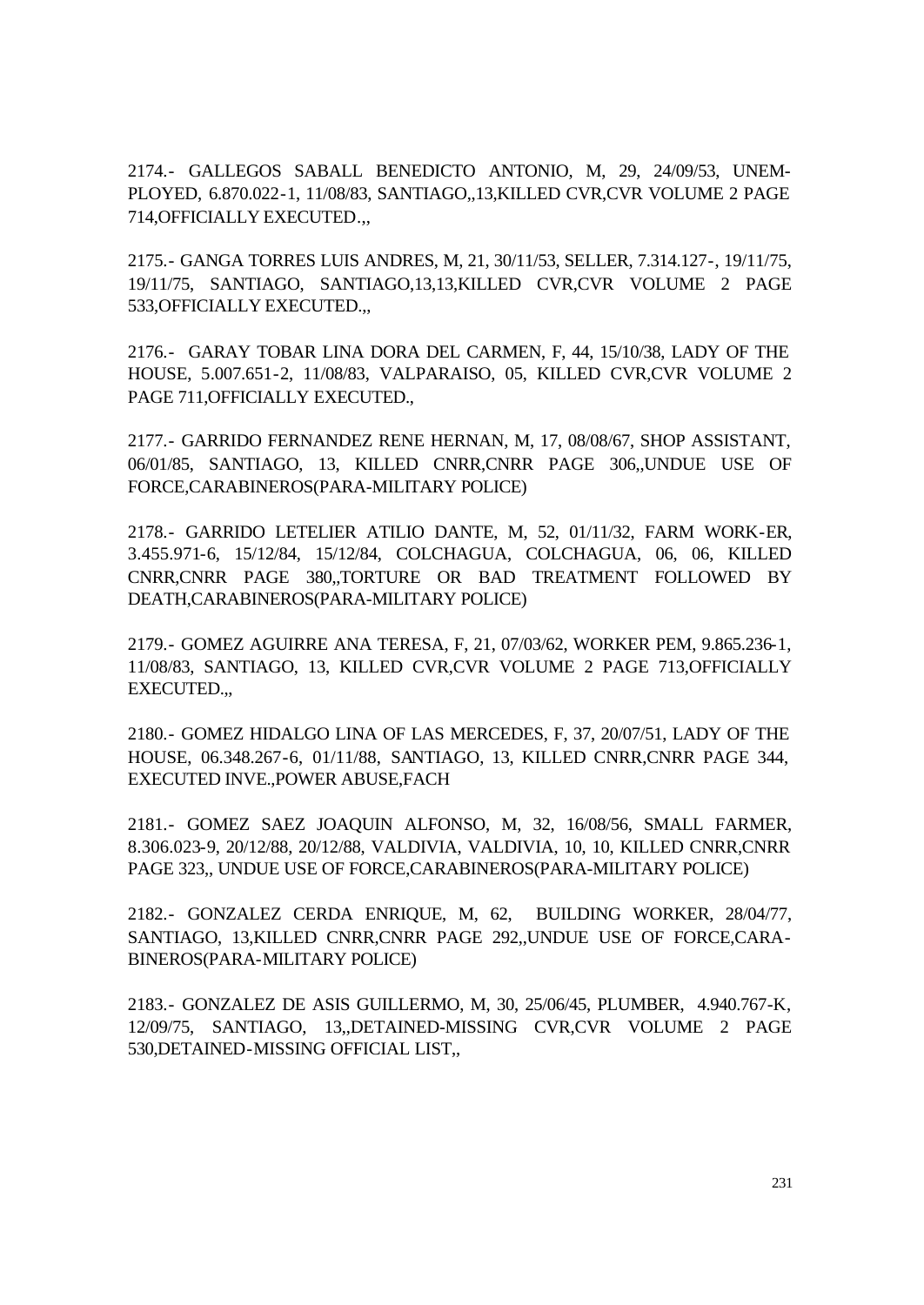2174.- GALLEGOS SABALL BENEDICTO ANTONIO, M, 29, 24/09/53, UNEMPLOYED, 6.870.022-1, 11/08/83, SANTIAGO,,13,KILLED CVR,CVR VOLUME 2 PAGE 714,OFFICIALLY EXECUTED.,,

2175.- GANGA TORRES LUIS ANDRES, M, 21, 30/11/53, SELLER, 7.314.127-, 19/11/75, 19/11/75, SANTIAGO, SANTIAGO,13,13,KILLED CVR,CVR VOLUME 2 PAGE 533,OFFICIALLY EXECUTED.,,

2176.- GARAY TOBAR LINA DORA DEL CARMEN, F, 44, 15/10/38, LADY OF THE HOUSE, 5.007.651-2, 11/08/83, VALPARAISO, 05, KILLED CVR,CVR VOLUME 2 PAGE 711,OFFICIALLY EXECUTED.,

2177.- GARRIDO FERNANDEZ RENE HERNAN, M, 17, 08/08/67, SHOP ASSISTANT, 06/01/85, SANTIAGO, 13, KILLED CNRR,CNRR PAGE 306,,UNDUE USE OF FORCE,CARABINEROS(PARA-MILITARY POLICE)

2178.- GARRIDO LETELIER ATILIO DANTE, M, 52, 01/11/32, FARM WORKER, 3.455.971-6, 15/12/84, 15/12/84, COLCHAGUA, COLCHAGUA, 06, 06, KILLED CNRR,CNRR PAGE 380,,TORTURE OR BAD TREATMENT FOLLOWED BY DEATH,CARABINEROS(PARA-MILITARY POLICE)

2179.- GOMEZ AGUIRRE ANA TERESA, F, 21, 07/03/62, WORKER PEM, 9.865.236-1, 11/08/83, SANTIAGO, 13, KILLED CVR,CVR VOLUME 2 PAGE 713,OFFICIALLY EXECUTED.,,

2180.- GOMEZ HIDALGO LINA OF LAS MERCEDES, F, 37, 20/07/51, LADY OF THE HOUSE, 06.348.267-6, 01/11/88, SANTIAGO, 13, KILLED CNRR,CNRR PAGE 344, EXECUTED INVE.,POWER ABUSE,FACH

2181.- GOMEZ SAEZ JOAQUIN ALFONSO, M, 32, 16/08/56, SMALL FARMER, 8.306.023-9, 20/12/88, 20/12/88, VALDIVIA, VALDIVIA, 10, 10, KILLED CNRR,CNRR PAGE 323,, UNDUE USE OF FORCE,CARABINEROS(PARA-MILITARY POLICE)

2182.- GONZALEZ CERDA ENRIQUE, M, 62, BUILDING WORKER, 28/04/77, SANTIAGO, 13,KILLED CNRR,CNRR PAGE 292,,UNDUE USE OF FORCE,CARABINEROS(PARA-MILITARY POLICE)

2183.- GONZALEZ DE ASIS GUILLERMO, M, 30, 25/06/45, PLUMBER, 4.940.767-K, 12/09/75, SANTIAGO, 13,,DETAINED-MISSING CVR,CVR VOLUME 2 PAGE 530,DETAINED-MISSING OFFICIAL LIST,,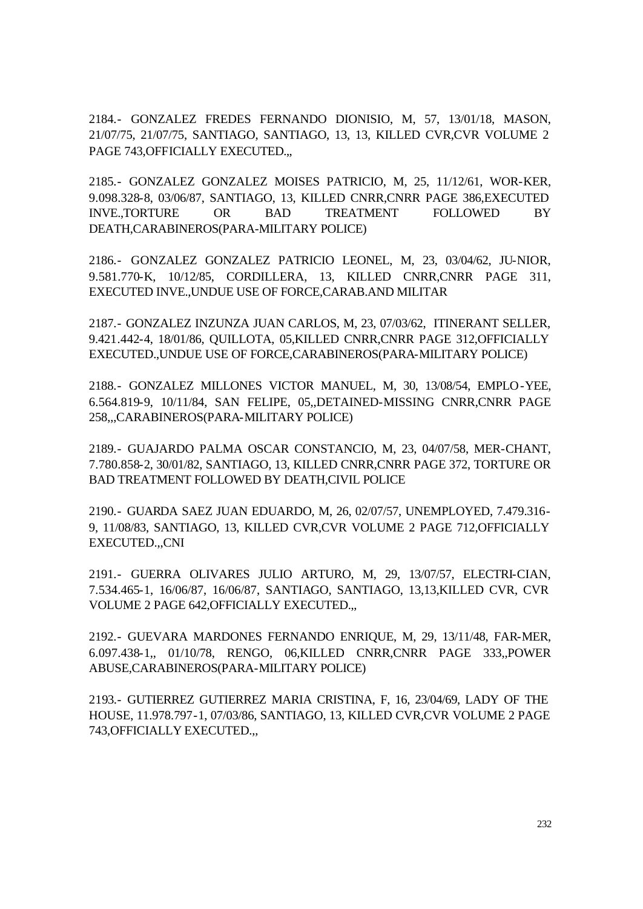2184.- GONZALEZ FREDES FERNANDO DIONISIO, M, 57, 13/01/18, MASON, 21/07/75, 21/07/75, SANTIAGO, SANTIAGO, 13, 13, KILLED CVR,CVR VOLUME 2 PAGE 743,OFFICIALLY EXECUTED.,,

2185.- GONZALEZ GONZALEZ MOISES PATRICIO, M, 25, 11/12/61, WOR-KER, 9.098.328-8, 03/06/87, SANTIAGO, 13, KILLED CNRR,CNRR PAGE 386,EXECUTED INVE.,TORTURE OR BAD TREATMENT FOLLOWED BY DEATH,CARABINEROS(PARA-MILITARY POLICE)

2186.- GONZALEZ GONZALEZ PATRICIO LEONEL, M, 23, 03/04/62, JU-NIOR, 9.581.770-K, 10/12/85, CORDILLERA, 13, KILLED CNRR,CNRR PAGE 311, EXECUTED INVE.,UNDUE USE OF FORCE,CARAB.AND MILITAR

2187.- GONZALEZ INZUNZA JUAN CARLOS, M, 23, 07/03/62, ITINERANT SELLER, 9.421.442-4, 18/01/86, QUILLOTA, 05,KILLED CNRR,CNRR PAGE 312,OFFICIALLY EXECUTED.,UNDUE USE OF FORCE,CARABINEROS(PARA-MILITARY POLICE)

2188.- GONZALEZ MILLONES VICTOR MANUEL, M, 30, 13/08/54, EMPLO-YEE, 6.564.819-9, 10/11/84, SAN FELIPE, 05,,DETAINED-MISSING CNRR,CNRR PAGE 258,,,CARABINEROS(PARA-MILITARY POLICE)

2189.- GUAJARDO PALMA OSCAR CONSTANCIO, M, 23, 04/07/58, MER-CHANT, 7.780.858-2, 30/01/82, SANTIAGO, 13, KILLED CNRR,CNRR PAGE 372, TORTURE OR BAD TREATMENT FOLLOWED BY DEATH,CIVIL POLICE

2190.- GUARDA SAEZ JUAN EDUARDO, M, 26, 02/07/57, UNEMPLOYED, 7.479.316-9, 11/08/83, SANTIAGO, 13, KILLED CVR,CVR VOLUME 2 PAGE 712,OFFICIALLY EXECUTED.,,CNI

2191.- GUERRA OLIVARES JULIO ARTURO, M, 29, 13/07/57, ELECTRI-CIAN, 7.534.465-1, 16/06/87, 16/06/87, SANTIAGO, SANTIAGO, 13,13,KILLED CVR, CVR VOLUME 2 PAGE 642,OFFICIALLY EXECUTED.,,

2192.- GUEVARA MARDONES FERNANDO ENRIQUE, M, 29, 13/11/48, FAR-MER, 6.097.438-1,, 01/10/78, RENGO, 06,KILLED CNRR,CNRR PAGE 333,,POWER ABUSE,CARABINEROS(PARA-MILITARY POLICE)

2193.- GUTIERREZ GUTIERREZ MARIA CRISTINA, F, 16, 23/04/69, LADY OF THE HOUSE, 11.978.797-1, 07/03/86, SANTIAGO, 13, KILLED CVR,CVR VOLUME 2 PAGE 743,OFFICIALLY EXECUTED.,,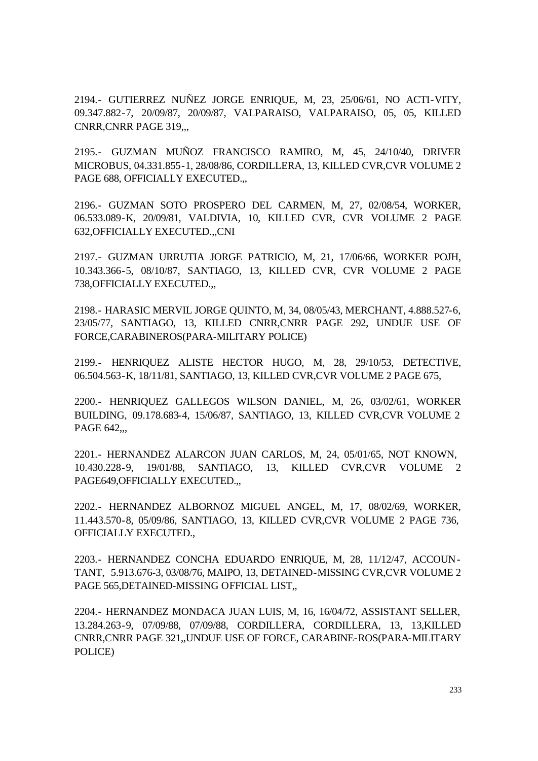2194.- GUTIERREZ NUÑEZ JORGE ENRIQUE, M, 23, 25/06/61, NO ACTI-VITY, 09.347.882-7, 20/09/87, 20/09/87, VALPARAISO, VALPARAISO, 05, 05, KILLED CNRR,CNRR PAGE 319,,,

2195.- GUZMAN MUÑOZ FRANCISCO RAMIRO, M, 45, 24/10/40, DRIVER MICROBUS, 04.331.855-1, 28/08/86, CORDILLERA, 13, KILLED CVR,CVR VOLUME 2 PAGE 688, OFFICIALLY EXECUTED.,,

2196.- GUZMAN SOTO PROSPERO DEL CARMEN, M, 27, 02/08/54, WORKER, 06.533.089-K, 20/09/81, VALDIVIA, 10, KILLED CVR, CVR VOLUME 2 PAGE 632,OFFICIALLY EXECUTED.,,CNI

2197.- GUZMAN URRUTIA JORGE PATRICIO, M, 21, 17/06/66, WORKER POJH, 10.343.366-5, 08/10/87, SANTIAGO, 13, KILLED CVR, CVR VOLUME 2 PAGE 738,OFFICIALLY EXECUTED.,,

2198.- HARASIC MERVIL JORGE QUINTO, M, 34, 08/05/43, MERCHANT, 4.888.527-6, 23/05/77, SANTIAGO, 13, KILLED CNRR,CNRR PAGE 292, UNDUE USE OF FORCE,CARABINEROS(PARA-MILITARY POLICE)

2199.- HENRIQUEZ ALISTE HECTOR HUGO, M, 28, 29/10/53, DETECTIVE, 06.504.563-K, 18/11/81, SANTIAGO, 13, KILLED CVR,CVR VOLUME 2 PAGE 675,

2200.- HENRIQUEZ GALLEGOS WILSON DANIEL, M, 26, 03/02/61, WORKER BUILDING, 09.178.683-4, 15/06/87, SANTIAGO, 13, KILLED CVR,CVR VOLUME 2 PAGE 642,,,

2201.- HERNANDEZ ALARCON JUAN CARLOS, M, 24, 05/01/65, NOT KNOWN, 10.430.228-9, 19/01/88, SANTIAGO, 13, KILLED CVR,CVR VOLUME 2 PAGE649,OFFICIALLY EXECUTED.,,

2202.- HERNANDEZ ALBORNOZ MIGUEL ANGEL, M, 17, 08/02/69, WORKER, 11.443.570-8, 05/09/86, SANTIAGO, 13, KILLED CVR,CVR VOLUME 2 PAGE 736, OFFICIALLY EXECUTED.,

2203.- HERNANDEZ CONCHA EDUARDO ENRIQUE, M, 28, 11/12/47, ACCOUN-TANT, 5.913.676-3, 03/08/76, MAIPO, 13, DETAINED-MISSING CVR,CVR VOLUME 2 PAGE 565,DETAINED-MISSING OFFICIAL LIST,,

2204.- HERNANDEZ MONDACA JUAN LUIS, M, 16, 16/04/72, ASSISTANT SELLER, 13.284.263-9, 07/09/88, 07/09/88, CORDILLERA, CORDILLERA, 13, 13,KILLED CNRR,CNRR PAGE 321,,UNDUE USE OF FORCE, CARABINE-ROS(PARA-MILITARY POLICE)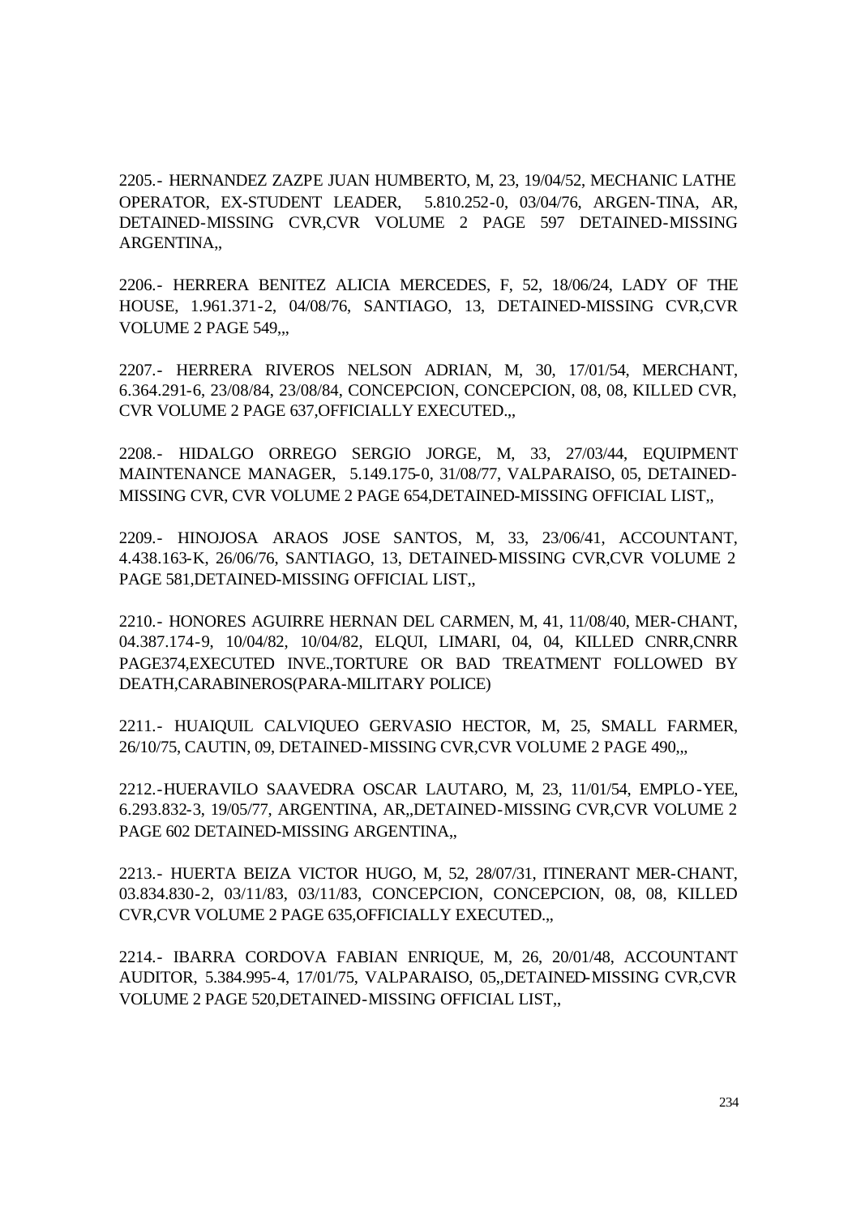2205.- HERNANDEZ ZAZPE JUAN HUMBERTO, M, 23, 19/04/52, MECHANIC LATHE OPERATOR, EX-STUDENT LEADER, 5.810.252-0, 03/04/76, ARGEN-TINA, AR, DETAINED-MISSING CVR,CVR VOLUME 2 PAGE 597 DETAINED-MISSING ARGENTINA,,

2206.- HERRERA BENITEZ ALICIA MERCEDES, F, 52, 18/06/24, LADY OF THE HOUSE, 1.961.371-2, 04/08/76, SANTIAGO, 13, DETAINED-MISSING CVR,CVR VOLUME 2 PAGE 549,,,

2207.- HERRERA RIVEROS NELSON ADRIAN, M, 30, 17/01/54, MERCHANT, 6.364.291-6, 23/08/84, 23/08/84, CONCEPCION, CONCEPCION, 08, 08, KILLED CVR, CVR VOLUME 2 PAGE 637,OFFICIALLY EXECUTED.,,

2208.- HIDALGO ORREGO SERGIO JORGE, M, 33, 27/03/44, EQUIPMENT MAINTENANCE MANAGER, 5.149.175-0, 31/08/77, VALPARAISO, 05, DETAINED-MISSING CVR, CVR VOLUME 2 PAGE 654,DETAINED-MISSING OFFICIAL LIST,,

2209.- HINOJOSA ARAOS JOSE SANTOS, M, 33, 23/06/41, ACCOUNTANT, 4.438.163-K, 26/06/76, SANTIAGO, 13, DETAINED-MISSING CVR,CVR VOLUME 2 PAGE 581,DETAINED-MISSING OFFICIAL LIST,,

2210.- HONORES AGUIRRE HERNAN DEL CARMEN, M, 41, 11/08/40, MER-CHANT, 04.387.174-9, 10/04/82, 10/04/82, ELQUI, LIMARI, 04, 04, KILLED CNRR,CNRR PAGE374,EXECUTED INVE.,TORTURE OR BAD TREATMENT FOLLOWED BY DEATH,CARABINEROS(PARA-MILITARY POLICE)

2211.- HUAIQUIL CALVIQUEO GERVASIO HECTOR, M, 25, SMALL FARMER, 26/10/75, CAUTIN, 09, DETAINED-MISSING CVR,CVR VOLUME 2 PAGE 490,,,

2212.-HUERAVILO SAAVEDRA OSCAR LAUTARO, M, 23, 11/01/54, EMPLO-YEE, 6.293.832-3, 19/05/77, ARGENTINA, AR,,DETAINED-MISSING CVR,CVR VOLUME 2 PAGE 602 DETAINED-MISSING ARGENTINA,,

2213.- HUERTA BEIZA VICTOR HUGO, M, 52, 28/07/31, ITINERANT MER-CHANT, 03.834.830-2, 03/11/83, 03/11/83, CONCEPCION, CONCEPCION, 08, 08, KILLED CVR,CVR VOLUME 2 PAGE 635,OFFICIALLY EXECUTED.,,

2214.- IBARRA CORDOVA FABIAN ENRIQUE, M, 26, 20/01/48, ACCOUNTANT AUDITOR, 5.384.995-4, 17/01/75, VALPARAISO, 05,,DETAINED-MISSING CVR,CVR VOLUME 2 PAGE 520,DETAINED-MISSING OFFICIAL LIST,,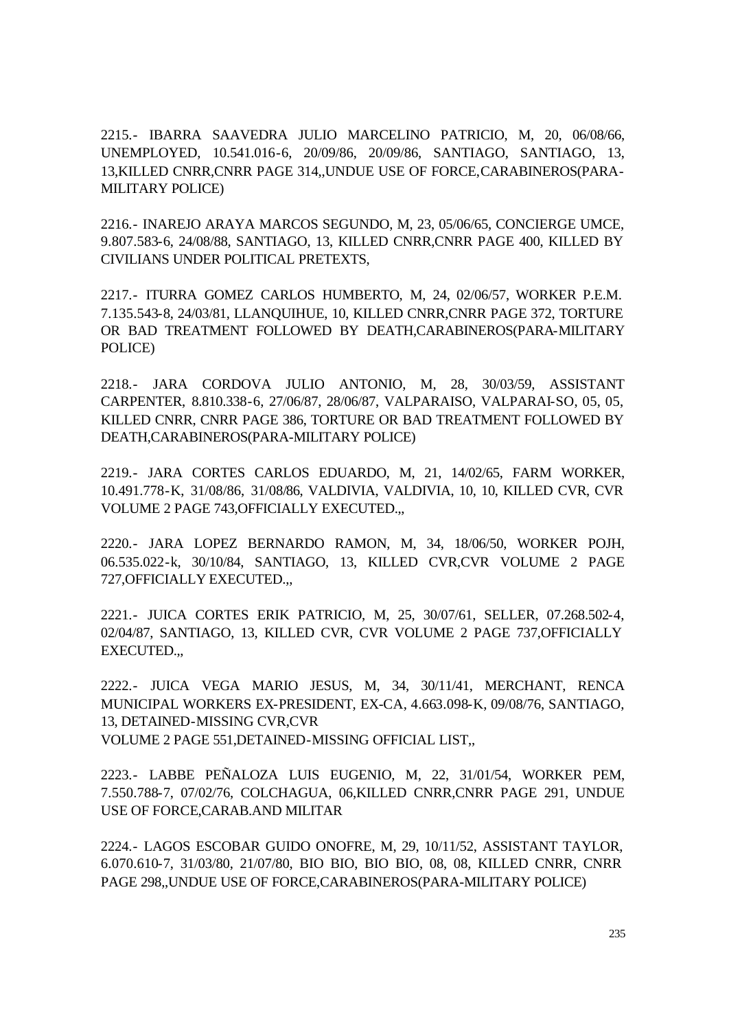2215.- IBARRA SAAVEDRA JULIO MARCELINO PATRICIO, M, 20, 06/08/66, UNEMPLOYED, 10.541.016-6, 20/09/86, 20/09/86, SANTIAGO, SANTIAGO, 13, 13,KILLED CNRR,CNRR PAGE 314,,UNDUE USE OF FORCE,CARABINEROS(PARA-MILITARY POLICE)

2216.- INAREJO ARAYA MARCOS SEGUNDO, M, 23, 05/06/65, CONCIERGE UMCE, 9.807.583-6, 24/08/88, SANTIAGO, 13, KILLED CNRR,CNRR PAGE 400, KILLED BY CIVILIANS UNDER POLITICAL PRETEXTS,

2217.- ITURRA GOMEZ CARLOS HUMBERTO, M, 24, 02/06/57, WORKER P.E.M. 7.135.543-8, 24/03/81, LLANQUIHUE, 10, KILLED CNRR,CNRR PAGE 372, TORTURE OR BAD TREATMENT FOLLOWED BY DEATH,CARABINEROS(PARA-MILITARY POLICE)

2218.- JARA CORDOVA JULIO ANTONIO, M, 28, 30/03/59, ASSISTANT CARPENTER, 8.810.338-6, 27/06/87, 28/06/87, VALPARAISO, VALPARAI-SO, 05, 05, KILLED CNRR, CNRR PAGE 386, TORTURE OR BAD TREATMENT FOLLOWED BY DEATH,CARABINEROS(PARA-MILITARY POLICE)

2219.- JARA CORTES CARLOS EDUARDO, M, 21, 14/02/65, FARM WORKER, 10.491.778-K, 31/08/86, 31/08/86, VALDIVIA, VALDIVIA, 10, 10, KILLED CVR, CVR VOLUME 2 PAGE 743,OFFICIALLY EXECUTED.,,

2220.- JARA LOPEZ BERNARDO RAMON, M, 34, 18/06/50, WORKER POJH, 06.535.022-k, 30/10/84, SANTIAGO, 13, KILLED CVR,CVR VOLUME 2 PAGE 727,OFFICIALLY EXECUTED.,,

2221.- JUICA CORTES ERIK PATRICIO, M, 25, 30/07/61, SELLER, 07.268.502-4, 02/04/87, SANTIAGO, 13, KILLED CVR, CVR VOLUME 2 PAGE 737,OFFICIALLY EXECUTED.,,

2222.- JUICA VEGA MARIO JESUS, M, 34, 30/11/41, MERCHANT, RENCA MUNICIPAL WORKERS EX-PRESIDENT, EX-CA, 4.663.098-K, 09/08/76, SANTIAGO, 13, DETAINED-MISSING CVR,CVR VOLUME 2 PAGE 551,DETAINED-MISSING OFFICIAL LIST,,

2223.- LABBE PEÑALOZA LUIS EUGENIO, M, 22, 31/01/54, WORKER PEM, 7.550.788-7, 07/02/76, COLCHAGUA, 06,KILLED CNRR,CNRR PAGE 291, UNDUE USE OF FORCE,CARAB.AND MILITAR

2224.- LAGOS ESCOBAR GUIDO ONOFRE, M, 29, 10/11/52, ASSISTANT TAYLOR, 6.070.610-7, 31/03/80, 21/07/80, BIO BIO, BIO BIO, 08, 08, KILLED CNRR, CNRR PAGE 298,,UNDUE USE OF FORCE,CARABINEROS(PARA-MILITARY POLICE)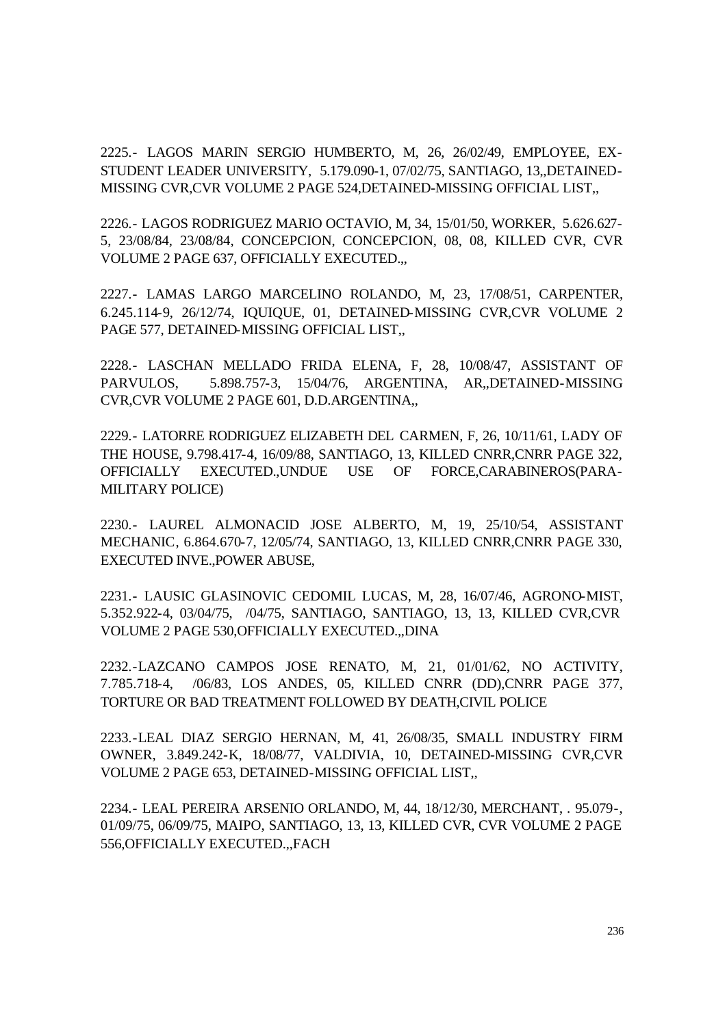2225.- LAGOS MARIN SERGIO HUMBERTO, M, 26, 26/02/49, EMPLOYEE, EX-STUDENT LEADER UNIVERSITY, 5.179.090-1, 07/02/75, SANTIAGO, 13,,DETAINED-MISSING CVR,CVR VOLUME 2 PAGE 524,DETAINED-MISSING OFFICIAL LIST,,

2226.- LAGOS RODRIGUEZ MARIO OCTAVIO, M, 34, 15/01/50, WORKER, 5.626.627-5, 23/08/84, 23/08/84, CONCEPCION, CONCEPCION, 08, 08, KILLED CVR, CVR VOLUME 2 PAGE 637, OFFICIALLY EXECUTED.,,

2227.- LAMAS LARGO MARCELINO ROLANDO, M, 23, 17/08/51, CARPENTER, 6.245.114-9, 26/12/74, IQUIQUE, 01, DETAINED-MISSING CVR,CVR VOLUME 2 PAGE 577, DETAINED-MISSING OFFICIAL LIST,,

2228.- LASCHAN MELLADO FRIDA ELENA, F, 28, 10/08/47, ASSISTANT OF PARVULOS, 5.898.757-3, 15/04/76, ARGENTINA, AR,,DETAINED-MISSING CVR,CVR VOLUME 2 PAGE 601, D.D.ARGENTINA,,

2229.- LATORRE RODRIGUEZ ELIZABETH DEL CARMEN, F, 26, 10/11/61, LADY OF THE HOUSE, 9.798.417-4, 16/09/88, SANTIAGO, 13, KILLED CNRR,CNRR PAGE 322, OFFICIALLY EXECUTED.,UNDUE USE OF FORCE,CARABINEROS(PARA-MILITARY POLICE)

2230.- LAUREL ALMONACID JOSE ALBERTO, M, 19, 25/10/54, ASSISTANT MECHANIC, 6.864.670-7, 12/05/74, SANTIAGO, 13, KILLED CNRR,CNRR PAGE 330, EXECUTED INVE.,POWER ABUSE,

2231.- LAUSIC GLASINOVIC CEDOMIL LUCAS, M, 28, 16/07/46, AGRONO-MIST, 5.352.922-4, 03/04/75, /04/75, SANTIAGO, SANTIAGO, 13, 13, KILLED CVR,CVR VOLUME 2 PAGE 530,OFFICIALLY EXECUTED.,,DINA

2232.-LAZCANO CAMPOS JOSE RENATO, M, 21, 01/01/62, NO ACTIVITY, 7.785.718-4, /06/83, LOS ANDES, 05, KILLED CNRR (DD),CNRR PAGE 377, TORTURE OR BAD TREATMENT FOLLOWED BY DEATH,CIVIL POLICE

2233.-LEAL DIAZ SERGIO HERNAN, M, 41, 26/08/35, SMALL INDUSTRY FIRM OWNER, 3.849.242-K, 18/08/77, VALDIVIA, 10, DETAINED-MISSING CVR,CVR VOLUME 2 PAGE 653, DETAINED-MISSING OFFICIAL LIST,,

2234.- LEAL PEREIRA ARSENIO ORLANDO, M, 44, 18/12/30, MERCHANT, . 95.079-, 01/09/75, 06/09/75, MAIPO, SANTIAGO, 13, 13, KILLED CVR, CVR VOLUME 2 PAGE 556,OFFICIALLY EXECUTED.,,FACH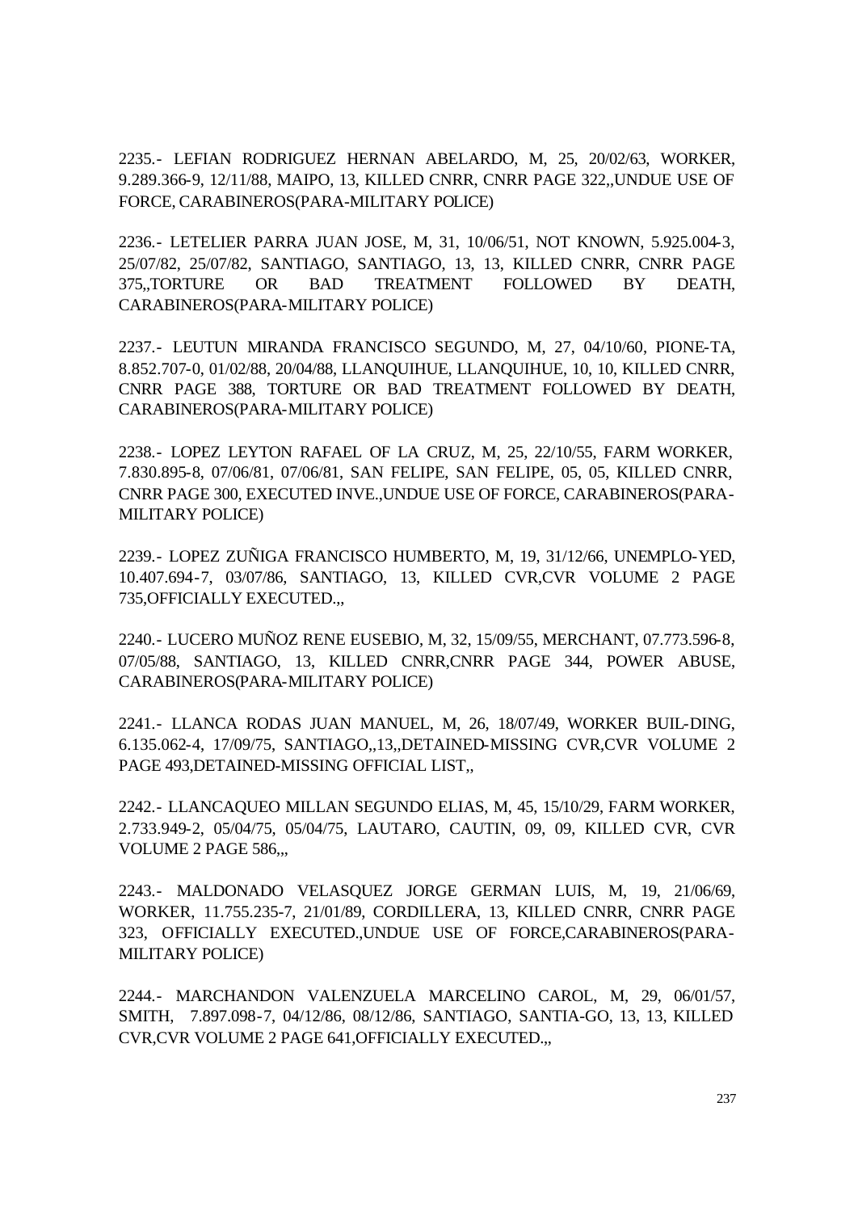2235.- LEFIAN RODRIGUEZ HERNAN ABELARDO, M, 25, 20/02/63, WORKER, 9.289.366-9, 12/11/88, MAIPO, 13, KILLED CNRR, CNRR PAGE 322,,UNDUE USE OF FORCE, CARABINEROS(PARA-MILITARY POLICE)

2236.- LETELIER PARRA JUAN JOSE, M, 31, 10/06/51, NOT KNOWN, 5.925.004-3, 25/07/82, 25/07/82, SANTIAGO, SANTIAGO, 13, 13, KILLED CNRR, CNRR PAGE 375,,TORTURE OR BAD TREATMENT FOLLOWED BY DEATH, CARABINEROS(PARA-MILITARY POLICE)

2237.- LEUTUN MIRANDA FRANCISCO SEGUNDO, M, 27, 04/10/60, PIONE-TA, 8.852.707-0, 01/02/88, 20/04/88, LLANQUIHUE, LLANQUIHUE, 10, 10, KILLED CNRR, CNRR PAGE 388, TORTURE OR BAD TREATMENT FOLLOWED BY DEATH, CARABINEROS(PARA-MILITARY POLICE)

2238.- LOPEZ LEYTON RAFAEL OF LA CRUZ, M, 25, 22/10/55, FARM WORKER, 7.830.895-8, 07/06/81, 07/06/81, SAN FELIPE, SAN FELIPE, 05, 05, KILLED CNRR, CNRR PAGE 300, EXECUTED INVE.,UNDUE USE OF FORCE, CARABINEROS(PARA-MILITARY POLICE)

2239.- LOPEZ ZUÑIGA FRANCISCO HUMBERTO, M, 19, 31/12/66, UNEMPLO-YED, 10.407.694-7, 03/07/86, SANTIAGO, 13, KILLED CVR,CVR VOLUME 2 PAGE 735,OFFICIALLY EXECUTED.,,

2240.- LUCERO MUÑOZ RENE EUSEBIO, M, 32, 15/09/55, MERCHANT, 07.773.596-8, 07/05/88, SANTIAGO, 13, KILLED CNRR,CNRR PAGE 344, POWER ABUSE, CARABINEROS(PARA-MILITARY POLICE)

2241.- LLANCA RODAS JUAN MANUEL, M, 26, 18/07/49, WORKER BUIL-DING, 6.135.062-4, 17/09/75, SANTIAGO,,13,,DETAINED-MISSING CVR,CVR VOLUME 2 PAGE 493,DETAINED-MISSING OFFICIAL LIST,,

2242.- LLANCAQUEO MILLAN SEGUNDO ELIAS, M, 45, 15/10/29, FARM WORKER, 2.733.949-2, 05/04/75, 05/04/75, LAUTARO, CAUTIN, 09, 09, KILLED CVR, CVR VOLUME 2 PAGE 586,,,

2243.- MALDONADO VELASQUEZ JORGE GERMAN LUIS, M, 19, 21/06/69, WORKER, 11.755.235-7, 21/01/89, CORDILLERA, 13, KILLED CNRR, CNRR PAGE 323, OFFICIALLY EXECUTED.,UNDUE USE OF FORCE,CARABINEROS(PARA-MILITARY POLICE)

2244.- MARCHANDON VALENZUELA MARCELINO CAROL, M, 29, 06/01/57, SMITH, 7.897.098-7, 04/12/86, 08/12/86, SANTIAGO, SANTIA-GO, 13, 13, KILLED CVR,CVR VOLUME 2 PAGE 641,OFFICIALLY EXECUTED.,,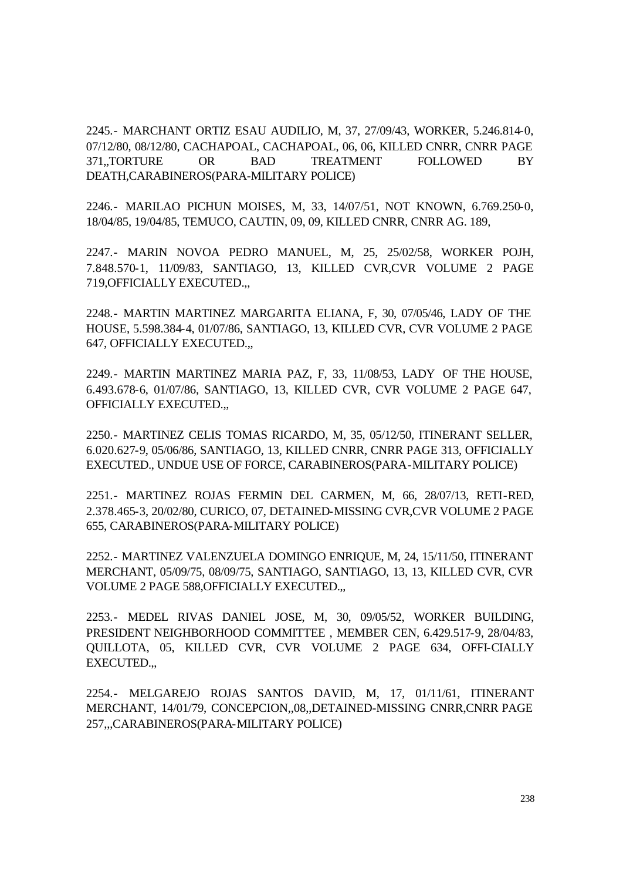2245.- MARCHANT ORTIZ ESAU AUDILIO, M, 37, 27/09/43, WORKER, 5.246.814-0, 07/12/80, 08/12/80, CACHAPOAL, CACHAPOAL, 06, 06, KILLED CNRR, CNRR PAGE 371,,TORTURE OR BAD TREATMENT FOLLOWED BY DEATH,CARABINEROS(PARA-MILITARY POLICE)

2246.- MARILAO PICHUN MOISES, M, 33, 14/07/51, NOT KNOWN, 6.769.250-0, 18/04/85, 19/04/85, TEMUCO, CAUTIN, 09, 09, KILLED CNRR, CNRR AG. 189,

2247.- MARIN NOVOA PEDRO MANUEL, M, 25, 25/02/58, WORKER POJH, 7.848.570-1, 11/09/83, SANTIAGO, 13, KILLED CVR,CVR VOLUME 2 PAGE 719,OFFICIALLY EXECUTED.,,

2248.- MARTIN MARTINEZ MARGARITA ELIANA, F, 30, 07/05/46, LADY OF THE HOUSE, 5.598.384-4, 01/07/86, SANTIAGO, 13, KILLED CVR, CVR VOLUME 2 PAGE 647, OFFICIALLY EXECUTED.,,

2249.- MARTIN MARTINEZ MARIA PAZ, F, 33, 11/08/53, LADY OF THE HOUSE, 6.493.678-6, 01/07/86, SANTIAGO, 13, KILLED CVR, CVR VOLUME 2 PAGE 647, OFFICIALLY EXECUTED.,,

2250.- MARTINEZ CELIS TOMAS RICARDO, M, 35, 05/12/50, ITINERANT SELLER, 6.020.627-9, 05/06/86, SANTIAGO, 13, KILLED CNRR, CNRR PAGE 313, OFFICIALLY EXECUTED., UNDUE USE OF FORCE, CARABINEROS(PARA-MILITARY POLICE)

2251.- MARTINEZ ROJAS FERMIN DEL CARMEN, M, 66, 28/07/13, RETI-RED, 2.378.465-3, 20/02/80, CURICO, 07, DETAINED-MISSING CVR,CVR VOLUME 2 PAGE 655, CARABINEROS(PARA-MILITARY POLICE)

2252.- MARTINEZ VALENZUELA DOMINGO ENRIQUE, M, 24, 15/11/50, ITINERANT MERCHANT, 05/09/75, 08/09/75, SANTIAGO, SANTIAGO, 13, 13, KILLED CVR, CVR VOLUME 2 PAGE 588,OFFICIALLY EXECUTED.,,

2253.- MEDEL RIVAS DANIEL JOSE, M, 30, 09/05/52, WORKER BUILDING, PRESIDENT NEIGHBORHOOD COMMITTEE , MEMBER CEN, 6.429.517-9, 28/04/83, QUILLOTA, 05, KILLED CVR, CVR VOLUME 2 PAGE 634, OFFI-CIALLY EXECUTED.,,

2254.- MELGAREJO ROJAS SANTOS DAVID, M, 17, 01/11/61, ITINERANT MERCHANT, 14/01/79, CONCEPCION,,08,,DETAINED-MISSING CNRR,CNRR PAGE 257,,,CARABINEROS(PARA-MILITARY POLICE)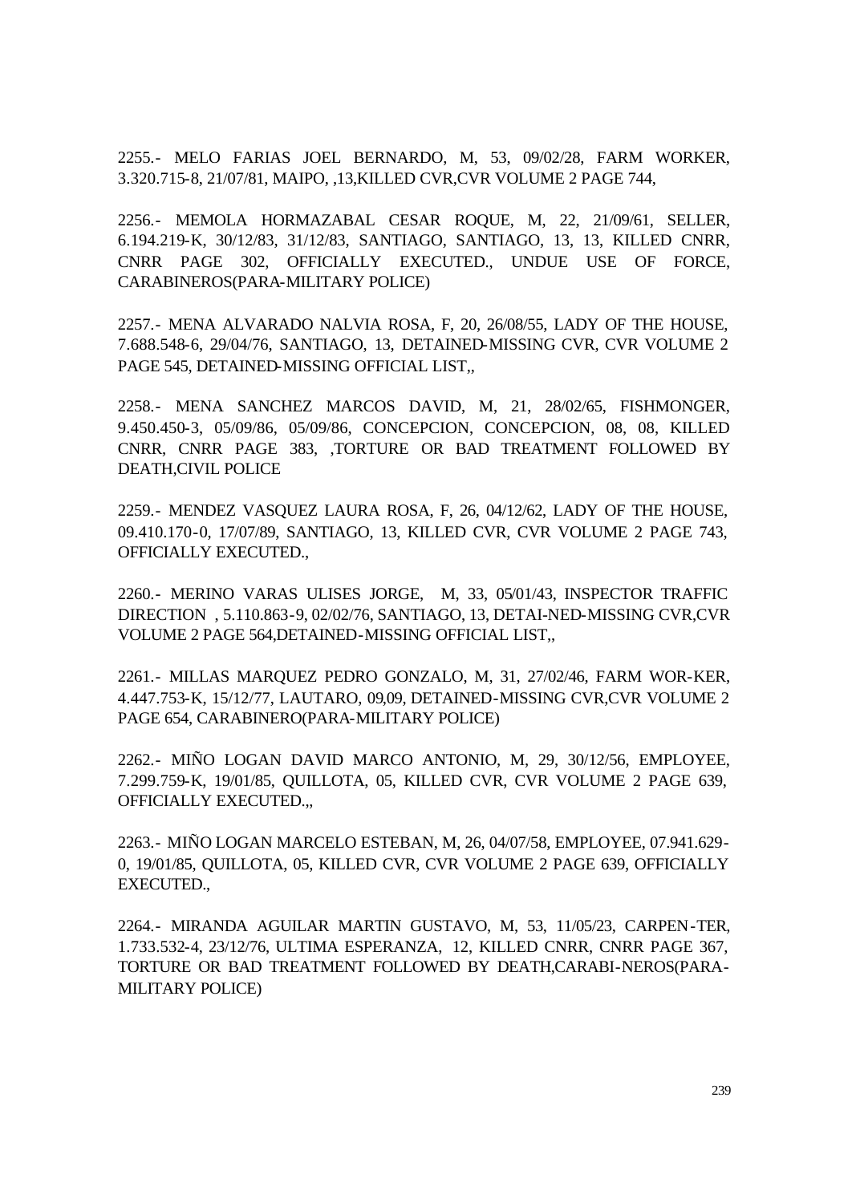2255.- MELO FARIAS JOEL BERNARDO, M, 53, 09/02/28, FARM WORKER, 3.320.715-8, 21/07/81, MAIPO, ,13,KILLED CVR,CVR VOLUME 2 PAGE 744,

2256.- MEMOLA HORMAZABAL CESAR ROQUE, M, 22, 21/09/61, SELLER, 6.194.219-K, 30/12/83, 31/12/83, SANTIAGO, SANTIAGO, 13, 13, KILLED CNRR, CNRR PAGE 302, OFFICIALLY EXECUTED., UNDUE USE OF FORCE, CARABINEROS(PARA-MILITARY POLICE)

2257.- MENA ALVARADO NALVIA ROSA, F, 20, 26/08/55, LADY OF THE HOUSE, 7.688.548-6, 29/04/76, SANTIAGO, 13, DETAINED-MISSING CVR, CVR VOLUME 2 PAGE 545, DETAINED-MISSING OFFICIAL LIST,,

2258.- MENA SANCHEZ MARCOS DAVID, M, 21, 28/02/65, FISHMONGER, 9.450.450-3, 05/09/86, 05/09/86, CONCEPCION, CONCEPCION, 08, 08, KILLED CNRR, CNRR PAGE 383, ,TORTURE OR BAD TREATMENT FOLLOWED BY DEATH,CIVIL POLICE

2259.- MENDEZ VASQUEZ LAURA ROSA, F, 26, 04/12/62, LADY OF THE HOUSE, 09.410.170-0, 17/07/89, SANTIAGO, 13, KILLED CVR, CVR VOLUME 2 PAGE 743, OFFICIALLY EXECUTED.,

2260.- MERINO VARAS ULISES JORGE, M, 33, 05/01/43, INSPECTOR TRAFFIC DIRECTION , 5.110.863-9, 02/02/76, SANTIAGO, 13, DETAI-NED-MISSING CVR,CVR VOLUME 2 PAGE 564,DETAINED-MISSING OFFICIAL LIST,,

2261.- MILLAS MARQUEZ PEDRO GONZALO, M, 31, 27/02/46, FARM WOR-KER, 4.447.753-K, 15/12/77, LAUTARO, 09,09, DETAINED-MISSING CVR,CVR VOLUME 2 PAGE 654, CARABINERO(PARA-MILITARY POLICE)

2262.- MIÑO LOGAN DAVID MARCO ANTONIO, M, 29, 30/12/56, EMPLOYEE, 7.299.759-K, 19/01/85, QUILLOTA, 05, KILLED CVR, CVR VOLUME 2 PAGE 639, OFFICIALLY EXECUTED.,,

2263.- MIÑO LOGAN MARCELO ESTEBAN, M, 26, 04/07/58, EMPLOYEE, 07.941.629-0, 19/01/85, QUILLOTA, 05, KILLED CVR, CVR VOLUME 2 PAGE 639, OFFICIALLY EXECUTED.,

2264.- MIRANDA AGUILAR MARTIN GUSTAVO, M, 53, 11/05/23, CARPEN-TER, 1.733.532-4, 23/12/76, ULTIMA ESPERANZA, 12, KILLED CNRR, CNRR PAGE 367, TORTURE OR BAD TREATMENT FOLLOWED BY DEATH,CARABI-NEROS(PARA-MILITARY POLICE)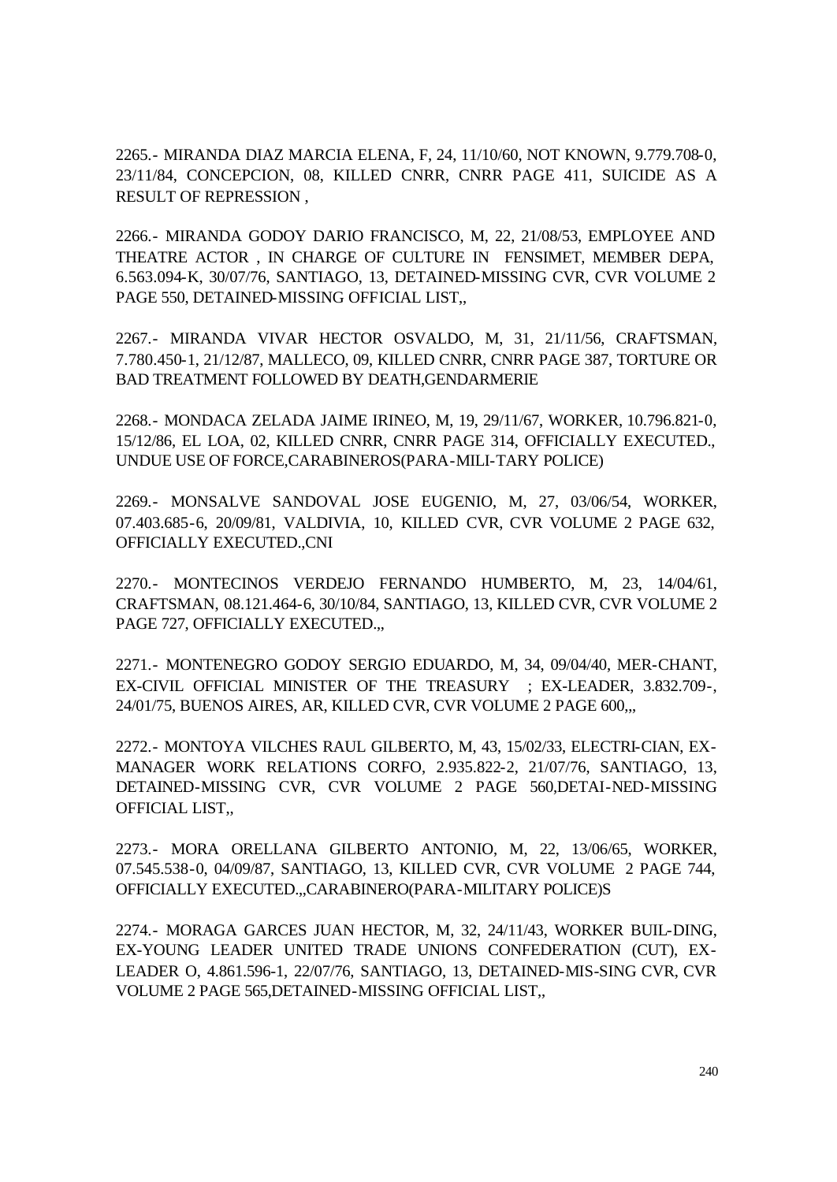2265.- MIRANDA DIAZ MARCIA ELENA, F, 24, 11/10/60, NOT KNOWN, 9.779.708-0, 23/11/84, CONCEPCION, 08, KILLED CNRR, CNRR PAGE 411, SUICIDE AS A RESULT OF REPRESSION ,

2266.- MIRANDA GODOY DARIO FRANCISCO, M, 22, 21/08/53, EMPLOYEE AND THEATRE ACTOR , IN CHARGE OF CULTURE IN FENSIMET, MEMBER DEPA, 6.563.094-K, 30/07/76, SANTIAGO, 13, DETAINED-MISSING CVR, CVR VOLUME 2 PAGE 550, DETAINED-MISSING OFFICIAL LIST,,

2267.- MIRANDA VIVAR HECTOR OSVALDO, M, 31, 21/11/56, CRAFTSMAN, 7.780.450-1, 21/12/87, MALLECO, 09, KILLED CNRR, CNRR PAGE 387, TORTURE OR BAD TREATMENT FOLLOWED BY DEATH,GENDARMERIE

2268.- MONDACA ZELADA JAIME IRINEO, M, 19, 29/11/67, WORKER, 10.796.821-0, 15/12/86, EL LOA, 02, KILLED CNRR, CNRR PAGE 314, OFFICIALLY EXECUTED., UNDUE USE OF FORCE,CARABINEROS(PARA-MILI-TARY POLICE)

2269.- MONSALVE SANDOVAL JOSE EUGENIO, M, 27, 03/06/54, WORKER, 07.403.685-6, 20/09/81, VALDIVIA, 10, KILLED CVR, CVR VOLUME 2 PAGE 632, OFFICIALLY EXECUTED.,CNI

2270.- MONTECINOS VERDEJO FERNANDO HUMBERTO, M, 23, 14/04/61, CRAFTSMAN, 08.121.464-6, 30/10/84, SANTIAGO, 13, KILLED CVR, CVR VOLUME 2 PAGE 727, OFFICIALLY EXECUTED.,,

2271.- MONTENEGRO GODOY SERGIO EDUARDO, M, 34, 09/04/40, MER-CHANT, EX-CIVIL OFFICIAL MINISTER OF THE TREASURY ; EX-LEADER, 3.832.709-, 24/01/75, BUENOS AIRES, AR, KILLED CVR, CVR VOLUME 2 PAGE 600,,,

2272.- MONTOYA VILCHES RAUL GILBERTO, M, 43, 15/02/33, ELECTRI-CIAN, EX-MANAGER WORK RELATIONS CORFO, 2.935.822-2, 21/07/76, SANTIAGO, 13, DETAINED-MISSING CVR, CVR VOLUME 2 PAGE 560,DETAI-NED-MISSING OFFICIAL LIST,,

2273.- MORA ORELLANA GILBERTO ANTONIO, M, 22, 13/06/65, WORKER, 07.545.538-0, 04/09/87, SANTIAGO, 13, KILLED CVR, CVR VOLUME 2 PAGE 744, OFFICIALLY EXECUTED.,,CARABINERO(PARA-MILITARY POLICE)S

2274.- MORAGA GARCES JUAN HECTOR, M, 32, 24/11/43, WORKER BUIL-DING, EX-YOUNG LEADER UNITED TRADE UNIONS CONFEDERATION (CUT), EX-LEADER O, 4.861.596-1, 22/07/76, SANTIAGO, 13, DETAINED-MIS-SING CVR, CVR VOLUME 2 PAGE 565,DETAINED-MISSING OFFICIAL LIST,,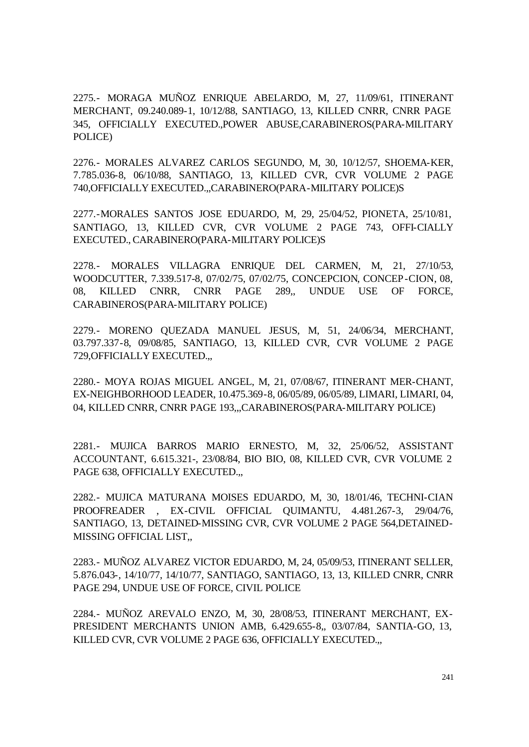2275.- MORAGA MUÑOZ ENRIQUE ABELARDO, M, 27, 11/09/61, ITINERANT MERCHANT, 09.240.089-1, 10/12/88, SANTIAGO, 13, KILLED CNRR, CNRR PAGE 345, OFFICIALLY EXECUTED.,POWER ABUSE,CARABINEROS(PARA-MILITARY POLICE)

2276.- MORALES ALVAREZ CARLOS SEGUNDO, M, 30, 10/12/57, SHOEMA-KER, 7.785.036-8, 06/10/88, SANTIAGO, 13, KILLED CVR, CVR VOLUME 2 PAGE 740,OFFICIALLY EXECUTED.,,CARABINERO(PARA-MILITARY POLICE)S

2277.-MORALES SANTOS JOSE EDUARDO, M, 29, 25/04/52, PIONETA, 25/10/81, SANTIAGO, 13, KILLED CVR, CVR VOLUME 2 PAGE 743, OFFI-CIALLY EXECUTED., CARABINERO(PARA-MILITARY POLICE)S

2278.- MORALES VILLAGRA ENRIQUE DEL CARMEN, M, 21, 27/10/53, WOODCUTTER, 7.339.517-8, 07/02/75, 07/02/75, CONCEPCION, CONCEP-CION, 08, 08, KILLED CNRR, CNRR PAGE 289,, UNDUE USE OF FORCE, CARABINEROS(PARA-MILITARY POLICE)

2279.- MORENO QUEZADA MANUEL JESUS, M, 51, 24/06/34, MERCHANT, 03.797.337-8, 09/08/85, SANTIAGO, 13, KILLED CVR, CVR VOLUME 2 PAGE 729,OFFICIALLY EXECUTED.,,

2280.- MOYA ROJAS MIGUEL ANGEL, M, 21, 07/08/67, ITINERANT MER-CHANT, EX-NEIGHBORHOOD LEADER, 10.475.369-8, 06/05/89, 06/05/89, LIMARI, LIMARI, 04, 04, KILLED CNRR, CNRR PAGE 193,,,CARABINEROS(PARA-MILITARY POLICE)

2281.- MUJICA BARROS MARIO ERNESTO, M, 32, 25/06/52, ASSISTANT ACCOUNTANT, 6.615.321-, 23/08/84, BIO BIO, 08, KILLED CVR, CVR VOLUME 2 PAGE 638, OFFICIALLY EXECUTED.,,

2282.- MUJICA MATURANA MOISES EDUARDO, M, 30, 18/01/46, TECHNI-CIAN PROOFREADER , EX-CIVIL OFFICIAL QUIMANTU, 4.481.267-3, 29/04/76, SANTIAGO, 13, DETAINED-MISSING CVR, CVR VOLUME 2 PAGE 564,DETAINED-MISSING OFFICIAL LIST,,

2283.- MUÑOZ ALVAREZ VICTOR EDUARDO, M, 24, 05/09/53, ITINERANT SELLER, 5.876.043-, 14/10/77, 14/10/77, SANTIAGO, SANTIAGO, 13, 13, KILLED CNRR, CNRR PAGE 294, UNDUE USE OF FORCE, CIVIL POLICE

2284.- MUÑOZ AREVALO ENZO, M, 30, 28/08/53, ITINERANT MERCHANT, EX-PRESIDENT MERCHANTS UNION AMB, 6.429.655-8,, 03/07/84, SANTIA-GO, 13, KILLED CVR, CVR VOLUME 2 PAGE 636, OFFICIALLY EXECUTED.,,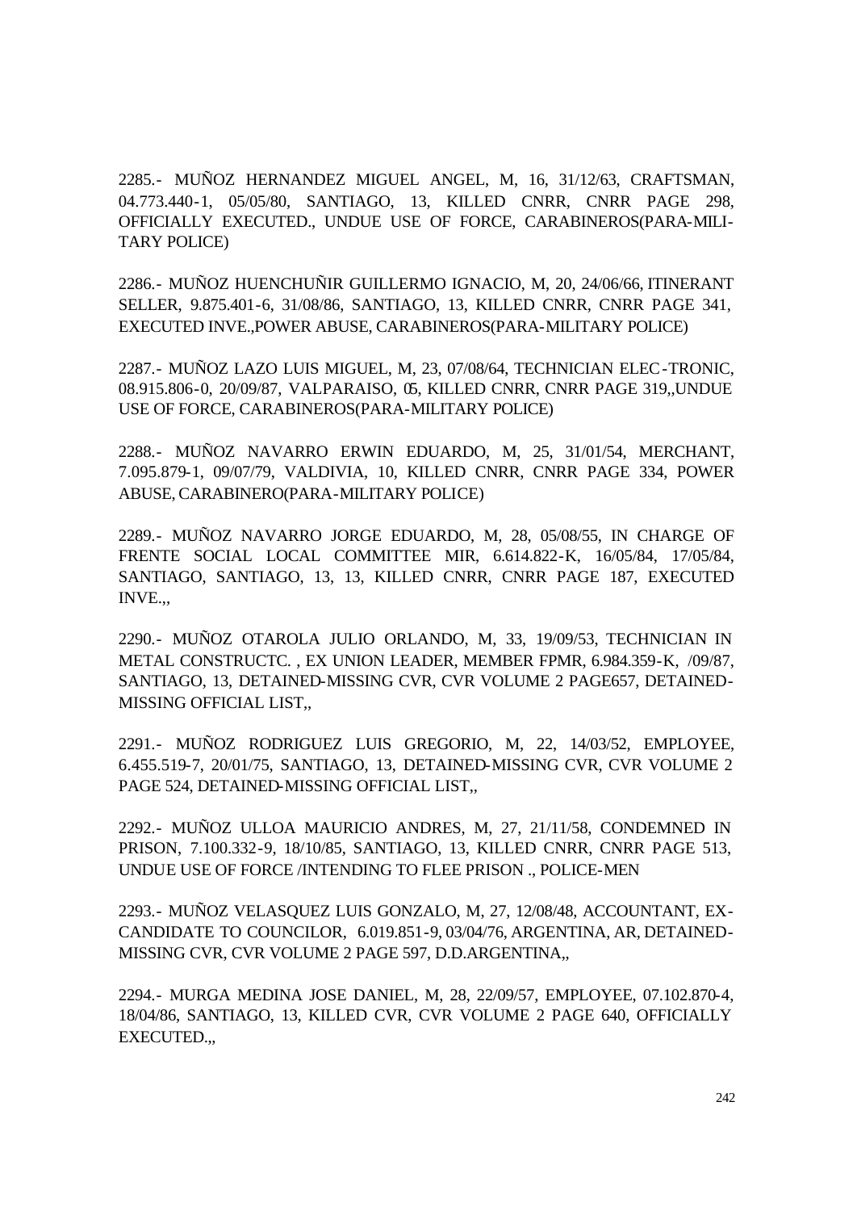2285.- MUÑOZ HERNANDEZ MIGUEL ANGEL, M, 16, 31/12/63, CRAFTSMAN, 04.773.440-1, 05/05/80, SANTIAGO, 13, KILLED CNRR, CNRR PAGE 298, OFFICIALLY EXECUTED., UNDUE USE OF FORCE, CARABINEROS(PARA-MILITARY POLICE)

2286.- MUÑOZ HUENCHUÑIR GUILLERMO IGNACIO, M, 20, 24/06/66, ITINERANT SELLER, 9.875.401-6, 31/08/86, SANTIAGO, 13, KILLED CNRR, CNRR PAGE 341, EXECUTED INVE.,POWER ABUSE, CARABINEROS(PARA-MILITARY POLICE)

2287.- MUÑOZ LAZO LUIS MIGUEL, M, 23, 07/08/64, TECHNICIAN ELEC-TRONIC, 08.915.806-0, 20/09/87, VALPARAISO, 05, KILLED CNRR, CNRR PAGE 319,,UNDUE USE OF FORCE, CARABINEROS(PARA-MILITARY POLICE)

2288.- MUÑOZ NAVARRO ERWIN EDUARDO, M, 25, 31/01/54, MERCHANT, 7.095.879-1, 09/07/79, VALDIVIA, 10, KILLED CNRR, CNRR PAGE 334, POWER ABUSE, CARABINERO(PARA-MILITARY POLICE)

2289.- MUÑOZ NAVARRO JORGE EDUARDO, M, 28, 05/08/55, IN CHARGE OF FRENTE SOCIAL LOCAL COMMITTEE MIR, 6.614.822-K, 16/05/84, 17/05/84, SANTIAGO, SANTIAGO, 13, 13, KILLED CNRR, CNRR PAGE 187, EXECUTED INVE.,,

2290.- MUÑOZ OTAROLA JULIO ORLANDO, M, 33, 19/09/53, TECHNICIAN IN METAL CONSTRUCTC. , EX UNION LEADER, MEMBER FPMR, 6.984.359-K, /09/87, SANTIAGO, 13, DETAINED-MISSING CVR, CVR VOLUME 2 PAGE657, DETAINED-MISSING OFFICIAL LIST,,

2291.- MUÑOZ RODRIGUEZ LUIS GREGORIO, M, 22, 14/03/52, EMPLOYEE, 6.455.519-7, 20/01/75, SANTIAGO, 13, DETAINED-MISSING CVR, CVR VOLUME 2 PAGE 524, DETAINED-MISSING OFFICIAL LIST,,

2292.- MUÑOZ ULLOA MAURICIO ANDRES, M, 27, 21/11/58, CONDEMNED IN PRISON, 7.100.332-9, 18/10/85, SANTIAGO, 13, KILLED CNRR, CNRR PAGE 513, UNDUE USE OF FORCE /INTENDING TO FLEE PRISON ., POLICE-MEN

2293.- MUÑOZ VELASQUEZ LUIS GONZALO, M, 27, 12/08/48, ACCOUNTANT, EX-CANDIDATE TO COUNCILOR, 6.019.851-9, 03/04/76, ARGENTINA, AR, DETAINED-MISSING CVR, CVR VOLUME 2 PAGE 597, D.D.ARGENTINA,,

2294.- MURGA MEDINA JOSE DANIEL, M, 28, 22/09/57, EMPLOYEE, 07.102.870-4, 18/04/86, SANTIAGO, 13, KILLED CVR, CVR VOLUME 2 PAGE 640, OFFICIALLY EXECUTED.,,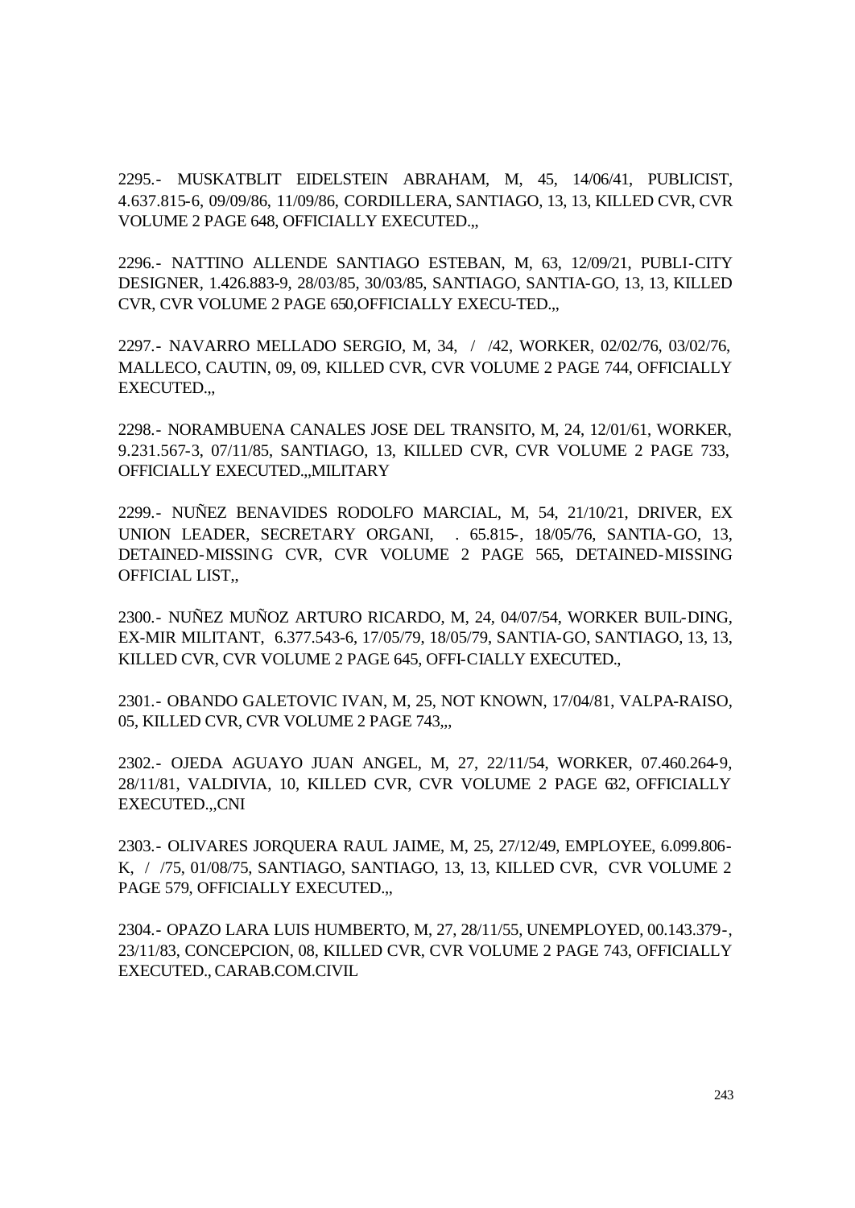2295.- MUSKATBLIT EIDELSTEIN ABRAHAM, M, 45, 14/06/41, PUBLICIST, 4.637.815-6, 09/09/86, 11/09/86, CORDILLERA, SANTIAGO, 13, 13, KILLED CVR, CVR VOLUME 2 PAGE 648, OFFICIALLY EXECUTED.,,

2296.- NATTINO ALLENDE SANTIAGO ESTEBAN, M, 63, 12/09/21, PUBLI-CITY DESIGNER, 1.426.883-9, 28/03/85, 30/03/85, SANTIAGO, SANTIA-GO, 13, 13, KILLED CVR, CVR VOLUME 2 PAGE 650,OFFICIALLY EXECU-TED.,,

2297.- NAVARRO MELLADO SERGIO, M, 34, / /42, WORKER, 02/02/76, 03/02/76, MALLECO, CAUTIN, 09, 09, KILLED CVR, CVR VOLUME 2 PAGE 744, OFFICIALLY EXECUTED.,,

2298.- NORAMBUENA CANALES JOSE DEL TRANSITO, M, 24, 12/01/61, WORKER, 9.231.567-3, 07/11/85, SANTIAGO, 13, KILLED CVR, CVR VOLUME 2 PAGE 733, OFFICIALLY EXECUTED.,,MILITARY

2299.- NUÑEZ BENAVIDES RODOLFO MARCIAL, M, 54, 21/10/21, DRIVER, EX UNION LEADER, SECRETARY ORGANI, . 65.815-, 18/05/76, SANTIA-GO, 13, DETAINED-MISSING CVR, CVR VOLUME 2 PAGE 565, DETAINED-MISSING OFFICIAL LIST,,

2300.- NUÑEZ MUÑOZ ARTURO RICARDO, M, 24, 04/07/54, WORKER BUIL-DING, EX-MIR MILITANT, 6.377.543-6, 17/05/79, 18/05/79, SANTIA-GO, SANTIAGO, 13, 13, KILLED CVR, CVR VOLUME 2 PAGE 645, OFFI-CIALLY EXECUTED.,

2301.- OBANDO GALETOVIC IVAN, M, 25, NOT KNOWN, 17/04/81, VALPA-RAISO, 05, KILLED CVR, CVR VOLUME 2 PAGE 743,,,

2302.- OJEDA AGUAYO JUAN ANGEL, M, 27, 22/11/54, WORKER, 07.460.264-9, 28/11/81, VALDIVIA, 10, KILLED CVR, CVR VOLUME 2 PAGE 632, OFFICIALLY EXECUTED.,,CNI

2303.- OLIVARES JORQUERA RAUL JAIME, M, 25, 27/12/49, EMPLOYEE, 6.099.806-K, / /75, 01/08/75, SANTIAGO, SANTIAGO, 13, 13, KILLED CVR, CVR VOLUME 2 PAGE 579, OFFICIALLY EXECUTED.,,

2304.- OPAZO LARA LUIS HUMBERTO, M, 27, 28/11/55, UNEMPLOYED, 00.143.379-, 23/11/83, CONCEPCION, 08, KILLED CVR, CVR VOLUME 2 PAGE 743, OFFICIALLY EXECUTED., CARAB.COM.CIVIL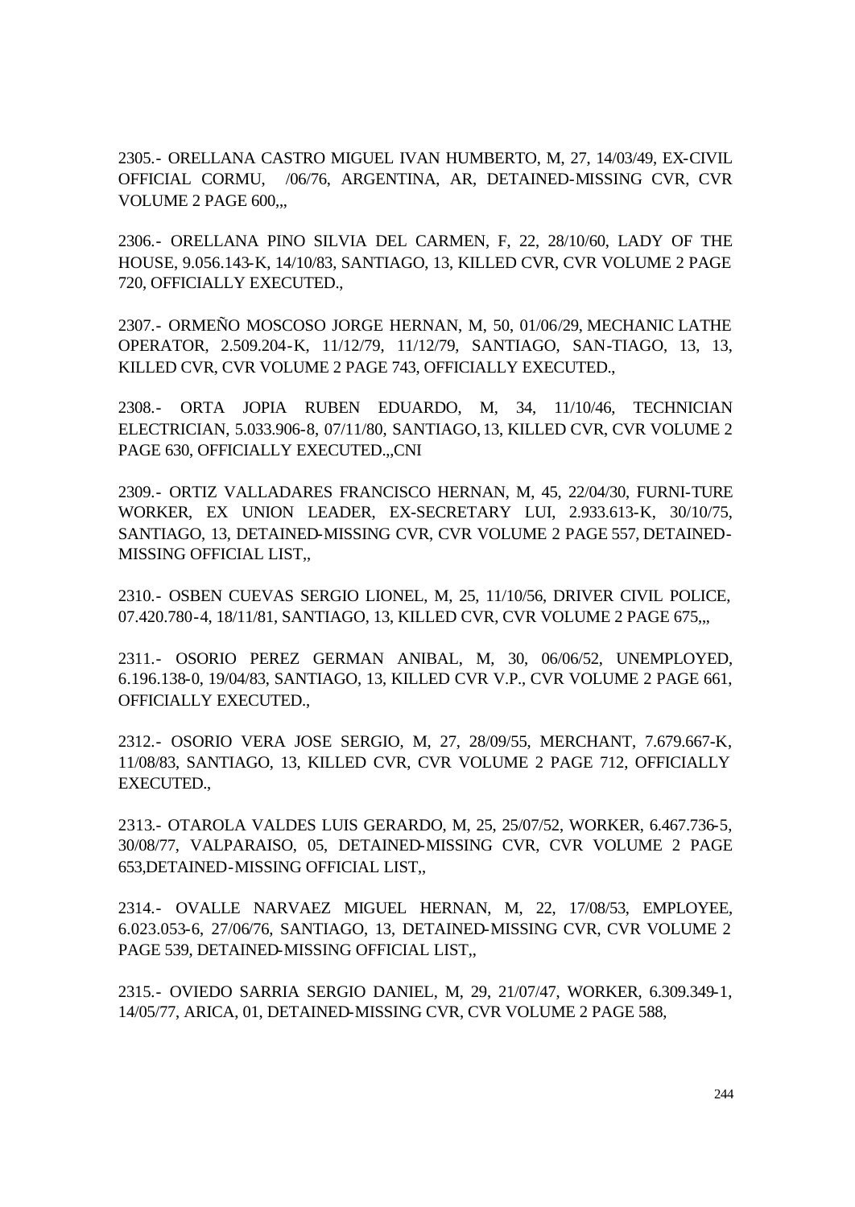2305.- ORELLANA CASTRO MIGUEL IVAN HUMBERTO, M, 27, 14/03/49, EX-CIVIL OFFICIAL CORMU, /06/76, ARGENTINA, AR, DETAINED-MISSING CVR, CVR VOLUME 2 PAGE 600,,,

2306.- ORELLANA PINO SILVIA DEL CARMEN, F, 22, 28/10/60, LADY OF THE HOUSE, 9.056.143-K, 14/10/83, SANTIAGO, 13, KILLED CVR, CVR VOLUME 2 PAGE 720, OFFICIALLY EXECUTED.,

2307.- ORMEÑO MOSCOSO JORGE HERNAN, M, 50, 01/06/29, MECHANIC LATHE OPERATOR, 2.509.204-K, 11/12/79, 11/12/79, SANTIAGO, SAN-TIAGO, 13, 13, KILLED CVR, CVR VOLUME 2 PAGE 743, OFFICIALLY EXECUTED.,

2308.- ORTA JOPIA RUBEN EDUARDO, M, 34, 11/10/46, TECHNICIAN ELECTRICIAN, 5.033.906-8, 07/11/80, SANTIAGO, 13, KILLED CVR, CVR VOLUME 2 PAGE 630, OFFICIALLY EXECUTED.,,CNI

2309.- ORTIZ VALLADARES FRANCISCO HERNAN, M, 45, 22/04/30, FURNI-TURE WORKER, EX UNION LEADER, EX-SECRETARY LUI, 2.933.613-K, 30/10/75, SANTIAGO, 13, DETAINED-MISSING CVR, CVR VOLUME 2 PAGE 557, DETAINED-MISSING OFFICIAL LIST,,

2310.- OSBEN CUEVAS SERGIO LIONEL, M, 25, 11/10/56, DRIVER CIVIL POLICE, 07.420.780-4, 18/11/81, SANTIAGO, 13, KILLED CVR, CVR VOLUME 2 PAGE 675,,,

2311.- OSORIO PEREZ GERMAN ANIBAL, M, 30, 06/06/52, UNEMPLOYED, 6.196.138-0, 19/04/83, SANTIAGO, 13, KILLED CVR V.P., CVR VOLUME 2 PAGE 661, OFFICIALLY EXECUTED.,

2312.- OSORIO VERA JOSE SERGIO, M, 27, 28/09/55, MERCHANT, 7.679.667-K, 11/08/83, SANTIAGO, 13, KILLED CVR, CVR VOLUME 2 PAGE 712, OFFICIALLY EXECUTED.,

2313.- OTAROLA VALDES LUIS GERARDO, M, 25, 25/07/52, WORKER, 6.467.736-5, 30/08/77, VALPARAISO, 05, DETAINED-MISSING CVR, CVR VOLUME 2 PAGE 653,DETAINED-MISSING OFFICIAL LIST,,

2314.- OVALLE NARVAEZ MIGUEL HERNAN, M, 22, 17/08/53, EMPLOYEE, 6.023.053-6, 27/06/76, SANTIAGO, 13, DETAINED-MISSING CVR, CVR VOLUME 2 PAGE 539, DETAINED-MISSING OFFICIAL LIST,,

2315.- OVIEDO SARRIA SERGIO DANIEL, M, 29, 21/07/47, WORKER, 6.309.349-1, 14/05/77, ARICA, 01, DETAINED-MISSING CVR, CVR VOLUME 2 PAGE 588,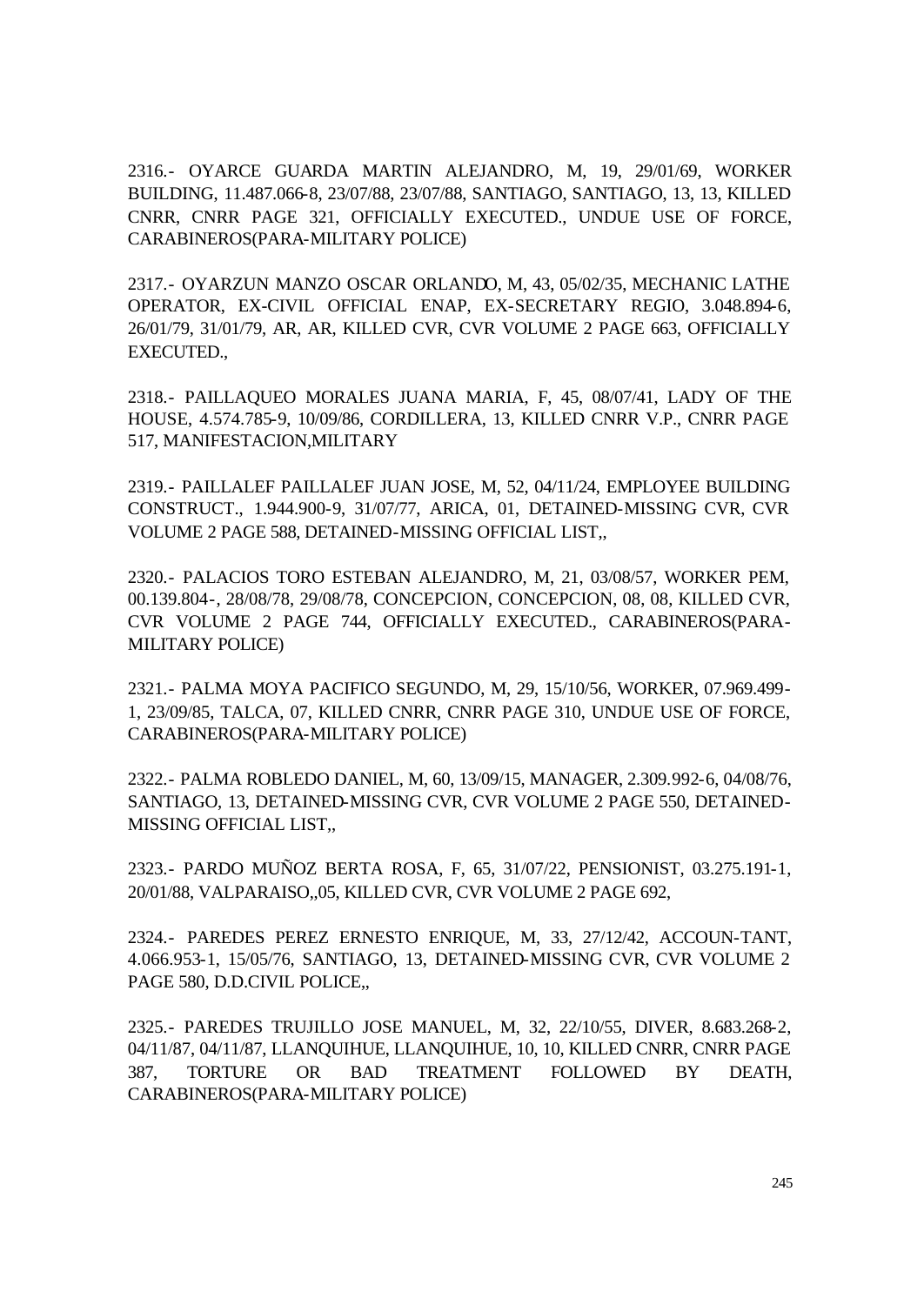2316.- OYARCE GUARDA MARTIN ALEJANDRO, M, 19, 29/01/69, WORKER BUILDING, 11.487.066-8, 23/07/88, 23/07/88, SANTIAGO, SANTIAGO, 13, 13, KILLED CNRR, CNRR PAGE 321, OFFICIALLY EXECUTED., UNDUE USE OF FORCE, CARABINEROS(PARA-MILITARY POLICE)

2317.- OYARZUN MANZO OSCAR ORLANDO, M, 43, 05/02/35, MECHANIC LATHE OPERATOR, EX-CIVIL OFFICIAL ENAP, EX-SECRETARY REGIO, 3.048.894-6, 26/01/79, 31/01/79, AR, AR, KILLED CVR, CVR VOLUME 2 PAGE 663, OFFICIALLY EXECUTED.,

2318.- PAILLAQUEO MORALES JUANA MARIA, F, 45, 08/07/41, LADY OF THE HOUSE, 4.574.785-9, 10/09/86, CORDILLERA, 13, KILLED CNRR V.P., CNRR PAGE 517, MANIFESTACION,MILITARY

2319.- PAILLALEF PAILLALEF JUAN JOSE, M, 52, 04/11/24, EMPLOYEE BUILDING CONSTRUCT., 1.944.900-9, 31/07/77, ARICA, 01, DETAINED-MISSING CVR, CVR VOLUME 2 PAGE 588, DETAINED-MISSING OFFICIAL LIST,,

2320.- PALACIOS TORO ESTEBAN ALEJANDRO, M, 21, 03/08/57, WORKER PEM, 00.139.804-, 28/08/78, 29/08/78, CONCEPCION, CONCEPCION, 08, 08, KILLED CVR, CVR VOLUME 2 PAGE 744, OFFICIALLY EXECUTED., CARABINEROS(PARA-MILITARY POLICE)

2321.- PALMA MOYA PACIFICO SEGUNDO, M, 29, 15/10/56, WORKER, 07.969.499-1, 23/09/85, TALCA, 07, KILLED CNRR, CNRR PAGE 310, UNDUE USE OF FORCE, CARABINEROS(PARA-MILITARY POLICE)

2322.- PALMA ROBLEDO DANIEL, M, 60, 13/09/15, MANAGER, 2.309.992-6, 04/08/76, SANTIAGO, 13, DETAINED-MISSING CVR, CVR VOLUME 2 PAGE 550, DETAINED-MISSING OFFICIAL LIST,,

2323.- PARDO MUÑOZ BERTA ROSA, F, 65, 31/07/22, PENSIONIST, 03.275.191-1, 20/01/88, VALPARAISO,,05, KILLED CVR, CVR VOLUME 2 PAGE 692,

2324.- PAREDES PEREZ ERNESTO ENRIQUE, M, 33, 27/12/42, ACCOUN-TANT, 4.066.953-1, 15/05/76, SANTIAGO, 13, DETAINED-MISSING CVR, CVR VOLUME 2 PAGE 580, D.D.CIVIL POLICE,,

2325.- PAREDES TRUJILLO JOSE MANUEL, M, 32, 22/10/55, DIVER, 8.683.268-2, 04/11/87, 04/11/87, LLANQUIHUE, LLANQUIHUE, 10, 10, KILLED CNRR, CNRR PAGE 387, TORTURE OR BAD TREATMENT FOLLOWED BY DEATH, CARABINEROS(PARA-MILITARY POLICE)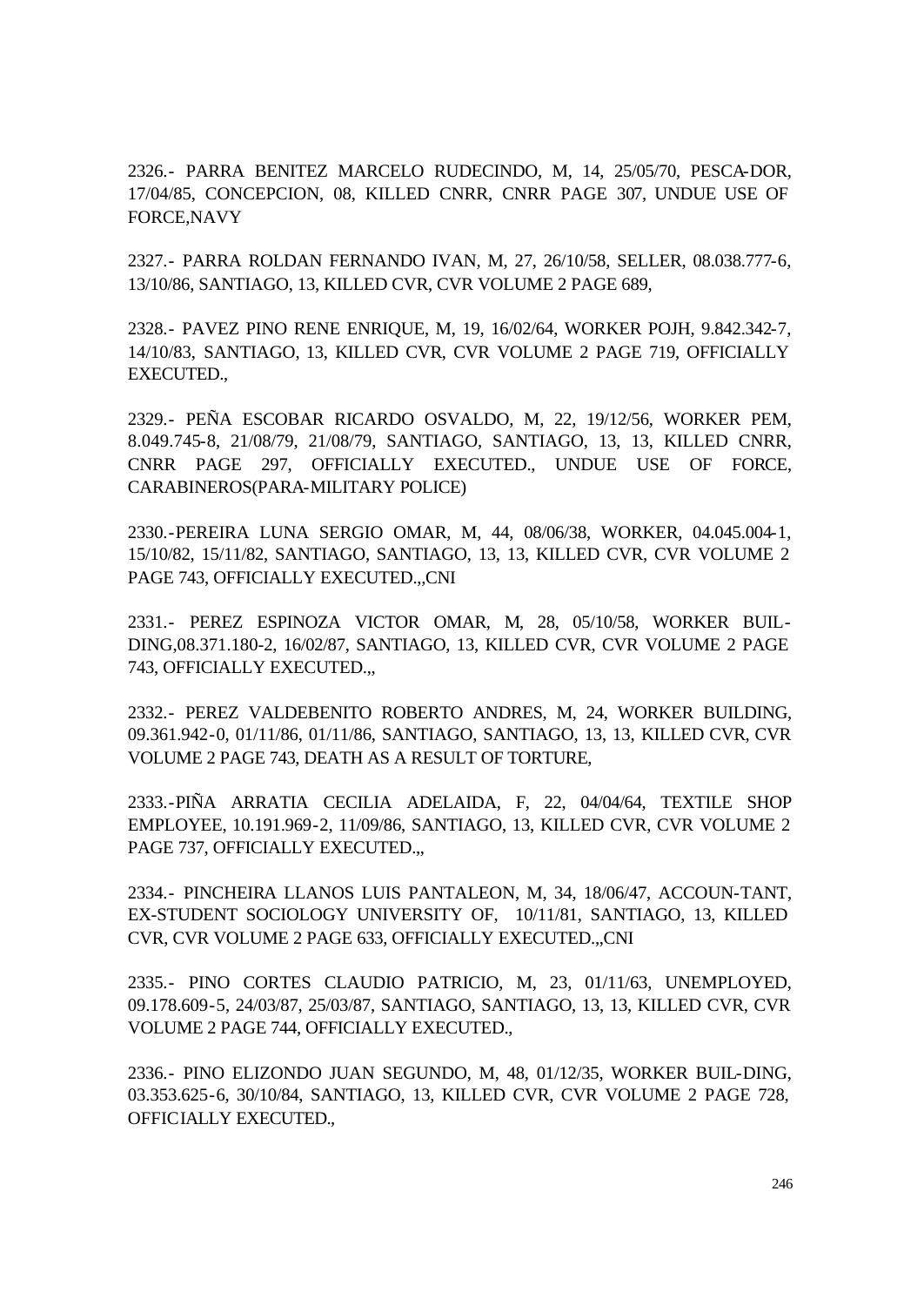2326.- PARRA BENITEZ MARCELO RUDECINDO, M, 14, 25/05/70, PESCA-DOR, 17/04/85, CONCEPCION, 08, KILLED CNRR, CNRR PAGE 307, UNDUE USE OF FORCE,NAVY

2327.- PARRA ROLDAN FERNANDO IVAN, M, 27, 26/10/58, SELLER, 08.038.777-6, 13/10/86, SANTIAGO, 13, KILLED CVR, CVR VOLUME 2 PAGE 689,

2328.- PAVEZ PINO RENE ENRIQUE, M, 19, 16/02/64, WORKER POJH, 9.842.342-7, 14/10/83, SANTIAGO, 13, KILLED CVR, CVR VOLUME 2 PAGE 719, OFFICIALLY EXECUTED.,

2329.- PEÑA ESCOBAR RICARDO OSVALDO, M, 22, 19/12/56, WORKER PEM, 8.049.745-8, 21/08/79, 21/08/79, SANTIAGO, SANTIAGO, 13, 13, KILLED CNRR, CNRR PAGE 297, OFFICIALLY EXECUTED., UNDUE USE OF FORCE, CARABINEROS(PARA-MILITARY POLICE)

2330.-PEREIRA LUNA SERGIO OMAR, M, 44, 08/06/38, WORKER, 04.045.004-1, 15/10/82, 15/11/82, SANTIAGO, SANTIAGO, 13, 13, KILLED CVR, CVR VOLUME 2 PAGE 743, OFFICIALLY EXECUTED.,,CNI

2331.- PEREZ ESPINOZA VICTOR OMAR, M, 28, 05/10/58, WORKER BUIL-DING,08.371.180-2, 16/02/87, SANTIAGO, 13, KILLED CVR, CVR VOLUME 2 PAGE 743, OFFICIALLY EXECUTED.,,

2332.- PEREZ VALDEBENITO ROBERTO ANDRES, M, 24, WORKER BUILDING, 09.361.942-0, 01/11/86, 01/11/86, SANTIAGO, SANTIAGO, 13, 13, KILLED CVR, CVR VOLUME 2 PAGE 743, DEATH AS A RESULT OF TORTURE,

2333.-PIÑA ARRATIA CECILIA ADELAIDA, F, 22, 04/04/64, TEXTILE SHOP EMPLOYEE, 10.191.969-2, 11/09/86, SANTIAGO, 13, KILLED CVR, CVR VOLUME 2 PAGE 737, OFFICIALLY EXECUTED.,,

2334.- PINCHEIRA LLANOS LUIS PANTALEON, M, 34, 18/06/47, ACCOUN-TANT, EX-STUDENT SOCIOLOGY UNIVERSITY OF, 10/11/81, SANTIAGO, 13, KILLED CVR, CVR VOLUME 2 PAGE 633, OFFICIALLY EXECUTED.,,CNI

2335.- PINO CORTES CLAUDIO PATRICIO, M, 23, 01/11/63, UNEMPLOYED, 09.178.609-5, 24/03/87, 25/03/87, SANTIAGO, SANTIAGO, 13, 13, KILLED CVR, CVR VOLUME 2 PAGE 744, OFFICIALLY EXECUTED.,

2336.- PINO ELIZONDO JUAN SEGUNDO, M, 48, 01/12/35, WORKER BUIL-DING, 03.353.625-6, 30/10/84, SANTIAGO, 13, KILLED CVR, CVR VOLUME 2 PAGE 728, OFFICIALLY EXECUTED.,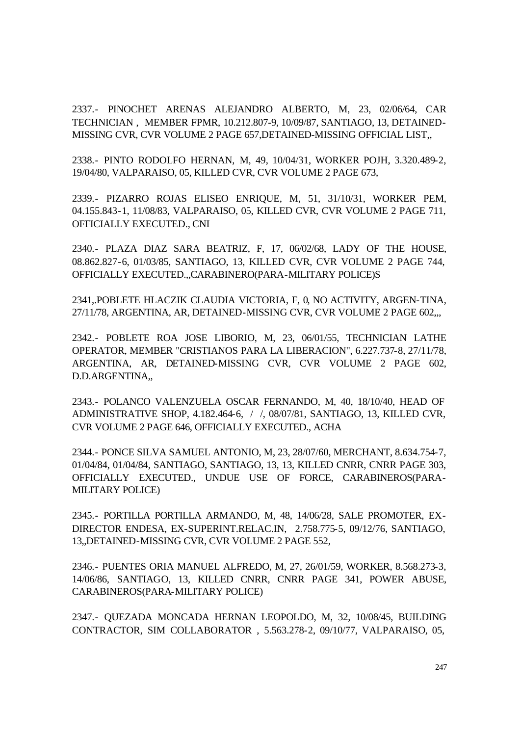2337.- PINOCHET ARENAS ALEJANDRO ALBERTO, M, 23, 02/06/64, CAR TECHNICIAN , MEMBER FPMR, 10.212.807-9, 10/09/87, SANTIAGO, 13, DETAINED-MISSING CVR, CVR VOLUME 2 PAGE 657,DETAINED-MISSING OFFICIAL LIST,,

2338.- PINTO RODOLFO HERNAN, M, 49, 10/04/31, WORKER POJH, 3.320.489-2, 19/04/80, VALPARAISO, 05, KILLED CVR, CVR VOLUME 2 PAGE 673,

2339.- PIZARRO ROJAS ELISEO ENRIQUE, M, 51, 31/10/31, WORKER PEM, 04.155.843-1, 11/08/83, VALPARAISO, 05, KILLED CVR, CVR VOLUME 2 PAGE 711, OFFICIALLY EXECUTED., CNI

2340.- PLAZA DIAZ SARA BEATRIZ, F, 17, 06/02/68, LADY OF THE HOUSE, 08.862.827-6, 01/03/85, SANTIAGO, 13, KILLED CVR, CVR VOLUME 2 PAGE 744, OFFICIALLY EXECUTED.,,CARABINERO(PARA-MILITARY POLICE)S

2341,.POBLETE HLACZIK CLAUDIA VICTORIA, F, 0, NO ACTIVITY, ARGEN-TINA, 27/11/78, ARGENTINA, AR, DETAINED-MISSING CVR, CVR VOLUME 2 PAGE 602,,,

2342.- POBLETE ROA JOSE LIBORIO, M, 23, 06/01/55, TECHNICIAN LATHE OPERATOR, MEMBER "CRISTIANOS PARA LA LIBERACION", 6.227.737-8, 27/11/78, ARGENTINA, AR, DETAINED-MISSING CVR, CVR VOLUME 2 PAGE 602, D.D.ARGENTINA,,

2343.- POLANCO VALENZUELA OSCAR FERNANDO, M, 40, 18/10/40, HEAD OF ADMINISTRATIVE SHOP, 4.182.464-6, / /, 08/07/81, SANTIAGO, 13, KILLED CVR, CVR VOLUME 2 PAGE 646, OFFICIALLY EXECUTED., ACHA

2344.- PONCE SILVA SAMUEL ANTONIO, M, 23, 28/07/60, MERCHANT, 8.634.754-7, 01/04/84, 01/04/84, SANTIAGO, SANTIAGO, 13, 13, KILLED CNRR, CNRR PAGE 303, OFFICIALLY EXECUTED., UNDUE USE OF FORCE, CARABINEROS(PARA-MILITARY POLICE)

2345.- PORTILLA PORTILLA ARMANDO, M, 48, 14/06/28, SALE PROMOTER, EX-DIRECTOR ENDESA, EX-SUPERINT.RELAC.IN, 2.758.775-5, 09/12/76, SANTIAGO, 13,,DETAINED-MISSING CVR, CVR VOLUME 2 PAGE 552,

2346.- PUENTES ORIA MANUEL ALFREDO, M, 27, 26/01/59, WORKER, 8.568.273-3, 14/06/86, SANTIAGO, 13, KILLED CNRR, CNRR PAGE 341, POWER ABUSE, CARABINEROS(PARA-MILITARY POLICE)

2347.- QUEZADA MONCADA HERNAN LEOPOLDO, M, 32, 10/08/45, BUILDING CONTRACTOR, SIM COLLABORATOR , 5.563.278-2, 09/10/77, VALPARAISO, 05,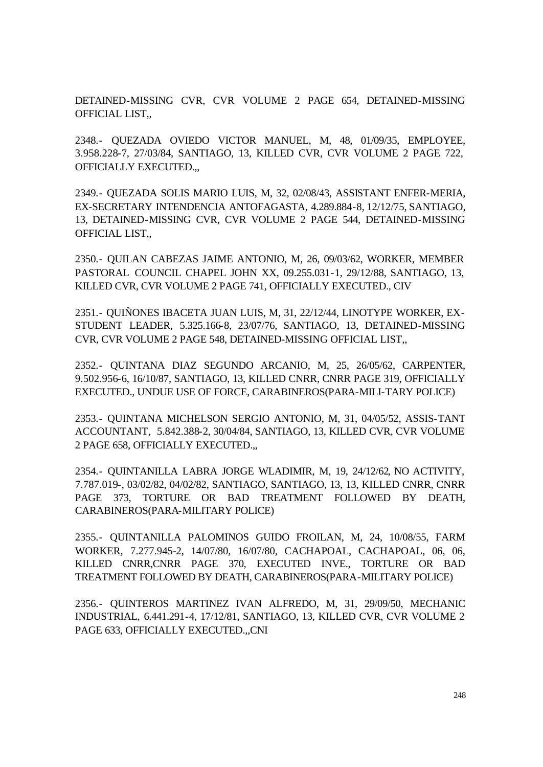DETAINED-MISSING CVR, CVR VOLUME 2 PAGE 654, DETAINED-MISSING OFFICIAL LIST,,

2348.- QUEZADA OVIEDO VICTOR MANUEL, M, 48, 01/09/35, EMPLOYEE, 3.958.228-7, 27/03/84, SANTIAGO, 13, KILLED CVR, CVR VOLUME 2 PAGE 722, OFFICIALLY EXECUTED.,,

2349.- QUEZADA SOLIS MARIO LUIS, M, 32, 02/08/43, ASSISTANT ENFER-MERIA, EX-SECRETARY INTENDENCIA ANTOFAGASTA, 4.289.884-8, 12/12/75, SANTIAGO, 13, DETAINED-MISSING CVR, CVR VOLUME 2 PAGE 544, DETAINED-MISSING OFFICIAL LIST,,

2350.- QUILAN CABEZAS JAIME ANTONIO, M, 26, 09/03/62, WORKER, MEMBER PASTORAL COUNCIL CHAPEL JOHN XX, 09.255.031-1, 29/12/88, SANTIAGO, 13, KILLED CVR, CVR VOLUME 2 PAGE 741, OFFICIALLY EXECUTED., CIV

2351.- QUIÑONES IBACETA JUAN LUIS, M, 31, 22/12/44, LINOTYPE WORKER, EX-STUDENT LEADER, 5.325.166-8, 23/07/76, SANTIAGO, 13, DETAINED-MISSING CVR, CVR VOLUME 2 PAGE 548, DETAINED-MISSING OFFICIAL LIST,,

2352.- QUINTANA DIAZ SEGUNDO ARCANIO, M, 25, 26/05/62, CARPENTER, 9.502.956-6, 16/10/87, SANTIAGO, 13, KILLED CNRR, CNRR PAGE 319, OFFICIALLY EXECUTED., UNDUE USE OF FORCE, CARABINEROS(PARA-MILI-TARY POLICE)

2353.- QUINTANA MICHELSON SERGIO ANTONIO, M, 31, 04/05/52, ASSIS-TANT ACCOUNTANT, 5.842.388-2, 30/04/84, SANTIAGO, 13, KILLED CVR, CVR VOLUME 2 PAGE 658, OFFICIALLY EXECUTED.,,

2354.- QUINTANILLA LABRA JORGE WLADIMIR, M, 19, 24/12/62, NO ACTIVITY, 7.787.019-, 03/02/82, 04/02/82, SANTIAGO, SANTIAGO, 13, 13, KILLED CNRR, CNRR PAGE 373, TORTURE OR BAD TREATMENT FOLLOWED BY DEATH, CARABINEROS(PARA-MILITARY POLICE)

2355.- QUINTANILLA PALOMINOS GUIDO FROILAN, M, 24, 10/08/55, FARM WORKER, 7.277.945-2, 14/07/80, 16/07/80, CACHAPOAL, CACHAPOAL, 06, 06, KILLED CNRR,CNRR PAGE 370, EXECUTED INVE., TORTURE OR BAD TREATMENT FOLLOWED BY DEATH, CARABINEROS(PARA-MILITARY POLICE)

2356.- QUINTEROS MARTINEZ IVAN ALFREDO, M, 31, 29/09/50, MECHANIC INDUSTRIAL, 6.441.291-4, 17/12/81, SANTIAGO, 13, KILLED CVR, CVR VOLUME 2 PAGE 633, OFFICIALLY EXECUTED.,,CNI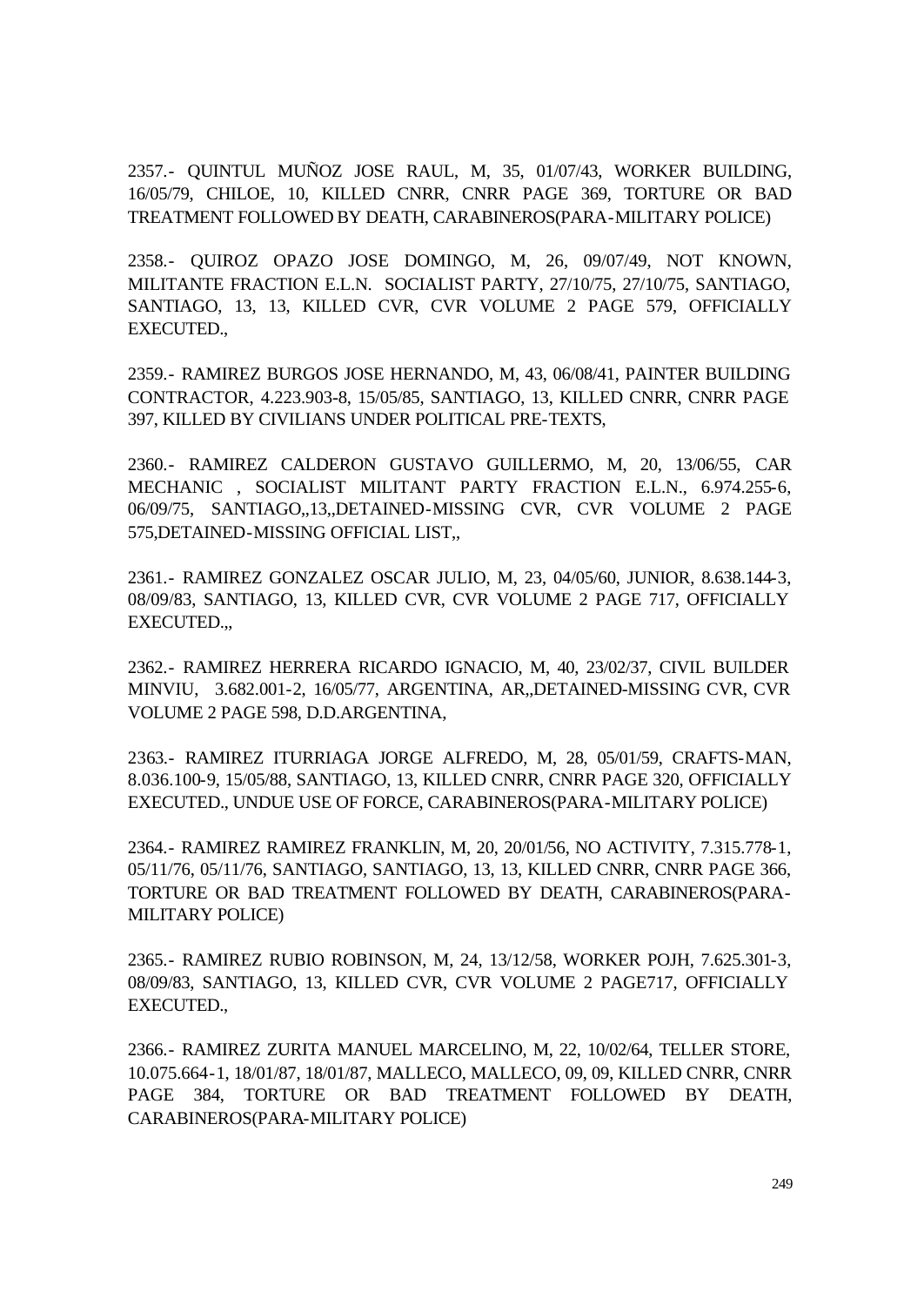2357.- QUINTUL MUÑOZ JOSE RAUL, M, 35, 01/07/43, WORKER BUILDING, 16/05/79, CHILOE, 10, KILLED CNRR, CNRR PAGE 369, TORTURE OR BAD TREATMENT FOLLOWED BY DEATH, CARABINEROS(PARA-MILITARY POLICE)

2358.- QUIROZ OPAZO JOSE DOMINGO, M, 26, 09/07/49, NOT KNOWN, MILITANTE FRACTION E.L.N. SOCIALIST PARTY, 27/10/75, 27/10/75, SANTIAGO, SANTIAGO, 13, 13, KILLED CVR, CVR VOLUME 2 PAGE 579, OFFICIALLY EXECUTED.,

2359.- RAMIREZ BURGOS JOSE HERNANDO, M, 43, 06/08/41, PAINTER BUILDING CONTRACTOR, 4.223.903-8, 15/05/85, SANTIAGO, 13, KILLED CNRR, CNRR PAGE 397, KILLED BY CIVILIANS UNDER POLITICAL PRE-TEXTS,

2360.- RAMIREZ CALDERON GUSTAVO GUILLERMO, M, 20, 13/06/55, CAR MECHANIC , SOCIALIST MILITANT PARTY FRACTION E.L.N., 6.974.255-6, 06/09/75, SANTIAGO,,13,,DETAINED-MISSING CVR, CVR VOLUME 2 PAGE 575,DETAINED-MISSING OFFICIAL LIST,,

2361.- RAMIREZ GONZALEZ OSCAR JULIO, M, 23, 04/05/60, JUNIOR, 8.638.144-3, 08/09/83, SANTIAGO, 13, KILLED CVR, CVR VOLUME 2 PAGE 717, OFFICIALLY EXECUTED.,,

2362.- RAMIREZ HERRERA RICARDO IGNACIO, M, 40, 23/02/37, CIVIL BUILDER MINVIU, 3.682.001-2, 16/05/77, ARGENTINA, AR,,DETAINED-MISSING CVR, CVR VOLUME 2 PAGE 598, D.D.ARGENTINA,

2363.- RAMIREZ ITURRIAGA JORGE ALFREDO, M, 28, 05/01/59, CRAFTS-MAN, 8.036.100-9, 15/05/88, SANTIAGO, 13, KILLED CNRR, CNRR PAGE 320, OFFICIALLY EXECUTED., UNDUE USE OF FORCE, CARABINEROS(PARA-MILITARY POLICE)

2364.- RAMIREZ RAMIREZ FRANKLIN, M, 20, 20/01/56, NO ACTIVITY, 7.315.778-1, 05/11/76, 05/11/76, SANTIAGO, SANTIAGO, 13, 13, KILLED CNRR, CNRR PAGE 366, TORTURE OR BAD TREATMENT FOLLOWED BY DEATH, CARABINEROS(PARA-MILITARY POLICE)

2365.- RAMIREZ RUBIO ROBINSON, M, 24, 13/12/58, WORKER POJH, 7.625.301-3, 08/09/83, SANTIAGO, 13, KILLED CVR, CVR VOLUME 2 PAGE717, OFFICIALLY EXECUTED.,

2366.- RAMIREZ ZURITA MANUEL MARCELINO, M, 22, 10/02/64, TELLER STORE, 10.075.664-1, 18/01/87, 18/01/87, MALLECO, MALLECO, 09, 09, KILLED CNRR, CNRR PAGE 384, TORTURE OR BAD TREATMENT FOLLOWED BY DEATH, CARABINEROS(PARA-MILITARY POLICE)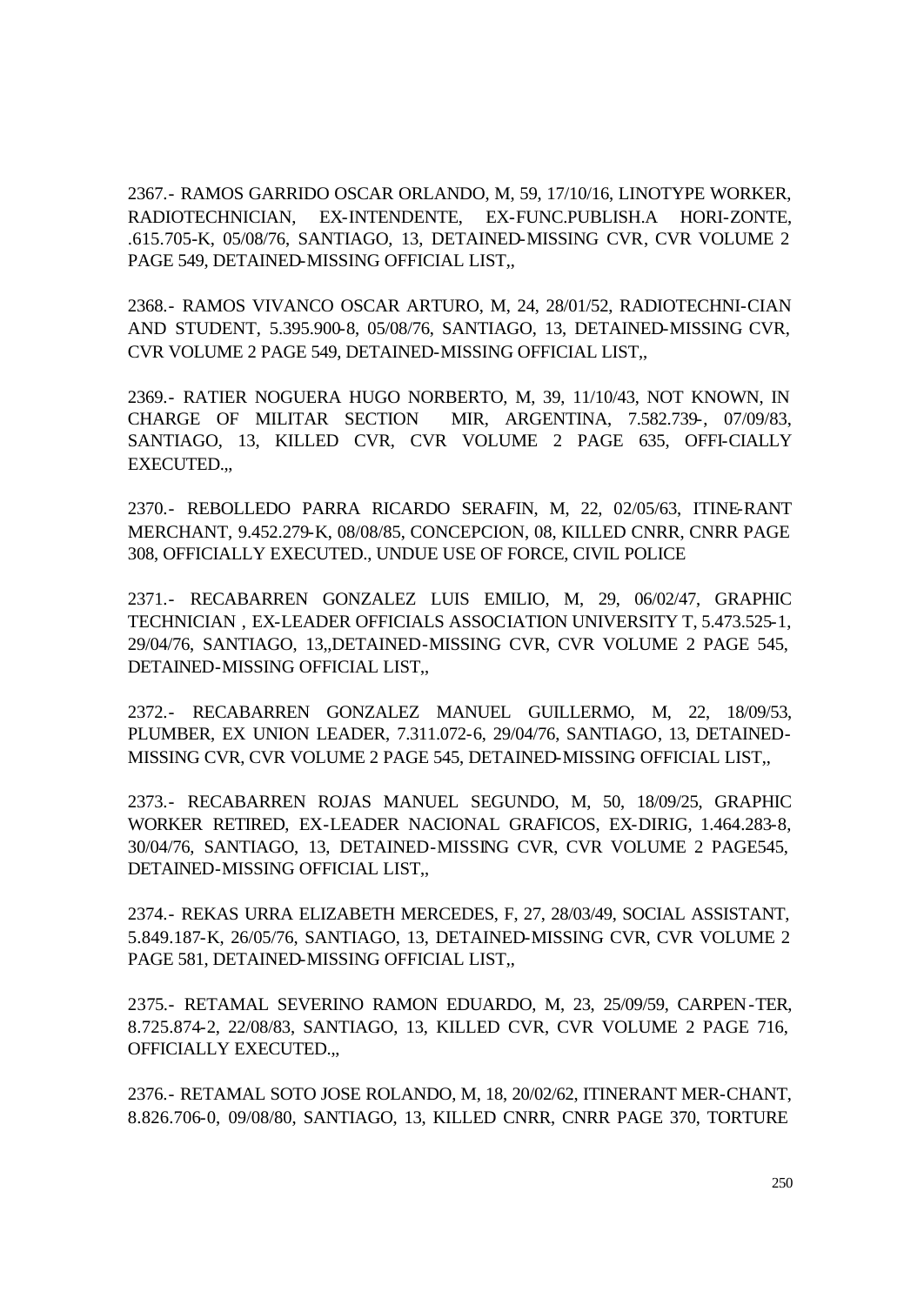2367.- RAMOS GARRIDO OSCAR ORLANDO, M, 59, 17/10/16, LINOTYPE WORKER, RADIOTECHNICIAN, EX-INTENDENTE, EX-FUNC.PUBLISH.A HORI-ZONTE, .615.705-K, 05/08/76, SANTIAGO, 13, DETAINED-MISSING CVR, CVR VOLUME 2 PAGE 549, DETAINED-MISSING OFFICIAL LIST,,

2368.- RAMOS VIVANCO OSCAR ARTURO, M, 24, 28/01/52, RADIOTECHNI-CIAN AND STUDENT, 5.395.900-8, 05/08/76, SANTIAGO, 13, DETAINED-MISSING CVR, CVR VOLUME 2 PAGE 549, DETAINED-MISSING OFFICIAL LIST,,

2369.- RATIER NOGUERA HUGO NORBERTO, M, 39, 11/10/43, NOT KNOWN, IN CHARGE OF MILITAR SECTION MIR, ARGENTINA, 7.582.739-, 07/09/83, SANTIAGO, 13, KILLED CVR, CVR VOLUME 2 PAGE 635, OFFI-CIALLY EXECUTED.,,

2370.- REBOLLEDO PARRA RICARDO SERAFIN, M, 22, 02/05/63, ITINE-RANT MERCHANT, 9.452.279-K, 08/08/85, CONCEPCION, 08, KILLED CNRR, CNRR PAGE 308, OFFICIALLY EXECUTED., UNDUE USE OF FORCE, CIVIL POLICE

2371.- RECABARREN GONZALEZ LUIS EMILIO, M, 29, 06/02/47, GRAPHIC TECHNICIAN , EX-LEADER OFFICIALS ASSOCIATION UNIVERSITY T, 5.473.525-1, 29/04/76, SANTIAGO, 13,,DETAINED-MISSING CVR, CVR VOLUME 2 PAGE 545, DETAINED-MISSING OFFICIAL LIST,,

2372.- RECABARREN GONZALEZ MANUEL GUILLERMO, M, 22, 18/09/53, PLUMBER, EX UNION LEADER, 7.311.072-6, 29/04/76, SANTIAGO, 13, DETAINED-MISSING CVR, CVR VOLUME 2 PAGE 545, DETAINED-MISSING OFFICIAL LIST,,

2373.- RECABARREN ROJAS MANUEL SEGUNDO, M, 50, 18/09/25, GRAPHIC WORKER RETIRED, EX-LEADER NACIONAL GRAFICOS, EX-DIRIG, 1.464.283-8, 30/04/76, SANTIAGO, 13, DETAINED-MISSING CVR, CVR VOLUME 2 PAGE545, DETAINED-MISSING OFFICIAL LIST,,

2374.- REKAS URRA ELIZABETH MERCEDES, F, 27, 28/03/49, SOCIAL ASSISTANT, 5.849.187-K, 26/05/76, SANTIAGO, 13, DETAINED-MISSING CVR, CVR VOLUME 2 PAGE 581, DETAINED-MISSING OFFICIAL LIST,,

2375.- RETAMAL SEVERINO RAMON EDUARDO, M, 23, 25/09/59, CARPEN-TER, 8.725.874-2, 22/08/83, SANTIAGO, 13, KILLED CVR, CVR VOLUME 2 PAGE 716, OFFICIALLY EXECUTED.,,

2376.- RETAMAL SOTO JOSE ROLANDO, M, 18, 20/02/62, ITINERANT MER-CHANT, 8.826.706-0, 09/08/80, SANTIAGO, 13, KILLED CNRR, CNRR PAGE 370, TORTURE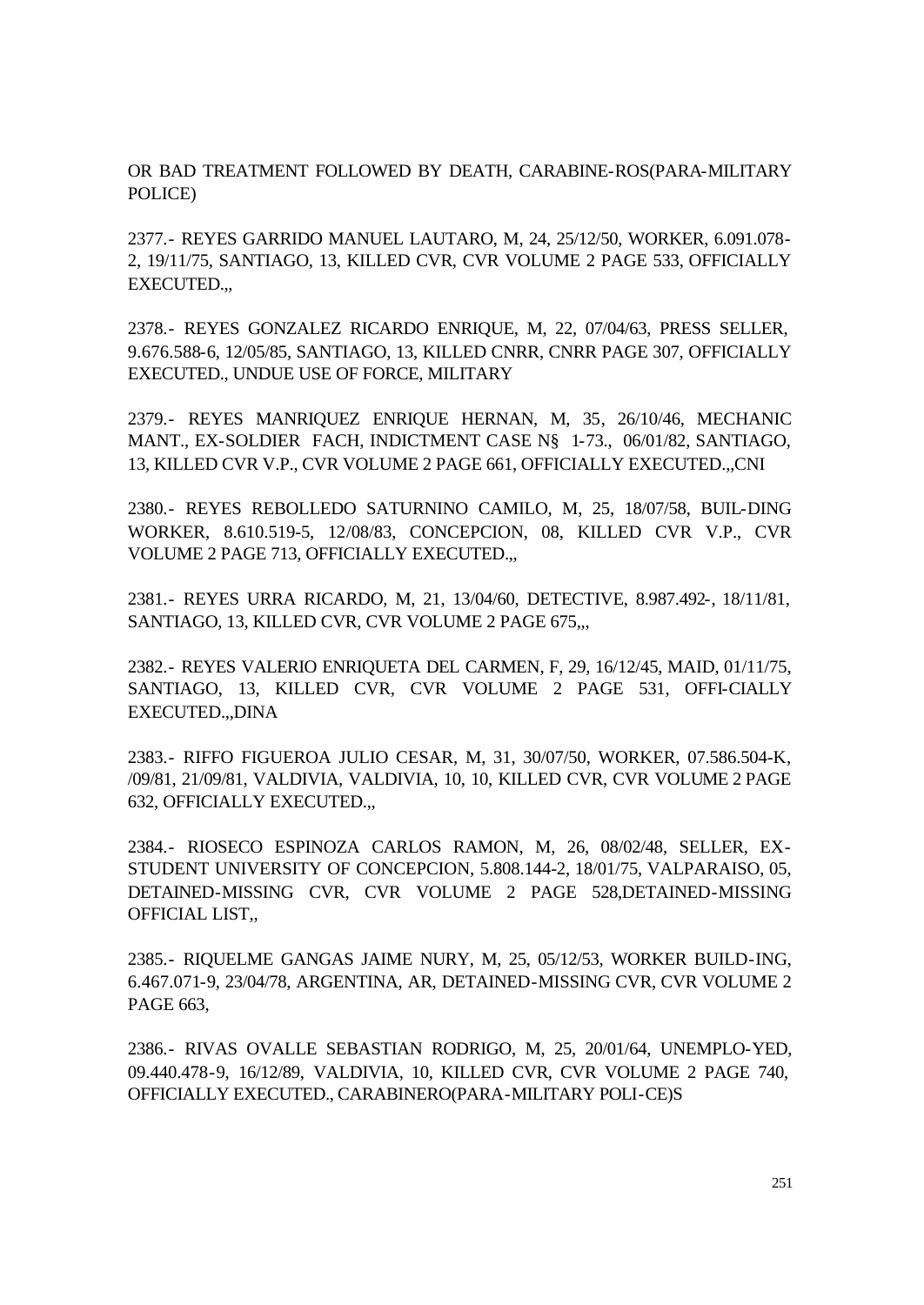OR BAD TREATMENT FOLLOWED BY DEATH, CARABINE-ROS(PARA-MILITARY POLICE)

2377.- REYES GARRIDO MANUEL LAUTARO, M, 24, 25/12/50, WORKER, 6.091.078-2, 19/11/75, SANTIAGO, 13, KILLED CVR, CVR VOLUME 2 PAGE 533, OFFICIALLY EXECUTED.,,

2378.- REYES GONZALEZ RICARDO ENRIQUE, M, 22, 07/04/63, PRESS SELLER, 9.676.588-6, 12/05/85, SANTIAGO, 13, KILLED CNRR, CNRR PAGE 307, OFFICIALLY EXECUTED., UNDUE USE OF FORCE, MILITARY

2379.- REYES MANRIQUEZ ENRIQUE HERNAN, M, 35, 26/10/46, MECHANIC MANT., EX-SOLDIER FACH, INDICTMENT CASE N§ 1-73., 06/01/82, SANTIAGO, 13, KILLED CVR V.P., CVR VOLUME 2 PAGE 661, OFFICIALLY EXECUTED.,,CNI

2380.- REYES REBOLLEDO SATURNINO CAMILO, M, 25, 18/07/58, BUIL-DING WORKER, 8.610.519-5, 12/08/83, CONCEPCION, 08, KILLED CVR V.P., CVR VOLUME 2 PAGE 713, OFFICIALLY EXECUTED.,,

2381.- REYES URRA RICARDO, M, 21, 13/04/60, DETECTIVE, 8.987.492-, 18/11/81, SANTIAGO, 13, KILLED CVR, CVR VOLUME 2 PAGE 675,,,

2382.- REYES VALERIO ENRIQUETA DEL CARMEN, F, 29, 16/12/45, MAID, 01/11/75, SANTIAGO, 13, KILLED CVR, CVR VOLUME 2 PAGE 531, OFFI-CIALLY EXECUTED.,,DINA

2383.- RIFFO FIGUEROA JULIO CESAR, M, 31, 30/07/50, WORKER, 07.586.504-K, /09/81, 21/09/81, VALDIVIA, VALDIVIA, 10, 10, KILLED CVR, CVR VOLUME 2 PAGE 632, OFFICIALLY EXECUTED.,,

2384.- RIOSECO ESPINOZA CARLOS RAMON, M, 26, 08/02/48, SELLER, EX-STUDENT UNIVERSITY OF CONCEPCION, 5.808.144-2, 18/01/75, VALPARAISO, 05, DETAINED-MISSING CVR, CVR VOLUME 2 PAGE 528,DETAINED-MISSING OFFICIAL LIST,,

2385.- RIQUELME GANGAS JAIME NURY, M, 25, 05/12/53, WORKER BUILD-ING, 6.467.071-9, 23/04/78, ARGENTINA, AR, DETAINED-MISSING CVR, CVR VOLUME 2 PAGE 663,

2386.- RIVAS OVALLE SEBASTIAN RODRIGO, M, 25, 20/01/64, UNEMPLO-YED, 09.440.478-9, 16/12/89, VALDIVIA, 10, KILLED CVR, CVR VOLUME 2 PAGE 740, OFFICIALLY EXECUTED., CARABINERO(PARA-MILITARY POLI-CE)S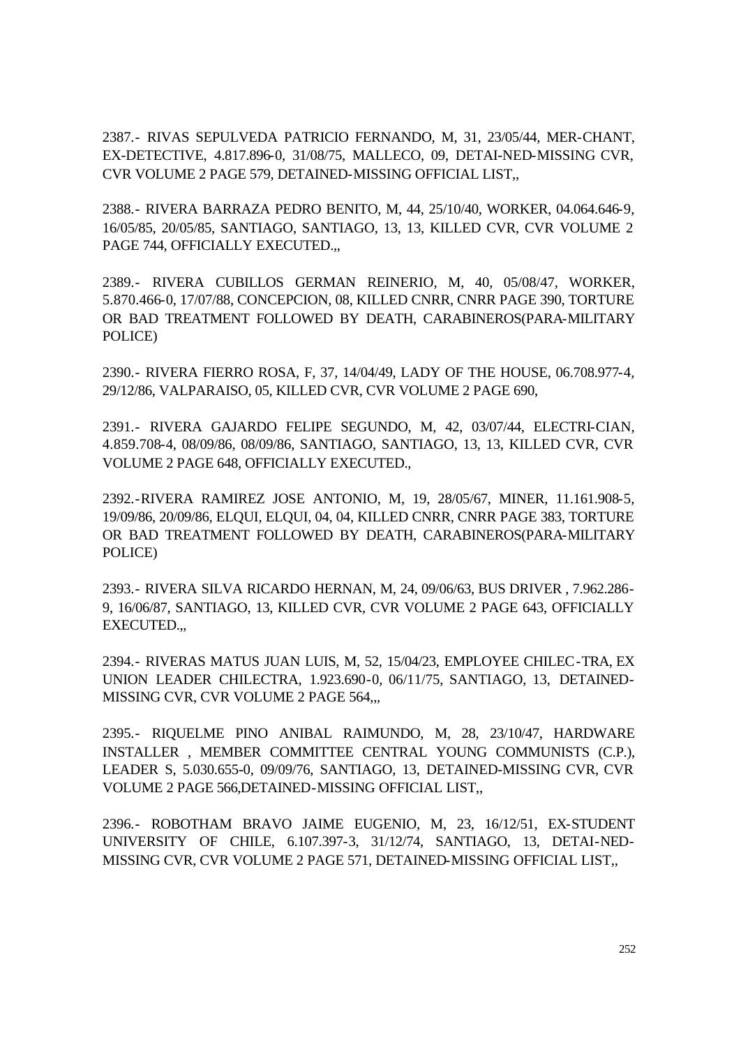2387.- RIVAS SEPULVEDA PATRICIO FERNANDO, M, 31, 23/05/44, MER-CHANT, EX-DETECTIVE, 4.817.896-0, 31/08/75, MALLECO, 09, DETAI-NED-MISSING CVR, CVR VOLUME 2 PAGE 579, DETAINED-MISSING OFFICIAL LIST,,

2388.- RIVERA BARRAZA PEDRO BENITO, M, 44, 25/10/40, WORKER, 04.064.646-9, 16/05/85, 20/05/85, SANTIAGO, SANTIAGO, 13, 13, KILLED CVR, CVR VOLUME 2 PAGE 744, OFFICIALLY EXECUTED.,,

2389.- RIVERA CUBILLOS GERMAN REINERIO, M, 40, 05/08/47, WORKER, 5.870.466-0, 17/07/88, CONCEPCION, 08, KILLED CNRR, CNRR PAGE 390, TORTURE OR BAD TREATMENT FOLLOWED BY DEATH, CARABINEROS(PARA-MILITARY POLICE)

2390.- RIVERA FIERRO ROSA, F, 37, 14/04/49, LADY OF THE HOUSE, 06.708.977-4, 29/12/86, VALPARAISO, 05, KILLED CVR, CVR VOLUME 2 PAGE 690,

2391.- RIVERA GAJARDO FELIPE SEGUNDO, M, 42, 03/07/44, ELECTRI-CIAN, 4.859.708-4, 08/09/86, 08/09/86, SANTIAGO, SANTIAGO, 13, 13, KILLED CVR, CVR VOLUME 2 PAGE 648, OFFICIALLY EXECUTED.,

2392.-RIVERA RAMIREZ JOSE ANTONIO, M, 19, 28/05/67, MINER, 11.161.908-5, 19/09/86, 20/09/86, ELQUI, ELQUI, 04, 04, KILLED CNRR, CNRR PAGE 383, TORTURE OR BAD TREATMENT FOLLOWED BY DEATH, CARABINEROS(PARA-MILITARY POLICE)

2393.- RIVERA SILVA RICARDO HERNAN, M, 24, 09/06/63, BUS DRIVER , 7.962.286-9, 16/06/87, SANTIAGO, 13, KILLED CVR, CVR VOLUME 2 PAGE 643, OFFICIALLY EXECUTED.,,

2394.- RIVERAS MATUS JUAN LUIS, M, 52, 15/04/23, EMPLOYEE CHILEC-TRA, EX UNION LEADER CHILECTRA, 1.923.690-0, 06/11/75, SANTIAGO, 13, DETAINED-MISSING CVR, CVR VOLUME 2 PAGE 564,,,

2395.- RIQUELME PINO ANIBAL RAIMUNDO, M, 28, 23/10/47, HARDWARE INSTALLER , MEMBER COMMITTEE CENTRAL YOUNG COMMUNISTS (C.P.), LEADER S, 5.030.655-0, 09/09/76, SANTIAGO, 13, DETAINED-MISSING CVR, CVR VOLUME 2 PAGE 566,DETAINED-MISSING OFFICIAL LIST,,

2396.- ROBOTHAM BRAVO JAIME EUGENIO, M, 23, 16/12/51, EX-STUDENT UNIVERSITY OF CHILE, 6.107.397-3, 31/12/74, SANTIAGO, 13, DETAI-NED-MISSING CVR, CVR VOLUME 2 PAGE 571, DETAINED-MISSING OFFICIAL LIST,,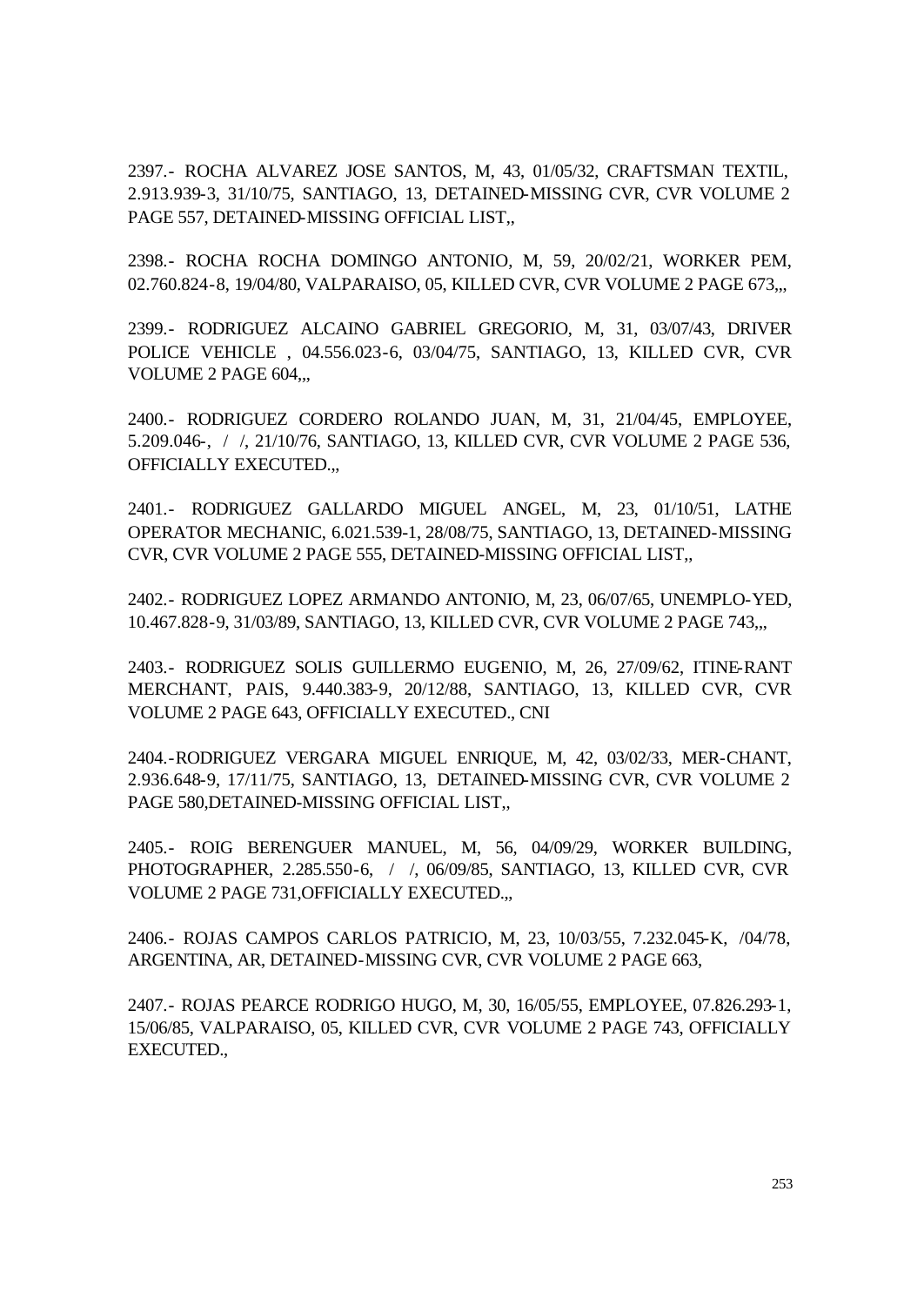2397.- ROCHA ALVAREZ JOSE SANTOS, M, 43, 01/05/32, CRAFTSMAN TEXTIL, 2.913.939-3, 31/10/75, SANTIAGO, 13, DETAINED-MISSING CVR, CVR VOLUME 2 PAGE 557, DETAINED-MISSING OFFICIAL LIST,,

2398.- ROCHA ROCHA DOMINGO ANTONIO, M, 59, 20/02/21, WORKER PEM, 02.760.824-8, 19/04/80, VALPARAISO, 05, KILLED CVR, CVR VOLUME 2 PAGE 673,,,

2399.- RODRIGUEZ ALCAINO GABRIEL GREGORIO, M, 31, 03/07/43, DRIVER POLICE VEHICLE , 04.556.023-6, 03/04/75, SANTIAGO, 13, KILLED CVR, CVR VOLUME 2 PAGE 604,,,

2400.- RODRIGUEZ CORDERO ROLANDO JUAN, M, 31, 21/04/45, EMPLOYEE, 5.209.046-, / /, 21/10/76, SANTIAGO, 13, KILLED CVR, CVR VOLUME 2 PAGE 536, OFFICIALLY EXECUTED.,,

2401.- RODRIGUEZ GALLARDO MIGUEL ANGEL, M, 23, 01/10/51, LATHE OPERATOR MECHANIC, 6.021.539-1, 28/08/75, SANTIAGO, 13, DETAINED-MISSING CVR, CVR VOLUME 2 PAGE 555, DETAINED-MISSING OFFICIAL LIST,,

2402.- RODRIGUEZ LOPEZ ARMANDO ANTONIO, M, 23, 06/07/65, UNEMPLO-YED, 10.467.828-9, 31/03/89, SANTIAGO, 13, KILLED CVR, CVR VOLUME 2 PAGE 743,,,

2403.- RODRIGUEZ SOLIS GUILLERMO EUGENIO, M, 26, 27/09/62, ITINE-RANT MERCHANT, PAIS, 9.440.383-9, 20/12/88, SANTIAGO, 13, KILLED CVR, CVR VOLUME 2 PAGE 643, OFFICIALLY EXECUTED., CNI

2404.-RODRIGUEZ VERGARA MIGUEL ENRIQUE, M, 42, 03/02/33, MER-CHANT, 2.936.648-9, 17/11/75, SANTIAGO, 13, DETAINED-MISSING CVR, CVR VOLUME 2 PAGE 580,DETAINED-MISSING OFFICIAL LIST,,

2405.- ROIG BERENGUER MANUEL, M, 56, 04/09/29, WORKER BUILDING, PHOTOGRAPHER, 2.285.550-6, / /, 06/09/85, SANTIAGO, 13, KILLED CVR, CVR VOLUME 2 PAGE 731,OFFICIALLY EXECUTED.,,

2406.- ROJAS CAMPOS CARLOS PATRICIO, M, 23, 10/03/55, 7.232.045-K, /04/78, ARGENTINA, AR, DETAINED-MISSING CVR, CVR VOLUME 2 PAGE 663,

2407.- ROJAS PEARCE RODRIGO HUGO, M, 30, 16/05/55, EMPLOYEE, 07.826.293-1, 15/06/85, VALPARAISO, 05, KILLED CVR, CVR VOLUME 2 PAGE 743, OFFICIALLY EXECUTED.,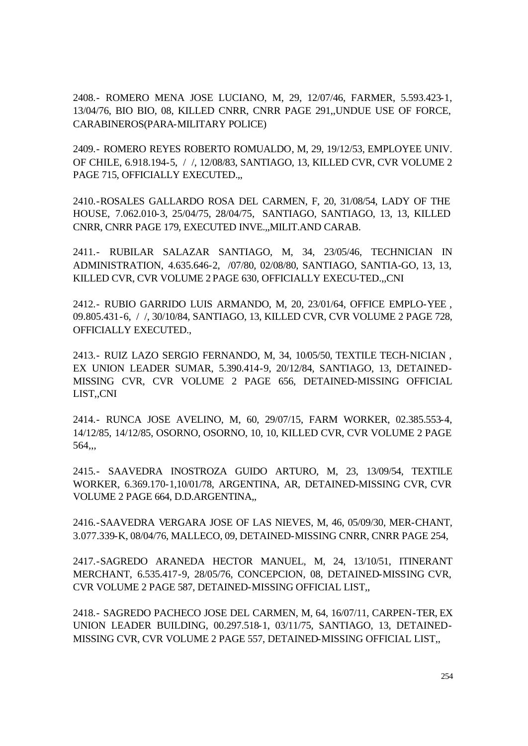2408.- ROMERO MENA JOSE LUCIANO, M, 29, 12/07/46, FARMER, 5.593.423-1, 13/04/76, BIO BIO, 08, KILLED CNRR, CNRR PAGE 291,,UNDUE USE OF FORCE, CARABINEROS(PARA-MILITARY POLICE)

2409.- ROMERO REYES ROBERTO ROMUALDO, M, 29, 19/12/53, EMPLOYEE UNIV. OF CHILE, 6.918.194-5, / /, 12/08/83, SANTIAGO, 13, KILLED CVR, CVR VOLUME 2 PAGE 715, OFFICIALLY EXECUTED.,,

2410.-ROSALES GALLARDO ROSA DEL CARMEN, F, 20, 31/08/54, LADY OF THE HOUSE, 7.062.010-3, 25/04/75, 28/04/75, SANTIAGO, SANTIAGO, 13, 13, KILLED CNRR, CNRR PAGE 179, EXECUTED INVE.,,MILIT.AND CARAB.

2411.- RUBILAR SALAZAR SANTIAGO, M, 34, 23/05/46, TECHNICIAN IN ADMINISTRATION, 4.635.646-2, /07/80, 02/08/80, SANTIAGO, SANTIA-GO, 13, 13, KILLED CVR, CVR VOLUME 2 PAGE 630, OFFICIALLY EXECU-TED.,,CNI

2412.- RUBIO GARRIDO LUIS ARMANDO, M, 20, 23/01/64, OFFICE EMPLO-YEE , 09.805.431-6, / /, 30/10/84, SANTIAGO, 13, KILLED CVR, CVR VOLUME 2 PAGE 728, OFFICIALLY EXECUTED.,

2413.- RUIZ LAZO SERGIO FERNANDO, M, 34, 10/05/50, TEXTILE TECH-NICIAN , EX UNION LEADER SUMAR, 5.390.414-9, 20/12/84, SANTIAGO, 13, DETAINED-MISSING CVR, CVR VOLUME 2 PAGE 656, DETAINED-MISSING OFFICIAL LIST,,CNI

2414.- RUNCA JOSE AVELINO, M, 60, 29/07/15, FARM WORKER, 02.385.553-4, 14/12/85, 14/12/85, OSORNO, OSORNO, 10, 10, KILLED CVR, CVR VOLUME 2 PAGE 564,,,

2415.- SAAVEDRA INOSTROZA GUIDO ARTURO, M, 23, 13/09/54, TEXTILE WORKER, 6.369.170-1,10/01/78, ARGENTINA, AR, DETAINED-MISSING CVR, CVR VOLUME 2 PAGE 664, D.D.ARGENTINA,,

2416.-SAAVEDRA VERGARA JOSE OF LAS NIEVES, M, 46, 05/09/30, MER-CHANT, 3.077.339-K, 08/04/76, MALLECO, 09, DETAINED-MISSING CNRR, CNRR PAGE 254,

2417.-SAGREDO ARANEDA HECTOR MANUEL, M, 24, 13/10/51, ITINERANT MERCHANT, 6.535.417-9, 28/05/76, CONCEPCION, 08, DETAINED-MISSING CVR, CVR VOLUME 2 PAGE 587, DETAINED-MISSING OFFICIAL LIST,,

2418.- SAGREDO PACHECO JOSE DEL CARMEN, M, 64, 16/07/11, CARPEN-TER, EX UNION LEADER BUILDING, 00.297.518-1, 03/11/75, SANTIAGO, 13, DETAINED-MISSING CVR, CVR VOLUME 2 PAGE 557, DETAINED-MISSING OFFICIAL LIST,,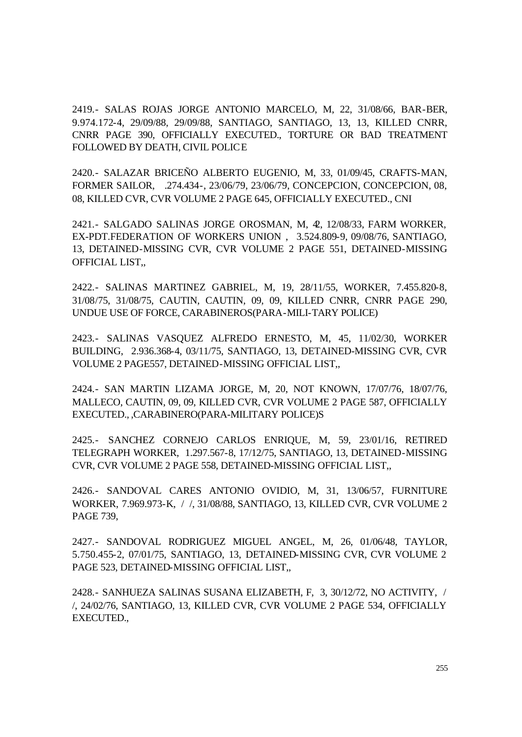2419.- SALAS ROJAS JORGE ANTONIO MARCELO, M, 22, 31/08/66, BAR-BER, 9.974.172-4, 29/09/88, 29/09/88, SANTIAGO, SANTIAGO, 13, 13, KILLED CNRR, CNRR PAGE 390, OFFICIALLY EXECUTED., TORTURE OR BAD TREATMENT FOLLOWED BY DEATH, CIVIL POLICE

2420.- SALAZAR BRICEÑO ALBERTO EUGENIO, M, 33, 01/09/45, CRAFTS-MAN, FORMER SAILOR, .274.434-, 23/06/79, 23/06/79, CONCEPCION, CONCEPCION, 08, 08, KILLED CVR, CVR VOLUME 2 PAGE 645, OFFICIALLY EXECUTED., CNI

2421.- SALGADO SALINAS JORGE OROSMAN, M, 42, 12/08/33, FARM WORKER, EX-PDT.FEDERATION OF WORKERS UNION , 3.524.809-9, 09/08/76, SANTIAGO, 13, DETAINED-MISSING CVR, CVR VOLUME 2 PAGE 551, DETAINED-MISSING OFFICIAL LIST,,

2422.- SALINAS MARTINEZ GABRIEL, M, 19, 28/11/55, WORKER, 7.455.820-8, 31/08/75, 31/08/75, CAUTIN, CAUTIN, 09, 09, KILLED CNRR, CNRR PAGE 290, UNDUE USE OF FORCE, CARABINEROS(PARA-MILI-TARY POLICE)

2423.- SALINAS VASQUEZ ALFREDO ERNESTO, M, 45, 11/02/30, WORKER BUILDING, 2.936.368-4, 03/11/75, SANTIAGO, 13, DETAINED-MISSING CVR, CVR VOLUME 2 PAGE557, DETAINED-MISSING OFFICIAL LIST,,

2424.- SAN MARTIN LIZAMA JORGE, M, 20, NOT KNOWN, 17/07/76, 18/07/76, MALLECO, CAUTIN, 09, 09, KILLED CVR, CVR VOLUME 2 PAGE 587, OFFICIALLY EXECUTED., ,CARABINERO(PARA-MILITARY POLICE)S

2425.- SANCHEZ CORNEJO CARLOS ENRIQUE, M, 59, 23/01/16, RETIRED TELEGRAPH WORKER, 1.297.567-8, 17/12/75, SANTIAGO, 13, DETAINED-MISSING CVR, CVR VOLUME 2 PAGE 558, DETAINED-MISSING OFFICIAL LIST,,

2426.- SANDOVAL CARES ANTONIO OVIDIO, M, 31, 13/06/57, FURNITURE WORKER, 7.969.973-K, / /, 31/08/88, SANTIAGO, 13, KILLED CVR, CVR VOLUME 2 PAGE 739,

2427.- SANDOVAL RODRIGUEZ MIGUEL ANGEL, M, 26, 01/06/48, TAYLOR, 5.750.455-2, 07/01/75, SANTIAGO, 13, DETAINED-MISSING CVR, CVR VOLUME 2 PAGE 523, DETAINED-MISSING OFFICIAL LIST,,

2428.- SANHUEZA SALINAS SUSANA ELIZABETH, F, 3, 30/12/72, NO ACTIVITY, / /, 24/02/76, SANTIAGO, 13, KILLED CVR, CVR VOLUME 2 PAGE 534, OFFICIALLY EXECUTED.,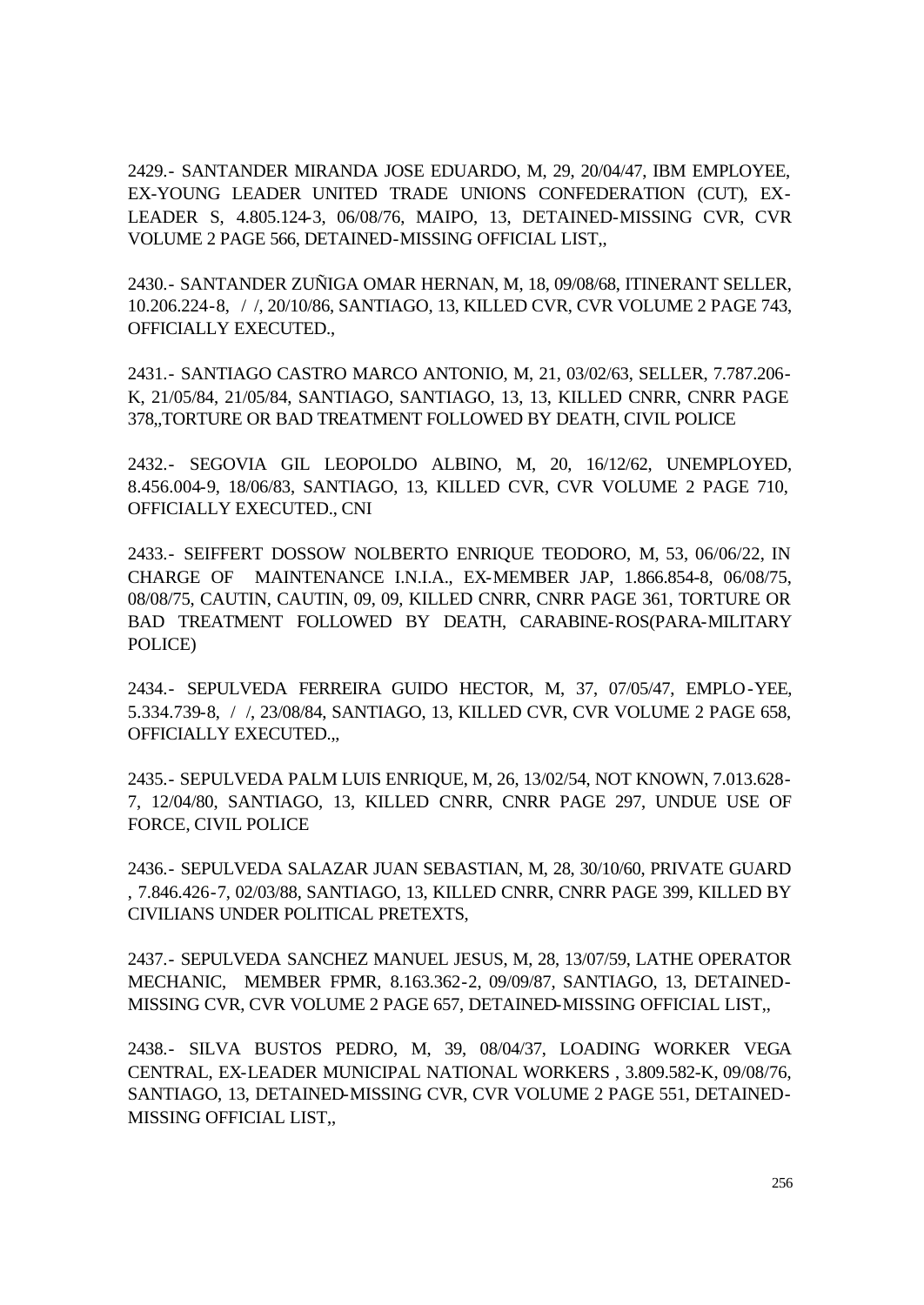2429.- SANTANDER MIRANDA JOSE EDUARDO, M, 29, 20/04/47, IBM EMPLOYEE, EX-YOUNG LEADER UNITED TRADE UNIONS CONFEDERATION (CUT), EX-LEADER S, 4.805.124-3, 06/08/76, MAIPO, 13, DETAINED-MISSING CVR, CVR VOLUME 2 PAGE 566, DETAINED-MISSING OFFICIAL LIST,,

2430.- SANTANDER ZUÑIGA OMAR HERNAN, M, 18, 09/08/68, ITINERANT SELLER, 10.206.224-8, / /, 20/10/86, SANTIAGO, 13, KILLED CVR, CVR VOLUME 2 PAGE 743, OFFICIALLY EXECUTED.,

2431.- SANTIAGO CASTRO MARCO ANTONIO, M, 21, 03/02/63, SELLER, 7.787.206-K, 21/05/84, 21/05/84, SANTIAGO, SANTIAGO, 13, 13, KILLED CNRR, CNRR PAGE 378,,TORTURE OR BAD TREATMENT FOLLOWED BY DEATH, CIVIL POLICE

2432.- SEGOVIA GIL LEOPOLDO ALBINO, M, 20, 16/12/62, UNEMPLOYED, 8.456.004-9, 18/06/83, SANTIAGO, 13, KILLED CVR, CVR VOLUME 2 PAGE 710, OFFICIALLY EXECUTED., CNI

2433.- SEIFFERT DOSSOW NOLBERTO ENRIQUE TEODORO, M, 53, 06/06/22, IN CHARGE OF MAINTENANCE I.N.I.A., EX-MEMBER JAP, 1.866.854-8, 06/08/75, 08/08/75, CAUTIN, CAUTIN, 09, 09, KILLED CNRR, CNRR PAGE 361, TORTURE OR BAD TREATMENT FOLLOWED BY DEATH, CARABINE-ROS(PARA-MILITARY POLICE)

2434.- SEPULVEDA FERREIRA GUIDO HECTOR, M, 37, 07/05/47, EMPLO-YEE, 5.334.739-8, / /, 23/08/84, SANTIAGO, 13, KILLED CVR, CVR VOLUME 2 PAGE 658, OFFICIALLY EXECUTED.,,

2435.- SEPULVEDA PALM LUIS ENRIQUE, M, 26, 13/02/54, NOT KNOWN, 7.013.628-7, 12/04/80, SANTIAGO, 13, KILLED CNRR, CNRR PAGE 297, UNDUE USE OF FORCE, CIVIL POLICE

2436.- SEPULVEDA SALAZAR JUAN SEBASTIAN, M, 28, 30/10/60, PRIVATE GUARD , 7.846.426-7, 02/03/88, SANTIAGO, 13, KILLED CNRR, CNRR PAGE 399, KILLED BY CIVILIANS UNDER POLITICAL PRETEXTS,

2437.- SEPULVEDA SANCHEZ MANUEL JESUS, M, 28, 13/07/59, LATHE OPERATOR MECHANIC, MEMBER FPMR, 8.163.362-2, 09/09/87, SANTIAGO, 13, DETAINED-MISSING CVR, CVR VOLUME 2 PAGE 657, DETAINED-MISSING OFFICIAL LIST,,

2438.- SILVA BUSTOS PEDRO, M, 39, 08/04/37, LOADING WORKER VEGA CENTRAL, EX-LEADER MUNICIPAL NATIONAL WORKERS , 3.809.582-K, 09/08/76, SANTIAGO, 13, DETAINED-MISSING CVR, CVR VOLUME 2 PAGE 551, DETAINED-MISSING OFFICIAL LIST,,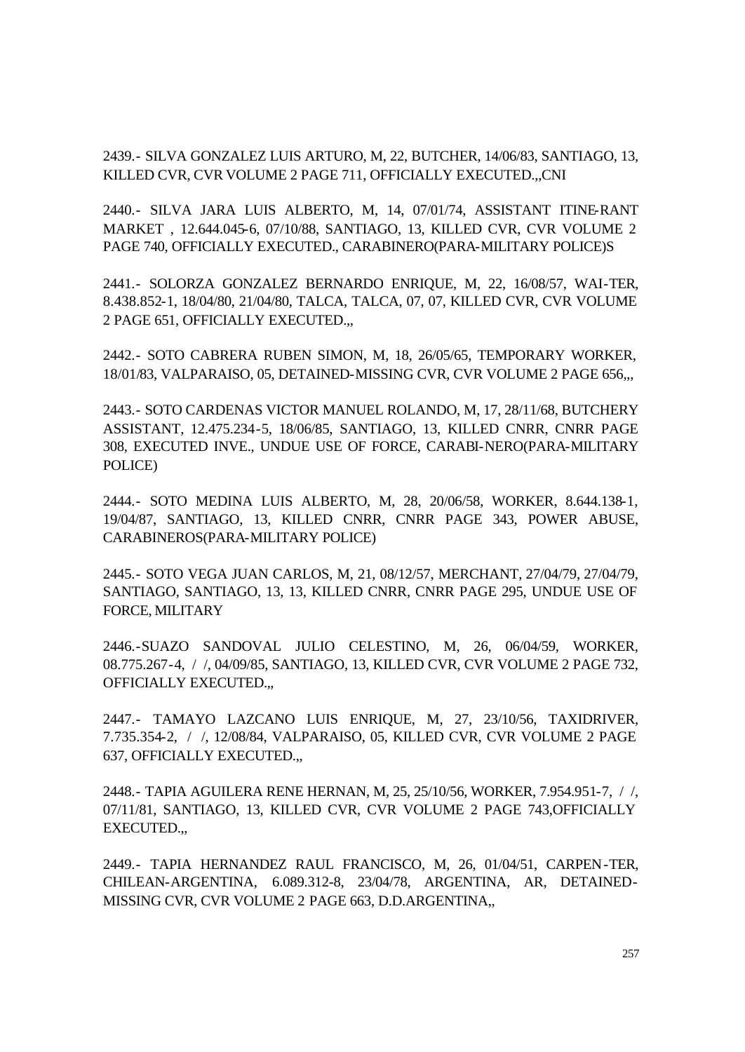2439.- SILVA GONZALEZ LUIS ARTURO, M, 22, BUTCHER, 14/06/83, SANTIAGO, 13, KILLED CVR, CVR VOLUME 2 PAGE 711, OFFICIALLY EXECUTED.,,CNI

2440.- SILVA JARA LUIS ALBERTO, M, 14, 07/01/74, ASSISTANT ITINE-RANT MARKET , 12.644.045-6, 07/10/88, SANTIAGO, 13, KILLED CVR, CVR VOLUME 2 PAGE 740, OFFICIALLY EXECUTED., CARABINERO(PARA-MILITARY POLICE)S

2441.- SOLORZA GONZALEZ BERNARDO ENRIQUE, M, 22, 16/08/57, WAI-TER, 8.438.852-1, 18/04/80, 21/04/80, TALCA, TALCA, 07, 07, KILLED CVR, CVR VOLUME 2 PAGE 651, OFFICIALLY EXECUTED.,,

2442.- SOTO CABRERA RUBEN SIMON, M, 18, 26/05/65, TEMPORARY WORKER, 18/01/83, VALPARAISO, 05, DETAINED-MISSING CVR, CVR VOLUME 2 PAGE 656,,,

2443.- SOTO CARDENAS VICTOR MANUEL ROLANDO, M, 17, 28/11/68, BUTCHERY ASSISTANT, 12.475.234-5, 18/06/85, SANTIAGO, 13, KILLED CNRR, CNRR PAGE 308, EXECUTED INVE., UNDUE USE OF FORCE, CARABI-NERO(PARA-MILITARY POLICE)

2444.- SOTO MEDINA LUIS ALBERTO, M, 28, 20/06/58, WORKER, 8.644.138-1, 19/04/87, SANTIAGO, 13, KILLED CNRR, CNRR PAGE 343, POWER ABUSE, CARABINEROS(PARA-MILITARY POLICE)

2445.- SOTO VEGA JUAN CARLOS, M, 21, 08/12/57, MERCHANT, 27/04/79, 27/04/79, SANTIAGO, SANTIAGO, 13, 13, KILLED CNRR, CNRR PAGE 295, UNDUE USE OF FORCE, MILITARY

2446.-SUAZO SANDOVAL JULIO CELESTINO, M, 26, 06/04/59, WORKER, 08.775.267-4, / /, 04/09/85, SANTIAGO, 13, KILLED CVR, CVR VOLUME 2 PAGE 732, OFFICIALLY EXECUTED.,,

2447.- TAMAYO LAZCANO LUIS ENRIQUE, M, 27, 23/10/56, TAXIDRIVER, 7.735.354-2, / /, 12/08/84, VALPARAISO, 05, KILLED CVR, CVR VOLUME 2 PAGE 637, OFFICIALLY EXECUTED.,,

2448.- TAPIA AGUILERA RENE HERNAN, M, 25, 25/10/56, WORKER, 7.954.951-7, / /, 07/11/81, SANTIAGO, 13, KILLED CVR, CVR VOLUME 2 PAGE 743,OFFICIALLY EXECUTED.,,

2449.- TAPIA HERNANDEZ RAUL FRANCISCO, M, 26, 01/04/51, CARPEN-TER, CHILEAN-ARGENTINA, 6.089.312-8, 23/04/78, ARGENTINA, AR, DETAINED-MISSING CVR, CVR VOLUME 2 PAGE 663, D.D.ARGENTINA,,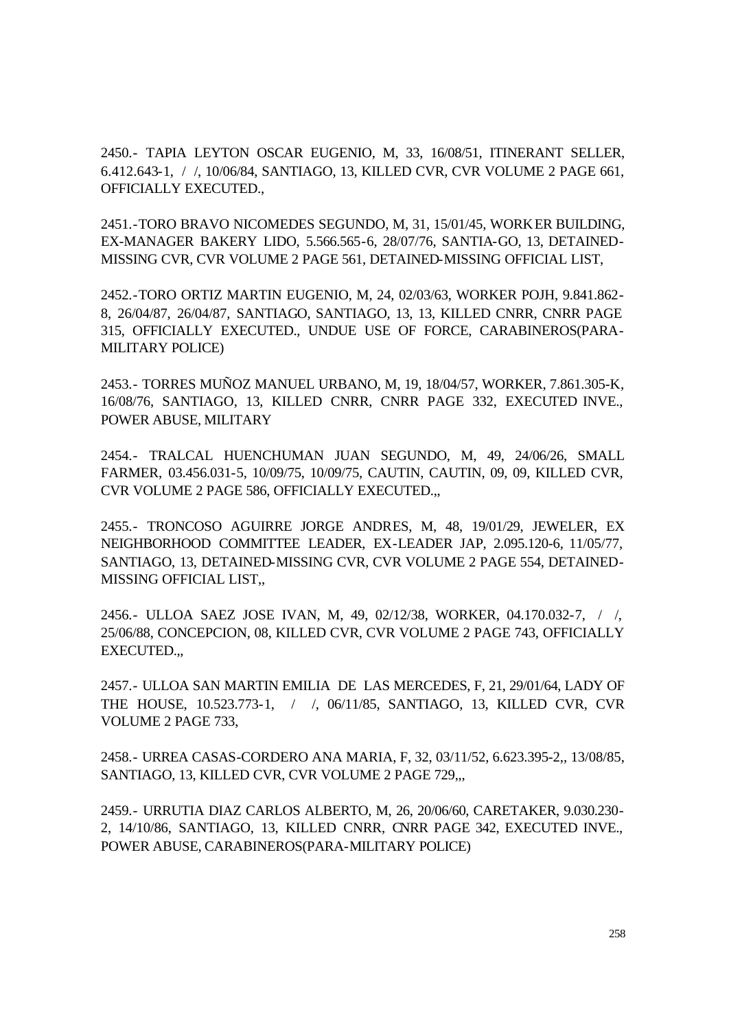2450.- TAPIA LEYTON OSCAR EUGENIO, M, 33, 16/08/51, ITINERANT SELLER, 6.412.643-1, / /, 10/06/84, SANTIAGO, 13, KILLED CVR, CVR VOLUME 2 PAGE 661, OFFICIALLY EXECUTED.,

2451.-TORO BRAVO NICOMEDES SEGUNDO, M, 31, 15/01/45, WORKER BUILDING, EX-MANAGER BAKERY LIDO, 5.566.565-6, 28/07/76, SANTIA-GO, 13, DETAINED-MISSING CVR, CVR VOLUME 2 PAGE 561, DETAINED-MISSING OFFICIAL LIST,

2452.-TORO ORTIZ MARTIN EUGENIO, M, 24, 02/03/63, WORKER POJH, 9.841.862-8, 26/04/87, 26/04/87, SANTIAGO, SANTIAGO, 13, 13, KILLED CNRR, CNRR PAGE 315, OFFICIALLY EXECUTED., UNDUE USE OF FORCE, CARABINEROS(PARA-MILITARY POLICE)

2453.- TORRES MUÑOZ MANUEL URBANO, M, 19, 18/04/57, WORKER, 7.861.305-K, 16/08/76, SANTIAGO, 13, KILLED CNRR, CNRR PAGE 332, EXECUTED INVE., POWER ABUSE, MILITARY

2454.- TRALCAL HUENCHUMAN JUAN SEGUNDO, M, 49, 24/06/26, SMALL FARMER, 03.456.031-5, 10/09/75, 10/09/75, CAUTIN, CAUTIN, 09, 09, KILLED CVR, CVR VOLUME 2 PAGE 586, OFFICIALLY EXECUTED.,,

2455.- TRONCOSO AGUIRRE JORGE ANDRES, M, 48, 19/01/29, JEWELER, EX NEIGHBORHOOD COMMITTEE LEADER, EX-LEADER JAP, 2.095.120-6, 11/05/77, SANTIAGO, 13, DETAINED-MISSING CVR, CVR VOLUME 2 PAGE 554, DETAINED-MISSING OFFICIAL LIST,,

2456.- ULLOA SAEZ JOSE IVAN, M, 49, 02/12/38, WORKER, 04.170.032-7, / /, 25/06/88, CONCEPCION, 08, KILLED CVR, CVR VOLUME 2 PAGE 743, OFFICIALLY EXECUTED.,,

2457.- ULLOA SAN MARTIN EMILIA DE LAS MERCEDES, F, 21, 29/01/64, LADY OF THE HOUSE, 10.523.773-1, / /, 06/11/85, SANTIAGO, 13, KILLED CVR, CVR VOLUME 2 PAGE 733,

2458.- URREA CASAS-CORDERO ANA MARIA, F, 32, 03/11/52, 6.623.395-2,, 13/08/85, SANTIAGO, 13, KILLED CVR, CVR VOLUME 2 PAGE 729,,,

2459.- URRUTIA DIAZ CARLOS ALBERTO, M, 26, 20/06/60, CARETAKER, 9.030.230-2, 14/10/86, SANTIAGO, 13, KILLED CNRR, CNRR PAGE 342, EXECUTED INVE., POWER ABUSE, CARABINEROS(PARA-MILITARY POLICE)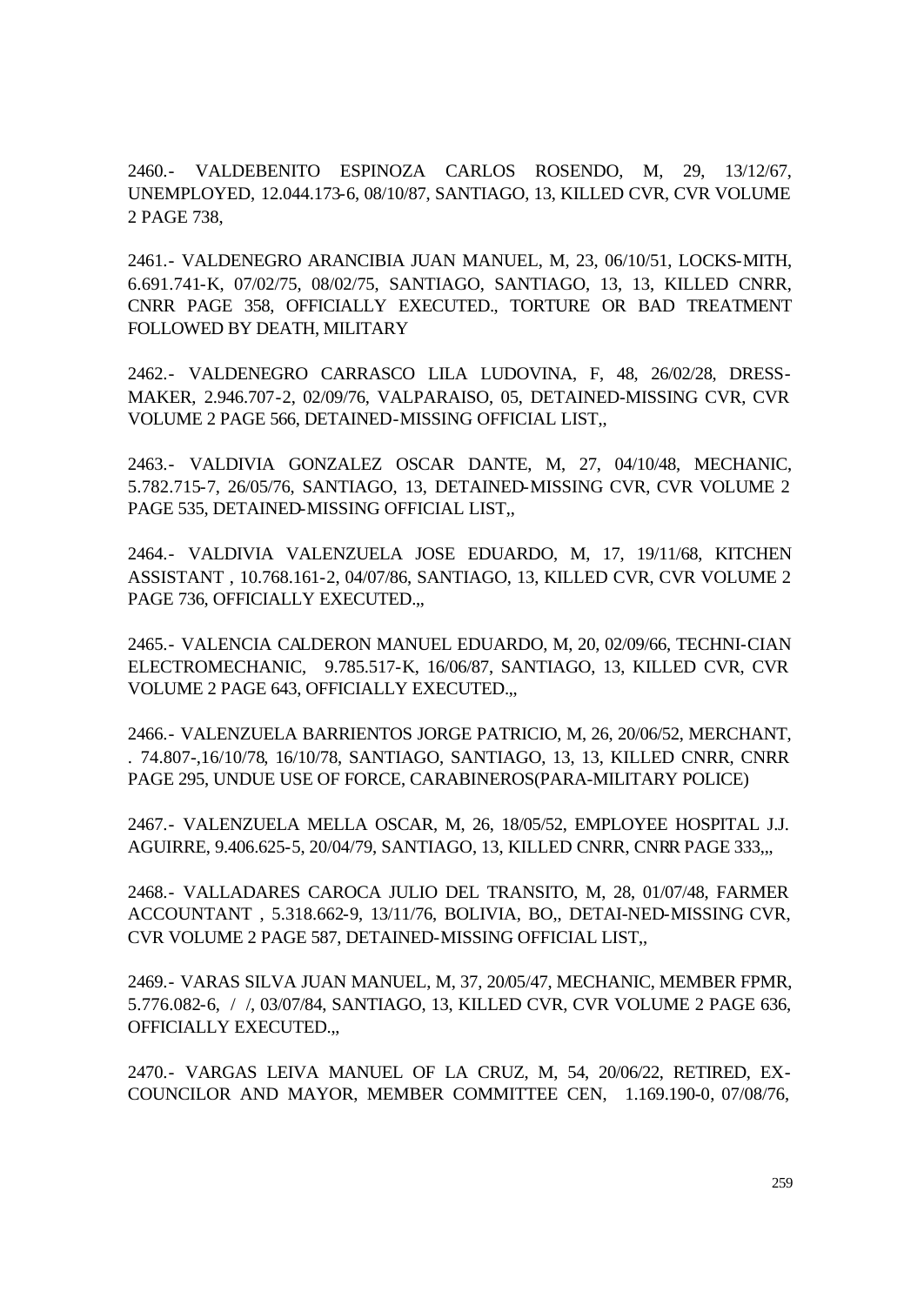2460.- VALDEBENITO ESPINOZA CARLOS ROSENDO, M, 29, 13/12/67, UNEMPLOYED, 12.044.173-6, 08/10/87, SANTIAGO, 13, KILLED CVR, CVR VOLUME 2 PAGE 738,

2461.- VALDENEGRO ARANCIBIA JUAN MANUEL, M, 23, 06/10/51, LOCKS-MITH, 6.691.741-K, 07/02/75, 08/02/75, SANTIAGO, SANTIAGO, 13, 13, KILLED CNRR, CNRR PAGE 358, OFFICIALLY EXECUTED., TORTURE OR BAD TREATMENT FOLLOWED BY DEATH, MILITARY

2462.- VALDENEGRO CARRASCO LILA LUDOVINA, F, 48, 26/02/28, DRESS-MAKER, 2.946.707-2, 02/09/76, VALPARAISO, 05, DETAINED-MISSING CVR, CVR VOLUME 2 PAGE 566, DETAINED-MISSING OFFICIAL LIST,,

2463.- VALDIVIA GONZALEZ OSCAR DANTE, M, 27, 04/10/48, MECHANIC, 5.782.715-7, 26/05/76, SANTIAGO, 13, DETAINED-MISSING CVR, CVR VOLUME 2 PAGE 535, DETAINED-MISSING OFFICIAL LIST,,

2464.- VALDIVIA VALENZUELA JOSE EDUARDO, M, 17, 19/11/68, KITCHEN ASSISTANT , 10.768.161-2, 04/07/86, SANTIAGO, 13, KILLED CVR, CVR VOLUME 2 PAGE 736, OFFICIALLY EXECUTED.,,

2465.- VALENCIA CALDERON MANUEL EDUARDO, M, 20, 02/09/66, TECHNI-CIAN ELECTROMECHANIC, 9.785.517-K, 16/06/87, SANTIAGO, 13, KILLED CVR, CVR VOLUME 2 PAGE 643, OFFICIALLY EXECUTED.,,

2466.- VALENZUELA BARRIENTOS JORGE PATRICIO, M, 26, 20/06/52, MERCHANT, . 74.807-,16/10/78, 16/10/78, SANTIAGO, SANTIAGO, 13, 13, KILLED CNRR, CNRR PAGE 295, UNDUE USE OF FORCE, CARABINEROS(PARA-MILITARY POLICE)

2467.- VALENZUELA MELLA OSCAR, M, 26, 18/05/52, EMPLOYEE HOSPITAL J.J. AGUIRRE, 9.406.625-5, 20/04/79, SANTIAGO, 13, KILLED CNRR, CNRR PAGE 333,,,

2468.- VALLADARES CAROCA JULIO DEL TRANSITO, M, 28, 01/07/48, FARMER ACCOUNTANT , 5.318.662-9, 13/11/76, BOLIVIA, BO,, DETAI-NED-MISSING CVR, CVR VOLUME 2 PAGE 587, DETAINED-MISSING OFFICIAL LIST,,

2469.- VARAS SILVA JUAN MANUEL, M, 37, 20/05/47, MECHANIC, MEMBER FPMR, 5.776.082-6, / /, 03/07/84, SANTIAGO, 13, KILLED CVR, CVR VOLUME 2 PAGE 636, OFFICIALLY EXECUTED.,,

2470.- VARGAS LEIVA MANUEL OF LA CRUZ, M, 54, 20/06/22, RETIRED, EX-COUNCILOR AND MAYOR, MEMBER COMMITTEE CEN, 1.169.190-0, 07/08/76,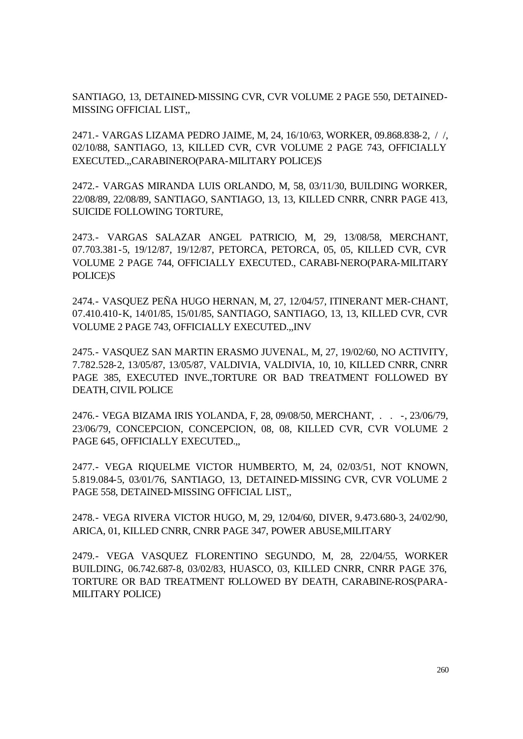SANTIAGO, 13, DETAINED-MISSING CVR, CVR VOLUME 2 PAGE 550, DETAINED-MISSING OFFICIAL LIST,,

2471.- VARGAS LIZAMA PEDRO JAIME, M, 24, 16/10/63, WORKER, 09.868.838-2, / /, 02/10/88, SANTIAGO, 13, KILLED CVR, CVR VOLUME 2 PAGE 743, OFFICIALLY EXECUTED.,,CARABINERO(PARA-MILITARY POLICE)S

2472.- VARGAS MIRANDA LUIS ORLANDO, M, 58, 03/11/30, BUILDING WORKER, 22/08/89, 22/08/89, SANTIAGO, SANTIAGO, 13, 13, KILLED CNRR, CNRR PAGE 413, SUICIDE FOLLOWING TORTURE,

2473.- VARGAS SALAZAR ANGEL PATRICIO, M, 29, 13/08/58, MERCHANT, 07.703.381-5, 19/12/87, 19/12/87, PETORCA, PETORCA, 05, 05, KILLED CVR, CVR VOLUME 2 PAGE 744, OFFICIALLY EXECUTED., CARABI-NERO(PARA-MILITARY POLICE)S

2474.- VASQUEZ PEÑA HUGO HERNAN, M, 27, 12/04/57, ITINERANT MER-CHANT, 07.410.410-K, 14/01/85, 15/01/85, SANTIAGO, SANTIAGO, 13, 13, KILLED CVR, CVR VOLUME 2 PAGE 743, OFFICIALLY EXECUTED.,,INV

2475.- VASQUEZ SAN MARTIN ERASMO JUVENAL, M, 27, 19/02/60, NO ACTIVITY, 7.782.528-2, 13/05/87, 13/05/87, VALDIVIA, VALDIVIA, 10, 10, KILLED CNRR, CNRR PAGE 385, EXECUTED INVE.,TORTURE OR BAD TREATMENT FOLLOWED BY DEATH, CIVIL POLICE

2476.- VEGA BIZAMA IRIS YOLANDA, F, 28, 09/08/50, MERCHANT, . . . -, 23/06/79, 23/06/79, CONCEPCION, CONCEPCION, 08, 08, KILLED CVR, CVR VOLUME 2 PAGE 645, OFFICIALLY EXECUTED.,,

2477.- VEGA RIQUELME VICTOR HUMBERTO, M, 24, 02/03/51, NOT KNOWN, 5.819.084-5, 03/01/76, SANTIAGO, 13, DETAINED-MISSING CVR, CVR VOLUME 2 PAGE 558, DETAINED-MISSING OFFICIAL LIST,,

2478.- VEGA RIVERA VICTOR HUGO, M, 29, 12/04/60, DIVER, 9.473.680-3, 24/02/90, ARICA, 01, KILLED CNRR, CNRR PAGE 347, POWER ABUSE,MILITARY

2479.- VEGA VASQUEZ FLORENTINO SEGUNDO, M, 28, 22/04/55, WORKER BUILDING, 06.742.687-8, 03/02/83, HUASCO, 03, KILLED CNRR, CNRR PAGE 376, TORTURE OR BAD TREATMENT FOLLOWED BY DEATH, CARABINE-ROS(PARA-MILITARY POLICE)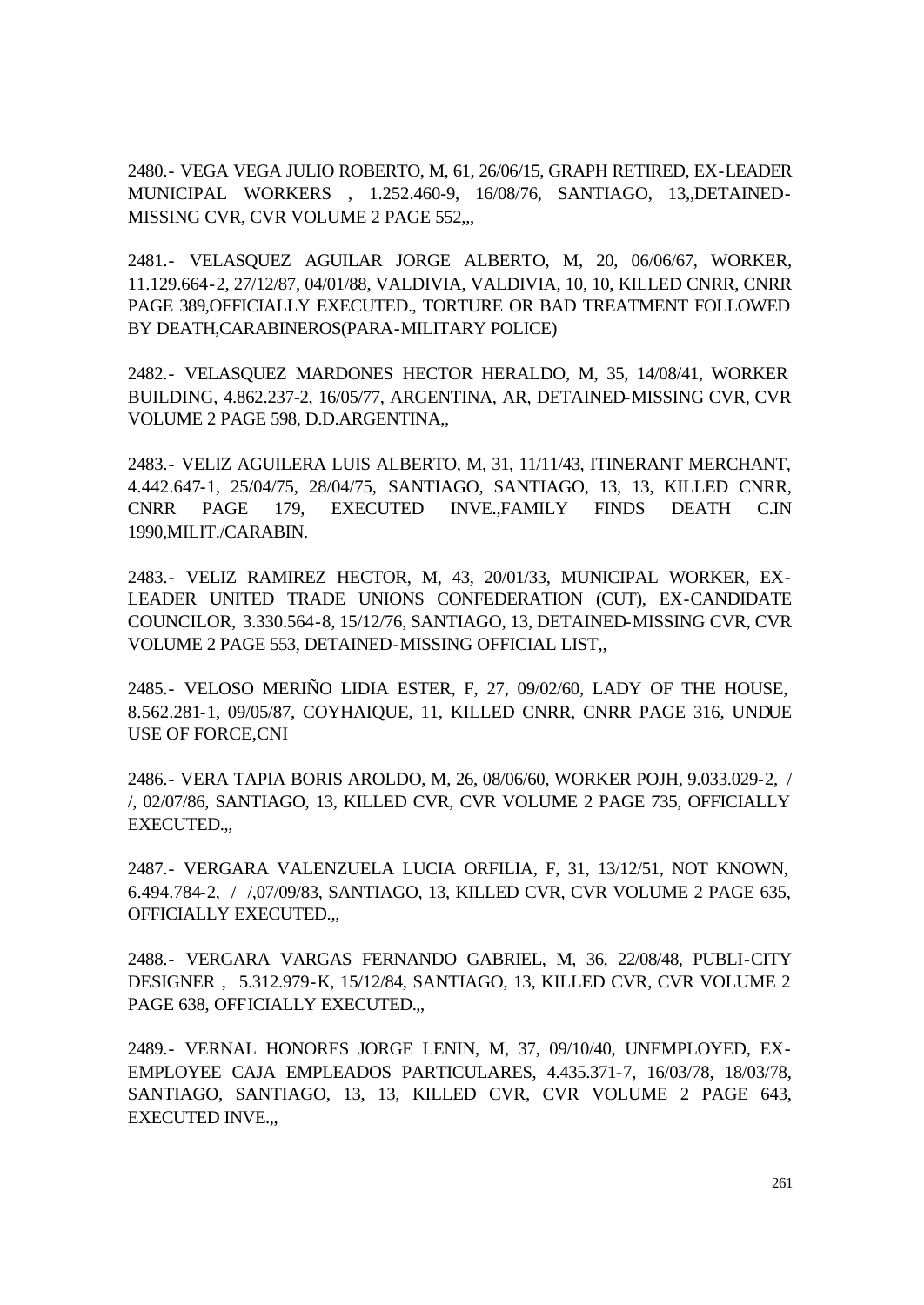2480.- VEGA VEGA JULIO ROBERTO, M, 61, 26/06/15, GRAPH RETIRED, EX-LEADER MUNICIPAL WORKERS , 1.252.460-9, 16/08/76, SANTIAGO, 13,,DETAINED-MISSING CVR, CVR VOLUME 2 PAGE 552,,,

2481.- VELASQUEZ AGUILAR JORGE ALBERTO, M, 20, 06/06/67, WORKER, 11.129.664-2, 27/12/87, 04/01/88, VALDIVIA, VALDIVIA, 10, 10, KILLED CNRR, CNRR PAGE 389,OFFICIALLY EXECUTED., TORTURE OR BAD TREATMENT FOLLOWED BY DEATH,CARABINEROS(PARA-MILITARY POLICE)

2482.- VELASQUEZ MARDONES HECTOR HERALDO, M, 35, 14/08/41, WORKER BUILDING, 4.862.237-2, 16/05/77, ARGENTINA, AR, DETAINED-MISSING CVR, CVR VOLUME 2 PAGE 598, D.D.ARGENTINA,,

2483.- VELIZ AGUILERA LUIS ALBERTO, M, 31, 11/11/43, ITINERANT MERCHANT, 4.442.647-1, 25/04/75, 28/04/75, SANTIAGO, SANTIAGO, 13, 13, KILLED CNRR, CNRR PAGE 179, EXECUTED INVE.,FAMILY FINDS DEATH C.IN 1990,MILIT./CARABIN.

2483.- VELIZ RAMIREZ HECTOR, M, 43, 20/01/33, MUNICIPAL WORKER, EX-LEADER UNITED TRADE UNIONS CONFEDERATION (CUT), EX-CANDIDATE COUNCILOR, 3.330.564-8, 15/12/76, SANTIAGO, 13, DETAINED-MISSING CVR, CVR VOLUME 2 PAGE 553, DETAINED-MISSING OFFICIAL LIST,,

2485.- VELOSO MERIÑO LIDIA ESTER, F, 27, 09/02/60, LADY OF THE HOUSE, 8.562.281-1, 09/05/87, COYHAIQUE, 11, KILLED CNRR, CNRR PAGE 316, UNDUE USE OF FORCE,CNI

2486.- VERA TAPIA BORIS AROLDO, M, 26, 08/06/60, WORKER POJH, 9.033.029-2, / /, 02/07/86, SANTIAGO, 13, KILLED CVR, CVR VOLUME 2 PAGE 735, OFFICIALLY EXECUTED.,,

2487.- VERGARA VALENZUELA LUCIA ORFILIA, F, 31, 13/12/51, NOT KNOWN, 6.494.784-2, / /,07/09/83, SANTIAGO, 13, KILLED CVR, CVR VOLUME 2 PAGE 635, OFFICIALLY EXECUTED.,,

2488.- VERGARA VARGAS FERNANDO GABRIEL, M, 36, 22/08/48, PUBLI-CITY DESIGNER , 5.312.979-K, 15/12/84, SANTIAGO, 13, KILLED CVR, CVR VOLUME 2 PAGE 638, OFFICIALLY EXECUTED.,,

2489.- VERNAL HONORES JORGE LENIN, M, 37, 09/10/40, UNEMPLOYED, EX-EMPLOYEE CAJA EMPLEADOS PARTICULARES, 4.435.371-7, 16/03/78, 18/03/78, SANTIAGO, SANTIAGO, 13, 13, KILLED CVR, CVR VOLUME 2 PAGE 643, EXECUTED INVE.,,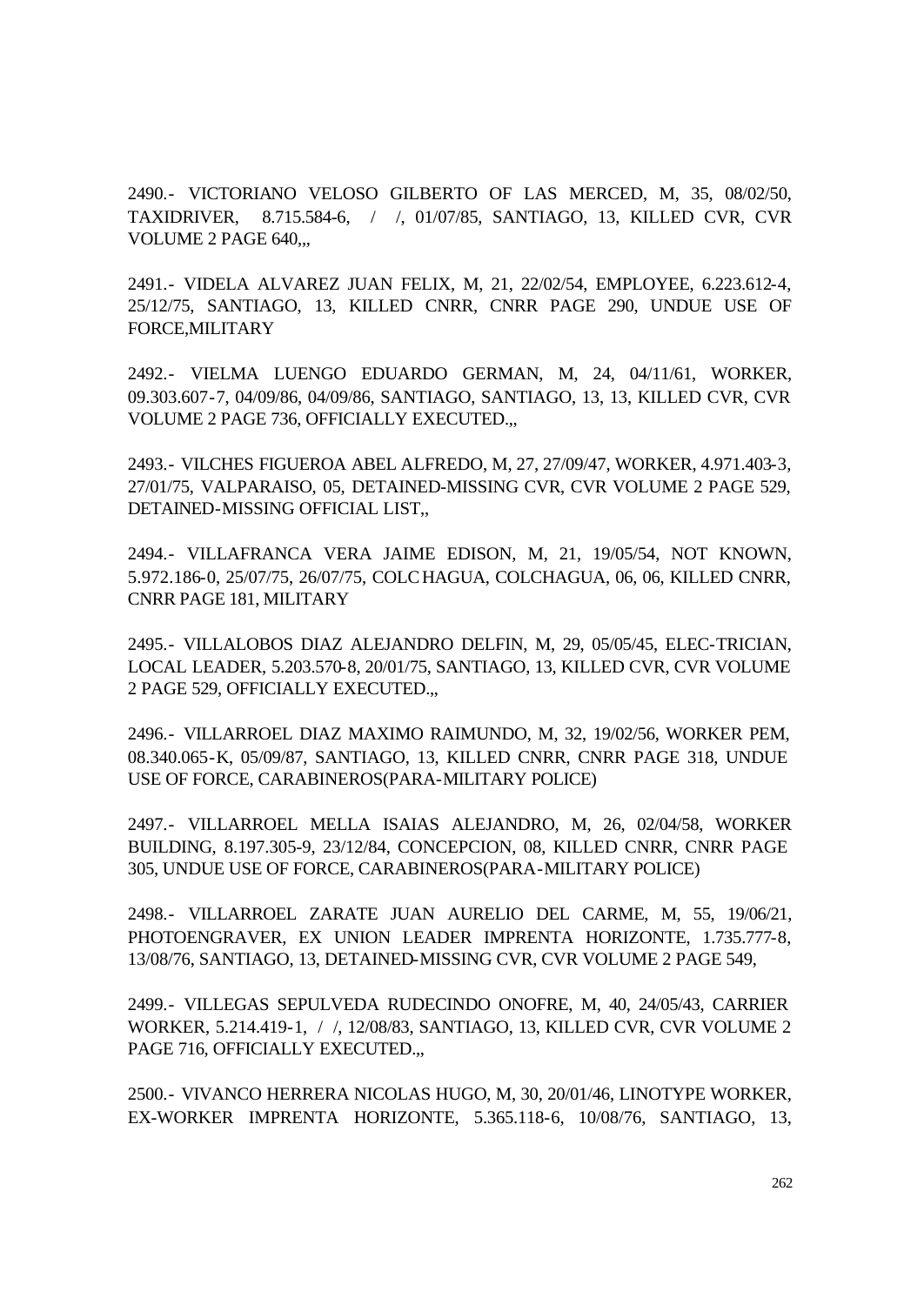2490.- VICTORIANO VELOSO GILBERTO OF LAS MERCED, M, 35, 08/02/50, TAXIDRIVER, 8.715.584-6, / /, 01/07/85, SANTIAGO, 13, KILLED CVR, CVR VOLUME 2 PAGE 640,,,

2491.- VIDELA ALVAREZ JUAN FELIX, M, 21, 22/02/54, EMPLOYEE, 6.223.612-4, 25/12/75, SANTIAGO, 13, KILLED CNRR, CNRR PAGE 290, UNDUE USE OF FORCE,MILITARY

2492.- VIELMA LUENGO EDUARDO GERMAN, M, 24, 04/11/61, WORKER, 09.303.607-7, 04/09/86, 04/09/86, SANTIAGO, SANTIAGO, 13, 13, KILLED CVR, CVR VOLUME 2 PAGE 736, OFFICIALLY EXECUTED.,,

2493.- VILCHES FIGUEROA ABEL ALFREDO, M, 27, 27/09/47, WORKER, 4.971.403-3, 27/01/75, VALPARAISO, 05, DETAINED-MISSING CVR, CVR VOLUME 2 PAGE 529, DETAINED-MISSING OFFICIAL LIST,,

2494.- VILLAFRANCA VERA JAIME EDISON, M, 21, 19/05/54, NOT KNOWN, 5.972.186-0, 25/07/75, 26/07/75, COLCHAGUA, COLCHAGUA, 06, 06, KILLED CNRR, CNRR PAGE 181, MILITARY

2495.- VILLALOBOS DIAZ ALEJANDRO DELFIN, M, 29, 05/05/45, ELEC-TRICIAN, LOCAL LEADER, 5.203.570-8, 20/01/75, SANTIAGO, 13, KILLED CVR, CVR VOLUME 2 PAGE 529, OFFICIALLY EXECUTED.,,

2496.- VILLARROEL DIAZ MAXIMO RAIMUNDO, M, 32, 19/02/56, WORKER PEM, 08.340.065-K, 05/09/87, SANTIAGO, 13, KILLED CNRR, CNRR PAGE 318, UNDUE USE OF FORCE, CARABINEROS(PARA-MILITARY POLICE)

2497.- VILLARROEL MELLA ISAIAS ALEJANDRO, M, 26, 02/04/58, WORKER BUILDING, 8.197.305-9, 23/12/84, CONCEPCION, 08, KILLED CNRR, CNRR PAGE 305, UNDUE USE OF FORCE, CARABINEROS(PARA-MILITARY POLICE)

2498.- VILLARROEL ZARATE JUAN AURELIO DEL CARME, M, 55, 19/06/21, PHOTOENGRAVER, EX UNION LEADER IMPRENTA HORIZONTE, 1.735.777-8, 13/08/76, SANTIAGO, 13, DETAINED-MISSING CVR, CVR VOLUME 2 PAGE 549,

2499.- VILLEGAS SEPULVEDA RUDECINDO ONOFRE, M, 40, 24/05/43, CARRIER WORKER, 5.214.419-1, / /, 12/08/83, SANTIAGO, 13, KILLED CVR, CVR VOLUME 2 PAGE 716, OFFICIALLY EXECUTED.,,

2500.- VIVANCO HERRERA NICOLAS HUGO, M, 30, 20/01/46, LINOTYPE WORKER, EX-WORKER IMPRENTA HORIZONTE, 5.365.118-6, 10/08/76, SANTIAGO, 13,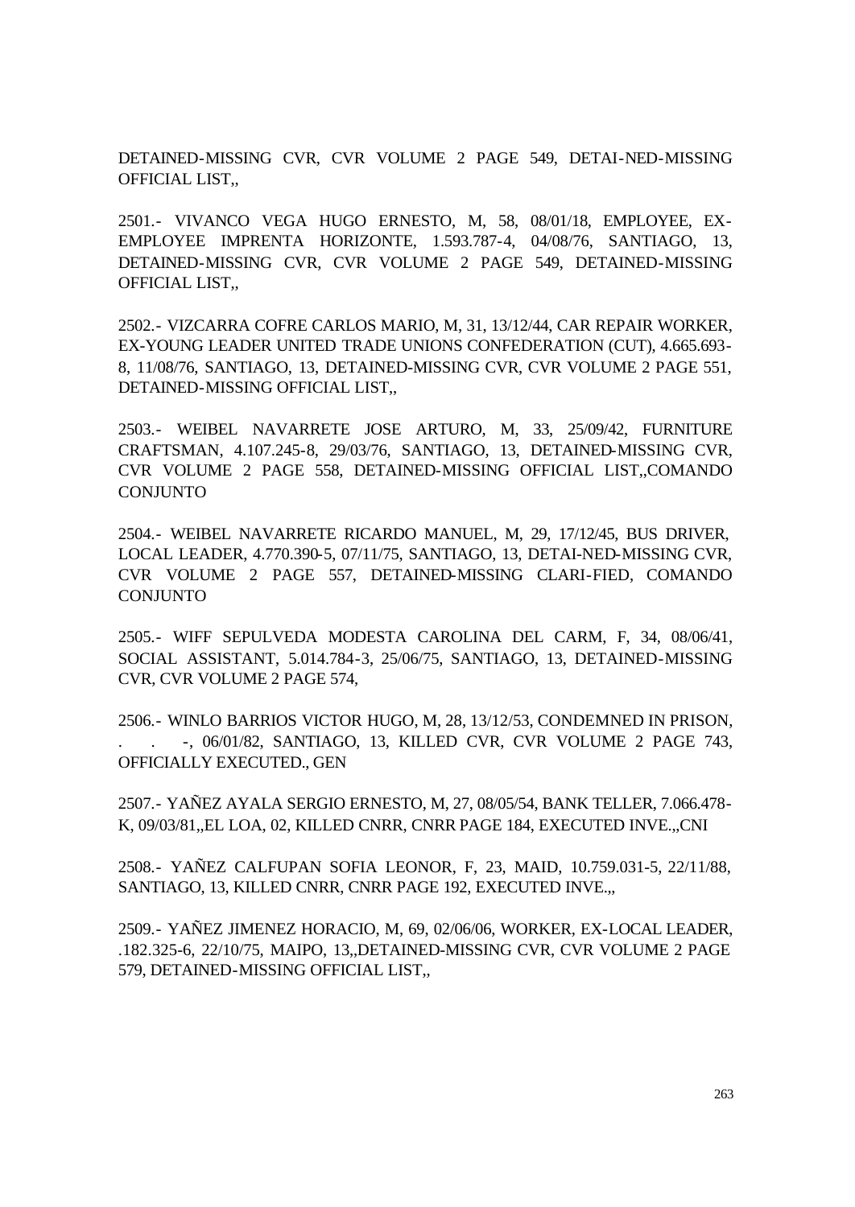DETAINED-MISSING CVR, CVR VOLUME 2 PAGE 549, DETAI-NED-MISSING OFFICIAL LIST,,

2501.- VIVANCO VEGA HUGO ERNESTO, M, 58, 08/01/18, EMPLOYEE, EX-EMPLOYEE IMPRENTA HORIZONTE, 1.593.787-4, 04/08/76, SANTIAGO, 13, DETAINED-MISSING CVR, CVR VOLUME 2 PAGE 549, DETAINED-MISSING OFFICIAL LIST,,

2502.- VIZCARRA COFRE CARLOS MARIO, M, 31, 13/12/44, CAR REPAIR WORKER, EX-YOUNG LEADER UNITED TRADE UNIONS CONFEDERATION (CUT), 4.665.693-8, 11/08/76, SANTIAGO, 13, DETAINED-MISSING CVR, CVR VOLUME 2 PAGE 551, DETAINED-MISSING OFFICIAL LIST,,

2503.- WEIBEL NAVARRETE JOSE ARTURO, M, 33, 25/09/42, FURNITURE CRAFTSMAN, 4.107.245-8, 29/03/76, SANTIAGO, 13, DETAINED-MISSING CVR, CVR VOLUME 2 PAGE 558, DETAINED-MISSING OFFICIAL LIST,,COMANDO CONJUNTO

2504.- WEIBEL NAVARRETE RICARDO MANUEL, M, 29, 17/12/45, BUS DRIVER, LOCAL LEADER, 4.770.390-5, 07/11/75, SANTIAGO, 13, DETAI-NED-MISSING CVR, CVR VOLUME 2 PAGE 557, DETAINED-MISSING CLARI-FIED, COMANDO CONJUNTO

2505.- WIFF SEPULVEDA MODESTA CAROLINA DEL CARM, F, 34, 08/06/41, SOCIAL ASSISTANT, 5.014.784-3, 25/06/75, SANTIAGO, 13, DETAINED-MISSING CVR, CVR VOLUME 2 PAGE 574,

2506.- WINLO BARRIOS VICTOR HUGO, M, 28, 13/12/53, CONDEMNED IN PRISON, . . -, 06/01/82, SANTIAGO, 13, KILLED CVR, CVR VOLUME 2 PAGE 743, OFFICIALLY EXECUTED., GEN

2507.- YAÑEZ AYALA SERGIO ERNESTO, M, 27, 08/05/54, BANK TELLER, 7.066.478-K, 09/03/81,,EL LOA, 02, KILLED CNRR, CNRR PAGE 184, EXECUTED INVE.,,CNI

2508.- YAÑEZ CALFUPAN SOFIA LEONOR, F, 23, MAID, 10.759.031-5, 22/11/88, SANTIAGO, 13, KILLED CNRR, CNRR PAGE 192, EXECUTED INVE.,,

2509.- YAÑEZ JIMENEZ HORACIO, M, 69, 02/06/06, WORKER, EX-LOCAL LEADER, .182.325-6, 22/10/75, MAIPO, 13,,DETAINED-MISSING CVR, CVR VOLUME 2 PAGE 579, DETAINED-MISSING OFFICIAL LIST,,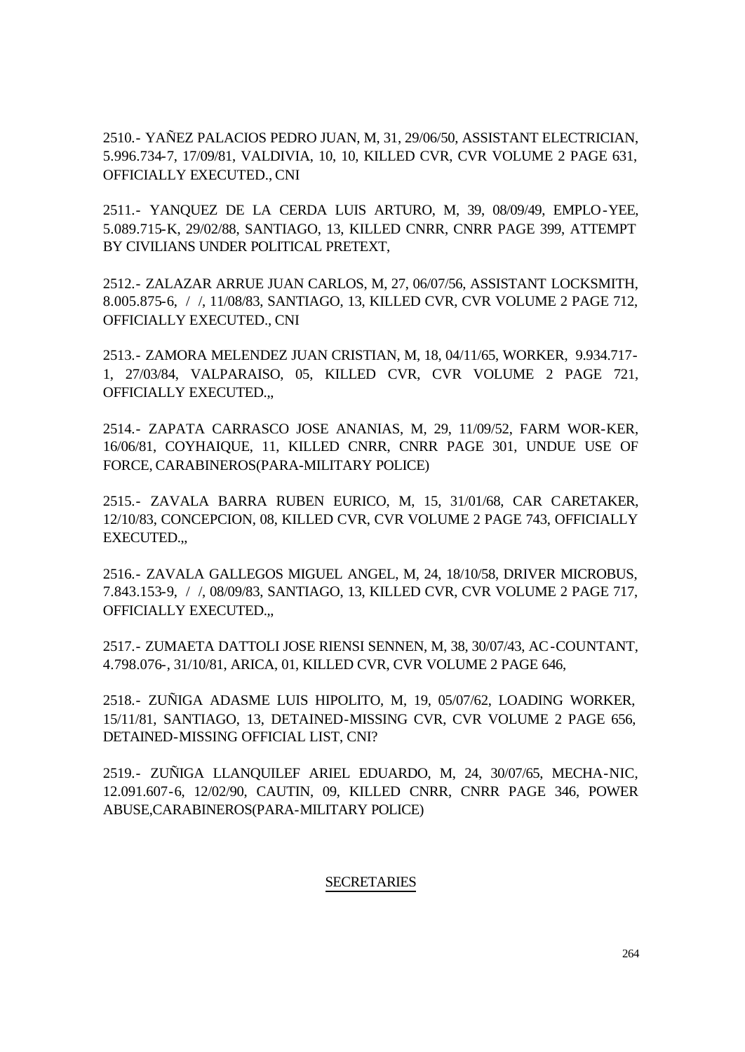2510.- YAÑEZ PALACIOS PEDRO JUAN, M, 31, 29/06/50, ASSISTANT ELECTRICIAN, 5.996.734-7, 17/09/81, VALDIVIA, 10, 10, KILLED CVR, CVR VOLUME 2 PAGE 631, OFFICIALLY EXECUTED., CNI

2511.- YANQUEZ DE LA CERDA LUIS ARTURO, M, 39, 08/09/49, EMPLO-YEE, 5.089.715-K, 29/02/88, SANTIAGO, 13, KILLED CNRR, CNRR PAGE 399, ATTEMPT BY CIVILIANS UNDER POLITICAL PRETEXT,

2512.- ZALAZAR ARRUE JUAN CARLOS, M, 27, 06/07/56, ASSISTANT LOCKSMITH, 8.005.875-6, / /, 11/08/83, SANTIAGO, 13, KILLED CVR, CVR VOLUME 2 PAGE 712, OFFICIALLY EXECUTED., CNI

2513.- ZAMORA MELENDEZ JUAN CRISTIAN, M, 18, 04/11/65, WORKER, 9.934.717-1, 27/03/84, VALPARAISO, 05, KILLED CVR, CVR VOLUME 2 PAGE 721, OFFICIALLY EXECUTED.,,

2514.- ZAPATA CARRASCO JOSE ANANIAS, M, 29, 11/09/52, FARM WOR-KER, 16/06/81, COYHAIQUE, 11, KILLED CNRR, CNRR PAGE 301, UNDUE USE OF FORCE, CARABINEROS(PARA-MILITARY POLICE)

2515.- ZAVALA BARRA RUBEN EURICO, M, 15, 31/01/68, CAR CARETAKER, 12/10/83, CONCEPCION, 08, KILLED CVR, CVR VOLUME 2 PAGE 743, OFFICIALLY EXECUTED.,,

2516.- ZAVALA GALLEGOS MIGUEL ANGEL, M, 24, 18/10/58, DRIVER MICROBUS, 7.843.153-9, / /, 08/09/83, SANTIAGO, 13, KILLED CVR, CVR VOLUME 2 PAGE 717, OFFICIALLY EXECUTED.,,

2517.- ZUMAETA DATTOLI JOSE RIENSI SENNEN, M, 38, 30/07/43, AC-COUNTANT, 4.798.076-, 31/10/81, ARICA, 01, KILLED CVR, CVR VOLUME 2 PAGE 646,

2518.- ZUÑIGA ADASME LUIS HIPOLITO, M, 19, 05/07/62, LOADING WORKER, 15/11/81, SANTIAGO, 13, DETAINED-MISSING CVR, CVR VOLUME 2 PAGE 656, DETAINED-MISSING OFFICIAL LIST, CNI?

2519.- ZUÑIGA LLANQUILEF ARIEL EDUARDO, M, 24, 30/07/65, MECHA-NIC, 12.091.607-6, 12/02/90, CAUTIN, 09, KILLED CNRR, CNRR PAGE 346, POWER ABUSE,CARABINEROS(PARA-MILITARY POLICE)

SECRETARIES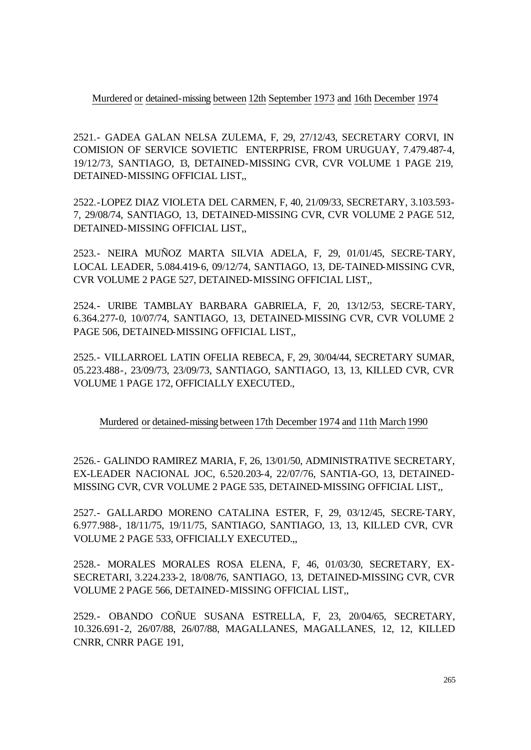Murdered or detained-missing between 12th September 1973 and 16th December 1974

2521.- GADEA GALAN NELSA ZULEMA, F, 29, 27/12/43, SECRETARY CORVI, IN COMISION OF SERVICE SOVIETIC ENTERPRISE, FROM URUGUAY, 7.479.487-4, 19/12/73, SANTIAGO, 13, DETAINED-MISSING CVR, CVR VOLUME 1 PAGE 219, DETAINED-MISSING OFFICIAL LIST,,

2522.-LOPEZ DIAZ VIOLETA DEL CARMEN, F, 40, 21/09/33, SECRETARY, 3.103.593-7, 29/08/74, SANTIAGO, 13, DETAINED-MISSING CVR, CVR VOLUME 2 PAGE 512, DETAINED-MISSING OFFICIAL LIST,,

2523.- NEIRA MUÑOZ MARTA SILVIA ADELA, F, 29, 01/01/45, SECRE-TARY, LOCAL LEADER, 5.084.419-6, 09/12/74, SANTIAGO, 13, DE-TAINED-MISSING CVR, CVR VOLUME 2 PAGE 527, DETAINED-MISSING OFFICIAL LIST,,

2524.- URIBE TAMBLAY BARBARA GABRIELA, F, 20, 13/12/53, SECRE-TARY, 6.364.277-0, 10/07/74, SANTIAGO, 13, DETAINED-MISSING CVR, CVR VOLUME 2 PAGE 506, DETAINED-MISSING OFFICIAL LIST,,

2525.- VILLARROEL LATIN OFELIA REBECA, F, 29, 30/04/44, SECRETARY SUMAR, 05.223.488-, 23/09/73, 23/09/73, SANTIAGO, SANTIAGO, 13, 13, KILLED CVR, CVR VOLUME 1 PAGE 172, OFFICIALLY EXECUTED.,

Murdered or detained-missing between 17th December 1974 and 11th March 1990

2526.- GALINDO RAMIREZ MARIA, F, 26, 13/01/50, ADMINISTRATIVE SECRETARY, EX-LEADER NACIONAL JOC, 6.520.203-4, 22/07/76, SANTIA-GO, 13, DETAINED-MISSING CVR, CVR VOLUME 2 PAGE 535, DETAINED-MISSING OFFICIAL LIST,,

2527.- GALLARDO MORENO CATALINA ESTER, F, 29, 03/12/45, SECRE-TARY, 6.977.988-, 18/11/75, 19/11/75, SANTIAGO, SANTIAGO, 13, 13, KILLED CVR, CVR VOLUME 2 PAGE 533, OFFICIALLY EXECUTED.,,

2528.- MORALES MORALES ROSA ELENA, F, 46, 01/03/30, SECRETARY, EX-SECRETARI, 3.224.233-2, 18/08/76, SANTIAGO, 13, DETAINED-MISSING CVR, CVR VOLUME 2 PAGE 566, DETAINED-MISSING OFFICIAL LIST,,

2529.- OBANDO COÑUE SUSANA ESTRELLA, F, 23, 20/04/65, SECRETARY, 10.326.691-2, 26/07/88, 26/07/88, MAGALLANES, MAGALLANES, 12, 12, KILLED CNRR, CNRR PAGE 191,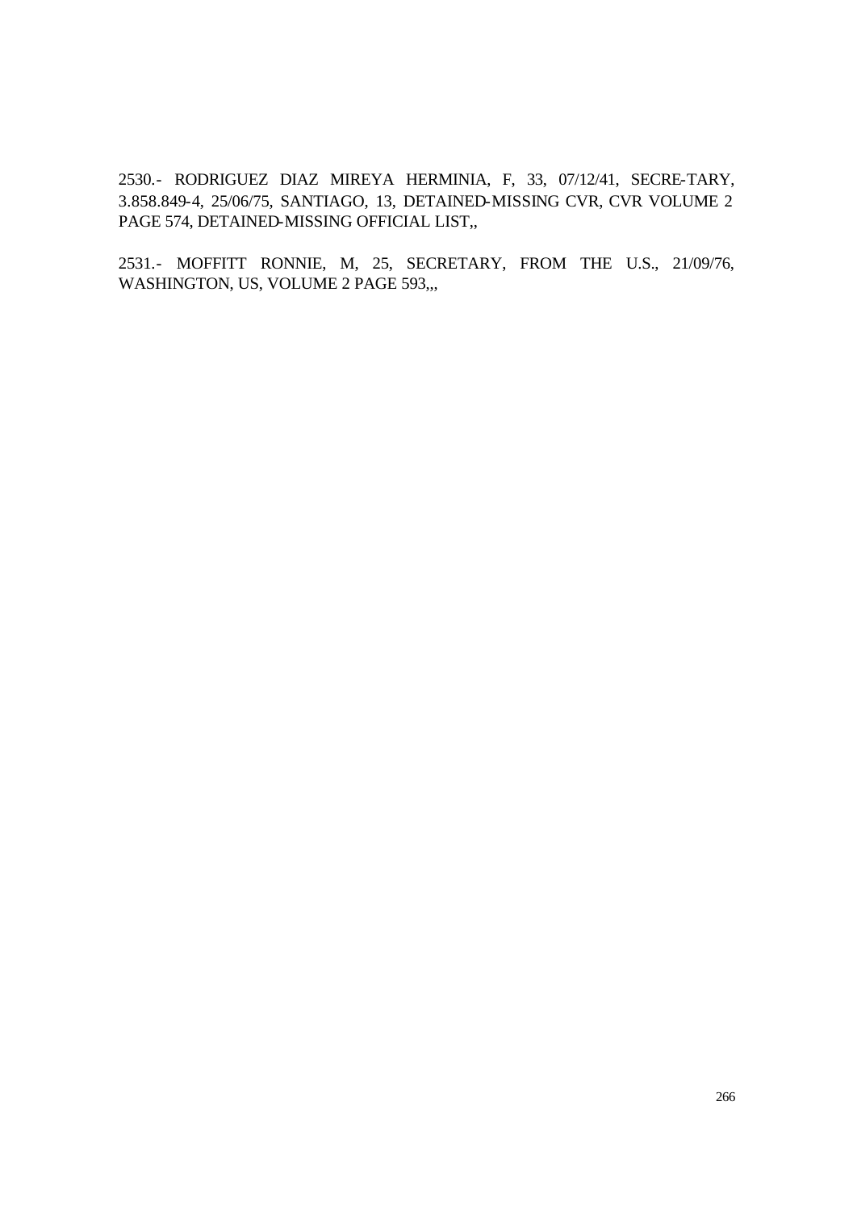2530.- RODRIGUEZ DIAZ MIREYA HERMINIA, F, 33, 07/12/41, SECRE-TARY, 3.858.849-4, 25/06/75, SANTIAGO, 13, DETAINED-MISSING CVR, CVR VOLUME 2 PAGE 574, DETAINED-MISSING OFFICIAL LIST,,

2531.- MOFFITT RONNIE, M, 25, SECRETARY, FROM THE U.S., 21/09/76, WASHINGTON, US, VOLUME 2 PAGE 593,,,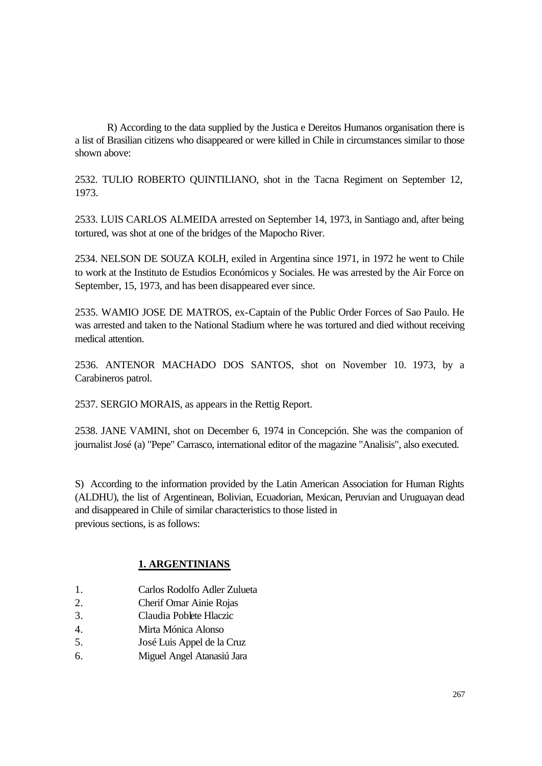R) According to the data supplied by the Justica e Dereitos Humanos organisation there is a list of Brasilian citizens who disappeared or were killed in Chile in circumstances similar to those shown above:

2532. TULIO ROBERTO QUINTILIANO, shot in the Tacna Regiment on September 12, 1973.

2533. LUIS CARLOS ALMEIDA arrested on September 14, 1973, in Santiago and, after being tortured, was shot at one of the bridges of the Mapocho River.

2534. NELSON DE SOUZA KOLH, exiled in Argentina since 1971, in 1972 he went to Chile to work at the Instituto de Estudios Económicos y Sociales. He was arrested by the Air Force on September, 15, 1973, and has been disappeared ever since.

2535. WAMIO JOSE DE MATROS, ex-Captain of the Public Order Forces of Sao Paulo. He was arrested and taken to the National Stadium where he was tortured and died without receiving medical attention.

2536. ANTENOR MACHADO DOS SANTOS, shot on November 10. 1973, by a Carabineros patrol.

2537. SERGIO MORAIS, as appears in the Rettig Report.

2538. JANE VAMINI, shot on December 6, 1974 in Concepción. She was the companion of journalist José (a) "Pepe" Carrasco, international editor of the magazine "Analisis", also executed.

S) According to the information provided by the Latin American Association for Human Rights (ALDHU), the list of Argentinean, Bolivian, Ecuadorian, Mexican, Peruvian and Uruguayan dead and disappeared in Chile of similar characteristics to those listed in previous sections, is as follows:

**1. ARGENTINIANS**

1. Carlos Rodolfo Adler Zulueta
2. Cherif Omar Ainie Rojas
3. Claudia Poblete Hlaczic
4. Mirta Mónica Alonso
5. José Luis Appel de la Cruz
6. Miguel Angel Atanasiú Jara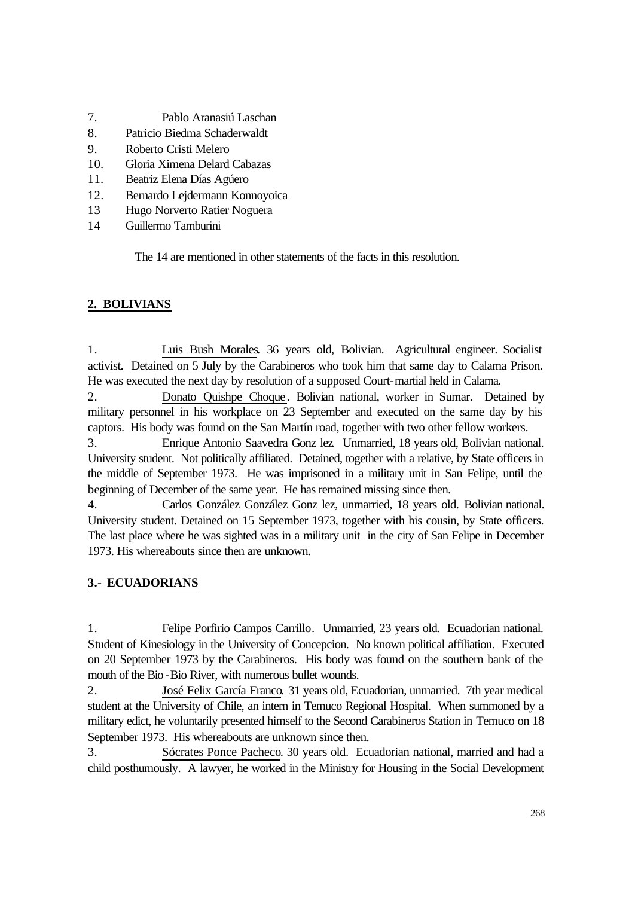7. Pablo Aranasiú Laschan
8. Patricio Biedma Schaderwaldt
9. Roberto Cristi Melero
10. Gloria Ximena Delard Cabazas
11. Beatriz Elena Días Agúero
12. Bernardo Lejdermann Konnoyoica
13 Hugo Norverto Ratier Noguera
14 Guillermo Tamburini

The 14 are mentioned in other statements of the facts in this resolution.

## 2. BOLIVIANS

1. Luis Bush Morales. 36 years old, Bolivian. Agricultural engineer. Socialist activist. Detained on 5 July by the Carabineros who took him that same day to Calama Prison. He was executed the next day by resolution of a supposed Court-martial held in Calama.

2. Donato Quishpe Choque. Bolivian national, worker in Sumar. Detained by military personnel in his workplace on 23 September and executed on the same day by his captors. His body was found on the San Martín road, together with two other fellow workers.

3. Enrique Antonio Saavedra Gonz lez. Unmarried, 18 years old, Bolivian national. University student. Not politically affiliated. Detained, together with a relative, by State officers in the middle of September 1973. He was imprisoned in a military unit in San Felipe, until the beginning of December of the same year. He has remained missing since then.

4. Carlos González González Gonz lez, unmarried, 18 years old. Bolivian national. University student. Detained on 15 September 1973, together with his cousin, by State officers. The last place where he was sighted was in a military unit in the city of San Felipe in December 1973. His whereabouts since then are unknown.

## 3.- ECUADORIANS

1. Felipe Porfirio Campos Carrillo. Unmarried, 23 years old. Ecuadorian national. Student of Kinesiology in the University of Concepcion. No known political affiliation. Executed on 20 September 1973 by the Carabineros. His body was found on the southern bank of the mouth of the Bio-Bio River, with numerous bullet wounds.

2. José Felix García Franco. 31 years old, Ecuadorian, unmarried. 7th year medical student at the University of Chile, an intern in Temuco Regional Hospital. When summoned by a military edict, he voluntarily presented himself to the Second Carabineros Station in Temuco on 18 September 1973. His whereabouts are unknown since then.

3. Sócrates Ponce Pacheco. 30 years old. Ecuadorian national, married and had a child posthumously. A lawyer, he worked in the Ministry for Housing in the Social Development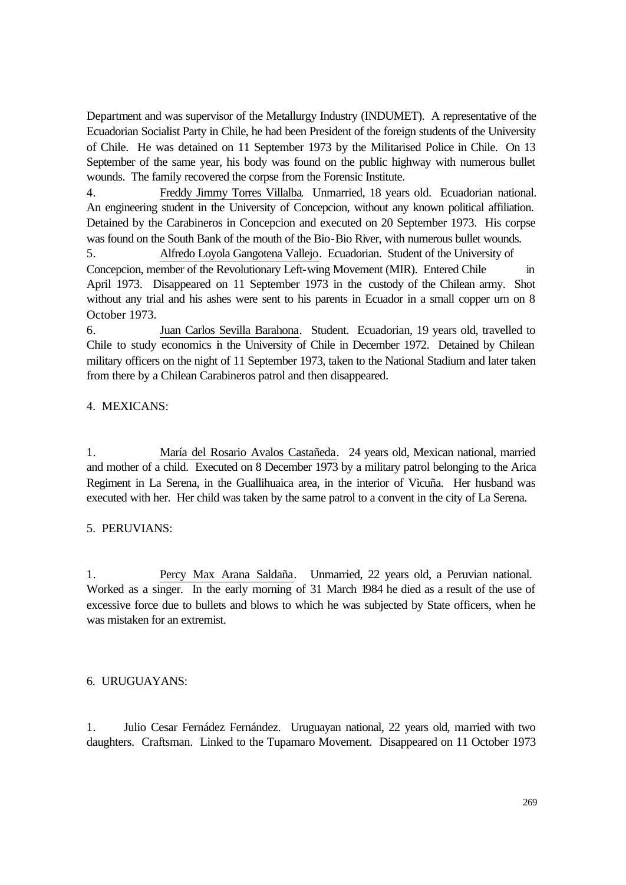Department and was supervisor of the Metallurgy Industry (INDUMET). A representative of the Ecuadorian Socialist Party in Chile, he had been President of the foreign students of the University of Chile. He was detained on 11 September 1973 by the Militarised Police in Chile. On 13 September of the same year, his body was found on the public highway with numerous bullet wounds. The family recovered the corpse from the Forensic Institute.

4. Freddy Jimmy Torres Villalba. Unmarried, 18 years old. Ecuadorian national. An engineering student in the University of Concepcion, without any known political affiliation. Detained by the Carabineros in Concepcion and executed on 20 September 1973. His corpse was found on the South Bank of the mouth of the Bio-Bio River, with numerous bullet wounds.

5. Alfredo Loyola Gangotena Vallejo. Ecuadorian. Student of the University of Concepcion, member of the Revolutionary Left-wing Movement (MIR). Entered Chile in April 1973. Disappeared on 11 September 1973 in the custody of the Chilean army. Shot without any trial and his ashes were sent to his parents in Ecuador in a small copper urn on 8 October 1973.

6. Juan Carlos Sevilla Barahona. Student. Ecuadorian, 19 years old, travelled to Chile to study economics in the University of Chile in December 1972. Detained by Chilean military officers on the night of 11 September 1973, taken to the National Stadium and later taken from there by a Chilean Carabineros patrol and then disappeared.

4. MEXICANS:

1. María del Rosario Avalos Castañeda. 24 years old, Mexican national, married and mother of a child. Executed on 8 December 1973 by a military patrol belonging to the Arica Regiment in La Serena, in the Guallihuaica area, in the interior of Vicuña. Her husband was executed with her. Her child was taken by the same patrol to a convent in the city of La Serena.

5. PERUVIANS:

1. Percy Max Arana Saldaña. Unmarried, 22 years old, a Peruvian national. Worked as a singer. In the early morning of 31 March 1984 he died as a result of the use of excessive force due to bullets and blows to which he was subjected by State officers, when he was mistaken for an extremist.

6. URUGUAYANS:

1. Julio Cesar Fernádez Fernández. Uruguayan national, 22 years old, married with two daughters. Craftsman. Linked to the Tupamaro Movement. Disappeared on 11 October 1973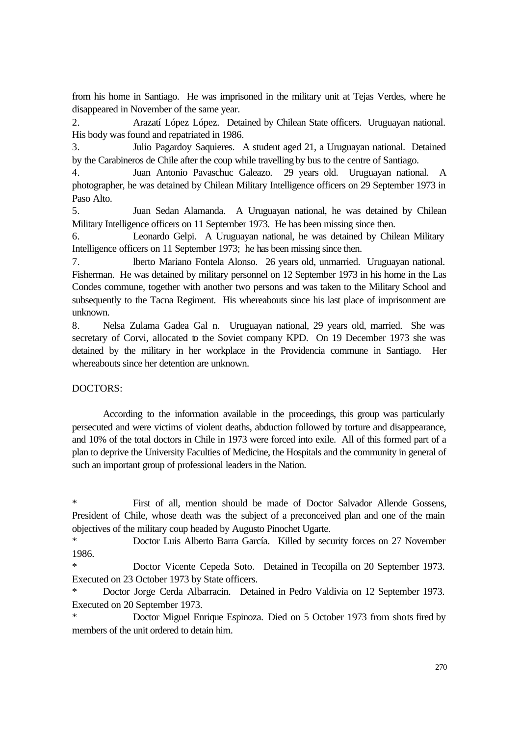from his home in Santiago. He was imprisoned in the military unit at Tejas Verdes, where he disappeared in November of the same year.

2. Arazatí López López. Detained by Chilean State officers. Uruguayan national. His body was found and repatriated in 1986.

3. Julio Pagardoy Saquieres. A student aged 21, a Uruguayan national. Detained by the Carabineros de Chile after the coup while travelling by bus to the centre of Santiago.

4. Juan Antonio Pavaschuc Galeazo. 29 years old. Uruguayan national. A photographer, he was detained by Chilean Military Intelligence officers on 29 September 1973 in Paso Alto.

5. Juan Sedan Alamanda. A Uruguayan national, he was detained by Chilean Military Intelligence officers on 11 September 1973. He has been missing since then.

6. Leonardo Gelpi. A Uruguayan national, he was detained by Chilean Military Intelligence officers on 11 September 1973; he has been missing since then.

7. lberto Mariano Fontela Alonso. 26 years old, unmarried. Uruguayan national. Fisherman. He was detained by military personnel on 12 September 1973 in his home in the Las Condes commune, together with another two persons and was taken to the Military School and subsequently to the Tacna Regiment. His whereabouts since his last place of imprisonment are unknown.

8. Nelsa Zulama Gadea Gal n. Uruguayan national, 29 years old, married. She was secretary of Corvi, allocated to the Soviet company KPD. On 19 December 1973 she was detained by the military in her workplace in the Providencia commune in Santiago. Her whereabouts since her detention are unknown.

DOCTORS:

According to the information available in the proceedings, this group was particularly persecuted and were victims of violent deaths, abduction followed by torture and disappearance, and 10% of the total doctors in Chile in 1973 were forced into exile. All of this formed part of a plan to deprive the University Faculties of Medicine, the Hospitals and the community in general of such an important group of professional leaders in the Nation.

* First of all, mention should be made of Doctor Salvador Allende Gossens, President of Chile, whose death was the subject of a preconceived plan and one of the main objectives of the military coup headed by Augusto Pinochet Ugarte.
* Doctor Luis Alberto Barra García. Killed by security forces on 27 November 1986.
* Doctor Vicente Cepeda Soto. Detained in Tecopilla on 20 September 1973. Executed on 23 October 1973 by State officers.
* Doctor Jorge Cerda Albarracin. Detained in Pedro Valdivia on 12 September 1973. Executed on 20 September 1973.
* Doctor Miguel Enrique Espinoza. Died on 5 October 1973 from shots fired by members of the unit ordered to detain him.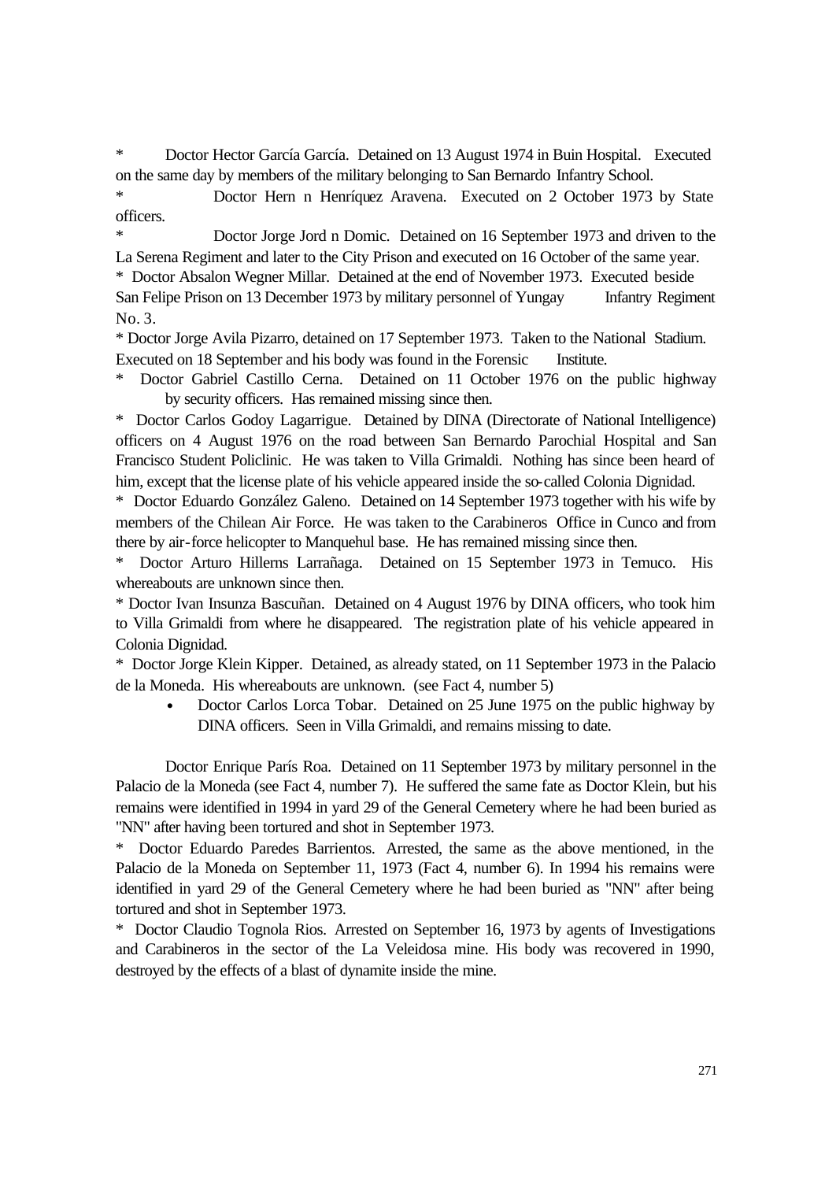\* Doctor Hector García García. Detained on 13 August 1974 in Buin Hospital. Executed on the same day by members of the military belonging to San Bernardo Infantry School.

\* Doctor Hern n Henríquez Aravena. Executed on 2 October 1973 by State officers.

\* Doctor Jorge Jord n Domic. Detained on 16 September 1973 and driven to the La Serena Regiment and later to the City Prison and executed on 16 October of the same year.

\* Doctor Absalon Wegner Millar. Detained at the end of November 1973. Executed beside San Felipe Prison on 13 December 1973 by military personnel of Yungay Infantry Regiment No. 3.

\* Doctor Jorge Avila Pizarro, detained on 17 September 1973. Taken to the National Stadium. Executed on 18 September and his body was found in the Forensic Institute.

\* Doctor Gabriel Castillo Cerna. Detained on 11 October 1976 on the public highway by security officers. Has remained missing since then.

\* Doctor Carlos Godoy Lagarrigue. Detained by DINA (Directorate of National Intelligence) officers on 4 August 1976 on the road between San Bernardo Parochial Hospital and San Francisco Student Policlinic. He was taken to Villa Grimaldi. Nothing has since been heard of him, except that the license plate of his vehicle appeared inside the so-called Colonia Dignidad.

\* Doctor Eduardo González Galeno. Detained on 14 September 1973 together with his wife by members of the Chilean Air Force. He was taken to the Carabineros Office in Cunco and from there by air-force helicopter to Manquehul base. He has remained missing since then.

\* Doctor Arturo Hillerns Larrañaga. Detained on 15 September 1973 in Temuco. His whereabouts are unknown since then.

\* Doctor Ivan Insunza Bascuñan. Detained on 4 August 1976 by DINA officers, who took him to Villa Grimaldi from where he disappeared. The registration plate of his vehicle appeared in Colonia Dignidad.

\* Doctor Jorge Klein Kipper. Detained, as already stated, on 11 September 1973 in the Palacio de la Moneda. His whereabouts are unknown. (see Fact 4, number 5)

- Doctor Carlos Lorca Tobar. Detained on 25 June 1975 on the public highway by DINA officers. Seen in Villa Grimaldi, and remains missing to date.

Doctor Enrique París Roa. Detained on 11 September 1973 by military personnel in the Palacio de la Moneda (see Fact 4, number 7). He suffered the same fate as Doctor Klein, but his remains were identified in 1994 in yard 29 of the General Cemetery where he had been buried as "NN" after having been tortured and shot in September 1973.

\* Doctor Eduardo Paredes Barrientos. Arrested, the same as the above mentioned, in the Palacio de la Moneda on September 11, 1973 (Fact 4, number 6). In 1994 his remains were identified in yard 29 of the General Cemetery where he had been buried as "NN" after being tortured and shot in September 1973.

\* Doctor Claudio Tognola Rios. Arrested on September 16, 1973 by agents of Investigations and Carabineros in the sector of the La Veleidosa mine. His body was recovered in 1990, destroyed by the effects of a blast of dynamite inside the mine.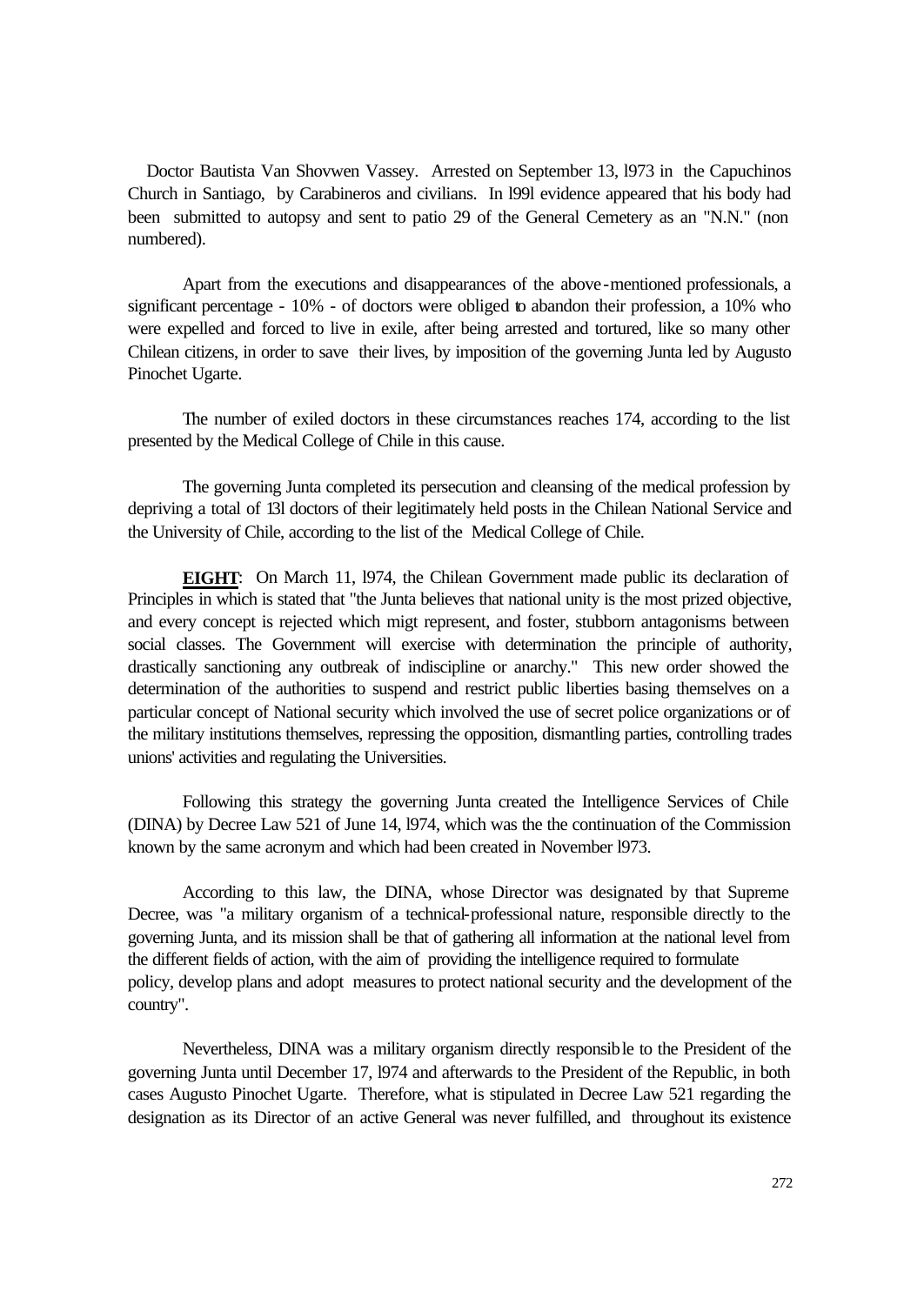Doctor Bautista Van Shovwen Vassey. Arrested on September 13, l973 in the Capuchinos Church in Santiago, by Carabineros and civilians. In l99l evidence appeared that his body had been submitted to autopsy and sent to patio 29 of the General Cemetery as an "N.N." (non numbered).

Apart from the executions and disappearances of the above-mentioned professionals, a significant percentage - 10% - of doctors were obliged to abandon their profession, a 10% who were expelled and forced to live in exile, after being arrested and tortured, like so many other Chilean citizens, in order to save their lives, by imposition of the governing Junta led by Augusto Pinochet Ugarte.

The number of exiled doctors in these circumstances reaches 174, according to the list presented by the Medical College of Chile in this cause.

The governing Junta completed its persecution and cleansing of the medical profession by depriving a total of 13l doctors of their legitimately held posts in the Chilean National Service and the University of Chile, according to the list of the Medical College of Chile.

**EIGHT**: On March 11, l974, the Chilean Government made public its declaration of Principles in which is stated that "the Junta believes that national unity is the most prized objective, and every concept is rejected which migt represent, and foster, stubborn antagonisms between social classes. The Government will exercise with determination the principle of authority, drastically sanctioning any outbreak of indiscipline or anarchy." This new order showed the determination of the authorities to suspend and restrict public liberties basing themselves on a particular concept of National security which involved the use of secret police organizations or of the military institutions themselves, repressing the opposition, dismantling parties, controlling trades unions' activities and regulating the Universities.

Following this strategy the governing Junta created the Intelligence Services of Chile (DINA) by Decree Law 521 of June 14, l974, which was the the continuation of the Commission known by the same acronym and which had been created in November l973.

According to this law, the DINA, whose Director was designated by that Supreme Decree, was "a military organism of a technical-professional nature, responsible directly to the governing Junta, and its mission shall be that of gathering all information at the national level from the different fields of action, with the aim of providing the intelligence required to formulate policy, develop plans and adopt measures to protect national security and the development of the country".

Nevertheless, DINA was a military organism directly responsible to the President of the governing Junta until December 17, l974 and afterwards to the President of the Republic, in both cases Augusto Pinochet Ugarte. Therefore, what is stipulated in Decree Law 521 regarding the designation as its Director of an active General was never fulfilled, and throughout its existence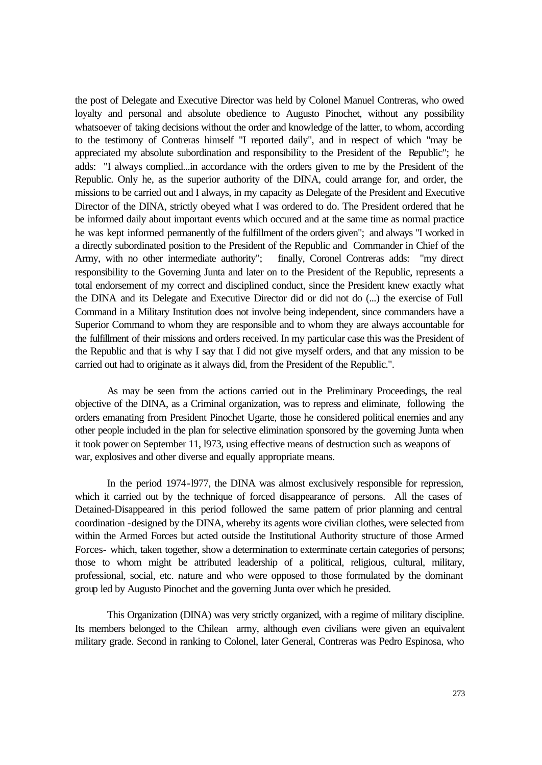the post of Delegate and Executive Director was held by Colonel Manuel Contreras, who owed loyalty and personal and absolute obedience to Augusto Pinochet, without any possibility whatsoever of taking decisions without the order and knowledge of the latter, to whom, according to the testimony of Contreras himself "I reported daily", and in respect of which "may be appreciated my absolute subordination and responsibility to the President of the Republic"; he adds: "I always complied...in accordance with the orders given to me by the President of the Republic. Only he, as the superior authority of the DINA, could arrange for, and order, the missions to be carried out and I always, in my capacity as Delegate of the President and Executive Director of the DINA, strictly obeyed what I was ordered to do. The President ordered that he be informed daily about important events which occured and at the same time as normal practice he was kept informed permanently of the fulfillment of the orders given"; and always "I worked in a directly subordinated position to the President of the Republic and Commander in Chief of the Army, with no other intermediate authority"; finally, Coronel Contreras adds: "my direct responsibility to the Governing Junta and later on to the President of the Republic, represents a total endorsement of my correct and disciplined conduct, since the President knew exactly what the DINA and its Delegate and Executive Director did or did not do (...) the exercise of Full Command in a Military Institution does not involve being independent, since commanders have a Superior Command to whom they are responsible and to whom they are always accountable for the fulfillment of their missions and orders received. In my particular case this was the President of the Republic and that is why I say that I did not give myself orders, and that any mission to be carried out had to originate as it always did, from the President of the Republic.".

As may be seen from the actions carried out in the Preliminary Proceedings, the real objective of the DINA, as a Criminal organization, was to repress and eliminate, following the orders emanating from President Pinochet Ugarte, those he considered political enemies and any other people included in the plan for selective elimination sponsored by the governing Junta when it took power on September 11, l973, using effective means of destruction such as weapons of war, explosives and other diverse and equally appropriate means.

In the period 1974-l977, the DINA was almost exclusively responsible for repression, which it carried out by the technique of forced disappearance of persons. All the cases of Detained-Disappeared in this period followed the same pattern of prior planning and central coordination -designed by the DINA, whereby its agents wore civilian clothes, were selected from within the Armed Forces but acted outside the Institutional Authority structure of those Armed Forces- which, taken together, show a determination to exterminate certain categories of persons; those to whom might be attributed leadership of a political, religious, cultural, military, professional, social, etc. nature and who were opposed to those formulated by the dominant group led by Augusto Pinochet and the governing Junta over which he presided.

This Organization (DINA) was very strictly organized, with a regime of military discipline. Its members belonged to the Chilean army, although even civilians were given an equivalent military grade. Second in ranking to Colonel, later General, Contreras was Pedro Espinosa, who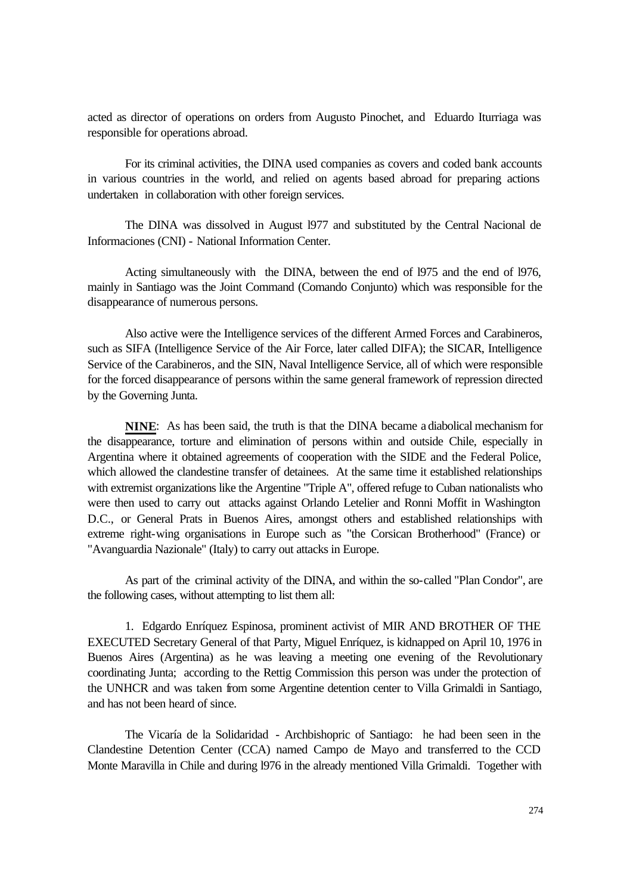acted as director of operations on orders from Augusto Pinochet, and Eduardo Iturriaga was responsible for operations abroad.

For its criminal activities, the DINA used companies as covers and coded bank accounts in various countries in the world, and relied on agents based abroad for preparing actions undertaken in collaboration with other foreign services.

The DINA was dissolved in August l977 and substituted by the Central Nacional de Informaciones (CNI) - National Information Center.

Acting simultaneously with the DINA, between the end of l975 and the end of l976, mainly in Santiago was the Joint Command (Comando Conjunto) which was responsible for the disappearance of numerous persons.

Also active were the Intelligence services of the different Armed Forces and Carabineros, such as SIFA (Intelligence Service of the Air Force, later called DIFA); the SICAR, Intelligence Service of the Carabineros, and the SIN, Naval Intelligence Service, all of which were responsible for the forced disappearance of persons within the same general framework of repression directed by the Governing Junta.

**NINE**: As has been said, the truth is that the DINA became a diabolical mechanism for the disappearance, torture and elimination of persons within and outside Chile, especially in Argentina where it obtained agreements of cooperation with the SIDE and the Federal Police, which allowed the clandestine transfer of detainees. At the same time it established relationships with extremist organizations like the Argentine "Triple A", offered refuge to Cuban nationalists who were then used to carry out attacks against Orlando Letelier and Ronni Moffit in Washington D.C., or General Prats in Buenos Aires, amongst others and established relationships with extreme right-wing organisations in Europe such as "the Corsican Brotherhood" (France) or "Avanguardia Nazionale" (Italy) to carry out attacks in Europe.

As part of the criminal activity of the DINA, and within the so-called "Plan Condor", are the following cases, without attempting to list them all:

1. Edgardo Enríquez Espinosa, prominent activist of MIR AND BROTHER OF THE EXECUTED Secretary General of that Party, Miguel Enríquez, is kidnapped on April 10, 1976 in Buenos Aires (Argentina) as he was leaving a meeting one evening of the Revolutionary coordinating Junta; according to the Rettig Commission this person was under the protection of the UNHCR and was taken from some Argentine detention center to Villa Grimaldi in Santiago, and has not been heard of since.

The Vicaría de la Solidaridad - Archbishopric of Santiago: he had been seen in the Clandestine Detention Center (CCA) named Campo de Mayo and transferred to the CCD Monte Maravilla in Chile and during l976 in the already mentioned Villa Grimaldi. Together with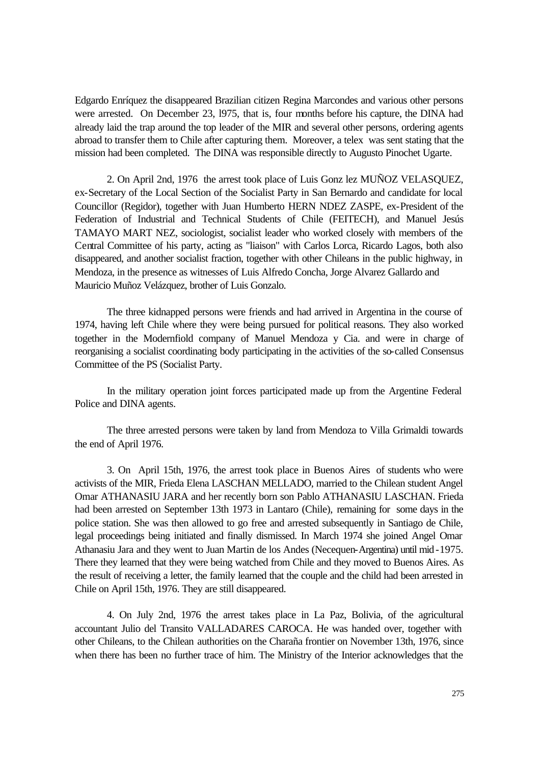Edgardo Enríquez the disappeared Brazilian citizen Regina Marcondes and various other persons were arrested. On December 23, l975, that is, four months before his capture, the DINA had already laid the trap around the top leader of the MIR and several other persons, ordering agents abroad to transfer them to Chile after capturing them. Moreover, a telex was sent stating that the mission had been completed. The DINA was responsible directly to Augusto Pinochet Ugarte.

2. On April 2nd, 1976 the arrest took place of Luis Gonz lez MUÑOZ VELASQUEZ, ex-Secretary of the Local Section of the Socialist Party in San Bernardo and candidate for local Councillor (Regidor), together with Juan Humberto HERN NDEZ ZASPE, ex-President of the Federation of Industrial and Technical Students of Chile (FEITECH), and Manuel Jesús TAMAYO MART NEZ, sociologist, socialist leader who worked closely with members of the Central Committee of his party, acting as "liaison" with Carlos Lorca, Ricardo Lagos, both also disappeared, and another socialist fraction, together with other Chileans in the public highway, in Mendoza, in the presence as witnesses of Luis Alfredo Concha, Jorge Alvarez Gallardo and Mauricio Muñoz Velázquez, brother of Luis Gonzalo.

The three kidnapped persons were friends and had arrived in Argentina in the course of 1974, having left Chile where they were being pursued for political reasons. They also worked together in the Modernfiold company of Manuel Mendoza y Cia. and were in charge of reorganising a socialist coordinating body participating in the activities of the so-called Consensus Committee of the PS (Socialist Party.

In the military operation joint forces participated made up from the Argentine Federal Police and DINA agents.

The three arrested persons were taken by land from Mendoza to Villa Grimaldi towards the end of April 1976.

3. On April 15th, 1976, the arrest took place in Buenos Aires of students who were activists of the MIR, Frieda Elena LASCHAN MELLADO, married to the Chilean student Angel Omar ATHANASIU JARA and her recently born son Pablo ATHANASIU LASCHAN. Frieda had been arrested on September 13th 1973 in Lantaro (Chile), remaining for some days in the police station. She was then allowed to go free and arrested subsequently in Santiago de Chile, legal proceedings being initiated and finally dismissed. In March 1974 she joined Angel Omar Athanasiu Jara and they went to Juan Martin de los Andes (Necequen-Argentina) until mid-1975. There they learned that they were being watched from Chile and they moved to Buenos Aires. As the result of receiving a letter, the family learned that the couple and the child had been arrested in Chile on April 15th, 1976. They are still disappeared.

4. On July 2nd, 1976 the arrest takes place in La Paz, Bolivia, of the agricultural accountant Julio del Transito VALLADARES CAROCA. He was handed over, together with other Chileans, to the Chilean authorities on the Charaña frontier on November 13th, 1976, since when there has been no further trace of him. The Ministry of the Interior acknowledges that the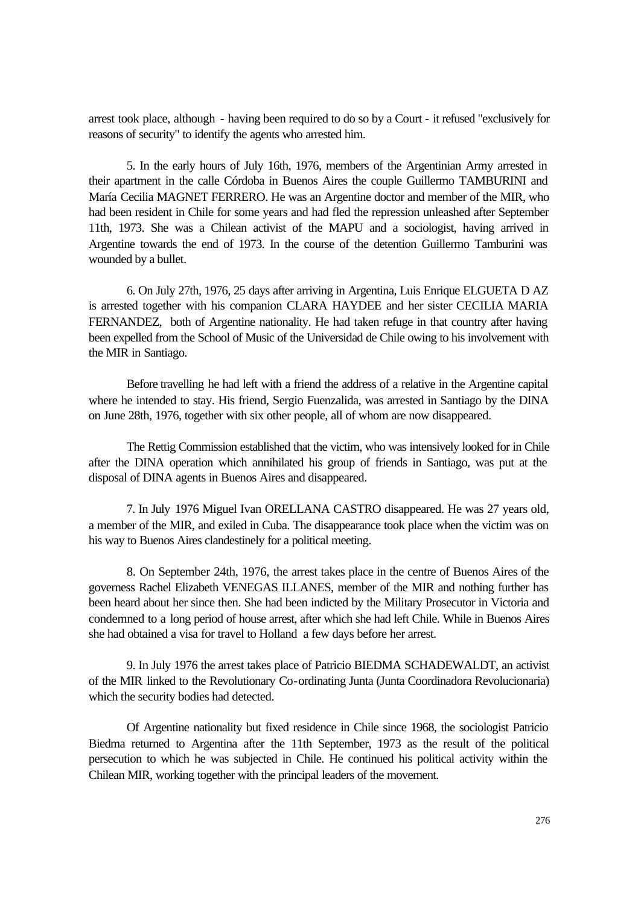arrest took place, although - having been required to do so by a Court - it refused "exclusively for reasons of security" to identify the agents who arrested him.

5. In the early hours of July 16th, 1976, members of the Argentinian Army arrested in their apartment in the calle Córdoba in Buenos Aires the couple Guillermo TAMBURINI and María Cecilia MAGNET FERRERO. He was an Argentine doctor and member of the MIR, who had been resident in Chile for some years and had fled the repression unleashed after September 11th, 1973. She was a Chilean activist of the MAPU and a sociologist, having arrived in Argentine towards the end of 1973. In the course of the detention Guillermo Tamburini was wounded by a bullet.

6. On July 27th, 1976, 25 days after arriving in Argentina, Luis Enrique ELGUETA D AZ is arrested together with his companion CLARA HAYDEE and her sister CECILIA MARIA FERNANDEZ, both of Argentine nationality. He had taken refuge in that country after having been expelled from the School of Music of the Universidad de Chile owing to his involvement with the MIR in Santiago.

Before travelling he had left with a friend the address of a relative in the Argentine capital where he intended to stay. His friend, Sergio Fuenzalida, was arrested in Santiago by the DINA on June 28th, 1976, together with six other people, all of whom are now disappeared.

The Rettig Commission established that the victim, who was intensively looked for in Chile after the DINA operation which annihilated his group of friends in Santiago, was put at the disposal of DINA agents in Buenos Aires and disappeared.

7. In July 1976 Miguel Ivan ORELLANA CASTRO disappeared. He was 27 years old, a member of the MIR, and exiled in Cuba. The disappearance took place when the victim was on his way to Buenos Aires clandestinely for a political meeting.

8. On September 24th, 1976, the arrest takes place in the centre of Buenos Aires of the governess Rachel Elizabeth VENEGAS ILLANES, member of the MIR and nothing further has been heard about her since then. She had been indicted by the Military Prosecutor in Victoria and condemned to a long period of house arrest, after which she had left Chile. While in Buenos Aires she had obtained a visa for travel to Holland a few days before her arrest.

9. In July 1976 the arrest takes place of Patricio BIEDMA SCHADEWALDT, an activist of the MIR linked to the Revolutionary Co-ordinating Junta (Junta Coordinadora Revolucionaria) which the security bodies had detected.

Of Argentine nationality but fixed residence in Chile since 1968, the sociologist Patricio Biedma returned to Argentina after the 11th September, 1973 as the result of the political persecution to which he was subjected in Chile. He continued his political activity within the Chilean MIR, working together with the principal leaders of the movement.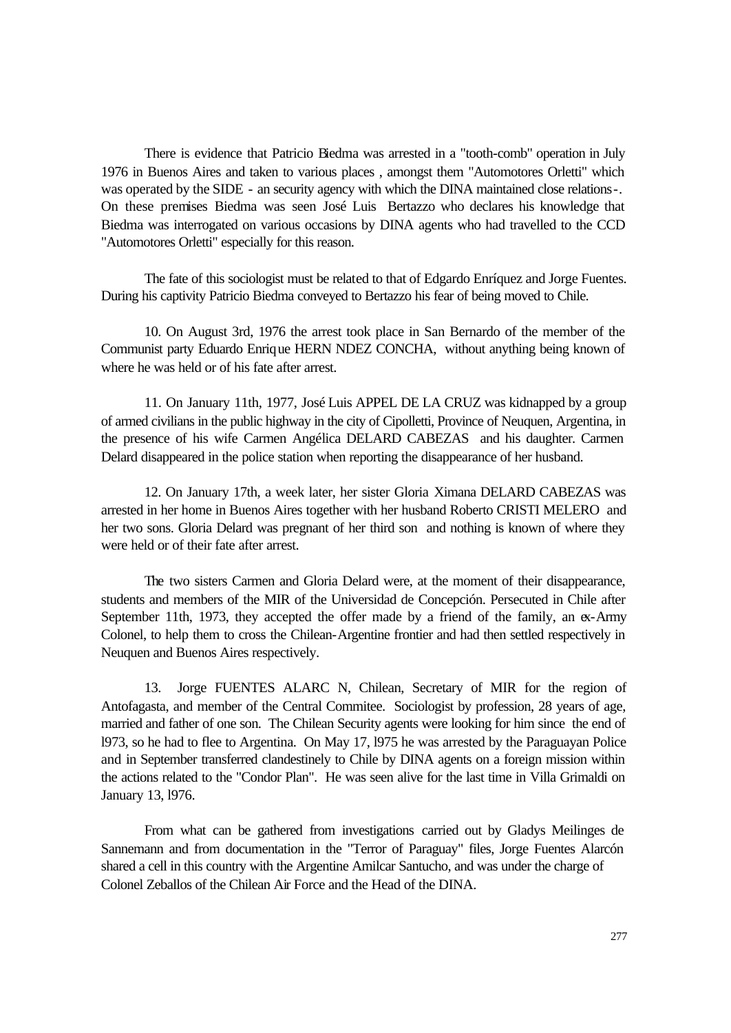There is evidence that Patricio Biedma was arrested in a "tooth-comb" operation in July 1976 in Buenos Aires and taken to various places , amongst them "Automotores Orletti" which was operated by the SIDE - an security agency with which the DINA maintained close relations-. On these premises Biedma was seen José Luis Bertazzo who declares his knowledge that Biedma was interrogated on various occasions by DINA agents who had travelled to the CCD "Automotores Orletti" especially for this reason.

The fate of this sociologist must be related to that of Edgardo Enríquez and Jorge Fuentes. During his captivity Patricio Biedma conveyed to Bertazzo his fear of being moved to Chile.

10. On August 3rd, 1976 the arrest took place in San Bernardo of the member of the Communist party Eduardo Enrique HERN NDEZ CONCHA, without anything being known of where he was held or of his fate after arrest.

11. On January 11th, 1977, José Luis APPEL DE LA CRUZ was kidnapped by a group of armed civilians in the public highway in the city of Cipolletti, Province of Neuquen, Argentina, in the presence of his wife Carmen Angélica DELARD CABEZAS and his daughter. Carmen Delard disappeared in the police station when reporting the disappearance of her husband.

12. On January 17th, a week later, her sister Gloria Ximana DELARD CABEZAS was arrested in her home in Buenos Aires together with her husband Roberto CRISTI MELERO and her two sons. Gloria Delard was pregnant of her third son and nothing is known of where they were held or of their fate after arrest.

The two sisters Carmen and Gloria Delard were, at the moment of their disappearance, students and members of the MIR of the Universidad de Concepción. Persecuted in Chile after September 11th, 1973, they accepted the offer made by a friend of the family, an ex-Army Colonel, to help them to cross the Chilean-Argentine frontier and had then settled respectively in Neuquen and Buenos Aires respectively.

13. Jorge FUENTES ALARC N, Chilean, Secretary of MIR for the region of Antofagasta, and member of the Central Commitee. Sociologist by profession, 28 years of age, married and father of one son. The Chilean Security agents were looking for him since the end of l973, so he had to flee to Argentina. On May 17, l975 he was arrested by the Paraguayan Police and in September transferred clandestinely to Chile by DINA agents on a foreign mission within the actions related to the "Condor Plan". He was seen alive for the last time in Villa Grimaldi on January 13, l976.

From what can be gathered from investigations carried out by Gladys Meilinges de Sannemann and from documentation in the "Terror of Paraguay" files, Jorge Fuentes Alarcón shared a cell in this country with the Argentine Amilcar Santucho, and was under the charge of Colonel Zeballos of the Chilean Air Force and the Head of the DINA.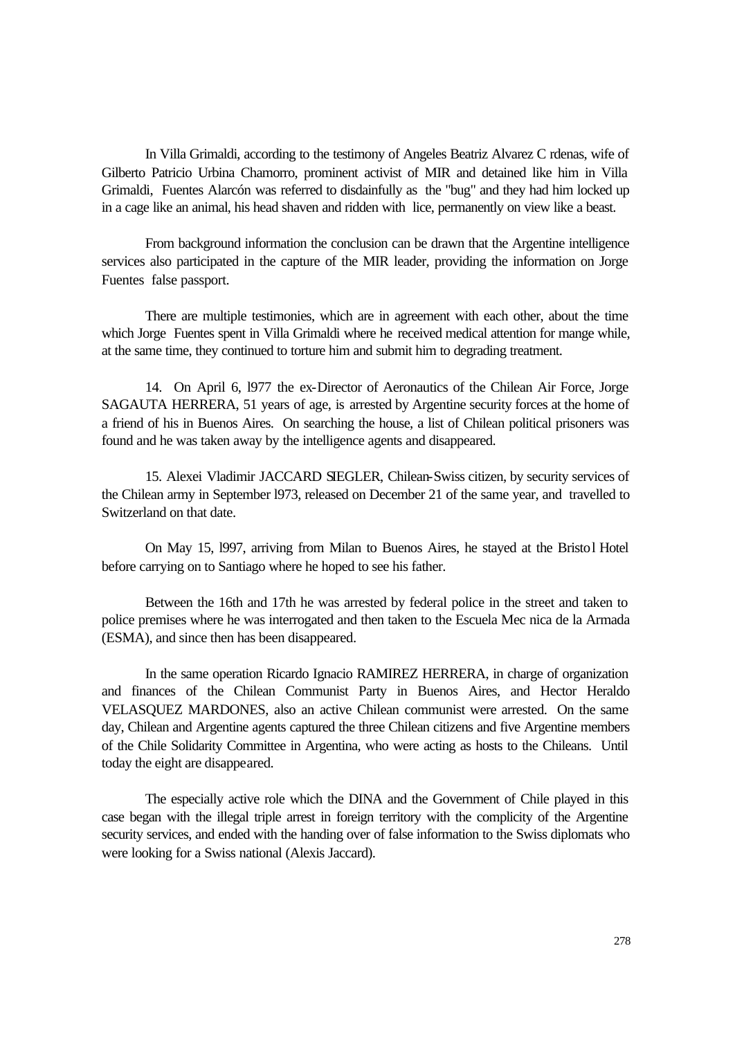In Villa Grimaldi, according to the testimony of Angeles Beatriz Alvarez C rdenas, wife of Gilberto Patricio Urbina Chamorro, prominent activist of MIR and detained like him in Villa Grimaldi, Fuentes Alarcón was referred to disdainfully as the "bug" and they had him locked up in a cage like an animal, his head shaven and ridden with lice, permanently on view like a beast.

From background information the conclusion can be drawn that the Argentine intelligence services also participated in the capture of the MIR leader, providing the information on Jorge Fuentes false passport.

There are multiple testimonies, which are in agreement with each other, about the time which Jorge Fuentes spent in Villa Grimaldi where he received medical attention for mange while, at the same time, they continued to torture him and submit him to degrading treatment.

14. On April 6, l977 the ex-Director of Aeronautics of the Chilean Air Force, Jorge SAGAUTA HERRERA, 51 years of age, is arrested by Argentine security forces at the home of a friend of his in Buenos Aires. On searching the house, a list of Chilean political prisoners was found and he was taken away by the intelligence agents and disappeared.

15. Alexei Vladimir JACCARD SIEGLER, Chilean-Swiss citizen, by security services of the Chilean army in September l973, released on December 21 of the same year, and travelled to Switzerland on that date.

On May 15, l997, arriving from Milan to Buenos Aires, he stayed at the Bristol Hotel before carrying on to Santiago where he hoped to see his father.

Between the 16th and 17th he was arrested by federal police in the street and taken to police premises where he was interrogated and then taken to the Escuela Mec nica de la Armada (ESMA), and since then has been disappeared.

In the same operation Ricardo Ignacio RAMIREZ HERRERA, in charge of organization and finances of the Chilean Communist Party in Buenos Aires, and Hector Heraldo VELASQUEZ MARDONES, also an active Chilean communist were arrested. On the same day, Chilean and Argentine agents captured the three Chilean citizens and five Argentine members of the Chile Solidarity Committee in Argentina, who were acting as hosts to the Chileans. Until today the eight are disappeared.

The especially active role which the DINA and the Government of Chile played in this case began with the illegal triple arrest in foreign territory with the complicity of the Argentine security services, and ended with the handing over of false information to the Swiss diplomats who were looking for a Swiss national (Alexis Jaccard).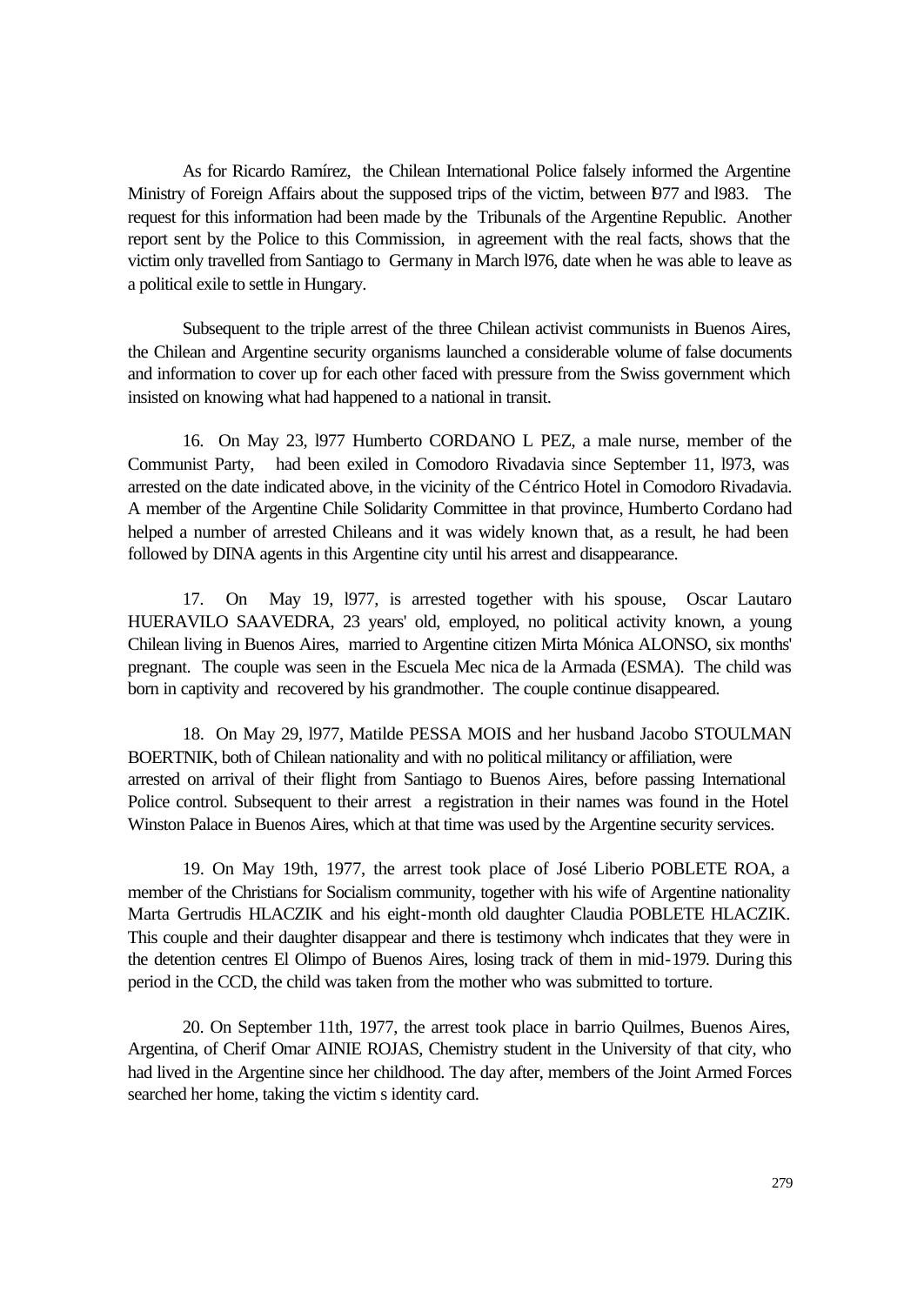As for Ricardo Ramírez, the Chilean International Police falsely informed the Argentine Ministry of Foreign Affairs about the supposed trips of the victim, between l977 and l983. The request for this information had been made by the Tribunals of the Argentine Republic. Another report sent by the Police to this Commission, in agreement with the real facts, shows that the victim only travelled from Santiago to Germany in March l976, date when he was able to leave as a political exile to settle in Hungary.

Subsequent to the triple arrest of the three Chilean activist communists in Buenos Aires, the Chilean and Argentine security organisms launched a considerable volume of false documents and information to cover up for each other faced with pressure from the Swiss government which insisted on knowing what had happened to a national in transit.

16. On May 23, l977 Humberto CORDANO L PEZ, a male nurse, member of the Communist Party, had been exiled in Comodoro Rivadavia since September 11, l973, was arrested on the date indicated above, in the vicinity of the Céntrico Hotel in Comodoro Rivadavia. A member of the Argentine Chile Solidarity Committee in that province, Humberto Cordano had helped a number of arrested Chileans and it was widely known that, as a result, he had been followed by DINA agents in this Argentine city until his arrest and disappearance.

17. On May 19, l977, is arrested together with his spouse, Oscar Lautaro HUERAVILO SAAVEDRA, 23 years' old, employed, no political activity known, a young Chilean living in Buenos Aires, married to Argentine citizen Mirta Mónica ALONSO, six months' pregnant. The couple was seen in the Escuela Mec nica de la Armada (ESMA). The child was born in captivity and recovered by his grandmother. The couple continue disappeared.

18. On May 29, l977, Matilde PESSA MOIS and her husband Jacobo STOULMAN BOERTNIK, both of Chilean nationality and with no political militancy or affiliation, were arrested on arrival of their flight from Santiago to Buenos Aires, before passing International Police control. Subsequent to their arrest a registration in their names was found in the Hotel Winston Palace in Buenos Aires, which at that time was used by the Argentine security services.

19. On May 19th, 1977, the arrest took place of José Liberio POBLETE ROA, a member of the Christians for Socialism community, together with his wife of Argentine nationality Marta Gertrudis HLACZIK and his eight-month old daughter Claudia POBLETE HLACZIK. This couple and their daughter disappear and there is testimony whch indicates that they were in the detention centres El Olimpo of Buenos Aires, losing track of them in mid-1979. During this period in the CCD, the child was taken from the mother who was submitted to torture.

20. On September 11th, 1977, the arrest took place in barrio Quilmes, Buenos Aires, Argentina, of Cherif Omar AINIE ROJAS, Chemistry student in the University of that city, who had lived in the Argentine since her childhood. The day after, members of the Joint Armed Forces searched her home, taking the victim s identity card.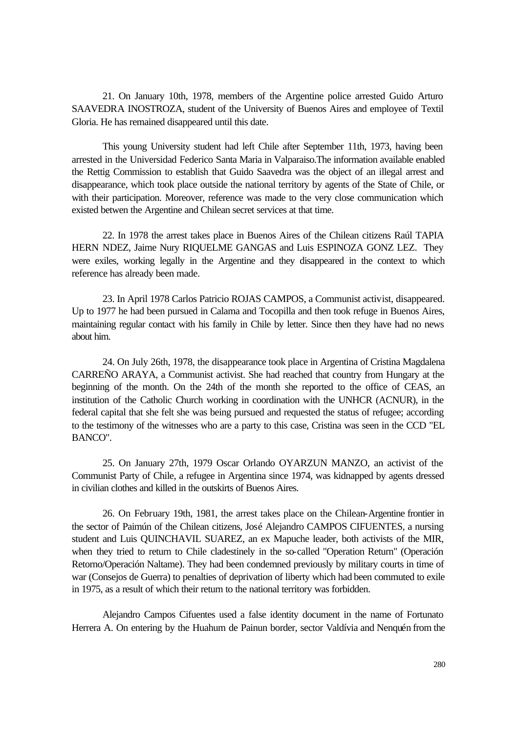21. On January 10th, 1978, members of the Argentine police arrested Guido Arturo SAAVEDRA INOSTROZA, student of the University of Buenos Aires and employee of Textil Gloria. He has remained disappeared until this date.

This young University student had left Chile after September 11th, 1973, having been arrested in the Universidad Federico Santa Maria in Valparaiso.The information available enabled the Rettig Commission to establish that Guido Saavedra was the object of an illegal arrest and disappearance, which took place outside the national territory by agents of the State of Chile, or with their participation. Moreover, reference was made to the very close communication which existed betwen the Argentine and Chilean secret services at that time.

22. In 1978 the arrest takes place in Buenos Aires of the Chilean citizens Raúl TAPIA HERN NDEZ, Jaime Nury RIQUELME GANGAS and Luis ESPINOZA GONZ LEZ. They were exiles, working legally in the Argentine and they disappeared in the context to which reference has already been made.

23. In April 1978 Carlos Patricio ROJAS CAMPOS, a Communist activist, disappeared. Up to 1977 he had been pursued in Calama and Tocopilla and then took refuge in Buenos Aires, maintaining regular contact with his family in Chile by letter. Since then they have had no news about him.

24. On July 26th, 1978, the disappearance took place in Argentina of Cristina Magdalena CARREÑO ARAYA, a Communist activist. She had reached that country from Hungary at the beginning of the month. On the 24th of the month she reported to the office of CEAS, an institution of the Catholic Church working in coordination with the UNHCR (ACNUR), in the federal capital that she felt she was being pursued and requested the status of refugee; according to the testimony of the witnesses who are a party to this case, Cristina was seen in the CCD "EL BANCO".

25. On January 27th, 1979 Oscar Orlando OYARZUN MANZO, an activist of the Communist Party of Chile, a refugee in Argentina since 1974, was kidnapped by agents dressed in civilian clothes and killed in the outskirts of Buenos Aires.

26. On February 19th, 1981, the arrest takes place on the Chilean-Argentine frontier in the sector of Paimún of the Chilean citizens, José Alejandro CAMPOS CIFUENTES, a nursing student and Luis QUINCHAVIL SUAREZ, an ex Mapuche leader, both activists of the MIR, when they tried to return to Chile cladestinely in the so-called "Operation Return" (Operación Retorno/Operación Naltame). They had been condemned previously by military courts in time of war (Consejos de Guerra) to penalties of deprivation of liberty which had been commuted to exile in 1975, as a result of which their return to the national territory was forbidden.

Alejandro Campos Cifuentes used a false identity document in the name of Fortunato Herrera A. On entering by the Huahum de Painun border, sector Valdívia and Nenquén from the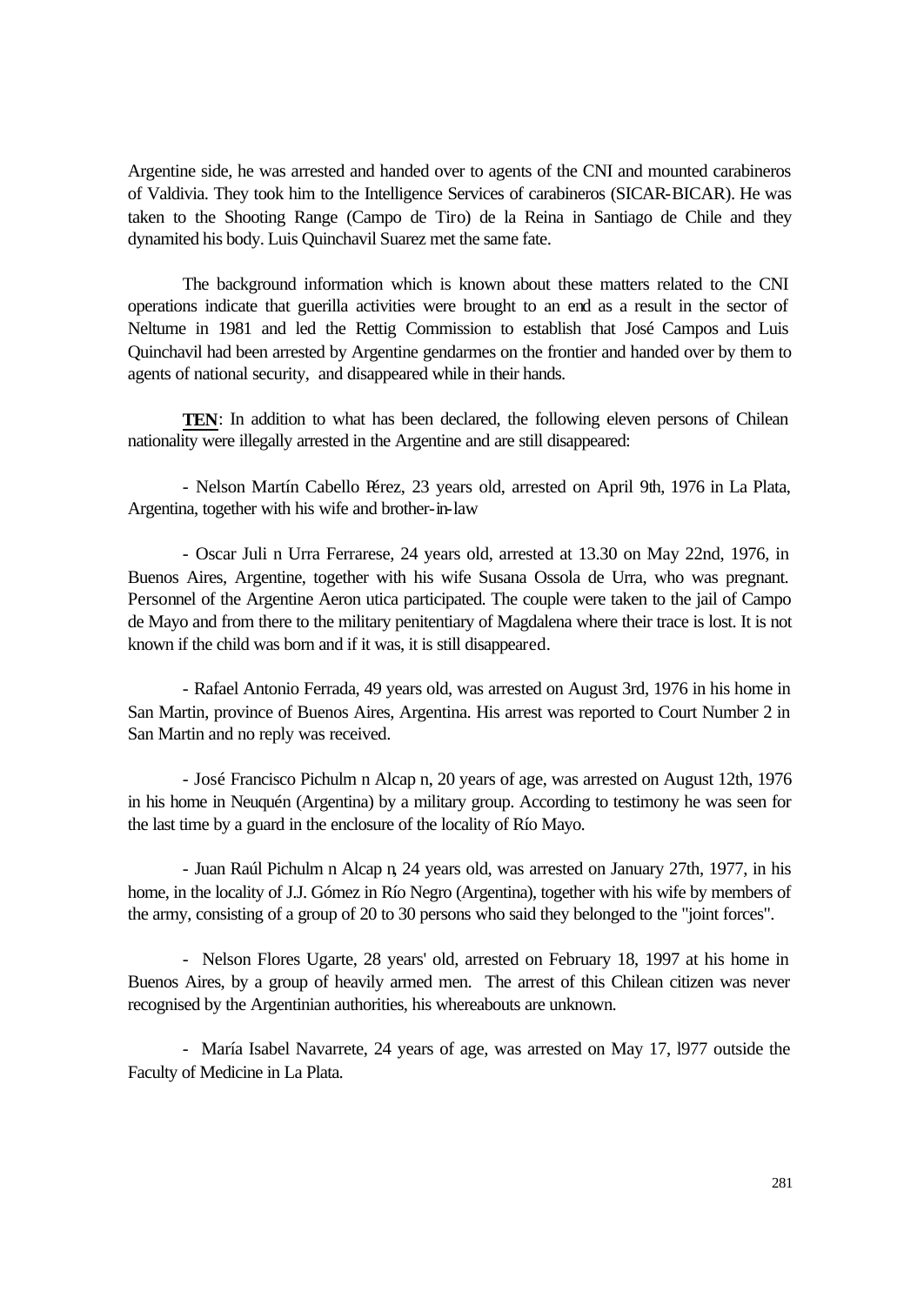Argentine side, he was arrested and handed over to agents of the CNI and mounted carabineros of Valdivia. They took him to the Intelligence Services of carabineros (SICAR-BICAR). He was taken to the Shooting Range (Campo de Tiro) de la Reina in Santiago de Chile and they dynamited his body. Luis Quinchavil Suarez met the same fate.

The background information which is known about these matters related to the CNI operations indicate that guerilla activities were brought to an end as a result in the sector of Neltume in 1981 and led the Rettig Commission to establish that José Campos and Luis Quinchavil had been arrested by Argentine gendarmes on the frontier and handed over by them to agents of national security, and disappeared while in their hands.

**TEN**: In addition to what has been declared, the following eleven persons of Chilean nationality were illegally arrested in the Argentine and are still disappeared:

- Nelson Martín Cabello Pérez, 23 years old, arrested on April 9th, 1976 in La Plata, Argentina, together with his wife and brother-in-law

- Oscar Juli n Urra Ferrarese, 24 years old, arrested at 13.30 on May 22nd, 1976, in Buenos Aires, Argentine, together with his wife Susana Ossola de Urra, who was pregnant. Personnel of the Argentine Aeron utica participated. The couple were taken to the jail of Campo de Mayo and from there to the military penitentiary of Magdalena where their trace is lost. It is not known if the child was born and if it was, it is still disappeared.

- Rafael Antonio Ferrada, 49 years old, was arrested on August 3rd, 1976 in his home in San Martin, province of Buenos Aires, Argentina. His arrest was reported to Court Number 2 in San Martin and no reply was received.

- José Francisco Pichulm n Alcap n, 20 years of age, was arrested on August 12th, 1976 in his home in Neuquén (Argentina) by a military group. According to testimony he was seen for the last time by a guard in the enclosure of the locality of Río Mayo.

- Juan Raúl Pichulm n Alcap n, 24 years old, was arrested on January 27th, 1977, in his home, in the locality of J.J. Gómez in Río Negro (Argentina), together with his wife by members of the army, consisting of a group of 20 to 30 persons who said they belonged to the "joint forces".

- Nelson Flores Ugarte, 28 years' old, arrested on February 18, 1997 at his home in Buenos Aires, by a group of heavily armed men. The arrest of this Chilean citizen was never recognised by the Argentinian authorities, his whereabouts are unknown.

- María Isabel Navarrete, 24 years of age, was arrested on May 17, l977 outside the Faculty of Medicine in La Plata.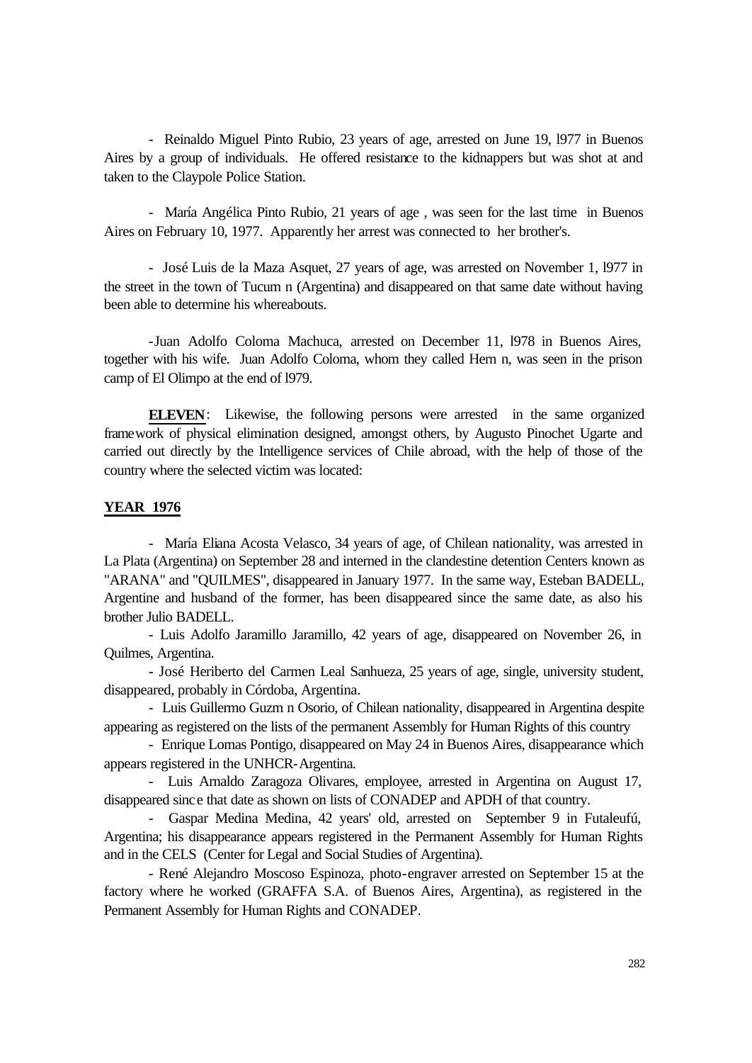- Reinaldo Miguel Pinto Rubio, 23 years of age, arrested on June 19, l977 in Buenos Aires by a group of individuals. He offered resistance to the kidnappers but was shot at and taken to the Claypole Police Station.

- María Angélica Pinto Rubio, 21 years of age , was seen for the last time in Buenos Aires on February 10, 1977. Apparently her arrest was connected to her brother's.

- José Luis de la Maza Asquet, 27 years of age, was arrested on November 1, l977 in the street in the town of Tucum n (Argentina) and disappeared on that same date without having been able to determine his whereabouts.

-Juan Adolfo Coloma Machuca, arrested on December 11, l978 in Buenos Aires, together with his wife. Juan Adolfo Coloma, whom they called Hern n, was seen in the prison camp of El Olimpo at the end of l979.

**ELEVEN**: Likewise, the following persons were arrested in the same organized framework of physical elimination designed, amongst others, by Augusto Pinochet Ugarte and carried out directly by the Intelligence services of Chile abroad, with the help of those of the country where the selected victim was located:

**YEAR 1976**

- María Eliana Acosta Velasco, 34 years of age, of Chilean nationality, was arrested in La Plata (Argentina) on September 28 and interned in the clandestine detention Centers known as "ARANA" and "QUILMES", disappeared in January 1977. In the same way, Esteban BADELL, Argentine and husband of the former, has been disappeared since the same date, as also his brother Julio BADELL.

- Luis Adolfo Jaramillo Jaramillo, 42 years of age, disappeared on November 26, in Quilmes, Argentina.

- José Heriberto del Carmen Leal Sanhueza, 25 years of age, single, university student, disappeared, probably in Córdoba, Argentina.

- Luis Guillermo Guzm n Osorio, of Chilean nationality, disappeared in Argentina despite appearing as registered on the lists of the permanent Assembly for Human Rights of this country

- Enrique Lomas Pontigo, disappeared on May 24 in Buenos Aires, disappearance which appears registered in the UNHCR-Argentina.

- Luis Arnaldo Zaragoza Olivares, employee, arrested in Argentina on August 17, disappeared since that date as shown on lists of CONADEP and APDH of that country.

- Gaspar Medina Medina, 42 years' old, arrested on September 9 in Futaleufú, Argentina; his disappearance appears registered in the Permanent Assembly for Human Rights and in the CELS (Center for Legal and Social Studies of Argentina).

- René Alejandro Moscoso Espinoza, photo-engraver arrested on September 15 at the factory where he worked (GRAFFA S.A. of Buenos Aires, Argentina), as registered in the Permanent Assembly for Human Rights and CONADEP.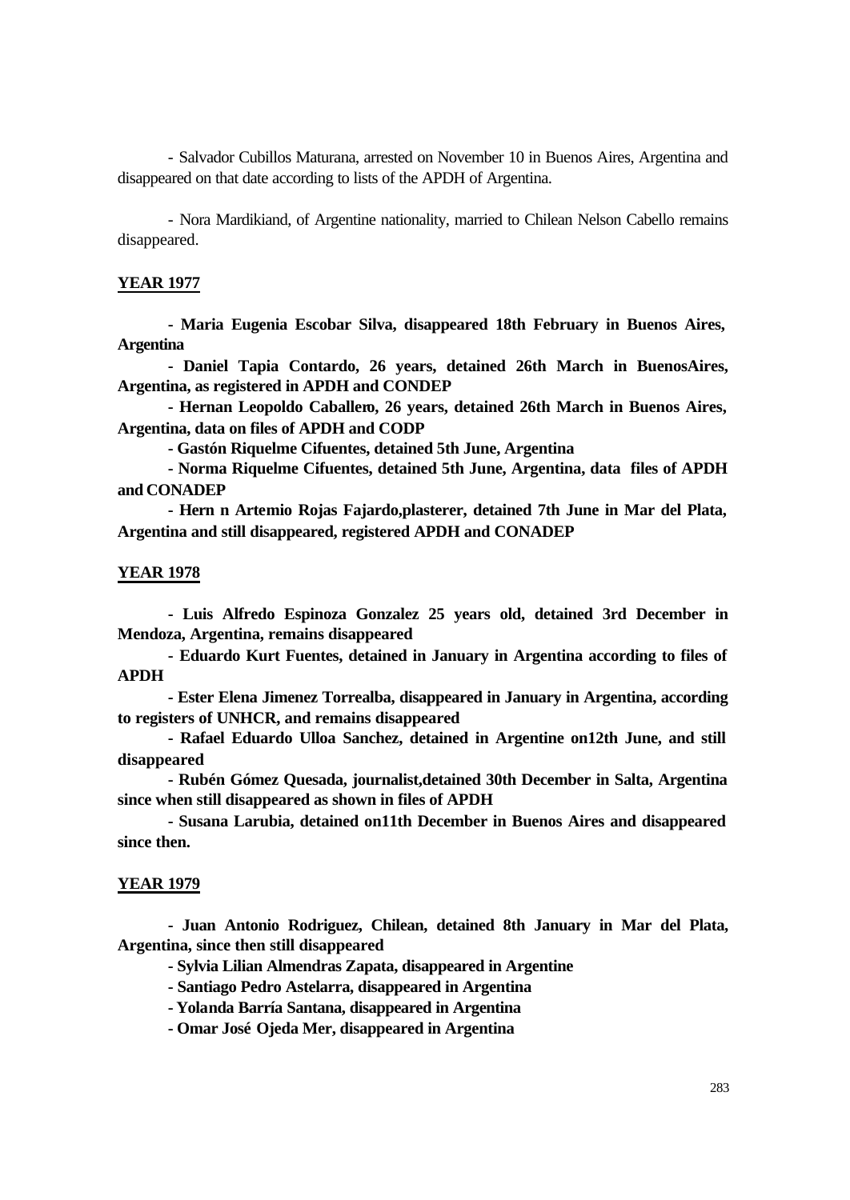- Salvador Cubillos Maturana, arrested on November 10 in Buenos Aires, Argentina and disappeared on that date according to lists of the APDH of Argentina.

- Nora Mardikiand, of Argentine nationality, married to Chilean Nelson Cabello remains disappeared.

**YEAR 1977**

**- Maria Eugenia Escobar Silva, disappeared 18th February in Buenos Aires, Argentina**

**- Daniel Tapia Contardo, 26 years, detained 26th March in BuenosAires, Argentina, as registered in APDH and CONDEP**

**- Hernan Leopoldo Caballero, 26 years, detained 26th March in Buenos Aires, Argentina, data on files of APDH and CODP**

**- Gastón Riquelme Cifuentes, detained 5th June, Argentina**

**- Norma Riquelme Cifuentes, detained 5th June, Argentina, data files of APDH and CONADEP**

**- Hern n Artemio Rojas Fajardo,plasterer, detained 7th June in Mar del Plata, Argentina and still disappeared, registered APDH and CONADEP**

**YEAR 1978**

**- Luis Alfredo Espinoza Gonzalez 25 years old, detained 3rd December in Mendoza, Argentina, remains disappeared**

**- Eduardo Kurt Fuentes, detained in January in Argentina according to files of APDH**

**- Ester Elena Jimenez Torrealba, disappeared in January in Argentina, according to registers of UNHCR, and remains disappeared**

**- Rafael Eduardo Ulloa Sanchez, detained in Argentine on12th June, and still disappeared**

**- Rubén Gómez Quesada, journalist,detained 30th December in Salta, Argentina since when still disappeared as shown in files of APDH**

**- Susana Larubia, detained on11th December in Buenos Aires and disappeared since then.**

**YEAR 1979**

**- Juan Antonio Rodriguez, Chilean, detained 8th January in Mar del Plata, Argentina, since then still disappeared**

**- Sylvia Lilian Almendras Zapata, disappeared in Argentine**

**- Santiago Pedro Astelarra, disappeared in Argentina**

**- Yolanda Barría Santana, disappeared in Argentina**

**- Omar José Ojeda Mer, disappeared in Argentina**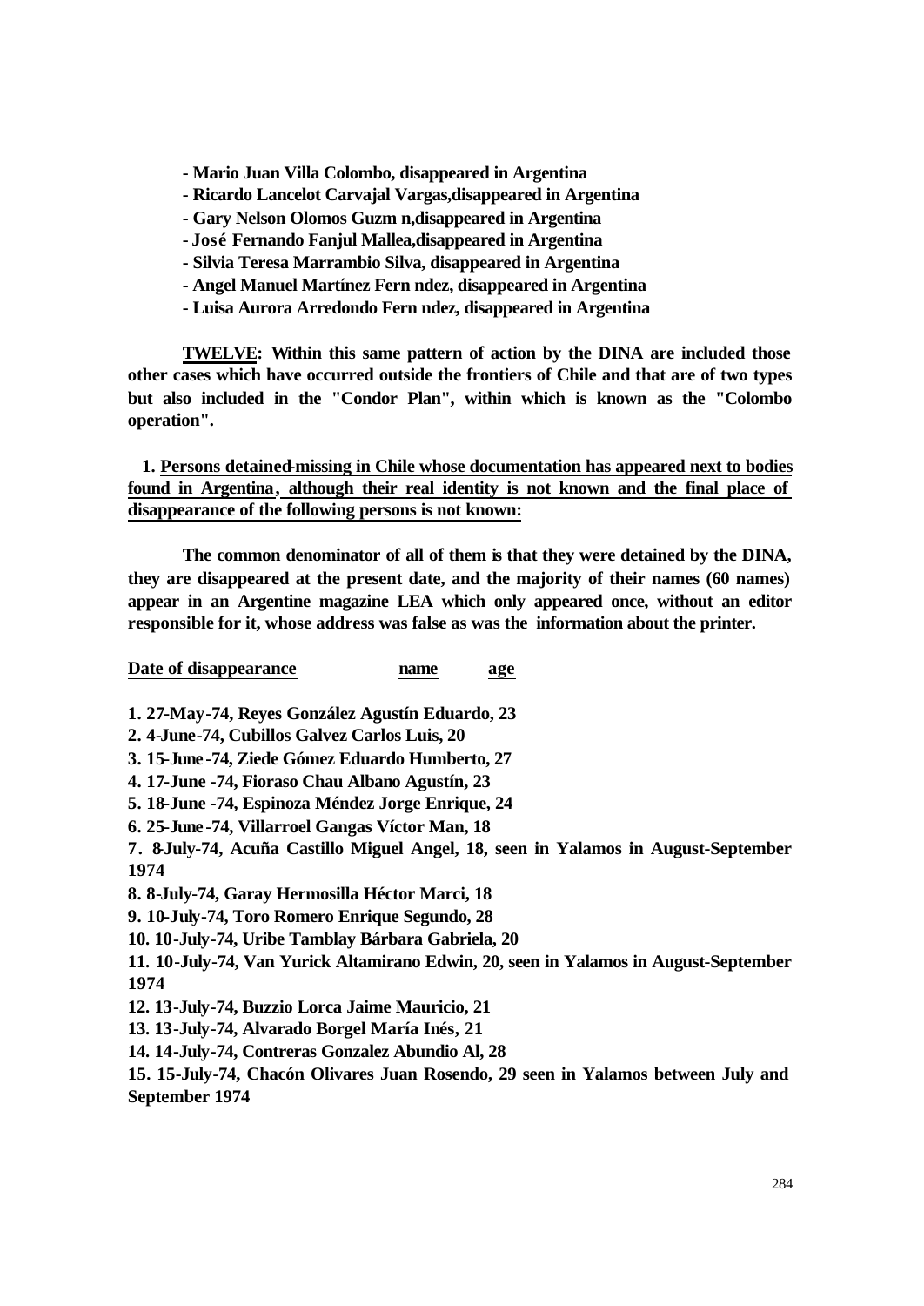**- Mario Juan Villa Colombo, disappeared in Argentina**
**- Ricardo Lancelot Carvajal Vargas,disappeared in Argentina**
**- Gary Nelson Olomos Guzm n,disappeared in Argentina**
**- José Fernando Fanjul Mallea,disappeared in Argentina**
**- Silvia Teresa Marrambio Silva, disappeared in Argentina**
**- Angel Manuel Martínez Fern ndez, disappeared in Argentina**
**- Luisa Aurora Arredondo Fern ndez, disappeared in Argentina**

**<u>TWELVE</u>: Within this same pattern of action by the DINA are included those other cases which have occurred outside the frontiers of Chile and that are of two types but also included in the "Condor Plan", within which is known as the "Colombo operation".**

**1. <u>Persons detained-missing in Chile whose documentation has appeared next to bodies found in Argentina, although their real identity is not known and the final place of disappearance of the following persons is not known:</u>**

**The common denominator of all of them is that they were detained by the DINA, they are disappeared at the present date, and the majority of their names (60 names) appear in an Argentine magazine LEA which only appeared once, without an editor responsible for it, whose address was false as was the information about the printer.**

**<u>Date of disappearance</u> <u>name</u> <u>age</u>**

**1. 27-May-74, Reyes González Agustín Eduardo, 23**
**2. 4-June-74, Cubillos Galvez Carlos Luis, 20**
**3. 15-June-74, Ziede Gómez Eduardo Humberto, 27**
**4. 17-June -74, Fioraso Chau Albano Agustín, 23**
**5. 18-June -74, Espinoza Méndez Jorge Enrique, 24**
**6. 25-June-74, Villarroel Gangas Víctor Man, 18**
**7. 8-July-74, Acuña Castillo Miguel Angel, 18, seen in Yalamos in August-September 1974**
**8. 8-July-74, Garay Hermosilla Héctor Marci, 18**
**9. 10-July-74, Toro Romero Enrique Segundo, 28**
**10. 10-July-74, Uribe Tamblay Bárbara Gabriela, 20**
**11. 10-July-74, Van Yurick Altamirano Edwin, 20, seen in Yalamos in August-September 1974**
**12. 13-July-74, Buzzio Lorca Jaime Mauricio, 21**
**13. 13-July-74, Alvarado Borgel María Inés, 21**
**14. 14-July-74, Contreras Gonzalez Abundio Al, 28**
**15. 15-July-74, Chacón Olivares Juan Rosendo, 29 seen in Yalamos between July and September 1974**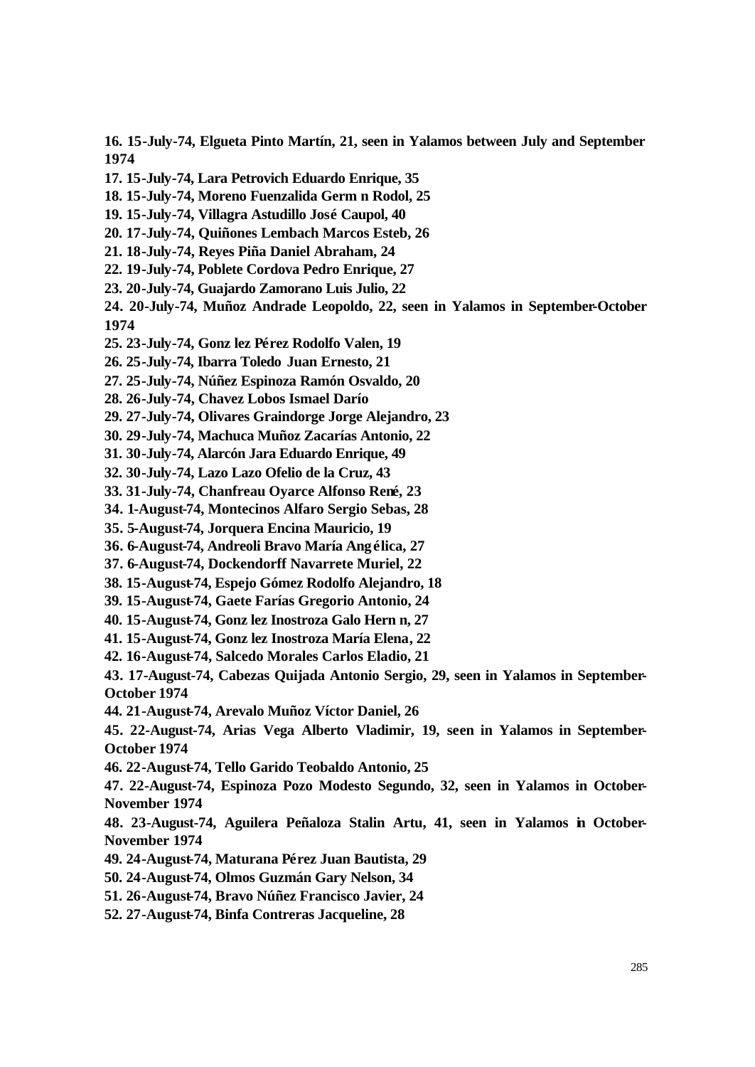**16. 15-July-74, Elgueta Pinto Martín, 21, seen in Yalamos between July and September 1974**

**17. 15-July-74, Lara Petrovich Eduardo Enrique, 35**

**18. 15-July-74, Moreno Fuenzalida Germ n Rodol, 25**

**19. 15-July-74, Villagra Astudillo José Caupol, 40**

**20. 17-July-74, Quiñones Lembach Marcos Esteb, 26**

**21. 18-July-74, Reyes Piña Daniel Abraham, 24**

**22. 19-July-74, Poblete Cordova Pedro Enrique, 27**

**23. 20-July-74, Guajardo Zamorano Luis Julio, 22**

**24. 20-July-74, Muñoz Andrade Leopoldo, 22, seen in Yalamos in September-October 1974**

**25. 23-July-74, Gonz lez Pérez Rodolfo Valen, 19**

**26. 25-July-74, Ibarra Toledo Juan Ernesto, 21**

**27. 25-July-74, Núñez Espinoza Ramón Osvaldo, 20**

**28. 26-July-74, Chavez Lobos Ismael Darío**

**29. 27-July-74, Olivares Graindorge Jorge Alejandro, 23**

**30. 29-July-74, Machuca Muñoz Zacarías Antonio, 22**

**31. 30-July-74, Alarcón Jara Eduardo Enrique, 49**

**32. 30-July-74, Lazo Lazo Ofelio de la Cruz, 43**

**33. 31-July-74, Chanfreau Oyarce Alfonso René, 23**

**34. 1-August-74, Montecinos Alfaro Sergio Sebas, 28**

**35. 5-August-74, Jorquera Encina Mauricio, 19**

**36. 6-August-74, Andreoli Bravo María Angélica, 27**

**37. 6-August-74, Dockendorff Navarrete Muriel, 22**

**38. 15-August-74, Espejo Gómez Rodolfo Alejandro, 18**

**39. 15-August-74, Gaete Farías Gregorio Antonio, 24**

**40. 15-August-74, Gonz lez Inostroza Galo Hern n, 27**

**41. 15-August-74, Gonz lez Inostroza María Elena, 22**

**42. 16-August-74, Salcedo Morales Carlos Eladio, 21**

**43. 17-August-74, Cabezas Quijada Antonio Sergio, 29, seen in Yalamos in September-October 1974**

**44. 21-August-74, Arevalo Muñoz Víctor Daniel, 26**

**45. 22-August-74, Arias Vega Alberto Vladimir, 19, seen in Yalamos in September-October 1974**

**46. 22-August-74, Tello Garido Teobaldo Antonio, 25**

**47. 22-August-74, Espinoza Pozo Modesto Segundo, 32, seen in Yalamos in October-November 1974**

**48. 23-August-74, Aguilera Peñaloza Stalin Artu, 41, seen in Yalamos in October-November 1974**

**49. 24-August-74, Maturana Pérez Juan Bautista, 29**

**50. 24-August-74, Olmos Guzmán Gary Nelson, 34**

**51. 26-August-74, Bravo Núñez Francisco Javier, 24**

**52. 27-August-74, Binfa Contreras Jacqueline, 28**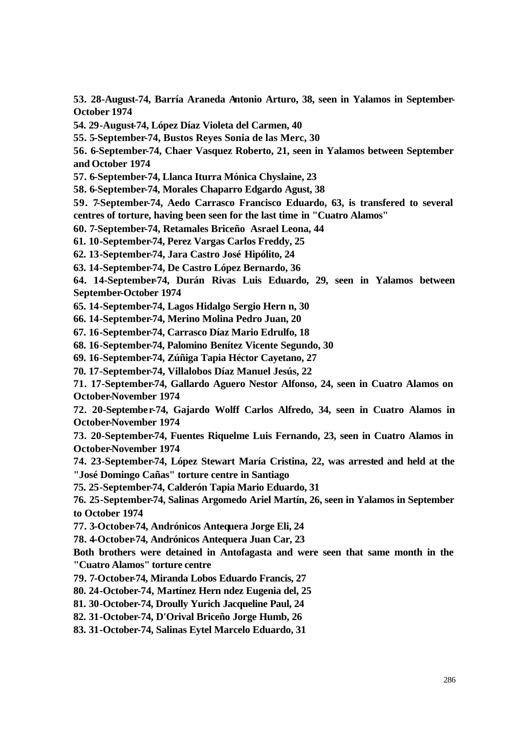**53. 28-August-74, Barría Araneda Antonio Arturo, 38, seen in Yalamos in September-October 1974**

**54. 29-August-74, López Díaz Violeta del Carmen, 40**

**55. 5-September-74, Bustos Reyes Sonia de las Merc, 30**

**56. 6-September-74, Chaer Vasquez Roberto, 21, seen in Yalamos between September and October 1974**

**57. 6-September-74, Llanca Iturra Mónica Chyslaine, 23**

**58. 6-September-74, Morales Chaparro Edgardo Agust, 38**

**59. 7-September-74, Aedo Carrasco Francisco Eduardo, 63, is transfered to several centres of torture, having been seen for the last time in "Cuatro Alamos"**

**60. 7-September-74, Retamales Briceño Asrael Leona, 44**

**61. 10-September-74, Perez Vargas Carlos Freddy, 25**

**62. 13-September-74, Jara Castro José Hipólito, 24**

**63. 14-September-74, De Castro López Bernardo, 36**

**64. 14-September-74, Durán Rivas Luis Eduardo, 29, seen in Yalamos between September-October 1974**

**65. 14-September-74, Lagos Hidalgo Sergio Hern n, 30**

**66. 14-September-74, Merino Molina Pedro Juan, 20**

**67. 16-September-74, Carrasco Díaz Mario Edrulfo, 18**

**68. 16-September-74, Palomino Benítez Vicente Segundo, 30**

**69. 16-September-74, Zúñiga Tapia Héctor Cayetano, 27**

**70. 17-September-74, Villalobos Díaz Manuel Jesús, 22**

**71. 17-September-74, Gallardo Aguero Nestor Alfonso, 24, seen in Cuatro Alamos on October-November 1974**

**72. 20-September-74, Gajardo Wolff Carlos Alfredo, 34, seen in Cuatro Alamos in October-November 1974**

**73. 20-September-74, Fuentes Riquelme Luis Fernando, 23, seen in Cuatro Alamos in October-November 1974**

**74. 23-September-74, López Stewart María Cristina, 22, was arrested and held at the "José Domingo Cañas" torture centre in Santiago**

**75. 25-September-74, Calderón Tapia Mario Eduardo, 31**

**76. 25-September-74, Salinas Argomedo Ariel Martín, 26, seen in Yalamos in September to October 1974**

**77. 3-October-74, Andrónicos Antequera Jorge Eli, 24**

**78. 4-October-74, Andrónicos Antequera Juan Car, 23**

**Both brothers were detained in Antofagasta and were seen that same month in the "Cuatro Alamos" torture centre**

**79. 7-October-74, Miranda Lobos Eduardo Francis, 27**

**80. 24-October-74, Martínez Hern ndez Eugenia del, 25**

**81. 30-October-74, Droully Yurich Jacqueline Paul, 24**

**82. 31-October-74, D'Orival Briceño Jorge Humb, 26**

**83. 31-October-74, Salinas Eytel Marcelo Eduardo, 31**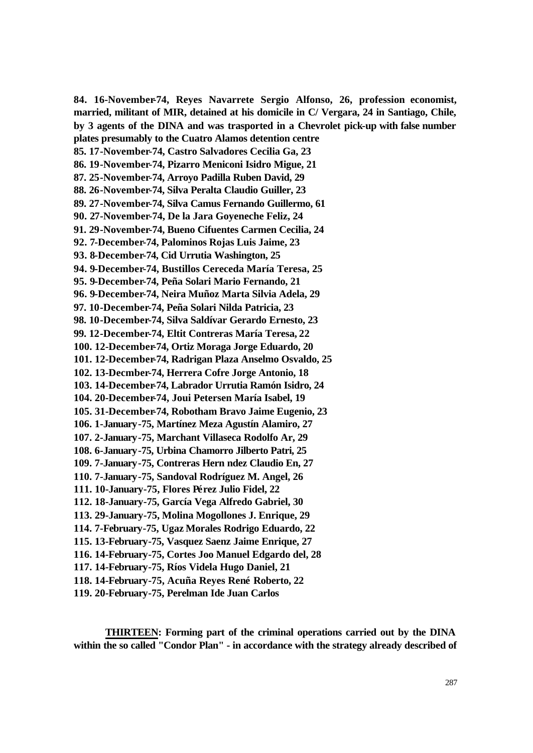**84. 16-November-74, Reyes Navarrete Sergio Alfonso, 26, profession economist, married, militant of MIR, detained at his domicile in C/ Vergara, 24 in Santiago, Chile, by 3 agents of the DINA and was trasported in a Chevrolet pick-up with false number plates presumably to the Cuatro Alamos detention centre**
**85. 17-November-74, Castro Salvadores Cecilia Ga, 23**
**86. 19-November-74, Pizarro Meniconi Isidro Migue, 21**
**87. 25-November-74, Arroyo Padilla Ruben David, 29**
**88. 26-November-74, Silva Peralta Claudio Guiller, 23**
**89. 27-November-74, Silva Camus Fernando Guillermo, 61**
**90. 27-November-74, De la Jara Goyeneche Feliz, 24**
**91. 29-November-74, Bueno Cifuentes Carmen Cecilia, 24**
**92. 7-December-74, Palominos Rojas Luis Jaime, 23**
**93. 8-December-74, Cid Urrutia Washington, 25**
**94. 9-December-74, Bustillos Cereceda María Teresa, 25**
**95. 9-December-74, Peña Solari Mario Fernando, 21**
**96. 9-December-74, Neira Muñoz Marta Silvia Adela, 29**
**97. 10-December-74, Peña Solari Nilda Patricia, 23**
**98. 10-December-74, Silva Saldívar Gerardo Ernesto, 23**
**99. 12-December-74, Eltit Contreras María Teresa, 22**
**100. 12-December-74, Ortiz Moraga Jorge Eduardo, 20**
**101. 12-December-74, Radrigan Plaza Anselmo Osvaldo, 25**
**102. 13-Decmber-74, Herrera Cofre Jorge Antonio, 18**
**103. 14-December-74, Labrador Urrutia Ramón Isidro, 24**
**104. 20-December-74, Joui Petersen María Isabel, 19**
**105. 31-December-74, Robotham Bravo Jaime Eugenio, 23**
**106. 1-January-75, Martínez Meza Agustín Alamiro, 27**
**107. 2-January-75, Marchant Villaseca Rodolfo Ar, 29**
**108. 6-January-75, Urbina Chamorro Jilberto Patri, 25**
**109. 7-January-75, Contreras Hern ndez Claudio En, 27**
**110. 7-January-75, Sandoval Rodríguez M. Angel, 26**
**111. 10-January-75, Flores Pérez Julio Fidel, 22**
**112. 18-January-75, García Vega Alfredo Gabriel, 30**
**113. 29-January-75, Molina Mogollones J. Enrique, 29**
**114. 7-February-75, Ugaz Morales Rodrigo Eduardo, 22**
**115. 13-February-75, Vasquez Saenz Jaime Enrique, 27**
**116. 14-February-75, Cortes Joo Manuel Edgardo del, 28**
**117. 14-February-75, Ríos Videla Hugo Daniel, 21**
**118. 14-February-75, Acuña Reyes René Roberto, 22**
**119. 20-February-75, Perelman Ide Juan Carlos**

**<u>THIRTEEN</u>: Forming part of the criminal operations carried out by the DINA within the so called "Condor Plan" - in accordance with the strategy already described of**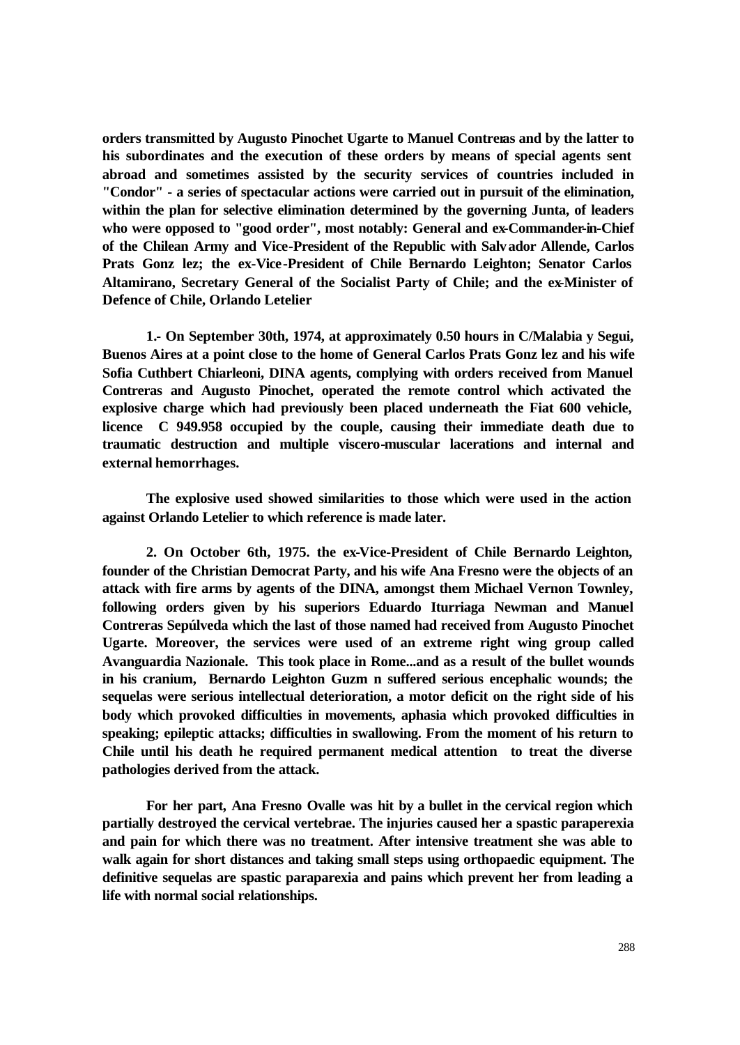**orders transmitted by Augusto Pinochet Ugarte to Manuel Contreras and by the latter to his subordinates and the execution of these orders by means of special agents sent abroad and sometimes assisted by the security services of countries included in "Condor" - a series of spectacular actions were carried out in pursuit of the elimination, within the plan for selective elimination determined by the governing Junta, of leaders who were opposed to "good order", most notably: General and ex-Commander-in-Chief of the Chilean Army and Vice-President of the Republic with Salvador Allende, Carlos Prats Gonz lez; the ex-Vice-President of Chile Bernardo Leighton; Senator Carlos Altamirano, Secretary General of the Socialist Party of Chile; and the ex-Minister of Defence of Chile, Orlando Letelier**

**1.- On September 30th, 1974, at approximately 0.50 hours in C/Malabia y Segui, Buenos Aires at a point close to the home of General Carlos Prats Gonz lez and his wife Sofia Cuthbert Chiarleoni, DINA agents, complying with orders received from Manuel Contreras and Augusto Pinochet, operated the remote control which activated the explosive charge which had previously been placed underneath the Fiat 600 vehicle, licence C 949.958 occupied by the couple, causing their immediate death due to traumatic destruction and multiple viscero-muscular lacerations and internal and external hemorrhages.**

**The explosive used showed similarities to those which were used in the action against Orlando Letelier to which reference is made later.**

**2. On October 6th, 1975. the ex-Vice-President of Chile Bernardo Leighton, founder of the Christian Democrat Party, and his wife Ana Fresno were the objects of an attack with fire arms by agents of the DINA, amongst them Michael Vernon Townley, following orders given by his superiors Eduardo Iturriaga Newman and Manuel Contreras Sepúlveda which the last of those named had received from Augusto Pinochet Ugarte. Moreover, the services were used of an extreme right wing group called Avanguardia Nazionale. This took place in Rome...and as a result of the bullet wounds in his cranium, Bernardo Leighton Guzm n suffered serious encephalic wounds; the sequelas were serious intellectual deterioration, a motor deficit on the right side of his body which provoked difficulties in movements, aphasia which provoked difficulties in speaking; epileptic attacks; difficulties in swallowing. From the moment of his return to Chile until his death he required permanent medical attention to treat the diverse pathologies derived from the attack.**

**For her part, Ana Fresno Ovalle was hit by a bullet in the cervical region which partially destroyed the cervical vertebrae. The injuries caused her a spastic paraperexia and pain for which there was no treatment. After intensive treatment she was able to walk again for short distances and taking small steps using orthopaedic equipment. The definitive sequelas are spastic paraparexia and pains which prevent her from leading a life with normal social relationships.**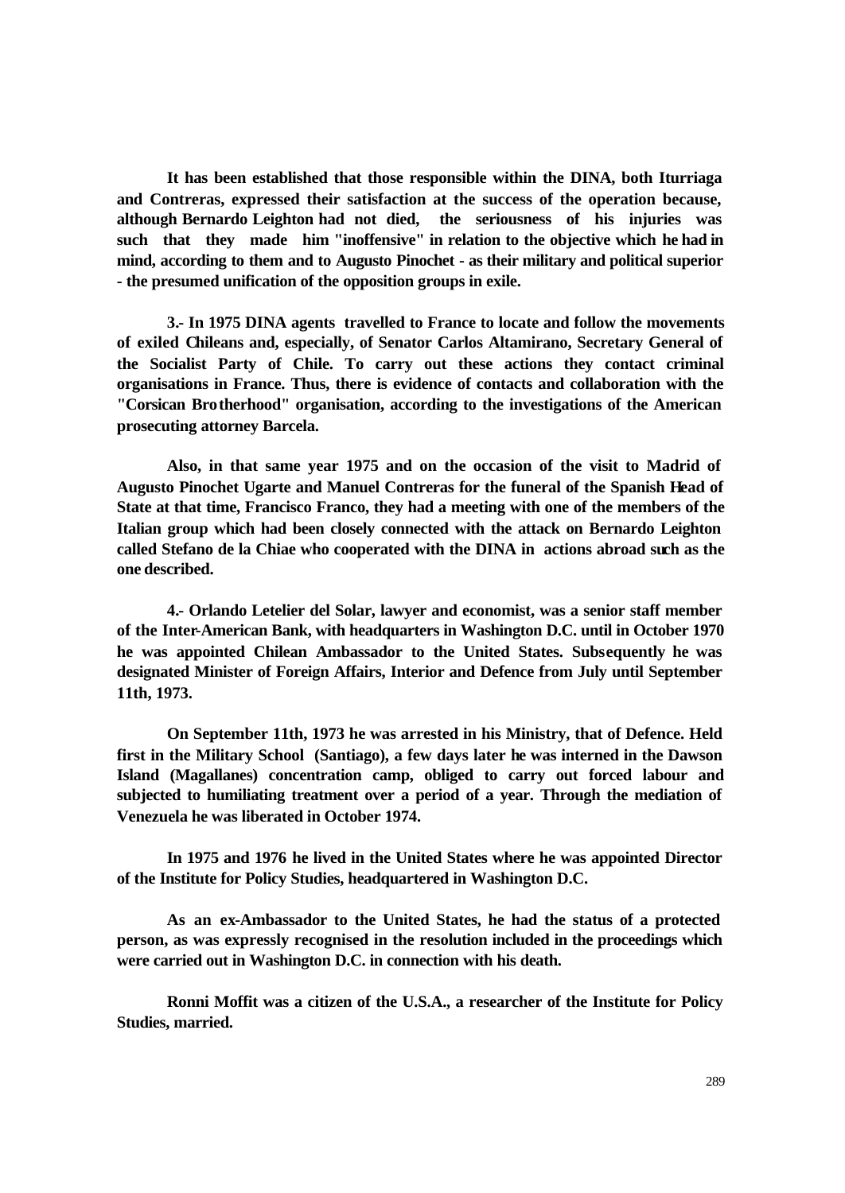**It has been established that those responsible within the DINA, both Iturriaga and Contreras, expressed their satisfaction at the success of the operation because, although Bernardo Leighton had not died, the seriousness of his injuries was such that they made him "inoffensive" in relation to the objective which he had in mind, according to them and to Augusto Pinochet - as their military and political superior - the presumed unification of the opposition groups in exile.**

**3.- In 1975 DINA agents travelled to France to locate and follow the movements of exiled Chileans and, especially, of Senator Carlos Altamirano, Secretary General of the Socialist Party of Chile. To carry out these actions they contact criminal organisations in France. Thus, there is evidence of contacts and collaboration with the "Corsican Brotherhood" organisation, according to the investigations of the American prosecuting attorney Barcela.**

**Also, in that same year 1975 and on the occasion of the visit to Madrid of Augusto Pinochet Ugarte and Manuel Contreras for the funeral of the Spanish Head of State at that time, Francisco Franco, they had a meeting with one of the members of the Italian group which had been closely connected with the attack on Bernardo Leighton called Stefano de la Chiae who cooperated with the DINA in actions abroad such as the one described.**

**4.- Orlando Letelier del Solar, lawyer and economist, was a senior staff member of the Inter-American Bank, with headquarters in Washington D.C. until in October 1970 he was appointed Chilean Ambassador to the United States. Subsequently he was designated Minister of Foreign Affairs, Interior and Defence from July until September 11th, 1973.**

**On September 11th, 1973 he was arrested in his Ministry, that of Defence. Held first in the Military School (Santiago), a few days later he was interned in the Dawson Island (Magallanes) concentration camp, obliged to carry out forced labour and subjected to humiliating treatment over a period of a year. Through the mediation of Venezuela he was liberated in October 1974.**

**In 1975 and 1976 he lived in the United States where he was appointed Director of the Institute for Policy Studies, headquartered in Washington D.C.**

**As an ex-Ambassador to the United States, he had the status of a protected person, as was expressly recognised in the resolution included in the proceedings which were carried out in Washington D.C. in connection with his death.**

**Ronni Moffit was a citizen of the U.S.A., a researcher of the Institute for Policy Studies, married.**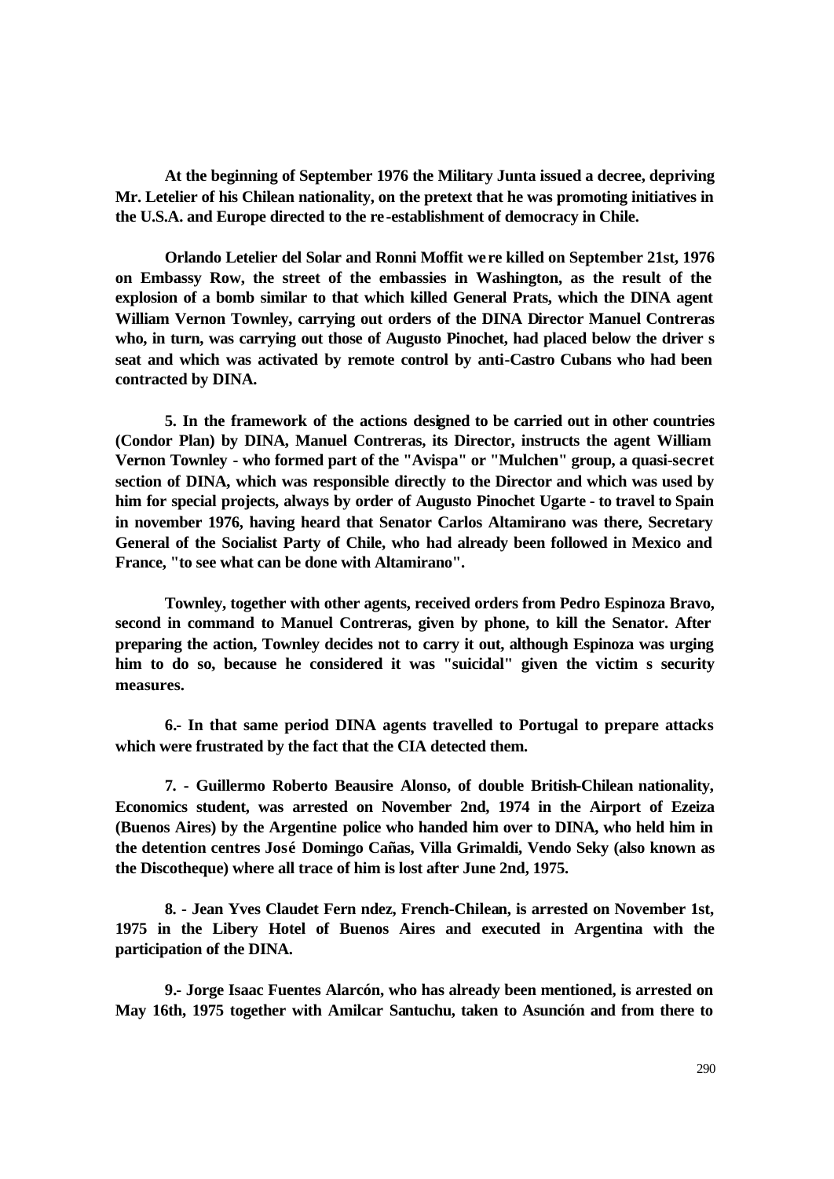**At the beginning of September 1976 the Military Junta issued a decree, depriving Mr. Letelier of his Chilean nationality, on the pretext that he was promoting initiatives in the U.S.A. and Europe directed to the re-establishment of democracy in Chile.**

**Orlando Letelier del Solar and Ronni Moffit were killed on September 21st, 1976 on Embassy Row, the street of the embassies in Washington, as the result of the explosion of a bomb similar to that which killed General Prats, which the DINA agent William Vernon Townley, carrying out orders of the DINA Director Manuel Contreras who, in turn, was carrying out those of Augusto Pinochet, had placed below the driver s seat and which was activated by remote control by anti-Castro Cubans who had been contracted by DINA.**

**5. In the framework of the actions designed to be carried out in other countries (Condor Plan) by DINA, Manuel Contreras, its Director, instructs the agent William Vernon Townley - who formed part of the "Avispa" or "Mulchen" group, a quasi-secret section of DINA, which was responsible directly to the Director and which was used by him for special projects, always by order of Augusto Pinochet Ugarte - to travel to Spain in november 1976, having heard that Senator Carlos Altamirano was there, Secretary General of the Socialist Party of Chile, who had already been followed in Mexico and France, "to see what can be done with Altamirano".**

**Townley, together with other agents, received orders from Pedro Espinoza Bravo, second in command to Manuel Contreras, given by phone, to kill the Senator. After preparing the action, Townley decides not to carry it out, although Espinoza was urging him to do so, because he considered it was "suicidal" given the victim s security measures.**

**6.- In that same period DINA agents travelled to Portugal to prepare attacks which were frustrated by the fact that the CIA detected them.**

**7. - Guillermo Roberto Beausire Alonso, of double British-Chilean nationality, Economics student, was arrested on November 2nd, 1974 in the Airport of Ezeiza (Buenos Aires) by the Argentine police who handed him over to DINA, who held him in the detention centres José Domingo Cañas, Villa Grimaldi, Vendo Seky (also known as the Discotheque) where all trace of him is lost after June 2nd, 1975.**

**8. - Jean Yves Claudet Fern ndez, French-Chilean, is arrested on November 1st, 1975 in the Libery Hotel of Buenos Aires and executed in Argentina with the participation of the DINA.**

**9.- Jorge Isaac Fuentes Alarcón, who has already been mentioned, is arrested on May 16th, 1975 together with Amilcar Santuchu, taken to Asunción and from there to**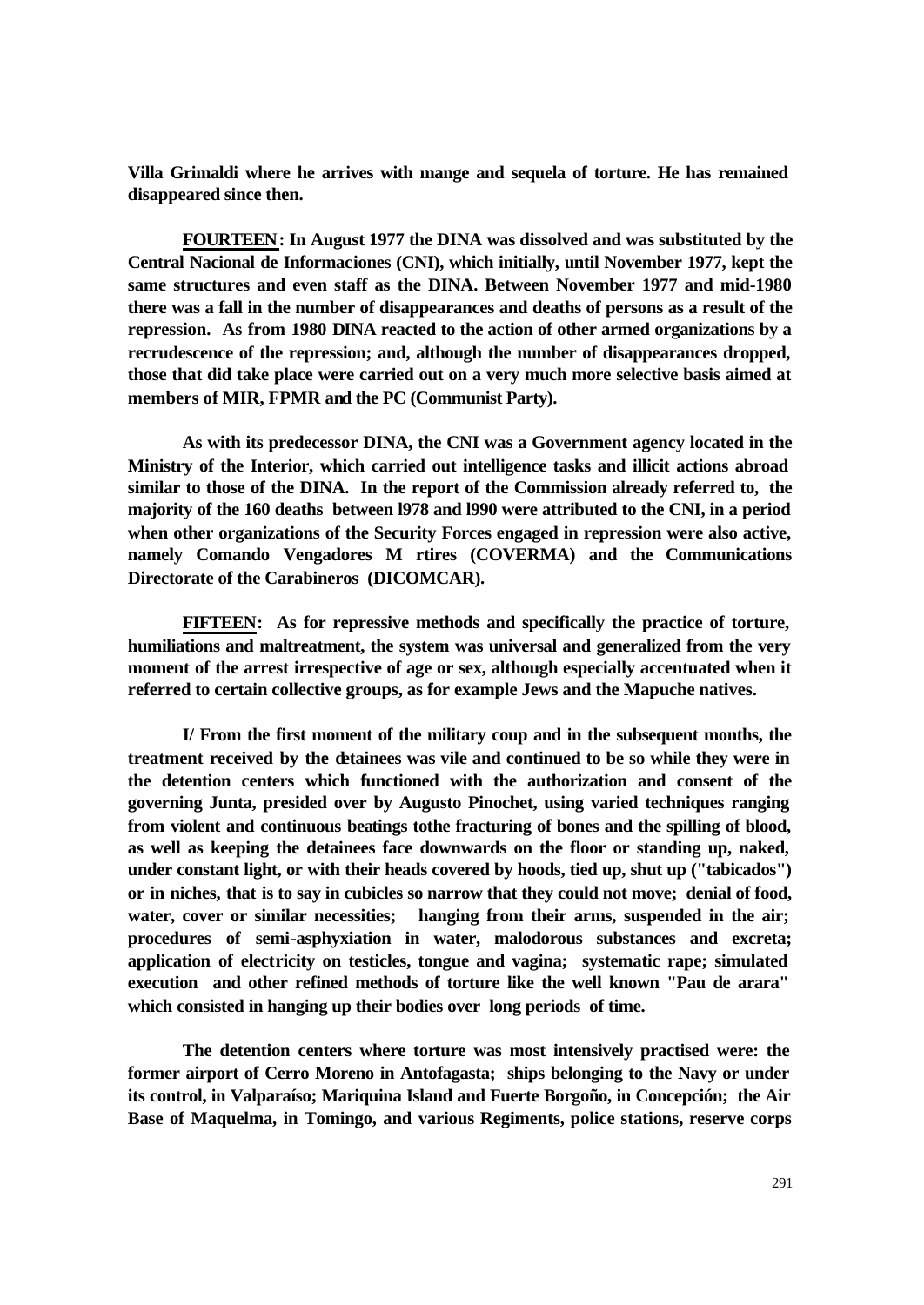**Villa Grimaldi where he arrives with mange and sequela of torture. He has remained disappeared since then.**

**<u>FOURTEEN</u>: In August 1977 the DINA was dissolved and was substituted by the Central Nacional de Informaciones (CNI), which initially, until November 1977, kept the same structures and even staff as the DINA. Between November 1977 and mid-1980 there was a fall in the number of disappearances and deaths of persons as a result of the repression. As from 1980 DINA reacted to the action of other armed organizations by a recrudescence of the repression; and, although the number of disappearances dropped, those that did take place were carried out on a very much more selective basis aimed at members of MIR, FPMR and the PC (Communist Party).**

**As with its predecessor DINA, the CNI was a Government agency located in the Ministry of the Interior, which carried out intelligence tasks and illicit actions abroad similar to those of the DINA. In the report of the Commission already referred to, the majority of the 160 deaths between l978 and l990 were attributed to the CNI, in a period when other organizations of the Security Forces engaged in repression were also active, namely Comando Vengadores M rtires (COVERMA) and the Communications Directorate of the Carabineros (DICOMCAR).**

**<u>FIFTEEN</u>: As for repressive methods and specifically the practice of torture, humiliations and maltreatment, the system was universal and generalized from the very moment of the arrest irrespective of age or sex, although especially accentuated when it referred to certain collective groups, as for example Jews and the Mapuche natives.**

**I/ From the first moment of the military coup and in the subsequent months, the treatment received by the detainees was vile and continued to be so while they were in the detention centers which functioned with the authorization and consent of the governing Junta, presided over by Augusto Pinochet, using varied techniques ranging from violent and continuous beatings tothe fracturing of bones and the spilling of blood, as well as keeping the detainees face downwards on the floor or standing up, naked, under constant light, or with their heads covered by hoods, tied up, shut up ("tabicados") or in niches, that is to say in cubicles so narrow that they could not move; denial of food, water, cover or similar necessities; hanging from their arms, suspended in the air; procedures of semi-asphyxiation in water, malodorous substances and excreta; application of electricity on testicles, tongue and vagina; systematic rape; simulated execution and other refined methods of torture like the well known "Pau de arara" which consisted in hanging up their bodies over long periods of time.**

**The detention centers where torture was most intensively practised were: the former airport of Cerro Moreno in Antofagasta; ships belonging to the Navy or under its control, in Valparaíso; Mariquina Island and Fuerte Borgoño, in Concepción; the Air Base of Maquelma, in Tomingo, and various Regiments, police stations, reserve corps**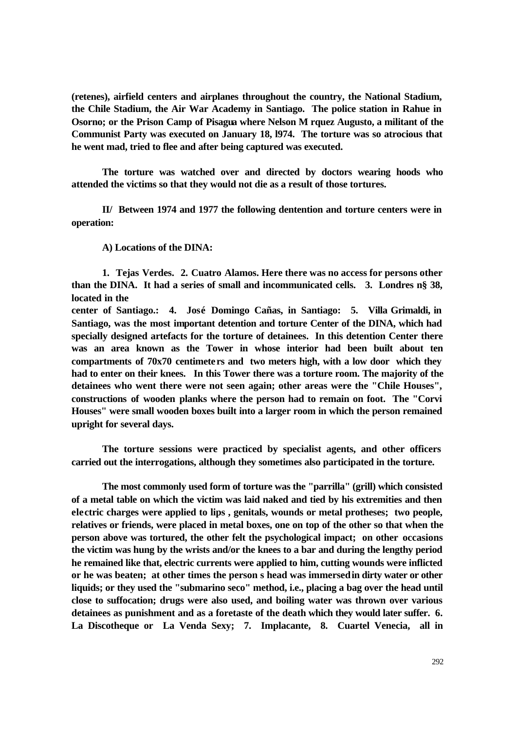**(retenes), airfield centers and airplanes throughout the country, the National Stadium, the Chile Stadium, the Air War Academy in Santiago. The police station in Rahue in Osorno; or the Prison Camp of Pisagua where Nelson M rquez Augusto, a militant of the Communist Party was executed on January 18, l974. The torture was so atrocious that he went mad, tried to flee and after being captured was executed.**

**The torture was watched over and directed by doctors wearing hoods who attended the victims so that they would not die as a result of those tortures.**

**II/ Between 1974 and 1977 the following dentention and torture centers were in operation:**

**A) Locations of the DINA:**

**1. Tejas Verdes. 2. Cuatro Alamos. Here there was no access for persons other than the DINA. It had a series of small and incommunicated cells. 3. Londres n§ 38, located in the center of Santiago.: 4. José Domingo Cañas, in Santiago: 5. Villa Grimaldi, in Santiago, was the most important detention and torture Center of the DINA, which had specially designed artefacts for the torture of detainees. In this detention Center there was an area known as the Tower in whose interior had been built about ten compartments of 70x70 centimeters and two meters high, with a low door which they had to enter on their knees. In this Tower there was a torture room. The majority of the detainees who went there were not seen again; other areas were the "Chile Houses", constructions of wooden planks where the person had to remain on foot. The "Corvi Houses" were small wooden boxes built into a larger room in which the person remained upright for several days.**

**The torture sessions were practiced by specialist agents, and other officers carried out the interrogations, although they sometimes also participated in the torture.**

**The most commonly used form of torture was the "parrilla" (grill) which consisted of a metal table on which the victim was laid naked and tied by his extremities and then electric charges were applied to lips , genitals, wounds or metal protheses; two people, relatives or friends, were placed in metal boxes, one on top of the other so that when the person above was tortured, the other felt the psychological impact; on other occasions the victim was hung by the wrists and/or the knees to a bar and during the lengthy period he remained like that, electric currents were applied to him, cutting wounds were inflicted or he was beaten; at other times the person s head was immersed in dirty water or other liquids; or they used the "submarino seco" method, i.e., placing a bag over the head until close to suffocation; drugs were also used, and boiling water was thrown over various detainees as punishment and as a foretaste of the death which they would later suffer. 6. La Discotheque or La Venda Sexy; 7. Implacante, 8. Cuartel Venecia, all in**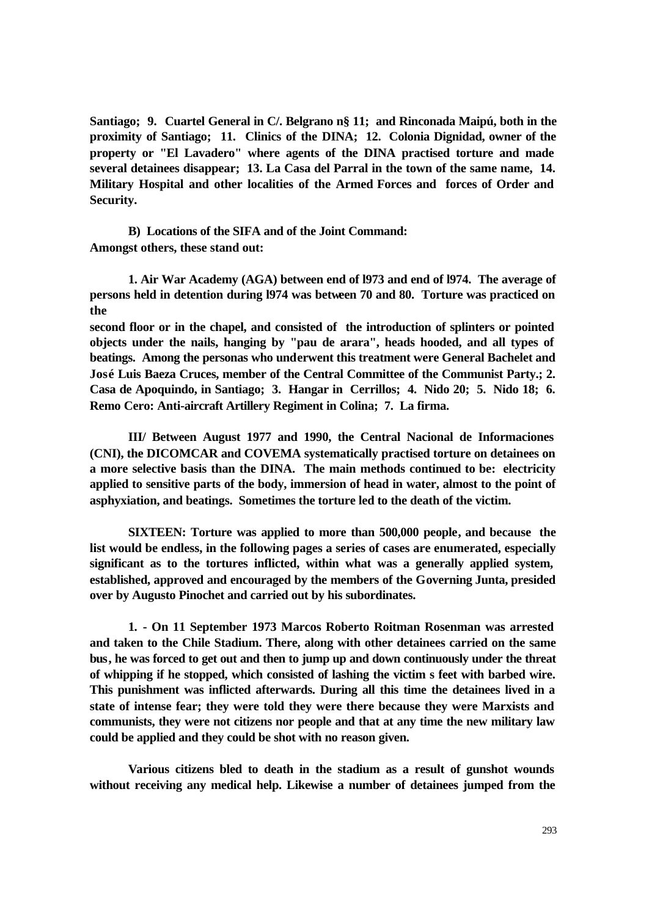**Santiago; 9. Cuartel General in C/. Belgrano n§ 11; and Rinconada Maipú, both in the proximity of Santiago; 11. Clinics of the DINA; 12. Colonia Dignidad, owner of the property or "El Lavadero" where agents of the DINA practised torture and made several detainees disappear; 13. La Casa del Parral in the town of the same name, 14. Military Hospital and other localities of the Armed Forces and forces of Order and Security.**

**B) Locations of the SIFA and of the Joint Command:**
**Amongst others, these stand out:**

**1. Air War Academy (AGA) between end of l973 and end of l974. The average of persons held in detention during l974 was between 70 and 80. Torture was practiced on the**

**second floor or in the chapel, and consisted of the introduction of splinters or pointed objects under the nails, hanging by "pau de arara", heads hooded, and all types of beatings. Among the personas who underwent this treatment were General Bachelet and José Luis Baeza Cruces, member of the Central Committee of the Communist Party.; 2. Casa de Apoquindo, in Santiago; 3. Hangar in Cerrillos; 4. Nido 20; 5. Nido 18; 6. Remo Cero: Anti-aircraft Artillery Regiment in Colina; 7. La firma.**

**III/ Between August 1977 and 1990, the Central Nacional de Informaciones (CNI), the DICOMCAR and COVEMA systematically practised torture on detainees on a more selective basis than the DINA. The main methods continued to be: electricity applied to sensitive parts of the body, immersion of head in water, almost to the point of asphyxiation, and beatings. Sometimes the torture led to the death of the victim.**

**SIXTEEN: Torture was applied to more than 500,000 people, and because the list would be endless, in the following pages a series of cases are enumerated, especially significant as to the tortures inflicted, within what was a generally applied system, established, approved and encouraged by the members of the Governing Junta, presided over by Augusto Pinochet and carried out by his subordinates.**

**1. - On 11 September 1973 Marcos Roberto Roitman Rosenman was arrested and taken to the Chile Stadium. There, along with other detainees carried on the same bus, he was forced to get out and then to jump up and down continuously under the threat of whipping if he stopped, which consisted of lashing the victim s feet with barbed wire. This punishment was inflicted afterwards. During all this time the detainees lived in a state of intense fear; they were told they were there because they were Marxists and communists, they were not citizens nor people and that at any time the new military law could be applied and they could be shot with no reason given.**

**Various citizens bled to death in the stadium as a result of gunshot wounds without receiving any medical help. Likewise a number of detainees jumped from the**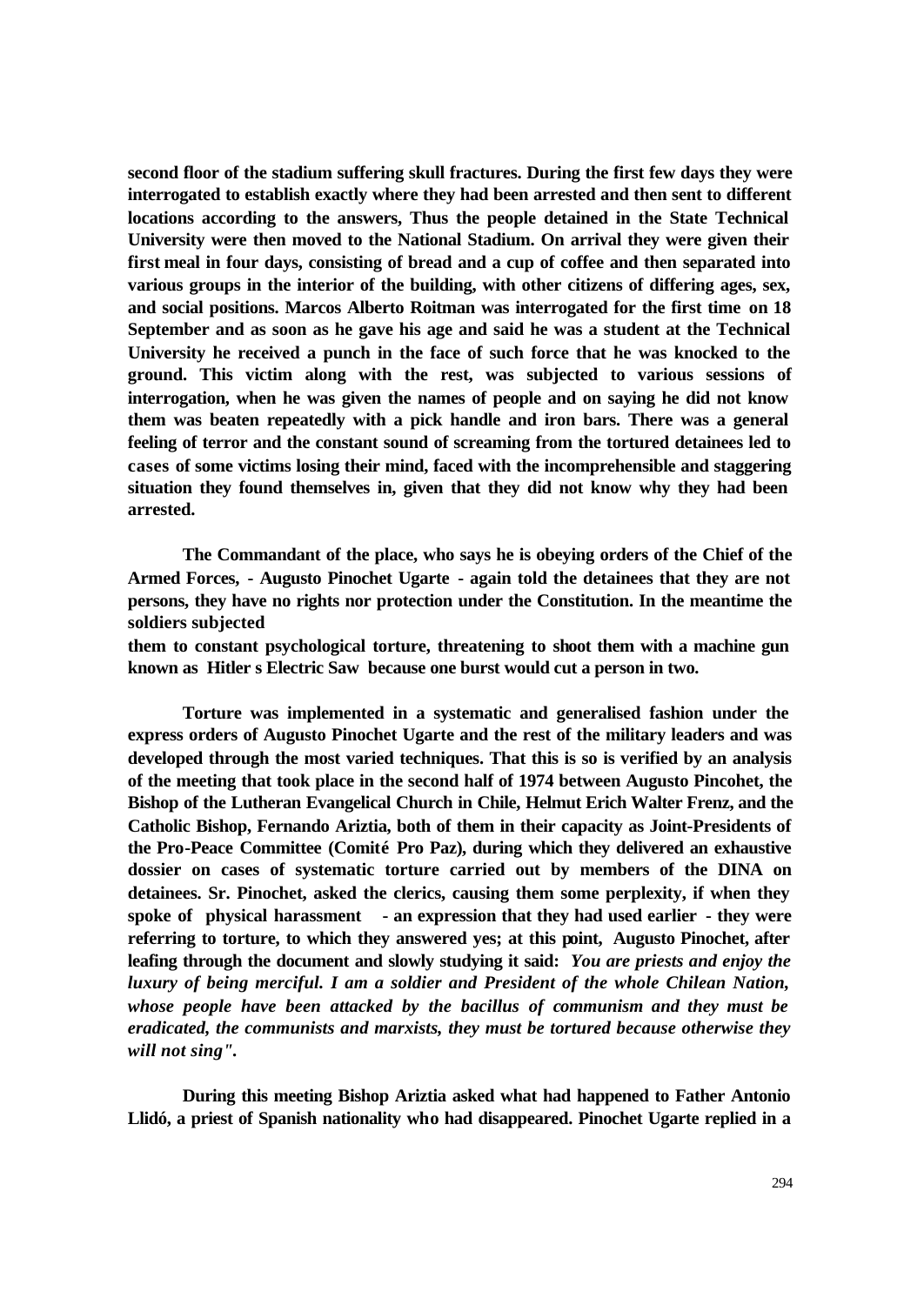**second floor of the stadium suffering skull fractures. During the first few days they were interrogated to establish exactly where they had been arrested and then sent to different locations according to the answers, Thus the people detained in the State Technical University were then moved to the National Stadium. On arrival they were given their first meal in four days, consisting of bread and a cup of coffee and then separated into various groups in the interior of the building, with other citizens of differing ages, sex, and social positions. Marcos Alberto Roitman was interrogated for the first time on 18 September and as soon as he gave his age and said he was a student at the Technical University he received a punch in the face of such force that he was knocked to the ground. This victim along with the rest, was subjected to various sessions of interrogation, when he was given the names of people and on saying he did not know them was beaten repeatedly with a pick handle and iron bars. There was a general feeling of terror and the constant sound of screaming from the tortured detainees led to cases of some victims losing their mind, faced with the incomprehensible and staggering situation they found themselves in, given that they did not know why they had been arrested.**

**The Commandant of the place, who says he is obeying orders of the Chief of the Armed Forces, - Augusto Pinochet Ugarte - again told the detainees that they are not persons, they have no rights nor protection under the Constitution. In the meantime the soldiers subjected them to constant psychological torture, threatening to shoot them with a machine gun known as Hitler s Electric Saw because one burst would cut a person in two.**

**Torture was implemented in a systematic and generalised fashion under the express orders of Augusto Pinochet Ugarte and the rest of the military leaders and was developed through the most varied techniques. That this is so is verified by an analysis of the meeting that took place in the second half of 1974 between Augusto Pincohet, the Bishop of the Lutheran Evangelical Church in Chile, Helmut Erich Walter Frenz, and the Catholic Bishop, Fernando Ariztia, both of them in their capacity as Joint-Presidents of the Pro-Peace Committee (Comité Pro Paz), during which they delivered an exhaustive dossier on cases of systematic torture carried out by members of the DINA on detainees. Sr. Pinochet, asked the clerics, causing them some perplexity, if when they spoke of physical harassment - an expression that they had used earlier - they were referring to torture, to which they answered yes; at this point, Augusto Pinochet, after leafing through the document and slowly studying it said:** ***You are priests and enjoy the luxury of being merciful. I am a soldier and President of the whole Chilean Nation, whose people have been attacked by the bacillus of communism and they must be eradicated, the communists and marxists, they must be tortured because otherwise they will not sing".***

**During this meeting Bishop Ariztia asked what had happened to Father Antonio Llidó, a priest of Spanish nationality who had disappeared. Pinochet Ugarte replied in a**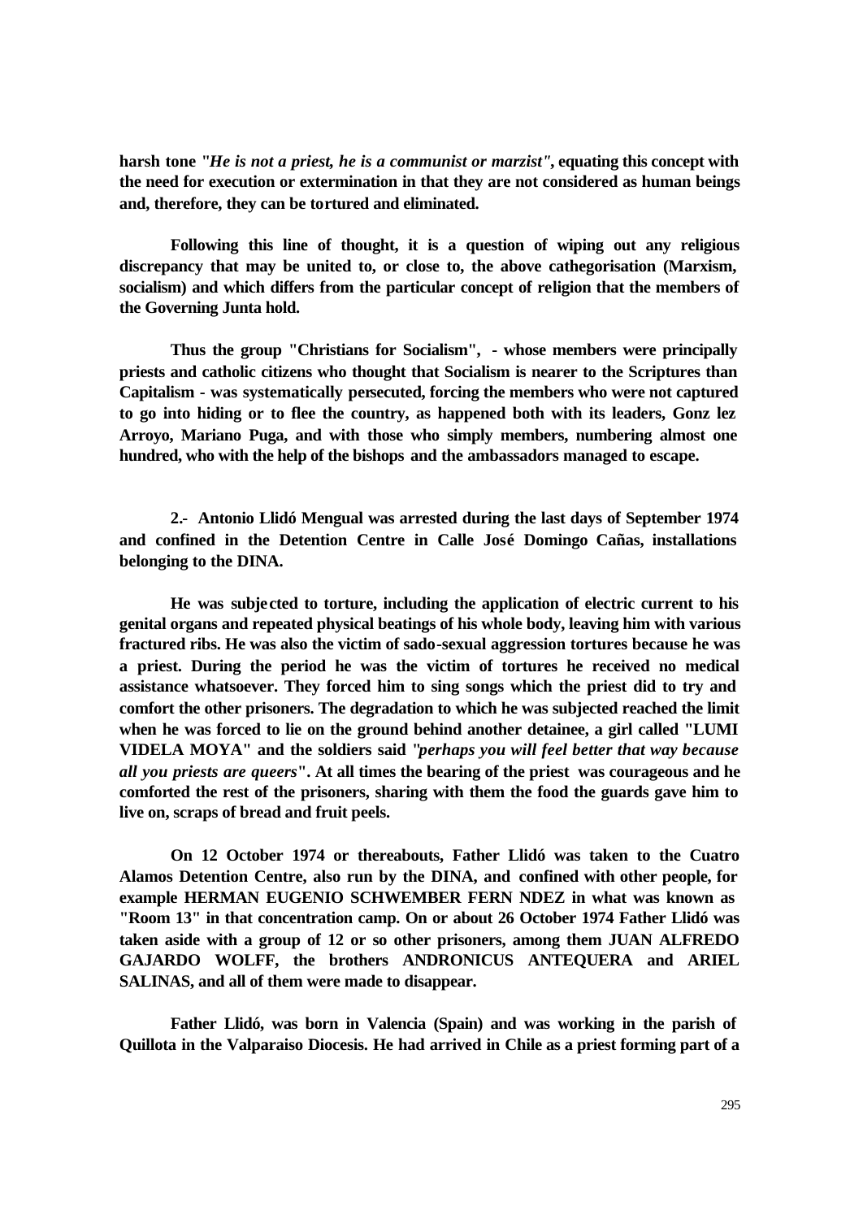**harsh tone "*He is not a priest, he is a communist or marzist*", equating this concept with the need for execution or extermination in that they are not considered as human beings and, therefore, they can be tortured and eliminated.**

**Following this line of thought, it is a question of wiping out any religious discrepancy that may be united to, or close to, the above cathegorisation (Marxism, socialism) and which differs from the particular concept of religion that the members of the Governing Junta hold.**

**Thus the group "Christians for Socialism", - whose members were principally priests and catholic citizens who thought that Socialism is nearer to the Scriptures than Capitalism - was systematically persecuted, forcing the members who were not captured to go into hiding or to flee the country, as happened both with its leaders, Gonz lez Arroyo, Mariano Puga, and with those who simply members, numbering almost one hundred, who with the help of the bishops and the ambassadors managed to escape.**

**2.- Antonio Llidó Mengual was arrested during the last days of September 1974 and confined in the Detention Centre in Calle José Domingo Cañas, installations belonging to the DINA.**

**He was subjected to torture, including the application of electric current to his genital organs and repeated physical beatings of his whole body, leaving him with various fractured ribs. He was also the victim of sado-sexual aggression tortures because he was a priest. During the period he was the victim of tortures he received no medical assistance whatsoever. They forced him to sing songs which the priest did to try and comfort the other prisoners. The degradation to which he was subjected reached the limit when he was forced to lie on the ground behind another detainee, a girl called "LUMI VIDELA MOYA" and the soldiers said "*perhaps you will feel better that way because all you priests are queers*". At all times the bearing of the priest was courageous and he comforted the rest of the prisoners, sharing with them the food the guards gave him to live on, scraps of bread and fruit peels.**

**On 12 October 1974 or thereabouts, Father Llidó was taken to the Cuatro Alamos Detention Centre, also run by the DINA, and confined with other people, for example HERMAN EUGENIO SCHWEMBER FERN NDEZ in what was known as "Room 13" in that concentration camp. On or about 26 October 1974 Father Llidó was taken aside with a group of 12 or so other prisoners, among them JUAN ALFREDO GAJARDO WOLFF, the brothers ANDRONICUS ANTEQUERA and ARIEL SALINAS, and all of them were made to disappear.**

**Father Llidó, was born in Valencia (Spain) and was working in the parish of Quillota in the Valparaiso Diocesis. He had arrived in Chile as a priest forming part of a**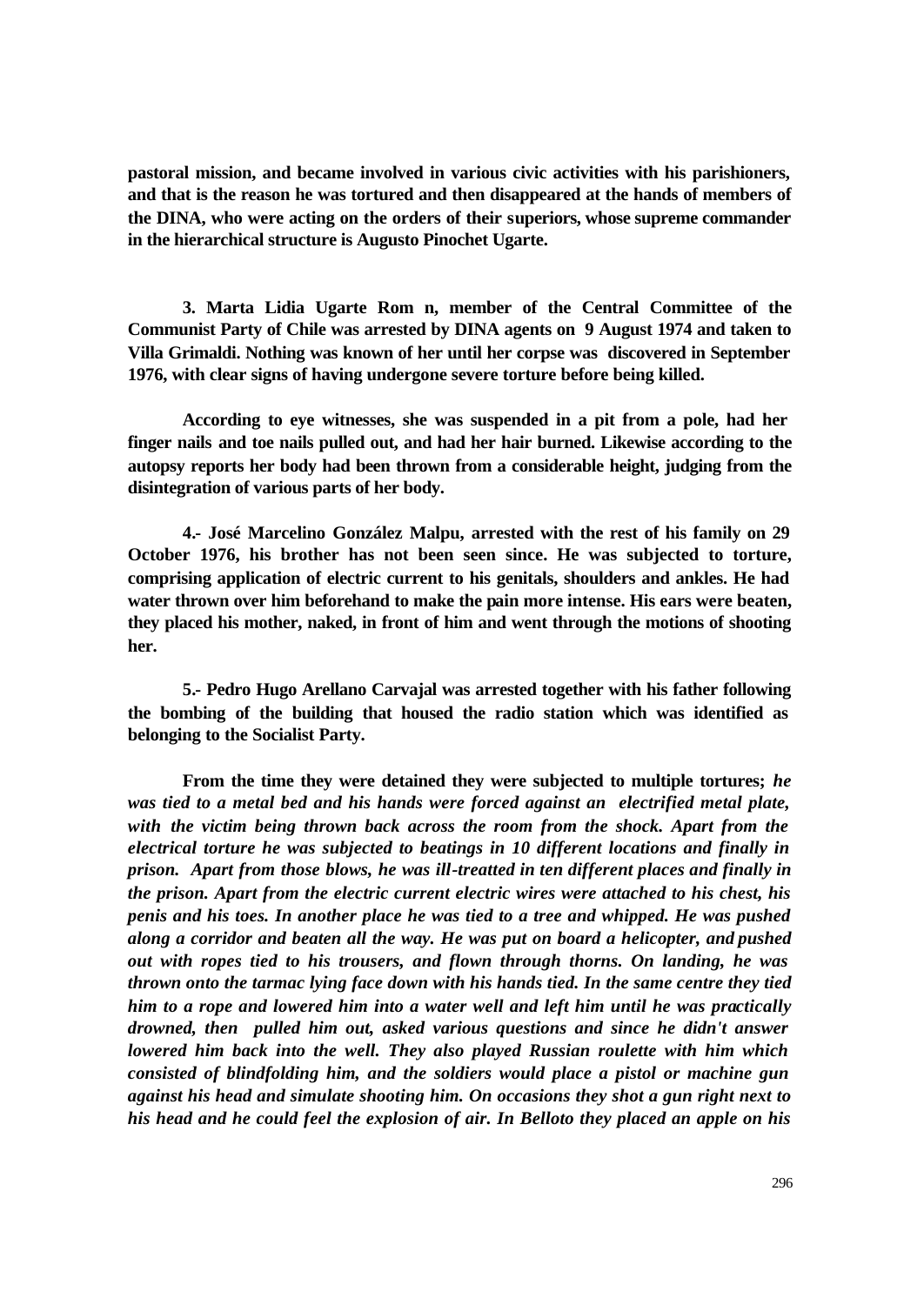**pastoral mission, and became involved in various civic activities with his parishioners, and that is the reason he was tortured and then disappeared at the hands of members of the DINA, who were acting on the orders of their superiors, whose supreme commander in the hierarchical structure is Augusto Pinochet Ugarte.**

**3. Marta Lidia Ugarte Rom n, member of the Central Committee of the Communist Party of Chile was arrested by DINA agents on 9 August 1974 and taken to Villa Grimaldi. Nothing was known of her until her corpse was discovered in September 1976, with clear signs of having undergone severe torture before being killed.**

**According to eye witnesses, she was suspended in a pit from a pole, had her finger nails and toe nails pulled out, and had her hair burned. Likewise according to the autopsy reports her body had been thrown from a considerable height, judging from the disintegration of various parts of her body.**

**4.- José Marcelino González Malpu, arrested with the rest of his family on 29 October 1976, his brother has not been seen since. He was subjected to torture, comprising application of electric current to his genitals, shoulders and ankles. He had water thrown over him beforehand to make the pain more intense. His ears were beaten, they placed his mother, naked, in front of him and went through the motions of shooting her.**

**5.- Pedro Hugo Arellano Carvajal was arrested together with his father following the bombing of the building that housed the radio station which was identified as belonging to the Socialist Party.**

**From the time they were detained they were subjected to multiple tortures;** ***he was tied to a metal bed and his hands were forced against an electrified metal plate, with the victim being thrown back across the room from the shock. Apart from the electrical torture he was subjected to beatings in 10 different locations and finally in prison. Apart from those blows, he was ill-treatted in ten different places and finally in the prison. Apart from the electric current electric wires were attached to his chest, his penis and his toes. In another place he was tied to a tree and whipped. He was pushed along a corridor and beaten all the way. He was put on board a helicopter, and pushed out with ropes tied to his trousers, and flown through thorns. On landing, he was thrown onto the tarmac lying face down with his hands tied. In the same centre they tied him to a rope and lowered him into a water well and left him until he was practically drowned, then pulled him out, asked various questions and since he didn't answer lowered him back into the well. They also played Russian roulette with him which consisted of blindfolding him, and the soldiers would place a pistol or machine gun against his head and simulate shooting him. On occasions they shot a gun right next to his head and he could feel the explosion of air. In Belloto they placed an apple on his***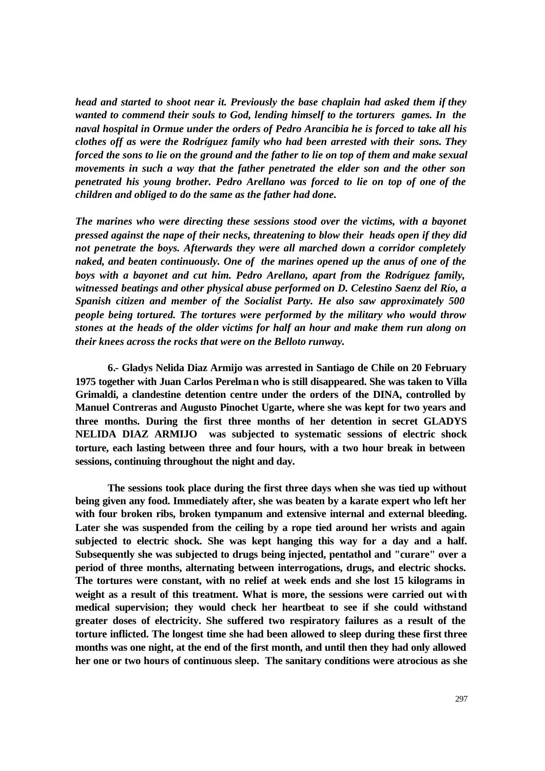***head and started to shoot near it. Previously the base chaplain had asked them if they wanted to commend their souls to God, lending himself to the torturers games. In the naval hospital in Ormue under the orders of Pedro Arancibia he is forced to take all his clothes off as were the Rodríguez family who had been arrested with their sons. They forced the sons to lie on the ground and the father to lie on top of them and make sexual movements in such a way that the father penetrated the elder son and the other son penetrated his young brother. Pedro Arellano was forced to lie on top of one of the children and obliged to do the same as the father had done.***

***The marines who were directing these sessions stood over the victims, with a bayonet pressed against the nape of their necks, threatening to blow their heads open if they did not penetrate the boys. Afterwards they were all marched down a corridor completely naked, and beaten continuously. One of the marines opened up the anus of one of the boys with a bayonet and cut him. Pedro Arellano, apart from the Rodríguez family, witnessed beatings and other physical abuse performed on D. Celestino Saenz del Río, a Spanish citizen and member of the Socialist Party. He also saw approximately 500 people being tortured. The tortures were performed by the military who would throw stones at the heads of the older victims for half an hour and make them run along on their knees across the rocks that were on the Belloto runway.***

**6.- Gladys Nelida Diaz Armijo was arrested in Santiago de Chile on 20 February 1975 together with Juan Carlos Perelman who is still disappeared. She was taken to Villa Grimaldi, a clandestine detention centre under the orders of the DINA, controlled by Manuel Contreras and Augusto Pinochet Ugarte, where she was kept for two years and three months. During the first three months of her detention in secret GLADYS NELIDA DIAZ ARMIJO was subjected to systematic sessions of electric shock torture, each lasting between three and four hours, with a two hour break in between sessions, continuing throughout the night and day.**

**The sessions took place during the first three days when she was tied up without being given any food. Immediately after, she was beaten by a karate expert who left her with four broken ribs, broken tympanum and extensive internal and external bleeding. Later she was suspended from the ceiling by a rope tied around her wrists and again subjected to electric shock. She was kept hanging this way for a day and a half. Subsequently she was subjected to drugs being injected, pentathol and "curare" over a period of three months, alternating between interrogations, drugs, and electric shocks. The tortures were constant, with no relief at week ends and she lost 15 kilograms in weight as a result of this treatment. What is more, the sessions were carried out with medical supervision; they would check her heartbeat to see if she could withstand greater doses of electricity. She suffered two respiratory failures as a result of the torture inflicted. The longest time she had been allowed to sleep during these first three months was one night, at the end of the first month, and until then they had only allowed her one or two hours of continuous sleep. The sanitary conditions were atrocious as she**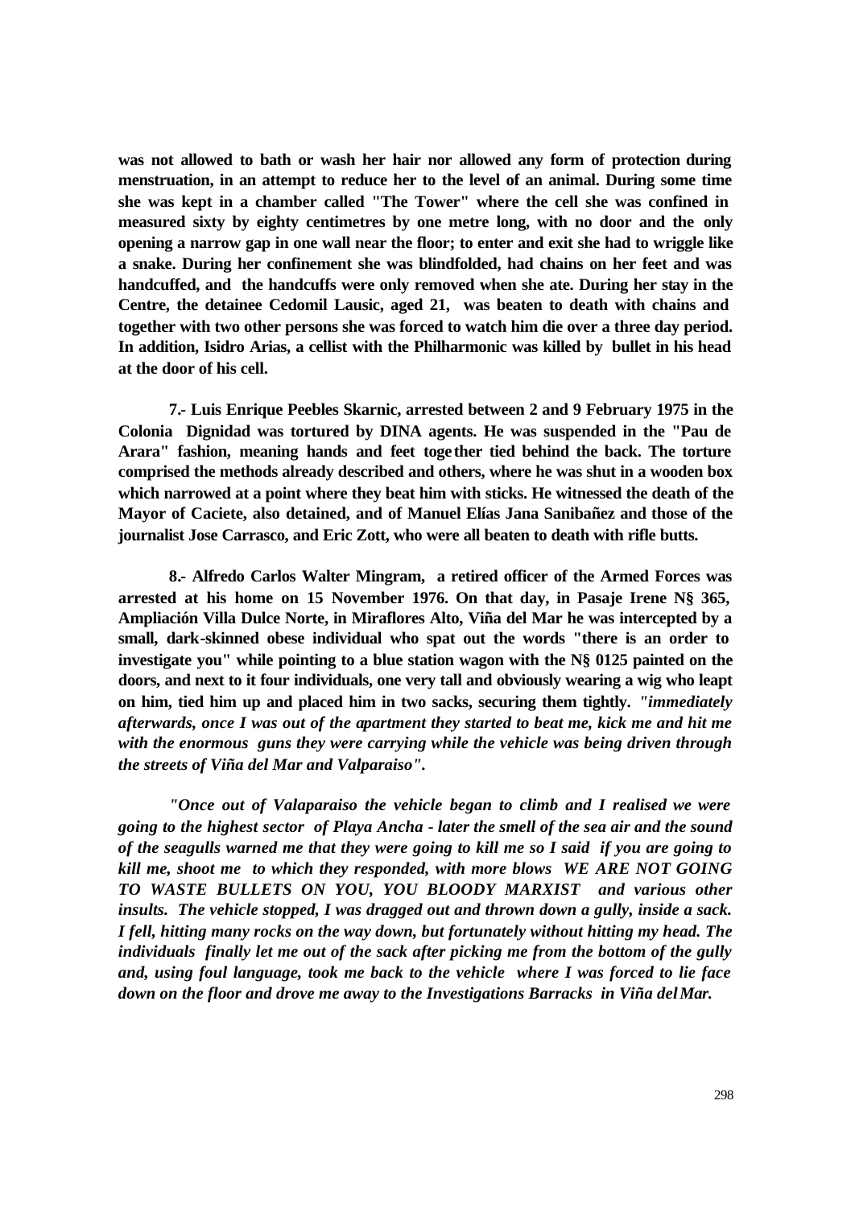**was not allowed to bath or wash her hair nor allowed any form of protection during menstruation, in an attempt to reduce her to the level of an animal. During some time she was kept in a chamber called "The Tower" where the cell she was confined in measured sixty by eighty centimetres by one metre long, with no door and the only opening a narrow gap in one wall near the floor; to enter and exit she had to wriggle like a snake. During her confinement she was blindfolded, had chains on her feet and was handcuffed, and the handcuffs were only removed when she ate. During her stay in the Centre, the detainee Cedomil Lausic, aged 21, was beaten to death with chains and together with two other persons she was forced to watch him die over a three day period. In addition, Isidro Arias, a cellist with the Philharmonic was killed by bullet in his head at the door of his cell.**

**7.- Luis Enrique Peebles Skarnic, arrested between 2 and 9 February 1975 in the Colonia Dignidad was tortured by DINA agents. He was suspended in the "Pau de Arara" fashion, meaning hands and feet together tied behind the back. The torture comprised the methods already described and others, where he was shut in a wooden box which narrowed at a point where they beat him with sticks. He witnessed the death of the Mayor of Caciete, also detained, and of Manuel Elías Jana Sanibañez and those of the journalist Jose Carrasco, and Eric Zott, who were all beaten to death with rifle butts.**

**8.- Alfredo Carlos Walter Mingram, a retired officer of the Armed Forces was arrested at his home on 15 November 1976. On that day, in Pasaje Irene N§ 365, Ampliación Villa Dulce Norte, in Miraflores Alto, Viña del Mar he was intercepted by a small, dark-skinned obese individual who spat out the words "there is an order to investigate you" while pointing to a blue station wagon with the N§ 0125 painted on the doors, and next to it four individuals, one very tall and obviously wearing a wig who leapt on him, tied him up and placed him in two sacks, securing them tightly.** ***"immediately afterwards, once I was out of the apartment they started to beat me, kick me and hit me with the enormous guns they were carrying while the vehicle was being driven through the streets of Viña del Mar and Valparaiso".***

***"Once out of Valaparaiso the vehicle began to climb and I realised we were going to the highest sector of Playa Ancha - later the smell of the sea air and the sound of the seagulls warned me that they were going to kill me so I said if you are going to kill me, shoot me to which they responded, with more blows WE ARE NOT GOING TO WASTE BULLETS ON YOU, YOU BLOODY MARXIST and various other insults. The vehicle stopped, I was dragged out and thrown down a gully, inside a sack. I fell, hitting many rocks on the way down, but fortunately without hitting my head. The individuals finally let me out of the sack after picking me from the bottom of the gully and, using foul language, took me back to the vehicle where I was forced to lie face down on the floor and drove me away to the Investigations Barracks in Viña del Mar.***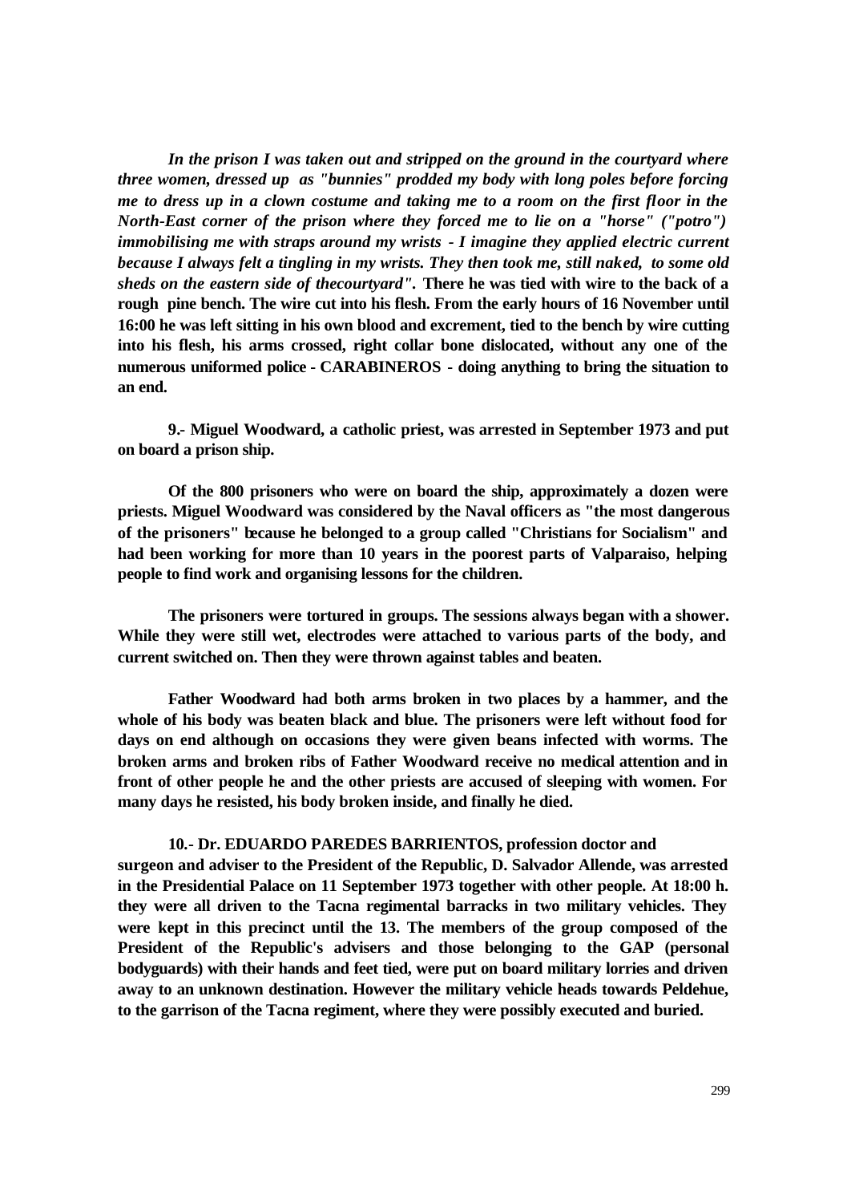***In the prison I was taken out and stripped on the ground in the courtyard where three women, dressed up as "bunnies" prodded my body with long poles before forcing me to dress up in a clown costume and taking me to a room on the first floor in the North-East corner of the prison where they forced me to lie on a "horse" ("potro") immobilising me with straps around my wrists - I imagine they applied electric current because I always felt a tingling in my wrists. They then took me, still naked, to some old sheds on the eastern side of thecourtyard".*** **There he was tied with wire to the back of a rough pine bench. The wire cut into his flesh. From the early hours of 16 November until 16:00 he was left sitting in his own blood and excrement, tied to the bench by wire cutting into his flesh, his arms crossed, right collar bone dislocated, without any one of the numerous uniformed police - CARABINEROS - doing anything to bring the situation to an end.**

**9.- Miguel Woodward, a catholic priest, was arrested in September 1973 and put on board a prison ship.**

**Of the 800 prisoners who were on board the ship, approximately a dozen were priests. Miguel Woodward was considered by the Naval officers as "the most dangerous of the prisoners" because he belonged to a group called "Christians for Socialism" and had been working for more than 10 years in the poorest parts of Valparaiso, helping people to find work and organising lessons for the children.**

**The prisoners were tortured in groups. The sessions always began with a shower. While they were still wet, electrodes were attached to various parts of the body, and current switched on. Then they were thrown against tables and beaten.**

**Father Woodward had both arms broken in two places by a hammer, and the whole of his body was beaten black and blue. The prisoners were left without food for days on end although on occasions they were given beans infected with worms. The broken arms and broken ribs of Father Woodward receive no medical attention and in front of other people he and the other priests are accused of sleeping with women. For many days he resisted, his body broken inside, and finally he died.**

**10.- Dr. EDUARDO PAREDES BARRIENTOS, profession doctor and surgeon and adviser to the President of the Republic, D. Salvador Allende, was arrested in the Presidential Palace on 11 September 1973 together with other people. At 18:00 h. they were all driven to the Tacna regimental barracks in two military vehicles. They were kept in this precinct until the 13. The members of the group composed of the President of the Republic's advisers and those belonging to the GAP (personal bodyguards) with their hands and feet tied, were put on board military lorries and driven away to an unknown destination. However the military vehicle heads towards Peldehue, to the garrison of the Tacna regiment, where they were possibly executed and buried.**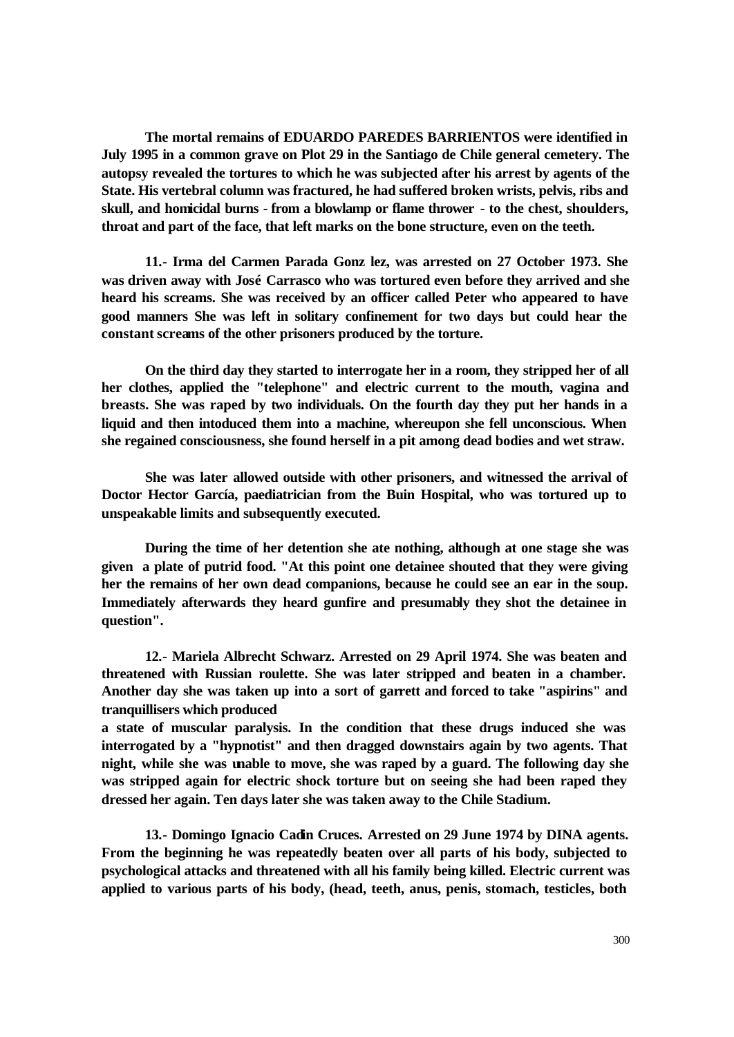**The mortal remains of EDUARDO PAREDES BARRIENTOS were identified in July 1995 in a common grave on Plot 29 in the Santiago de Chile general cemetery. The autopsy revealed the tortures to which he was subjected after his arrest by agents of the State. His vertebral column was fractured, he had suffered broken wrists, pelvis, ribs and skull, and homicidal burns - from a blowlamp or flame thrower - to the chest, shoulders, throat and part of the face, that left marks on the bone structure, even on the teeth.**

**11.- Irma del Carmen Parada Gonz lez, was arrested on 27 October 1973. She was driven away with José Carrasco who was tortured even before they arrived and she heard his screams. She was received by an officer called Peter who appeared to have good manners She was left in solitary confinement for two days but could hear the constant screams of the other prisoners produced by the torture.**

**On the third day they started to interrogate her in a room, they stripped her of all her clothes, applied the "telephone" and electric current to the mouth, vagina and breasts. She was raped by two individuals. On the fourth day they put her hands in a liquid and then intoduced them into a machine, whereupon she fell unconscious. When she regained consciousness, she found herself in a pit among dead bodies and wet straw.**

**She was later allowed outside with other prisoners, and witnessed the arrival of Doctor Hector García, paediatrician from the Buin Hospital, who was tortured up to unspeakable limits and subsequently executed.**

**During the time of her detention she ate nothing, although at one stage she was given a plate of putrid food. "At this point one detainee shouted that they were giving her the remains of her own dead companions, because he could see an ear in the soup. Immediately afterwards they heard gunfire and presumably they shot the detainee in question".**

**12.- Mariela Albrecht Schwarz. Arrested on 29 April 1974. She was beaten and threatened with Russian roulette. She was later stripped and beaten in a chamber. Another day she was taken up into a sort of garrett and forced to take "aspirins" and tranquillisers which produced a state of muscular paralysis. In the condition that these drugs induced she was interrogated by a "hypnotist" and then dragged downstairs again by two agents. That night, while she was unable to move, she was raped by a guard. The following day she was stripped again for electric shock torture but on seeing she had been raped they dressed her again. Ten days later she was taken away to the Chile Stadium.**

**13.- Domingo Ignacio Cadin Cruces. Arrested on 29 June 1974 by DINA agents. From the beginning he was repeatedly beaten over all parts of his body, subjected to psychological attacks and threatened with all his family being killed. Electric current was applied to various parts of his body, (head, teeth, anus, penis, stomach, testicles, both**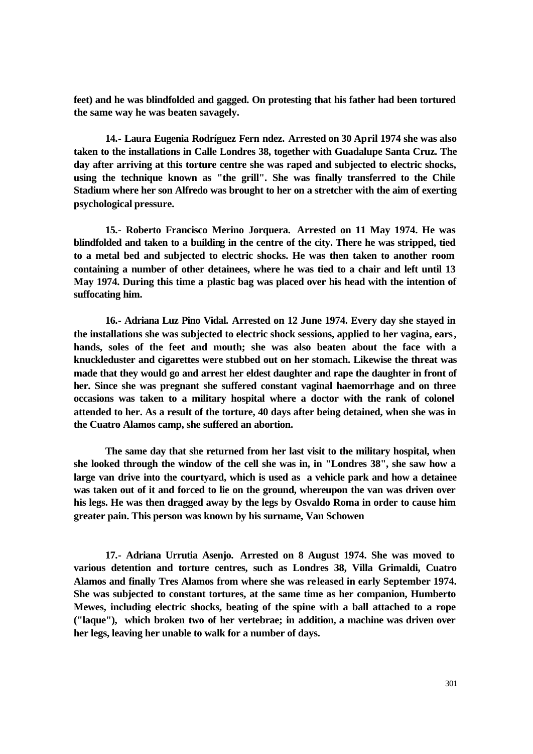**feet) and he was blindfolded and gagged. On protesting that his father had been tortured the same way he was beaten savagely.**

**14.- Laura Eugenia Rodríguez Fern ndez. Arrested on 30 April 1974 she was also taken to the installations in Calle Londres 38, together with Guadalupe Santa Cruz. The day after arriving at this torture centre she was raped and subjected to electric shocks, using the technique known as "the grill". She was finally transferred to the Chile Stadium where her son Alfredo was brought to her on a stretcher with the aim of exerting psychological pressure.**

**15.- Roberto Francisco Merino Jorquera. Arrested on 11 May 1974. He was blindfolded and taken to a building in the centre of the city. There he was stripped, tied to a metal bed and subjected to electric shocks. He was then taken to another room containing a number of other detainees, where he was tied to a chair and left until 13 May 1974. During this time a plastic bag was placed over his head with the intention of suffocating him.**

**16.- Adriana Luz Pino Vidal. Arrested on 12 June 1974. Every day she stayed in the installations she was subjected to electric shock sessions, applied to her vagina, ears, hands, soles of the feet and mouth; she was also beaten about the face with a knuckleduster and cigarettes were stubbed out on her stomach. Likewise the threat was made that they would go and arrest her eldest daughter and rape the daughter in front of her. Since she was pregnant she suffered constant vaginal haemorrhage and on three occasions was taken to a military hospital where a doctor with the rank of colonel attended to her. As a result of the torture, 40 days after being detained, when she was in the Cuatro Alamos camp, she suffered an abortion.**

**The same day that she returned from her last visit to the military hospital, when she looked through the window of the cell she was in, in "Londres 38", she saw how a large van drive into the courtyard, which is used as a vehicle park and how a detainee was taken out of it and forced to lie on the ground, whereupon the van was driven over his legs. He was then dragged away by the legs by Osvaldo Roma in order to cause him greater pain. This person was known by his surname, Van Schowen**

**17.- Adriana Urrutia Asenjo. Arrested on 8 August 1974. She was moved to various detention and torture centres, such as Londres 38, Villa Grimaldi, Cuatro Alamos and finally Tres Alamos from where she was released in early September 1974. She was subjected to constant tortures, at the same time as her companion, Humberto Mewes, including electric shocks, beating of the spine with a ball attached to a rope ("laque"), which broken two of her vertebrae; in addition, a machine was driven over her legs, leaving her unable to walk for a number of days.**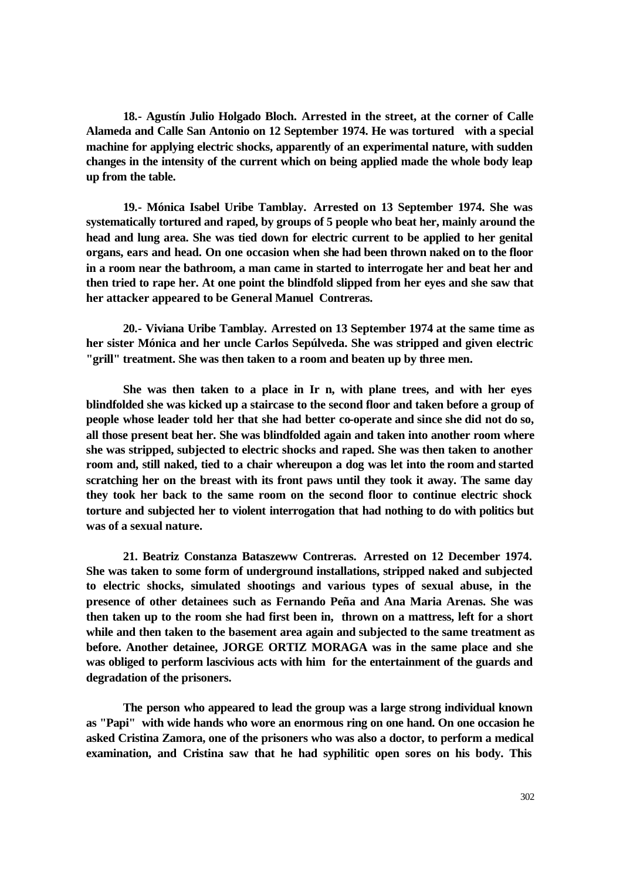**18.- Agustín Julio Holgado Bloch. Arrested in the street, at the corner of Calle Alameda and Calle San Antonio on 12 September 1974. He was tortured with a special machine for applying electric shocks, apparently of an experimental nature, with sudden changes in the intensity of the current which on being applied made the whole body leap up from the table.**

**19.- Mónica Isabel Uribe Tamblay. Arrested on 13 September 1974. She was systematically tortured and raped, by groups of 5 people who beat her, mainly around the head and lung area. She was tied down for electric current to be applied to her genital organs, ears and head. On one occasion when she had been thrown naked on to the floor in a room near the bathroom, a man came in started to interrogate her and beat her and then tried to rape her. At one point the blindfold slipped from her eyes and she saw that her attacker appeared to be General Manuel Contreras.**

**20.- Viviana Uribe Tamblay. Arrested on 13 September 1974 at the same time as her sister Mónica and her uncle Carlos Sepúlveda. She was stripped and given electric "grill" treatment. She was then taken to a room and beaten up by three men.**

**She was then taken to a place in Ir n, with plane trees, and with her eyes blindfolded she was kicked up a staircase to the second floor and taken before a group of people whose leader told her that she had better co-operate and since she did not do so, all those present beat her. She was blindfolded again and taken into another room where she was stripped, subjected to electric shocks and raped. She was then taken to another room and, still naked, tied to a chair whereupon a dog was let into the room and started scratching her on the breast with its front paws until they took it away. The same day they took her back to the same room on the second floor to continue electric shock torture and subjected her to violent interrogation that had nothing to do with politics but was of a sexual nature.**

**21. Beatriz Constanza Bataszeww Contreras. Arrested on 12 December 1974. She was taken to some form of underground installations, stripped naked and subjected to electric shocks, simulated shootings and various types of sexual abuse, in the presence of other detainees such as Fernando Peña and Ana Maria Arenas. She was then taken up to the room she had first been in, thrown on a mattress, left for a short while and then taken to the basement area again and subjected to the same treatment as before. Another detainee, JORGE ORTIZ MORAGA was in the same place and she was obliged to perform lascivious acts with him for the entertainment of the guards and degradation of the prisoners.**

**The person who appeared to lead the group was a large strong individual known as "Papi" with wide hands who wore an enormous ring on one hand. On one occasion he asked Cristina Zamora, one of the prisoners who was also a doctor, to perform a medical examination, and Cristina saw that he had syphilitic open sores on his body. This**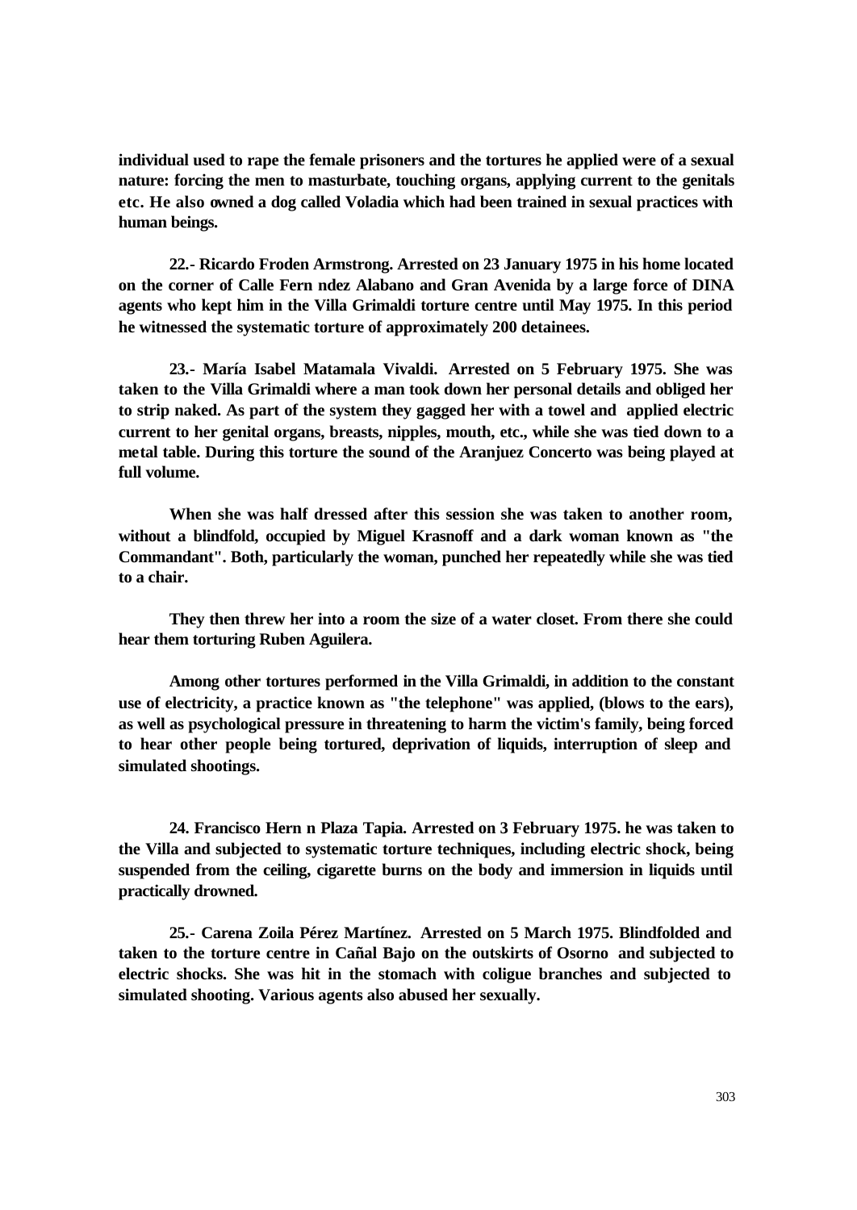**individual used to rape the female prisoners and the tortures he applied were of a sexual nature: forcing the men to masturbate, touching organs, applying current to the genitals etc. He also owned a dog called Voladia which had been trained in sexual practices with human beings.**

**22.- Ricardo Froden Armstrong. Arrested on 23 January 1975 in his home located on the corner of Calle Fern ndez Alabano and Gran Avenida by a large force of DINA agents who kept him in the Villa Grimaldi torture centre until May 1975. In this period he witnessed the systematic torture of approximately 200 detainees.**

**23.- María Isabel Matamala Vivaldi. Arrested on 5 February 1975. She was taken to the Villa Grimaldi where a man took down her personal details and obliged her to strip naked. As part of the system they gagged her with a towel and applied electric current to her genital organs, breasts, nipples, mouth, etc., while she was tied down to a metal table. During this torture the sound of the Aranjuez Concerto was being played at full volume.**

**When she was half dressed after this session she was taken to another room, without a blindfold, occupied by Miguel Krasnoff and a dark woman known as "the Commandant". Both, particularly the woman, punched her repeatedly while she was tied to a chair.**

**They then threw her into a room the size of a water closet. From there she could hear them torturing Ruben Aguilera.**

**Among other tortures performed in the Villa Grimaldi, in addition to the constant use of electricity, a practice known as "the telephone" was applied, (blows to the ears), as well as psychological pressure in threatening to harm the victim's family, being forced to hear other people being tortured, deprivation of liquids, interruption of sleep and simulated shootings.**

**24. Francisco Hern n Plaza Tapia. Arrested on 3 February 1975. he was taken to the Villa and subjected to systematic torture techniques, including electric shock, being suspended from the ceiling, cigarette burns on the body and immersion in liquids until practically drowned.**

**25.- Carena Zoila Pérez Martínez. Arrested on 5 March 1975. Blindfolded and taken to the torture centre in Cañal Bajo on the outskirts of Osorno and subjected to electric shocks. She was hit in the stomach with coligue branches and subjected to simulated shooting. Various agents also abused her sexually.**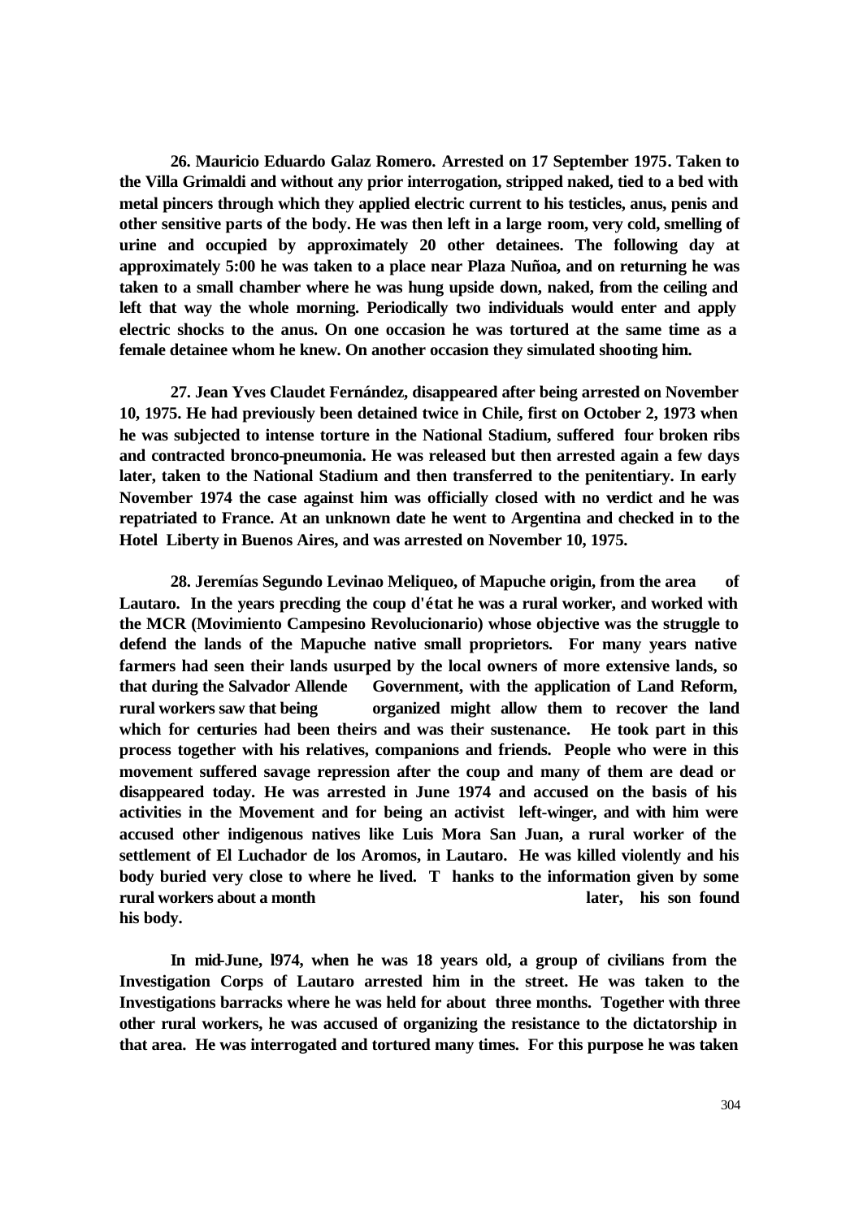**26. Mauricio Eduardo Galaz Romero. Arrested on 17 September 1975. Taken to the Villa Grimaldi and without any prior interrogation, stripped naked, tied to a bed with metal pincers through which they applied electric current to his testicles, anus, penis and other sensitive parts of the body. He was then left in a large room, very cold, smelling of urine and occupied by approximately 20 other detainees. The following day at approximately 5:00 he was taken to a place near Plaza Nuñoa, and on returning he was taken to a small chamber where he was hung upside down, naked, from the ceiling and left that way the whole morning. Periodically two individuals would enter and apply electric shocks to the anus. On one occasion he was tortured at the same time as a female detainee whom he knew. On another occasion they simulated shooting him.**

**27. Jean Yves Claudet Fernández, disappeared after being arrested on November 10, 1975. He had previously been detained twice in Chile, first on October 2, 1973 when he was subjected to intense torture in the National Stadium, suffered four broken ribs and contracted bronco-pneumonia. He was released but then arrested again a few days later, taken to the National Stadium and then transferred to the penitentiary. In early November 1974 the case against him was officially closed with no verdict and he was repatriated to France. At an unknown date he went to Argentina and checked in to the Hotel Liberty in Buenos Aires, and was arrested on November 10, 1975.**

**28. Jeremías Segundo Levinao Meliqueo, of Mapuche origin, from the area of Lautaro. In the years precding the coup d'état he was a rural worker, and worked with the MCR (Movimiento Campesino Revolucionario) whose objective was the struggle to defend the lands of the Mapuche native small proprietors. For many years native farmers had seen their lands usurped by the local owners of more extensive lands, so that during the Salvador Allende Government, with the application of Land Reform, rural workers saw that being organized might allow them to recover the land which for centuries had been theirs and was their sustenance. He took part in this process together with his relatives, companions and friends. People who were in this movement suffered savage repression after the coup and many of them are dead or disappeared today. He was arrested in June 1974 and accused on the basis of his activities in the Movement and for being an activist left-winger, and with him were accused other indigenous natives like Luis Mora San Juan, a rural worker of the settlement of El Luchador de los Aromos, in Lautaro. He was killed violently and his body buried very close to where he lived. Thanks to the information given by some rural workers about a month later, his son found his body.**

**In mid-June, l974, when he was 18 years old, a group of civilians from the Investigation Corps of Lautaro arrested him in the street. He was taken to the Investigations barracks where he was held for about three months. Together with three other rural workers, he was accused of organizing the resistance to the dictatorship in that area. He was interrogated and tortured many times. For this purpose he was taken**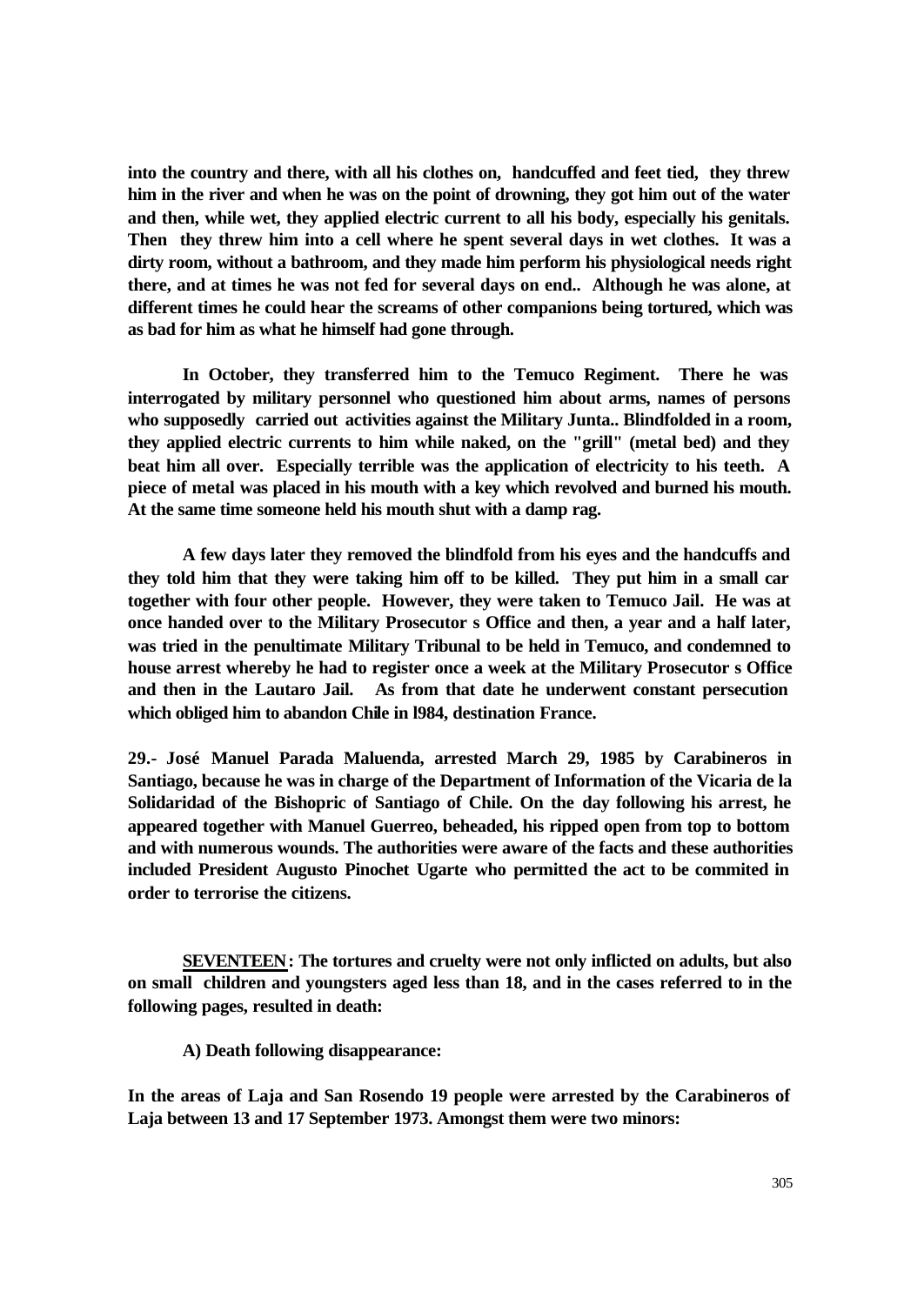**into the country and there, with all his clothes on, handcuffed and feet tied, they threw him in the river and when he was on the point of drowning, they got him out of the water and then, while wet, they applied electric current to all his body, especially his genitals. Then they threw him into a cell where he spent several days in wet clothes. It was a dirty room, without a bathroom, and they made him perform his physiological needs right there, and at times he was not fed for several days on end.. Although he was alone, at different times he could hear the screams of other companions being tortured, which was as bad for him as what he himself had gone through.**

**In October, they transferred him to the Temuco Regiment. There he was interrogated by military personnel who questioned him about arms, names of persons who supposedly carried out activities against the Military Junta.. Blindfolded in a room, they applied electric currents to him while naked, on the "grill" (metal bed) and they beat him all over. Especially terrible was the application of electricity to his teeth. A piece of metal was placed in his mouth with a key which revolved and burned his mouth. At the same time someone held his mouth shut with a damp rag.**

**A few days later they removed the blindfold from his eyes and the handcuffs and they told him that they were taking him off to be killed. They put him in a small car together with four other people. However, they were taken to Temuco Jail. He was at once handed over to the Military Prosecutor s Office and then, a year and a half later, was tried in the penultimate Military Tribunal to be held in Temuco, and condemned to house arrest whereby he had to register once a week at the Military Prosecutor s Office and then in the Lautaro Jail. As from that date he underwent constant persecution which obliged him to abandon Chile in l984, destination France.**

**29.- José Manuel Parada Maluenda, arrested March 29, 1985 by Carabineros in Santiago, because he was in charge of the Department of Information of the Vicaria de la Solidaridad of the Bishopric of Santiago of Chile. On the day following his arrest, he appeared together with Manuel Guerreo, beheaded, his ripped open from top to bottom and with numerous wounds. The authorities were aware of the facts and these authorities included President Augusto Pinochet Ugarte who permitted the act to be commited in order to terrorise the citizens.**

**SEVENTEEN: The tortures and cruelty were not only inflicted on adults, but also on small children and youngsters aged less than 18, and in the cases referred to in the following pages, resulted in death:**

**A) Death following disappearance:**

**In the areas of Laja and San Rosendo 19 people were arrested by the Carabineros of Laja between 13 and 17 September 1973. Amongst them were two minors:**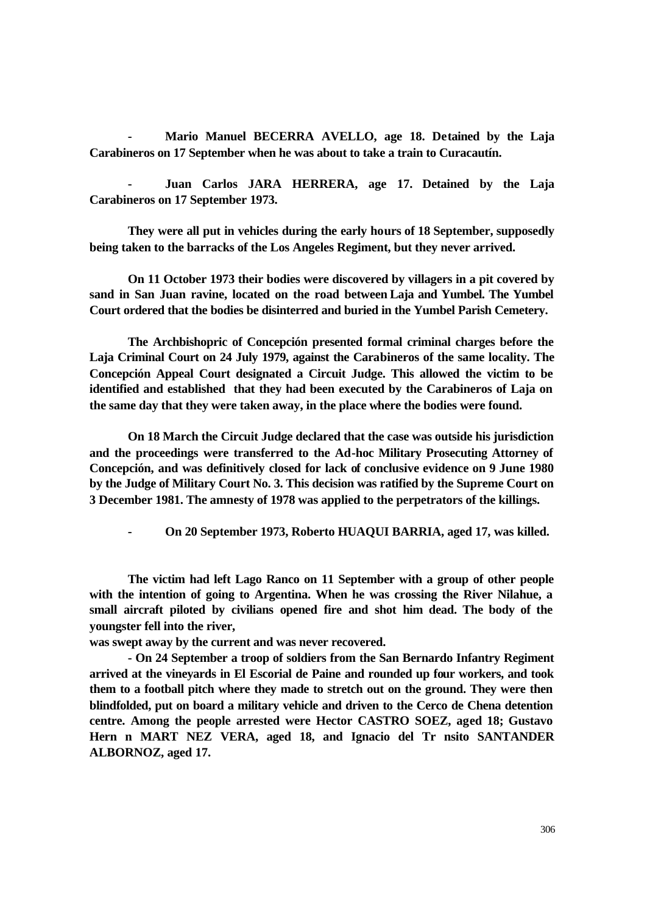**- Mario Manuel BECERRA AVELLO, age 18. Detained by the Laja Carabineros on 17 September when he was about to take a train to Curacautín.**

**- Juan Carlos JARA HERRERA, age 17. Detained by the Laja Carabineros on 17 September 1973.**

**They were all put in vehicles during the early hours of 18 September, supposedly being taken to the barracks of the Los Angeles Regiment, but they never arrived.**

**On 11 October 1973 their bodies were discovered by villagers in a pit covered by sand in San Juan ravine, located on the road between Laja and Yumbel. The Yumbel Court ordered that the bodies be disinterred and buried in the Yumbel Parish Cemetery.**

**The Archbishopric of Concepción presented formal criminal charges before the Laja Criminal Court on 24 July 1979, against the Carabineros of the same locality. The Concepción Appeal Court designated a Circuit Judge. This allowed the victim to be identified and established that they had been executed by the Carabineros of Laja on the same day that they were taken away, in the place where the bodies were found.**

**On 18 March the Circuit Judge declared that the case was outside his jurisdiction and the proceedings were transferred to the Ad-hoc Military Prosecuting Attorney of Concepción, and was definitively closed for lack of conclusive evidence on 9 June 1980 by the Judge of Military Court No. 3. This decision was ratified by the Supreme Court on 3 December 1981. The amnesty of 1978 was applied to the perpetrators of the killings.**

**- On 20 September 1973, Roberto HUAQUI BARRIA, aged 17, was killed.**

**The victim had left Lago Ranco on 11 September with a group of other people with the intention of going to Argentina. When he was crossing the River Nilahue, a small aircraft piloted by civilians opened fire and shot him dead. The body of the youngster fell into the river,**
**was swept away by the current and was never recovered.**

**- On 24 September a troop of soldiers from the San Bernardo Infantry Regiment arrived at the vineyards in El Escorial de Paine and rounded up four workers, and took them to a football pitch where they made to stretch out on the ground. They were then blindfolded, put on board a military vehicle and driven to the Cerco de Chena detention centre. Among the people arrested were Hector CASTRO SOEZ, aged 18; Gustavo Hern n MART NEZ VERA, aged 18, and Ignacio del Tr nsito SANTANDER ALBORNOZ, aged 17.**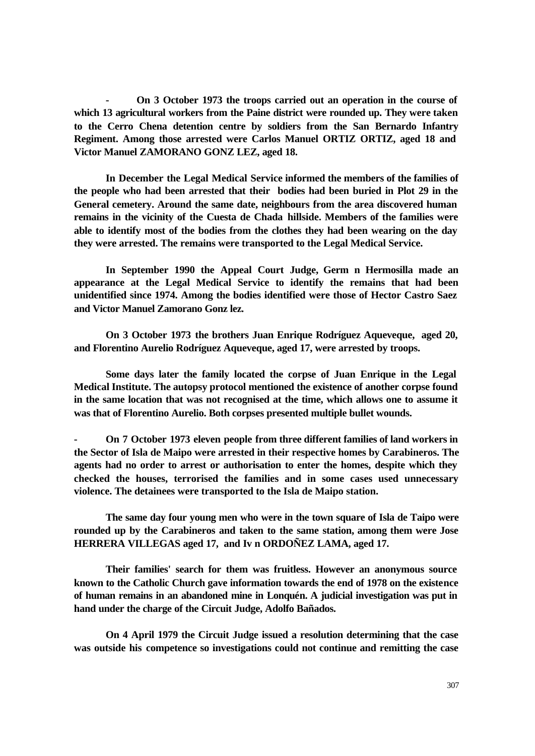**- On 3 October 1973 the troops carried out an operation in the course of which 13 agricultural workers from the Paine district were rounded up. They were taken to the Cerro Chena detention centre by soldiers from the San Bernardo Infantry Regiment. Among those arrested were Carlos Manuel ORTIZ ORTIZ, aged 18 and Victor Manuel ZAMORANO GONZ LEZ, aged 18.**

**In December the Legal Medical Service informed the members of the families of the people who had been arrested that their bodies had been buried in Plot 29 in the General cemetery. Around the same date, neighbours from the area discovered human remains in the vicinity of the Cuesta de Chada hillside. Members of the families were able to identify most of the bodies from the clothes they had been wearing on the day they were arrested. The remains were transported to the Legal Medical Service.**

**In September 1990 the Appeal Court Judge, Germ n Hermosilla made an appearance at the Legal Medical Service to identify the remains that had been unidentified since 1974. Among the bodies identified were those of Hector Castro Saez and Victor Manuel Zamorano Gonz lez.**

**On 3 October 1973 the brothers Juan Enrique Rodríguez Aqueveque, aged 20, and Florentino Aurelio Rodríguez Aqueveque, aged 17, were arrested by troops.**

**Some days later the family located the corpse of Juan Enrique in the Legal Medical Institute. The autopsy protocol mentioned the existence of another corpse found in the same location that was not recognised at the time, which allows one to assume it was that of Florentino Aurelio. Both corpses presented multiple bullet wounds.**

**- On 7 October 1973 eleven people from three different families of land workers in the Sector of Isla de Maipo were arrested in their respective homes by Carabineros. The agents had no order to arrest or authorisation to enter the homes, despite which they checked the houses, terrorised the families and in some cases used unnecessary violence. The detainees were transported to the Isla de Maipo station.**

**The same day four young men who were in the town square of Isla de Taipo were rounded up by the Carabineros and taken to the same station, among them were Jose HERRERA VILLEGAS aged 17, and Iv n ORDOÑEZ LAMA, aged 17.**

**Their families' search for them was fruitless. However an anonymous source known to the Catholic Church gave information towards the end of 1978 on the existence of human remains in an abandoned mine in Lonquén. A judicial investigation was put in hand under the charge of the Circuit Judge, Adolfo Bañados.**

**On 4 April 1979 the Circuit Judge issued a resolution determining that the case was outside his competence so investigations could not continue and remitting the case**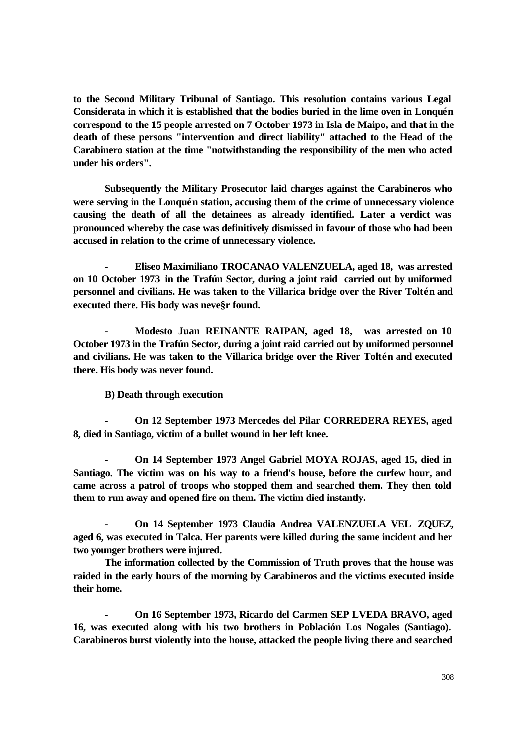**to the Second Military Tribunal of Santiago. This resolution contains various Legal Considerata in which it is established that the bodies buried in the lime oven in Lonquén correspond to the 15 people arrested on 7 October 1973 in Isla de Maipo, and that in the death of these persons "intervention and direct liability" attached to the Head of the Carabinero station at the time "notwithstanding the responsibility of the men who acted under his orders".**

**Subsequently the Military Prosecutor laid charges against the Carabineros who were serving in the Lonquén station, accusing them of the crime of unnecessary violence causing the death of all the detainees as already identified. Later a verdict was pronounced whereby the case was definitively dismissed in favour of those who had been accused in relation to the crime of unnecessary violence.**

- **Eliseo Maximiliano TROCANAO VALENZUELA, aged 18, was arrested on 10 October 1973 in the Trafún Sector, during a joint raid carried out by uniformed personnel and civilians. He was taken to the Villarica bridge over the River Toltén and executed there. His body was neve§r found.**

- **Modesto Juan REINANTE RAIPAN, aged 18, was arrested on 10 October 1973 in the Trafún Sector, during a joint raid carried out by uniformed personnel and civilians. He was taken to the Villarica bridge over the River Toltén and executed there. His body was never found.**

**B) Death through execution**

- **On 12 September 1973 Mercedes del Pilar CORREDERA REYES, aged 8, died in Santiago, victim of a bullet wound in her left knee.**

- **On 14 September 1973 Angel Gabriel MOYA ROJAS, aged 15, died in Santiago. The victim was on his way to a friend's house, before the curfew hour, and came across a patrol of troops who stopped them and searched them. They then told them to run away and opened fire on them. The victim died instantly.**

- **On 14 September 1973 Claudia Andrea VALENZUELA VEL ZQUEZ, aged 6, was executed in Talca. Her parents were killed during the same incident and her two younger brothers were injured.**

  **The information collected by the Commission of Truth proves that the house was raided in the early hours of the morning by Carabineros and the victims executed inside their home.**

- **On 16 September 1973, Ricardo del Carmen SEP LVEDA BRAVO, aged 16, was executed along with his two brothers in Población Los Nogales (Santiago). Carabineros burst violently into the house, attacked the people living there and searched**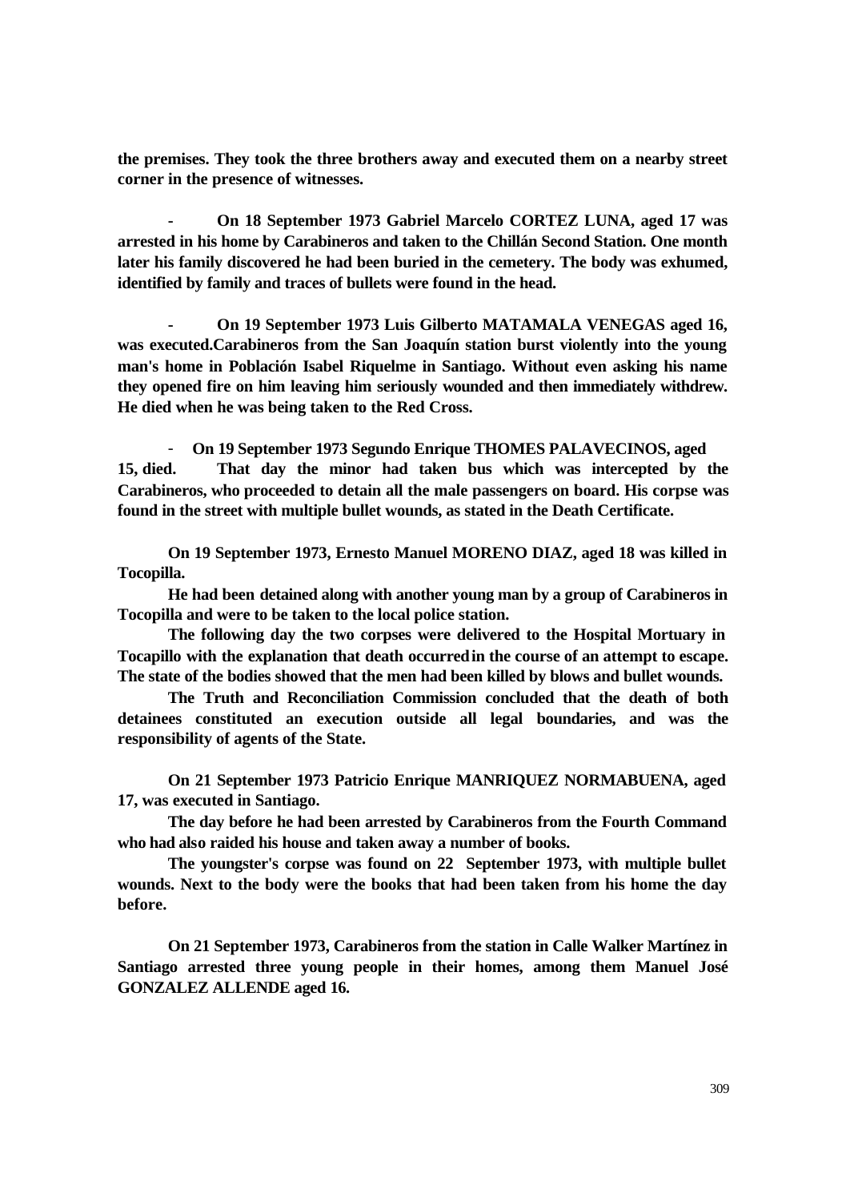**the premises. They took the three brothers away and executed them on a nearby street corner in the presence of witnesses.**

- **On 18 September 1973 Gabriel Marcelo CORTEZ LUNA, aged 17 was arrested in his home by Carabineros and taken to the Chillán Second Station. One month later his family discovered he had been buried in the cemetery. The body was exhumed, identified by family and traces of bullets were found in the head.**

- **On 19 September 1973 Luis Gilberto MATAMALA VENEGAS aged 16, was executed.Carabineros from the San Joaquín station burst violently into the young man's home in Población Isabel Riquelme in Santiago. Without even asking his name they opened fire on him leaving him seriously wounded and then immediately withdrew. He died when he was being taken to the Red Cross.**

- **On 19 September 1973 Segundo Enrique THOMES PALAVECINOS, aged 15, died. That day the minor had taken bus which was intercepted by the Carabineros, who proceeded to detain all the male passengers on board. His corpse was found in the street with multiple bullet wounds, as stated in the Death Certificate.**

**On 19 September 1973, Ernesto Manuel MORENO DIAZ, aged 18 was killed in Tocopilla.**

**He had been detained along with another young man by a group of Carabineros in Tocopilla and were to be taken to the local police station.**

**The following day the two corpses were delivered to the Hospital Mortuary in Tocapillo with the explanation that death occurred in the course of an attempt to escape. The state of the bodies showed that the men had been killed by blows and bullet wounds.**

**The Truth and Reconciliation Commission concluded that the death of both detainees constituted an execution outside all legal boundaries, and was the responsibility of agents of the State.**

**On 21 September 1973 Patricio Enrique MANRIQUEZ NORMABUENA, aged 17, was executed in Santiago.**

**The day before he had been arrested by Carabineros from the Fourth Command who had also raided his house and taken away a number of books.**

**The youngster's corpse was found on 22 September 1973, with multiple bullet wounds. Next to the body were the books that had been taken from his home the day before.**

**On 21 September 1973, Carabineros from the station in Calle Walker Martínez in Santiago arrested three young people in their homes, among them Manuel José GONZALEZ ALLENDE aged 16.**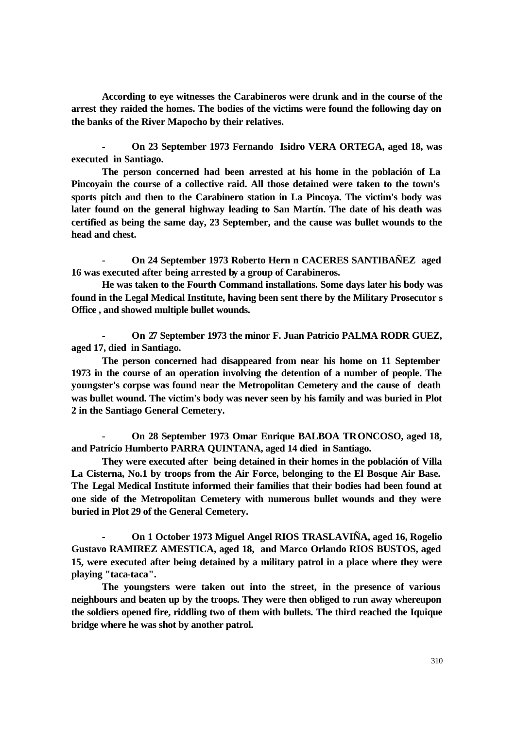**According to eye witnesses the Carabineros were drunk and in the course of the arrest they raided the homes. The bodies of the victims were found the following day on the banks of the River Mapocho by their relatives.**

- **On 23 September 1973 Fernando Isidro VERA ORTEGA, aged 18, was executed in Santiago.**

**The person concerned had been arrested at his home in the población of La Pincoyain the course of a collective raid. All those detained were taken to the town's sports pitch and then to the Carabinero station in La Pincoya. The victim's body was later found on the general highway leading to San Martín. The date of his death was certified as being the same day, 23 September, and the cause was bullet wounds to the head and chest.**

- **On 24 September 1973 Roberto Hern n CACERES SANTIBAÑEZ aged 16 was executed after being arrested by a group of Carabineros.**

**He was taken to the Fourth Command installations. Some days later his body was found in the Legal Medical Institute, having been sent there by the Military Prosecutor s Office , and showed multiple bullet wounds.**

- **On 27 September 1973 the minor F. Juan Patricio PALMA RODR GUEZ, aged 17, died in Santiago.**

**The person concerned had disappeared from near his home on 11 September 1973 in the course of an operation involving the detention of a number of people. The youngster's corpse was found near the Metropolitan Cemetery and the cause of death was bullet wound. The victim's body was never seen by his family and was buried in Plot 2 in the Santiago General Cemetery.**

- **On 28 September 1973 Omar Enrique BALBOA TRONCOSO, aged 18, and Patricio Humberto PARRA QUINTANA, aged 14 died in Santiago.**

**They were executed after being detained in their homes in the población of Villa La Cisterna, No.1 by troops from the Air Force, belonging to the El Bosque Air Base. The Legal Medical Institute informed their families that their bodies had been found at one side of the Metropolitan Cemetery with numerous bullet wounds and they were buried in Plot 29 of the General Cemetery.**

- **On 1 October 1973 Miguel Angel RIOS TRASLAVIÑA, aged 16, Rogelio Gustavo RAMIREZ AMESTICA, aged 18, and Marco Orlando RIOS BUSTOS, aged 15, were executed after being detained by a military patrol in a place where they were playing "taca-taca".**

**The youngsters were taken out into the street, in the presence of various neighbours and beaten up by the troops. They were then obliged to run away whereupon the soldiers opened fire, riddling two of them with bullets. The third reached the Iquique bridge where he was shot by another patrol.**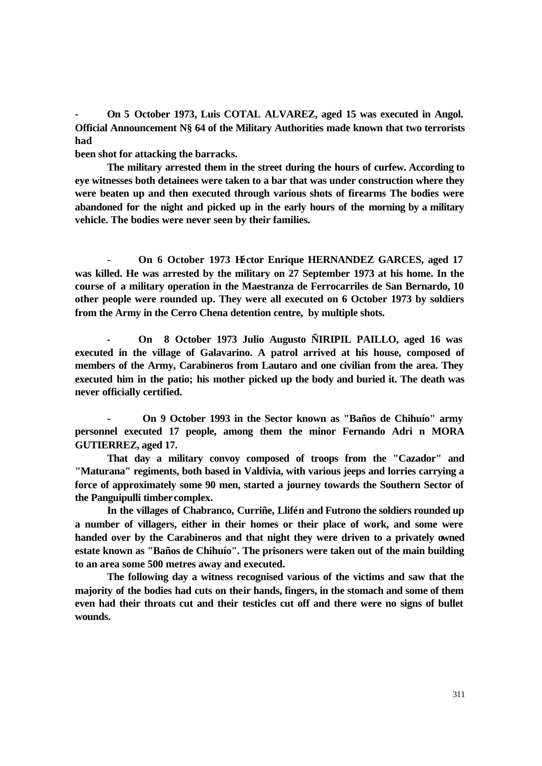**- On 5 October 1973, Luis COTAL ALVAREZ, aged 15 was executed in Angol. Official Announcement N§ 64 of the Military Authorities made known that two terrorists had been shot for attacking the barracks.**

**The military arrested them in the street during the hours of curfew. According to eye witnesses both detainees were taken to a bar that was under construction where they were beaten up and then executed through various shots of firearms The bodies were abandoned for the night and picked up in the early hours of the morning by a military vehicle. The bodies were never seen by their families.**

**- On 6 October 1973 Héctor Enrique HERNANDEZ GARCES, aged 17 was killed. He was arrested by the military on 27 September 1973 at his home. In the course of a military operation in the Maestranza de Ferrocarriles de San Bernardo, 10 other people were rounded up. They were all executed on 6 October 1973 by soldiers from the Army in the Cerro Chena detention centre, by multiple shots.**

**- On 8 October 1973 Julio Augusto ÑIRIPIL PAILLO, aged 16 was executed in the village of Galavarino. A patrol arrived at his house, composed of members of the Army, Carabineros from Lautaro and one civilian from the area. They executed him in the patio; his mother picked up the body and buried it. The death was never officially certified.**

**- On 9 October 1993 in the Sector known as "Baños de Chihuío" army personnel executed 17 people, among them the minor Fernando Adri n MORA GUTIERREZ, aged 17.**

**That day a military convoy composed of troops from the "Cazador" and "Maturana" regiments, both based in Valdivia, with various jeeps and lorries carrying a force of approximately some 90 men, started a journey towards the Southern Sector of the Panguipulli timber complex.**

**In the villages of Chabranco, Curriñe, Llifén and Futrono the soldiers rounded up a number of villagers, either in their homes or their place of work, and some were handed over by the Carabineros and that night they were driven to a privately owned estate known as "Baños de Chihuío". The prisoners were taken out of the main building to an area some 500 metres away and executed.**

**The following day a witness recognised various of the victims and saw that the majority of the bodies had cuts on their hands, fingers, in the stomach and some of them even had their throats cut and their testicles cut off and there were no signs of bullet wounds.**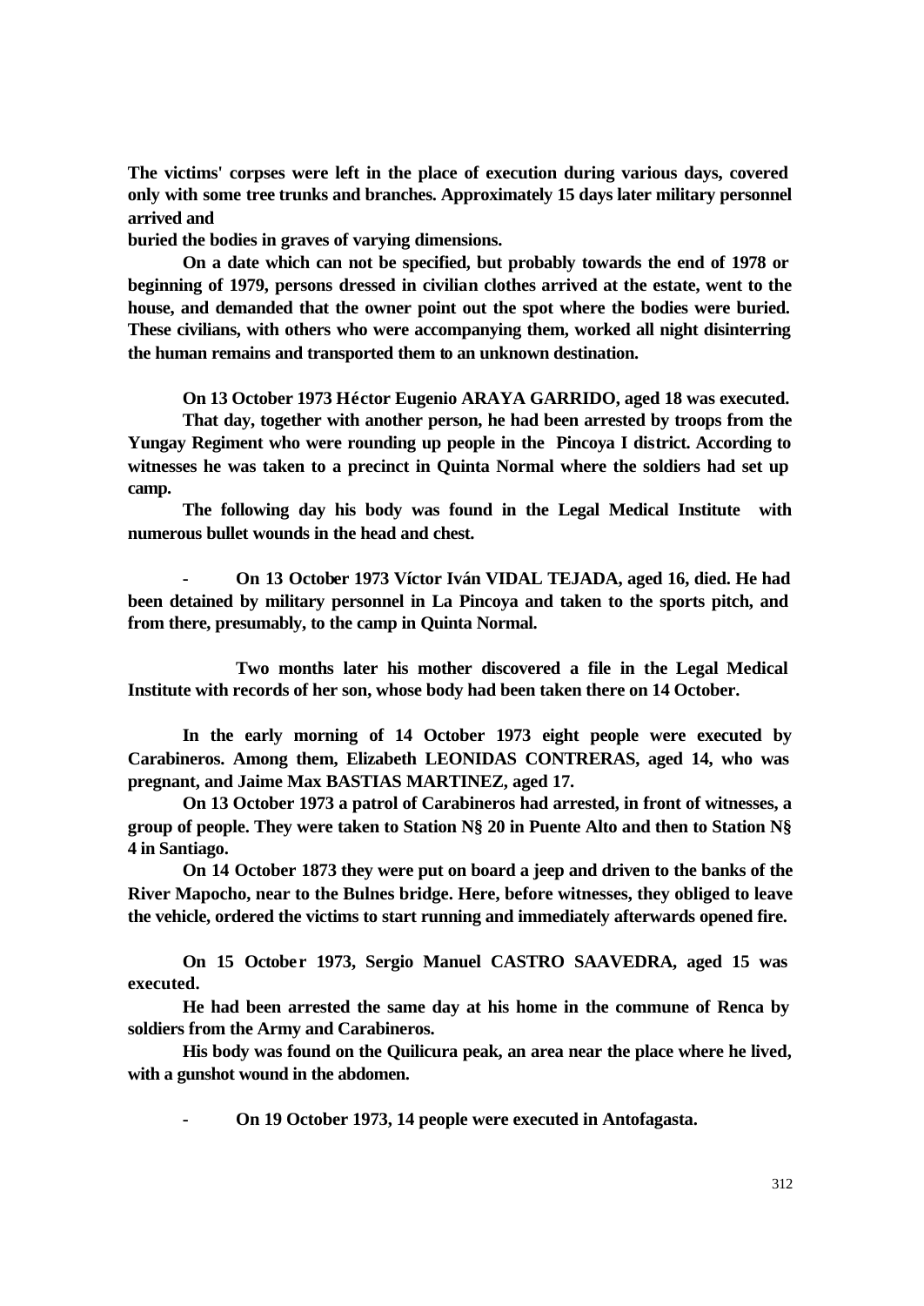**The victims' corpses were left in the place of execution during various days, covered only with some tree trunks and branches. Approximately 15 days later military personnel arrived and**

**buried the bodies in graves of varying dimensions.**

**On a date which can not be specified, but probably towards the end of 1978 or beginning of 1979, persons dressed in civilian clothes arrived at the estate, went to the house, and demanded that the owner point out the spot where the bodies were buried. These civilians, with others who were accompanying them, worked all night disinterring the human remains and transported them to an unknown destination.**

**On 13 October 1973 Héctor Eugenio ARAYA GARRIDO, aged 18 was executed.**

**That day, together with another person, he had been arrested by troops from the Yungay Regiment who were rounding up people in the Pincoya I district. According to witnesses he was taken to a precinct in Quinta Normal where the soldiers had set up camp.**

**The following day his body was found in the Legal Medical Institute with numerous bullet wounds in the head and chest.**

- **On 13 October 1973 Víctor Iván VIDAL TEJADA, aged 16, died. He had been detained by military personnel in La Pincoya and taken to the sports pitch, and from there, presumably, to the camp in Quinta Normal.**

**Two months later his mother discovered a file in the Legal Medical Institute with records of her son, whose body had been taken there on 14 October.**

**In the early morning of 14 October 1973 eight people were executed by Carabineros. Among them, Elizabeth LEONIDAS CONTRERAS, aged 14, who was pregnant, and Jaime Max BASTIAS MARTINEZ, aged 17.**

**On 13 October 1973 a patrol of Carabineros had arrested, in front of witnesses, a group of people. They were taken to Station N§ 20 in Puente Alto and then to Station N§ 4 in Santiago.**

**On 14 October 1873 they were put on board a jeep and driven to the banks of the River Mapocho, near to the Bulnes bridge. Here, before witnesses, they obliged to leave the vehicle, ordered the victims to start running and immediately afterwards opened fire.**

**On 15 October 1973, Sergio Manuel CASTRO SAAVEDRA, aged 15 was executed.**

**He had been arrested the same day at his home in the commune of Renca by soldiers from the Army and Carabineros.**

**His body was found on the Quilicura peak, an area near the place where he lived, with a gunshot wound in the abdomen.**

- **On 19 October 1973, 14 people were executed in Antofagasta.**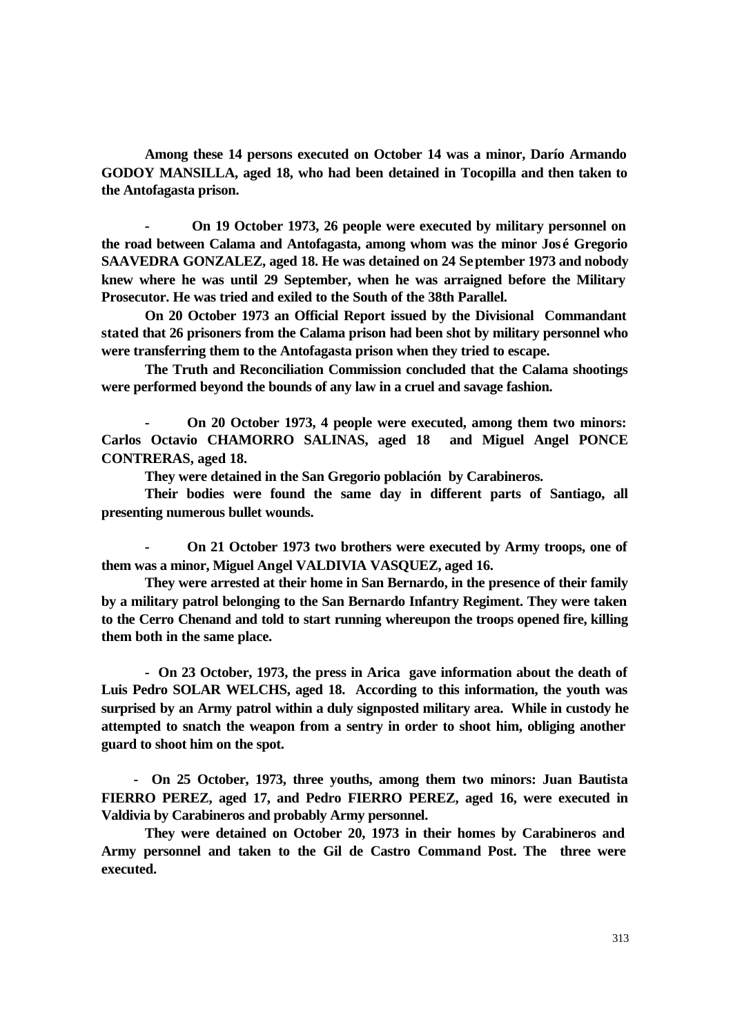**Among these 14 persons executed on October 14 was a minor, Darío Armando GODOY MANSILLA, aged 18, who had been detained in Tocopilla and then taken to the Antofagasta prison.**

- **On 19 October 1973, 26 people were executed by military personnel on the road between Calama and Antofagasta, among whom was the minor José Gregorio SAAVEDRA GONZALEZ, aged 18. He was detained on 24 September 1973 and nobody knew where he was until 29 September, when he was arraigned before the Military Prosecutor. He was tried and exiled to the South of the 38th Parallel.**

**On 20 October 1973 an Official Report issued by the Divisional Commandant stated that 26 prisoners from the Calama prison had been shot by military personnel who were transferring them to the Antofagasta prison when they tried to escape.**

**The Truth and Reconciliation Commission concluded that the Calama shootings were performed beyond the bounds of any law in a cruel and savage fashion.**

- **On 20 October 1973, 4 people were executed, among them two minors: Carlos Octavio CHAMORRO SALINAS, aged 18 and Miguel Angel PONCE CONTRERAS, aged 18.**

**They were detained in the San Gregorio población by Carabineros.**

**Their bodies were found the same day in different parts of Santiago, all presenting numerous bullet wounds.**

- **On 21 October 1973 two brothers were executed by Army troops, one of them was a minor, Miguel Angel VALDIVIA VASQUEZ, aged 16.**

**They were arrested at their home in San Bernardo, in the presence of their family by a military patrol belonging to the San Bernardo Infantry Regiment. They were taken to the Cerro Chenand and told to start running whereupon the troops opened fire, killing them both in the same place.**

- **On 23 October, 1973, the press in Arica gave information about the death of Luis Pedro SOLAR WELCHS, aged 18. According to this information, the youth was surprised by an Army patrol within a duly signposted military area. While in custody he attempted to snatch the weapon from a sentry in order to shoot him, obliging another guard to shoot him on the spot.**

- **On 25 October, 1973, three youths, among them two minors: Juan Bautista FIERRO PEREZ, aged 17, and Pedro FIERRO PEREZ, aged 16, were executed in Valdivia by Carabineros and probably Army personnel.**

**They were detained on October 20, 1973 in their homes by Carabineros and Army personnel and taken to the Gil de Castro Command Post. The three were executed.**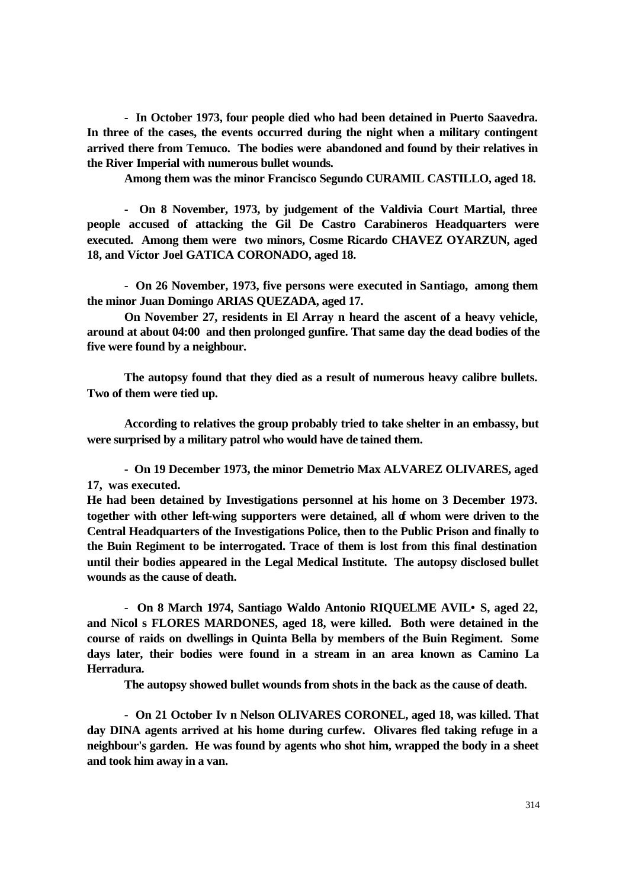**- In October 1973, four people died who had been detained in Puerto Saavedra. In three of the cases, the events occurred during the night when a military contingent arrived there from Temuco. The bodies were abandoned and found by their relatives in the River Imperial with numerous bullet wounds.**

**Among them was the minor Francisco Segundo CURAMIL CASTILLO, aged 18.**

**- On 8 November, 1973, by judgement of the Valdivia Court Martial, three people accused of attacking the Gil De Castro Carabineros Headquarters were executed. Among them were two minors, Cosme Ricardo CHAVEZ OYARZUN, aged 18, and Víctor Joel GATICA CORONADO, aged 18.**

**- On 26 November, 1973, five persons were executed in Santiago, among them the minor Juan Domingo ARIAS QUEZADA, aged 17.**

**On November 27, residents in El Array n heard the ascent of a heavy vehicle, around at about 04:00 and then prolonged gunfire. That same day the dead bodies of the five were found by a neighbour.**

**The autopsy found that they died as a result of numerous heavy calibre bullets. Two of them were tied up.**

**According to relatives the group probably tried to take shelter in an embassy, but were surprised by a military patrol who would have de tained them.**

**- On 19 December 1973, the minor Demetrio Max ALVAREZ OLIVARES, aged 17, was executed.**

**He had been detained by Investigations personnel at his home on 3 December 1973. together with other left-wing supporters were detained, all of whom were driven to the Central Headquarters of the Investigations Police, then to the Public Prison and finally to the Buin Regiment to be interrogated. Trace of them is lost from this final destination until their bodies appeared in the Legal Medical Institute. The autopsy disclosed bullet wounds as the cause of death.**

**- On 8 March 1974, Santiago Waldo Antonio RIQUELME AVIL• S, aged 22, and Nicol s FLORES MARDONES, aged 18, were killed. Both were detained in the course of raids on dwellings in Quinta Bella by members of the Buin Regiment. Some days later, their bodies were found in a stream in an area known as Camino La Herradura.**

**The autopsy showed bullet wounds from shots in the back as the cause of death.**

**- On 21 October Iv n Nelson OLIVARES CORONEL, aged 18, was killed. That day DINA agents arrived at his home during curfew. Olivares fled taking refuge in a neighbour's garden. He was found by agents who shot him, wrapped the body in a sheet and took him away in a van.**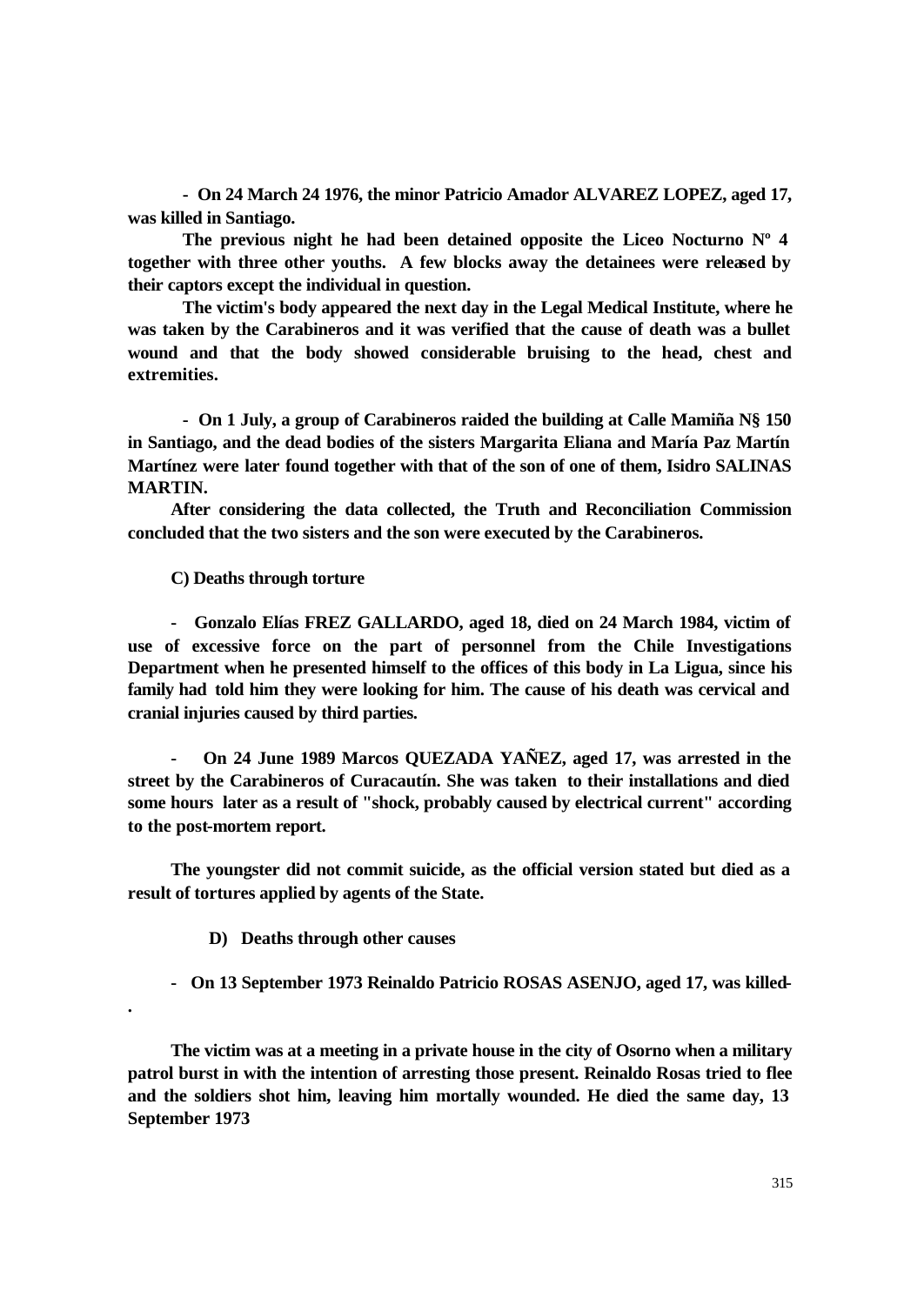**- On 24 March 24 1976, the minor Patricio Amador ALVAREZ LOPEZ, aged 17, was killed in Santiago.**

**The previous night he had been detained opposite the Liceo Nocturno Nº 4 together with three other youths. A few blocks away the detainees were released by their captors except the individual in question.**

**The victim's body appeared the next day in the Legal Medical Institute, where he was taken by the Carabineros and it was verified that the cause of death was a bullet wound and that the body showed considerable bruising to the head, chest and extremities.**

**- On 1 July, a group of Carabineros raided the building at Calle Mamiña N§ 150 in Santiago, and the dead bodies of the sisters Margarita Eliana and María Paz Martín Martínez were later found together with that of the son of one of them, Isidro SALINAS MARTIN.**

**After considering the data collected, the Truth and Reconciliation Commission concluded that the two sisters and the son were executed by the Carabineros.**

**C) Deaths through torture**

**- Gonzalo Elías FREZ GALLARDO, aged 18, died on 24 March 1984, victim of use of excessive force on the part of personnel from the Chile Investigations Department when he presented himself to the offices of this body in La Ligua, since his family had told him they were looking for him. The cause of his death was cervical and cranial injuries caused by third parties.**

**- On 24 June 1989 Marcos QUEZADA YAÑEZ, aged 17, was arrested in the street by the Carabineros of Curacautín. She was taken to their installations and died some hours later as a result of "shock, probably caused by electrical current" according to the post-mortem report.**

**The youngster did not commit suicide, as the official version stated but died as a result of tortures applied by agents of the State.**

**D) Deaths through other causes**

**- On 13 September 1973 Reinaldo Patricio ROSAS ASENJO, aged 17, was killed-.**

**The victim was at a meeting in a private house in the city of Osorno when a military patrol burst in with the intention of arresting those present. Reinaldo Rosas tried to flee and the soldiers shot him, leaving him mortally wounded. He died the same day, 13 September 1973**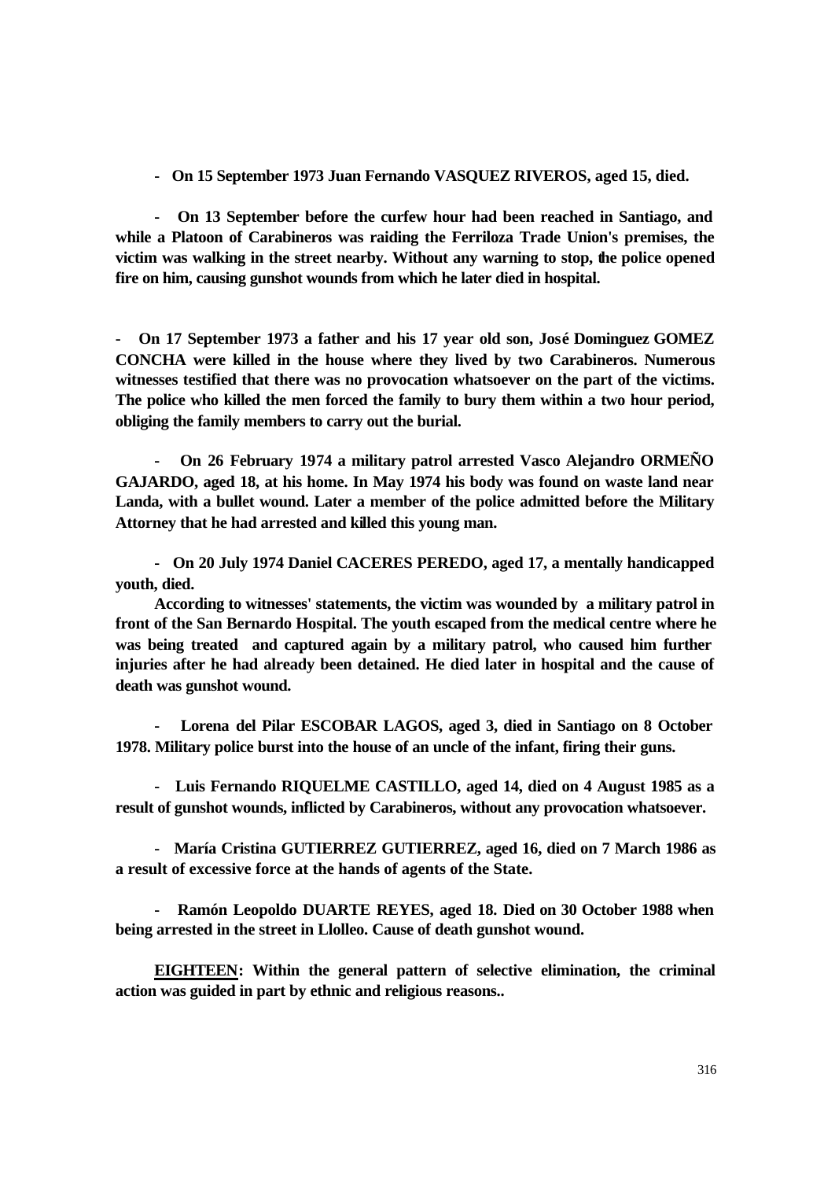**- On 15 September 1973 Juan Fernando VASQUEZ RIVEROS, aged 15, died.**

**- On 13 September before the curfew hour had been reached in Santiago, and while a Platoon of Carabineros was raiding the Ferriloza Trade Union's premises, the victim was walking in the street nearby. Without any warning to stop, the police opened fire on him, causing gunshot wounds from which he later died in hospital.**

**- On 17 September 1973 a father and his 17 year old son, José Dominguez GOMEZ CONCHA were killed in the house where they lived by two Carabineros. Numerous witnesses testified that there was no provocation whatsoever on the part of the victims. The police who killed the men forced the family to bury them within a two hour period, obliging the family members to carry out the burial.**

**- On 26 February 1974 a military patrol arrested Vasco Alejandro ORMEÑO GAJARDO, aged 18, at his home. In May 1974 his body was found on waste land near Landa, with a bullet wound. Later a member of the police admitted before the Military Attorney that he had arrested and killed this young man.**

**- On 20 July 1974 Daniel CACERES PEREDO, aged 17, a mentally handicapped youth, died.**

**According to witnesses' statements, the victim was wounded by a military patrol in front of the San Bernardo Hospital. The youth escaped from the medical centre where he was being treated and captured again by a military patrol, who caused him further injuries after he had already been detained. He died later in hospital and the cause of death was gunshot wound.**

**- Lorena del Pilar ESCOBAR LAGOS, aged 3, died in Santiago on 8 October 1978. Military police burst into the house of an uncle of the infant, firing their guns.**

**- Luis Fernando RIQUELME CASTILLO, aged 14, died on 4 August 1985 as a result of gunshot wounds, inflicted by Carabineros, without any provocation whatsoever.**

**- María Cristina GUTIERREZ GUTIERREZ, aged 16, died on 7 March 1986 as a result of excessive force at the hands of agents of the State.**

**- Ramón Leopoldo DUARTE REYES, aged 18. Died on 30 October 1988 when being arrested in the street in Llolleo. Cause of death gunshot wound.**

**<u>EIGHTEEN</u>: Within the general pattern of selective elimination, the criminal action was guided in part by ethnic and religious reasons..**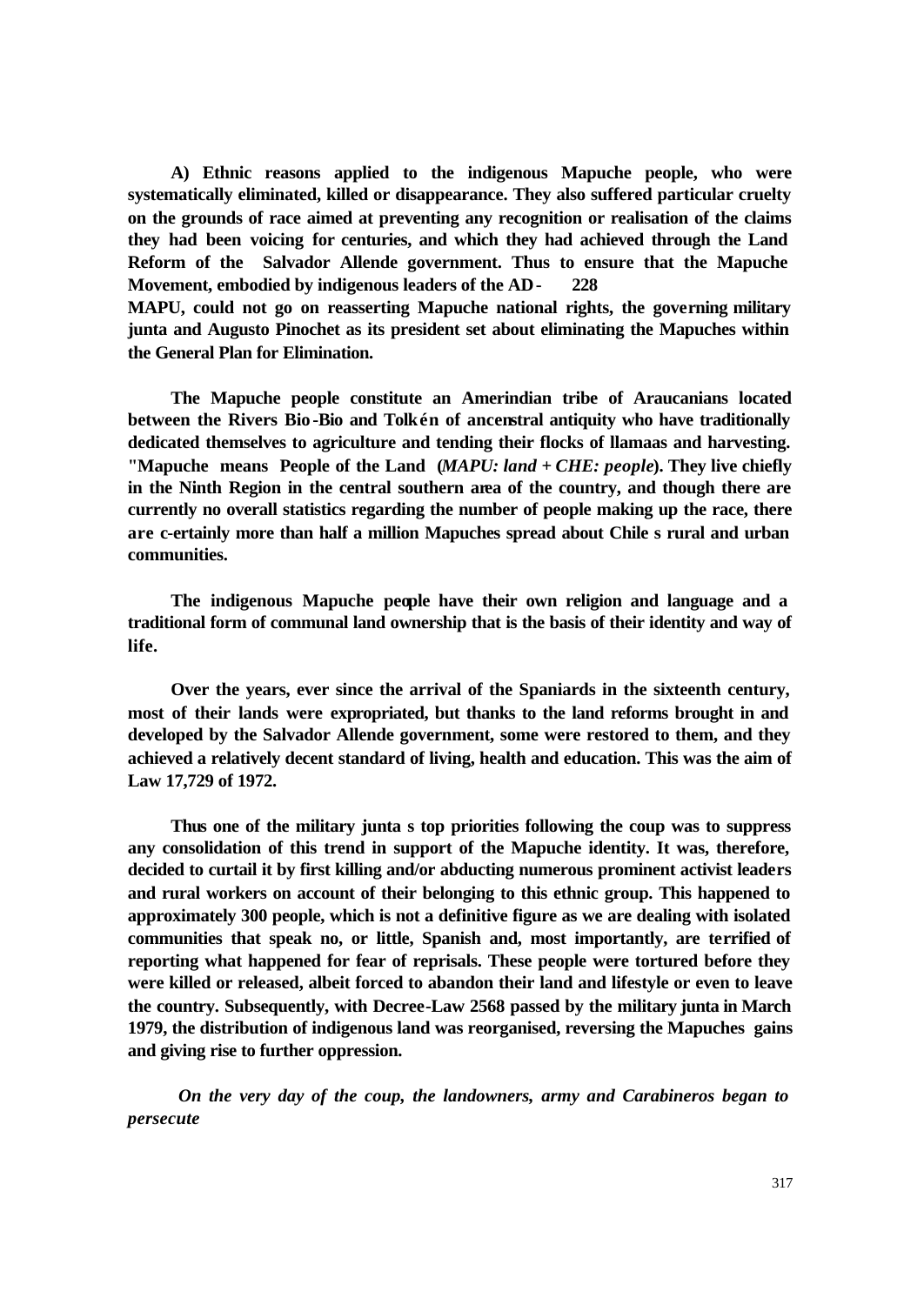**A) Ethnic reasons applied to the indigenous Mapuche people, who were systematically eliminated, killed or disappearance. They also suffered particular cruelty on the grounds of race aimed at preventing any recognition or realisation of the claims they had been voicing for centuries, and which they had achieved through the Land Reform of the Salvador Allende government. Thus to ensure that the Mapuche Movement, embodied by indigenous leaders of the AD- 228 MAPU, could not go on reasserting Mapuche national rights, the governing military junta and Augusto Pinochet as its president set about eliminating the Mapuches within the General Plan for Elimination.**

**The Mapuche people constitute an Amerindian tribe of Araucanians located between the Rivers Bio-Bio and Tolkén of ancenstral antiquity who have traditionally dedicated themselves to agriculture and tending their flocks of llamaas and harvesting. "Mapuche means People of the Land (*MAPU: land + CHE: people*). They live chiefly in the Ninth Region in the central southern area of the country, and though there are currently no overall statistics regarding the number of people making up the race, there are c-ertainly more than half a million Mapuches spread about Chile s rural and urban communities.**

**The indigenous Mapuche people have their own religion and language and a traditional form of communal land ownership that is the basis of their identity and way of life.**

**Over the years, ever since the arrival of the Spaniards in the sixteenth century, most of their lands were expropriated, but thanks to the land reforms brought in and developed by the Salvador Allende government, some were restored to them, and they achieved a relatively decent standard of living, health and education. This was the aim of Law 17,729 of 1972.**

**Thus one of the military junta s top priorities following the coup was to suppress any consolidation of this trend in support of the Mapuche identity. It was, therefore, decided to curtail it by first killing and/or abducting numerous prominent activist leaders and rural workers on account of their belonging to this ethnic group. This happened to approximately 300 people, which is not a definitive figure as we are dealing with isolated communities that speak no, or little, Spanish and, most importantly, are terrified of reporting what happened for fear of reprisals. These people were tortured before they were killed or released, albeit forced to abandon their land and lifestyle or even to leave the country. Subsequently, with Decree-Law 2568 passed by the military junta in March 1979, the distribution of indigenous land was reorganised, reversing the Mapuches gains and giving rise to further oppression.**

***On the very day of the coup, the landowners, army and Carabineros began to persecute***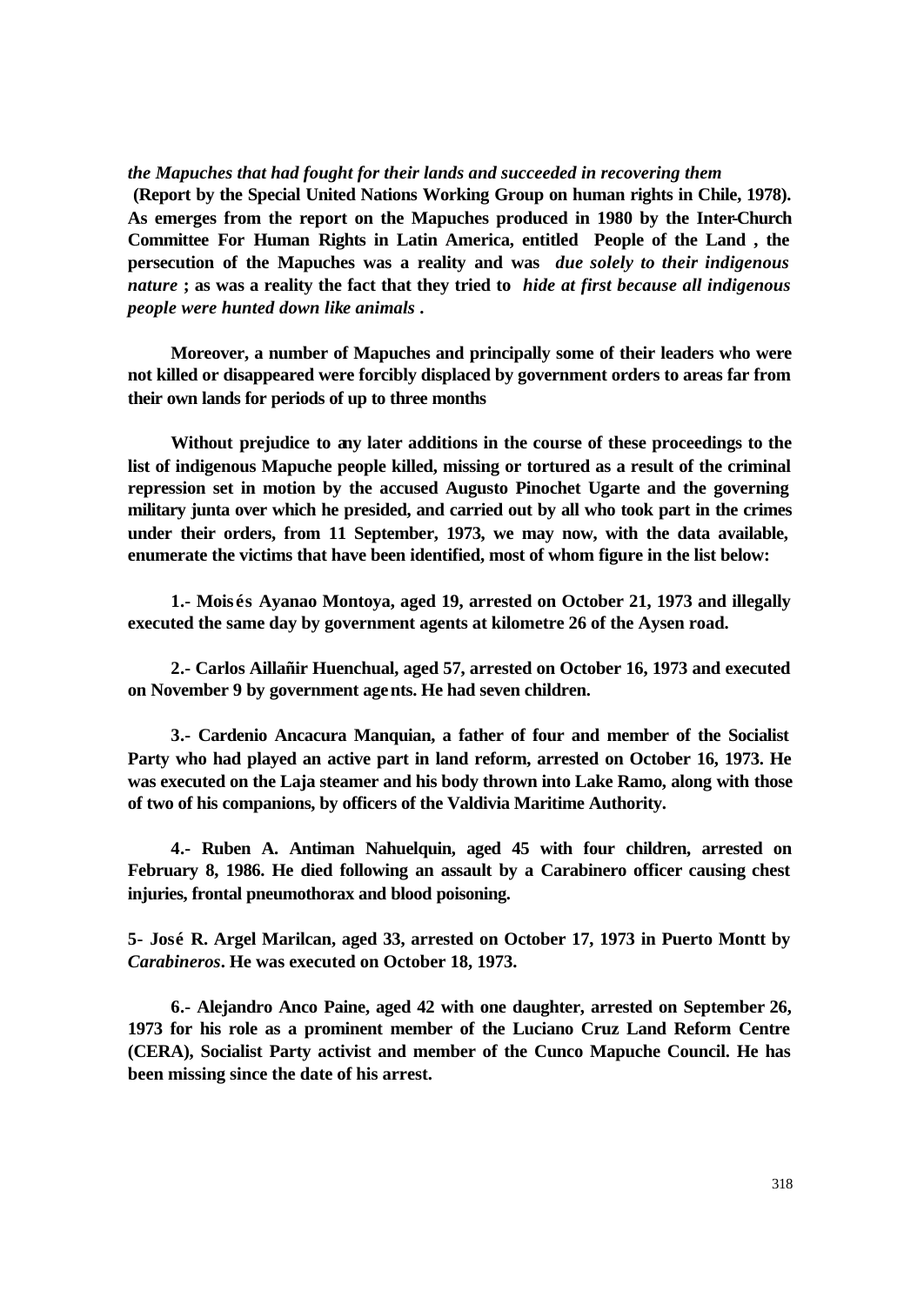*the Mapuches that had fought for their lands and succeeded in recovering them* **(Report by the Special United Nations Working Group on human rights in Chile, 1978). As emerges from the report on the Mapuches produced in 1980 by the Inter-Church Committee For Human Rights in Latin America, entitled People of the Land , the persecution of the Mapuches was a reality and was** ***due solely to their indigenous nature*** **; as was a reality the fact that they tried to** ***hide at first because all indigenous people were hunted down like animals*** **.**

**Moreover, a number of Mapuches and principally some of their leaders who were not killed or disappeared were forcibly displaced by government orders to areas far from their own lands for periods of up to three months**

**Without prejudice to any later additions in the course of these proceedings to the list of indigenous Mapuche people killed, missing or tortured as a result of the criminal repression set in motion by the accused Augusto Pinochet Ugarte and the governing military junta over which he presided, and carried out by all who took part in the crimes under their orders, from 11 September, 1973, we may now, with the data available, enumerate the victims that have been identified, most of whom figure in the list below:**

**1.- Moisés Ayanao Montoya, aged 19, arrested on October 21, 1973 and illegally executed the same day by government agents at kilometre 26 of the Aysen road.**

**2.- Carlos Aillañir Huenchual, aged 57, arrested on October 16, 1973 and executed on November 9 by government agents. He had seven children.**

**3.- Cardenio Ancacura Manquian, a father of four and member of the Socialist Party who had played an active part in land reform, arrested on October 16, 1973. He was executed on the Laja steamer and his body thrown into Lake Ramo, along with those of two of his companions, by officers of the Valdivia Maritime Authority.**

**4.- Ruben A. Antiman Nahuelquin, aged 45 with four children, arrested on February 8, 1986. He died following an assault by a Carabinero officer causing chest injuries, frontal pneumothorax and blood poisoning.**

**5- José R. Argel Marilcan, aged 33, arrested on October 17, 1973 in Puerto Montt by** ***Carabineros*****. He was executed on October 18, 1973.**

**6.- Alejandro Anco Paine, aged 42 with one daughter, arrested on September 26, 1973 for his role as a prominent member of the Luciano Cruz Land Reform Centre (CERA), Socialist Party activist and member of the Cunco Mapuche Council. He has been missing since the date of his arrest.**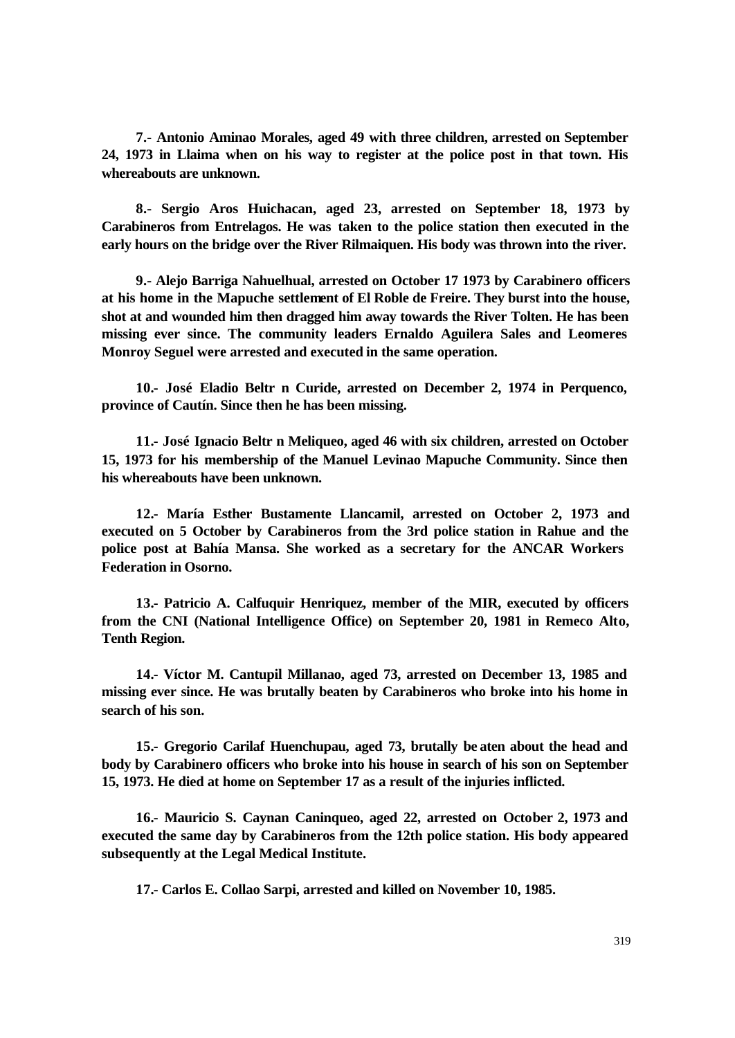**7.- Antonio Aminao Morales, aged 49 with three children, arrested on September 24, 1973 in Llaima when on his way to register at the police post in that town. His whereabouts are unknown.**

**8.- Sergio Aros Huichacan, aged 23, arrested on September 18, 1973 by Carabineros from Entrelagos. He was taken to the police station then executed in the early hours on the bridge over the River Rilmaiquen. His body was thrown into the river.**

**9.- Alejo Barriga Nahuelhual, arrested on October 17 1973 by Carabinero officers at his home in the Mapuche settlement of El Roble de Freire. They burst into the house, shot at and wounded him then dragged him away towards the River Tolten. He has been missing ever since. The community leaders Ernaldo Aguilera Sales and Leomeres Monroy Seguel were arrested and executed in the same operation.**

**10.- José Eladio Beltr n Curide, arrested on December 2, 1974 in Perquenco, province of Cautín. Since then he has been missing.**

**11.- José Ignacio Beltr n Meliqueo, aged 46 with six children, arrested on October 15, 1973 for his membership of the Manuel Levinao Mapuche Community. Since then his whereabouts have been unknown.**

**12.- María Esther Bustamente Llancamil, arrested on October 2, 1973 and executed on 5 October by Carabineros from the 3rd police station in Rahue and the police post at Bahía Mansa. She worked as a secretary for the ANCAR Workers Federation in Osorno.**

**13.- Patricio A. Calfuquir Henriquez, member of the MIR, executed by officers from the CNI (National Intelligence Office) on September 20, 1981 in Remeco Alto, Tenth Region.**

**14.- Víctor M. Cantupil Millanao, aged 73, arrested on December 13, 1985 and missing ever since. He was brutally beaten by Carabineros who broke into his home in search of his son.**

**15.- Gregorio Carilaf Huenchupau, aged 73, brutally be aten about the head and body by Carabinero officers who broke into his house in search of his son on September 15, 1973. He died at home on September 17 as a result of the injuries inflicted.**

**16.- Mauricio S. Caynan Caninqueo, aged 22, arrested on October 2, 1973 and executed the same day by Carabineros from the 12th police station. His body appeared subsequently at the Legal Medical Institute.**

**17.- Carlos E. Collao Sarpi, arrested and killed on November 10, 1985.**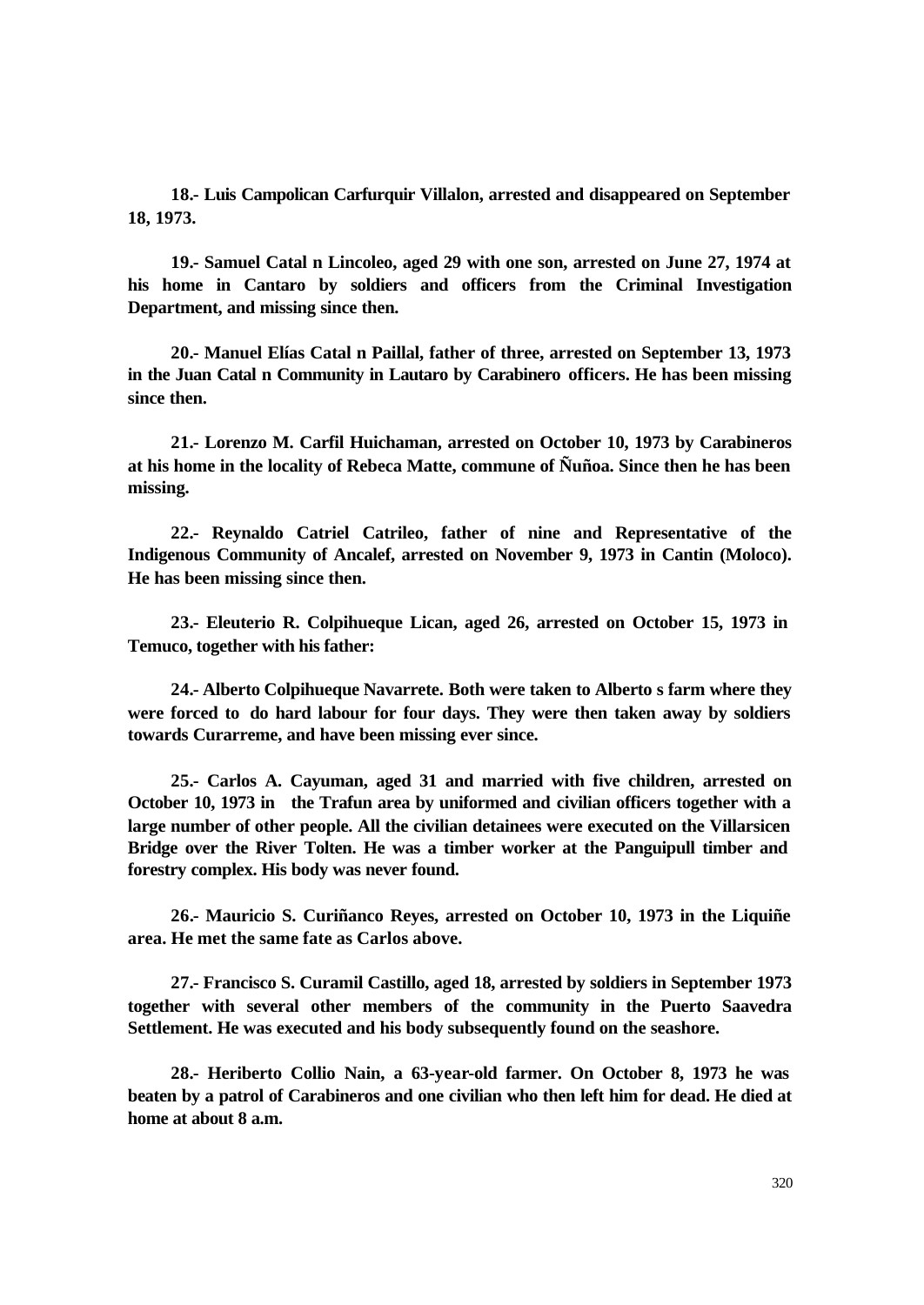**18.- Luis Campolican Carfurquir Villalon, arrested and disappeared on September 18, 1973.**

**19.- Samuel Catal n Lincoleo, aged 29 with one son, arrested on June 27, 1974 at his home in Cantaro by soldiers and officers from the Criminal Investigation Department, and missing since then.**

**20.- Manuel Elías Catal n Paillal, father of three, arrested on September 13, 1973 in the Juan Catal n Community in Lautaro by Carabinero officers. He has been missing since then.**

**21.- Lorenzo M. Carfil Huichaman, arrested on October 10, 1973 by Carabineros at his home in the locality of Rebeca Matte, commune of Ñuñoa. Since then he has been missing.**

**22.- Reynaldo Catriel Catrileo, father of nine and Representative of the Indigenous Community of Ancalef, arrested on November 9, 1973 in Cantin (Moloco). He has been missing since then.**

**23.- Eleuterio R. Colpihueque Lican, aged 26, arrested on October 15, 1973 in Temuco, together with his father:**

**24.- Alberto Colpihueque Navarrete. Both were taken to Alberto s farm where they were forced to do hard labour for four days. They were then taken away by soldiers towards Curarreme, and have been missing ever since.**

**25.- Carlos A. Cayuman, aged 31 and married with five children, arrested on October 10, 1973 in the Trafun area by uniformed and civilian officers together with a large number of other people. All the civilian detainees were executed on the Villarsicen Bridge over the River Tolten. He was a timber worker at the Panguipull timber and forestry complex. His body was never found.**

**26.- Mauricio S. Curiñanco Reyes, arrested on October 10, 1973 in the Liquiñe area. He met the same fate as Carlos above.**

**27.- Francisco S. Curamil Castillo, aged 18, arrested by soldiers in September 1973 together with several other members of the community in the Puerto Saavedra Settlement. He was executed and his body subsequently found on the seashore.**

**28.- Heriberto Collio Nain, a 63-year-old farmer. On October 8, 1973 he was beaten by a patrol of Carabineros and one civilian who then left him for dead. He died at home at about 8 a.m.**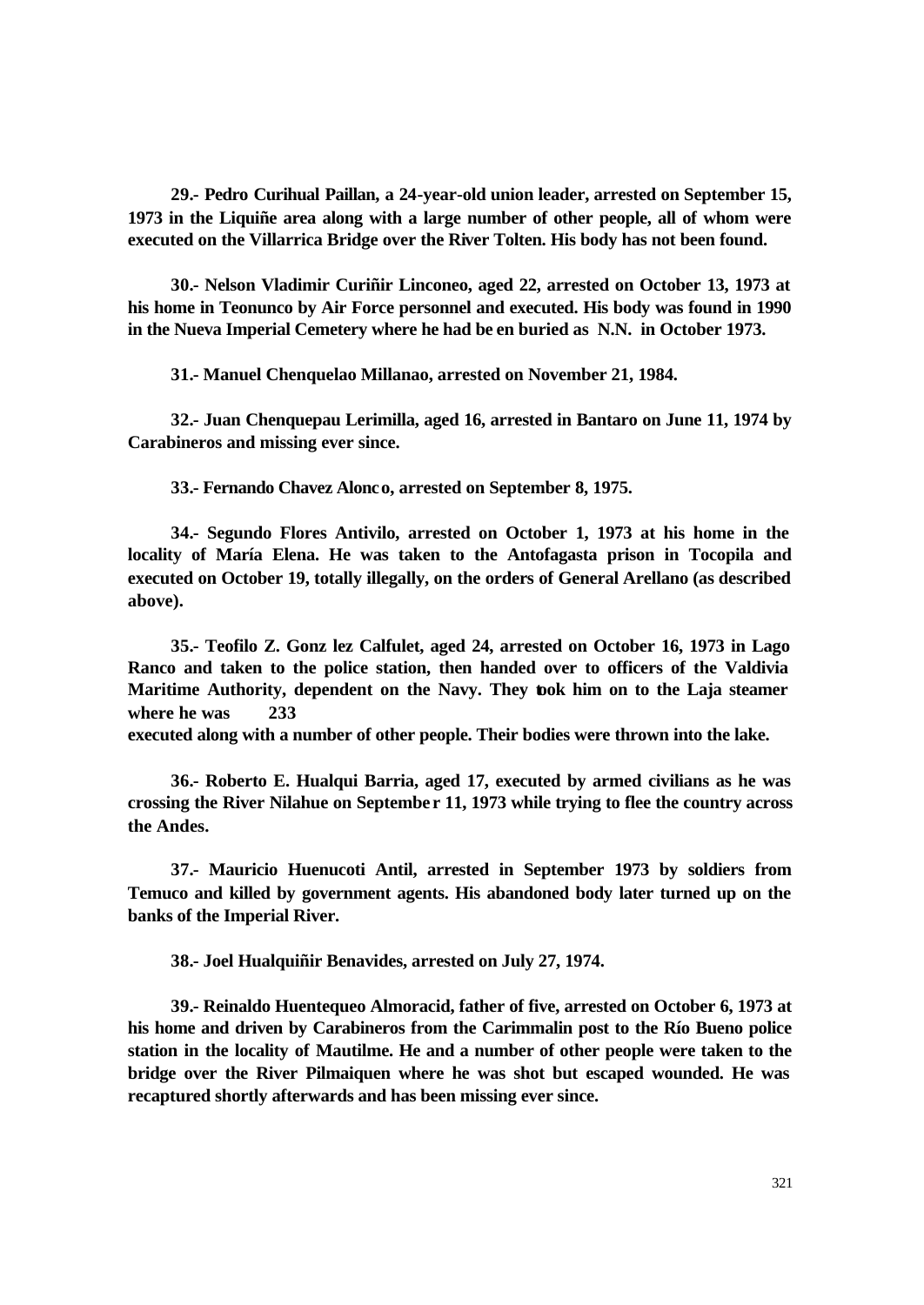**29.- Pedro Curihual Paillan, a 24-year-old union leader, arrested on September 15, 1973 in the Liquiñe area along with a large number of other people, all of whom were executed on the Villarrica Bridge over the River Tolten. His body has not been found.**

**30.- Nelson Vladimir Curiñir Linconeo, aged 22, arrested on October 13, 1973 at his home in Teonunco by Air Force personnel and executed. His body was found in 1990 in the Nueva Imperial Cemetery where he had be en buried as N.N. in October 1973.**

**31.- Manuel Chenquelao Millanao, arrested on November 21, 1984.**

**32.- Juan Chenquepau Lerimilla, aged 16, arrested in Bantaro on June 11, 1974 by Carabineros and missing ever since.**

**33.- Fernando Chavez Alonc o, arrested on September 8, 1975.**

**34.- Segundo Flores Antivilo, arrested on October 1, 1973 at his home in the locality of María Elena. He was taken to the Antofagasta prison in Tocopila and executed on October 19, totally illegally, on the orders of General Arellano (as described above).**

**35.- Teofilo Z. Gonz lez Calfulet, aged 24, arrested on October 16, 1973 in Lago Ranco and taken to the police station, then handed over to officers of the Valdivia Maritime Authority, dependent on the Navy. They took him on to the Laja steamer where he was 233 executed along with a number of other people. Their bodies were thrown into the lake.**

**36.- Roberto E. Hualqui Barria, aged 17, executed by armed civilians as he was crossing the River Nilahue on Septembe r 11, 1973 while trying to flee the country across the Andes.**

**37.- Mauricio Huenucoti Antil, arrested in September 1973 by soldiers from Temuco and killed by government agents. His abandoned body later turned up on the banks of the Imperial River.**

**38.- Joel Hualquiñir Benavides, arrested on July 27, 1974.**

**39.- Reinaldo Huentequeo Almoracid, father of five, arrested on October 6, 1973 at his home and driven by Carabineros from the Carimmalin post to the Río Bueno police station in the locality of Mautilme. He and a number of other people were taken to the bridge over the River Pilmaiquen where he was shot but escaped wounded. He was recaptured shortly afterwards and has been missing ever since.**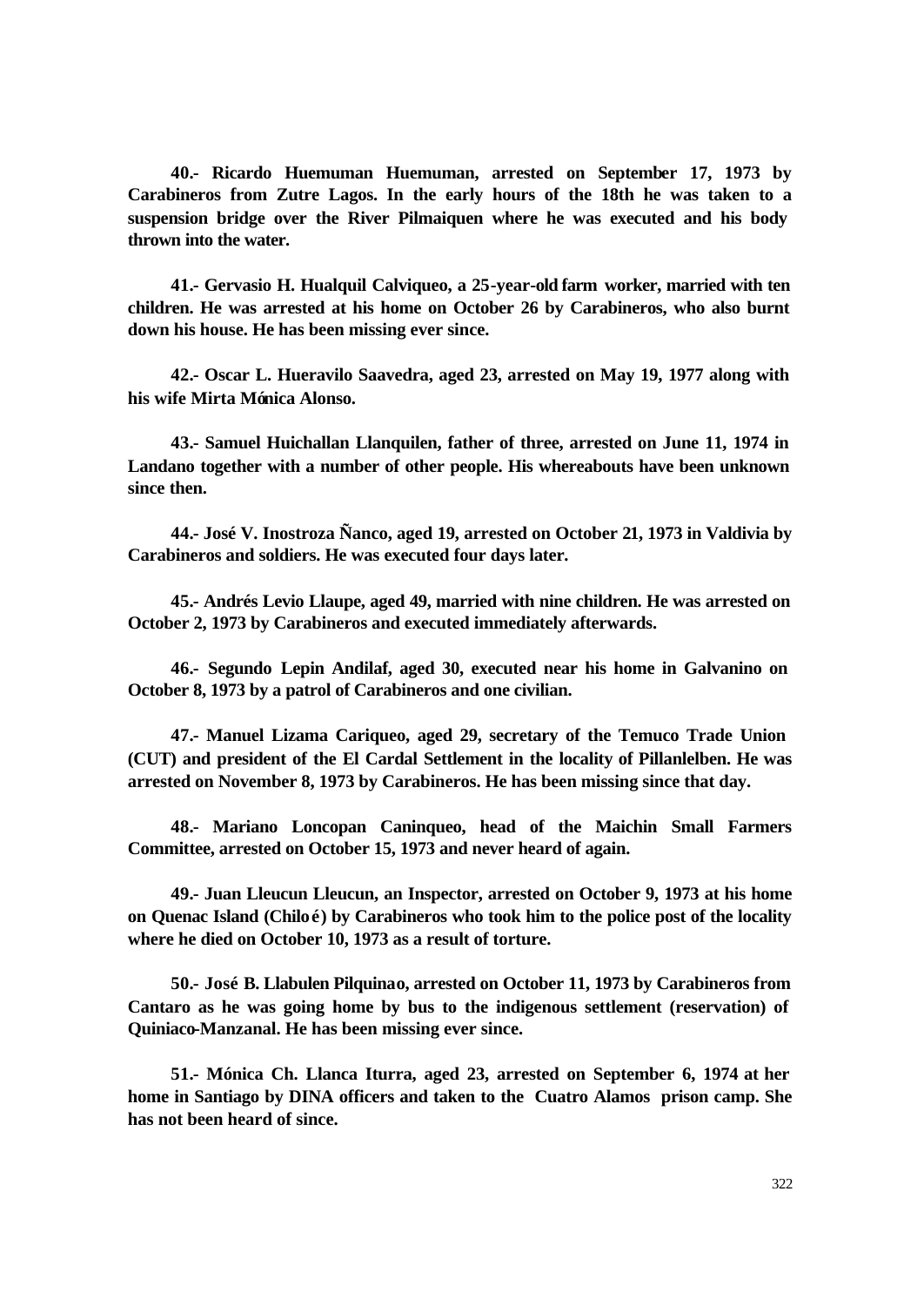**40.- Ricardo Huemuman Huemuman, arrested on September 17, 1973 by Carabineros from Zutre Lagos. In the early hours of the 18th he was taken to a suspension bridge over the River Pilmaiquen where he was executed and his body thrown into the water.**

**41.- Gervasio H. Hualquil Calviqueo, a 25-year-old farm worker, married with ten children. He was arrested at his home on October 26 by Carabineros, who also burnt down his house. He has been missing ever since.**

**42.- Oscar L. Hueravilo Saavedra, aged 23, arrested on May 19, 1977 along with his wife Mirta Mónica Alonso.**

**43.- Samuel Huichallan Llanquilen, father of three, arrested on June 11, 1974 in Landano together with a number of other people. His whereabouts have been unknown since then.**

**44.- José V. Inostroza Ñanco, aged 19, arrested on October 21, 1973 in Valdivia by Carabineros and soldiers. He was executed four days later.**

**45.- Andrés Levio Llaupe, aged 49, married with nine children. He was arrested on October 2, 1973 by Carabineros and executed immediately afterwards.**

**46.- Segundo Lepin Andilaf, aged 30, executed near his home in Galvanino on October 8, 1973 by a patrol of Carabineros and one civilian.**

**47.- Manuel Lizama Cariqueo, aged 29, secretary of the Temuco Trade Union (CUT) and president of the El Cardal Settlement in the locality of Pillanlelben. He was arrested on November 8, 1973 by Carabineros. He has been missing since that day.**

**48.- Mariano Loncopan Caninqueo, head of the Maichin Small Farmers Committee, arrested on October 15, 1973 and never heard of again.**

**49.- Juan Lleucun Lleucun, an Inspector, arrested on October 9, 1973 at his home on Quenac Island (Chiloé) by Carabineros who took him to the police post of the locality where he died on October 10, 1973 as a result of torture.**

**50.- José B. Llabulen Pilquinao, arrested on October 11, 1973 by Carabineros from Cantaro as he was going home by bus to the indigenous settlement (reservation) of Quiniaco-Manzanal. He has been missing ever since.**

**51.- Mónica Ch. Llanca Iturra, aged 23, arrested on September 6, 1974 at her home in Santiago by DINA officers and taken to the Cuatro Alamos prison camp. She has not been heard of since.**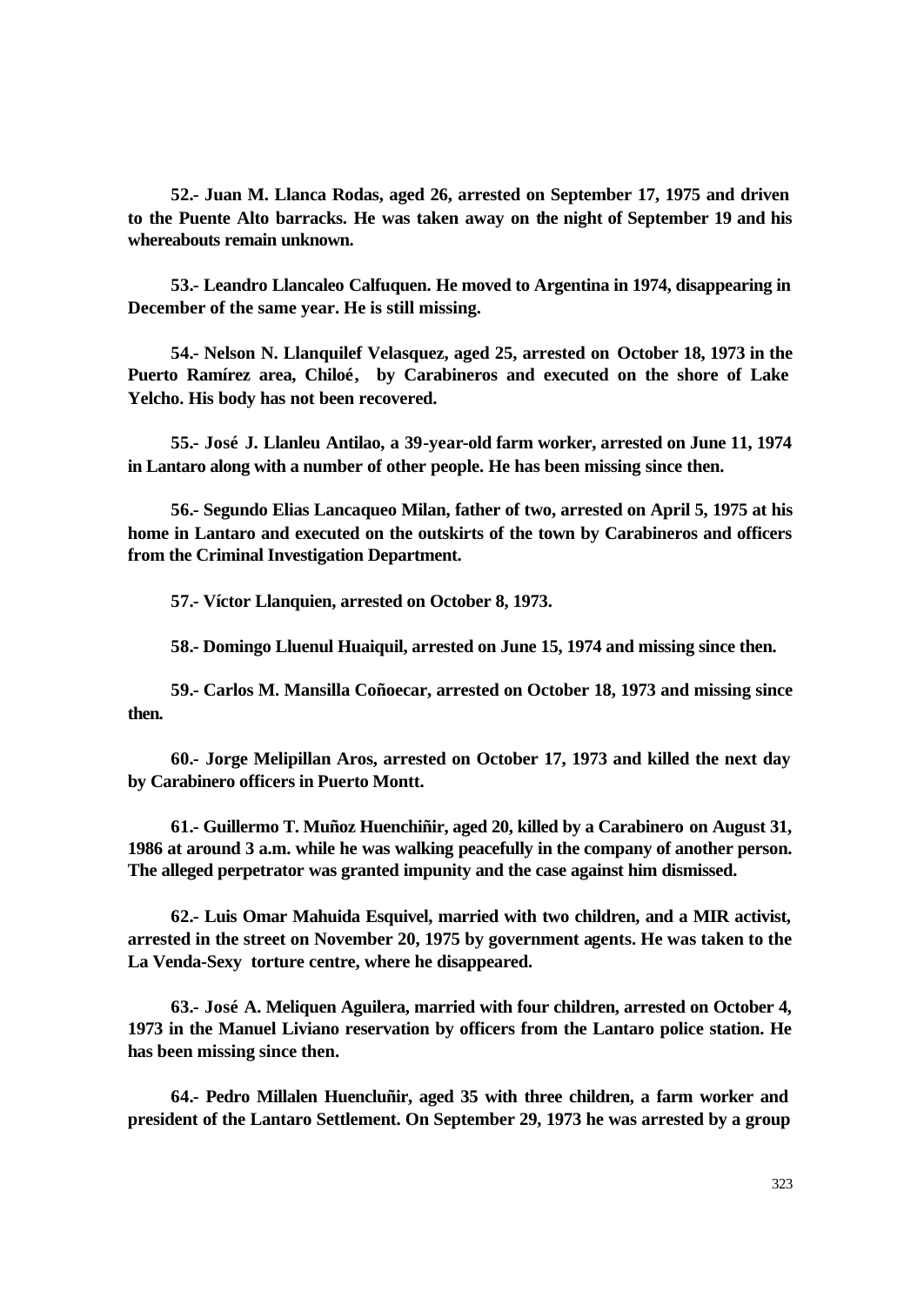**52.- Juan M. Llanca Rodas, aged 26, arrested on September 17, 1975 and driven to the Puente Alto barracks. He was taken away on the night of September 19 and his whereabouts remain unknown.**

**53.- Leandro Llancaleo Calfuquen. He moved to Argentina in 1974, disappearing in December of the same year. He is still missing.**

**54.- Nelson N. Llanquilef Velasquez, aged 25, arrested on October 18, 1973 in the Puerto Ramírez area, Chiloé, by Carabineros and executed on the shore of Lake Yelcho. His body has not been recovered.**

**55.- José J. Llanleu Antilao, a 39-year-old farm worker, arrested on June 11, 1974 in Lantaro along with a number of other people. He has been missing since then.**

**56.- Segundo Elias Lancaqueo Milan, father of two, arrested on April 5, 1975 at his home in Lantaro and executed on the outskirts of the town by Carabineros and officers from the Criminal Investigation Department.**

**57.- Víctor Llanquien, arrested on October 8, 1973.**

**58.- Domingo Lluenul Huaiquil, arrested on June 15, 1974 and missing since then.**

**59.- Carlos M. Mansilla Coñoecar, arrested on October 18, 1973 and missing since then.**

**60.- Jorge Melipillan Aros, arrested on October 17, 1973 and killed the next day by Carabinero officers in Puerto Montt.**

**61.- Guillermo T. Muñoz Huenchiñir, aged 20, killed by a Carabinero on August 31, 1986 at around 3 a.m. while he was walking peacefully in the company of another person. The alleged perpetrator was granted impunity and the case against him dismissed.**

**62.- Luis Omar Mahuida Esquivel, married with two children, and a MIR activist, arrested in the street on November 20, 1975 by government agents. He was taken to the La Venda-Sexy torture centre, where he disappeared.**

**63.- José A. Meliquen Aguilera, married with four children, arrested on October 4, 1973 in the Manuel Liviano reservation by officers from the Lantaro police station. He has been missing since then.**

**64.- Pedro Millalen Huencluñir, aged 35 with three children, a farm worker and president of the Lantaro Settlement. On September 29, 1973 he was arrested by a group**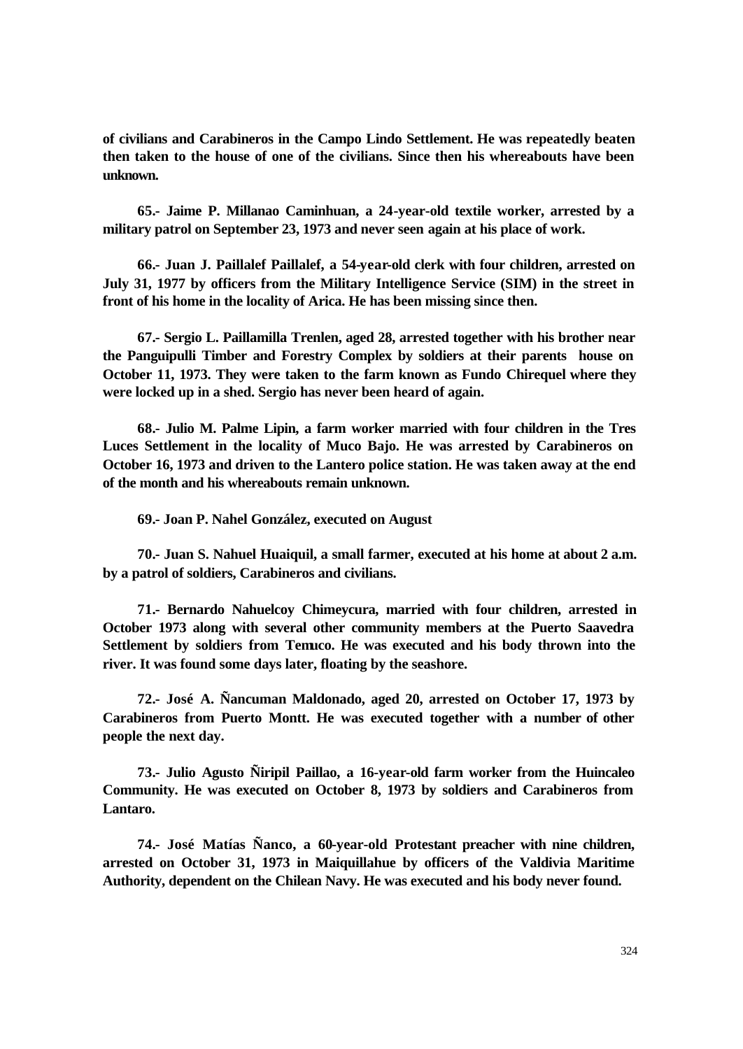**of civilians and Carabineros in the Campo Lindo Settlement. He was repeatedly beaten then taken to the house of one of the civilians. Since then his whereabouts have been unknown.**

**65.- Jaime P. Millanao Caminhuan, a 24-year-old textile worker, arrested by a military patrol on September 23, 1973 and never seen again at his place of work.**

**66.- Juan J. Paillalef Paillalef, a 54-year-old clerk with four children, arrested on July 31, 1977 by officers from the Military Intelligence Service (SIM) in the street in front of his home in the locality of Arica. He has been missing since then.**

**67.- Sergio L. Paillamilla Trenlen, aged 28, arrested together with his brother near the Panguipulli Timber and Forestry Complex by soldiers at their parents house on October 11, 1973. They were taken to the farm known as Fundo Chirequel where they were locked up in a shed. Sergio has never been heard of again.**

**68.- Julio M. Palme Lipin, a farm worker married with four children in the Tres Luces Settlement in the locality of Muco Bajo. He was arrested by Carabineros on October 16, 1973 and driven to the Lantero police station. He was taken away at the end of the month and his whereabouts remain unknown.**

**69.- Joan P. Nahel González, executed on August**

**70.- Juan S. Nahuel Huaiquil, a small farmer, executed at his home at about 2 a.m. by a patrol of soldiers, Carabineros and civilians.**

**71.- Bernardo Nahuelcoy Chimeycura, married with four children, arrested in October 1973 along with several other community members at the Puerto Saavedra Settlement by soldiers from Temuco. He was executed and his body thrown into the river. It was found some days later, floating by the seashore.**

**72.- José A. Ñancuman Maldonado, aged 20, arrested on October 17, 1973 by Carabineros from Puerto Montt. He was executed together with a number of other people the next day.**

**73.- Julio Agusto Ñiripil Paillao, a 16-year-old farm worker from the Huincaleo Community. He was executed on October 8, 1973 by soldiers and Carabineros from Lantaro.**

**74.- José Matías Ñanco, a 60-year-old Protestant preacher with nine children, arrested on October 31, 1973 in Maiquillahue by officers of the Valdivia Maritime Authority, dependent on the Chilean Navy. He was executed and his body never found.**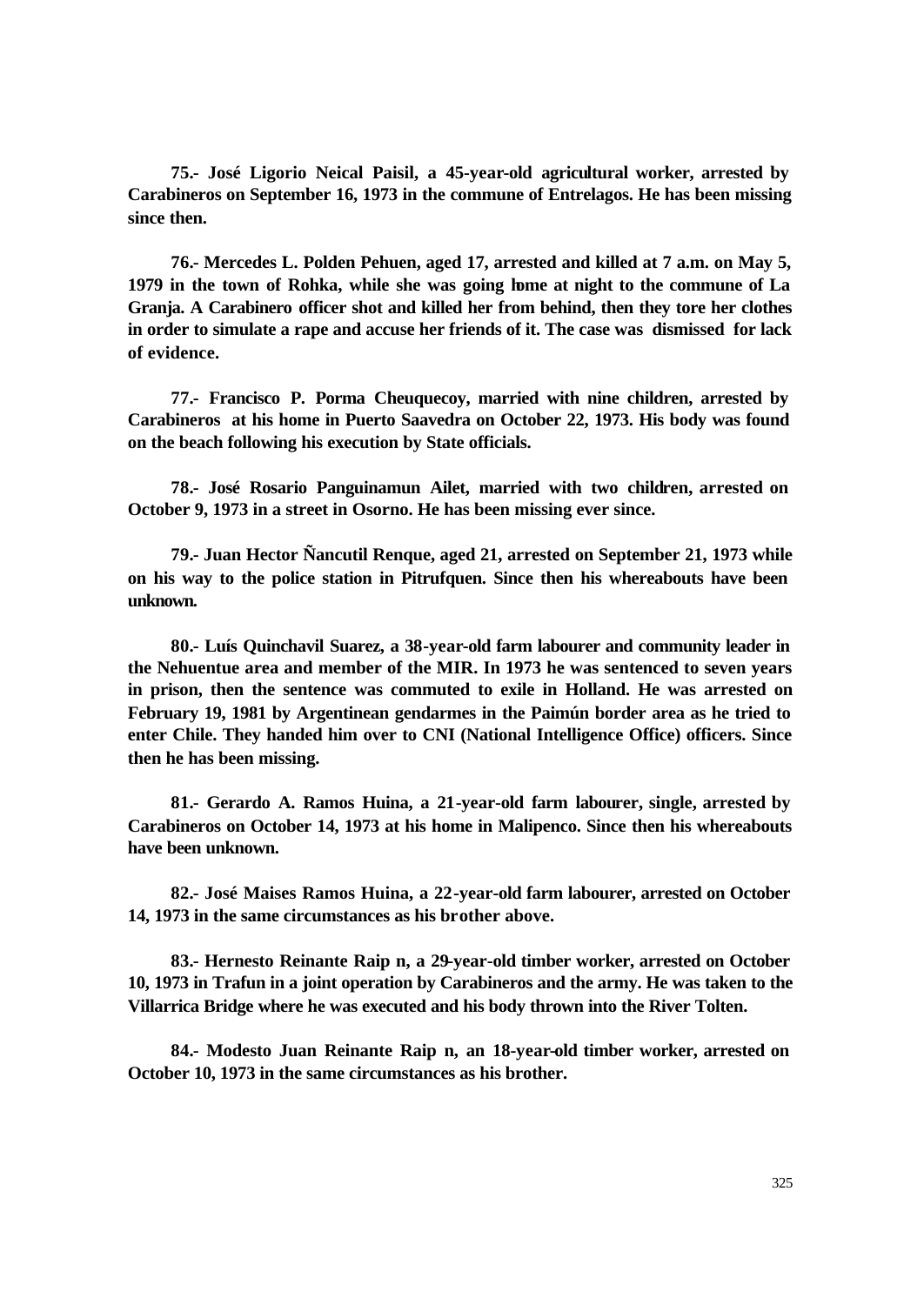**75.- José Ligorio Neical Paisil, a 45-year-old agricultural worker, arrested by Carabineros on September 16, 1973 in the commune of Entrelagos. He has been missing since then.**

**76.- Mercedes L. Polden Pehuen, aged 17, arrested and killed at 7 a.m. on May 5, 1979 in the town of Rohka, while she was going home at night to the commune of La Granja. A Carabinero officer shot and killed her from behind, then they tore her clothes in order to simulate a rape and accuse her friends of it. The case was dismissed for lack of evidence.**

**77.- Francisco P. Porma Cheuquecoy, married with nine children, arrested by Carabineros at his home in Puerto Saavedra on October 22, 1973. His body was found on the beach following his execution by State officials.**

**78.- José Rosario Panguinamun Ailet, married with two children, arrested on October 9, 1973 in a street in Osorno. He has been missing ever since.**

**79.- Juan Hector Ñancutil Renque, aged 21, arrested on September 21, 1973 while on his way to the police station in Pitrufquen. Since then his whereabouts have been unknown.**

**80.- Luís Quinchavil Suarez, a 38-year-old farm labourer and community leader in the Nehuentue area and member of the MIR. In 1973 he was sentenced to seven years in prison, then the sentence was commuted to exile in Holland. He was arrested on February 19, 1981 by Argentinean gendarmes in the Paimún border area as he tried to enter Chile. They handed him over to CNI (National Intelligence Office) officers. Since then he has been missing.**

**81.- Gerardo A. Ramos Huina, a 21-year-old farm labourer, single, arrested by Carabineros on October 14, 1973 at his home in Malipenco. Since then his whereabouts have been unknown.**

**82.- José Maises Ramos Huina, a 22-year-old farm labourer, arrested on October 14, 1973 in the same circumstances as his brother above.**

**83.- Hernesto Reinante Raip n, a 29-year-old timber worker, arrested on October 10, 1973 in Trafun in a joint operation by Carabineros and the army. He was taken to the Villarrica Bridge where he was executed and his body thrown into the River Tolten.**

**84.- Modesto Juan Reinante Raip n, an 18-year-old timber worker, arrested on October 10, 1973 in the same circumstances as his brother.**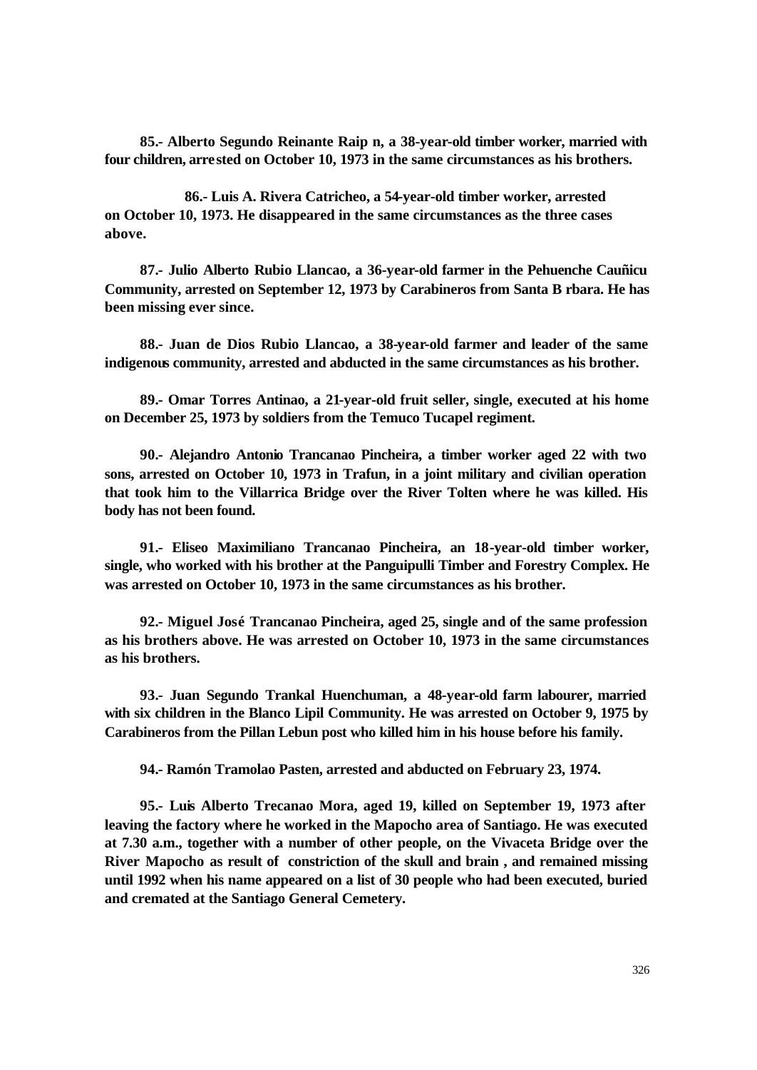**85.- Alberto Segundo Reinante Raip n, a 38-year-old timber worker, married with four children, arrested on October 10, 1973 in the same circumstances as his brothers.**

**86.- Luis A. Rivera Catricheo, a 54-year-old timber worker, arrested on October 10, 1973. He disappeared in the same circumstances as the three cases above.**

**87.- Julio Alberto Rubio Llancao, a 36-year-old farmer in the Pehuenche Cauñicu Community, arrested on September 12, 1973 by Carabineros from Santa B rbara. He has been missing ever since.**

**88.- Juan de Dios Rubio Llancao, a 38-year-old farmer and leader of the same indigenous community, arrested and abducted in the same circumstances as his brother.**

**89.- Omar Torres Antinao, a 21-year-old fruit seller, single, executed at his home on December 25, 1973 by soldiers from the Temuco Tucapel regiment.**

**90.- Alejandro Antonio Trancanao Pincheira, a timber worker aged 22 with two sons, arrested on October 10, 1973 in Trafun, in a joint military and civilian operation that took him to the Villarrica Bridge over the River Tolten where he was killed. His body has not been found.**

**91.- Eliseo Maximiliano Trancanao Pincheira, an 18-year-old timber worker, single, who worked with his brother at the Panguipulli Timber and Forestry Complex. He was arrested on October 10, 1973 in the same circumstances as his brother.**

**92.- Miguel José Trancanao Pincheira, aged 25, single and of the same profession as his brothers above. He was arrested on October 10, 1973 in the same circumstances as his brothers.**

**93.- Juan Segundo Trankal Huenchuman, a 48-year-old farm labourer, married with six children in the Blanco Lipil Community. He was arrested on October 9, 1975 by Carabineros from the Pillan Lebun post who killed him in his house before his family.**

**94.- Ramón Tramolao Pasten, arrested and abducted on February 23, 1974.**

**95.- Luis Alberto Trecanao Mora, aged 19, killed on September 19, 1973 after leaving the factory where he worked in the Mapocho area of Santiago. He was executed at 7.30 a.m., together with a number of other people, on the Vivaceta Bridge over the River Mapocho as result of constriction of the skull and brain , and remained missing until 1992 when his name appeared on a list of 30 people who had been executed, buried and cremated at the Santiago General Cemetery.**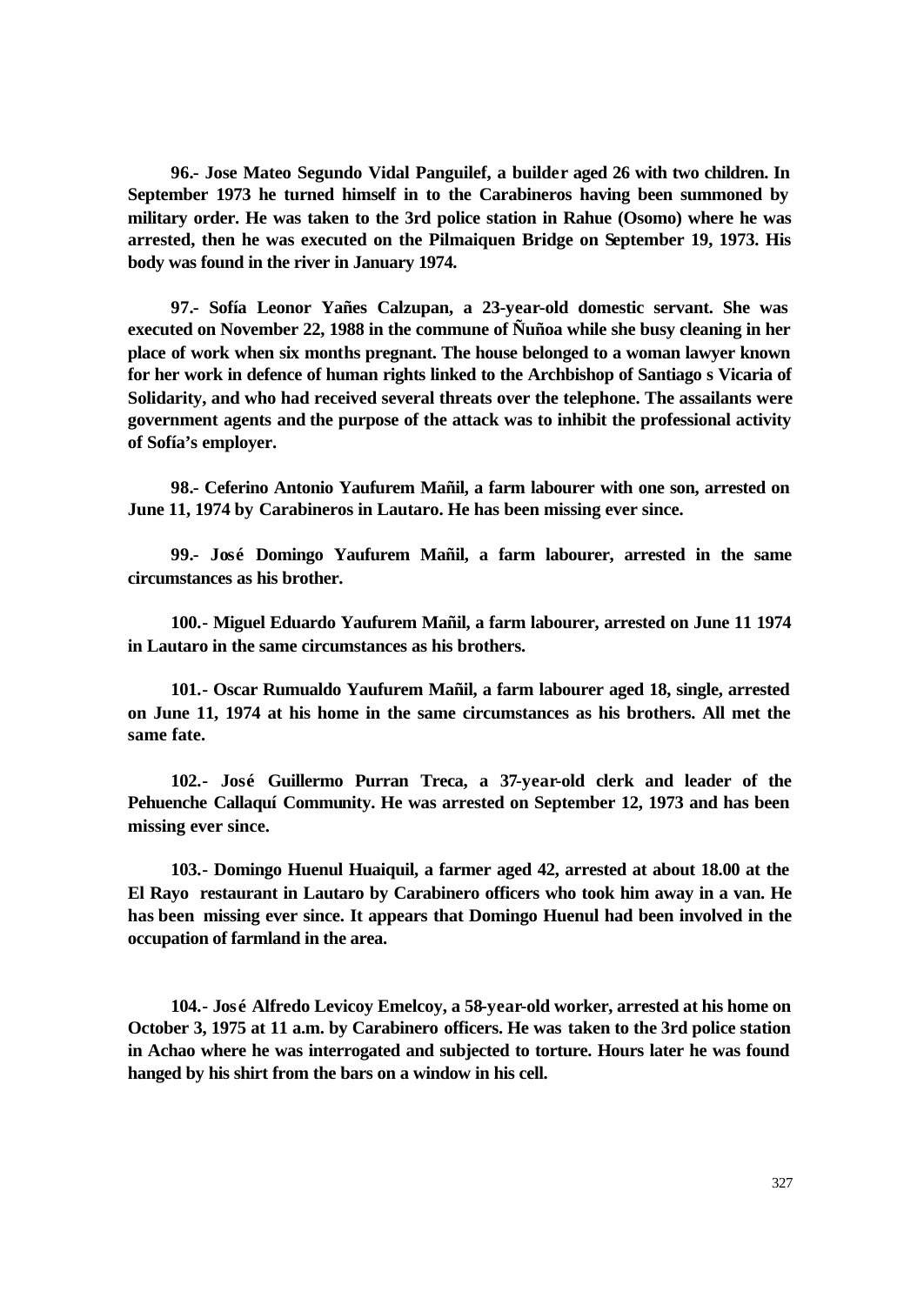**96.- Jose Mateo Segundo Vidal Panguilef, a builder aged 26 with two children. In September 1973 he turned himself in to the Carabineros having been summoned by military order. He was taken to the 3rd police station in Rahue (Osomo) where he was arrested, then he was executed on the Pilmaiquen Bridge on September 19, 1973. His body was found in the river in January 1974.**

**97.- Sofía Leonor Yañes Calzupan, a 23-year-old domestic servant. She was executed on November 22, 1988 in the commune of Ñuñoa while she busy cleaning in her place of work when six months pregnant. The house belonged to a woman lawyer known for her work in defence of human rights linked to the Archbishop of Santiago s Vicaria of Solidarity, and who had received several threats over the telephone. The assailants were government agents and the purpose of the attack was to inhibit the professional activity of Sofía's employer.**

**98.- Ceferino Antonio Yaufurem Mañil, a farm labourer with one son, arrested on June 11, 1974 by Carabineros in Lautaro. He has been missing ever since.**

**99.- José Domingo Yaufurem Mañil, a farm labourer, arrested in the same circumstances as his brother.**

**100.- Miguel Eduardo Yaufurem Mañil, a farm labourer, arrested on June 11 1974 in Lautaro in the same circumstances as his brothers.**

**101.- Oscar Rumualdo Yaufurem Mañil, a farm labourer aged 18, single, arrested on June 11, 1974 at his home in the same circumstances as his brothers. All met the same fate.**

**102.- José Guillermo Purran Treca, a 37-year-old clerk and leader of the Pehuenche Callaquí Community. He was arrested on September 12, 1973 and has been missing ever since.**

**103.- Domingo Huenul Huaiquil, a farmer aged 42, arrested at about 18.00 at the El Rayo restaurant in Lautaro by Carabinero officers who took him away in a van. He has been missing ever since. It appears that Domingo Huenul had been involved in the occupation of farmland in the area.**

**104.- José Alfredo Levicoy Emelcoy, a 58-year-old worker, arrested at his home on October 3, 1975 at 11 a.m. by Carabinero officers. He was taken to the 3rd police station in Achao where he was interrogated and subjected to torture. Hours later he was found hanged by his shirt from the bars on a window in his cell.**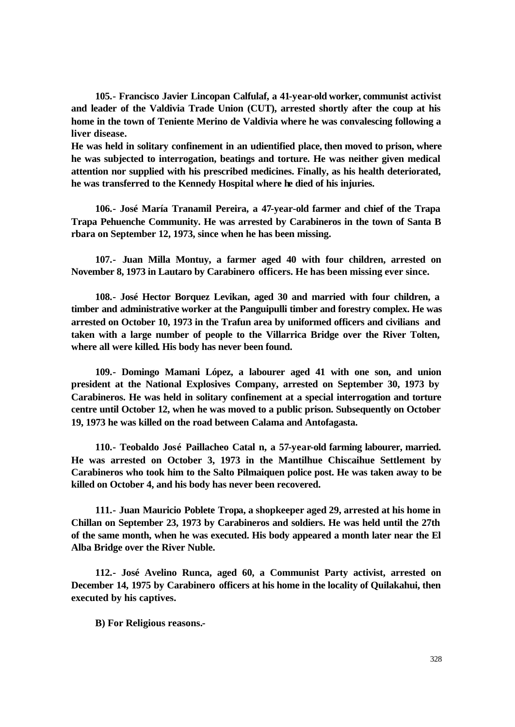**105.- Francisco Javier Lincopan Calfulaf, a 41-year-old worker, communist activist and leader of the Valdivia Trade Union (CUT), arrested shortly after the coup at his home in the town of Teniente Merino de Valdivia where he was convalescing following a liver disease.**

**He was held in solitary confinement in an udientified place, then moved to prison, where he was subjected to interrogation, beatings and torture. He was neither given medical attention nor supplied with his prescribed medicines. Finally, as his health deteriorated, he was transferred to the Kennedy Hospital where he died of his injuries.**

**106.- José María Tranamil Pereira, a 47-year-old farmer and chief of the Trapa Trapa Pehuenche Community. He was arrested by Carabineros in the town of Santa B rbara on September 12, 1973, since when he has been missing.**

**107.- Juan Milla Montuy, a farmer aged 40 with four children, arrested on November 8, 1973 in Lautaro by Carabinero officers. He has been missing ever since.**

**108.- José Hector Borquez Levikan, aged 30 and married with four children, a timber and administrative worker at the Panguipulli timber and forestry complex. He was arrested on October 10, 1973 in the Trafun area by uniformed officers and civilians and taken with a large number of people to the Villarrica Bridge over the River Tolten, where all were killed. His body has never been found.**

**109.- Domingo Mamani López, a labourer aged 41 with one son, and union president at the National Explosives Company, arrested on September 30, 1973 by Carabineros. He was held in solitary confinement at a special interrogation and torture centre until October 12, when he was moved to a public prison. Subsequently on October 19, 1973 he was killed on the road between Calama and Antofagasta.**

**110.- Teobaldo José Paillacheo Catal n, a 57-year-old farming labourer, married. He was arrested on October 3, 1973 in the Mantilhue Chiscaihue Settlement by Carabineros who took him to the Salto Pilmaiquen police post. He was taken away to be killed on October 4, and his body has never been recovered.**

**111.- Juan Mauricio Poblete Tropa, a shopkeeper aged 29, arrested at his home in Chillan on September 23, 1973 by Carabineros and soldiers. He was held until the 27th of the same month, when he was executed. His body appeared a month later near the El Alba Bridge over the River Nuble.**

**112.- José Avelino Runca, aged 60, a Communist Party activist, arrested on December 14, 1975 by Carabinero officers at his home in the locality of Quilakahui, then executed by his captives.**

**B) For Religious reasons.-**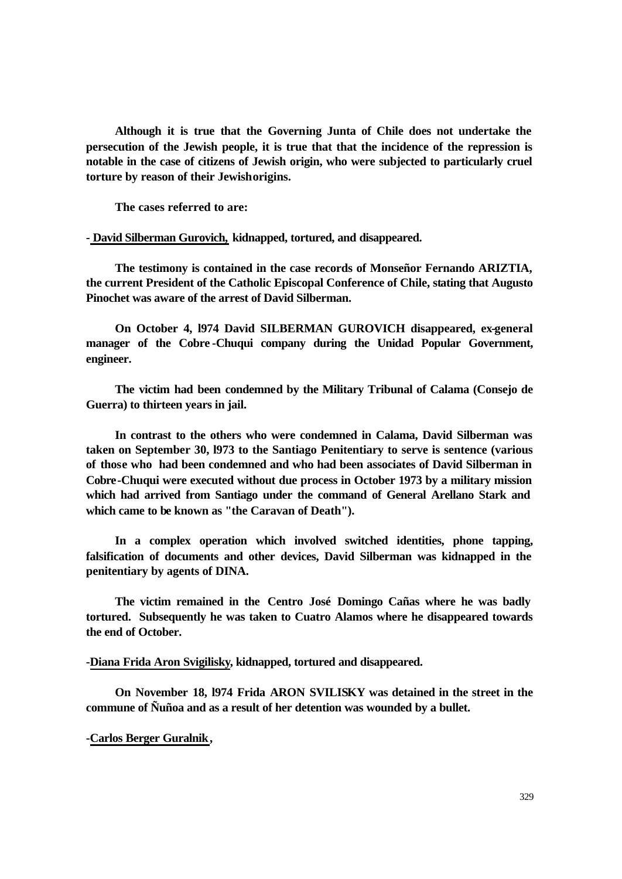**Although it is true that the Governing Junta of Chile does not undertake the persecution of the Jewish people, it is true that that the incidence of the repression is notable in the case of citizens of Jewish origin, who were subjected to particularly cruel torture by reason of their Jewish origins.**

**The cases referred to are:**

**- David Silberman Gurovich, kidnapped, tortured, and disappeared.**

**The testimony is contained in the case records of Monseñor Fernando ARIZTIA, the current President of the Catholic Episcopal Conference of Chile, stating that Augusto Pinochet was aware of the arrest of David Silberman.**

**On October 4, l974 David SILBERMAN GUROVICH disappeared, ex-general manager of the Cobre-Chuqui company during the Unidad Popular Government, engineer.**

**The victim had been condemned by the Military Tribunal of Calama (Consejo de Guerra) to thirteen years in jail.**

**In contrast to the others who were condemned in Calama, David Silberman was taken on September 30, l973 to the Santiago Penitentiary to serve is sentence (various of those who had been condemned and who had been associates of David Silberman in Cobre-Chuqui were executed without due process in October 1973 by a military mission which had arrived from Santiago under the command of General Arellano Stark and which came to be known as "the Caravan of Death").**

**In a complex operation which involved switched identities, phone tapping, falsification of documents and other devices, David Silberman was kidnapped in the penitentiary by agents of DINA.**

**The victim remained in the Centro José Domingo Cañas where he was badly tortured. Subsequently he was taken to Cuatro Alamos where he disappeared towards the end of October.**

**-Diana Frida Aron Svigilisky, kidnapped, tortured and disappeared.**

**On November 18, l974 Frida ARON SVILISKY was detained in the street in the commune of Ñuñoa and as a result of her detention was wounded by a bullet.**

**-Carlos Berger Guralnik,**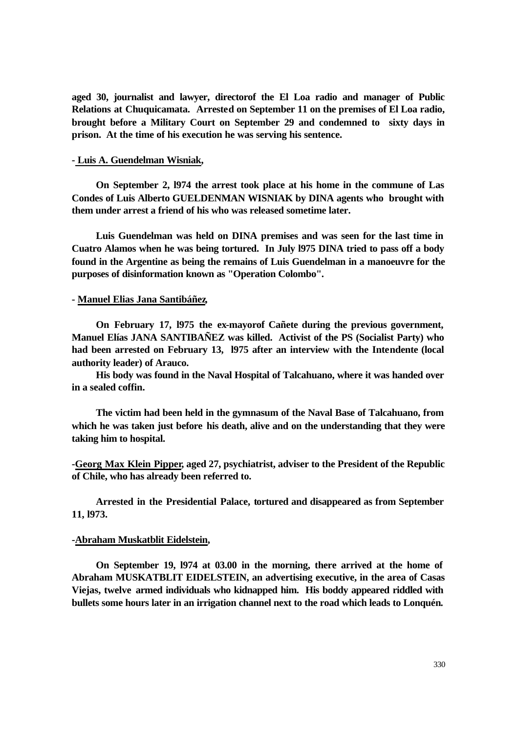**aged 30, journalist and lawyer, directorof the El Loa radio and manager of Public Relations at Chuquicamata. Arrested on September 11 on the premises of El Loa radio, brought before a Military Court on September 29 and condemned to sixty days in prison. At the time of his execution he was serving his sentence.**

**- Luis A. Guendelman Wisniak,**

**On September 2, l974 the arrest took place at his home in the commune of Las Condes of Luis Alberto GUELDENMAN WISNIAK by DINA agents who brought with them under arrest a friend of his who was released sometime later.**

**Luis Guendelman was held on DINA premises and was seen for the last time in Cuatro Alamos when he was being tortured. In July l975 DINA tried to pass off a body found in the Argentine as being the remains of Luis Guendelman in a manoeuvre for the purposes of disinformation known as "Operation Colombo".**

**- Manuel Elias Jana Santibáñez,**

**On February 17, l975 the ex-mayorof Cañete during the previous government, Manuel Elías JANA SANTIBAÑEZ was killed. Activist of the PS (Socialist Party) who had been arrested on February 13, l975 after an interview with the Intendente (local authority leader) of Arauco.**

**His body was found in the Naval Hospital of Talcahuano, where it was handed over in a sealed coffin.**

**The victim had been held in the gymnasum of the Naval Base of Talcahuano, from which he was taken just before his death, alive and on the understanding that they were taking him to hospital.**

**-Georg Max Klein Pipper, aged 27, psychiatrist, adviser to the President of the Republic of Chile, who has already been referred to.**

**Arrested in the Presidential Palace, tortured and disappeared as from September 11, l973.**

**-Abraham Muskatblit Eidelstein,**

**On September 19, l974 at 03.00 in the morning, there arrived at the home of Abraham MUSKATBLIT EIDELSTEIN, an advertising executive, in the area of Casas Viejas, twelve armed individuals who kidnapped him. His boddy appeared riddled with bullets some hours later in an irrigation channel next to the road which leads to Lonquén.**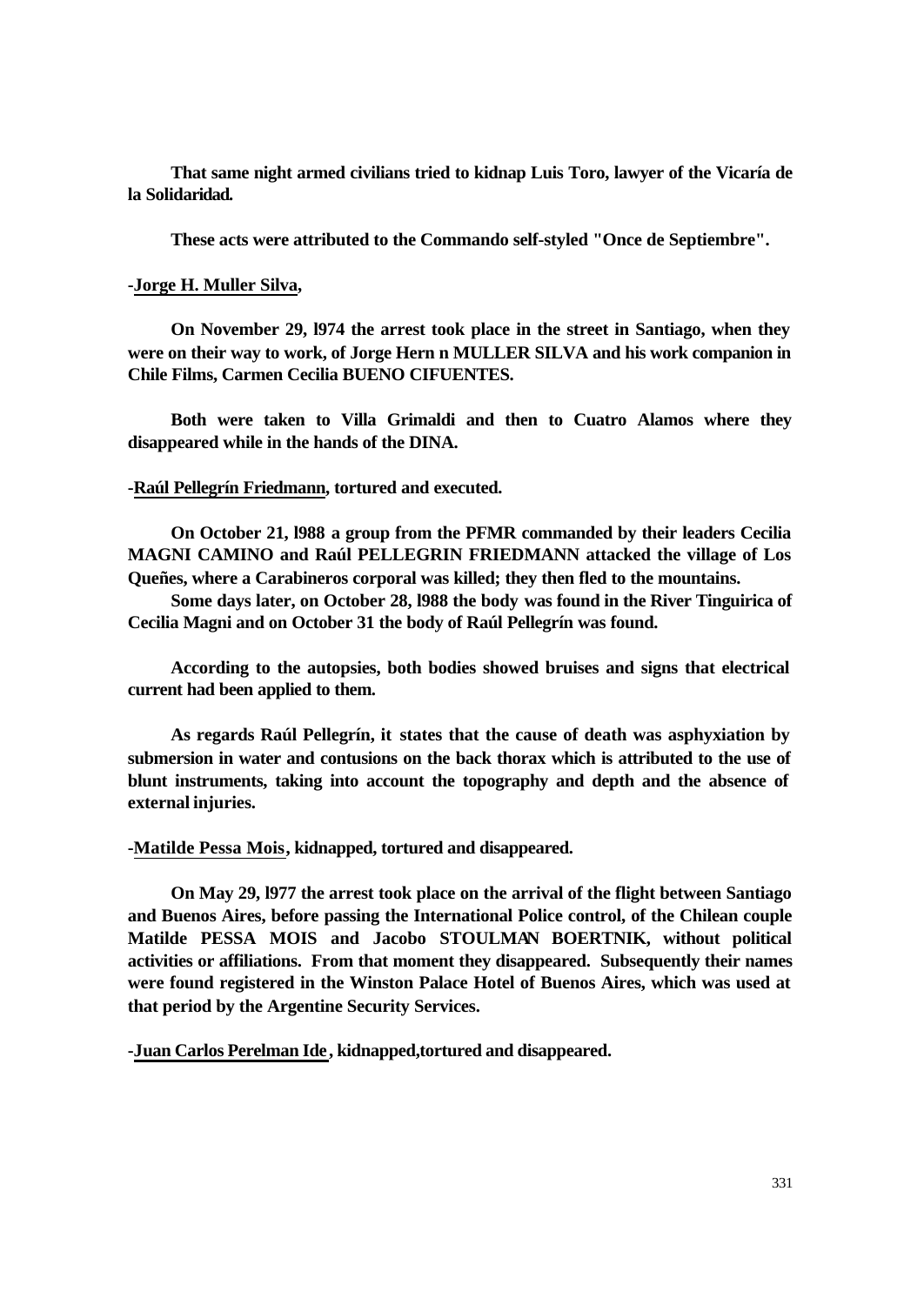**That same night armed civilians tried to kidnap Luis Toro, lawyer of the Vicaría de la Solidaridad.**

**These acts were attributed to the Commando self-styled "Once de Septiembre".**

**-<u>Jorge H. Muller Silva</u>,**

**On November 29, l974 the arrest took place in the street in Santiago, when they were on their way to work, of Jorge Hern n MULLER SILVA and his work companion in Chile Films, Carmen Cecilia BUENO CIFUENTES.**

**Both were taken to Villa Grimaldi and then to Cuatro Alamos where they disappeared while in the hands of the DINA.**

**-<u>Raúl Pellegrín Friedmann</u>, tortured and executed.**

**On October 21, l988 a group from the PFMR commanded by their leaders Cecilia MAGNI CAMINO and Raúl PELLEGRIN FRIEDMANN attacked the village of Los Queñes, where a Carabineros corporal was killed; they then fled to the mountains.**

**Some days later, on October 28, l988 the body was found in the River Tinguirica of Cecilia Magni and on October 31 the body of Raúl Pellegrín was found.**

**According to the autopsies, both bodies showed bruises and signs that electrical current had been applied to them.**

**As regards Raúl Pellegrín, it states that the cause of death was asphyxiation by submersion in water and contusions on the back thorax which is attributed to the use of blunt instruments, taking into account the topography and depth and the absence of external injuries.**

**-<u>Matilde Pessa Mois</u>, kidnapped, tortured and disappeared.**

**On May 29, l977 the arrest took place on the arrival of the flight between Santiago and Buenos Aires, before passing the International Police control, of the Chilean couple Matilde PESSA MOIS and Jacobo STOULMAN BOERTNIK, without political activities or affiliations. From that moment they disappeared. Subsequently their names were found registered in the Winston Palace Hotel of Buenos Aires, which was used at that period by the Argentine Security Services.**

**-<u>Juan Carlos Perelman Ide</u>, kidnapped,tortured and disappeared.**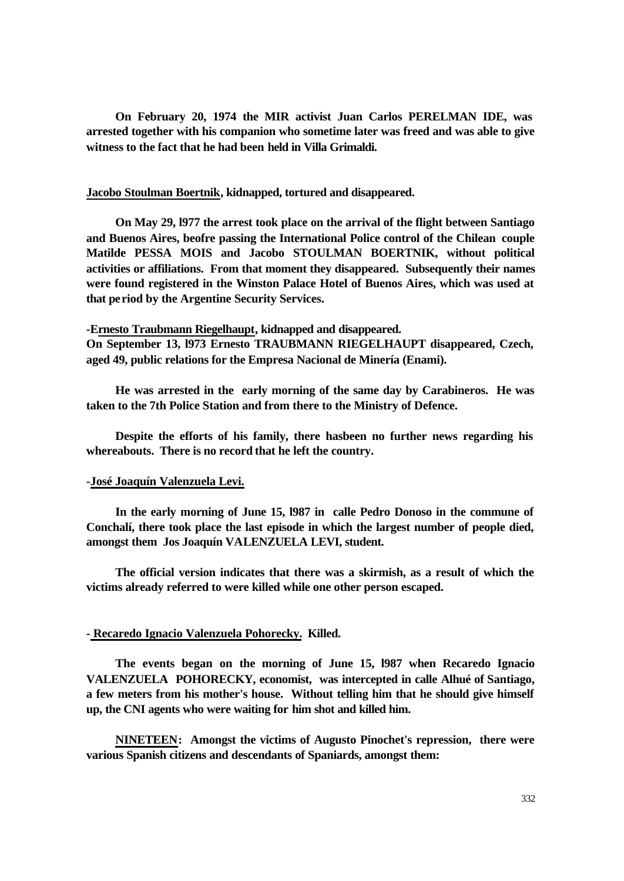**On February 20, 1974 the MIR activist Juan Carlos PERELMAN IDE, was arrested together with his companion who sometime later was freed and was able to give witness to the fact that he had been held in Villa Grimaldi.**

**<u>Jacobo Stoulman Boertnik</u>, kidnapped, tortured and disappeared.**

**On May 29, l977 the arrest took place on the arrival of the flight between Santiago and Buenos Aires, beofre passing the International Police control of the Chilean couple Matilde PESSA MOIS and Jacobo STOULMAN BOERTNIK, without political activities or affiliations. From that moment they disappeared. Subsequently their names were found registered in the Winston Palace Hotel of Buenos Aires, which was used at that period by the Argentine Security Services.**

**-<u>Ernesto Traubmann Riegelhaupt</u>, kidnapped and disappeared.**
**On September 13, l973 Ernesto TRAUBMANN RIEGELHAUPT disappeared, Czech, aged 49, public relations for the Empresa Nacional de Minería (Enami).**

**He was arrested in the early morning of the same day by Carabineros. He was taken to the 7th Police Station and from there to the Ministry of Defence.**

**Despite the efforts of his family, there hasbeen no further news regarding his whereabouts. There is no record that he left the country.**

**-<u>José Joaquín Valenzuela Levi.</u>**

**In the early morning of June 15, l987 in calle Pedro Donoso in the commune of Conchalí, there took place the last episode in which the largest number of people died, amongst them Jos Joaquín VALENZUELA LEVI, student.**

**The official version indicates that there was a skirmish, as a result of which the victims already referred to were killed while one other person escaped.**

**- <u>Recaredo Ignacio Valenzuela Pohorecky.</u> Killed.**

**The events began on the morning of June 15, l987 when Recaredo Ignacio VALENZUELA POHORECKY, economist, was intercepted in calle Alhué of Santiago, a few meters from his mother's house. Without telling him that he should give himself up, the CNI agents who were waiting for him shot and killed him.**

**<u>NINETEEN</u>: Amongst the victims of Augusto Pinochet's repression, there were various Spanish citizens and descendants of Spaniards, amongst them:**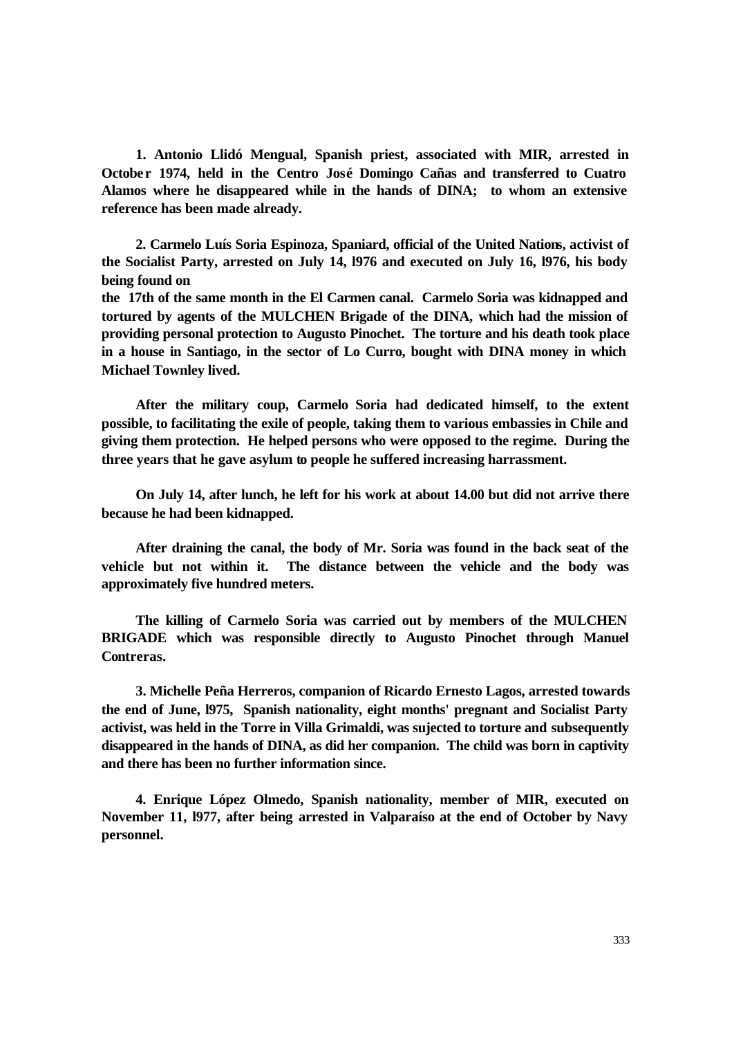**1. Antonio Llidó Mengual, Spanish priest, associated with MIR, arrested in October 1974, held in the Centro José Domingo Cañas and transferred to Cuatro Alamos where he disappeared while in the hands of DINA; to whom an extensive reference has been made already.**

**2. Carmelo Luís Soria Espinoza, Spaniard, official of the United Nations, activist of the Socialist Party, arrested on July 14, l976 and executed on July 16, l976, his body being found on the 17th of the same month in the El Carmen canal. Carmelo Soria was kidnapped and tortured by agents of the MULCHEN Brigade of the DINA, which had the mission of providing personal protection to Augusto Pinochet. The torture and his death took place in a house in Santiago, in the sector of Lo Curro, bought with DINA money in which Michael Townley lived.**

**After the military coup, Carmelo Soria had dedicated himself, to the extent possible, to facilitating the exile of people, taking them to various embassies in Chile and giving them protection. He helped persons who were opposed to the regime. During the three years that he gave asylum to people he suffered increasing harrassment.**

**On July 14, after lunch, he left for his work at about 14.00 but did not arrive there because he had been kidnapped.**

**After draining the canal, the body of Mr. Soria was found in the back seat of the vehicle but not within it. The distance between the vehicle and the body was approximately five hundred meters.**

**The killing of Carmelo Soria was carried out by members of the MULCHEN BRIGADE which was responsible directly to Augusto Pinochet through Manuel Contreras.**

**3. Michelle Peña Herreros, companion of Ricardo Ernesto Lagos, arrested towards the end of June, l975, Spanish nationality, eight months' pregnant and Socialist Party activist, was held in the Torre in Villa Grimaldi, was sujected to torture and subsequently disappeared in the hands of DINA, as did her companion. The child was born in captivity and there has been no further information since.**

**4. Enrique López Olmedo, Spanish nationality, member of MIR, executed on November 11, l977, after being arrested in Valparaíso at the end of October by Navy personnel.**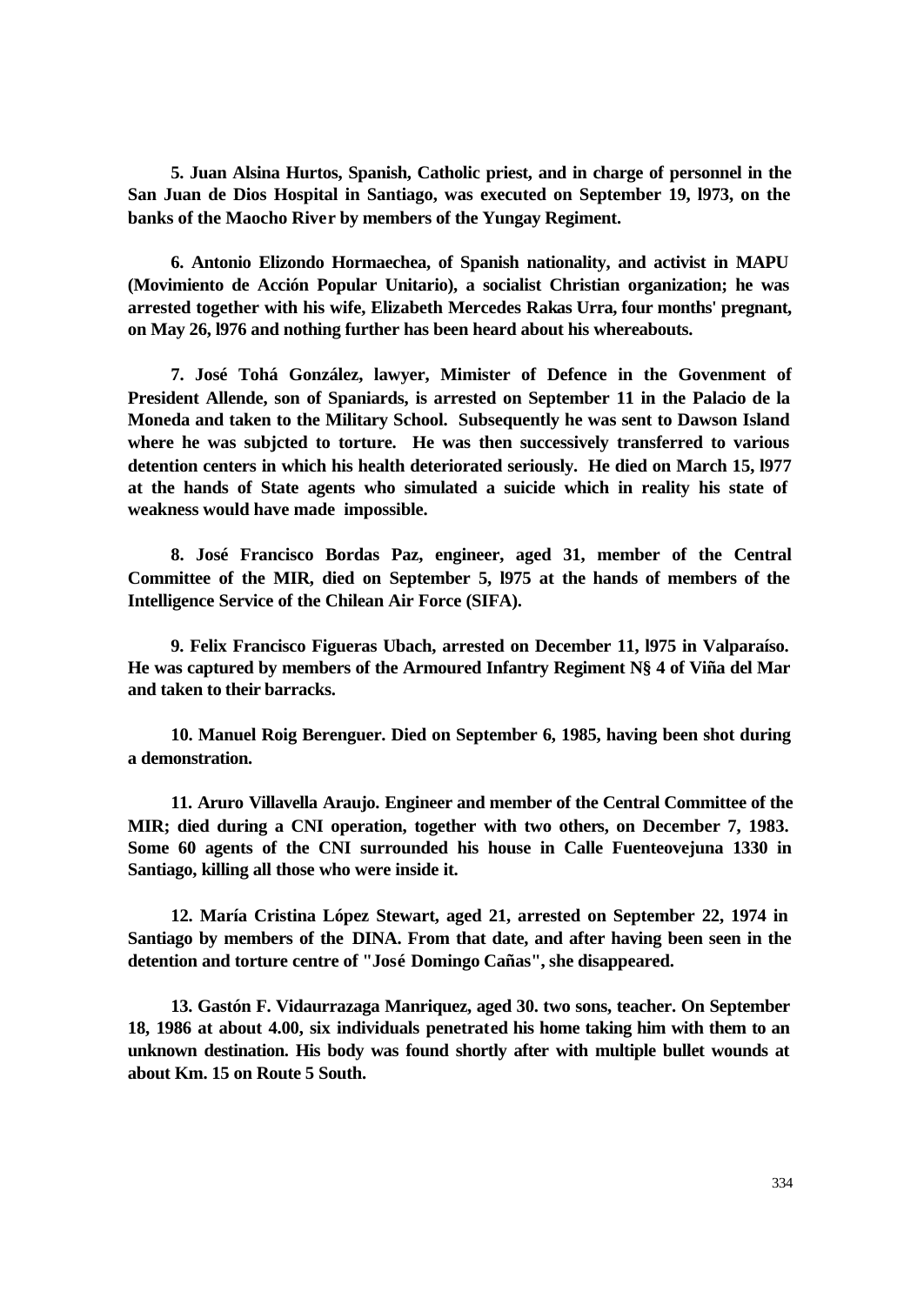**5. Juan Alsina Hurtos, Spanish, Catholic priest, and in charge of personnel in the San Juan de Dios Hospital in Santiago, was executed on September 19, l973, on the banks of the Maocho River by members of the Yungay Regiment.**

**6. Antonio Elizondo Hormaechea, of Spanish nationality, and activist in MAPU (Movimiento de Acción Popular Unitario), a socialist Christian organization; he was arrested together with his wife, Elizabeth Mercedes Rakas Urra, four months' pregnant, on May 26, l976 and nothing further has been heard about his whereabouts.**

**7. José Tohá González, lawyer, Mimister of Defence in the Govenment of President Allende, son of Spaniards, is arrested on September 11 in the Palacio de la Moneda and taken to the Military School. Subsequently he was sent to Dawson Island where he was subjcted to torture. He was then successively transferred to various detention centers in which his health deteriorated seriously. He died on March 15, l977 at the hands of State agents who simulated a suicide which in reality his state of weakness would have made impossible.**

**8. José Francisco Bordas Paz, engineer, aged 31, member of the Central Committee of the MIR, died on September 5, l975 at the hands of members of the Intelligence Service of the Chilean Air Force (SIFA).**

**9. Felix Francisco Figueras Ubach, arrested on December 11, l975 in Valparaíso. He was captured by members of the Armoured Infantry Regiment N§ 4 of Viña del Mar and taken to their barracks.**

**10. Manuel Roig Berenguer. Died on September 6, 1985, having been shot during a demonstration.**

**11. Aruro Villavella Araujo. Engineer and member of the Central Committee of the MIR; died during a CNI operation, together with two others, on December 7, 1983. Some 60 agents of the CNI surrounded his house in Calle Fuenteovejuna 1330 in Santiago, killing all those who were inside it.**

**12. María Cristina López Stewart, aged 21, arrested on September 22, 1974 in Santiago by members of the DINA. From that date, and after having been seen in the detention and torture centre of "José Domingo Cañas", she disappeared.**

**13. Gastón F. Vidaurrazaga Manriquez, aged 30. two sons, teacher. On September 18, 1986 at about 4.00, six individuals penetrated his home taking him with them to an unknown destination. His body was found shortly after with multiple bullet wounds at about Km. 15 on Route 5 South.**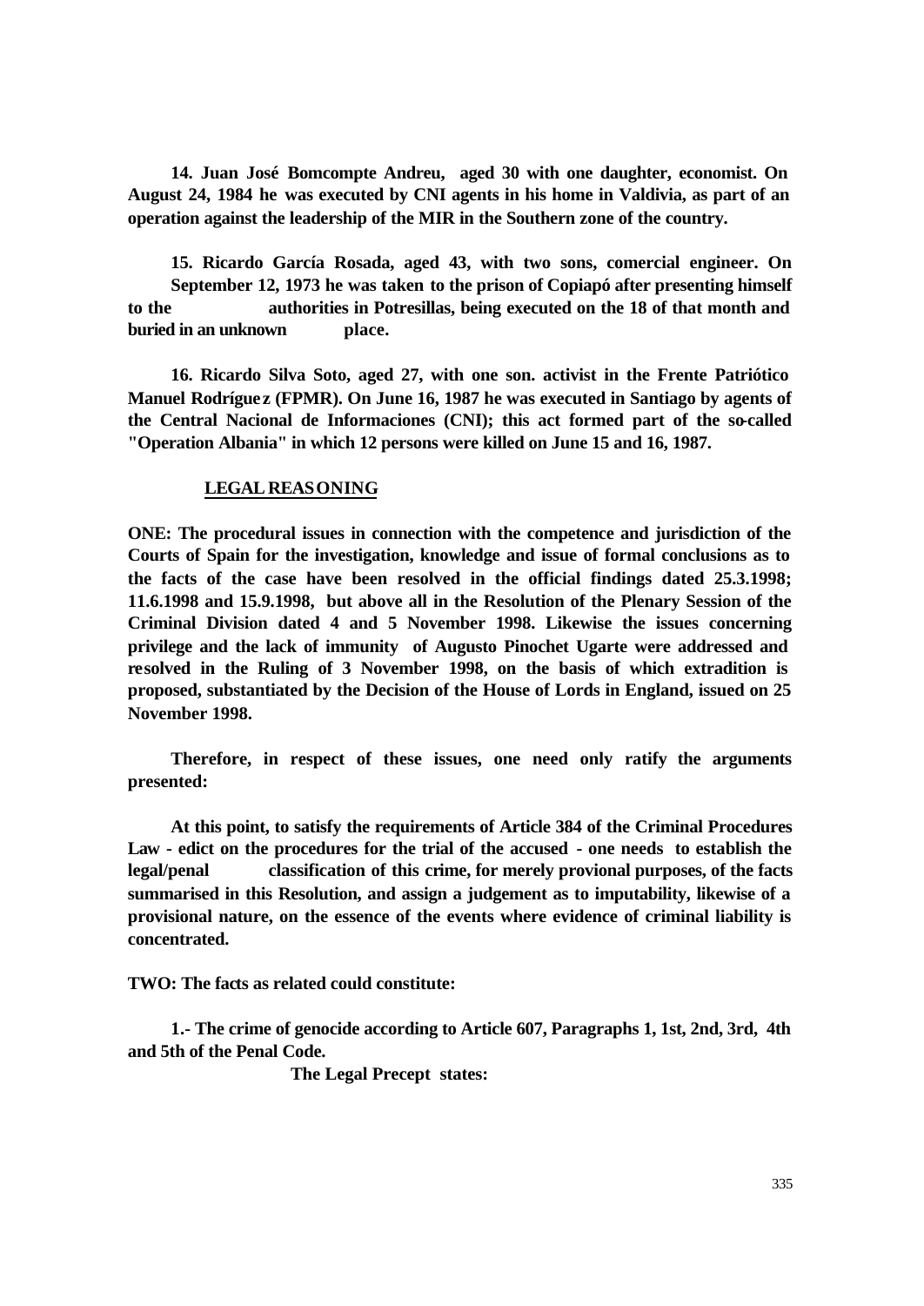**14. Juan José Bomcompte Andreu, aged 30 with one daughter, economist. On August 24, 1984 he was executed by CNI agents in his home in Valdivia, as part of an operation against the leadership of the MIR in the Southern zone of the country.**

**15. Ricardo García Rosada, aged 43, with two sons, comercial engineer. On September 12, 1973 he was taken to the prison of Copiapó after presenting himself to the authorities in Potresillas, being executed on the 18 of that month and buried in an unknown place.**

**16. Ricardo Silva Soto, aged 27, with one son. activist in the Frente Patriótico Manuel Rodríguez (FPMR). On June 16, 1987 he was executed in Santiago by agents of the Central Nacional de Informaciones (CNI); this act formed part of the so-called "Operation Albania" in which 12 persons were killed on June 15 and 16, 1987.**

**<u>LEGAL REASONING</u>**

**ONE: The procedural issues in connection with the competence and jurisdiction of the Courts of Spain for the investigation, knowledge and issue of formal conclusions as to the facts of the case have been resolved in the official findings dated 25.3.1998; 11.6.1998 and 15.9.1998, but above all in the Resolution of the Plenary Session of the Criminal Division dated 4 and 5 November 1998. Likewise the issues concerning privilege and the lack of immunity of Augusto Pinochet Ugarte were addressed and resolved in the Ruling of 3 November 1998, on the basis of which extradition is proposed, substantiated by the Decision of the House of Lords in England, issued on 25 November 1998.**

**Therefore, in respect of these issues, one need only ratify the arguments presented:**

**At this point, to satisfy the requirements of Article 384 of the Criminal Procedures Law - edict on the procedures for the trial of the accused - one needs to establish the legal/penal classification of this crime, for merely provional purposes, of the facts summarised in this Resolution, and assign a judgement as to imputability, likewise of a provisional nature, on the essence of the events where evidence of criminal liability is concentrated.**

**TWO: The facts as related could constitute:**

**1.- The crime of genocide according to Article 607, Paragraphs 1, 1st, 2nd, 3rd, 4th and 5th of the Penal Code.**

**The Legal Precept states:**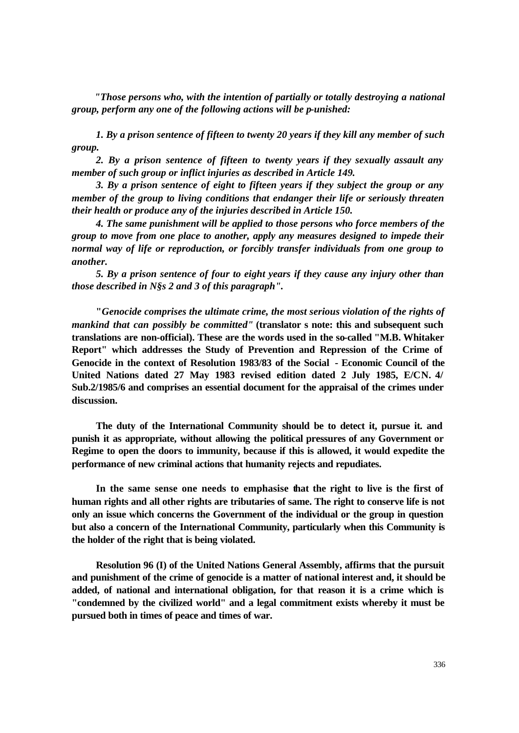*"Those persons who, with the intention of partially or totally destroying a national group, perform any one of the following actions will be p-unished:*

*1. By a prison sentence of fifteen to twenty 20 years if they kill any member of such group.*

*2. By a prison sentence of fifteen to twenty years if they sexually assault any member of such group or inflict injuries as described in Article 149.*

*3. By a prison sentence of eight to fifteen years if they subject the group or any member of the group to living conditions that endanger their life or seriously threaten their health or produce any of the injuries described in Article 150.*

*4. The same punishment will be applied to those persons who force members of the group to move from one place to another, apply any measures designed to impede their normal way of life or reproduction, or forcibly transfer individuals from one group to another.*

*5. By a prison sentence of four to eight years if they cause any injury other than those described in N§s 2 and 3 of this paragraph".*

**"*Genocide comprises the ultimate crime, the most serious violation of the rights of mankind that can possibly be committed*" (translator s note: this and subsequent such translations are non-official). These are the words used in the so-called "M.B. Whitaker Report" which addresses the Study of Prevention and Repression of the Crime of Genocide in the context of Resolution 1983/83 of the Social - Economic Council of the United Nations dated 27 May 1983 revised edition dated 2 July 1985, E/CN. 4/ Sub.2/1985/6 and comprises an essential document for the appraisal of the crimes under discussion.**

**The duty of the International Community should be to detect it, pursue it. and punish it as appropriate, without allowing the political pressures of any Government or Regime to open the doors to immunity, because if this is allowed, it would expedite the performance of new criminal actions that humanity rejects and repudiates.**

**In the same sense one needs to emphasise that the right to live is the first of human rights and all other rights are tributaries of same. The right to conserve life is not only an issue which concerns the Government of the individual or the group in question but also a concern of the International Community, particularly when this Community is the holder of the right that is being violated.**

**Resolution 96 (I) of the United Nations General Assembly, affirms that the pursuit and punishment of the crime of genocide is a matter of national interest and, it should be added, of national and international obligation, for that reason it is a crime which is "condemned by the civilized world" and a legal commitment exists whereby it must be pursued both in times of peace and times of war.**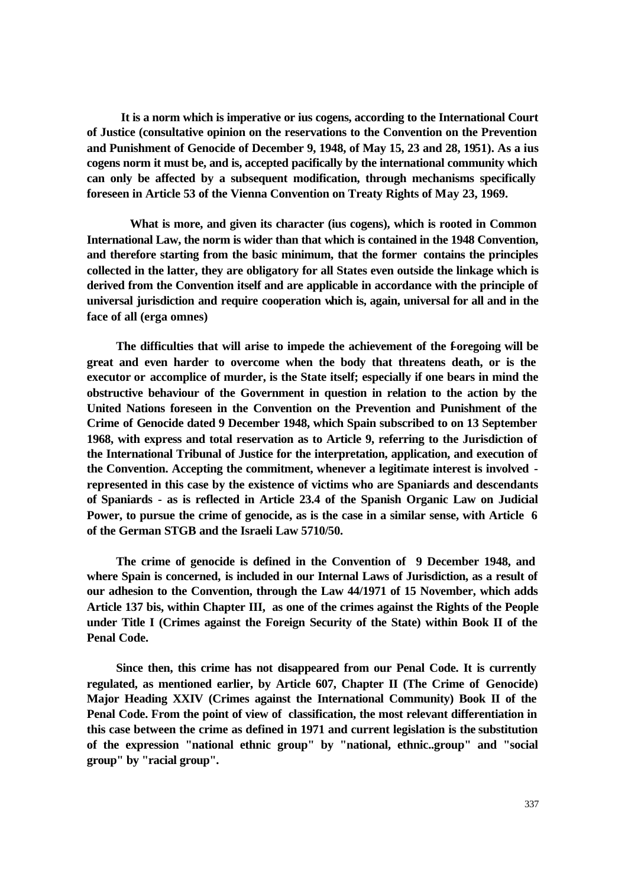**It is a norm which is imperative or ius cogens, according to the International Court of Justice (consultative opinion on the reservations to the Convention on the Prevention and Punishment of Genocide of December 9, 1948, of May 15, 23 and 28, 1951). As a ius cogens norm it must be, and is, accepted pacifically by the international community which can only be affected by a subsequent modification, through mechanisms specifically foreseen in Article 53 of the Vienna Convention on Treaty Rights of May 23, 1969.**

**What is more, and given its character (ius cogens), which is rooted in Common International Law, the norm is wider than that which is contained in the 1948 Convention, and therefore starting from the basic minimum, that the former contains the principles collected in the latter, they are obligatory for all States even outside the linkage which is derived from the Convention itself and are applicable in accordance with the principle of universal jurisdiction and require cooperation which is, again, universal for all and in the face of all (erga omnes)**

**The difficulties that will arise to impede the achievement of the foregoing will be great and even harder to overcome when the body that threatens death, or is the executor or accomplice of murder, is the State itself; especially if one bears in mind the obstructive behaviour of the Government in question in relation to the action by the United Nations foreseen in the Convention on the Prevention and Punishment of the Crime of Genocide dated 9 December 1948, which Spain subscribed to on 13 September 1968, with express and total reservation as to Article 9, referring to the Jurisdiction of the International Tribunal of Justice for the interpretation, application, and execution of the Convention. Accepting the commitment, whenever a legitimate interest is involved - represented in this case by the existence of victims who are Spaniards and descendants of Spaniards - as is reflected in Article 23.4 of the Spanish Organic Law on Judicial Power, to pursue the crime of genocide, as is the case in a similar sense, with Article 6 of the German STGB and the Israeli Law 5710/50.**

**The crime of genocide is defined in the Convention of 9 December 1948, and where Spain is concerned, is included in our Internal Laws of Jurisdiction, as a result of our adhesion to the Convention, through the Law 44/1971 of 15 November, which adds Article 137 bis, within Chapter III, as one of the crimes against the Rights of the People under Title I (Crimes against the Foreign Security of the State) within Book II of the Penal Code.**

**Since then, this crime has not disappeared from our Penal Code. It is currently regulated, as mentioned earlier, by Article 607, Chapter II (The Crime of Genocide) Major Heading XXIV (Crimes against the International Community) Book II of the Penal Code. From the point of view of classification, the most relevant differentiation in this case between the crime as defined in 1971 and current legislation is the substitution of the expression "national ethnic group" by "national, ethnic..group" and "social group" by "racial group".**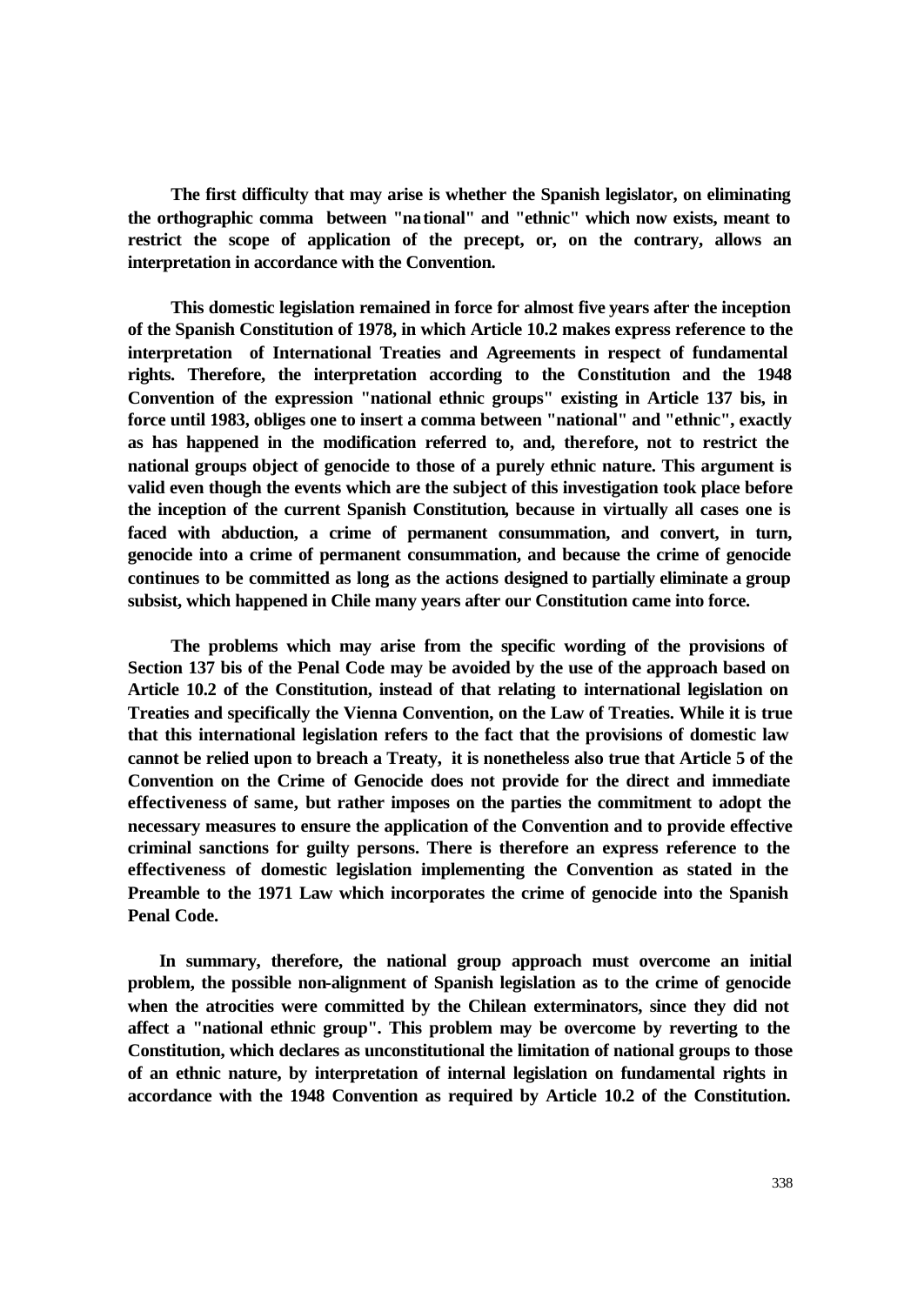**The first difficulty that may arise is whether the Spanish legislator, on eliminating the orthographic comma between "national" and "ethnic" which now exists, meant to restrict the scope of application of the precept, or, on the contrary, allows an interpretation in accordance with the Convention.**

**This domestic legislation remained in force for almost five years after the inception of the Spanish Constitution of 1978, in which Article 10.2 makes express reference to the interpretation of International Treaties and Agreements in respect of fundamental rights. Therefore, the interpretation according to the Constitution and the 1948 Convention of the expression "national ethnic groups" existing in Article 137 bis, in force until 1983, obliges one to insert a comma between "national" and "ethnic", exactly as has happened in the modification referred to, and, therefore, not to restrict the national groups object of genocide to those of a purely ethnic nature. This argument is valid even though the events which are the subject of this investigation took place before the inception of the current Spanish Constitution, because in virtually all cases one is faced with abduction, a crime of permanent consummation, and convert, in turn, genocide into a crime of permanent consummation, and because the crime of genocide continues to be committed as long as the actions designed to partially eliminate a group subsist, which happened in Chile many years after our Constitution came into force.**

**The problems which may arise from the specific wording of the provisions of Section 137 bis of the Penal Code may be avoided by the use of the approach based on Article 10.2 of the Constitution, instead of that relating to international legislation on Treaties and specifically the Vienna Convention, on the Law of Treaties. While it is true that this international legislation refers to the fact that the provisions of domestic law cannot be relied upon to breach a Treaty, it is nonetheless also true that Article 5 of the Convention on the Crime of Genocide does not provide for the direct and immediate effectiveness of same, but rather imposes on the parties the commitment to adopt the necessary measures to ensure the application of the Convention and to provide effective criminal sanctions for guilty persons. There is therefore an express reference to the effectiveness of domestic legislation implementing the Convention as stated in the Preamble to the 1971 Law which incorporates the crime of genocide into the Spanish Penal Code.**

**In summary, therefore, the national group approach must overcome an initial problem, the possible non-alignment of Spanish legislation as to the crime of genocide when the atrocities were committed by the Chilean exterminators, since they did not affect a "national ethnic group". This problem may be overcome by reverting to the Constitution, which declares as unconstitutional the limitation of national groups to those of an ethnic nature, by interpretation of internal legislation on fundamental rights in accordance with the 1948 Convention as required by Article 10.2 of the Constitution.**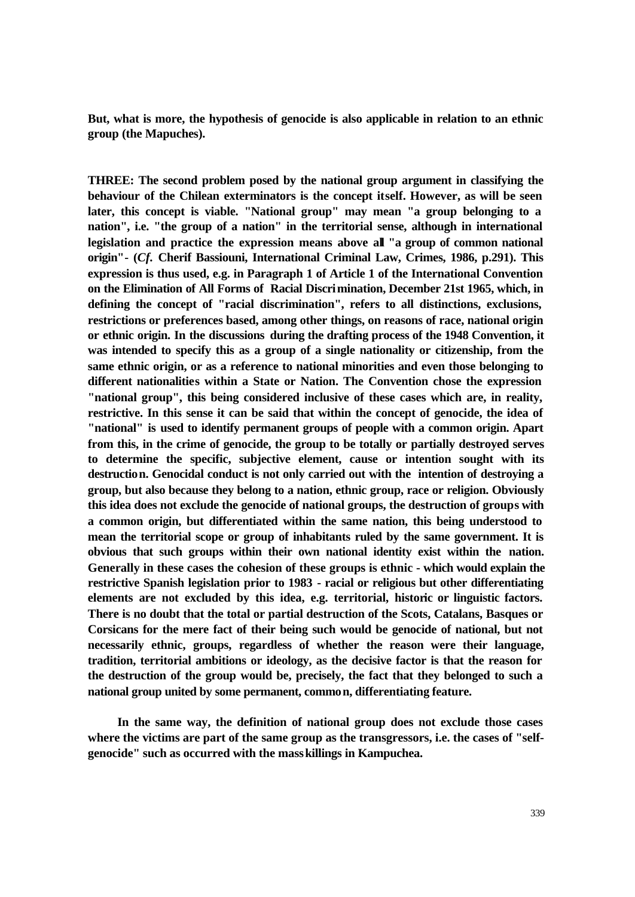**But, what is more, the hypothesis of genocide is also applicable in relation to an ethnic group (the Mapuches).**

**THREE: The second problem posed by the national group argument in classifying the behaviour of the Chilean exterminators is the concept itself. However, as will be seen later, this concept is viable. "National group" may mean "a group belonging to a nation", i.e. "the group of a nation" in the territorial sense, although in international legislation and practice the expression means above all "a group of common national origin"- (*Cf.* Cherif Bassiouni, International Criminal Law, Crimes, 1986, p.291). This expression is thus used, e.g. in Paragraph 1 of Article 1 of the International Convention on the Elimination of All Forms of Racial Discrimination, December 21st 1965, which, in defining the concept of "racial discrimination", refers to all distinctions, exclusions, restrictions or preferences based, among other things, on reasons of race, national origin or ethnic origin. In the discussions during the drafting process of the 1948 Convention, it was intended to specify this as a group of a single nationality or citizenship, from the same ethnic origin, or as a reference to national minorities and even those belonging to different nationalities within a State or Nation. The Convention chose the expression "national group", this being considered inclusive of these cases which are, in reality, restrictive. In this sense it can be said that within the concept of genocide, the idea of "national" is used to identify permanent groups of people with a common origin. Apart from this, in the crime of genocide, the group to be totally or partially destroyed serves to determine the specific, subjective element, cause or intention sought with its destruction. Genocidal conduct is not only carried out with the intention of destroying a group, but also because they belong to a nation, ethnic group, race or religion. Obviously this idea does not exclude the genocide of national groups, the destruction of groups with a common origin, but differentiated within the same nation, this being understood to mean the territorial scope or group of inhabitants ruled by the same government. It is obvious that such groups within their own national identity exist within the nation. Generally in these cases the cohesion of these groups is ethnic - which would explain the restrictive Spanish legislation prior to 1983 - racial or religious but other differentiating elements are not excluded by this idea, e.g. territorial, historic or linguistic factors. There is no doubt that the total or partial destruction of the Scots, Catalans, Basques or Corsicans for the mere fact of their being such would be genocide of national, but not necessarily ethnic, groups, regardless of whether the reason were their language, tradition, territorial ambitions or ideology, as the decisive factor is that the reason for the destruction of the group would be, precisely, the fact that they belonged to such a national group united by some permanent, common, differentiating feature.**

**In the same way, the definition of national group does not exclude those cases where the victims are part of the same group as the transgressors, i.e. the cases of "self-genocide" such as occurred with the mass killings in Kampuchea.**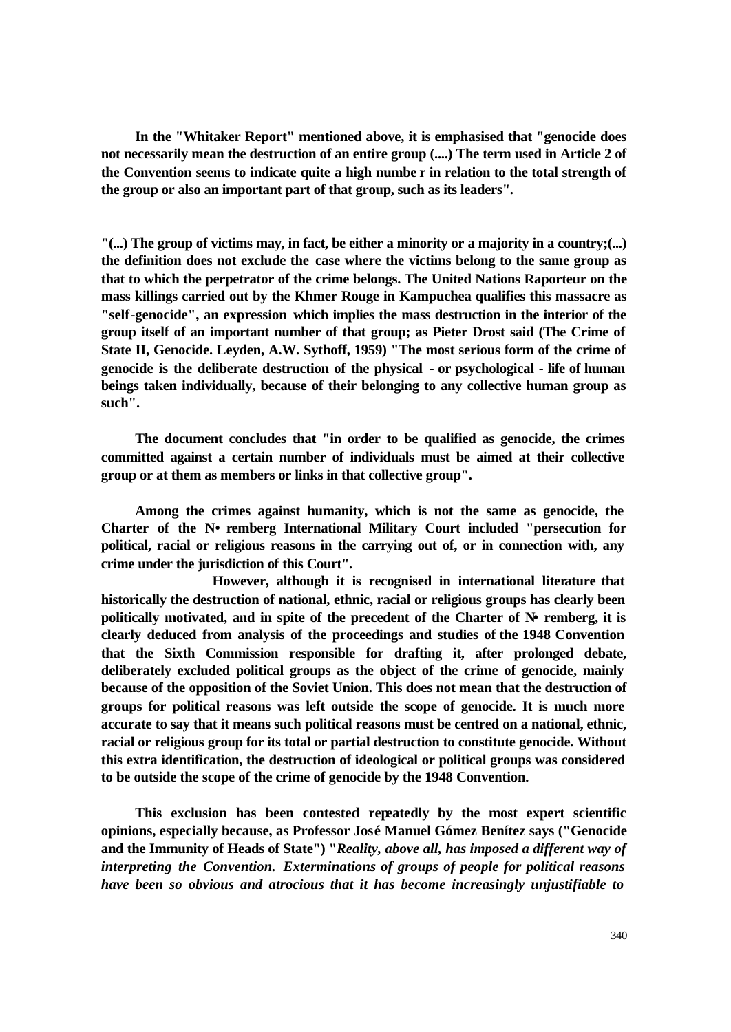**In the "Whitaker Report" mentioned above, it is emphasised that "genocide does not necessarily mean the destruction of an entire group (....) The term used in Article 2 of the Convention seems to indicate quite a high numbe r in relation to the total strength of the group or also an important part of that group, such as its leaders".**

**"(...) The group of victims may, in fact, be either a minority or a majority in a country;(...) the definition does not exclude the case where the victims belong to the same group as that to which the perpetrator of the crime belongs. The United Nations Raporteur on the mass killings carried out by the Khmer Rouge in Kampuchea qualifies this massacre as "self-genocide", an expression which implies the mass destruction in the interior of the group itself of an important number of that group; as Pieter Drost said (The Crime of State II, Genocide. Leyden, A.W. Sythoff, 1959) "The most serious form of the crime of genocide is the deliberate destruction of the physical - or psychological - life of human beings taken individually, because of their belonging to any collective human group as such".**

**The document concludes that "in order to be qualified as genocide, the crimes committed against a certain number of individuals must be aimed at their collective group or at them as members or links in that collective group".**

**Among the crimes against humanity, which is not the same as genocide, the Charter of the N• remberg International Military Court included "persecution for political, racial or religious reasons in the carrying out of, or in connection with, any crime under the jurisdiction of this Court".**

**However, although it is recognised in international literature that historically the destruction of national, ethnic, racial or religious groups has clearly been politically motivated, and in spite of the precedent of the Charter of N• remberg, it is clearly deduced from analysis of the proceedings and studies of the 1948 Convention that the Sixth Commission responsible for drafting it, after prolonged debate, deliberately excluded political groups as the object of the crime of genocide, mainly because of the opposition of the Soviet Union. This does not mean that the destruction of groups for political reasons was left outside the scope of genocide. It is much more accurate to say that it means such political reasons must be centred on a national, ethnic, racial or religious group for its total or partial destruction to constitute genocide. Without this extra identification, the destruction of ideological or political groups was considered to be outside the scope of the crime of genocide by the 1948 Convention.**

**This exclusion has been contested repeatedly by the most expert scientific opinions, especially because, as Professor José Manuel Gómez Benítez says ("Genocide and the Immunity of Heads of State") "*Reality, above all, has imposed a different way of interpreting the Convention. Exterminations of groups of people for political reasons have been so obvious and atrocious that it has become increasingly unjustifiable to***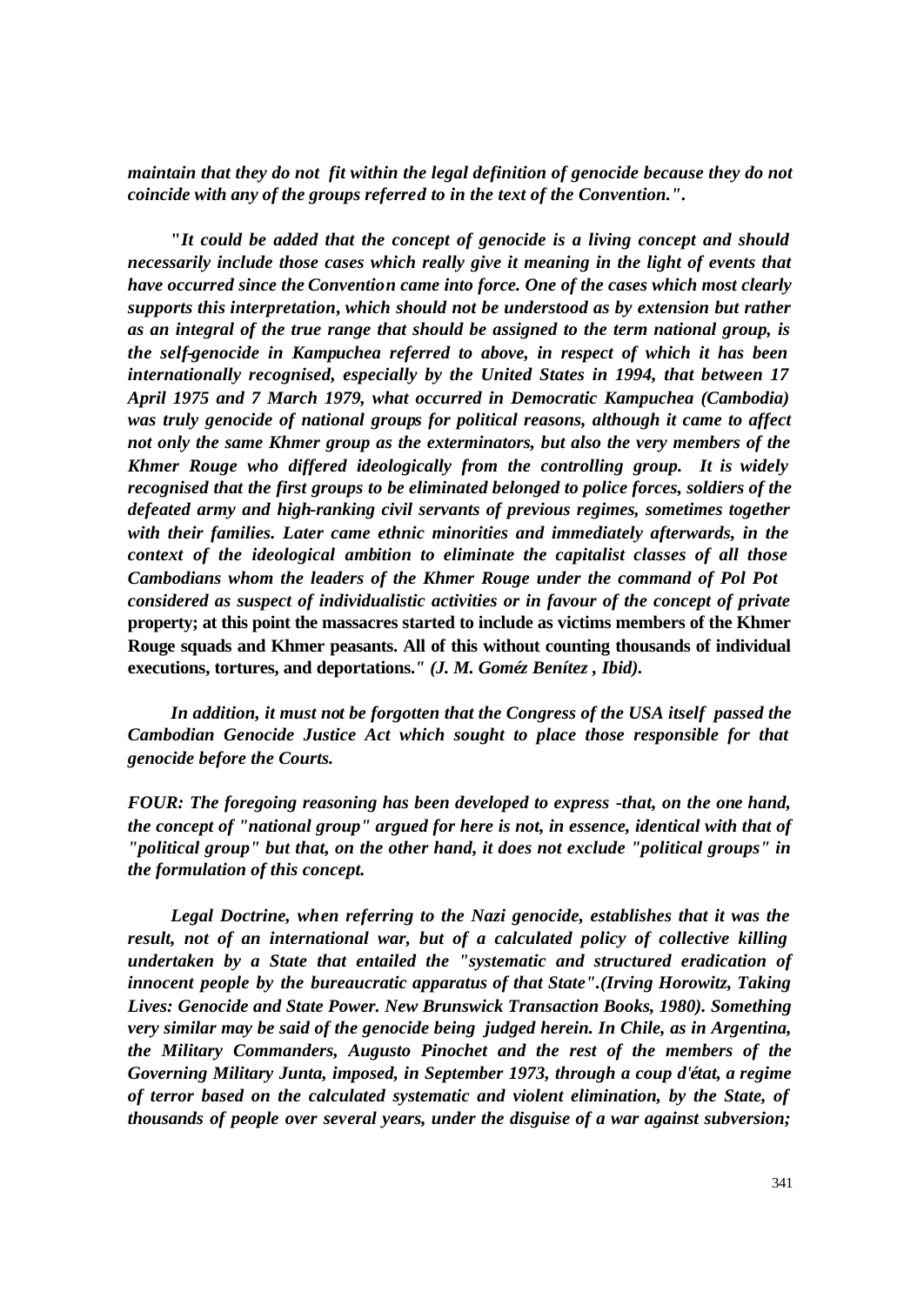*maintain that they do not fit within the legal definition of genocide because they do not coincide with any of the groups referred to in the text of the Convention."*.

"*It could be added that the concept of genocide is a living concept and should necessarily include those cases which really give it meaning in the light of events that have occurred since the Convention came into force. One of the cases which most clearly supports this interpretation, which should not be understood as by extension but rather as an integral of the true range that should be assigned to the term national group, is the self-genocide in Kampuchea referred to above, in respect of which it has been internationally recognised, especially by the United States in 1994, that between 17 April 1975 and 7 March 1979, what occurred in Democratic Kampuchea (Cambodia) was truly genocide of national groups for political reasons, although it came to affect not only the same Khmer group as the exterminators, but also the very members of the Khmer Rouge who differed ideologically from the controlling group. It is widely recognised that the first groups to be eliminated belonged to police forces, soldiers of the defeated army and high-ranking civil servants of previous regimes, sometimes together with their families. Later came ethnic minorities and immediately afterwards, in the context of the ideological ambition to eliminate the capitalist classes of all those Cambodians whom the leaders of the Khmer Rouge under the command of Pol Pot considered as suspect of individualistic activities or in favour of the concept of private* **property; at this point the massacres started to include as victims members of the Khmer Rouge squads and Khmer peasants. All of this without counting thousands of individual executions, tortures, and deportations.**" *(J. M. Goméz Benítez , Ibid).*

*In addition, it must not be forgotten that the Congress of the USA itself passed the Cambodian Genocide Justice Act which sought to place those responsible for that genocide before the Courts.*

*FOUR: The foregoing reasoning has been developed to express -that, on the one hand, the concept of "national group" argued for here is not, in essence, identical with that of "political group" but that, on the other hand, it does not exclude "political groups" in the formulation of this concept.*

*Legal Doctrine, when referring to the Nazi genocide, establishes that it was the result, not of an international war, but of a calculated policy of collective killing undertaken by a State that entailed the "systematic and structured eradication of innocent people by the bureaucratic apparatus of that State".(Irving Horowitz, Taking Lives: Genocide and State Power. New Brunswick Transaction Books, 1980). Something very similar may be said of the genocide being judged herein. In Chile, as in Argentina, the Military Commanders, Augusto Pinochet and the rest of the members of the Governing Military Junta, imposed, in September 1973, through a coup d'état, a regime of terror based on the calculated systematic and violent elimination, by the State, of thousands of people over several years, under the disguise of a war against subversion;*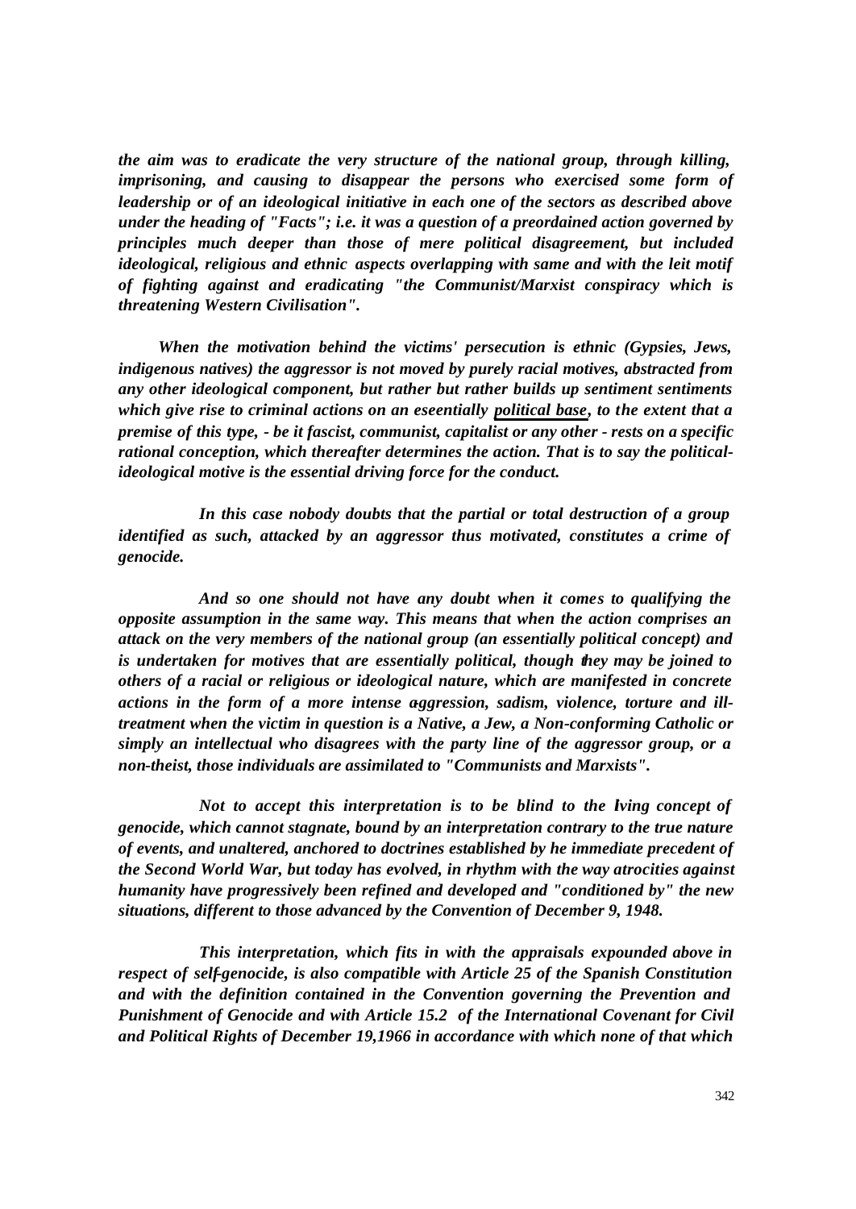*the aim was to eradicate the very structure of the national group, through killing, imprisoning, and causing to disappear the persons who exercised some form of leadership or of an ideological initiative in each one of the sectors as described above under the heading of "Facts"; i.e. it was a question of a preordained action governed by principles much deeper than those of mere political disagreement, but included ideological, religious and ethnic aspects overlapping with same and with the leit motif of fighting against and eradicating "the Communist/Marxist conspiracy which is threatening Western Civilisation".*

***When the motivation behind the victims' persecution is ethnic (Gypsies, Jews, indigenous natives) the aggressor is not moved by purely racial motives, abstracted from any other ideological component, but rather but rather builds up sentiment sentiments which give rise to criminal actions on an eseentially <u>political base</u>, to the extent that a premise of this type, - be it fascist, communist, capitalist or any other - rests on a specific rational conception, which thereafter determines the action. That is to say the political-ideological motive is the essential driving force for the conduct.***

***In this case nobody doubts that the partial or total destruction of a group identified as such, attacked by an aggressor thus motivated, constitutes a crime of genocide.***

***And so one should not have any doubt when it comes to qualifying the opposite assumption in the same way. This means that when the action comprises an attack on the very members of the national group (an essentially political concept) and is undertaken for motives that are essentially political, though they may be joined to others of a racial or religious or ideological nature, which are manifested in concrete actions in the form of a more intense aggression, sadism, violence, torture and ill-treatment when the victim in question is a Native, a Jew, a Non-conforming Catholic or simply an intellectual who disagrees with the party line of the aggressor group, or a non-theist, those individuals are assimilated to "Communists and Marxists".***

***Not to accept this interpretation is to be blind to the living concept of genocide, which cannot stagnate, bound by an interpretation contrary to the true nature of events, and unaltered, anchored to doctrines established by he immediate precedent of the Second World War, but today has evolved, in rhythm with the way atrocities against humanity have progressively been refined and developed and "conditioned by" the new situations, different to those advanced by the Convention of December 9, 1948.***

***This interpretation, which fits in with the appraisals expounded above in respect of self-genocide, is also compatible with Article 25 of the Spanish Constitution and with the definition contained in the Convention governing the Prevention and Punishment of Genocide and with Article 15.2 of the International Covenant for Civil and Political Rights of December 19,1966 in accordance with which none of that which***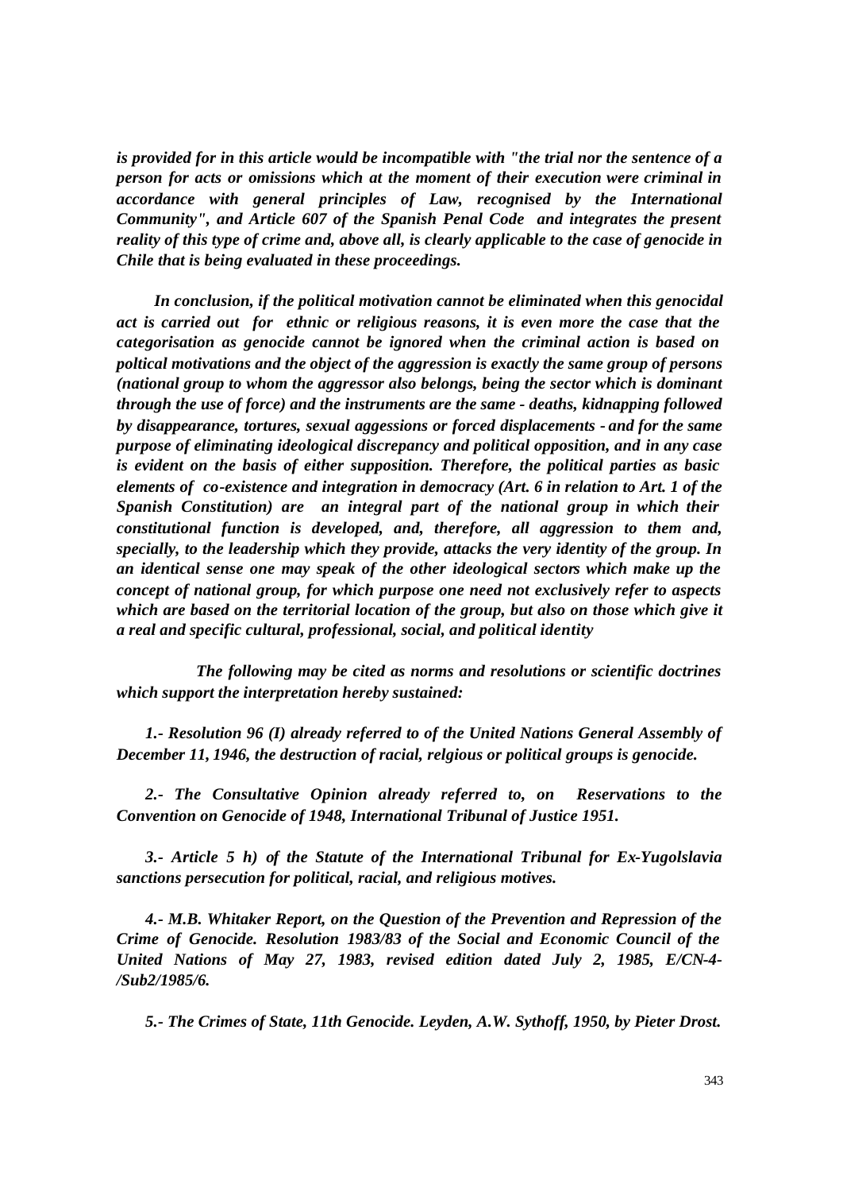*is provided for in this article would be incompatible with "the trial nor the sentence of a person for acts or omissions which at the moment of their execution were criminal in accordance with general principles of Law, recognised by the International Community", and Article 607 of the Spanish Penal Code and integrates the present reality of this type of crime and, above all, is clearly applicable to the case of genocide in Chile that is being evaluated in these proceedings.*

*In conclusion, if the political motivation cannot be eliminated when this genocidal act is carried out for ethnic or religious reasons, it is even more the case that the categorisation as genocide cannot be ignored when the criminal action is based on poltical motivations and the object of the aggression is exactly the same group of persons (national group to whom the aggressor also belongs, being the sector which is dominant through the use of force) and the instruments are the same - deaths, kidnapping followed by disappearance, tortures, sexual aggessions or forced displacements - and for the same purpose of eliminating ideological discrepancy and political opposition, and in any case is evident on the basis of either supposition. Therefore, the political parties as basic elements of co-existence and integration in democracy (Art. 6 in relation to Art. 1 of the Spanish Constitution) are an integral part of the national group in which their constitutional function is developed, and, therefore, all aggression to them and, specially, to the leadership which they provide, attacks the very identity of the group. In an identical sense one may speak of the other ideological sectors which make up the concept of national group, for which purpose one need not exclusively refer to aspects which are based on the territorial location of the group, but also on those which give it a real and specific cultural, professional, social, and political identity*

*The following may be cited as norms and resolutions or scientific doctrines which support the interpretation hereby sustained:*

*1.- Resolution 96 (I) already referred to of the United Nations General Assembly of December 11, 1946, the destruction of racial, relgious or political groups is genocide.*

*2.- The Consultative Opinion already referred to, on Reservations to the Convention on Genocide of 1948, International Tribunal of Justice 1951.*

*3.- Article 5 h) of the Statute of the International Tribunal for Ex-Yugolslavia sanctions persecution for political, racial, and religious motives.*

*4.- M.B. Whitaker Report, on the Question of the Prevention and Repression of the Crime of Genocide. Resolution 1983/83 of the Social and Economic Council of the United Nations of May 27, 1983, revised edition dated July 2, 1985, E/CN-4-/Sub2/1985/6.*

*5.- The Crimes of State, 11th Genocide. Leyden, A.W. Sythoff, 1950, by Pieter Drost.*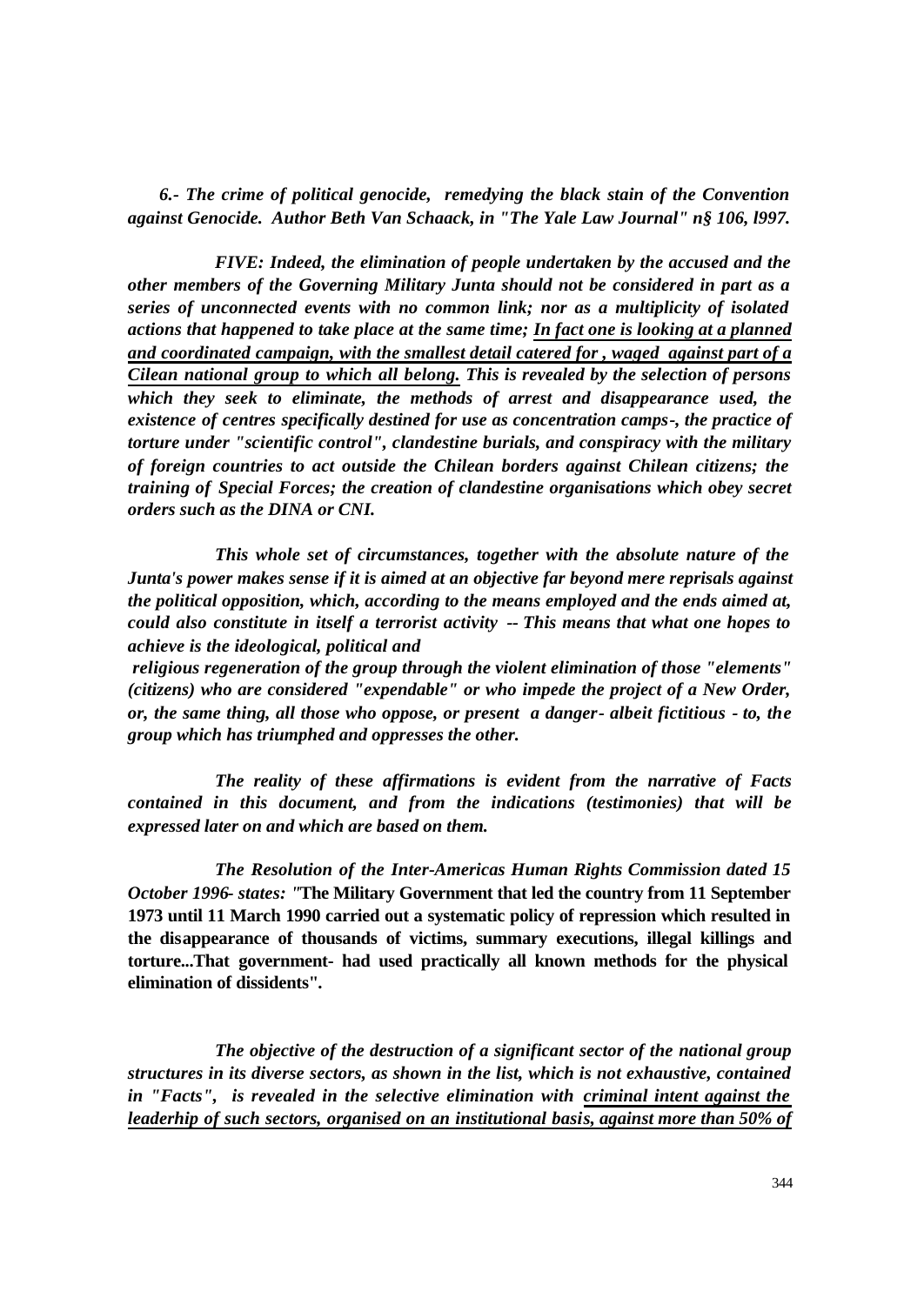*6.- The crime of political genocide, remedying the black stain of the Convention against Genocide. Author Beth Van Schaack, in "The Yale Law Journal" n§ 106, l997.*

*FIVE: Indeed, the elimination of people undertaken by the accused and the other members of the Governing Military Junta should not be considered in part as a series of unconnected events with no common link; nor as a multiplicity of isolated actions that happened to take place at the same time; In fact one is looking at a planned and coordinated campaign, with the smallest detail catered for , waged against part of a Cilean national group to which all belong. This is revealed by the selection of persons which they seek to eliminate, the methods of arrest and disappearance used, the existence of centres specifically destined for use as concentration camps-, the practice of torture under "scientific control", clandestine burials, and conspiracy with the military of foreign countries to act outside the Chilean borders against Chilean citizens; the training of Special Forces; the creation of clandestine organisations which obey secret orders such as the DINA or CNI.*

*This whole set of circumstances, together with the absolute nature of the Junta's power makes sense if it is aimed at an objective far beyond mere reprisals against the political opposition, which, according to the means employed and the ends aimed at, could also constitute in itself a terrorist activity -- This means that what one hopes to achieve is the ideological, political and religious regeneration of the group through the violent elimination of those "elements" (citizens) who are considered "expendable" or who impede the project of a New Order, or, the same thing, all those who oppose, or present a danger- albeit fictitious - to, the group which has triumphed and oppresses the other.*

*The reality of these affirmations is evident from the narrative of Facts contained in this document, and from the indications (testimonies) that will be expressed later on and which are based on them.*

*The Resolution of the Inter-Americas Human Rights Commission dated 15 October 1996- states: "***The Military Government that led the country from 11 September 1973 until 11 March 1990 carried out a systematic policy of repression which resulted in the disappearance of thousands of victims, summary executions, illegal killings and torture...That government- had used practically all known methods for the physical elimination of dissidents".**

*The objective of the destruction of a significant sector of the national group structures in its diverse sectors, as shown in the list, which is not exhaustive, contained in "Facts", is revealed in the selective elimination with criminal intent against the leaderhip of such sectors, organised on an institutional basis, against more than 50% of*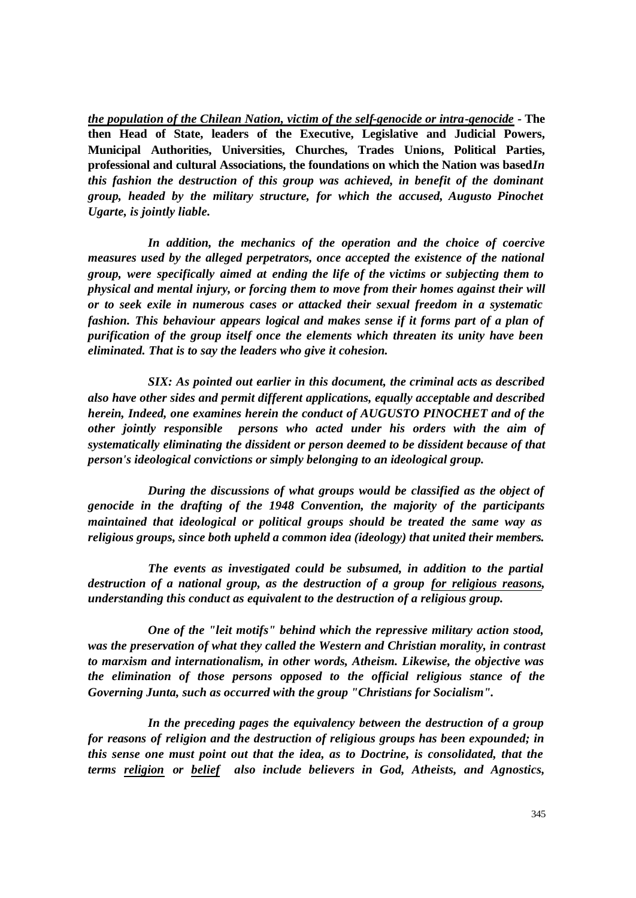***the population of the Chilean Nation, victim of the self-genocide or intra-genocide*** **- The then Head of State, leaders of the Executive, Legislative and Judicial Powers, Municipal Authorities, Universities, Churches, Trades Unions, Political Parties, professional and cultural Associations, the foundations on which the Nation was based*****In this fashion the destruction of this group was achieved, in benefit of the dominant group, headed by the military structure, for which the accused, Augusto Pinochet Ugarte, is jointly liable.***

***In addition, the mechanics of the operation and the choice of coercive measures used by the alleged perpetrators, once accepted the existence of the national group, were specifically aimed at ending the life of the victims or subjecting them to physical and mental injury, or forcing them to move from their homes against their will or to seek exile in numerous cases or attacked their sexual freedom in a systematic fashion. This behaviour appears logical and makes sense if it forms part of a plan of purification of the group itself once the elements which threaten its unity have been eliminated. That is to say the leaders who give it cohesion.***

***SIX: As pointed out earlier in this document, the criminal acts as described also have other sides and permit different applications, equally acceptable and described herein, Indeed, one examines herein the conduct of AUGUSTO PINOCHET and of the other jointly responsible persons who acted under his orders with the aim of systematically eliminating the dissident or person deemed to be dissident because of that person's ideological convictions or simply belonging to an ideological group.***

***During the discussions of what groups would be classified as the object of genocide in the drafting of the 1948 Convention, the majority of the participants maintained that ideological or political groups should be treated the same way as religious groups, since both upheld a common idea (ideology) that united their members.***

***The events as investigated could be subsumed, in addition to the partial destruction of a national group, as the destruction of a group <u>for religious reasons</u>, understanding this conduct as equivalent to the destruction of a religious group.***

***One of the "leit motifs" behind which the repressive military action stood, was the preservation of what they called the Western and Christian morality, in contrast to marxism and internationalism, in other words, Atheism. Likewise, the objective was the elimination of those persons opposed to the official religious stance of the Governing Junta, such as occurred with the group "Christians for Socialism".***

***In the preceding pages the equivalency between the destruction of a group for reasons of religion and the destruction of religious groups has been expounded; in this sense one must point out that the idea, as to Doctrine, is consolidated, that the terms <u>religion</u> or <u>belief</u> also include believers in God, Atheists, and Agnostics,***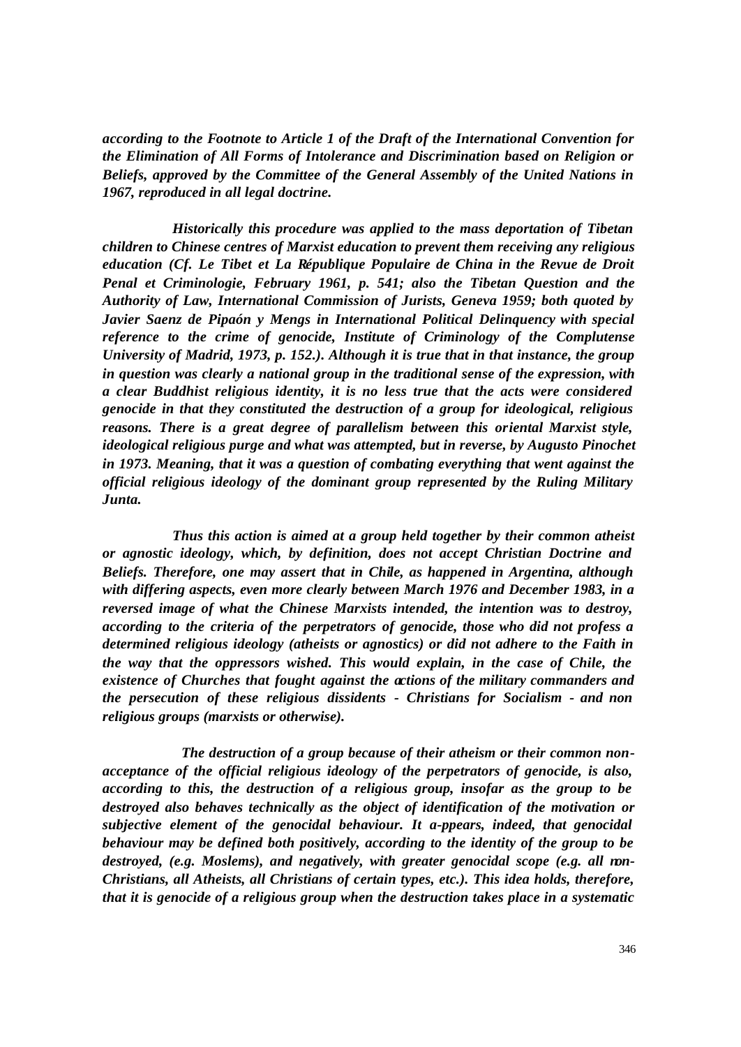*according to the Footnote to Article 1 of the Draft of the International Convention for the Elimination of All Forms of Intolerance and Discrimination based on Religion or Beliefs, approved by the Committee of the General Assembly of the United Nations in 1967, reproduced in all legal doctrine.*

***Historically this procedure was applied to the mass deportation of Tibetan children to Chinese centres of Marxist education to prevent them receiving any religious education (Cf. Le Tibet et La République Populaire de China in the Revue de Droit Penal et Criminologie, February 1961, p. 541; also the Tibetan Question and the Authority of Law, International Commission of Jurists, Geneva 1959; both quoted by Javier Saenz de Pipaón y Mengs in International Political Delinquency with special reference to the crime of genocide, Institute of Criminology of the Complutense University of Madrid, 1973, p. 152.). Although it is true that in that instance, the group in question was clearly a national group in the traditional sense of the expression, with a clear Buddhist religious identity, it is no less true that the acts were considered genocide in that they constituted the destruction of a group for ideological, religious reasons. There is a great degree of parallelism between this oriental Marxist style, ideological religious purge and what was attempted, but in reverse, by Augusto Pinochet in 1973. Meaning, that it was a question of combating everything that went against the official religious ideology of the dominant group represented by the Ruling Military Junta.***

***Thus this action is aimed at a group held together by their common atheist or agnostic ideology, which, by definition, does not accept Christian Doctrine and Beliefs. Therefore, one may assert that in Chile, as happened in Argentina, although with differing aspects, even more clearly between March 1976 and December 1983, in a reversed image of what the Chinese Marxists intended, the intention was to destroy, according to the criteria of the perpetrators of genocide, those who did not profess a determined religious ideology (atheists or agnostics) or did not adhere to the Faith in the way that the oppressors wished. This would explain, in the case of Chile, the existence of Churches that fought against the actions of the military commanders and the persecution of these religious dissidents - Christians for Socialism - and non religious groups (marxists or otherwise).***

***The destruction of a group because of their atheism or their common non-acceptance of the official religious ideology of the perpetrators of genocide, is also, according to this, the destruction of a religious group, insofar as the group to be destroyed also behaves technically as the object of identification of the motivation or subjective element of the genocidal behaviour. It a-ppears, indeed, that genocidal behaviour may be defined both positively, according to the identity of the group to be destroyed, (e.g. Moslems), and negatively, with greater genocidal scope (e.g. all non-Christians, all Atheists, all Christians of certain types, etc.). This idea holds, therefore, that it is genocide of a religious group when the destruction takes place in a systematic***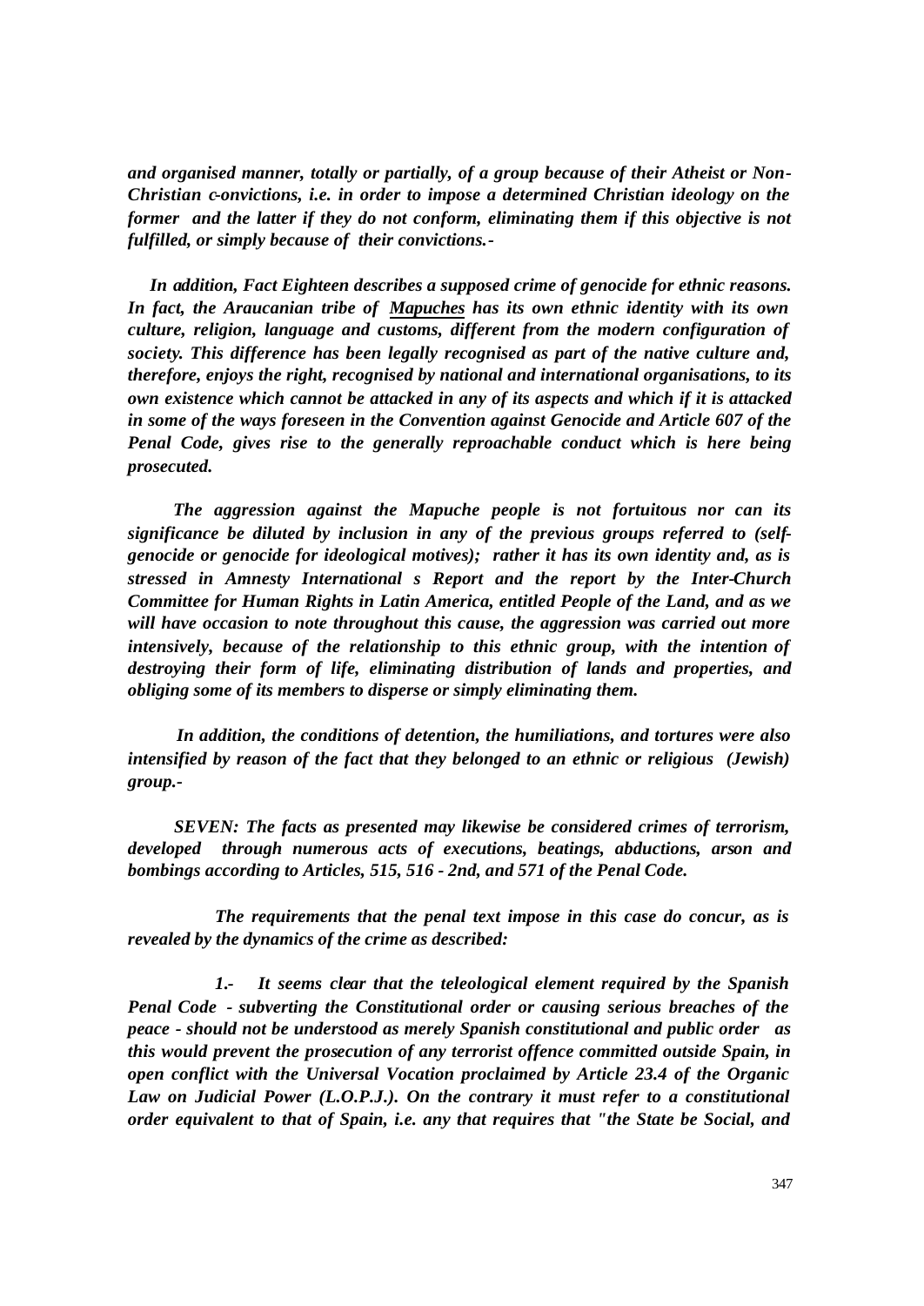*and organised manner, totally or partially, of a group because of their Atheist or Non-Christian c-onvictions, i.e. in order to impose a determined Christian ideology on the former and the latter if they do not conform, eliminating them if this objective is not fulfilled, or simply because of their convictions.-*

*In addition, Fact Eighteen describes a supposed crime of genocide for ethnic reasons. In fact, the Araucanian tribe of **Mapuches** has its own ethnic identity with its own culture, religion, language and customs, different from the modern configuration of society. This difference has been legally recognised as part of the native culture and, therefore, enjoys the right, recognised by national and international organisations, to its own existence which cannot be attacked in any of its aspects and which if it is attacked in some of the ways foreseen in the Convention against Genocide and Article 607 of the Penal Code, gives rise to the generally reproachable conduct which is here being prosecuted.*

*The aggression against the Mapuche people is not fortuitous nor can its significance be diluted by inclusion in any of the previous groups referred to (self-genocide or genocide for ideological motives); rather it has its own identity and, as is stressed in Amnesty International s Report and the report by the Inter-Church Committee for Human Rights in Latin America, entitled People of the Land, and as we will have occasion to note throughout this cause, the aggression was carried out more intensively, because of the relationship to this ethnic group, with the intention of destroying their form of life, eliminating distribution of lands and properties, and obliging some of its members to disperse or simply eliminating them.*

*In addition, the conditions of detention, the humiliations, and tortures were also intensified by reason of the fact that they belonged to an ethnic or religious (Jewish) group.-*

*SEVEN: The facts as presented may likewise be considered crimes of terrorism, developed through numerous acts of executions, beatings, abductions, arson and bombings according to Articles, 515, 516 - 2nd, and 571 of the Penal Code.*

*The requirements that the penal text impose in this case do concur, as is revealed by the dynamics of the crime as described:*

*1.- It seems clear that the teleological element required by the Spanish Penal Code - subverting the Constitutional order or causing serious breaches of the peace - should not be understood as merely Spanish constitutional and public order as this would prevent the prosecution of any terrorist offence committed outside Spain, in open conflict with the Universal Vocation proclaimed by Article 23.4 of the Organic Law on Judicial Power (L.O.P.J.). On the contrary it must refer to a constitutional order equivalent to that of Spain, i.e. any that requires that "the State be Social, and*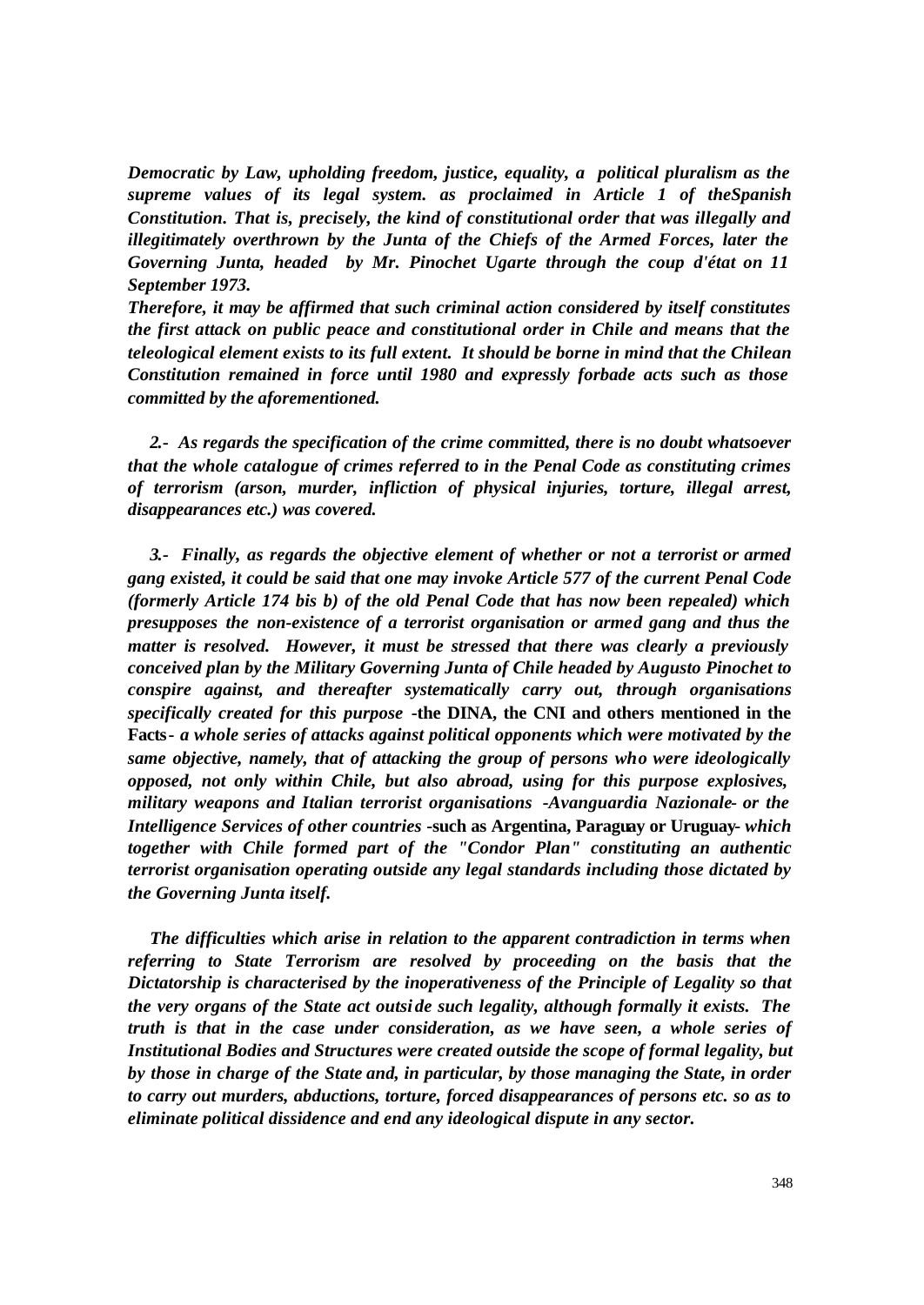*Democratic by Law, upholding freedom, justice, equality, a political pluralism as the supreme values of its legal system. as proclaimed in Article 1 of theSpanish Constitution. That is, precisely, the kind of constitutional order that was illegally and illegitimately overthrown by the Junta of the Chiefs of the Armed Forces, later the Governing Junta, headed by Mr. Pinochet Ugarte through the coup d'état on 11 September 1973.*

*Therefore, it may be affirmed that such criminal action considered by itself constitutes the first attack on public peace and constitutional order in Chile and means that the teleological element exists to its full extent. It should be borne in mind that the Chilean Constitution remained in force until 1980 and expressly forbade acts such as those committed by the aforementioned.*

*2.- As regards the specification of the crime committed, there is no doubt whatsoever that the whole catalogue of crimes referred to in the Penal Code as constituting crimes of terrorism (arson, murder, infliction of physical injuries, torture, illegal arrest, disappearances etc.) was covered.*

*3.- Finally, as regards the objective element of whether or not a terrorist or armed gang existed, it could be said that one may invoke Article 577 of the current Penal Code (formerly Article 174 bis b) of the old Penal Code that has now been repealed) which presupposes the non-existence of a terrorist organisation or armed gang and thus the matter is resolved. However, it must be stressed that there was clearly a previously conceived plan by the Military Governing Junta of Chile headed by Augusto Pinochet to conspire against, and thereafter systematically carry out, through organisations specifically created for this purpose* **-the DINA, the CNI and others mentioned in the Facts-** *a whole series of attacks against political opponents which were motivated by the same objective, namely, that of attacking the group of persons who were ideologically opposed, not only within Chile, but also abroad, using for this purpose explosives, military weapons and Italian terrorist organisations -Avanguardia Nazionale- or the Intelligence Services of other countries* **-such as Argentina, Paraguay or Uruguay-** *which together with Chile formed part of the "Condor Plan" constituting an authentic terrorist organisation operating outside any legal standards including those dictated by the Governing Junta itself.*

*The difficulties which arise in relation to the apparent contradiction in terms when referring to State Terrorism are resolved by proceeding on the basis that the Dictatorship is characterised by the inoperativeness of the Principle of Legality so that the very organs of the State act outside such legality, although formally it exists. The truth is that in the case under consideration, as we have seen, a whole series of Institutional Bodies and Structures were created outside the scope of formal legality, but by those in charge of the State and, in particular, by those managing the State, in order to carry out murders, abductions, torture, forced disappearances of persons etc. so as to eliminate political dissidence and end any ideological dispute in any sector.*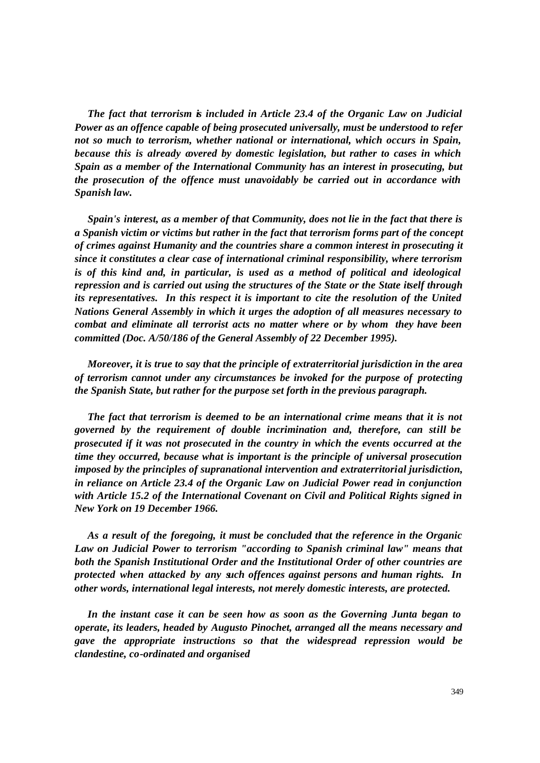***The fact that terrorism is included in Article 23.4 of the Organic Law on Judicial Power as an offence capable of being prosecuted universally, must be understood to refer not so much to terrorism, whether national or international, which occurs in Spain, because this is already covered by domestic legislation, but rather to cases in which Spain as a member of the International Community has an interest in prosecuting, but the prosecution of the offence must unavoidably be carried out in accordance with Spanish law.***

***Spain's interest, as a member of that Community, does not lie in the fact that there is a Spanish victim or victims but rather in the fact that terrorism forms part of the concept of crimes against Humanity and the countries share a common interest in prosecuting it since it constitutes a clear case of international criminal responsibility, where terrorism is of this kind and, in particular, is used as a method of political and ideological repression and is carried out using the structures of the State or the State itself through its representatives. In this respect it is important to cite the resolution of the United Nations General Assembly in which it urges the adoption of all measures necessary to combat and eliminate all terrorist acts no matter where or by whom they have been committed (Doc. A/50/186 of the General Assembly of 22 December 1995).***

***Moreover, it is true to say that the principle of extraterritorial jurisdiction in the area of terrorism cannot under any circumstances be invoked for the purpose of protecting the Spanish State, but rather for the purpose set forth in the previous paragraph.***

***The fact that terrorism is deemed to be an international crime means that it is not governed by the requirement of double incrimination and, therefore, can still be prosecuted if it was not prosecuted in the country in which the events occurred at the time they occurred, because what is important is the principle of universal prosecution imposed by the principles of supranational intervention and extraterritorial jurisdiction, in reliance on Article 23.4 of the Organic Law on Judicial Power read in conjunction with Article 15.2 of the International Covenant on Civil and Political Rights signed in New York on 19 December 1966.***

***As a result of the foregoing, it must be concluded that the reference in the Organic Law on Judicial Power to terrorism "according to Spanish criminal law" means that both the Spanish Institutional Order and the Institutional Order of other countries are protected when attacked by any such offences against persons and human rights. In other words, international legal interests, not merely domestic interests, are protected.***

***In the instant case it can be seen how as soon as the Governing Junta began to operate, its leaders, headed by Augusto Pinochet, arranged all the means necessary and gave the appropriate instructions so that the widespread repression would be clandestine, co-ordinated and organised***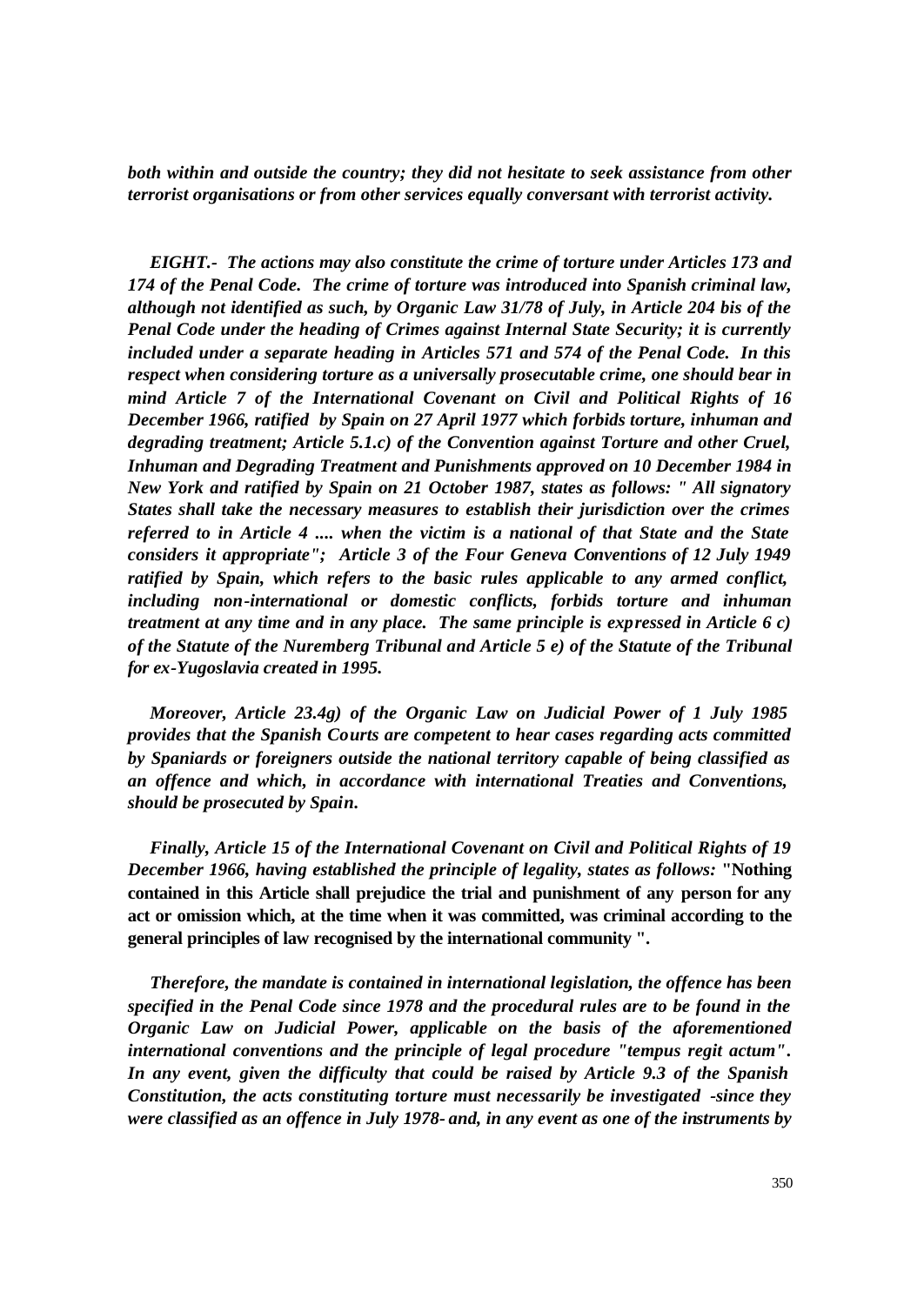*both within and outside the country; they did not hesitate to seek assistance from other terrorist organisations or from other services equally conversant with terrorist activity.*

*EIGHT.- The actions may also constitute the crime of torture under Articles 173 and 174 of the Penal Code. The crime of torture was introduced into Spanish criminal law, although not identified as such, by Organic Law 31/78 of July, in Article 204 bis of the Penal Code under the heading of Crimes against Internal State Security; it is currently included under a separate heading in Articles 571 and 574 of the Penal Code. In this respect when considering torture as a universally prosecutable crime, one should bear in mind Article 7 of the International Covenant on Civil and Political Rights of 16 December 1966, ratified by Spain on 27 April 1977 which forbids torture, inhuman and degrading treatment; Article 5.1.c) of the Convention against Torture and other Cruel, Inhuman and Degrading Treatment and Punishments approved on 10 December 1984 in New York and ratified by Spain on 21 October 1987, states as follows: " All signatory States shall take the necessary measures to establish their jurisdiction over the crimes referred to in Article 4 .... when the victim is a national of that State and the State considers it appropriate"; Article 3 of the Four Geneva Conventions of 12 July 1949 ratified by Spain, which refers to the basic rules applicable to any armed conflict, including non-international or domestic conflicts, forbids torture and inhuman treatment at any time and in any place. The same principle is expressed in Article 6 c) of the Statute of the Nuremberg Tribunal and Article 5 e) of the Statute of the Tribunal for ex-Yugoslavia created in 1995.*

*Moreover, Article 23.4g) of the Organic Law on Judicial Power of 1 July 1985 provides that the Spanish Courts are competent to hear cases regarding acts committed by Spaniards or foreigners outside the national territory capable of being classified as an offence and which, in accordance with international Treaties and Conventions, should be prosecuted by Spain.*

*Finally, Article 15 of the International Covenant on Civil and Political Rights of 19 December 1966, having established the principle of legality, states as follows:* **"Nothing contained in this Article shall prejudice the trial and punishment of any person for any act or omission which, at the time when it was committed, was criminal according to the general principles of law recognised by the international community ".**

*Therefore, the mandate is contained in international legislation, the offence has been specified in the Penal Code since 1978 and the procedural rules are to be found in the Organic Law on Judicial Power, applicable on the basis of the aforementioned international conventions and the principle of legal procedure "tempus regit actum". In any event, given the difficulty that could be raised by Article 9.3 of the Spanish Constitution, the acts constituting torture must necessarily be investigated -since they were classified as an offence in July 1978- and, in any event as one of the instruments by*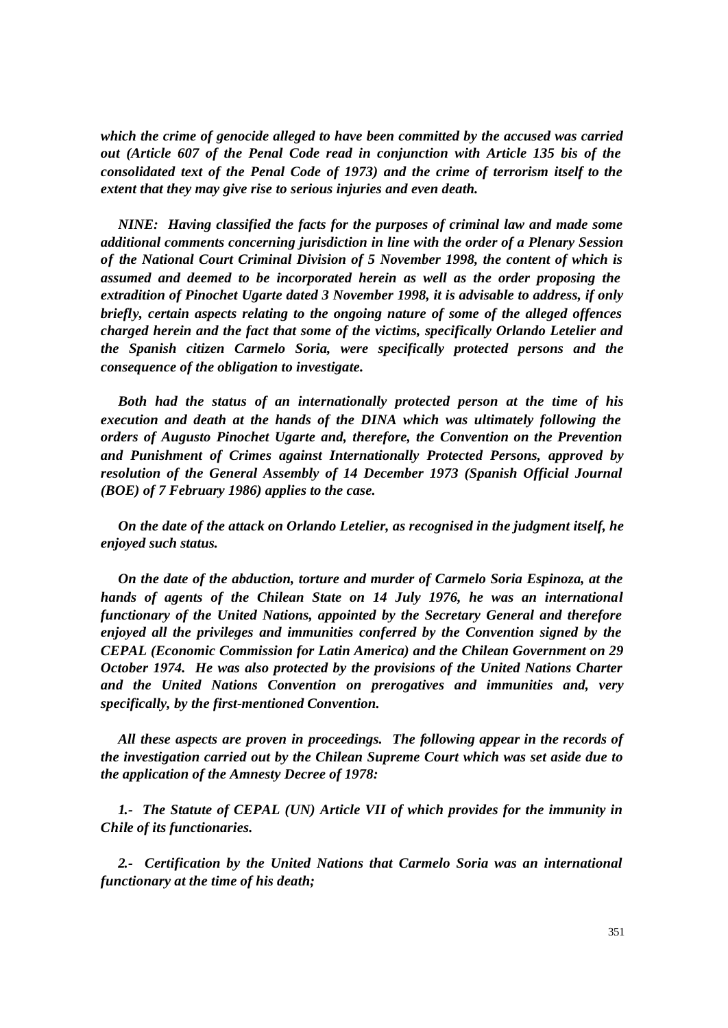*which the crime of genocide alleged to have been committed by the accused was carried out (Article 607 of the Penal Code read in conjunction with Article 135 bis of the consolidated text of the Penal Code of 1973) and the crime of terrorism itself to the extent that they may give rise to serious injuries and even death.*

***NINE:** Having classified the facts for the purposes of criminal law and made some additional comments concerning jurisdiction in line with the order of a Plenary Session of the National Court Criminal Division of 5 November 1998, the content of which is assumed and deemed to be incorporated herein as well as the order proposing the extradition of Pinochet Ugarte dated 3 November 1998, it is advisable to address, if only briefly, certain aspects relating to the ongoing nature of some of the alleged offences charged herein and the fact that some of the victims, specifically Orlando Letelier and the Spanish citizen Carmelo Soria, were specifically protected persons and the consequence of the obligation to investigate.*

*Both had the status of an internationally protected person at the time of his execution and death at the hands of the DINA which was ultimately following the orders of Augusto Pinochet Ugarte and, therefore, the Convention on the Prevention and Punishment of Crimes against Internationally Protected Persons, approved by resolution of the General Assembly of 14 December 1973 (Spanish Official Journal (BOE) of 7 February 1986) applies to the case.*

*On the date of the attack on Orlando Letelier, as recognised in the judgment itself, he enjoyed such status.*

*On the date of the abduction, torture and murder of Carmelo Soria Espinoza, at the hands of agents of the Chilean State on 14 July 1976, he was an international functionary of the United Nations, appointed by the Secretary General and therefore enjoyed all the privileges and immunities conferred by the Convention signed by the CEPAL (Economic Commission for Latin America) and the Chilean Government on 29 October 1974. He was also protected by the provisions of the United Nations Charter and the United Nations Convention on prerogatives and immunities and, very specifically, by the first-mentioned Convention.*

*All these aspects are proven in proceedings. The following appear in the records of the investigation carried out by the Chilean Supreme Court which was set aside due to the application of the Amnesty Decree of 1978:*

*1.- The Statute of CEPAL (UN) Article VII of which provides for the immunity in Chile of its functionaries.*

*2.- Certification by the United Nations that Carmelo Soria was an international functionary at the time of his death;*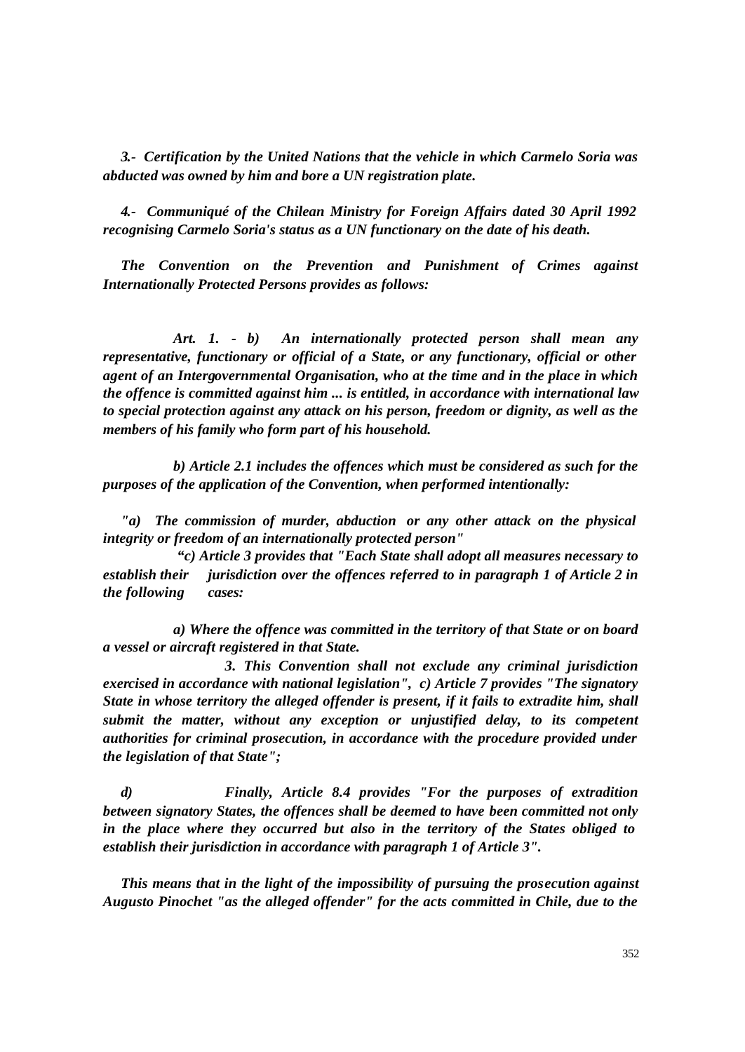*3.- Certification by the United Nations that the vehicle in which Carmelo Soria was abducted was owned by him and bore a UN registration plate.*

*4.- Communiqué of the Chilean Ministry for Foreign Affairs dated 30 April 1992 recognising Carmelo Soria's status as a UN functionary on the date of his death.*

*The Convention on the Prevention and Punishment of Crimes against Internationally Protected Persons provides as follows:*

*Art. 1. - b) An internationally protected person shall mean any representative, functionary or official of a State, or any functionary, official or other agent of an Intergovernmental Organisation, who at the time and in the place in which the offence is committed against him ... is entitled, in accordance with international law to special protection against any attack on his person, freedom or dignity, as well as the members of his family who form part of his household.*

*b) Article 2.1 includes the offences which must be considered as such for the purposes of the application of the Convention, when performed intentionally:*

*"a) The commission of murder, abduction or any other attack on the physical integrity or freedom of an internationally protected person"*

*"c) Article 3 provides that "Each State shall adopt all measures necessary to establish their jurisdiction over the offences referred to in paragraph 1 of Article 2 in the following cases:*

*a) Where the offence was committed in the territory of that State or on board a vessel or aircraft registered in that State.*

*3. This Convention shall not exclude any criminal jurisdiction exercised in accordance with national legislation", c) Article 7 provides "The signatory State in whose territory the alleged offender is present, if it fails to extradite him, shall submit the matter, without any exception or unjustified delay, to its competent authorities for criminal prosecution, in accordance with the procedure provided under the legislation of that State";*

*d) Finally, Article 8.4 provides "For the purposes of extradition between signatory States, the offences shall be deemed to have been committed not only in the place where they occurred but also in the territory of the States obliged to establish their jurisdiction in accordance with paragraph 1 of Article 3".*

*This means that in the light of the impossibility of pursuing the prosecution against Augusto Pinochet "as the alleged offender" for the acts committed in Chile, due to the*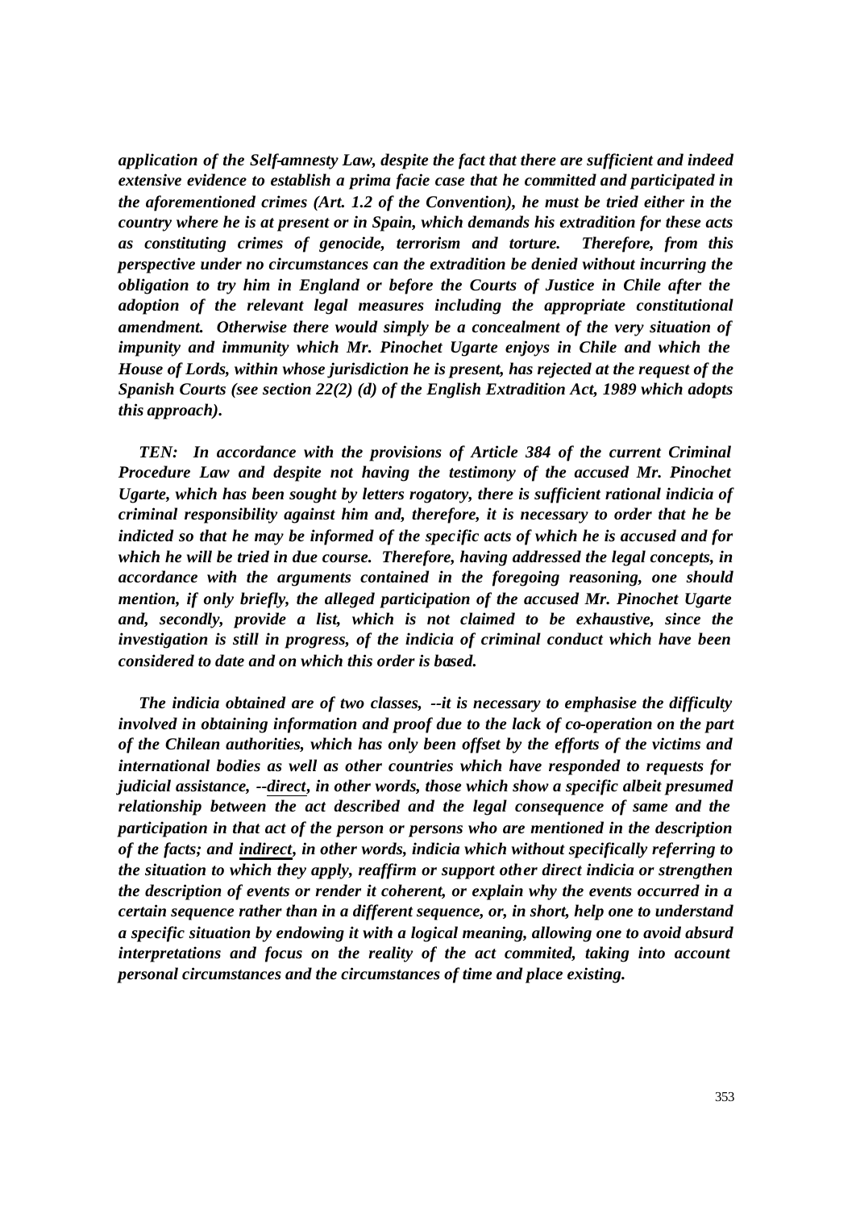*application of the Self-amnesty Law, despite the fact that there are sufficient and indeed extensive evidence to establish a prima facie case that he committed and participated in the aforementioned crimes (Art. 1.2 of the Convention), he must be tried either in the country where he is at present or in Spain, which demands his extradition for these acts as constituting crimes of genocide, terrorism and torture. Therefore, from this perspective under no circumstances can the extradition be denied without incurring the obligation to try him in England or before the Courts of Justice in Chile after the adoption of the relevant legal measures including the appropriate constitutional amendment. Otherwise there would simply be a concealment of the very situation of impunity and immunity which Mr. Pinochet Ugarte enjoys in Chile and which the House of Lords, within whose jurisdiction he is present, has rejected at the request of the Spanish Courts (see section 22(2) (d) of the English Extradition Act, 1989 which adopts this approach).***

***TEN:** In accordance with the provisions of Article 384 of the current Criminal Procedure Law and despite not having the testimony of the accused Mr. Pinochet Ugarte, which has been sought by letters rogatory, there is sufficient rational indicia of criminal responsibility against him and, therefore, it is necessary to order that he be indicted so that he may be informed of the specific acts of which he is accused and for which he will be tried in due course. Therefore, having addressed the legal concepts, in accordance with the arguments contained in the foregoing reasoning, one should mention, if only briefly, the alleged participation of the accused Mr. Pinochet Ugarte and, secondly, provide a list, which is not claimed to be exhaustive, since the investigation is still in progress, of the indicia of criminal conduct which have been considered to date and on which this order is based.*

***The indicia obtained are of two classes, --it is necessary to emphasise the difficulty involved in obtaining information and proof due to the lack of co-operation on the part of the Chilean authorities, which has only been offset by the efforts of the victims and international bodies as well as other countries which have responded to requests for judicial assistance, --<u>direct</u>, in other words, those which show a specific albeit presumed relationship between the act described and the legal consequence of same and the participation in that act of the person or persons who are mentioned in the description of the facts; and <u>indirect</u>, in other words, indicia which without specifically referring to the situation to which they apply, reaffirm or support other direct indicia or strengthen the description of events or render it coherent, or explain why the events occurred in a certain sequence rather than in a different sequence, or, in short, help one to understand a specific situation by endowing it with a logical meaning, allowing one to avoid absurd interpretations and focus on the reality of the act commited, taking into account personal circumstances and the circumstances of time and place existing.***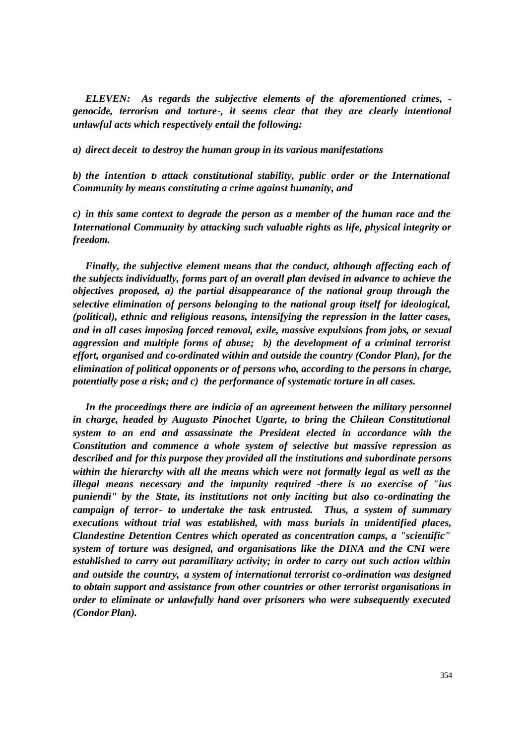***ELEVEN:** As regards the subjective elements of the aforementioned crimes, - genocide, terrorism and torture-, it seems clear that they are clearly intentional unlawful acts which respectively entail the following:*

***a)** direct deceit to destroy the human group in its various manifestations*

***b)** the intention to attack constitutional stability, public order or the International Community by means constituting a crime against humanity, and*

***c)** in this same context to degrade the person as a member of the human race and the International Community by attacking such valuable rights as life, physical integrity or freedom.*

***Finally, the subjective element means that the conduct, although affecting each of the subjects individually, forms part of an overall plan devised in advance to achieve the objectives proposed, a) the partial disappearance of the national group through the selective elimination of persons belonging to the national group itself for ideological, (political), ethnic and religious reasons, intensifying the repression in the latter cases, and in all cases imposing forced removal, exile, massive expulsions from jobs, or sexual aggression and multiple forms of abuse; b) the development of a criminal terrorist effort, organised and co-ordinated within and outside the country (Condor Plan), for the elimination of political opponents or of persons who, according to the persons in charge, potentially pose a risk; and c) the performance of systematic torture in all cases.***

***In the proceedings there are indicia of an agreement between the military personnel in charge, headed by Augusto Pinochet Ugarte, to bring the Chilean Constitutional system to an end and assassinate the President elected in accordance with the Constitution and commence a whole system of selective but massive repression as described and for this purpose they provided all the institutions and subordinate persons within the hierarchy with all the means which were not formally legal as well as the illegal means necessary and the impunity required -there is no exercise of "ius puniendi" by the State, its institutions not only inciting but also co-ordinating the campaign of terror- to undertake the task entrusted. Thus, a system of summary executions without trial was established, with mass burials in unidentified places, Clandestine Detention Centres which operated as concentration camps, a "scientific" system of torture was designed, and organisations like the DINA and the CNI were established to carry out paramilitary activity; in order to carry out such action within and outside the country, a system of international terrorist co-ordination was designed to obtain support and assistance from other countries or other terrorist organisations in order to eliminate or unlawfully hand over prisoners who were subsequently executed (Condor Plan).***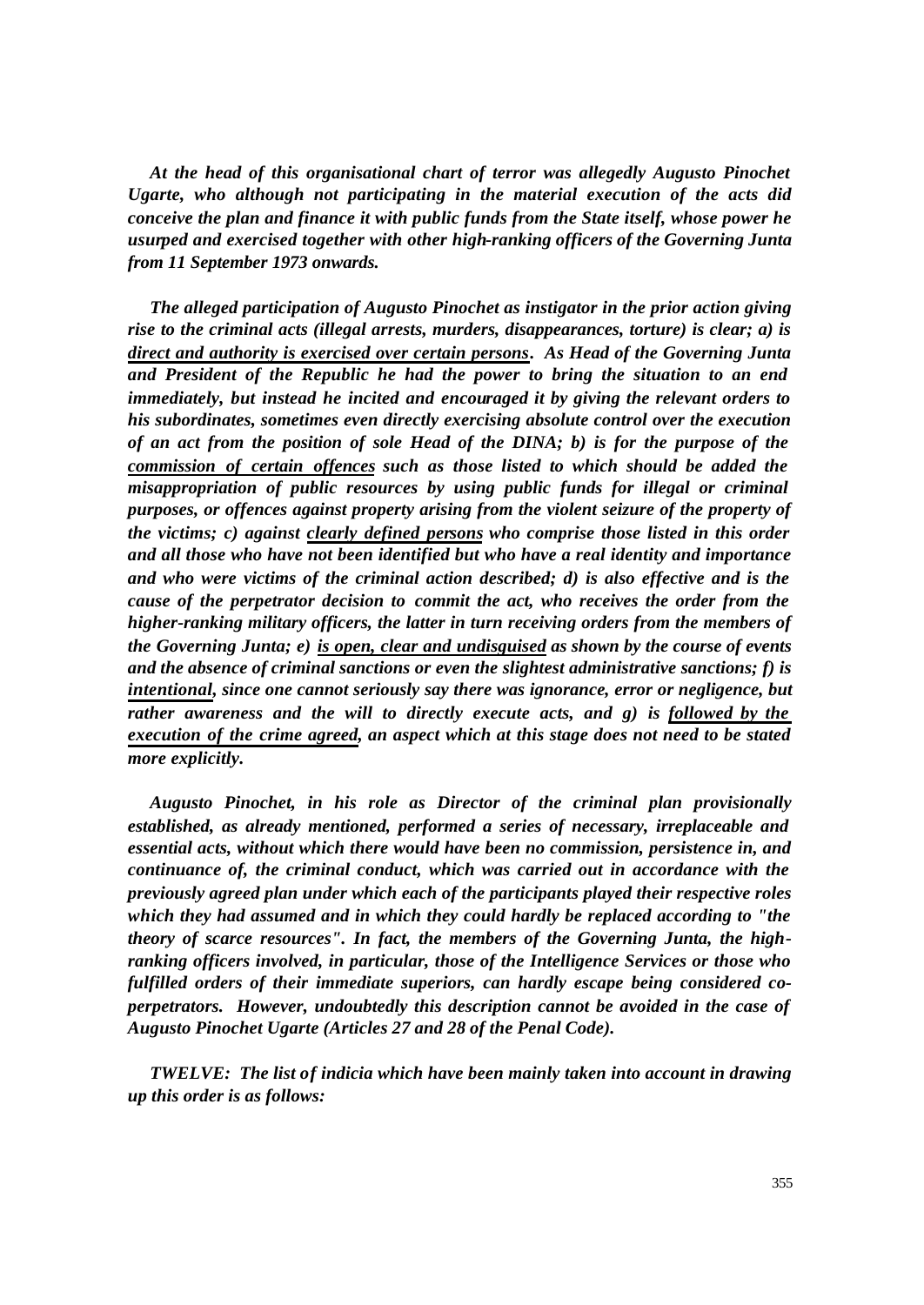*At the head of this organisational chart of terror was allegedly Augusto Pinochet Ugarte, who although not participating in the material execution of the acts did conceive the plan and finance it with public funds from the State itself, whose power he usurped and exercised together with other high-ranking officers of the Governing Junta from 11 September 1973 onwards.*

*The alleged participation of Augusto Pinochet as instigator in the prior action giving rise to the criminal acts (illegal arrests, murders, disappearances, torture) is clear; a) is direct and authority is exercised over certain persons. As Head of the Governing Junta and President of the Republic he had the power to bring the situation to an end immediately, but instead he incited and encouraged it by giving the relevant orders to his subordinates, sometimes even directly exercising absolute control over the execution of an act from the position of sole Head of the DINA; b) is for the purpose of the commission of certain offences such as those listed to which should be added the misappropriation of public resources by using public funds for illegal or criminal purposes, or offences against property arising from the violent seizure of the property of the victims; c) against clearly defined persons who comprise those listed in this order and all those who have not been identified but who have a real identity and importance and who were victims of the criminal action described; d) is also effective and is the cause of the perpetrator decision to commit the act, who receives the order from the higher-ranking military officers, the latter in turn receiving orders from the members of the Governing Junta; e) is open, clear and undisguised as shown by the course of events and the absence of criminal sanctions or even the slightest administrative sanctions; f) is intentional, since one cannot seriously say there was ignorance, error or negligence, but rather awareness and the will to directly execute acts, and g) is followed by the execution of the crime agreed, an aspect which at this stage does not need to be stated more explicitly.*

*Augusto Pinochet, in his role as Director of the criminal plan provisionally established, as already mentioned, performed a series of necessary, irreplaceable and essential acts, without which there would have been no commission, persistence in, and continuance of, the criminal conduct, which was carried out in accordance with the previously agreed plan under which each of the participants played their respective roles which they had assumed and in which they could hardly be replaced according to "the theory of scarce resources". In fact, the members of the Governing Junta, the high-ranking officers involved, in particular, those of the Intelligence Services or those who fulfilled orders of their immediate superiors, can hardly escape being considered co-perpetrators. However, undoubtedly this description cannot be avoided in the case of Augusto Pinochet Ugarte (Articles 27 and 28 of the Penal Code).*

*TWELVE: The list of indicia which have been mainly taken into account in drawing up this order is as follows:*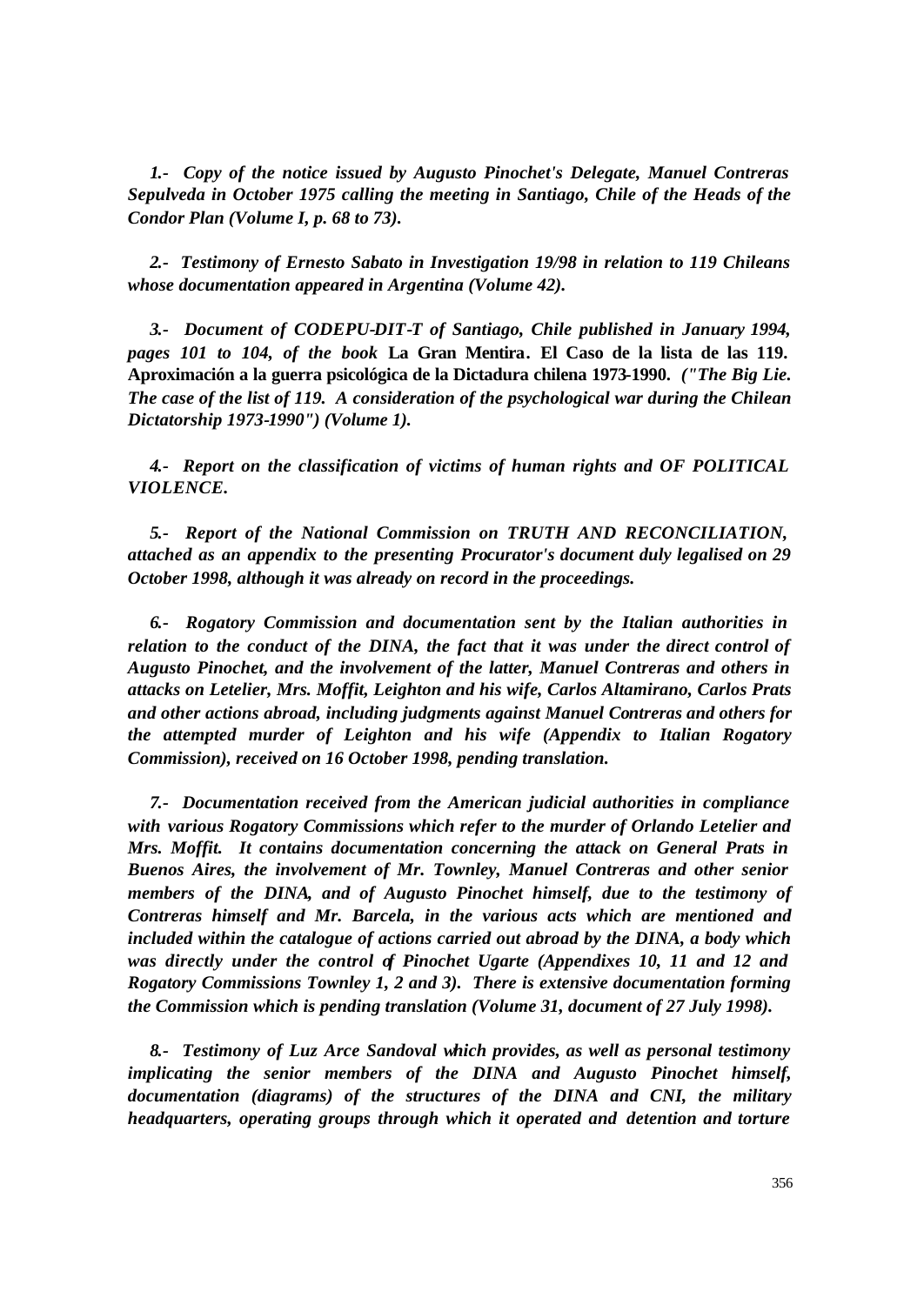*1.- Copy of the notice issued by Augusto Pinochet's Delegate, Manuel Contreras Sepulveda in October 1975 calling the meeting in Santiago, Chile of the Heads of the Condor Plan (Volume I, p. 68 to 73).*

*2.- Testimony of Ernesto Sabato in Investigation 19/98 in relation to 119 Chileans whose documentation appeared in Argentina (Volume 42).*

*3.- Document of CODEPU-DIT-T of Santiago, Chile published in January 1994, pages 101 to 104, of the book* **La Gran Mentira. El Caso de la lista de las 119. Aproximación a la guerra psicológica de la Dictadura chilena 1973-1990.** *("The Big Lie. The case of the list of 119. A consideration of the psychological war during the Chilean Dictatorship 1973-1990") (Volume 1).*

*4.- Report on the classification of victims of human rights and OF POLITICAL VIOLENCE.*

*5.- Report of the National Commission on TRUTH AND RECONCILIATION, attached as an appendix to the presenting Procurator's document duly legalised on 29 October 1998, although it was already on record in the proceedings.*

*6.- Rogatory Commission and documentation sent by the Italian authorities in relation to the conduct of the DINA, the fact that it was under the direct control of Augusto Pinochet, and the involvement of the latter, Manuel Contreras and others in attacks on Letelier, Mrs. Moffit, Leighton and his wife, Carlos Altamirano, Carlos Prats and other actions abroad, including judgments against Manuel Contreras and others for the attempted murder of Leighton and his wife (Appendix to Italian Rogatory Commission), received on 16 October 1998, pending translation.*

*7.- Documentation received from the American judicial authorities in compliance with various Rogatory Commissions which refer to the murder of Orlando Letelier and Mrs. Moffit. It contains documentation concerning the attack on General Prats in Buenos Aires, the involvement of Mr. Townley, Manuel Contreras and other senior members of the DINA, and of Augusto Pinochet himself, due to the testimony of Contreras himself and Mr. Barcela, in the various acts which are mentioned and included within the catalogue of actions carried out abroad by the DINA, a body which was directly under the control of Pinochet Ugarte (Appendixes 10, 11 and 12 and Rogatory Commissions Townley 1, 2 and 3). There is extensive documentation forming the Commission which is pending translation (Volume 31, document of 27 July 1998).*

*8.- Testimony of Luz Arce Sandoval which provides, as well as personal testimony implicating the senior members of the DINA and Augusto Pinochet himself, documentation (diagrams) of the structures of the DINA and CNI, the military headquarters, operating groups through which it operated and detention and torture*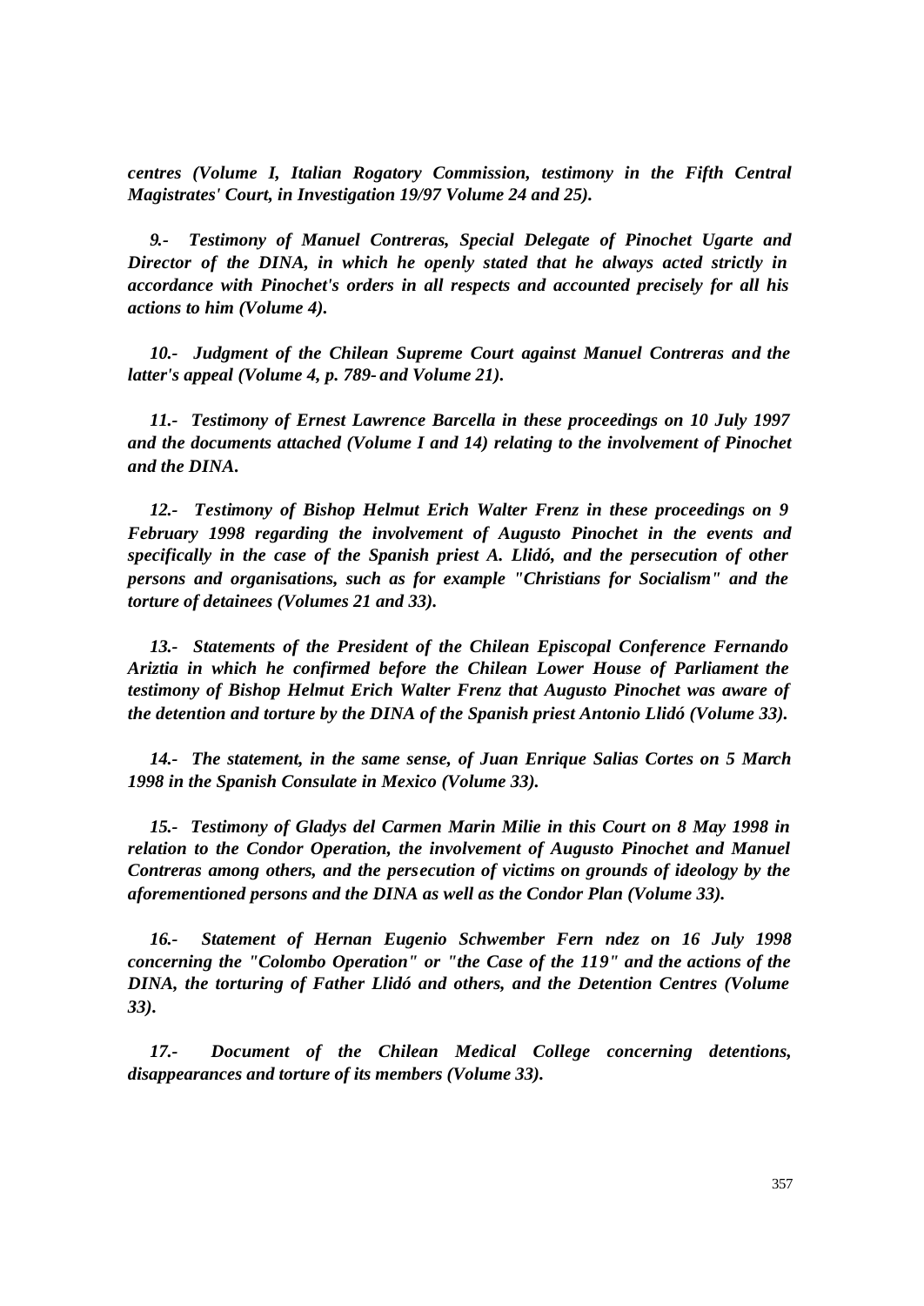*centres (Volume I, Italian Rogatory Commission, testimony in the Fifth Central Magistrates' Court, in Investigation 19/97 Volume 24 and 25).*

*9.- Testimony of Manuel Contreras, Special Delegate of Pinochet Ugarte and Director of the DINA, in which he openly stated that he always acted strictly in accordance with Pinochet's orders in all respects and accounted precisely for all his actions to him (Volume 4).*

*10.- Judgment of the Chilean Supreme Court against Manuel Contreras and the latter's appeal (Volume 4, p. 789- and Volume 21).*

*11.- Testimony of Ernest Lawrence Barcella in these proceedings on 10 July 1997 and the documents attached (Volume I and 14) relating to the involvement of Pinochet and the DINA.*

*12.- Testimony of Bishop Helmut Erich Walter Frenz in these proceedings on 9 February 1998 regarding the involvement of Augusto Pinochet in the events and specifically in the case of the Spanish priest A. Llidó, and the persecution of other persons and organisations, such as for example "Christians for Socialism" and the torture of detainees (Volumes 21 and 33).*

*13.- Statements of the President of the Chilean Episcopal Conference Fernando Ariztia in which he confirmed before the Chilean Lower House of Parliament the testimony of Bishop Helmut Erich Walter Frenz that Augusto Pinochet was aware of the detention and torture by the DINA of the Spanish priest Antonio Llidó (Volume 33).*

*14.- The statement, in the same sense, of Juan Enrique Salias Cortes on 5 March 1998 in the Spanish Consulate in Mexico (Volume 33).*

*15.- Testimony of Gladys del Carmen Marin Milie in this Court on 8 May 1998 in relation to the Condor Operation, the involvement of Augusto Pinochet and Manuel Contreras among others, and the persecution of victims on grounds of ideology by the aforementioned persons and the DINA as well as the Condor Plan (Volume 33).*

*16.- Statement of Hernan Eugenio Schwember Fern ndez on 16 July 1998 concerning the "Colombo Operation" or "the Case of the 119" and the actions of the DINA, the torturing of Father Llidó and others, and the Detention Centres (Volume 33).*

*17.- Document of the Chilean Medical College concerning detentions, disappearances and torture of its members (Volume 33).*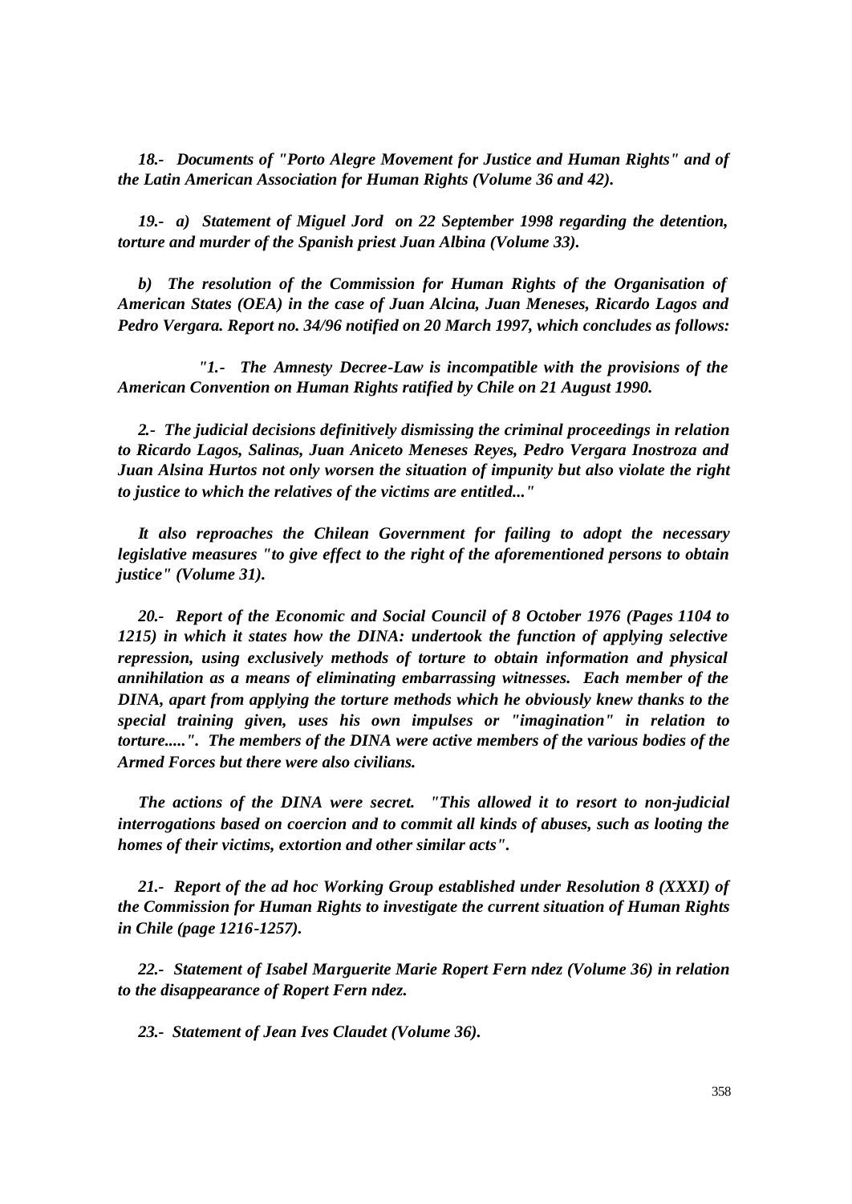*18.- Documents of "Porto Alegre Movement for Justice and Human Rights" and of the Latin American Association for Human Rights (Volume 36 and 42).*

*19.- a) Statement of Miguel Jord on 22 September 1998 regarding the detention, torture and murder of the Spanish priest Juan Albina (Volume 33).*

*b) The resolution of the Commission for Human Rights of the Organisation of American States (OEA) in the case of Juan Alcina, Juan Meneses, Ricardo Lagos and Pedro Vergara. Report no. 34/96 notified on 20 March 1997, which concludes as follows:*

*"1.- The Amnesty Decree-Law is incompatible with the provisions of the American Convention on Human Rights ratified by Chile on 21 August 1990.*

*2.- The judicial decisions definitively dismissing the criminal proceedings in relation to Ricardo Lagos, Salinas, Juan Aniceto Meneses Reyes, Pedro Vergara Inostroza and Juan Alsina Hurtos not only worsen the situation of impunity but also violate the right to justice to which the relatives of the victims are entitled..."*

*It also reproaches the Chilean Government for failing to adopt the necessary legislative measures "to give effect to the right of the aforementioned persons to obtain justice" (Volume 31).*

*20.- Report of the Economic and Social Council of 8 October 1976 (Pages 1104 to 1215) in which it states how the DINA: undertook the function of applying selective repression, using exclusively methods of torture to obtain information and physical annihilation as a means of eliminating embarrassing witnesses. Each member of the DINA, apart from applying the torture methods which he obviously knew thanks to the special training given, uses his own impulses or "imagination" in relation to torture.....". The members of the DINA were active members of the various bodies of the Armed Forces but there were also civilians.*

*The actions of the DINA were secret. "This allowed it to resort to non-judicial interrogations based on coercion and to commit all kinds of abuses, such as looting the homes of their victims, extortion and other similar acts".*

*21.- Report of the ad hoc Working Group established under Resolution 8 (XXXI) of the Commission for Human Rights to investigate the current situation of Human Rights in Chile (page 1216-1257).*

*22.- Statement of Isabel Marguerite Marie Ropert Fern ndez (Volume 36) in relation to the disappearance of Ropert Fern ndez.*

*23.- Statement of Jean Ives Claudet (Volume 36).*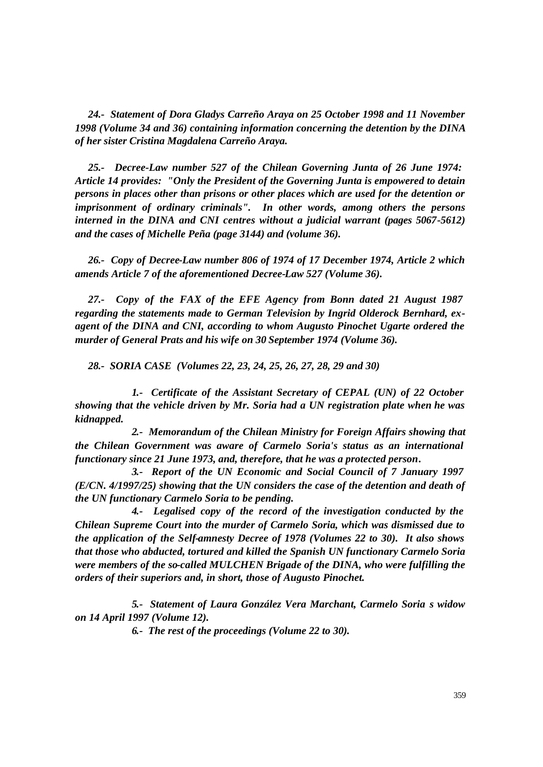*24.- Statement of Dora Gladys Carreño Araya on 25 October 1998 and 11 November 1998 (Volume 34 and 36) containing information concerning the detention by the DINA of her sister Cristina Magdalena Carreño Araya.*

*25.- Decree-Law number 527 of the Chilean Governing Junta of 26 June 1974: Article 14 provides: "Only the President of the Governing Junta is empowered to detain persons in places other than prisons or other places which are used for the detention or imprisonment of ordinary criminals". In other words, among others the persons interned in the DINA and CNI centres without a judicial warrant (pages 5067-5612) and the cases of Michelle Peña (page 3144) and (volume 36).*

*26.- Copy of Decree-Law number 806 of 1974 of 17 December 1974, Article 2 which amends Article 7 of the aforementioned Decree-Law 527 (Volume 36).*

*27.- Copy of the FAX of the EFE Agency from Bonn dated 21 August 1987 regarding the statements made to German Television by Ingrid Olderock Bernhard, ex-agent of the DINA and CNI, according to whom Augusto Pinochet Ugarte ordered the murder of General Prats and his wife on 30 September 1974 (Volume 36).*

*28.- SORIA CASE (Volumes 22, 23, 24, 25, 26, 27, 28, 29 and 30)*

*1.- Certificate of the Assistant Secretary of CEPAL (UN) of 22 October showing that the vehicle driven by Mr. Soria had a UN registration plate when he was kidnapped.*

*2.- Memorandum of the Chilean Ministry for Foreign Affairs showing that the Chilean Government was aware of Carmelo Soria's status as an international functionary since 21 June 1973, and, therefore, that he was a protected person.*

*3.- Report of the UN Economic and Social Council of 7 January 1997 (E/CN. 4/1997/25) showing that the UN considers the case of the detention and death of the UN functionary Carmelo Soria to be pending.*

*4.- Legalised copy of the record of the investigation conducted by the Chilean Supreme Court into the murder of Carmelo Soria, which was dismissed due to the application of the Self-amnesty Decree of 1978 (Volumes 22 to 30). It also shows that those who abducted, tortured and killed the Spanish UN functionary Carmelo Soria were members of the so-called MULCHEN Brigade of the DINA, who were fulfilling the orders of their superiors and, in short, those of Augusto Pinochet.*

*5.- Statement of Laura González Vera Marchant, Carmelo Soria s widow on 14 April 1997 (Volume 12).*

*6.- The rest of the proceedings (Volume 22 to 30).*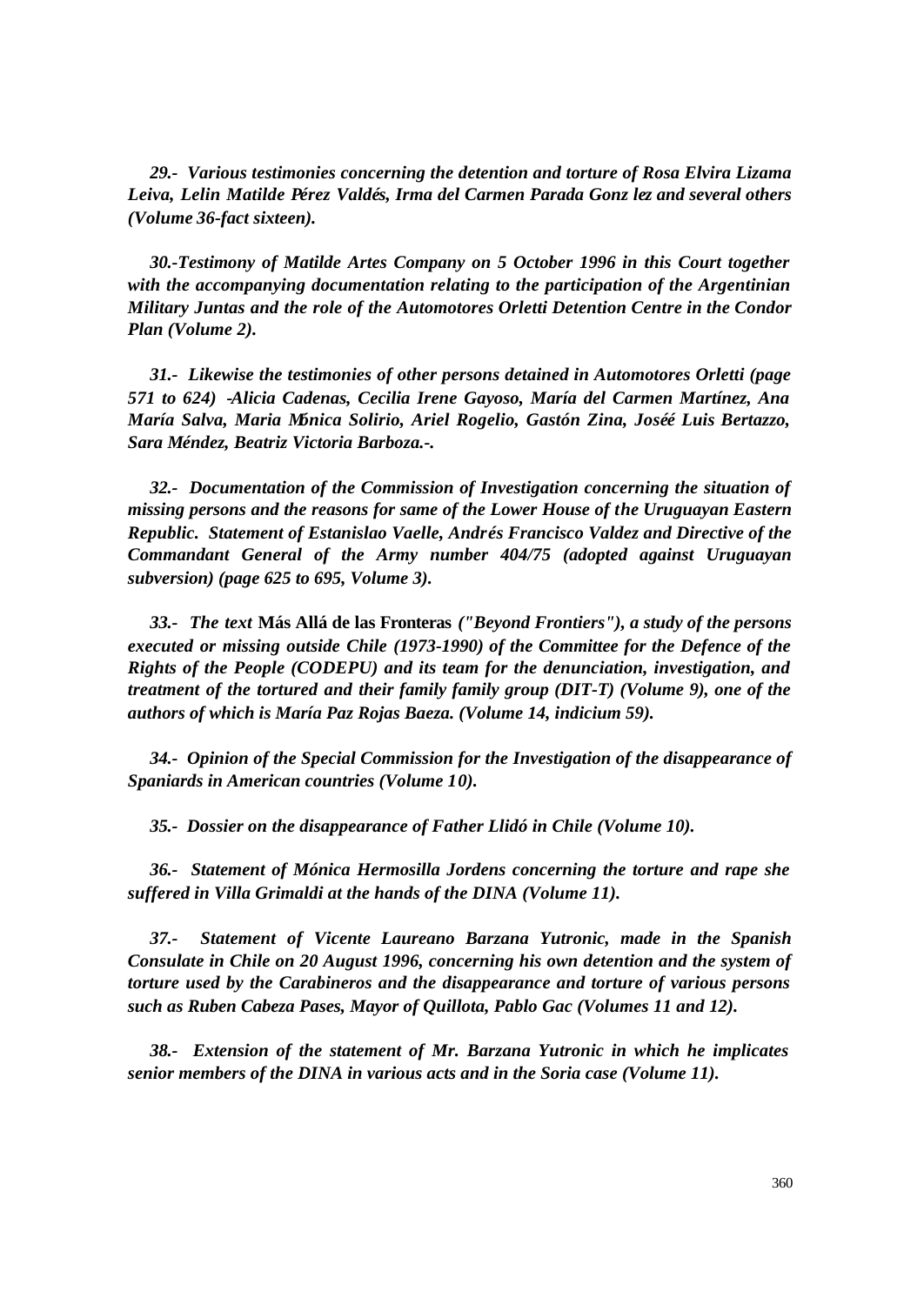*29.- Various testimonies concerning the detention and torture of Rosa Elvira Lizama Leiva, Lelin Matilde Pérez Valdés, Irma del Carmen Parada Gonz lez and several others (Volume 36-fact sixteen).*

*30.-Testimony of Matilde Artes Company on 5 October 1996 in this Court together with the accompanying documentation relating to the participation of the Argentinian Military Juntas and the role of the Automotores Orletti Detention Centre in the Condor Plan (Volume 2).*

*31.- Likewise the testimonies of other persons detained in Automotores Orletti (page 571 to 624) -Alicia Cadenas, Cecilia Irene Gayoso, María del Carmen Martínez, Ana María Salva, Maria Mónica Solirio, Ariel Rogelio, Gastón Zina, Joséé Luis Bertazzo, Sara Méndez, Beatriz Victoria Barboza.-.*

*32.- Documentation of the Commission of Investigation concerning the situation of missing persons and the reasons for same of the Lower House of the Uruguayan Eastern Republic. Statement of Estanislao Vaelle, Andrés Francisco Valdez and Directive of the Commandant General of the Army number 404/75 (adopted against Uruguayan subversion) (page 625 to 695, Volume 3).*

*33.- The text* **Más Allá de las Fronteras** *("Beyond Frontiers"), a study of the persons executed or missing outside Chile (1973-1990) of the Committee for the Defence of the Rights of the People (CODEPU) and its team for the denunciation, investigation, and treatment of the tortured and their family family group (DIT-T) (Volume 9), one of the authors of which is María Paz Rojas Baeza. (Volume 14, indicium 59).*

*34.- Opinion of the Special Commission for the Investigation of the disappearance of Spaniards in American countries (Volume 10).*

*35.- Dossier on the disappearance of Father Llidó in Chile (Volume 10).*

*36.- Statement of Mónica Hermosilla Jordens concerning the torture and rape she suffered in Villa Grimaldi at the hands of the DINA (Volume 11).*

*37.- Statement of Vicente Laureano Barzana Yutronic, made in the Spanish Consulate in Chile on 20 August 1996, concerning his own detention and the system of torture used by the Carabineros and the disappearance and torture of various persons such as Ruben Cabeza Pases, Mayor of Quillota, Pablo Gac (Volumes 11 and 12).*

*38.- Extension of the statement of Mr. Barzana Yutronic in which he implicates senior members of the DINA in various acts and in the Soria case (Volume 11).*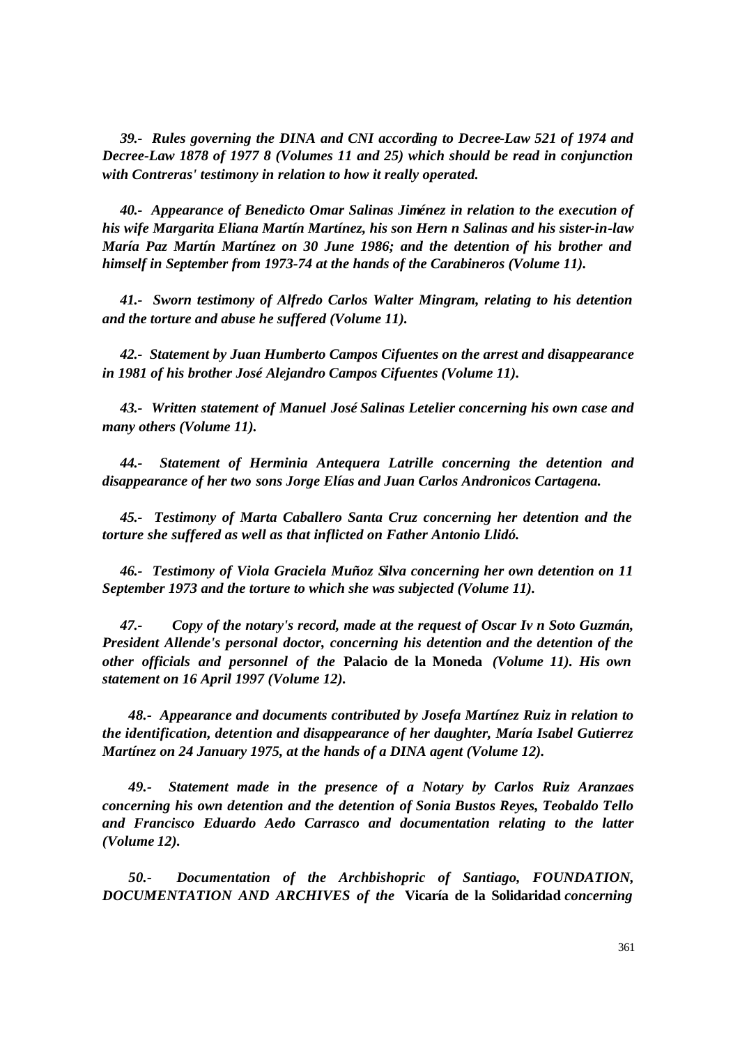*39.- Rules governing the DINA and CNI according to Decree-Law 521 of 1974 and Decree-Law 1878 of 1977 8 (Volumes 11 and 25) which should be read in conjunction with Contreras' testimony in relation to how it really operated.*

*40.- Appearance of Benedicto Omar Salinas Jiménez in relation to the execution of his wife Margarita Eliana Martín Martínez, his son Hern n Salinas and his sister-in-law María Paz Martín Martínez on 30 June 1986; and the detention of his brother and himself in September from 1973-74 at the hands of the Carabineros (Volume 11).*

*41.- Sworn testimony of Alfredo Carlos Walter Mingram, relating to his detention and the torture and abuse he suffered (Volume 11).*

*42.- Statement by Juan Humberto Campos Cifuentes on the arrest and disappearance in 1981 of his brother José Alejandro Campos Cifuentes (Volume 11).*

*43.- Written statement of Manuel José Salinas Letelier concerning his own case and many others (Volume 11).*

*44.- Statement of Herminia Antequera Latrille concerning the detention and disappearance of her two sons Jorge Elías and Juan Carlos Andronicos Cartagena.*

*45.- Testimony of Marta Caballero Santa Cruz concerning her detention and the torture she suffered as well as that inflicted on Father Antonio Llidó.*

*46.- Testimony of Viola Graciela Muñoz Silva concerning her own detention on 11 September 1973 and the torture to which she was subjected (Volume 11).*

*47.- Copy of the notary's record, made at the request of Oscar Iv n Soto Guzmán, President Allende's personal doctor, concerning his detention and the detention of the other officials and personnel of the* **Palacio de la Moneda** *(Volume 11). His own statement on 16 April 1997 (Volume 12).*

*48.- Appearance and documents contributed by Josefa Martínez Ruiz in relation to the identification, detention and disappearance of her daughter, María Isabel Gutierrez Martínez on 24 January 1975, at the hands of a DINA agent (Volume 12).*

*49.- Statement made in the presence of a Notary by Carlos Ruiz Aranzaes concerning his own detention and the detention of Sonia Bustos Reyes, Teobaldo Tello and Francisco Eduardo Aedo Carrasco and documentation relating to the latter (Volume 12).*

*50.- Documentation of the Archbishopric of Santiago, FOUNDATION, DOCUMENTATION AND ARCHIVES of the* **Vicaría de la Solidaridad** *concerning*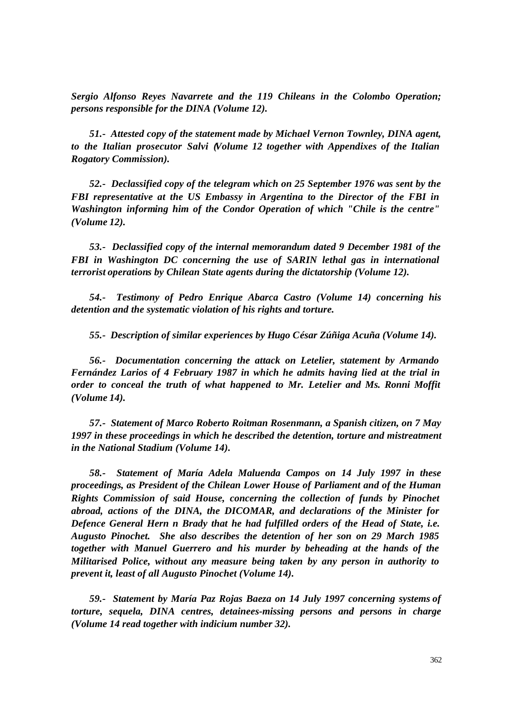*Sergio Alfonso Reyes Navarrete and the 119 Chileans in the Colombo Operation; persons responsible for the DINA (Volume 12).*

*51.- Attested copy of the statement made by Michael Vernon Townley, DINA agent, to the Italian prosecutor Salvi (Volume 12 together with Appendixes of the Italian Rogatory Commission).*

*52.- Declassified copy of the telegram which on 25 September 1976 was sent by the FBI representative at the US Embassy in Argentina to the Director of the FBI in Washington informing him of the Condor Operation of which "Chile is the centre" (Volume 12).*

*53.- Declassified copy of the internal memorandum dated 9 December 1981 of the FBI in Washington DC concerning the use of SARIN lethal gas in international terrorist operations by Chilean State agents during the dictatorship (Volume 12).*

*54.- Testimony of Pedro Enrique Abarca Castro (Volume 14) concerning his detention and the systematic violation of his rights and torture.*

*55.- Description of similar experiences by Hugo César Zúñiga Acuña (Volume 14).*

*56.- Documentation concerning the attack on Letelier, statement by Armando Fernández Larios of 4 February 1987 in which he admits having lied at the trial in order to conceal the truth of what happened to Mr. Letelier and Ms. Ronni Moffit (Volume 14).*

*57.- Statement of Marco Roberto Roitman Rosenmann, a Spanish citizen, on 7 May 1997 in these proceedings in which he described the detention, torture and mistreatment in the National Stadium (Volume 14).*

*58.- Statement of María Adela Maluenda Campos on 14 July 1997 in these proceedings, as President of the Chilean Lower House of Parliament and of the Human Rights Commission of said House, concerning the collection of funds by Pinochet abroad, actions of the DINA, the DICOMAR, and declarations of the Minister for Defence General Hern n Brady that he had fulfilled orders of the Head of State, i.e. Augusto Pinochet. She also describes the detention of her son on 29 March 1985 together with Manuel Guerrero and his murder by beheading at the hands of the Militarised Police, without any measure being taken by any person in authority to prevent it, least of all Augusto Pinochet (Volume 14).*

*59.- Statement by María Paz Rojas Baeza on 14 July 1997 concerning systems of torture, sequela, DINA centres, detainees-missing persons and persons in charge (Volume 14 read together with indicium number 32).*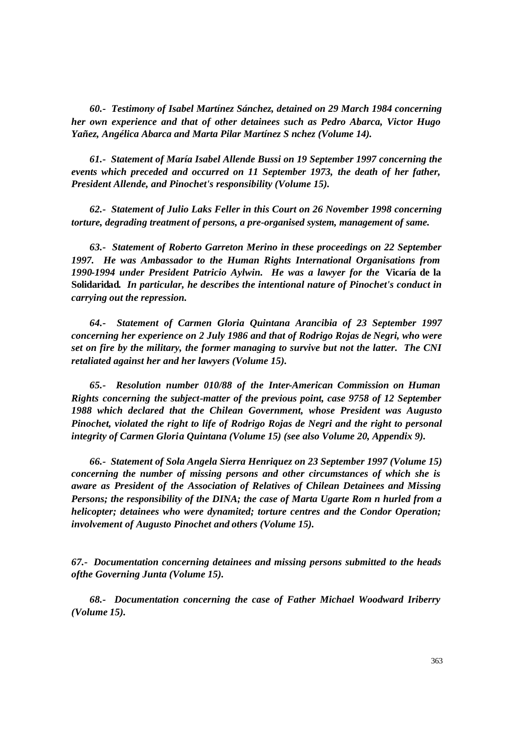*60.- Testimony of Isabel Martínez Sánchez, detained on 29 March 1984 concerning her own experience and that of other detainees such as Pedro Abarca, Victor Hugo Yañez, Angélica Abarca and Marta Pilar Martínez S nchez (Volume 14).*

*61.- Statement of María Isabel Allende Bussi on 19 September 1997 concerning the events which preceded and occurred on 11 September 1973, the death of her father, President Allende, and Pinochet's responsibility (Volume 15).*

*62.- Statement of Julio Laks Feller in this Court on 26 November 1998 concerning torture, degrading treatment of persons, a pre-organised system, management of same.*

*63.- Statement of Roberto Garreton Merino in these proceedings on 22 September 1997. He was Ambassador to the Human Rights International Organisations from 1990-1994 under President Patricio Aylwin. He was a lawyer for the* **Vicaría de la Solidaridad.** *In particular, he describes the intentional nature of Pinochet's conduct in carrying out the repression.*

*64.- Statement of Carmen Gloria Quintana Arancibia of 23 September 1997 concerning her experience on 2 July 1986 and that of Rodrigo Rojas de Negri, who were set on fire by the military, the former managing to survive but not the latter. The CNI retaliated against her and her lawyers (Volume 15).*

*65.- Resolution number 010/88 of the Inter-American Commission on Human Rights concerning the subject-matter of the previous point, case 9758 of 12 September 1988 which declared that the Chilean Government, whose President was Augusto Pinochet, violated the right to life of Rodrigo Rojas de Negri and the right to personal integrity of Carmen Gloria Quintana (Volume 15) (see also Volume 20, Appendix 9).*

*66.- Statement of Sola Angela Sierra Henriquez on 23 September 1997 (Volume 15) concerning the number of missing persons and other circumstances of which she is aware as President of the Association of Relatives of Chilean Detainees and Missing Persons; the responsibility of the DINA; the case of Marta Ugarte Rom n hurled from a helicopter; detainees who were dynamited; torture centres and the Condor Operation; involvement of Augusto Pinochet and others (Volume 15).*

*67.- Documentation concerning detainees and missing persons submitted to the heads ofthe Governing Junta (Volume 15).*

*68.- Documentation concerning the case of Father Michael Woodward Iriberry (Volume 15).*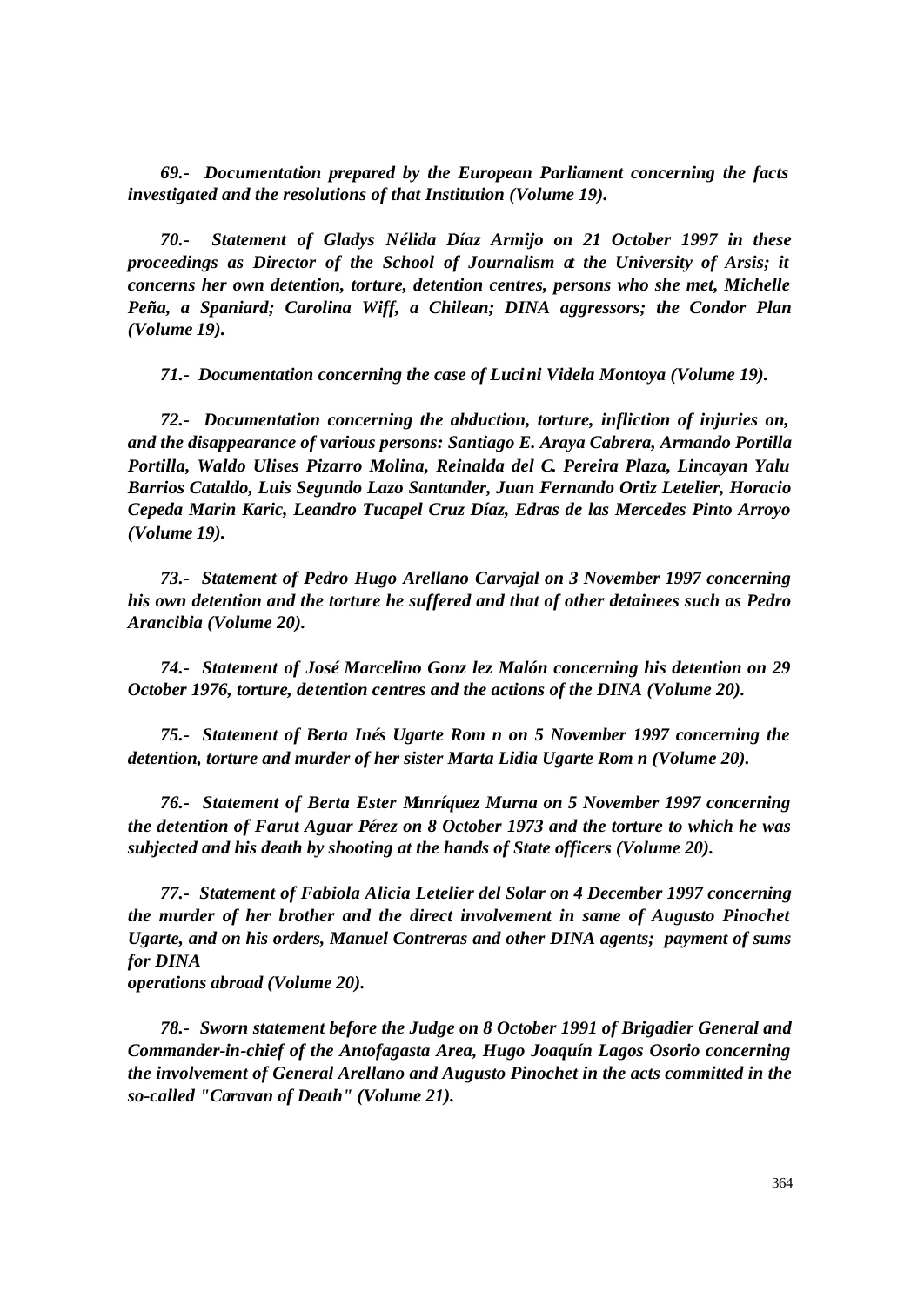***69.- Documentation prepared by the European Parliament concerning the facts investigated and the resolutions of that Institution (Volume 19).***

***70.- Statement of Gladys Nélida Díaz Armijo on 21 October 1997 in these proceedings as Director of the School of Journalism at the University of Arsis; it concerns her own detention, torture, detention centres, persons who she met, Michelle Peña, a Spaniard; Carolina Wiff, a Chilean; DINA aggressors; the Condor Plan (Volume 19).***

***71.- Documentation concerning the case of Lucini Videla Montoya (Volume 19).***

***72.- Documentation concerning the abduction, torture, infliction of injuries on, and the disappearance of various persons: Santiago E. Araya Cabrera, Armando Portilla Portilla, Waldo Ulises Pizarro Molina, Reinalda del C. Pereira Plaza, Lincayan Yalu Barrios Cataldo, Luis Segundo Lazo Santander, Juan Fernando Ortiz Letelier, Horacio Cepeda Marin Karic, Leandro Tucapel Cruz Díaz, Edras de las Mercedes Pinto Arroyo (Volume 19).***

***73.- Statement of Pedro Hugo Arellano Carvajal on 3 November 1997 concerning his own detention and the torture he suffered and that of other detainees such as Pedro Arancibia (Volume 20).***

***74.- Statement of José Marcelino Gonz lez Malón concerning his detention on 29 October 1976, torture, detention centres and the actions of the DINA (Volume 20).***

***75.- Statement of Berta Inés Ugarte Rom n on 5 November 1997 concerning the detention, torture and murder of her sister Marta Lidia Ugarte Rom n (Volume 20).***

***76.- Statement of Berta Ester Manríquez Murna on 5 November 1997 concerning the detention of Farut Aguar Pérez on 8 October 1973 and the torture to which he was subjected and his death by shooting at the hands of State officers (Volume 20).***

***77.- Statement of Fabiola Alicia Letelier del Solar on 4 December 1997 concerning the murder of her brother and the direct involvement in same of Augusto Pinochet Ugarte, and on his orders, Manuel Contreras and other DINA agents; payment of sums for DINA operations abroad (Volume 20).***

***78.- Sworn statement before the Judge on 8 October 1991 of Brigadier General and Commander-in-chief of the Antofagasta Area, Hugo Joaquín Lagos Osorio concerning the involvement of General Arellano and Augusto Pinochet in the acts committed in the so-called "Caravan of Death" (Volume 21).***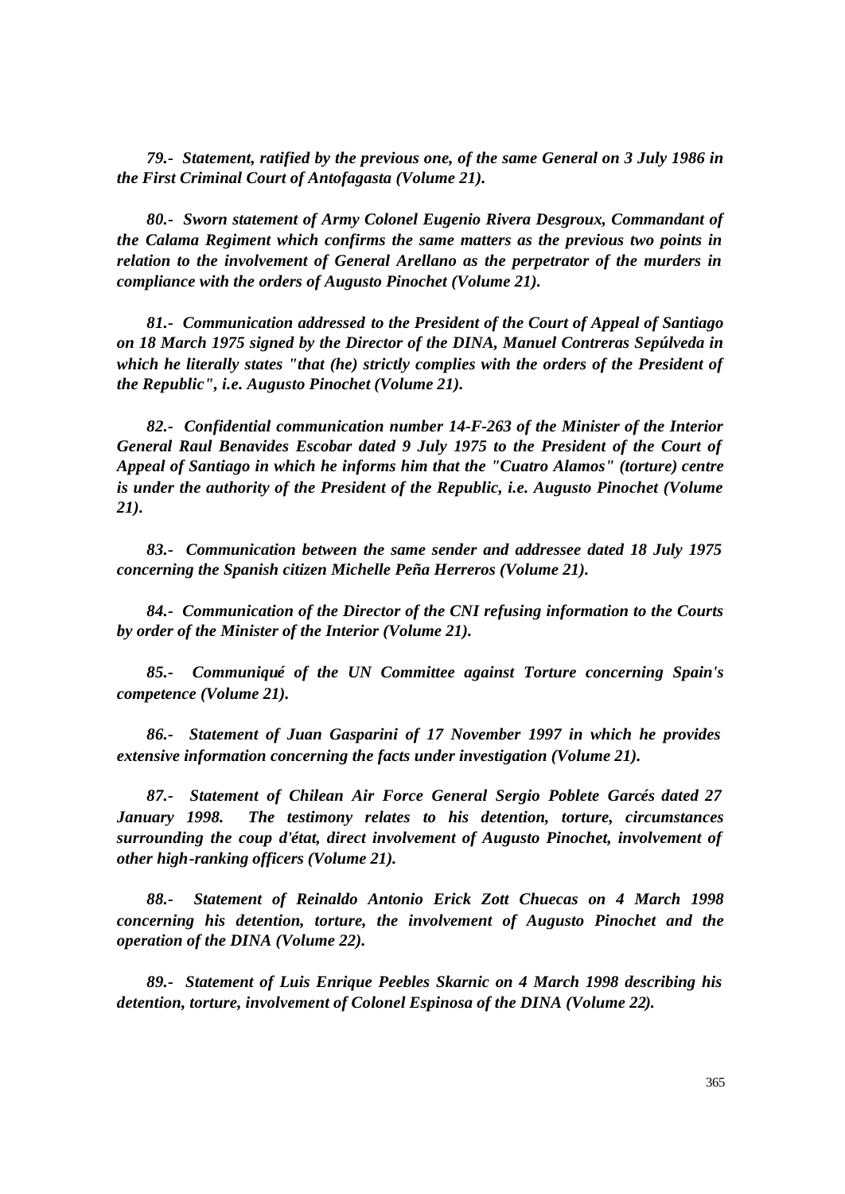*79.- Statement, ratified by the previous one, of the same General on 3 July 1986 in the First Criminal Court of Antofagasta (Volume 21).*

*80.- Sworn statement of Army Colonel Eugenio Rivera Desgroux, Commandant of the Calama Regiment which confirms the same matters as the previous two points in relation to the involvement of General Arellano as the perpetrator of the murders in compliance with the orders of Augusto Pinochet (Volume 21).*

*81.- Communication addressed to the President of the Court of Appeal of Santiago on 18 March 1975 signed by the Director of the DINA, Manuel Contreras Sepúlveda in which he literally states "that (he) strictly complies with the orders of the President of the Republic", i.e. Augusto Pinochet (Volume 21).*

*82.- Confidential communication number 14-F-263 of the Minister of the Interior General Raul Benavides Escobar dated 9 July 1975 to the President of the Court of Appeal of Santiago in which he informs him that the "Cuatro Alamos" (torture) centre is under the authority of the President of the Republic, i.e. Augusto Pinochet (Volume 21).*

*83.- Communication between the same sender and addressee dated 18 July 1975 concerning the Spanish citizen Michelle Peña Herreros (Volume 21).*

*84.- Communication of the Director of the CNI refusing information to the Courts by order of the Minister of the Interior (Volume 21).*

*85.- Communiqué of the UN Committee against Torture concerning Spain's competence (Volume 21).*

*86.- Statement of Juan Gasparini of 17 November 1997 in which he provides extensive information concerning the facts under investigation (Volume 21).*

*87.- Statement of Chilean Air Force General Sergio Poblete Garcés dated 27 January 1998. The testimony relates to his detention, torture, circumstances surrounding the coup d'état, direct involvement of Augusto Pinochet, involvement of other high-ranking officers (Volume 21).*

*88.- Statement of Reinaldo Antonio Erick Zott Chuecas on 4 March 1998 concerning his detention, torture, the involvement of Augusto Pinochet and the operation of the DINA (Volume 22).*

*89.- Statement of Luis Enrique Peebles Skarnic on 4 March 1998 describing his detention, torture, involvement of Colonel Espinosa of the DINA (Volume 22).*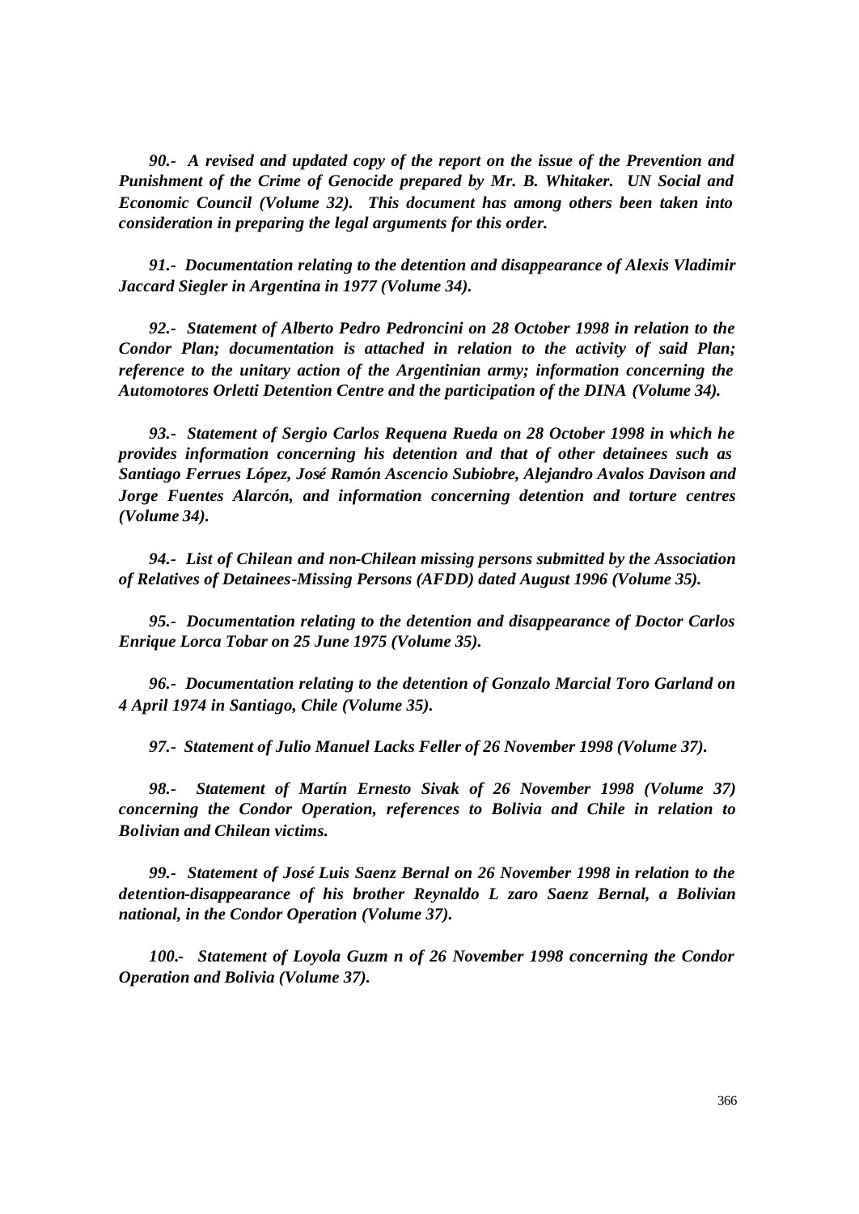*90.- A revised and updated copy of the report on the issue of the Prevention and Punishment of the Crime of Genocide prepared by Mr. B. Whitaker. UN Social and Economic Council (Volume 32). This document has among others been taken into consideration in preparing the legal arguments for this order.*

*91.- Documentation relating to the detention and disappearance of Alexis Vladimir Jaccard Siegler in Argentina in 1977 (Volume 34).*

*92.- Statement of Alberto Pedro Pedroncini on 28 October 1998 in relation to the Condor Plan; documentation is attached in relation to the activity of said Plan; reference to the unitary action of the Argentinian army; information concerning the Automotores Orletti Detention Centre and the participation of the DINA (Volume 34).*

*93.- Statement of Sergio Carlos Requena Rueda on 28 October 1998 in which he provides information concerning his detention and that of other detainees such as Santiago Ferrues López, José Ramón Ascencio Subiobre, Alejandro Avalos Davison and Jorge Fuentes Alarcón, and information concerning detention and torture centres (Volume 34).*

*94.- List of Chilean and non-Chilean missing persons submitted by the Association of Relatives of Detainees-Missing Persons (AFDD) dated August 1996 (Volume 35).*

*95.- Documentation relating to the detention and disappearance of Doctor Carlos Enrique Lorca Tobar on 25 June 1975 (Volume 35).*

*96.- Documentation relating to the detention of Gonzalo Marcial Toro Garland on 4 April 1974 in Santiago, Chile (Volume 35).*

*97.- Statement of Julio Manuel Lacks Feller of 26 November 1998 (Volume 37).*

*98.- Statement of Martín Ernesto Sivak of 26 November 1998 (Volume 37) concerning the Condor Operation, references to Bolivia and Chile in relation to Bolivian and Chilean victims.*

*99.- Statement of José Luis Saenz Bernal on 26 November 1998 in relation to the detention-disappearance of his brother Reynaldo L zaro Saenz Bernal, a Bolivian national, in the Condor Operation (Volume 37).*

*100.- Statement of Loyola Guzm n of 26 November 1998 concerning the Condor Operation and Bolivia (Volume 37).*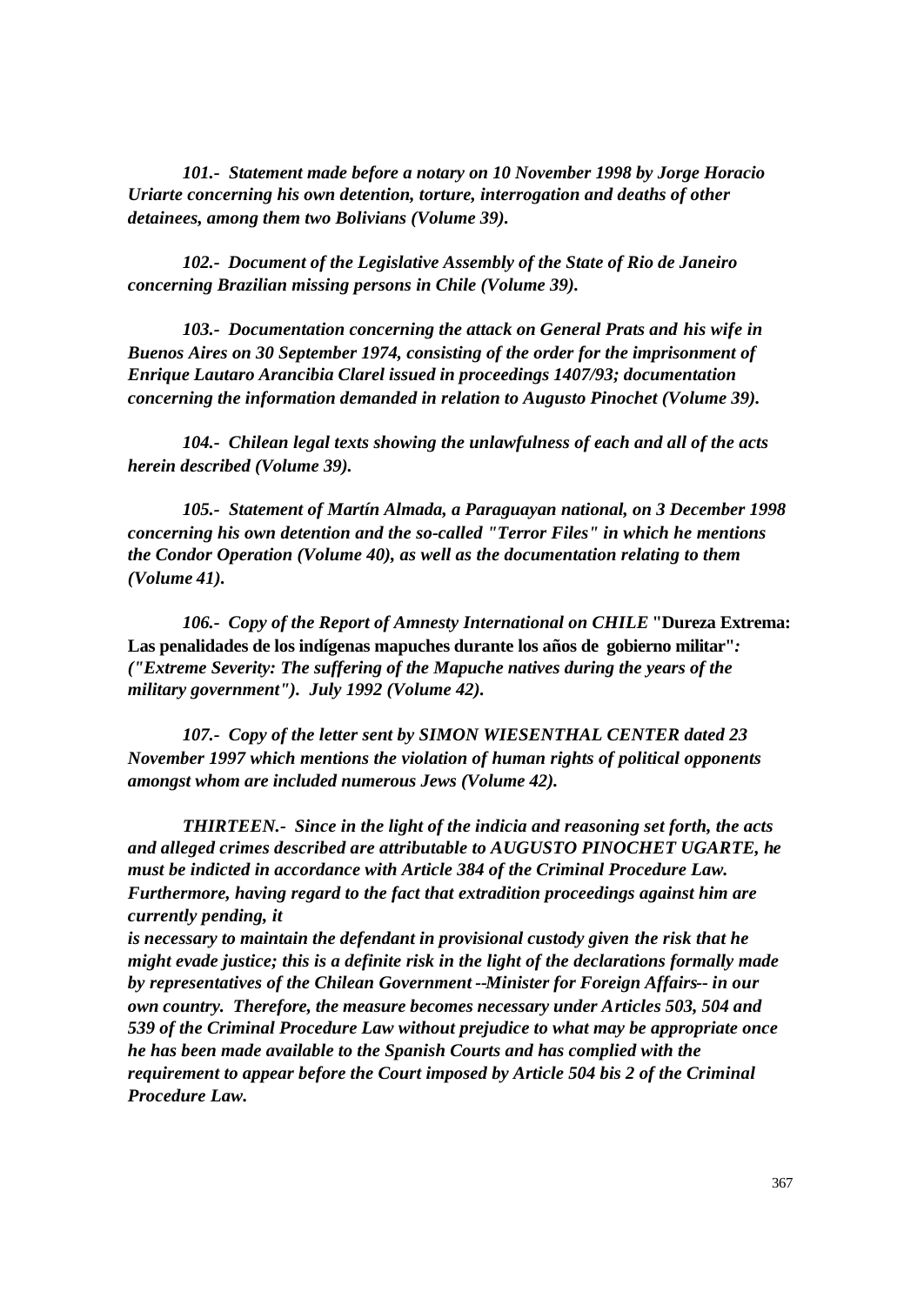*101.- Statement made before a notary on 10 November 1998 by Jorge Horacio Uriarte concerning his own detention, torture, interrogation and deaths of other detainees, among them two Bolivians (Volume 39).*

*102.- Document of the Legislative Assembly of the State of Rio de Janeiro concerning Brazilian missing persons in Chile (Volume 39).*

*103.- Documentation concerning the attack on General Prats and his wife in Buenos Aires on 30 September 1974, consisting of the order for the imprisonment of Enrique Lautaro Arancibia Clarel issued in proceedings 1407/93; documentation concerning the information demanded in relation to Augusto Pinochet (Volume 39).*

*104.- Chilean legal texts showing the unlawfulness of each and all of the acts herein described (Volume 39).*

*105.- Statement of Martín Almada, a Paraguayan national, on 3 December 1998 concerning his own detention and the so-called "Terror Files" in which he mentions the Condor Operation (Volume 40), as well as the documentation relating to them (Volume 41).*

*106.- Copy of the Report of Amnesty International on CHILE* **"Dureza Extrema: Las penalidades de los indígenas mapuches durante los años de gobierno militar"***: ("Extreme Severity: The suffering of the Mapuche natives during the years of the military government"). July 1992 (Volume 42).*

*107.- Copy of the letter sent by SIMON WIESENTHAL CENTER dated 23 November 1997 which mentions the violation of human rights of political opponents amongst whom are included numerous Jews (Volume 42).*

*THIRTEEN.- Since in the light of the indicia and reasoning set forth, the acts and alleged crimes described are attributable to AUGUSTO PINOCHET UGARTE, he must be indicted in accordance with Article 384 of the Criminal Procedure Law. Furthermore, having regard to the fact that extradition proceedings against him are currently pending, it is necessary to maintain the defendant in provisional custody given the risk that he might evade justice; this is a definite risk in the light of the declarations formally made by representatives of the Chilean Government --Minister for Foreign Affairs-- in our own country. Therefore, the measure becomes necessary under Articles 503, 504 and 539 of the Criminal Procedure Law without prejudice to what may be appropriate once he has been made available to the Spanish Courts and has complied with the requirement to appear before the Court imposed by Article 504 bis 2 of the Criminal Procedure Law.*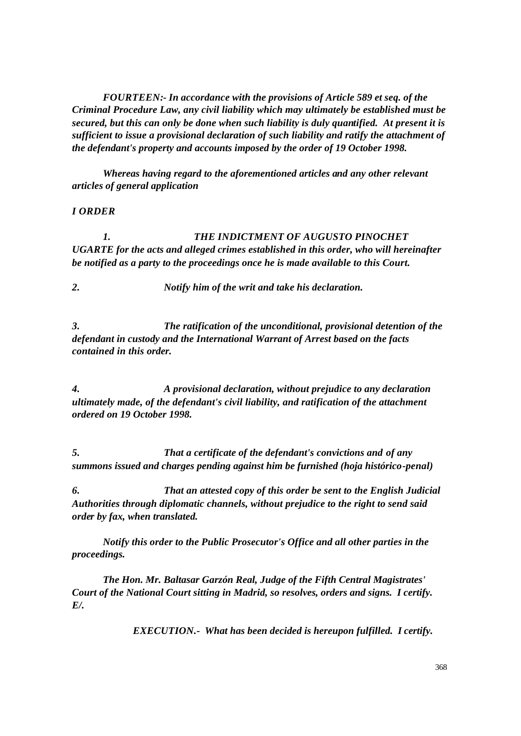***FOURTEEN:- In accordance with the provisions of Article 589 et seq. of the Criminal Procedure Law, any civil liability which may ultimately be established must be secured, but this can only be done when such liability is duly quantified. At present it is sufficient to issue a provisional declaration of such liability and ratify the attachment of the defendant's property and accounts imposed by the order of 19 October 1998.***

***Whereas having regard to the aforementioned articles and any other relevant articles of general application***

***I ORDER***

***1. THE INDICTMENT OF AUGUSTO PINOCHET UGARTE for the acts and alleged crimes established in this order, who will hereinafter be notified as a party to the proceedings once he is made available to this Court.***

***2. Notify him of the writ and take his declaration.***

***3. The ratification of the unconditional, provisional detention of the defendant in custody and the International Warrant of Arrest based on the facts contained in this order.***

***4. A provisional declaration, without prejudice to any declaration ultimately made, of the defendant's civil liability, and ratification of the attachment ordered on 19 October 1998.***

***5. That a certificate of the defendant's convictions and of any summons issued and charges pending against him be furnished (hoja histórico-penal)***

***6. That an attested copy of this order be sent to the English Judicial Authorities through diplomatic channels, without prejudice to the right to send said order by fax, when translated.***

***Notify this order to the Public Prosecutor's Office and all other parties in the proceedings.***

***The Hon. Mr. Baltasar Garzón Real, Judge of the Fifth Central Magistrates' Court of the National Court sitting in Madrid, so resolves, orders and signs. I certify. E/.***

***EXECUTION.- What has been decided is hereupon fulfilled. I certify.***